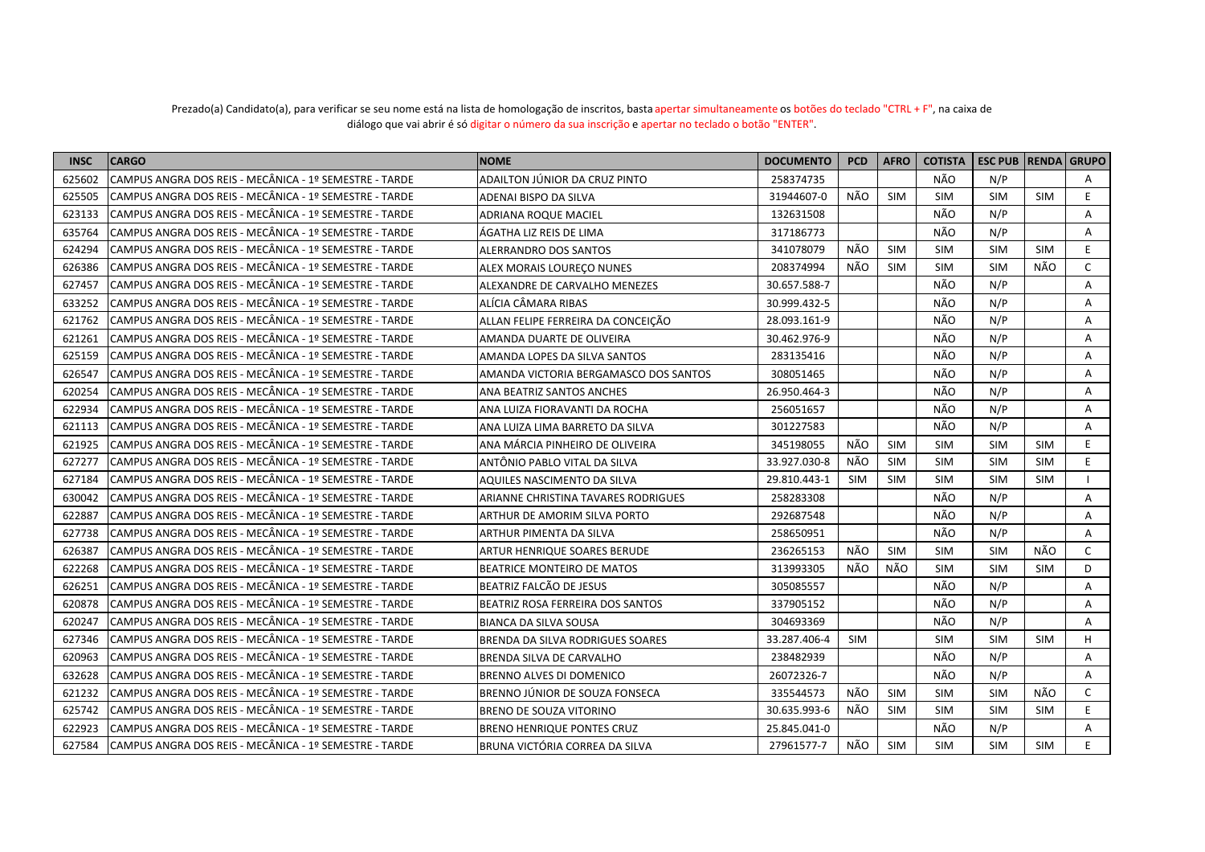Prezado(a) Candidato(a), para verificar se seu nome está na lista de homologação de inscritos, basta apertar simultaneamente os botões do teclado "CTRL + F", na caixa de diálogo que vai abrir é só digitar o número da sua inscrição e apertar no teclado o botão "ENTER".

| INSC | CARGO | NOME | DOCUMENTO | PCD | AFRO | COTISTA | ESC PUB | RENDA | GRUPO |
|---|---|---|---|---|---|---|---|---|---|
| 625602 | CAMPUS ANGRA DOS REIS - MECÂNICA - 1º SEMESTRE - TARDE | ADAILTON JÚNIOR DA CRUZ PINTO | 258374735 | | | NÃO | N/P | | A |
| 625505 | CAMPUS ANGRA DOS REIS - MECÂNICA - 1º SEMESTRE - TARDE | ADENAI BISPO DA SILVA | 31944607-0 | NÃO | SIM | SIM | SIM | SIM | E |
| 623133 | CAMPUS ANGRA DOS REIS - MECÂNICA - 1º SEMESTRE - TARDE | ADRIANA ROQUE MACIEL | 132631508 | | | NÃO | N/P | | A |
| 635764 | CAMPUS ANGRA DOS REIS - MECÂNICA - 1º SEMESTRE - TARDE | ÁGATHA LIZ REIS DE LIMA | 317186773 | | | NÃO | N/P | | A |
| 624294 | CAMPUS ANGRA DOS REIS - MECÂNICA - 1º SEMESTRE - TARDE | ALERRANDRO DOS SANTOS | 341078079 | NÃO | SIM | SIM | SIM | SIM | E |
| 626386 | CAMPUS ANGRA DOS REIS - MECÂNICA - 1º SEMESTRE - TARDE | ALEX MORAIS LOUREÇO NUNES | 208374994 | NÃO | SIM | SIM | SIM | NÃO | C |
| 627457 | CAMPUS ANGRA DOS REIS - MECÂNICA - 1º SEMESTRE - TARDE | ALEXANDRE DE CARVALHO MENEZES | 30.657.588-7 | | | NÃO | N/P | | A |
| 633252 | CAMPUS ANGRA DOS REIS - MECÂNICA - 1º SEMESTRE - TARDE | ALÍCIA CÂMARA RIBAS | 30.999.432-5 | | | NÃO | N/P | | A |
| 621762 | CAMPUS ANGRA DOS REIS - MECÂNICA - 1º SEMESTRE - TARDE | ALLAN FELIPE FERREIRA DA CONCEIÇÃO | 28.093.161-9 | | | NÃO | N/P | | A |
| 621261 | CAMPUS ANGRA DOS REIS - MECÂNICA - 1º SEMESTRE - TARDE | AMANDA DUARTE DE OLIVEIRA | 30.462.976-9 | | | NÃO | N/P | | A |
| 625159 | CAMPUS ANGRA DOS REIS - MECÂNICA - 1º SEMESTRE - TARDE | AMANDA LOPES DA SILVA SANTOS | 283135416 | | | NÃO | N/P | | A |
| 626547 | CAMPUS ANGRA DOS REIS - MECÂNICA - 1º SEMESTRE - TARDE | AMANDA VICTORIA BERGAMASCO DOS SANTOS | 308051465 | | | NÃO | N/P | | A |
| 620254 | CAMPUS ANGRA DOS REIS - MECÂNICA - 1º SEMESTRE - TARDE | ANA BEATRIZ SANTOS ANCHES | 26.950.464-3 | | | NÃO | N/P | | A |
| 622934 | CAMPUS ANGRA DOS REIS - MECÂNICA - 1º SEMESTRE - TARDE | ANA LUIZA FIORAVANTI DA ROCHA | 256051657 | | | NÃO | N/P | | A |
| 621113 | CAMPUS ANGRA DOS REIS - MECÂNICA - 1º SEMESTRE - TARDE | ANA LUIZA LIMA BARRETO DA SILVA | 301227583 | | | NÃO | N/P | | A |
| 621925 | CAMPUS ANGRA DOS REIS - MECÂNICA - 1º SEMESTRE - TARDE | ANA MÁRCIA PINHEIRO DE OLIVEIRA | 345198055 | NÃO | SIM | SIM | SIM | SIM | E |
| 627277 | CAMPUS ANGRA DOS REIS - MECÂNICA - 1º SEMESTRE - TARDE | ANTÔNIO PABLO VITAL DA SILVA | 33.927.030-8 | NÃO | SIM | SIM | SIM | SIM | E |
| 627184 | CAMPUS ANGRA DOS REIS - MECÂNICA - 1º SEMESTRE - TARDE | AQUILES NASCIMENTO DA SILVA | 29.810.443-1 | SIM | SIM | SIM | SIM | SIM | I |
| 630042 | CAMPUS ANGRA DOS REIS - MECÂNICA - 1º SEMESTRE - TARDE | ARIANNE CHRISTINA TAVARES RODRIGUES | 258283308 | | | NÃO | N/P | | A |
| 622887 | CAMPUS ANGRA DOS REIS - MECÂNICA - 1º SEMESTRE - TARDE | ARTHUR DE AMORIM SILVA PORTO | 292687548 | | | NÃO | N/P | | A |
| 627738 | CAMPUS ANGRA DOS REIS - MECÂNICA - 1º SEMESTRE - TARDE | ARTHUR PIMENTA DA SILVA | 258650951 | | | NÃO | N/P | | A |
| 626387 | CAMPUS ANGRA DOS REIS - MECÂNICA - 1º SEMESTRE - TARDE | ARTUR HENRIQUE SOARES BERUDE | 236265153 | NÃO | SIM | SIM | SIM | NÃO | C |
| 622268 | CAMPUS ANGRA DOS REIS - MECÂNICA - 1º SEMESTRE - TARDE | BEATRICE MONTEIRO DE MATOS | 313993305 | NÃO | NÃO | SIM | SIM | SIM | D |
| 626251 | CAMPUS ANGRA DOS REIS - MECÂNICA - 1º SEMESTRE - TARDE | BEATRIZ FALCÃO DE JESUS | 305085557 | | | NÃO | N/P | | A |
| 620878 | CAMPUS ANGRA DOS REIS - MECÂNICA - 1º SEMESTRE - TARDE | BEATRIZ ROSA FERREIRA DOS SANTOS | 337905152 | | | NÃO | N/P | | A |
| 620247 | CAMPUS ANGRA DOS REIS - MECÂNICA - 1º SEMESTRE - TARDE | BIANCA DA SILVA SOUSA | 304693369 | | | NÃO | N/P | | A |
| 627346 | CAMPUS ANGRA DOS REIS - MECÂNICA - 1º SEMESTRE - TARDE | BRENDA DA SILVA RODRIGUES SOARES | 33.287.406-4 | SIM | | SIM | SIM | SIM | H |
| 620963 | CAMPUS ANGRA DOS REIS - MECÂNICA - 1º SEMESTRE - TARDE | BRENDA SILVA DE CARVALHO | 238482939 | | | NÃO | N/P | | A |
| 632628 | CAMPUS ANGRA DOS REIS - MECÂNICA - 1º SEMESTRE - TARDE | BRENNO ALVES DI DOMENICO | 26072326-7 | | | NÃO | N/P | | A |
| 621232 | CAMPUS ANGRA DOS REIS - MECÂNICA - 1º SEMESTRE - TARDE | BRENNO JÚNIOR DE SOUZA FONSECA | 335544573 | NÃO | SIM | SIM | SIM | NÃO | C |
| 625742 | CAMPUS ANGRA DOS REIS - MECÂNICA - 1º SEMESTRE - TARDE | BRENO DE SOUZA VITORINO | 30.635.993-6 | NÃO | SIM | SIM | SIM | SIM | E |
| 622923 | CAMPUS ANGRA DOS REIS - MECÂNICA - 1º SEMESTRE - TARDE | BRENO HENRIQUE PONTES CRUZ | 25.845.041-0 | | | NÃO | N/P | | A |
| 627584 | CAMPUS ANGRA DOS REIS - MECÂNICA - 1º SEMESTRE - TARDE | BRUNA VICTÓRIA CORREA DA SILVA | 27961577-7 | NÃO | SIM | SIM | SIM | SIM | E |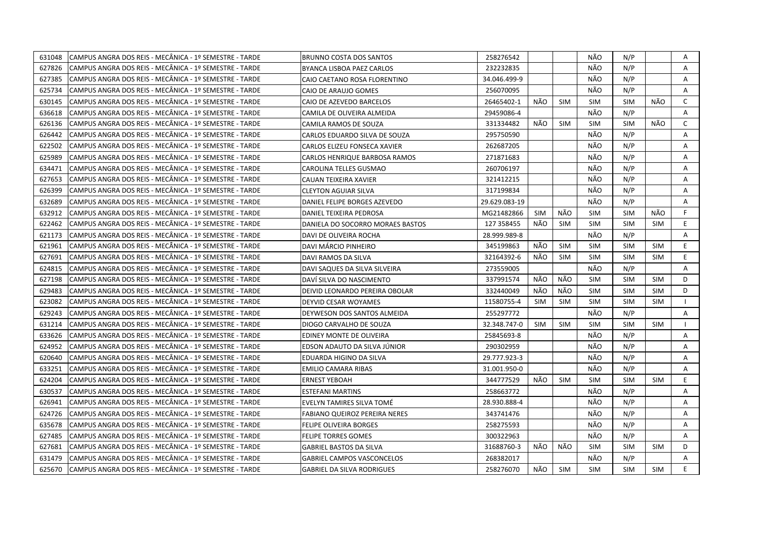| | | | | | | | | | |
|---|---|---|---|---|---|---|---|---|---|
| 631048 | CAMPUS ANGRA DOS REIS - MECÂNICA - 1º SEMESTRE - TARDE | BRUNNO COSTA DOS SANTOS | 258276542 | | | NÃO | N/P | | A |
| 627826 | CAMPUS ANGRA DOS REIS - MECÂNICA - 1º SEMESTRE - TARDE | BYANCA LISBOA PAEZ CARLOS | 232232835 | | | NÃO | N/P | | A |
| 627385 | CAMPUS ANGRA DOS REIS - MECÂNICA - 1º SEMESTRE - TARDE | CAIO CAETANO ROSA FLORENTINO | 34.046.499-9 | | | NÃO | N/P | | A |
| 625734 | CAMPUS ANGRA DOS REIS - MECÂNICA - 1º SEMESTRE - TARDE | CAIO DE ARAUJO GOMES | 256070095 | | | NÃO | N/P | | A |
| 630145 | CAMPUS ANGRA DOS REIS - MECÂNICA - 1º SEMESTRE - TARDE | CAIO DE AZEVEDO BARCELOS | 26465402-1 | NÃO | SIM | SIM | SIM | NÃO | C |
| 636618 | CAMPUS ANGRA DOS REIS - MECÂNICA - 1º SEMESTRE - TARDE | CAMILA DE OLIVEIRA ALMEIDA | 29459086-4 | | | NÃO | N/P | | A |
| 626136 | CAMPUS ANGRA DOS REIS - MECÂNICA - 1º SEMESTRE - TARDE | CAMILA RAMOS DE SOUZA | 331334482 | NÃO | SIM | SIM | SIM | NÃO | C |
| 626442 | CAMPUS ANGRA DOS REIS - MECÂNICA - 1º SEMESTRE - TARDE | CARLOS EDUARDO SILVA DE SOUZA | 295750590 | | | NÃO | N/P | | A |
| 622502 | CAMPUS ANGRA DOS REIS - MECÂNICA - 1º SEMESTRE - TARDE | CARLOS ELIZEU FONSECA XAVIER | 262687205 | | | NÃO | N/P | | A |
| 625989 | CAMPUS ANGRA DOS REIS - MECÂNICA - 1º SEMESTRE - TARDE | CARLOS HENRIQUE BARBOSA RAMOS | 271871683 | | | NÃO | N/P | | A |
| 634471 | CAMPUS ANGRA DOS REIS - MECÂNICA - 1º SEMESTRE - TARDE | CAROLINA TELLES GUSMAO | 260706197 | | | NÃO | N/P | | A |
| 627653 | CAMPUS ANGRA DOS REIS - MECÂNICA - 1º SEMESTRE - TARDE | CAUAN TEIXEIRA XAVIER | 321412215 | | | NÃO | N/P | | A |
| 626399 | CAMPUS ANGRA DOS REIS - MECÂNICA - 1º SEMESTRE - TARDE | CLEYTON AGUIAR SILVA | 317199834 | | | NÃO | N/P | | A |
| 632689 | CAMPUS ANGRA DOS REIS - MECÂNICA - 1º SEMESTRE - TARDE | DANIEL FELIPE BORGES AZEVEDO | 29.629.083-19 | | | NÃO | N/P | | A |
| 632912 | CAMPUS ANGRA DOS REIS - MECÂNICA - 1º SEMESTRE - TARDE | DANIEL TEIXEIRA PEDROSA | MG21482866 | SIM | NÃO | SIM | SIM | NÃO | F |
| 622462 | CAMPUS ANGRA DOS REIS - MECÂNICA - 1º SEMESTRE - TARDE | DANIELA DO SOCORRO MORAES BASTOS | 127 358455 | NÃO | SIM | SIM | SIM | SIM | E |
| 621173 | CAMPUS ANGRA DOS REIS - MECÂNICA - 1º SEMESTRE - TARDE | DAVI DE OLIVEIRA ROCHA | 28.999.989-8 | | | NÃO | N/P | | A |
| 621961 | CAMPUS ANGRA DOS REIS - MECÂNICA - 1º SEMESTRE - TARDE | DAVI MÁRCIO PINHEIRO | 345199863 | NÃO | SIM | SIM | SIM | SIM | E |
| 627691 | CAMPUS ANGRA DOS REIS - MECÂNICA - 1º SEMESTRE - TARDE | DAVI RAMOS DA SILVA | 32164392-6 | NÃO | SIM | SIM | SIM | SIM | E |
| 624815 | CAMPUS ANGRA DOS REIS - MECÂNICA - 1º SEMESTRE - TARDE | DAVI SAQUES DA SILVA SILVEIRA | 273559005 | | | NÃO | N/P | | A |
| 627198 | CAMPUS ANGRA DOS REIS - MECÂNICA - 1º SEMESTRE - TARDE | DAVÍ SILVA DO NASCIMENTO | 337991574 | NÃO | NÃO | SIM | SIM | SIM | D |
| 629483 | CAMPUS ANGRA DOS REIS - MECÂNICA - 1º SEMESTRE - TARDE | DEIVID LEONARDO PEREIRA OBOLAR | 332440049 | NÃO | NÃO | SIM | SIM | SIM | D |
| 623082 | CAMPUS ANGRA DOS REIS - MECÂNICA - 1º SEMESTRE - TARDE | DEYVID CESAR WOYAMES | 11580755-4 | SIM | SIM | SIM | SIM | SIM | I |
| 629243 | CAMPUS ANGRA DOS REIS - MECÂNICA - 1º SEMESTRE - TARDE | DEYWESON DOS SANTOS ALMEIDA | 255297772 | | | NÃO | N/P | | A |
| 631214 | CAMPUS ANGRA DOS REIS - MECÂNICA - 1º SEMESTRE - TARDE | DIOGO CARVALHO DE SOUZA | 32.348.747-0 | SIM | SIM | SIM | SIM | SIM | I |
| 633626 | CAMPUS ANGRA DOS REIS - MECÂNICA - 1º SEMESTRE - TARDE | EDINEY MONTE DE OLIVEIRA | 25845693-8 | | | NÃO | N/P | | A |
| 624952 | CAMPUS ANGRA DOS REIS - MECÂNICA - 1º SEMESTRE - TARDE | EDSON ADAUTO DA SILVA JÚNIOR | 290302959 | | | NÃO | N/P | | A |
| 620640 | CAMPUS ANGRA DOS REIS - MECÂNICA - 1º SEMESTRE - TARDE | EDUARDA HIGINO DA SILVA | 29.777.923-3 | | | NÃO | N/P | | A |
| 633251 | CAMPUS ANGRA DOS REIS - MECÂNICA - 1º SEMESTRE - TARDE | EMILIO CAMARA RIBAS | 31.001.950-0 | | | NÃO | N/P | | A |
| 624204 | CAMPUS ANGRA DOS REIS - MECÂNICA - 1º SEMESTRE - TARDE | ERNEST YEBOAH | 344777529 | NÃO | SIM | SIM | SIM | SIM | E |
| 630537 | CAMPUS ANGRA DOS REIS - MECÂNICA - 1º SEMESTRE - TARDE | ESTEFANI MARTINS | 258663772 | | | NÃO | N/P | | A |
| 626941 | CAMPUS ANGRA DOS REIS - MECÂNICA - 1º SEMESTRE - TARDE | EVELYN TAMIRES SILVA TOMÉ | 28.930.888-4 | | | NÃO | N/P | | A |
| 624726 | CAMPUS ANGRA DOS REIS - MECÂNICA - 1º SEMESTRE - TARDE | FABIANO QUEIROZ PEREIRA NERES | 343741476 | | | NÃO | N/P | | A |
| 635678 | CAMPUS ANGRA DOS REIS - MECÂNICA - 1º SEMESTRE - TARDE | FELIPE OLIVEIRA BORGES | 258275593 | | | NÃO | N/P | | A |
| 627485 | CAMPUS ANGRA DOS REIS - MECÂNICA - 1º SEMESTRE - TARDE | FELIPE TORRES GOMES | 300322963 | | | NÃO | N/P | | A |
| 627681 | CAMPUS ANGRA DOS REIS - MECÂNICA - 1º SEMESTRE - TARDE | GABRIEL BASTOS DA SILVA | 31688760-3 | NÃO | NÃO | SIM | SIM | SIM | D |
| 631479 | CAMPUS ANGRA DOS REIS - MECÂNICA - 1º SEMESTRE - TARDE | GABRIEL CAMPOS VASCONCELOS | 268382017 | | | NÃO | N/P | | A |
| 625670 | CAMPUS ANGRA DOS REIS - MECÂNICA - 1º SEMESTRE - TARDE | GABRIEL DA SILVA RODRIGUES | 258276070 | NÃO | SIM | SIM | SIM | SIM | E |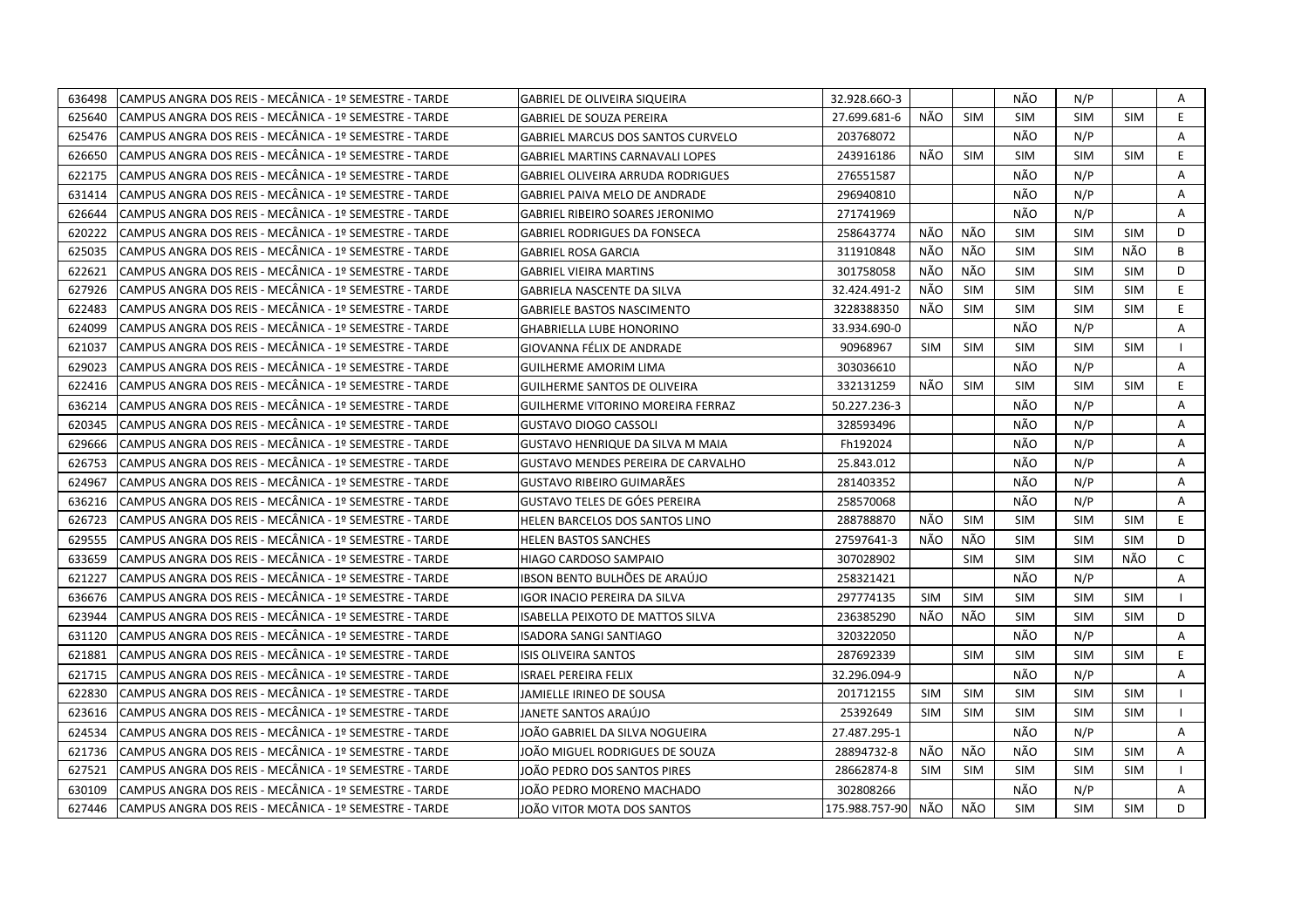| | | | | | | | | | |
|---|---|---|---|---|---|---|---|---|---|
| 636498 | CAMPUS ANGRA DOS REIS - MECÂNICA - 1º SEMESTRE - TARDE | GABRIEL DE OLIVEIRA SIQUEIRA | 32.928.66O-3 | | | NÃO | N/P | | A |
| 625640 | CAMPUS ANGRA DOS REIS - MECÂNICA - 1º SEMESTRE - TARDE | GABRIEL DE SOUZA PEREIRA | 27.699.681-6 | NÃO | SIM | SIM | SIM | SIM | E |
| 625476 | CAMPUS ANGRA DOS REIS - MECÂNICA - 1º SEMESTRE - TARDE | GABRIEL MARCUS DOS SANTOS CURVELO | 203768072 | | | NÃO | N/P | | A |
| 626650 | CAMPUS ANGRA DOS REIS - MECÂNICA - 1º SEMESTRE - TARDE | GABRIEL MARTINS CARNAVALI LOPES | 243916186 | NÃO | SIM | SIM | SIM | SIM | E |
| 622175 | CAMPUS ANGRA DOS REIS - MECÂNICA - 1º SEMESTRE - TARDE | GABRIEL OLIVEIRA ARRUDA RODRIGUES | 276551587 | | | NÃO | N/P | | A |
| 631414 | CAMPUS ANGRA DOS REIS - MECÂNICA - 1º SEMESTRE - TARDE | GABRIEL PAIVA MELO DE ANDRADE | 296940810 | | | NÃO | N/P | | A |
| 626644 | CAMPUS ANGRA DOS REIS - MECÂNICA - 1º SEMESTRE - TARDE | GABRIEL RIBEIRO SOARES JERONIMO | 271741969 | | | NÃO | N/P | | A |
| 620222 | CAMPUS ANGRA DOS REIS - MECÂNICA - 1º SEMESTRE - TARDE | GABRIEL RODRIGUES DA FONSECA | 258643774 | NÃO | NÃO | SIM | SIM | SIM | D |
| 625035 | CAMPUS ANGRA DOS REIS - MECÂNICA - 1º SEMESTRE - TARDE | GABRIEL ROSA GARCIA | 311910848 | NÃO | NÃO | SIM | SIM | NÃO | B |
| 622621 | CAMPUS ANGRA DOS REIS - MECÂNICA - 1º SEMESTRE - TARDE | GABRIEL VIEIRA MARTINS | 301758058 | NÃO | NÃO | SIM | SIM | SIM | D |
| 627926 | CAMPUS ANGRA DOS REIS - MECÂNICA - 1º SEMESTRE - TARDE | GABRIELA NASCENTE DA SILVA | 32.424.491-2 | NÃO | SIM | SIM | SIM | SIM | E |
| 622483 | CAMPUS ANGRA DOS REIS - MECÂNICA - 1º SEMESTRE - TARDE | GABRIELE BASTOS NASCIMENTO | 3228388350 | NÃO | SIM | SIM | SIM | SIM | E |
| 624099 | CAMPUS ANGRA DOS REIS - MECÂNICA - 1º SEMESTRE - TARDE | GHABRIELLA LUBE HONORINO | 33.934.690-0 | | | NÃO | N/P | | A |
| 621037 | CAMPUS ANGRA DOS REIS - MECÂNICA - 1º SEMESTRE - TARDE | GIOVANNA FÉLIX DE ANDRADE | 90968967 | SIM | SIM | SIM | SIM | SIM | I |
| 629023 | CAMPUS ANGRA DOS REIS - MECÂNICA - 1º SEMESTRE - TARDE | GUILHERME AMORIM LIMA | 303036610 | | | NÃO | N/P | | A |
| 622416 | CAMPUS ANGRA DOS REIS - MECÂNICA - 1º SEMESTRE - TARDE | GUILHERME SANTOS DE OLIVEIRA | 332131259 | NÃO | SIM | SIM | SIM | SIM | E |
| 636214 | CAMPUS ANGRA DOS REIS - MECÂNICA - 1º SEMESTRE - TARDE | GUILHERME VITORINO MOREIRA FERRAZ | 50.227.236-3 | | | NÃO | N/P | | A |
| 620345 | CAMPUS ANGRA DOS REIS - MECÂNICA - 1º SEMESTRE - TARDE | GUSTAVO DIOGO CASSOLI | 328593496 | | | NÃO | N/P | | A |
| 629666 | CAMPUS ANGRA DOS REIS - MECÂNICA - 1º SEMESTRE - TARDE | GUSTAVO HENRIQUE DA SILVA M MAIA | Fh192024 | | | NÃO | N/P | | A |
| 626753 | CAMPUS ANGRA DOS REIS - MECÂNICA - 1º SEMESTRE - TARDE | GUSTAVO MENDES PEREIRA DE CARVALHO | 25.843.012 | | | NÃO | N/P | | A |
| 624967 | CAMPUS ANGRA DOS REIS - MECÂNICA - 1º SEMESTRE - TARDE | GUSTAVO RIBEIRO GUIMARÃES | 281403352 | | | NÃO | N/P | | A |
| 636216 | CAMPUS ANGRA DOS REIS - MECÂNICA - 1º SEMESTRE - TARDE | GUSTAVO TELES DE GÓES PEREIRA | 258570068 | | | NÃO | N/P | | A |
| 626723 | CAMPUS ANGRA DOS REIS - MECÂNICA - 1º SEMESTRE - TARDE | HELEN BARCELOS DOS SANTOS LINO | 288788870 | NÃO | SIM | SIM | SIM | SIM | E |
| 629555 | CAMPUS ANGRA DOS REIS - MECÂNICA - 1º SEMESTRE - TARDE | HELEN BASTOS SANCHES | 27597641-3 | NÃO | NÃO | SIM | SIM | SIM | D |
| 633659 | CAMPUS ANGRA DOS REIS - MECÂNICA - 1º SEMESTRE - TARDE | HIAGO CARDOSO SAMPAIO | 307028902 | | SIM | SIM | SIM | NÃO | C |
| 621227 | CAMPUS ANGRA DOS REIS - MECÂNICA - 1º SEMESTRE - TARDE | IBSON BENTO BULHÕES DE ARAÚJO | 258321421 | | | NÃO | N/P | | A |
| 636676 | CAMPUS ANGRA DOS REIS - MECÂNICA - 1º SEMESTRE - TARDE | IGOR INACIO PEREIRA DA SILVA | 297774135 | SIM | SIM | SIM | SIM | SIM | I |
| 623944 | CAMPUS ANGRA DOS REIS - MECÂNICA - 1º SEMESTRE - TARDE | ISABELLA PEIXOTO DE MATTOS SILVA | 236385290 | NÃO | NÃO | SIM | SIM | SIM | D |
| 631120 | CAMPUS ANGRA DOS REIS - MECÂNICA - 1º SEMESTRE - TARDE | ISADORA SANGI SANTIAGO | 320322050 | | | NÃO | N/P | | A |
| 621881 | CAMPUS ANGRA DOS REIS - MECÂNICA - 1º SEMESTRE - TARDE | ISIS OLIVEIRA SANTOS | 287692339 | | SIM | SIM | SIM | SIM | E |
| 621715 | CAMPUS ANGRA DOS REIS - MECÂNICA - 1º SEMESTRE - TARDE | ISRAEL PEREIRA FELIX | 32.296.094-9 | | | NÃO | N/P | | A |
| 622830 | CAMPUS ANGRA DOS REIS - MECÂNICA - 1º SEMESTRE - TARDE | JAMIELLE IRINEO DE SOUSA | 201712155 | SIM | SIM | SIM | SIM | SIM | I |
| 623616 | CAMPUS ANGRA DOS REIS - MECÂNICA - 1º SEMESTRE - TARDE | JANETE SANTOS ARAÚJO | 25392649 | SIM | SIM | SIM | SIM | SIM | I |
| 624534 | CAMPUS ANGRA DOS REIS - MECÂNICA - 1º SEMESTRE - TARDE | JOÃO GABRIEL DA SILVA NOGUEIRA | 27.487.295-1 | | | NÃO | N/P | | A |
| 621736 | CAMPUS ANGRA DOS REIS - MECÂNICA - 1º SEMESTRE - TARDE | JOÃO MIGUEL RODRIGUES DE SOUZA | 28894732-8 | NÃO | NÃO | NÃO | SIM | SIM | A |
| 627521 | CAMPUS ANGRA DOS REIS - MECÂNICA - 1º SEMESTRE - TARDE | JOÃO PEDRO DOS SANTOS PIRES | 28662874-8 | SIM | SIM | SIM | SIM | SIM | I |
| 630109 | CAMPUS ANGRA DOS REIS - MECÂNICA - 1º SEMESTRE - TARDE | JOÃO PEDRO MORENO MACHADO | 302808266 | | | NÃO | N/P | | A |
| 627446 | CAMPUS ANGRA DOS REIS - MECÂNICA - 1º SEMESTRE - TARDE | JOÃO VITOR MOTA DOS SANTOS | 175.988.757-90 | NÃO | NÃO | SIM | SIM | SIM | D |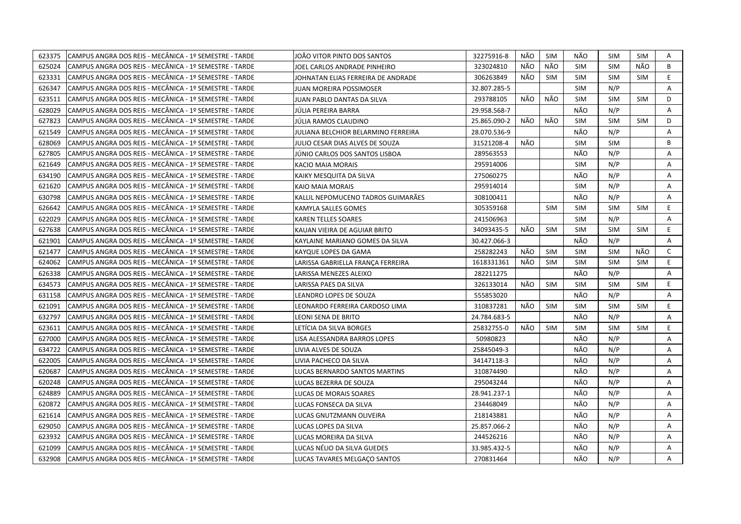| | | | | | | | | | |
|---|---|---|---|---|---|---|---|---|---|
| 623375 | CAMPUS ANGRA DOS REIS - MECÂNICA - 1º SEMESTRE - TARDE | JOÃO VITOR PINTO DOS SANTOS | 32275916-8 | NÃO | SIM | NÃO | SIM | SIM | A |
| 625024 | CAMPUS ANGRA DOS REIS - MECÂNICA - 1º SEMESTRE - TARDE | JOEL CARLOS ANDRADE PINHEIRO | 323024810 | NÃO | NÃO | SIM | SIM | NÃO | B |
| 623331 | CAMPUS ANGRA DOS REIS - MECÂNICA - 1º SEMESTRE - TARDE | JOHNATAN ELIAS FERREIRA DE ANDRADE | 306263849 | NÃO | SIM | SIM | SIM | SIM | E |
| 626347 | CAMPUS ANGRA DOS REIS - MECÂNICA - 1º SEMESTRE - TARDE | JUAN MOREIRA POSSIMOSER | 32.807.285-5 | | | SIM | N/P | | A |
| 623511 | CAMPUS ANGRA DOS REIS - MECÂNICA - 1º SEMESTRE - TARDE | JUAN PABLO DANTAS DA SILVA | 293788105 | NÃO | NÃO | SIM | SIM | SIM | D |
| 628029 | CAMPUS ANGRA DOS REIS - MECÂNICA - 1º SEMESTRE - TARDE | JÚLIA PEREIRA BARRA | 29.958.568-7 | | | NÃO | N/P | | A |
| 627823 | CAMPUS ANGRA DOS REIS - MECÂNICA - 1º SEMESTRE - TARDE | JÚLIA RAMOS CLAUDINO | 25.865.090-2 | NÃO | NÃO | SIM | SIM | SIM | D |
| 621549 | CAMPUS ANGRA DOS REIS - MECÂNICA - 1º SEMESTRE - TARDE | JULIANA BELCHIOR BELARMINO FERREIRA | 28.070.536-9 | | | NÃO | N/P | | A |
| 628069 | CAMPUS ANGRA DOS REIS - MECÂNICA - 1º SEMESTRE - TARDE | JULIO CESAR DIAS ALVES DE SOUZA | 31521208-4 | NÃO | | SIM | SIM | | B |
| 627805 | CAMPUS ANGRA DOS REIS - MECÂNICA - 1º SEMESTRE - TARDE | JÚNIO CARLOS DOS SANTOS LISBOA | 289563553 | | | NÃO | N/P | | A |
| 621649 | CAMPUS ANGRA DOS REIS - MECÂNICA - 1º SEMESTRE - TARDE | KACIO MAIA MORAIS | 295914006 | | | SIM | N/P | | A |
| 634190 | CAMPUS ANGRA DOS REIS - MECÂNICA - 1º SEMESTRE - TARDE | KAIKY MESQUITA DA SILVA | 275060275 | | | NÃO | N/P | | A |
| 621620 | CAMPUS ANGRA DOS REIS - MECÂNICA - 1º SEMESTRE - TARDE | KAIO MAIA MORAIS | 295914014 | | | SIM | N/P | | A |
| 630798 | CAMPUS ANGRA DOS REIS - MECÂNICA - 1º SEMESTRE - TARDE | KALLIL NEPOMUCENO TADROS GUIMARÃES | 308100411 | | | NÃO | N/P | | A |
| 626642 | CAMPUS ANGRA DOS REIS - MECÂNICA - 1º SEMESTRE - TARDE | KAMYLA SALLES GOMES | 305359168 | | SIM | SIM | SIM | SIM | E |
| 622029 | CAMPUS ANGRA DOS REIS - MECÂNICA - 1º SEMESTRE - TARDE | KAREN TELLES SOARES | 241506963 | | | SIM | N/P | | A |
| 627638 | CAMPUS ANGRA DOS REIS - MECÂNICA - 1º SEMESTRE - TARDE | KAUAN VIEIRA DE AGUIAR BRITO | 34093435-5 | NÃO | SIM | SIM | SIM | SIM | E |
| 621901 | CAMPUS ANGRA DOS REIS - MECÂNICA - 1º SEMESTRE - TARDE | KAYLAINE MARIANO GOMES DA SILVA | 30.427.066-3 | | | NÃO | N/P | | A |
| 621477 | CAMPUS ANGRA DOS REIS - MECÂNICA - 1º SEMESTRE - TARDE | KAYQUE LOPES DA GAMA | 258282243 | NÃO | SIM | SIM | SIM | NÃO | C |
| 624062 | CAMPUS ANGRA DOS REIS - MECÂNICA - 1º SEMESTRE - TARDE | LARISSA GABRIELLA FRANÇA FERREIRA | 1618331361 | NÃO | SIM | SIM | SIM | SIM | E |
| 626338 | CAMPUS ANGRA DOS REIS - MECÂNICA - 1º SEMESTRE - TARDE | LARISSA MENEZES ALEIXO | 282211275 | | | NÃO | N/P | | A |
| 634573 | CAMPUS ANGRA DOS REIS - MECÂNICA - 1º SEMESTRE - TARDE | LARISSA PAES DA SILVA | 326133014 | NÃO | SIM | SIM | SIM | SIM | E |
| 631158 | CAMPUS ANGRA DOS REIS - MECÂNICA - 1º SEMESTRE - TARDE | LEANDRO LOPES DE SOUZA | 555853020 | | | NÃO | N/P | | A |
| 621091 | CAMPUS ANGRA DOS REIS - MECÂNICA - 1º SEMESTRE - TARDE | LEONARDO FERREIRA CARDOSO LIMA | 310837281 | NÃO | SIM | SIM | SIM | SIM | E |
| 632797 | CAMPUS ANGRA DOS REIS - MECÂNICA - 1º SEMESTRE - TARDE | LEONI SENA DE BRITO | 24.784.683-5 | | | NÃO | N/P | | A |
| 623611 | CAMPUS ANGRA DOS REIS - MECÂNICA - 1º SEMESTRE - TARDE | LETÍCIA DA SILVA BORGES | 25832755-0 | NÃO | SIM | SIM | SIM | SIM | E |
| 627000 | CAMPUS ANGRA DOS REIS - MECÂNICA - 1º SEMESTRE - TARDE | LISA ALESSANDRA BARROS LOPES | 50980823 | | | NÃO | N/P | | A |
| 634722 | CAMPUS ANGRA DOS REIS - MECÂNICA - 1º SEMESTRE - TARDE | LIVIA ALVES DE SOUZA | 25845049-3 | | | NÃO | N/P | | A |
| 622005 | CAMPUS ANGRA DOS REIS - MECÂNICA - 1º SEMESTRE - TARDE | LIVIA PACHECO DA SILVA | 34147118-3 | | | NÃO | N/P | | A |
| 620687 | CAMPUS ANGRA DOS REIS - MECÂNICA - 1º SEMESTRE - TARDE | LUCAS BERNARDO SANTOS MARTINS | 310874490 | | | NÃO | N/P | | A |
| 620248 | CAMPUS ANGRA DOS REIS - MECÂNICA - 1º SEMESTRE - TARDE | LUCAS BEZERRA DE SOUZA | 295043244 | | | NÃO | N/P | | A |
| 624889 | CAMPUS ANGRA DOS REIS - MECÂNICA - 1º SEMESTRE - TARDE | LUCAS DE MORAIS SOARES | 28.941.237-1 | | | NÃO | N/P | | A |
| 620872 | CAMPUS ANGRA DOS REIS - MECÂNICA - 1º SEMESTRE - TARDE | LUCAS FONSECA DA SILVA | 234468049 | | | NÃO | N/P | | A |
| 621614 | CAMPUS ANGRA DOS REIS - MECÂNICA - 1º SEMESTRE - TARDE | LUCAS GNUTZMANN OLIVEIRA | 218143881 | | | NÃO | N/P | | A |
| 629050 | CAMPUS ANGRA DOS REIS - MECÂNICA - 1º SEMESTRE - TARDE | LUCAS LOPES DA SILVA | 25.857.066-2 | | | NÃO | N/P | | A |
| 623932 | CAMPUS ANGRA DOS REIS - MECÂNICA - 1º SEMESTRE - TARDE | LUCAS MOREIRA DA SILVA | 244526216 | | | NÃO | N/P | | A |
| 621099 | CAMPUS ANGRA DOS REIS - MECÂNICA - 1º SEMESTRE - TARDE | LUCAS NÉLIO DA SILVA GUEDES | 33.985.432-5 | | | NÃO | N/P | | A |
| 632908 | CAMPUS ANGRA DOS REIS - MECÂNICA - 1º SEMESTRE - TARDE | LUCAS TAVARES MELGAÇO SANTOS | 270831464 | | | NÃO | N/P | | A |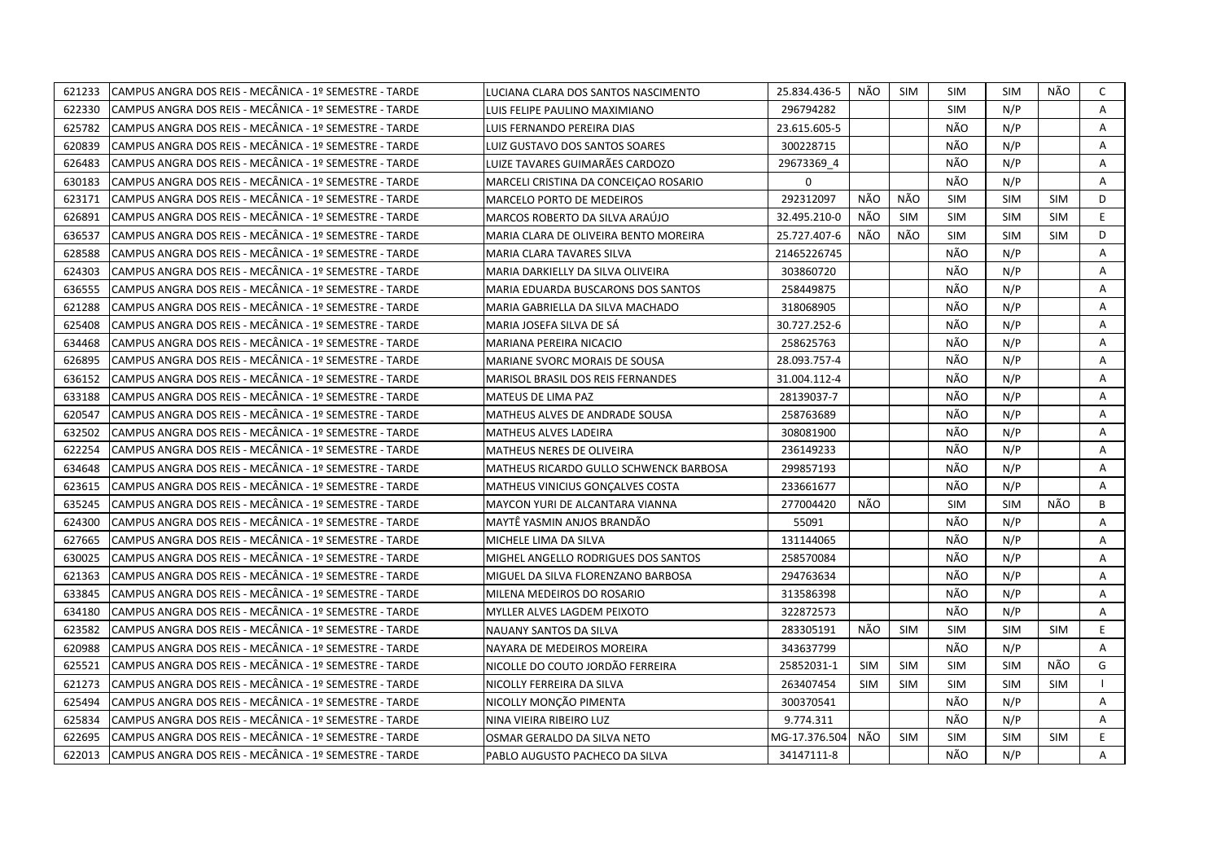| | | | | | | | | | |
|---|---|---|---|---|---|---|---|---|---|
| 621233 | CAMPUS ANGRA DOS REIS - MECÂNICA - 1º SEMESTRE - TARDE | LUCIANA CLARA DOS SANTOS NASCIMENTO | 25.834.436-5 | NÃO | SIM | SIM | SIM | NÃO | C |
| 622330 | CAMPUS ANGRA DOS REIS - MECÂNICA - 1º SEMESTRE - TARDE | LUIS FELIPE PAULINO MAXIMIANO | 296794282 | | | SIM | N/P | | A |
| 625782 | CAMPUS ANGRA DOS REIS - MECÂNICA - 1º SEMESTRE - TARDE | LUIS FERNANDO PEREIRA DIAS | 23.615.605-5 | | | NÃO | N/P | | A |
| 620839 | CAMPUS ANGRA DOS REIS - MECÂNICA - 1º SEMESTRE - TARDE | LUIZ GUSTAVO DOS SANTOS SOARES | 300228715 | | | NÃO | N/P | | A |
| 626483 | CAMPUS ANGRA DOS REIS - MECÂNICA - 1º SEMESTRE - TARDE | LUIZE TAVARES GUIMARÃES CARDOZO | 29673369_4 | | | NÃO | N/P | | A |
| 630183 | CAMPUS ANGRA DOS REIS - MECÂNICA - 1º SEMESTRE - TARDE | MARCELI CRISTINA DA CONCEIÇAO ROSARIO | 0 | | | NÃO | N/P | | A |
| 623171 | CAMPUS ANGRA DOS REIS - MECÂNICA - 1º SEMESTRE - TARDE | MARCELO PORTO DE MEDEIROS | 292312097 | NÃO | NÃO | SIM | SIM | SIM | D |
| 626891 | CAMPUS ANGRA DOS REIS - MECÂNICA - 1º SEMESTRE - TARDE | MARCOS ROBERTO DA SILVA ARAÚJO | 32.495.210-0 | NÃO | SIM | SIM | SIM | SIM | E |
| 636537 | CAMPUS ANGRA DOS REIS - MECÂNICA - 1º SEMESTRE - TARDE | MARIA CLARA DE OLIVEIRA BENTO MOREIRA | 25.727.407-6 | NÃO | NÃO | SIM | SIM | SIM | D |
| 628588 | CAMPUS ANGRA DOS REIS - MECÂNICA - 1º SEMESTRE - TARDE | MARIA CLARA TAVARES SILVA | 21465226745 | | | NÃO | N/P | | A |
| 624303 | CAMPUS ANGRA DOS REIS - MECÂNICA - 1º SEMESTRE - TARDE | MARIA DARKIELLY DA SILVA OLIVEIRA | 303860720 | | | NÃO | N/P | | A |
| 636555 | CAMPUS ANGRA DOS REIS - MECÂNICA - 1º SEMESTRE - TARDE | MARIA EDUARDA BUSCARONS DOS SANTOS | 258449875 | | | NÃO | N/P | | A |
| 621288 | CAMPUS ANGRA DOS REIS - MECÂNICA - 1º SEMESTRE - TARDE | MARIA GABRIELLA DA SILVA MACHADO | 318068905 | | | NÃO | N/P | | A |
| 625408 | CAMPUS ANGRA DOS REIS - MECÂNICA - 1º SEMESTRE - TARDE | MARIA JOSEFA SILVA DE SÁ | 30.727.252-6 | | | NÃO | N/P | | A |
| 634468 | CAMPUS ANGRA DOS REIS - MECÂNICA - 1º SEMESTRE - TARDE | MARIANA PEREIRA NICACIO | 258625763 | | | NÃO | N/P | | A |
| 626895 | CAMPUS ANGRA DOS REIS - MECÂNICA - 1º SEMESTRE - TARDE | MARIANE SVORC MORAIS DE SOUSA | 28.093.757-4 | | | NÃO | N/P | | A |
| 636152 | CAMPUS ANGRA DOS REIS - MECÂNICA - 1º SEMESTRE - TARDE | MARISOL BRASIL DOS REIS FERNANDES | 31.004.112-4 | | | NÃO | N/P | | A |
| 633188 | CAMPUS ANGRA DOS REIS - MECÂNICA - 1º SEMESTRE - TARDE | MATEUS DE LIMA PAZ | 28139037-7 | | | NÃO | N/P | | A |
| 620547 | CAMPUS ANGRA DOS REIS - MECÂNICA - 1º SEMESTRE - TARDE | MATHEUS ALVES DE ANDRADE SOUSA | 258763689 | | | NÃO | N/P | | A |
| 632502 | CAMPUS ANGRA DOS REIS - MECÂNICA - 1º SEMESTRE - TARDE | MATHEUS ALVES LADEIRA | 308081900 | | | NÃO | N/P | | A |
| 622254 | CAMPUS ANGRA DOS REIS - MECÂNICA - 1º SEMESTRE - TARDE | MATHEUS NERES DE OLIVEIRA | 236149233 | | | NÃO | N/P | | A |
| 634648 | CAMPUS ANGRA DOS REIS - MECÂNICA - 1º SEMESTRE - TARDE | MATHEUS RICARDO GULLO SCHWENCK BARBOSA | 299857193 | | | NÃO | N/P | | A |
| 623615 | CAMPUS ANGRA DOS REIS - MECÂNICA - 1º SEMESTRE - TARDE | MATHEUS VINICIUS GONÇALVES COSTA | 233661677 | | | NÃO | N/P | | A |
| 635245 | CAMPUS ANGRA DOS REIS - MECÂNICA - 1º SEMESTRE - TARDE | MAYCON YURI DE ALCANTARA VIANNA | 277004420 | NÃO | | SIM | SIM | NÃO | B |
| 624300 | CAMPUS ANGRA DOS REIS - MECÂNICA - 1º SEMESTRE - TARDE | MAYTÊ YASMIN ANJOS BRANDÃO | 55091 | | | NÃO | N/P | | A |
| 627665 | CAMPUS ANGRA DOS REIS - MECÂNICA - 1º SEMESTRE - TARDE | MICHELE LIMA DA SILVA | 131144065 | | | NÃO | N/P | | A |
| 630025 | CAMPUS ANGRA DOS REIS - MECÂNICA - 1º SEMESTRE - TARDE | MIGHEL ANGELLO RODRIGUES DOS SANTOS | 258570084 | | | NÃO | N/P | | A |
| 621363 | CAMPUS ANGRA DOS REIS - MECÂNICA - 1º SEMESTRE - TARDE | MIGUEL DA SILVA FLORENZANO BARBOSA | 294763634 | | | NÃO | N/P | | A |
| 633845 | CAMPUS ANGRA DOS REIS - MECÂNICA - 1º SEMESTRE - TARDE | MILENA MEDEIROS DO ROSARIO | 313586398 | | | NÃO | N/P | | A |
| 634180 | CAMPUS ANGRA DOS REIS - MECÂNICA - 1º SEMESTRE - TARDE | MYLLER ALVES LAGDEM PEIXOTO | 322872573 | | | NÃO | N/P | | A |
| 623582 | CAMPUS ANGRA DOS REIS - MECÂNICA - 1º SEMESTRE - TARDE | NAUANY SANTOS DA SILVA | 283305191 | NÃO | SIM | SIM | SIM | SIM | E |
| 620988 | CAMPUS ANGRA DOS REIS - MECÂNICA - 1º SEMESTRE - TARDE | NAYARA DE MEDEIROS MOREIRA | 343637799 | | | NÃO | N/P | | A |
| 625521 | CAMPUS ANGRA DOS REIS - MECÂNICA - 1º SEMESTRE - TARDE | NICOLLE DO COUTO JORDÃO FERREIRA | 25852031-1 | SIM | SIM | SIM | SIM | NÃO | G |
| 621273 | CAMPUS ANGRA DOS REIS - MECÂNICA - 1º SEMESTRE - TARDE | NICOLLY FERREIRA DA SILVA | 263407454 | SIM | SIM | SIM | SIM | SIM | I |
| 625494 | CAMPUS ANGRA DOS REIS - MECÂNICA - 1º SEMESTRE - TARDE | NICOLLY MONÇÃO PIMENTA | 300370541 | | | NÃO | N/P | | A |
| 625834 | CAMPUS ANGRA DOS REIS - MECÂNICA - 1º SEMESTRE - TARDE | NINA VIEIRA RIBEIRO LUZ | 9.774.311 | | | NÃO | N/P | | A |
| 622695 | CAMPUS ANGRA DOS REIS - MECÂNICA - 1º SEMESTRE - TARDE | OSMAR GERALDO DA SILVA NETO | MG-17.376.504 | NÃO | SIM | SIM | SIM | SIM | E |
| 622013 | CAMPUS ANGRA DOS REIS - MECÂNICA - 1º SEMESTRE - TARDE | PABLO AUGUSTO PACHECO DA SILVA | 34147111-8 | | | NÃO | N/P | | A |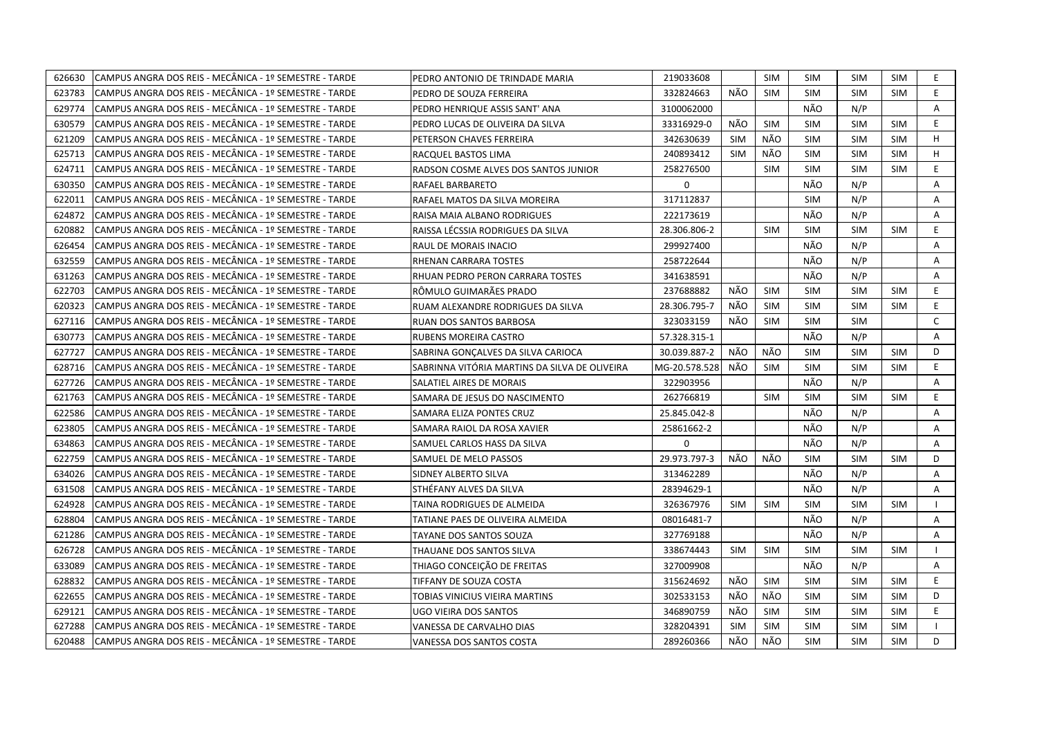| | | | | | | | | | |
|---|---|---|---|---|---|---|---|---|---|
| 626630 | CAMPUS ANGRA DOS REIS - MECÂNICA - 1º SEMESTRE - TARDE | PEDRO ANTONIO DE TRINDADE MARIA | 219033608 | | SIM | SIM | SIM | SIM | E |
| 623783 | CAMPUS ANGRA DOS REIS - MECÂNICA - 1º SEMESTRE - TARDE | PEDRO DE SOUZA FERREIRA | 332824663 | NÃO | SIM | SIM | SIM | SIM | E |
| 629774 | CAMPUS ANGRA DOS REIS - MECÂNICA - 1º SEMESTRE - TARDE | PEDRO HENRIQUE ASSIS SANT' ANA | 3100062000 | | | NÃO | N/P | | A |
| 630579 | CAMPUS ANGRA DOS REIS - MECÂNICA - 1º SEMESTRE - TARDE | PEDRO LUCAS DE OLIVEIRA DA SILVA | 33316929-0 | NÃO | SIM | SIM | SIM | SIM | E |
| 621209 | CAMPUS ANGRA DOS REIS - MECÂNICA - 1º SEMESTRE - TARDE | PETERSON CHAVES FERREIRA | 342630639 | SIM | NÃO | SIM | SIM | SIM | H |
| 625713 | CAMPUS ANGRA DOS REIS - MECÂNICA - 1º SEMESTRE - TARDE | RACQUEL BASTOS LIMA | 240893412 | SIM | NÃO | SIM | SIM | SIM | H |
| 624711 | CAMPUS ANGRA DOS REIS - MECÂNICA - 1º SEMESTRE - TARDE | RADSON COSME ALVES DOS SANTOS JUNIOR | 258276500 | | SIM | SIM | SIM | SIM | E |
| 630350 | CAMPUS ANGRA DOS REIS - MECÂNICA - 1º SEMESTRE - TARDE | RAFAEL BARBARETO | 0 | | | NÃO | N/P | | A |
| 622011 | CAMPUS ANGRA DOS REIS - MECÂNICA - 1º SEMESTRE - TARDE | RAFAEL MATOS DA SILVA MOREIRA | 317112837 | | | SIM | N/P | | A |
| 624872 | CAMPUS ANGRA DOS REIS - MECÂNICA - 1º SEMESTRE - TARDE | RAISA MAIA ALBANO RODRIGUES | 222173619 | | | NÃO | N/P | | A |
| 620882 | CAMPUS ANGRA DOS REIS - MECÂNICA - 1º SEMESTRE - TARDE | RAISSA LÉCSSIA RODRIGUES DA SILVA | 28.306.806-2 | | SIM | SIM | SIM | SIM | E |
| 626454 | CAMPUS ANGRA DOS REIS - MECÂNICA - 1º SEMESTRE - TARDE | RAUL DE MORAIS INACIO | 299927400 | | | NÃO | N/P | | A |
| 632559 | CAMPUS ANGRA DOS REIS - MECÂNICA - 1º SEMESTRE - TARDE | RHENAN CARRARA TOSTES | 258722644 | | | NÃO | N/P | | A |
| 631263 | CAMPUS ANGRA DOS REIS - MECÂNICA - 1º SEMESTRE - TARDE | RHUAN PEDRO PERON CARRARA TOSTES | 341638591 | | | NÃO | N/P | | A |
| 622703 | CAMPUS ANGRA DOS REIS - MECÂNICA - 1º SEMESTRE - TARDE | RÔMULO GUIMARÃES PRADO | 237688882 | NÃO | SIM | SIM | SIM | SIM | E |
| 620323 | CAMPUS ANGRA DOS REIS - MECÂNICA - 1º SEMESTRE - TARDE | RUAM ALEXANDRE RODRIGUES DA SILVA | 28.306.795-7 | NÃO | SIM | SIM | SIM | SIM | E |
| 627116 | CAMPUS ANGRA DOS REIS - MECÂNICA - 1º SEMESTRE - TARDE | RUAN DOS SANTOS BARBOSA | 323033159 | NÃO | SIM | SIM | SIM | | C |
| 630773 | CAMPUS ANGRA DOS REIS - MECÂNICA - 1º SEMESTRE - TARDE | RUBENS MOREIRA CASTRO | 57.328.315-1 | | | NÃO | N/P | | A |
| 627727 | CAMPUS ANGRA DOS REIS - MECÂNICA - 1º SEMESTRE - TARDE | SABRINA GONÇALVES DA SILVA CARIOCA | 30.039.887-2 | NÃO | NÃO | SIM | SIM | SIM | D |
| 628716 | CAMPUS ANGRA DOS REIS - MECÂNICA - 1º SEMESTRE - TARDE | SABRINNA VITÓRIA MARTINS DA SILVA DE OLIVEIRA | MG-20.578.528 | NÃO | SIM | SIM | SIM | SIM | E |
| 627726 | CAMPUS ANGRA DOS REIS - MECÂNICA - 1º SEMESTRE - TARDE | SALATIEL AIRES DE MORAIS | 322903956 | | | NÃO | N/P | | A |
| 621763 | CAMPUS ANGRA DOS REIS - MECÂNICA - 1º SEMESTRE - TARDE | SAMARA DE JESUS DO NASCIMENTO | 262766819 | | SIM | SIM | SIM | SIM | E |
| 622586 | CAMPUS ANGRA DOS REIS - MECÂNICA - 1º SEMESTRE - TARDE | SAMARA ELIZA PONTES CRUZ | 25.845.042-8 | | | NÃO | N/P | | A |
| 623805 | CAMPUS ANGRA DOS REIS - MECÂNICA - 1º SEMESTRE - TARDE | SAMARA RAIOL DA ROSA XAVIER | 25861662-2 | | | NÃO | N/P | | A |
| 634863 | CAMPUS ANGRA DOS REIS - MECÂNICA - 1º SEMESTRE - TARDE | SAMUEL CARLOS HASS DA SILVA | 0 | | | NÃO | N/P | | A |
| 622759 | CAMPUS ANGRA DOS REIS - MECÂNICA - 1º SEMESTRE - TARDE | SAMUEL DE MELO PASSOS | 29.973.797-3 | NÃO | NÃO | SIM | SIM | SIM | D |
| 634026 | CAMPUS ANGRA DOS REIS - MECÂNICA - 1º SEMESTRE - TARDE | SIDNEY ALBERTO SILVA | 313462289 | | | NÃO | N/P | | A |
| 631508 | CAMPUS ANGRA DOS REIS - MECÂNICA - 1º SEMESTRE - TARDE | STHÉFANY ALVES DA SILVA | 28394629-1 | | | NÃO | N/P | | A |
| 624928 | CAMPUS ANGRA DOS REIS - MECÂNICA - 1º SEMESTRE - TARDE | TAINA RODRIGUES DE ALMEIDA | 326367976 | SIM | SIM | SIM | SIM | SIM | I |
| 628804 | CAMPUS ANGRA DOS REIS - MECÂNICA - 1º SEMESTRE - TARDE | TATIANE PAES DE OLIVEIRA ALMEIDA | 08016481-7 | | | NÃO | N/P | | A |
| 621286 | CAMPUS ANGRA DOS REIS - MECÂNICA - 1º SEMESTRE - TARDE | TAYANE DOS SANTOS SOUZA | 327769188 | | | NÃO | N/P | | A |
| 626728 | CAMPUS ANGRA DOS REIS - MECÂNICA - 1º SEMESTRE - TARDE | THAUANE DOS SANTOS SILVA | 338674443 | SIM | SIM | SIM | SIM | SIM | I |
| 633089 | CAMPUS ANGRA DOS REIS - MECÂNICA - 1º SEMESTRE - TARDE | THIAGO CONCEIÇÃO DE FREITAS | 327009908 | | | NÃO | N/P | | A |
| 628832 | CAMPUS ANGRA DOS REIS - MECÂNICA - 1º SEMESTRE - TARDE | TIFFANY DE SOUZA COSTA | 315624692 | NÃO | SIM | SIM | SIM | SIM | E |
| 622655 | CAMPUS ANGRA DOS REIS - MECÂNICA - 1º SEMESTRE - TARDE | TOBIAS VINICIUS VIEIRA MARTINS | 302533153 | NÃO | NÃO | SIM | SIM | SIM | D |
| 629121 | CAMPUS ANGRA DOS REIS - MECÂNICA - 1º SEMESTRE - TARDE | UGO VIEIRA DOS SANTOS | 346890759 | NÃO | SIM | SIM | SIM | SIM | E |
| 627288 | CAMPUS ANGRA DOS REIS - MECÂNICA - 1º SEMESTRE - TARDE | VANESSA DE CARVALHO DIAS | 328204391 | SIM | SIM | SIM | SIM | SIM | I |
| 620488 | CAMPUS ANGRA DOS REIS - MECÂNICA - 1º SEMESTRE - TARDE | VANESSA DOS SANTOS COSTA | 289260366 | NÃO | NÃO | SIM | SIM | SIM | D |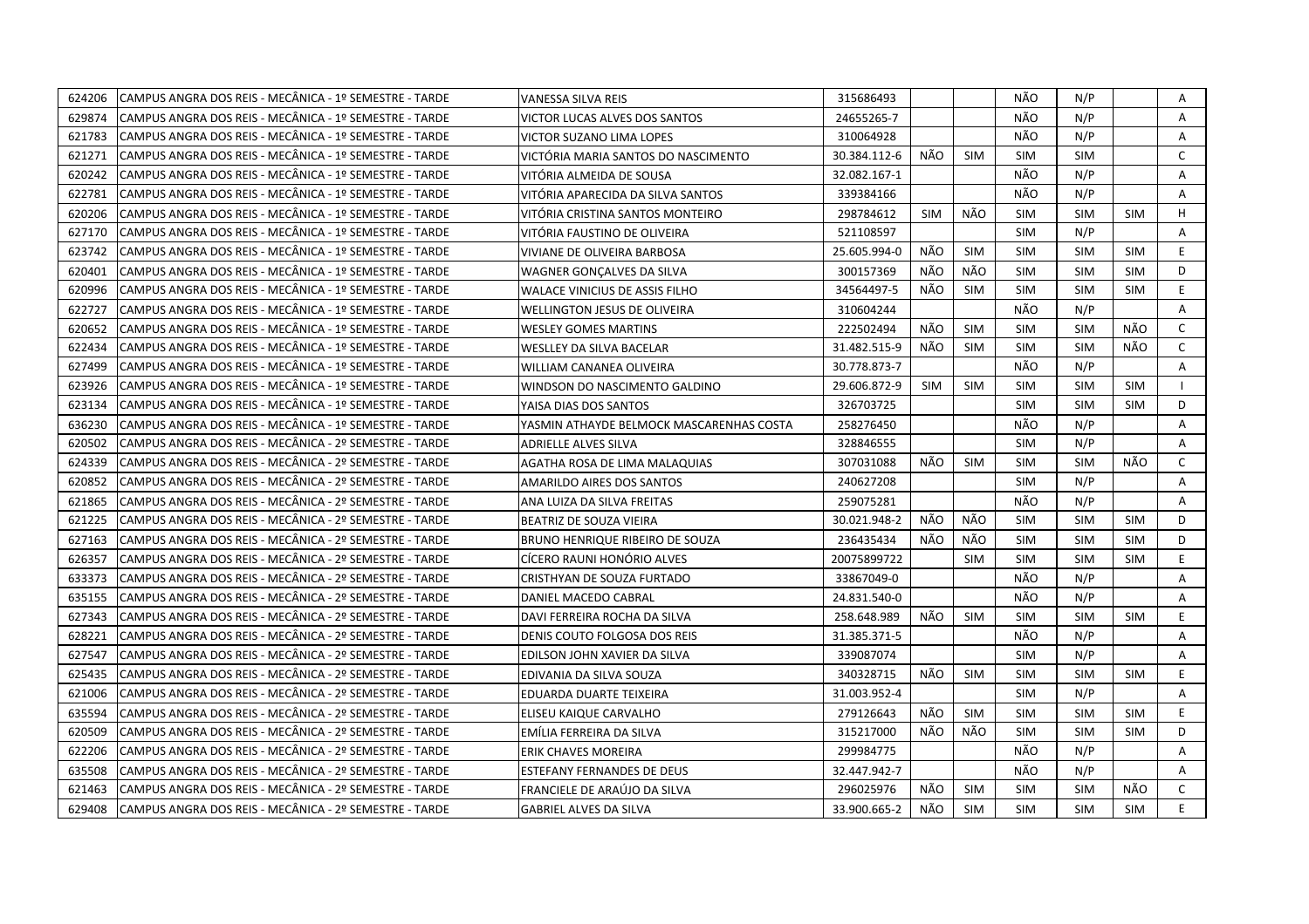| | | | | | | | | | |
|---|---|---|---|---|---|---|---|---|---|
| 624206 | CAMPUS ANGRA DOS REIS - MECÂNICA - 1º SEMESTRE - TARDE | VANESSA SILVA REIS | 315686493 | | | NÃO | N/P | | A |
| 629874 | CAMPUS ANGRA DOS REIS - MECÂNICA - 1º SEMESTRE - TARDE | VICTOR LUCAS ALVES DOS SANTOS | 24655265-7 | | | NÃO | N/P | | A |
| 621783 | CAMPUS ANGRA DOS REIS - MECÂNICA - 1º SEMESTRE - TARDE | VICTOR SUZANO LIMA LOPES | 310064928 | | | NÃO | N/P | | A |
| 621271 | CAMPUS ANGRA DOS REIS - MECÂNICA - 1º SEMESTRE - TARDE | VICTÓRIA MARIA SANTOS DO NASCIMENTO | 30.384.112-6 | NÃO | SIM | SIM | SIM | | C |
| 620242 | CAMPUS ANGRA DOS REIS - MECÂNICA - 1º SEMESTRE - TARDE | VITÓRIA ALMEIDA DE SOUSA | 32.082.167-1 | | | NÃO | N/P | | A |
| 622781 | CAMPUS ANGRA DOS REIS - MECÂNICA - 1º SEMESTRE - TARDE | VITÓRIA APARECIDA DA SILVA SANTOS | 339384166 | | | NÃO | N/P | | A |
| 620206 | CAMPUS ANGRA DOS REIS - MECÂNICA - 1º SEMESTRE - TARDE | VITÓRIA CRISTINA SANTOS MONTEIRO | 298784612 | SIM | NÃO | SIM | SIM | SIM | H |
| 627170 | CAMPUS ANGRA DOS REIS - MECÂNICA - 1º SEMESTRE - TARDE | VITÓRIA FAUSTINO DE OLIVEIRA | 521108597 | | | SIM | N/P | | A |
| 623742 | CAMPUS ANGRA DOS REIS - MECÂNICA - 1º SEMESTRE - TARDE | VIVIANE DE OLIVEIRA BARBOSA | 25.605.994-0 | NÃO | SIM | SIM | SIM | SIM | E |
| 620401 | CAMPUS ANGRA DOS REIS - MECÂNICA - 1º SEMESTRE - TARDE | WAGNER GONÇALVES DA SILVA | 300157369 | NÃO | NÃO | SIM | SIM | SIM | D |
| 620996 | CAMPUS ANGRA DOS REIS - MECÂNICA - 1º SEMESTRE - TARDE | WALACE VINICIUS DE ASSIS FILHO | 34564497-5 | NÃO | SIM | SIM | SIM | SIM | E |
| 622727 | CAMPUS ANGRA DOS REIS - MECÂNICA - 1º SEMESTRE - TARDE | WELLINGTON JESUS DE OLIVEIRA | 310604244 | | | NÃO | N/P | | A |
| 620652 | CAMPUS ANGRA DOS REIS - MECÂNICA - 1º SEMESTRE - TARDE | WESLEY GOMES MARTINS | 222502494 | NÃO | SIM | SIM | SIM | NÃO | C |
| 622434 | CAMPUS ANGRA DOS REIS - MECÂNICA - 1º SEMESTRE - TARDE | WESLLEY DA SILVA BACELAR | 31.482.515-9 | NÃO | SIM | SIM | SIM | NÃO | C |
| 627499 | CAMPUS ANGRA DOS REIS - MECÂNICA - 1º SEMESTRE - TARDE | WILLIAM CANANEA OLIVEIRA | 30.778.873-7 | | | NÃO | N/P | | A |
| 623926 | CAMPUS ANGRA DOS REIS - MECÂNICA - 1º SEMESTRE - TARDE | WINDSON DO NASCIMENTO GALDINO | 29.606.872-9 | SIM | SIM | SIM | SIM | SIM | I |
| 623134 | CAMPUS ANGRA DOS REIS - MECÂNICA - 1º SEMESTRE - TARDE | YAISA DIAS DOS SANTOS | 326703725 | | | SIM | SIM | SIM | D |
| 636230 | CAMPUS ANGRA DOS REIS - MECÂNICA - 1º SEMESTRE - TARDE | YASMIN ATHAYDE BELMOCK MASCARENHAS COSTA | 258276450 | | | NÃO | N/P | | A |
| 620502 | CAMPUS ANGRA DOS REIS - MECÂNICA - 2º SEMESTRE - TARDE | ADRIELLE ALVES SILVA | 328846555 | | | SIM | N/P | | A |
| 624339 | CAMPUS ANGRA DOS REIS - MECÂNICA - 2º SEMESTRE - TARDE | AGATHA ROSA DE LIMA MALAQUIAS | 307031088 | NÃO | SIM | SIM | SIM | NÃO | C |
| 620852 | CAMPUS ANGRA DOS REIS - MECÂNICA - 2º SEMESTRE - TARDE | AMARILDO AIRES DOS SANTOS | 240627208 | | | SIM | N/P | | A |
| 621865 | CAMPUS ANGRA DOS REIS - MECÂNICA - 2º SEMESTRE - TARDE | ANA LUIZA DA SILVA FREITAS | 259075281 | | | NÃO | N/P | | A |
| 621225 | CAMPUS ANGRA DOS REIS - MECÂNICA - 2º SEMESTRE - TARDE | BEATRIZ DE SOUZA VIEIRA | 30.021.948-2 | NÃO | NÃO | SIM | SIM | SIM | D |
| 627163 | CAMPUS ANGRA DOS REIS - MECÂNICA - 2º SEMESTRE - TARDE | BRUNO HENRIQUE RIBEIRO DE SOUZA | 236435434 | NÃO | NÃO | SIM | SIM | SIM | D |
| 626357 | CAMPUS ANGRA DOS REIS - MECÂNICA - 2º SEMESTRE - TARDE | CÍCERO RAUNI HONÓRIO ALVES | 20075899722 | | SIM | SIM | SIM | SIM | E |
| 633373 | CAMPUS ANGRA DOS REIS - MECÂNICA - 2º SEMESTRE - TARDE | CRISTHYAN DE SOUZA FURTADO | 33867049-0 | | | NÃO | N/P | | A |
| 635155 | CAMPUS ANGRA DOS REIS - MECÂNICA - 2º SEMESTRE - TARDE | DANIEL MACEDO CABRAL | 24.831.540-0 | | | NÃO | N/P | | A |
| 627343 | CAMPUS ANGRA DOS REIS - MECÂNICA - 2º SEMESTRE - TARDE | DAVI FERREIRA ROCHA DA SILVA | 258.648.989 | NÃO | SIM | SIM | SIM | SIM | E |
| 628221 | CAMPUS ANGRA DOS REIS - MECÂNICA - 2º SEMESTRE - TARDE | DENIS COUTO FOLGOSA DOS REIS | 31.385.371-5 | | | NÃO | N/P | | A |
| 627547 | CAMPUS ANGRA DOS REIS - MECÂNICA - 2º SEMESTRE - TARDE | EDILSON JOHN XAVIER DA SILVA | 339087074 | | | SIM | N/P | | A |
| 625435 | CAMPUS ANGRA DOS REIS - MECÂNICA - 2º SEMESTRE - TARDE | EDIVANIA DA SILVA SOUZA | 340328715 | NÃO | SIM | SIM | SIM | SIM | E |
| 621006 | CAMPUS ANGRA DOS REIS - MECÂNICA - 2º SEMESTRE - TARDE | EDUARDA DUARTE TEIXEIRA | 31.003.952-4 | | | SIM | N/P | | A |
| 635594 | CAMPUS ANGRA DOS REIS - MECÂNICA - 2º SEMESTRE - TARDE | ELISEU KAIQUE CARVALHO | 279126643 | NÃO | SIM | SIM | SIM | SIM | E |
| 620509 | CAMPUS ANGRA DOS REIS - MECÂNICA - 2º SEMESTRE - TARDE | EMÍLIA FERREIRA DA SILVA | 315217000 | NÃO | NÃO | SIM | SIM | SIM | D |
| 622206 | CAMPUS ANGRA DOS REIS - MECÂNICA - 2º SEMESTRE - TARDE | ERIK CHAVES MOREIRA | 299984775 | | | NÃO | N/P | | A |
| 635508 | CAMPUS ANGRA DOS REIS - MECÂNICA - 2º SEMESTRE - TARDE | ESTEFANY FERNANDES DE DEUS | 32.447.942-7 | | | NÃO | N/P | | A |
| 621463 | CAMPUS ANGRA DOS REIS - MECÂNICA - 2º SEMESTRE - TARDE | FRANCIELE DE ARAÚJO DA SILVA | 296025976 | NÃO | SIM | SIM | SIM | NÃO | C |
| 629408 | CAMPUS ANGRA DOS REIS - MECÂNICA - 2º SEMESTRE - TARDE | GABRIEL ALVES DA SILVA | 33.900.665-2 | NÃO | SIM | SIM | SIM | SIM | E |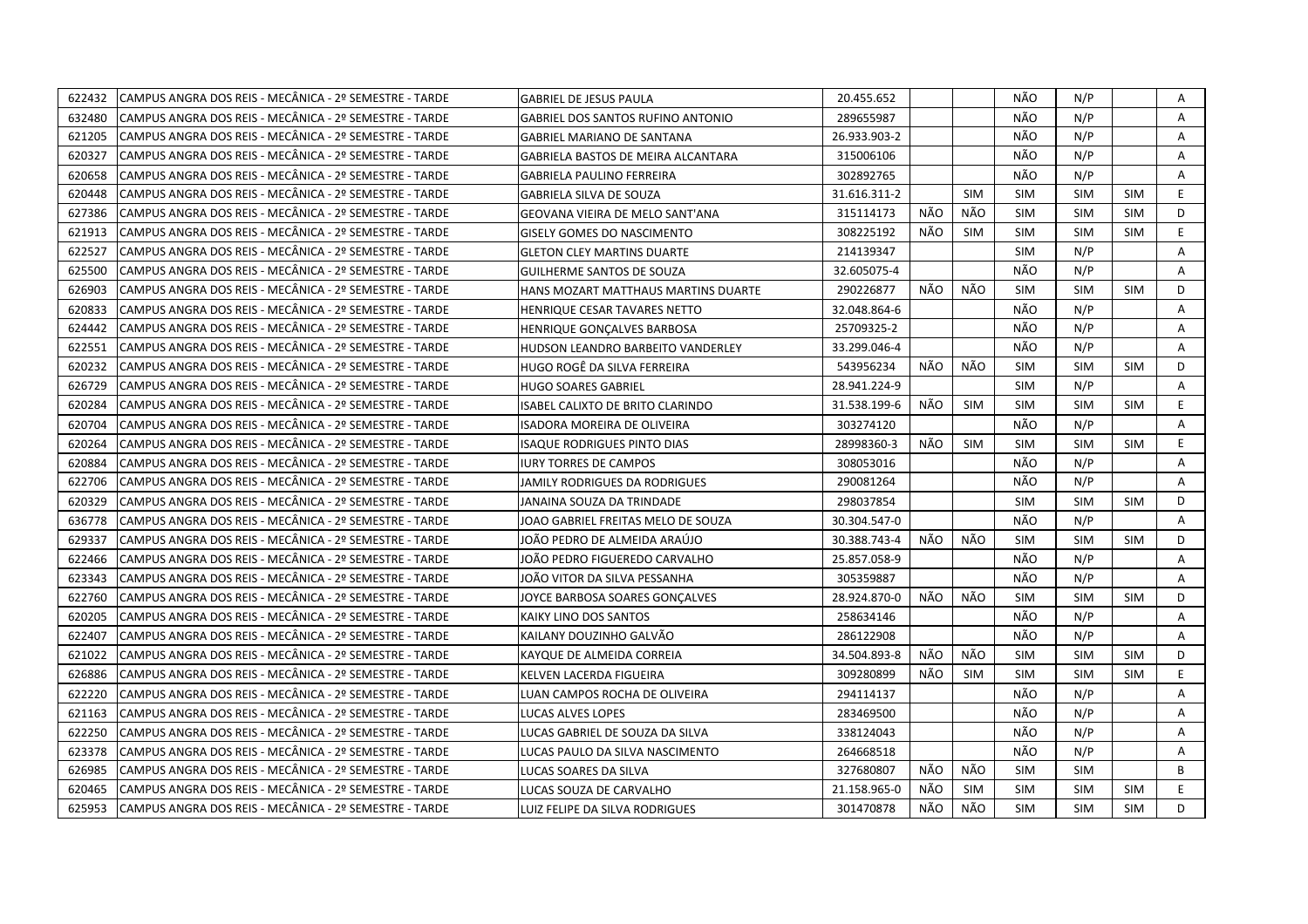| | | | | | | | | | |
|---|---|---|---|---|---|---|---|---|---|
| 622432 | CAMPUS ANGRA DOS REIS - MECÂNICA - 2º SEMESTRE - TARDE | GABRIEL DE JESUS PAULA | 20.455.652 | | | NÃO | N/P | | A |
| 632480 | CAMPUS ANGRA DOS REIS - MECÂNICA - 2º SEMESTRE - TARDE | GABRIEL DOS SANTOS RUFINO ANTONIO | 289655987 | | | NÃO | N/P | | A |
| 621205 | CAMPUS ANGRA DOS REIS - MECÂNICA - 2º SEMESTRE - TARDE | GABRIEL MARIANO DE SANTANA | 26.933.903-2 | | | NÃO | N/P | | A |
| 620327 | CAMPUS ANGRA DOS REIS - MECÂNICA - 2º SEMESTRE - TARDE | GABRIELA BASTOS DE MEIRA ALCANTARA | 315006106 | | | NÃO | N/P | | A |
| 620658 | CAMPUS ANGRA DOS REIS - MECÂNICA - 2º SEMESTRE - TARDE | GABRIELA PAULINO FERREIRA | 302892765 | | | NÃO | N/P | | A |
| 620448 | CAMPUS ANGRA DOS REIS - MECÂNICA - 2º SEMESTRE - TARDE | GABRIELA SILVA DE SOUZA | 31.616.311-2 | | SIM | SIM | SIM | SIM | E |
| 627386 | CAMPUS ANGRA DOS REIS - MECÂNICA - 2º SEMESTRE - TARDE | GEOVANA VIEIRA DE MELO SANT'ANA | 315114173 | NÃO | NÃO | SIM | SIM | SIM | D |
| 621913 | CAMPUS ANGRA DOS REIS - MECÂNICA - 2º SEMESTRE - TARDE | GISELY GOMES DO NASCIMENTO | 308225192 | NÃO | SIM | SIM | SIM | SIM | E |
| 622527 | CAMPUS ANGRA DOS REIS - MECÂNICA - 2º SEMESTRE - TARDE | GLETON CLEY MARTINS DUARTE | 214139347 | | | SIM | N/P | | A |
| 625500 | CAMPUS ANGRA DOS REIS - MECÂNICA - 2º SEMESTRE - TARDE | GUILHERME SANTOS DE SOUZA | 32.605075-4 | | | NÃO | N/P | | A |
| 626903 | CAMPUS ANGRA DOS REIS - MECÂNICA - 2º SEMESTRE - TARDE | HANS MOZART MATTHAUS MARTINS DUARTE | 290226877 | NÃO | NÃO | SIM | SIM | SIM | D |
| 620833 | CAMPUS ANGRA DOS REIS - MECÂNICA - 2º SEMESTRE - TARDE | HENRIQUE CESAR TAVARES NETTO | 32.048.864-6 | | | NÃO | N/P | | A |
| 624442 | CAMPUS ANGRA DOS REIS - MECÂNICA - 2º SEMESTRE - TARDE | HENRIQUE GONÇALVES BARBOSA | 25709325-2 | | | NÃO | N/P | | A |
| 622551 | CAMPUS ANGRA DOS REIS - MECÂNICA - 2º SEMESTRE - TARDE | HUDSON LEANDRO BARBEITO VANDERLEY | 33.299.046-4 | | | NÃO | N/P | | A |
| 620232 | CAMPUS ANGRA DOS REIS - MECÂNICA - 2º SEMESTRE - TARDE | HUGO ROGÊ DA SILVA FERREIRA | 543956234 | NÃO | NÃO | SIM | SIM | SIM | D |
| 626729 | CAMPUS ANGRA DOS REIS - MECÂNICA - 2º SEMESTRE - TARDE | HUGO SOARES GABRIEL | 28.941.224-9 | | | SIM | N/P | | A |
| 620284 | CAMPUS ANGRA DOS REIS - MECÂNICA - 2º SEMESTRE - TARDE | ISABEL CALIXTO DE BRITO CLARINDO | 31.538.199-6 | NÃO | SIM | SIM | SIM | SIM | E |
| 620704 | CAMPUS ANGRA DOS REIS - MECÂNICA - 2º SEMESTRE - TARDE | ISADORA MOREIRA DE OLIVEIRA | 303274120 | | | NÃO | N/P | | A |
| 620264 | CAMPUS ANGRA DOS REIS - MECÂNICA - 2º SEMESTRE - TARDE | ISAQUE RODRIGUES PINTO DIAS | 28998360-3 | NÃO | SIM | SIM | SIM | SIM | E |
| 620884 | CAMPUS ANGRA DOS REIS - MECÂNICA - 2º SEMESTRE - TARDE | IURY TORRES DE CAMPOS | 308053016 | | | NÃO | N/P | | A |
| 622706 | CAMPUS ANGRA DOS REIS - MECÂNICA - 2º SEMESTRE - TARDE | JAMILY RODRIGUES DA RODRIGUES | 290081264 | | | NÃO | N/P | | A |
| 620329 | CAMPUS ANGRA DOS REIS - MECÂNICA - 2º SEMESTRE - TARDE | JANAINA SOUZA DA TRINDADE | 298037854 | | | SIM | SIM | SIM | D |
| 636778 | CAMPUS ANGRA DOS REIS - MECÂNICA - 2º SEMESTRE - TARDE | JOAO GABRIEL FREITAS MELO DE SOUZA | 30.304.547-0 | | | NÃO | N/P | | A |
| 629337 | CAMPUS ANGRA DOS REIS - MECÂNICA - 2º SEMESTRE - TARDE | JOÃO PEDRO DE ALMEIDA ARAÚJO | 30.388.743-4 | NÃO | NÃO | SIM | SIM | SIM | D |
| 622466 | CAMPUS ANGRA DOS REIS - MECÂNICA - 2º SEMESTRE - TARDE | JOÃO PEDRO FIGUEREDO CARVALHO | 25.857.058-9 | | | NÃO | N/P | | A |
| 623343 | CAMPUS ANGRA DOS REIS - MECÂNICA - 2º SEMESTRE - TARDE | JOÃO VITOR DA SILVA PESSANHA | 305359887 | | | NÃO | N/P | | A |
| 622760 | CAMPUS ANGRA DOS REIS - MECÂNICA - 2º SEMESTRE - TARDE | JOYCE BARBOSA SOARES GONÇALVES | 28.924.870-0 | NÃO | NÃO | SIM | SIM | SIM | D |
| 620205 | CAMPUS ANGRA DOS REIS - MECÂNICA - 2º SEMESTRE - TARDE | KAIKY LINO DOS SANTOS | 258634146 | | | NÃO | N/P | | A |
| 622407 | CAMPUS ANGRA DOS REIS - MECÂNICA - 2º SEMESTRE - TARDE | KAILANY DOUZINHO GALVÃO | 286122908 | | | NÃO | N/P | | A |
| 621022 | CAMPUS ANGRA DOS REIS - MECÂNICA - 2º SEMESTRE - TARDE | KAYQUE DE ALMEIDA CORREIA | 34.504.893-8 | NÃO | NÃO | SIM | SIM | SIM | D |
| 626886 | CAMPUS ANGRA DOS REIS - MECÂNICA - 2º SEMESTRE - TARDE | KELVEN LACERDA FIGUEIRA | 309280899 | NÃO | SIM | SIM | SIM | SIM | E |
| 622220 | CAMPUS ANGRA DOS REIS - MECÂNICA - 2º SEMESTRE - TARDE | LUAN CAMPOS ROCHA DE OLIVEIRA | 294114137 | | | NÃO | N/P | | A |
| 621163 | CAMPUS ANGRA DOS REIS - MECÂNICA - 2º SEMESTRE - TARDE | LUCAS ALVES LOPES | 283469500 | | | NÃO | N/P | | A |
| 622250 | CAMPUS ANGRA DOS REIS - MECÂNICA - 2º SEMESTRE - TARDE | LUCAS GABRIEL DE SOUZA DA SILVA | 338124043 | | | NÃO | N/P | | A |
| 623378 | CAMPUS ANGRA DOS REIS - MECÂNICA - 2º SEMESTRE - TARDE | LUCAS PAULO DA SILVA NASCIMENTO | 264668518 | | | NÃO | N/P | | A |
| 626985 | CAMPUS ANGRA DOS REIS - MECÂNICA - 2º SEMESTRE - TARDE | LUCAS SOARES DA SILVA | 327680807 | NÃO | NÃO | SIM | SIM | | B |
| 620465 | CAMPUS ANGRA DOS REIS - MECÂNICA - 2º SEMESTRE - TARDE | LUCAS SOUZA DE CARVALHO | 21.158.965-0 | NÃO | SIM | SIM | SIM | SIM | E |
| 625953 | CAMPUS ANGRA DOS REIS - MECÂNICA - 2º SEMESTRE - TARDE | LUIZ FELIPE DA SILVA RODRIGUES | 301470878 | NÃO | NÃO | SIM | SIM | SIM | D |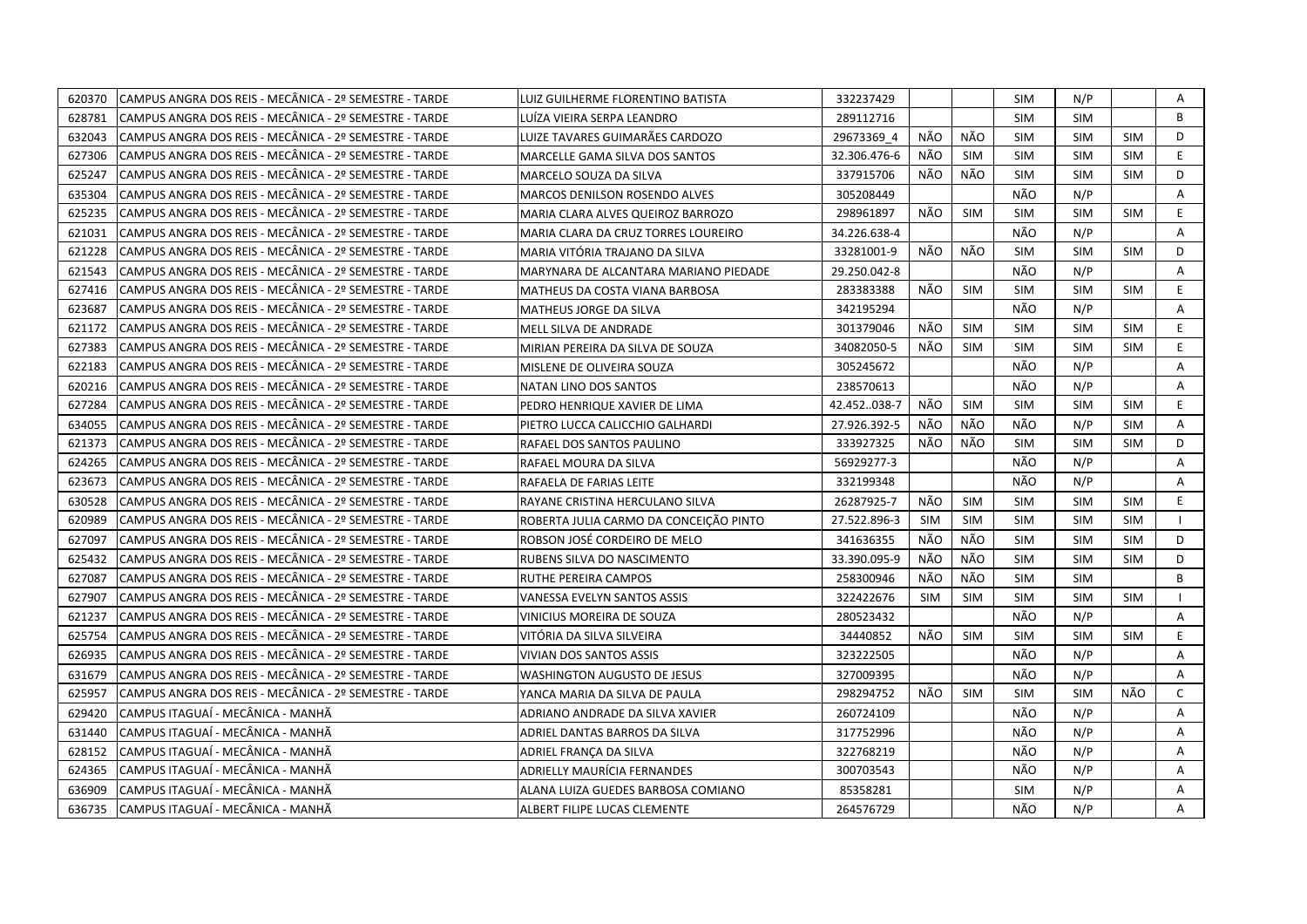| | | | | | | | | | |
|---|---|---|---|---|---|---|---|---|---|
| 620370 | CAMPUS ANGRA DOS REIS - MECÂNICA - 2º SEMESTRE - TARDE | LUIZ GUILHERME FLORENTINO BATISTA | 332237429 | | | SIM | N/P | | A |
| 628781 | CAMPUS ANGRA DOS REIS - MECÂNICA - 2º SEMESTRE - TARDE | LUÍZA VIEIRA SERPA LEANDRO | 289112716 | | | SIM | SIM | | B |
| 632043 | CAMPUS ANGRA DOS REIS - MECÂNICA - 2º SEMESTRE - TARDE | LUIZE TAVARES GUIMARÃES CARDOZO | 29673369_4 | NÃO | NÃO | SIM | SIM | SIM | D |
| 627306 | CAMPUS ANGRA DOS REIS - MECÂNICA - 2º SEMESTRE - TARDE | MARCELLE GAMA SILVA DOS SANTOS | 32.306.476-6 | NÃO | SIM | SIM | SIM | SIM | E |
| 625247 | CAMPUS ANGRA DOS REIS - MECÂNICA - 2º SEMESTRE - TARDE | MARCELO SOUZA DA SILVA | 337915706 | NÃO | NÃO | SIM | SIM | SIM | D |
| 635304 | CAMPUS ANGRA DOS REIS - MECÂNICA - 2º SEMESTRE - TARDE | MARCOS DENILSON ROSENDO ALVES | 305208449 | | | NÃO | N/P | | A |
| 625235 | CAMPUS ANGRA DOS REIS - MECÂNICA - 2º SEMESTRE - TARDE | MARIA CLARA ALVES QUEIROZ BARROZO | 298961897 | NÃO | SIM | SIM | SIM | SIM | E |
| 621031 | CAMPUS ANGRA DOS REIS - MECÂNICA - 2º SEMESTRE - TARDE | MARIA CLARA DA CRUZ TORRES LOUREIRO | 34.226.638-4 | | | NÃO | N/P | | A |
| 621228 | CAMPUS ANGRA DOS REIS - MECÂNICA - 2º SEMESTRE - TARDE | MARIA VITÓRIA TRAJANO DA SILVA | 33281001-9 | NÃO | NÃO | SIM | SIM | SIM | D |
| 621543 | CAMPUS ANGRA DOS REIS - MECÂNICA - 2º SEMESTRE - TARDE | MARYNARA DE ALCANTARA MARIANO PIEDADE | 29.250.042-8 | | | NÃO | N/P | | A |
| 627416 | CAMPUS ANGRA DOS REIS - MECÂNICA - 2º SEMESTRE - TARDE | MATHEUS DA COSTA VIANA BARBOSA | 283383388 | NÃO | SIM | SIM | SIM | SIM | E |
| 623687 | CAMPUS ANGRA DOS REIS - MECÂNICA - 2º SEMESTRE - TARDE | MATHEUS JORGE DA SILVA | 342195294 | | | NÃO | N/P | | A |
| 621172 | CAMPUS ANGRA DOS REIS - MECÂNICA - 2º SEMESTRE - TARDE | MELL SILVA DE ANDRADE | 301379046 | NÃO | SIM | SIM | SIM | SIM | E |
| 627383 | CAMPUS ANGRA DOS REIS - MECÂNICA - 2º SEMESTRE - TARDE | MIRIAN PEREIRA DA SILVA DE SOUZA | 34082050-5 | NÃO | SIM | SIM | SIM | SIM | E |
| 622183 | CAMPUS ANGRA DOS REIS - MECÂNICA - 2º SEMESTRE - TARDE | MISLENE DE OLIVEIRA SOUZA | 305245672 | | | NÃO | N/P | | A |
| 620216 | CAMPUS ANGRA DOS REIS - MECÂNICA - 2º SEMESTRE - TARDE | NATAN LINO DOS SANTOS | 238570613 | | | NÃO | N/P | | A |
| 627284 | CAMPUS ANGRA DOS REIS - MECÂNICA - 2º SEMESTRE - TARDE | PEDRO HENRIQUE XAVIER DE LIMA | 42.452..038-7 | NÃO | SIM | SIM | SIM | SIM | E |
| 634055 | CAMPUS ANGRA DOS REIS - MECÂNICA - 2º SEMESTRE - TARDE | PIETRO LUCCA CALICCHIO GALHARDI | 27.926.392-5 | NÃO | NÃO | NÃO | N/P | SIM | A |
| 621373 | CAMPUS ANGRA DOS REIS - MECÂNICA - 2º SEMESTRE - TARDE | RAFAEL DOS SANTOS PAULINO | 333927325 | NÃO | NÃO | SIM | SIM | SIM | D |
| 624265 | CAMPUS ANGRA DOS REIS - MECÂNICA - 2º SEMESTRE - TARDE | RAFAEL MOURA DA SILVA | 56929277-3 | | | NÃO | N/P | | A |
| 623673 | CAMPUS ANGRA DOS REIS - MECÂNICA - 2º SEMESTRE - TARDE | RAFAELA DE FARIAS LEITE | 332199348 | | | NÃO | N/P | | A |
| 630528 | CAMPUS ANGRA DOS REIS - MECÂNICA - 2º SEMESTRE - TARDE | RAYANE CRISTINA HERCULANO SILVA | 26287925-7 | NÃO | SIM | SIM | SIM | SIM | E |
| 620989 | CAMPUS ANGRA DOS REIS - MECÂNICA - 2º SEMESTRE - TARDE | ROBERTA JULIA CARMO DA CONCEIÇÃO PINTO | 27.522.896-3 | SIM | SIM | SIM | SIM | SIM | I |
| 627097 | CAMPUS ANGRA DOS REIS - MECÂNICA - 2º SEMESTRE - TARDE | ROBSON JOSÉ CORDEIRO DE MELO | 341636355 | NÃO | NÃO | SIM | SIM | SIM | D |
| 625432 | CAMPUS ANGRA DOS REIS - MECÂNICA - 2º SEMESTRE - TARDE | RUBENS SILVA DO NASCIMENTO | 33.390.095-9 | NÃO | NÃO | SIM | SIM | SIM | D |
| 627087 | CAMPUS ANGRA DOS REIS - MECÂNICA - 2º SEMESTRE - TARDE | RUTHE PEREIRA CAMPOS | 258300946 | NÃO | NÃO | SIM | SIM | | B |
| 627907 | CAMPUS ANGRA DOS REIS - MECÂNICA - 2º SEMESTRE - TARDE | VANESSA EVELYN SANTOS ASSIS | 322422676 | SIM | SIM | SIM | SIM | SIM | I |
| 621237 | CAMPUS ANGRA DOS REIS - MECÂNICA - 2º SEMESTRE - TARDE | VINICIUS MOREIRA DE SOUZA | 280523432 | | | NÃO | N/P | | A |
| 625754 | CAMPUS ANGRA DOS REIS - MECÂNICA - 2º SEMESTRE - TARDE | VITÓRIA DA SILVA SILVEIRA | 34440852 | NÃO | SIM | SIM | SIM | SIM | E |
| 626935 | CAMPUS ANGRA DOS REIS - MECÂNICA - 2º SEMESTRE - TARDE | VIVIAN DOS SANTOS ASSIS | 323222505 | | | NÃO | N/P | | A |
| 631679 | CAMPUS ANGRA DOS REIS - MECÂNICA - 2º SEMESTRE - TARDE | WASHINGTON AUGUSTO DE JESUS | 327009395 | | | NÃO | N/P | | A |
| 625957 | CAMPUS ANGRA DOS REIS - MECÂNICA - 2º SEMESTRE - TARDE | YANCA MARIA DA SILVA DE PAULA | 298294752 | NÃO | SIM | SIM | SIM | NÃO | C |
| 629420 | CAMPUS ITAGUAÍ - MECÂNICA - MANHÃ | ADRIANO ANDRADE DA SILVA XAVIER | 260724109 | | | NÃO | N/P | | A |
| 631440 | CAMPUS ITAGUAÍ - MECÂNICA - MANHÃ | ADRIEL DANTAS BARROS DA SILVA | 317752996 | | | NÃO | N/P | | A |
| 628152 | CAMPUS ITAGUAÍ - MECÂNICA - MANHÃ | ADRIEL FRANÇA DA SILVA | 322768219 | | | NÃO | N/P | | A |
| 624365 | CAMPUS ITAGUAÍ - MECÂNICA - MANHÃ | ADRIELLY MAURÍCIA FERNANDES | 300703543 | | | NÃO | N/P | | A |
| 636909 | CAMPUS ITAGUAÍ - MECÂNICA - MANHÃ | ALANA LUIZA GUEDES BARBOSA COMIANO | 85358281 | | | SIM | N/P | | A |
| 636735 | CAMPUS ITAGUAÍ - MECÂNICA - MANHÃ | ALBERT FILIPE LUCAS CLEMENTE | 264576729 | | | NÃO | N/P | | A |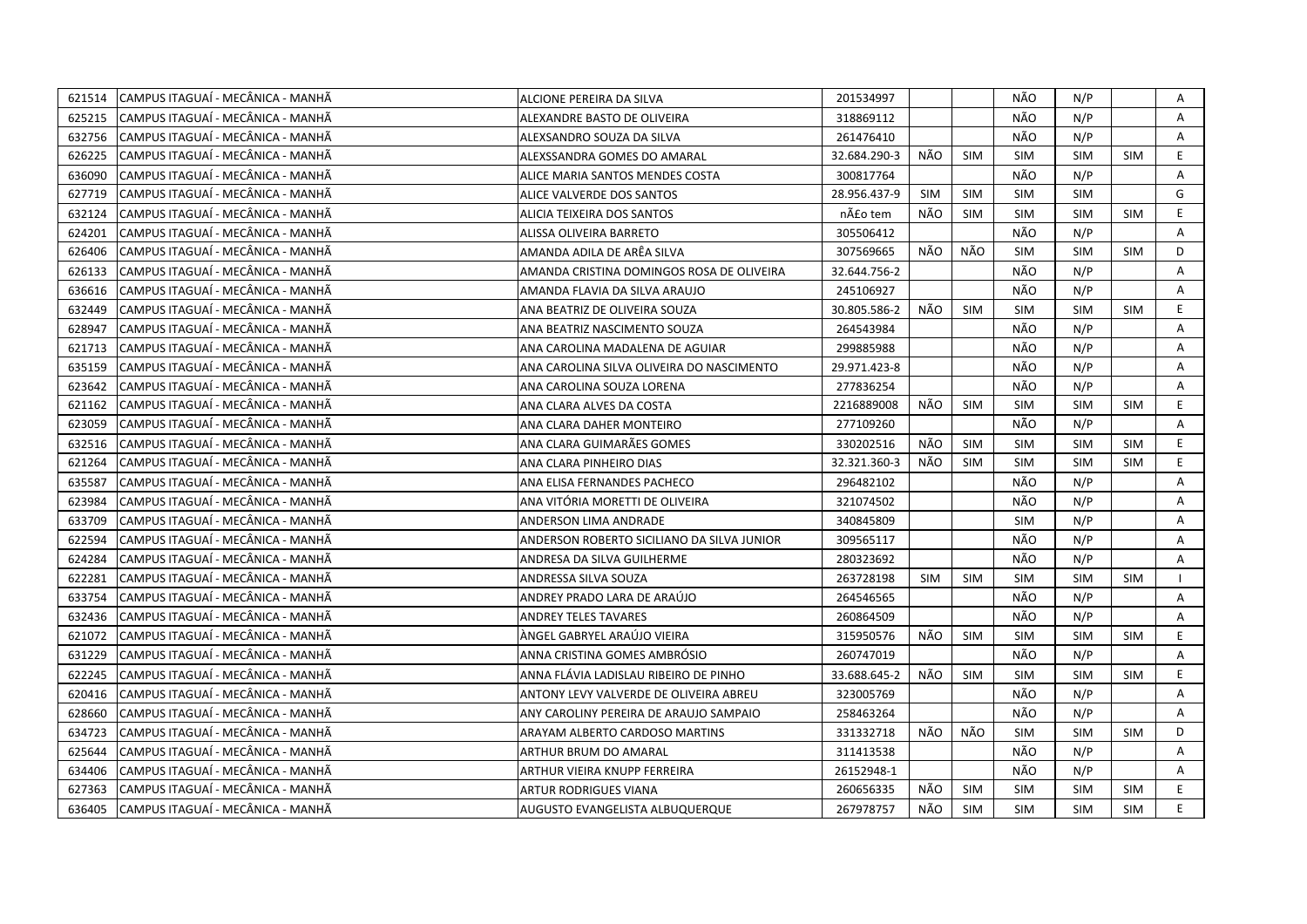| | | | | | | | | | |
|---|---|---|---|---|---|---|---|---|---|
| 621514 | CAMPUS ITAGUAÍ - MECÂNICA - MANHÃ | ALCIONE PEREIRA DA SILVA | 201534997 | | | NÃO | N/P | | A |
| 625215 | CAMPUS ITAGUAÍ - MECÂNICA - MANHÃ | ALEXANDRE BASTO DE OLIVEIRA | 318869112 | | | NÃO | N/P | | A |
| 632756 | CAMPUS ITAGUAÍ - MECÂNICA - MANHÃ | ALEXSANDRO SOUZA DA SILVA | 261476410 | | | NÃO | N/P | | A |
| 626225 | CAMPUS ITAGUAÍ - MECÂNICA - MANHÃ | ALEXSSANDRA GOMES DO AMARAL | 32.684.290-3 | NÃO | SIM | SIM | SIM | SIM | E |
| 636090 | CAMPUS ITAGUAÍ - MECÂNICA - MANHÃ | ALICE MARIA SANTOS MENDES COSTA | 300817764 | | | NÃO | N/P | | A |
| 627719 | CAMPUS ITAGUAÍ - MECÂNICA - MANHÃ | ALICE VALVERDE DOS SANTOS | 28.956.437-9 | SIM | SIM | SIM | SIM | | G |
| 632124 | CAMPUS ITAGUAÍ - MECÂNICA - MANHÃ | ALICIA TEIXEIRA DOS SANTOS | nÃ£o tem | NÃO | SIM | SIM | SIM | SIM | E |
| 624201 | CAMPUS ITAGUAÍ - MECÂNICA - MANHÃ | ALISSA OLIVEIRA BARRETO | 305506412 | | | NÃO | N/P | | A |
| 626406 | CAMPUS ITAGUAÍ - MECÂNICA - MANHÃ | AMANDA ADILA DE ARÊA SILVA | 307569665 | NÃO | NÃO | SIM | SIM | SIM | D |
| 626133 | CAMPUS ITAGUAÍ - MECÂNICA - MANHÃ | AMANDA CRISTINA DOMINGOS ROSA DE OLIVEIRA | 32.644.756-2 | | | NÃO | N/P | | A |
| 636616 | CAMPUS ITAGUAÍ - MECÂNICA - MANHÃ | AMANDA FLAVIA DA SILVA ARAUJO | 245106927 | | | NÃO | N/P | | A |
| 632449 | CAMPUS ITAGUAÍ - MECÂNICA - MANHÃ | ANA BEATRIZ DE OLIVEIRA SOUZA | 30.805.586-2 | NÃO | SIM | SIM | SIM | SIM | E |
| 628947 | CAMPUS ITAGUAÍ - MECÂNICA - MANHÃ | ANA BEATRIZ NASCIMENTO SOUZA | 264543984 | | | NÃO | N/P | | A |
| 621713 | CAMPUS ITAGUAÍ - MECÂNICA - MANHÃ | ANA CAROLINA MADALENA DE AGUIAR | 299885988 | | | NÃO | N/P | | A |
| 635159 | CAMPUS ITAGUAÍ - MECÂNICA - MANHÃ | ANA CAROLINA SILVA OLIVEIRA DO NASCIMENTO | 29.971.423-8 | | | NÃO | N/P | | A |
| 623642 | CAMPUS ITAGUAÍ - MECÂNICA - MANHÃ | ANA CAROLINA SOUZA LORENA | 277836254 | | | NÃO | N/P | | A |
| 621162 | CAMPUS ITAGUAÍ - MECÂNICA - MANHÃ | ANA CLARA ALVES DA COSTA | 2216889008 | NÃO | SIM | SIM | SIM | SIM | E |
| 623059 | CAMPUS ITAGUAÍ - MECÂNICA - MANHÃ | ANA CLARA DAHER MONTEIRO | 277109260 | | | NÃO | N/P | | A |
| 632516 | CAMPUS ITAGUAÍ - MECÂNICA - MANHÃ | ANA CLARA GUIMARÃES GOMES | 330202516 | NÃO | SIM | SIM | SIM | SIM | E |
| 621264 | CAMPUS ITAGUAÍ - MECÂNICA - MANHÃ | ANA CLARA PINHEIRO DIAS | 32.321.360-3 | NÃO | SIM | SIM | SIM | SIM | E |
| 635587 | CAMPUS ITAGUAÍ - MECÂNICA - MANHÃ | ANA ELISA FERNANDES PACHECO | 296482102 | | | NÃO | N/P | | A |
| 623984 | CAMPUS ITAGUAÍ - MECÂNICA - MANHÃ | ANA VITÓRIA MORETTI DE OLIVEIRA | 321074502 | | | NÃO | N/P | | A |
| 633709 | CAMPUS ITAGUAÍ - MECÂNICA - MANHÃ | ANDERSON LIMA ANDRADE | 340845809 | | | SIM | N/P | | A |
| 622594 | CAMPUS ITAGUAÍ - MECÂNICA - MANHÃ | ANDERSON ROBERTO SICILIANO DA SILVA JUNIOR | 309565117 | | | NÃO | N/P | | A |
| 624284 | CAMPUS ITAGUAÍ - MECÂNICA - MANHÃ | ANDRESA DA SILVA GUILHERME | 280323692 | | | NÃO | N/P | | A |
| 622281 | CAMPUS ITAGUAÍ - MECÂNICA - MANHÃ | ANDRESSA SILVA SOUZA | 263728198 | SIM | SIM | SIM | SIM | SIM | I |
| 633754 | CAMPUS ITAGUAÍ - MECÂNICA - MANHÃ | ANDREY PRADO LARA DE ARAÚJO | 264546565 | | | NÃO | N/P | | A |
| 632436 | CAMPUS ITAGUAÍ - MECÂNICA - MANHÃ | ANDREY TELES TAVARES | 260864509 | | | NÃO | N/P | | A |
| 621072 | CAMPUS ITAGUAÍ - MECÂNICA - MANHÃ | ÀNGEL GABRYEL ARAÚJO VIEIRA | 315950576 | NÃO | SIM | SIM | SIM | SIM | E |
| 631229 | CAMPUS ITAGUAÍ - MECÂNICA - MANHÃ | ANNA CRISTINA GOMES AMBRÓSIO | 260747019 | | | NÃO | N/P | | A |
| 622245 | CAMPUS ITAGUAÍ - MECÂNICA - MANHÃ | ANNA FLÁVIA LADISLAU RIBEIRO DE PINHO | 33.688.645-2 | NÃO | SIM | SIM | SIM | SIM | E |
| 620416 | CAMPUS ITAGUAÍ - MECÂNICA - MANHÃ | ANTONY LEVY VALVERDE DE OLIVEIRA ABREU | 323005769 | | | NÃO | N/P | | A |
| 628660 | CAMPUS ITAGUAÍ - MECÂNICA - MANHÃ | ANY CAROLINY PEREIRA DE ARAUJO SAMPAIO | 258463264 | | | NÃO | N/P | | A |
| 634723 | CAMPUS ITAGUAÍ - MECÂNICA - MANHÃ | ARAYAM ALBERTO CARDOSO MARTINS | 331332718 | NÃO | NÃO | SIM | SIM | SIM | D |
| 625644 | CAMPUS ITAGUAÍ - MECÂNICA - MANHÃ | ARTHUR BRUM DO AMARAL | 311413538 | | | NÃO | N/P | | A |
| 634406 | CAMPUS ITAGUAÍ - MECÂNICA - MANHÃ | ARTHUR VIEIRA KNUPP FERREIRA | 26152948-1 | | | NÃO | N/P | | A |
| 627363 | CAMPUS ITAGUAÍ - MECÂNICA - MANHÃ | ARTUR RODRIGUES VIANA | 260656335 | NÃO | SIM | SIM | SIM | SIM | E |
| 636405 | CAMPUS ITAGUAÍ - MECÂNICA - MANHÃ | AUGUSTO EVANGELISTA ALBUQUERQUE | 267978757 | NÃO | SIM | SIM | SIM | SIM | E |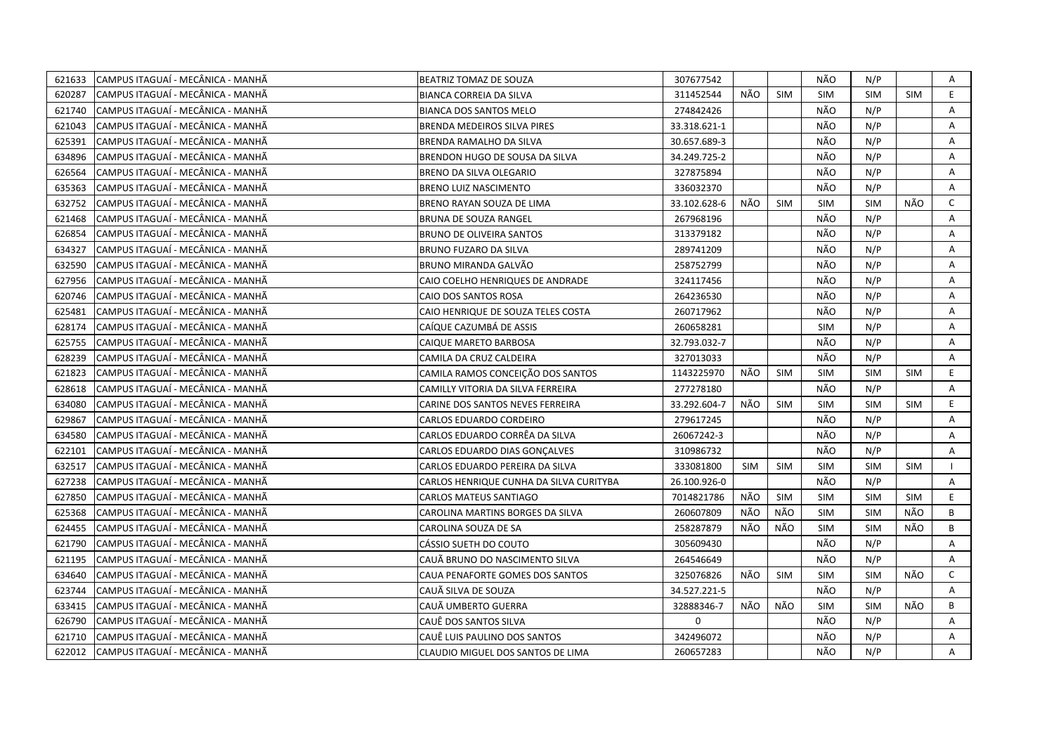| | | | | | | | | | |
|---|---|---|---|---|---|---|---|---|---|
| 621633 | CAMPUS ITAGUAÍ - MECÂNICA - MANHÃ | BEATRIZ TOMAZ DE SOUZA | 307677542 | | | NÃO | N/P | | A |
| 620287 | CAMPUS ITAGUAÍ - MECÂNICA - MANHÃ | BIANCA CORREIA DA SILVA | 311452544 | NÃO | SIM | SIM | SIM | SIM | E |
| 621740 | CAMPUS ITAGUAÍ - MECÂNICA - MANHÃ | BIANCA DOS SANTOS MELO | 274842426 | | | NÃO | N/P | | A |
| 621043 | CAMPUS ITAGUAÍ - MECÂNICA - MANHÃ | BRENDA MEDEIROS SILVA PIRES | 33.318.621-1 | | | NÃO | N/P | | A |
| 625391 | CAMPUS ITAGUAÍ - MECÂNICA - MANHÃ | BRENDA RAMALHO DA SILVA | 30.657.689-3 | | | NÃO | N/P | | A |
| 634896 | CAMPUS ITAGUAÍ - MECÂNICA - MANHÃ | BRENDON HUGO DE SOUSA DA SILVA | 34.249.725-2 | | | NÃO | N/P | | A |
| 626564 | CAMPUS ITAGUAÍ - MECÂNICA - MANHÃ | BRENO DA SILVA OLEGARIO | 327875894 | | | NÃO | N/P | | A |
| 635363 | CAMPUS ITAGUAÍ - MECÂNICA - MANHÃ | BRENO LUIZ NASCIMENTO | 336032370 | | | NÃO | N/P | | A |
| 632752 | CAMPUS ITAGUAÍ - MECÂNICA - MANHÃ | BRENO RAYAN SOUZA DE LIMA | 33.102.628-6 | NÃO | SIM | SIM | SIM | NÃO | C |
| 621468 | CAMPUS ITAGUAÍ - MECÂNICA - MANHÃ | BRUNA DE SOUZA RANGEL | 267968196 | | | NÃO | N/P | | A |
| 626854 | CAMPUS ITAGUAÍ - MECÂNICA - MANHÃ | BRUNO DE OLIVEIRA SANTOS | 313379182 | | | NÃO | N/P | | A |
| 634327 | CAMPUS ITAGUAÍ - MECÂNICA - MANHÃ | BRUNO FUZARO DA SILVA | 289741209 | | | NÃO | N/P | | A |
| 632590 | CAMPUS ITAGUAÍ - MECÂNICA - MANHÃ | BRUNO MIRANDA GALVÃO | 258752799 | | | NÃO | N/P | | A |
| 627956 | CAMPUS ITAGUAÍ - MECÂNICA - MANHÃ | CAIO COELHO HENRIQUES DE ANDRADE | 324117456 | | | NÃO | N/P | | A |
| 620746 | CAMPUS ITAGUAÍ - MECÂNICA - MANHÃ | CAIO DOS SANTOS ROSA | 264236530 | | | NÃO | N/P | | A |
| 625481 | CAMPUS ITAGUAÍ - MECÂNICA - MANHÃ | CAIO HENRIQUE DE SOUZA TELES COSTA | 260717962 | | | NÃO | N/P | | A |
| 628174 | CAMPUS ITAGUAÍ - MECÂNICA - MANHÃ | CAÍQUE CAZUMBÁ DE ASSIS | 260658281 | | | SIM | N/P | | A |
| 625755 | CAMPUS ITAGUAÍ - MECÂNICA - MANHÃ | CAIQUE MARETO BARBOSA | 32.793.032-7 | | | NÃO | N/P | | A |
| 628239 | CAMPUS ITAGUAÍ - MECÂNICA - MANHÃ | CAMILA DA CRUZ CALDEIRA | 327013033 | | | NÃO | N/P | | A |
| 621823 | CAMPUS ITAGUAÍ - MECÂNICA - MANHÃ | CAMILA RAMOS CONCEIÇÃO DOS SANTOS | 1143225970 | NÃO | SIM | SIM | SIM | SIM | E |
| 628618 | CAMPUS ITAGUAÍ - MECÂNICA - MANHÃ | CAMILLY VITORIA DA SILVA FERREIRA | 277278180 | | | NÃO | N/P | | A |
| 634080 | CAMPUS ITAGUAÍ - MECÂNICA - MANHÃ | CARINE DOS SANTOS NEVES FERREIRA | 33.292.604-7 | NÃO | SIM | SIM | SIM | SIM | E |
| 629867 | CAMPUS ITAGUAÍ - MECÂNICA - MANHÃ | CARLOS EDUARDO CORDEIRO | 279617245 | | | NÃO | N/P | | A |
| 634580 | CAMPUS ITAGUAÍ - MECÂNICA - MANHÃ | CARLOS EDUARDO CORRÊA DA SILVA | 26067242-3 | | | NÃO | N/P | | A |
| 622101 | CAMPUS ITAGUAÍ - MECÂNICA - MANHÃ | CARLOS EDUARDO DIAS GONÇALVES | 310986732 | | | NÃO | N/P | | A |
| 632517 | CAMPUS ITAGUAÍ - MECÂNICA - MANHÃ | CARLOS EDUARDO PEREIRA DA SILVA | 333081800 | SIM | SIM | SIM | SIM | SIM | I |
| 627238 | CAMPUS ITAGUAÍ - MECÂNICA - MANHÃ | CARLOS HENRIQUE CUNHA DA SILVA CURITYBA | 26.100.926-0 | | | NÃO | N/P | | A |
| 627850 | CAMPUS ITAGUAÍ - MECÂNICA - MANHÃ | CARLOS MATEUS SANTIAGO | 7014821786 | NÃO | SIM | SIM | SIM | SIM | E |
| 625368 | CAMPUS ITAGUAÍ - MECÂNICA - MANHÃ | CAROLINA MARTINS BORGES DA SILVA | 260607809 | NÃO | NÃO | SIM | SIM | NÃO | B |
| 624455 | CAMPUS ITAGUAÍ - MECÂNICA - MANHÃ | CAROLINA SOUZA DE SA | 258287879 | NÃO | NÃO | SIM | SIM | NÃO | B |
| 621790 | CAMPUS ITAGUAÍ - MECÂNICA - MANHÃ | CÁSSIO SUETH DO COUTO | 305609430 | | | NÃO | N/P | | A |
| 621195 | CAMPUS ITAGUAÍ - MECÂNICA - MANHÃ | CAUÃ BRUNO DO NASCIMENTO SILVA | 264546649 | | | NÃO | N/P | | A |
| 634640 | CAMPUS ITAGUAÍ - MECÂNICA - MANHÃ | CAUA PENAFORTE GOMES DOS SANTOS | 325076826 | NÃO | SIM | SIM | SIM | NÃO | C |
| 623744 | CAMPUS ITAGUAÍ - MECÂNICA - MANHÃ | CAUÃ SILVA DE SOUZA | 34.527.221-5 | | | NÃO | N/P | | A |
| 633415 | CAMPUS ITAGUAÍ - MECÂNICA - MANHÃ | CAUÃ UMBERTO GUERRA | 32888346-7 | NÃO | NÃO | SIM | SIM | NÃO | B |
| 626790 | CAMPUS ITAGUAÍ - MECÂNICA - MANHÃ | CAUÊ DOS SANTOS SILVA | 0 | | | NÃO | N/P | | A |
| 621710 | CAMPUS ITAGUAÍ - MECÂNICA - MANHÃ | CAUÊ LUIS PAULINO DOS SANTOS | 342496072 | | | NÃO | N/P | | A |
| 622012 | CAMPUS ITAGUAÍ - MECÂNICA - MANHÃ | CLAUDIO MIGUEL DOS SANTOS DE LIMA | 260657283 | | | NÃO | N/P | | A |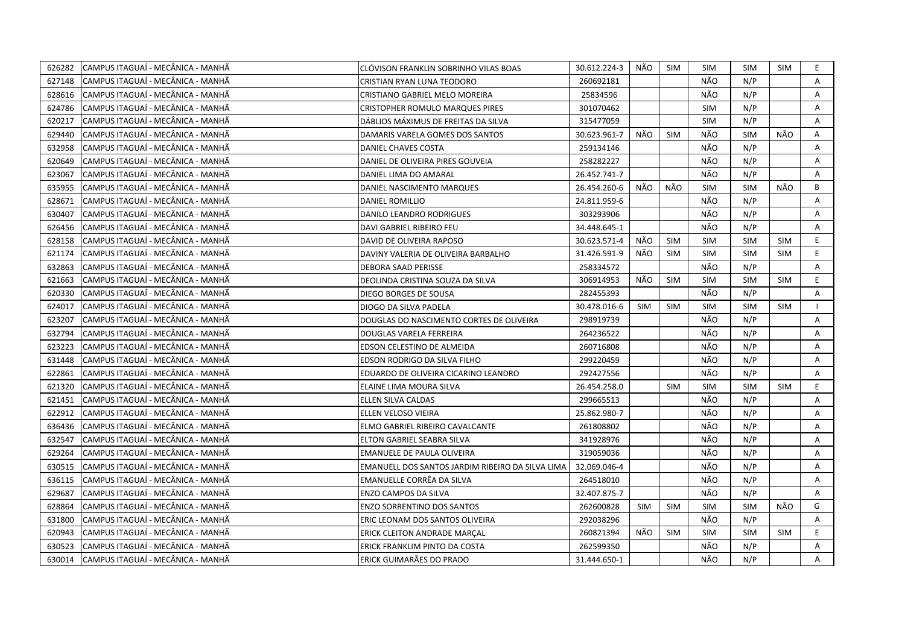| | | | | | | | | | |
|---|---|---|---|---|---|---|---|---|---|
| 626282 | CAMPUS ITAGUAÍ - MECÂNICA - MANHÃ | CLÓVISON FRANKLIN SOBRINHO VILAS BOAS | 30.612.224-3 | NÃO | SIM | SIM | SIM | SIM | E |
| 627148 | CAMPUS ITAGUAÍ - MECÂNICA - MANHÃ | CRISTIAN RYAN LUNA TEODORO | 260692181 | | | NÃO | N/P | | A |
| 628616 | CAMPUS ITAGUAÍ - MECÂNICA - MANHÃ | CRISTIANO GABRIEL MELO MOREIRA | 25834596 | | | NÃO | N/P | | A |
| 624786 | CAMPUS ITAGUAÍ - MECÂNICA - MANHÃ | CRISTOPHER ROMULO MARQUES PIRES | 301070462 | | | SIM | N/P | | A |
| 620217 | CAMPUS ITAGUAÍ - MECÂNICA - MANHÃ | DÁBLIOS MÁXIMUS DE FREITAS DA SILVA | 315477059 | | | SIM | N/P | | A |
| 629440 | CAMPUS ITAGUAÍ - MECÂNICA - MANHÃ | DAMARIS VARELA GOMES DOS SANTOS | 30.623.961-7 | NÃO | SIM | NÃO | SIM | NÃO | A |
| 632958 | CAMPUS ITAGUAÍ - MECÂNICA - MANHÃ | DANIEL CHAVES COSTA | 259134146 | | | NÃO | N/P | | A |
| 620649 | CAMPUS ITAGUAÍ - MECÂNICA - MANHÃ | DANIEL DE OLIVEIRA PIRES GOUVEIA | 258282227 | | | NÃO | N/P | | A |
| 623067 | CAMPUS ITAGUAÍ - MECÂNICA - MANHÃ | DANIEL LIMA DO AMARAL | 26.452.741-7 | | | NÃO | N/P | | A |
| 635955 | CAMPUS ITAGUAÍ - MECÂNICA - MANHÃ | DANIEL NASCIMENTO MARQUES | 26.454.260-6 | NÃO | NÃO | SIM | SIM | NÃO | B |
| 628671 | CAMPUS ITAGUAÍ - MECÂNICA - MANHÃ | DANIEL ROMILLIO | 24.811.959-6 | | | NÃO | N/P | | A |
| 630407 | CAMPUS ITAGUAÍ - MECÂNICA - MANHÃ | DANILO LEANDRO RODRIGUES | 303293906 | | | NÃO | N/P | | A |
| 626456 | CAMPUS ITAGUAÍ - MECÂNICA - MANHÃ | DAVI GABRIEL RIBEIRO FEU | 34.448.645-1 | | | NÃO | N/P | | A |
| 628158 | CAMPUS ITAGUAÍ - MECÂNICA - MANHÃ | DAVID DE OLIVEIRA RAPOSO | 30.623.571-4 | NÃO | SIM | SIM | SIM | SIM | E |
| 621174 | CAMPUS ITAGUAÍ - MECÂNICA - MANHÃ | DAVINY VALERIA DE OLIVEIRA BARBALHO | 31.426.591-9 | NÃO | SIM | SIM | SIM | SIM | E |
| 632863 | CAMPUS ITAGUAÍ - MECÂNICA - MANHÃ | DEBORA SAAD PERISSE | 258334572 | | | NÃO | N/P | | A |
| 621663 | CAMPUS ITAGUAÍ - MECÂNICA - MANHÃ | DEOLINDA CRISTINA SOUZA DA SILVA | 306914953 | NÃO | SIM | SIM | SIM | SIM | E |
| 620330 | CAMPUS ITAGUAÍ - MECÂNICA - MANHÃ | DIEGO BORGES DE SOUSA | 282455393 | | | NÃO | N/P | | A |
| 624017 | CAMPUS ITAGUAÍ - MECÂNICA - MANHÃ | DIOGO DA SILVA PADELA | 30.478.016-6 | SIM | SIM | SIM | SIM | SIM | I |
| 623207 | CAMPUS ITAGUAÍ - MECÂNICA - MANHÃ | DOUGLAS DO NASCIMENTO CORTES DE OLIVEIRA | 298919739 | | | NÃO | N/P | | A |
| 632794 | CAMPUS ITAGUAÍ - MECÂNICA - MANHÃ | DOUGLAS VARELA FERREIRA | 264236522 | | | NÃO | N/P | | A |
| 623223 | CAMPUS ITAGUAÍ - MECÂNICA - MANHÃ | EDSON CELESTINO DE ALMEIDA | 260716808 | | | NÃO | N/P | | A |
| 631448 | CAMPUS ITAGUAÍ - MECÂNICA - MANHÃ | EDSON RODRIGO DA SILVA FILHO | 299220459 | | | NÃO | N/P | | A |
| 622861 | CAMPUS ITAGUAÍ - MECÂNICA - MANHÃ | EDUARDO DE OLIVEIRA CICARINO LEANDRO | 292427556 | | | NÃO | N/P | | A |
| 621320 | CAMPUS ITAGUAÍ - MECÂNICA - MANHÃ | ELAINE LIMA MOURA SILVA | 26.454.258.0 | | SIM | SIM | SIM | SIM | E |
| 621451 | CAMPUS ITAGUAÍ - MECÂNICA - MANHÃ | ELLEN SILVA CALDAS | 299665513 | | | NÃO | N/P | | A |
| 622912 | CAMPUS ITAGUAÍ - MECÂNICA - MANHÃ | ELLEN VELOSO VIEIRA | 25.862.980-7 | | | NÃO | N/P | | A |
| 636436 | CAMPUS ITAGUAÍ - MECÂNICA - MANHÃ | ELMO GABRIEL RIBEIRO CAVALCANTE | 261808802 | | | NÃO | N/P | | A |
| 632547 | CAMPUS ITAGUAÍ - MECÂNICA - MANHÃ | ELTON GABRIEL SEABRA SILVA | 341928976 | | | NÃO | N/P | | A |
| 629264 | CAMPUS ITAGUAÍ - MECÂNICA - MANHÃ | EMANUELE DE PAULA OLIVEIRA | 319059036 | | | NÃO | N/P | | A |
| 630515 | CAMPUS ITAGUAÍ - MECÂNICA - MANHÃ | EMANUELL DOS SANTOS JARDIM RIBEIRO DA SILVA LIMA | 32.069.046-4 | | | NÃO | N/P | | A |
| 636115 | CAMPUS ITAGUAÍ - MECÂNICA - MANHÃ | EMANUELLE CORRÊA DA SILVA | 264518010 | | | NÃO | N/P | | A |
| 629687 | CAMPUS ITAGUAÍ - MECÂNICA - MANHÃ | ENZO CAMPOS DA SILVA | 32.407.875-7 | | | NÃO | N/P | | A |
| 628864 | CAMPUS ITAGUAÍ - MECÂNICA - MANHÃ | ENZO SORRENTINO DOS SANTOS | 262600828 | SIM | SIM | SIM | SIM | NÃO | G |
| 631800 | CAMPUS ITAGUAÍ - MECÂNICA - MANHÃ | ERIC LEONAM DOS SANTOS OLIVEIRA | 292038296 | | | NÃO | N/P | | A |
| 620943 | CAMPUS ITAGUAÍ - MECÂNICA - MANHÃ | ERICK CLEITON ANDRADE MARÇAL | 260821394 | NÃO | SIM | SIM | SIM | SIM | E |
| 630523 | CAMPUS ITAGUAÍ - MECÂNICA - MANHÃ | ERICK FRANKLIM PINTO DA COSTA | 262599350 | | | NÃO | N/P | | A |
| 630014 | CAMPUS ITAGUAÍ - MECÂNICA - MANHÃ | ERICK GUIMARÃES DO PRADO | 31.444.650-1 | | | NÃO | N/P | | A |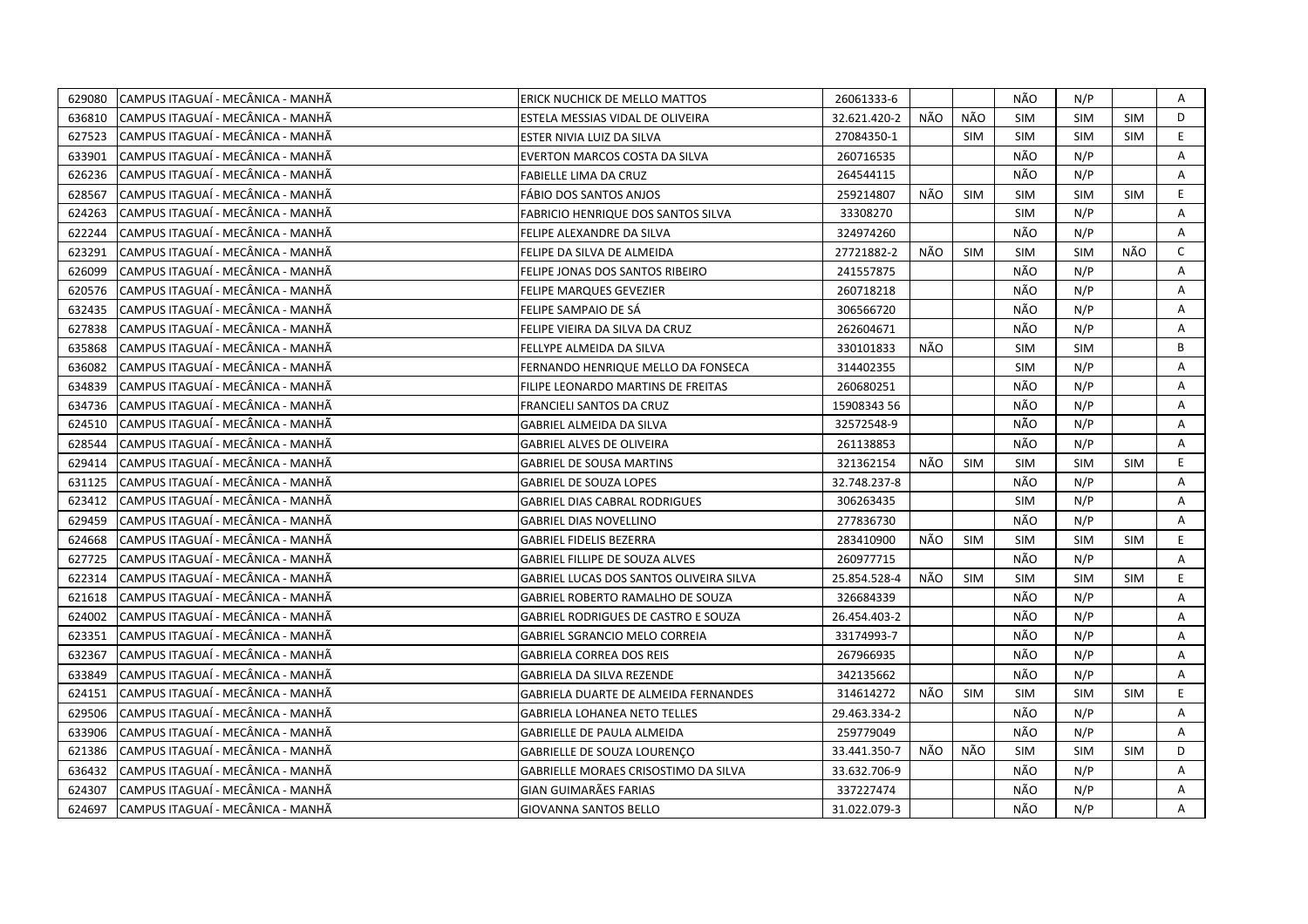| | | | | | | | | | |
|---|---|---|---|---|---|---|---|---|---|
| 629080 | CAMPUS ITAGUAÍ - MECÂNICA - MANHÃ | ERICK NUCHICK DE MELLO MATTOS | 26061333-6 | | | NÃO | N/P | | A |
| 636810 | CAMPUS ITAGUAÍ - MECÂNICA - MANHÃ | ESTELA MESSIAS VIDAL DE OLIVEIRA | 32.621.420-2 | NÃO | NÃO | SIM | SIM | SIM | D |
| 627523 | CAMPUS ITAGUAÍ - MECÂNICA - MANHÃ | ESTER NIVIA LUIZ DA SILVA | 27084350-1 | | SIM | SIM | SIM | SIM | E |
| 633901 | CAMPUS ITAGUAÍ - MECÂNICA - MANHÃ | EVERTON MARCOS COSTA DA SILVA | 260716535 | | | NÃO | N/P | | A |
| 626236 | CAMPUS ITAGUAÍ - MECÂNICA - MANHÃ | FABIELLE LIMA DA CRUZ | 264544115 | | | NÃO | N/P | | A |
| 628567 | CAMPUS ITAGUAÍ - MECÂNICA - MANHÃ | FÁBIO DOS SANTOS ANJOS | 259214807 | NÃO | SIM | SIM | SIM | SIM | E |
| 624263 | CAMPUS ITAGUAÍ - MECÂNICA - MANHÃ | FABRICIO HENRIQUE DOS SANTOS SILVA | 33308270 | | | SIM | N/P | | A |
| 622244 | CAMPUS ITAGUAÍ - MECÂNICA - MANHÃ | FELIPE ALEXANDRE DA SILVA | 324974260 | | | NÃO | N/P | | A |
| 623291 | CAMPUS ITAGUAÍ - MECÂNICA - MANHÃ | FELIPE DA SILVA DE ALMEIDA | 27721882-2 | NÃO | SIM | SIM | SIM | NÃO | C |
| 626099 | CAMPUS ITAGUAÍ - MECÂNICA - MANHÃ | FELIPE JONAS DOS SANTOS RIBEIRO | 241557875 | | | NÃO | N/P | | A |
| 620576 | CAMPUS ITAGUAÍ - MECÂNICA - MANHÃ | FELIPE MARQUES GEVEZIER | 260718218 | | | NÃO | N/P | | A |
| 632435 | CAMPUS ITAGUAÍ - MECÂNICA - MANHÃ | FELIPE SAMPAIO DE SÁ | 306566720 | | | NÃO | N/P | | A |
| 627838 | CAMPUS ITAGUAÍ - MECÂNICA - MANHÃ | FELIPE VIEIRA DA SILVA DA CRUZ | 262604671 | | | NÃO | N/P | | A |
| 635868 | CAMPUS ITAGUAÍ - MECÂNICA - MANHÃ | FELLYPE ALMEIDA DA SILVA | 330101833 | NÃO | | SIM | SIM | | B |
| 636082 | CAMPUS ITAGUAÍ - MECÂNICA - MANHÃ | FERNANDO HENRIQUE MELLO DA FONSECA | 314402355 | | | SIM | N/P | | A |
| 634839 | CAMPUS ITAGUAÍ - MECÂNICA - MANHÃ | FILIPE LEONARDO MARTINS DE FREITAS | 260680251 | | | NÃO | N/P | | A |
| 634736 | CAMPUS ITAGUAÍ - MECÂNICA - MANHÃ | FRANCIELI SANTOS DA CRUZ | 15908343 56 | | | NÃO | N/P | | A |
| 624510 | CAMPUS ITAGUAÍ - MECÂNICA - MANHÃ | GABRIEL ALMEIDA DA SILVA | 32572548-9 | | | NÃO | N/P | | A |
| 628544 | CAMPUS ITAGUAÍ - MECÂNICA - MANHÃ | GABRIEL ALVES DE OLIVEIRA | 261138853 | | | NÃO | N/P | | A |
| 629414 | CAMPUS ITAGUAÍ - MECÂNICA - MANHÃ | GABRIEL DE SOUSA MARTINS | 321362154 | NÃO | SIM | SIM | SIM | SIM | E |
| 631125 | CAMPUS ITAGUAÍ - MECÂNICA - MANHÃ | GABRIEL DE SOUZA LOPES | 32.748.237-8 | | | NÃO | N/P | | A |
| 623412 | CAMPUS ITAGUAÍ - MECÂNICA - MANHÃ | GABRIEL DIAS CABRAL RODRIGUES | 306263435 | | | SIM | N/P | | A |
| 629459 | CAMPUS ITAGUAÍ - MECÂNICA - MANHÃ | GABRIEL DIAS NOVELLINO | 277836730 | | | NÃO | N/P | | A |
| 624668 | CAMPUS ITAGUAÍ - MECÂNICA - MANHÃ | GABRIEL FIDELIS BEZERRA | 283410900 | NÃO | SIM | SIM | SIM | SIM | E |
| 627725 | CAMPUS ITAGUAÍ - MECÂNICA - MANHÃ | GABRIEL FILLIPE DE SOUZA ALVES | 260977715 | | | NÃO | N/P | | A |
| 622314 | CAMPUS ITAGUAÍ - MECÂNICA - MANHÃ | GABRIEL LUCAS DOS SANTOS OLIVEIRA SILVA | 25.854.528-4 | NÃO | SIM | SIM | SIM | SIM | E |
| 621618 | CAMPUS ITAGUAÍ - MECÂNICA - MANHÃ | GABRIEL ROBERTO RAMALHO DE SOUZA | 326684339 | | | NÃO | N/P | | A |
| 624002 | CAMPUS ITAGUAÍ - MECÂNICA - MANHÃ | GABRIEL RODRIGUES DE CASTRO E SOUZA | 26.454.403-2 | | | NÃO | N/P | | A |
| 623351 | CAMPUS ITAGUAÍ - MECÂNICA - MANHÃ | GABRIEL SGRANCIO MELO CORREIA | 33174993-7 | | | NÃO | N/P | | A |
| 632367 | CAMPUS ITAGUAÍ - MECÂNICA - MANHÃ | GABRIELA CORREA DOS REIS | 267966935 | | | NÃO | N/P | | A |
| 633849 | CAMPUS ITAGUAÍ - MECÂNICA - MANHÃ | GABRIELA DA SILVA REZENDE | 342135662 | | | NÃO | N/P | | A |
| 624151 | CAMPUS ITAGUAÍ - MECÂNICA - MANHÃ | GABRIELA DUARTE DE ALMEIDA FERNANDES | 314614272 | NÃO | SIM | SIM | SIM | SIM | E |
| 629506 | CAMPUS ITAGUAÍ - MECÂNICA - MANHÃ | GABRIELA LOHANEA NETO TELLES | 29.463.334-2 | | | NÃO | N/P | | A |
| 633906 | CAMPUS ITAGUAÍ - MECÂNICA - MANHÃ | GABRIELLE DE PAULA ALMEIDA | 259779049 | | | NÃO | N/P | | A |
| 621386 | CAMPUS ITAGUAÍ - MECÂNICA - MANHÃ | GABRIELLE DE SOUZA LOURENÇO | 33.441.350-7 | NÃO | NÃO | SIM | SIM | SIM | D |
| 636432 | CAMPUS ITAGUAÍ - MECÂNICA - MANHÃ | GABRIELLE MORAES CRISOSTIMO DA SILVA | 33.632.706-9 | | | NÃO | N/P | | A |
| 624307 | CAMPUS ITAGUAÍ - MECÂNICA - MANHÃ | GIAN GUIMARÃES FARIAS | 337227474 | | | NÃO | N/P | | A |
| 624697 | CAMPUS ITAGUAÍ - MECÂNICA - MANHÃ | GIOVANNA SANTOS BELLO | 31.022.079-3 | | | NÃO | N/P | | A |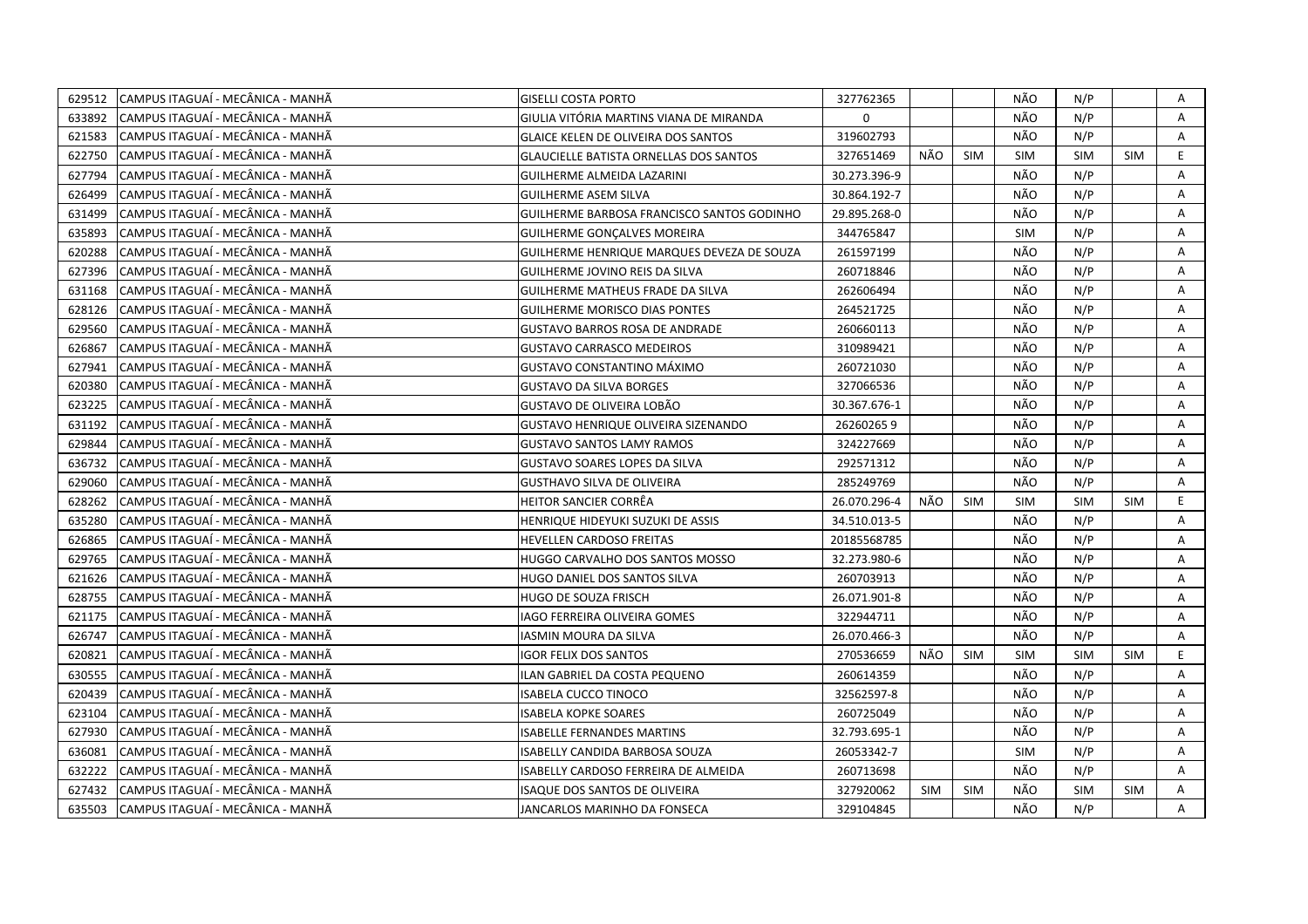| | | | | | | | | | |
|---|---|---|---|---|---|---|---|---|---|
| 629512 | CAMPUS ITAGUAÍ - MECÂNICA - MANHÃ | GISELLI COSTA PORTO | 327762365 | | | NÃO | N/P | | A |
| 633892 | CAMPUS ITAGUAÍ - MECÂNICA - MANHÃ | GIULIA VITÓRIA MARTINS VIANA DE MIRANDA | 0 | | | NÃO | N/P | | A |
| 621583 | CAMPUS ITAGUAÍ - MECÂNICA - MANHÃ | GLAICE KELEN DE OLIVEIRA DOS SANTOS | 319602793 | | | NÃO | N/P | | A |
| 622750 | CAMPUS ITAGUAÍ - MECÂNICA - MANHÃ | GLAUCIELLE BATISTA ORNELLAS DOS SANTOS | 327651469 | NÃO | SIM | SIM | SIM | SIM | E |
| 627794 | CAMPUS ITAGUAÍ - MECÂNICA - MANHÃ | GUILHERME ALMEIDA LAZARINI | 30.273.396-9 | | | NÃO | N/P | | A |
| 626499 | CAMPUS ITAGUAÍ - MECÂNICA - MANHÃ | GUILHERME ASEM SILVA | 30.864.192-7 | | | NÃO | N/P | | A |
| 631499 | CAMPUS ITAGUAÍ - MECÂNICA - MANHÃ | GUILHERME BARBOSA FRANCISCO SANTOS GODINHO | 29.895.268-0 | | | NÃO | N/P | | A |
| 635893 | CAMPUS ITAGUAÍ - MECÂNICA - MANHÃ | GUILHERME GONÇALVES MOREIRA | 344765847 | | | SIM | N/P | | A |
| 620288 | CAMPUS ITAGUAÍ - MECÂNICA - MANHÃ | GUILHERME HENRIQUE MARQUES DEVEZA DE SOUZA | 261597199 | | | NÃO | N/P | | A |
| 627396 | CAMPUS ITAGUAÍ - MECÂNICA - MANHÃ | GUILHERME JOVINO REIS DA SILVA | 260718846 | | | NÃO | N/P | | A |
| 631168 | CAMPUS ITAGUAÍ - MECÂNICA - MANHÃ | GUILHERME MATHEUS FRADE DA SILVA | 262606494 | | | NÃO | N/P | | A |
| 628126 | CAMPUS ITAGUAÍ - MECÂNICA - MANHÃ | GUILHERME MORISCO DIAS PONTES | 264521725 | | | NÃO | N/P | | A |
| 629560 | CAMPUS ITAGUAÍ - MECÂNICA - MANHÃ | GUSTAVO BARROS ROSA DE ANDRADE | 260660113 | | | NÃO | N/P | | A |
| 626867 | CAMPUS ITAGUAÍ - MECÂNICA - MANHÃ | GUSTAVO CARRASCO MEDEIROS | 310989421 | | | NÃO | N/P | | A |
| 627941 | CAMPUS ITAGUAÍ - MECÂNICA - MANHÃ | GUSTAVO CONSTANTINO MÁXIMO | 260721030 | | | NÃO | N/P | | A |
| 620380 | CAMPUS ITAGUAÍ - MECÂNICA - MANHÃ | GUSTAVO DA SILVA BORGES | 327066536 | | | NÃO | N/P | | A |
| 623225 | CAMPUS ITAGUAÍ - MECÂNICA - MANHÃ | GUSTAVO DE OLIVEIRA LOBÃO | 30.367.676-1 | | | NÃO | N/P | | A |
| 631192 | CAMPUS ITAGUAÍ - MECÂNICA - MANHÃ | GUSTAVO HENRIQUE OLIVEIRA SIZENANDO | 26260265 9 | | | NÃO | N/P | | A |
| 629844 | CAMPUS ITAGUAÍ - MECÂNICA - MANHÃ | GUSTAVO SANTOS LAMY RAMOS | 324227669 | | | NÃO | N/P | | A |
| 636732 | CAMPUS ITAGUAÍ - MECÂNICA - MANHÃ | GUSTAVO SOARES LOPES DA SILVA | 292571312 | | | NÃO | N/P | | A |
| 629060 | CAMPUS ITAGUAÍ - MECÂNICA - MANHÃ | GUSTHAVO SILVA DE OLIVEIRA | 285249769 | | | NÃO | N/P | | A |
| 628262 | CAMPUS ITAGUAÍ - MECÂNICA - MANHÃ | HEITOR SANCIER CORRÊA | 26.070.296-4 | NÃO | SIM | SIM | SIM | SIM | E |
| 635280 | CAMPUS ITAGUAÍ - MECÂNICA - MANHÃ | HENRIQUE HIDEYUKI SUZUKI DE ASSIS | 34.510.013-5 | | | NÃO | N/P | | A |
| 626865 | CAMPUS ITAGUAÍ - MECÂNICA - MANHÃ | HEVELLEN CARDOSO FREITAS | 20185568785 | | | NÃO | N/P | | A |
| 629765 | CAMPUS ITAGUAÍ - MECÂNICA - MANHÃ | HUGGO CARVALHO DOS SANTOS MOSSO | 32.273.980-6 | | | NÃO | N/P | | A |
| 621626 | CAMPUS ITAGUAÍ - MECÂNICA - MANHÃ | HUGO DANIEL DOS SANTOS SILVA | 260703913 | | | NÃO | N/P | | A |
| 628755 | CAMPUS ITAGUAÍ - MECÂNICA - MANHÃ | HUGO DE SOUZA FRISCH | 26.071.901-8 | | | NÃO | N/P | | A |
| 621175 | CAMPUS ITAGUAÍ - MECÂNICA - MANHÃ | IAGO FERREIRA OLIVEIRA GOMES | 322944711 | | | NÃO | N/P | | A |
| 626747 | CAMPUS ITAGUAÍ - MECÂNICA - MANHÃ | IASMIN MOURA DA SILVA | 26.070.466-3 | | | NÃO | N/P | | A |
| 620821 | CAMPUS ITAGUAÍ - MECÂNICA - MANHÃ | IGOR FELIX DOS SANTOS | 270536659 | NÃO | SIM | SIM | SIM | SIM | E |
| 630555 | CAMPUS ITAGUAÍ - MECÂNICA - MANHÃ | ILAN GABRIEL DA COSTA PEQUENO | 260614359 | | | NÃO | N/P | | A |
| 620439 | CAMPUS ITAGUAÍ - MECÂNICA - MANHÃ | ISABELA CUCCO TINOCO | 32562597-8 | | | NÃO | N/P | | A |
| 623104 | CAMPUS ITAGUAÍ - MECÂNICA - MANHÃ | ISABELA KOPKE SOARES | 260725049 | | | NÃO | N/P | | A |
| 627930 | CAMPUS ITAGUAÍ - MECÂNICA - MANHÃ | ISABELLE FERNANDES MARTINS | 32.793.695-1 | | | NÃO | N/P | | A |
| 636081 | CAMPUS ITAGUAÍ - MECÂNICA - MANHÃ | ISABELLY CANDIDA BARBOSA SOUZA | 26053342-7 | | | SIM | N/P | | A |
| 632222 | CAMPUS ITAGUAÍ - MECÂNICA - MANHÃ | ISABELLY CARDOSO FERREIRA DE ALMEIDA | 260713698 | | | NÃO | N/P | | A |
| 627432 | CAMPUS ITAGUAÍ - MECÂNICA - MANHÃ | ISAQUE DOS SANTOS DE OLIVEIRA | 327920062 | SIM | SIM | NÃO | SIM | SIM | A |
| 635503 | CAMPUS ITAGUAÍ - MECÂNICA - MANHÃ | JANCARLOS MARINHO DA FONSECA | 329104845 | | | NÃO | N/P | | A |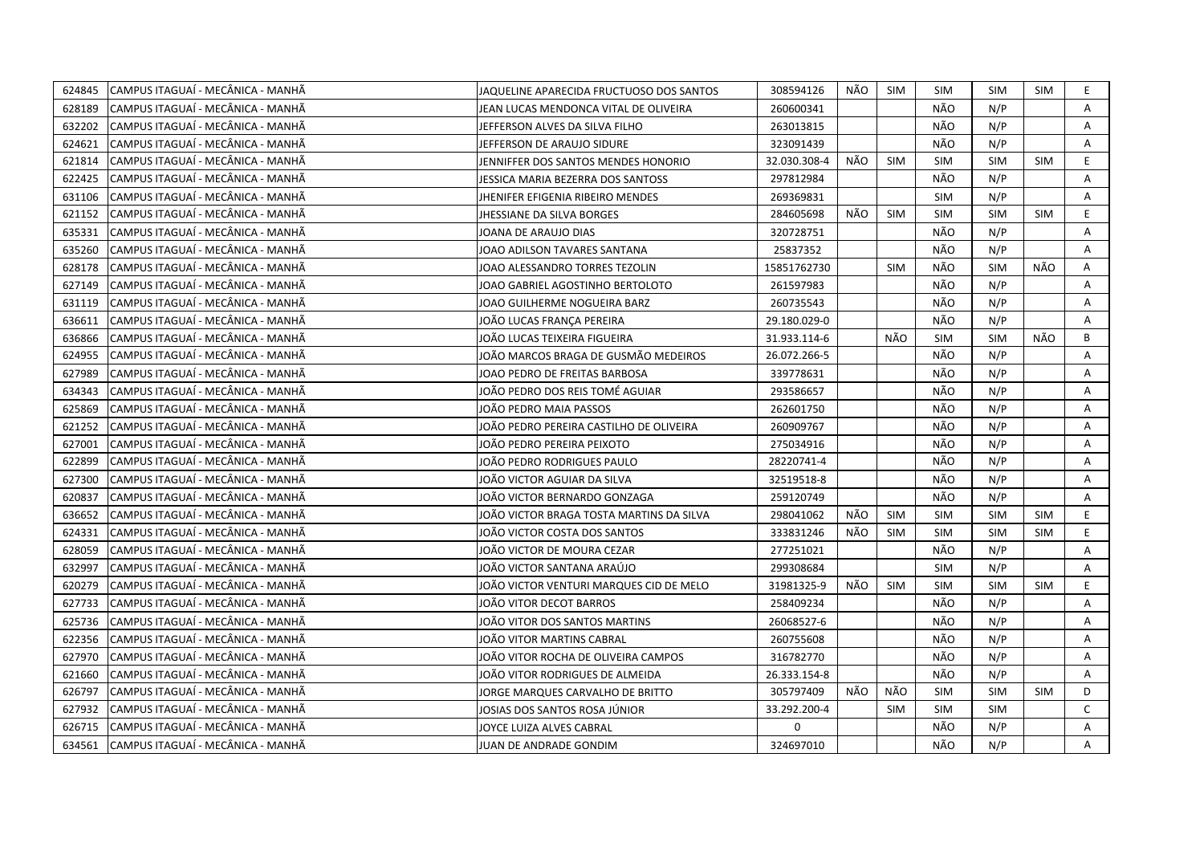| | | | | | | | | | |
|---|---|---|---|---|---|---|---|---|---|
| 624845 | CAMPUS ITAGUAÍ - MECÂNICA - MANHÃ | JAQUELINE APARECIDA FRUCTUOSO DOS SANTOS | 308594126 | NÃO | SIM | SIM | SIM | SIM | E |
| 628189 | CAMPUS ITAGUAÍ - MECÂNICA - MANHÃ | JEAN LUCAS MENDONCA VITAL DE OLIVEIRA | 260600341 | | | NÃO | N/P | | A |
| 632202 | CAMPUS ITAGUAÍ - MECÂNICA - MANHÃ | JEFFERSON ALVES DA SILVA FILHO | 263013815 | | | NÃO | N/P | | A |
| 624621 | CAMPUS ITAGUAÍ - MECÂNICA - MANHÃ | JEFFERSON DE ARAUJO SIDURE | 323091439 | | | NÃO | N/P | | A |
| 621814 | CAMPUS ITAGUAÍ - MECÂNICA - MANHÃ | JENNIFFER DOS SANTOS MENDES HONORIO | 32.030.308-4 | NÃO | SIM | SIM | SIM | SIM | E |
| 622425 | CAMPUS ITAGUAÍ - MECÂNICA - MANHÃ | JESSICA MARIA BEZERRA DOS SANTOSS | 297812984 | | | NÃO | N/P | | A |
| 631106 | CAMPUS ITAGUAÍ - MECÂNICA - MANHÃ | JHENIFER EFIGENIA RIBEIRO MENDES | 269369831 | | | SIM | N/P | | A |
| 621152 | CAMPUS ITAGUAÍ - MECÂNICA - MANHÃ | JHESSIANE DA SILVA BORGES | 284605698 | NÃO | SIM | SIM | SIM | SIM | E |
| 635331 | CAMPUS ITAGUAÍ - MECÂNICA - MANHÃ | JOANA DE ARAUJO DIAS | 320728751 | | | NÃO | N/P | | A |
| 635260 | CAMPUS ITAGUAÍ - MECÂNICA - MANHÃ | JOAO ADILSON TAVARES SANTANA | 25837352 | | | NÃO | N/P | | A |
| 628178 | CAMPUS ITAGUAÍ - MECÂNICA - MANHÃ | JOAO ALESSANDRO TORRES TEZOLIN | 15851762730 | | SIM | NÃO | SIM | NÃO | A |
| 627149 | CAMPUS ITAGUAÍ - MECÂNICA - MANHÃ | JOAO GABRIEL AGOSTINHO BERTOLOTO | 261597983 | | | NÃO | N/P | | A |
| 631119 | CAMPUS ITAGUAÍ - MECÂNICA - MANHÃ | JOAO GUILHERME NOGUEIRA BARZ | 260735543 | | | NÃO | N/P | | A |
| 636611 | CAMPUS ITAGUAÍ - MECÂNICA - MANHÃ | JOÃO LUCAS FRANÇA PEREIRA | 29.180.029-0 | | | NÃO | N/P | | A |
| 636866 | CAMPUS ITAGUAÍ - MECÂNICA - MANHÃ | JOÃO LUCAS TEIXEIRA FIGUEIRA | 31.933.114-6 | | NÃO | SIM | SIM | NÃO | B |
| 624955 | CAMPUS ITAGUAÍ - MECÂNICA - MANHÃ | JOÃO MARCOS BRAGA DE GUSMÃO MEDEIROS | 26.072.266-5 | | | NÃO | N/P | | A |
| 627989 | CAMPUS ITAGUAÍ - MECÂNICA - MANHÃ | JOAO PEDRO DE FREITAS BARBOSA | 339778631 | | | NÃO | N/P | | A |
| 634343 | CAMPUS ITAGUAÍ - MECÂNICA - MANHÃ | JOÃO PEDRO DOS REIS TOMÉ AGUIAR | 293586657 | | | NÃO | N/P | | A |
| 625869 | CAMPUS ITAGUAÍ - MECÂNICA - MANHÃ | JOÃO PEDRO MAIA PASSOS | 262601750 | | | NÃO | N/P | | A |
| 621252 | CAMPUS ITAGUAÍ - MECÂNICA - MANHÃ | JOÃO PEDRO PEREIRA CASTILHO DE OLIVEIRA | 260909767 | | | NÃO | N/P | | A |
| 627001 | CAMPUS ITAGUAÍ - MECÂNICA - MANHÃ | JOÃO PEDRO PEREIRA PEIXOTO | 275034916 | | | NÃO | N/P | | A |
| 622899 | CAMPUS ITAGUAÍ - MECÂNICA - MANHÃ | JOÃO PEDRO RODRIGUES PAULO | 28220741-4 | | | NÃO | N/P | | A |
| 627300 | CAMPUS ITAGUAÍ - MECÂNICA - MANHÃ | JOÃO VICTOR AGUIAR DA SILVA | 32519518-8 | | | NÃO | N/P | | A |
| 620837 | CAMPUS ITAGUAÍ - MECÂNICA - MANHÃ | JOÃO VICTOR BERNARDO GONZAGA | 259120749 | | | NÃO | N/P | | A |
| 636652 | CAMPUS ITAGUAÍ - MECÂNICA - MANHÃ | JOÃO VICTOR BRAGA TOSTA MARTINS DA SILVA | 298041062 | NÃO | SIM | SIM | SIM | SIM | E |
| 624331 | CAMPUS ITAGUAÍ - MECÂNICA - MANHÃ | JOÃO VICTOR COSTA DOS SANTOS | 333831246 | NÃO | SIM | SIM | SIM | SIM | E |
| 628059 | CAMPUS ITAGUAÍ - MECÂNICA - MANHÃ | JOÃO VICTOR DE MOURA CEZAR | 277251021 | | | NÃO | N/P | | A |
| 632997 | CAMPUS ITAGUAÍ - MECÂNICA - MANHÃ | JOÃO VICTOR SANTANA ARAÚJO | 299308684 | | | SIM | N/P | | A |
| 620279 | CAMPUS ITAGUAÍ - MECÂNICA - MANHÃ | JOÃO VICTOR VENTURI MARQUES CID DE MELO | 31981325-9 | NÃO | SIM | SIM | SIM | SIM | E |
| 627733 | CAMPUS ITAGUAÍ - MECÂNICA - MANHÃ | JOÃO VITOR DECOT BARROS | 258409234 | | | NÃO | N/P | | A |
| 625736 | CAMPUS ITAGUAÍ - MECÂNICA - MANHÃ | JOÃO VITOR DOS SANTOS MARTINS | 26068527-6 | | | NÃO | N/P | | A |
| 622356 | CAMPUS ITAGUAÍ - MECÂNICA - MANHÃ | JOÃO VITOR MARTINS CABRAL | 260755608 | | | NÃO | N/P | | A |
| 627970 | CAMPUS ITAGUAÍ - MECÂNICA - MANHÃ | JOÃO VITOR ROCHA DE OLIVEIRA CAMPOS | 316782770 | | | NÃO | N/P | | A |
| 621660 | CAMPUS ITAGUAÍ - MECÂNICA - MANHÃ | JOÃO VITOR RODRIGUES DE ALMEIDA | 26.333.154-8 | | | NÃO | N/P | | A |
| 626797 | CAMPUS ITAGUAÍ - MECÂNICA - MANHÃ | JORGE MARQUES CARVALHO DE BRITTO | 305797409 | NÃO | NÃO | SIM | SIM | SIM | D |
| 627932 | CAMPUS ITAGUAÍ - MECÂNICA - MANHÃ | JOSIAS DOS SANTOS ROSA JÚNIOR | 33.292.200-4 | | SIM | SIM | SIM | | C |
| 626715 | CAMPUS ITAGUAÍ - MECÂNICA - MANHÃ | JOYCE LUIZA ALVES CABRAL | 0 | | | NÃO | N/P | | A |
| 634561 | CAMPUS ITAGUAÍ - MECÂNICA - MANHÃ | JUAN DE ANDRADE GONDIM | 324697010 | | | NÃO | N/P | | A |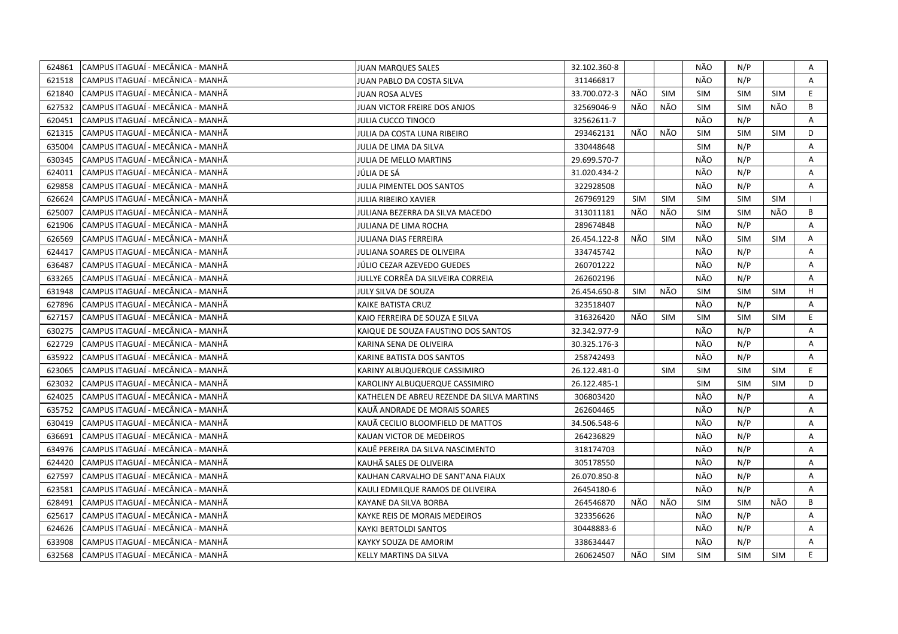| | | | | | | | | | |
|---|---|---|---|---|---|---|---|---|---|
| 624861 | CAMPUS ITAGUAÍ - MECÂNICA - MANHÃ | JUAN MARQUES SALES | 32.102.360-8 | | | NÃO | N/P | | A |
| 621518 | CAMPUS ITAGUAÍ - MECÂNICA - MANHÃ | JUAN PABLO DA COSTA SILVA | 311466817 | | | NÃO | N/P | | A |
| 621840 | CAMPUS ITAGUAÍ - MECÂNICA - MANHÃ | JUAN ROSA ALVES | 33.700.072-3 | NÃO | SIM | SIM | SIM | SIM | E |
| 627532 | CAMPUS ITAGUAÍ - MECÂNICA - MANHÃ | JUAN VICTOR FREIRE DOS ANJOS | 32569046-9 | NÃO | NÃO | SIM | SIM | NÃO | B |
| 620451 | CAMPUS ITAGUAÍ - MECÂNICA - MANHÃ | JULIA CUCCO TINOCO | 32562611-7 | | | NÃO | N/P | | A |
| 621315 | CAMPUS ITAGUAÍ - MECÂNICA - MANHÃ | JULIA DA COSTA LUNA RIBEIRO | 293462131 | NÃO | NÃO | SIM | SIM | SIM | D |
| 635004 | CAMPUS ITAGUAÍ - MECÂNICA - MANHÃ | JULIA DE LIMA DA SILVA | 330448648 | | | SIM | N/P | | A |
| 630345 | CAMPUS ITAGUAÍ - MECÂNICA - MANHÃ | JULIA DE MELLO MARTINS | 29.699.570-7 | | | NÃO | N/P | | A |
| 624011 | CAMPUS ITAGUAÍ - MECÂNICA - MANHÃ | JÚLIA DE SÁ | 31.020.434-2 | | | NÃO | N/P | | A |
| 629858 | CAMPUS ITAGUAÍ - MECÂNICA - MANHÃ | JULIA PIMENTEL DOS SANTOS | 322928508 | | | NÃO | N/P | | A |
| 626624 | CAMPUS ITAGUAÍ - MECÂNICA - MANHÃ | JULIA RIBEIRO XAVIER | 267969129 | SIM | SIM | SIM | SIM | SIM | I |
| 625007 | CAMPUS ITAGUAÍ - MECÂNICA - MANHÃ | JULIANA BEZERRA DA SILVA MACEDO | 313011181 | NÃO | NÃO | SIM | SIM | NÃO | B |
| 621906 | CAMPUS ITAGUAÍ - MECÂNICA - MANHÃ | JULIANA DE LIMA ROCHA | 289674848 | | | NÃO | N/P | | A |
| 626569 | CAMPUS ITAGUAÍ - MECÂNICA - MANHÃ | JULIANA DIAS FERREIRA | 26.454.122-8 | NÃO | SIM | NÃO | SIM | SIM | A |
| 624417 | CAMPUS ITAGUAÍ - MECÂNICA - MANHÃ | JULIANA SOARES DE OLIVEIRA | 334745742 | | | NÃO | N/P | | A |
| 636487 | CAMPUS ITAGUAÍ - MECÂNICA - MANHÃ | JÚLIO CEZAR AZEVEDO GUEDES | 260701222 | | | NÃO | N/P | | A |
| 633265 | CAMPUS ITAGUAÍ - MECÂNICA - MANHÃ | JULLYE CORRÊA DA SILVEIRA CORREIA | 262602196 | | | NÃO | N/P | | A |
| 631948 | CAMPUS ITAGUAÍ - MECÂNICA - MANHÃ | JULY SILVA DE SOUZA | 26.454.650-8 | SIM | NÃO | SIM | SIM | SIM | H |
| 627896 | CAMPUS ITAGUAÍ - MECÂNICA - MANHÃ | KAIKE BATISTA CRUZ | 323518407 | | | NÃO | N/P | | A |
| 627157 | CAMPUS ITAGUAÍ - MECÂNICA - MANHÃ | KAIO FERREIRA DE SOUZA E SILVA | 316326420 | NÃO | SIM | SIM | SIM | SIM | E |
| 630275 | CAMPUS ITAGUAÍ - MECÂNICA - MANHÃ | KAIQUE DE SOUZA FAUSTINO DOS SANTOS | 32.342.977-9 | | | NÃO | N/P | | A |
| 622729 | CAMPUS ITAGUAÍ - MECÂNICA - MANHÃ | KARINA SENA DE OLIVEIRA | 30.325.176-3 | | | NÃO | N/P | | A |
| 635922 | CAMPUS ITAGUAÍ - MECÂNICA - MANHÃ | KARINE BATISTA DOS SANTOS | 258742493 | | | NÃO | N/P | | A |
| 623065 | CAMPUS ITAGUAÍ - MECÂNICA - MANHÃ | KARINY ALBUQUERQUE CASSIMIRO | 26.122.481-0 | | SIM | SIM | SIM | SIM | E |
| 623032 | CAMPUS ITAGUAÍ - MECÂNICA - MANHÃ | KAROLINY ALBUQUERQUE CASSIMIRO | 26.122.485-1 | | | SIM | SIM | SIM | D |
| 624025 | CAMPUS ITAGUAÍ - MECÂNICA - MANHÃ | KATHELEN DE ABREU REZENDE DA SILVA MARTINS | 306803420 | | | NÃO | N/P | | A |
| 635752 | CAMPUS ITAGUAÍ - MECÂNICA - MANHÃ | KAUÃ ANDRADE DE MORAIS SOARES | 262604465 | | | NÃO | N/P | | A |
| 630419 | CAMPUS ITAGUAÍ - MECÂNICA - MANHÃ | KAUÃ CECILIO BLOOMFIELD DE MATTOS | 34.506.548-6 | | | NÃO | N/P | | A |
| 636691 | CAMPUS ITAGUAÍ - MECÂNICA - MANHÃ | KAUAN VICTOR DE MEDEIROS | 264236829 | | | NÃO | N/P | | A |
| 634976 | CAMPUS ITAGUAÍ - MECÂNICA - MANHÃ | KAUÊ PEREIRA DA SILVA NASCIMENTO | 318174703 | | | NÃO | N/P | | A |
| 624420 | CAMPUS ITAGUAÍ - MECÂNICA - MANHÃ | KAUHÃ SALES DE OLIVEIRA | 305178550 | | | NÃO | N/P | | A |
| 627597 | CAMPUS ITAGUAÍ - MECÂNICA - MANHÃ | KAUHAN CARVALHO DE SANT'ANA FIAUX | 26.070.850-8 | | | NÃO | N/P | | A |
| 623581 | CAMPUS ITAGUAÍ - MECÂNICA - MANHÃ | KAULI EDMILQUE RAMOS DE OLIVEIRA | 26454180-6 | | | NÃO | N/P | | A |
| 628491 | CAMPUS ITAGUAÍ - MECÂNICA - MANHÃ | KAYANE DA SILVA BORBA | 264546870 | NÃO | NÃO | SIM | SIM | NÃO | B |
| 625617 | CAMPUS ITAGUAÍ - MECÂNICA - MANHÃ | KAYKE REIS DE MORAIS MEDEIROS | 323356626 | | | NÃO | N/P | | A |
| 624626 | CAMPUS ITAGUAÍ - MECÂNICA - MANHÃ | KAYKI BERTOLDI SANTOS | 30448883-6 | | | NÃO | N/P | | A |
| 633908 | CAMPUS ITAGUAÍ - MECÂNICA - MANHÃ | KAYKY SOUZA DE AMORIM | 338634447 | | | NÃO | N/P | | A |
| 632568 | CAMPUS ITAGUAÍ - MECÂNICA - MANHÃ | KELLY MARTINS DA SILVA | 260624507 | NÃO | SIM | SIM | SIM | SIM | E |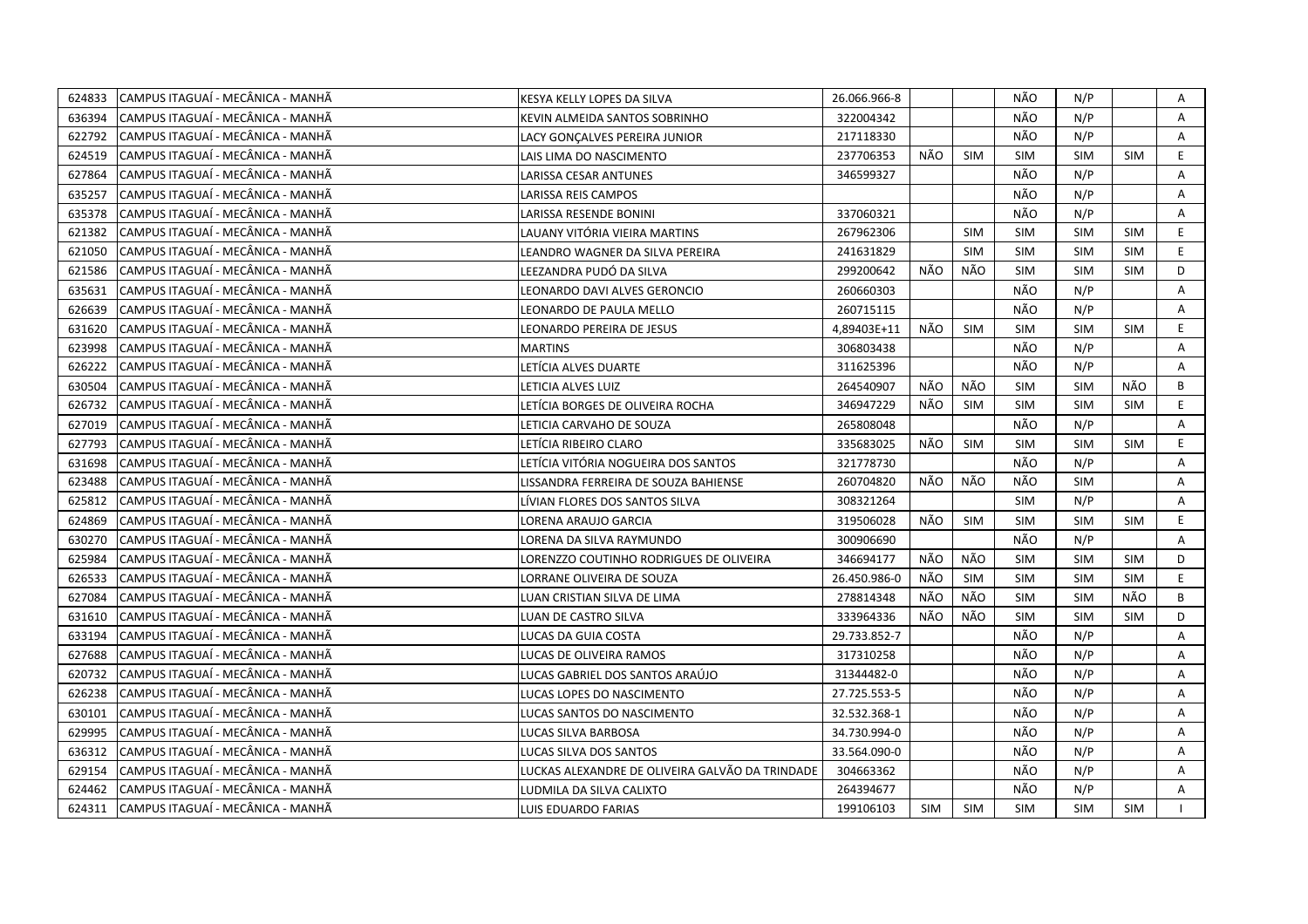| | | | | | | | | | |
|---|---|---|---|---|---|---|---|---|---|
| 624833 | CAMPUS ITAGUAÍ - MECÂNICA - MANHÃ | KESYA KELLY LOPES DA SILVA | 26.066.966-8 | | | NÃO | N/P | | A |
| 636394 | CAMPUS ITAGUAÍ - MECÂNICA - MANHÃ | KEVIN ALMEIDA SANTOS SOBRINHO | 322004342 | | | NÃO | N/P | | A |
| 622792 | CAMPUS ITAGUAÍ - MECÂNICA - MANHÃ | LACY GONÇALVES PEREIRA JUNIOR | 217118330 | | | NÃO | N/P | | A |
| 624519 | CAMPUS ITAGUAÍ - MECÂNICA - MANHÃ | LAIS LIMA DO NASCIMENTO | 237706353 | NÃO | SIM | SIM | SIM | SIM | E |
| 627864 | CAMPUS ITAGUAÍ - MECÂNICA - MANHÃ | LARISSA CESAR ANTUNES | 346599327 | | | NÃO | N/P | | A |
| 635257 | CAMPUS ITAGUAÍ - MECÂNICA - MANHÃ | LARISSA REIS CAMPOS | | | | NÃO | N/P | | A |
| 635378 | CAMPUS ITAGUAÍ - MECÂNICA - MANHÃ | LARISSA RESENDE BONINI | 337060321 | | | NÃO | N/P | | A |
| 621382 | CAMPUS ITAGUAÍ - MECÂNICA - MANHÃ | LAUANY VITÓRIA VIEIRA MARTINS | 267962306 | | SIM | SIM | SIM | SIM | E |
| 621050 | CAMPUS ITAGUAÍ - MECÂNICA - MANHÃ | LEANDRO WAGNER DA SILVA PEREIRA | 241631829 | | SIM | SIM | SIM | SIM | E |
| 621586 | CAMPUS ITAGUAÍ - MECÂNICA - MANHÃ | LEEZANDRA PUDÓ DA SILVA | 299200642 | NÃO | NÃO | SIM | SIM | SIM | D |
| 635631 | CAMPUS ITAGUAÍ - MECÂNICA - MANHÃ | LEONARDO DAVI ALVES GERONCIO | 260660303 | | | NÃO | N/P | | A |
| 626639 | CAMPUS ITAGUAÍ - MECÂNICA - MANHÃ | LEONARDO DE PAULA MELLO | 260715115 | | | NÃO | N/P | | A |
| 631620 | CAMPUS ITAGUAÍ - MECÂNICA - MANHÃ | LEONARDO PEREIRA DE JESUS | 4,89403E+11 | NÃO | SIM | SIM | SIM | SIM | E |
| 623998 | CAMPUS ITAGUAÍ - MECÂNICA - MANHÃ | MARTINS | 306803438 | | | NÃO | N/P | | A |
| 626222 | CAMPUS ITAGUAÍ - MECÂNICA - MANHÃ | LETÍCIA ALVES DUARTE | 311625396 | | | NÃO | N/P | | A |
| 630504 | CAMPUS ITAGUAÍ - MECÂNICA - MANHÃ | LETICIA ALVES LUIZ | 264540907 | NÃO | NÃO | SIM | SIM | NÃO | B |
| 626732 | CAMPUS ITAGUAÍ - MECÂNICA - MANHÃ | LETÍCIA BORGES DE OLIVEIRA ROCHA | 346947229 | NÃO | SIM | SIM | SIM | SIM | E |
| 627019 | CAMPUS ITAGUAÍ - MECÂNICA - MANHÃ | LETICIA CARVAHO DE SOUZA | 265808048 | | | NÃO | N/P | | A |
| 627793 | CAMPUS ITAGUAÍ - MECÂNICA - MANHÃ | LETÍCIA RIBEIRO CLARO | 335683025 | NÃO | SIM | SIM | SIM | SIM | E |
| 631698 | CAMPUS ITAGUAÍ - MECÂNICA - MANHÃ | LETÍCIA VITÓRIA NOGUEIRA DOS SANTOS | 321778730 | | | NÃO | N/P | | A |
| 623488 | CAMPUS ITAGUAÍ - MECÂNICA - MANHÃ | LISSANDRA FERREIRA DE SOUZA BAHIENSE | 260704820 | NÃO | NÃO | NÃO | SIM | | A |
| 625812 | CAMPUS ITAGUAÍ - MECÂNICA - MANHÃ | LÍVIAN FLORES DOS SANTOS SILVA | 308321264 | | | SIM | N/P | | A |
| 624869 | CAMPUS ITAGUAÍ - MECÂNICA - MANHÃ | LORENA ARAUJO GARCIA | 319506028 | NÃO | SIM | SIM | SIM | SIM | E |
| 630270 | CAMPUS ITAGUAÍ - MECÂNICA - MANHÃ | LORENA DA SILVA RAYMUNDO | 300906690 | | | NÃO | N/P | | A |
| 625984 | CAMPUS ITAGUAÍ - MECÂNICA - MANHÃ | LORENZZO COUTINHO RODRIGUES DE OLIVEIRA | 346694177 | NÃO | NÃO | SIM | SIM | SIM | D |
| 626533 | CAMPUS ITAGUAÍ - MECÂNICA - MANHÃ | LORRANE OLIVEIRA DE SOUZA | 26.450.986-0 | NÃO | SIM | SIM | SIM | SIM | E |
| 627084 | CAMPUS ITAGUAÍ - MECÂNICA - MANHÃ | LUAN CRISTIAN SILVA DE LIMA | 278814348 | NÃO | NÃO | SIM | SIM | NÃO | B |
| 631610 | CAMPUS ITAGUAÍ - MECÂNICA - MANHÃ | LUAN DE CASTRO SILVA | 333964336 | NÃO | NÃO | SIM | SIM | SIM | D |
| 633194 | CAMPUS ITAGUAÍ - MECÂNICA - MANHÃ | LUCAS DA GUIA COSTA | 29.733.852-7 | | | NÃO | N/P | | A |
| 627688 | CAMPUS ITAGUAÍ - MECÂNICA - MANHÃ | LUCAS DE OLIVEIRA RAMOS | 317310258 | | | NÃO | N/P | | A |
| 620732 | CAMPUS ITAGUAÍ - MECÂNICA - MANHÃ | LUCAS GABRIEL DOS SANTOS ARAÚJO | 31344482-0 | | | NÃO | N/P | | A |
| 626238 | CAMPUS ITAGUAÍ - MECÂNICA - MANHÃ | LUCAS LOPES DO NASCIMENTO | 27.725.553-5 | | | NÃO | N/P | | A |
| 630101 | CAMPUS ITAGUAÍ - MECÂNICA - MANHÃ | LUCAS SANTOS DO NASCIMENTO | 32.532.368-1 | | | NÃO | N/P | | A |
| 629995 | CAMPUS ITAGUAÍ - MECÂNICA - MANHÃ | LUCAS SILVA BARBOSA | 34.730.994-0 | | | NÃO | N/P | | A |
| 636312 | CAMPUS ITAGUAÍ - MECÂNICA - MANHÃ | LUCAS SILVA DOS SANTOS | 33.564.090-0 | | | NÃO | N/P | | A |
| 629154 | CAMPUS ITAGUAÍ - MECÂNICA - MANHÃ | LUCKAS ALEXANDRE DE OLIVEIRA GALVÃO DA TRINDADE | 304663362 | | | NÃO | N/P | | A |
| 624462 | CAMPUS ITAGUAÍ - MECÂNICA - MANHÃ | LUDMILA DA SILVA CALIXTO | 264394677 | | | NÃO | N/P | | A |
| 624311 | CAMPUS ITAGUAÍ - MECÂNICA - MANHÃ | LUIS EDUARDO FARIAS | 199106103 | SIM | SIM | SIM | SIM | SIM | I |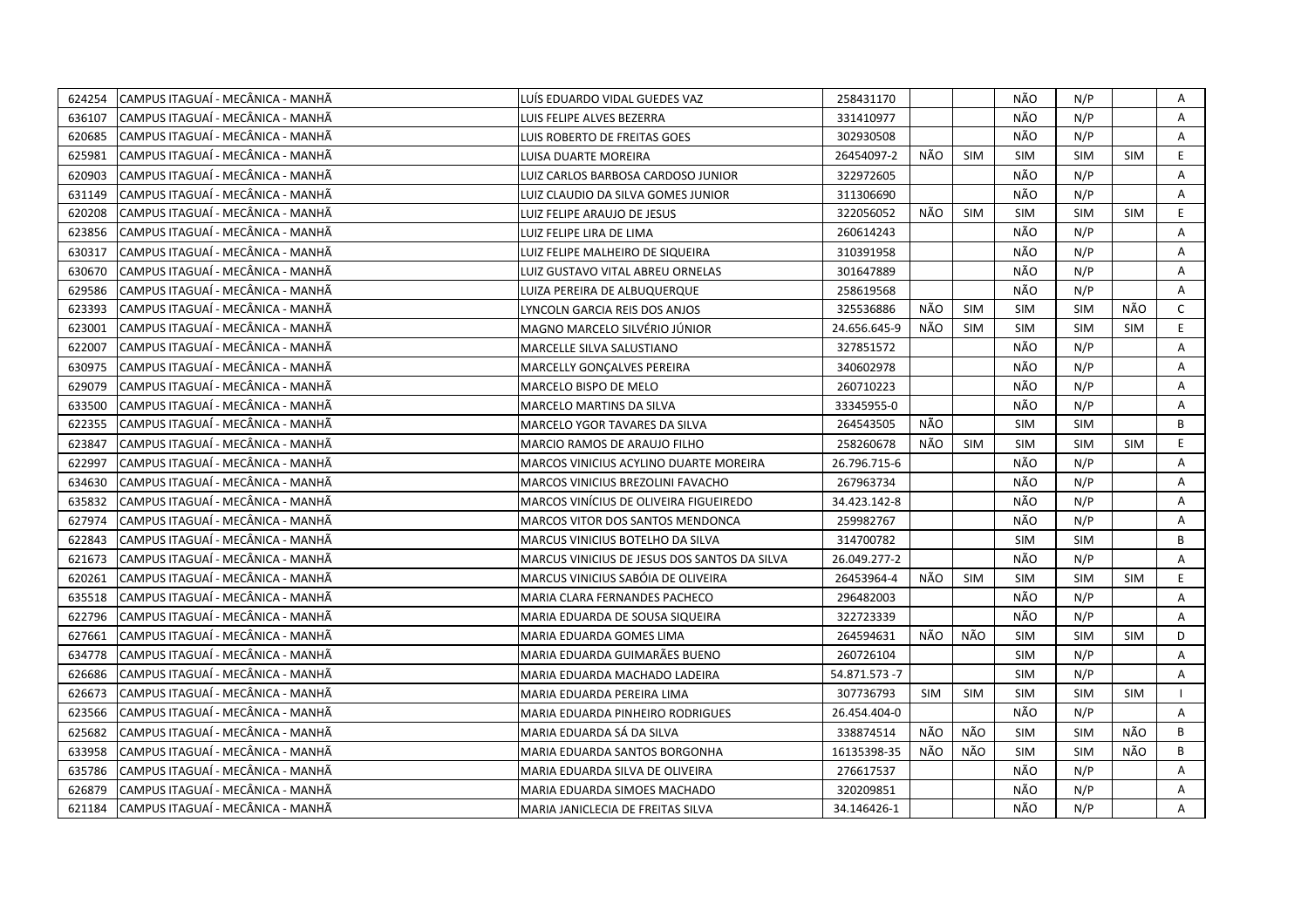| | | | | | | | | | |
|---|---|---|---|---|---|---|---|---|---|
| 624254 | CAMPUS ITAGUAÍ - MECÂNICA - MANHÃ | LUÍS EDUARDO VIDAL GUEDES VAZ | 258431170 | | | NÃO | N/P | | A |
| 636107 | CAMPUS ITAGUAÍ - MECÂNICA - MANHÃ | LUIS FELIPE ALVES BEZERRA | 331410977 | | | NÃO | N/P | | A |
| 620685 | CAMPUS ITAGUAÍ - MECÂNICA - MANHÃ | LUIS ROBERTO DE FREITAS GOES | 302930508 | | | NÃO | N/P | | A |
| 625981 | CAMPUS ITAGUAÍ - MECÂNICA - MANHÃ | LUISA DUARTE MOREIRA | 26454097-2 | NÃO | SIM | SIM | SIM | SIM | E |
| 620903 | CAMPUS ITAGUAÍ - MECÂNICA - MANHÃ | LUIZ CARLOS BARBOSA CARDOSO JUNIOR | 322972605 | | | NÃO | N/P | | A |
| 631149 | CAMPUS ITAGUAÍ - MECÂNICA - MANHÃ | LUIZ CLAUDIO DA SILVA GOMES JUNIOR | 311306690 | | | NÃO | N/P | | A |
| 620208 | CAMPUS ITAGUAÍ - MECÂNICA - MANHÃ | LUIZ FELIPE ARAUJO DE JESUS | 322056052 | NÃO | SIM | SIM | SIM | SIM | E |
| 623856 | CAMPUS ITAGUAÍ - MECÂNICA - MANHÃ | LUIZ FELIPE LIRA DE LIMA | 260614243 | | | NÃO | N/P | | A |
| 630317 | CAMPUS ITAGUAÍ - MECÂNICA - MANHÃ | LUIZ FELIPE MALHEIRO DE SIQUEIRA | 310391958 | | | NÃO | N/P | | A |
| 630670 | CAMPUS ITAGUAÍ - MECÂNICA - MANHÃ | LUIZ GUSTAVO VITAL ABREU ORNELAS | 301647889 | | | NÃO | N/P | | A |
| 629586 | CAMPUS ITAGUAÍ - MECÂNICA - MANHÃ | LUIZA PEREIRA DE ALBUQUERQUE | 258619568 | | | NÃO | N/P | | A |
| 623393 | CAMPUS ITAGUAÍ - MECÂNICA - MANHÃ | LYNCOLN GARCIA REIS DOS ANJOS | 325536886 | NÃO | SIM | SIM | SIM | NÃO | C |
| 623001 | CAMPUS ITAGUAÍ - MECÂNICA - MANHÃ | MAGNO MARCELO SILVÉRIO JÚNIOR | 24.656.645-9 | NÃO | SIM | SIM | SIM | SIM | E |
| 622007 | CAMPUS ITAGUAÍ - MECÂNICA - MANHÃ | MARCELLE SILVA SALUSTIANO | 327851572 | | | NÃO | N/P | | A |
| 630975 | CAMPUS ITAGUAÍ - MECÂNICA - MANHÃ | MARCELLY GONÇALVES PEREIRA | 340602978 | | | NÃO | N/P | | A |
| 629079 | CAMPUS ITAGUAÍ - MECÂNICA - MANHÃ | MARCELO BISPO DE MELO | 260710223 | | | NÃO | N/P | | A |
| 633500 | CAMPUS ITAGUAÍ - MECÂNICA - MANHÃ | MARCELO MARTINS DA SILVA | 33345955-0 | | | NÃO | N/P | | A |
| 622355 | CAMPUS ITAGUAÍ - MECÂNICA - MANHÃ | MARCELO YGOR TAVARES DA SILVA | 264543505 | NÃO | | SIM | SIM | | B |
| 623847 | CAMPUS ITAGUAÍ - MECÂNICA - MANHÃ | MARCIO RAMOS DE ARAUJO FILHO | 258260678 | NÃO | SIM | SIM | SIM | SIM | E |
| 622997 | CAMPUS ITAGUAÍ - MECÂNICA - MANHÃ | MARCOS VINICIUS ACYLINO DUARTE MOREIRA | 26.796.715-6 | | | NÃO | N/P | | A |
| 634630 | CAMPUS ITAGUAÍ - MECÂNICA - MANHÃ | MARCOS VINICIUS BREZOLINI FAVACHO | 267963734 | | | NÃO | N/P | | A |
| 635832 | CAMPUS ITAGUAÍ - MECÂNICA - MANHÃ | MARCOS VINÍCIUS DE OLIVEIRA FIGUEIREDO | 34.423.142-8 | | | NÃO | N/P | | A |
| 627974 | CAMPUS ITAGUAÍ - MECÂNICA - MANHÃ | MARCOS VITOR DOS SANTOS MENDONCA | 259982767 | | | NÃO | N/P | | A |
| 622843 | CAMPUS ITAGUAÍ - MECÂNICA - MANHÃ | MARCUS VINICIUS BOTELHO DA SILVA | 314700782 | | | SIM | SIM | | B |
| 621673 | CAMPUS ITAGUAÍ - MECÂNICA - MANHÃ | MARCUS VINICIUS DE JESUS DOS SANTOS DA SILVA | 26.049.277-2 | | | NÃO | N/P | | A |
| 620261 | CAMPUS ITAGUAÍ - MECÂNICA - MANHÃ | MARCUS VINICIUS SABÓIA DE OLIVEIRA | 26453964-4 | NÃO | SIM | SIM | SIM | SIM | E |
| 635518 | CAMPUS ITAGUAÍ - MECÂNICA - MANHÃ | MARIA CLARA FERNANDES PACHECO | 296482003 | | | NÃO | N/P | | A |
| 622796 | CAMPUS ITAGUAÍ - MECÂNICA - MANHÃ | MARIA EDUARDA DE SOUSA SIQUEIRA | 322723339 | | | NÃO | N/P | | A |
| 627661 | CAMPUS ITAGUAÍ - MECÂNICA - MANHÃ | MARIA EDUARDA GOMES LIMA | 264594631 | NÃO | NÃO | SIM | SIM | SIM | D |
| 634778 | CAMPUS ITAGUAÍ - MECÂNICA - MANHÃ | MARIA EDUARDA GUIMARÃES BUENO | 260726104 | | | SIM | N/P | | A |
| 626686 | CAMPUS ITAGUAÍ - MECÂNICA - MANHÃ | MARIA EDUARDA MACHADO LADEIRA | 54.871.573 -7 | | | SIM | N/P | | A |
| 626673 | CAMPUS ITAGUAÍ - MECÂNICA - MANHÃ | MARIA EDUARDA PEREIRA LIMA | 307736793 | SIM | SIM | SIM | SIM | SIM | I |
| 623566 | CAMPUS ITAGUAÍ - MECÂNICA - MANHÃ | MARIA EDUARDA PINHEIRO RODRIGUES | 26.454.404-0 | | | NÃO | N/P | | A |
| 625682 | CAMPUS ITAGUAÍ - MECÂNICA - MANHÃ | MARIA EDUARDA SÁ DA SILVA | 338874514 | NÃO | NÃO | SIM | SIM | NÃO | B |
| 633958 | CAMPUS ITAGUAÍ - MECÂNICA - MANHÃ | MARIA EDUARDA SANTOS BORGONHA | 16135398-35 | NÃO | NÃO | SIM | SIM | NÃO | B |
| 635786 | CAMPUS ITAGUAÍ - MECÂNICA - MANHÃ | MARIA EDUARDA SILVA DE OLIVEIRA | 276617537 | | | NÃO | N/P | | A |
| 626879 | CAMPUS ITAGUAÍ - MECÂNICA - MANHÃ | MARIA EDUARDA SIMOES MACHADO | 320209851 | | | NÃO | N/P | | A |
| 621184 | CAMPUS ITAGUAÍ - MECÂNICA - MANHÃ | MARIA JANICLECIA DE FREITAS SILVA | 34.146426-1 | | | NÃO | N/P | | A |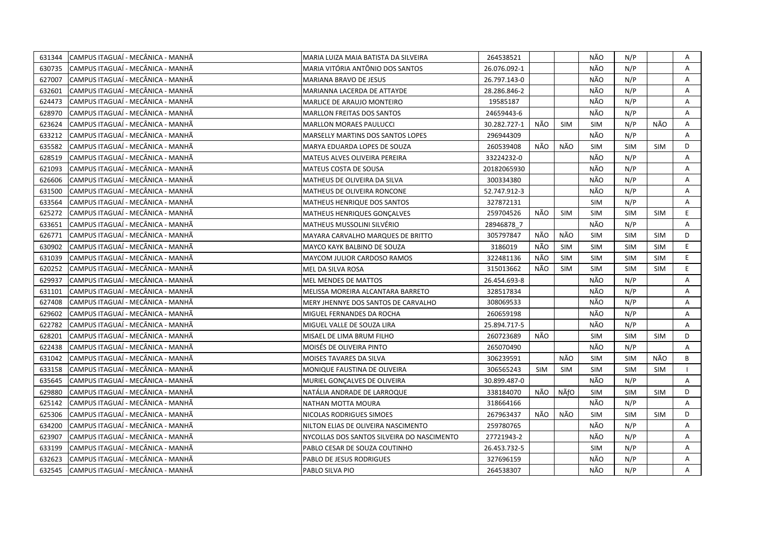| | | | | | | | | | | |
|---|---|---|---|---|---|---|---|---|---|---|
| 631344 | CAMPUS ITAGUAÍ - MECÂNICA - MANHÃ | MARIA LUIZA MAIA BATISTA DA SILVEIRA | 264538521 | | | NÃO | N/P | | A |
| 630735 | CAMPUS ITAGUAÍ - MECÂNICA - MANHÃ | MARIA VITÓRIA ANTÔNIO DOS SANTOS | 26.076.092-1 | | | NÃO | N/P | | A |
| 627007 | CAMPUS ITAGUAÍ - MECÂNICA - MANHÃ | MARIANA BRAVO DE JESUS | 26.797.143-0 | | | NÃO | N/P | | A |
| 632601 | CAMPUS ITAGUAÍ - MECÂNICA - MANHÃ | MARIANNA LACERDA DE ATTAYDE | 28.286.846-2 | | | NÃO | N/P | | A |
| 624473 | CAMPUS ITAGUAÍ - MECÂNICA - MANHÃ | MARLICE DE ARAUJO MONTEIRO | 19585187 | | | NÃO | N/P | | A |
| 628970 | CAMPUS ITAGUAÍ - MECÂNICA - MANHÃ | MARLLON FREITAS DOS SANTOS | 24659443-6 | | | NÃO | N/P | | A |
| 623624 | CAMPUS ITAGUAÍ - MECÂNICA - MANHÃ | MARLLON MORAES PAULUCCI | 30.282.727-1 | NÃO | SIM | SIM | N/P | NÃO | A |
| 633212 | CAMPUS ITAGUAÍ - MECÂNICA - MANHÃ | MARSELLY MARTINS DOS SANTOS LOPES | 296944309 | | | NÃO | N/P | | A |
| 635582 | CAMPUS ITAGUAÍ - MECÂNICA - MANHÃ | MARYA EDUARDA LOPES DE SOUZA | 260539408 | NÃO | NÃO | SIM | SIM | SIM | D |
| 628519 | CAMPUS ITAGUAÍ - MECÂNICA - MANHÃ | MATEUS ALVES OLIVEIRA PEREIRA | 33224232-0 | | | NÃO | N/P | | A |
| 621093 | CAMPUS ITAGUAÍ - MECÂNICA - MANHÃ | MATEUS COSTA DE SOUSA | 20182065930 | | | NÃO | N/P | | A |
| 626606 | CAMPUS ITAGUAÍ - MECÂNICA - MANHÃ | MATHEUS DE OLIVEIRA DA SILVA | 300334380 | | | NÃO | N/P | | A |
| 631500 | CAMPUS ITAGUAÍ - MECÂNICA - MANHÃ | MATHEUS DE OLIVEIRA RONCONE | 52.747.912-3 | | | NÃO | N/P | | A |
| 633564 | CAMPUS ITAGUAÍ - MECÂNICA - MANHÃ | MATHEUS HENRIQUE DOS SANTOS | 327872131 | | | SIM | N/P | | A |
| 625272 | CAMPUS ITAGUAÍ - MECÂNICA - MANHÃ | MATHEUS HENRIQUES GONÇALVES | 259704526 | NÃO | SIM | SIM | SIM | SIM | E |
| 633651 | CAMPUS ITAGUAÍ - MECÂNICA - MANHÃ | MATHEUS MUSSOLINI SILVÉRIO | 28946878_7 | | | NÃO | N/P | | A |
| 626771 | CAMPUS ITAGUAÍ - MECÂNICA - MANHÃ | MAYARA CARVALHO MARQUES DE BRITTO | 305797847 | NÃO | NÃO | SIM | SIM | SIM | D |
| 630902 | CAMPUS ITAGUAÍ - MECÂNICA - MANHÃ | MAYCO KAYK BALBINO DE SOUZA | 3186019 | NÃO | SIM | SIM | SIM | SIM | E |
| 631039 | CAMPUS ITAGUAÍ - MECÂNICA - MANHÃ | MAYCOM JULIOR CARDOSO RAMOS | 322481136 | NÃO | SIM | SIM | SIM | SIM | E |
| 620252 | CAMPUS ITAGUAÍ - MECÂNICA - MANHÃ | MEL DA SILVA ROSA | 315013662 | NÃO | SIM | SIM | SIM | SIM | E |
| 629937 | CAMPUS ITAGUAÍ - MECÂNICA - MANHÃ | MEL MENDES DE MATTOS | 26.454.693-8 | | | NÃO | N/P | | A |
| 631101 | CAMPUS ITAGUAÍ - MECÂNICA - MANHÃ | MELISSA MOREIRA ALCANTARA BARRETO | 328517834 | | | NÃO | N/P | | A |
| 627408 | CAMPUS ITAGUAÍ - MECÂNICA - MANHÃ | MERY JHENNYE DOS SANTOS DE CARVALHO | 308069533 | | | NÃO | N/P | | A |
| 629602 | CAMPUS ITAGUAÍ - MECÂNICA - MANHÃ | MIGUEL FERNANDES DA ROCHA | 260659198 | | | NÃO | N/P | | A |
| 622782 | CAMPUS ITAGUAÍ - MECÂNICA - MANHÃ | MIGUEL VALLE DE SOUZA LIRA | 25.894.717-5 | | | NÃO | N/P | | A |
| 628201 | CAMPUS ITAGUAÍ - MECÂNICA - MANHÃ | MISAEL DE LIMA BRUM FILHO | 260723689 | NÃO | | SIM | SIM | SIM | D |
| 622438 | CAMPUS ITAGUAÍ - MECÂNICA - MANHÃ | MOISÉS DE OLIVEIRA PINTO | 265070490 | | | NÃO | N/P | | A |
| 631042 | CAMPUS ITAGUAÍ - MECÂNICA - MANHÃ | MOISES TAVARES DA SILVA | 306239591 | | NÃO | SIM | SIM | NÃO | B |
| 633158 | CAMPUS ITAGUAÍ - MECÂNICA - MANHÃ | MONIQUE FAUSTINA DE OLIVEIRA | 306565243 | SIM | SIM | SIM | SIM | SIM | I |
| 635645 | CAMPUS ITAGUAÍ - MECÂNICA - MANHÃ | MURIEL GONÇALVES DE OLIVEIRA | 30.899.487-0 | | | NÃO | N/P | | A |
| 629880 | CAMPUS ITAGUAÍ - MECÂNICA - MANHÃ | NATÁLIA ANDRADE DE LARROQUE | 338184070 | NÃO | NÃfO | SIM | SIM | SIM | D |
| 625142 | CAMPUS ITAGUAÍ - MECÂNICA - MANHÃ | NATHAN MOTTA MOURA | 318664166 | | | NÃO | N/P | | A |
| 625306 | CAMPUS ITAGUAÍ - MECÂNICA - MANHÃ | NICOLAS RODRIGUES SIMOES | 267963437 | NÃO | NÃO | SIM | SIM | SIM | D |
| 634200 | CAMPUS ITAGUAÍ - MECÂNICA - MANHÃ | NILTON ELIAS DE OLIVEIRA NASCIMENTO | 259780765 | | | NÃO | N/P | | A |
| 623907 | CAMPUS ITAGUAÍ - MECÂNICA - MANHÃ | NYCOLLAS DOS SANTOS SILVEIRA DO NASCIMENTO | 27721943-2 | | | NÃO | N/P | | A |
| 633199 | CAMPUS ITAGUAÍ - MECÂNICA - MANHÃ | PABLO CESAR DE SOUZA COUTINHO | 26.453.732-5 | | | SIM | N/P | | A |
| 632623 | CAMPUS ITAGUAÍ - MECÂNICA - MANHÃ | PABLO DE JESUS RODRIGUES | 327696159 | | | NÃO | N/P | | A |
| 632545 | CAMPUS ITAGUAÍ - MECÂNICA - MANHÃ | PABLO SILVA PIO | 264538307 | | | NÃO | N/P | | A |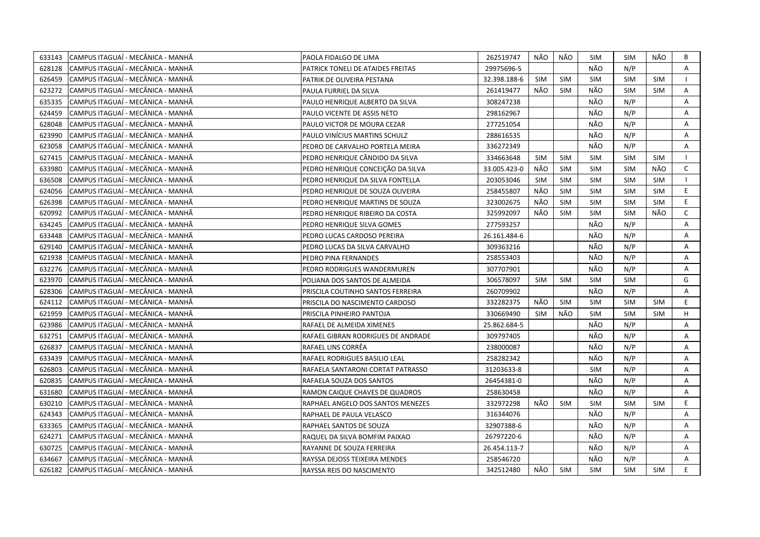| | | | | | | | | | |
|---|---|---|---|---|---|---|---|---|---|
| 633143 | CAMPUS ITAGUAÍ - MECÂNICA - MANHÃ | PAOLA FIDALGO DE LIMA | 262519747 | NÃO | NÃO | SIM | SIM | NÃO | B |
| 628128 | CAMPUS ITAGUAÍ - MECÂNICA - MANHÃ | PATRICK TONELI DE ATAIDES FREITAS | 29975696-5 | | | NÃO | N/P | | A |
| 626459 | CAMPUS ITAGUAÍ - MECÂNICA - MANHÃ | PATRIK DE OLIVEIRA PESTANA | 32.398.188-6 | SIM | SIM | SIM | SIM | SIM | I |
| 623272 | CAMPUS ITAGUAÍ - MECÂNICA - MANHÃ | PAULA FURRIEL DA SILVA | 261419477 | NÃO | SIM | NÃO | SIM | SIM | A |
| 635335 | CAMPUS ITAGUAÍ - MECÂNICA - MANHÃ | PAULO HENRIQUE ALBERTO DA SILVA | 308247238 | | | NÃO | N/P | | A |
| 624459 | CAMPUS ITAGUAÍ - MECÂNICA - MANHÃ | PAULO VICENTE DE ASSIS NETO | 298162967 | | | NÃO | N/P | | A |
| 628048 | CAMPUS ITAGUAÍ - MECÂNICA - MANHÃ | PAULO VICTOR DE MOURA CEZAR | 277251054 | | | NÃO | N/P | | A |
| 623990 | CAMPUS ITAGUAÍ - MECÂNICA - MANHÃ | PAULO VINÍCIUS MARTINS SCHULZ | 288616535 | | | NÃO | N/P | | A |
| 623058 | CAMPUS ITAGUAÍ - MECÂNICA - MANHÃ | PEDRO DE CARVALHO PORTELA MEIRA | 336272349 | | | NÃO | N/P | | A |
| 627415 | CAMPUS ITAGUAÍ - MECÂNICA - MANHÃ | PEDRO HENRIQUE CÂNDIDO DA SILVA | 334663648 | SIM | SIM | SIM | SIM | SIM | I |
| 633980 | CAMPUS ITAGUAÍ - MECÂNICA - MANHÃ | PEDRO HENRIQUE CONCEIÇÃO DA SILVA | 33.005.423-0 | NÃO | SIM | SIM | SIM | NÃO | C |
| 636508 | CAMPUS ITAGUAÍ - MECÂNICA - MANHÃ | PEDRO HENRIQUE DA SILVA FONTELLA | 203053046 | SIM | SIM | SIM | SIM | SIM | I |
| 624056 | CAMPUS ITAGUAÍ - MECÂNICA - MANHÃ | PEDRO HENRIQUE DE SOUZA OLIVEIRA | 258455807 | NÃO | SIM | SIM | SIM | SIM | E |
| 626398 | CAMPUS ITAGUAÍ - MECÂNICA - MANHÃ | PEDRO HENRIQUE MARTINS DE SOUZA | 323002675 | NÃO | SIM | SIM | SIM | SIM | E |
| 620992 | CAMPUS ITAGUAÍ - MECÂNICA - MANHÃ | PEDRO HENRIQUE RIBEIRO DA COSTA | 325992097 | NÃO | SIM | SIM | SIM | NÃO | C |
| 634245 | CAMPUS ITAGUAÍ - MECÂNICA - MANHÃ | PEDRO HENRIQUE SILVA GOMES | 277593257 | | | NÃO | N/P | | A |
| 633448 | CAMPUS ITAGUAÍ - MECÂNICA - MANHÃ | PEDRO LUCAS CARDOSO PEREIRA | 26.161.484-6 | | | NÃO | N/P | | A |
| 629140 | CAMPUS ITAGUAÍ - MECÂNICA - MANHÃ | PEDRO LUCAS DA SILVA CARVALHO | 309363216 | | | NÃO | N/P | | A |
| 621938 | CAMPUS ITAGUAÍ - MECÂNICA - MANHÃ | PEDRO PINA FERNANDES | 258553403 | | | NÃO | N/P | | A |
| 632276 | CAMPUS ITAGUAÍ - MECÂNICA - MANHÃ | PEDRO RODRIGUES WANDERMUREN | 307707901 | | | NÃO | N/P | | A |
| 623970 | CAMPUS ITAGUAÍ - MECÂNICA - MANHÃ | POLIANA DOS SANTOS DE ALMEIDA | 306578097 | SIM | SIM | SIM | SIM | | G |
| 628306 | CAMPUS ITAGUAÍ - MECÂNICA - MANHÃ | PRISCILA COUTINHO SANTOS FERREIRA | 260709902 | | | NÃO | N/P | | A |
| 624112 | CAMPUS ITAGUAÍ - MECÂNICA - MANHÃ | PRISCILA DO NASCIMENTO CARDOSO | 332282375 | NÃO | SIM | SIM | SIM | SIM | E |
| 621959 | CAMPUS ITAGUAÍ - MECÂNICA - MANHÃ | PRISCILA PINHEIRO PANTOJA | 330669490 | SIM | NÃO | SIM | SIM | SIM | H |
| 623986 | CAMPUS ITAGUAÍ - MECÂNICA - MANHÃ | RAFAEL DE ALMEIDA XIMENES | 25.862.684-5 | | | NÃO | N/P | | A |
| 632751 | CAMPUS ITAGUAÍ - MECÂNICA - MANHÃ | RAFAEL GIBRAN RODRIGUES DE ANDRADE | 309797405 | | | NÃO | N/P | | A |
| 626837 | CAMPUS ITAGUAÍ - MECÂNICA - MANHÃ | RAFAEL LINS CORRÊA | 238000087 | | | NÃO | N/P | | A |
| 633439 | CAMPUS ITAGUAÍ - MECÂNICA - MANHÃ | RAFAEL RODRIGUES BASILIO LEAL | 258282342 | | | NÃO | N/P | | A |
| 626803 | CAMPUS ITAGUAÍ - MECÂNICA - MANHÃ | RAFAELA SANTARONI CORTAT PATRASSO | 31203633-8 | | | SIM | N/P | | A |
| 620835 | CAMPUS ITAGUAÍ - MECÂNICA - MANHÃ | RAFAELA SOUZA DOS SANTOS | 26454381-0 | | | NÃO | N/P | | A |
| 631680 | CAMPUS ITAGUAÍ - MECÂNICA - MANHÃ | RAMON CAIQUE CHAVES DE QUADROS | 258630458 | | | NÃO | N/P | | A |
| 630210 | CAMPUS ITAGUAÍ - MECÂNICA - MANHÃ | RAPHAEL ANGELO DOS SANTOS MENEZES | 332972298 | NÃO | SIM | SIM | SIM | SIM | E |
| 624343 | CAMPUS ITAGUAÍ - MECÂNICA - MANHÃ | RAPHAEL DE PAULA VELASCO | 316344076 | | | NÃO | N/P | | A |
| 633365 | CAMPUS ITAGUAÍ - MECÂNICA - MANHÃ | RAPHAEL SANTOS DE SOUZA | 32907388-6 | | | NÃO | N/P | | A |
| 624271 | CAMPUS ITAGUAÍ - MECÂNICA - MANHÃ | RAQUEL DA SILVA BOMFIM PAIXAO | 26797220-6 | | | NÃO | N/P | | A |
| 630725 | CAMPUS ITAGUAÍ - MECÂNICA - MANHÃ | RAYANNE DE SOUZA FERREIRA | 26.454.113-7 | | | NÃO | N/P | | A |
| 634667 | CAMPUS ITAGUAÍ - MECÂNICA - MANHÃ | RAYSSA DEJOSS TEIXEIRA MENDES | 258546720 | | | NÃO | N/P | | A |
| 626182 | CAMPUS ITAGUAÍ - MECÂNICA - MANHÃ | RAYSSA REIS DO NASCIMENTO | 342512480 | NÃO | SIM | SIM | SIM | SIM | E |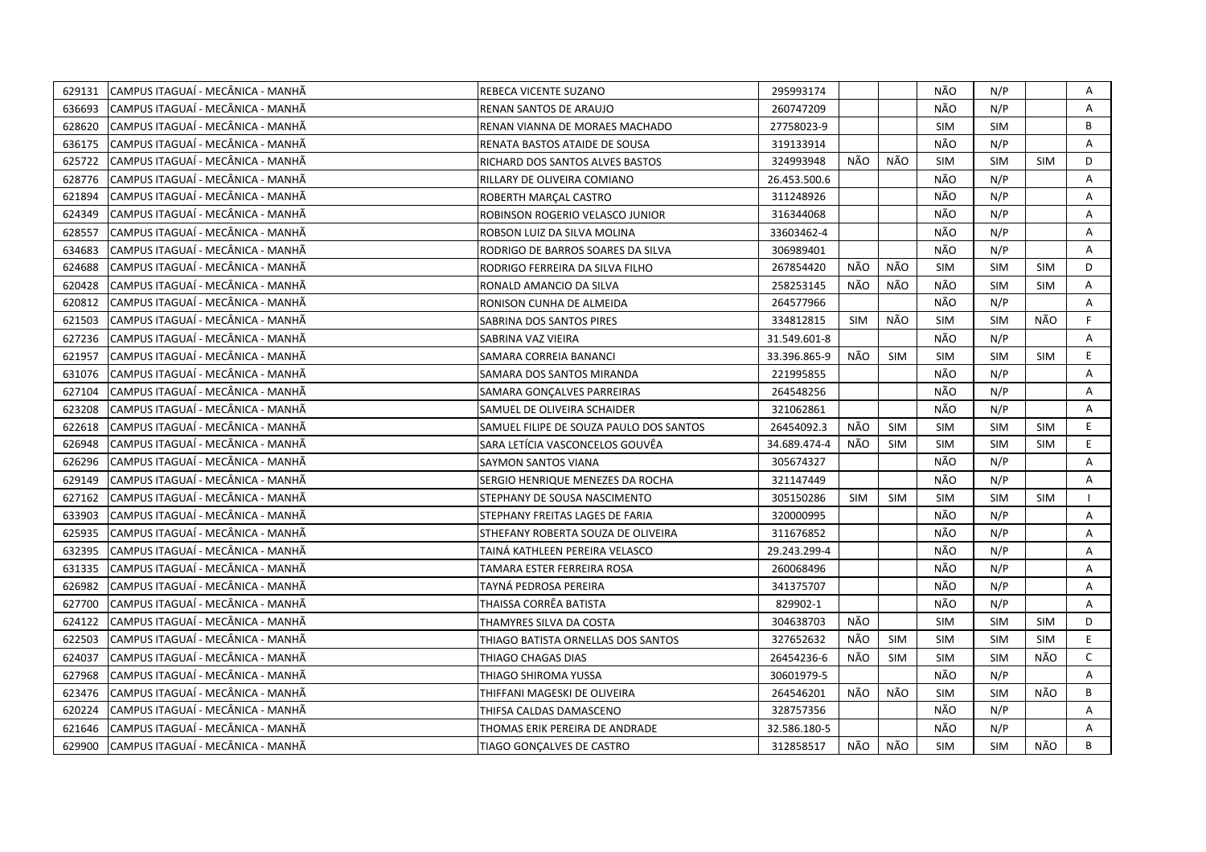| | | | | | | | | | | |
|---|---|---|---|---|---|---|---|---|---|---|
| 629131 | CAMPUS ITAGUAÍ - MECÂNICA - MANHÃ | REBECA VICENTE SUZANO | 295993174 | | | NÃO | N/P | | A |
| 636693 | CAMPUS ITAGUAÍ - MECÂNICA - MANHÃ | RENAN SANTOS DE ARAUJO | 260747209 | | | NÃO | N/P | | A |
| 628620 | CAMPUS ITAGUAÍ - MECÂNICA - MANHÃ | RENAN VIANNA DE MORAES MACHADO | 27758023-9 | | | SIM | SIM | | B |
| 636175 | CAMPUS ITAGUAÍ - MECÂNICA - MANHÃ | RENATA BASTOS ATAIDE DE SOUSA | 319133914 | | | NÃO | N/P | | A |
| 625722 | CAMPUS ITAGUAÍ - MECÂNICA - MANHÃ | RICHARD DOS SANTOS ALVES BASTOS | 324993948 | NÃO | NÃO | SIM | SIM | SIM | D |
| 628776 | CAMPUS ITAGUAÍ - MECÂNICA - MANHÃ | RILLARY DE OLIVEIRA COMIANO | 26.453.500.6 | | | NÃO | N/P | | A |
| 621894 | CAMPUS ITAGUAÍ - MECÂNICA - MANHÃ | ROBERTH MARÇAL CASTRO | 311248926 | | | NÃO | N/P | | A |
| 624349 | CAMPUS ITAGUAÍ - MECÂNICA - MANHÃ | ROBINSON ROGERIO VELASCO JUNIOR | 316344068 | | | NÃO | N/P | | A |
| 628557 | CAMPUS ITAGUAÍ - MECÂNICA - MANHÃ | ROBSON LUIZ DA SILVA MOLINA | 33603462-4 | | | NÃO | N/P | | A |
| 634683 | CAMPUS ITAGUAÍ - MECÂNICA - MANHÃ | RODRIGO DE BARROS SOARES DA SILVA | 306989401 | | | NÃO | N/P | | A |
| 624688 | CAMPUS ITAGUAÍ - MECÂNICA - MANHÃ | RODRIGO FERREIRA DA SILVA FILHO | 267854420 | NÃO | NÃO | SIM | SIM | SIM | D |
| 620428 | CAMPUS ITAGUAÍ - MECÂNICA - MANHÃ | RONALD AMANCIO DA SILVA | 258253145 | NÃO | NÃO | NÃO | SIM | SIM | A |
| 620812 | CAMPUS ITAGUAÍ - MECÂNICA - MANHÃ | RONISON CUNHA DE ALMEIDA | 264577966 | | | NÃO | N/P | | A |
| 621503 | CAMPUS ITAGUAÍ - MECÂNICA - MANHÃ | SABRINA DOS SANTOS PIRES | 334812815 | SIM | NÃO | SIM | SIM | NÃO | F |
| 627236 | CAMPUS ITAGUAÍ - MECÂNICA - MANHÃ | SABRINA VAZ VIEIRA | 31.549.601-8 | | | NÃO | N/P | | A |
| 621957 | CAMPUS ITAGUAÍ - MECÂNICA - MANHÃ | SAMARA CORREIA BANANCI | 33.396.865-9 | NÃO | SIM | SIM | SIM | SIM | E |
| 631076 | CAMPUS ITAGUAÍ - MECÂNICA - MANHÃ | SAMARA DOS SANTOS MIRANDA | 221995855 | | | NÃO | N/P | | A |
| 627104 | CAMPUS ITAGUAÍ - MECÂNICA - MANHÃ | SAMARA GONÇALVES PARREIRAS | 264548256 | | | NÃO | N/P | | A |
| 623208 | CAMPUS ITAGUAÍ - MECÂNICA - MANHÃ | SAMUEL DE OLIVEIRA SCHAIDER | 321062861 | | | NÃO | N/P | | A |
| 622618 | CAMPUS ITAGUAÍ - MECÂNICA - MANHÃ | SAMUEL FILIPE DE SOUZA PAULO DOS SANTOS | 26454092.3 | NÃO | SIM | SIM | SIM | SIM | E |
| 626948 | CAMPUS ITAGUAÍ - MECÂNICA - MANHÃ | SARA LETÍCIA VASCONCELOS GOUVÊA | 34.689.474-4 | NÃO | SIM | SIM | SIM | SIM | E |
| 626296 | CAMPUS ITAGUAÍ - MECÂNICA - MANHÃ | SAYMON SANTOS VIANA | 305674327 | | | NÃO | N/P | | A |
| 629149 | CAMPUS ITAGUAÍ - MECÂNICA - MANHÃ | SERGIO HENRIQUE MENEZES DA ROCHA | 321147449 | | | NÃO | N/P | | A |
| 627162 | CAMPUS ITAGUAÍ - MECÂNICA - MANHÃ | STEPHANY DE SOUSA NASCIMENTO | 305150286 | SIM | SIM | SIM | SIM | SIM | I |
| 633903 | CAMPUS ITAGUAÍ - MECÂNICA - MANHÃ | STEPHANY FREITAS LAGES DE FARIA | 320000995 | | | NÃO | N/P | | A |
| 625935 | CAMPUS ITAGUAÍ - MECÂNICA - MANHÃ | STHEFANY ROBERTA SOUZA DE OLIVEIRA | 311676852 | | | NÃO | N/P | | A |
| 632395 | CAMPUS ITAGUAÍ - MECÂNICA - MANHÃ | TAINÁ KATHLEEN PEREIRA VELASCO | 29.243.299-4 | | | NÃO | N/P | | A |
| 631335 | CAMPUS ITAGUAÍ - MECÂNICA - MANHÃ | TAMARA ESTER FERREIRA ROSA | 260068496 | | | NÃO | N/P | | A |
| 626982 | CAMPUS ITAGUAÍ - MECÂNICA - MANHÃ | TAYNÁ PEDROSA PEREIRA | 341375707 | | | NÃO | N/P | | A |
| 627700 | CAMPUS ITAGUAÍ - MECÂNICA - MANHÃ | THAISSA CORRÊA BATISTA | 829902-1 | | | NÃO | N/P | | A |
| 624122 | CAMPUS ITAGUAÍ - MECÂNICA - MANHÃ | THAMYRES SILVA DA COSTA | 304638703 | NÃO | | SIM | SIM | SIM | D |
| 622503 | CAMPUS ITAGUAÍ - MECÂNICA - MANHÃ | THIAGO BATISTA ORNELLAS DOS SANTOS | 327652632 | NÃO | SIM | SIM | SIM | SIM | E |
| 624037 | CAMPUS ITAGUAÍ - MECÂNICA - MANHÃ | THIAGO CHAGAS DIAS | 26454236-6 | NÃO | SIM | SIM | SIM | NÃO | C |
| 627968 | CAMPUS ITAGUAÍ - MECÂNICA - MANHÃ | THIAGO SHIROMA YUSSA | 30601979-5 | | | NÃO | N/P | | A |
| 623476 | CAMPUS ITAGUAÍ - MECÂNICA - MANHÃ | THIFFANI MAGESKI DE OLIVEIRA | 264546201 | NÃO | NÃO | SIM | SIM | NÃO | B |
| 620224 | CAMPUS ITAGUAÍ - MECÂNICA - MANHÃ | THIFSA CALDAS DAMASCENO | 328757356 | | | NÃO | N/P | | A |
| 621646 | CAMPUS ITAGUAÍ - MECÂNICA - MANHÃ | THOMAS ERIK PEREIRA DE ANDRADE | 32.586.180-5 | | | NÃO | N/P | | A |
| 629900 | CAMPUS ITAGUAÍ - MECÂNICA - MANHÃ | TIAGO GONÇALVES DE CASTRO | 312858517 | NÃO | NÃO | SIM | SIM | NÃO | B |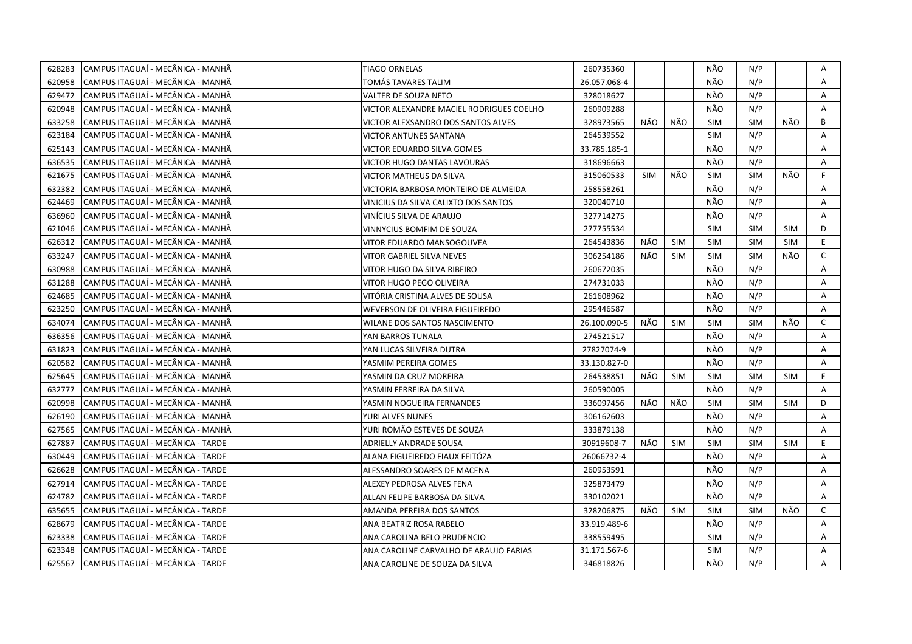| | | | | | | | | | |
|---|---|---|---|---|---|---|---|---|---|
| 628283 | CAMPUS ITAGUAÍ - MECÂNICA - MANHÃ | TIAGO ORNELAS | 260735360 | | | NÃO | N/P | | A |
| 620958 | CAMPUS ITAGUAÍ - MECÂNICA - MANHÃ | TOMÁS TAVARES TALIM | 26.057.068-4 | | | NÃO | N/P | | A |
| 629472 | CAMPUS ITAGUAÍ - MECÂNICA - MANHÃ | VALTER DE SOUZA NETO | 328018627 | | | NÃO | N/P | | A |
| 620948 | CAMPUS ITAGUAÍ - MECÂNICA - MANHÃ | VICTOR ALEXANDRE MACIEL RODRIGUES COELHO | 260909288 | | | NÃO | N/P | | A |
| 633258 | CAMPUS ITAGUAÍ - MECÂNICA - MANHÃ | VICTOR ALEXSANDRO DOS SANTOS ALVES | 328973565 | NÃO | NÃO | SIM | SIM | NÃO | B |
| 623184 | CAMPUS ITAGUAÍ - MECÂNICA - MANHÃ | VICTOR ANTUNES SANTANA | 264539552 | | | SIM | N/P | | A |
| 625143 | CAMPUS ITAGUAÍ - MECÂNICA - MANHÃ | VICTOR EDUARDO SILVA GOMES | 33.785.185-1 | | | NÃO | N/P | | A |
| 636535 | CAMPUS ITAGUAÍ - MECÂNICA - MANHÃ | VICTOR HUGO DANTAS LAVOURAS | 318696663 | | | NÃO | N/P | | A |
| 621675 | CAMPUS ITAGUAÍ - MECÂNICA - MANHÃ | VICTOR MATHEUS DA SILVA | 315060533 | SIM | NÃO | SIM | SIM | NÃO | F |
| 632382 | CAMPUS ITAGUAÍ - MECÂNICA - MANHÃ | VICTORIA BARBOSA MONTEIRO DE ALMEIDA | 258558261 | | | NÃO | N/P | | A |
| 624469 | CAMPUS ITAGUAÍ - MECÂNICA - MANHÃ | VINICIUS DA SILVA CALIXTO DOS SANTOS | 320040710 | | | NÃO | N/P | | A |
| 636960 | CAMPUS ITAGUAÍ - MECÂNICA - MANHÃ | VINÍCIUS SILVA DE ARAUJO | 327714275 | | | NÃO | N/P | | A |
| 621046 | CAMPUS ITAGUAÍ - MECÂNICA - MANHÃ | VINNYCIUS BOMFIM DE SOUZA | 277755534 | | | SIM | SIM | SIM | D |
| 626312 | CAMPUS ITAGUAÍ - MECÂNICA - MANHÃ | VITOR EDUARDO MANSOGOUVEA | 264543836 | NÃO | SIM | SIM | SIM | SIM | E |
| 633247 | CAMPUS ITAGUAÍ - MECÂNICA - MANHÃ | VITOR GABRIEL SILVA NEVES | 306254186 | NÃO | SIM | SIM | SIM | NÃO | C |
| 630988 | CAMPUS ITAGUAÍ - MECÂNICA - MANHÃ | VITOR HUGO DA SILVA RIBEIRO | 260672035 | | | NÃO | N/P | | A |
| 631288 | CAMPUS ITAGUAÍ - MECÂNICA - MANHÃ | VITOR HUGO PEGO OLIVEIRA | 274731033 | | | NÃO | N/P | | A |
| 624685 | CAMPUS ITAGUAÍ - MECÂNICA - MANHÃ | VITÓRIA CRISTINA ALVES DE SOUSA | 261608962 | | | NÃO | N/P | | A |
| 623250 | CAMPUS ITAGUAÍ - MECÂNICA - MANHÃ | WEVERSON DE OLIVEIRA FIGUEIREDO | 295446587 | | | NÃO | N/P | | A |
| 634074 | CAMPUS ITAGUAÍ - MECÂNICA - MANHÃ | WILANE DOS SANTOS NASCIMENTO | 26.100.090-5 | NÃO | SIM | SIM | SIM | NÃO | C |
| 636356 | CAMPUS ITAGUAÍ - MECÂNICA - MANHÃ | YAN BARROS TUNALA | 274521517 | | | NÃO | N/P | | A |
| 631823 | CAMPUS ITAGUAÍ - MECÂNICA - MANHÃ | YAN LUCAS SILVEIRA DUTRA | 27827074-9 | | | NÃO | N/P | | A |
| 620582 | CAMPUS ITAGUAÍ - MECÂNICA - MANHÃ | YASMIM PEREIRA GOMES | 33.130.827-0 | | | NÃO | N/P | | A |
| 625645 | CAMPUS ITAGUAÍ - MECÂNICA - MANHÃ | YASMIN DA CRUZ MOREIRA | 264538851 | NÃO | SIM | SIM | SIM | SIM | E |
| 632777 | CAMPUS ITAGUAÍ - MECÂNICA - MANHÃ | YASMIN FERREIRA DA SILVA | 260590005 | | | NÃO | N/P | | A |
| 620998 | CAMPUS ITAGUAÍ - MECÂNICA - MANHÃ | YASMIN NOGUEIRA FERNANDES | 336097456 | NÃO | NÃO | SIM | SIM | SIM | D |
| 626190 | CAMPUS ITAGUAÍ - MECÂNICA - MANHÃ | YURI ALVES NUNES | 306162603 | | | NÃO | N/P | | A |
| 627565 | CAMPUS ITAGUAÍ - MECÂNICA - MANHÃ | YURI ROMÃO ESTEVES DE SOUZA | 333879138 | | | NÃO | N/P | | A |
| 627887 | CAMPUS ITAGUAÍ - MECÂNICA - TARDE | ADRIELLY ANDRADE SOUSA | 30919608-7 | NÃO | SIM | SIM | SIM | SIM | E |
| 630449 | CAMPUS ITAGUAÍ - MECÂNICA - TARDE | ALANA FIGUEIREDO FIAUX FEITÓZA | 26066732-4 | | | NÃO | N/P | | A |
| 626628 | CAMPUS ITAGUAÍ - MECÂNICA - TARDE | ALESSANDRO SOARES DE MACENA | 260953591 | | | NÃO | N/P | | A |
| 627914 | CAMPUS ITAGUAÍ - MECÂNICA - TARDE | ALEXEY PEDROSA ALVES FENA | 325873479 | | | NÃO | N/P | | A |
| 624782 | CAMPUS ITAGUAÍ - MECÂNICA - TARDE | ALLAN FELIPE BARBOSA DA SILVA | 330102021 | | | NÃO | N/P | | A |
| 635655 | CAMPUS ITAGUAÍ - MECÂNICA - TARDE | AMANDA PEREIRA DOS SANTOS | 328206875 | NÃO | SIM | SIM | SIM | NÃO | C |
| 628679 | CAMPUS ITAGUAÍ - MECÂNICA - TARDE | ANA BEATRIZ ROSA RABELO | 33.919.489-6 | | | NÃO | N/P | | A |
| 623338 | CAMPUS ITAGUAÍ - MECÂNICA - TARDE | ANA CAROLINA BELO PRUDENCIO | 338559495 | | | SIM | N/P | | A |
| 623348 | CAMPUS ITAGUAÍ - MECÂNICA - TARDE | ANA CAROLINE CARVALHO DE ARAUJO FARIAS | 31.171.567-6 | | | SIM | N/P | | A |
| 625567 | CAMPUS ITAGUAÍ - MECÂNICA - TARDE | ANA CAROLINE DE SOUZA DA SILVA | 346818826 | | | NÃO | N/P | | A |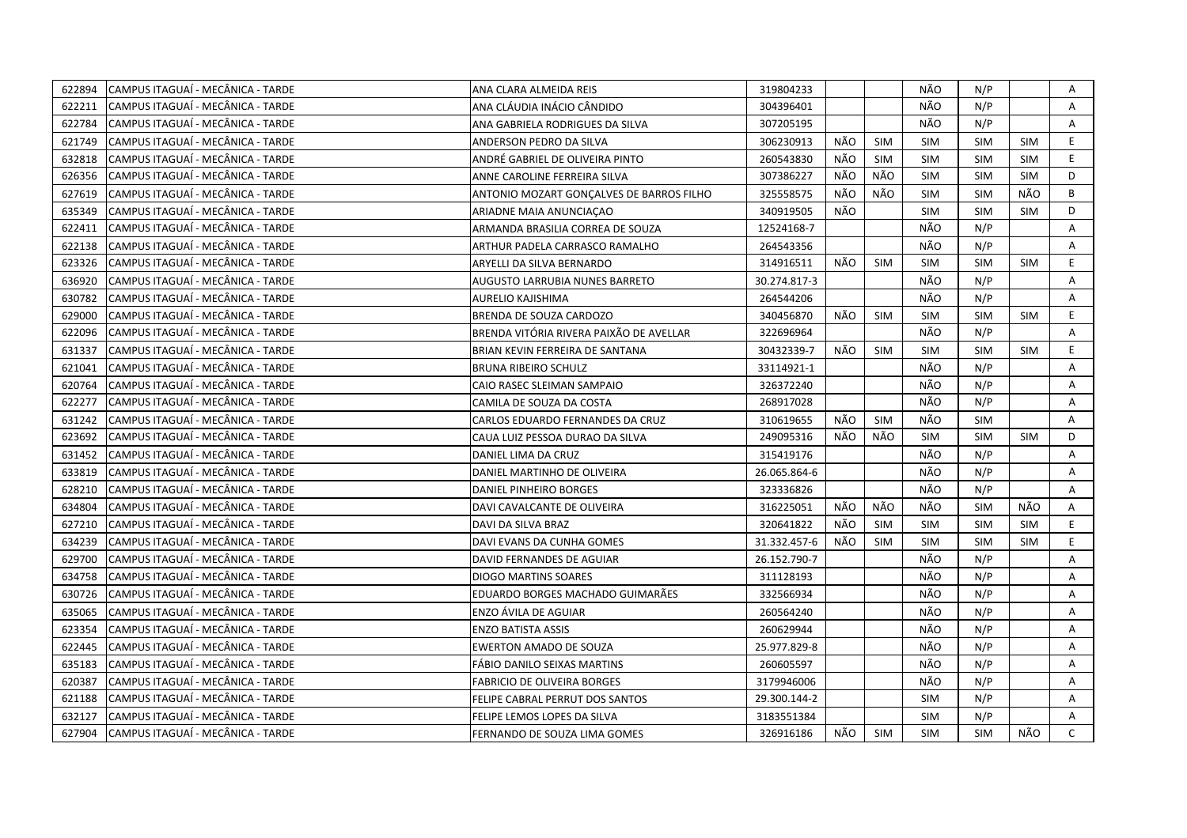| | | | | | | | | | |
|---|---|---|---|---|---|---|---|---|---|
| 622894 | CAMPUS ITAGUAÍ - MECÂNICA - TARDE | ANA CLARA ALMEIDA REIS | 319804233 | | | NÃO | N/P | | A |
| 622211 | CAMPUS ITAGUAÍ - MECÂNICA - TARDE | ANA CLÁUDIA INÁCIO CÂNDIDO | 304396401 | | | NÃO | N/P | | A |
| 622784 | CAMPUS ITAGUAÍ - MECÂNICA - TARDE | ANA GABRIELA RODRIGUES DA SILVA | 307205195 | | | NÃO | N/P | | A |
| 621749 | CAMPUS ITAGUAÍ - MECÂNICA - TARDE | ANDERSON PEDRO DA SILVA | 306230913 | NÃO | SIM | SIM | SIM | SIM | E |
| 632818 | CAMPUS ITAGUAÍ - MECÂNICA - TARDE | ANDRÉ GABRIEL DE OLIVEIRA PINTO | 260543830 | NÃO | SIM | SIM | SIM | SIM | E |
| 626356 | CAMPUS ITAGUAÍ - MECÂNICA - TARDE | ANNE CAROLINE FERREIRA SILVA | 307386227 | NÃO | NÃO | SIM | SIM | SIM | D |
| 627619 | CAMPUS ITAGUAÍ - MECÂNICA - TARDE | ANTONIO MOZART GONÇALVES DE BARROS FILHO | 325558575 | NÃO | NÃO | SIM | SIM | NÃO | B |
| 635349 | CAMPUS ITAGUAÍ - MECÂNICA - TARDE | ARIADNE MAIA ANUNCIAÇAO | 340919505 | NÃO | | SIM | SIM | SIM | D |
| 622411 | CAMPUS ITAGUAÍ - MECÂNICA - TARDE | ARMANDA BRASILIA CORREA DE SOUZA | 12524168-7 | | | NÃO | N/P | | A |
| 622138 | CAMPUS ITAGUAÍ - MECÂNICA - TARDE | ARTHUR PADELA CARRASCO RAMALHO | 264543356 | | | NÃO | N/P | | A |
| 623326 | CAMPUS ITAGUAÍ - MECÂNICA - TARDE | ARYELLI DA SILVA BERNARDO | 314916511 | NÃO | SIM | SIM | SIM | SIM | E |
| 636920 | CAMPUS ITAGUAÍ - MECÂNICA - TARDE | AUGUSTO LARRUBIA NUNES BARRETO | 30.274.817-3 | | | NÃO | N/P | | A |
| 630782 | CAMPUS ITAGUAÍ - MECÂNICA - TARDE | AURELIO KAJISHIMA | 264544206 | | | NÃO | N/P | | A |
| 629000 | CAMPUS ITAGUAÍ - MECÂNICA - TARDE | BRENDA DE SOUZA CARDOZO | 340456870 | NÃO | SIM | SIM | SIM | SIM | E |
| 622096 | CAMPUS ITAGUAÍ - MECÂNICA - TARDE | BRENDA VITÓRIA RIVERA PAIXÃO DE AVELLAR | 322696964 | | | NÃO | N/P | | A |
| 631337 | CAMPUS ITAGUAÍ - MECÂNICA - TARDE | BRIAN KEVIN FERREIRA DE SANTANA | 30432339-7 | NÃO | SIM | SIM | SIM | SIM | E |
| 621041 | CAMPUS ITAGUAÍ - MECÂNICA - TARDE | BRUNA RIBEIRO SCHULZ | 33114921-1 | | | NÃO | N/P | | A |
| 620764 | CAMPUS ITAGUAÍ - MECÂNICA - TARDE | CAIO RASEC SLEIMAN SAMPAIO | 326372240 | | | NÃO | N/P | | A |
| 622277 | CAMPUS ITAGUAÍ - MECÂNICA - TARDE | CAMILA DE SOUZA DA COSTA | 268917028 | | | NÃO | N/P | | A |
| 631242 | CAMPUS ITAGUAÍ - MECÂNICA - TARDE | CARLOS EDUARDO FERNANDES DA CRUZ | 310619655 | NÃO | SIM | NÃO | SIM | | A |
| 623692 | CAMPUS ITAGUAÍ - MECÂNICA - TARDE | CAUA LUIZ PESSOA DURAO DA SILVA | 249095316 | NÃO | NÃO | SIM | SIM | SIM | D |
| 631452 | CAMPUS ITAGUAÍ - MECÂNICA - TARDE | DANIEL LIMA DA CRUZ | 315419176 | | | NÃO | N/P | | A |
| 633819 | CAMPUS ITAGUAÍ - MECÂNICA - TARDE | DANIEL MARTINHO DE OLIVEIRA | 26.065.864-6 | | | NÃO | N/P | | A |
| 628210 | CAMPUS ITAGUAÍ - MECÂNICA - TARDE | DANIEL PINHEIRO BORGES | 323336826 | | | NÃO | N/P | | A |
| 634804 | CAMPUS ITAGUAÍ - MECÂNICA - TARDE | DAVI CAVALCANTE DE OLIVEIRA | 316225051 | NÃO | NÃO | NÃO | SIM | NÃO | A |
| 627210 | CAMPUS ITAGUAÍ - MECÂNICA - TARDE | DAVI DA SILVA BRAZ | 320641822 | NÃO | SIM | SIM | SIM | SIM | E |
| 634239 | CAMPUS ITAGUAÍ - MECÂNICA - TARDE | DAVI EVANS DA CUNHA GOMES | 31.332.457-6 | NÃO | SIM | SIM | SIM | SIM | E |
| 629700 | CAMPUS ITAGUAÍ - MECÂNICA - TARDE | DAVID FERNANDES DE AGUIAR | 26.152.790-7 | | | NÃO | N/P | | A |
| 634758 | CAMPUS ITAGUAÍ - MECÂNICA - TARDE | DIOGO MARTINS SOARES | 311128193 | | | NÃO | N/P | | A |
| 630726 | CAMPUS ITAGUAÍ - MECÂNICA - TARDE | EDUARDO BORGES MACHADO GUIMARÃES | 332566934 | | | NÃO | N/P | | A |
| 635065 | CAMPUS ITAGUAÍ - MECÂNICA - TARDE | ENZO ÁVILA DE AGUIAR | 260564240 | | | NÃO | N/P | | A |
| 623354 | CAMPUS ITAGUAÍ - MECÂNICA - TARDE | ENZO BATISTA ASSIS | 260629944 | | | NÃO | N/P | | A |
| 622445 | CAMPUS ITAGUAÍ - MECÂNICA - TARDE | EWERTON AMADO DE SOUZA | 25.977.829-8 | | | NÃO | N/P | | A |
| 635183 | CAMPUS ITAGUAÍ - MECÂNICA - TARDE | FÁBIO DANILO SEIXAS MARTINS | 260605597 | | | NÃO | N/P | | A |
| 620387 | CAMPUS ITAGUAÍ - MECÂNICA - TARDE | FABRICIO DE OLIVEIRA BORGES | 3179946006 | | | NÃO | N/P | | A |
| 621188 | CAMPUS ITAGUAÍ - MECÂNICA - TARDE | FELIPE CABRAL PERRUT DOS SANTOS | 29.300.144-2 | | | SIM | N/P | | A |
| 632127 | CAMPUS ITAGUAÍ - MECÂNICA - TARDE | FELIPE LEMOS LOPES DA SILVA | 3183551384 | | | SIM | N/P | | A |
| 627904 | CAMPUS ITAGUAÍ - MECÂNICA - TARDE | FERNANDO DE SOUZA LIMA GOMES | 326916186 | NÃO | SIM | SIM | SIM | NÃO | C |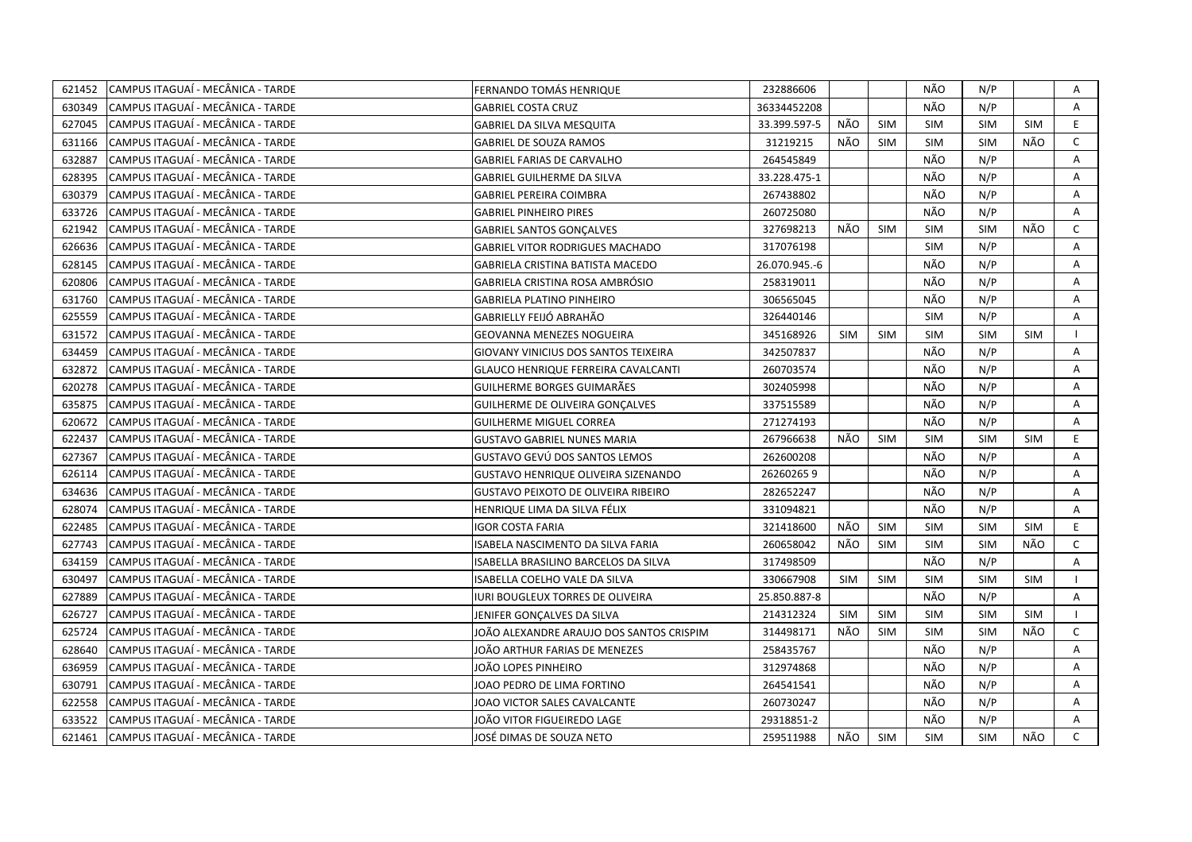| | | | | | | | | | |
|---|---|---|---|---|---|---|---|---|---|
| 621452 | CAMPUS ITAGUAÍ - MECÂNICA - TARDE | FERNANDO TOMÁS HENRIQUE | 232886606 | | | NÃO | N/P | | A |
| 630349 | CAMPUS ITAGUAÍ - MECÂNICA - TARDE | GABRIEL COSTA CRUZ | 36334452208 | | | NÃO | N/P | | A |
| 627045 | CAMPUS ITAGUAÍ - MECÂNICA - TARDE | GABRIEL DA SILVA MESQUITA | 33.399.597-5 | NÃO | SIM | SIM | SIM | SIM | E |
| 631166 | CAMPUS ITAGUAÍ - MECÂNICA - TARDE | GABRIEL DE SOUZA RAMOS | 31219215 | NÃO | SIM | SIM | SIM | NÃO | C |
| 632887 | CAMPUS ITAGUAÍ - MECÂNICA - TARDE | GABRIEL FARIAS DE CARVALHO | 264545849 | | | NÃO | N/P | | A |
| 628395 | CAMPUS ITAGUAÍ - MECÂNICA - TARDE | GABRIEL GUILHERME DA SILVA | 33.228.475-1 | | | NÃO | N/P | | A |
| 630379 | CAMPUS ITAGUAÍ - MECÂNICA - TARDE | GABRIEL PEREIRA COIMBRA | 267438802 | | | NÃO | N/P | | A |
| 633726 | CAMPUS ITAGUAÍ - MECÂNICA - TARDE | GABRIEL PINHEIRO PIRES | 260725080 | | | NÃO | N/P | | A |
| 621942 | CAMPUS ITAGUAÍ - MECÂNICA - TARDE | GABRIEL SANTOS GONÇALVES | 327698213 | NÃO | SIM | SIM | SIM | NÃO | C |
| 626636 | CAMPUS ITAGUAÍ - MECÂNICA - TARDE | GABRIEL VITOR RODRIGUES MACHADO | 317076198 | | | SIM | N/P | | A |
| 628145 | CAMPUS ITAGUAÍ - MECÂNICA - TARDE | GABRIELA CRISTINA BATISTA MACEDO | 26.070.945.-6 | | | NÃO | N/P | | A |
| 620806 | CAMPUS ITAGUAÍ - MECÂNICA - TARDE | GABRIELA CRISTINA ROSA AMBRÓSIO | 258319011 | | | NÃO | N/P | | A |
| 631760 | CAMPUS ITAGUAÍ - MECÂNICA - TARDE | GABRIELA PLATINO PINHEIRO | 306565045 | | | NÃO | N/P | | A |
| 625559 | CAMPUS ITAGUAÍ - MECÂNICA - TARDE | GABRIELLY FEIJÓ ABRAHÃO | 326440146 | | | SIM | N/P | | A |
| 631572 | CAMPUS ITAGUAÍ - MECÂNICA - TARDE | GEOVANNA MENEZES NOGUEIRA | 345168926 | SIM | SIM | SIM | SIM | SIM | I |
| 634459 | CAMPUS ITAGUAÍ - MECÂNICA - TARDE | GIOVANY VINICIUS DOS SANTOS TEIXEIRA | 342507837 | | | NÃO | N/P | | A |
| 632872 | CAMPUS ITAGUAÍ - MECÂNICA - TARDE | GLAUCO HENRIQUE FERREIRA CAVALCANTI | 260703574 | | | NÃO | N/P | | A |
| 620278 | CAMPUS ITAGUAÍ - MECÂNICA - TARDE | GUILHERME BORGES GUIMARÃES | 302405998 | | | NÃO | N/P | | A |
| 635875 | CAMPUS ITAGUAÍ - MECÂNICA - TARDE | GUILHERME DE OLIVEIRA GONÇALVES | 337515589 | | | NÃO | N/P | | A |
| 620672 | CAMPUS ITAGUAÍ - MECÂNICA - TARDE | GUILHERME MIGUEL CORREA | 271274193 | | | NÃO | N/P | | A |
| 622437 | CAMPUS ITAGUAÍ - MECÂNICA - TARDE | GUSTAVO GABRIEL NUNES MARIA | 267966638 | NÃO | SIM | SIM | SIM | SIM | E |
| 627367 | CAMPUS ITAGUAÍ - MECÂNICA - TARDE | GUSTAVO GEVÚ DOS SANTOS LEMOS | 262600208 | | | NÃO | N/P | | A |
| 626114 | CAMPUS ITAGUAÍ - MECÂNICA - TARDE | GUSTAVO HENRIQUE OLIVEIRA SIZENANDO | 26260265 9 | | | NÃO | N/P | | A |
| 634636 | CAMPUS ITAGUAÍ - MECÂNICA - TARDE | GUSTAVO PEIXOTO DE OLIVEIRA RIBEIRO | 282652247 | | | NÃO | N/P | | A |
| 628074 | CAMPUS ITAGUAÍ - MECÂNICA - TARDE | HENRIQUE LIMA DA SILVA FÉLIX | 331094821 | | | NÃO | N/P | | A |
| 622485 | CAMPUS ITAGUAÍ - MECÂNICA - TARDE | IGOR COSTA FARIA | 321418600 | NÃO | SIM | SIM | SIM | SIM | E |
| 627743 | CAMPUS ITAGUAÍ - MECÂNICA - TARDE | ISABELA NASCIMENTO DA SILVA FARIA | 260658042 | NÃO | SIM | SIM | SIM | NÃO | C |
| 634159 | CAMPUS ITAGUAÍ - MECÂNICA - TARDE | ISABELLA BRASILINO BARCELOS DA SILVA | 317498509 | | | NÃO | N/P | | A |
| 630497 | CAMPUS ITAGUAÍ - MECÂNICA - TARDE | ISABELLA COELHO VALE DA SILVA | 330667908 | SIM | SIM | SIM | SIM | SIM | I |
| 627889 | CAMPUS ITAGUAÍ - MECÂNICA - TARDE | IURI BOUGLEUX TORRES DE OLIVEIRA | 25.850.887-8 | | | NÃO | N/P | | A |
| 626727 | CAMPUS ITAGUAÍ - MECÂNICA - TARDE | JENIFER GONÇALVES DA SILVA | 214312324 | SIM | SIM | SIM | SIM | SIM | I |
| 625724 | CAMPUS ITAGUAÍ - MECÂNICA - TARDE | JOÃO ALEXANDRE ARAUJO DOS SANTOS CRISPIM | 314498171 | NÃO | SIM | SIM | SIM | NÃO | C |
| 628640 | CAMPUS ITAGUAÍ - MECÂNICA - TARDE | JOÃO ARTHUR FARIAS DE MENEZES | 258435767 | | | NÃO | N/P | | A |
| 636959 | CAMPUS ITAGUAÍ - MECÂNICA - TARDE | JOÃO LOPES PINHEIRO | 312974868 | | | NÃO | N/P | | A |
| 630791 | CAMPUS ITAGUAÍ - MECÂNICA - TARDE | JOAO PEDRO DE LIMA FORTINO | 264541541 | | | NÃO | N/P | | A |
| 622558 | CAMPUS ITAGUAÍ - MECÂNICA - TARDE | JOAO VICTOR SALES CAVALCANTE | 260730247 | | | NÃO | N/P | | A |
| 633522 | CAMPUS ITAGUAÍ - MECÂNICA - TARDE | JOÃO VITOR FIGUEIREDO LAGE | 29318851-2 | | | NÃO | N/P | | A |
| 621461 | CAMPUS ITAGUAÍ - MECÂNICA - TARDE | JOSÉ DIMAS DE SOUZA NETO | 259511988 | NÃO | SIM | SIM | SIM | NÃO | C |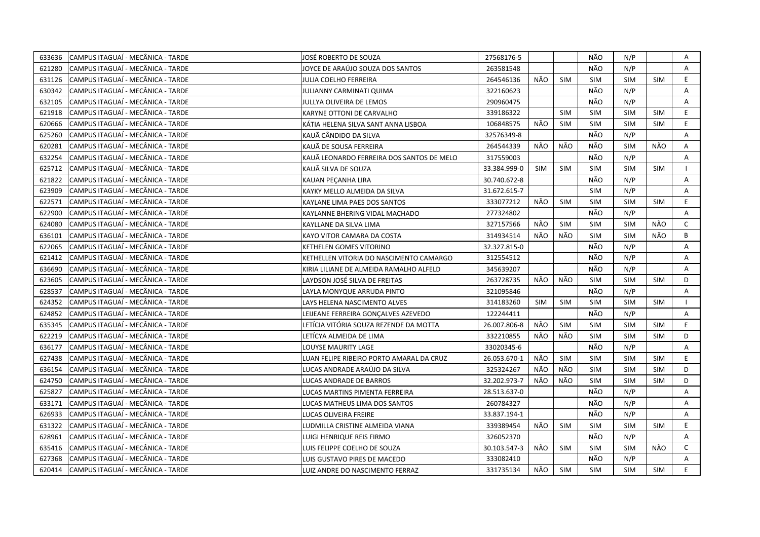| | | | | | | | | | |
|---|---|---|---|---|---|---|---|---|---|
| 633636 | CAMPUS ITAGUAÍ - MECÂNICA - TARDE | JOSÉ ROBERTO DE SOUZA | 27568176-5 | | | NÃO | N/P | | A |
| 621280 | CAMPUS ITAGUAÍ - MECÂNICA - TARDE | JOYCE DE ARAÚJO SOUZA DOS SANTOS | 263581548 | | | NÃO | N/P | | A |
| 631126 | CAMPUS ITAGUAÍ - MECÂNICA - TARDE | JULIA COELHO FERREIRA | 264546136 | NÃO | SIM | SIM | SIM | SIM | E |
| 630342 | CAMPUS ITAGUAÍ - MECÂNICA - TARDE | JULIANNY CARMINATI QUIMA | 322160623 | | | NÃO | N/P | | A |
| 632105 | CAMPUS ITAGUAÍ - MECÂNICA - TARDE | JULLYA OLIVEIRA DE LEMOS | 290960475 | | | NÃO | N/P | | A |
| 621918 | CAMPUS ITAGUAÍ - MECÂNICA - TARDE | KARYNE OTTONI DE CARVALHO | 339186322 | | SIM | SIM | SIM | SIM | E |
| 620666 | CAMPUS ITAGUAÍ - MECÂNICA - TARDE | KÁTIA HELENA SILVA SANT ANNA LISBOA | 106848575 | NÃO | SIM | SIM | SIM | SIM | E |
| 625260 | CAMPUS ITAGUAÍ - MECÂNICA - TARDE | KAUÃ CÂNDIDO DA SILVA | 32576349-8 | | | NÃO | N/P | | A |
| 620281 | CAMPUS ITAGUAÍ - MECÂNICA - TARDE | KAUÃ DE SOUSA FERREIRA | 264544339 | NÃO | NÃO | NÃO | SIM | NÃO | A |
| 632254 | CAMPUS ITAGUAÍ - MECÂNICA - TARDE | KAUÃ LEONARDO FERREIRA DOS SANTOS DE MELO | 317559003 | | | NÃO | N/P | | A |
| 625712 | CAMPUS ITAGUAÍ - MECÂNICA - TARDE | KAUÃ SILVA DE SOUZA | 33.384.999-0 | SIM | SIM | SIM | SIM | SIM | I |
| 621822 | CAMPUS ITAGUAÍ - MECÂNICA - TARDE | KAUAN PEÇANHA LIRA | 30.740.672-8 | | | NÃO | N/P | | A |
| 623909 | CAMPUS ITAGUAÍ - MECÂNICA - TARDE | KAYKY MELLO ALMEIDA DA SILVA | 31.672.615-7 | | | SIM | N/P | | A |
| 622571 | CAMPUS ITAGUAÍ - MECÂNICA - TARDE | KAYLANE LIMA PAES DOS SANTOS | 333077212 | NÃO | SIM | SIM | SIM | SIM | E |
| 622900 | CAMPUS ITAGUAÍ - MECÂNICA - TARDE | KAYLANNE BHERING VIDAL MACHADO | 277324802 | | | NÃO | N/P | | A |
| 624080 | CAMPUS ITAGUAÍ - MECÂNICA - TARDE | KAYLLANE DA SILVA LIMA | 327157566 | NÃO | SIM | SIM | SIM | NÃO | C |
| 636101 | CAMPUS ITAGUAÍ - MECÂNICA - TARDE | KAYO VITOR CAMARA DA COSTA | 314934514 | NÃO | NÃO | SIM | SIM | NÃO | B |
| 622065 | CAMPUS ITAGUAÍ - MECÂNICA - TARDE | KETHELEN GOMES VITORINO | 32.327.815-0 | | | NÃO | N/P | | A |
| 621412 | CAMPUS ITAGUAÍ - MECÂNICA - TARDE | KETHELLEN VITORIA DO NASCIMENTO CAMARGO | 312554512 | | | NÃO | N/P | | A |
| 636690 | CAMPUS ITAGUAÍ - MECÂNICA - TARDE | KIRIA LILIANE DE ALMEIDA RAMALHO ALFELD | 345639207 | | | NÃO | N/P | | A |
| 623605 | CAMPUS ITAGUAÍ - MECÂNICA - TARDE | LAYDSON JOSÉ SILVA DE FREITAS | 263728735 | NÃO | NÃO | SIM | SIM | SIM | D |
| 628537 | CAMPUS ITAGUAÍ - MECÂNICA - TARDE | LAYLA MONYQUE ARRUDA PINTO | 321095846 | | | NÃO | N/P | | A |
| 624352 | CAMPUS ITAGUAÍ - MECÂNICA - TARDE | LAYS HELENA NASCIMENTO ALVES | 314183260 | SIM | SIM | SIM | SIM | SIM | I |
| 624852 | CAMPUS ITAGUAÍ - MECÂNICA - TARDE | LEIJEANE FERREIRA GONÇALVES AZEVEDO | 122244411 | | | NÃO | N/P | | A |
| 635345 | CAMPUS ITAGUAÍ - MECÂNICA - TARDE | LETÍCIA VITÓRIA SOUZA REZENDE DA MOTTA | 26.007.806-8 | NÃO | SIM | SIM | SIM | SIM | E |
| 622219 | CAMPUS ITAGUAÍ - MECÂNICA - TARDE | LETÍCYA ALMEIDA DE LIMA | 332210855 | NÃO | NÃO | SIM | SIM | SIM | D |
| 636177 | CAMPUS ITAGUAÍ - MECÂNICA - TARDE | LOUYSE MAURITY LAGE | 33020345-6 | | | NÃO | N/P | | A |
| 627438 | CAMPUS ITAGUAÍ - MECÂNICA - TARDE | LUAN FELIPE RIBEIRO PORTO AMARAL DA CRUZ | 26.053.670-1 | NÃO | SIM | SIM | SIM | SIM | E |
| 636154 | CAMPUS ITAGUAÍ - MECÂNICA - TARDE | LUCAS ANDRADE ARAÚJO DA SILVA | 325324267 | NÃO | NÃO | SIM | SIM | SIM | D |
| 624750 | CAMPUS ITAGUAÍ - MECÂNICA - TARDE | LUCAS ANDRADE DE BARROS | 32.202.973-7 | NÃO | NÃO | SIM | SIM | SIM | D |
| 625827 | CAMPUS ITAGUAÍ - MECÂNICA - TARDE | LUCAS MARTINS PIMENTA FERREIRA | 28.513.637-0 | | | NÃO | N/P | | A |
| 633171 | CAMPUS ITAGUAÍ - MECÂNICA - TARDE | LUCAS MATHEUS LIMA DOS SANTOS | 260784327 | | | NÃO | N/P | | A |
| 626933 | CAMPUS ITAGUAÍ - MECÂNICA - TARDE | LUCAS OLIVEIRA FREIRE | 33.837.194-1 | | | NÃO | N/P | | A |
| 631322 | CAMPUS ITAGUAÍ - MECÂNICA - TARDE | LUDMILLA CRISTINE ALMEIDA VIANA | 339389454 | NÃO | SIM | SIM | SIM | SIM | E |
| 628961 | CAMPUS ITAGUAÍ - MECÂNICA - TARDE | LUIGI HENRIQUE REIS FIRMO | 326052370 | | | NÃO | N/P | | A |
| 635416 | CAMPUS ITAGUAÍ - MECÂNICA - TARDE | LUIS FELIPPE COELHO DE SOUZA | 30.103.547-3 | NÃO | SIM | SIM | SIM | NÃO | C |
| 627368 | CAMPUS ITAGUAÍ - MECÂNICA - TARDE | LUIS GUSTAVO PIRES DE MACEDO | 333082410 | | | NÃO | N/P | | A |
| 620414 | CAMPUS ITAGUAÍ - MECÂNICA - TARDE | LUIZ ANDRE DO NASCIMENTO FERRAZ | 331735134 | NÃO | SIM | SIM | SIM | SIM | E |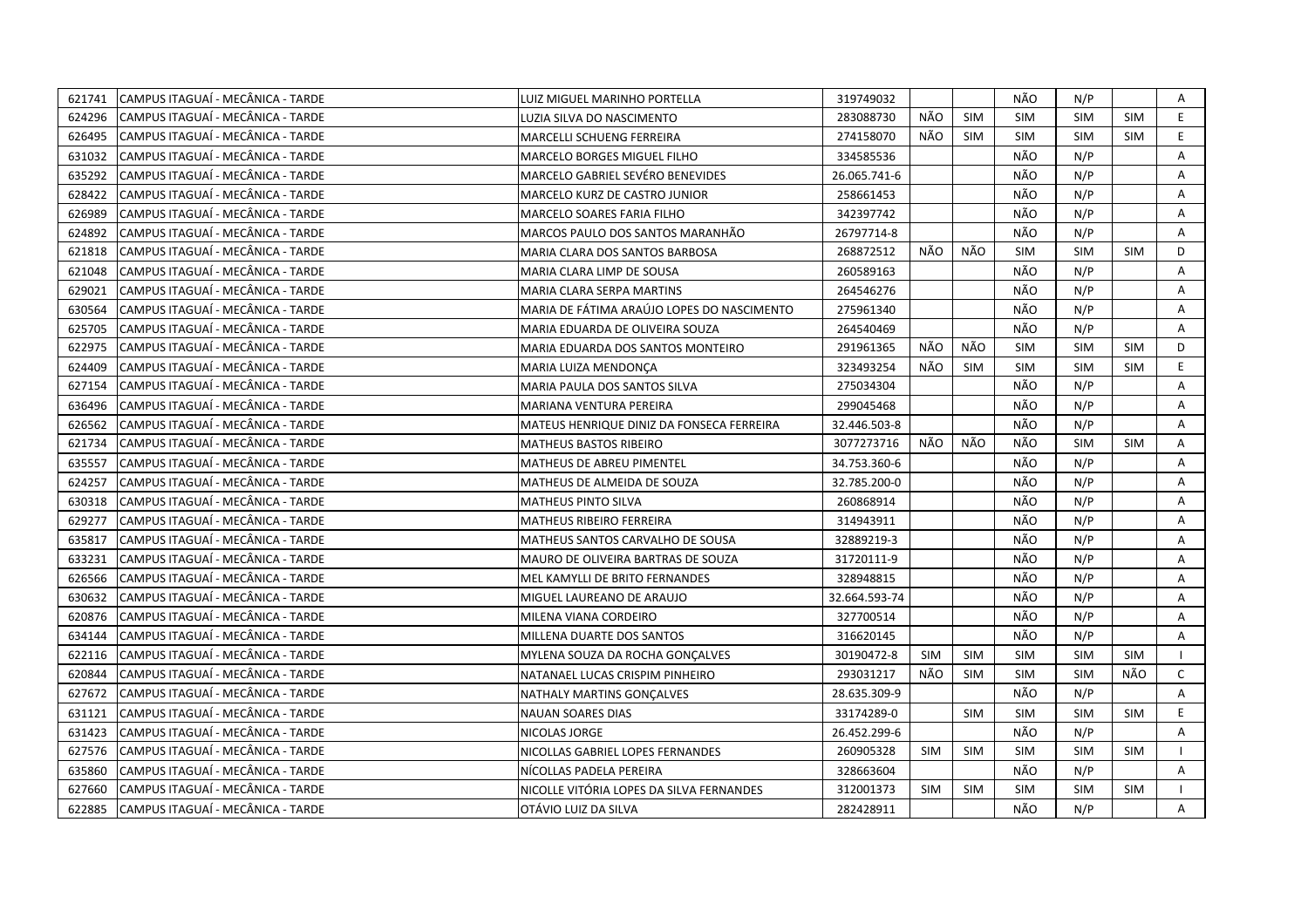| | | | | | | | | | |
|---|---|---|---|---|---|---|---|---|---|
| 621741 | CAMPUS ITAGUAÍ - MECÂNICA - TARDE | LUIZ MIGUEL MARINHO PORTELLA | 319749032 | | | NÃO | N/P | | A |
| 624296 | CAMPUS ITAGUAÍ - MECÂNICA - TARDE | LUZIA SILVA DO NASCIMENTO | 283088730 | NÃO | SIM | SIM | SIM | SIM | E |
| 626495 | CAMPUS ITAGUAÍ - MECÂNICA - TARDE | MARCELLI SCHUENG FERREIRA | 274158070 | NÃO | SIM | SIM | SIM | SIM | E |
| 631032 | CAMPUS ITAGUAÍ - MECÂNICA - TARDE | MARCELO BORGES MIGUEL FILHO | 334585536 | | | NÃO | N/P | | A |
| 635292 | CAMPUS ITAGUAÍ - MECÂNICA - TARDE | MARCELO GABRIEL SEVÉRO BENEVIDES | 26.065.741-6 | | | NÃO | N/P | | A |
| 628422 | CAMPUS ITAGUAÍ - MECÂNICA - TARDE | MARCELO KURZ DE CASTRO JUNIOR | 258661453 | | | NÃO | N/P | | A |
| 626989 | CAMPUS ITAGUAÍ - MECÂNICA - TARDE | MARCELO SOARES FARIA FILHO | 342397742 | | | NÃO | N/P | | A |
| 624892 | CAMPUS ITAGUAÍ - MECÂNICA - TARDE | MARCOS PAULO DOS SANTOS MARANHÃO | 26797714-8 | | | NÃO | N/P | | A |
| 621818 | CAMPUS ITAGUAÍ - MECÂNICA - TARDE | MARIA CLARA DOS SANTOS BARBOSA | 268872512 | NÃO | NÃO | SIM | SIM | SIM | D |
| 621048 | CAMPUS ITAGUAÍ - MECÂNICA - TARDE | MARIA CLARA LIMP DE SOUSA | 260589163 | | | NÃO | N/P | | A |
| 629021 | CAMPUS ITAGUAÍ - MECÂNICA - TARDE | MARIA CLARA SERPA MARTINS | 264546276 | | | NÃO | N/P | | A |
| 630564 | CAMPUS ITAGUAÍ - MECÂNICA - TARDE | MARIA DE FÁTIMA ARAÚJO LOPES DO NASCIMENTO | 275961340 | | | NÃO | N/P | | A |
| 625705 | CAMPUS ITAGUAÍ - MECÂNICA - TARDE | MARIA EDUARDA DE OLIVEIRA SOUZA | 264540469 | | | NÃO | N/P | | A |
| 622975 | CAMPUS ITAGUAÍ - MECÂNICA - TARDE | MARIA EDUARDA DOS SANTOS MONTEIRO | 291961365 | NÃO | NÃO | SIM | SIM | SIM | D |
| 624409 | CAMPUS ITAGUAÍ - MECÂNICA - TARDE | MARIA LUIZA MENDONÇA | 323493254 | NÃO | SIM | SIM | SIM | SIM | E |
| 627154 | CAMPUS ITAGUAÍ - MECÂNICA - TARDE | MARIA PAULA DOS SANTOS SILVA | 275034304 | | | NÃO | N/P | | A |
| 636496 | CAMPUS ITAGUAÍ - MECÂNICA - TARDE | MARIANA VENTURA PEREIRA | 299045468 | | | NÃO | N/P | | A |
| 626562 | CAMPUS ITAGUAÍ - MECÂNICA - TARDE | MATEUS HENRIQUE DINIZ DA FONSECA FERREIRA | 32.446.503-8 | | | NÃO | N/P | | A |
| 621734 | CAMPUS ITAGUAÍ - MECÂNICA - TARDE | MATHEUS BASTOS RIBEIRO | 3077273716 | NÃO | NÃO | NÃO | SIM | SIM | A |
| 635557 | CAMPUS ITAGUAÍ - MECÂNICA - TARDE | MATHEUS DE ABREU PIMENTEL | 34.753.360-6 | | | NÃO | N/P | | A |
| 624257 | CAMPUS ITAGUAÍ - MECÂNICA - TARDE | MATHEUS DE ALMEIDA DE SOUZA | 32.785.200-0 | | | NÃO | N/P | | A |
| 630318 | CAMPUS ITAGUAÍ - MECÂNICA - TARDE | MATHEUS PINTO SILVA | 260868914 | | | NÃO | N/P | | A |
| 629277 | CAMPUS ITAGUAÍ - MECÂNICA - TARDE | MATHEUS RIBEIRO FERREIRA | 314943911 | | | NÃO | N/P | | A |
| 635817 | CAMPUS ITAGUAÍ - MECÂNICA - TARDE | MATHEUS SANTOS CARVALHO DE SOUSA | 32889219-3 | | | NÃO | N/P | | A |
| 633231 | CAMPUS ITAGUAÍ - MECÂNICA - TARDE | MAURO DE OLIVEIRA BARTRAS DE SOUZA | 31720111-9 | | | NÃO | N/P | | A |
| 626566 | CAMPUS ITAGUAÍ - MECÂNICA - TARDE | MEL KAMYLLI DE BRITO FERNANDES | 328948815 | | | NÃO | N/P | | A |
| 630632 | CAMPUS ITAGUAÍ - MECÂNICA - TARDE | MIGUEL LAUREANO DE ARAUJO | 32.664.593-74 | | | NÃO | N/P | | A |
| 620876 | CAMPUS ITAGUAÍ - MECÂNICA - TARDE | MILENA VIANA CORDEIRO | 327700514 | | | NÃO | N/P | | A |
| 634144 | CAMPUS ITAGUAÍ - MECÂNICA - TARDE | MILLENA DUARTE DOS SANTOS | 316620145 | | | NÃO | N/P | | A |
| 622116 | CAMPUS ITAGUAÍ - MECÂNICA - TARDE | MYLENA SOUZA DA ROCHA GONÇALVES | 30190472-8 | SIM | SIM | SIM | SIM | SIM | I |
| 620844 | CAMPUS ITAGUAÍ - MECÂNICA - TARDE | NATANAEL LUCAS CRISPIM PINHEIRO | 293031217 | NÃO | SIM | SIM | SIM | NÃO | C |
| 627672 | CAMPUS ITAGUAÍ - MECÂNICA - TARDE | NATHALY MARTINS GONÇALVES | 28.635.309-9 | | | NÃO | N/P | | A |
| 631121 | CAMPUS ITAGUAÍ - MECÂNICA - TARDE | NAUAN SOARES DIAS | 33174289-0 | | SIM | SIM | SIM | SIM | E |
| 631423 | CAMPUS ITAGUAÍ - MECÂNICA - TARDE | NICOLAS JORGE | 26.452.299-6 | | | NÃO | N/P | | A |
| 627576 | CAMPUS ITAGUAÍ - MECÂNICA - TARDE | NICOLLAS GABRIEL LOPES FERNANDES | 260905328 | SIM | SIM | SIM | SIM | SIM | I |
| 635860 | CAMPUS ITAGUAÍ - MECÂNICA - TARDE | NÍCOLLAS PADELA PEREIRA | 328663604 | | | NÃO | N/P | | A |
| 627660 | CAMPUS ITAGUAÍ - MECÂNICA - TARDE | NICOLLE VITÓRIA LOPES DA SILVA FERNANDES | 312001373 | SIM | SIM | SIM | SIM | SIM | I |
| 622885 | CAMPUS ITAGUAÍ - MECÂNICA - TARDE | OTÁVIO LUIZ DA SILVA | 282428911 | | | NÃO | N/P | | A |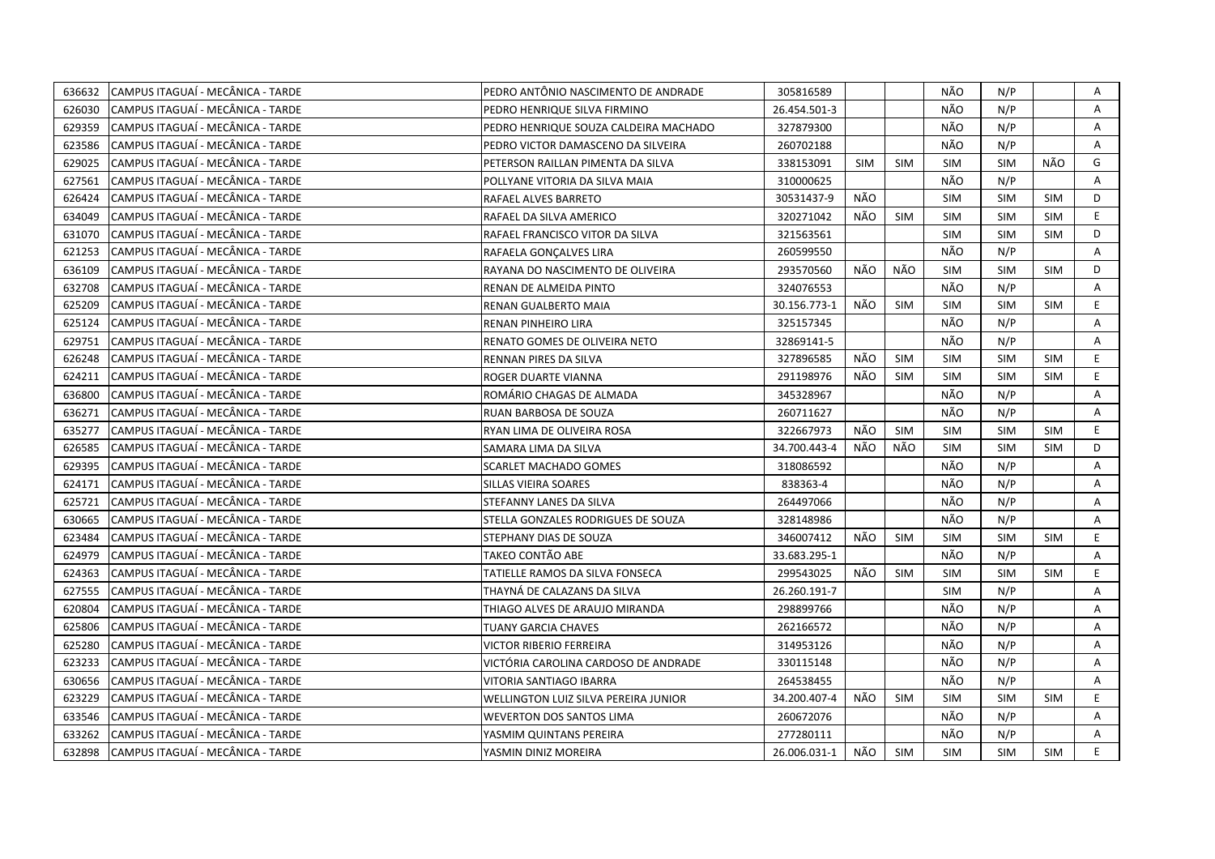| | | | | | | | | | |
|---|---|---|---|---|---|---|---|---|---|
| 636632 | CAMPUS ITAGUAÍ - MECÂNICA - TARDE | PEDRO ANTÔNIO NASCIMENTO DE ANDRADE | 305816589 | | | NÃO | N/P | | A |
| 626030 | CAMPUS ITAGUAÍ - MECÂNICA - TARDE | PEDRO HENRIQUE SILVA FIRMINO | 26.454.501-3 | | | NÃO | N/P | | A |
| 629359 | CAMPUS ITAGUAÍ - MECÂNICA - TARDE | PEDRO HENRIQUE SOUZA CALDEIRA MACHADO | 327879300 | | | NÃO | N/P | | A |
| 623586 | CAMPUS ITAGUAÍ - MECÂNICA - TARDE | PEDRO VICTOR DAMASCENO DA SILVEIRA | 260702188 | | | NÃO | N/P | | A |
| 629025 | CAMPUS ITAGUAÍ - MECÂNICA - TARDE | PETERSON RAILLAN PIMENTA DA SILVA | 338153091 | SIM | SIM | SIM | SIM | NÃO | G |
| 627561 | CAMPUS ITAGUAÍ - MECÂNICA - TARDE | POLLYANE VITORIA DA SILVA MAIA | 310000625 | | | NÃO | N/P | | A |
| 626424 | CAMPUS ITAGUAÍ - MECÂNICA - TARDE | RAFAEL ALVES BARRETO | 30531437-9 | NÃO | | SIM | SIM | SIM | D |
| 634049 | CAMPUS ITAGUAÍ - MECÂNICA - TARDE | RAFAEL DA SILVA AMERICO | 320271042 | NÃO | SIM | SIM | SIM | SIM | E |
| 631070 | CAMPUS ITAGUAÍ - MECÂNICA - TARDE | RAFAEL FRANCISCO VITOR DA SILVA | 321563561 | | | SIM | SIM | SIM | D |
| 621253 | CAMPUS ITAGUAÍ - MECÂNICA - TARDE | RAFAELA GONÇALVES LIRA | 260599550 | | | NÃO | N/P | | A |
| 636109 | CAMPUS ITAGUAÍ - MECÂNICA - TARDE | RAYANA DO NASCIMENTO DE OLIVEIRA | 293570560 | NÃO | NÃO | SIM | SIM | SIM | D |
| 632708 | CAMPUS ITAGUAÍ - MECÂNICA - TARDE | RENAN DE ALMEIDA PINTO | 324076553 | | | NÃO | N/P | | A |
| 625209 | CAMPUS ITAGUAÍ - MECÂNICA - TARDE | RENAN GUALBERTO MAIA | 30.156.773-1 | NÃO | SIM | SIM | SIM | SIM | E |
| 625124 | CAMPUS ITAGUAÍ - MECÂNICA - TARDE | RENAN PINHEIRO LIRA | 325157345 | | | NÃO | N/P | | A |
| 629751 | CAMPUS ITAGUAÍ - MECÂNICA - TARDE | RENATO GOMES DE OLIVEIRA NETO | 32869141-5 | | | NÃO | N/P | | A |
| 626248 | CAMPUS ITAGUAÍ - MECÂNICA - TARDE | RENNAN PIRES DA SILVA | 327896585 | NÃO | SIM | SIM | SIM | SIM | E |
| 624211 | CAMPUS ITAGUAÍ - MECÂNICA - TARDE | ROGER DUARTE VIANNA | 291198976 | NÃO | SIM | SIM | SIM | SIM | E |
| 636800 | CAMPUS ITAGUAÍ - MECÂNICA - TARDE | ROMÁRIO CHAGAS DE ALMADA | 345328967 | | | NÃO | N/P | | A |
| 636271 | CAMPUS ITAGUAÍ - MECÂNICA - TARDE | RUAN BARBOSA DE SOUZA | 260711627 | | | NÃO | N/P | | A |
| 635277 | CAMPUS ITAGUAÍ - MECÂNICA - TARDE | RYAN LIMA DE OLIVEIRA ROSA | 322667973 | NÃO | SIM | SIM | SIM | SIM | E |
| 626585 | CAMPUS ITAGUAÍ - MECÂNICA - TARDE | SAMARA LIMA DA SILVA | 34.700.443-4 | NÃO | NÃO | SIM | SIM | SIM | D |
| 629395 | CAMPUS ITAGUAÍ - MECÂNICA - TARDE | SCARLET MACHADO GOMES | 318086592 | | | NÃO | N/P | | A |
| 624171 | CAMPUS ITAGUAÍ - MECÂNICA - TARDE | SILLAS VIEIRA SOARES | 838363-4 | | | NÃO | N/P | | A |
| 625721 | CAMPUS ITAGUAÍ - MECÂNICA - TARDE | STEFANNY LANES DA SILVA | 264497066 | | | NÃO | N/P | | A |
| 630665 | CAMPUS ITAGUAÍ - MECÂNICA - TARDE | STELLA GONZALES RODRIGUES DE SOUZA | 328148986 | | | NÃO | N/P | | A |
| 623484 | CAMPUS ITAGUAÍ - MECÂNICA - TARDE | STEPHANY DIAS DE SOUZA | 346007412 | NÃO | SIM | SIM | SIM | SIM | E |
| 624979 | CAMPUS ITAGUAÍ - MECÂNICA - TARDE | TAKEO CONTÃO ABE | 33.683.295-1 | | | NÃO | N/P | | A |
| 624363 | CAMPUS ITAGUAÍ - MECÂNICA - TARDE | TATIELLE RAMOS DA SILVA FONSECA | 299543025 | NÃO | SIM | SIM | SIM | SIM | E |
| 627555 | CAMPUS ITAGUAÍ - MECÂNICA - TARDE | THAYNÁ DE CALAZANS DA SILVA | 26.260.191-7 | | | SIM | N/P | | A |
| 620804 | CAMPUS ITAGUAÍ - MECÂNICA - TARDE | THIAGO ALVES DE ARAUJO MIRANDA | 298899766 | | | NÃO | N/P | | A |
| 625806 | CAMPUS ITAGUAÍ - MECÂNICA - TARDE | TUANY GARCIA CHAVES | 262166572 | | | NÃO | N/P | | A |
| 625280 | CAMPUS ITAGUAÍ - MECÂNICA - TARDE | VICTOR RIBERIO FERREIRA | 314953126 | | | NÃO | N/P | | A |
| 623233 | CAMPUS ITAGUAÍ - MECÂNICA - TARDE | VICTÓRIA CAROLINA CARDOSO DE ANDRADE | 330115148 | | | NÃO | N/P | | A |
| 630656 | CAMPUS ITAGUAÍ - MECÂNICA - TARDE | VITORIA SANTIAGO IBARRA | 264538455 | | | NÃO | N/P | | A |
| 623229 | CAMPUS ITAGUAÍ - MECÂNICA - TARDE | WELLINGTON LUIZ SILVA PEREIRA JUNIOR | 34.200.407-4 | NÃO | SIM | SIM | SIM | SIM | E |
| 633546 | CAMPUS ITAGUAÍ - MECÂNICA - TARDE | WEVERTON DOS SANTOS LIMA | 260672076 | | | NÃO | N/P | | A |
| 633262 | CAMPUS ITAGUAÍ - MECÂNICA - TARDE | YASMIM QUINTANS PEREIRA | 277280111 | | | NÃO | N/P | | A |
| 632898 | CAMPUS ITAGUAÍ - MECÂNICA - TARDE | YASMIN DINIZ MOREIRA | 26.006.031-1 | NÃO | SIM | SIM | SIM | SIM | E |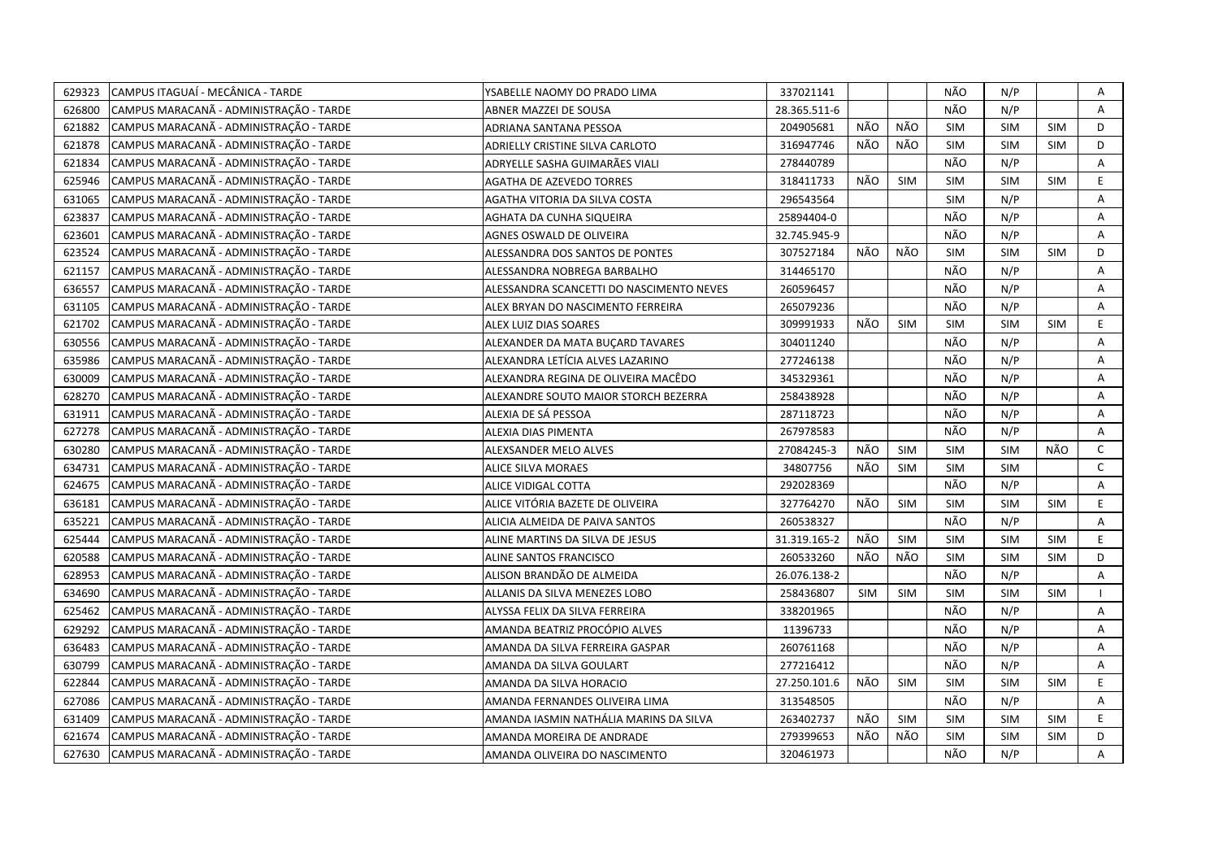| | | | | | | | | | |
|---|---|---|---|---|---|---|---|---|---|
| 629323 | CAMPUS ITAGUAÍ - MECÂNICA - TARDE | YSABELLE NAOMY DO PRADO LIMA | 337021141 | | | NÃO | N/P | | A |
| 626800 | CAMPUS MARACANÃ - ADMINISTRAÇÃO - TARDE | ABNER MAZZEI DE SOUSA | 28.365.511-6 | | | NÃO | N/P | | A |
| 621882 | CAMPUS MARACANÃ - ADMINISTRAÇÃO - TARDE | ADRIANA SANTANA PESSOA | 204905681 | NÃO | NÃO | SIM | SIM | SIM | D |
| 621878 | CAMPUS MARACANÃ - ADMINISTRAÇÃO - TARDE | ADRIELLY CRISTINE SILVA CARLOTO | 316947746 | NÃO | NÃO | SIM | SIM | SIM | D |
| 621834 | CAMPUS MARACANÃ - ADMINISTRAÇÃO - TARDE | ADRYELLE SASHA GUIMARÃES VIALI | 278440789 | | | NÃO | N/P | | A |
| 625946 | CAMPUS MARACANÃ - ADMINISTRAÇÃO - TARDE | AGATHA DE AZEVEDO TORRES | 318411733 | NÃO | SIM | SIM | SIM | SIM | E |
| 631065 | CAMPUS MARACANÃ - ADMINISTRAÇÃO - TARDE | AGATHA VITORIA DA SILVA COSTA | 296543564 | | | SIM | N/P | | A |
| 623837 | CAMPUS MARACANÃ - ADMINISTRAÇÃO - TARDE | AGHATA DA CUNHA SIQUEIRA | 25894404-0 | | | NÃO | N/P | | A |
| 623601 | CAMPUS MARACANÃ - ADMINISTRAÇÃO - TARDE | AGNES OSWALD DE OLIVEIRA | 32.745.945-9 | | | NÃO | N/P | | A |
| 623524 | CAMPUS MARACANÃ - ADMINISTRAÇÃO - TARDE | ALESSANDRA DOS SANTOS DE PONTES | 307527184 | NÃO | NÃO | SIM | SIM | SIM | D |
| 621157 | CAMPUS MARACANÃ - ADMINISTRAÇÃO - TARDE | ALESSANDRA NOBREGA BARBALHO | 314465170 | | | NÃO | N/P | | A |
| 636557 | CAMPUS MARACANÃ - ADMINISTRAÇÃO - TARDE | ALESSANDRA SCANCETTI DO NASCIMENTO NEVES | 260596457 | | | NÃO | N/P | | A |
| 631105 | CAMPUS MARACANÃ - ADMINISTRAÇÃO - TARDE | ALEX BRYAN DO NASCIMENTO FERREIRA | 265079236 | | | NÃO | N/P | | A |
| 621702 | CAMPUS MARACANÃ - ADMINISTRAÇÃO - TARDE | ALEX LUIZ DIAS SOARES | 309991933 | NÃO | SIM | SIM | SIM | SIM | E |
| 630556 | CAMPUS MARACANÃ - ADMINISTRAÇÃO - TARDE | ALEXANDER DA MATA BUÇARD TAVARES | 304011240 | | | NÃO | N/P | | A |
| 635986 | CAMPUS MARACANÃ - ADMINISTRAÇÃO - TARDE | ALEXANDRA LETÍCIA ALVES LAZARINO | 277246138 | | | NÃO | N/P | | A |
| 630009 | CAMPUS MARACANÃ - ADMINISTRAÇÃO - TARDE | ALEXANDRA REGINA DE OLIVEIRA MACÊDO | 345329361 | | | NÃO | N/P | | A |
| 628270 | CAMPUS MARACANÃ - ADMINISTRAÇÃO - TARDE | ALEXANDRE SOUTO MAIOR STORCH BEZERRA | 258438928 | | | NÃO | N/P | | A |
| 631911 | CAMPUS MARACANÃ - ADMINISTRAÇÃO - TARDE | ALEXIA DE SÁ PESSOA | 287118723 | | | NÃO | N/P | | A |
| 627278 | CAMPUS MARACANÃ - ADMINISTRAÇÃO - TARDE | ALEXIA DIAS PIMENTA | 267978583 | | | NÃO | N/P | | A |
| 630280 | CAMPUS MARACANÃ - ADMINISTRAÇÃO - TARDE | ALEXSANDER MELO ALVES | 27084245-3 | NÃO | SIM | SIM | SIM | NÃO | C |
| 634731 | CAMPUS MARACANÃ - ADMINISTRAÇÃO - TARDE | ALICE SILVA MORAES | 34807756 | NÃO | SIM | SIM | SIM | | C |
| 624675 | CAMPUS MARACANÃ - ADMINISTRAÇÃO - TARDE | ALICE VIDIGAL COTTA | 292028369 | | | NÃO | N/P | | A |
| 636181 | CAMPUS MARACANÃ - ADMINISTRAÇÃO - TARDE | ALICE VITÓRIA BAZETE DE OLIVEIRA | 327764270 | NÃO | SIM | SIM | SIM | SIM | E |
| 635221 | CAMPUS MARACANÃ - ADMINISTRAÇÃO - TARDE | ALICIA ALMEIDA DE PAIVA SANTOS | 260538327 | | | NÃO | N/P | | A |
| 625444 | CAMPUS MARACANÃ - ADMINISTRAÇÃO - TARDE | ALINE MARTINS DA SILVA DE JESUS | 31.319.165-2 | NÃO | SIM | SIM | SIM | SIM | E |
| 620588 | CAMPUS MARACANÃ - ADMINISTRAÇÃO - TARDE | ALINE SANTOS FRANCISCO | 260533260 | NÃO | NÃO | SIM | SIM | SIM | D |
| 628953 | CAMPUS MARACANÃ - ADMINISTRAÇÃO - TARDE | ALISON BRANDÃO DE ALMEIDA | 26.076.138-2 | | | NÃO | N/P | | A |
| 634690 | CAMPUS MARACANÃ - ADMINISTRAÇÃO - TARDE | ALLANIS DA SILVA MENEZES LOBO | 258436807 | SIM | SIM | SIM | SIM | SIM | I |
| 625462 | CAMPUS MARACANÃ - ADMINISTRAÇÃO - TARDE | ALYSSA FELIX DA SILVA FERREIRA | 338201965 | | | NÃO | N/P | | A |
| 629292 | CAMPUS MARACANÃ - ADMINISTRAÇÃO - TARDE | AMANDA BEATRIZ PROCÓPIO ALVES | 11396733 | | | NÃO | N/P | | A |
| 636483 | CAMPUS MARACANÃ - ADMINISTRAÇÃO - TARDE | AMANDA DA SILVA FERREIRA GASPAR | 260761168 | | | NÃO | N/P | | A |
| 630799 | CAMPUS MARACANÃ - ADMINISTRAÇÃO - TARDE | AMANDA DA SILVA GOULART | 277216412 | | | NÃO | N/P | | A |
| 622844 | CAMPUS MARACANÃ - ADMINISTRAÇÃO - TARDE | AMANDA DA SILVA HORACIO | 27.250.101.6 | NÃO | SIM | SIM | SIM | SIM | E |
| 627086 | CAMPUS MARACANÃ - ADMINISTRAÇÃO - TARDE | AMANDA FERNANDES OLIVEIRA LIMA | 313548505 | | | NÃO | N/P | | A |
| 631409 | CAMPUS MARACANÃ - ADMINISTRAÇÃO - TARDE | AMANDA IASMIN NATHÁLIA MARINS DA SILVA | 263402737 | NÃO | SIM | SIM | SIM | SIM | E |
| 621674 | CAMPUS MARACANÃ - ADMINISTRAÇÃO - TARDE | AMANDA MOREIRA DE ANDRADE | 279399653 | NÃO | NÃO | SIM | SIM | SIM | D |
| 627630 | CAMPUS MARACANÃ - ADMINISTRAÇÃO - TARDE | AMANDA OLIVEIRA DO NASCIMENTO | 320461973 | | | NÃO | N/P | | A |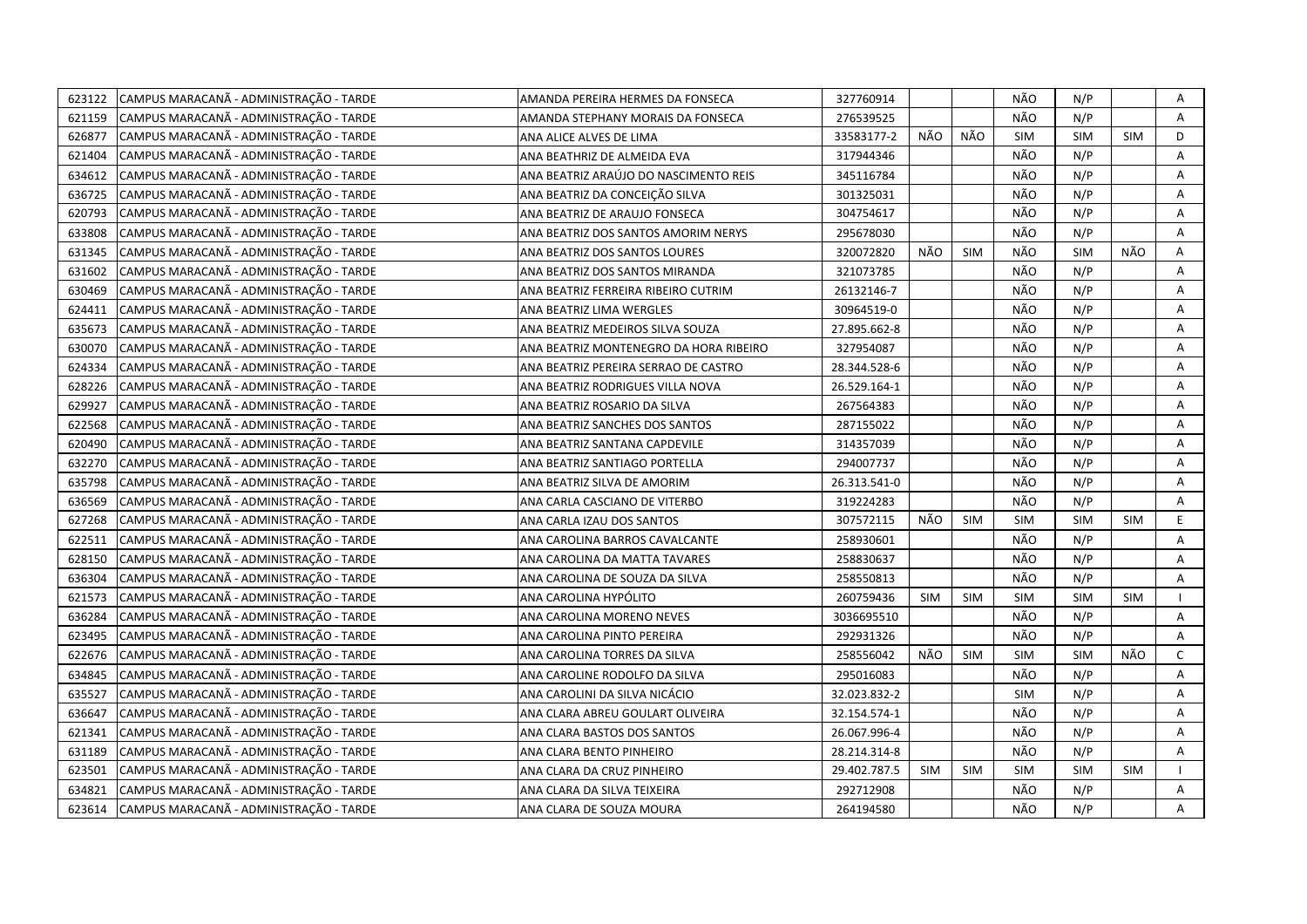| | | | | | | | | | |
|---|---|---|---|---|---|---|---|---|---|
| 623122 | CAMPUS MARACANÃ - ADMINISTRAÇÃO - TARDE | AMANDA PEREIRA HERMES DA FONSECA | 327760914 | | | NÃO | N/P | | A |
| 621159 | CAMPUS MARACANÃ - ADMINISTRAÇÃO - TARDE | AMANDA STEPHANY MORAIS DA FONSECA | 276539525 | | | NÃO | N/P | | A |
| 626877 | CAMPUS MARACANÃ - ADMINISTRAÇÃO - TARDE | ANA ALICE ALVES DE LIMA | 33583177-2 | NÃO | NÃO | SIM | SIM | SIM | D |
| 621404 | CAMPUS MARACANÃ - ADMINISTRAÇÃO - TARDE | ANA BEATHRIZ DE ALMEIDA EVA | 317944346 | | | NÃO | N/P | | A |
| 634612 | CAMPUS MARACANÃ - ADMINISTRAÇÃO - TARDE | ANA BEATRIZ ARAÚJO DO NASCIMENTO REIS | 345116784 | | | NÃO | N/P | | A |
| 636725 | CAMPUS MARACANÃ - ADMINISTRAÇÃO - TARDE | ANA BEATRIZ DA CONCEIÇÃO SILVA | 301325031 | | | NÃO | N/P | | A |
| 620793 | CAMPUS MARACANÃ - ADMINISTRAÇÃO - TARDE | ANA BEATRIZ DE ARAUJO FONSECA | 304754617 | | | NÃO | N/P | | A |
| 633808 | CAMPUS MARACANÃ - ADMINISTRAÇÃO - TARDE | ANA BEATRIZ DOS SANTOS AMORIM NERYS | 295678030 | | | NÃO | N/P | | A |
| 631345 | CAMPUS MARACANÃ - ADMINISTRAÇÃO - TARDE | ANA BEATRIZ DOS SANTOS LOURES | 320072820 | NÃO | SIM | NÃO | SIM | NÃO | A |
| 631602 | CAMPUS MARACANÃ - ADMINISTRAÇÃO - TARDE | ANA BEATRIZ DOS SANTOS MIRANDA | 321073785 | | | NÃO | N/P | | A |
| 630469 | CAMPUS MARACANÃ - ADMINISTRAÇÃO - TARDE | ANA BEATRIZ FERREIRA RIBEIRO CUTRIM | 26132146-7 | | | NÃO | N/P | | A |
| 624411 | CAMPUS MARACANÃ - ADMINISTRAÇÃO - TARDE | ANA BEATRIZ LIMA WERGLES | 30964519-0 | | | NÃO | N/P | | A |
| 635673 | CAMPUS MARACANÃ - ADMINISTRAÇÃO - TARDE | ANA BEATRIZ MEDEIROS SILVA SOUZA | 27.895.662-8 | | | NÃO | N/P | | A |
| 630070 | CAMPUS MARACANÃ - ADMINISTRAÇÃO - TARDE | ANA BEATRIZ MONTENEGRO DA HORA RIBEIRO | 327954087 | | | NÃO | N/P | | A |
| 624334 | CAMPUS MARACANÃ - ADMINISTRAÇÃO - TARDE | ANA BEATRIZ PEREIRA SERRAO DE CASTRO | 28.344.528-6 | | | NÃO | N/P | | A |
| 628226 | CAMPUS MARACANÃ - ADMINISTRAÇÃO - TARDE | ANA BEATRIZ RODRIGUES VILLA NOVA | 26.529.164-1 | | | NÃO | N/P | | A |
| 629927 | CAMPUS MARACANÃ - ADMINISTRAÇÃO - TARDE | ANA BEATRIZ ROSARIO DA SILVA | 267564383 | | | NÃO | N/P | | A |
| 622568 | CAMPUS MARACANÃ - ADMINISTRAÇÃO - TARDE | ANA BEATRIZ SANCHES DOS SANTOS | 287155022 | | | NÃO | N/P | | A |
| 620490 | CAMPUS MARACANÃ - ADMINISTRAÇÃO - TARDE | ANA BEATRIZ SANTANA CAPDEVILE | 314357039 | | | NÃO | N/P | | A |
| 632270 | CAMPUS MARACANÃ - ADMINISTRAÇÃO - TARDE | ANA BEATRIZ SANTIAGO PORTELLA | 294007737 | | | NÃO | N/P | | A |
| 635798 | CAMPUS MARACANÃ - ADMINISTRAÇÃO - TARDE | ANA BEATRIZ SILVA DE AMORIM | 26.313.541-0 | | | NÃO | N/P | | A |
| 636569 | CAMPUS MARACANÃ - ADMINISTRAÇÃO - TARDE | ANA CARLA CASCIANO DE VITERBO | 319224283 | | | NÃO | N/P | | A |
| 627268 | CAMPUS MARACANÃ - ADMINISTRAÇÃO - TARDE | ANA CARLA IZAU DOS SANTOS | 307572115 | NÃO | SIM | SIM | SIM | SIM | E |
| 622511 | CAMPUS MARACANÃ - ADMINISTRAÇÃO - TARDE | ANA CAROLINA BARROS CAVALCANTE | 258930601 | | | NÃO | N/P | | A |
| 628150 | CAMPUS MARACANÃ - ADMINISTRAÇÃO - TARDE | ANA CAROLINA DA MATTA TAVARES | 258830637 | | | NÃO | N/P | | A |
| 636304 | CAMPUS MARACANÃ - ADMINISTRAÇÃO - TARDE | ANA CAROLINA DE SOUZA DA SILVA | 258550813 | | | NÃO | N/P | | A |
| 621573 | CAMPUS MARACANÃ - ADMINISTRAÇÃO - TARDE | ANA CAROLINA HYPÓLITO | 260759436 | SIM | SIM | SIM | SIM | SIM | I |
| 636284 | CAMPUS MARACANÃ - ADMINISTRAÇÃO - TARDE | ANA CAROLINA MORENO NEVES | 3036695510 | | | NÃO | N/P | | A |
| 623495 | CAMPUS MARACANÃ - ADMINISTRAÇÃO - TARDE | ANA CAROLINA PINTO PEREIRA | 292931326 | | | NÃO | N/P | | A |
| 622676 | CAMPUS MARACANÃ - ADMINISTRAÇÃO - TARDE | ANA CAROLINA TORRES DA SILVA | 258556042 | NÃO | SIM | SIM | SIM | NÃO | C |
| 634845 | CAMPUS MARACANÃ - ADMINISTRAÇÃO - TARDE | ANA CAROLINE RODOLFO DA SILVA | 295016083 | | | NÃO | N/P | | A |
| 635527 | CAMPUS MARACANÃ - ADMINISTRAÇÃO - TARDE | ANA CAROLINI DA SILVA NICÁCIO | 32.023.832-2 | | | SIM | N/P | | A |
| 636647 | CAMPUS MARACANÃ - ADMINISTRAÇÃO - TARDE | ANA CLARA ABREU GOULART OLIVEIRA | 32.154.574-1 | | | NÃO | N/P | | A |
| 621341 | CAMPUS MARACANÃ - ADMINISTRAÇÃO - TARDE | ANA CLARA BASTOS DOS SANTOS | 26.067.996-4 | | | NÃO | N/P | | A |
| 631189 | CAMPUS MARACANÃ - ADMINISTRAÇÃO - TARDE | ANA CLARA BENTO PINHEIRO | 28.214.314-8 | | | NÃO | N/P | | A |
| 623501 | CAMPUS MARACANÃ - ADMINISTRAÇÃO - TARDE | ANA CLARA DA CRUZ PINHEIRO | 29.402.787.5 | SIM | SIM | SIM | SIM | SIM | I |
| 634821 | CAMPUS MARACANÃ - ADMINISTRAÇÃO - TARDE | ANA CLARA DA SILVA TEIXEIRA | 292712908 | | | NÃO | N/P | | A |
| 623614 | CAMPUS MARACANÃ - ADMINISTRAÇÃO - TARDE | ANA CLARA DE SOUZA MOURA | 264194580 | | | NÃO | N/P | | A |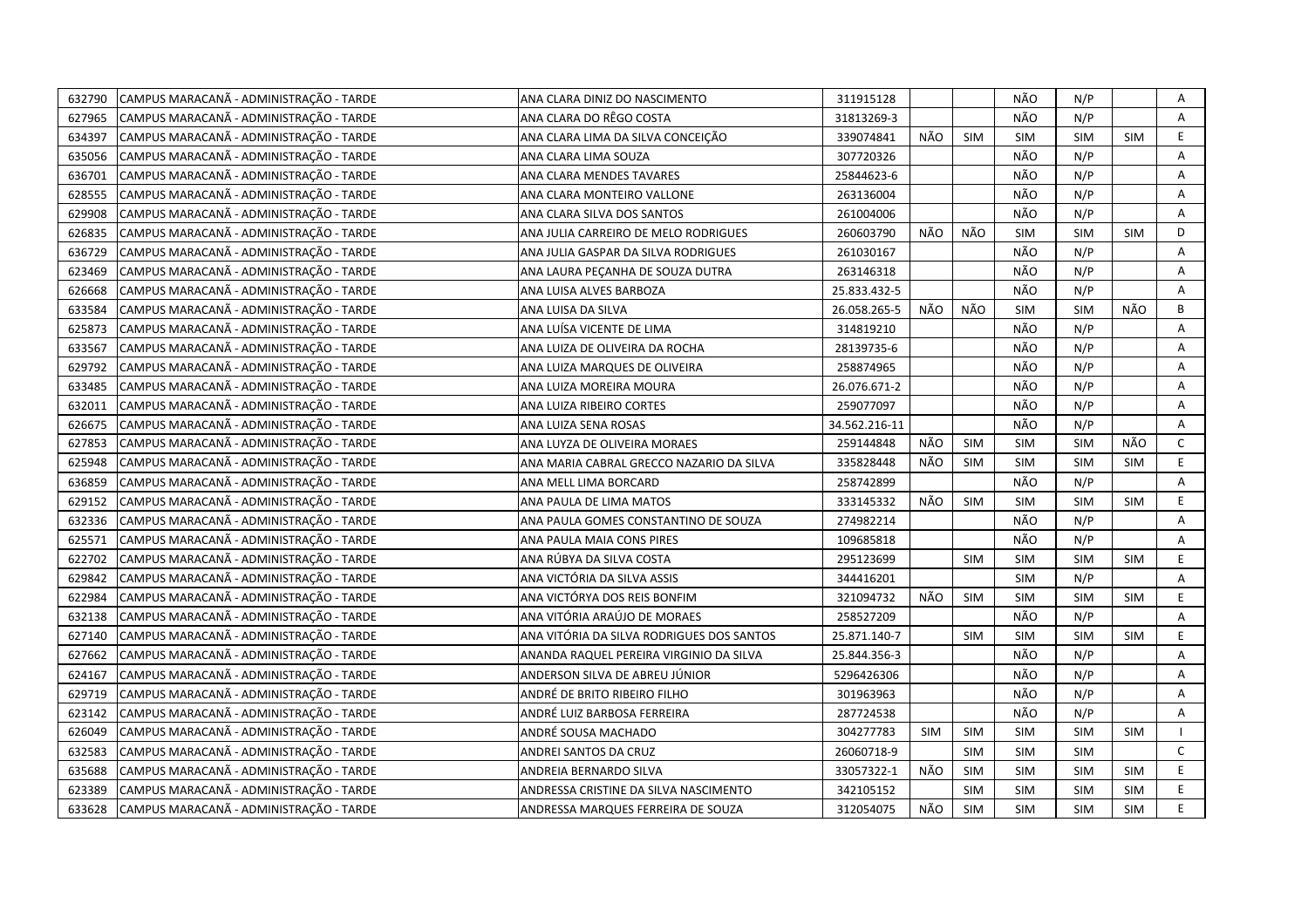| | | | | | | | | | |
|---|---|---|---|---|---|---|---|---|---|
| 632790 | CAMPUS MARACANÃ - ADMINISTRAÇÃO - TARDE | ANA CLARA DINIZ DO NASCIMENTO | 311915128 | | | NÃO | N/P | | A |
| 627965 | CAMPUS MARACANÃ - ADMINISTRAÇÃO - TARDE | ANA CLARA DO RÊGO COSTA | 31813269-3 | | | NÃO | N/P | | A |
| 634397 | CAMPUS MARACANÃ - ADMINISTRAÇÃO - TARDE | ANA CLARA LIMA DA SILVA CONCEIÇÃO | 339074841 | NÃO | SIM | SIM | SIM | SIM | E |
| 635056 | CAMPUS MARACANÃ - ADMINISTRAÇÃO - TARDE | ANA CLARA LIMA SOUZA | 307720326 | | | NÃO | N/P | | A |
| 636701 | CAMPUS MARACANÃ - ADMINISTRAÇÃO - TARDE | ANA CLARA MENDES TAVARES | 25844623-6 | | | NÃO | N/P | | A |
| 628555 | CAMPUS MARACANÃ - ADMINISTRAÇÃO - TARDE | ANA CLARA MONTEIRO VALLONE | 263136004 | | | NÃO | N/P | | A |
| 629908 | CAMPUS MARACANÃ - ADMINISTRAÇÃO - TARDE | ANA CLARA SILVA DOS SANTOS | 261004006 | | | NÃO | N/P | | A |
| 626835 | CAMPUS MARACANÃ - ADMINISTRAÇÃO - TARDE | ANA JULIA CARREIRO DE MELO RODRIGUES | 260603790 | NÃO | NÃO | SIM | SIM | SIM | D |
| 636729 | CAMPUS MARACANÃ - ADMINISTRAÇÃO - TARDE | ANA JULIA GASPAR DA SILVA RODRIGUES | 261030167 | | | NÃO | N/P | | A |
| 623469 | CAMPUS MARACANÃ - ADMINISTRAÇÃO - TARDE | ANA LAURA PEÇANHA DE SOUZA DUTRA | 263146318 | | | NÃO | N/P | | A |
| 626668 | CAMPUS MARACANÃ - ADMINISTRAÇÃO - TARDE | ANA LUISA ALVES BARBOZA | 25.833.432-5 | | | NÃO | N/P | | A |
| 633584 | CAMPUS MARACANÃ - ADMINISTRAÇÃO - TARDE | ANA LUISA DA SILVA | 26.058.265-5 | NÃO | NÃO | SIM | SIM | NÃO | B |
| 625873 | CAMPUS MARACANÃ - ADMINISTRAÇÃO - TARDE | ANA LUÍSA VICENTE DE LIMA | 314819210 | | | NÃO | N/P | | A |
| 633567 | CAMPUS MARACANÃ - ADMINISTRAÇÃO - TARDE | ANA LUIZA DE OLIVEIRA DA ROCHA | 28139735-6 | | | NÃO | N/P | | A |
| 629792 | CAMPUS MARACANÃ - ADMINISTRAÇÃO - TARDE | ANA LUIZA MARQUES DE OLIVEIRA | 258874965 | | | NÃO | N/P | | A |
| 633485 | CAMPUS MARACANÃ - ADMINISTRAÇÃO - TARDE | ANA LUIZA MOREIRA MOURA | 26.076.671-2 | | | NÃO | N/P | | A |
| 632011 | CAMPUS MARACANÃ - ADMINISTRAÇÃO - TARDE | ANA LUIZA RIBEIRO CORTES | 259077097 | | | NÃO | N/P | | A |
| 626675 | CAMPUS MARACANÃ - ADMINISTRAÇÃO - TARDE | ANA LUIZA SENA ROSAS | 34.562.216-11 | | | NÃO | N/P | | A |
| 627853 | CAMPUS MARACANÃ - ADMINISTRAÇÃO - TARDE | ANA LUYZA DE OLIVEIRA MORAES | 259144848 | NÃO | SIM | SIM | SIM | NÃO | C |
| 625948 | CAMPUS MARACANÃ - ADMINISTRAÇÃO - TARDE | ANA MARIA CABRAL GRECCO NAZARIO DA SILVA | 335828448 | NÃO | SIM | SIM | SIM | SIM | E |
| 636859 | CAMPUS MARACANÃ - ADMINISTRAÇÃO - TARDE | ANA MELL LIMA BORCARD | 258742899 | | | NÃO | N/P | | A |
| 629152 | CAMPUS MARACANÃ - ADMINISTRAÇÃO - TARDE | ANA PAULA DE LIMA MATOS | 333145332 | NÃO | SIM | SIM | SIM | SIM | E |
| 632336 | CAMPUS MARACANÃ - ADMINISTRAÇÃO - TARDE | ANA PAULA GOMES CONSTANTINO DE SOUZA | 274982214 | | | NÃO | N/P | | A |
| 625571 | CAMPUS MARACANÃ - ADMINISTRAÇÃO - TARDE | ANA PAULA MAIA CONS PIRES | 109685818 | | | NÃO | N/P | | A |
| 622702 | CAMPUS MARACANÃ - ADMINISTRAÇÃO - TARDE | ANA RÚBYA DA SILVA COSTA | 295123699 | | SIM | SIM | SIM | SIM | E |
| 629842 | CAMPUS MARACANÃ - ADMINISTRAÇÃO - TARDE | ANA VICTÓRIA DA SILVA ASSIS | 344416201 | | | SIM | N/P | | A |
| 622984 | CAMPUS MARACANÃ - ADMINISTRAÇÃO - TARDE | ANA VICTÓRYA DOS REIS BONFIM | 321094732 | NÃO | SIM | SIM | SIM | SIM | E |
| 632138 | CAMPUS MARACANÃ - ADMINISTRAÇÃO - TARDE | ANA VITÓRIA ARAÚJO DE MORAES | 258527209 | | | NÃO | N/P | | A |
| 627140 | CAMPUS MARACANÃ - ADMINISTRAÇÃO - TARDE | ANA VITÓRIA DA SILVA RODRIGUES DOS SANTOS | 25.871.140-7 | | SIM | SIM | SIM | SIM | E |
| 627662 | CAMPUS MARACANÃ - ADMINISTRAÇÃO - TARDE | ANANDA RAQUEL PEREIRA VIRGINIO DA SILVA | 25.844.356-3 | | | NÃO | N/P | | A |
| 624167 | CAMPUS MARACANÃ - ADMINISTRAÇÃO - TARDE | ANDERSON SILVA DE ABREU JÚNIOR | 5296426306 | | | NÃO | N/P | | A |
| 629719 | CAMPUS MARACANÃ - ADMINISTRAÇÃO - TARDE | ANDRÉ DE BRITO RIBEIRO FILHO | 301963963 | | | NÃO | N/P | | A |
| 623142 | CAMPUS MARACANÃ - ADMINISTRAÇÃO - TARDE | ANDRÉ LUIZ BARBOSA FERREIRA | 287724538 | | | NÃO | N/P | | A |
| 626049 | CAMPUS MARACANÃ - ADMINISTRAÇÃO - TARDE | ANDRÉ SOUSA MACHADO | 304277783 | SIM | SIM | SIM | SIM | SIM | I |
| 632583 | CAMPUS MARACANÃ - ADMINISTRAÇÃO - TARDE | ANDREI SANTOS DA CRUZ | 26060718-9 | | SIM | SIM | SIM | | C |
| 635688 | CAMPUS MARACANÃ - ADMINISTRAÇÃO - TARDE | ANDREIA BERNARDO SILVA | 33057322-1 | NÃO | SIM | SIM | SIM | SIM | E |
| 623389 | CAMPUS MARACANÃ - ADMINISTRAÇÃO - TARDE | ANDRESSA CRISTINE DA SILVA NASCIMENTO | 342105152 | | SIM | SIM | SIM | SIM | E |
| 633628 | CAMPUS MARACANÃ - ADMINISTRAÇÃO - TARDE | ANDRESSA MARQUES FERREIRA DE SOUZA | 312054075 | NÃO | SIM | SIM | SIM | SIM | E |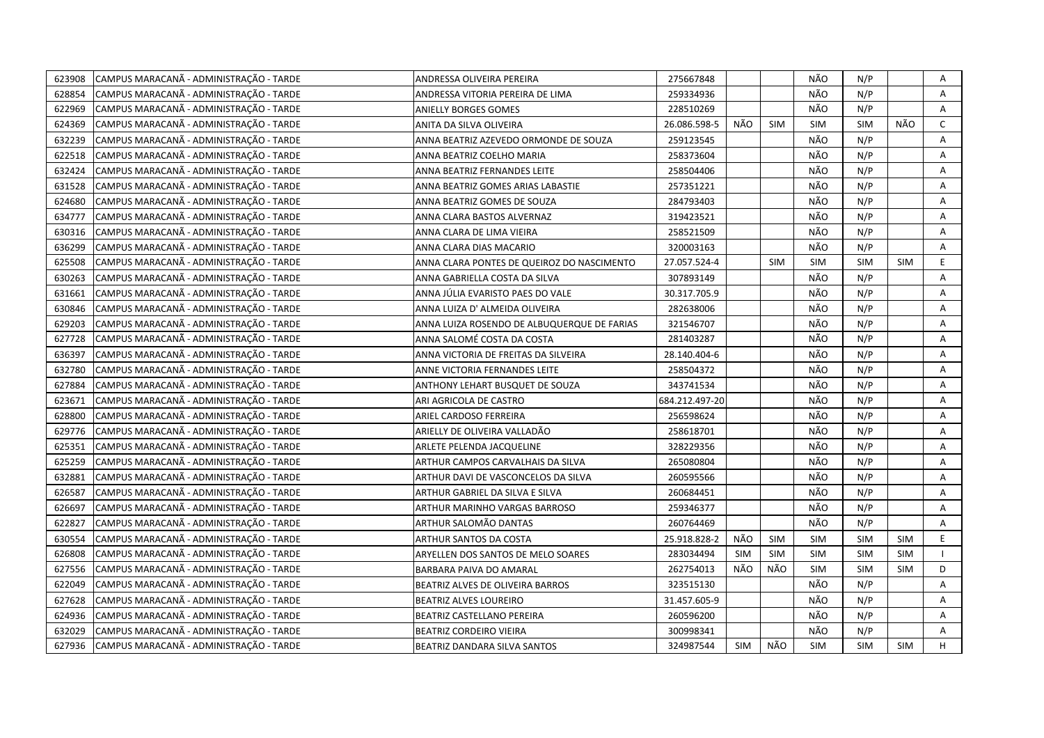| | | | | | | | | | |
|---|---|---|---|---|---|---|---|---|---|
| 623908 | CAMPUS MARACANÃ - ADMINISTRAÇÃO - TARDE | ANDRESSA OLIVEIRA PEREIRA | 275667848 | | | NÃO | N/P | | A |
| 628854 | CAMPUS MARACANÃ - ADMINISTRAÇÃO - TARDE | ANDRESSA VITORIA PEREIRA DE LIMA | 259334936 | | | NÃO | N/P | | A |
| 622969 | CAMPUS MARACANÃ - ADMINISTRAÇÃO - TARDE | ANIELLY BORGES GOMES | 228510269 | | | NÃO | N/P | | A |
| 624369 | CAMPUS MARACANÃ - ADMINISTRAÇÃO - TARDE | ANITA DA SILVA OLIVEIRA | 26.086.598-5 | NÃO | SIM | SIM | SIM | NÃO | C |
| 632239 | CAMPUS MARACANÃ - ADMINISTRAÇÃO - TARDE | ANNA BEATRIZ AZEVEDO ORMONDE DE SOUZA | 259123545 | | | NÃO | N/P | | A |
| 622518 | CAMPUS MARACANÃ - ADMINISTRAÇÃO - TARDE | ANNA BEATRIZ COELHO MARIA | 258373604 | | | NÃO | N/P | | A |
| 632424 | CAMPUS MARACANÃ - ADMINISTRAÇÃO - TARDE | ANNA BEATRIZ FERNANDES LEITE | 258504406 | | | NÃO | N/P | | A |
| 631528 | CAMPUS MARACANÃ - ADMINISTRAÇÃO - TARDE | ANNA BEATRIZ GOMES ARIAS LABASTIE | 257351221 | | | NÃO | N/P | | A |
| 624680 | CAMPUS MARACANÃ - ADMINISTRAÇÃO - TARDE | ANNA BEATRIZ GOMES DE SOUZA | 284793403 | | | NÃO | N/P | | A |
| 634777 | CAMPUS MARACANÃ - ADMINISTRAÇÃO - TARDE | ANNA CLARA BASTOS ALVERNAZ | 319423521 | | | NÃO | N/P | | A |
| 630316 | CAMPUS MARACANÃ - ADMINISTRAÇÃO - TARDE | ANNA CLARA DE LIMA VIEIRA | 258521509 | | | NÃO | N/P | | A |
| 636299 | CAMPUS MARACANÃ - ADMINISTRAÇÃO - TARDE | ANNA CLARA DIAS MACARIO | 320003163 | | | NÃO | N/P | | A |
| 625508 | CAMPUS MARACANÃ - ADMINISTRAÇÃO - TARDE | ANNA CLARA PONTES DE QUEIROZ DO NASCIMENTO | 27.057.524-4 | | SIM | SIM | SIM | SIM | E |
| 630263 | CAMPUS MARACANÃ - ADMINISTRAÇÃO - TARDE | ANNA GABRIELLA COSTA DA SILVA | 307893149 | | | NÃO | N/P | | A |
| 631661 | CAMPUS MARACANÃ - ADMINISTRAÇÃO - TARDE | ANNA JÚLIA EVARISTO PAES DO VALE | 30.317.705.9 | | | NÃO | N/P | | A |
| 630846 | CAMPUS MARACANÃ - ADMINISTRAÇÃO - TARDE | ANNA LUIZA D' ALMEIDA OLIVEIRA | 282638006 | | | NÃO | N/P | | A |
| 629203 | CAMPUS MARACANÃ - ADMINISTRAÇÃO - TARDE | ANNA LUIZA ROSENDO DE ALBUQUERQUE DE FARIAS | 321546707 | | | NÃO | N/P | | A |
| 627728 | CAMPUS MARACANÃ - ADMINISTRAÇÃO - TARDE | ANNA SALOMÉ COSTA DA COSTA | 281403287 | | | NÃO | N/P | | A |
| 636397 | CAMPUS MARACANÃ - ADMINISTRAÇÃO - TARDE | ANNA VICTORIA DE FREITAS DA SILVEIRA | 28.140.404-6 | | | NÃO | N/P | | A |
| 632780 | CAMPUS MARACANÃ - ADMINISTRAÇÃO - TARDE | ANNE VICTORIA FERNANDES LEITE | 258504372 | | | NÃO | N/P | | A |
| 627884 | CAMPUS MARACANÃ - ADMINISTRAÇÃO - TARDE | ANTHONY LEHART BUSQUET DE SOUZA | 343741534 | | | NÃO | N/P | | A |
| 623671 | CAMPUS MARACANÃ - ADMINISTRAÇÃO - TARDE | ARI AGRICOLA DE CASTRO | 684.212.497-20 | | | NÃO | N/P | | A |
| 628800 | CAMPUS MARACANÃ - ADMINISTRAÇÃO - TARDE | ARIEL CARDOSO FERREIRA | 256598624 | | | NÃO | N/P | | A |
| 629776 | CAMPUS MARACANÃ - ADMINISTRAÇÃO - TARDE | ARIELLY DE OLIVEIRA VALLADÃO | 258618701 | | | NÃO | N/P | | A |
| 625351 | CAMPUS MARACANÃ - ADMINISTRAÇÃO - TARDE | ARLETE PELENDA JACQUELINE | 328229356 | | | NÃO | N/P | | A |
| 625259 | CAMPUS MARACANÃ - ADMINISTRAÇÃO - TARDE | ARTHUR CAMPOS CARVALHAIS DA SILVA | 265080804 | | | NÃO | N/P | | A |
| 632881 | CAMPUS MARACANÃ - ADMINISTRAÇÃO - TARDE | ARTHUR DAVI DE VASCONCELOS DA SILVA | 260595566 | | | NÃO | N/P | | A |
| 626587 | CAMPUS MARACANÃ - ADMINISTRAÇÃO - TARDE | ARTHUR GABRIEL DA SILVA E SILVA | 260684451 | | | NÃO | N/P | | A |
| 626697 | CAMPUS MARACANÃ - ADMINISTRAÇÃO - TARDE | ARTHUR MARINHO VARGAS BARROSO | 259346377 | | | NÃO | N/P | | A |
| 622827 | CAMPUS MARACANÃ - ADMINISTRAÇÃO - TARDE | ARTHUR SALOMÃO DANTAS | 260764469 | | | NÃO | N/P | | A |
| 630554 | CAMPUS MARACANÃ - ADMINISTRAÇÃO - TARDE | ARTHUR SANTOS DA COSTA | 25.918.828-2 | NÃO | SIM | SIM | SIM | SIM | E |
| 626808 | CAMPUS MARACANÃ - ADMINISTRAÇÃO - TARDE | ARYELLEN DOS SANTOS DE MELO SOARES | 283034494 | SIM | SIM | SIM | SIM | SIM | I |
| 627556 | CAMPUS MARACANÃ - ADMINISTRAÇÃO - TARDE | BARBARA PAIVA DO AMARAL | 262754013 | NÃO | NÃO | SIM | SIM | SIM | D |
| 622049 | CAMPUS MARACANÃ - ADMINISTRAÇÃO - TARDE | BEATRIZ ALVES DE OLIVEIRA BARROS | 323515130 | | | NÃO | N/P | | A |
| 627628 | CAMPUS MARACANÃ - ADMINISTRAÇÃO - TARDE | BEATRIZ ALVES LOUREIRO | 31.457.605-9 | | | NÃO | N/P | | A |
| 624936 | CAMPUS MARACANÃ - ADMINISTRAÇÃO - TARDE | BEATRIZ CASTELLANO PEREIRA | 260596200 | | | NÃO | N/P | | A |
| 632029 | CAMPUS MARACANÃ - ADMINISTRAÇÃO - TARDE | BEATRIZ CORDEIRO VIEIRA | 300998341 | | | NÃO | N/P | | A |
| 627936 | CAMPUS MARACANÃ - ADMINISTRAÇÃO - TARDE | BEATRIZ DANDARA SILVA SANTOS | 324987544 | SIM | NÃO | SIM | SIM | SIM | H |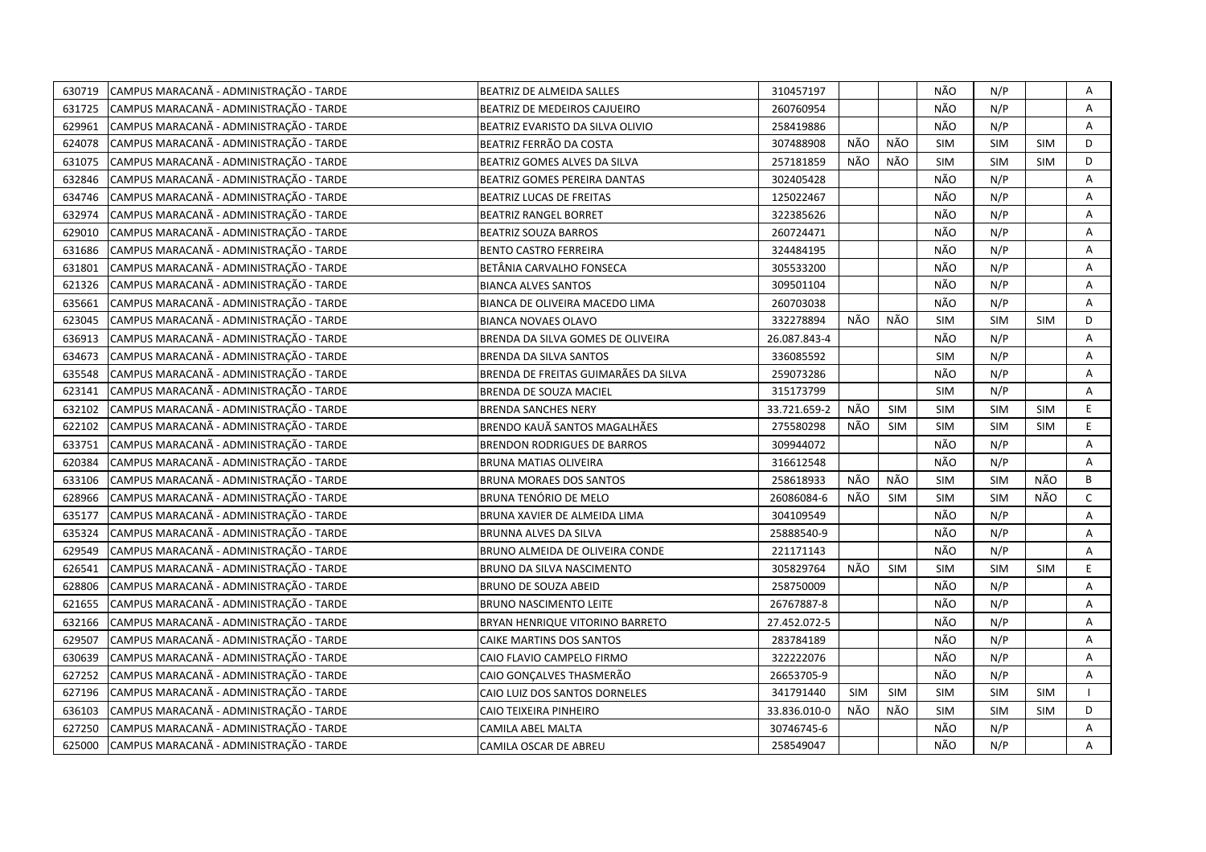| | | | | | | | | | |
|---|---|---|---|---|---|---|---|---|---|
| 630719 | CAMPUS MARACANÃ - ADMINISTRAÇÃO - TARDE | BEATRIZ DE ALMEIDA SALLES | 310457197 | | | NÃO | N/P | | A |
| 631725 | CAMPUS MARACANÃ - ADMINISTRAÇÃO - TARDE | BEATRIZ DE MEDEIROS CAJUEIRO | 260760954 | | | NÃO | N/P | | A |
| 629961 | CAMPUS MARACANÃ - ADMINISTRAÇÃO - TARDE | BEATRIZ EVARISTO DA SILVA OLIVIO | 258419886 | | | NÃO | N/P | | A |
| 624078 | CAMPUS MARACANÃ - ADMINISTRAÇÃO - TARDE | BEATRIZ FERRÃO DA COSTA | 307488908 | NÃO | NÃO | SIM | SIM | SIM | D |
| 631075 | CAMPUS MARACANÃ - ADMINISTRAÇÃO - TARDE | BEATRIZ GOMES ALVES DA SILVA | 257181859 | NÃO | NÃO | SIM | SIM | SIM | D |
| 632846 | CAMPUS MARACANÃ - ADMINISTRAÇÃO - TARDE | BEATRIZ GOMES PEREIRA DANTAS | 302405428 | | | NÃO | N/P | | A |
| 634746 | CAMPUS MARACANÃ - ADMINISTRAÇÃO - TARDE | BEATRIZ LUCAS DE FREITAS | 125022467 | | | NÃO | N/P | | A |
| 632974 | CAMPUS MARACANÃ - ADMINISTRAÇÃO - TARDE | BEATRIZ RANGEL BORRET | 322385626 | | | NÃO | N/P | | A |
| 629010 | CAMPUS MARACANÃ - ADMINISTRAÇÃO - TARDE | BEATRIZ SOUZA BARROS | 260724471 | | | NÃO | N/P | | A |
| 631686 | CAMPUS MARACANÃ - ADMINISTRAÇÃO - TARDE | BENTO CASTRO FERREIRA | 324484195 | | | NÃO | N/P | | A |
| 631801 | CAMPUS MARACANÃ - ADMINISTRAÇÃO - TARDE | BETÂNIA CARVALHO FONSECA | 305533200 | | | NÃO | N/P | | A |
| 621326 | CAMPUS MARACANÃ - ADMINISTRAÇÃO - TARDE | BIANCA ALVES SANTOS | 309501104 | | | NÃO | N/P | | A |
| 635661 | CAMPUS MARACANÃ - ADMINISTRAÇÃO - TARDE | BIANCA DE OLIVEIRA MACEDO LIMA | 260703038 | | | NÃO | N/P | | A |
| 623045 | CAMPUS MARACANÃ - ADMINISTRAÇÃO - TARDE | BIANCA NOVAES OLAVO | 332278894 | NÃO | NÃO | SIM | SIM | SIM | D |
| 636913 | CAMPUS MARACANÃ - ADMINISTRAÇÃO - TARDE | BRENDA DA SILVA GOMES DE OLIVEIRA | 26.087.843-4 | | | NÃO | N/P | | A |
| 634673 | CAMPUS MARACANÃ - ADMINISTRAÇÃO - TARDE | BRENDA DA SILVA SANTOS | 336085592 | | | SIM | N/P | | A |
| 635548 | CAMPUS MARACANÃ - ADMINISTRAÇÃO - TARDE | BRENDA DE FREITAS GUIMARÃES DA SILVA | 259073286 | | | NÃO | N/P | | A |
| 623141 | CAMPUS MARACANÃ - ADMINISTRAÇÃO - TARDE | BRENDA DE SOUZA MACIEL | 315173799 | | | SIM | N/P | | A |
| 632102 | CAMPUS MARACANÃ - ADMINISTRAÇÃO - TARDE | BRENDA SANCHES NERY | 33.721.659-2 | NÃO | SIM | SIM | SIM | SIM | E |
| 622102 | CAMPUS MARACANÃ - ADMINISTRAÇÃO - TARDE | BRENDO KAUÃ SANTOS MAGALHÃES | 275580298 | NÃO | SIM | SIM | SIM | SIM | E |
| 633751 | CAMPUS MARACANÃ - ADMINISTRAÇÃO - TARDE | BRENDON RODRIGUES DE BARROS | 309944072 | | | NÃO | N/P | | A |
| 620384 | CAMPUS MARACANÃ - ADMINISTRAÇÃO - TARDE | BRUNA MATIAS OLIVEIRA | 316612548 | | | NÃO | N/P | | A |
| 633106 | CAMPUS MARACANÃ - ADMINISTRAÇÃO - TARDE | BRUNA MORAES DOS SANTOS | 258618933 | NÃO | NÃO | SIM | SIM | NÃO | B |
| 628966 | CAMPUS MARACANÃ - ADMINISTRAÇÃO - TARDE | BRUNA TENÓRIO DE MELO | 26086084-6 | NÃO | SIM | SIM | SIM | NÃO | C |
| 635177 | CAMPUS MARACANÃ - ADMINISTRAÇÃO - TARDE | BRUNA XAVIER DE ALMEIDA LIMA | 304109549 | | | NÃO | N/P | | A |
| 635324 | CAMPUS MARACANÃ - ADMINISTRAÇÃO - TARDE | BRUNNA ALVES DA SILVA | 25888540-9 | | | NÃO | N/P | | A |
| 629549 | CAMPUS MARACANÃ - ADMINISTRAÇÃO - TARDE | BRUNO ALMEIDA DE OLIVEIRA CONDE | 221171143 | | | NÃO | N/P | | A |
| 626541 | CAMPUS MARACANÃ - ADMINISTRAÇÃO - TARDE | BRUNO DA SILVA NASCIMENTO | 305829764 | NÃO | SIM | SIM | SIM | SIM | E |
| 628806 | CAMPUS MARACANÃ - ADMINISTRAÇÃO - TARDE | BRUNO DE SOUZA ABEID | 258750009 | | | NÃO | N/P | | A |
| 621655 | CAMPUS MARACANÃ - ADMINISTRAÇÃO - TARDE | BRUNO NASCIMENTO LEITE | 26767887-8 | | | NÃO | N/P | | A |
| 632166 | CAMPUS MARACANÃ - ADMINISTRAÇÃO - TARDE | BRYAN HENRIQUE VITORINO BARRETO | 27.452.072-5 | | | NÃO | N/P | | A |
| 629507 | CAMPUS MARACANÃ - ADMINISTRAÇÃO - TARDE | CAIKE MARTINS DOS SANTOS | 283784189 | | | NÃO | N/P | | A |
| 630639 | CAMPUS MARACANÃ - ADMINISTRAÇÃO - TARDE | CAIO FLAVIO CAMPELO FIRMO | 322222076 | | | NÃO | N/P | | A |
| 627252 | CAMPUS MARACANÃ - ADMINISTRAÇÃO - TARDE | CAIO GONÇALVES THASMERÃO | 26653705-9 | | | NÃO | N/P | | A |
| 627196 | CAMPUS MARACANÃ - ADMINISTRAÇÃO - TARDE | CAIO LUIZ DOS SANTOS DORNELES | 341791440 | SIM | SIM | SIM | SIM | SIM | I |
| 636103 | CAMPUS MARACANÃ - ADMINISTRAÇÃO - TARDE | CAIO TEIXEIRA PINHEIRO | 33.836.010-0 | NÃO | NÃO | SIM | SIM | SIM | D |
| 627250 | CAMPUS MARACANÃ - ADMINISTRAÇÃO - TARDE | CAMILA ABEL MALTA | 30746745-6 | | | NÃO | N/P | | A |
| 625000 | CAMPUS MARACANÃ - ADMINISTRAÇÃO - TARDE | CAMILA OSCAR DE ABREU | 258549047 | | | NÃO | N/P | | A |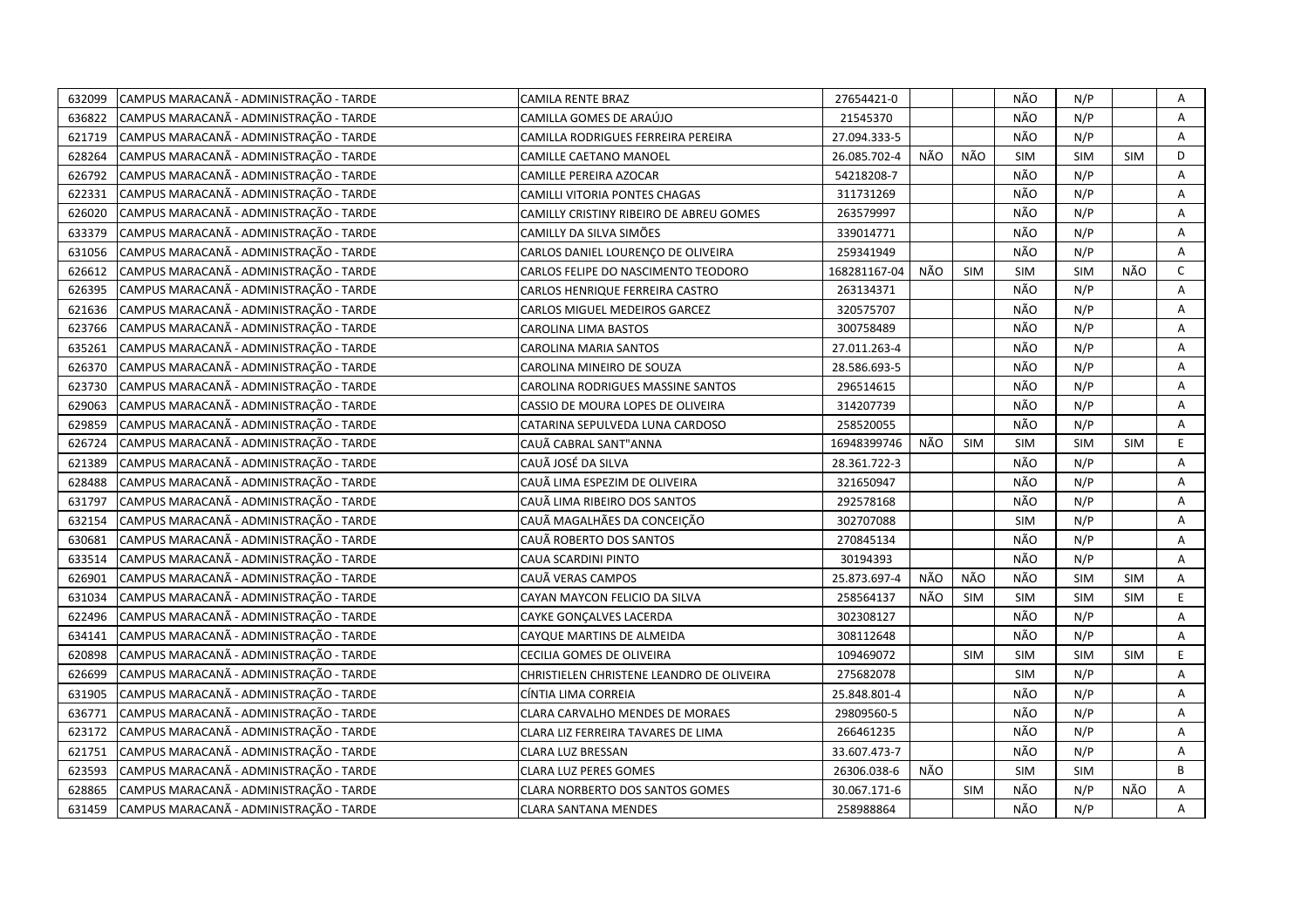| 632099 | CAMPUS MARACANÃ - ADMINISTRAÇÃO - TARDE | CAMILA RENTE BRAZ | 27654421-0 | | | NÃO | N/P | | A |
|---|---|---|---|---|---|---|---|---|---|
| 636822 | CAMPUS MARACANÃ - ADMINISTRAÇÃO - TARDE | CAMILLA GOMES DE ARAÚJO | 21545370 | | | NÃO | N/P | | A |
| 621719 | CAMPUS MARACANÃ - ADMINISTRAÇÃO - TARDE | CAMILLA RODRIGUES FERREIRA PEREIRA | 27.094.333-5 | | | NÃO | N/P | | A |
| 628264 | CAMPUS MARACANÃ - ADMINISTRAÇÃO - TARDE | CAMILLE CAETANO MANOEL | 26.085.702-4 | NÃO | NÃO | SIM | SIM | SIM | D |
| 626792 | CAMPUS MARACANÃ - ADMINISTRAÇÃO - TARDE | CAMILLE PEREIRA AZOCAR | 54218208-7 | | | NÃO | N/P | | A |
| 622331 | CAMPUS MARACANÃ - ADMINISTRAÇÃO - TARDE | CAMILLI VITORIA PONTES CHAGAS | 311731269 | | | NÃO | N/P | | A |
| 626020 | CAMPUS MARACANÃ - ADMINISTRAÇÃO - TARDE | CAMILLY CRISTINY RIBEIRO DE ABREU GOMES | 263579997 | | | NÃO | N/P | | A |
| 633379 | CAMPUS MARACANÃ - ADMINISTRAÇÃO - TARDE | CAMILLY DA SILVA SIMÕES | 339014771 | | | NÃO | N/P | | A |
| 631056 | CAMPUS MARACANÃ - ADMINISTRAÇÃO - TARDE | CARLOS DANIEL LOURENÇO DE OLIVEIRA | 259341949 | | | NÃO | N/P | | A |
| 626612 | CAMPUS MARACANÃ - ADMINISTRAÇÃO - TARDE | CARLOS FELIPE DO NASCIMENTO TEODORO | 168281167-04 | NÃO | SIM | SIM | SIM | NÃO | C |
| 626395 | CAMPUS MARACANÃ - ADMINISTRAÇÃO - TARDE | CARLOS HENRIQUE FERREIRA CASTRO | 263134371 | | | NÃO | N/P | | A |
| 621636 | CAMPUS MARACANÃ - ADMINISTRAÇÃO - TARDE | CARLOS MIGUEL MEDEIROS GARCEZ | 320575707 | | | NÃO | N/P | | A |
| 623766 | CAMPUS MARACANÃ - ADMINISTRAÇÃO - TARDE | CAROLINA LIMA BASTOS | 300758489 | | | NÃO | N/P | | A |
| 635261 | CAMPUS MARACANÃ - ADMINISTRAÇÃO - TARDE | CAROLINA MARIA SANTOS | 27.011.263-4 | | | NÃO | N/P | | A |
| 626370 | CAMPUS MARACANÃ - ADMINISTRAÇÃO - TARDE | CAROLINA MINEIRO DE SOUZA | 28.586.693-5 | | | NÃO | N/P | | A |
| 623730 | CAMPUS MARACANÃ - ADMINISTRAÇÃO - TARDE | CAROLINA RODRIGUES MASSINE SANTOS | 296514615 | | | NÃO | N/P | | A |
| 629063 | CAMPUS MARACANÃ - ADMINISTRAÇÃO - TARDE | CASSIO DE MOURA LOPES DE OLIVEIRA | 314207739 | | | NÃO | N/P | | A |
| 629859 | CAMPUS MARACANÃ - ADMINISTRAÇÃO - TARDE | CATARINA SEPULVEDA LUNA CARDOSO | 258520055 | | | NÃO | N/P | | A |
| 626724 | CAMPUS MARACANÃ - ADMINISTRAÇÃO - TARDE | CAUÃ CABRAL SANT"ANNA | 16948399746 | NÃO | SIM | SIM | SIM | SIM | E |
| 621389 | CAMPUS MARACANÃ - ADMINISTRAÇÃO - TARDE | CAUÃ JOSÉ DA SILVA | 28.361.722-3 | | | NÃO | N/P | | A |
| 628488 | CAMPUS MARACANÃ - ADMINISTRAÇÃO - TARDE | CAUÃ LIMA ESPEZIM DE OLIVEIRA | 321650947 | | | NÃO | N/P | | A |
| 631797 | CAMPUS MARACANÃ - ADMINISTRAÇÃO - TARDE | CAUÃ LIMA RIBEIRO DOS SANTOS | 292578168 | | | NÃO | N/P | | A |
| 632154 | CAMPUS MARACANÃ - ADMINISTRAÇÃO - TARDE | CAUÃ MAGALHÃES DA CONCEIÇÃO | 302707088 | | | SIM | N/P | | A |
| 630681 | CAMPUS MARACANÃ - ADMINISTRAÇÃO - TARDE | CAUÃ ROBERTO DOS SANTOS | 270845134 | | | NÃO | N/P | | A |
| 633514 | CAMPUS MARACANÃ - ADMINISTRAÇÃO - TARDE | CAUA SCARDINI PINTO | 30194393 | | | NÃO | N/P | | A |
| 626901 | CAMPUS MARACANÃ - ADMINISTRAÇÃO - TARDE | CAUÃ VERAS CAMPOS | 25.873.697-4 | NÃO | NÃO | NÃO | SIM | SIM | A |
| 631034 | CAMPUS MARACANÃ - ADMINISTRAÇÃO - TARDE | CAYAN MAYCON FELICIO DA SILVA | 258564137 | NÃO | SIM | SIM | SIM | SIM | E |
| 622496 | CAMPUS MARACANÃ - ADMINISTRAÇÃO - TARDE | CAYKE GONÇALVES LACERDA | 302308127 | | | NÃO | N/P | | A |
| 634141 | CAMPUS MARACANÃ - ADMINISTRAÇÃO - TARDE | CAYQUE MARTINS DE ALMEIDA | 308112648 | | | NÃO | N/P | | A |
| 620898 | CAMPUS MARACANÃ - ADMINISTRAÇÃO - TARDE | CECILIA GOMES DE OLIVEIRA | 109469072 | | SIM | SIM | SIM | SIM | E |
| 626699 | CAMPUS MARACANÃ - ADMINISTRAÇÃO - TARDE | CHRISTIELEN CHRISTENE LEANDRO DE OLIVEIRA | 275682078 | | | SIM | N/P | | A |
| 631905 | CAMPUS MARACANÃ - ADMINISTRAÇÃO - TARDE | CÍNTIA LIMA CORREIA | 25.848.801-4 | | | NÃO | N/P | | A |
| 636771 | CAMPUS MARACANÃ - ADMINISTRAÇÃO - TARDE | CLARA CARVALHO MENDES DE MORAES | 29809560-5 | | | NÃO | N/P | | A |
| 623172 | CAMPUS MARACANÃ - ADMINISTRAÇÃO - TARDE | CLARA LIZ FERREIRA TAVARES DE LIMA | 266461235 | | | NÃO | N/P | | A |
| 621751 | CAMPUS MARACANÃ - ADMINISTRAÇÃO - TARDE | CLARA LUZ BRESSAN | 33.607.473-7 | | | NÃO | N/P | | A |
| 623593 | CAMPUS MARACANÃ - ADMINISTRAÇÃO - TARDE | CLARA LUZ PERES GOMES | 26306.038-6 | NÃO | | SIM | SIM | | B |
| 628865 | CAMPUS MARACANÃ - ADMINISTRAÇÃO - TARDE | CLARA NORBERTO DOS SANTOS GOMES | 30.067.171-6 | | SIM | NÃO | N/P | NÃO | A |
| 631459 | CAMPUS MARACANÃ - ADMINISTRAÇÃO - TARDE | CLARA SANTANA MENDES | 258988864 | | | NÃO | N/P | | A |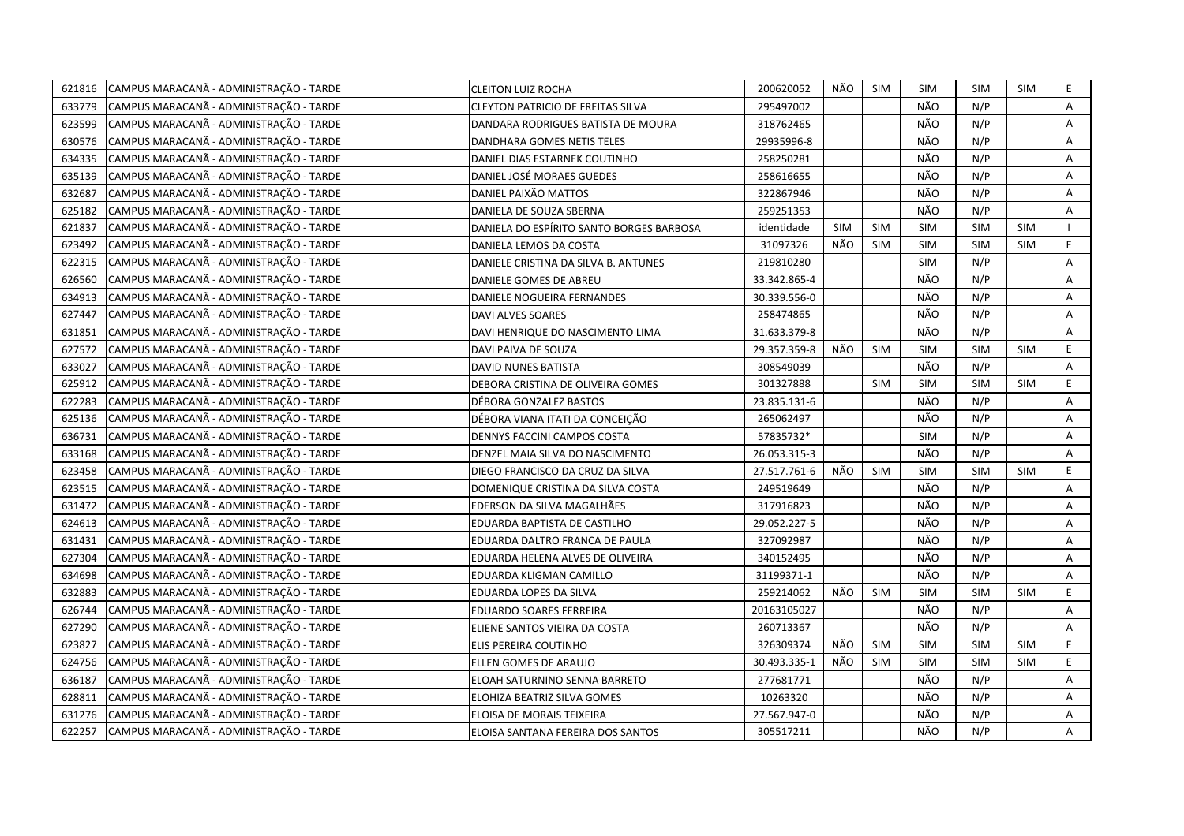| | | | | | | | | | |
|---|---|---|---|---|---|---|---|---|---|
| 621816 | CAMPUS MARACANÃ - ADMINISTRAÇÃO - TARDE | CLEITON LUIZ ROCHA | 200620052 | NÃO | SIM | SIM | SIM | SIM | E |
| 633779 | CAMPUS MARACANÃ - ADMINISTRAÇÃO - TARDE | CLEYTON PATRICIO DE FREITAS SILVA | 295497002 | | | NÃO | N/P | | A |
| 623599 | CAMPUS MARACANÃ - ADMINISTRAÇÃO - TARDE | DANDARA RODRIGUES BATISTA DE MOURA | 318762465 | | | NÃO | N/P | | A |
| 630576 | CAMPUS MARACANÃ - ADMINISTRAÇÃO - TARDE | DANDHARA GOMES NETIS TELES | 29935996-8 | | | NÃO | N/P | | A |
| 634335 | CAMPUS MARACANÃ - ADMINISTRAÇÃO - TARDE | DANIEL DIAS ESTARNEK COUTINHO | 258250281 | | | NÃO | N/P | | A |
| 635139 | CAMPUS MARACANÃ - ADMINISTRAÇÃO - TARDE | DANIEL JOSÉ MORAES GUEDES | 258616655 | | | NÃO | N/P | | A |
| 632687 | CAMPUS MARACANÃ - ADMINISTRAÇÃO - TARDE | DANIEL PAIXÃO MATTOS | 322867946 | | | NÃO | N/P | | A |
| 625182 | CAMPUS MARACANÃ - ADMINISTRAÇÃO - TARDE | DANIELA DE SOUZA SBERNA | 259251353 | | | NÃO | N/P | | A |
| 621837 | CAMPUS MARACANÃ - ADMINISTRAÇÃO - TARDE | DANIELA DO ESPÍRITO SANTO BORGES BARBOSA | identidade | SIM | SIM | SIM | SIM | SIM | I |
| 623492 | CAMPUS MARACANÃ - ADMINISTRAÇÃO - TARDE | DANIELA LEMOS DA COSTA | 31097326 | NÃO | SIM | SIM | SIM | SIM | E |
| 622315 | CAMPUS MARACANÃ - ADMINISTRAÇÃO - TARDE | DANIELE CRISTINA DA SILVA B. ANTUNES | 219810280 | | | SIM | N/P | | A |
| 626560 | CAMPUS MARACANÃ - ADMINISTRAÇÃO - TARDE | DANIELE GOMES DE ABREU | 33.342.865-4 | | | NÃO | N/P | | A |
| 634913 | CAMPUS MARACANÃ - ADMINISTRAÇÃO - TARDE | DANIELE NOGUEIRA FERNANDES | 30.339.556-0 | | | NÃO | N/P | | A |
| 627447 | CAMPUS MARACANÃ - ADMINISTRAÇÃO - TARDE | DAVI ALVES SOARES | 258474865 | | | NÃO | N/P | | A |
| 631851 | CAMPUS MARACANÃ - ADMINISTRAÇÃO - TARDE | DAVI HENRIQUE DO NASCIMENTO LIMA | 31.633.379-8 | | | NÃO | N/P | | A |
| 627572 | CAMPUS MARACANÃ - ADMINISTRAÇÃO - TARDE | DAVI PAIVA DE SOUZA | 29.357.359-8 | NÃO | SIM | SIM | SIM | SIM | E |
| 633027 | CAMPUS MARACANÃ - ADMINISTRAÇÃO - TARDE | DAVID NUNES BATISTA | 308549039 | | | NÃO | N/P | | A |
| 625912 | CAMPUS MARACANÃ - ADMINISTRAÇÃO - TARDE | DEBORA CRISTINA DE OLIVEIRA GOMES | 301327888 | | SIM | SIM | SIM | SIM | E |
| 622283 | CAMPUS MARACANÃ - ADMINISTRAÇÃO - TARDE | DÉBORA GONZALEZ BASTOS | 23.835.131-6 | | | NÃO | N/P | | A |
| 625136 | CAMPUS MARACANÃ - ADMINISTRAÇÃO - TARDE | DÉBORA VIANA ITATI DA CONCEIÇÃO | 265062497 | | | NÃO | N/P | | A |
| 636731 | CAMPUS MARACANÃ - ADMINISTRAÇÃO - TARDE | DENNYS FACCINI CAMPOS COSTA | 57835732* | | | SIM | N/P | | A |
| 633168 | CAMPUS MARACANÃ - ADMINISTRAÇÃO - TARDE | DENZEL MAIA SILVA DO NASCIMENTO | 26.053.315-3 | | | NÃO | N/P | | A |
| 623458 | CAMPUS MARACANÃ - ADMINISTRAÇÃO - TARDE | DIEGO FRANCISCO DA CRUZ DA SILVA | 27.517.761-6 | NÃO | SIM | SIM | SIM | SIM | E |
| 623515 | CAMPUS MARACANÃ - ADMINISTRAÇÃO - TARDE | DOMENIQUE CRISTINA DA SILVA COSTA | 249519649 | | | NÃO | N/P | | A |
| 631472 | CAMPUS MARACANÃ - ADMINISTRAÇÃO - TARDE | EDERSON DA SILVA MAGALHÃES | 317916823 | | | NÃO | N/P | | A |
| 624613 | CAMPUS MARACANÃ - ADMINISTRAÇÃO - TARDE | EDUARDA BAPTISTA DE CASTILHO | 29.052.227-5 | | | NÃO | N/P | | A |
| 631431 | CAMPUS MARACANÃ - ADMINISTRAÇÃO - TARDE | EDUARDA DALTRO FRANCA DE PAULA | 327092987 | | | NÃO | N/P | | A |
| 627304 | CAMPUS MARACANÃ - ADMINISTRAÇÃO - TARDE | EDUARDA HELENA ALVES DE OLIVEIRA | 340152495 | | | NÃO | N/P | | A |
| 634698 | CAMPUS MARACANÃ - ADMINISTRAÇÃO - TARDE | EDUARDA KLIGMAN CAMILLO | 31199371-1 | | | NÃO | N/P | | A |
| 632883 | CAMPUS MARACANÃ - ADMINISTRAÇÃO - TARDE | EDUARDA LOPES DA SILVA | 259214062 | NÃO | SIM | SIM | SIM | SIM | E |
| 626744 | CAMPUS MARACANÃ - ADMINISTRAÇÃO - TARDE | EDUARDO SOARES FERREIRA | 20163105027 | | | NÃO | N/P | | A |
| 627290 | CAMPUS MARACANÃ - ADMINISTRAÇÃO - TARDE | ELIENE SANTOS VIEIRA DA COSTA | 260713367 | | | NÃO | N/P | | A |
| 623827 | CAMPUS MARACANÃ - ADMINISTRAÇÃO - TARDE | ELIS PEREIRA COUTINHO | 326309374 | NÃO | SIM | SIM | SIM | SIM | E |
| 624756 | CAMPUS MARACANÃ - ADMINISTRAÇÃO - TARDE | ELLEN GOMES DE ARAUJO | 30.493.335-1 | NÃO | SIM | SIM | SIM | SIM | E |
| 636187 | CAMPUS MARACANÃ - ADMINISTRAÇÃO - TARDE | ELOAH SATURNINO SENNA BARRETO | 277681771 | | | NÃO | N/P | | A |
| 628811 | CAMPUS MARACANÃ - ADMINISTRAÇÃO - TARDE | ELOHIZA BEATRIZ SILVA GOMES | 10263320 | | | NÃO | N/P | | A |
| 631276 | CAMPUS MARACANÃ - ADMINISTRAÇÃO - TARDE | ELOISA DE MORAIS TEIXEIRA | 27.567.947-0 | | | NÃO | N/P | | A |
| 622257 | CAMPUS MARACANÃ - ADMINISTRAÇÃO - TARDE | ELOISA SANTANA FEREIRA DOS SANTOS | 305517211 | | | NÃO | N/P | | A |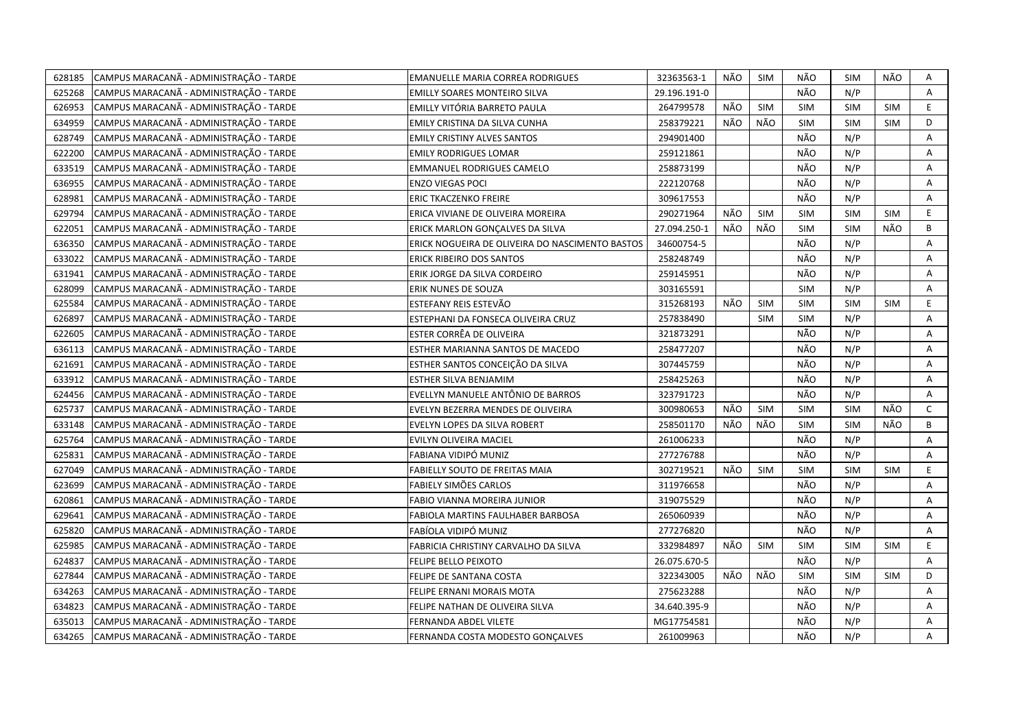| | | | | | | | | | | |
|---|---|---|---|---|---|---|---|---|---|---|
| 628185 | CAMPUS MARACANÃ - ADMINISTRAÇÃO - TARDE | EMANUELLE MARIA CORREA RODRIGUES | 32363563-1 | NÃO | SIM | NÃO | SIM | NÃO | A |
| 625268 | CAMPUS MARACANÃ - ADMINISTRAÇÃO - TARDE | EMILLY SOARES MONTEIRO SILVA | 29.196.191-0 | | | NÃO | N/P | | A |
| 626953 | CAMPUS MARACANÃ - ADMINISTRAÇÃO - TARDE | EMILLY VITÓRIA BARRETO PAULA | 264799578 | NÃO | SIM | SIM | SIM | SIM | E |
| 634959 | CAMPUS MARACANÃ - ADMINISTRAÇÃO - TARDE | EMILY CRISTINA DA SILVA CUNHA | 258379221 | NÃO | NÃO | SIM | SIM | SIM | D |
| 628749 | CAMPUS MARACANÃ - ADMINISTRAÇÃO - TARDE | EMILY CRISTINY ALVES SANTOS | 294901400 | | | NÃO | N/P | | A |
| 622200 | CAMPUS MARACANÃ - ADMINISTRAÇÃO - TARDE | EMILY RODRIGUES LOMAR | 259121861 | | | NÃO | N/P | | A |
| 633519 | CAMPUS MARACANÃ - ADMINISTRAÇÃO - TARDE | EMMANUEL RODRIGUES CAMELO | 258873199 | | | NÃO | N/P | | A |
| 636955 | CAMPUS MARACANÃ - ADMINISTRAÇÃO - TARDE | ENZO VIEGAS POCI | 222120768 | | | NÃO | N/P | | A |
| 628981 | CAMPUS MARACANÃ - ADMINISTRAÇÃO - TARDE | ERIC TKACZENKO FREIRE | 309617553 | | | NÃO | N/P | | A |
| 629794 | CAMPUS MARACANÃ - ADMINISTRAÇÃO - TARDE | ERICA VIVIANE DE OLIVEIRA MOREIRA | 290271964 | NÃO | SIM | SIM | SIM | SIM | E |
| 622051 | CAMPUS MARACANÃ - ADMINISTRAÇÃO - TARDE | ERICK MARLON GONÇALVES DA SILVA | 27.094.250-1 | NÃO | NÃO | SIM | SIM | NÃO | B |
| 636350 | CAMPUS MARACANÃ - ADMINISTRAÇÃO - TARDE | ERICK NOGUEIRA DE OLIVEIRA DO NASCIMENTO BASTOS | 34600754-5 | | | NÃO | N/P | | A |
| 633022 | CAMPUS MARACANÃ - ADMINISTRAÇÃO - TARDE | ERICK RIBEIRO DOS SANTOS | 258248749 | | | NÃO | N/P | | A |
| 631941 | CAMPUS MARACANÃ - ADMINISTRAÇÃO - TARDE | ERIK JORGE DA SILVA CORDEIRO | 259145951 | | | NÃO | N/P | | A |
| 628099 | CAMPUS MARACANÃ - ADMINISTRAÇÃO - TARDE | ERIK NUNES DE SOUZA | 303165591 | | | SIM | N/P | | A |
| 625584 | CAMPUS MARACANÃ - ADMINISTRAÇÃO - TARDE | ESTEFANY REIS ESTEVÃO | 315268193 | NÃO | SIM | SIM | SIM | SIM | E |
| 626897 | CAMPUS MARACANÃ - ADMINISTRAÇÃO - TARDE | ESTEPHANI DA FONSECA OLIVEIRA CRUZ | 257838490 | | SIM | SIM | N/P | | A |
| 622605 | CAMPUS MARACANÃ - ADMINISTRAÇÃO - TARDE | ESTER CORRÊA DE OLIVEIRA | 321873291 | | | NÃO | N/P | | A |
| 636113 | CAMPUS MARACANÃ - ADMINISTRAÇÃO - TARDE | ESTHER MARIANNA SANTOS DE MACEDO | 258477207 | | | NÃO | N/P | | A |
| 621691 | CAMPUS MARACANÃ - ADMINISTRAÇÃO - TARDE | ESTHER SANTOS CONCEIÇÃO DA SILVA | 307445759 | | | NÃO | N/P | | A |
| 633912 | CAMPUS MARACANÃ - ADMINISTRAÇÃO - TARDE | ESTHER SILVA BENJAMIM | 258425263 | | | NÃO | N/P | | A |
| 624456 | CAMPUS MARACANÃ - ADMINISTRAÇÃO - TARDE | EVELLYN MANUELE ANTÔNIO DE BARROS | 323791723 | | | NÃO | N/P | | A |
| 625737 | CAMPUS MARACANÃ - ADMINISTRAÇÃO - TARDE | EVELYN BEZERRA MENDES DE OLIVEIRA | 300980653 | NÃO | SIM | SIM | SIM | NÃO | C |
| 633148 | CAMPUS MARACANÃ - ADMINISTRAÇÃO - TARDE | EVELYN LOPES DA SILVA ROBERT | 258501170 | NÃO | NÃO | SIM | SIM | NÃO | B |
| 625764 | CAMPUS MARACANÃ - ADMINISTRAÇÃO - TARDE | EVILYN OLIVEIRA MACIEL | 261006233 | | | NÃO | N/P | | A |
| 625831 | CAMPUS MARACANÃ - ADMINISTRAÇÃO - TARDE | FABIANA VIDIPÓ MUNIZ | 277276788 | | | NÃO | N/P | | A |
| 627049 | CAMPUS MARACANÃ - ADMINISTRAÇÃO - TARDE | FABIELLY SOUTO DE FREITAS MAIA | 302719521 | NÃO | SIM | SIM | SIM | SIM | E |
| 623699 | CAMPUS MARACANÃ - ADMINISTRAÇÃO - TARDE | FABIELY SIMÕES CARLOS | 311976658 | | | NÃO | N/P | | A |
| 620861 | CAMPUS MARACANÃ - ADMINISTRAÇÃO - TARDE | FABIO VIANNA MOREIRA JUNIOR | 319075529 | | | NÃO | N/P | | A |
| 629641 | CAMPUS MARACANÃ - ADMINISTRAÇÃO - TARDE | FABIOLA MARTINS FAULHABER BARBOSA | 265060939 | | | NÃO | N/P | | A |
| 625820 | CAMPUS MARACANÃ - ADMINISTRAÇÃO - TARDE | FABÍOLA VIDIPÓ MUNIZ | 277276820 | | | NÃO | N/P | | A |
| 625985 | CAMPUS MARACANÃ - ADMINISTRAÇÃO - TARDE | FABRICIA CHRISTINY CARVALHO DA SILVA | 332984897 | NÃO | SIM | SIM | SIM | SIM | E |
| 624837 | CAMPUS MARACANÃ - ADMINISTRAÇÃO - TARDE | FELIPE BELLO PEIXOTO | 26.075.670-5 | | | NÃO | N/P | | A |
| 627844 | CAMPUS MARACANÃ - ADMINISTRAÇÃO - TARDE | FELIPE DE SANTANA COSTA | 322343005 | NÃO | NÃO | SIM | SIM | SIM | D |
| 634263 | CAMPUS MARACANÃ - ADMINISTRAÇÃO - TARDE | FELIPE ERNANI MORAIS MOTA | 275623288 | | | NÃO | N/P | | A |
| 634823 | CAMPUS MARACANÃ - ADMINISTRAÇÃO - TARDE | FELIPE NATHAN DE OLIVEIRA SILVA | 34.640.395-9 | | | NÃO | N/P | | A |
| 635013 | CAMPUS MARACANÃ - ADMINISTRAÇÃO - TARDE | FERNANDA ABDEL VILETE | MG17754581 | | | NÃO | N/P | | A |
| 634265 | CAMPUS MARACANÃ - ADMINISTRAÇÃO - TARDE | FERNANDA COSTA MODESTO GONÇALVES | 261009963 | | | NÃO | N/P | | A |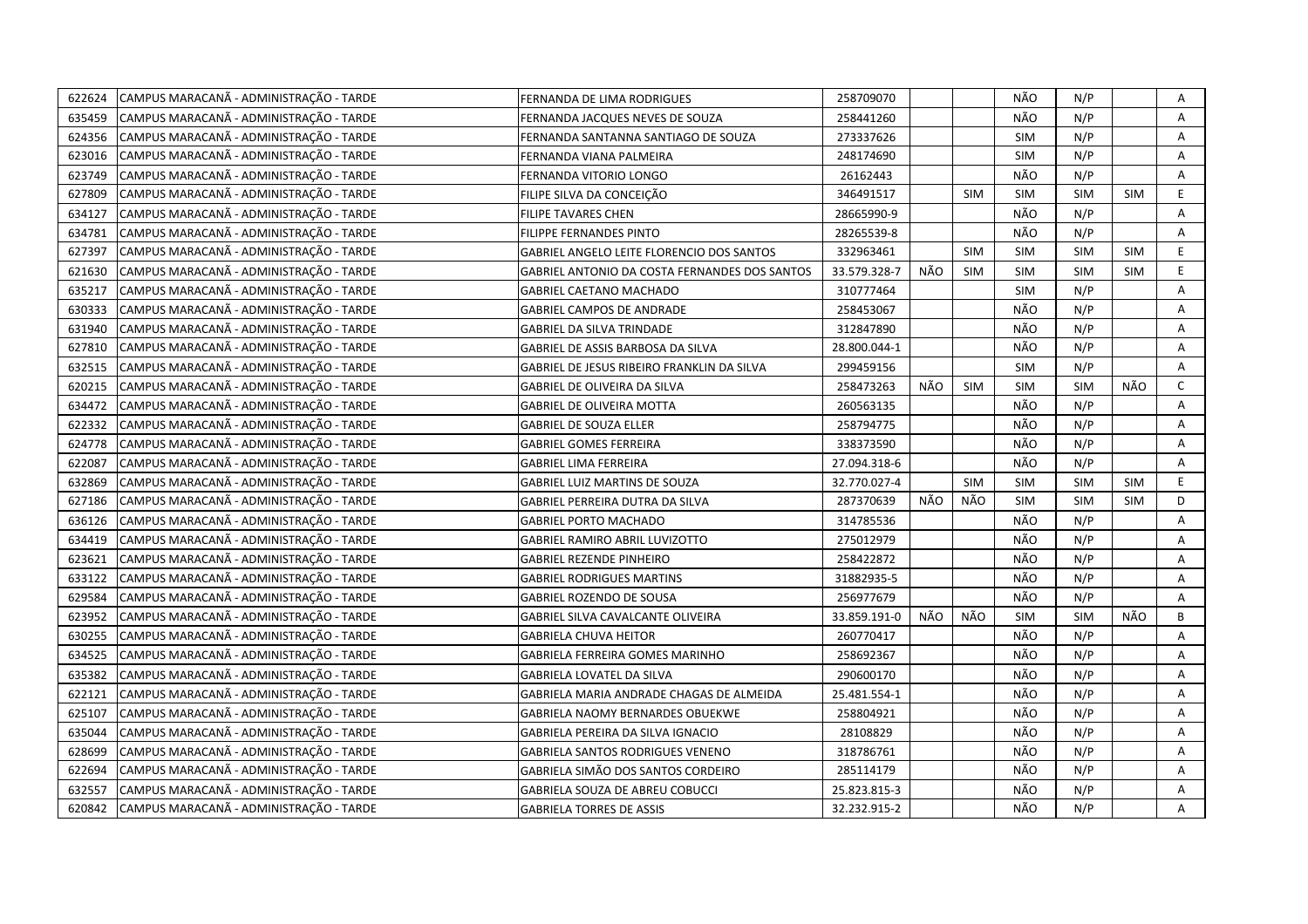| | | | | | | | | | |
|---|---|---|---|---|---|---|---|---|---|
| 622624 | CAMPUS MARACANÃ - ADMINISTRAÇÃO - TARDE | FERNANDA DE LIMA RODRIGUES | 258709070 | | | NÃO | N/P | | A |
| 635459 | CAMPUS MARACANÃ - ADMINISTRAÇÃO - TARDE | FERNANDA JACQUES NEVES DE SOUZA | 258441260 | | | NÃO | N/P | | A |
| 624356 | CAMPUS MARACANÃ - ADMINISTRAÇÃO - TARDE | FERNANDA SANTANNA SANTIAGO DE SOUZA | 273337626 | | | SIM | N/P | | A |
| 623016 | CAMPUS MARACANÃ - ADMINISTRAÇÃO - TARDE | FERNANDA VIANA PALMEIRA | 248174690 | | | SIM | N/P | | A |
| 623749 | CAMPUS MARACANÃ - ADMINISTRAÇÃO - TARDE | FERNANDA VITORIO LONGO | 26162443 | | | NÃO | N/P | | A |
| 627809 | CAMPUS MARACANÃ - ADMINISTRAÇÃO - TARDE | FILIPE SILVA DA CONCEIÇÃO | 346491517 | | SIM | SIM | SIM | SIM | E |
| 634127 | CAMPUS MARACANÃ - ADMINISTRAÇÃO - TARDE | FILIPE TAVARES CHEN | 28665990-9 | | | NÃO | N/P | | A |
| 634781 | CAMPUS MARACANÃ - ADMINISTRAÇÃO - TARDE | FILIPPE FERNANDES PINTO | 28265539-8 | | | NÃO | N/P | | A |
| 627397 | CAMPUS MARACANÃ - ADMINISTRAÇÃO - TARDE | GABRIEL ANGELO LEITE FLORENCIO DOS SANTOS | 332963461 | | SIM | SIM | SIM | SIM | E |
| 621630 | CAMPUS MARACANÃ - ADMINISTRAÇÃO - TARDE | GABRIEL ANTONIO DA COSTA FERNANDES DOS SANTOS | 33.579.328-7 | NÃO | SIM | SIM | SIM | SIM | E |
| 635217 | CAMPUS MARACANÃ - ADMINISTRAÇÃO - TARDE | GABRIEL CAETANO MACHADO | 310777464 | | | SIM | N/P | | A |
| 630333 | CAMPUS MARACANÃ - ADMINISTRAÇÃO - TARDE | GABRIEL CAMPOS DE ANDRADE | 258453067 | | | NÃO | N/P | | A |
| 631940 | CAMPUS MARACANÃ - ADMINISTRAÇÃO - TARDE | GABRIEL DA SILVA TRINDADE | 312847890 | | | NÃO | N/P | | A |
| 627810 | CAMPUS MARACANÃ - ADMINISTRAÇÃO - TARDE | GABRIEL DE ASSIS BARBOSA DA SILVA | 28.800.044-1 | | | NÃO | N/P | | A |
| 632515 | CAMPUS MARACANÃ - ADMINISTRAÇÃO - TARDE | GABRIEL DE JESUS RIBEIRO FRANKLIN DA SILVA | 299459156 | | | SIM | N/P | | A |
| 620215 | CAMPUS MARACANÃ - ADMINISTRAÇÃO - TARDE | GABRIEL DE OLIVEIRA DA SILVA | 258473263 | NÃO | SIM | SIM | SIM | NÃO | C |
| 634472 | CAMPUS MARACANÃ - ADMINISTRAÇÃO - TARDE | GABRIEL DE OLIVEIRA MOTTA | 260563135 | | | NÃO | N/P | | A |
| 622332 | CAMPUS MARACANÃ - ADMINISTRAÇÃO - TARDE | GABRIEL DE SOUZA ELLER | 258794775 | | | NÃO | N/P | | A |
| 624778 | CAMPUS MARACANÃ - ADMINISTRAÇÃO - TARDE | GABRIEL GOMES FERREIRA | 338373590 | | | NÃO | N/P | | A |
| 622087 | CAMPUS MARACANÃ - ADMINISTRAÇÃO - TARDE | GABRIEL LIMA FERREIRA | 27.094.318-6 | | | NÃO | N/P | | A |
| 632869 | CAMPUS MARACANÃ - ADMINISTRAÇÃO - TARDE | GABRIEL LUIZ MARTINS DE SOUZA | 32.770.027-4 | | SIM | SIM | SIM | SIM | E |
| 627186 | CAMPUS MARACANÃ - ADMINISTRAÇÃO - TARDE | GABRIEL PERREIRA DUTRA DA SILVA | 287370639 | NÃO | NÃO | SIM | SIM | SIM | D |
| 636126 | CAMPUS MARACANÃ - ADMINISTRAÇÃO - TARDE | GABRIEL PORTO MACHADO | 314785536 | | | NÃO | N/P | | A |
| 634419 | CAMPUS MARACANÃ - ADMINISTRAÇÃO - TARDE | GABRIEL RAMIRO ABRIL LUVIZOTTO | 275012979 | | | NÃO | N/P | | A |
| 623621 | CAMPUS MARACANÃ - ADMINISTRAÇÃO - TARDE | GABRIEL REZENDE PINHEIRO | 258422872 | | | NÃO | N/P | | A |
| 633122 | CAMPUS MARACANÃ - ADMINISTRAÇÃO - TARDE | GABRIEL RODRIGUES MARTINS | 31882935-5 | | | NÃO | N/P | | A |
| 629584 | CAMPUS MARACANÃ - ADMINISTRAÇÃO - TARDE | GABRIEL ROZENDO DE SOUSA | 256977679 | | | NÃO | N/P | | A |
| 623952 | CAMPUS MARACANÃ - ADMINISTRAÇÃO - TARDE | GABRIEL SILVA CAVALCANTE OLIVEIRA | 33.859.191-0 | NÃO | NÃO | SIM | SIM | NÃO | B |
| 630255 | CAMPUS MARACANÃ - ADMINISTRAÇÃO - TARDE | GABRIELA CHUVA HEITOR | 260770417 | | | NÃO | N/P | | A |
| 634525 | CAMPUS MARACANÃ - ADMINISTRAÇÃO - TARDE | GABRIELA FERREIRA GOMES MARINHO | 258692367 | | | NÃO | N/P | | A |
| 635382 | CAMPUS MARACANÃ - ADMINISTRAÇÃO - TARDE | GABRIELA LOVATEL DA SILVA | 290600170 | | | NÃO | N/P | | A |
| 622121 | CAMPUS MARACANÃ - ADMINISTRAÇÃO - TARDE | GABRIELA MARIA ANDRADE CHAGAS DE ALMEIDA | 25.481.554-1 | | | NÃO | N/P | | A |
| 625107 | CAMPUS MARACANÃ - ADMINISTRAÇÃO - TARDE | GABRIELA NAOMY BERNARDES OBUEKWE | 258804921 | | | NÃO | N/P | | A |
| 635044 | CAMPUS MARACANÃ - ADMINISTRAÇÃO - TARDE | GABRIELA PEREIRA DA SILVA IGNACIO | 28108829 | | | NÃO | N/P | | A |
| 628699 | CAMPUS MARACANÃ - ADMINISTRAÇÃO - TARDE | GABRIELA SANTOS RODRIGUES VENENO | 318786761 | | | NÃO | N/P | | A |
| 622694 | CAMPUS MARACANÃ - ADMINISTRAÇÃO - TARDE | GABRIELA SIMÃO DOS SANTOS CORDEIRO | 285114179 | | | NÃO | N/P | | A |
| 632557 | CAMPUS MARACANÃ - ADMINISTRAÇÃO - TARDE | GABRIELA SOUZA DE ABREU COBUCCI | 25.823.815-3 | | | NÃO | N/P | | A |
| 620842 | CAMPUS MARACANÃ - ADMINISTRAÇÃO - TARDE | GABRIELA TORRES DE ASSIS | 32.232.915-2 | | | NÃO | N/P | | A |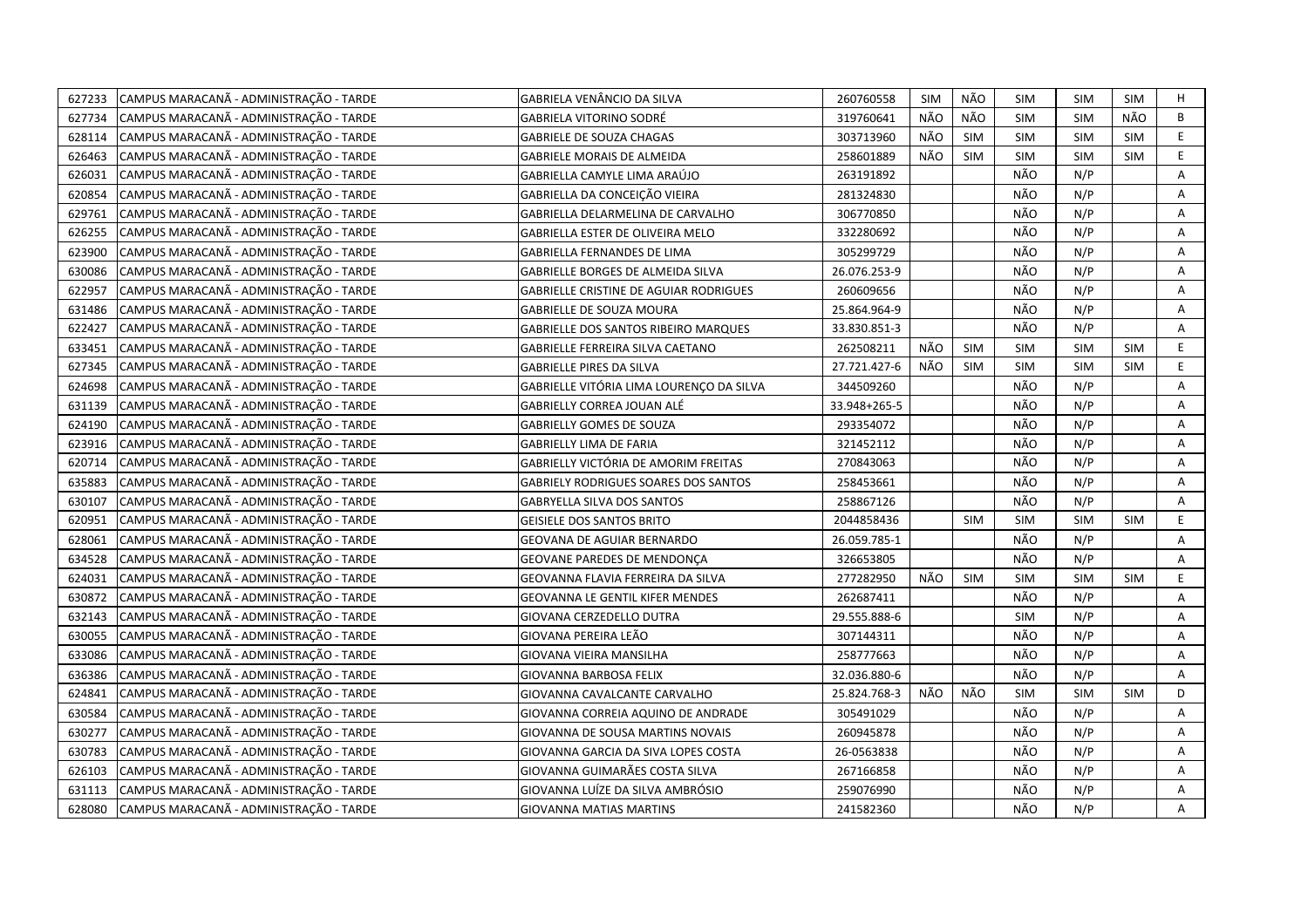| | | | | | | | | | |
|---|---|---|---|---|---|---|---|---|---|
| 627233 | CAMPUS MARACANÃ - ADMINISTRAÇÃO - TARDE | GABRIELA VENÂNCIO DA SILVA | 260760558 | SIM | NÃO | SIM | SIM | SIM | H |
| 627734 | CAMPUS MARACANÃ - ADMINISTRAÇÃO - TARDE | GABRIELA VITORINO SODRÉ | 319760641 | NÃO | NÃO | SIM | SIM | NÃO | B |
| 628114 | CAMPUS MARACANÃ - ADMINISTRAÇÃO - TARDE | GABRIELE DE SOUZA CHAGAS | 303713960 | NÃO | SIM | SIM | SIM | SIM | E |
| 626463 | CAMPUS MARACANÃ - ADMINISTRAÇÃO - TARDE | GABRIELE MORAIS DE ALMEIDA | 258601889 | NÃO | SIM | SIM | SIM | SIM | E |
| 626031 | CAMPUS MARACANÃ - ADMINISTRAÇÃO - TARDE | GABRIELLA CAMYLE LIMA ARAÚJO | 263191892 | | | NÃO | N/P | | A |
| 620854 | CAMPUS MARACANÃ - ADMINISTRAÇÃO - TARDE | GABRIELLA DA CONCEIÇÃO VIEIRA | 281324830 | | | NÃO | N/P | | A |
| 629761 | CAMPUS MARACANÃ - ADMINISTRAÇÃO - TARDE | GABRIELLA DELARMELINA DE CARVALHO | 306770850 | | | NÃO | N/P | | A |
| 626255 | CAMPUS MARACANÃ - ADMINISTRAÇÃO - TARDE | GABRIELLA ESTER DE OLIVEIRA MELO | 332280692 | | | NÃO | N/P | | A |
| 623900 | CAMPUS MARACANÃ - ADMINISTRAÇÃO - TARDE | GABRIELLA FERNANDES DE LIMA | 305299729 | | | NÃO | N/P | | A |
| 630086 | CAMPUS MARACANÃ - ADMINISTRAÇÃO - TARDE | GABRIELLE BORGES DE ALMEIDA SILVA | 26.076.253-9 | | | NÃO | N/P | | A |
| 622957 | CAMPUS MARACANÃ - ADMINISTRAÇÃO - TARDE | GABRIELLE CRISTINE DE AGUIAR RODRIGUES | 260609656 | | | NÃO | N/P | | A |
| 631486 | CAMPUS MARACANÃ - ADMINISTRAÇÃO - TARDE | GABRIELLE DE SOUZA MOURA | 25.864.964-9 | | | NÃO | N/P | | A |
| 622427 | CAMPUS MARACANÃ - ADMINISTRAÇÃO - TARDE | GABRIELLE DOS SANTOS RIBEIRO MARQUES | 33.830.851-3 | | | NÃO | N/P | | A |
| 633451 | CAMPUS MARACANÃ - ADMINISTRAÇÃO - TARDE | GABRIELLE FERREIRA SILVA CAETANO | 262508211 | NÃO | SIM | SIM | SIM | SIM | E |
| 627345 | CAMPUS MARACANÃ - ADMINISTRAÇÃO - TARDE | GABRIELLE PIRES DA SILVA | 27.721.427-6 | NÃO | SIM | SIM | SIM | SIM | E |
| 624698 | CAMPUS MARACANÃ - ADMINISTRAÇÃO - TARDE | GABRIELLE VITÓRIA LIMA LOURENÇO DA SILVA | 344509260 | | | NÃO | N/P | | A |
| 631139 | CAMPUS MARACANÃ - ADMINISTRAÇÃO - TARDE | GABRIELLY CORREA JOUAN ALÉ | 33.948+265-5 | | | NÃO | N/P | | A |
| 624190 | CAMPUS MARACANÃ - ADMINISTRAÇÃO - TARDE | GABRIELLY GOMES DE SOUZA | 293354072 | | | NÃO | N/P | | A |
| 623916 | CAMPUS MARACANÃ - ADMINISTRAÇÃO - TARDE | GABRIELLY LIMA DE FARIA | 321452112 | | | NÃO | N/P | | A |
| 620714 | CAMPUS MARACANÃ - ADMINISTRAÇÃO - TARDE | GABRIELLY VICTÓRIA DE AMORIM FREITAS | 270843063 | | | NÃO | N/P | | A |
| 635883 | CAMPUS MARACANÃ - ADMINISTRAÇÃO - TARDE | GABRIELY RODRIGUES SOARES DOS SANTOS | 258453661 | | | NÃO | N/P | | A |
| 630107 | CAMPUS MARACANÃ - ADMINISTRAÇÃO - TARDE | GABRYELLA SILVA DOS SANTOS | 258867126 | | | NÃO | N/P | | A |
| 620951 | CAMPUS MARACANÃ - ADMINISTRAÇÃO - TARDE | GEISIELE DOS SANTOS BRITO | 2044858436 | | SIM | SIM | SIM | SIM | E |
| 628061 | CAMPUS MARACANÃ - ADMINISTRAÇÃO - TARDE | GEOVANA DE AGUIAR BERNARDO | 26.059.785-1 | | | NÃO | N/P | | A |
| 634528 | CAMPUS MARACANÃ - ADMINISTRAÇÃO - TARDE | GEOVANE PAREDES DE MENDONÇA | 326653805 | | | NÃO | N/P | | A |
| 624031 | CAMPUS MARACANÃ - ADMINISTRAÇÃO - TARDE | GEOVANNA FLAVIA FERREIRA DA SILVA | 277282950 | NÃO | SIM | SIM | SIM | SIM | E |
| 630872 | CAMPUS MARACANÃ - ADMINISTRAÇÃO - TARDE | GEOVANNA LE GENTIL KIFER MENDES | 262687411 | | | NÃO | N/P | | A |
| 632143 | CAMPUS MARACANÃ - ADMINISTRAÇÃO - TARDE | GIOVANA CERZEDELLO DUTRA | 29.555.888-6 | | | SIM | N/P | | A |
| 630055 | CAMPUS MARACANÃ - ADMINISTRAÇÃO - TARDE | GIOVANA PEREIRA LEÃO | 307144311 | | | NÃO | N/P | | A |
| 633086 | CAMPUS MARACANÃ - ADMINISTRAÇÃO - TARDE | GIOVANA VIEIRA MANSILHA | 258777663 | | | NÃO | N/P | | A |
| 636386 | CAMPUS MARACANÃ - ADMINISTRAÇÃO - TARDE | GIOVANNA BARBOSA FELIX | 32.036.880-6 | | | NÃO | N/P | | A |
| 624841 | CAMPUS MARACANÃ - ADMINISTRAÇÃO - TARDE | GIOVANNA CAVALCANTE CARVALHO | 25.824.768-3 | NÃO | NÃO | SIM | SIM | SIM | D |
| 630584 | CAMPUS MARACANÃ - ADMINISTRAÇÃO - TARDE | GIOVANNA CORREIA AQUINO DE ANDRADE | 305491029 | | | NÃO | N/P | | A |
| 630277 | CAMPUS MARACANÃ - ADMINISTRAÇÃO - TARDE | GIOVANNA DE SOUSA MARTINS NOVAIS | 260945878 | | | NÃO | N/P | | A |
| 630783 | CAMPUS MARACANÃ - ADMINISTRAÇÃO - TARDE | GIOVANNA GARCIA DA SIVA LOPES COSTA | 26-0563838 | | | NÃO | N/P | | A |
| 626103 | CAMPUS MARACANÃ - ADMINISTRAÇÃO - TARDE | GIOVANNA GUIMARÃES COSTA SILVA | 267166858 | | | NÃO | N/P | | A |
| 631113 | CAMPUS MARACANÃ - ADMINISTRAÇÃO - TARDE | GIOVANNA LUÍZE DA SILVA AMBRÓSIO | 259076990 | | | NÃO | N/P | | A |
| 628080 | CAMPUS MARACANÃ - ADMINISTRAÇÃO - TARDE | GIOVANNA MATIAS MARTINS | 241582360 | | | NÃO | N/P | | A |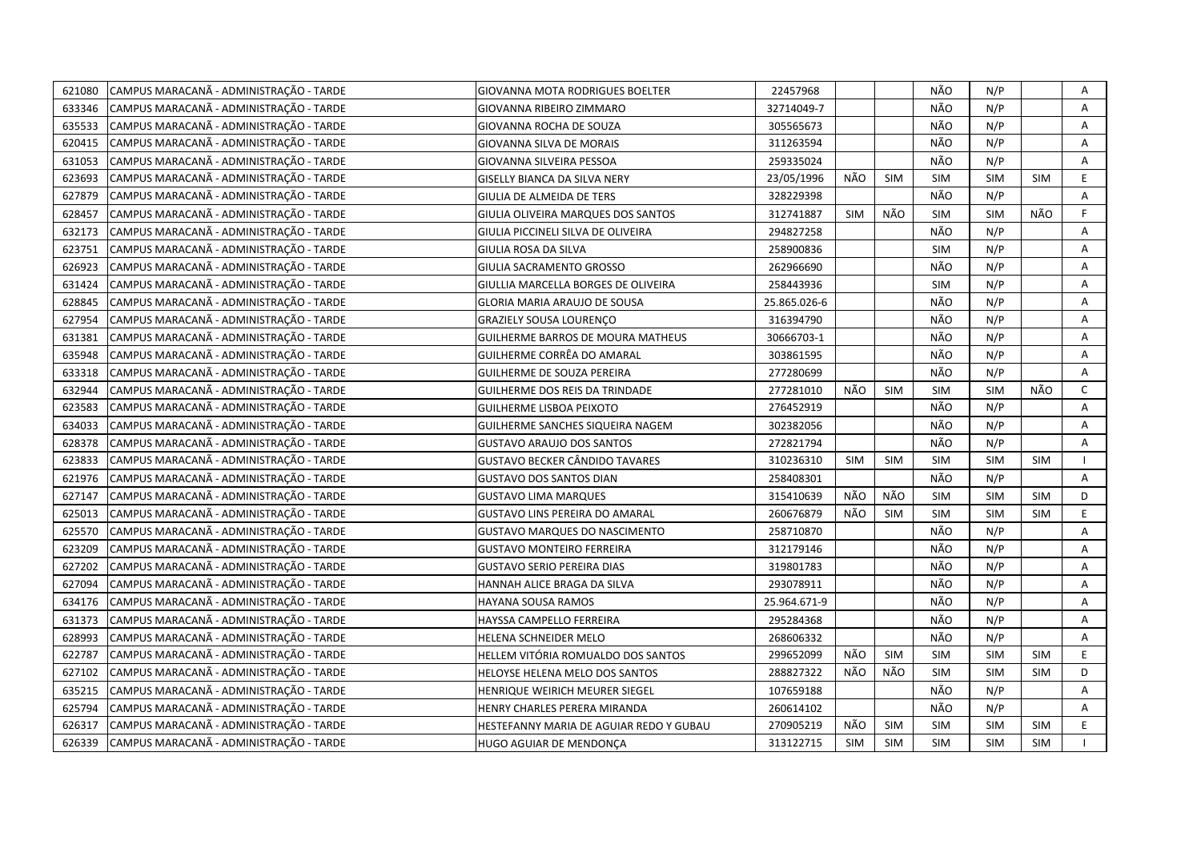| | | | | | | | | | |
|---|---|---|---|---|---|---|---|---|---|
| 621080 | CAMPUS MARACANÃ - ADMINISTRAÇÃO - TARDE | GIOVANNA MOTA RODRIGUES BOELTER | 22457968 | | | NÃO | N/P | | A |
| 633346 | CAMPUS MARACANÃ - ADMINISTRAÇÃO - TARDE | GIOVANNA RIBEIRO ZIMMARO | 32714049-7 | | | NÃO | N/P | | A |
| 635533 | CAMPUS MARACANÃ - ADMINISTRAÇÃO - TARDE | GIOVANNA ROCHA DE SOUZA | 305565673 | | | NÃO | N/P | | A |
| 620415 | CAMPUS MARACANÃ - ADMINISTRAÇÃO - TARDE | GIOVANNA SILVA DE MORAIS | 311263594 | | | NÃO | N/P | | A |
| 631053 | CAMPUS MARACANÃ - ADMINISTRAÇÃO - TARDE | GIOVANNA SILVEIRA PESSOA | 259335024 | | | NÃO | N/P | | A |
| 623693 | CAMPUS MARACANÃ - ADMINISTRAÇÃO - TARDE | GISELLY BIANCA DA SILVA NERY | 23/05/1996 | NÃO | SIM | SIM | SIM | SIM | E |
| 627879 | CAMPUS MARACANÃ - ADMINISTRAÇÃO - TARDE | GIULIA DE ALMEIDA DE TERS | 328229398 | | | NÃO | N/P | | A |
| 628457 | CAMPUS MARACANÃ - ADMINISTRAÇÃO - TARDE | GIULIA OLIVEIRA MARQUES DOS SANTOS | 312741887 | SIM | NÃO | SIM | SIM | NÃO | F |
| 632173 | CAMPUS MARACANÃ - ADMINISTRAÇÃO - TARDE | GIULIA PICCINELI SILVA DE OLIVEIRA | 294827258 | | | NÃO | N/P | | A |
| 623751 | CAMPUS MARACANÃ - ADMINISTRAÇÃO - TARDE | GIULIA ROSA DA SILVA | 258900836 | | | SIM | N/P | | A |
| 626923 | CAMPUS MARACANÃ - ADMINISTRAÇÃO - TARDE | GIULIA SACRAMENTO GROSSO | 262966690 | | | NÃO | N/P | | A |
| 631424 | CAMPUS MARACANÃ - ADMINISTRAÇÃO - TARDE | GIULLIA MARCELLA BORGES DE OLIVEIRA | 258443936 | | | SIM | N/P | | A |
| 628845 | CAMPUS MARACANÃ - ADMINISTRAÇÃO - TARDE | GLORIA MARIA ARAUJO DE SOUSA | 25.865.026-6 | | | NÃO | N/P | | A |
| 627954 | CAMPUS MARACANÃ - ADMINISTRAÇÃO - TARDE | GRAZIELY SOUSA LOURENÇO | 316394790 | | | NÃO | N/P | | A |
| 631381 | CAMPUS MARACANÃ - ADMINISTRAÇÃO - TARDE | GUILHERME BARROS DE MOURA MATHEUS | 30666703-1 | | | NÃO | N/P | | A |
| 635948 | CAMPUS MARACANÃ - ADMINISTRAÇÃO - TARDE | GUILHERME CORRÊA DO AMARAL | 303861595 | | | NÃO | N/P | | A |
| 633318 | CAMPUS MARACANÃ - ADMINISTRAÇÃO - TARDE | GUILHERME DE SOUZA PEREIRA | 277280699 | | | NÃO | N/P | | A |
| 632944 | CAMPUS MARACANÃ - ADMINISTRAÇÃO - TARDE | GUILHERME DOS REIS DA TRINDADE | 277281010 | NÃO | SIM | SIM | SIM | NÃO | C |
| 623583 | CAMPUS MARACANÃ - ADMINISTRAÇÃO - TARDE | GUILHERME LISBOA PEIXOTO | 276452919 | | | NÃO | N/P | | A |
| 634033 | CAMPUS MARACANÃ - ADMINISTRAÇÃO - TARDE | GUILHERME SANCHES SIQUEIRA NAGEM | 302382056 | | | NÃO | N/P | | A |
| 628378 | CAMPUS MARACANÃ - ADMINISTRAÇÃO - TARDE | GUSTAVO ARAUJO DOS SANTOS | 272821794 | | | NÃO | N/P | | A |
| 623833 | CAMPUS MARACANÃ - ADMINISTRAÇÃO - TARDE | GUSTAVO BECKER CÂNDIDO TAVARES | 310236310 | SIM | SIM | SIM | SIM | SIM | I |
| 621976 | CAMPUS MARACANÃ - ADMINISTRAÇÃO - TARDE | GUSTAVO DOS SANTOS DIAN | 258408301 | | | NÃO | N/P | | A |
| 627147 | CAMPUS MARACANÃ - ADMINISTRAÇÃO - TARDE | GUSTAVO LIMA MARQUES | 315410639 | NÃO | NÃO | SIM | SIM | SIM | D |
| 625013 | CAMPUS MARACANÃ - ADMINISTRAÇÃO - TARDE | GUSTAVO LINS PEREIRA DO AMARAL | 260676879 | NÃO | SIM | SIM | SIM | SIM | E |
| 625570 | CAMPUS MARACANÃ - ADMINISTRAÇÃO - TARDE | GUSTAVO MARQUES DO NASCIMENTO | 258710870 | | | NÃO | N/P | | A |
| 623209 | CAMPUS MARACANÃ - ADMINISTRAÇÃO - TARDE | GUSTAVO MONTEIRO FERREIRA | 312179146 | | | NÃO | N/P | | A |
| 627202 | CAMPUS MARACANÃ - ADMINISTRAÇÃO - TARDE | GUSTAVO SERIO PEREIRA DIAS | 319801783 | | | NÃO | N/P | | A |
| 627094 | CAMPUS MARACANÃ - ADMINISTRAÇÃO - TARDE | HANNAH ALICE BRAGA DA SILVA | 293078911 | | | NÃO | N/P | | A |
| 634176 | CAMPUS MARACANÃ - ADMINISTRAÇÃO - TARDE | HAYANA SOUSA RAMOS | 25.964.671-9 | | | NÃO | N/P | | A |
| 631373 | CAMPUS MARACANÃ - ADMINISTRAÇÃO - TARDE | HAYSSA CAMPELLO FERREIRA | 295284368 | | | NÃO | N/P | | A |
| 628993 | CAMPUS MARACANÃ - ADMINISTRAÇÃO - TARDE | HELENA SCHNEIDER MELO | 268606332 | | | NÃO | N/P | | A |
| 622787 | CAMPUS MARACANÃ - ADMINISTRAÇÃO - TARDE | HELLEM VITÓRIA ROMUALDO DOS SANTOS | 299652099 | NÃO | SIM | SIM | SIM | SIM | E |
| 627102 | CAMPUS MARACANÃ - ADMINISTRAÇÃO - TARDE | HELOYSE HELENA MELO DOS SANTOS | 288827322 | NÃO | NÃO | SIM | SIM | SIM | D |
| 635215 | CAMPUS MARACANÃ - ADMINISTRAÇÃO - TARDE | HENRIQUE WEIRICH MEURER SIEGEL | 107659188 | | | NÃO | N/P | | A |
| 625794 | CAMPUS MARACANÃ - ADMINISTRAÇÃO - TARDE | HENRY CHARLES PERERA MIRANDA | 260614102 | | | NÃO | N/P | | A |
| 626317 | CAMPUS MARACANÃ - ADMINISTRAÇÃO - TARDE | HESTEFANNY MARIA DE AGUIAR REDO Y GUBAU | 270905219 | NÃO | SIM | SIM | SIM | SIM | E |
| 626339 | CAMPUS MARACANÃ - ADMINISTRAÇÃO - TARDE | HUGO AGUIAR DE MENDONÇA | 313122715 | SIM | SIM | SIM | SIM | SIM | I |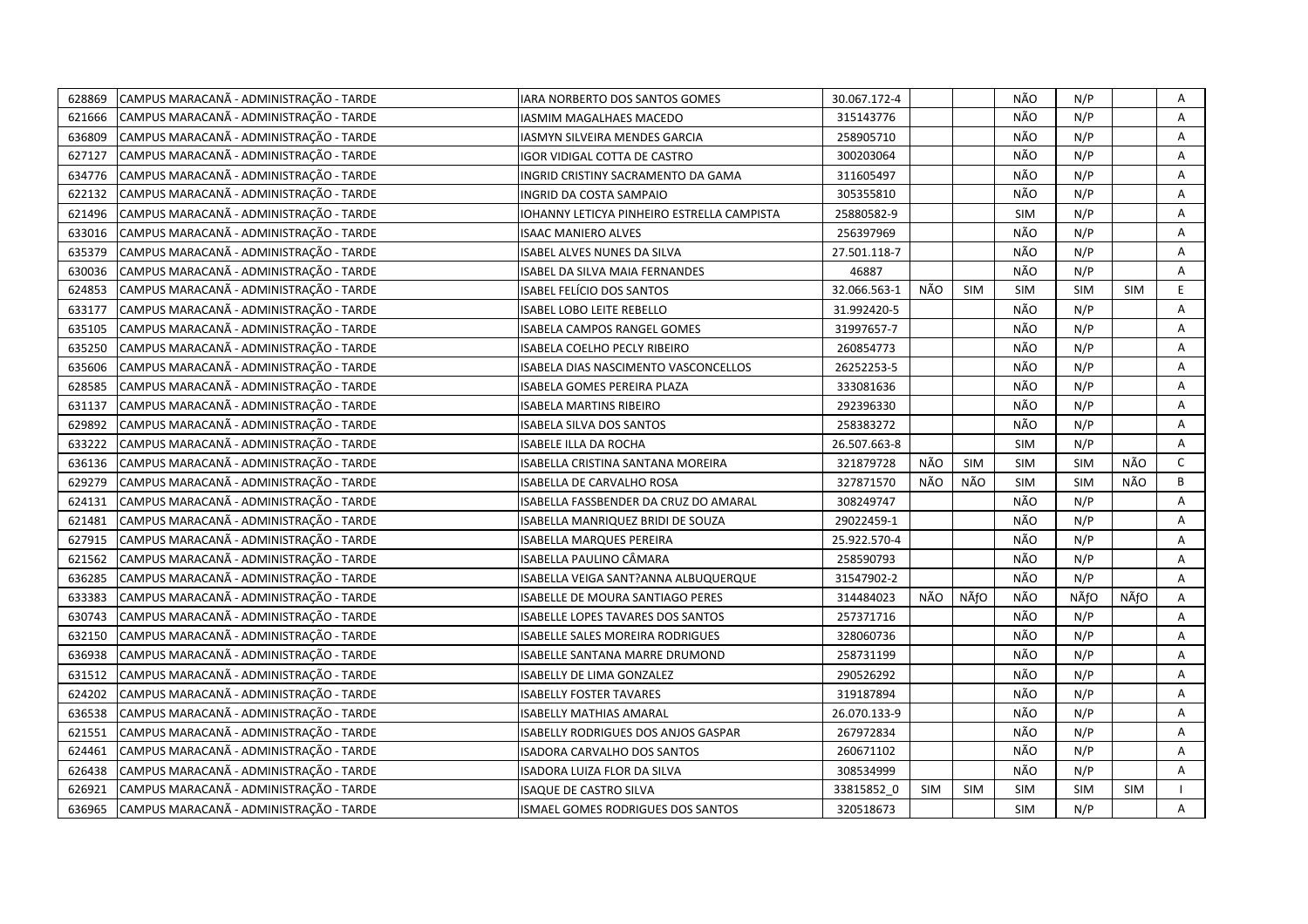| 628869 | CAMPUS MARACANÃ - ADMINISTRAÇÃO - TARDE | IARA NORBERTO DOS SANTOS GOMES | 30.067.172-4 | | | NÃO | N/P | | A |
|---|---|---|---|---|---|---|---|---|---|
| 621666 | CAMPUS MARACANÃ - ADMINISTRAÇÃO - TARDE | IASMIM MAGALHAES MACEDO | 315143776 | | | NÃO | N/P | | A |
| 636809 | CAMPUS MARACANÃ - ADMINISTRAÇÃO - TARDE | IASMYN SILVEIRA MENDES GARCIA | 258905710 | | | NÃO | N/P | | A |
| 627127 | CAMPUS MARACANÃ - ADMINISTRAÇÃO - TARDE | IGOR VIDIGAL COTTA DE CASTRO | 300203064 | | | NÃO | N/P | | A |
| 634776 | CAMPUS MARACANÃ - ADMINISTRAÇÃO - TARDE | INGRID CRISTINY SACRAMENTO DA GAMA | 311605497 | | | NÃO | N/P | | A |
| 622132 | CAMPUS MARACANÃ - ADMINISTRAÇÃO - TARDE | INGRID DA COSTA SAMPAIO | 305355810 | | | NÃO | N/P | | A |
| 621496 | CAMPUS MARACANÃ - ADMINISTRAÇÃO - TARDE | IOHANNY LETICYA PINHEIRO ESTRELLA CAMPISTA | 25880582-9 | | | SIM | N/P | | A |
| 633016 | CAMPUS MARACANÃ - ADMINISTRAÇÃO - TARDE | ISAAC MANIERO ALVES | 256397969 | | | NÃO | N/P | | A |
| 635379 | CAMPUS MARACANÃ - ADMINISTRAÇÃO - TARDE | ISABEL ALVES NUNES DA SILVA | 27.501.118-7 | | | NÃO | N/P | | A |
| 630036 | CAMPUS MARACANÃ - ADMINISTRAÇÃO - TARDE | ISABEL DA SILVA MAIA FERNANDES | 46887 | | | NÃO | N/P | | A |
| 624853 | CAMPUS MARACANÃ - ADMINISTRAÇÃO - TARDE | ISABEL FELÍCIO DOS SANTOS | 32.066.563-1 | NÃO | SIM | SIM | SIM | SIM | E |
| 633177 | CAMPUS MARACANÃ - ADMINISTRAÇÃO - TARDE | ISABEL LOBO LEITE REBELLO | 31.992420-5 | | | NÃO | N/P | | A |
| 635105 | CAMPUS MARACANÃ - ADMINISTRAÇÃO - TARDE | ISABELA CAMPOS RANGEL GOMES | 31997657-7 | | | NÃO | N/P | | A |
| 635250 | CAMPUS MARACANÃ - ADMINISTRAÇÃO - TARDE | ISABELA COELHO PECLY RIBEIRO | 260854773 | | | NÃO | N/P | | A |
| 635606 | CAMPUS MARACANÃ - ADMINISTRAÇÃO - TARDE | ISABELA DIAS NASCIMENTO VASCONCELLOS | 26252253-5 | | | NÃO | N/P | | A |
| 628585 | CAMPUS MARACANÃ - ADMINISTRAÇÃO - TARDE | ISABELA GOMES PEREIRA PLAZA | 333081636 | | | NÃO | N/P | | A |
| 631137 | CAMPUS MARACANÃ - ADMINISTRAÇÃO - TARDE | ISABELA MARTINS RIBEIRO | 292396330 | | | NÃO | N/P | | A |
| 629892 | CAMPUS MARACANÃ - ADMINISTRAÇÃO - TARDE | ISABELA SILVA DOS SANTOS | 258383272 | | | NÃO | N/P | | A |
| 633222 | CAMPUS MARACANÃ - ADMINISTRAÇÃO - TARDE | ISABELE ILLA DA ROCHA | 26.507.663-8 | | | SIM | N/P | | A |
| 636136 | CAMPUS MARACANÃ - ADMINISTRAÇÃO - TARDE | ISABELLA CRISTINA SANTANA MOREIRA | 321879728 | NÃO | SIM | SIM | SIM | NÃO | C |
| 629279 | CAMPUS MARACANÃ - ADMINISTRAÇÃO - TARDE | ISABELLA DE CARVALHO ROSA | 327871570 | NÃO | NÃO | SIM | SIM | NÃO | B |
| 624131 | CAMPUS MARACANÃ - ADMINISTRAÇÃO - TARDE | ISABELLA FASSBENDER DA CRUZ DO AMARAL | 308249747 | | | NÃO | N/P | | A |
| 621481 | CAMPUS MARACANÃ - ADMINISTRAÇÃO - TARDE | ISABELLA MANRIQUEZ BRIDI DE SOUZA | 29022459-1 | | | NÃO | N/P | | A |
| 627915 | CAMPUS MARACANÃ - ADMINISTRAÇÃO - TARDE | ISABELLA MARQUES PEREIRA | 25.922.570-4 | | | NÃO | N/P | | A |
| 621562 | CAMPUS MARACANÃ - ADMINISTRAÇÃO - TARDE | ISABELLA PAULINO CÂMARA | 258590793 | | | NÃO | N/P | | A |
| 636285 | CAMPUS MARACANÃ - ADMINISTRAÇÃO - TARDE | ISABELLA VEIGA SANT?ANNA ALBUQUERQUE | 31547902-2 | | | NÃO | N/P | | A |
| 633383 | CAMPUS MARACANÃ - ADMINISTRAÇÃO - TARDE | ISABELLE DE MOURA SANTIAGO PERES | 314484023 | NÃO | NÃƒO | NÃO | NÃƒO | NÃƒO | A |
| 630743 | CAMPUS MARACANÃ - ADMINISTRAÇÃO - TARDE | ISABELLE LOPES TAVARES DOS SANTOS | 257371716 | | | NÃO | N/P | | A |
| 632150 | CAMPUS MARACANÃ - ADMINISTRAÇÃO - TARDE | ISABELLE SALES MOREIRA RODRIGUES | 328060736 | | | NÃO | N/P | | A |
| 636938 | CAMPUS MARACANÃ - ADMINISTRAÇÃO - TARDE | ISABELLE SANTANA MARRE DRUMOND | 258731199 | | | NÃO | N/P | | A |
| 631512 | CAMPUS MARACANÃ - ADMINISTRAÇÃO - TARDE | ISABELLY DE LIMA GONZALEZ | 290526292 | | | NÃO | N/P | | A |
| 624202 | CAMPUS MARACANÃ - ADMINISTRAÇÃO - TARDE | ISABELLY FOSTER TAVARES | 319187894 | | | NÃO | N/P | | A |
| 636538 | CAMPUS MARACANÃ - ADMINISTRAÇÃO - TARDE | ISABELLY MATHIAS AMARAL | 26.070.133-9 | | | NÃO | N/P | | A |
| 621551 | CAMPUS MARACANÃ - ADMINISTRAÇÃO - TARDE | ISABELLY RODRIGUES DOS ANJOS GASPAR | 267972834 | | | NÃO | N/P | | A |
| 624461 | CAMPUS MARACANÃ - ADMINISTRAÇÃO - TARDE | ISADORA CARVALHO DOS SANTOS | 260671102 | | | NÃO | N/P | | A |
| 626438 | CAMPUS MARACANÃ - ADMINISTRAÇÃO - TARDE | ISADORA LUIZA FLOR DA SILVA | 308534999 | | | NÃO | N/P | | A |
| 626921 | CAMPUS MARACANÃ - ADMINISTRAÇÃO - TARDE | ISAQUE DE CASTRO SILVA | 33815852_0 | SIM | SIM | SIM | SIM | SIM | I |
| 636965 | CAMPUS MARACANÃ - ADMINISTRAÇÃO - TARDE | ISMAEL GOMES RODRIGUES DOS SANTOS | 320518673 | | | SIM | N/P | | A |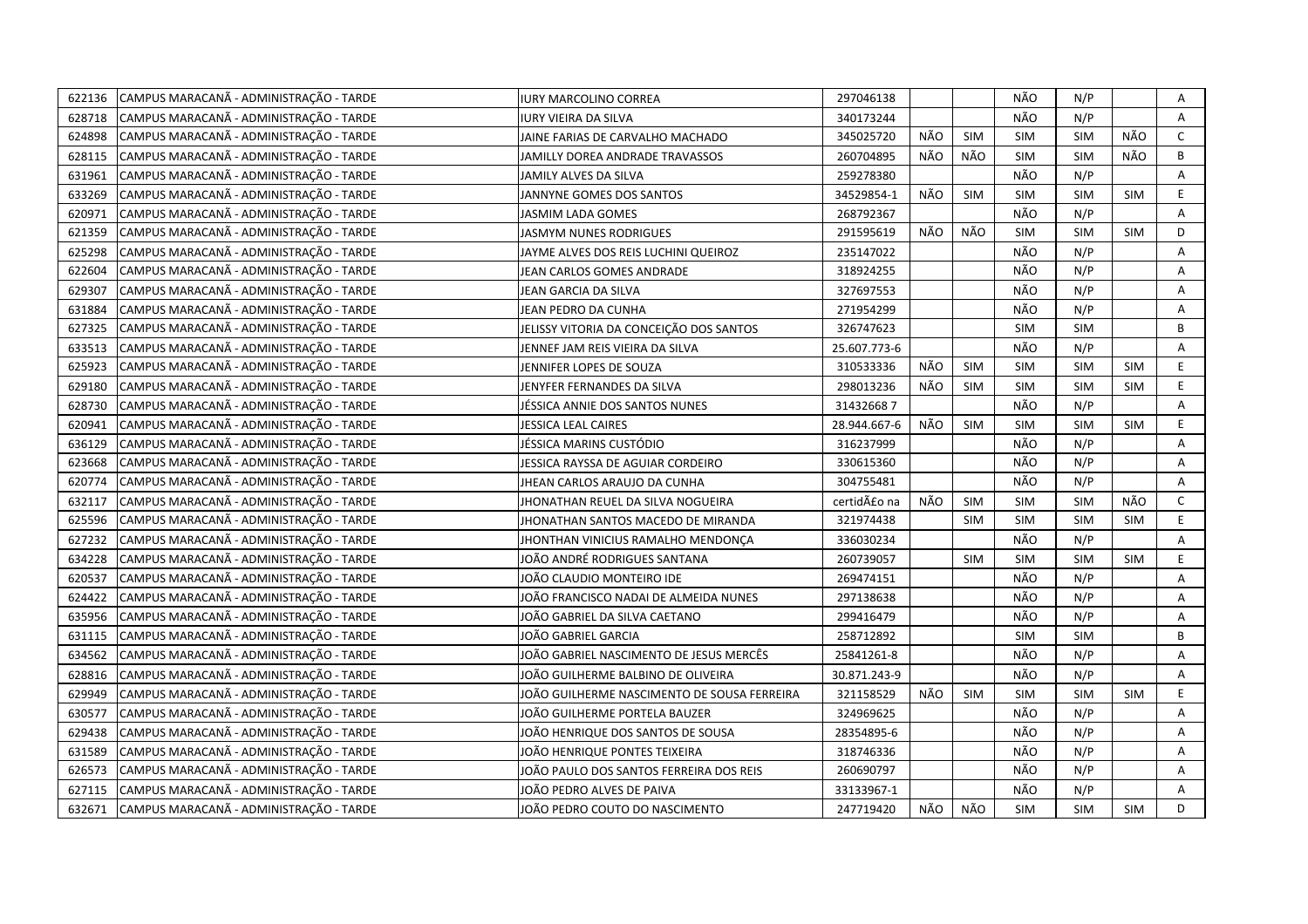| 622136 | CAMPUS MARACANÃ - ADMINISTRAÇÃO - TARDE | IURY MARCOLINO CORREA | 297046138 | | | NÃO | N/P | | A |
|---|---|---|---|---|---|---|---|---|---|
| 628718 | CAMPUS MARACANÃ - ADMINISTRAÇÃO - TARDE | IURY VIEIRA DA SILVA | 340173244 | | | NÃO | N/P | | A |
| 624898 | CAMPUS MARACANÃ - ADMINISTRAÇÃO - TARDE | JAINE FARIAS DE CARVALHO MACHADO | 345025720 | NÃO | SIM | SIM | SIM | NÃO | C |
| 628115 | CAMPUS MARACANÃ - ADMINISTRAÇÃO - TARDE | JAMILLY DOREA ANDRADE TRAVASSOS | 260704895 | NÃO | NÃO | SIM | SIM | NÃO | B |
| 631961 | CAMPUS MARACANÃ - ADMINISTRAÇÃO - TARDE | JAMILY ALVES DA SILVA | 259278380 | | | NÃO | N/P | | A |
| 633269 | CAMPUS MARACANÃ - ADMINISTRAÇÃO - TARDE | JANNYNE GOMES DOS SANTOS | 34529854-1 | NÃO | SIM | SIM | SIM | SIM | E |
| 620971 | CAMPUS MARACANÃ - ADMINISTRAÇÃO - TARDE | JASMIM LADA GOMES | 268792367 | | | NÃO | N/P | | A |
| 621359 | CAMPUS MARACANÃ - ADMINISTRAÇÃO - TARDE | JASMYM NUNES RODRIGUES | 291595619 | NÃO | NÃO | SIM | SIM | SIM | D |
| 625298 | CAMPUS MARACANÃ - ADMINISTRAÇÃO - TARDE | JAYME ALVES DOS REIS LUCHINI QUEIROZ | 235147022 | | | NÃO | N/P | | A |
| 622604 | CAMPUS MARACANÃ - ADMINISTRAÇÃO - TARDE | JEAN CARLOS GOMES ANDRADE | 318924255 | | | NÃO | N/P | | A |
| 629307 | CAMPUS MARACANÃ - ADMINISTRAÇÃO - TARDE | JEAN GARCIA DA SILVA | 327697553 | | | NÃO | N/P | | A |
| 631884 | CAMPUS MARACANÃ - ADMINISTRAÇÃO - TARDE | JEAN PEDRO DA CUNHA | 271954299 | | | NÃO | N/P | | A |
| 627325 | CAMPUS MARACANÃ - ADMINISTRAÇÃO - TARDE | JELISSY VITORIA DA CONCEIÇÃO DOS SANTOS | 326747623 | | | SIM | SIM | | B |
| 633513 | CAMPUS MARACANÃ - ADMINISTRAÇÃO - TARDE | JENNEF JAM REIS VIEIRA DA SILVA | 25.607.773-6 | | | NÃO | N/P | | A |
| 625923 | CAMPUS MARACANÃ - ADMINISTRAÇÃO - TARDE | JENNIFER LOPES DE SOUZA | 310533336 | NÃO | SIM | SIM | SIM | SIM | E |
| 629180 | CAMPUS MARACANÃ - ADMINISTRAÇÃO - TARDE | JENYFER FERNANDES DA SILVA | 298013236 | NÃO | SIM | SIM | SIM | SIM | E |
| 628730 | CAMPUS MARACANÃ - ADMINISTRAÇÃO - TARDE | JÉSSICA ANNIE DOS SANTOS NUNES | 314326687 | | | NÃO | N/P | | A |
| 620941 | CAMPUS MARACANÃ - ADMINISTRAÇÃO - TARDE | JESSICA LEAL CAIRES | 28.944.667-6 | NÃO | SIM | SIM | SIM | SIM | E |
| 636129 | CAMPUS MARACANÃ - ADMINISTRAÇÃO - TARDE | JÉSSICA MARINS CUSTÓDIO | 316237999 | | | NÃO | N/P | | A |
| 623668 | CAMPUS MARACANÃ - ADMINISTRAÇÃO - TARDE | JESSICA RAYSSA DE AGUIAR CORDEIRO | 330615360 | | | NÃO | N/P | | A |
| 620774 | CAMPUS MARACANÃ - ADMINISTRAÇÃO - TARDE | JHEAN CARLOS ARAUJO DA CUNHA | 304755481 | | | NÃO | N/P | | A |
| 632117 | CAMPUS MARACANÃ - ADMINISTRAÇÃO - TARDE | JHONATHAN REUEL DA SILVA NOGUEIRA | certidÃ£o na | NÃO | SIM | SIM | SIM | NÃO | C |
| 625596 | CAMPUS MARACANÃ - ADMINISTRAÇÃO - TARDE | JHONATHAN SANTOS MACEDO DE MIRANDA | 321974438 | | SIM | SIM | SIM | SIM | E |
| 627232 | CAMPUS MARACANÃ - ADMINISTRAÇÃO - TARDE | JHONTHAN VINICIUS RAMALHO MENDONÇA | 336030234 | | | NÃO | N/P | | A |
| 634228 | CAMPUS MARACANÃ - ADMINISTRAÇÃO - TARDE | JOÃO ANDRÉ RODRIGUES SANTANA | 260739057 | | SIM | SIM | SIM | SIM | E |
| 620537 | CAMPUS MARACANÃ - ADMINISTRAÇÃO - TARDE | JOÃO CLAUDIO MONTEIRO IDE | 269474151 | | | NÃO | N/P | | A |
| 624422 | CAMPUS MARACANÃ - ADMINISTRAÇÃO - TARDE | JOÃO FRANCISCO NADAI DE ALMEIDA NUNES | 297138638 | | | NÃO | N/P | | A |
| 635956 | CAMPUS MARACANÃ - ADMINISTRAÇÃO - TARDE | JOÃO GABRIEL DA SILVA CAETANO | 299416479 | | | NÃO | N/P | | A |
| 631115 | CAMPUS MARACANÃ - ADMINISTRAÇÃO - TARDE | JOÃO GABRIEL GARCIA | 258712892 | | | SIM | SIM | | B |
| 634562 | CAMPUS MARACANÃ - ADMINISTRAÇÃO - TARDE | JOÃO GABRIEL NASCIMENTO DE JESUS MERCÊS | 25841261-8 | | | NÃO | N/P | | A |
| 628816 | CAMPUS MARACANÃ - ADMINISTRAÇÃO - TARDE | JOÃO GUILHERME BALBINO DE OLIVEIRA | 30.871.243-9 | | | NÃO | N/P | | A |
| 629949 | CAMPUS MARACANÃ - ADMINISTRAÇÃO - TARDE | JOÃO GUILHERME NASCIMENTO DE SOUSA FERREIRA | 321158529 | NÃO | SIM | SIM | SIM | SIM | E |
| 630577 | CAMPUS MARACANÃ - ADMINISTRAÇÃO - TARDE | JOÃO GUILHERME PORTELA BAUZER | 324969625 | | | NÃO | N/P | | A |
| 629438 | CAMPUS MARACANÃ - ADMINISTRAÇÃO - TARDE | JOÃO HENRIQUE DOS SANTOS DE SOUSA | 28354895-6 | | | NÃO | N/P | | A |
| 631589 | CAMPUS MARACANÃ - ADMINISTRAÇÃO - TARDE | JOÃO HENRIQUE PONTES TEIXEIRA | 318746336 | | | NÃO | N/P | | A |
| 626573 | CAMPUS MARACANÃ - ADMINISTRAÇÃO - TARDE | JOÃO PAULO DOS SANTOS FERREIRA DOS REIS | 260690797 | | | NÃO | N/P | | A |
| 627115 | CAMPUS MARACANÃ - ADMINISTRAÇÃO - TARDE | JOÃO PEDRO ALVES DE PAIVA | 33133967-1 | | | NÃO | N/P | | A |
| 632671 | CAMPUS MARACANÃ - ADMINISTRAÇÃO - TARDE | JOÃO PEDRO COUTO DO NASCIMENTO | 247719420 | NÃO | NÃO | SIM | SIM | SIM | D |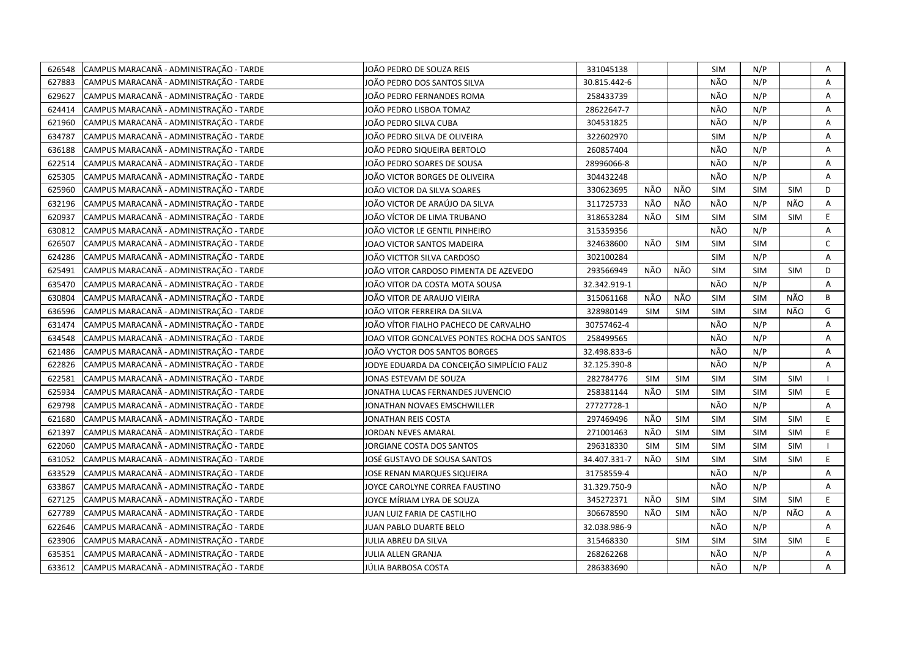| | | | | | | | | | |
|---|---|---|---|---|---|---|---|---|---|
| 626548 | CAMPUS MARACANÃ - ADMINISTRAÇÃO - TARDE | JOÃO PEDRO DE SOUZA REIS | 331045138 | | | SIM | N/P | | A |
| 627883 | CAMPUS MARACANÃ - ADMINISTRAÇÃO - TARDE | JOÃO PEDRO DOS SANTOS SILVA | 30.815.442-6 | | | NÃO | N/P | | A |
| 629627 | CAMPUS MARACANÃ - ADMINISTRAÇÃO - TARDE | JOÃO PEDRO FERNANDES ROMA | 258433739 | | | NÃO | N/P | | A |
| 624414 | CAMPUS MARACANÃ - ADMINISTRAÇÃO - TARDE | JOÃO PEDRO LISBOA TOMAZ | 28622647-7 | | | NÃO | N/P | | A |
| 621960 | CAMPUS MARACANÃ - ADMINISTRAÇÃO - TARDE | JOÃO PEDRO SILVA CUBA | 304531825 | | | NÃO | N/P | | A |
| 634787 | CAMPUS MARACANÃ - ADMINISTRAÇÃO - TARDE | JOÃO PEDRO SILVA DE OLIVEIRA | 322602970 | | | SIM | N/P | | A |
| 636188 | CAMPUS MARACANÃ - ADMINISTRAÇÃO - TARDE | JOÃO PEDRO SIQUEIRA BERTOLO | 260857404 | | | NÃO | N/P | | A |
| 622514 | CAMPUS MARACANÃ - ADMINISTRAÇÃO - TARDE | JOÃO PEDRO SOARES DE SOUSA | 28996066-8 | | | NÃO | N/P | | A |
| 625305 | CAMPUS MARACANÃ - ADMINISTRAÇÃO - TARDE | JOÃO VICTOR BORGES DE OLIVEIRA | 304432248 | | | NÃO | N/P | | A |
| 625960 | CAMPUS MARACANÃ - ADMINISTRAÇÃO - TARDE | JOÃO VICTOR DA SILVA SOARES | 330623695 | NÃO | NÃO | SIM | SIM | SIM | D |
| 632196 | CAMPUS MARACANÃ - ADMINISTRAÇÃO - TARDE | JOÃO VICTOR DE ARAÚJO DA SILVA | 311725733 | NÃO | NÃO | NÃO | N/P | NÃO | A |
| 620937 | CAMPUS MARACANÃ - ADMINISTRAÇÃO - TARDE | JOÃO VÍCTOR DE LIMA TRUBANO | 318653284 | NÃO | SIM | SIM | SIM | SIM | E |
| 630812 | CAMPUS MARACANÃ - ADMINISTRAÇÃO - TARDE | JOÃO VICTOR LE GENTIL PINHEIRO | 315359356 | | | NÃO | N/P | | A |
| 626507 | CAMPUS MARACANÃ - ADMINISTRAÇÃO - TARDE | JOAO VICTOR SANTOS MADEIRA | 324638600 | NÃO | SIM | SIM | SIM | | C |
| 624286 | CAMPUS MARACANÃ - ADMINISTRAÇÃO - TARDE | JOÃO VICTTOR SILVA CARDOSO | 302100284 | | | SIM | N/P | | A |
| 625491 | CAMPUS MARACANÃ - ADMINISTRAÇÃO - TARDE | JOÃO VITOR CARDOSO PIMENTA DE AZEVEDO | 293566949 | NÃO | NÃO | SIM | SIM | SIM | D |
| 635470 | CAMPUS MARACANÃ - ADMINISTRAÇÃO - TARDE | JOÃO VITOR DA COSTA MOTA SOUSA | 32.342.919-1 | | | NÃO | N/P | | A |
| 630804 | CAMPUS MARACANÃ - ADMINISTRAÇÃO - TARDE | JOÃO VITOR DE ARAUJO VIEIRA | 315061168 | NÃO | NÃO | SIM | SIM | NÃO | B |
| 636596 | CAMPUS MARACANÃ - ADMINISTRAÇÃO - TARDE | JOÃO VITOR FERREIRA DA SILVA | 328980149 | SIM | SIM | SIM | SIM | NÃO | G |
| 631474 | CAMPUS MARACANÃ - ADMINISTRAÇÃO - TARDE | JOÃO VÍTOR FIALHO PACHECO DE CARVALHO | 30757462-4 | | | NÃO | N/P | | A |
| 634548 | CAMPUS MARACANÃ - ADMINISTRAÇÃO - TARDE | JOAO VITOR GONCALVES PONTES ROCHA DOS SANTOS | 258499565 | | | NÃO | N/P | | A |
| 621486 | CAMPUS MARACANÃ - ADMINISTRAÇÃO - TARDE | JOÃO VYCTOR DOS SANTOS BORGES | 32.498.833-6 | | | NÃO | N/P | | A |
| 622826 | CAMPUS MARACANÃ - ADMINISTRAÇÃO - TARDE | JODYE EDUARDA DA CONCEIÇÃO SIMPLÍCIO FALIZ | 32.125.390-8 | | | NÃO | N/P | | A |
| 622581 | CAMPUS MARACANÃ - ADMINISTRAÇÃO - TARDE | JONAS ESTEVAM DE SOUZA | 282784776 | SIM | SIM | SIM | SIM | SIM | I |
| 625934 | CAMPUS MARACANÃ - ADMINISTRAÇÃO - TARDE | JONATHA LUCAS FERNANDES JUVENCIO | 258381144 | NÃO | SIM | SIM | SIM | SIM | E |
| 629798 | CAMPUS MARACANÃ - ADMINISTRAÇÃO - TARDE | JONATHAN NOVAES EMSCHWILLER | 27727728-1 | | | NÃO | N/P | | A |
| 621680 | CAMPUS MARACANÃ - ADMINISTRAÇÃO - TARDE | JONATHAN REIS COSTA | 297469496 | NÃO | SIM | SIM | SIM | SIM | E |
| 621397 | CAMPUS MARACANÃ - ADMINISTRAÇÃO - TARDE | JORDAN NEVES AMARAL | 271001463 | NÃO | SIM | SIM | SIM | SIM | E |
| 622060 | CAMPUS MARACANÃ - ADMINISTRAÇÃO - TARDE | JORGIANE COSTA DOS SANTOS | 296318330 | SIM | SIM | SIM | SIM | SIM | I |
| 631052 | CAMPUS MARACANÃ - ADMINISTRAÇÃO - TARDE | JOSÉ GUSTAVO DE SOUSA SANTOS | 34.407.331-7 | NÃO | SIM | SIM | SIM | SIM | E |
| 633529 | CAMPUS MARACANÃ - ADMINISTRAÇÃO - TARDE | JOSE RENAN MARQUES SIQUEIRA | 31758559-4 | | | NÃO | N/P | | A |
| 633867 | CAMPUS MARACANÃ - ADMINISTRAÇÃO - TARDE | JOYCE CAROLYNE CORREA FAUSTINO | 31.329.750-9 | | | NÃO | N/P | | A |
| 627125 | CAMPUS MARACANÃ - ADMINISTRAÇÃO - TARDE | JOYCE MÍRIAM LYRA DE SOUZA | 345272371 | NÃO | SIM | SIM | SIM | SIM | E |
| 627789 | CAMPUS MARACANÃ - ADMINISTRAÇÃO - TARDE | JUAN LUIZ FARIA DE CASTILHO | 306678590 | NÃO | SIM | NÃO | N/P | NÃO | A |
| 622646 | CAMPUS MARACANÃ - ADMINISTRAÇÃO - TARDE | JUAN PABLO DUARTE BELO | 32.038.986-9 | | | NÃO | N/P | | A |
| 623906 | CAMPUS MARACANÃ - ADMINISTRAÇÃO - TARDE | JULIA ABREU DA SILVA | 315468330 | | SIM | SIM | SIM | SIM | E |
| 635351 | CAMPUS MARACANÃ - ADMINISTRAÇÃO - TARDE | JULIA ALLEN GRANJA | 268262268 | | | NÃO | N/P | | A |
| 633612 | CAMPUS MARACANÃ - ADMINISTRAÇÃO - TARDE | JÚLIA BARBOSA COSTA | 286383690 | | | NÃO | N/P | | A |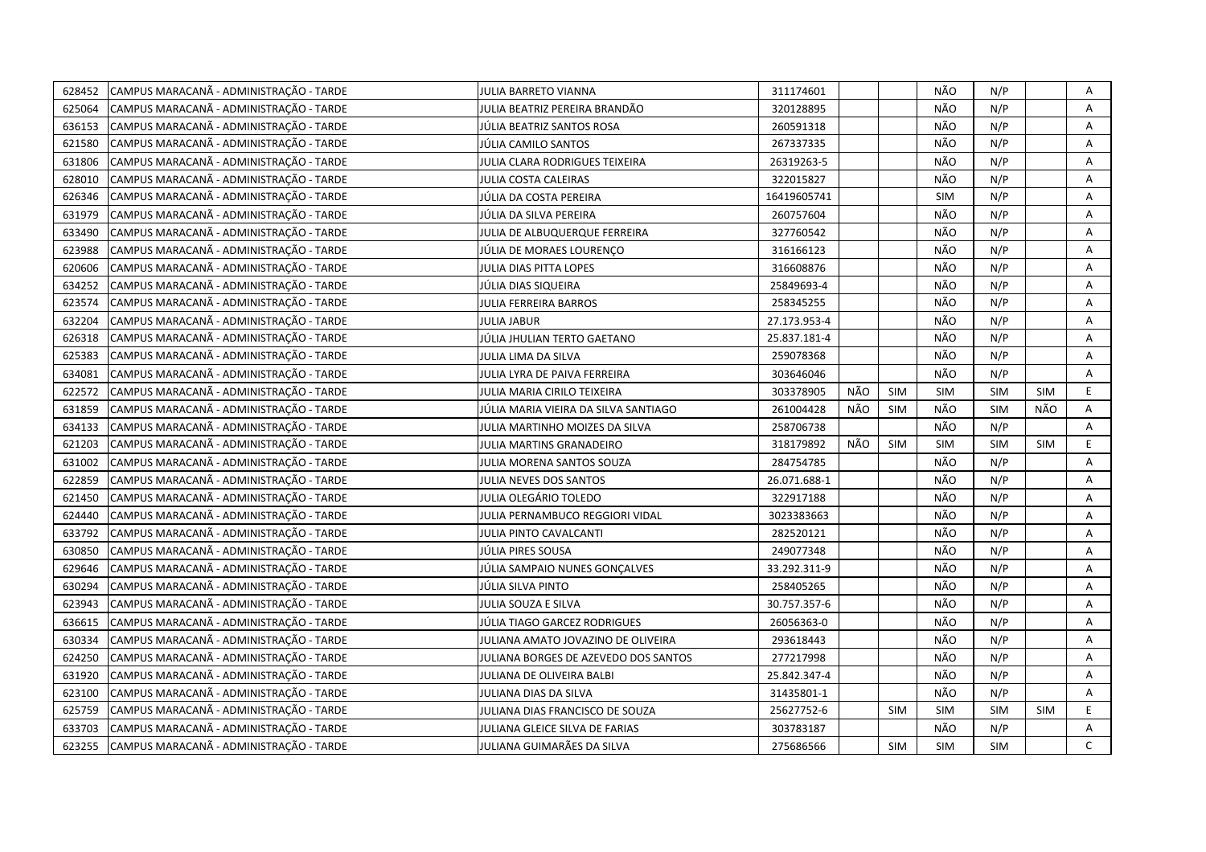| | | | | | | | | | |
|---|---|---|---|---|---|---|---|---|---|
| 628452 | CAMPUS MARACANÃ - ADMINISTRAÇÃO - TARDE | JULIA BARRETO VIANNA | 311174601 | | | NÃO | N/P | | A |
| 625064 | CAMPUS MARACANÃ - ADMINISTRAÇÃO - TARDE | JULIA BEATRIZ PEREIRA BRANDÃO | 320128895 | | | NÃO | N/P | | A |
| 636153 | CAMPUS MARACANÃ - ADMINISTRAÇÃO - TARDE | JÚLIA BEATRIZ SANTOS ROSA | 260591318 | | | NÃO | N/P | | A |
| 621580 | CAMPUS MARACANÃ - ADMINISTRAÇÃO - TARDE | JÚLIA CAMILO SANTOS | 267337335 | | | NÃO | N/P | | A |
| 631806 | CAMPUS MARACANÃ - ADMINISTRAÇÃO - TARDE | JULIA CLARA RODRIGUES TEIXEIRA | 26319263-5 | | | NÃO | N/P | | A |
| 628010 | CAMPUS MARACANÃ - ADMINISTRAÇÃO - TARDE | JULIA COSTA CALEIRAS | 322015827 | | | NÃO | N/P | | A |
| 626346 | CAMPUS MARACANÃ - ADMINISTRAÇÃO - TARDE | JÚLIA DA COSTA PEREIRA | 16419605741 | | | SIM | N/P | | A |
| 631979 | CAMPUS MARACANÃ - ADMINISTRAÇÃO - TARDE | JÚLIA DA SILVA PEREIRA | 260757604 | | | NÃO | N/P | | A |
| 633490 | CAMPUS MARACANÃ - ADMINISTRAÇÃO - TARDE | JULIA DE ALBUQUERQUE FERREIRA | 327760542 | | | NÃO | N/P | | A |
| 623988 | CAMPUS MARACANÃ - ADMINISTRAÇÃO - TARDE | JÚLIA DE MORAES LOURENÇO | 316166123 | | | NÃO | N/P | | A |
| 620606 | CAMPUS MARACANÃ - ADMINISTRAÇÃO - TARDE | JULIA DIAS PITTA LOPES | 316608876 | | | NÃO | N/P | | A |
| 634252 | CAMPUS MARACANÃ - ADMINISTRAÇÃO - TARDE | JÚLIA DIAS SIQUEIRA | 25849693-4 | | | NÃO | N/P | | A |
| 623574 | CAMPUS MARACANÃ - ADMINISTRAÇÃO - TARDE | JULIA FERREIRA BARROS | 258345255 | | | NÃO | N/P | | A |
| 632204 | CAMPUS MARACANÃ - ADMINISTRAÇÃO - TARDE | JULIA JABUR | 27.173.953-4 | | | NÃO | N/P | | A |
| 626318 | CAMPUS MARACANÃ - ADMINISTRAÇÃO - TARDE | JÚLIA JHULIAN TERTO GAETANO | 25.837.181-4 | | | NÃO | N/P | | A |
| 625383 | CAMPUS MARACANÃ - ADMINISTRAÇÃO - TARDE | JULIA LIMA DA SILVA | 259078368 | | | NÃO | N/P | | A |
| 634081 | CAMPUS MARACANÃ - ADMINISTRAÇÃO - TARDE | JULIA LYRA DE PAIVA FERREIRA | 303646046 | | | NÃO | N/P | | A |
| 622572 | CAMPUS MARACANÃ - ADMINISTRAÇÃO - TARDE | JULIA MARIA CIRILO TEIXEIRA | 303378905 | NÃO | SIM | SIM | SIM | SIM | E |
| 631859 | CAMPUS MARACANÃ - ADMINISTRAÇÃO - TARDE | JÚLIA MARIA VIEIRA DA SILVA SANTIAGO | 261004428 | NÃO | SIM | NÃO | SIM | NÃO | A |
| 634133 | CAMPUS MARACANÃ - ADMINISTRAÇÃO - TARDE | JULIA MARTINHO MOIZES DA SILVA | 258706738 | | | NÃO | N/P | | A |
| 621203 | CAMPUS MARACANÃ - ADMINISTRAÇÃO - TARDE | JULIA MARTINS GRANADEIRO | 318179892 | NÃO | SIM | SIM | SIM | SIM | E |
| 631002 | CAMPUS MARACANÃ - ADMINISTRAÇÃO - TARDE | JULIA MORENA SANTOS SOUZA | 284754785 | | | NÃO | N/P | | A |
| 622859 | CAMPUS MARACANÃ - ADMINISTRAÇÃO - TARDE | JULIA NEVES DOS SANTOS | 26.071.688-1 | | | NÃO | N/P | | A |
| 621450 | CAMPUS MARACANÃ - ADMINISTRAÇÃO - TARDE | JULIA OLEGÁRIO TOLEDO | 322917188 | | | NÃO | N/P | | A |
| 624440 | CAMPUS MARACANÃ - ADMINISTRAÇÃO - TARDE | JULIA PERNAMBUCO REGGIORI VIDAL | 3023383663 | | | NÃO | N/P | | A |
| 633792 | CAMPUS MARACANÃ - ADMINISTRAÇÃO - TARDE | JULIA PINTO CAVALCANTI | 282520121 | | | NÃO | N/P | | A |
| 630850 | CAMPUS MARACANÃ - ADMINISTRAÇÃO - TARDE | JÚLIA PIRES SOUSA | 249077348 | | | NÃO | N/P | | A |
| 629646 | CAMPUS MARACANÃ - ADMINISTRAÇÃO - TARDE | JÚLIA SAMPAIO NUNES GONÇALVES | 33.292.311-9 | | | NÃO | N/P | | A |
| 630294 | CAMPUS MARACANÃ - ADMINISTRAÇÃO - TARDE | JÚLIA SILVA PINTO | 258405265 | | | NÃO | N/P | | A |
| 623943 | CAMPUS MARACANÃ - ADMINISTRAÇÃO - TARDE | JULIA SOUZA E SILVA | 30.757.357-6 | | | NÃO | N/P | | A |
| 636615 | CAMPUS MARACANÃ - ADMINISTRAÇÃO - TARDE | JÚLIA TIAGO GARCEZ RODRIGUES | 26056363-0 | | | NÃO | N/P | | A |
| 630334 | CAMPUS MARACANÃ - ADMINISTRAÇÃO - TARDE | JULIANA AMATO JOVAZINO DE OLIVEIRA | 293618443 | | | NÃO | N/P | | A |
| 624250 | CAMPUS MARACANÃ - ADMINISTRAÇÃO - TARDE | JULIANA BORGES DE AZEVEDO DOS SANTOS | 277217998 | | | NÃO | N/P | | A |
| 631920 | CAMPUS MARACANÃ - ADMINISTRAÇÃO - TARDE | JULIANA DE OLIVEIRA BALBI | 25.842.347-4 | | | NÃO | N/P | | A |
| 623100 | CAMPUS MARACANÃ - ADMINISTRAÇÃO - TARDE | JULIANA DIAS DA SILVA | 31435801-1 | | | NÃO | N/P | | A |
| 625759 | CAMPUS MARACANÃ - ADMINISTRAÇÃO - TARDE | JULIANA DIAS FRANCISCO DE SOUZA | 25627752-6 | | SIM | SIM | SIM | SIM | E |
| 633703 | CAMPUS MARACANÃ - ADMINISTRAÇÃO - TARDE | JULIANA GLEICE SILVA DE FARIAS | 303783187 | | | NÃO | N/P | | A |
| 623255 | CAMPUS MARACANÃ - ADMINISTRAÇÃO - TARDE | JULIANA GUIMARÃES DA SILVA | 275686566 | | SIM | SIM | SIM | | C |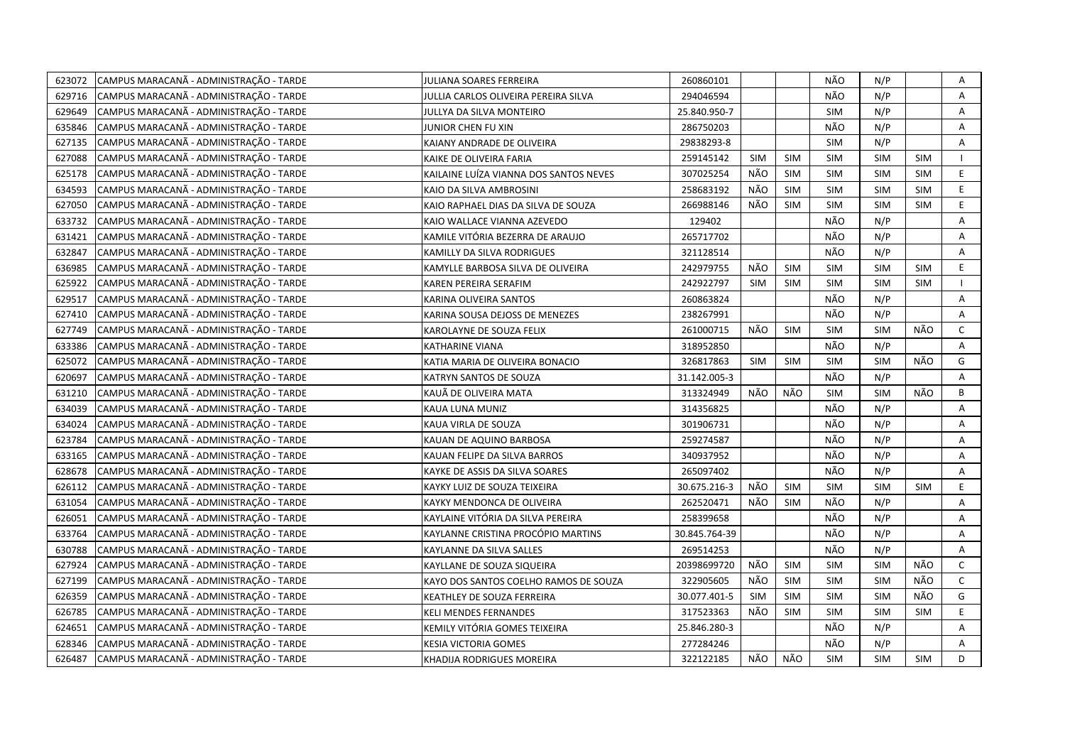| | | | | | | | | | |
|---|---|---|---|---|---|---|---|---|---|
| 623072 | CAMPUS MARACANÃ - ADMINISTRAÇÃO - TARDE | JULIANA SOARES FERREIRA | 260860101 | | | NÃO | N/P | | A |
| 629716 | CAMPUS MARACANÃ - ADMINISTRAÇÃO - TARDE | JULLIA CARLOS OLIVEIRA PEREIRA SILVA | 294046594 | | | NÃO | N/P | | A |
| 629649 | CAMPUS MARACANÃ - ADMINISTRAÇÃO - TARDE | JULLYA DA SILVA MONTEIRO | 25.840.950-7 | | | SIM | N/P | | A |
| 635846 | CAMPUS MARACANÃ - ADMINISTRAÇÃO - TARDE | JUNIOR CHEN FU XIN | 286750203 | | | NÃO | N/P | | A |
| 627135 | CAMPUS MARACANÃ - ADMINISTRAÇÃO - TARDE | KAIANY ANDRADE DE OLIVEIRA | 29838293-8 | | | SIM | N/P | | A |
| 627088 | CAMPUS MARACANÃ - ADMINISTRAÇÃO - TARDE | KAIKE DE OLIVEIRA FARIA | 259145142 | SIM | SIM | SIM | SIM | SIM | I |
| 625178 | CAMPUS MARACANÃ - ADMINISTRAÇÃO - TARDE | KAILAINE LUÍZA VIANNA DOS SANTOS NEVES | 307025254 | NÃO | SIM | SIM | SIM | SIM | E |
| 634593 | CAMPUS MARACANÃ - ADMINISTRAÇÃO - TARDE | KAIO DA SILVA AMBROSINI | 258683192 | NÃO | SIM | SIM | SIM | SIM | E |
| 627050 | CAMPUS MARACANÃ - ADMINISTRAÇÃO - TARDE | KAIO RAPHAEL DIAS DA SILVA DE SOUZA | 266988146 | NÃO | SIM | SIM | SIM | SIM | E |
| 633732 | CAMPUS MARACANÃ - ADMINISTRAÇÃO - TARDE | KAIO WALLACE VIANNA AZEVEDO | 129402 | | | NÃO | N/P | | A |
| 631421 | CAMPUS MARACANÃ - ADMINISTRAÇÃO - TARDE | KAMILE VITÓRIA BEZERRA DE ARAUJO | 265717702 | | | NÃO | N/P | | A |
| 632847 | CAMPUS MARACANÃ - ADMINISTRAÇÃO - TARDE | KAMILLY DA SILVA RODRIGUES | 321128514 | | | NÃO | N/P | | A |
| 636985 | CAMPUS MARACANÃ - ADMINISTRAÇÃO - TARDE | KAMYLLE BARBOSA SILVA DE OLIVEIRA | 242979755 | NÃO | SIM | SIM | SIM | SIM | E |
| 625922 | CAMPUS MARACANÃ - ADMINISTRAÇÃO - TARDE | KAREN PEREIRA SERAFIM | 242922797 | SIM | SIM | SIM | SIM | SIM | I |
| 629517 | CAMPUS MARACANÃ - ADMINISTRAÇÃO - TARDE | KARINA OLIVEIRA SANTOS | 260863824 | | | NÃO | N/P | | A |
| 627410 | CAMPUS MARACANÃ - ADMINISTRAÇÃO - TARDE | KARINA SOUSA DEJOSS DE MENEZES | 238267991 | | | NÃO | N/P | | A |
| 627749 | CAMPUS MARACANÃ - ADMINISTRAÇÃO - TARDE | KAROLAYNE DE SOUZA FELIX | 261000715 | NÃO | SIM | SIM | SIM | NÃO | C |
| 633386 | CAMPUS MARACANÃ - ADMINISTRAÇÃO - TARDE | KATHARINE VIANA | 318952850 | | | NÃO | N/P | | A |
| 625072 | CAMPUS MARACANÃ - ADMINISTRAÇÃO - TARDE | KATIA MARIA DE OLIVEIRA BONACIO | 326817863 | SIM | SIM | SIM | SIM | NÃO | G |
| 620697 | CAMPUS MARACANÃ - ADMINISTRAÇÃO - TARDE | KATRYN SANTOS DE SOUZA | 31.142.005-3 | | | NÃO | N/P | | A |
| 631210 | CAMPUS MARACANÃ - ADMINISTRAÇÃO - TARDE | KAUÃ DE OLIVEIRA MATA | 313324949 | NÃO | NÃO | SIM | SIM | NÃO | B |
| 634039 | CAMPUS MARACANÃ - ADMINISTRAÇÃO - TARDE | KAUA LUNA MUNIZ | 314356825 | | | NÃO | N/P | | A |
| 634024 | CAMPUS MARACANÃ - ADMINISTRAÇÃO - TARDE | KAUA VIRLA DE SOUZA | 301906731 | | | NÃO | N/P | | A |
| 623784 | CAMPUS MARACANÃ - ADMINISTRAÇÃO - TARDE | KAUAN DE AQUINO BARBOSA | 259274587 | | | NÃO | N/P | | A |
| 633165 | CAMPUS MARACANÃ - ADMINISTRAÇÃO - TARDE | KAUAN FELIPE DA SILVA BARROS | 340937952 | | | NÃO | N/P | | A |
| 628678 | CAMPUS MARACANÃ - ADMINISTRAÇÃO - TARDE | KAYKE DE ASSIS DA SILVA SOARES | 265097402 | | | NÃO | N/P | | A |
| 626112 | CAMPUS MARACANÃ - ADMINISTRAÇÃO - TARDE | KAYKY LUIZ DE SOUZA TEIXEIRA | 30.675.216-3 | NÃO | SIM | SIM | SIM | SIM | E |
| 631054 | CAMPUS MARACANÃ - ADMINISTRAÇÃO - TARDE | KAYKY MENDONCA DE OLIVEIRA | 262520471 | NÃO | SIM | NÃO | N/P | | A |
| 626051 | CAMPUS MARACANÃ - ADMINISTRAÇÃO - TARDE | KAYLAINE VITÓRIA DA SILVA PEREIRA | 258399658 | | | NÃO | N/P | | A |
| 633764 | CAMPUS MARACANÃ - ADMINISTRAÇÃO - TARDE | KAYLANNE CRISTINA PROCÓPIO MARTINS | 30.845.764-39 | | | NÃO | N/P | | A |
| 630788 | CAMPUS MARACANÃ - ADMINISTRAÇÃO - TARDE | KAYLANNE DA SILVA SALLES | 269514253 | | | NÃO | N/P | | A |
| 627924 | CAMPUS MARACANÃ - ADMINISTRAÇÃO - TARDE | KAYLLANE DE SOUZA SIQUEIRA | 20398699720 | NÃO | SIM | SIM | SIM | NÃO | C |
| 627199 | CAMPUS MARACANÃ - ADMINISTRAÇÃO - TARDE | KAYO DOS SANTOS COELHO RAMOS DE SOUZA | 322905605 | NÃO | SIM | SIM | SIM | NÃO | C |
| 626359 | CAMPUS MARACANÃ - ADMINISTRAÇÃO - TARDE | KEATHLEY DE SOUZA FERREIRA | 30.077.401-5 | SIM | SIM | SIM | SIM | NÃO | G |
| 626785 | CAMPUS MARACANÃ - ADMINISTRAÇÃO - TARDE | KELI MENDES FERNANDES | 317523363 | NÃO | SIM | SIM | SIM | SIM | E |
| 624651 | CAMPUS MARACANÃ - ADMINISTRAÇÃO - TARDE | KEMILY VITÓRIA GOMES TEIXEIRA | 25.846.280-3 | | | NÃO | N/P | | A |
| 628346 | CAMPUS MARACANÃ - ADMINISTRAÇÃO - TARDE | KESIA VICTORIA GOMES | 277284246 | | | NÃO | N/P | | A |
| 626487 | CAMPUS MARACANÃ - ADMINISTRAÇÃO - TARDE | KHADIJA RODRIGUES MOREIRA | 322122185 | NÃO | NÃO | SIM | SIM | SIM | D |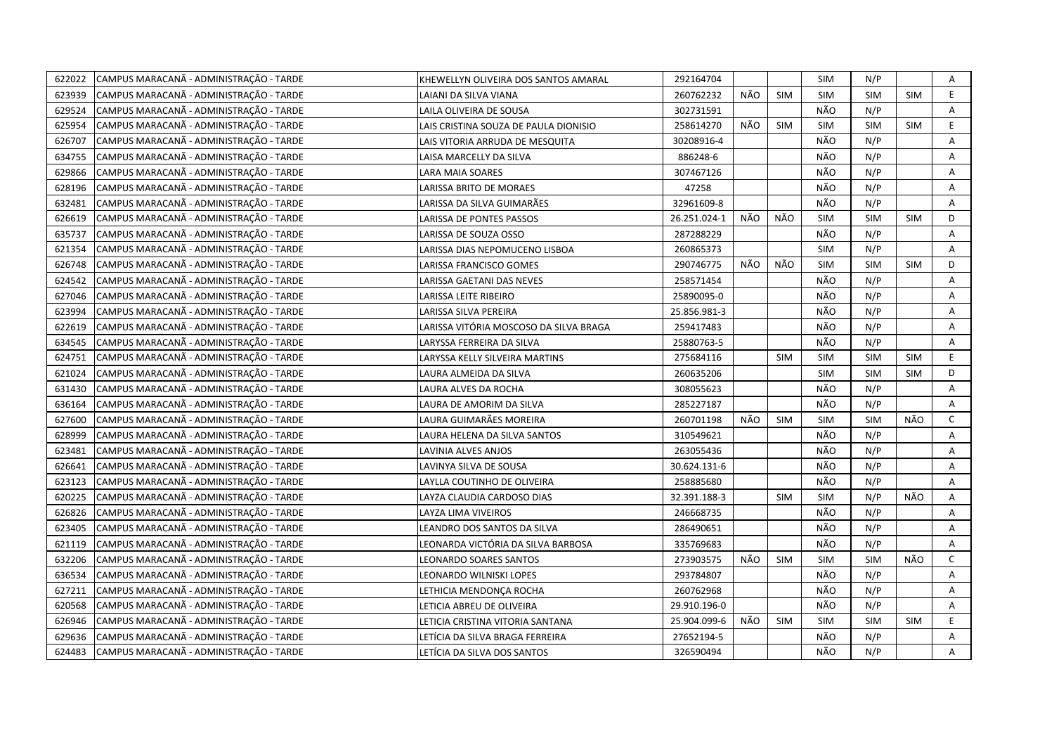| | | | | | | | | | | |
|---|---|---|---|---|---|---|---|---|---|---|
| 622022 | CAMPUS MARACANÃ - ADMINISTRAÇÃO - TARDE | KHEWELLYN OLIVEIRA DOS SANTOS AMARAL | 292164704 | | | SIM | N/P | | A |
| 623939 | CAMPUS MARACANÃ - ADMINISTRAÇÃO - TARDE | LAIANI DA SILVA VIANA | 260762232 | NÃO | SIM | SIM | SIM | SIM | E |
| 629524 | CAMPUS MARACANÃ - ADMINISTRAÇÃO - TARDE | LAILA OLIVEIRA DE SOUSA | 302731591 | | | NÃO | N/P | | A |
| 625954 | CAMPUS MARACANÃ - ADMINISTRAÇÃO - TARDE | LAIS CRISTINA SOUZA DE PAULA DIONISIO | 258614270 | NÃO | SIM | SIM | SIM | SIM | E |
| 626707 | CAMPUS MARACANÃ - ADMINISTRAÇÃO - TARDE | LAIS VITORIA ARRUDA DE MESQUITA | 30208916-4 | | | NÃO | N/P | | A |
| 634755 | CAMPUS MARACANÃ - ADMINISTRAÇÃO - TARDE | LAISA MARCELLY DA SILVA | 886248-6 | | | NÃO | N/P | | A |
| 629866 | CAMPUS MARACANÃ - ADMINISTRAÇÃO - TARDE | LARA MAIA SOARES | 307467126 | | | NÃO | N/P | | A |
| 628196 | CAMPUS MARACANÃ - ADMINISTRAÇÃO - TARDE | LARISSA BRITO DE MORAES | 47258 | | | NÃO | N/P | | A |
| 632481 | CAMPUS MARACANÃ - ADMINISTRAÇÃO - TARDE | LARISSA DA SILVA GUIMARÃES | 32961609-8 | | | NÃO | N/P | | A |
| 626619 | CAMPUS MARACANÃ - ADMINISTRAÇÃO - TARDE | LARISSA DE PONTES PASSOS | 26.251.024-1 | NÃO | NÃO | SIM | SIM | SIM | D |
| 635737 | CAMPUS MARACANÃ - ADMINISTRAÇÃO - TARDE | LARISSA DE SOUZA OSSO | 287288229 | | | NÃO | N/P | | A |
| 621354 | CAMPUS MARACANÃ - ADMINISTRAÇÃO - TARDE | LARISSA DIAS NEPOMUCENO LISBOA | 260865373 | | | SIM | N/P | | A |
| 626748 | CAMPUS MARACANÃ - ADMINISTRAÇÃO - TARDE | LARISSA FRANCISCO GOMES | 290746775 | NÃO | NÃO | SIM | SIM | SIM | D |
| 624542 | CAMPUS MARACANÃ - ADMINISTRAÇÃO - TARDE | LARISSA GAETANI DAS NEVES | 258571454 | | | NÃO | N/P | | A |
| 627046 | CAMPUS MARACANÃ - ADMINISTRAÇÃO - TARDE | LARISSA LEITE RIBEIRO | 25890095-0 | | | NÃO | N/P | | A |
| 623994 | CAMPUS MARACANÃ - ADMINISTRAÇÃO - TARDE | LARISSA SILVA PEREIRA | 25.856.981-3 | | | NÃO | N/P | | A |
| 622619 | CAMPUS MARACANÃ - ADMINISTRAÇÃO - TARDE | LARISSA VITÓRIA MOSCOSO DA SILVA BRAGA | 259417483 | | | NÃO | N/P | | A |
| 634545 | CAMPUS MARACANÃ - ADMINISTRAÇÃO - TARDE | LARYSSA FERREIRA DA SILVA | 25880763-5 | | | NÃO | N/P | | A |
| 624751 | CAMPUS MARACANÃ - ADMINISTRAÇÃO - TARDE | LARYSSA KELLY SILVEIRA MARTINS | 275684116 | | SIM | SIM | SIM | SIM | E |
| 621024 | CAMPUS MARACANÃ - ADMINISTRAÇÃO - TARDE | LAURA ALMEIDA DA SILVA | 260635206 | | | SIM | SIM | SIM | D |
| 631430 | CAMPUS MARACANÃ - ADMINISTRAÇÃO - TARDE | LAURA ALVES DA ROCHA | 308055623 | | | NÃO | N/P | | A |
| 636164 | CAMPUS MARACANÃ - ADMINISTRAÇÃO - TARDE | LAURA DE AMORIM DA SILVA | 285227187 | | | NÃO | N/P | | A |
| 627600 | CAMPUS MARACANÃ - ADMINISTRAÇÃO - TARDE | LAURA GUIMARÃES MOREIRA | 260701198 | NÃO | SIM | SIM | SIM | NÃO | C |
| 628999 | CAMPUS MARACANÃ - ADMINISTRAÇÃO - TARDE | LAURA HELENA DA SILVA SANTOS | 310549621 | | | NÃO | N/P | | A |
| 623481 | CAMPUS MARACANÃ - ADMINISTRAÇÃO - TARDE | LAVINIA ALVES ANJOS | 263055436 | | | NÃO | N/P | | A |
| 626641 | CAMPUS MARACANÃ - ADMINISTRAÇÃO - TARDE | LAVINYA SILVA DE SOUSA | 30.624.131-6 | | | NÃO | N/P | | A |
| 623123 | CAMPUS MARACANÃ - ADMINISTRAÇÃO - TARDE | LAYLLA COUTINHO DE OLIVEIRA | 258885680 | | | NÃO | N/P | | A |
| 620225 | CAMPUS MARACANÃ - ADMINISTRAÇÃO - TARDE | LAYZA CLAUDIA CARDOSO DIAS | 32.391.188-3 | | SIM | SIM | N/P | NÃO | A |
| 626826 | CAMPUS MARACANÃ - ADMINISTRAÇÃO - TARDE | LAYZA LIMA VIVEIROS | 246668735 | | | NÃO | N/P | | A |
| 623405 | CAMPUS MARACANÃ - ADMINISTRAÇÃO - TARDE | LEANDRO DOS SANTOS DA SILVA | 286490651 | | | NÃO | N/P | | A |
| 621119 | CAMPUS MARACANÃ - ADMINISTRAÇÃO - TARDE | LEONARDA VICTÓRIA DA SILVA BARBOSA | 335769683 | | | NÃO | N/P | | A |
| 632206 | CAMPUS MARACANÃ - ADMINISTRAÇÃO - TARDE | LEONARDO SOARES SANTOS | 273903575 | NÃO | SIM | SIM | SIM | NÃO | C |
| 636534 | CAMPUS MARACANÃ - ADMINISTRAÇÃO - TARDE | LEONARDO WILNISKI LOPES | 293784807 | | | NÃO | N/P | | A |
| 627211 | CAMPUS MARACANÃ - ADMINISTRAÇÃO - TARDE | LETHICIA MENDONÇA ROCHA | 260762968 | | | NÃO | N/P | | A |
| 620568 | CAMPUS MARACANÃ - ADMINISTRAÇÃO - TARDE | LETICIA ABREU DE OLIVEIRA | 29.910.196-0 | | | NÃO | N/P | | A |
| 626946 | CAMPUS MARACANÃ - ADMINISTRAÇÃO - TARDE | LETICIA CRISTINA VITORIA SANTANA | 25.904.099-6 | NÃO | SIM | SIM | SIM | SIM | E |
| 629636 | CAMPUS MARACANÃ - ADMINISTRAÇÃO - TARDE | LETÍCIA DA SILVA BRAGA FERREIRA | 27652194-5 | | | NÃO | N/P | | A |
| 624483 | CAMPUS MARACANÃ - ADMINISTRAÇÃO - TARDE | LETÍCIA DA SILVA DOS SANTOS | 326590494 | | | NÃO | N/P | | A |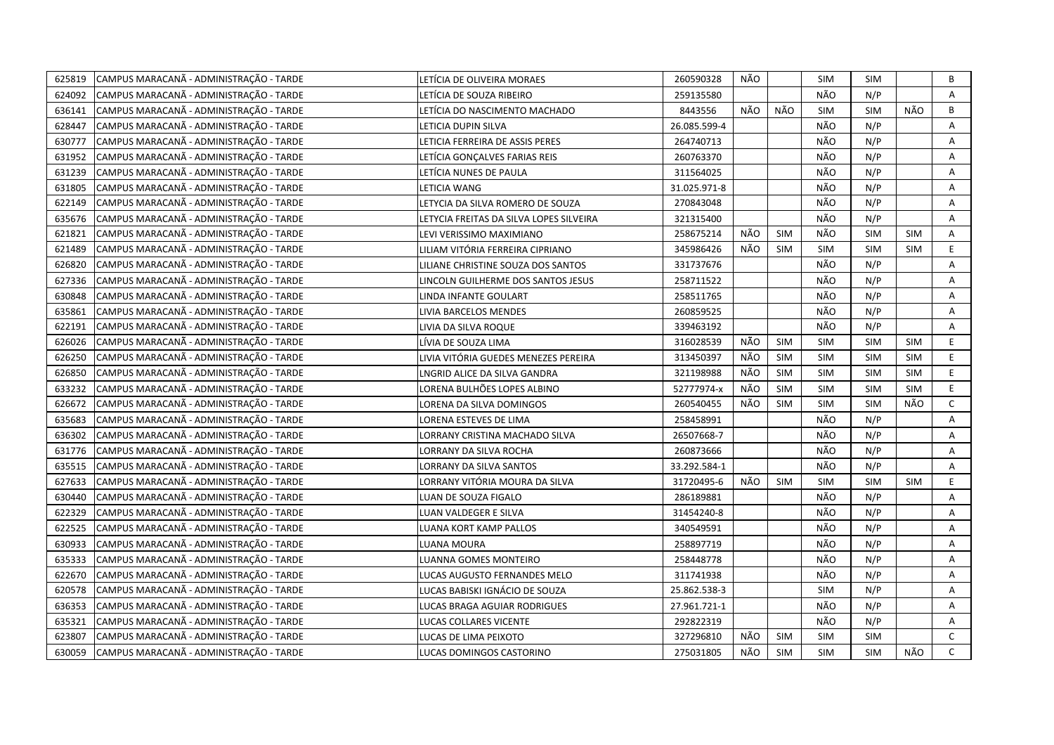| | | | | | | | | | |
|---|---|---|---|---|---|---|---|---|---|
| 625819 | CAMPUS MARACANÃ - ADMINISTRAÇÃO - TARDE | LETÍCIA DE OLIVEIRA MORAES | 260590328 | NÃO | | SIM | SIM | | B |
| 624092 | CAMPUS MARACANÃ - ADMINISTRAÇÃO - TARDE | LETÍCIA DE SOUZA RIBEIRO | 259135580 | | | NÃO | N/P | | A |
| 636141 | CAMPUS MARACANÃ - ADMINISTRAÇÃO - TARDE | LETÍCIA DO NASCIMENTO MACHADO | 8443556 | NÃO | NÃO | SIM | SIM | NÃO | B |
| 628447 | CAMPUS MARACANÃ - ADMINISTRAÇÃO - TARDE | LETICIA DUPIN SILVA | 26.085.599-4 | | | NÃO | N/P | | A |
| 630777 | CAMPUS MARACANÃ - ADMINISTRAÇÃO - TARDE | LETICIA FERREIRA DE ASSIS PERES | 264740713 | | | NÃO | N/P | | A |
| 631952 | CAMPUS MARACANÃ - ADMINISTRAÇÃO - TARDE | LETÍCIA GONÇALVES FARIAS REIS | 260763370 | | | NÃO | N/P | | A |
| 631239 | CAMPUS MARACANÃ - ADMINISTRAÇÃO - TARDE | LETÍCIA NUNES DE PAULA | 311564025 | | | NÃO | N/P | | A |
| 631805 | CAMPUS MARACANÃ - ADMINISTRAÇÃO - TARDE | LETICIA WANG | 31.025.971-8 | | | NÃO | N/P | | A |
| 622149 | CAMPUS MARACANÃ - ADMINISTRAÇÃO - TARDE | LETYCIA DA SILVA ROMERO DE SOUZA | 270843048 | | | NÃO | N/P | | A |
| 635676 | CAMPUS MARACANÃ - ADMINISTRAÇÃO - TARDE | LETYCIA FREITAS DA SILVA LOPES SILVEIRA | 321315400 | | | NÃO | N/P | | A |
| 621821 | CAMPUS MARACANÃ - ADMINISTRAÇÃO - TARDE | LEVI VERISSIMO MAXIMIANO | 258675214 | NÃO | SIM | NÃO | SIM | SIM | A |
| 621489 | CAMPUS MARACANÃ - ADMINISTRAÇÃO - TARDE | LILIAM VITÓRIA FERREIRA CIPRIANO | 345986426 | NÃO | SIM | SIM | SIM | SIM | E |
| 626820 | CAMPUS MARACANÃ - ADMINISTRAÇÃO - TARDE | LILIANE CHRISTINE SOUZA DOS SANTOS | 331737676 | | | NÃO | N/P | | A |
| 627336 | CAMPUS MARACANÃ - ADMINISTRAÇÃO - TARDE | LINCOLN GUILHERME DOS SANTOS JESUS | 258711522 | | | NÃO | N/P | | A |
| 630848 | CAMPUS MARACANÃ - ADMINISTRAÇÃO - TARDE | LINDA INFANTE GOULART | 258511765 | | | NÃO | N/P | | A |
| 635861 | CAMPUS MARACANÃ - ADMINISTRAÇÃO - TARDE | LIVIA BARCELOS MENDES | 260859525 | | | NÃO | N/P | | A |
| 622191 | CAMPUS MARACANÃ - ADMINISTRAÇÃO - TARDE | LIVIA DA SILVA ROQUE | 339463192 | | | NÃO | N/P | | A |
| 626026 | CAMPUS MARACANÃ - ADMINISTRAÇÃO - TARDE | LÍVIA DE SOUZA LIMA | 316028539 | NÃO | SIM | SIM | SIM | SIM | E |
| 626250 | CAMPUS MARACANÃ - ADMINISTRAÇÃO - TARDE | LIVIA VITÓRIA GUEDES MENEZES PEREIRA | 313450397 | NÃO | SIM | SIM | SIM | SIM | E |
| 626850 | CAMPUS MARACANÃ - ADMINISTRAÇÃO - TARDE | LNGRID ALICE DA SILVA GANDRA | 321198988 | NÃO | SIM | SIM | SIM | SIM | E |
| 633232 | CAMPUS MARACANÃ - ADMINISTRAÇÃO - TARDE | LORENA BULHÕES LOPES ALBINO | 52777974-x | NÃO | SIM | SIM | SIM | SIM | E |
| 626672 | CAMPUS MARACANÃ - ADMINISTRAÇÃO - TARDE | LORENA DA SILVA DOMINGOS | 260540455 | NÃO | SIM | SIM | SIM | NÃO | C |
| 635683 | CAMPUS MARACANÃ - ADMINISTRAÇÃO - TARDE | LORENA ESTEVES DE LIMA | 258458991 | | | NÃO | N/P | | A |
| 636302 | CAMPUS MARACANÃ - ADMINISTRAÇÃO - TARDE | LORRANY CRISTINA MACHADO SILVA | 26507668-7 | | | NÃO | N/P | | A |
| 631776 | CAMPUS MARACANÃ - ADMINISTRAÇÃO - TARDE | LORRANY DA SILVA ROCHA | 260873666 | | | NÃO | N/P | | A |
| 635515 | CAMPUS MARACANÃ - ADMINISTRAÇÃO - TARDE | LORRANY DA SILVA SANTOS | 33.292.584-1 | | | NÃO | N/P | | A |
| 627633 | CAMPUS MARACANÃ - ADMINISTRAÇÃO - TARDE | LORRANY VITÓRIA MOURA DA SILVA | 31720495-6 | NÃO | SIM | SIM | SIM | SIM | E |
| 630440 | CAMPUS MARACANÃ - ADMINISTRAÇÃO - TARDE | LUAN DE SOUZA FIGALO | 286189881 | | | NÃO | N/P | | A |
| 622329 | CAMPUS MARACANÃ - ADMINISTRAÇÃO - TARDE | LUAN VALDEGER E SILVA | 31454240-8 | | | NÃO | N/P | | A |
| 622525 | CAMPUS MARACANÃ - ADMINISTRAÇÃO - TARDE | LUANA KORT KAMP PALLOS | 340549591 | | | NÃO | N/P | | A |
| 630933 | CAMPUS MARACANÃ - ADMINISTRAÇÃO - TARDE | LUANA MOURA | 258897719 | | | NÃO | N/P | | A |
| 635333 | CAMPUS MARACANÃ - ADMINISTRAÇÃO - TARDE | LUANNA GOMES MONTEIRO | 258448778 | | | NÃO | N/P | | A |
| 622670 | CAMPUS MARACANÃ - ADMINISTRAÇÃO - TARDE | LUCAS AUGUSTO FERNANDES MELO | 311741938 | | | NÃO | N/P | | A |
| 620578 | CAMPUS MARACANÃ - ADMINISTRAÇÃO - TARDE | LUCAS BABISKI IGNÁCIO DE SOUZA | 25.862.538-3 | | | SIM | N/P | | A |
| 636353 | CAMPUS MARACANÃ - ADMINISTRAÇÃO - TARDE | LUCAS BRAGA AGUIAR RODRIGUES | 27.961.721-1 | | | NÃO | N/P | | A |
| 635321 | CAMPUS MARACANÃ - ADMINISTRAÇÃO - TARDE | LUCAS COLLARES VICENTE | 292822319 | | | NÃO | N/P | | A |
| 623807 | CAMPUS MARACANÃ - ADMINISTRAÇÃO - TARDE | LUCAS DE LIMA PEIXOTO | 327296810 | NÃO | SIM | SIM | SIM | | C |
| 630059 | CAMPUS MARACANÃ - ADMINISTRAÇÃO - TARDE | LUCAS DOMINGOS CASTORINO | 275031805 | NÃO | SIM | SIM | SIM | NÃO | C |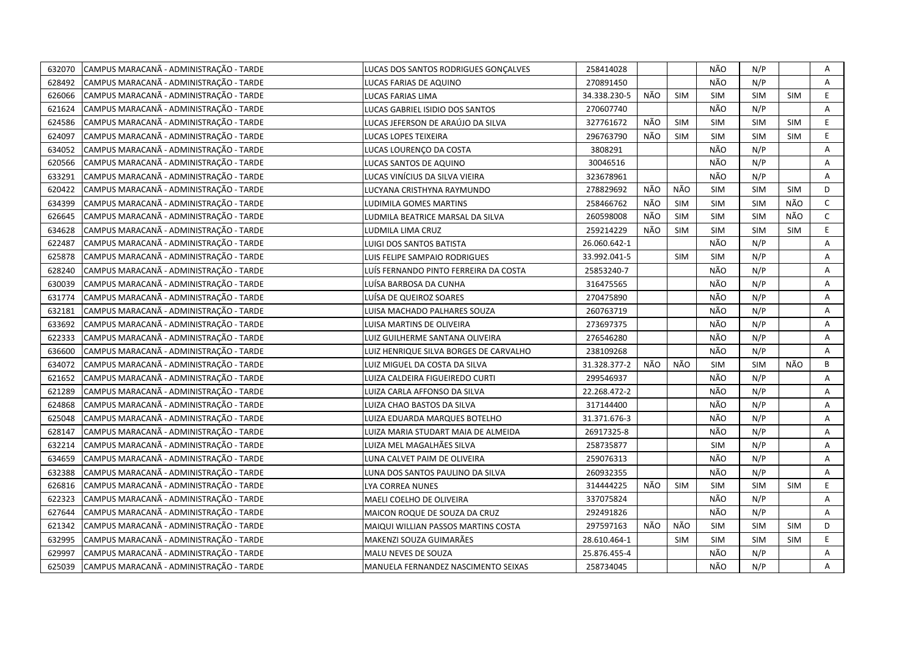| | | | | | | | | | |
|---|---|---|---|---|---|---|---|---|---|
| 632070 | CAMPUS MARACANÃ - ADMINISTRAÇÃO - TARDE | LUCAS DOS SANTOS RODRIGUES GONÇALVES | 258414028 | | | NÃO | N/P | | A |
| 628492 | CAMPUS MARACANÃ - ADMINISTRAÇÃO - TARDE | LUCAS FARIAS DE AQUINO | 270891450 | | | NÃO | N/P | | A |
| 626066 | CAMPUS MARACANÃ - ADMINISTRAÇÃO - TARDE | LUCAS FARIAS LIMA | 34.338.230-5 | NÃO | SIM | SIM | SIM | SIM | E |
| 621624 | CAMPUS MARACANÃ - ADMINISTRAÇÃO - TARDE | LUCAS GABRIEL ISIDIO DOS SANTOS | 270607740 | | | NÃO | N/P | | A |
| 624586 | CAMPUS MARACANÃ - ADMINISTRAÇÃO - TARDE | LUCAS JEFERSON DE ARAÚJO DA SILVA | 327761672 | NÃO | SIM | SIM | SIM | SIM | E |
| 624097 | CAMPUS MARACANÃ - ADMINISTRAÇÃO - TARDE | LUCAS LOPES TEIXEIRA | 296763790 | NÃO | SIM | SIM | SIM | SIM | E |
| 634052 | CAMPUS MARACANÃ - ADMINISTRAÇÃO - TARDE | LUCAS LOURENÇO DA COSTA | 3808291 | | | NÃO | N/P | | A |
| 620566 | CAMPUS MARACANÃ - ADMINISTRAÇÃO - TARDE | LUCAS SANTOS DE AQUINO | 30046516 | | | NÃO | N/P | | A |
| 633291 | CAMPUS MARACANÃ - ADMINISTRAÇÃO - TARDE | LUCAS VINÍCIUS DA SILVA VIEIRA | 323678961 | | | NÃO | N/P | | A |
| 620422 | CAMPUS MARACANÃ - ADMINISTRAÇÃO - TARDE | LUCYANA CRISTHYNA RAYMUNDO | 278829692 | NÃO | NÃO | SIM | SIM | SIM | D |
| 634399 | CAMPUS MARACANÃ - ADMINISTRAÇÃO - TARDE | LUDIMILA GOMES MARTINS | 258466762 | NÃO | SIM | SIM | SIM | NÃO | C |
| 626645 | CAMPUS MARACANÃ - ADMINISTRAÇÃO - TARDE | LUDMILA BEATRICE MARSAL DA SILVA | 260598008 | NÃO | SIM | SIM | SIM | NÃO | C |
| 634628 | CAMPUS MARACANÃ - ADMINISTRAÇÃO - TARDE | LUDMILA LIMA CRUZ | 259214229 | NÃO | SIM | SIM | SIM | SIM | E |
| 622487 | CAMPUS MARACANÃ - ADMINISTRAÇÃO - TARDE | LUIGI DOS SANTOS BATISTA | 26.060.642-1 | | | NÃO | N/P | | A |
| 625878 | CAMPUS MARACANÃ - ADMINISTRAÇÃO - TARDE | LUIS FELIPE SAMPAIO RODRIGUES | 33.992.041-5 | | SIM | SIM | N/P | | A |
| 628240 | CAMPUS MARACANÃ - ADMINISTRAÇÃO - TARDE | LUÍS FERNANDO PINTO FERREIRA DA COSTA | 25853240-7 | | | NÃO | N/P | | A |
| 630039 | CAMPUS MARACANÃ - ADMINISTRAÇÃO - TARDE | LUÍSA BARBOSA DA CUNHA | 316475565 | | | NÃO | N/P | | A |
| 631774 | CAMPUS MARACANÃ - ADMINISTRAÇÃO - TARDE | LUÍSA DE QUEIROZ SOARES | 270475890 | | | NÃO | N/P | | A |
| 632181 | CAMPUS MARACANÃ - ADMINISTRAÇÃO - TARDE | LUISA MACHADO PALHARES SOUZA | 260763719 | | | NÃO | N/P | | A |
| 633692 | CAMPUS MARACANÃ - ADMINISTRAÇÃO - TARDE | LUISA MARTINS DE OLIVEIRA | 273697375 | | | NÃO | N/P | | A |
| 622333 | CAMPUS MARACANÃ - ADMINISTRAÇÃO - TARDE | LUIZ GUILHERME SANTANA OLIVEIRA | 276546280 | | | NÃO | N/P | | A |
| 636600 | CAMPUS MARACANÃ - ADMINISTRAÇÃO - TARDE | LUIZ HENRIQUE SILVA BORGES DE CARVALHO | 238109268 | | | NÃO | N/P | | A |
| 634072 | CAMPUS MARACANÃ - ADMINISTRAÇÃO - TARDE | LUIZ MIGUEL DA COSTA DA SILVA | 31.328.377-2 | NÃO | NÃO | SIM | SIM | NÃO | B |
| 621652 | CAMPUS MARACANÃ - ADMINISTRAÇÃO - TARDE | LUIZA CALDEIRA FIGUEIREDO CURTI | 299546937 | | | NÃO | N/P | | A |
| 621289 | CAMPUS MARACANÃ - ADMINISTRAÇÃO - TARDE | LUIZA CARLA AFFONSO DA SILVA | 22.268.472-2 | | | NÃO | N/P | | A |
| 624868 | CAMPUS MARACANÃ - ADMINISTRAÇÃO - TARDE | LUIZA CHAO BASTOS DA SILVA | 317144400 | | | NÃO | N/P | | A |
| 625048 | CAMPUS MARACANÃ - ADMINISTRAÇÃO - TARDE | LUIZA EDUARDA MARQUES BOTELHO | 31.371.676-3 | | | NÃO | N/P | | A |
| 628147 | CAMPUS MARACANÃ - ADMINISTRAÇÃO - TARDE | LUIZA MARIA STUDART MAIA DE ALMEIDA | 26917325-8 | | | NÃO | N/P | | A |
| 632214 | CAMPUS MARACANÃ - ADMINISTRAÇÃO - TARDE | LUIZA MEL MAGALHÃES SILVA | 258735877 | | | SIM | N/P | | A |
| 634659 | CAMPUS MARACANÃ - ADMINISTRAÇÃO - TARDE | LUNA CALVET PAIM DE OLIVEIRA | 259076313 | | | NÃO | N/P | | A |
| 632388 | CAMPUS MARACANÃ - ADMINISTRAÇÃO - TARDE | LUNA DOS SANTOS PAULINO DA SILVA | 260932355 | | | NÃO | N/P | | A |
| 626816 | CAMPUS MARACANÃ - ADMINISTRAÇÃO - TARDE | LYA CORREA NUNES | 314444225 | NÃO | SIM | SIM | SIM | SIM | E |
| 622323 | CAMPUS MARACANÃ - ADMINISTRAÇÃO - TARDE | MAELI COELHO DE OLIVEIRA | 337075824 | | | NÃO | N/P | | A |
| 627644 | CAMPUS MARACANÃ - ADMINISTRAÇÃO - TARDE | MAICON ROQUE DE SOUZA DA CRUZ | 292491826 | | | NÃO | N/P | | A |
| 621342 | CAMPUS MARACANÃ - ADMINISTRAÇÃO - TARDE | MAIQUI WILLIAN PASSOS MARTINS COSTA | 297597163 | NÃO | NÃO | SIM | SIM | SIM | D |
| 632995 | CAMPUS MARACANÃ - ADMINISTRAÇÃO - TARDE | MAKENZI SOUZA GUIMARÃES | 28.610.464-1 | | SIM | SIM | SIM | SIM | E |
| 629997 | CAMPUS MARACANÃ - ADMINISTRAÇÃO - TARDE | MALU NEVES DE SOUZA | 25.876.455-4 | | | NÃO | N/P | | A |
| 625039 | CAMPUS MARACANÃ - ADMINISTRAÇÃO - TARDE | MANUELA FERNANDEZ NASCIMENTO SEIXAS | 258734045 | | | NÃO | N/P | | A |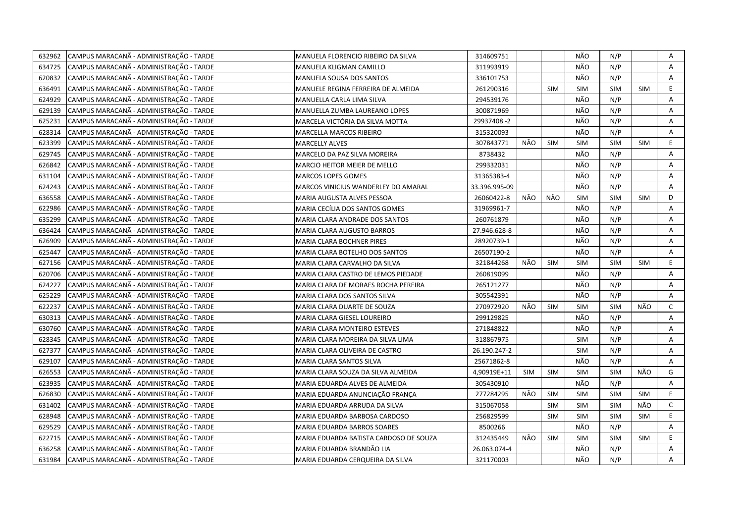| | | | | | | | | | |
|---|---|---|---|---|---|---|---|---|---|
| 632962 | CAMPUS MARACANÃ - ADMINISTRAÇÃO - TARDE | MANUELA FLORENCIO RIBEIRO DA SILVA | 314609751 | | | NÃO | N/P | | A |
| 634725 | CAMPUS MARACANÃ - ADMINISTRAÇÃO - TARDE | MANUELA KLIGMAN CAMILLO | 311993919 | | | NÃO | N/P | | A |
| 620832 | CAMPUS MARACANÃ - ADMINISTRAÇÃO - TARDE | MANUELA SOUSA DOS SANTOS | 336101753 | | | NÃO | N/P | | A |
| 636491 | CAMPUS MARACANÃ - ADMINISTRAÇÃO - TARDE | MANUELE REGINA FERREIRA DE ALMEIDA | 261290316 | | SIM | SIM | SIM | SIM | E |
| 624929 | CAMPUS MARACANÃ - ADMINISTRAÇÃO - TARDE | MANUELLA CARLA LIMA SILVA | 294539176 | | | NÃO | N/P | | A |
| 629139 | CAMPUS MARACANÃ - ADMINISTRAÇÃO - TARDE | MANUELLA ZUMBA LAUREANO LOPES | 300871969 | | | NÃO | N/P | | A |
| 625231 | CAMPUS MARACANÃ - ADMINISTRAÇÃO - TARDE | MARCELA VICTÓRIA DA SILVA MOTTA | 29937408 -2 | | | NÃO | N/P | | A |
| 628314 | CAMPUS MARACANÃ - ADMINISTRAÇÃO - TARDE | MARCELLA MARCOS RIBEIRO | 315320093 | | | NÃO | N/P | | A |
| 623399 | CAMPUS MARACANÃ - ADMINISTRAÇÃO - TARDE | MARCELLY ALVES | 307843771 | NÃO | SIM | SIM | SIM | SIM | E |
| 629745 | CAMPUS MARACANÃ - ADMINISTRAÇÃO - TARDE | MARCELO DA PAZ SILVA MOREIRA | 8738432 | | | NÃO | N/P | | A |
| 626842 | CAMPUS MARACANÃ - ADMINISTRAÇÃO - TARDE | MARCIO HEITOR MEIER DE MELLO | 299332031 | | | NÃO | N/P | | A |
| 631104 | CAMPUS MARACANÃ - ADMINISTRAÇÃO - TARDE | MARCOS LOPES GOMES | 31365383-4 | | | NÃO | N/P | | A |
| 624243 | CAMPUS MARACANÃ - ADMINISTRAÇÃO - TARDE | MARCOS VINICIUS WANDERLEY DO AMARAL | 33.396.995-09 | | | NÃO | N/P | | A |
| 636558 | CAMPUS MARACANÃ - ADMINISTRAÇÃO - TARDE | MARIA AUGUSTA ALVES PESSOA | 26060422-8 | NÃO | NÃO | SIM | SIM | SIM | D |
| 622986 | CAMPUS MARACANÃ - ADMINISTRAÇÃO - TARDE | MARIA CECÍLIA DOS SANTOS GOMES | 31969961-7 | | | NÃO | N/P | | A |
| 635299 | CAMPUS MARACANÃ - ADMINISTRAÇÃO - TARDE | MARIA CLARA ANDRADE DOS SANTOS | 260761879 | | | NÃO | N/P | | A |
| 636424 | CAMPUS MARACANÃ - ADMINISTRAÇÃO - TARDE | MARIA CLARA AUGUSTO BARROS | 27.946.628-8 | | | NÃO | N/P | | A |
| 626909 | CAMPUS MARACANÃ - ADMINISTRAÇÃO - TARDE | MARIA CLARA BOCHNER PIRES | 28920739-1 | | | NÃO | N/P | | A |
| 625447 | CAMPUS MARACANÃ - ADMINISTRAÇÃO - TARDE | MARIA CLARA BOTELHO DOS SANTOS | 26507190-2 | | | NÃO | N/P | | A |
| 627156 | CAMPUS MARACANÃ - ADMINISTRAÇÃO - TARDE | MARIA CLARA CARVALHO DA SILVA | 321844268 | NÃO | SIM | SIM | SIM | SIM | E |
| 620706 | CAMPUS MARACANÃ - ADMINISTRAÇÃO - TARDE | MARIA CLARA CASTRO DE LEMOS PIEDADE | 260819099 | | | NÃO | N/P | | A |
| 624227 | CAMPUS MARACANÃ - ADMINISTRAÇÃO - TARDE | MARIA CLARA DE MORAES ROCHA PEREIRA | 265121277 | | | NÃO | N/P | | A |
| 625229 | CAMPUS MARACANÃ - ADMINISTRAÇÃO - TARDE | MARIA CLARA DOS SANTOS SILVA | 305542391 | | | NÃO | N/P | | A |
| 622237 | CAMPUS MARACANÃ - ADMINISTRAÇÃO - TARDE | MARIA CLARA DUARTE DE SOUZA | 270972920 | NÃO | SIM | SIM | SIM | NÃO | C |
| 630313 | CAMPUS MARACANÃ - ADMINISTRAÇÃO - TARDE | MARIA CLARA GIESEL LOUREIRO | 299129825 | | | NÃO | N/P | | A |
| 630760 | CAMPUS MARACANÃ - ADMINISTRAÇÃO - TARDE | MARIA CLARA MONTEIRO ESTEVES | 271848822 | | | NÃO | N/P | | A |
| 628345 | CAMPUS MARACANÃ - ADMINISTRAÇÃO - TARDE | MARIA CLARA MOREIRA DA SILVA LIMA | 318867975 | | | SIM | N/P | | A |
| 627377 | CAMPUS MARACANÃ - ADMINISTRAÇÃO - TARDE | MARIA CLARA OLIVEIRA DE CASTRO | 26.190.247-2 | | | SIM | N/P | | A |
| 629107 | CAMPUS MARACANÃ - ADMINISTRAÇÃO - TARDE | MARIA CLARA SANTOS SILVA | 25671862-8 | | | NÃO | N/P | | A |
| 626553 | CAMPUS MARACANÃ - ADMINISTRAÇÃO - TARDE | MARIA CLARA SOUZA DA SILVA ALMEIDA | 4,90919E+11 | SIM | SIM | SIM | SIM | NÃO | G |
| 623935 | CAMPUS MARACANÃ - ADMINISTRAÇÃO - TARDE | MARIA EDUARDA ALVES DE ALMEIDA | 305430910 | | | NÃO | N/P | | A |
| 626830 | CAMPUS MARACANÃ - ADMINISTRAÇÃO - TARDE | MARIA EDUARDA ANUNCIAÇÃO FRANÇA | 277284295 | NÃO | SIM | SIM | SIM | SIM | E |
| 631402 | CAMPUS MARACANÃ - ADMINISTRAÇÃO - TARDE | MARIA EDUARDA ARRUDA DA SILVA | 315067058 | | SIM | SIM | SIM | NÃO | C |
| 628948 | CAMPUS MARACANÃ - ADMINISTRAÇÃO - TARDE | MARIA EDUARDA BARBOSA CARDOSO | 256829599 | | SIM | SIM | SIM | SIM | E |
| 629529 | CAMPUS MARACANÃ - ADMINISTRAÇÃO - TARDE | MARIA EDUARDA BARROS SOARES | 8500266 | | | NÃO | N/P | | A |
| 622715 | CAMPUS MARACANÃ - ADMINISTRAÇÃO - TARDE | MARIA EDUARDA BATISTA CARDOSO DE SOUZA | 312435449 | NÃO | SIM | SIM | SIM | SIM | E |
| 636258 | CAMPUS MARACANÃ - ADMINISTRAÇÃO - TARDE | MARIA EDUARDA BRANDÃO LIA | 26.063.074-4 | | | NÃO | N/P | | A |
| 631984 | CAMPUS MARACANÃ - ADMINISTRAÇÃO - TARDE | MARIA EDUARDA CERQUEIRA DA SILVA | 321170003 | | | NÃO | N/P | | A |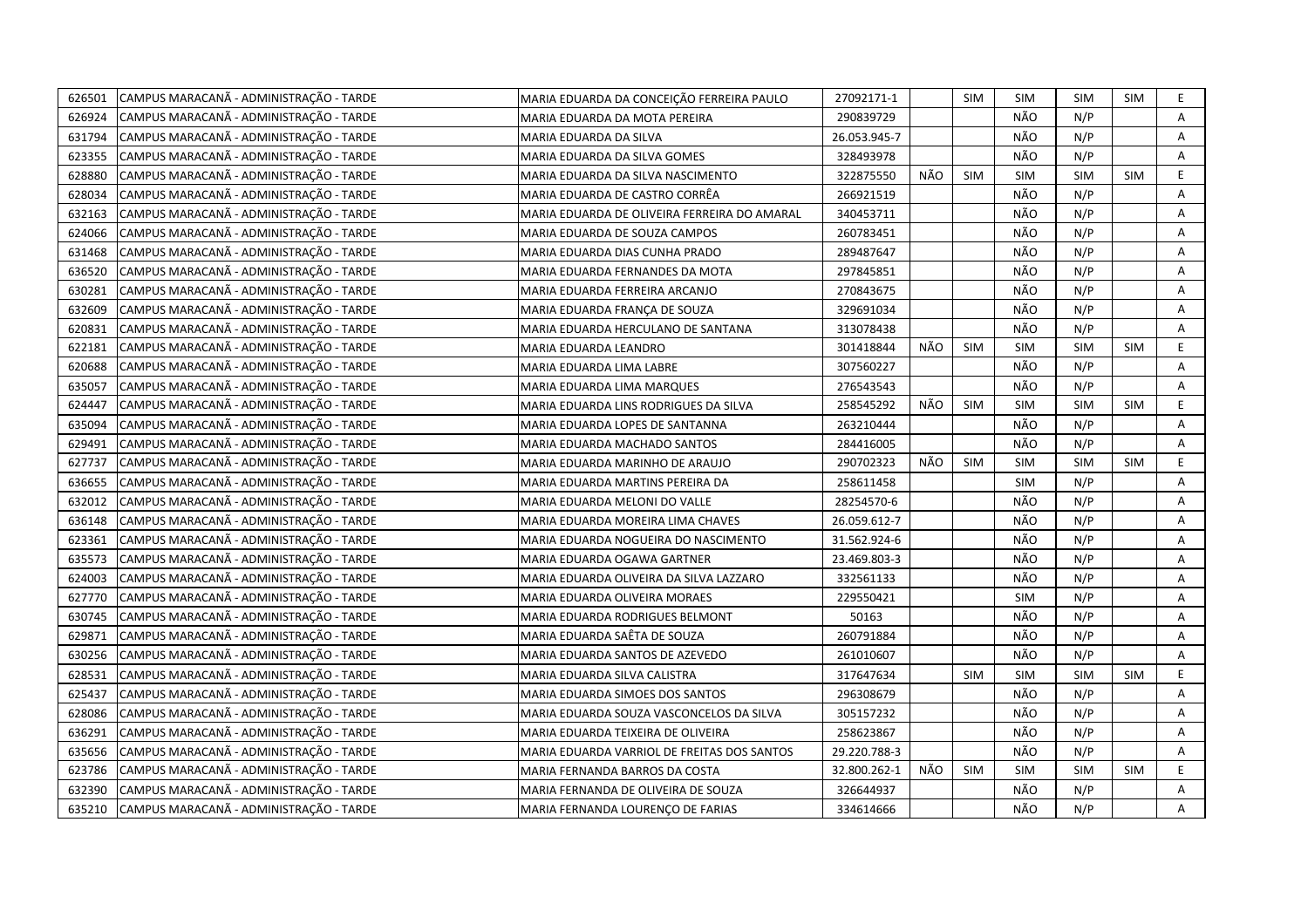| | | | | | | | | | |
|---|---|---|---|---|---|---|---|---|---|
| 626501 | CAMPUS MARACANÃ - ADMINISTRAÇÃO - TARDE | MARIA EDUARDA DA CONCEIÇÃO FERREIRA PAULO | 27092171-1 | | SIM | SIM | SIM | SIM | E |
| 626924 | CAMPUS MARACANÃ - ADMINISTRAÇÃO - TARDE | MARIA EDUARDA DA MOTA PEREIRA | 290839729 | | | NÃO | N/P | | A |
| 631794 | CAMPUS MARACANÃ - ADMINISTRAÇÃO - TARDE | MARIA EDUARDA DA SILVA | 26.053.945-7 | | | NÃO | N/P | | A |
| 623355 | CAMPUS MARACANÃ - ADMINISTRAÇÃO - TARDE | MARIA EDUARDA DA SILVA GOMES | 328493978 | | | NÃO | N/P | | A |
| 628880 | CAMPUS MARACANÃ - ADMINISTRAÇÃO - TARDE | MARIA EDUARDA DA SILVA NASCIMENTO | 322875550 | NÃO | SIM | SIM | SIM | SIM | E |
| 628034 | CAMPUS MARACANÃ - ADMINISTRAÇÃO - TARDE | MARIA EDUARDA DE CASTRO CORRÊA | 266921519 | | | NÃO | N/P | | A |
| 632163 | CAMPUS MARACANÃ - ADMINISTRAÇÃO - TARDE | MARIA EDUARDA DE OLIVEIRA FERREIRA DO AMARAL | 340453711 | | | NÃO | N/P | | A |
| 624066 | CAMPUS MARACANÃ - ADMINISTRAÇÃO - TARDE | MARIA EDUARDA DE SOUZA CAMPOS | 260783451 | | | NÃO | N/P | | A |
| 631468 | CAMPUS MARACANÃ - ADMINISTRAÇÃO - TARDE | MARIA EDUARDA DIAS CUNHA PRADO | 289487647 | | | NÃO | N/P | | A |
| 636520 | CAMPUS MARACANÃ - ADMINISTRAÇÃO - TARDE | MARIA EDUARDA FERNANDES DA MOTA | 297845851 | | | NÃO | N/P | | A |
| 630281 | CAMPUS MARACANÃ - ADMINISTRAÇÃO - TARDE | MARIA EDUARDA FERREIRA ARCANJO | 270843675 | | | NÃO | N/P | | A |
| 632609 | CAMPUS MARACANÃ - ADMINISTRAÇÃO - TARDE | MARIA EDUARDA FRANÇA DE SOUZA | 329691034 | | | NÃO | N/P | | A |
| 620831 | CAMPUS MARACANÃ - ADMINISTRAÇÃO - TARDE | MARIA EDUARDA HERCULANO DE SANTANA | 313078438 | | | NÃO | N/P | | A |
| 622181 | CAMPUS MARACANÃ - ADMINISTRAÇÃO - TARDE | MARIA EDUARDA LEANDRO | 301418844 | NÃO | SIM | SIM | SIM | SIM | E |
| 620688 | CAMPUS MARACANÃ - ADMINISTRAÇÃO - TARDE | MARIA EDUARDA LIMA LABRE | 307560227 | | | NÃO | N/P | | A |
| 635057 | CAMPUS MARACANÃ - ADMINISTRAÇÃO - TARDE | MARIA EDUARDA LIMA MARQUES | 276543543 | | | NÃO | N/P | | A |
| 624447 | CAMPUS MARACANÃ - ADMINISTRAÇÃO - TARDE | MARIA EDUARDA LINS RODRIGUES DA SILVA | 258545292 | NÃO | SIM | SIM | SIM | SIM | E |
| 635094 | CAMPUS MARACANÃ - ADMINISTRAÇÃO - TARDE | MARIA EDUARDA LOPES DE SANTANNA | 263210444 | | | NÃO | N/P | | A |
| 629491 | CAMPUS MARACANÃ - ADMINISTRAÇÃO - TARDE | MARIA EDUARDA MACHADO SANTOS | 284416005 | | | NÃO | N/P | | A |
| 627737 | CAMPUS MARACANÃ - ADMINISTRAÇÃO - TARDE | MARIA EDUARDA MARINHO DE ARAUJO | 290702323 | NÃO | SIM | SIM | SIM | SIM | E |
| 636655 | CAMPUS MARACANÃ - ADMINISTRAÇÃO - TARDE | MARIA EDUARDA MARTINS PEREIRA DA | 258611458 | | | SIM | N/P | | A |
| 632012 | CAMPUS MARACANÃ - ADMINISTRAÇÃO - TARDE | MARIA EDUARDA MELONI DO VALLE | 28254570-6 | | | NÃO | N/P | | A |
| 636148 | CAMPUS MARACANÃ - ADMINISTRAÇÃO - TARDE | MARIA EDUARDA MOREIRA LIMA CHAVES | 26.059.612-7 | | | NÃO | N/P | | A |
| 623361 | CAMPUS MARACANÃ - ADMINISTRAÇÃO - TARDE | MARIA EDUARDA NOGUEIRA DO NASCIMENTO | 31.562.924-6 | | | NÃO | N/P | | A |
| 635573 | CAMPUS MARACANÃ - ADMINISTRAÇÃO - TARDE | MARIA EDUARDA OGAWA GARTNER | 23.469.803-3 | | | NÃO | N/P | | A |
| 624003 | CAMPUS MARACANÃ - ADMINISTRAÇÃO - TARDE | MARIA EDUARDA OLIVEIRA DA SILVA LAZZARO | 332561133 | | | NÃO | N/P | | A |
| 627770 | CAMPUS MARACANÃ - ADMINISTRAÇÃO - TARDE | MARIA EDUARDA OLIVEIRA MORAES | 229550421 | | | SIM | N/P | | A |
| 630745 | CAMPUS MARACANÃ - ADMINISTRAÇÃO - TARDE | MARIA EDUARDA RODRIGUES BELMONT | 50163 | | | NÃO | N/P | | A |
| 629871 | CAMPUS MARACANÃ - ADMINISTRAÇÃO - TARDE | MARIA EDUARDA SAÊTA DE SOUZA | 260791884 | | | NÃO | N/P | | A |
| 630256 | CAMPUS MARACANÃ - ADMINISTRAÇÃO - TARDE | MARIA EDUARDA SANTOS DE AZEVEDO | 261010607 | | | NÃO | N/P | | A |
| 628531 | CAMPUS MARACANÃ - ADMINISTRAÇÃO - TARDE | MARIA EDUARDA SILVA CALISTRA | 317647634 | | SIM | SIM | SIM | SIM | E |
| 625437 | CAMPUS MARACANÃ - ADMINISTRAÇÃO - TARDE | MARIA EDUARDA SIMOES DOS SANTOS | 296308679 | | | NÃO | N/P | | A |
| 628086 | CAMPUS MARACANÃ - ADMINISTRAÇÃO - TARDE | MARIA EDUARDA SOUZA VASCONCELOS DA SILVA | 305157232 | | | NÃO | N/P | | A |
| 636291 | CAMPUS MARACANÃ - ADMINISTRAÇÃO - TARDE | MARIA EDUARDA TEIXEIRA DE OLIVEIRA | 258623867 | | | NÃO | N/P | | A |
| 635656 | CAMPUS MARACANÃ - ADMINISTRAÇÃO - TARDE | MARIA EDUARDA VARRIOL DE FREITAS DOS SANTOS | 29.220.788-3 | | | NÃO | N/P | | A |
| 623786 | CAMPUS MARACANÃ - ADMINISTRAÇÃO - TARDE | MARIA FERNANDA BARROS DA COSTA | 32.800.262-1 | NÃO | SIM | SIM | SIM | SIM | E |
| 632390 | CAMPUS MARACANÃ - ADMINISTRAÇÃO - TARDE | MARIA FERNANDA DE OLIVEIRA DE SOUZA | 326644937 | | | NÃO | N/P | | A |
| 635210 | CAMPUS MARACANÃ - ADMINISTRAÇÃO - TARDE | MARIA FERNANDA LOURENÇO DE FARIAS | 334614666 | | | NÃO | N/P | | A |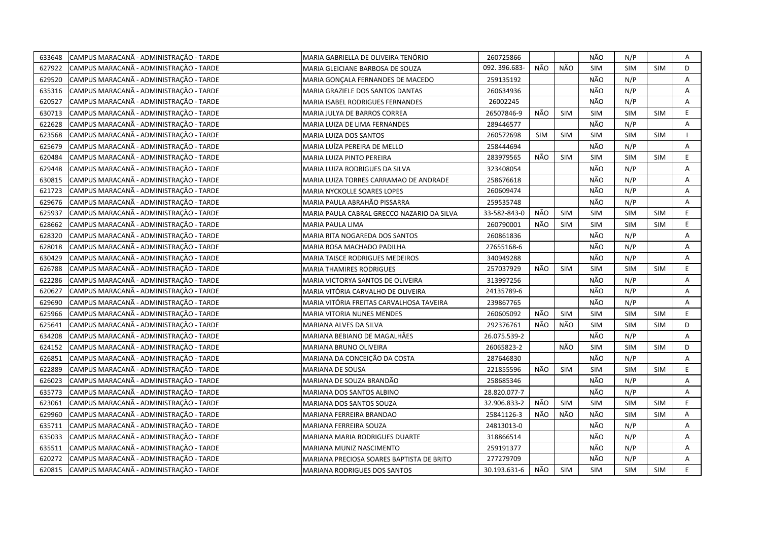| | | | | | | | | | |
|---|---|---|---|---|---|---|---|---|---|
| 633648 | CAMPUS MARACANÃ - ADMINISTRAÇÃO - TARDE | MARIA GABRIELLA DE OLIVEIRA TENÓRIO | 260725866 | | | NÃO | N/P | | A |
| 627922 | CAMPUS MARACANÃ - ADMINISTRAÇÃO - TARDE | MARIA GLEICIANE BARBOSA DE SOUZA | 092. 396.683- | NÃO | NÃO | SIM | SIM | SIM | D |
| 629520 | CAMPUS MARACANÃ - ADMINISTRAÇÃO - TARDE | MARIA GONÇALA FERNANDES DE MACEDO | 259135192 | | | NÃO | N/P | | A |
| 635316 | CAMPUS MARACANÃ - ADMINISTRAÇÃO - TARDE | MARIA GRAZIELE DOS SANTOS DANTAS | 260634936 | | | NÃO | N/P | | A |
| 620527 | CAMPUS MARACANÃ - ADMINISTRAÇÃO - TARDE | MARIA ISABEL RODRIGUES FERNANDES | 26002245 | | | NÃO | N/P | | A |
| 630713 | CAMPUS MARACANÃ - ADMINISTRAÇÃO - TARDE | MARIA JULYA DE BARROS CORREA | 26507846-9 | NÃO | SIM | SIM | SIM | SIM | E |
| 622628 | CAMPUS MARACANÃ - ADMINISTRAÇÃO - TARDE | MARIA LUIZA DE LIMA FERNANDES | 289446577 | | | NÃO | N/P | | A |
| 623568 | CAMPUS MARACANÃ - ADMINISTRAÇÃO - TARDE | MARIA LUIZA DOS SANTOS | 260572698 | SIM | SIM | SIM | SIM | SIM | I |
| 625679 | CAMPUS MARACANÃ - ADMINISTRAÇÃO - TARDE | MARIA LUÍZA PEREIRA DE MELLO | 258444694 | | | NÃO | N/P | | A |
| 620484 | CAMPUS MARACANÃ - ADMINISTRAÇÃO - TARDE | MARIA LUIZA PINTO PEREIRA | 283979565 | NÃO | SIM | SIM | SIM | SIM | E |
| 629448 | CAMPUS MARACANÃ - ADMINISTRAÇÃO - TARDE | MARIA LUIZA RODRIGUES DA SILVA | 323408054 | | | NÃO | N/P | | A |
| 630815 | CAMPUS MARACANÃ - ADMINISTRAÇÃO - TARDE | MARIA LUIZA TORRES CARRAMAO DE ANDRADE | 258676618 | | | NÃO | N/P | | A |
| 621723 | CAMPUS MARACANÃ - ADMINISTRAÇÃO - TARDE | MARIA NYCKOLLE SOARES LOPES | 260609474 | | | NÃO | N/P | | A |
| 629676 | CAMPUS MARACANÃ - ADMINISTRAÇÃO - TARDE | MARIA PAULA ABRAHÃO PISSARRA | 259535748 | | | NÃO | N/P | | A |
| 625937 | CAMPUS MARACANÃ - ADMINISTRAÇÃO - TARDE | MARIA PAULA CABRAL GRECCO NAZARIO DA SILVA | 33-582-843-0 | NÃO | SIM | SIM | SIM | SIM | E |
| 628662 | CAMPUS MARACANÃ - ADMINISTRAÇÃO - TARDE | MARIA PAULA LIMA | 260790001 | NÃO | SIM | SIM | SIM | SIM | E |
| 628320 | CAMPUS MARACANÃ - ADMINISTRAÇÃO - TARDE | MARIA RITA NOGAREDA DOS SANTOS | 260861836 | | | NÃO | N/P | | A |
| 628018 | CAMPUS MARACANÃ - ADMINISTRAÇÃO - TARDE | MARIA ROSA MACHADO PADILHA | 27655168-6 | | | NÃO | N/P | | A |
| 630429 | CAMPUS MARACANÃ - ADMINISTRAÇÃO - TARDE | MARIA TAISCE RODRIGUES MEDEIROS | 340949288 | | | NÃO | N/P | | A |
| 626788 | CAMPUS MARACANÃ - ADMINISTRAÇÃO - TARDE | MARIA THAMIRES RODRIGUES | 257037929 | NÃO | SIM | SIM | SIM | SIM | E |
| 622286 | CAMPUS MARACANÃ - ADMINISTRAÇÃO - TARDE | MARIA VICTORYA SANTOS DE OLIVEIRA | 313997256 | | | NÃO | N/P | | A |
| 620627 | CAMPUS MARACANÃ - ADMINISTRAÇÃO - TARDE | MARIA VITÓRIA CARVALHO DE OLIVEIRA | 24135789-6 | | | NÃO | N/P | | A |
| 629690 | CAMPUS MARACANÃ - ADMINISTRAÇÃO - TARDE | MARIA VITÓRIA FREITAS CARVALHOSA TAVEIRA | 239867765 | | | NÃO | N/P | | A |
| 625966 | CAMPUS MARACANÃ - ADMINISTRAÇÃO - TARDE | MARIA VITORIA NUNES MENDES | 260605092 | NÃO | SIM | SIM | SIM | SIM | E |
| 625641 | CAMPUS MARACANÃ - ADMINISTRAÇÃO - TARDE | MARIANA ALVES DA SILVA | 292376761 | NÃO | NÃO | SIM | SIM | SIM | D |
| 634208 | CAMPUS MARACANÃ - ADMINISTRAÇÃO - TARDE | MARIANA BEBIANO DE MAGALHÃES | 26.075.539-2 | | | NÃO | N/P | | A |
| 624152 | CAMPUS MARACANÃ - ADMINISTRAÇÃO - TARDE | MARIANA BRUNO OLIVEIRA | 26065823-2 | | NÃO | SIM | SIM | SIM | D |
| 626851 | CAMPUS MARACANÃ - ADMINISTRAÇÃO - TARDE | MARIANA DA CONCEIÇÃO DA COSTA | 287646830 | | | NÃO | N/P | | A |
| 622889 | CAMPUS MARACANÃ - ADMINISTRAÇÃO - TARDE | MARIANA DE SOUSA | 221855596 | NÃO | SIM | SIM | SIM | SIM | E |
| 626023 | CAMPUS MARACANÃ - ADMINISTRAÇÃO - TARDE | MARIANA DE SOUZA BRANDÃO | 258685346 | | | NÃO | N/P | | A |
| 635773 | CAMPUS MARACANÃ - ADMINISTRAÇÃO - TARDE | MARIANA DOS SANTOS ALBINO | 28.820.077-7 | | | NÃO | N/P | | A |
| 623061 | CAMPUS MARACANÃ - ADMINISTRAÇÃO - TARDE | MARIANA DOS SANTOS SOUZA | 32.906.833-2 | NÃO | SIM | SIM | SIM | SIM | E |
| 629960 | CAMPUS MARACANÃ - ADMINISTRAÇÃO - TARDE | MARIANA FERREIRA BRANDAO | 25841126-3 | NÃO | NÃO | NÃO | SIM | SIM | A |
| 635711 | CAMPUS MARACANÃ - ADMINISTRAÇÃO - TARDE | MARIANA FERREIRA SOUZA | 24813013-0 | | | NÃO | N/P | | A |
| 635033 | CAMPUS MARACANÃ - ADMINISTRAÇÃO - TARDE | MARIANA MARIA RODRIGUES DUARTE | 318866514 | | | NÃO | N/P | | A |
| 635511 | CAMPUS MARACANÃ - ADMINISTRAÇÃO - TARDE | MARIANA MUNIZ NASCIMENTO | 259191377 | | | NÃO | N/P | | A |
| 620272 | CAMPUS MARACANÃ - ADMINISTRAÇÃO - TARDE | MARIANA PRECIOSA SOARES BAPTISTA DE BRITO | 277279709 | | | NÃO | N/P | | A |
| 620815 | CAMPUS MARACANÃ - ADMINISTRAÇÃO - TARDE | MARIANA RODRIGUES DOS SANTOS | 30.193.631-6 | NÃO | SIM | SIM | SIM | SIM | E |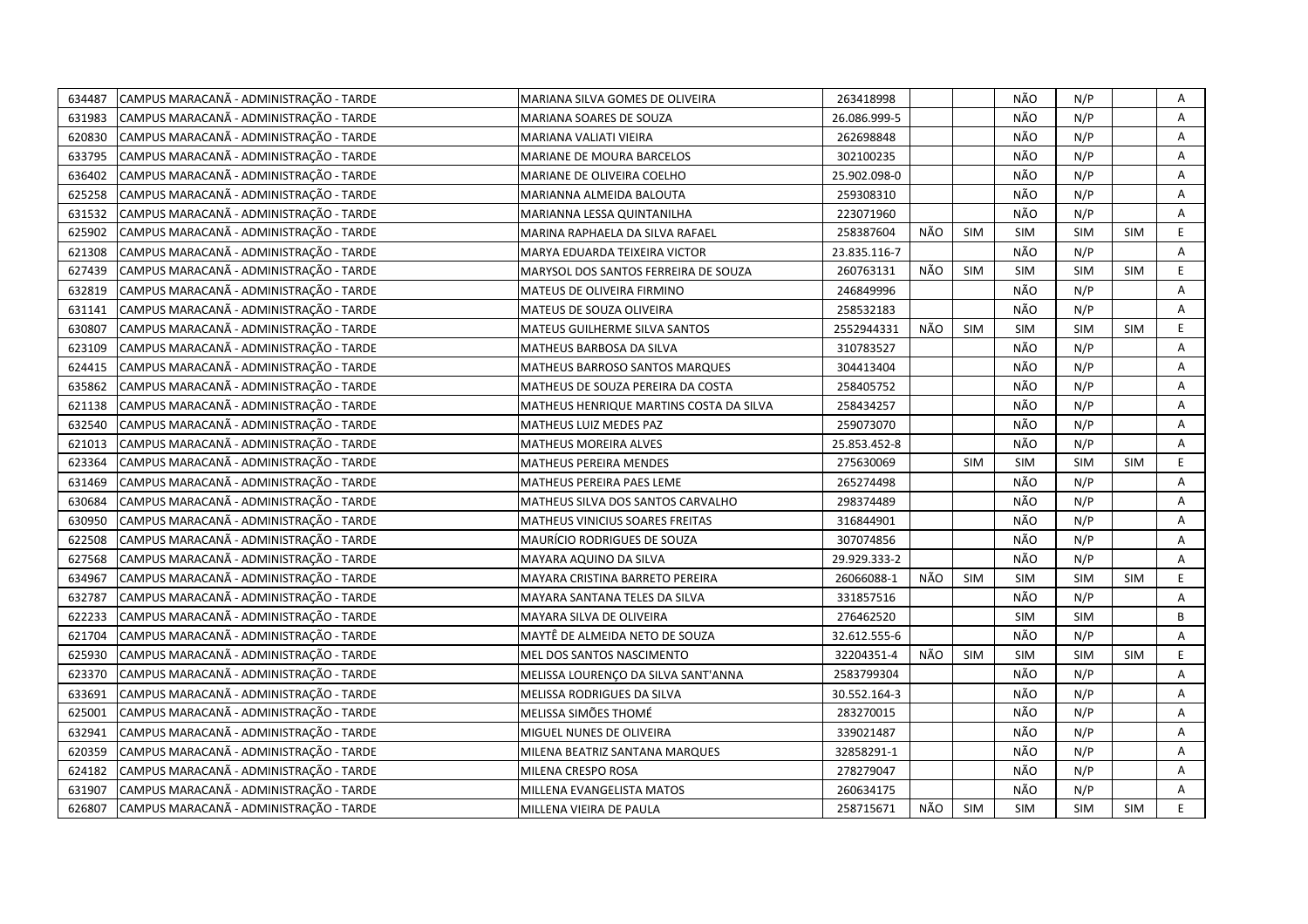| | | | | | | | | | |
|---|---|---|---|---|---|---|---|---|---|
| 634487 | CAMPUS MARACANÃ - ADMINISTRAÇÃO - TARDE | MARIANA SILVA GOMES DE OLIVEIRA | 263418998 | | | NÃO | N/P | | A |
| 631983 | CAMPUS MARACANÃ - ADMINISTRAÇÃO - TARDE | MARIANA SOARES DE SOUZA | 26.086.999-5 | | | NÃO | N/P | | A |
| 620830 | CAMPUS MARACANÃ - ADMINISTRAÇÃO - TARDE | MARIANA VALIATI VIEIRA | 262698848 | | | NÃO | N/P | | A |
| 633795 | CAMPUS MARACANÃ - ADMINISTRAÇÃO - TARDE | MARIANE DE MOURA BARCELOS | 302100235 | | | NÃO | N/P | | A |
| 636402 | CAMPUS MARACANÃ - ADMINISTRAÇÃO - TARDE | MARIANE DE OLIVEIRA COELHO | 25.902.098-0 | | | NÃO | N/P | | A |
| 625258 | CAMPUS MARACANÃ - ADMINISTRAÇÃO - TARDE | MARIANNA ALMEIDA BALOUTA | 259308310 | | | NÃO | N/P | | A |
| 631532 | CAMPUS MARACANÃ - ADMINISTRAÇÃO - TARDE | MARIANNA LESSA QUINTANILHA | 223071960 | | | NÃO | N/P | | A |
| 625902 | CAMPUS MARACANÃ - ADMINISTRAÇÃO - TARDE | MARINA RAPHAELA DA SILVA RAFAEL | 258387604 | NÃO | SIM | SIM | SIM | SIM | E |
| 621308 | CAMPUS MARACANÃ - ADMINISTRAÇÃO - TARDE | MARYA EDUARDA TEIXEIRA VICTOR | 23.835.116-7 | | | NÃO | N/P | | A |
| 627439 | CAMPUS MARACANÃ - ADMINISTRAÇÃO - TARDE | MARYSOL DOS SANTOS FERREIRA DE SOUZA | 260763131 | NÃO | SIM | SIM | SIM | SIM | E |
| 632819 | CAMPUS MARACANÃ - ADMINISTRAÇÃO - TARDE | MATEUS DE OLIVEIRA FIRMINO | 246849996 | | | NÃO | N/P | | A |
| 631141 | CAMPUS MARACANÃ - ADMINISTRAÇÃO - TARDE | MATEUS DE SOUZA OLIVEIRA | 258532183 | | | NÃO | N/P | | A |
| 630807 | CAMPUS MARACANÃ - ADMINISTRAÇÃO - TARDE | MATEUS GUILHERME SILVA SANTOS | 2552944331 | NÃO | SIM | SIM | SIM | SIM | E |
| 623109 | CAMPUS MARACANÃ - ADMINISTRAÇÃO - TARDE | MATHEUS BARBOSA DA SILVA | 310783527 | | | NÃO | N/P | | A |
| 624415 | CAMPUS MARACANÃ - ADMINISTRAÇÃO - TARDE | MATHEUS BARROSO SANTOS MARQUES | 304413404 | | | NÃO | N/P | | A |
| 635862 | CAMPUS MARACANÃ - ADMINISTRAÇÃO - TARDE | MATHEUS DE SOUZA PEREIRA DA COSTA | 258405752 | | | NÃO | N/P | | A |
| 621138 | CAMPUS MARACANÃ - ADMINISTRAÇÃO - TARDE | MATHEUS HENRIQUE MARTINS COSTA DA SILVA | 258434257 | | | NÃO | N/P | | A |
| 632540 | CAMPUS MARACANÃ - ADMINISTRAÇÃO - TARDE | MATHEUS LUIZ MEDES PAZ | 259073070 | | | NÃO | N/P | | A |
| 621013 | CAMPUS MARACANÃ - ADMINISTRAÇÃO - TARDE | MATHEUS MOREIRA ALVES | 25.853.452-8 | | | NÃO | N/P | | A |
| 623364 | CAMPUS MARACANÃ - ADMINISTRAÇÃO - TARDE | MATHEUS PEREIRA MENDES | 275630069 | | SIM | SIM | SIM | SIM | E |
| 631469 | CAMPUS MARACANÃ - ADMINISTRAÇÃO - TARDE | MATHEUS PEREIRA PAES LEME | 265274498 | | | NÃO | N/P | | A |
| 630684 | CAMPUS MARACANÃ - ADMINISTRAÇÃO - TARDE | MATHEUS SILVA DOS SANTOS CARVALHO | 298374489 | | | NÃO | N/P | | A |
| 630950 | CAMPUS MARACANÃ - ADMINISTRAÇÃO - TARDE | MATHEUS VINICIUS SOARES FREITAS | 316844901 | | | NÃO | N/P | | A |
| 622508 | CAMPUS MARACANÃ - ADMINISTRAÇÃO - TARDE | MAURÍCIO RODRIGUES DE SOUZA | 307074856 | | | NÃO | N/P | | A |
| 627568 | CAMPUS MARACANÃ - ADMINISTRAÇÃO - TARDE | MAYARA AQUINO DA SILVA | 29.929.333-2 | | | NÃO | N/P | | A |
| 634967 | CAMPUS MARACANÃ - ADMINISTRAÇÃO - TARDE | MAYARA CRISTINA BARRETO PEREIRA | 26066088-1 | NÃO | SIM | SIM | SIM | SIM | E |
| 632787 | CAMPUS MARACANÃ - ADMINISTRAÇÃO - TARDE | MAYARA SANTANA TELES DA SILVA | 331857516 | | | NÃO | N/P | | A |
| 622233 | CAMPUS MARACANÃ - ADMINISTRAÇÃO - TARDE | MAYARA SILVA DE OLIVEIRA | 276462520 | | | SIM | SIM | | B |
| 621704 | CAMPUS MARACANÃ - ADMINISTRAÇÃO - TARDE | MAYTÊ DE ALMEIDA NETO DE SOUZA | 32.612.555-6 | | | NÃO | N/P | | A |
| 625930 | CAMPUS MARACANÃ - ADMINISTRAÇÃO - TARDE | MEL DOS SANTOS NASCIMENTO | 32204351-4 | NÃO | SIM | SIM | SIM | SIM | E |
| 623370 | CAMPUS MARACANÃ - ADMINISTRAÇÃO - TARDE | MELISSA LOURENÇO DA SILVA SANT'ANNA | 2583799304 | | | NÃO | N/P | | A |
| 633691 | CAMPUS MARACANÃ - ADMINISTRAÇÃO - TARDE | MELISSA RODRIGUES DA SILVA | 30.552.164-3 | | | NÃO | N/P | | A |
| 625001 | CAMPUS MARACANÃ - ADMINISTRAÇÃO - TARDE | MELISSA SIMÕES THOMÉ | 283270015 | | | NÃO | N/P | | A |
| 632941 | CAMPUS MARACANÃ - ADMINISTRAÇÃO - TARDE | MIGUEL NUNES DE OLIVEIRA | 339021487 | | | NÃO | N/P | | A |
| 620359 | CAMPUS MARACANÃ - ADMINISTRAÇÃO - TARDE | MILENA BEATRIZ SANTANA MARQUES | 32858291-1 | | | NÃO | N/P | | A |
| 624182 | CAMPUS MARACANÃ - ADMINISTRAÇÃO - TARDE | MILENA CRESPO ROSA | 278279047 | | | NÃO | N/P | | A |
| 631907 | CAMPUS MARACANÃ - ADMINISTRAÇÃO - TARDE | MILLENA EVANGELISTA MATOS | 260634175 | | | NÃO | N/P | | A |
| 626807 | CAMPUS MARACANÃ - ADMINISTRAÇÃO - TARDE | MILLENA VIEIRA DE PAULA | 258715671 | NÃO | SIM | SIM | SIM | SIM | E |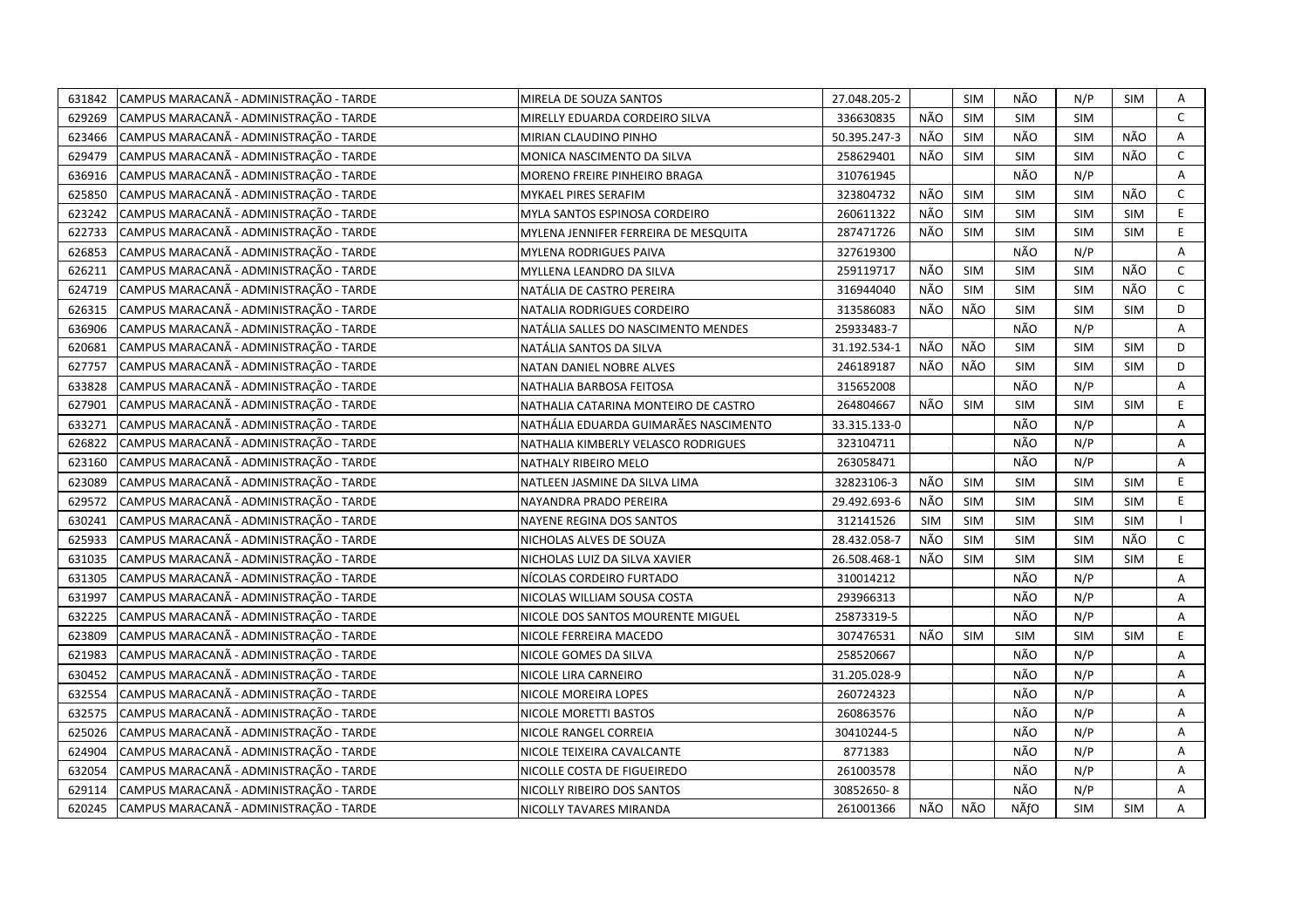| 631842 | CAMPUS MARACANÃ - ADMINISTRAÇÃO - TARDE | MIRELA DE SOUZA SANTOS | 27.048.205-2 | | SIM | NÃO | N/P | SIM | A |
|---|---|---|---|---|---|---|---|---|---|
| 629269 | CAMPUS MARACANÃ - ADMINISTRAÇÃO - TARDE | MIRELLY EDUARDA CORDEIRO SILVA | 336630835 | NÃO | SIM | SIM | SIM | | C |
| 623466 | CAMPUS MARACANÃ - ADMINISTRAÇÃO - TARDE | MIRIAN CLAUDINO PINHO | 50.395.247-3 | NÃO | SIM | NÃO | SIM | NÃO | A |
| 629479 | CAMPUS MARACANÃ - ADMINISTRAÇÃO - TARDE | MONICA NASCIMENTO DA SILVA | 258629401 | NÃO | SIM | SIM | SIM | NÃO | C |
| 636916 | CAMPUS MARACANÃ - ADMINISTRAÇÃO - TARDE | MORENO FREIRE PINHEIRO BRAGA | 310761945 | | | NÃO | N/P | | A |
| 625850 | CAMPUS MARACANÃ - ADMINISTRAÇÃO - TARDE | MYKAEL PIRES SERAFIM | 323804732 | NÃO | SIM | SIM | SIM | NÃO | C |
| 623242 | CAMPUS MARACANÃ - ADMINISTRAÇÃO - TARDE | MYLA SANTOS ESPINOSA CORDEIRO | 260611322 | NÃO | SIM | SIM | SIM | SIM | E |
| 622733 | CAMPUS MARACANÃ - ADMINISTRAÇÃO - TARDE | MYLENA JENNIFER FERREIRA DE MESQUITA | 287471726 | NÃO | SIM | SIM | SIM | SIM | E |
| 626853 | CAMPUS MARACANÃ - ADMINISTRAÇÃO - TARDE | MYLENA RODRIGUES PAIVA | 327619300 | | | NÃO | N/P | | A |
| 626211 | CAMPUS MARACANÃ - ADMINISTRAÇÃO - TARDE | MYLLENA LEANDRO DA SILVA | 259119717 | NÃO | SIM | SIM | SIM | NÃO | C |
| 624719 | CAMPUS MARACANÃ - ADMINISTRAÇÃO - TARDE | NATÁLIA DE CASTRO PEREIRA | 316944040 | NÃO | SIM | SIM | SIM | NÃO | C |
| 626315 | CAMPUS MARACANÃ - ADMINISTRAÇÃO - TARDE | NATALIA RODRIGUES CORDEIRO | 313586083 | NÃO | NÃO | SIM | SIM | SIM | D |
| 636906 | CAMPUS MARACANÃ - ADMINISTRAÇÃO - TARDE | NATÁLIA SALLES DO NASCIMENTO MENDES | 25933483-7 | | | NÃO | N/P | | A |
| 620681 | CAMPUS MARACANÃ - ADMINISTRAÇÃO - TARDE | NATÁLIA SANTOS DA SILVA | 31.192.534-1 | NÃO | NÃO | SIM | SIM | SIM | D |
| 627757 | CAMPUS MARACANÃ - ADMINISTRAÇÃO - TARDE | NATAN DANIEL NOBRE ALVES | 246189187 | NÃO | NÃO | SIM | SIM | SIM | D |
| 633828 | CAMPUS MARACANÃ - ADMINISTRAÇÃO - TARDE | NATHALIA BARBOSA FEITOSA | 315652008 | | | NÃO | N/P | | A |
| 627901 | CAMPUS MARACANÃ - ADMINISTRAÇÃO - TARDE | NATHALIA CATARINA MONTEIRO DE CASTRO | 264804667 | NÃO | SIM | SIM | SIM | SIM | E |
| 633271 | CAMPUS MARACANÃ - ADMINISTRAÇÃO - TARDE | NATHÁLIA EDUARDA GUIMARÃES NASCIMENTO | 33.315.133-0 | | | NÃO | N/P | | A |
| 626822 | CAMPUS MARACANÃ - ADMINISTRAÇÃO - TARDE | NATHALIA KIMBERLY VELASCO RODRIGUES | 323104711 | | | NÃO | N/P | | A |
| 623160 | CAMPUS MARACANÃ - ADMINISTRAÇÃO - TARDE | NATHALY RIBEIRO MELO | 263058471 | | | NÃO | N/P | | A |
| 623089 | CAMPUS MARACANÃ - ADMINISTRAÇÃO - TARDE | NATLEEN JASMINE DA SILVA LIMA | 32823106-3 | NÃO | SIM | SIM | SIM | SIM | E |
| 629572 | CAMPUS MARACANÃ - ADMINISTRAÇÃO - TARDE | NAYANDRA PRADO PEREIRA | 29.492.693-6 | NÃO | SIM | SIM | SIM | SIM | E |
| 630241 | CAMPUS MARACANÃ - ADMINISTRAÇÃO - TARDE | NAYENE REGINA DOS SANTOS | 312141526 | SIM | SIM | SIM | SIM | SIM | I |
| 625933 | CAMPUS MARACANÃ - ADMINISTRAÇÃO - TARDE | NICHOLAS ALVES DE SOUZA | 28.432.058-7 | NÃO | SIM | SIM | SIM | NÃO | C |
| 631035 | CAMPUS MARACANÃ - ADMINISTRAÇÃO - TARDE | NICHOLAS LUIZ DA SILVA XAVIER | 26.508.468-1 | NÃO | SIM | SIM | SIM | SIM | E |
| 631305 | CAMPUS MARACANÃ - ADMINISTRAÇÃO - TARDE | NÍCOLAS CORDEIRO FURTADO | 310014212 | | | NÃO | N/P | | A |
| 631997 | CAMPUS MARACANÃ - ADMINISTRAÇÃO - TARDE | NICOLAS WILLIAM SOUSA COSTA | 293966313 | | | NÃO | N/P | | A |
| 632225 | CAMPUS MARACANÃ - ADMINISTRAÇÃO - TARDE | NICOLE DOS SANTOS MOURENTE MIGUEL | 25873319-5 | | | NÃO | N/P | | A |
| 623809 | CAMPUS MARACANÃ - ADMINISTRAÇÃO - TARDE | NICOLE FERREIRA MACEDO | 307476531 | NÃO | SIM | SIM | SIM | SIM | E |
| 621983 | CAMPUS MARACANÃ - ADMINISTRAÇÃO - TARDE | NICOLE GOMES DA SILVA | 258520667 | | | NÃO | N/P | | A |
| 630452 | CAMPUS MARACANÃ - ADMINISTRAÇÃO - TARDE | NICOLE LIRA CARNEIRO | 31.205.028-9 | | | NÃO | N/P | | A |
| 632554 | CAMPUS MARACANÃ - ADMINISTRAÇÃO - TARDE | NICOLE MOREIRA LOPES | 260724323 | | | NÃO | N/P | | A |
| 632575 | CAMPUS MARACANÃ - ADMINISTRAÇÃO - TARDE | NICOLE MORETTI BASTOS | 260863576 | | | NÃO | N/P | | A |
| 625026 | CAMPUS MARACANÃ - ADMINISTRAÇÃO - TARDE | NICOLE RANGEL CORREIA | 30410244-5 | | | NÃO | N/P | | A |
| 624904 | CAMPUS MARACANÃ - ADMINISTRAÇÃO - TARDE | NICOLE TEIXEIRA CAVALCANTE | 8771383 | | | NÃO | N/P | | A |
| 632054 | CAMPUS MARACANÃ - ADMINISTRAÇÃO - TARDE | NICOLLE COSTA DE FIGUEIREDO | 261003578 | | | NÃO | N/P | | A |
| 629114 | CAMPUS MARACANÃ - ADMINISTRAÇÃO - TARDE | NICOLLY RIBEIRO DOS SANTOS | 30852650- 8 | | | NÃO | N/P | | A |
| 620245 | CAMPUS MARACANÃ - ADMINISTRAÇÃO - TARDE | NICOLLY TAVARES MIRANDA | 261001366 | NÃO | NÃO | NÃƒO | SIM | SIM | A |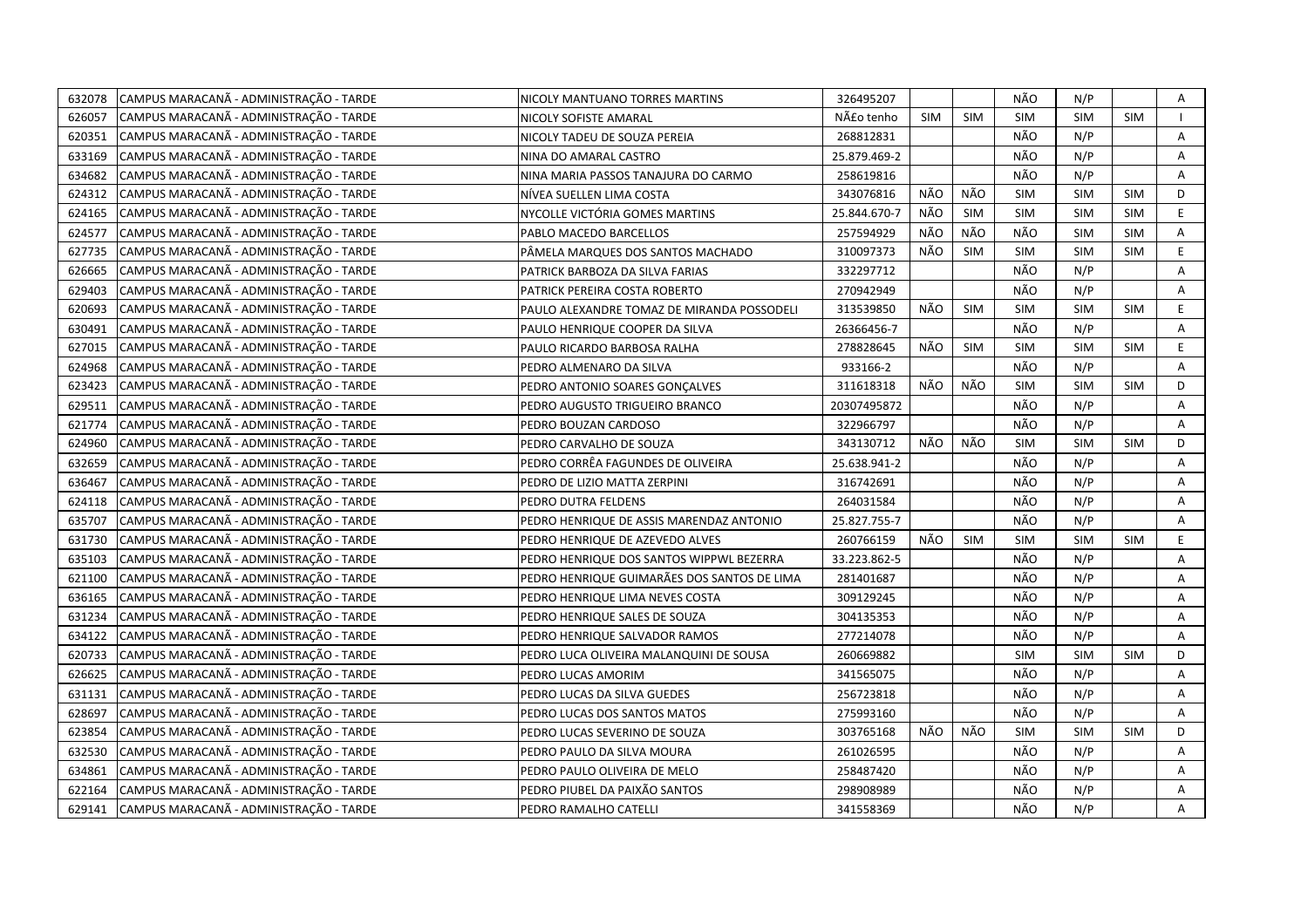| | | | | | | | | | |
|---|---|---|---|---|---|---|---|---|---|
| 632078 | CAMPUS MARACANÃ - ADMINISTRAÇÃO - TARDE | NICOLY MANTUANO TORRES MARTINS | 326495207 | | | NÃO | N/P | | A |
| 626057 | CAMPUS MARACANÃ - ADMINISTRAÇÃO - TARDE | NICOLY SOFISTE AMARAL | NÃ£o tenho | SIM | SIM | SIM | SIM | SIM | I |
| 620351 | CAMPUS MARACANÃ - ADMINISTRAÇÃO - TARDE | NICOLY TADEU DE SOUZA PEREIA | 268812831 | | | NÃO | N/P | | A |
| 633169 | CAMPUS MARACANÃ - ADMINISTRAÇÃO - TARDE | NINA DO AMARAL CASTRO | 25.879.469-2 | | | NÃO | N/P | | A |
| 634682 | CAMPUS MARACANÃ - ADMINISTRAÇÃO - TARDE | NINA MARIA PASSOS TANAJURA DO CARMO | 258619816 | | | NÃO | N/P | | A |
| 624312 | CAMPUS MARACANÃ - ADMINISTRAÇÃO - TARDE | NÍVEA SUELLEN LIMA COSTA | 343076816 | NÃO | NÃO | SIM | SIM | SIM | D |
| 624165 | CAMPUS MARACANÃ - ADMINISTRAÇÃO - TARDE | NYCOLLE VICTÓRIA GOMES MARTINS | 25.844.670-7 | NÃO | SIM | SIM | SIM | SIM | E |
| 624577 | CAMPUS MARACANÃ - ADMINISTRAÇÃO - TARDE | PABLO MACEDO BARCELLOS | 257594929 | NÃO | NÃO | NÃO | SIM | SIM | A |
| 627735 | CAMPUS MARACANÃ - ADMINISTRAÇÃO - TARDE | PÂMELA MARQUES DOS SANTOS MACHADO | 310097373 | NÃO | SIM | SIM | SIM | SIM | E |
| 626665 | CAMPUS MARACANÃ - ADMINISTRAÇÃO - TARDE | PATRICK BARBOZA DA SILVA FARIAS | 332297712 | | | NÃO | N/P | | A |
| 629403 | CAMPUS MARACANÃ - ADMINISTRAÇÃO - TARDE | PATRICK PEREIRA COSTA ROBERTO | 270942949 | | | NÃO | N/P | | A |
| 620693 | CAMPUS MARACANÃ - ADMINISTRAÇÃO - TARDE | PAULO ALEXANDRE TOMAZ DE MIRANDA POSSODELI | 313539850 | NÃO | SIM | SIM | SIM | SIM | E |
| 630491 | CAMPUS MARACANÃ - ADMINISTRAÇÃO - TARDE | PAULO HENRIQUE COOPER DA SILVA | 26366456-7 | | | NÃO | N/P | | A |
| 627015 | CAMPUS MARACANÃ - ADMINISTRAÇÃO - TARDE | PAULO RICARDO BARBOSA RALHA | 278828645 | NÃO | SIM | SIM | SIM | SIM | E |
| 624968 | CAMPUS MARACANÃ - ADMINISTRAÇÃO - TARDE | PEDRO ALMENARO DA SILVA | 933166-2 | | | NÃO | N/P | | A |
| 623423 | CAMPUS MARACANÃ - ADMINISTRAÇÃO - TARDE | PEDRO ANTONIO SOARES GONÇALVES | 311618318 | NÃO | NÃO | SIM | SIM | SIM | D |
| 629511 | CAMPUS MARACANÃ - ADMINISTRAÇÃO - TARDE | PEDRO AUGUSTO TRIGUEIRO BRANCO | 20307495872 | | | NÃO | N/P | | A |
| 621774 | CAMPUS MARACANÃ - ADMINISTRAÇÃO - TARDE | PEDRO BOUZAN CARDOSO | 322966797 | | | NÃO | N/P | | A |
| 624960 | CAMPUS MARACANÃ - ADMINISTRAÇÃO - TARDE | PEDRO CARVALHO DE SOUZA | 343130712 | NÃO | NÃO | SIM | SIM | SIM | D |
| 632659 | CAMPUS MARACANÃ - ADMINISTRAÇÃO - TARDE | PEDRO CORRÊA FAGUNDES DE OLIVEIRA | 25.638.941-2 | | | NÃO | N/P | | A |
| 636467 | CAMPUS MARACANÃ - ADMINISTRAÇÃO - TARDE | PEDRO DE LIZIO MATTA ZERPINI | 316742691 | | | NÃO | N/P | | A |
| 624118 | CAMPUS MARACANÃ - ADMINISTRAÇÃO - TARDE | PEDRO DUTRA FELDENS | 264031584 | | | NÃO | N/P | | A |
| 635707 | CAMPUS MARACANÃ - ADMINISTRAÇÃO - TARDE | PEDRO HENRIQUE DE ASSIS MARENDAZ ANTONIO | 25.827.755-7 | | | NÃO | N/P | | A |
| 631730 | CAMPUS MARACANÃ - ADMINISTRAÇÃO - TARDE | PEDRO HENRIQUE DE AZEVEDO ALVES | 260766159 | NÃO | SIM | SIM | SIM | SIM | E |
| 635103 | CAMPUS MARACANÃ - ADMINISTRAÇÃO - TARDE | PEDRO HENRIQUE DOS SANTOS WIPPWL BEZERRA | 33.223.862-5 | | | NÃO | N/P | | A |
| 621100 | CAMPUS MARACANÃ - ADMINISTRAÇÃO - TARDE | PEDRO HENRIQUE GUIMARÃES DOS SANTOS DE LIMA | 281401687 | | | NÃO | N/P | | A |
| 636165 | CAMPUS MARACANÃ - ADMINISTRAÇÃO - TARDE | PEDRO HENRIQUE LIMA NEVES COSTA | 309129245 | | | NÃO | N/P | | A |
| 631234 | CAMPUS MARACANÃ - ADMINISTRAÇÃO - TARDE | PEDRO HENRIQUE SALES DE SOUZA | 304135353 | | | NÃO | N/P | | A |
| 634122 | CAMPUS MARACANÃ - ADMINISTRAÇÃO - TARDE | PEDRO HENRIQUE SALVADOR RAMOS | 277214078 | | | NÃO | N/P | | A |
| 620733 | CAMPUS MARACANÃ - ADMINISTRAÇÃO - TARDE | PEDRO LUCA OLIVEIRA MALANQUINI DE SOUSA | 260669882 | | | SIM | SIM | SIM | D |
| 626625 | CAMPUS MARACANÃ - ADMINISTRAÇÃO - TARDE | PEDRO LUCAS AMORIM | 341565075 | | | NÃO | N/P | | A |
| 631131 | CAMPUS MARACANÃ - ADMINISTRAÇÃO - TARDE | PEDRO LUCAS DA SILVA GUEDES | 256723818 | | | NÃO | N/P | | A |
| 628697 | CAMPUS MARACANÃ - ADMINISTRAÇÃO - TARDE | PEDRO LUCAS DOS SANTOS MATOS | 275993160 | | | NÃO | N/P | | A |
| 623854 | CAMPUS MARACANÃ - ADMINISTRAÇÃO - TARDE | PEDRO LUCAS SEVERINO DE SOUZA | 303765168 | NÃO | NÃO | SIM | SIM | SIM | D |
| 632530 | CAMPUS MARACANÃ - ADMINISTRAÇÃO - TARDE | PEDRO PAULO DA SILVA MOURA | 261026595 | | | NÃO | N/P | | A |
| 634861 | CAMPUS MARACANÃ - ADMINISTRAÇÃO - TARDE | PEDRO PAULO OLIVEIRA DE MELO | 258487420 | | | NÃO | N/P | | A |
| 622164 | CAMPUS MARACANÃ - ADMINISTRAÇÃO - TARDE | PEDRO PIUBEL DA PAIXÃO SANTOS | 298908989 | | | NÃO | N/P | | A |
| 629141 | CAMPUS MARACANÃ - ADMINISTRAÇÃO - TARDE | PEDRO RAMALHO CATELLI | 341558369 | | | NÃO | N/P | | A |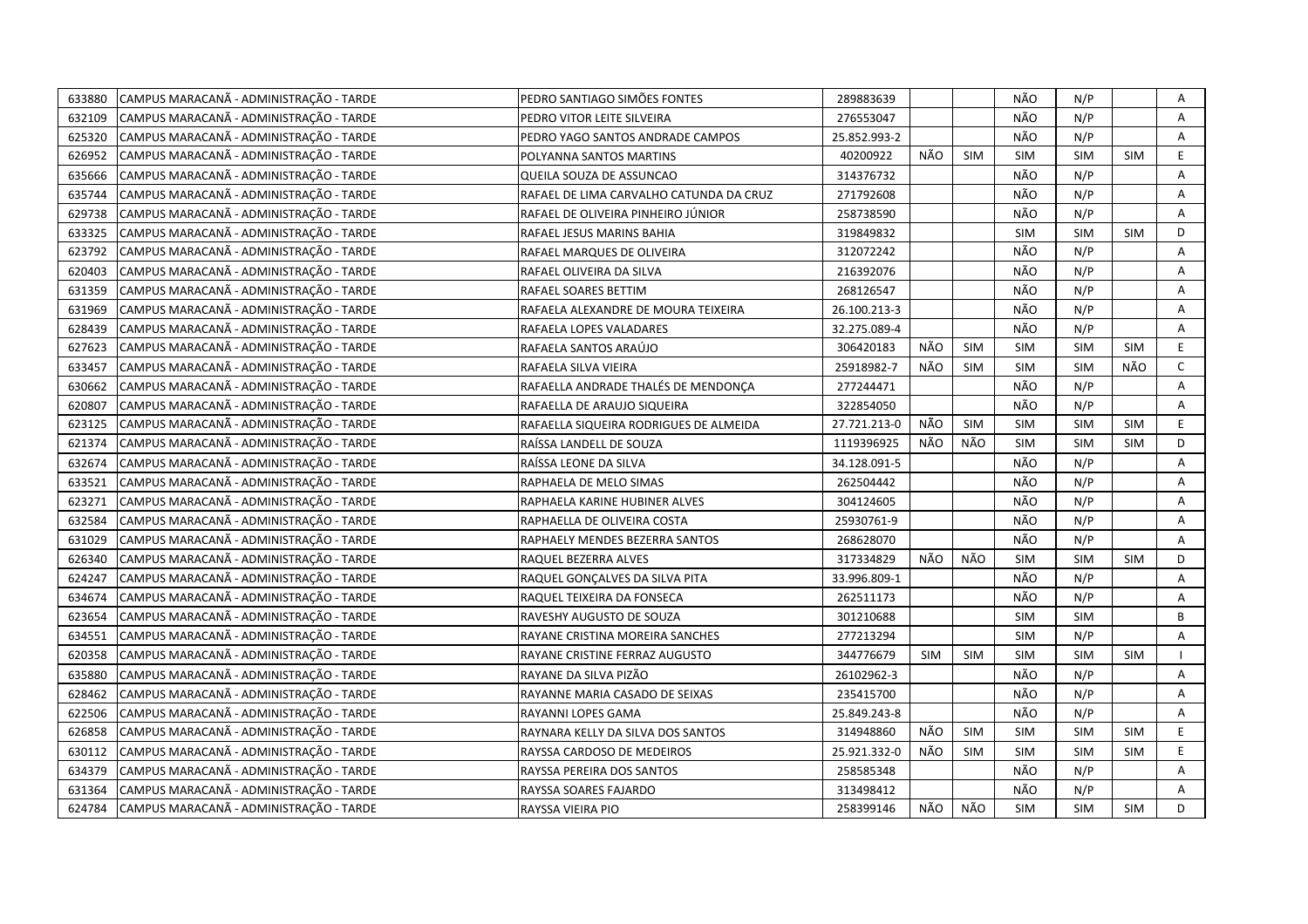| | | | | | | | | | |
|---|---|---|---|---|---|---|---|---|---|
| 633880 | CAMPUS MARACANÃ - ADMINISTRAÇÃO - TARDE | PEDRO SANTIAGO SIMÕES FONTES | 289883639 | | | NÃO | N/P | | A |
| 632109 | CAMPUS MARACANÃ - ADMINISTRAÇÃO - TARDE | PEDRO VITOR LEITE SILVEIRA | 276553047 | | | NÃO | N/P | | A |
| 625320 | CAMPUS MARACANÃ - ADMINISTRAÇÃO - TARDE | PEDRO YAGO SANTOS ANDRADE CAMPOS | 25.852.993-2 | | | NÃO | N/P | | A |
| 626952 | CAMPUS MARACANÃ - ADMINISTRAÇÃO - TARDE | POLYANNA SANTOS MARTINS | 40200922 | NÃO | SIM | SIM | SIM | SIM | E |
| 635666 | CAMPUS MARACANÃ - ADMINISTRAÇÃO - TARDE | QUEILA SOUZA DE ASSUNCAO | 314376732 | | | NÃO | N/P | | A |
| 635744 | CAMPUS MARACANÃ - ADMINISTRAÇÃO - TARDE | RAFAEL DE LIMA CARVALHO CATUNDA DA CRUZ | 271792608 | | | NÃO | N/P | | A |
| 629738 | CAMPUS MARACANÃ - ADMINISTRAÇÃO - TARDE | RAFAEL DE OLIVEIRA PINHEIRO JÚNIOR | 258738590 | | | NÃO | N/P | | A |
| 633325 | CAMPUS MARACANÃ - ADMINISTRAÇÃO - TARDE | RAFAEL JESUS MARINS BAHIA | 319849832 | | | SIM | SIM | SIM | D |
| 623792 | CAMPUS MARACANÃ - ADMINISTRAÇÃO - TARDE | RAFAEL MARQUES DE OLIVEIRA | 312072242 | | | NÃO | N/P | | A |
| 620403 | CAMPUS MARACANÃ - ADMINISTRAÇÃO - TARDE | RAFAEL OLIVEIRA DA SILVA | 216392076 | | | NÃO | N/P | | A |
| 631359 | CAMPUS MARACANÃ - ADMINISTRAÇÃO - TARDE | RAFAEL SOARES BETTIM | 268126547 | | | NÃO | N/P | | A |
| 631969 | CAMPUS MARACANÃ - ADMINISTRAÇÃO - TARDE | RAFAELA ALEXANDRE DE MOURA TEIXEIRA | 26.100.213-3 | | | NÃO | N/P | | A |
| 628439 | CAMPUS MARACANÃ - ADMINISTRAÇÃO - TARDE | RAFAELA LOPES VALADARES | 32.275.089-4 | | | NÃO | N/P | | A |
| 627623 | CAMPUS MARACANÃ - ADMINISTRAÇÃO - TARDE | RAFAELA SANTOS ARAÚJO | 306420183 | NÃO | SIM | SIM | SIM | SIM | E |
| 633457 | CAMPUS MARACANÃ - ADMINISTRAÇÃO - TARDE | RAFAELA SILVA VIEIRA | 25918982-7 | NÃO | SIM | SIM | SIM | NÃO | C |
| 630662 | CAMPUS MARACANÃ - ADMINISTRAÇÃO - TARDE | RAFAELLA ANDRADE THALÉS DE MENDONÇA | 277244471 | | | NÃO | N/P | | A |
| 620807 | CAMPUS MARACANÃ - ADMINISTRAÇÃO - TARDE | RAFAELLA DE ARAUJO SIQUEIRA | 322854050 | | | NÃO | N/P | | A |
| 623125 | CAMPUS MARACANÃ - ADMINISTRAÇÃO - TARDE | RAFAELLA SIQUEIRA RODRIGUES DE ALMEIDA | 27.721.213-0 | NÃO | SIM | SIM | SIM | SIM | E |
| 621374 | CAMPUS MARACANÃ - ADMINISTRAÇÃO - TARDE | RAÍSSA LANDELL DE SOUZA | 1119396925 | NÃO | NÃO | SIM | SIM | SIM | D |
| 632674 | CAMPUS MARACANÃ - ADMINISTRAÇÃO - TARDE | RAÍSSA LEONE DA SILVA | 34.128.091-5 | | | NÃO | N/P | | A |
| 633521 | CAMPUS MARACANÃ - ADMINISTRAÇÃO - TARDE | RAPHAELA DE MELO SIMAS | 262504442 | | | NÃO | N/P | | A |
| 623271 | CAMPUS MARACANÃ - ADMINISTRAÇÃO - TARDE | RAPHAELA KARINE HUBINER ALVES | 304124605 | | | NÃO | N/P | | A |
| 632584 | CAMPUS MARACANÃ - ADMINISTRAÇÃO - TARDE | RAPHAELLA DE OLIVEIRA COSTA | 25930761-9 | | | NÃO | N/P | | A |
| 631029 | CAMPUS MARACANÃ - ADMINISTRAÇÃO - TARDE | RAPHAELY MENDES BEZERRA SANTOS | 268628070 | | | NÃO | N/P | | A |
| 626340 | CAMPUS MARACANÃ - ADMINISTRAÇÃO - TARDE | RAQUEL BEZERRA ALVES | 317334829 | NÃO | NÃO | SIM | SIM | SIM | D |
| 624247 | CAMPUS MARACANÃ - ADMINISTRAÇÃO - TARDE | RAQUEL GONÇALVES DA SILVA PITA | 33.996.809-1 | | | NÃO | N/P | | A |
| 634674 | CAMPUS MARACANÃ - ADMINISTRAÇÃO - TARDE | RAQUEL TEIXEIRA DA FONSECA | 262511173 | | | NÃO | N/P | | A |
| 623654 | CAMPUS MARACANÃ - ADMINISTRAÇÃO - TARDE | RAVESHY AUGUSTO DE SOUZA | 301210688 | | | SIM | SIM | | B |
| 634551 | CAMPUS MARACANÃ - ADMINISTRAÇÃO - TARDE | RAYANE CRISTINA MOREIRA SANCHES | 277213294 | | | SIM | N/P | | A |
| 620358 | CAMPUS MARACANÃ - ADMINISTRAÇÃO - TARDE | RAYANE CRISTINE FERRAZ AUGUSTO | 344776679 | SIM | SIM | SIM | SIM | SIM | I |
| 635880 | CAMPUS MARACANÃ - ADMINISTRAÇÃO - TARDE | RAYANE DA SILVA PIZÃO | 26102962-3 | | | NÃO | N/P | | A |
| 628462 | CAMPUS MARACANÃ - ADMINISTRAÇÃO - TARDE | RAYANNE MARIA CASADO DE SEIXAS | 235415700 | | | NÃO | N/P | | A |
| 622506 | CAMPUS MARACANÃ - ADMINISTRAÇÃO - TARDE | RAYANNI LOPES GAMA | 25.849.243-8 | | | NÃO | N/P | | A |
| 626858 | CAMPUS MARACANÃ - ADMINISTRAÇÃO - TARDE | RAYNARA KELLY DA SILVA DOS SANTOS | 314948860 | NÃO | SIM | SIM | SIM | SIM | E |
| 630112 | CAMPUS MARACANÃ - ADMINISTRAÇÃO - TARDE | RAYSSA CARDOSO DE MEDEIROS | 25.921.332-0 | NÃO | SIM | SIM | SIM | SIM | E |
| 634379 | CAMPUS MARACANÃ - ADMINISTRAÇÃO - TARDE | RAYSSA PEREIRA DOS SANTOS | 258585348 | | | NÃO | N/P | | A |
| 631364 | CAMPUS MARACANÃ - ADMINISTRAÇÃO - TARDE | RAYSSA SOARES FAJARDO | 313498412 | | | NÃO | N/P | | A |
| 624784 | CAMPUS MARACANÃ - ADMINISTRAÇÃO - TARDE | RAYSSA VIEIRA PIO | 258399146 | NÃO | NÃO | SIM | SIM | SIM | D |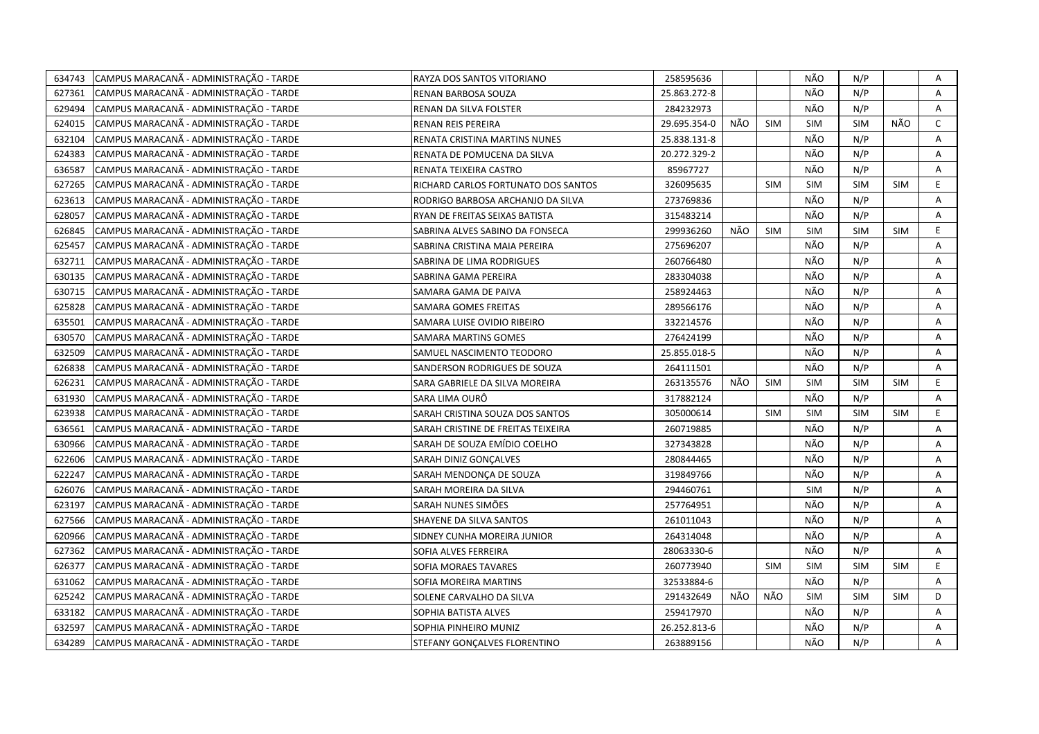| 634743 | CAMPUS MARACANÃ - ADMINISTRAÇÃO - TARDE | RAYZA DOS SANTOS VITORIANO | 258595636 | | | NÃO | N/P | | A |
|---|---|---|---|---|---|---|---|---|---|
| 627361 | CAMPUS MARACANÃ - ADMINISTRAÇÃO - TARDE | RENAN BARBOSA SOUZA | 25.863.272-8 | | | NÃO | N/P | | A |
| 629494 | CAMPUS MARACANÃ - ADMINISTRAÇÃO - TARDE | RENAN DA SILVA FOLSTER | 284232973 | | | NÃO | N/P | | A |
| 624015 | CAMPUS MARACANÃ - ADMINISTRAÇÃO - TARDE | RENAN REIS PEREIRA | 29.695.354-0 | NÃO | SIM | SIM | SIM | NÃO | C |
| 632104 | CAMPUS MARACANÃ - ADMINISTRAÇÃO - TARDE | RENATA CRISTINA MARTINS NUNES | 25.838.131-8 | | | NÃO | N/P | | A |
| 624383 | CAMPUS MARACANÃ - ADMINISTRAÇÃO - TARDE | RENATA DE POMUCENA DA SILVA | 20.272.329-2 | | | NÃO | N/P | | A |
| 636587 | CAMPUS MARACANÃ - ADMINISTRAÇÃO - TARDE | RENATA TEIXEIRA CASTRO | 85967727 | | | NÃO | N/P | | A |
| 627265 | CAMPUS MARACANÃ - ADMINISTRAÇÃO - TARDE | RICHARD CARLOS FORTUNATO DOS SANTOS | 326095635 | | SIM | SIM | SIM | SIM | E |
| 623613 | CAMPUS MARACANÃ - ADMINISTRAÇÃO - TARDE | RODRIGO BARBOSA ARCHANJO DA SILVA | 273769836 | | | NÃO | N/P | | A |
| 628057 | CAMPUS MARACANÃ - ADMINISTRAÇÃO - TARDE | RYAN DE FREITAS SEIXAS BATISTA | 315483214 | | | NÃO | N/P | | A |
| 626845 | CAMPUS MARACANÃ - ADMINISTRAÇÃO - TARDE | SABRINA ALVES SABINO DA FONSECA | 299936260 | NÃO | SIM | SIM | SIM | SIM | E |
| 625457 | CAMPUS MARACANÃ - ADMINISTRAÇÃO - TARDE | SABRINA CRISTINA MAIA PEREIRA | 275696207 | | | NÃO | N/P | | A |
| 632711 | CAMPUS MARACANÃ - ADMINISTRAÇÃO - TARDE | SABRINA DE LIMA RODRIGUES | 260766480 | | | NÃO | N/P | | A |
| 630135 | CAMPUS MARACANÃ - ADMINISTRAÇÃO - TARDE | SABRINA GAMA PEREIRA | 283304038 | | | NÃO | N/P | | A |
| 630715 | CAMPUS MARACANÃ - ADMINISTRAÇÃO - TARDE | SAMARA GAMA DE PAIVA | 258924463 | | | NÃO | N/P | | A |
| 625828 | CAMPUS MARACANÃ - ADMINISTRAÇÃO - TARDE | SAMARA GOMES FREITAS | 289566176 | | | NÃO | N/P | | A |
| 635501 | CAMPUS MARACANÃ - ADMINISTRAÇÃO - TARDE | SAMARA LUISE OVIDIO RIBEIRO | 332214576 | | | NÃO | N/P | | A |
| 630570 | CAMPUS MARACANÃ - ADMINISTRAÇÃO - TARDE | SAMARA MARTINS GOMES | 276424199 | | | NÃO | N/P | | A |
| 632509 | CAMPUS MARACANÃ - ADMINISTRAÇÃO - TARDE | SAMUEL NASCIMENTO TEODORO | 25.855.018-5 | | | NÃO | N/P | | A |
| 626838 | CAMPUS MARACANÃ - ADMINISTRAÇÃO - TARDE | SANDERSON RODRIGUES DE SOUZA | 264111501 | | | NÃO | N/P | | A |
| 626231 | CAMPUS MARACANÃ - ADMINISTRAÇÃO - TARDE | SARA GABRIELE DA SILVA MOREIRA | 263135576 | NÃO | SIM | SIM | SIM | SIM | E |
| 631930 | CAMPUS MARACANÃ - ADMINISTRAÇÃO - TARDE | SARA LIMA OURÔ | 317882124 | | | NÃO | N/P | | A |
| 623938 | CAMPUS MARACANÃ - ADMINISTRAÇÃO - TARDE | SARAH CRISTINA SOUZA DOS SANTOS | 305000614 | | SIM | SIM | SIM | SIM | E |
| 636561 | CAMPUS MARACANÃ - ADMINISTRAÇÃO - TARDE | SARAH CRISTINE DE FREITAS TEIXEIRA | 260719885 | | | NÃO | N/P | | A |
| 630966 | CAMPUS MARACANÃ - ADMINISTRAÇÃO - TARDE | SARAH DE SOUZA EMÍDIO COELHO | 327343828 | | | NÃO | N/P | | A |
| 622606 | CAMPUS MARACANÃ - ADMINISTRAÇÃO - TARDE | SARAH DINIZ GONÇALVES | 280844465 | | | NÃO | N/P | | A |
| 622247 | CAMPUS MARACANÃ - ADMINISTRAÇÃO - TARDE | SARAH MENDONÇA DE SOUZA | 319849766 | | | NÃO | N/P | | A |
| 626076 | CAMPUS MARACANÃ - ADMINISTRAÇÃO - TARDE | SARAH MOREIRA DA SILVA | 294460761 | | | SIM | N/P | | A |
| 623197 | CAMPUS MARACANÃ - ADMINISTRAÇÃO - TARDE | SARAH NUNES SIMÕES | 257764951 | | | NÃO | N/P | | A |
| 627566 | CAMPUS MARACANÃ - ADMINISTRAÇÃO - TARDE | SHAYENE DA SILVA SANTOS | 261011043 | | | NÃO | N/P | | A |
| 620966 | CAMPUS MARACANÃ - ADMINISTRAÇÃO - TARDE | SIDNEY CUNHA MOREIRA JUNIOR | 264314048 | | | NÃO | N/P | | A |
| 627362 | CAMPUS MARACANÃ - ADMINISTRAÇÃO - TARDE | SOFIA ALVES FERREIRA | 28063330-6 | | | NÃO | N/P | | A |
| 626377 | CAMPUS MARACANÃ - ADMINISTRAÇÃO - TARDE | SOFIA MORAES TAVARES | 260773940 | | SIM | SIM | SIM | SIM | E |
| 631062 | CAMPUS MARACANÃ - ADMINISTRAÇÃO - TARDE | SOFIA MOREIRA MARTINS | 32533884-6 | | | NÃO | N/P | | A |
| 625242 | CAMPUS MARACANÃ - ADMINISTRAÇÃO - TARDE | SOLENE CARVALHO DA SILVA | 291432649 | NÃO | NÃO | SIM | SIM | SIM | D |
| 633182 | CAMPUS MARACANÃ - ADMINISTRAÇÃO - TARDE | SOPHIA BATISTA ALVES | 259417970 | | | NÃO | N/P | | A |
| 632597 | CAMPUS MARACANÃ - ADMINISTRAÇÃO - TARDE | SOPHIA PINHEIRO MUNIZ | 26.252.813-6 | | | NÃO | N/P | | A |
| 634289 | CAMPUS MARACANÃ - ADMINISTRAÇÃO - TARDE | STEFANY GONÇALVES FLORENTINO | 263889156 | | | NÃO | N/P | | A |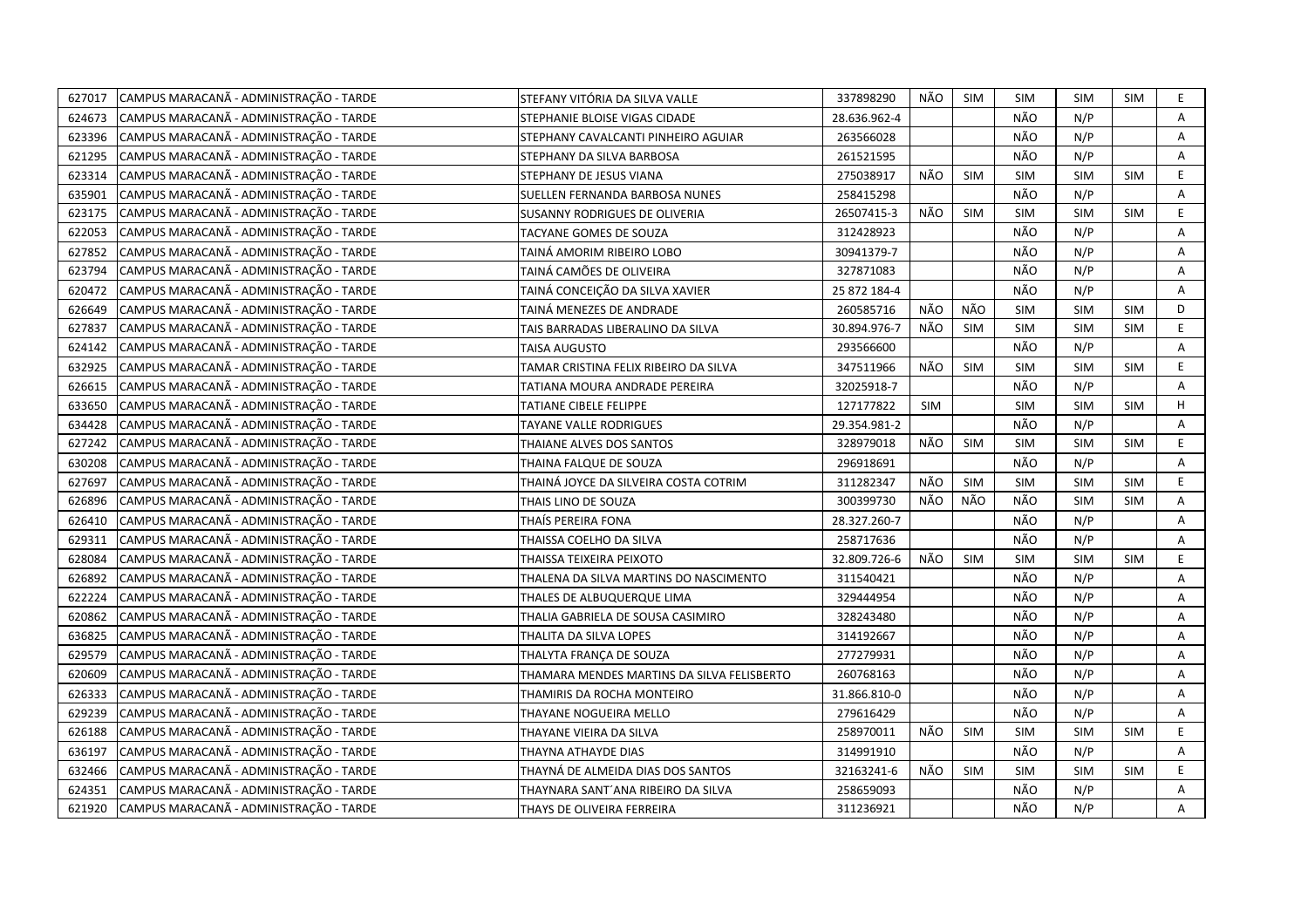| | | | | | | | | | |
|---|---|---|---|---|---|---|---|---|---|
| 627017 | CAMPUS MARACANÃ - ADMINISTRAÇÃO - TARDE | STEFANY VITÓRIA DA SILVA VALLE | 337898290 | NÃO | SIM | SIM | SIM | SIM | E |
| 624673 | CAMPUS MARACANÃ - ADMINISTRAÇÃO - TARDE | STEPHANIE BLOISE VIGAS CIDADE | 28.636.962-4 | | | NÃO | N/P | | A |
| 623396 | CAMPUS MARACANÃ - ADMINISTRAÇÃO - TARDE | STEPHANY CAVALCANTI PINHEIRO AGUIAR | 263566028 | | | NÃO | N/P | | A |
| 621295 | CAMPUS MARACANÃ - ADMINISTRAÇÃO - TARDE | STEPHANY DA SILVA BARBOSA | 261521595 | | | NÃO | N/P | | A |
| 623314 | CAMPUS MARACANÃ - ADMINISTRAÇÃO - TARDE | STEPHANY DE JESUS VIANA | 275038917 | NÃO | SIM | SIM | SIM | SIM | E |
| 635901 | CAMPUS MARACANÃ - ADMINISTRAÇÃO - TARDE | SUELLEN FERNANDA BARBOSA NUNES | 258415298 | | | NÃO | N/P | | A |
| 623175 | CAMPUS MARACANÃ - ADMINISTRAÇÃO - TARDE | SUSANNY RODRIGUES DE OLIVERIA | 26507415-3 | NÃO | SIM | SIM | SIM | SIM | E |
| 622053 | CAMPUS MARACANÃ - ADMINISTRAÇÃO - TARDE | TACYANE GOMES DE SOUZA | 312428923 | | | NÃO | N/P | | A |
| 627852 | CAMPUS MARACANÃ - ADMINISTRAÇÃO - TARDE | TAINÁ AMORIM RIBEIRO LOBO | 30941379-7 | | | NÃO | N/P | | A |
| 623794 | CAMPUS MARACANÃ - ADMINISTRAÇÃO - TARDE | TAINÁ CAMÕES DE OLIVEIRA | 327871083 | | | NÃO | N/P | | A |
| 620472 | CAMPUS MARACANÃ - ADMINISTRAÇÃO - TARDE | TAINÁ CONCEIÇÃO DA SILVA XAVIER | 25 872 184-4 | | | NÃO | N/P | | A |
| 626649 | CAMPUS MARACANÃ - ADMINISTRAÇÃO - TARDE | TAINÁ MENEZES DE ANDRADE | 260585716 | NÃO | NÃO | SIM | SIM | SIM | D |
| 627837 | CAMPUS MARACANÃ - ADMINISTRAÇÃO - TARDE | TAIS BARRADAS LIBERALINO DA SILVA | 30.894.976-7 | NÃO | SIM | SIM | SIM | SIM | E |
| 624142 | CAMPUS MARACANÃ - ADMINISTRAÇÃO - TARDE | TAISA AUGUSTO | 293566600 | | | NÃO | N/P | | A |
| 632925 | CAMPUS MARACANÃ - ADMINISTRAÇÃO - TARDE | TAMAR CRISTINA FELIX RIBEIRO DA SILVA | 347511966 | NÃO | SIM | SIM | SIM | SIM | E |
| 626615 | CAMPUS MARACANÃ - ADMINISTRAÇÃO - TARDE | TATIANA MOURA ANDRADE PEREIRA | 32025918-7 | | | NÃO | N/P | | A |
| 633650 | CAMPUS MARACANÃ - ADMINISTRAÇÃO - TARDE | TATIANE CIBELE FELIPPE | 127177822 | SIM | | SIM | SIM | SIM | H |
| 634428 | CAMPUS MARACANÃ - ADMINISTRAÇÃO - TARDE | TAYANE VALLE RODRIGUES | 29.354.981-2 | | | NÃO | N/P | | A |
| 627242 | CAMPUS MARACANÃ - ADMINISTRAÇÃO - TARDE | THAIANE ALVES DOS SANTOS | 328979018 | NÃO | SIM | SIM | SIM | SIM | E |
| 630208 | CAMPUS MARACANÃ - ADMINISTRAÇÃO - TARDE | THAINA FALQUE DE SOUZA | 296918691 | | | NÃO | N/P | | A |
| 627697 | CAMPUS MARACANÃ - ADMINISTRAÇÃO - TARDE | THAINÁ JOYCE DA SILVEIRA COSTA COTRIM | 311282347 | NÃO | SIM | SIM | SIM | SIM | E |
| 626896 | CAMPUS MARACANÃ - ADMINISTRAÇÃO - TARDE | THAIS LINO DE SOUZA | 300399730 | NÃO | NÃO | NÃO | SIM | SIM | A |
| 626410 | CAMPUS MARACANÃ - ADMINISTRAÇÃO - TARDE | THAÍS PEREIRA FONA | 28.327.260-7 | | | NÃO | N/P | | A |
| 629311 | CAMPUS MARACANÃ - ADMINISTRAÇÃO - TARDE | THAISSA COELHO DA SILVA | 258717636 | | | NÃO | N/P | | A |
| 628084 | CAMPUS MARACANÃ - ADMINISTRAÇÃO - TARDE | THAISSA TEIXEIRA PEIXOTO | 32.809.726-6 | NÃO | SIM | SIM | SIM | SIM | E |
| 626892 | CAMPUS MARACANÃ - ADMINISTRAÇÃO - TARDE | THALENA DA SILVA MARTINS DO NASCIMENTO | 311540421 | | | NÃO | N/P | | A |
| 622224 | CAMPUS MARACANÃ - ADMINISTRAÇÃO - TARDE | THALES DE ALBUQUERQUE LIMA | 329444954 | | | NÃO | N/P | | A |
| 620862 | CAMPUS MARACANÃ - ADMINISTRAÇÃO - TARDE | THALIA GABRIELA DE SOUSA CASIMIRO | 328243480 | | | NÃO | N/P | | A |
| 636825 | CAMPUS MARACANÃ - ADMINISTRAÇÃO - TARDE | THALITA DA SILVA LOPES | 314192667 | | | NÃO | N/P | | A |
| 629579 | CAMPUS MARACANÃ - ADMINISTRAÇÃO - TARDE | THALYTA FRANÇA DE SOUZA | 277279931 | | | NÃO | N/P | | A |
| 620609 | CAMPUS MARACANÃ - ADMINISTRAÇÃO - TARDE | THAMARA MENDES MARTINS DA SILVA FELISBERTO | 260768163 | | | NÃO | N/P | | A |
| 626333 | CAMPUS MARACANÃ - ADMINISTRAÇÃO - TARDE | THAMIRIS DA ROCHA MONTEIRO | 31.866.810-0 | | | NÃO | N/P | | A |
| 629239 | CAMPUS MARACANÃ - ADMINISTRAÇÃO - TARDE | THAYANE NOGUEIRA MELLO | 279616429 | | | NÃO | N/P | | A |
| 626188 | CAMPUS MARACANÃ - ADMINISTRAÇÃO - TARDE | THAYANE VIEIRA DA SILVA | 258970011 | NÃO | SIM | SIM | SIM | SIM | E |
| 636197 | CAMPUS MARACANÃ - ADMINISTRAÇÃO - TARDE | THAYNA ATHAYDE DIAS | 314991910 | | | NÃO | N/P | | A |
| 632466 | CAMPUS MARACANÃ - ADMINISTRAÇÃO - TARDE | THAYNÁ DE ALMEIDA DIAS DOS SANTOS | 32163241-6 | NÃO | SIM | SIM | SIM | SIM | E |
| 624351 | CAMPUS MARACANÃ - ADMINISTRAÇÃO - TARDE | THAYNARA SANT´ANA RIBEIRO DA SILVA | 258659093 | | | NÃO | N/P | | A |
| 621920 | CAMPUS MARACANÃ - ADMINISTRAÇÃO - TARDE | THAYS DE OLIVEIRA FERREIRA | 311236921 | | | NÃO | N/P | | A |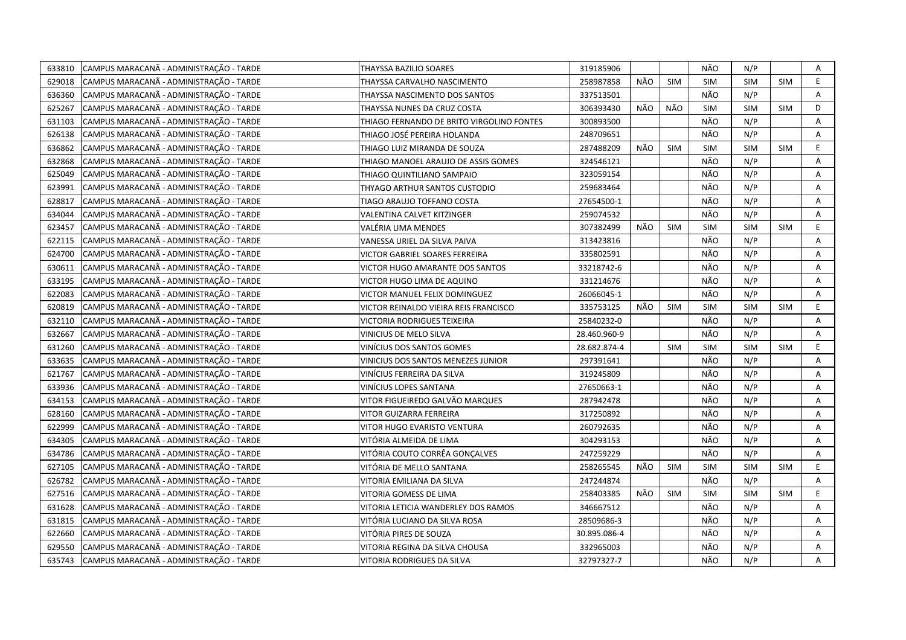| | | | | | | | | | |
|---|---|---|---|---|---|---|---|---|---|
| 633810 | CAMPUS MARACANÃ - ADMINISTRAÇÃO - TARDE | THAYSSA BAZILIO SOARES | 319185906 | | | NÃO | N/P | | A |
| 629018 | CAMPUS MARACANÃ - ADMINISTRAÇÃO - TARDE | THAYSSA CARVALHO NASCIMENTO | 258987858 | NÃO | SIM | SIM | SIM | SIM | E |
| 636360 | CAMPUS MARACANÃ - ADMINISTRAÇÃO - TARDE | THAYSSA NASCIMENTO DOS SANTOS | 337513501 | | | NÃO | N/P | | A |
| 625267 | CAMPUS MARACANÃ - ADMINISTRAÇÃO - TARDE | THAYSSA NUNES DA CRUZ COSTA | 306393430 | NÃO | NÃO | SIM | SIM | SIM | D |
| 631103 | CAMPUS MARACANÃ - ADMINISTRAÇÃO - TARDE | THIAGO FERNANDO DE BRITO VIRGOLINO FONTES | 300893500 | | | NÃO | N/P | | A |
| 626138 | CAMPUS MARACANÃ - ADMINISTRAÇÃO - TARDE | THIAGO JOSÉ PEREIRA HOLANDA | 248709651 | | | NÃO | N/P | | A |
| 636862 | CAMPUS MARACANÃ - ADMINISTRAÇÃO - TARDE | THIAGO LUIZ MIRANDA DE SOUZA | 287488209 | NÃO | SIM | SIM | SIM | SIM | E |
| 632868 | CAMPUS MARACANÃ - ADMINISTRAÇÃO - TARDE | THIAGO MANOEL ARAUJO DE ASSIS GOMES | 324546121 | | | NÃO | N/P | | A |
| 625049 | CAMPUS MARACANÃ - ADMINISTRAÇÃO - TARDE | THIAGO QUINTILIANO SAMPAIO | 323059154 | | | NÃO | N/P | | A |
| 623991 | CAMPUS MARACANÃ - ADMINISTRAÇÃO - TARDE | THYAGO ARTHUR SANTOS CUSTODIO | 259683464 | | | NÃO | N/P | | A |
| 628817 | CAMPUS MARACANÃ - ADMINISTRAÇÃO - TARDE | TIAGO ARAUJO TOFFANO COSTA | 27654500-1 | | | NÃO | N/P | | A |
| 634044 | CAMPUS MARACANÃ - ADMINISTRAÇÃO - TARDE | VALENTINA CALVET KITZINGER | 259074532 | | | NÃO | N/P | | A |
| 623457 | CAMPUS MARACANÃ - ADMINISTRAÇÃO - TARDE | VALÉRIA LIMA MENDES | 307382499 | NÃO | SIM | SIM | SIM | SIM | E |
| 622115 | CAMPUS MARACANÃ - ADMINISTRAÇÃO - TARDE | VANESSA URIEL DA SILVA PAIVA | 313423816 | | | NÃO | N/P | | A |
| 624700 | CAMPUS MARACANÃ - ADMINISTRAÇÃO - TARDE | VICTOR GABRIEL SOARES FERREIRA | 335802591 | | | NÃO | N/P | | A |
| 630611 | CAMPUS MARACANÃ - ADMINISTRAÇÃO - TARDE | VICTOR HUGO AMARANTE DOS SANTOS | 33218742-6 | | | NÃO | N/P | | A |
| 633195 | CAMPUS MARACANÃ - ADMINISTRAÇÃO - TARDE | VICTOR HUGO LIMA DE AQUINO | 331214676 | | | NÃO | N/P | | A |
| 622083 | CAMPUS MARACANÃ - ADMINISTRAÇÃO - TARDE | VICTOR MANUEL FELIX DOMINGUEZ | 26066045-1 | | | NÃO | N/P | | A |
| 620819 | CAMPUS MARACANÃ - ADMINISTRAÇÃO - TARDE | VICTOR REINALDO VIEIRA REIS FRANCISCO | 335753125 | NÃO | SIM | SIM | SIM | SIM | E |
| 632110 | CAMPUS MARACANÃ - ADMINISTRAÇÃO - TARDE | VICTORIA RODRIGUES TEIXEIRA | 25840232-0 | | | NÃO | N/P | | A |
| 632667 | CAMPUS MARACANÃ - ADMINISTRAÇÃO - TARDE | VINICIUS DE MELO SILVA | 28.460.960-9 | | | NÃO | N/P | | A |
| 631260 | CAMPUS MARACANÃ - ADMINISTRAÇÃO - TARDE | VINÍCIUS DOS SANTOS GOMES | 28.682.874-4 | | SIM | SIM | SIM | SIM | E |
| 633635 | CAMPUS MARACANÃ - ADMINISTRAÇÃO - TARDE | VINICIUS DOS SANTOS MENEZES JUNIOR | 297391641 | | | NÃO | N/P | | A |
| 621767 | CAMPUS MARACANÃ - ADMINISTRAÇÃO - TARDE | VINÍCIUS FERREIRA DA SILVA | 319245809 | | | NÃO | N/P | | A |
| 633936 | CAMPUS MARACANÃ - ADMINISTRAÇÃO - TARDE | VINÍCIUS LOPES SANTANA | 27650663-1 | | | NÃO | N/P | | A |
| 634153 | CAMPUS MARACANÃ - ADMINISTRAÇÃO - TARDE | VITOR FIGUEIREDO GALVÃO MARQUES | 287942478 | | | NÃO | N/P | | A |
| 628160 | CAMPUS MARACANÃ - ADMINISTRAÇÃO - TARDE | VITOR GUIZARRA FERREIRA | 317250892 | | | NÃO | N/P | | A |
| 622999 | CAMPUS MARACANÃ - ADMINISTRAÇÃO - TARDE | VITOR HUGO EVARISTO VENTURA | 260792635 | | | NÃO | N/P | | A |
| 634305 | CAMPUS MARACANÃ - ADMINISTRAÇÃO - TARDE | VITÓRIA ALMEIDA DE LIMA | 304293153 | | | NÃO | N/P | | A |
| 634786 | CAMPUS MARACANÃ - ADMINISTRAÇÃO - TARDE | VITÓRIA COUTO CORRÊA GONÇALVES | 247259229 | | | NÃO | N/P | | A |
| 627105 | CAMPUS MARACANÃ - ADMINISTRAÇÃO - TARDE | VITÓRIA DE MELLO SANTANA | 258265545 | NÃO | SIM | SIM | SIM | SIM | E |
| 626782 | CAMPUS MARACANÃ - ADMINISTRAÇÃO - TARDE | VITORIA EMILIANA DA SILVA | 247244874 | | | NÃO | N/P | | A |
| 627516 | CAMPUS MARACANÃ - ADMINISTRAÇÃO - TARDE | VITORIA GOMESS DE LIMA | 258403385 | NÃO | SIM | SIM | SIM | SIM | E |
| 631628 | CAMPUS MARACANÃ - ADMINISTRAÇÃO - TARDE | VITORIA LETICIA WANDERLEY DOS RAMOS | 346667512 | | | NÃO | N/P | | A |
| 631815 | CAMPUS MARACANÃ - ADMINISTRAÇÃO - TARDE | VITÓRIA LUCIANO DA SILVA ROSA | 28509686-3 | | | NÃO | N/P | | A |
| 622660 | CAMPUS MARACANÃ - ADMINISTRAÇÃO - TARDE | VITÓRIA PIRES DE SOUZA | 30.895.086-4 | | | NÃO | N/P | | A |
| 629550 | CAMPUS MARACANÃ - ADMINISTRAÇÃO - TARDE | VITORIA REGINA DA SILVA CHOUSA | 332965003 | | | NÃO | N/P | | A |
| 635743 | CAMPUS MARACANÃ - ADMINISTRAÇÃO - TARDE | VITORIA RODRIGUES DA SILVA | 32797327-7 | | | NÃO | N/P | | A |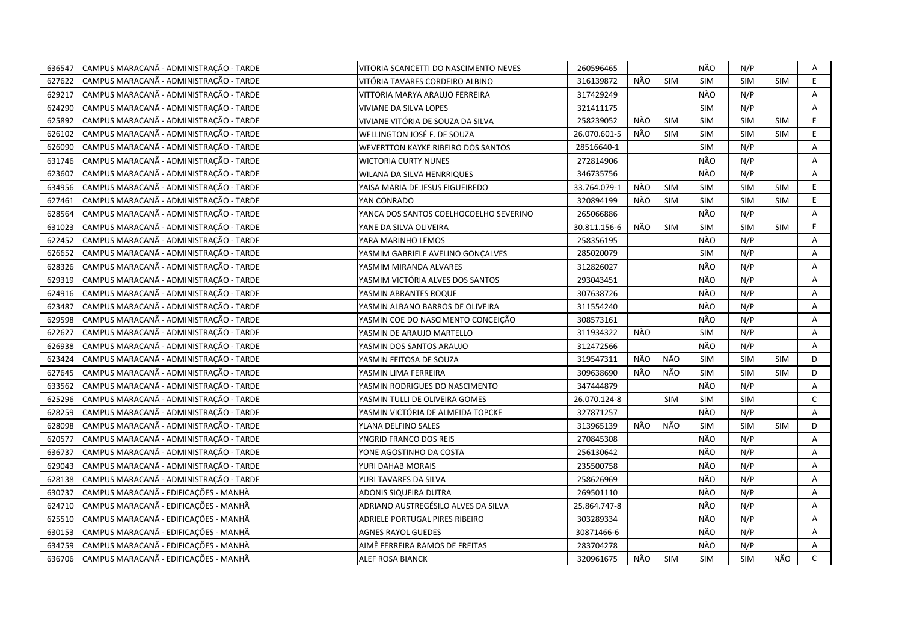| | | | | | | | | | |
|---|---|---|---|---|---|---|---|---|---|
| 636547 | CAMPUS MARACANÃ - ADMINISTRAÇÃO - TARDE | VITORIA SCANCETTI DO NASCIMENTO NEVES | 260596465 | | | NÃO | N/P | | A |
| 627622 | CAMPUS MARACANÃ - ADMINISTRAÇÃO - TARDE | VITÓRIA TAVARES CORDEIRO ALBINO | 316139872 | NÃO | SIM | SIM | SIM | SIM | E |
| 629217 | CAMPUS MARACANÃ - ADMINISTRAÇÃO - TARDE | VITTORIA MARYA ARAUJO FERREIRA | 317429249 | | | NÃO | N/P | | A |
| 624290 | CAMPUS MARACANÃ - ADMINISTRAÇÃO - TARDE | VIVIANE DA SILVA LOPES | 321411175 | | | SIM | N/P | | A |
| 625892 | CAMPUS MARACANÃ - ADMINISTRAÇÃO - TARDE | VIVIANE VITÓRIA DE SOUZA DA SILVA | 258239052 | NÃO | SIM | SIM | SIM | SIM | E |
| 626102 | CAMPUS MARACANÃ - ADMINISTRAÇÃO - TARDE | WELLINGTON JOSÉ F. DE SOUZA | 26.070.601-5 | NÃO | SIM | SIM | SIM | SIM | E |
| 626090 | CAMPUS MARACANÃ - ADMINISTRAÇÃO - TARDE | WEVERTTON KAYKE RIBEIRO DOS SANTOS | 28516640-1 | | | SIM | N/P | | A |
| 631746 | CAMPUS MARACANÃ - ADMINISTRAÇÃO - TARDE | WICTORIA CURTY NUNES | 272814906 | | | NÃO | N/P | | A |
| 623607 | CAMPUS MARACANÃ - ADMINISTRAÇÃO - TARDE | WILANA DA SILVA HENRRIQUES | 346735756 | | | NÃO | N/P | | A |
| 634956 | CAMPUS MARACANÃ - ADMINISTRAÇÃO - TARDE | YAISA MARIA DE JESUS FIGUEIREDO | 33.764.079-1 | NÃO | SIM | SIM | SIM | SIM | E |
| 627461 | CAMPUS MARACANÃ - ADMINISTRAÇÃO - TARDE | YAN CONRADO | 320894199 | NÃO | SIM | SIM | SIM | SIM | E |
| 628564 | CAMPUS MARACANÃ - ADMINISTRAÇÃO - TARDE | YANCA DOS SANTOS COELHOCOELHO SEVERINO | 265066886 | | | NÃO | N/P | | A |
| 631023 | CAMPUS MARACANÃ - ADMINISTRAÇÃO - TARDE | YANE DA SILVA OLIVEIRA | 30.811.156-6 | NÃO | SIM | SIM | SIM | SIM | E |
| 622452 | CAMPUS MARACANÃ - ADMINISTRAÇÃO - TARDE | YARA MARINHO LEMOS | 258356195 | | | NÃO | N/P | | A |
| 626652 | CAMPUS MARACANÃ - ADMINISTRAÇÃO - TARDE | YASMIM GABRIELE AVELINO GONÇALVES | 285020079 | | | SIM | N/P | | A |
| 628326 | CAMPUS MARACANÃ - ADMINISTRAÇÃO - TARDE | YASMIM MIRANDA ALVARES | 312826027 | | | NÃO | N/P | | A |
| 629319 | CAMPUS MARACANÃ - ADMINISTRAÇÃO - TARDE | YASMIM VICTÓRIA ALVES DOS SANTOS | 293043451 | | | NÃO | N/P | | A |
| 624916 | CAMPUS MARACANÃ - ADMINISTRAÇÃO - TARDE | YASMIN ABRANTES ROQUE | 307638726 | | | NÃO | N/P | | A |
| 623487 | CAMPUS MARACANÃ - ADMINISTRAÇÃO - TARDE | YASMIN ALBANO BARROS DE OLIVEIRA | 311554240 | | | NÃO | N/P | | A |
| 629598 | CAMPUS MARACANÃ - ADMINISTRAÇÃO - TARDE | YASMIN COE DO NASCIMENTO CONCEIÇÃO | 308573161 | | | NÃO | N/P | | A |
| 622627 | CAMPUS MARACANÃ - ADMINISTRAÇÃO - TARDE | YASMIN DE ARAUJO MARTELLO | 311934322 | NÃO | | SIM | N/P | | A |
| 626938 | CAMPUS MARACANÃ - ADMINISTRAÇÃO - TARDE | YASMIN DOS SANTOS ARAUJO | 312472566 | | | NÃO | N/P | | A |
| 623424 | CAMPUS MARACANÃ - ADMINISTRAÇÃO - TARDE | YASMIN FEITOSA DE SOUZA | 319547311 | NÃO | NÃO | SIM | SIM | SIM | D |
| 627645 | CAMPUS MARACANÃ - ADMINISTRAÇÃO - TARDE | YASMIN LIMA FERREIRA | 309638690 | NÃO | NÃO | SIM | SIM | SIM | D |
| 633562 | CAMPUS MARACANÃ - ADMINISTRAÇÃO - TARDE | YASMIN RODRIGUES DO NASCIMENTO | 347444879 | | | NÃO | N/P | | A |
| 625296 | CAMPUS MARACANÃ - ADMINISTRAÇÃO - TARDE | YASMIN TULLI DE OLIVEIRA GOMES | 26.070.124-8 | | SIM | SIM | SIM | | C |
| 628259 | CAMPUS MARACANÃ - ADMINISTRAÇÃO - TARDE | YASMIN VICTÓRIA DE ALMEIDA TOPCKE | 327871257 | | | NÃO | N/P | | A |
| 628098 | CAMPUS MARACANÃ - ADMINISTRAÇÃO - TARDE | YLANA DELFINO SALES | 313965139 | NÃO | NÃO | SIM | SIM | SIM | D |
| 620577 | CAMPUS MARACANÃ - ADMINISTRAÇÃO - TARDE | YNGRID FRANCO DOS REIS | 270845308 | | | NÃO | N/P | | A |
| 636737 | CAMPUS MARACANÃ - ADMINISTRAÇÃO - TARDE | YONE AGOSTINHO DA COSTA | 256130642 | | | NÃO | N/P | | A |
| 629043 | CAMPUS MARACANÃ - ADMINISTRAÇÃO - TARDE | YURI DAHAB MORAIS | 235500758 | | | NÃO | N/P | | A |
| 628138 | CAMPUS MARACANÃ - ADMINISTRAÇÃO - TARDE | YURI TAVARES DA SILVA | 258626969 | | | NÃO | N/P | | A |
| 630737 | CAMPUS MARACANÃ - EDIFICAÇÕES - MANHÃ | ADONIS SIQUEIRA DUTRA | 269501110 | | | NÃO | N/P | | A |
| 624710 | CAMPUS MARACANÃ - EDIFICAÇÕES - MANHÃ | ADRIANO AUSTREGÉSILO ALVES DA SILVA | 25.864.747-8 | | | NÃO | N/P | | A |
| 625510 | CAMPUS MARACANÃ - EDIFICAÇÕES - MANHÃ | ADRIELE PORTUGAL PIRES RIBEIRO | 303289334 | | | NÃO | N/P | | A |
| 630153 | CAMPUS MARACANÃ - EDIFICAÇÕES - MANHÃ | AGNES RAYOL GUEDES | 30871466-6 | | | NÃO | N/P | | A |
| 634759 | CAMPUS MARACANÃ - EDIFICAÇÕES - MANHÃ | AIMÊ FERREIRA RAMOS DE FREITAS | 283704278 | | | NÃO | N/P | | A |
| 636706 | CAMPUS MARACANÃ - EDIFICAÇÕES - MANHÃ | ALEF ROSA BIANCK | 320961675 | NÃO | SIM | SIM | SIM | NÃO | C |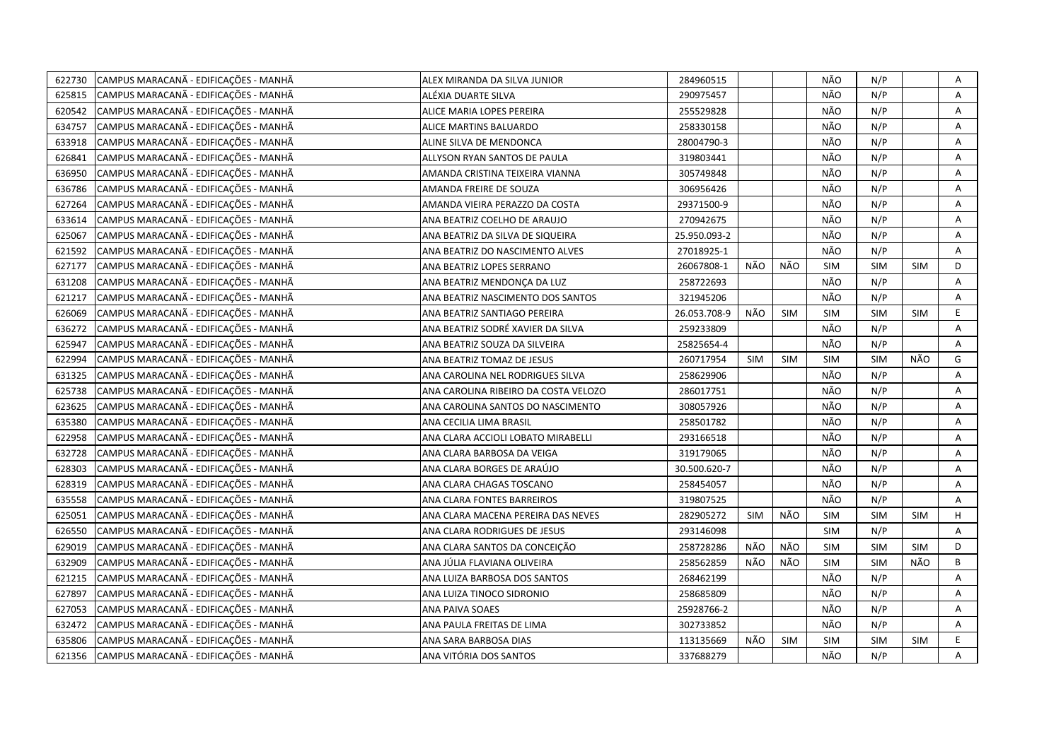| | | | | | | | | | |
|---|---|---|---|---|---|---|---|---|---|
| 622730 | CAMPUS MARACANÃ - EDIFICAÇÕES - MANHÃ | ALEX MIRANDA DA SILVA JUNIOR | 284960515 | | | NÃO | N/P | | A |
| 625815 | CAMPUS MARACANÃ - EDIFICAÇÕES - MANHÃ | ALÉXIA DUARTE SILVA | 290975457 | | | NÃO | N/P | | A |
| 620542 | CAMPUS MARACANÃ - EDIFICAÇÕES - MANHÃ | ALICE MARIA LOPES PEREIRA | 255529828 | | | NÃO | N/P | | A |
| 634757 | CAMPUS MARACANÃ - EDIFICAÇÕES - MANHÃ | ALICE MARTINS BALUARDO | 258330158 | | | NÃO | N/P | | A |
| 633918 | CAMPUS MARACANÃ - EDIFICAÇÕES - MANHÃ | ALINE SILVA DE MENDONCA | 28004790-3 | | | NÃO | N/P | | A |
| 626841 | CAMPUS MARACANÃ - EDIFICAÇÕES - MANHÃ | ALLYSON RYAN SANTOS DE PAULA | 319803441 | | | NÃO | N/P | | A |
| 636950 | CAMPUS MARACANÃ - EDIFICAÇÕES - MANHÃ | AMANDA CRISTINA TEIXEIRA VIANNA | 305749848 | | | NÃO | N/P | | A |
| 636786 | CAMPUS MARACANÃ - EDIFICAÇÕES - MANHÃ | AMANDA FREIRE DE SOUZA | 306956426 | | | NÃO | N/P | | A |
| 627264 | CAMPUS MARACANÃ - EDIFICAÇÕES - MANHÃ | AMANDA VIEIRA PERAZZO DA COSTA | 29371500-9 | | | NÃO | N/P | | A |
| 633614 | CAMPUS MARACANÃ - EDIFICAÇÕES - MANHÃ | ANA BEATRIZ COELHO DE ARAUJO | 270942675 | | | NÃO | N/P | | A |
| 625067 | CAMPUS MARACANÃ - EDIFICAÇÕES - MANHÃ | ANA BEATRIZ DA SILVA DE SIQUEIRA | 25.950.093-2 | | | NÃO | N/P | | A |
| 621592 | CAMPUS MARACANÃ - EDIFICAÇÕES - MANHÃ | ANA BEATRIZ DO NASCIMENTO ALVES | 27018925-1 | | | NÃO | N/P | | A |
| 627177 | CAMPUS MARACANÃ - EDIFICAÇÕES - MANHÃ | ANA BEATRIZ LOPES SERRANO | 26067808-1 | NÃO | NÃO | SIM | SIM | SIM | D |
| 631208 | CAMPUS MARACANÃ - EDIFICAÇÕES - MANHÃ | ANA BEATRIZ MENDONÇA DA LUZ | 258722693 | | | NÃO | N/P | | A |
| 621217 | CAMPUS MARACANÃ - EDIFICAÇÕES - MANHÃ | ANA BEATRIZ NASCIMENTO DOS SANTOS | 321945206 | | | NÃO | N/P | | A |
| 626069 | CAMPUS MARACANÃ - EDIFICAÇÕES - MANHÃ | ANA BEATRIZ SANTIAGO PEREIRA | 26.053.708-9 | NÃO | SIM | SIM | SIM | SIM | E |
| 636272 | CAMPUS MARACANÃ - EDIFICAÇÕES - MANHÃ | ANA BEATRIZ SODRÉ XAVIER DA SILVA | 259233809 | | | NÃO | N/P | | A |
| 625947 | CAMPUS MARACANÃ - EDIFICAÇÕES - MANHÃ | ANA BEATRIZ SOUZA DA SILVEIRA | 25825654-4 | | | NÃO | N/P | | A |
| 622994 | CAMPUS MARACANÃ - EDIFICAÇÕES - MANHÃ | ANA BEATRIZ TOMAZ DE JESUS | 260717954 | SIM | SIM | SIM | SIM | NÃO | G |
| 631325 | CAMPUS MARACANÃ - EDIFICAÇÕES - MANHÃ | ANA CAROLINA NEL RODRIGUES SILVA | 258629906 | | | NÃO | N/P | | A |
| 625738 | CAMPUS MARACANÃ - EDIFICAÇÕES - MANHÃ | ANA CAROLINA RIBEIRO DA COSTA VELOZO | 286017751 | | | NÃO | N/P | | A |
| 623625 | CAMPUS MARACANÃ - EDIFICAÇÕES - MANHÃ | ANA CAROLINA SANTOS DO NASCIMENTO | 308057926 | | | NÃO | N/P | | A |
| 635380 | CAMPUS MARACANÃ - EDIFICAÇÕES - MANHÃ | ANA CECILIA LIMA BRASIL | 258501782 | | | NÃO | N/P | | A |
| 622958 | CAMPUS MARACANÃ - EDIFICAÇÕES - MANHÃ | ANA CLARA ACCIOLI LOBATO MIRABELLI | 293166518 | | | NÃO | N/P | | A |
| 632728 | CAMPUS MARACANÃ - EDIFICAÇÕES - MANHÃ | ANA CLARA BARBOSA DA VEIGA | 319179065 | | | NÃO | N/P | | A |
| 628303 | CAMPUS MARACANÃ - EDIFICAÇÕES - MANHÃ | ANA CLARA BORGES DE ARAÚJO | 30.500.620-7 | | | NÃO | N/P | | A |
| 628319 | CAMPUS MARACANÃ - EDIFICAÇÕES - MANHÃ | ANA CLARA CHAGAS TOSCANO | 258454057 | | | NÃO | N/P | | A |
| 635558 | CAMPUS MARACANÃ - EDIFICAÇÕES - MANHÃ | ANA CLARA FONTES BARREIROS | 319807525 | | | NÃO | N/P | | A |
| 625051 | CAMPUS MARACANÃ - EDIFICAÇÕES - MANHÃ | ANA CLARA MACENA PEREIRA DAS NEVES | 282905272 | SIM | NÃO | SIM | SIM | SIM | H |
| 626550 | CAMPUS MARACANÃ - EDIFICAÇÕES - MANHÃ | ANA CLARA RODRIGUES DE JESUS | 293146098 | | | SIM | N/P | | A |
| 629019 | CAMPUS MARACANÃ - EDIFICAÇÕES - MANHÃ | ANA CLARA SANTOS DA CONCEIÇÃO | 258728286 | NÃO | NÃO | SIM | SIM | SIM | D |
| 632909 | CAMPUS MARACANÃ - EDIFICAÇÕES - MANHÃ | ANA JÚLIA FLAVIANA OLIVEIRA | 258562859 | NÃO | NÃO | SIM | SIM | NÃO | B |
| 621215 | CAMPUS MARACANÃ - EDIFICAÇÕES - MANHÃ | ANA LUIZA BARBOSA DOS SANTOS | 268462199 | | | NÃO | N/P | | A |
| 627897 | CAMPUS MARACANÃ - EDIFICAÇÕES - MANHÃ | ANA LUIZA TINOCO SIDRONIO | 258685809 | | | NÃO | N/P | | A |
| 627053 | CAMPUS MARACANÃ - EDIFICAÇÕES - MANHÃ | ANA PAIVA SOAES | 25928766-2 | | | NÃO | N/P | | A |
| 632472 | CAMPUS MARACANÃ - EDIFICAÇÕES - MANHÃ | ANA PAULA FREITAS DE LIMA | 302733852 | | | NÃO | N/P | | A |
| 635806 | CAMPUS MARACANÃ - EDIFICAÇÕES - MANHÃ | ANA SARA BARBOSA DIAS | 113135669 | NÃO | SIM | SIM | SIM | SIM | E |
| 621356 | CAMPUS MARACANÃ - EDIFICAÇÕES - MANHÃ | ANA VITÓRIA DOS SANTOS | 337688279 | | | NÃO | N/P | | A |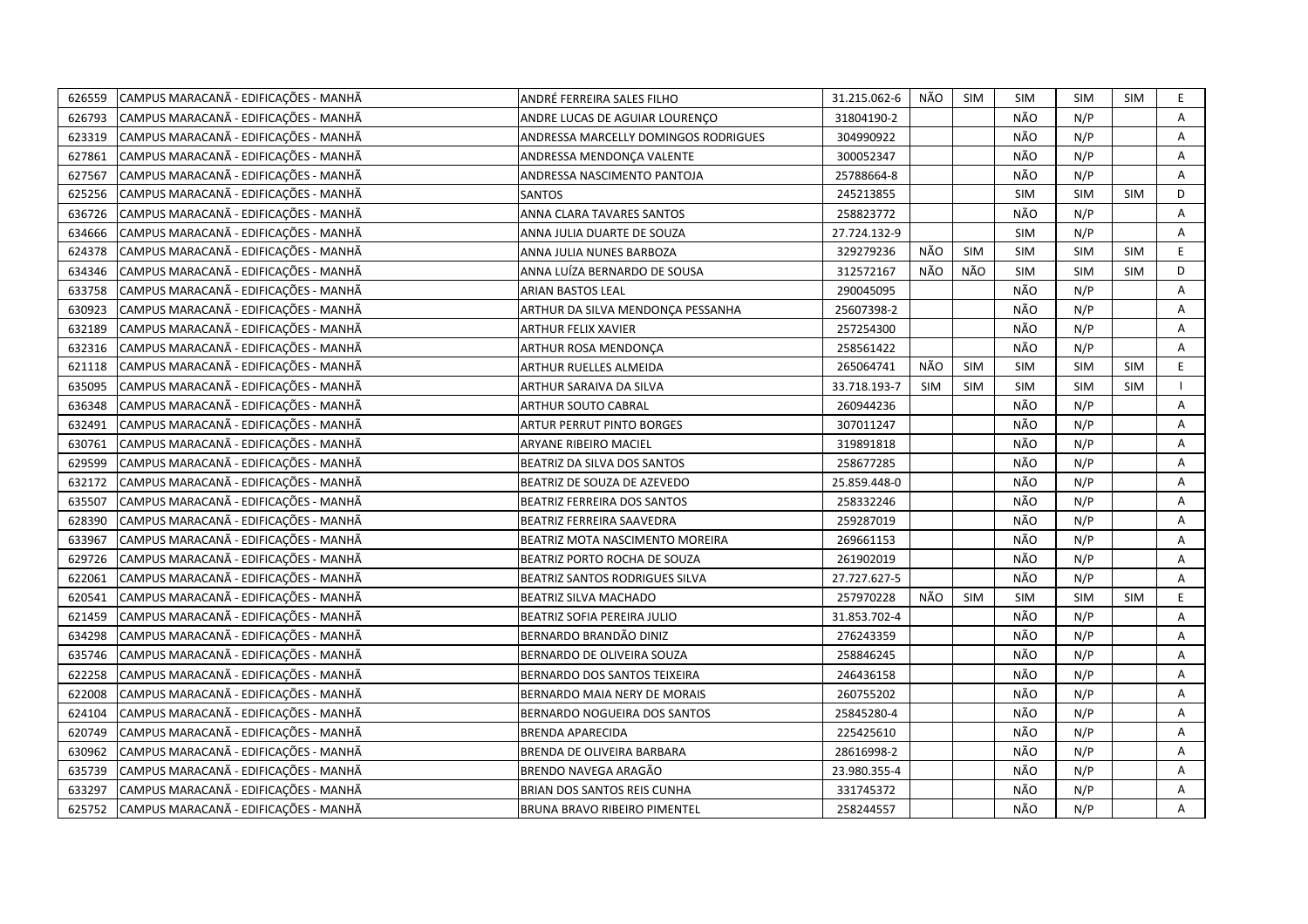| | | | | | | | | | |
|---|---|---|---|---|---|---|---|---|---|
| 626559 | CAMPUS MARACANÃ - EDIFICAÇÕES - MANHÃ | ANDRÉ FERREIRA SALES FILHO | 31.215.062-6 | NÃO | SIM | SIM | SIM | SIM | E |
| 626793 | CAMPUS MARACANÃ - EDIFICAÇÕES - MANHÃ | ANDRE LUCAS DE AGUIAR LOURENÇO | 31804190-2 | | | NÃO | N/P | | A |
| 623319 | CAMPUS MARACANÃ - EDIFICAÇÕES - MANHÃ | ANDRESSA MARCELLY DOMINGOS RODRIGUES | 304990922 | | | NÃO | N/P | | A |
| 627861 | CAMPUS MARACANÃ - EDIFICAÇÕES - MANHÃ | ANDRESSA MENDONÇA VALENTE | 300052347 | | | NÃO | N/P | | A |
| 627567 | CAMPUS MARACANÃ - EDIFICAÇÕES - MANHÃ | ANDRESSA NASCIMENTO PANTOJA | 25788664-8 | | | NÃO | N/P | | A |
| 625256 | CAMPUS MARACANÃ - EDIFICAÇÕES - MANHÃ | SANTOS | 245213855 | | | SIM | SIM | SIM | D |
| 636726 | CAMPUS MARACANÃ - EDIFICAÇÕES - MANHÃ | ANNA CLARA TAVARES SANTOS | 258823772 | | | NÃO | N/P | | A |
| 634666 | CAMPUS MARACANÃ - EDIFICAÇÕES - MANHÃ | ANNA JULIA DUARTE DE SOUZA | 27.724.132-9 | | | SIM | N/P | | A |
| 624378 | CAMPUS MARACANÃ - EDIFICAÇÕES - MANHÃ | ANNA JULIA NUNES BARBOZA | 329279236 | NÃO | SIM | SIM | SIM | SIM | E |
| 634346 | CAMPUS MARACANÃ - EDIFICAÇÕES - MANHÃ | ANNA LUÍZA BERNARDO DE SOUSA | 312572167 | NÃO | NÃO | SIM | SIM | SIM | D |
| 633758 | CAMPUS MARACANÃ - EDIFICAÇÕES - MANHÃ | ARIAN BASTOS LEAL | 290045095 | | | NÃO | N/P | | A |
| 630923 | CAMPUS MARACANÃ - EDIFICAÇÕES - MANHÃ | ARTHUR DA SILVA MENDONÇA PESSANHA | 25607398-2 | | | NÃO | N/P | | A |
| 632189 | CAMPUS MARACANÃ - EDIFICAÇÕES - MANHÃ | ARTHUR FELIX XAVIER | 257254300 | | | NÃO | N/P | | A |
| 632316 | CAMPUS MARACANÃ - EDIFICAÇÕES - MANHÃ | ARTHUR ROSA MENDONÇA | 258561422 | | | NÃO | N/P | | A |
| 621118 | CAMPUS MARACANÃ - EDIFICAÇÕES - MANHÃ | ARTHUR RUELLES ALMEIDA | 265064741 | NÃO | SIM | SIM | SIM | SIM | E |
| 635095 | CAMPUS MARACANÃ - EDIFICAÇÕES - MANHÃ | ARTHUR SARAIVA DA SILVA | 33.718.193-7 | SIM | SIM | SIM | SIM | SIM | I |
| 636348 | CAMPUS MARACANÃ - EDIFICAÇÕES - MANHÃ | ARTHUR SOUTO CABRAL | 260944236 | | | NÃO | N/P | | A |
| 632491 | CAMPUS MARACANÃ - EDIFICAÇÕES - MANHÃ | ARTUR PERRUT PINTO BORGES | 307011247 | | | NÃO | N/P | | A |
| 630761 | CAMPUS MARACANÃ - EDIFICAÇÕES - MANHÃ | ARYANE RIBEIRO MACIEL | 319891818 | | | NÃO | N/P | | A |
| 629599 | CAMPUS MARACANÃ - EDIFICAÇÕES - MANHÃ | BEATRIZ DA SILVA DOS SANTOS | 258677285 | | | NÃO | N/P | | A |
| 632172 | CAMPUS MARACANÃ - EDIFICAÇÕES - MANHÃ | BEATRIZ DE SOUZA DE AZEVEDO | 25.859.448-0 | | | NÃO | N/P | | A |
| 635507 | CAMPUS MARACANÃ - EDIFICAÇÕES - MANHÃ | BEATRIZ FERREIRA DOS SANTOS | 258332246 | | | NÃO | N/P | | A |
| 628390 | CAMPUS MARACANÃ - EDIFICAÇÕES - MANHÃ | BEATRIZ FERREIRA SAAVEDRA | 259287019 | | | NÃO | N/P | | A |
| 633967 | CAMPUS MARACANÃ - EDIFICAÇÕES - MANHÃ | BEATRIZ MOTA NASCIMENTO MOREIRA | 269661153 | | | NÃO | N/P | | A |
| 629726 | CAMPUS MARACANÃ - EDIFICAÇÕES - MANHÃ | BEATRIZ PORTO ROCHA DE SOUZA | 261902019 | | | NÃO | N/P | | A |
| 622061 | CAMPUS MARACANÃ - EDIFICAÇÕES - MANHÃ | BEATRIZ SANTOS RODRIGUES SILVA | 27.727.627-5 | | | NÃO | N/P | | A |
| 620541 | CAMPUS MARACANÃ - EDIFICAÇÕES - MANHÃ | BEATRIZ SILVA MACHADO | 257970228 | NÃO | SIM | SIM | SIM | SIM | E |
| 621459 | CAMPUS MARACANÃ - EDIFICAÇÕES - MANHÃ | BEATRIZ SOFIA PEREIRA JULIO | 31.853.702-4 | | | NÃO | N/P | | A |
| 634298 | CAMPUS MARACANÃ - EDIFICAÇÕES - MANHÃ | BERNARDO BRANDÃO DINIZ | 276243359 | | | NÃO | N/P | | A |
| 635746 | CAMPUS MARACANÃ - EDIFICAÇÕES - MANHÃ | BERNARDO DE OLIVEIRA SOUZA | 258846245 | | | NÃO | N/P | | A |
| 622258 | CAMPUS MARACANÃ - EDIFICAÇÕES - MANHÃ | BERNARDO DOS SANTOS TEIXEIRA | 246436158 | | | NÃO | N/P | | A |
| 622008 | CAMPUS MARACANÃ - EDIFICAÇÕES - MANHÃ | BERNARDO MAIA NERY DE MORAIS | 260755202 | | | NÃO | N/P | | A |
| 624104 | CAMPUS MARACANÃ - EDIFICAÇÕES - MANHÃ | BERNARDO NOGUEIRA DOS SANTOS | 25845280-4 | | | NÃO | N/P | | A |
| 620749 | CAMPUS MARACANÃ - EDIFICAÇÕES - MANHÃ | BRENDA APARECIDA | 225425610 | | | NÃO | N/P | | A |
| 630962 | CAMPUS MARACANÃ - EDIFICAÇÕES - MANHÃ | BRENDA DE OLIVEIRA BARBARA | 28616998-2 | | | NÃO | N/P | | A |
| 635739 | CAMPUS MARACANÃ - EDIFICAÇÕES - MANHÃ | BRENDO NAVEGA ARAGÃO | 23.980.355-4 | | | NÃO | N/P | | A |
| 633297 | CAMPUS MARACANÃ - EDIFICAÇÕES - MANHÃ | BRIAN DOS SANTOS REIS CUNHA | 331745372 | | | NÃO | N/P | | A |
| 625752 | CAMPUS MARACANÃ - EDIFICAÇÕES - MANHÃ | BRUNA BRAVO RIBEIRO PIMENTEL | 258244557 | | | NÃO | N/P | | A |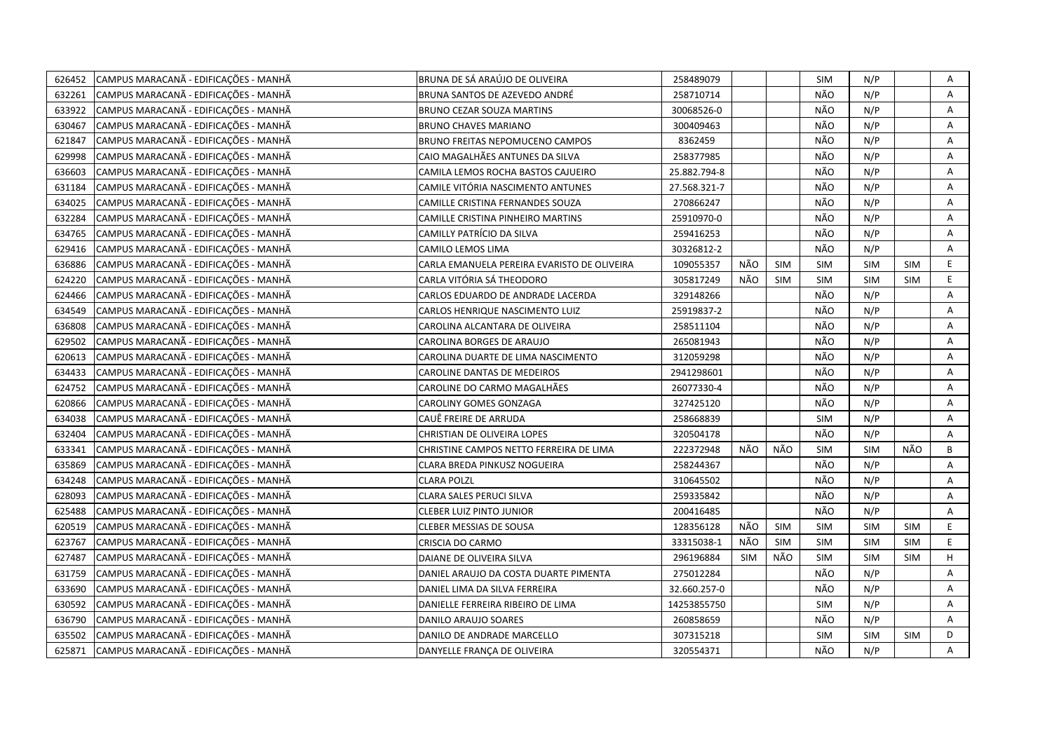| | | | | | | | | | |
|---|---|---|---|---|---|---|---|---|---|
| 626452 | CAMPUS MARACANÃ - EDIFICAÇÕES - MANHÃ | BRUNA DE SÁ ARAÚJO DE OLIVEIRA | 258489079 | | | SIM | N/P | | A |
| 632261 | CAMPUS MARACANÃ - EDIFICAÇÕES - MANHÃ | BRUNA SANTOS DE AZEVEDO ANDRÉ | 258710714 | | | NÃO | N/P | | A |
| 633922 | CAMPUS MARACANÃ - EDIFICAÇÕES - MANHÃ | BRUNO CEZAR SOUZA MARTINS | 30068526-0 | | | NÃO | N/P | | A |
| 630467 | CAMPUS MARACANÃ - EDIFICAÇÕES - MANHÃ | BRUNO CHAVES MARIANO | 300409463 | | | NÃO | N/P | | A |
| 621847 | CAMPUS MARACANÃ - EDIFICAÇÕES - MANHÃ | BRUNO FREITAS NEPOMUCENO CAMPOS | 8362459 | | | NÃO | N/P | | A |
| 629998 | CAMPUS MARACANÃ - EDIFICAÇÕES - MANHÃ | CAIO MAGALHÃES ANTUNES DA SILVA | 258377985 | | | NÃO | N/P | | A |
| 636603 | CAMPUS MARACANÃ - EDIFICAÇÕES - MANHÃ | CAMILA LEMOS ROCHA BASTOS CAJUEIRO | 25.882.794-8 | | | NÃO | N/P | | A |
| 631184 | CAMPUS MARACANÃ - EDIFICAÇÕES - MANHÃ | CAMILE VITÓRIA NASCIMENTO ANTUNES | 27.568.321-7 | | | NÃO | N/P | | A |
| 634025 | CAMPUS MARACANÃ - EDIFICAÇÕES - MANHÃ | CAMILLE CRISTINA FERNANDES SOUZA | 270866247 | | | NÃO | N/P | | A |
| 632284 | CAMPUS MARACANÃ - EDIFICAÇÕES - MANHÃ | CAMILLE CRISTINA PINHEIRO MARTINS | 25910970-0 | | | NÃO | N/P | | A |
| 634765 | CAMPUS MARACANÃ - EDIFICAÇÕES - MANHÃ | CAMILLY PATRÍCIO DA SILVA | 259416253 | | | NÃO | N/P | | A |
| 629416 | CAMPUS MARACANÃ - EDIFICAÇÕES - MANHÃ | CAMILO LEMOS LIMA | 30326812-2 | | | NÃO | N/P | | A |
| 636886 | CAMPUS MARACANÃ - EDIFICAÇÕES - MANHÃ | CARLA EMANUELA PEREIRA EVARISTO DE OLIVEIRA | 109055357 | NÃO | SIM | SIM | SIM | SIM | E |
| 624220 | CAMPUS MARACANÃ - EDIFICAÇÕES - MANHÃ | CARLA VITÓRIA SÁ THEODORO | 305817249 | NÃO | SIM | SIM | SIM | SIM | E |
| 624466 | CAMPUS MARACANÃ - EDIFICAÇÕES - MANHÃ | CARLOS EDUARDO DE ANDRADE LACERDA | 329148266 | | | NÃO | N/P | | A |
| 634549 | CAMPUS MARACANÃ - EDIFICAÇÕES - MANHÃ | CARLOS HENRIQUE NASCIMENTO LUIZ | 25919837-2 | | | NÃO | N/P | | A |
| 636808 | CAMPUS MARACANÃ - EDIFICAÇÕES - MANHÃ | CAROLINA ALCANTARA DE OLIVEIRA | 258511104 | | | NÃO | N/P | | A |
| 629502 | CAMPUS MARACANÃ - EDIFICAÇÕES - MANHÃ | CAROLINA BORGES DE ARAUJO | 265081943 | | | NÃO | N/P | | A |
| 620613 | CAMPUS MARACANÃ - EDIFICAÇÕES - MANHÃ | CAROLINA DUARTE DE LIMA NASCIMENTO | 312059298 | | | NÃO | N/P | | A |
| 634433 | CAMPUS MARACANÃ - EDIFICAÇÕES - MANHÃ | CAROLINE DANTAS DE MEDEIROS | 2941298601 | | | NÃO | N/P | | A |
| 624752 | CAMPUS MARACANÃ - EDIFICAÇÕES - MANHÃ | CAROLINE DO CARMO MAGALHÃES | 26077330-4 | | | NÃO | N/P | | A |
| 620866 | CAMPUS MARACANÃ - EDIFICAÇÕES - MANHÃ | CAROLINY GOMES GONZAGA | 327425120 | | | NÃO | N/P | | A |
| 634038 | CAMPUS MARACANÃ - EDIFICAÇÕES - MANHÃ | CAUÊ FREIRE DE ARRUDA | 258668839 | | | SIM | N/P | | A |
| 632404 | CAMPUS MARACANÃ - EDIFICAÇÕES - MANHÃ | CHRISTIAN DE OLIVEIRA LOPES | 320504178 | | | NÃO | N/P | | A |
| 633341 | CAMPUS MARACANÃ - EDIFICAÇÕES - MANHÃ | CHRISTINE CAMPOS NETTO FERREIRA DE LIMA | 222372948 | NÃO | NÃO | SIM | SIM | NÃO | B |
| 635869 | CAMPUS MARACANÃ - EDIFICAÇÕES - MANHÃ | CLARA BREDA PINKUSZ NOGUEIRA | 258244367 | | | NÃO | N/P | | A |
| 634248 | CAMPUS MARACANÃ - EDIFICAÇÕES - MANHÃ | CLARA POLZL | 310645502 | | | NÃO | N/P | | A |
| 628093 | CAMPUS MARACANÃ - EDIFICAÇÕES - MANHÃ | CLARA SALES PERUCI SILVA | 259335842 | | | NÃO | N/P | | A |
| 625488 | CAMPUS MARACANÃ - EDIFICAÇÕES - MANHÃ | CLEBER LUIZ PINTO JUNIOR | 200416485 | | | NÃO | N/P | | A |
| 620519 | CAMPUS MARACANÃ - EDIFICAÇÕES - MANHÃ | CLEBER MESSIAS DE SOUSA | 128356128 | NÃO | SIM | SIM | SIM | SIM | E |
| 623767 | CAMPUS MARACANÃ - EDIFICAÇÕES - MANHÃ | CRISCIA DO CARMO | 33315038-1 | NÃO | SIM | SIM | SIM | SIM | E |
| 627487 | CAMPUS MARACANÃ - EDIFICAÇÕES - MANHÃ | DAIANE DE OLIVEIRA SILVA | 296196884 | SIM | NÃO | SIM | SIM | SIM | H |
| 631759 | CAMPUS MARACANÃ - EDIFICAÇÕES - MANHÃ | DANIEL ARAUJO DA COSTA DUARTE PIMENTA | 275012284 | | | NÃO | N/P | | A |
| 633690 | CAMPUS MARACANÃ - EDIFICAÇÕES - MANHÃ | DANIEL LIMA DA SILVA FERREIRA | 32.660.257-0 | | | NÃO | N/P | | A |
| 630592 | CAMPUS MARACANÃ - EDIFICAÇÕES - MANHÃ | DANIELLE FERREIRA RIBEIRO DE LIMA | 14253855750 | | | SIM | N/P | | A |
| 636790 | CAMPUS MARACANÃ - EDIFICAÇÕES - MANHÃ | DANILO ARAUJO SOARES | 260858659 | | | NÃO | N/P | | A |
| 635502 | CAMPUS MARACANÃ - EDIFICAÇÕES - MANHÃ | DANILO DE ANDRADE MARCELLO | 307315218 | | | SIM | SIM | SIM | D |
| 625871 | CAMPUS MARACANÃ - EDIFICAÇÕES - MANHÃ | DANYELLE FRANÇA DE OLIVEIRA | 320554371 | | | NÃO | N/P | | A |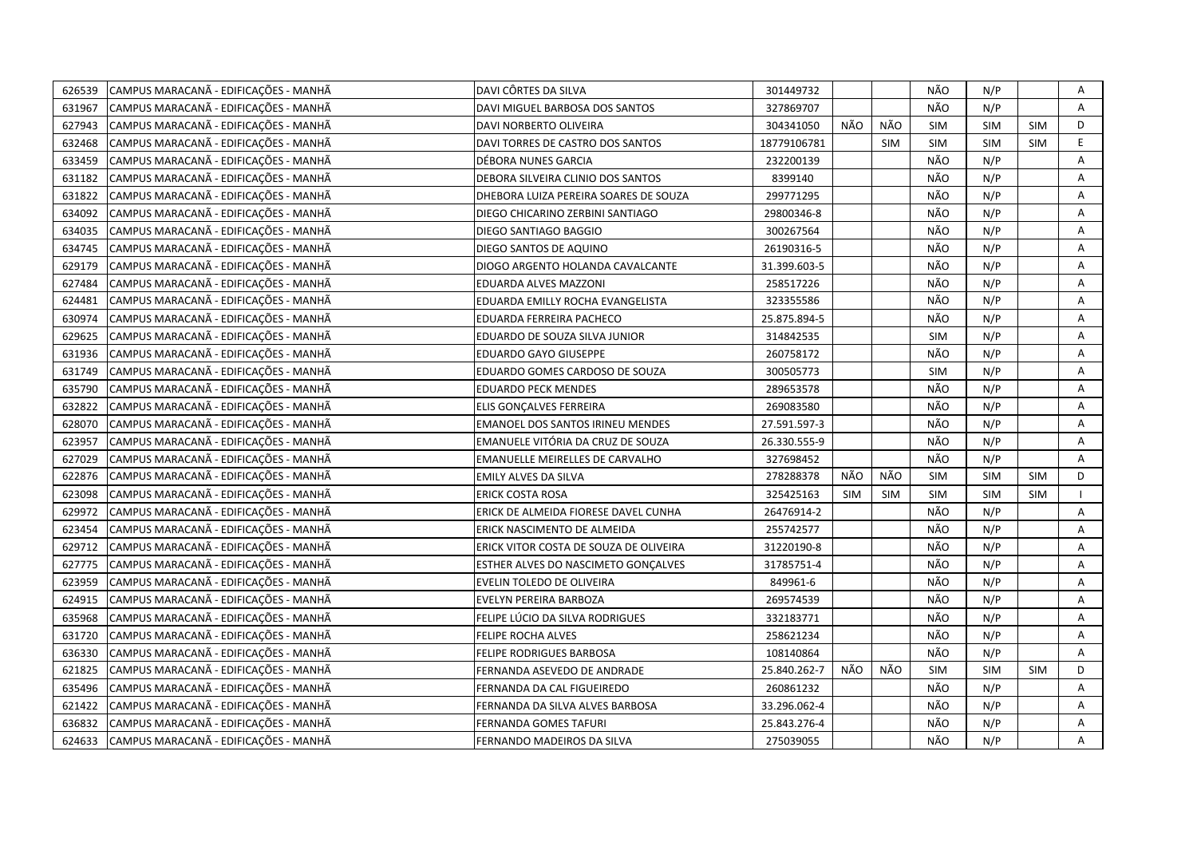| | | | | | | | | | |
|---|---|---|---|---|---|---|---|---|---|
| 626539 | CAMPUS MARACANÃ - EDIFICAÇÕES - MANHÃ | DAVI CÔRTES DA SILVA | 301449732 | | | NÃO | N/P | | A |
| 631967 | CAMPUS MARACANÃ - EDIFICAÇÕES - MANHÃ | DAVI MIGUEL BARBOSA DOS SANTOS | 327869707 | | | NÃO | N/P | | A |
| 627943 | CAMPUS MARACANÃ - EDIFICAÇÕES - MANHÃ | DAVI NORBERTO OLIVEIRA | 304341050 | NÃO | NÃO | SIM | SIM | SIM | D |
| 632468 | CAMPUS MARACANÃ - EDIFICAÇÕES - MANHÃ | DAVI TORRES DE CASTRO DOS SANTOS | 18779106781 | | SIM | SIM | SIM | SIM | E |
| 633459 | CAMPUS MARACANÃ - EDIFICAÇÕES - MANHÃ | DÉBORA NUNES GARCIA | 232200139 | | | NÃO | N/P | | A |
| 631182 | CAMPUS MARACANÃ - EDIFICAÇÕES - MANHÃ | DEBORA SILVEIRA CLINIO DOS SANTOS | 8399140 | | | NÃO | N/P | | A |
| 631822 | CAMPUS MARACANÃ - EDIFICAÇÕES - MANHÃ | DHEBORA LUIZA PEREIRA SOARES DE SOUZA | 299771295 | | | NÃO | N/P | | A |
| 634092 | CAMPUS MARACANÃ - EDIFICAÇÕES - MANHÃ | DIEGO CHICARINO ZERBINI SANTIAGO | 29800346-8 | | | NÃO | N/P | | A |
| 634035 | CAMPUS MARACANÃ - EDIFICAÇÕES - MANHÃ | DIEGO SANTIAGO BAGGIO | 300267564 | | | NÃO | N/P | | A |
| 634745 | CAMPUS MARACANÃ - EDIFICAÇÕES - MANHÃ | DIEGO SANTOS DE AQUINO | 26190316-5 | | | NÃO | N/P | | A |
| 629179 | CAMPUS MARACANÃ - EDIFICAÇÕES - MANHÃ | DIOGO ARGENTO HOLANDA CAVALCANTE | 31.399.603-5 | | | NÃO | N/P | | A |
| 627484 | CAMPUS MARACANÃ - EDIFICAÇÕES - MANHÃ | EDUARDA ALVES MAZZONI | 258517226 | | | NÃO | N/P | | A |
| 624481 | CAMPUS MARACANÃ - EDIFICAÇÕES - MANHÃ | EDUARDA EMILLY ROCHA EVANGELISTA | 323355586 | | | NÃO | N/P | | A |
| 630974 | CAMPUS MARACANÃ - EDIFICAÇÕES - MANHÃ | EDUARDA FERREIRA PACHECO | 25.875.894-5 | | | NÃO | N/P | | A |
| 629625 | CAMPUS MARACANÃ - EDIFICAÇÕES - MANHÃ | EDUARDO DE SOUZA SILVA JUNIOR | 314842535 | | | SIM | N/P | | A |
| 631936 | CAMPUS MARACANÃ - EDIFICAÇÕES - MANHÃ | EDUARDO GAYO GIUSEPPE | 260758172 | | | NÃO | N/P | | A |
| 631749 | CAMPUS MARACANÃ - EDIFICAÇÕES - MANHÃ | EDUARDO GOMES CARDOSO DE SOUZA | 300505773 | | | SIM | N/P | | A |
| 635790 | CAMPUS MARACANÃ - EDIFICAÇÕES - MANHÃ | EDUARDO PECK MENDES | 289653578 | | | NÃO | N/P | | A |
| 632822 | CAMPUS MARACANÃ - EDIFICAÇÕES - MANHÃ | ELIS GONÇALVES FERREIRA | 269083580 | | | NÃO | N/P | | A |
| 628070 | CAMPUS MARACANÃ - EDIFICAÇÕES - MANHÃ | EMANOEL DOS SANTOS IRINEU MENDES | 27.591.597-3 | | | NÃO | N/P | | A |
| 623957 | CAMPUS MARACANÃ - EDIFICAÇÕES - MANHÃ | EMANUELE VITÓRIA DA CRUZ DE SOUZA | 26.330.555-9 | | | NÃO | N/P | | A |
| 627029 | CAMPUS MARACANÃ - EDIFICAÇÕES - MANHÃ | EMANUELLE MEIRELLES DE CARVALHO | 327698452 | | | NÃO | N/P | | A |
| 622876 | CAMPUS MARACANÃ - EDIFICAÇÕES - MANHÃ | EMILY ALVES DA SILVA | 278288378 | NÃO | NÃO | SIM | SIM | SIM | D |
| 623098 | CAMPUS MARACANÃ - EDIFICAÇÕES - MANHÃ | ERICK COSTA ROSA | 325425163 | SIM | SIM | SIM | SIM | SIM | I |
| 629972 | CAMPUS MARACANÃ - EDIFICAÇÕES - MANHÃ | ERICK DE ALMEIDA FIORESE DAVEL CUNHA | 26476914-2 | | | NÃO | N/P | | A |
| 623454 | CAMPUS MARACANÃ - EDIFICAÇÕES - MANHÃ | ERICK NASCIMENTO DE ALMEIDA | 255742577 | | | NÃO | N/P | | A |
| 629712 | CAMPUS MARACANÃ - EDIFICAÇÕES - MANHÃ | ERICK VITOR COSTA DE SOUZA DE OLIVEIRA | 31220190-8 | | | NÃO | N/P | | A |
| 627775 | CAMPUS MARACANÃ - EDIFICAÇÕES - MANHÃ | ESTHER ALVES DO NASCIMETO GONÇALVES | 31785751-4 | | | NÃO | N/P | | A |
| 623959 | CAMPUS MARACANÃ - EDIFICAÇÕES - MANHÃ | EVELIN TOLEDO DE OLIVEIRA | 849961-6 | | | NÃO | N/P | | A |
| 624915 | CAMPUS MARACANÃ - EDIFICAÇÕES - MANHÃ | EVELYN PEREIRA BARBOZA | 269574539 | | | NÃO | N/P | | A |
| 635968 | CAMPUS MARACANÃ - EDIFICAÇÕES - MANHÃ | FELIPE LÚCIO DA SILVA RODRIGUES | 332183771 | | | NÃO | N/P | | A |
| 631720 | CAMPUS MARACANÃ - EDIFICAÇÕES - MANHÃ | FELIPE ROCHA ALVES | 258621234 | | | NÃO | N/P | | A |
| 636330 | CAMPUS MARACANÃ - EDIFICAÇÕES - MANHÃ | FELIPE RODRIGUES BARBOSA | 108140864 | | | NÃO | N/P | | A |
| 621825 | CAMPUS MARACANÃ - EDIFICAÇÕES - MANHÃ | FERNANDA ASEVEDO DE ANDRADE | 25.840.262-7 | NÃO | NÃO | SIM | SIM | SIM | D |
| 635496 | CAMPUS MARACANÃ - EDIFICAÇÕES - MANHÃ | FERNANDA DA CAL FIGUEIREDO | 260861232 | | | NÃO | N/P | | A |
| 621422 | CAMPUS MARACANÃ - EDIFICAÇÕES - MANHÃ | FERNANDA DA SILVA ALVES BARBOSA | 33.296.062-4 | | | NÃO | N/P | | A |
| 636832 | CAMPUS MARACANÃ - EDIFICAÇÕES - MANHÃ | FERNANDA GOMES TAFURI | 25.843.276-4 | | | NÃO | N/P | | A |
| 624633 | CAMPUS MARACANÃ - EDIFICAÇÕES - MANHÃ | FERNANDO MADEIROS DA SILVA | 275039055 | | | NÃO | N/P | | A |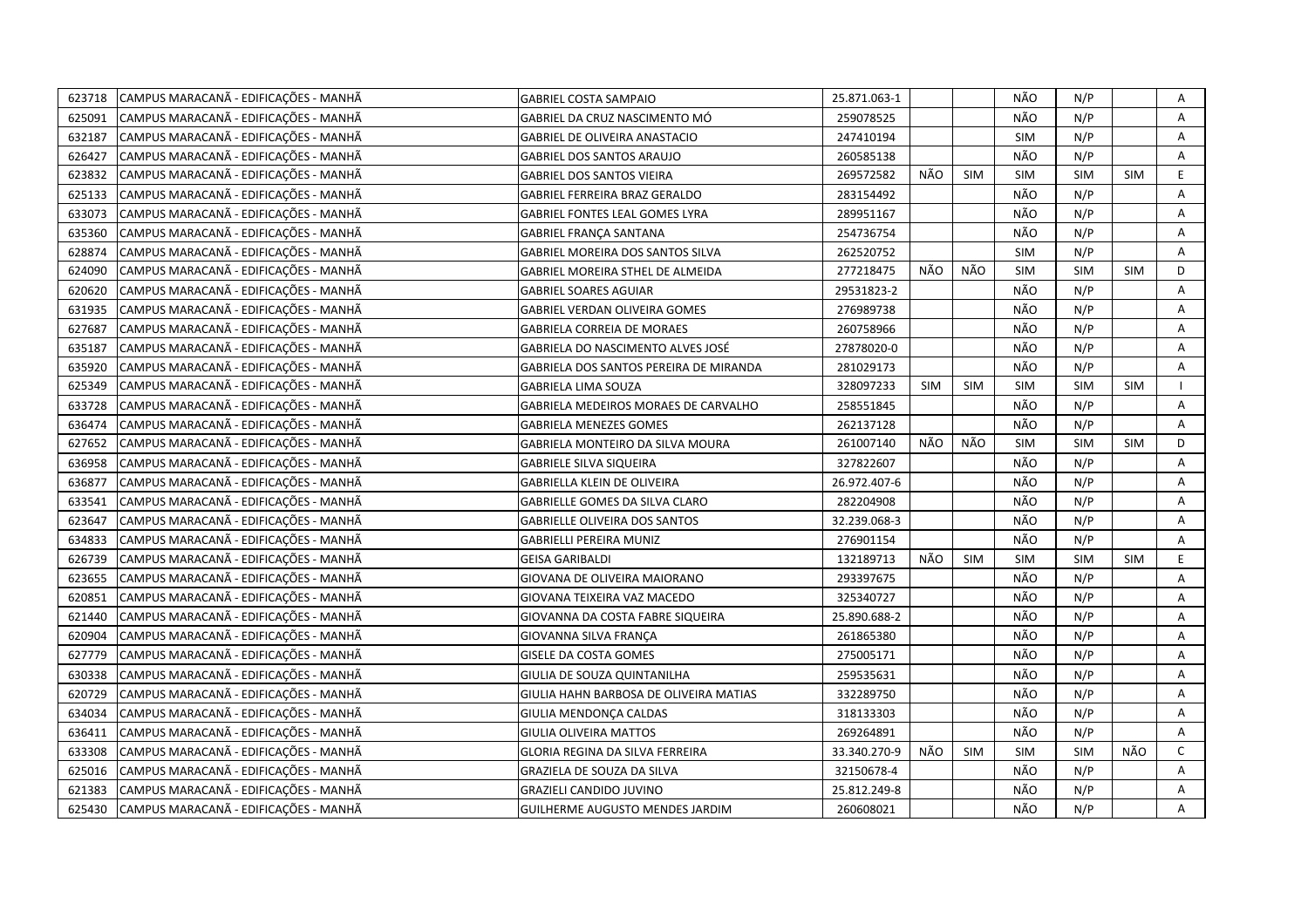| | | | | | | | | | |
|---|---|---|---|---|---|---|---|---|---|
| 623718 | CAMPUS MARACANÃ - EDIFICAÇÕES - MANHÃ | GABRIEL COSTA SAMPAIO | 25.871.063-1 | | | NÃO | N/P | | A |
| 625091 | CAMPUS MARACANÃ - EDIFICAÇÕES - MANHÃ | GABRIEL DA CRUZ NASCIMENTO MÓ | 259078525 | | | NÃO | N/P | | A |
| 632187 | CAMPUS MARACANÃ - EDIFICAÇÕES - MANHÃ | GABRIEL DE OLIVEIRA ANASTACIO | 247410194 | | | SIM | N/P | | A |
| 626427 | CAMPUS MARACANÃ - EDIFICAÇÕES - MANHÃ | GABRIEL DOS SANTOS ARAUJO | 260585138 | | | NÃO | N/P | | A |
| 623832 | CAMPUS MARACANÃ - EDIFICAÇÕES - MANHÃ | GABRIEL DOS SANTOS VIEIRA | 269572582 | NÃO | SIM | SIM | SIM | SIM | E |
| 625133 | CAMPUS MARACANÃ - EDIFICAÇÕES - MANHÃ | GABRIEL FERREIRA BRAZ GERALDO | 283154492 | | | NÃO | N/P | | A |
| 633073 | CAMPUS MARACANÃ - EDIFICAÇÕES - MANHÃ | GABRIEL FONTES LEAL GOMES LYRA | 289951167 | | | NÃO | N/P | | A |
| 635360 | CAMPUS MARACANÃ - EDIFICAÇÕES - MANHÃ | GABRIEL FRANÇA SANTANA | 254736754 | | | NÃO | N/P | | A |
| 628874 | CAMPUS MARACANÃ - EDIFICAÇÕES - MANHÃ | GABRIEL MOREIRA DOS SANTOS SILVA | 262520752 | | | SIM | N/P | | A |
| 624090 | CAMPUS MARACANÃ - EDIFICAÇÕES - MANHÃ | GABRIEL MOREIRA STHEL DE ALMEIDA | 277218475 | NÃO | NÃO | SIM | SIM | SIM | D |
| 620620 | CAMPUS MARACANÃ - EDIFICAÇÕES - MANHÃ | GABRIEL SOARES AGUIAR | 29531823-2 | | | NÃO | N/P | | A |
| 631935 | CAMPUS MARACANÃ - EDIFICAÇÕES - MANHÃ | GABRIEL VERDAN OLIVEIRA GOMES | 276989738 | | | NÃO | N/P | | A |
| 627687 | CAMPUS MARACANÃ - EDIFICAÇÕES - MANHÃ | GABRIELA CORREIA DE MORAES | 260758966 | | | NÃO | N/P | | A |
| 635187 | CAMPUS MARACANÃ - EDIFICAÇÕES - MANHÃ | GABRIELA DO NASCIMENTO ALVES JOSÉ | 27878020-0 | | | NÃO | N/P | | A |
| 635920 | CAMPUS MARACANÃ - EDIFICAÇÕES - MANHÃ | GABRIELA DOS SANTOS PEREIRA DE MIRANDA | 281029173 | | | NÃO | N/P | | A |
| 625349 | CAMPUS MARACANÃ - EDIFICAÇÕES - MANHÃ | GABRIELA LIMA SOUZA | 328097233 | SIM | SIM | SIM | SIM | SIM | I |
| 633728 | CAMPUS MARACANÃ - EDIFICAÇÕES - MANHÃ | GABRIELA MEDEIROS MORAES DE CARVALHO | 258551845 | | | NÃO | N/P | | A |
| 636474 | CAMPUS MARACANÃ - EDIFICAÇÕES - MANHÃ | GABRIELA MENEZES GOMES | 262137128 | | | NÃO | N/P | | A |
| 627652 | CAMPUS MARACANÃ - EDIFICAÇÕES - MANHÃ | GABRIELA MONTEIRO DA SILVA MOURA | 261007140 | NÃO | NÃO | SIM | SIM | SIM | D |
| 636958 | CAMPUS MARACANÃ - EDIFICAÇÕES - MANHÃ | GABRIELE SILVA SIQUEIRA | 327822607 | | | NÃO | N/P | | A |
| 636877 | CAMPUS MARACANÃ - EDIFICAÇÕES - MANHÃ | GABRIELLA KLEIN DE OLIVEIRA | 26.972.407-6 | | | NÃO | N/P | | A |
| 633541 | CAMPUS MARACANÃ - EDIFICAÇÕES - MANHÃ | GABRIELLE GOMES DA SILVA CLARO | 282204908 | | | NÃO | N/P | | A |
| 623647 | CAMPUS MARACANÃ - EDIFICAÇÕES - MANHÃ | GABRIELLE OLIVEIRA DOS SANTOS | 32.239.068-3 | | | NÃO | N/P | | A |
| 634833 | CAMPUS MARACANÃ - EDIFICAÇÕES - MANHÃ | GABRIELLI PEREIRA MUNIZ | 276901154 | | | NÃO | N/P | | A |
| 626739 | CAMPUS MARACANÃ - EDIFICAÇÕES - MANHÃ | GEISA GARIBALDI | 132189713 | NÃO | SIM | SIM | SIM | SIM | E |
| 623655 | CAMPUS MARACANÃ - EDIFICAÇÕES - MANHÃ | GIOVANA DE OLIVEIRA MAIORANO | 293397675 | | | NÃO | N/P | | A |
| 620851 | CAMPUS MARACANÃ - EDIFICAÇÕES - MANHÃ | GIOVANA TEIXEIRA VAZ MACEDO | 325340727 | | | NÃO | N/P | | A |
| 621440 | CAMPUS MARACANÃ - EDIFICAÇÕES - MANHÃ | GIOVANNA DA COSTA FABRE SIQUEIRA | 25.890.688-2 | | | NÃO | N/P | | A |
| 620904 | CAMPUS MARACANÃ - EDIFICAÇÕES - MANHÃ | GIOVANNA SILVA FRANÇA | 261865380 | | | NÃO | N/P | | A |
| 627779 | CAMPUS MARACANÃ - EDIFICAÇÕES - MANHÃ | GISELE DA COSTA GOMES | 275005171 | | | NÃO | N/P | | A |
| 630338 | CAMPUS MARACANÃ - EDIFICAÇÕES - MANHÃ | GIULIA DE SOUZA QUINTANILHA | 259535631 | | | NÃO | N/P | | A |
| 620729 | CAMPUS MARACANÃ - EDIFICAÇÕES - MANHÃ | GIULIA HAHN BARBOSA DE OLIVEIRA MATIAS | 332289750 | | | NÃO | N/P | | A |
| 634034 | CAMPUS MARACANÃ - EDIFICAÇÕES - MANHÃ | GIULIA MENDONÇA CALDAS | 318133303 | | | NÃO | N/P | | A |
| 636411 | CAMPUS MARACANÃ - EDIFICAÇÕES - MANHÃ | GIULIA OLIVEIRA MATTOS | 269264891 | | | NÃO | N/P | | A |
| 633308 | CAMPUS MARACANÃ - EDIFICAÇÕES - MANHÃ | GLORIA REGINA DA SILVA FERREIRA | 33.340.270-9 | NÃO | SIM | SIM | SIM | NÃO | C |
| 625016 | CAMPUS MARACANÃ - EDIFICAÇÕES - MANHÃ | GRAZIELA DE SOUZA DA SILVA | 32150678-4 | | | NÃO | N/P | | A |
| 621383 | CAMPUS MARACANÃ - EDIFICAÇÕES - MANHÃ | GRAZIELI CANDIDO JUVINO | 25.812.249-8 | | | NÃO | N/P | | A |
| 625430 | CAMPUS MARACANÃ - EDIFICAÇÕES - MANHÃ | GUILHERME AUGUSTO MENDES JARDIM | 260608021 | | | NÃO | N/P | | A |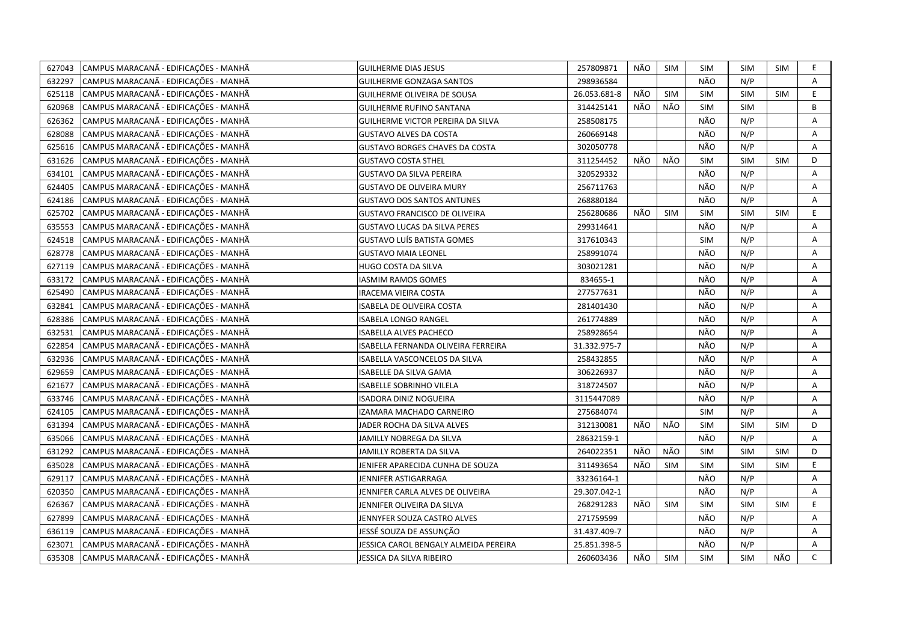| 627043 | CAMPUS MARACANÃ - EDIFICAÇÕES - MANHÃ | GUILHERME DIAS JESUS | 257809871 | NÃO | SIM | SIM | SIM | SIM | E |
|---|---|---|---|---|---|---|---|---|---|
| 632297 | CAMPUS MARACANÃ - EDIFICAÇÕES - MANHÃ | GUILHERME GONZAGA SANTOS | 298936584 | | | NÃO | N/P | | A |
| 625118 | CAMPUS MARACANÃ - EDIFICAÇÕES - MANHÃ | GUILHERME OLIVEIRA DE SOUSA | 26.053.681-8 | NÃO | SIM | SIM | SIM | SIM | E |
| 620968 | CAMPUS MARACANÃ - EDIFICAÇÕES - MANHÃ | GUILHERME RUFINO SANTANA | 314425141 | NÃO | NÃO | SIM | SIM | | B |
| 626362 | CAMPUS MARACANÃ - EDIFICAÇÕES - MANHÃ | GUILHERME VICTOR PEREIRA DA SILVA | 258508175 | | | NÃO | N/P | | A |
| 628088 | CAMPUS MARACANÃ - EDIFICAÇÕES - MANHÃ | GUSTAVO ALVES DA COSTA | 260669148 | | | NÃO | N/P | | A |
| 625616 | CAMPUS MARACANÃ - EDIFICAÇÕES - MANHÃ | GUSTAVO BORGES CHAVES DA COSTA | 302050778 | | | NÃO | N/P | | A |
| 631626 | CAMPUS MARACANÃ - EDIFICAÇÕES - MANHÃ | GUSTAVO COSTA STHEL | 311254452 | NÃO | NÃO | SIM | SIM | SIM | D |
| 634101 | CAMPUS MARACANÃ - EDIFICAÇÕES - MANHÃ | GUSTAVO DA SILVA PEREIRA | 320529332 | | | NÃO | N/P | | A |
| 624405 | CAMPUS MARACANÃ - EDIFICAÇÕES - MANHÃ | GUSTAVO DE OLIVEIRA MURY | 256711763 | | | NÃO | N/P | | A |
| 624186 | CAMPUS MARACANÃ - EDIFICAÇÕES - MANHÃ | GUSTAVO DOS SANTOS ANTUNES | 268880184 | | | NÃO | N/P | | A |
| 625702 | CAMPUS MARACANÃ - EDIFICAÇÕES - MANHÃ | GUSTAVO FRANCISCO DE OLIVEIRA | 256280686 | NÃO | SIM | SIM | SIM | SIM | E |
| 635553 | CAMPUS MARACANÃ - EDIFICAÇÕES - MANHÃ | GUSTAVO LUCAS DA SILVA PERES | 299314641 | | | NÃO | N/P | | A |
| 624518 | CAMPUS MARACANÃ - EDIFICAÇÕES - MANHÃ | GUSTAVO LUÍS BATISTA GOMES | 317610343 | | | SIM | N/P | | A |
| 628778 | CAMPUS MARACANÃ - EDIFICAÇÕES - MANHÃ | GUSTAVO MAIA LEONEL | 258991074 | | | NÃO | N/P | | A |
| 627119 | CAMPUS MARACANÃ - EDIFICAÇÕES - MANHÃ | HUGO COSTA DA SILVA | 303021281 | | | NÃO | N/P | | A |
| 633172 | CAMPUS MARACANÃ - EDIFICAÇÕES - MANHÃ | IASMIM RAMOS GOMES | 834655-1 | | | NÃO | N/P | | A |
| 625490 | CAMPUS MARACANÃ - EDIFICAÇÕES - MANHÃ | IRACEMA VIEIRA COSTA | 277577631 | | | NÃO | N/P | | A |
| 632841 | CAMPUS MARACANÃ - EDIFICAÇÕES - MANHÃ | ISABELA DE OLIVEIRA COSTA | 281401430 | | | NÃO | N/P | | A |
| 628386 | CAMPUS MARACANÃ - EDIFICAÇÕES - MANHÃ | ISABELA LONGO RANGEL | 261774889 | | | NÃO | N/P | | A |
| 632531 | CAMPUS MARACANÃ - EDIFICAÇÕES - MANHÃ | ISABELLA ALVES PACHECO | 258928654 | | | NÃO | N/P | | A |
| 622854 | CAMPUS MARACANÃ - EDIFICAÇÕES - MANHÃ | ISABELLA FERNANDA OLIVEIRA FERREIRA | 31.332.975-7 | | | NÃO | N/P | | A |
| 632936 | CAMPUS MARACANÃ - EDIFICAÇÕES - MANHÃ | ISABELLA VASCONCELOS DA SILVA | 258432855 | | | NÃO | N/P | | A |
| 629659 | CAMPUS MARACANÃ - EDIFICAÇÕES - MANHÃ | ISABELLE DA SILVA GAMA | 306226937 | | | NÃO | N/P | | A |
| 621677 | CAMPUS MARACANÃ - EDIFICAÇÕES - MANHÃ | ISABELLE SOBRINHO VILELA | 318724507 | | | NÃO | N/P | | A |
| 633746 | CAMPUS MARACANÃ - EDIFICAÇÕES - MANHÃ | ISADORA DINIZ NOGUEIRA | 3115447089 | | | NÃO | N/P | | A |
| 624105 | CAMPUS MARACANÃ - EDIFICAÇÕES - MANHÃ | IZAMARA MACHADO CARNEIRO | 275684074 | | | SIM | N/P | | A |
| 631394 | CAMPUS MARACANÃ - EDIFICAÇÕES - MANHÃ | JADER ROCHA DA SILVA ALVES | 312130081 | NÃO | NÃO | SIM | SIM | SIM | D |
| 635066 | CAMPUS MARACANÃ - EDIFICAÇÕES - MANHÃ | JAMILLY NOBREGA DA SILVA | 28632159-1 | | | NÃO | N/P | | A |
| 631292 | CAMPUS MARACANÃ - EDIFICAÇÕES - MANHÃ | JAMILLY ROBERTA DA SILVA | 264022351 | NÃO | NÃO | SIM | SIM | SIM | D |
| 635028 | CAMPUS MARACANÃ - EDIFICAÇÕES - MANHÃ | JENIFER APARECIDA CUNHA DE SOUZA | 311493654 | NÃO | SIM | SIM | SIM | SIM | E |
| 629117 | CAMPUS MARACANÃ - EDIFICAÇÕES - MANHÃ | JENNIFER ASTIGARRAGA | 33236164-1 | | | NÃO | N/P | | A |
| 620350 | CAMPUS MARACANÃ - EDIFICAÇÕES - MANHÃ | JENNIFER CARLA ALVES DE OLIVEIRA | 29.307.042-1 | | | NÃO | N/P | | A |
| 626367 | CAMPUS MARACANÃ - EDIFICAÇÕES - MANHÃ | JENNIFER OLIVEIRA DA SILVA | 268291283 | NÃO | SIM | SIM | SIM | SIM | E |
| 627899 | CAMPUS MARACANÃ - EDIFICAÇÕES - MANHÃ | JENNYFER SOUZA CASTRO ALVES | 271759599 | | | NÃO | N/P | | A |
| 636119 | CAMPUS MARACANÃ - EDIFICAÇÕES - MANHÃ | JESSÉ SOUZA DE ASSUNÇÃO | 31.437.409-7 | | | NÃO | N/P | | A |
| 623071 | CAMPUS MARACANÃ - EDIFICAÇÕES - MANHÃ | JESSICA CAROL BENGALY ALMEIDA PEREIRA | 25.851.398-5 | | | NÃO | N/P | | A |
| 635308 | CAMPUS MARACANÃ - EDIFICAÇÕES - MANHÃ | JESSICA DA SILVA RIBEIRO | 260603436 | NÃO | SIM | SIM | SIM | NÃO | C |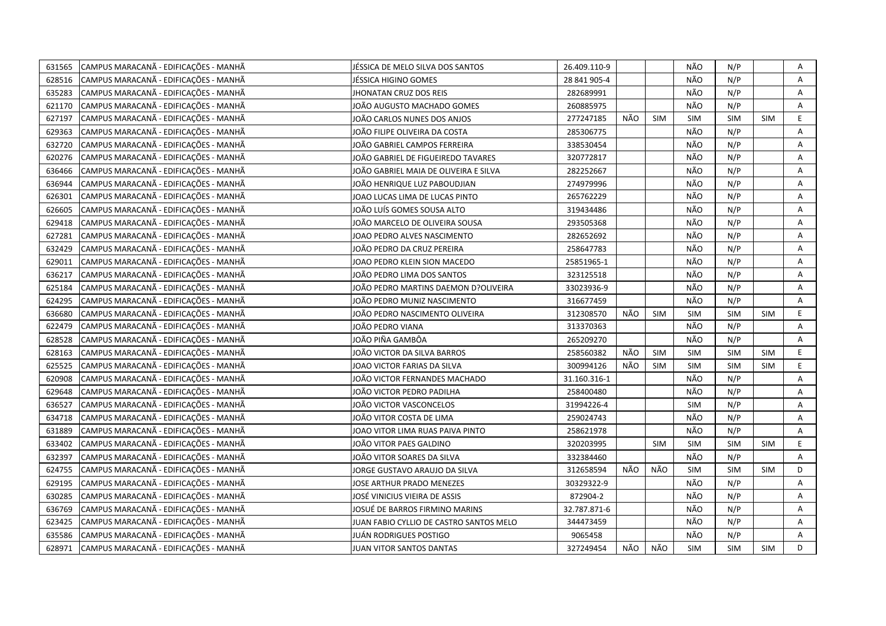| | | | | | | | | | |
|---|---|---|---|---|---|---|---|---|---|
| 631565 | CAMPUS MARACANÃ - EDIFICAÇÕES - MANHÃ | JÉSSICA DE MELO SILVA DOS SANTOS | 26.409.110-9 | | | NÃO | N/P | | A |
| 628516 | CAMPUS MARACANÃ - EDIFICAÇÕES - MANHÃ | JÉSSICA HIGINO GOMES | 28 841 905-4 | | | NÃO | N/P | | A |
| 635283 | CAMPUS MARACANÃ - EDIFICAÇÕES - MANHÃ | JHONATAN CRUZ DOS REIS | 282689991 | | | NÃO | N/P | | A |
| 621170 | CAMPUS MARACANÃ - EDIFICAÇÕES - MANHÃ | JOÃO AUGUSTO MACHADO GOMES | 260885975 | | | NÃO | N/P | | A |
| 627197 | CAMPUS MARACANÃ - EDIFICAÇÕES - MANHÃ | JOÃO CARLOS NUNES DOS ANJOS | 277247185 | NÃO | SIM | SIM | SIM | SIM | E |
| 629363 | CAMPUS MARACANÃ - EDIFICAÇÕES - MANHÃ | JOÃO FILIPE OLIVEIRA DA COSTA | 285306775 | | | NÃO | N/P | | A |
| 632720 | CAMPUS MARACANÃ - EDIFICAÇÕES - MANHÃ | JOÃO GABRIEL CAMPOS FERREIRA | 338530454 | | | NÃO | N/P | | A |
| 620276 | CAMPUS MARACANÃ - EDIFICAÇÕES - MANHÃ | JOÃO GABRIEL DE FIGUEIREDO TAVARES | 320772817 | | | NÃO | N/P | | A |
| 636466 | CAMPUS MARACANÃ - EDIFICAÇÕES - MANHÃ | JOÃO GABRIEL MAIA DE OLIVEIRA E SILVA | 282252667 | | | NÃO | N/P | | A |
| 636944 | CAMPUS MARACANÃ - EDIFICAÇÕES - MANHÃ | JOÃO HENRIQUE LUZ PABOUDJIAN | 274979996 | | | NÃO | N/P | | A |
| 626301 | CAMPUS MARACANÃ - EDIFICAÇÕES - MANHÃ | JOAO LUCAS LIMA DE LUCAS PINTO | 265762229 | | | NÃO | N/P | | A |
| 626605 | CAMPUS MARACANÃ - EDIFICAÇÕES - MANHÃ | JOÃO LUÍS GOMES SOUSA ALTO | 319434486 | | | NÃO | N/P | | A |
| 629418 | CAMPUS MARACANÃ - EDIFICAÇÕES - MANHÃ | JOÃO MARCELO DE OLIVEIRA SOUSA | 293505368 | | | NÃO | N/P | | A |
| 627281 | CAMPUS MARACANÃ - EDIFICAÇÕES - MANHÃ | JOAO PEDRO ALVES NASCIMENTO | 282652692 | | | NÃO | N/P | | A |
| 632429 | CAMPUS MARACANÃ - EDIFICAÇÕES - MANHÃ | JOÃO PEDRO DA CRUZ PEREIRA | 258647783 | | | NÃO | N/P | | A |
| 629011 | CAMPUS MARACANÃ - EDIFICAÇÕES - MANHÃ | JOAO PEDRO KLEIN SION MACEDO | 25851965-1 | | | NÃO | N/P | | A |
| 636217 | CAMPUS MARACANÃ - EDIFICAÇÕES - MANHÃ | JOÃO PEDRO LIMA DOS SANTOS | 323125518 | | | NÃO | N/P | | A |
| 625184 | CAMPUS MARACANÃ - EDIFICAÇÕES - MANHÃ | JOÃO PEDRO MARTINS DAEMON D?OLIVEIRA | 33023936-9 | | | NÃO | N/P | | A |
| 624295 | CAMPUS MARACANÃ - EDIFICAÇÕES - MANHÃ | JOÃO PEDRO MUNIZ NASCIMENTO | 316677459 | | | NÃO | N/P | | A |
| 636680 | CAMPUS MARACANÃ - EDIFICAÇÕES - MANHÃ | JOÃO PEDRO NASCIMENTO OLIVEIRA | 312308570 | NÃO | SIM | SIM | SIM | SIM | E |
| 622479 | CAMPUS MARACANÃ - EDIFICAÇÕES - MANHÃ | JOÃO PEDRO VIANA | 313370363 | | | NÃO | N/P | | A |
| 628528 | CAMPUS MARACANÃ - EDIFICAÇÕES - MANHÃ | JOÃO PIÑA GAMBÔA | 265209270 | | | NÃO | N/P | | A |
| 628163 | CAMPUS MARACANÃ - EDIFICAÇÕES - MANHÃ | JOÃO VICTOR DA SILVA BARROS | 258560382 | NÃO | SIM | SIM | SIM | SIM | E |
| 625525 | CAMPUS MARACANÃ - EDIFICAÇÕES - MANHÃ | JOAO VICTOR FARIAS DA SILVA | 300994126 | NÃO | SIM | SIM | SIM | SIM | E |
| 620908 | CAMPUS MARACANÃ - EDIFICAÇÕES - MANHÃ | JOÃO VICTOR FERNANDES MACHADO | 31.160.316-1 | | | NÃO | N/P | | A |
| 629648 | CAMPUS MARACANÃ - EDIFICAÇÕES - MANHÃ | JOÃO VICTOR PEDRO PADILHA | 258400480 | | | NÃO | N/P | | A |
| 636527 | CAMPUS MARACANÃ - EDIFICAÇÕES - MANHÃ | JOÃO VICTOR VASCONCELOS | 31994226-4 | | | SIM | N/P | | A |
| 634718 | CAMPUS MARACANÃ - EDIFICAÇÕES - MANHÃ | JOÃO VITOR COSTA DE LIMA | 259024743 | | | NÃO | N/P | | A |
| 631889 | CAMPUS MARACANÃ - EDIFICAÇÕES - MANHÃ | JOAO VITOR LIMA RUAS PAIVA PINTO | 258621978 | | | NÃO | N/P | | A |
| 633402 | CAMPUS MARACANÃ - EDIFICAÇÕES - MANHÃ | JOÃO VITOR PAES GALDINO | 320203995 | | SIM | SIM | SIM | SIM | E |
| 632397 | CAMPUS MARACANÃ - EDIFICAÇÕES - MANHÃ | JOÃO VITOR SOARES DA SILVA | 332384460 | | | NÃO | N/P | | A |
| 624755 | CAMPUS MARACANÃ - EDIFICAÇÕES - MANHÃ | JORGE GUSTAVO ARAUJO DA SILVA | 312658594 | NÃO | NÃO | SIM | SIM | SIM | D |
| 629195 | CAMPUS MARACANÃ - EDIFICAÇÕES - MANHÃ | JOSE ARTHUR PRADO MENEZES | 30329322-9 | | | NÃO | N/P | | A |
| 630285 | CAMPUS MARACANÃ - EDIFICAÇÕES - MANHÃ | JOSÉ VINICIUS VIEIRA DE ASSIS | 872904-2 | | | NÃO | N/P | | A |
| 636769 | CAMPUS MARACANÃ - EDIFICAÇÕES - MANHÃ | JOSUÉ DE BARROS FIRMINO MARINS | 32.787.871-6 | | | NÃO | N/P | | A |
| 623425 | CAMPUS MARACANÃ - EDIFICAÇÕES - MANHÃ | JUAN FABIO CYLLIO DE CASTRO SANTOS MELO | 344473459 | | | NÃO | N/P | | A |
| 635586 | CAMPUS MARACANÃ - EDIFICAÇÕES - MANHÃ | JUÁN RODRIGUES POSTIGO | 9065458 | | | NÃO | N/P | | A |
| 628971 | CAMPUS MARACANÃ - EDIFICAÇÕES - MANHÃ | JUAN VITOR SANTOS DANTAS | 327249454 | NÃO | NÃO | SIM | SIM | SIM | D |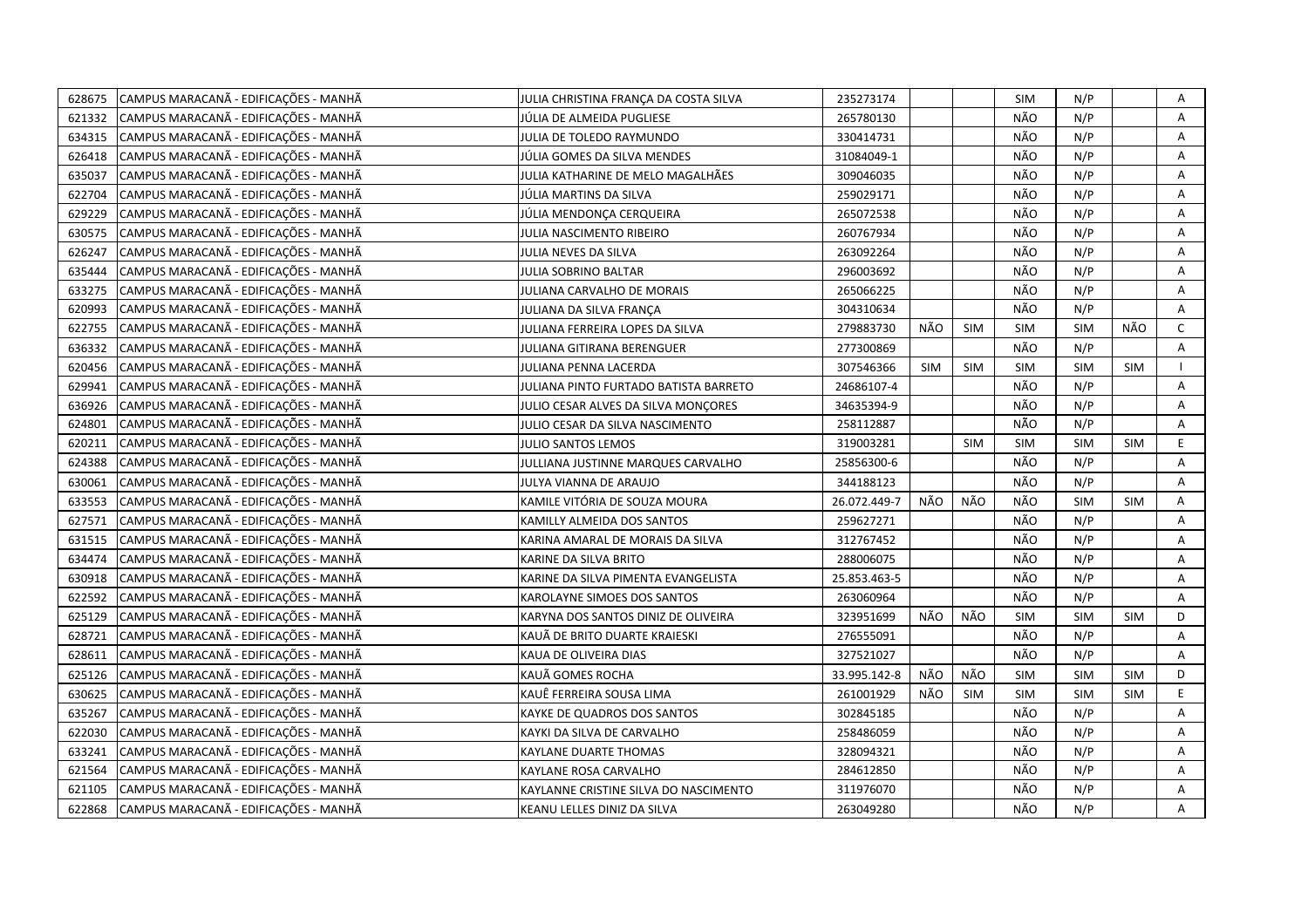| | | | | | | | | | |
|---|---|---|---|---|---|---|---|---|---|
| 628675 | CAMPUS MARACANÃ - EDIFICAÇÕES - MANHÃ | JULIA CHRISTINA FRANÇA DA COSTA SILVA | 235273174 | | | SIM | N/P | | A |
| 621332 | CAMPUS MARACANÃ - EDIFICAÇÕES - MANHÃ | JÚLIA DE ALMEIDA PUGLIESE | 265780130 | | | NÃO | N/P | | A |
| 634315 | CAMPUS MARACANÃ - EDIFICAÇÕES - MANHÃ | JULIA DE TOLEDO RAYMUNDO | 330414731 | | | NÃO | N/P | | A |
| 626418 | CAMPUS MARACANÃ - EDIFICAÇÕES - MANHÃ | JÚLIA GOMES DA SILVA MENDES | 31084049-1 | | | NÃO | N/P | | A |
| 635037 | CAMPUS MARACANÃ - EDIFICAÇÕES - MANHÃ | JULIA KATHARINE DE MELO MAGALHÃES | 309046035 | | | NÃO | N/P | | A |
| 622704 | CAMPUS MARACANÃ - EDIFICAÇÕES - MANHÃ | JÚLIA MARTINS DA SILVA | 259029171 | | | NÃO | N/P | | A |
| 629229 | CAMPUS MARACANÃ - EDIFICAÇÕES - MANHÃ | JÚLIA MENDONÇA CERQUEIRA | 265072538 | | | NÃO | N/P | | A |
| 630575 | CAMPUS MARACANÃ - EDIFICAÇÕES - MANHÃ | JULIA NASCIMENTO RIBEIRO | 260767934 | | | NÃO | N/P | | A |
| 626247 | CAMPUS MARACANÃ - EDIFICAÇÕES - MANHÃ | JULIA NEVES DA SILVA | 263092264 | | | NÃO | N/P | | A |
| 635444 | CAMPUS MARACANÃ - EDIFICAÇÕES - MANHÃ | JULIA SOBRINO BALTAR | 296003692 | | | NÃO | N/P | | A |
| 633275 | CAMPUS MARACANÃ - EDIFICAÇÕES - MANHÃ | JULIANA CARVALHO DE MORAIS | 265066225 | | | NÃO | N/P | | A |
| 620993 | CAMPUS MARACANÃ - EDIFICAÇÕES - MANHÃ | JULIANA DA SILVA FRANÇA | 304310634 | | | NÃO | N/P | | A |
| 622755 | CAMPUS MARACANÃ - EDIFICAÇÕES - MANHÃ | JULIANA FERREIRA LOPES DA SILVA | 279883730 | NÃO | SIM | SIM | SIM | NÃO | C |
| 636332 | CAMPUS MARACANÃ - EDIFICAÇÕES - MANHÃ | JULIANA GITIRANA BERENGUER | 277300869 | | | NÃO | N/P | | A |
| 620456 | CAMPUS MARACANÃ - EDIFICAÇÕES - MANHÃ | JULIANA PENNA LACERDA | 307546366 | SIM | SIM | SIM | SIM | SIM | I |
| 629941 | CAMPUS MARACANÃ - EDIFICAÇÕES - MANHÃ | JULIANA PINTO FURTADO BATISTA BARRETO | 24686107-4 | | | NÃO | N/P | | A |
| 636926 | CAMPUS MARACANÃ - EDIFICAÇÕES - MANHÃ | JULIO CESAR ALVES DA SILVA MONÇORES | 34635394-9 | | | NÃO | N/P | | A |
| 624801 | CAMPUS MARACANÃ - EDIFICAÇÕES - MANHÃ | JULIO CESAR DA SILVA NASCIMENTO | 258112887 | | | NÃO | N/P | | A |
| 620211 | CAMPUS MARACANÃ - EDIFICAÇÕES - MANHÃ | JULIO SANTOS LEMOS | 319003281 | | SIM | SIM | SIM | SIM | E |
| 624388 | CAMPUS MARACANÃ - EDIFICAÇÕES - MANHÃ | JULLIANA JUSTINNE MARQUES CARVALHO | 25856300-6 | | | NÃO | N/P | | A |
| 630061 | CAMPUS MARACANÃ - EDIFICAÇÕES - MANHÃ | JULYA VIANNA DE ARAUJO | 344188123 | | | NÃO | N/P | | A |
| 633553 | CAMPUS MARACANÃ - EDIFICAÇÕES - MANHÃ | KAMILE VITÓRIA DE SOUZA MOURA | 26.072.449-7 | NÃO | NÃO | NÃO | SIM | SIM | A |
| 627571 | CAMPUS MARACANÃ - EDIFICAÇÕES - MANHÃ | KAMILLY ALMEIDA DOS SANTOS | 259627271 | | | NÃO | N/P | | A |
| 631515 | CAMPUS MARACANÃ - EDIFICAÇÕES - MANHÃ | KARINA AMARAL DE MORAIS DA SILVA | 312767452 | | | NÃO | N/P | | A |
| 634474 | CAMPUS MARACANÃ - EDIFICAÇÕES - MANHÃ | KARINE DA SILVA BRITO | 288006075 | | | NÃO | N/P | | A |
| 630918 | CAMPUS MARACANÃ - EDIFICAÇÕES - MANHÃ | KARINE DA SILVA PIMENTA EVANGELISTA | 25.853.463-5 | | | NÃO | N/P | | A |
| 622592 | CAMPUS MARACANÃ - EDIFICAÇÕES - MANHÃ | KAROLAYNE SIMOES DOS SANTOS | 263060964 | | | NÃO | N/P | | A |
| 625129 | CAMPUS MARACANÃ - EDIFICAÇÕES - MANHÃ | KARYNA DOS SANTOS DINIZ DE OLIVEIRA | 323951699 | NÃO | NÃO | SIM | SIM | SIM | D |
| 628721 | CAMPUS MARACANÃ - EDIFICAÇÕES - MANHÃ | KAUÃ DE BRITO DUARTE KRAIESKI | 276555091 | | | NÃO | N/P | | A |
| 628611 | CAMPUS MARACANÃ - EDIFICAÇÕES - MANHÃ | KAUA DE OLIVEIRA DIAS | 327521027 | | | NÃO | N/P | | A |
| 625126 | CAMPUS MARACANÃ - EDIFICAÇÕES - MANHÃ | KAUÃ GOMES ROCHA | 33.995.142-8 | NÃO | NÃO | SIM | SIM | SIM | D |
| 630625 | CAMPUS MARACANÃ - EDIFICAÇÕES - MANHÃ | KAUÊ FERREIRA SOUSA LIMA | 261001929 | NÃO | SIM | SIM | SIM | SIM | E |
| 635267 | CAMPUS MARACANÃ - EDIFICAÇÕES - MANHÃ | KAYKE DE QUADROS DOS SANTOS | 302845185 | | | NÃO | N/P | | A |
| 622030 | CAMPUS MARACANÃ - EDIFICAÇÕES - MANHÃ | KAYKI DA SILVA DE CARVALHO | 258486059 | | | NÃO | N/P | | A |
| 633241 | CAMPUS MARACANÃ - EDIFICAÇÕES - MANHÃ | KAYLANE DUARTE THOMAS | 328094321 | | | NÃO | N/P | | A |
| 621564 | CAMPUS MARACANÃ - EDIFICAÇÕES - MANHÃ | KAYLANE ROSA CARVALHO | 284612850 | | | NÃO | N/P | | A |
| 621105 | CAMPUS MARACANÃ - EDIFICAÇÕES - MANHÃ | KAYLANNE CRISTINE SILVA DO NASCIMENTO | 311976070 | | | NÃO | N/P | | A |
| 622868 | CAMPUS MARACANÃ - EDIFICAÇÕES - MANHÃ | KEANU LELLES DINIZ DA SILVA | 263049280 | | | NÃO | N/P | | A |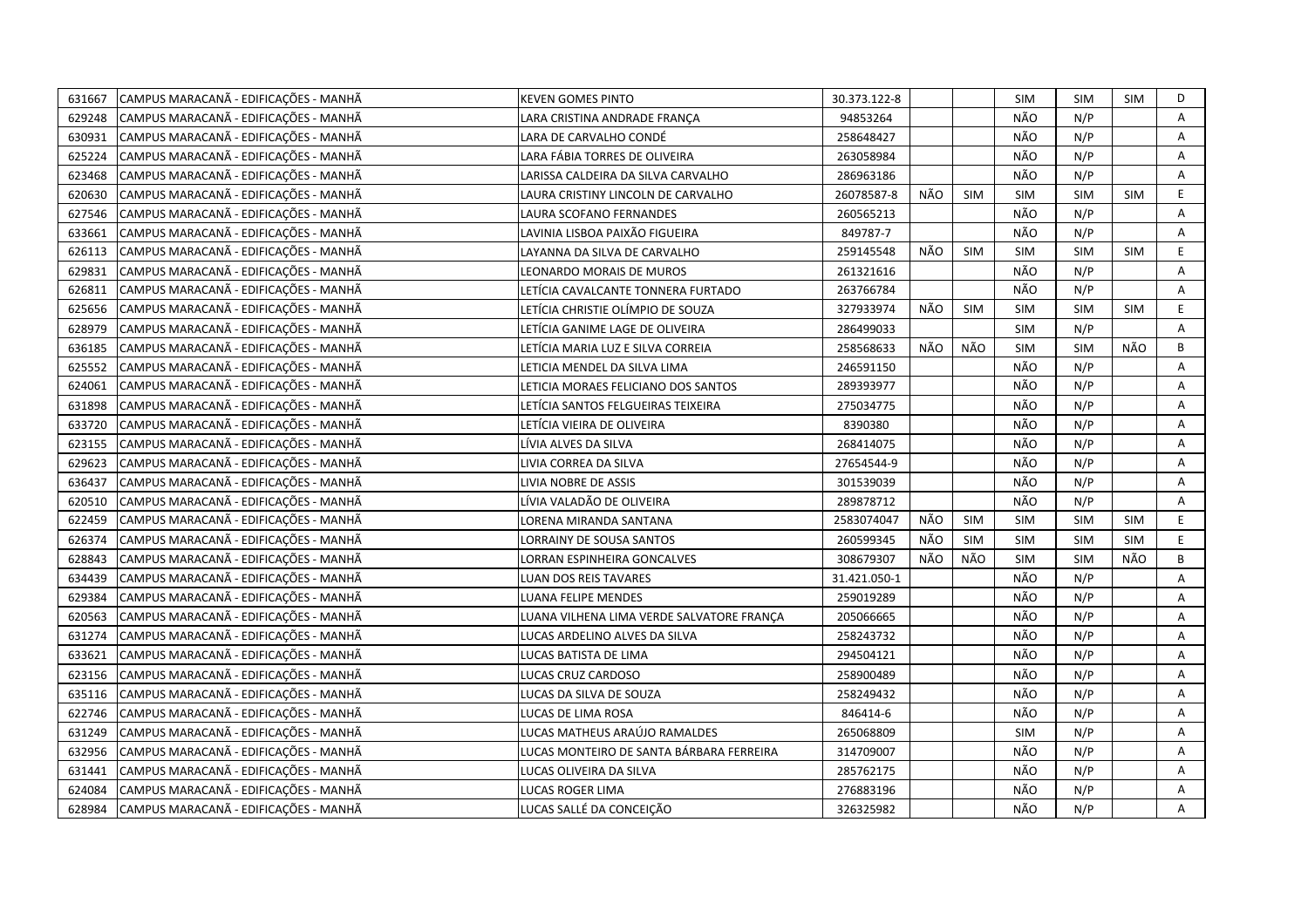| | | | | | | | | | |
|---|---|---|---|---|---|---|---|---|---|
| 631667 | CAMPUS MARACANÃ - EDIFICAÇÕES - MANHÃ | KEVEN GOMES PINTO | 30.373.122-8 | | | SIM | SIM | SIM | D |
| 629248 | CAMPUS MARACANÃ - EDIFICAÇÕES - MANHÃ | LARA CRISTINA ANDRADE FRANÇA | 94853264 | | | NÃO | N/P | | A |
| 630931 | CAMPUS MARACANÃ - EDIFICAÇÕES - MANHÃ | LARA DE CARVALHO CONDÉ | 258648427 | | | NÃO | N/P | | A |
| 625224 | CAMPUS MARACANÃ - EDIFICAÇÕES - MANHÃ | LARA FÁBIA TORRES DE OLIVEIRA | 263058984 | | | NÃO | N/P | | A |
| 623468 | CAMPUS MARACANÃ - EDIFICAÇÕES - MANHÃ | LARISSA CALDEIRA DA SILVA CARVALHO | 286963186 | | | NÃO | N/P | | A |
| 620630 | CAMPUS MARACANÃ - EDIFICAÇÕES - MANHÃ | LAURA CRISTINY LINCOLN DE CARVALHO | 26078587-8 | NÃO | SIM | SIM | SIM | SIM | E |
| 627546 | CAMPUS MARACANÃ - EDIFICAÇÕES - MANHÃ | LAURA SCOFANO FERNANDES | 260565213 | | | NÃO | N/P | | A |
| 633661 | CAMPUS MARACANÃ - EDIFICAÇÕES - MANHÃ | LAVINIA LISBOA PAIXÃO FIGUEIRA | 849787-7 | | | NÃO | N/P | | A |
| 626113 | CAMPUS MARACANÃ - EDIFICAÇÕES - MANHÃ | LAYANNA DA SILVA DE CARVALHO | 259145548 | NÃO | SIM | SIM | SIM | SIM | E |
| 629831 | CAMPUS MARACANÃ - EDIFICAÇÕES - MANHÃ | LEONARDO MORAIS DE MUROS | 261321616 | | | NÃO | N/P | | A |
| 626811 | CAMPUS MARACANÃ - EDIFICAÇÕES - MANHÃ | LETÍCIA CAVALCANTE TONNERA FURTADO | 263766784 | | | NÃO | N/P | | A |
| 625656 | CAMPUS MARACANÃ - EDIFICAÇÕES - MANHÃ | LETÍCIA CHRISTIE OLÍMPIO DE SOUZA | 327933974 | NÃO | SIM | SIM | SIM | SIM | E |
| 628979 | CAMPUS MARACANÃ - EDIFICAÇÕES - MANHÃ | LETÍCIA GANIME LAGE DE OLIVEIRA | 286499033 | | | SIM | N/P | | A |
| 636185 | CAMPUS MARACANÃ - EDIFICAÇÕES - MANHÃ | LETÍCIA MARIA LUZ E SILVA CORREIA | 258568633 | NÃO | NÃO | SIM | SIM | NÃO | B |
| 625552 | CAMPUS MARACANÃ - EDIFICAÇÕES - MANHÃ | LETICIA MENDEL DA SILVA LIMA | 246591150 | | | NÃO | N/P | | A |
| 624061 | CAMPUS MARACANÃ - EDIFICAÇÕES - MANHÃ | LETICIA MORAES FELICIANO DOS SANTOS | 289393977 | | | NÃO | N/P | | A |
| 631898 | CAMPUS MARACANÃ - EDIFICAÇÕES - MANHÃ | LETÍCIA SANTOS FELGUEIRAS TEIXEIRA | 275034775 | | | NÃO | N/P | | A |
| 633720 | CAMPUS MARACANÃ - EDIFICAÇÕES - MANHÃ | LETÍCIA VIEIRA DE OLIVEIRA | 8390380 | | | NÃO | N/P | | A |
| 623155 | CAMPUS MARACANÃ - EDIFICAÇÕES - MANHÃ | LÍVIA ALVES DA SILVA | 268414075 | | | NÃO | N/P | | A |
| 629623 | CAMPUS MARACANÃ - EDIFICAÇÕES - MANHÃ | LIVIA CORREA DA SILVA | 27654544-9 | | | NÃO | N/P | | A |
| 636437 | CAMPUS MARACANÃ - EDIFICAÇÕES - MANHÃ | LIVIA NOBRE DE ASSIS | 301539039 | | | NÃO | N/P | | A |
| 620510 | CAMPUS MARACANÃ - EDIFICAÇÕES - MANHÃ | LÍVIA VALADÃO DE OLIVEIRA | 289878712 | | | NÃO | N/P | | A |
| 622459 | CAMPUS MARACANÃ - EDIFICAÇÕES - MANHÃ | LORENA MIRANDA SANTANA | 2583074047 | NÃO | SIM | SIM | SIM | SIM | E |
| 626374 | CAMPUS MARACANÃ - EDIFICAÇÕES - MANHÃ | LORRAINY DE SOUSA SANTOS | 260599345 | NÃO | SIM | SIM | SIM | SIM | E |
| 628843 | CAMPUS MARACANÃ - EDIFICAÇÕES - MANHÃ | LORRAN ESPINHEIRA GONCALVES | 308679307 | NÃO | NÃO | SIM | SIM | NÃO | B |
| 634439 | CAMPUS MARACANÃ - EDIFICAÇÕES - MANHÃ | LUAN DOS REIS TAVARES | 31.421.050-1 | | | NÃO | N/P | | A |
| 629384 | CAMPUS MARACANÃ - EDIFICAÇÕES - MANHÃ | LUANA FELIPE MENDES | 259019289 | | | NÃO | N/P | | A |
| 620563 | CAMPUS MARACANÃ - EDIFICAÇÕES - MANHÃ | LUANA VILHENA LIMA VERDE SALVATORE FRANÇA | 205066665 | | | NÃO | N/P | | A |
| 631274 | CAMPUS MARACANÃ - EDIFICAÇÕES - MANHÃ | LUCAS ARDELINO ALVES DA SILVA | 258243732 | | | NÃO | N/P | | A |
| 633621 | CAMPUS MARACANÃ - EDIFICAÇÕES - MANHÃ | LUCAS BATISTA DE LIMA | 294504121 | | | NÃO | N/P | | A |
| 623156 | CAMPUS MARACANÃ - EDIFICAÇÕES - MANHÃ | LUCAS CRUZ CARDOSO | 258900489 | | | NÃO | N/P | | A |
| 635116 | CAMPUS MARACANÃ - EDIFICAÇÕES - MANHÃ | LUCAS DA SILVA DE SOUZA | 258249432 | | | NÃO | N/P | | A |
| 622746 | CAMPUS MARACANÃ - EDIFICAÇÕES - MANHÃ | LUCAS DE LIMA ROSA | 846414-6 | | | NÃO | N/P | | A |
| 631249 | CAMPUS MARACANÃ - EDIFICAÇÕES - MANHÃ | LUCAS MATHEUS ARAÚJO RAMALDES | 265068809 | | | SIM | N/P | | A |
| 632956 | CAMPUS MARACANÃ - EDIFICAÇÕES - MANHÃ | LUCAS MONTEIRO DE SANTA BÁRBARA FERREIRA | 314709007 | | | NÃO | N/P | | A |
| 631441 | CAMPUS MARACANÃ - EDIFICAÇÕES - MANHÃ | LUCAS OLIVEIRA DA SILVA | 285762175 | | | NÃO | N/P | | A |
| 624084 | CAMPUS MARACANÃ - EDIFICAÇÕES - MANHÃ | LUCAS ROGER LIMA | 276883196 | | | NÃO | N/P | | A |
| 628984 | CAMPUS MARACANÃ - EDIFICAÇÕES - MANHÃ | LUCAS SALLÉ DA CONCEIÇÃO | 326325982 | | | NÃO | N/P | | A |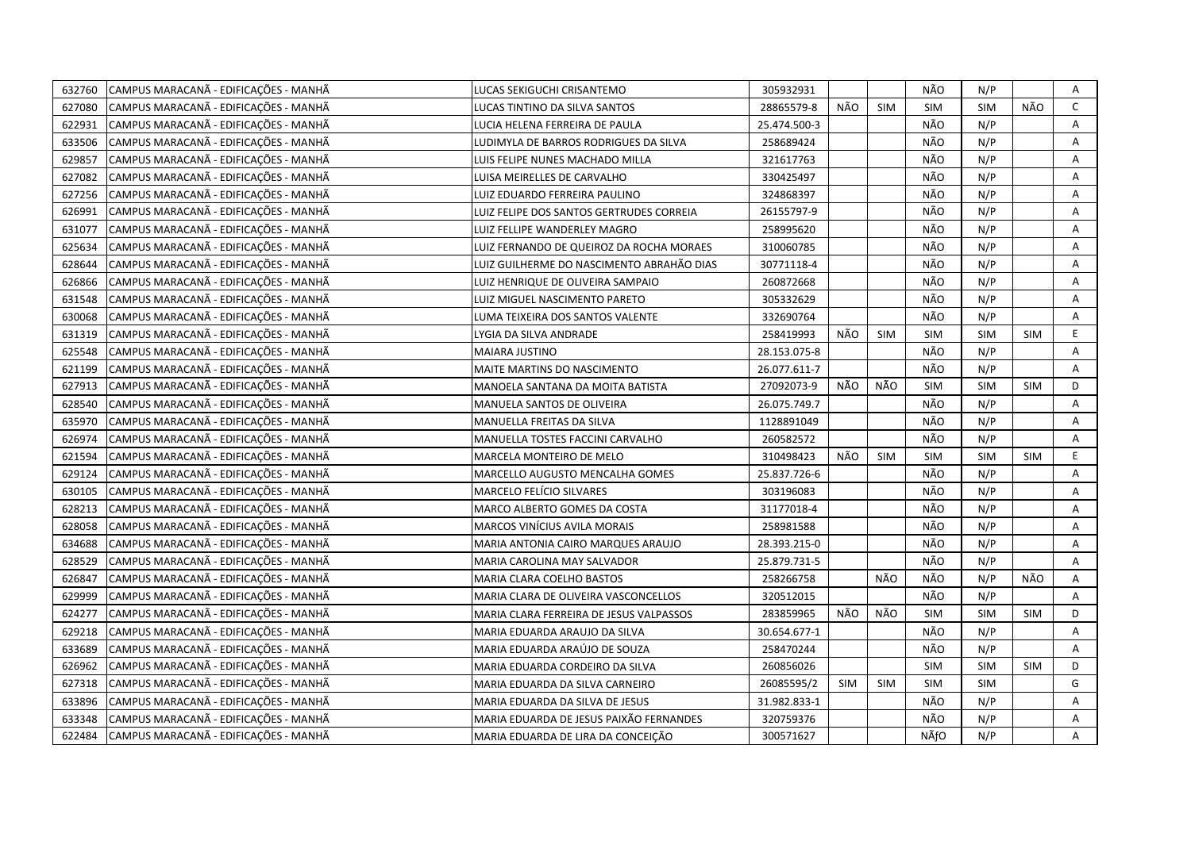| | | | | | | | | | |
|---|---|---|---|---|---|---|---|---|---|
| 632760 | CAMPUS MARACANÃ - EDIFICAÇÕES - MANHÃ | LUCAS SEKIGUCHI CRISANTEMO | 305932931 | | | NÃO | N/P | | A |
| 627080 | CAMPUS MARACANÃ - EDIFICAÇÕES - MANHÃ | LUCAS TINTINO DA SILVA SANTOS | 28865579-8 | NÃO | SIM | SIM | SIM | NÃO | C |
| 622931 | CAMPUS MARACANÃ - EDIFICAÇÕES - MANHÃ | LUCIA HELENA FERREIRA DE PAULA | 25.474.500-3 | | | NÃO | N/P | | A |
| 633506 | CAMPUS MARACANÃ - EDIFICAÇÕES - MANHÃ | LUDIMYLA DE BARROS RODRIGUES DA SILVA | 258689424 | | | NÃO | N/P | | A |
| 629857 | CAMPUS MARACANÃ - EDIFICAÇÕES - MANHÃ | LUIS FELIPE NUNES MACHADO MILLA | 321617763 | | | NÃO | N/P | | A |
| 627082 | CAMPUS MARACANÃ - EDIFICAÇÕES - MANHÃ | LUISA MEIRELLES DE CARVALHO | 330425497 | | | NÃO | N/P | | A |
| 627256 | CAMPUS MARACANÃ - EDIFICAÇÕES - MANHÃ | LUIZ EDUARDO FERREIRA PAULINO | 324868397 | | | NÃO | N/P | | A |
| 626991 | CAMPUS MARACANÃ - EDIFICAÇÕES - MANHÃ | LUIZ FELIPE DOS SANTOS GERTRUDES CORREIA | 26155797-9 | | | NÃO | N/P | | A |
| 631077 | CAMPUS MARACANÃ - EDIFICAÇÕES - MANHÃ | LUIZ FELLIPE WANDERLEY MAGRO | 258995620 | | | NÃO | N/P | | A |
| 625634 | CAMPUS MARACANÃ - EDIFICAÇÕES - MANHÃ | LUIZ FERNANDO DE QUEIROZ DA ROCHA MORAES | 310060785 | | | NÃO | N/P | | A |
| 628644 | CAMPUS MARACANÃ - EDIFICAÇÕES - MANHÃ | LUIZ GUILHERME DO NASCIMENTO ABRAHÃO DIAS | 30771118-4 | | | NÃO | N/P | | A |
| 626866 | CAMPUS MARACANÃ - EDIFICAÇÕES - MANHÃ | LUIZ HENRIQUE DE OLIVEIRA SAMPAIO | 260872668 | | | NÃO | N/P | | A |
| 631548 | CAMPUS MARACANÃ - EDIFICAÇÕES - MANHÃ | LUIZ MIGUEL NASCIMENTO PARETO | 305332629 | | | NÃO | N/P | | A |
| 630068 | CAMPUS MARACANÃ - EDIFICAÇÕES - MANHÃ | LUMA TEIXEIRA DOS SANTOS VALENTE | 332690764 | | | NÃO | N/P | | A |
| 631319 | CAMPUS MARACANÃ - EDIFICAÇÕES - MANHÃ | LYGIA DA SILVA ANDRADE | 258419993 | NÃO | SIM | SIM | SIM | SIM | E |
| 625548 | CAMPUS MARACANÃ - EDIFICAÇÕES - MANHÃ | MAIARA JUSTINO | 28.153.075-8 | | | NÃO | N/P | | A |
| 621199 | CAMPUS MARACANÃ - EDIFICAÇÕES - MANHÃ | MAITE MARTINS DO NASCIMENTO | 26.077.611-7 | | | NÃO | N/P | | A |
| 627913 | CAMPUS MARACANÃ - EDIFICAÇÕES - MANHÃ | MANOELA SANTANA DA MOITA BATISTA | 27092073-9 | NÃO | NÃO | SIM | SIM | SIM | D |
| 628540 | CAMPUS MARACANÃ - EDIFICAÇÕES - MANHÃ | MANUELA SANTOS DE OLIVEIRA | 26.075.749.7 | | | NÃO | N/P | | A |
| 635970 | CAMPUS MARACANÃ - EDIFICAÇÕES - MANHÃ | MANUELLA FREITAS DA SILVA | 1128891049 | | | NÃO | N/P | | A |
| 626974 | CAMPUS MARACANÃ - EDIFICAÇÕES - MANHÃ | MANUELLA TOSTES FACCINI CARVALHO | 260582572 | | | NÃO | N/P | | A |
| 621594 | CAMPUS MARACANÃ - EDIFICAÇÕES - MANHÃ | MARCELA MONTEIRO DE MELO | 310498423 | NÃO | SIM | SIM | SIM | SIM | E |
| 629124 | CAMPUS MARACANÃ - EDIFICAÇÕES - MANHÃ | MARCELLO AUGUSTO MENCALHA GOMES | 25.837.726-6 | | | NÃO | N/P | | A |
| 630105 | CAMPUS MARACANÃ - EDIFICAÇÕES - MANHÃ | MARCELO FELÍCIO SILVARES | 303196083 | | | NÃO | N/P | | A |
| 628213 | CAMPUS MARACANÃ - EDIFICAÇÕES - MANHÃ | MARCO ALBERTO GOMES DA COSTA | 31177018-4 | | | NÃO | N/P | | A |
| 628058 | CAMPUS MARACANÃ - EDIFICAÇÕES - MANHÃ | MARCOS VINÍCIUS AVILA MORAIS | 258981588 | | | NÃO | N/P | | A |
| 634688 | CAMPUS MARACANÃ - EDIFICAÇÕES - MANHÃ | MARIA ANTONIA CAIRO MARQUES ARAUJO | 28.393.215-0 | | | NÃO | N/P | | A |
| 628529 | CAMPUS MARACANÃ - EDIFICAÇÕES - MANHÃ | MARIA CAROLINA MAY SALVADOR | 25.879.731-5 | | | NÃO | N/P | | A |
| 626847 | CAMPUS MARACANÃ - EDIFICAÇÕES - MANHÃ | MARIA CLARA COELHO BASTOS | 258266758 | | NÃO | NÃO | N/P | NÃO | A |
| 629999 | CAMPUS MARACANÃ - EDIFICAÇÕES - MANHÃ | MARIA CLARA DE OLIVEIRA VASCONCELLOS | 320512015 | | | NÃO | N/P | | A |
| 624277 | CAMPUS MARACANÃ - EDIFICAÇÕES - MANHÃ | MARIA CLARA FERREIRA DE JESUS VALPASSOS | 283859965 | NÃO | NÃO | SIM | SIM | SIM | D |
| 629218 | CAMPUS MARACANÃ - EDIFICAÇÕES - MANHÃ | MARIA EDUARDA ARAUJO DA SILVA | 30.654.677-1 | | | NÃO | N/P | | A |
| 633689 | CAMPUS MARACANÃ - EDIFICAÇÕES - MANHÃ | MARIA EDUARDA ARAÚJO DE SOUZA | 258470244 | | | NÃO | N/P | | A |
| 626962 | CAMPUS MARACANÃ - EDIFICAÇÕES - MANHÃ | MARIA EDUARDA CORDEIRO DA SILVA | 260856026 | | | SIM | SIM | SIM | D |
| 627318 | CAMPUS MARACANÃ - EDIFICAÇÕES - MANHÃ | MARIA EDUARDA DA SILVA CARNEIRO | 26085595/2 | SIM | SIM | SIM | SIM | | G |
| 633896 | CAMPUS MARACANÃ - EDIFICAÇÕES - MANHÃ | MARIA EDUARDA DA SILVA DE JESUS | 31.982.833-1 | | | NÃO | N/P | | A |
| 633348 | CAMPUS MARACANÃ - EDIFICAÇÕES - MANHÃ | MARIA EDUARDA DE JESUS PAIXÃO FERNANDES | 320759376 | | | NÃO | N/P | | A |
| 622484 | CAMPUS MARACANÃ - EDIFICAÇÕES - MANHÃ | MARIA EDUARDA DE LIRA DA CONCEIÇÃO | 300571627 | | | NÃƒO | N/P | | A |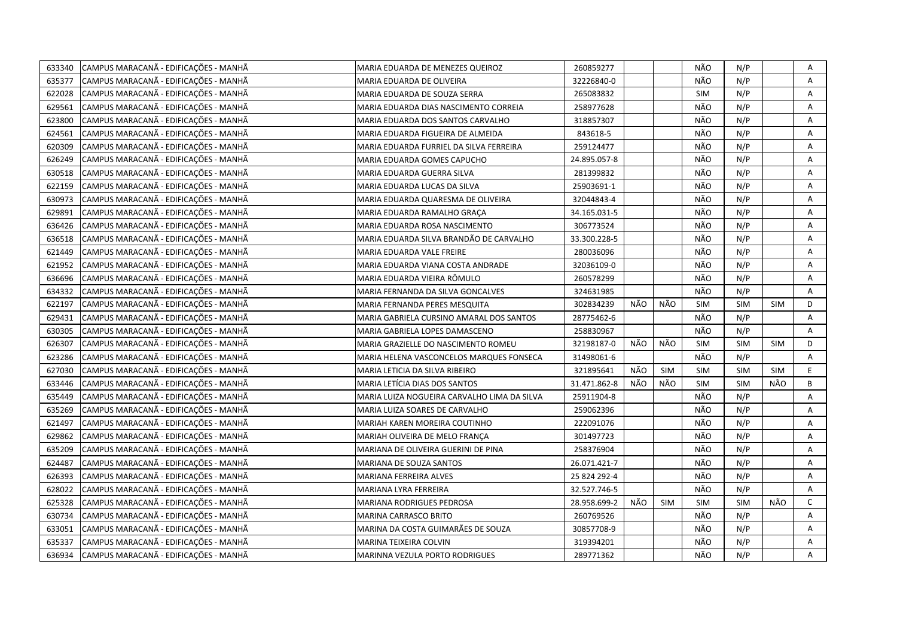| | | | | | | | | | |
|---|---|---|---|---|---|---|---|---|---|
| 633340 | CAMPUS MARACANÃ - EDIFICAÇÕES - MANHÃ | MARIA EDUARDA DE MENEZES QUEIROZ | 260859277 | | | NÃO | N/P | | A |
| 635377 | CAMPUS MARACANÃ - EDIFICAÇÕES - MANHÃ | MARIA EDUARDA DE OLIVEIRA | 32226840-0 | | | NÃO | N/P | | A |
| 622028 | CAMPUS MARACANÃ - EDIFICAÇÕES - MANHÃ | MARIA EDUARDA DE SOUZA SERRA | 265083832 | | | SIM | N/P | | A |
| 629561 | CAMPUS MARACANÃ - EDIFICAÇÕES - MANHÃ | MARIA EDUARDA DIAS NASCIMENTO CORREIA | 258977628 | | | NÃO | N/P | | A |
| 623800 | CAMPUS MARACANÃ - EDIFICAÇÕES - MANHÃ | MARIA EDUARDA DOS SANTOS CARVALHO | 318857307 | | | NÃO | N/P | | A |
| 624561 | CAMPUS MARACANÃ - EDIFICAÇÕES - MANHÃ | MARIA EDUARDA FIGUEIRA DE ALMEIDA | 843618-5 | | | NÃO | N/P | | A |
| 620309 | CAMPUS MARACANÃ - EDIFICAÇÕES - MANHÃ | MARIA EDUARDA FURRIEL DA SILVA FERREIRA | 259124477 | | | NÃO | N/P | | A |
| 626249 | CAMPUS MARACANÃ - EDIFICAÇÕES - MANHÃ | MARIA EDUARDA GOMES CAPUCHO | 24.895.057-8 | | | NÃO | N/P | | A |
| 630518 | CAMPUS MARACANÃ - EDIFICAÇÕES - MANHÃ | MARIA EDUARDA GUERRA SILVA | 281399832 | | | NÃO | N/P | | A |
| 622159 | CAMPUS MARACANÃ - EDIFICAÇÕES - MANHÃ | MARIA EDUARDA LUCAS DA SILVA | 25903691-1 | | | NÃO | N/P | | A |
| 630973 | CAMPUS MARACANÃ - EDIFICAÇÕES - MANHÃ | MARIA EDUARDA QUARESMA DE OLIVEIRA | 32044843-4 | | | NÃO | N/P | | A |
| 629891 | CAMPUS MARACANÃ - EDIFICAÇÕES - MANHÃ | MARIA EDUARDA RAMALHO GRAÇA | 34.165.031-5 | | | NÃO | N/P | | A |
| 636426 | CAMPUS MARACANÃ - EDIFICAÇÕES - MANHÃ | MARIA EDUARDA ROSA NASCIMENTO | 306773524 | | | NÃO | N/P | | A |
| 636518 | CAMPUS MARACANÃ - EDIFICAÇÕES - MANHÃ | MARIA EDUARDA SILVA BRANDÃO DE CARVALHO | 33.300.228-5 | | | NÃO | N/P | | A |
| 621449 | CAMPUS MARACANÃ - EDIFICAÇÕES - MANHÃ | MARIA EDUARDA VALE FREIRE | 280036096 | | | NÃO | N/P | | A |
| 621952 | CAMPUS MARACANÃ - EDIFICAÇÕES - MANHÃ | MARIA EDUARDA VIANA COSTA ANDRADE | 32036109-0 | | | NÃO | N/P | | A |
| 636696 | CAMPUS MARACANÃ - EDIFICAÇÕES - MANHÃ | MARIA EDUARDA VIEIRA RÔMULO | 260578299 | | | NÃO | N/P | | A |
| 634332 | CAMPUS MARACANÃ - EDIFICAÇÕES - MANHÃ | MARIA FERNANDA DA SILVA GONCALVES | 324631985 | | | NÃO | N/P | | A |
| 622197 | CAMPUS MARACANÃ - EDIFICAÇÕES - MANHÃ | MARIA FERNANDA PERES MESQUITA | 302834239 | NÃO | NÃO | SIM | SIM | SIM | D |
| 629431 | CAMPUS MARACANÃ - EDIFICAÇÕES - MANHÃ | MARIA GABRIELA CURSINO AMARAL DOS SANTOS | 28775462-6 | | | NÃO | N/P | | A |
| 630305 | CAMPUS MARACANÃ - EDIFICAÇÕES - MANHÃ | MARIA GABRIELA LOPES DAMASCENO | 258830967 | | | NÃO | N/P | | A |
| 626307 | CAMPUS MARACANÃ - EDIFICAÇÕES - MANHÃ | MARIA GRAZIELLE DO NASCIMENTO ROMEU | 32198187-0 | NÃO | NÃO | SIM | SIM | SIM | D |
| 623286 | CAMPUS MARACANÃ - EDIFICAÇÕES - MANHÃ | MARIA HELENA VASCONCELOS MARQUES FONSECA | 31498061-6 | | | NÃO | N/P | | A |
| 627030 | CAMPUS MARACANÃ - EDIFICAÇÕES - MANHÃ | MARIA LETICIA DA SILVA RIBEIRO | 321895641 | NÃO | SIM | SIM | SIM | SIM | E |
| 633446 | CAMPUS MARACANÃ - EDIFICAÇÕES - MANHÃ | MARIA LETÍCIA DIAS DOS SANTOS | 31.471.862-8 | NÃO | NÃO | SIM | SIM | NÃO | B |
| 635449 | CAMPUS MARACANÃ - EDIFICAÇÕES - MANHÃ | MARIA LUIZA NOGUEIRA CARVALHO LIMA DA SILVA | 25911904-8 | | | NÃO | N/P | | A |
| 635269 | CAMPUS MARACANÃ - EDIFICAÇÕES - MANHÃ | MARIA LUIZA SOARES DE CARVALHO | 259062396 | | | NÃO | N/P | | A |
| 621497 | CAMPUS MARACANÃ - EDIFICAÇÕES - MANHÃ | MARIAH KAREN MOREIRA COUTINHO | 222091076 | | | NÃO | N/P | | A |
| 629862 | CAMPUS MARACANÃ - EDIFICAÇÕES - MANHÃ | MARIAH OLIVEIRA DE MELO FRANÇA | 301497723 | | | NÃO | N/P | | A |
| 635209 | CAMPUS MARACANÃ - EDIFICAÇÕES - MANHÃ | MARIANA DE OLIVEIRA GUERINI DE PINA | 258376904 | | | NÃO | N/P | | A |
| 624487 | CAMPUS MARACANÃ - EDIFICAÇÕES - MANHÃ | MARIANA DE SOUZA SANTOS | 26.071.421-7 | | | NÃO | N/P | | A |
| 626393 | CAMPUS MARACANÃ - EDIFICAÇÕES - MANHÃ | MARIANA FERREIRA ALVES | 25 824 292-4 | | | NÃO | N/P | | A |
| 628022 | CAMPUS MARACANÃ - EDIFICAÇÕES - MANHÃ | MARIANA LYRA FERREIRA | 32.527.746-5 | | | NÃO | N/P | | A |
| 625328 | CAMPUS MARACANÃ - EDIFICAÇÕES - MANHÃ | MARIANA RODRIGUES PEDROSA | 28.958.699-2 | NÃO | SIM | SIM | SIM | NÃO | C |
| 630734 | CAMPUS MARACANÃ - EDIFICAÇÕES - MANHÃ | MARINA CARRASCO BRITO | 260769526 | | | NÃO | N/P | | A |
| 633051 | CAMPUS MARACANÃ - EDIFICAÇÕES - MANHÃ | MARINA DA COSTA GUIMARÃES DE SOUZA | 30857708-9 | | | NÃO | N/P | | A |
| 635337 | CAMPUS MARACANÃ - EDIFICAÇÕES - MANHÃ | MARINA TEIXEIRA COLVIN | 319394201 | | | NÃO | N/P | | A |
| 636934 | CAMPUS MARACANÃ - EDIFICAÇÕES - MANHÃ | MARINNA VEZULA PORTO RODRIGUES | 289771362 | | | NÃO | N/P | | A |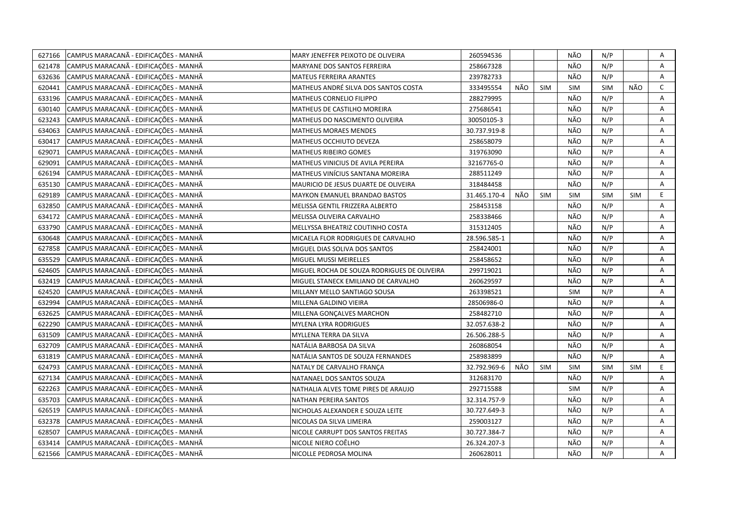| | | | | | | | | | |
|---|---|---|---|---|---|---|---|---|---|
| 627166 | CAMPUS MARACANÃ - EDIFICAÇÕES - MANHÃ | MARY JENEFFER PEIXOTO DE OLIVEIRA | 260594536 | | | NÃO | N/P | | A |
| 621478 | CAMPUS MARACANÃ - EDIFICAÇÕES - MANHÃ | MARYANE DOS SANTOS FERREIRA | 258667328 | | | NÃO | N/P | | A |
| 632636 | CAMPUS MARACANÃ - EDIFICAÇÕES - MANHÃ | MATEUS FERREIRA ARANTES | 239782733 | | | NÃO | N/P | | A |
| 620441 | CAMPUS MARACANÃ - EDIFICAÇÕES - MANHÃ | MATHEUS ANDRÉ SILVA DOS SANTOS COSTA | 333495554 | NÃO | SIM | SIM | SIM | NÃO | C |
| 633196 | CAMPUS MARACANÃ - EDIFICAÇÕES - MANHÃ | MATHEUS CORNELIO FILIPPO | 288279995 | | | NÃO | N/P | | A |
| 630140 | CAMPUS MARACANÃ - EDIFICAÇÕES - MANHÃ | MATHEUS DE CASTILHO MOREIRA | 275686541 | | | NÃO | N/P | | A |
| 623243 | CAMPUS MARACANÃ - EDIFICAÇÕES - MANHÃ | MATHEUS DO NASCIMENTO OLIVEIRA | 30050105-3 | | | NÃO | N/P | | A |
| 634063 | CAMPUS MARACANÃ - EDIFICAÇÕES - MANHÃ | MATHEUS MORAES MENDES | 30.737.919-8 | | | NÃO | N/P | | A |
| 630417 | CAMPUS MARACANÃ - EDIFICAÇÕES - MANHÃ | MATHEUS OCCHIUTO DEVEZA | 258658079 | | | NÃO | N/P | | A |
| 629071 | CAMPUS MARACANÃ - EDIFICAÇÕES - MANHÃ | MATHEUS RIBEIRO GOMES | 319763090 | | | NÃO | N/P | | A |
| 629091 | CAMPUS MARACANÃ - EDIFICAÇÕES - MANHÃ | MATHEUS VINICIUS DE AVILA PEREIRA | 32167765-0 | | | NÃO | N/P | | A |
| 626194 | CAMPUS MARACANÃ - EDIFICAÇÕES - MANHÃ | MATHEUS VINÍCIUS SANTANA MOREIRA | 288511249 | | | NÃO | N/P | | A |
| 635130 | CAMPUS MARACANÃ - EDIFICAÇÕES - MANHÃ | MAURICIO DE JESUS DUARTE DE OLIVEIRA | 318484458 | | | NÃO | N/P | | A |
| 629189 | CAMPUS MARACANÃ - EDIFICAÇÕES - MANHÃ | MAYKON EMANUEL BRANDAO BASTOS | 31.465.170-4 | NÃO | SIM | SIM | SIM | SIM | E |
| 632850 | CAMPUS MARACANÃ - EDIFICAÇÕES - MANHÃ | MELISSA GENTIL FRIZZERA ALBERTO | 258453158 | | | NÃO | N/P | | A |
| 634172 | CAMPUS MARACANÃ - EDIFICAÇÕES - MANHÃ | MELISSA OLIVEIRA CARVALHO | 258338466 | | | NÃO | N/P | | A |
| 633790 | CAMPUS MARACANÃ - EDIFICAÇÕES - MANHÃ | MELLYSSA BHEATRIZ COUTINHO COSTA | 315312405 | | | NÃO | N/P | | A |
| 630648 | CAMPUS MARACANÃ - EDIFICAÇÕES - MANHÃ | MICAELA FLOR RODRIGUES DE CARVALHO | 28.596.585-1 | | | NÃO | N/P | | A |
| 627858 | CAMPUS MARACANÃ - EDIFICAÇÕES - MANHÃ | MIGUEL DIAS SOLIVA DOS SANTOS | 258424001 | | | NÃO | N/P | | A |
| 635529 | CAMPUS MARACANÃ - EDIFICAÇÕES - MANHÃ | MIGUEL MUSSI MEIRELLES | 258458652 | | | NÃO | N/P | | A |
| 624605 | CAMPUS MARACANÃ - EDIFICAÇÕES - MANHÃ | MIGUEL ROCHA DE SOUZA RODRIGUES DE OLIVEIRA | 299719021 | | | NÃO | N/P | | A |
| 632419 | CAMPUS MARACANÃ - EDIFICAÇÕES - MANHÃ | MIGUEL STANECK EMILIANO DE CARVALHO | 260629597 | | | NÃO | N/P | | A |
| 624520 | CAMPUS MARACANÃ - EDIFICAÇÕES - MANHÃ | MILLANY MELLO SANTIAGO SOUSA | 263398521 | | | SIM | N/P | | A |
| 632994 | CAMPUS MARACANÃ - EDIFICAÇÕES - MANHÃ | MILLENA GALDINO VIEIRA | 28506986-0 | | | NÃO | N/P | | A |
| 632625 | CAMPUS MARACANÃ - EDIFICAÇÕES - MANHÃ | MILLENA GONÇALVES MARCHON | 258482710 | | | NÃO | N/P | | A |
| 622290 | CAMPUS MARACANÃ - EDIFICAÇÕES - MANHÃ | MYLENA LYRA RODRIGUES | 32.057.638-2 | | | NÃO | N/P | | A |
| 631509 | CAMPUS MARACANÃ - EDIFICAÇÕES - MANHÃ | MYLLENA TERRA DA SILVA | 26.506.288-5 | | | NÃO | N/P | | A |
| 632709 | CAMPUS MARACANÃ - EDIFICAÇÕES - MANHÃ | NATÁLIA BARBOSA DA SILVA | 260868054 | | | NÃO | N/P | | A |
| 631819 | CAMPUS MARACANÃ - EDIFICAÇÕES - MANHÃ | NATÁLIA SANTOS DE SOUZA FERNANDES | 258983899 | | | NÃO | N/P | | A |
| 624793 | CAMPUS MARACANÃ - EDIFICAÇÕES - MANHÃ | NATALY DE CARVALHO FRANÇA | 32.792.969-6 | NÃO | SIM | SIM | SIM | SIM | E |
| 627134 | CAMPUS MARACANÃ - EDIFICAÇÕES - MANHÃ | NATANAEL DOS SANTOS SOUZA | 312683170 | | | NÃO | N/P | | A |
| 622263 | CAMPUS MARACANÃ - EDIFICAÇÕES - MANHÃ | NATHALIA ALVES TOME PIRES DE ARAUJO | 292715588 | | | SIM | N/P | | A |
| 635703 | CAMPUS MARACANÃ - EDIFICAÇÕES - MANHÃ | NATHAN PEREIRA SANTOS | 32.314.757-9 | | | NÃO | N/P | | A |
| 626519 | CAMPUS MARACANÃ - EDIFICAÇÕES - MANHÃ | NICHOLAS ALEXANDER E SOUZA LEITE | 30.727.649-3 | | | NÃO | N/P | | A |
| 632378 | CAMPUS MARACANÃ - EDIFICAÇÕES - MANHÃ | NICOLAS DA SILVA LIMEIRA | 259003127 | | | NÃO | N/P | | A |
| 628507 | CAMPUS MARACANÃ - EDIFICAÇÕES - MANHÃ | NICOLE CARRUPT DOS SANTOS FREITAS | 30.727.384-7 | | | NÃO | N/P | | A |
| 633414 | CAMPUS MARACANÃ - EDIFICAÇÕES - MANHÃ | NICOLE NIERO COÊLHO | 26.324.207-3 | | | NÃO | N/P | | A |
| 621566 | CAMPUS MARACANÃ - EDIFICAÇÕES - MANHÃ | NICOLLE PEDROSA MOLINA | 260628011 | | | NÃO | N/P | | A |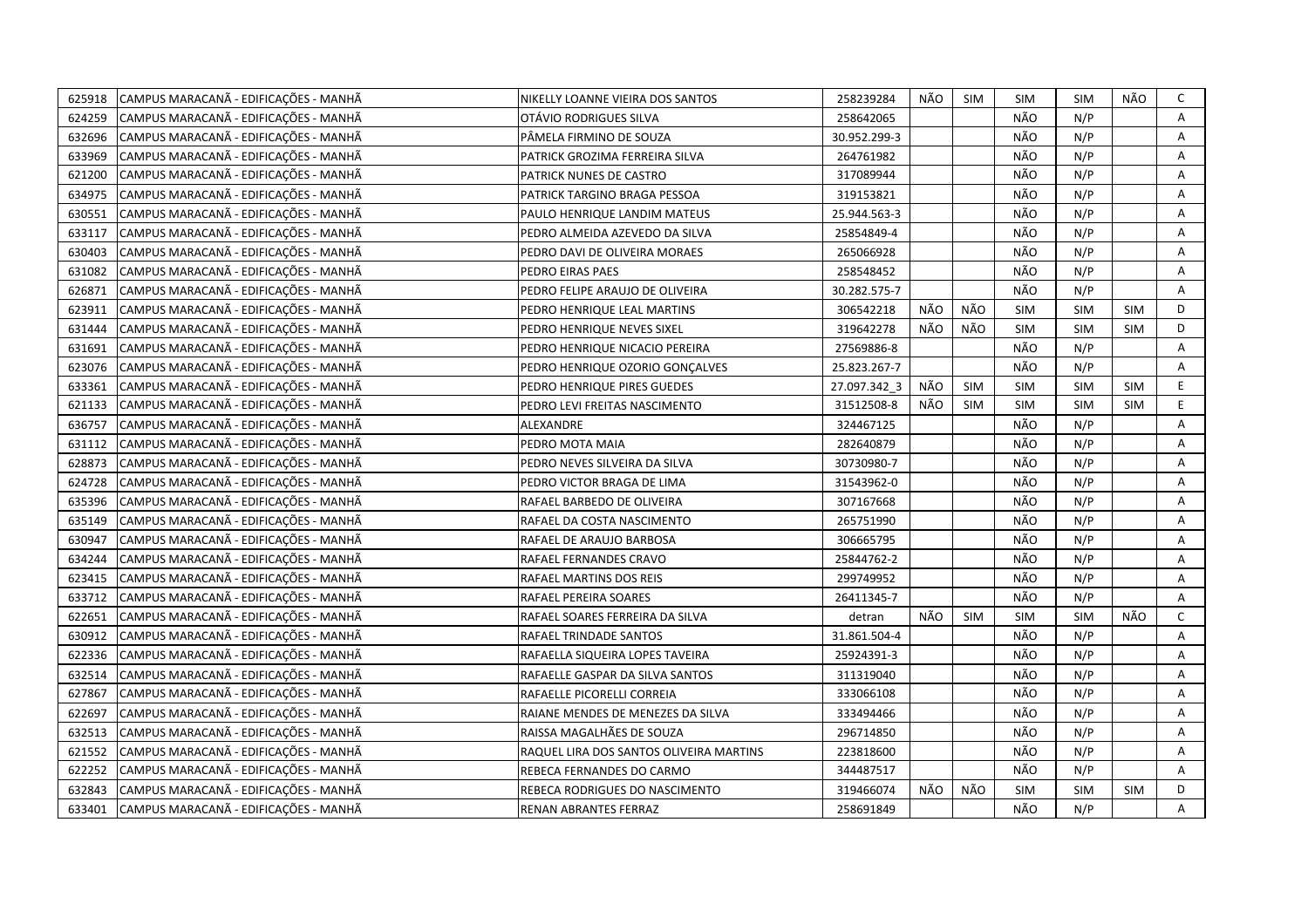| | | | | | | | | | |
|---|---|---|---|---|---|---|---|---|---|
| 625918 | CAMPUS MARACANÃ - EDIFICAÇÕES - MANHÃ | NIKELLY LOANNE VIEIRA DOS SANTOS | 258239284 | NÃO | SIM | SIM | SIM | NÃO | C |
| 624259 | CAMPUS MARACANÃ - EDIFICAÇÕES - MANHÃ | OTÁVIO RODRIGUES SILVA | 258642065 | | | NÃO | N/P | | A |
| 632696 | CAMPUS MARACANÃ - EDIFICAÇÕES - MANHÃ | PÂMELA FIRMINO DE SOUZA | 30.952.299-3 | | | NÃO | N/P | | A |
| 633969 | CAMPUS MARACANÃ - EDIFICAÇÕES - MANHÃ | PATRICK GROZIMA FERREIRA SILVA | 264761982 | | | NÃO | N/P | | A |
| 621200 | CAMPUS MARACANÃ - EDIFICAÇÕES - MANHÃ | PATRICK NUNES DE CASTRO | 317089944 | | | NÃO | N/P | | A |
| 634975 | CAMPUS MARACANÃ - EDIFICAÇÕES - MANHÃ | PATRICK TARGINO BRAGA PESSOA | 319153821 | | | NÃO | N/P | | A |
| 630551 | CAMPUS MARACANÃ - EDIFICAÇÕES - MANHÃ | PAULO HENRIQUE LANDIM MATEUS | 25.944.563-3 | | | NÃO | N/P | | A |
| 633117 | CAMPUS MARACANÃ - EDIFICAÇÕES - MANHÃ | PEDRO ALMEIDA AZEVEDO DA SILVA | 25854849-4 | | | NÃO | N/P | | A |
| 630403 | CAMPUS MARACANÃ - EDIFICAÇÕES - MANHÃ | PEDRO DAVI DE OLIVEIRA MORAES | 265066928 | | | NÃO | N/P | | A |
| 631082 | CAMPUS MARACANÃ - EDIFICAÇÕES - MANHÃ | PEDRO EIRAS PAES | 258548452 | | | NÃO | N/P | | A |
| 626871 | CAMPUS MARACANÃ - EDIFICAÇÕES - MANHÃ | PEDRO FELIPE ARAUJO DE OLIVEIRA | 30.282.575-7 | | | NÃO | N/P | | A |
| 623911 | CAMPUS MARACANÃ - EDIFICAÇÕES - MANHÃ | PEDRO HENRIQUE LEAL MARTINS | 306542218 | NÃO | NÃO | SIM | SIM | SIM | D |
| 631444 | CAMPUS MARACANÃ - EDIFICAÇÕES - MANHÃ | PEDRO HENRIQUE NEVES SIXEL | 319642278 | NÃO | NÃO | SIM | SIM | SIM | D |
| 631691 | CAMPUS MARACANÃ - EDIFICAÇÕES - MANHÃ | PEDRO HENRIQUE NICACIO PEREIRA | 27569886-8 | | | NÃO | N/P | | A |
| 623076 | CAMPUS MARACANÃ - EDIFICAÇÕES - MANHÃ | PEDRO HENRIQUE OZORIO GONÇALVES | 25.823.267-7 | | | NÃO | N/P | | A |
| 633361 | CAMPUS MARACANÃ - EDIFICAÇÕES - MANHÃ | PEDRO HENRIQUE PIRES GUEDES | 27.097.342_3 | NÃO | SIM | SIM | SIM | SIM | E |
| 621133 | CAMPUS MARACANÃ - EDIFICAÇÕES - MANHÃ | PEDRO LEVI FREITAS NASCIMENTO | 31512508-8 | NÃO | SIM | SIM | SIM | SIM | E |
| 636757 | CAMPUS MARACANÃ - EDIFICAÇÕES - MANHÃ | ALEXANDRE | 324467125 | | | NÃO | N/P | | A |
| 631112 | CAMPUS MARACANÃ - EDIFICAÇÕES - MANHÃ | PEDRO MOTA MAIA | 282640879 | | | NÃO | N/P | | A |
| 628873 | CAMPUS MARACANÃ - EDIFICAÇÕES - MANHÃ | PEDRO NEVES SILVEIRA DA SILVA | 30730980-7 | | | NÃO | N/P | | A |
| 624728 | CAMPUS MARACANÃ - EDIFICAÇÕES - MANHÃ | PEDRO VICTOR BRAGA DE LIMA | 31543962-0 | | | NÃO | N/P | | A |
| 635396 | CAMPUS MARACANÃ - EDIFICAÇÕES - MANHÃ | RAFAEL BARBEDO DE OLIVEIRA | 307167668 | | | NÃO | N/P | | A |
| 635149 | CAMPUS MARACANÃ - EDIFICAÇÕES - MANHÃ | RAFAEL DA COSTA NASCIMENTO | 265751990 | | | NÃO | N/P | | A |
| 630947 | CAMPUS MARACANÃ - EDIFICAÇÕES - MANHÃ | RAFAEL DE ARAUJO BARBOSA | 306665795 | | | NÃO | N/P | | A |
| 634244 | CAMPUS MARACANÃ - EDIFICAÇÕES - MANHÃ | RAFAEL FERNANDES CRAVO | 25844762-2 | | | NÃO | N/P | | A |
| 623415 | CAMPUS MARACANÃ - EDIFICAÇÕES - MANHÃ | RAFAEL MARTINS DOS REIS | 299749952 | | | NÃO | N/P | | A |
| 633712 | CAMPUS MARACANÃ - EDIFICAÇÕES - MANHÃ | RAFAEL PEREIRA SOARES | 26411345-7 | | | NÃO | N/P | | A |
| 622651 | CAMPUS MARACANÃ - EDIFICAÇÕES - MANHÃ | RAFAEL SOARES FERREIRA DA SILVA | detran | NÃO | SIM | SIM | SIM | NÃO | C |
| 630912 | CAMPUS MARACANÃ - EDIFICAÇÕES - MANHÃ | RAFAEL TRINDADE SANTOS | 31.861.504-4 | | | NÃO | N/P | | A |
| 622336 | CAMPUS MARACANÃ - EDIFICAÇÕES - MANHÃ | RAFAELLA SIQUEIRA LOPES TAVEIRA | 25924391-3 | | | NÃO | N/P | | A |
| 632514 | CAMPUS MARACANÃ - EDIFICAÇÕES - MANHÃ | RAFAELLE GASPAR DA SILVA SANTOS | 311319040 | | | NÃO | N/P | | A |
| 627867 | CAMPUS MARACANÃ - EDIFICAÇÕES - MANHÃ | RAFAELLE PICORELLI CORREIA | 333066108 | | | NÃO | N/P | | A |
| 622697 | CAMPUS MARACANÃ - EDIFICAÇÕES - MANHÃ | RAIANE MENDES DE MENEZES DA SILVA | 333494466 | | | NÃO | N/P | | A |
| 632513 | CAMPUS MARACANÃ - EDIFICAÇÕES - MANHÃ | RAISSA MAGALHÃES DE SOUZA | 296714850 | | | NÃO | N/P | | A |
| 621552 | CAMPUS MARACANÃ - EDIFICAÇÕES - MANHÃ | RAQUEL LIRA DOS SANTOS OLIVEIRA MARTINS | 223818600 | | | NÃO | N/P | | A |
| 622252 | CAMPUS MARACANÃ - EDIFICAÇÕES - MANHÃ | REBECA FERNANDES DO CARMO | 344487517 | | | NÃO | N/P | | A |
| 632843 | CAMPUS MARACANÃ - EDIFICAÇÕES - MANHÃ | REBECA RODRIGUES DO NASCIMENTO | 319466074 | NÃO | NÃO | SIM | SIM | SIM | D |
| 633401 | CAMPUS MARACANÃ - EDIFICAÇÕES - MANHÃ | RENAN ABRANTES FERRAZ | 258691849 | | | NÃO | N/P | | A |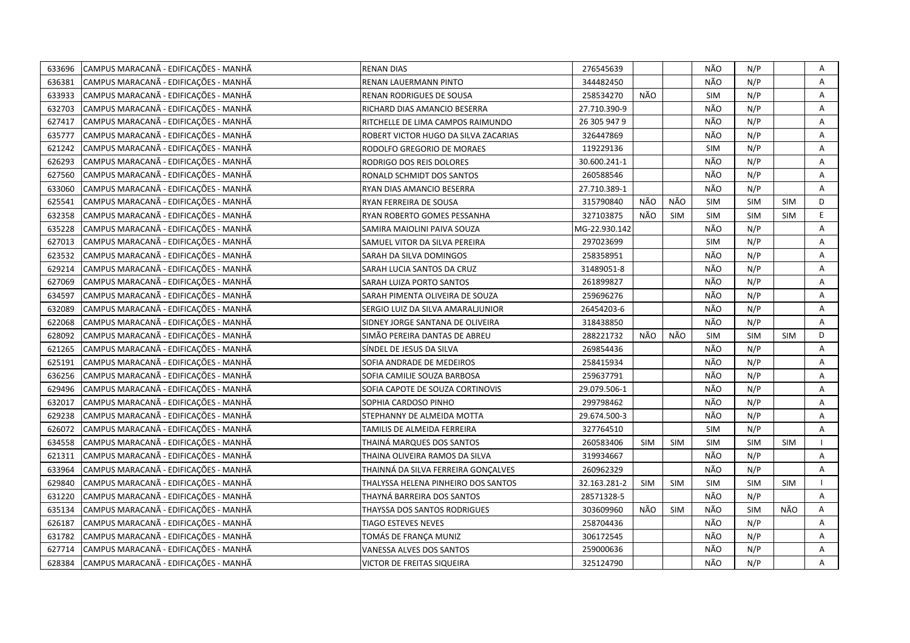| | | | | | | | | | |
|---|---|---|---|---|---|---|---|---|---|
| 633696 | CAMPUS MARACANÃ - EDIFICAÇÕES - MANHÃ | RENAN DIAS | 276545639 | | | NÃO | N/P | | A |
| 636381 | CAMPUS MARACANÃ - EDIFICAÇÕES - MANHÃ | RENAN LAUERMANN PINTO | 344482450 | | | NÃO | N/P | | A |
| 633933 | CAMPUS MARACANÃ - EDIFICAÇÕES - MANHÃ | RENAN RODRIGUES DE SOUSA | 258534270 | NÃO | | SIM | N/P | | A |
| 632703 | CAMPUS MARACANÃ - EDIFICAÇÕES - MANHÃ | RICHARD DIAS AMANCIO BESERRA | 27.710.390-9 | | | NÃO | N/P | | A |
| 627417 | CAMPUS MARACANÃ - EDIFICAÇÕES - MANHÃ | RITCHELLE DE LIMA CAMPOS RAIMUNDO | 26 305 947 9 | | | NÃO | N/P | | A |
| 635777 | CAMPUS MARACANÃ - EDIFICAÇÕES - MANHÃ | ROBERT VICTOR HUGO DA SILVA ZACARIAS | 326447869 | | | NÃO | N/P | | A |
| 621242 | CAMPUS MARACANÃ - EDIFICAÇÕES - MANHÃ | RODOLFO GREGORIO DE MORAES | 119229136 | | | SIM | N/P | | A |
| 626293 | CAMPUS MARACANÃ - EDIFICAÇÕES - MANHÃ | RODRIGO DOS REIS DOLORES | 30.600.241-1 | | | NÃO | N/P | | A |
| 627560 | CAMPUS MARACANÃ - EDIFICAÇÕES - MANHÃ | RONALD SCHMIDT DOS SANTOS | 260588546 | | | NÃO | N/P | | A |
| 633060 | CAMPUS MARACANÃ - EDIFICAÇÕES - MANHÃ | RYAN DIAS AMANCIO BESERRA | 27.710.389-1 | | | NÃO | N/P | | A |
| 625541 | CAMPUS MARACANÃ - EDIFICAÇÕES - MANHÃ | RYAN FERREIRA DE SOUSA | 315790840 | NÃO | NÃO | SIM | SIM | SIM | D |
| 632358 | CAMPUS MARACANÃ - EDIFICAÇÕES - MANHÃ | RYAN ROBERTO GOMES PESSANHA | 327103875 | NÃO | SIM | SIM | SIM | SIM | E |
| 635228 | CAMPUS MARACANÃ - EDIFICAÇÕES - MANHÃ | SAMIRA MAIOLINI PAIVA SOUZA | MG-22.930.142 | | | NÃO | N/P | | A |
| 627013 | CAMPUS MARACANÃ - EDIFICAÇÕES - MANHÃ | SAMUEL VITOR DA SILVA PEREIRA | 297023699 | | | SIM | N/P | | A |
| 623532 | CAMPUS MARACANÃ - EDIFICAÇÕES - MANHÃ | SARAH DA SILVA DOMINGOS | 258358951 | | | NÃO | N/P | | A |
| 629214 | CAMPUS MARACANÃ - EDIFICAÇÕES - MANHÃ | SARAH LUCIA SANTOS DA CRUZ | 31489051-8 | | | NÃO | N/P | | A |
| 627069 | CAMPUS MARACANÃ - EDIFICAÇÕES - MANHÃ | SARAH LUIZA PORTO SANTOS | 261899827 | | | NÃO | N/P | | A |
| 634597 | CAMPUS MARACANÃ - EDIFICAÇÕES - MANHÃ | SARAH PIMENTA OLIVEIRA DE SOUZA | 259696276 | | | NÃO | N/P | | A |
| 632089 | CAMPUS MARACANÃ - EDIFICAÇÕES - MANHÃ | SERGIO LUIZ DA SILVA AMARALJUNIOR | 26454203-6 | | | NÃO | N/P | | A |
| 622068 | CAMPUS MARACANÃ - EDIFICAÇÕES - MANHÃ | SIDNEY JORGE SANTANA DE OLIVEIRA | 318438850 | | | NÃO | N/P | | A |
| 628092 | CAMPUS MARACANÃ - EDIFICAÇÕES - MANHÃ | SIMÃO PEREIRA DANTAS DE ABREU | 288221732 | NÃO | NÃO | SIM | SIM | SIM | D |
| 621265 | CAMPUS MARACANÃ - EDIFICAÇÕES - MANHÃ | SÍNDEL DE JESUS DA SILVA | 269854436 | | | NÃO | N/P | | A |
| 625191 | CAMPUS MARACANÃ - EDIFICAÇÕES - MANHÃ | SOFIA ANDRADE DE MEDEIROS | 258415934 | | | NÃO | N/P | | A |
| 636256 | CAMPUS MARACANÃ - EDIFICAÇÕES - MANHÃ | SOFIA CAMILIE SOUZA BARBOSA | 259637791 | | | NÃO | N/P | | A |
| 629496 | CAMPUS MARACANÃ - EDIFICAÇÕES - MANHÃ | SOFIA CAPOTE DE SOUZA CORTINOVIS | 29.079.506-1 | | | NÃO | N/P | | A |
| 632017 | CAMPUS MARACANÃ - EDIFICAÇÕES - MANHÃ | SOPHIA CARDOSO PINHO | 299798462 | | | NÃO | N/P | | A |
| 629238 | CAMPUS MARACANÃ - EDIFICAÇÕES - MANHÃ | STEPHANNY DE ALMEIDA MOTTA | 29.674.500-3 | | | NÃO | N/P | | A |
| 626072 | CAMPUS MARACANÃ - EDIFICAÇÕES - MANHÃ | TAMILIS DE ALMEIDA FERREIRA | 327764510 | | | SIM | N/P | | A |
| 634558 | CAMPUS MARACANÃ - EDIFICAÇÕES - MANHÃ | THAINÁ MARQUES DOS SANTOS | 260583406 | SIM | SIM | SIM | SIM | SIM | I |
| 621311 | CAMPUS MARACANÃ - EDIFICAÇÕES - MANHÃ | THAINA OLIVEIRA RAMOS DA SILVA | 319934667 | | | NÃO | N/P | | A |
| 633964 | CAMPUS MARACANÃ - EDIFICAÇÕES - MANHÃ | THAINNÁ DA SILVA FERREIRA GONÇALVES | 260962329 | | | NÃO | N/P | | A |
| 629840 | CAMPUS MARACANÃ - EDIFICAÇÕES - MANHÃ | THALYSSA HELENA PINHEIRO DOS SANTOS | 32.163.281-2 | SIM | SIM | SIM | SIM | SIM | I |
| 631220 | CAMPUS MARACANÃ - EDIFICAÇÕES - MANHÃ | THAYNÁ BARREIRA DOS SANTOS | 28571328-5 | | | NÃO | N/P | | A |
| 635134 | CAMPUS MARACANÃ - EDIFICAÇÕES - MANHÃ | THAYSSA DOS SANTOS RODRIGUES | 303609960 | NÃO | SIM | NÃO | SIM | NÃO | A |
| 626187 | CAMPUS MARACANÃ - EDIFICAÇÕES - MANHÃ | TIAGO ESTEVES NEVES | 258704436 | | | NÃO | N/P | | A |
| 631782 | CAMPUS MARACANÃ - EDIFICAÇÕES - MANHÃ | TOMÁS DE FRANÇA MUNIZ | 306172545 | | | NÃO | N/P | | A |
| 627714 | CAMPUS MARACANÃ - EDIFICAÇÕES - MANHÃ | VANESSA ALVES DOS SANTOS | 259000636 | | | NÃO | N/P | | A |
| 628384 | CAMPUS MARACANÃ - EDIFICAÇÕES - MANHÃ | VICTOR DE FREITAS SIQUEIRA | 325124790 | | | NÃO | N/P | | A |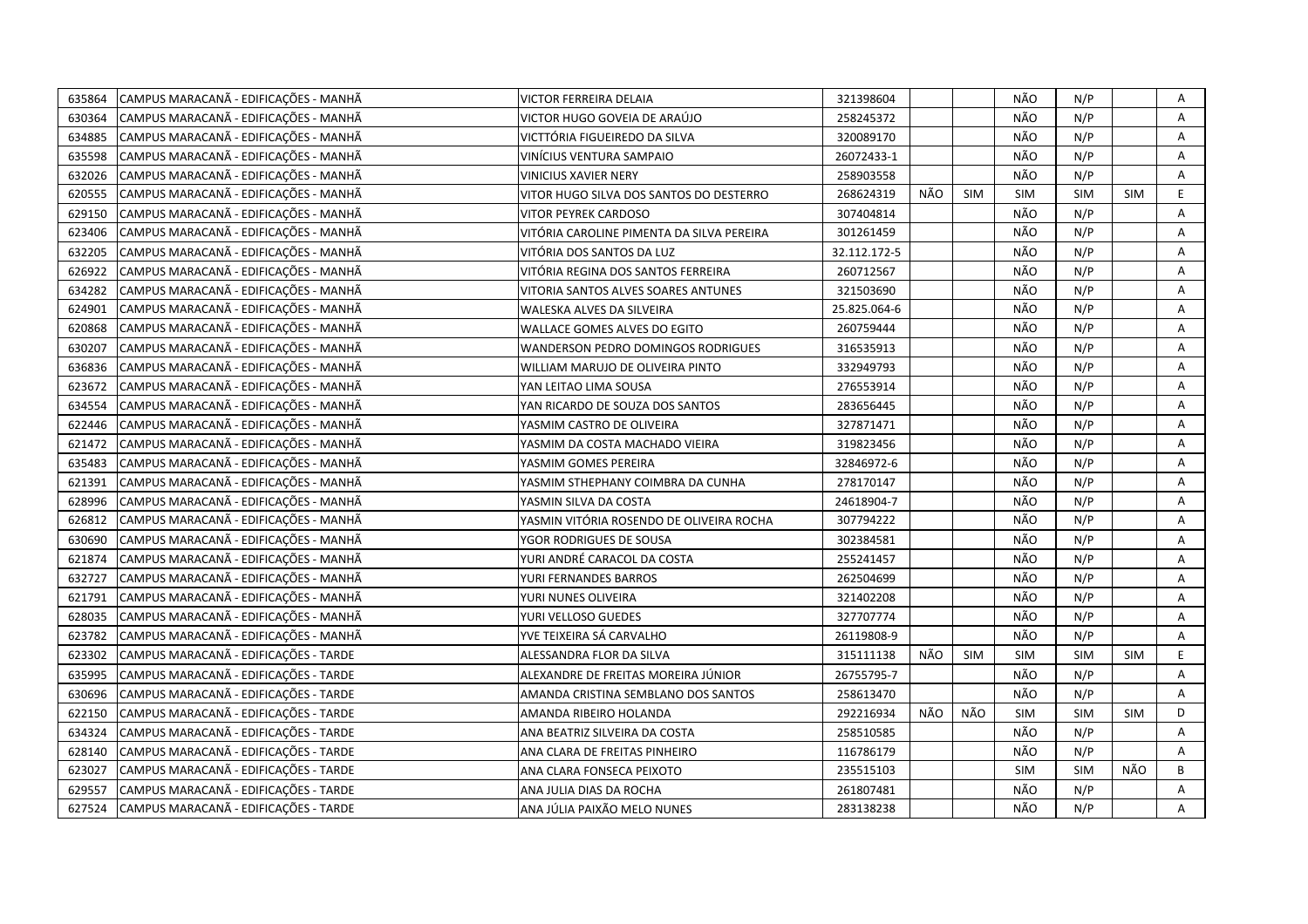| | | | | | | | | | |
|---|---|---|---|---|---|---|---|---|---|
| 635864 | CAMPUS MARACANÃ - EDIFICAÇÕES - MANHÃ | VICTOR FERREIRA DELAIA | 321398604 | | | NÃO | N/P | | A |
| 630364 | CAMPUS MARACANÃ - EDIFICAÇÕES - MANHÃ | VICTOR HUGO GOVEIA DE ARAÚJO | 258245372 | | | NÃO | N/P | | A |
| 634885 | CAMPUS MARACANÃ - EDIFICAÇÕES - MANHÃ | VICTTÓRIA FIGUEIREDO DA SILVA | 320089170 | | | NÃO | N/P | | A |
| 635598 | CAMPUS MARACANÃ - EDIFICAÇÕES - MANHÃ | VINÍCIUS VENTURA SAMPAIO | 26072433-1 | | | NÃO | N/P | | A |
| 632026 | CAMPUS MARACANÃ - EDIFICAÇÕES - MANHÃ | VINICIUS XAVIER NERY | 258903558 | | | NÃO | N/P | | A |
| 620555 | CAMPUS MARACANÃ - EDIFICAÇÕES - MANHÃ | VITOR HUGO SILVA DOS SANTOS DO DESTERRO | 268624319 | NÃO | SIM | SIM | SIM | SIM | E |
| 629150 | CAMPUS MARACANÃ - EDIFICAÇÕES - MANHÃ | VITOR PEYREK CARDOSO | 307404814 | | | NÃO | N/P | | A |
| 623406 | CAMPUS MARACANÃ - EDIFICAÇÕES - MANHÃ | VITÓRIA CAROLINE PIMENTA DA SILVA PEREIRA | 301261459 | | | NÃO | N/P | | A |
| 632205 | CAMPUS MARACANÃ - EDIFICAÇÕES - MANHÃ | VITÓRIA DOS SANTOS DA LUZ | 32.112.172-5 | | | NÃO | N/P | | A |
| 626922 | CAMPUS MARACANÃ - EDIFICAÇÕES - MANHÃ | VITÓRIA REGINA DOS SANTOS FERREIRA | 260712567 | | | NÃO | N/P | | A |
| 634282 | CAMPUS MARACANÃ - EDIFICAÇÕES - MANHÃ | VITORIA SANTOS ALVES SOARES ANTUNES | 321503690 | | | NÃO | N/P | | A |
| 624901 | CAMPUS MARACANÃ - EDIFICAÇÕES - MANHÃ | WALESKA ALVES DA SILVEIRA | 25.825.064-6 | | | NÃO | N/P | | A |
| 620868 | CAMPUS MARACANÃ - EDIFICAÇÕES - MANHÃ | WALLACE GOMES ALVES DO EGITO | 260759444 | | | NÃO | N/P | | A |
| 630207 | CAMPUS MARACANÃ - EDIFICAÇÕES - MANHÃ | WANDERSON PEDRO DOMINGOS RODRIGUES | 316535913 | | | NÃO | N/P | | A |
| 636836 | CAMPUS MARACANÃ - EDIFICAÇÕES - MANHÃ | WILLIAM MARUJO DE OLIVEIRA PINTO | 332949793 | | | NÃO | N/P | | A |
| 623672 | CAMPUS MARACANÃ - EDIFICAÇÕES - MANHÃ | YAN LEITAO LIMA SOUSA | 276553914 | | | NÃO | N/P | | A |
| 634554 | CAMPUS MARACANÃ - EDIFICAÇÕES - MANHÃ | YAN RICARDO DE SOUZA DOS SANTOS | 283656445 | | | NÃO | N/P | | A |
| 622446 | CAMPUS MARACANÃ - EDIFICAÇÕES - MANHÃ | YASMIM CASTRO DE OLIVEIRA | 327871471 | | | NÃO | N/P | | A |
| 621472 | CAMPUS MARACANÃ - EDIFICAÇÕES - MANHÃ | YASMIM DA COSTA MACHADO VIEIRA | 319823456 | | | NÃO | N/P | | A |
| 635483 | CAMPUS MARACANÃ - EDIFICAÇÕES - MANHÃ | YASMIM GOMES PEREIRA | 32846972-6 | | | NÃO | N/P | | A |
| 621391 | CAMPUS MARACANÃ - EDIFICAÇÕES - MANHÃ | YASMIM STHEPHANY COIMBRA DA CUNHA | 278170147 | | | NÃO | N/P | | A |
| 628996 | CAMPUS MARACANÃ - EDIFICAÇÕES - MANHÃ | YASMIN SILVA DA COSTA | 24618904-7 | | | NÃO | N/P | | A |
| 626812 | CAMPUS MARACANÃ - EDIFICAÇÕES - MANHÃ | YASMIN VITÓRIA ROSENDO DE OLIVEIRA ROCHA | 307794222 | | | NÃO | N/P | | A |
| 630690 | CAMPUS MARACANÃ - EDIFICAÇÕES - MANHÃ | YGOR RODRIGUES DE SOUSA | 302384581 | | | NÃO | N/P | | A |
| 621874 | CAMPUS MARACANÃ - EDIFICAÇÕES - MANHÃ | YURI ANDRÉ CARACOL DA COSTA | 255241457 | | | NÃO | N/P | | A |
| 632727 | CAMPUS MARACANÃ - EDIFICAÇÕES - MANHÃ | YURI FERNANDES BARROS | 262504699 | | | NÃO | N/P | | A |
| 621791 | CAMPUS MARACANÃ - EDIFICAÇÕES - MANHÃ | YURI NUNES OLIVEIRA | 321402208 | | | NÃO | N/P | | A |
| 628035 | CAMPUS MARACANÃ - EDIFICAÇÕES - MANHÃ | YURI VELLOSO GUEDES | 327707774 | | | NÃO | N/P | | A |
| 623782 | CAMPUS MARACANÃ - EDIFICAÇÕES - MANHÃ | YVE TEIXEIRA SÁ CARVALHO | 26119808-9 | | | NÃO | N/P | | A |
| 623302 | CAMPUS MARACANÃ - EDIFICAÇÕES - TARDE | ALESSANDRA FLOR DA SILVA | 315111138 | NÃO | SIM | SIM | SIM | SIM | E |
| 635995 | CAMPUS MARACANÃ - EDIFICAÇÕES - TARDE | ALEXANDRE DE FREITAS MOREIRA JÚNIOR | 26755795-7 | | | NÃO | N/P | | A |
| 630696 | CAMPUS MARACANÃ - EDIFICAÇÕES - TARDE | AMANDA CRISTINA SEMBLANO DOS SANTOS | 258613470 | | | NÃO | N/P | | A |
| 622150 | CAMPUS MARACANÃ - EDIFICAÇÕES - TARDE | AMANDA RIBEIRO HOLANDA | 292216934 | NÃO | NÃO | SIM | SIM | SIM | D |
| 634324 | CAMPUS MARACANÃ - EDIFICAÇÕES - TARDE | ANA BEATRIZ SILVEIRA DA COSTA | 258510585 | | | NÃO | N/P | | A |
| 628140 | CAMPUS MARACANÃ - EDIFICAÇÕES - TARDE | ANA CLARA DE FREITAS PINHEIRO | 116786179 | | | NÃO | N/P | | A |
| 623027 | CAMPUS MARACANÃ - EDIFICAÇÕES - TARDE | ANA CLARA FONSECA PEIXOTO | 235515103 | | | SIM | SIM | NÃO | B |
| 629557 | CAMPUS MARACANÃ - EDIFICAÇÕES - TARDE | ANA JULIA DIAS DA ROCHA | 261807481 | | | NÃO | N/P | | A |
| 627524 | CAMPUS MARACANÃ - EDIFICAÇÕES - TARDE | ANA JÚLIA PAIXÃO MELO NUNES | 283138238 | | | NÃO | N/P | | A |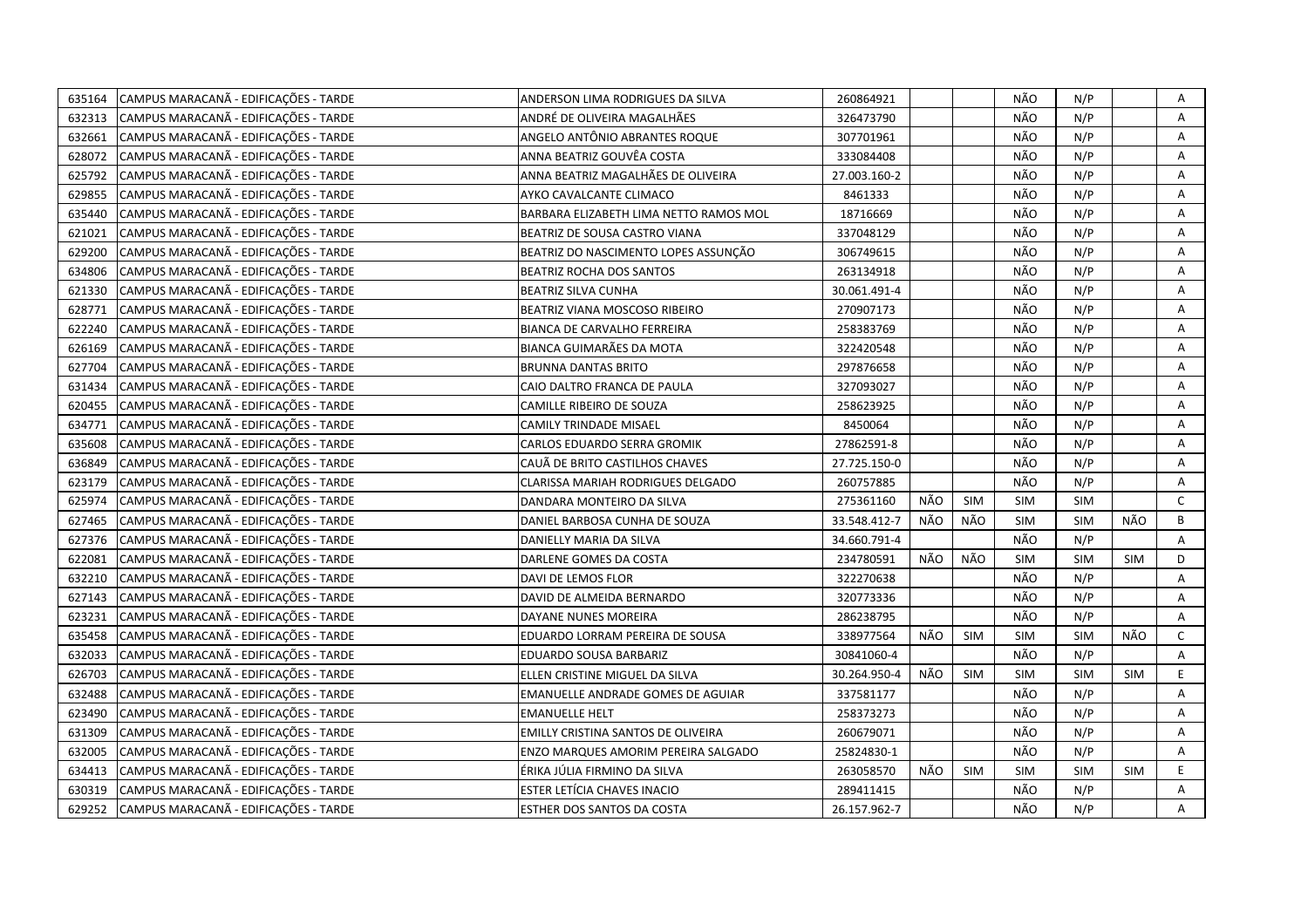| | | | | | | | | | |
|---|---|---|---|---|---|---|---|---|---|
| 635164 | CAMPUS MARACANÃ - EDIFICAÇÕES - TARDE | ANDERSON LIMA RODRIGUES DA SILVA | 260864921 | | | NÃO | N/P | | A |
| 632313 | CAMPUS MARACANÃ - EDIFICAÇÕES - TARDE | ANDRÉ DE OLIVEIRA MAGALHÃES | 326473790 | | | NÃO | N/P | | A |
| 632661 | CAMPUS MARACANÃ - EDIFICAÇÕES - TARDE | ANGELO ANTÔNIO ABRANTES ROQUE | 307701961 | | | NÃO | N/P | | A |
| 628072 | CAMPUS MARACANÃ - EDIFICAÇÕES - TARDE | ANNA BEATRIZ GOUVÊA COSTA | 333084408 | | | NÃO | N/P | | A |
| 625792 | CAMPUS MARACANÃ - EDIFICAÇÕES - TARDE | ANNA BEATRIZ MAGALHÃES DE OLIVEIRA | 27.003.160-2 | | | NÃO | N/P | | A |
| 629855 | CAMPUS MARACANÃ - EDIFICAÇÕES - TARDE | AYKO CAVALCANTE CLIMACO | 8461333 | | | NÃO | N/P | | A |
| 635440 | CAMPUS MARACANÃ - EDIFICAÇÕES - TARDE | BARBARA ELIZABETH LIMA NETTO RAMOS MOL | 18716669 | | | NÃO | N/P | | A |
| 621021 | CAMPUS MARACANÃ - EDIFICAÇÕES - TARDE | BEATRIZ DE SOUSA CASTRO VIANA | 337048129 | | | NÃO | N/P | | A |
| 629200 | CAMPUS MARACANÃ - EDIFICAÇÕES - TARDE | BEATRIZ DO NASCIMENTO LOPES ASSUNÇÃO | 306749615 | | | NÃO | N/P | | A |
| 634806 | CAMPUS MARACANÃ - EDIFICAÇÕES - TARDE | BEATRIZ ROCHA DOS SANTOS | 263134918 | | | NÃO | N/P | | A |
| 621330 | CAMPUS MARACANÃ - EDIFICAÇÕES - TARDE | BEATRIZ SILVA CUNHA | 30.061.491-4 | | | NÃO | N/P | | A |
| 628771 | CAMPUS MARACANÃ - EDIFICAÇÕES - TARDE | BEATRIZ VIANA MOSCOSO RIBEIRO | 270907173 | | | NÃO | N/P | | A |
| 622240 | CAMPUS MARACANÃ - EDIFICAÇÕES - TARDE | BIANCA DE CARVALHO FERREIRA | 258383769 | | | NÃO | N/P | | A |
| 626169 | CAMPUS MARACANÃ - EDIFICAÇÕES - TARDE | BIANCA GUIMARÃES DA MOTA | 322420548 | | | NÃO | N/P | | A |
| 627704 | CAMPUS MARACANÃ - EDIFICAÇÕES - TARDE | BRUNNA DANTAS BRITO | 297876658 | | | NÃO | N/P | | A |
| 631434 | CAMPUS MARACANÃ - EDIFICAÇÕES - TARDE | CAIO DALTRO FRANCA DE PAULA | 327093027 | | | NÃO | N/P | | A |
| 620455 | CAMPUS MARACANÃ - EDIFICAÇÕES - TARDE | CAMILLE RIBEIRO DE SOUZA | 258623925 | | | NÃO | N/P | | A |
| 634771 | CAMPUS MARACANÃ - EDIFICAÇÕES - TARDE | CAMILY TRINDADE MISAEL | 8450064 | | | NÃO | N/P | | A |
| 635608 | CAMPUS MARACANÃ - EDIFICAÇÕES - TARDE | CARLOS EDUARDO SERRA GROMIK | 27862591-8 | | | NÃO | N/P | | A |
| 636849 | CAMPUS MARACANÃ - EDIFICAÇÕES - TARDE | CAUÃ DE BRITO CASTILHOS CHAVES | 27.725.150-0 | | | NÃO | N/P | | A |
| 623179 | CAMPUS MARACANÃ - EDIFICAÇÕES - TARDE | CLARISSA MARIAH RODRIGUES DELGADO | 260757885 | | | NÃO | N/P | | A |
| 625974 | CAMPUS MARACANÃ - EDIFICAÇÕES - TARDE | DANDARA MONTEIRO DA SILVA | 275361160 | NÃO | SIM | SIM | SIM | | C |
| 627465 | CAMPUS MARACANÃ - EDIFICAÇÕES - TARDE | DANIEL BARBOSA CUNHA DE SOUZA | 33.548.412-7 | NÃO | NÃO | SIM | SIM | NÃO | B |
| 627376 | CAMPUS MARACANÃ - EDIFICAÇÕES - TARDE | DANIELLY MARIA DA SILVA | 34.660.791-4 | | | NÃO | N/P | | A |
| 622081 | CAMPUS MARACANÃ - EDIFICAÇÕES - TARDE | DARLENE GOMES DA COSTA | 234780591 | NÃO | NÃO | SIM | SIM | SIM | D |
| 632210 | CAMPUS MARACANÃ - EDIFICAÇÕES - TARDE | DAVI DE LEMOS FLOR | 322270638 | | | NÃO | N/P | | A |
| 627143 | CAMPUS MARACANÃ - EDIFICAÇÕES - TARDE | DAVID DE ALMEIDA BERNARDO | 320773336 | | | NÃO | N/P | | A |
| 623231 | CAMPUS MARACANÃ - EDIFICAÇÕES - TARDE | DAYANE NUNES MOREIRA | 286238795 | | | NÃO | N/P | | A |
| 635458 | CAMPUS MARACANÃ - EDIFICAÇÕES - TARDE | EDUARDO LORRAM PEREIRA DE SOUSA | 338977564 | NÃO | SIM | SIM | SIM | NÃO | C |
| 632033 | CAMPUS MARACANÃ - EDIFICAÇÕES - TARDE | EDUARDO SOUSA BARBARIZ | 30841060-4 | | | NÃO | N/P | | A |
| 626703 | CAMPUS MARACANÃ - EDIFICAÇÕES - TARDE | ELLEN CRISTINE MIGUEL DA SILVA | 30.264.950-4 | NÃO | SIM | SIM | SIM | SIM | E |
| 632488 | CAMPUS MARACANÃ - EDIFICAÇÕES - TARDE | EMANUELLE ANDRADE GOMES DE AGUIAR | 337581177 | | | NÃO | N/P | | A |
| 623490 | CAMPUS MARACANÃ - EDIFICAÇÕES - TARDE | EMANUELLE HELT | 258373273 | | | NÃO | N/P | | A |
| 631309 | CAMPUS MARACANÃ - EDIFICAÇÕES - TARDE | EMILLY CRISTINA SANTOS DE OLIVEIRA | 260679071 | | | NÃO | N/P | | A |
| 632005 | CAMPUS MARACANÃ - EDIFICAÇÕES - TARDE | ENZO MARQUES AMORIM PEREIRA SALGADO | 25824830-1 | | | NÃO | N/P | | A |
| 634413 | CAMPUS MARACANÃ - EDIFICAÇÕES - TARDE | ÉRIKA JÚLIA FIRMINO DA SILVA | 263058570 | NÃO | SIM | SIM | SIM | SIM | E |
| 630319 | CAMPUS MARACANÃ - EDIFICAÇÕES - TARDE | ESTER LETÍCIA CHAVES INACIO | 289411415 | | | NÃO | N/P | | A |
| 629252 | CAMPUS MARACANÃ - EDIFICAÇÕES - TARDE | ESTHER DOS SANTOS DA COSTA | 26.157.962-7 | | | NÃO | N/P | | A |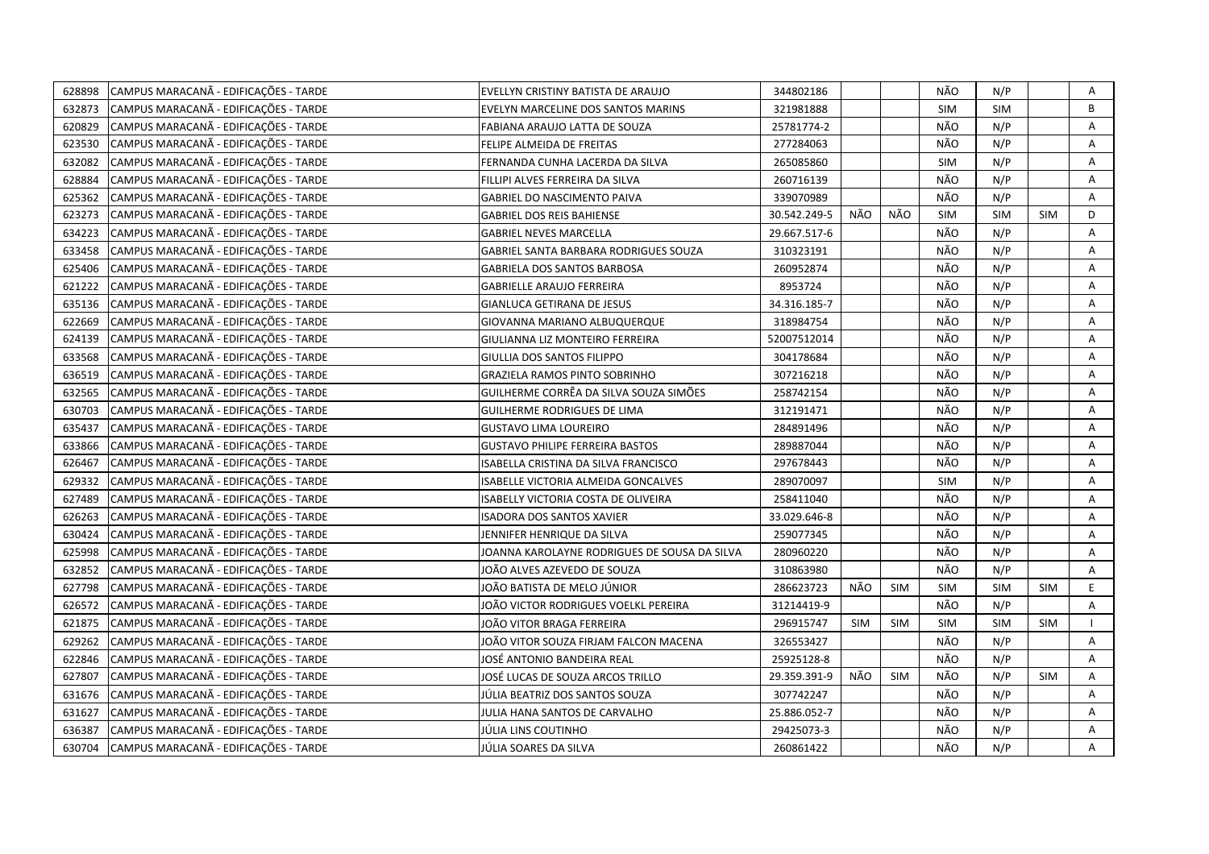| | | | | | | | | | | |
|---|---|---|---|---|---|---|---|---|---|---|
| 628898 | CAMPUS MARACANÃ - EDIFICAÇÕES - TARDE | EVELLYN CRISTINY BATISTA DE ARAUJO | 344802186 | | | NÃO | N/P | | A |
| 632873 | CAMPUS MARACANÃ - EDIFICAÇÕES - TARDE | EVELYN MARCELINE DOS SANTOS MARINS | 321981888 | | | SIM | SIM | | B |
| 620829 | CAMPUS MARACANÃ - EDIFICAÇÕES - TARDE | FABIANA ARAUJO LATTA DE SOUZA | 25781774-2 | | | NÃO | N/P | | A |
| 623530 | CAMPUS MARACANÃ - EDIFICAÇÕES - TARDE | FELIPE ALMEIDA DE FREITAS | 277284063 | | | NÃO | N/P | | A |
| 632082 | CAMPUS MARACANÃ - EDIFICAÇÕES - TARDE | FERNANDA CUNHA LACERDA DA SILVA | 265085860 | | | SIM | N/P | | A |
| 628884 | CAMPUS MARACANÃ - EDIFICAÇÕES - TARDE | FILLIPI ALVES FERREIRA DA SILVA | 260716139 | | | NÃO | N/P | | A |
| 625362 | CAMPUS MARACANÃ - EDIFICAÇÕES - TARDE | GABRIEL DO NASCIMENTO PAIVA | 339070989 | | | NÃO | N/P | | A |
| 623273 | CAMPUS MARACANÃ - EDIFICAÇÕES - TARDE | GABRIEL DOS REIS BAHIENSE | 30.542.249-5 | NÃO | NÃO | SIM | SIM | SIM | D |
| 634223 | CAMPUS MARACANÃ - EDIFICAÇÕES - TARDE | GABRIEL NEVES MARCELLA | 29.667.517-6 | | | NÃO | N/P | | A |
| 633458 | CAMPUS MARACANÃ - EDIFICAÇÕES - TARDE | GABRIEL SANTA BARBARA RODRIGUES SOUZA | 310323191 | | | NÃO | N/P | | A |
| 625406 | CAMPUS MARACANÃ - EDIFICAÇÕES - TARDE | GABRIELA DOS SANTOS BARBOSA | 260952874 | | | NÃO | N/P | | A |
| 621222 | CAMPUS MARACANÃ - EDIFICAÇÕES - TARDE | GABRIELLE ARAUJO FERREIRA | 8953724 | | | NÃO | N/P | | A |
| 635136 | CAMPUS MARACANÃ - EDIFICAÇÕES - TARDE | GIANLUCA GETIRANA DE JESUS | 34.316.185-7 | | | NÃO | N/P | | A |
| 622669 | CAMPUS MARACANÃ - EDIFICAÇÕES - TARDE | GIOVANNA MARIANO ALBUQUERQUE | 318984754 | | | NÃO | N/P | | A |
| 624139 | CAMPUS MARACANÃ - EDIFICAÇÕES - TARDE | GIULIANNA LIZ MONTEIRO FERREIRA | 52007512014 | | | NÃO | N/P | | A |
| 633568 | CAMPUS MARACANÃ - EDIFICAÇÕES - TARDE | GIULLIA DOS SANTOS FILIPPO | 304178684 | | | NÃO | N/P | | A |
| 636519 | CAMPUS MARACANÃ - EDIFICAÇÕES - TARDE | GRAZIELA RAMOS PINTO SOBRINHO | 307216218 | | | NÃO | N/P | | A |
| 632565 | CAMPUS MARACANÃ - EDIFICAÇÕES - TARDE | GUILHERME CORRÊA DA SILVA SOUZA SIMÕES | 258742154 | | | NÃO | N/P | | A |
| 630703 | CAMPUS MARACANÃ - EDIFICAÇÕES - TARDE | GUILHERME RODRIGUES DE LIMA | 312191471 | | | NÃO | N/P | | A |
| 635437 | CAMPUS MARACANÃ - EDIFICAÇÕES - TARDE | GUSTAVO LIMA LOUREIRO | 284891496 | | | NÃO | N/P | | A |
| 633866 | CAMPUS MARACANÃ - EDIFICAÇÕES - TARDE | GUSTAVO PHILIPE FERREIRA BASTOS | 289887044 | | | NÃO | N/P | | A |
| 626467 | CAMPUS MARACANÃ - EDIFICAÇÕES - TARDE | ISABELLA CRISTINA DA SILVA FRANCISCO | 297678443 | | | NÃO | N/P | | A |
| 629332 | CAMPUS MARACANÃ - EDIFICAÇÕES - TARDE | ISABELLE VICTORIA ALMEIDA GONCALVES | 289070097 | | | SIM | N/P | | A |
| 627489 | CAMPUS MARACANÃ - EDIFICAÇÕES - TARDE | ISABELLY VICTORIA COSTA DE OLIVEIRA | 258411040 | | | NÃO | N/P | | A |
| 626263 | CAMPUS MARACANÃ - EDIFICAÇÕES - TARDE | ISADORA DOS SANTOS XAVIER | 33.029.646-8 | | | NÃO | N/P | | A |
| 630424 | CAMPUS MARACANÃ - EDIFICAÇÕES - TARDE | JENNIFER HENRIQUE DA SILVA | 259077345 | | | NÃO | N/P | | A |
| 625998 | CAMPUS MARACANÃ - EDIFICAÇÕES - TARDE | JOANNA KAROLAYNE RODRIGUES DE SOUSA DA SILVA | 280960220 | | | NÃO | N/P | | A |
| 632852 | CAMPUS MARACANÃ - EDIFICAÇÕES - TARDE | JOÃO ALVES AZEVEDO DE SOUZA | 310863980 | | | NÃO | N/P | | A |
| 627798 | CAMPUS MARACANÃ - EDIFICAÇÕES - TARDE | JOÃO BATISTA DE MELO JÚNIOR | 286623723 | NÃO | SIM | SIM | SIM | SIM | E |
| 626572 | CAMPUS MARACANÃ - EDIFICAÇÕES - TARDE | JOÃO VICTOR RODRIGUES VOELKL PEREIRA | 31214419-9 | | | NÃO | N/P | | A |
| 621875 | CAMPUS MARACANÃ - EDIFICAÇÕES - TARDE | JOÃO VITOR BRAGA FERREIRA | 296915747 | SIM | SIM | SIM | SIM | SIM | I |
| 629262 | CAMPUS MARACANÃ - EDIFICAÇÕES - TARDE | JOÃO VITOR SOUZA FIRJAM FALCON MACENA | 326553427 | | | NÃO | N/P | | A |
| 622846 | CAMPUS MARACANÃ - EDIFICAÇÕES - TARDE | JOSÉ ANTONIO BANDEIRA REAL | 25925128-8 | | | NÃO | N/P | | A |
| 627807 | CAMPUS MARACANÃ - EDIFICAÇÕES - TARDE | JOSÉ LUCAS DE SOUZA ARCOS TRILLO | 29.359.391-9 | NÃO | SIM | NÃO | N/P | SIM | A |
| 631676 | CAMPUS MARACANÃ - EDIFICAÇÕES - TARDE | JÚLIA BEATRIZ DOS SANTOS SOUZA | 307742247 | | | NÃO | N/P | | A |
| 631627 | CAMPUS MARACANÃ - EDIFICAÇÕES - TARDE | JULIA HANA SANTOS DE CARVALHO | 25.886.052-7 | | | NÃO | N/P | | A |
| 636387 | CAMPUS MARACANÃ - EDIFICAÇÕES - TARDE | JÚLIA LINS COUTINHO | 29425073-3 | | | NÃO | N/P | | A |
| 630704 | CAMPUS MARACANÃ - EDIFICAÇÕES - TARDE | JÚLIA SOARES DA SILVA | 260861422 | | | NÃO | N/P | | A |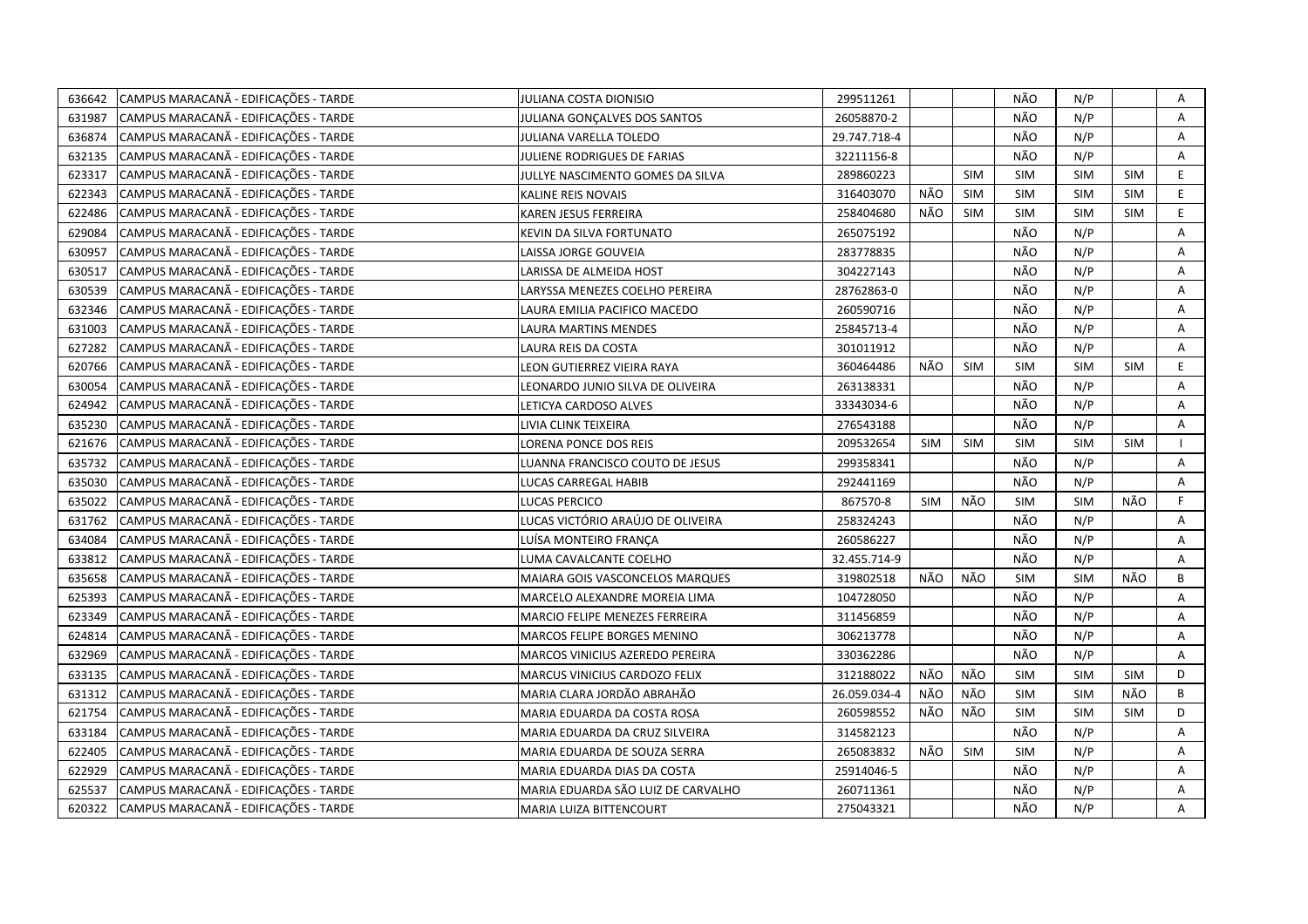| | | | | | | | | | |
|---|---|---|---|---|---|---|---|---|---|
| 636642 | CAMPUS MARACANÃ - EDIFICAÇÕES - TARDE | JULIANA COSTA DIONISIO | 299511261 | | | NÃO | N/P | | A |
| 631987 | CAMPUS MARACANÃ - EDIFICAÇÕES - TARDE | JULIANA GONÇALVES DOS SANTOS | 26058870-2 | | | NÃO | N/P | | A |
| 636874 | CAMPUS MARACANÃ - EDIFICAÇÕES - TARDE | JULIANA VARELLA TOLEDO | 29.747.718-4 | | | NÃO | N/P | | A |
| 632135 | CAMPUS MARACANÃ - EDIFICAÇÕES - TARDE | JULIENE RODRIGUES DE FARIAS | 32211156-8 | | | NÃO | N/P | | A |
| 623317 | CAMPUS MARACANÃ - EDIFICAÇÕES - TARDE | JULLYE NASCIMENTO GOMES DA SILVA | 289860223 | | SIM | SIM | SIM | SIM | E |
| 622343 | CAMPUS MARACANÃ - EDIFICAÇÕES - TARDE | KALINE REIS NOVAIS | 316403070 | NÃO | SIM | SIM | SIM | SIM | E |
| 622486 | CAMPUS MARACANÃ - EDIFICAÇÕES - TARDE | KAREN JESUS FERREIRA | 258404680 | NÃO | SIM | SIM | SIM | SIM | E |
| 629084 | CAMPUS MARACANÃ - EDIFICAÇÕES - TARDE | KEVIN DA SILVA FORTUNATO | 265075192 | | | NÃO | N/P | | A |
| 630957 | CAMPUS MARACANÃ - EDIFICAÇÕES - TARDE | LAISSA JORGE GOUVEIA | 283778835 | | | NÃO | N/P | | A |
| 630517 | CAMPUS MARACANÃ - EDIFICAÇÕES - TARDE | LARISSA DE ALMEIDA HOST | 304227143 | | | NÃO | N/P | | A |
| 630539 | CAMPUS MARACANÃ - EDIFICAÇÕES - TARDE | LARYSSA MENEZES COELHO PEREIRA | 28762863-0 | | | NÃO | N/P | | A |
| 632346 | CAMPUS MARACANÃ - EDIFICAÇÕES - TARDE | LAURA EMILIA PACIFICO MACEDO | 260590716 | | | NÃO | N/P | | A |
| 631003 | CAMPUS MARACANÃ - EDIFICAÇÕES - TARDE | LAURA MARTINS MENDES | 25845713-4 | | | NÃO | N/P | | A |
| 627282 | CAMPUS MARACANÃ - EDIFICAÇÕES - TARDE | LAURA REIS DA COSTA | 301011912 | | | NÃO | N/P | | A |
| 620766 | CAMPUS MARACANÃ - EDIFICAÇÕES - TARDE | LEON GUTIERREZ VIEIRA RAYA | 360464486 | NÃO | SIM | SIM | SIM | SIM | E |
| 630054 | CAMPUS MARACANÃ - EDIFICAÇÕES - TARDE | LEONARDO JUNIO SILVA DE OLIVEIRA | 263138331 | | | NÃO | N/P | | A |
| 624942 | CAMPUS MARACANÃ - EDIFICAÇÕES - TARDE | LETICYA CARDOSO ALVES | 33343034-6 | | | NÃO | N/P | | A |
| 635230 | CAMPUS MARACANÃ - EDIFICAÇÕES - TARDE | LIVIA CLINK TEIXEIRA | 276543188 | | | NÃO | N/P | | A |
| 621676 | CAMPUS MARACANÃ - EDIFICAÇÕES - TARDE | LORENA PONCE DOS REIS | 209532654 | SIM | SIM | SIM | SIM | SIM | I |
| 635732 | CAMPUS MARACANÃ - EDIFICAÇÕES - TARDE | LUANNA FRANCISCO COUTO DE JESUS | 299358341 | | | NÃO | N/P | | A |
| 635030 | CAMPUS MARACANÃ - EDIFICAÇÕES - TARDE | LUCAS CARREGAL HABIB | 292441169 | | | NÃO | N/P | | A |
| 635022 | CAMPUS MARACANÃ - EDIFICAÇÕES - TARDE | LUCAS PERCICO | 867570-8 | SIM | NÃO | SIM | SIM | NÃO | F |
| 631762 | CAMPUS MARACANÃ - EDIFICAÇÕES - TARDE | LUCAS VICTÓRIO ARAÚJO DE OLIVEIRA | 258324243 | | | NÃO | N/P | | A |
| 634084 | CAMPUS MARACANÃ - EDIFICAÇÕES - TARDE | LUÍSA MONTEIRO FRANÇA | 260586227 | | | NÃO | N/P | | A |
| 633812 | CAMPUS MARACANÃ - EDIFICAÇÕES - TARDE | LUMA CAVALCANTE COELHO | 32.455.714-9 | | | NÃO | N/P | | A |
| 635658 | CAMPUS MARACANÃ - EDIFICAÇÕES - TARDE | MAIARA GOIS VASCONCELOS MARQUES | 319802518 | NÃO | NÃO | SIM | SIM | NÃO | B |
| 625393 | CAMPUS MARACANÃ - EDIFICAÇÕES - TARDE | MARCELO ALEXANDRE MOREIA LIMA | 104728050 | | | NÃO | N/P | | A |
| 623349 | CAMPUS MARACANÃ - EDIFICAÇÕES - TARDE | MARCIO FELIPE MENEZES FERREIRA | 311456859 | | | NÃO | N/P | | A |
| 624814 | CAMPUS MARACANÃ - EDIFICAÇÕES - TARDE | MARCOS FELIPE BORGES MENINO | 306213778 | | | NÃO | N/P | | A |
| 632969 | CAMPUS MARACANÃ - EDIFICAÇÕES - TARDE | MARCOS VINICIUS AZEREDO PEREIRA | 330362286 | | | NÃO | N/P | | A |
| 633135 | CAMPUS MARACANÃ - EDIFICAÇÕES - TARDE | MARCUS VINICIUS CARDOZO FELIX | 312188022 | NÃO | NÃO | SIM | SIM | SIM | D |
| 631312 | CAMPUS MARACANÃ - EDIFICAÇÕES - TARDE | MARIA CLARA JORDÃO ABRAHÃO | 26.059.034-4 | NÃO | NÃO | SIM | SIM | NÃO | B |
| 621754 | CAMPUS MARACANÃ - EDIFICAÇÕES - TARDE | MARIA EDUARDA DA COSTA ROSA | 260598552 | NÃO | NÃO | SIM | SIM | SIM | D |
| 633184 | CAMPUS MARACANÃ - EDIFICAÇÕES - TARDE | MARIA EDUARDA DA CRUZ SILVEIRA | 314582123 | | | NÃO | N/P | | A |
| 622405 | CAMPUS MARACANÃ - EDIFICAÇÕES - TARDE | MARIA EDUARDA DE SOUZA SERRA | 265083832 | NÃO | SIM | SIM | N/P | | A |
| 622929 | CAMPUS MARACANÃ - EDIFICAÇÕES - TARDE | MARIA EDUARDA DIAS DA COSTA | 25914046-5 | | | NÃO | N/P | | A |
| 625537 | CAMPUS MARACANÃ - EDIFICAÇÕES - TARDE | MARIA EDUARDA SÃO LUIZ DE CARVALHO | 260711361 | | | NÃO | N/P | | A |
| 620322 | CAMPUS MARACANÃ - EDIFICAÇÕES - TARDE | MARIA LUIZA BITTENCOURT | 275043321 | | | NÃO | N/P | | A |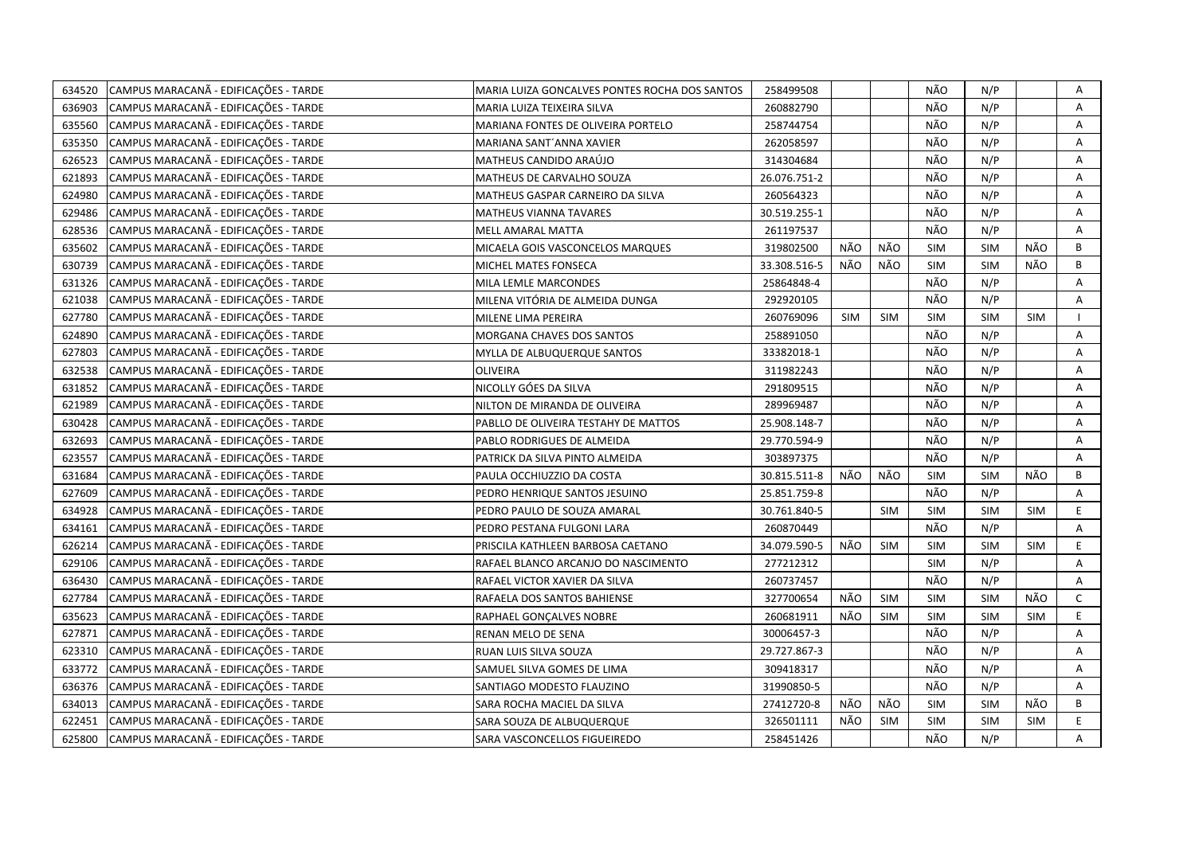| | | | | | | | | | |
|---|---|---|---|---|---|---|---|---|---|
| 634520 | CAMPUS MARACANÃ - EDIFICAÇÕES - TARDE | MARIA LUIZA GONCALVES PONTES ROCHA DOS SANTOS | 258499508 | | | NÃO | N/P | | A |
| 636903 | CAMPUS MARACANÃ - EDIFICAÇÕES - TARDE | MARIA LUIZA TEIXEIRA SILVA | 260882790 | | | NÃO | N/P | | A |
| 635560 | CAMPUS MARACANÃ - EDIFICAÇÕES - TARDE | MARIANA FONTES DE OLIVEIRA PORTELO | 258744754 | | | NÃO | N/P | | A |
| 635350 | CAMPUS MARACANÃ - EDIFICAÇÕES - TARDE | MARIANA SANT´ANNA XAVIER | 262058597 | | | NÃO | N/P | | A |
| 626523 | CAMPUS MARACANÃ - EDIFICAÇÕES - TARDE | MATHEUS CANDIDO ARAÚJO | 314304684 | | | NÃO | N/P | | A |
| 621893 | CAMPUS MARACANÃ - EDIFICAÇÕES - TARDE | MATHEUS DE CARVALHO SOUZA | 26.076.751-2 | | | NÃO | N/P | | A |
| 624980 | CAMPUS MARACANÃ - EDIFICAÇÕES - TARDE | MATHEUS GASPAR CARNEIRO DA SILVA | 260564323 | | | NÃO | N/P | | A |
| 629486 | CAMPUS MARACANÃ - EDIFICAÇÕES - TARDE | MATHEUS VIANNA TAVARES | 30.519.255-1 | | | NÃO | N/P | | A |
| 628536 | CAMPUS MARACANÃ - EDIFICAÇÕES - TARDE | MELL AMARAL MATTA | 261197537 | | | NÃO | N/P | | A |
| 635602 | CAMPUS MARACANÃ - EDIFICAÇÕES - TARDE | MICAELA GOIS VASCONCELOS MARQUES | 319802500 | NÃO | NÃO | SIM | SIM | NÃO | B |
| 630739 | CAMPUS MARACANÃ - EDIFICAÇÕES - TARDE | MICHEL MATES FONSECA | 33.308.516-5 | NÃO | NÃO | SIM | SIM | NÃO | B |
| 631326 | CAMPUS MARACANÃ - EDIFICAÇÕES - TARDE | MILA LEMLE MARCONDES | 25864848-4 | | | NÃO | N/P | | A |
| 621038 | CAMPUS MARACANÃ - EDIFICAÇÕES - TARDE | MILENA VITÓRIA DE ALMEIDA DUNGA | 292920105 | | | NÃO | N/P | | A |
| 627780 | CAMPUS MARACANÃ - EDIFICAÇÕES - TARDE | MILENE LIMA PEREIRA | 260769096 | SIM | SIM | SIM | SIM | SIM | I |
| 624890 | CAMPUS MARACANÃ - EDIFICAÇÕES - TARDE | MORGANA CHAVES DOS SANTOS | 258891050 | | | NÃO | N/P | | A |
| 627803 | CAMPUS MARACANÃ - EDIFICAÇÕES - TARDE | MYLLA DE ALBUQUERQUE SANTOS | 33382018-1 | | | NÃO | N/P | | A |
| 632538 | CAMPUS MARACANÃ - EDIFICAÇÕES - TARDE | OLIVEIRA | 311982243 | | | NÃO | N/P | | A |
| 631852 | CAMPUS MARACANÃ - EDIFICAÇÕES - TARDE | NICOLLY GÓES DA SILVA | 291809515 | | | NÃO | N/P | | A |
| 621989 | CAMPUS MARACANÃ - EDIFICAÇÕES - TARDE | NILTON DE MIRANDA DE OLIVEIRA | 289969487 | | | NÃO | N/P | | A |
| 630428 | CAMPUS MARACANÃ - EDIFICAÇÕES - TARDE | PABLLO DE OLIVEIRA TESTAHY DE MATTOS | 25.908.148-7 | | | NÃO | N/P | | A |
| 632693 | CAMPUS MARACANÃ - EDIFICAÇÕES - TARDE | PABLO RODRIGUES DE ALMEIDA | 29.770.594-9 | | | NÃO | N/P | | A |
| 623557 | CAMPUS MARACANÃ - EDIFICAÇÕES - TARDE | PATRICK DA SILVA PINTO ALMEIDA | 303897375 | | | NÃO | N/P | | A |
| 631684 | CAMPUS MARACANÃ - EDIFICAÇÕES - TARDE | PAULA OCCHIUZZIO DA COSTA | 30.815.511-8 | NÃO | NÃO | SIM | SIM | NÃO | B |
| 627609 | CAMPUS MARACANÃ - EDIFICAÇÕES - TARDE | PEDRO HENRIQUE SANTOS JESUINO | 25.851.759-8 | | | NÃO | N/P | | A |
| 634928 | CAMPUS MARACANÃ - EDIFICAÇÕES - TARDE | PEDRO PAULO DE SOUZA AMARAL | 30.761.840-5 | | SIM | SIM | SIM | SIM | E |
| 634161 | CAMPUS MARACANÃ - EDIFICAÇÕES - TARDE | PEDRO PESTANA FULGONI LARA | 260870449 | | | NÃO | N/P | | A |
| 626214 | CAMPUS MARACANÃ - EDIFICAÇÕES - TARDE | PRISCILA KATHLEEN BARBOSA CAETANO | 34.079.590-5 | NÃO | SIM | SIM | SIM | SIM | E |
| 629106 | CAMPUS MARACANÃ - EDIFICAÇÕES - TARDE | RAFAEL BLANCO ARCANJO DO NASCIMENTO | 277212312 | | | SIM | N/P | | A |
| 636430 | CAMPUS MARACANÃ - EDIFICAÇÕES - TARDE | RAFAEL VICTOR XAVIER DA SILVA | 260737457 | | | NÃO | N/P | | A |
| 627784 | CAMPUS MARACANÃ - EDIFICAÇÕES - TARDE | RAFAELA DOS SANTOS BAHIENSE | 327700654 | NÃO | SIM | SIM | SIM | NÃO | C |
| 635623 | CAMPUS MARACANÃ - EDIFICAÇÕES - TARDE | RAPHAEL GONÇALVES NOBRE | 260681911 | NÃO | SIM | SIM | SIM | SIM | E |
| 627871 | CAMPUS MARACANÃ - EDIFICAÇÕES - TARDE | RENAN MELO DE SENA | 30006457-3 | | | NÃO | N/P | | A |
| 623310 | CAMPUS MARACANÃ - EDIFICAÇÕES - TARDE | RUAN LUIS SILVA SOUZA | 29.727.867-3 | | | NÃO | N/P | | A |
| 633772 | CAMPUS MARACANÃ - EDIFICAÇÕES - TARDE | SAMUEL SILVA GOMES DE LIMA | 309418317 | | | NÃO | N/P | | A |
| 636376 | CAMPUS MARACANÃ - EDIFICAÇÕES - TARDE | SANTIAGO MODESTO FLAUZINO | 31990850-5 | | | NÃO | N/P | | A |
| 634013 | CAMPUS MARACANÃ - EDIFICAÇÕES - TARDE | SARA ROCHA MACIEL DA SILVA | 27412720-8 | NÃO | NÃO | SIM | SIM | NÃO | B |
| 622451 | CAMPUS MARACANÃ - EDIFICAÇÕES - TARDE | SARA SOUZA DE ALBUQUERQUE | 326501111 | NÃO | SIM | SIM | SIM | SIM | E |
| 625800 | CAMPUS MARACANÃ - EDIFICAÇÕES - TARDE | SARA VASCONCELLOS FIGUEIREDO | 258451426 | | | NÃO | N/P | | A |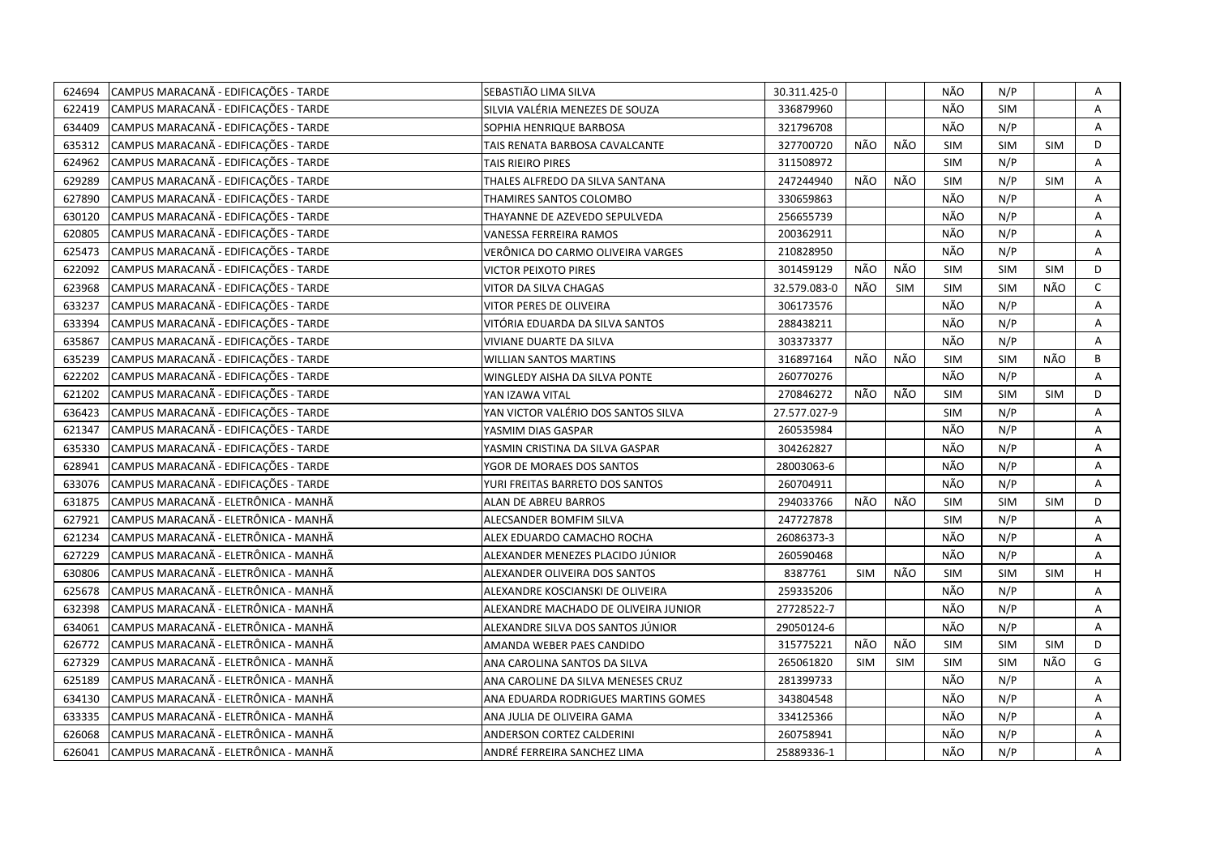| | | | | | | | | | |
|---|---|---|---|---|---|---|---|---|---|
| 624694 | CAMPUS MARACANÃ - EDIFICAÇÕES - TARDE | SEBASTIÃO LIMA SILVA | 30.311.425-0 | | | NÃO | N/P | | A |
| 622419 | CAMPUS MARACANÃ - EDIFICAÇÕES - TARDE | SILVIA VALÉRIA MENEZES DE SOUZA | 336879960 | | | NÃO | SIM | | A |
| 634409 | CAMPUS MARACANÃ - EDIFICAÇÕES - TARDE | SOPHIA HENRIQUE BARBOSA | 321796708 | | | NÃO | N/P | | A |
| 635312 | CAMPUS MARACANÃ - EDIFICAÇÕES - TARDE | TAIS RENATA BARBOSA CAVALCANTE | 327700720 | NÃO | NÃO | SIM | SIM | SIM | D |
| 624962 | CAMPUS MARACANÃ - EDIFICAÇÕES - TARDE | TAIS RIEIRO PIRES | 311508972 | | | SIM | N/P | | A |
| 629289 | CAMPUS MARACANÃ - EDIFICAÇÕES - TARDE | THALES ALFREDO DA SILVA SANTANA | 247244940 | NÃO | NÃO | SIM | N/P | SIM | A |
| 627890 | CAMPUS MARACANÃ - EDIFICAÇÕES - TARDE | THAMIRES SANTOS COLOMBO | 330659863 | | | NÃO | N/P | | A |
| 630120 | CAMPUS MARACANÃ - EDIFICAÇÕES - TARDE | THAYANNE DE AZEVEDO SEPULVEDA | 256655739 | | | NÃO | N/P | | A |
| 620805 | CAMPUS MARACANÃ - EDIFICAÇÕES - TARDE | VANESSA FERREIRA RAMOS | 200362911 | | | NÃO | N/P | | A |
| 625473 | CAMPUS MARACANÃ - EDIFICAÇÕES - TARDE | VERÔNICA DO CARMO OLIVEIRA VARGES | 210828950 | | | NÃO | N/P | | A |
| 622092 | CAMPUS MARACANÃ - EDIFICAÇÕES - TARDE | VICTOR PEIXOTO PIRES | 301459129 | NÃO | NÃO | SIM | SIM | SIM | D |
| 623968 | CAMPUS MARACANÃ - EDIFICAÇÕES - TARDE | VITOR DA SILVA CHAGAS | 32.579.083-0 | NÃO | SIM | SIM | SIM | NÃO | C |
| 633237 | CAMPUS MARACANÃ - EDIFICAÇÕES - TARDE | VITOR PERES DE OLIVEIRA | 306173576 | | | NÃO | N/P | | A |
| 633394 | CAMPUS MARACANÃ - EDIFICAÇÕES - TARDE | VITÓRIA EDUARDA DA SILVA SANTOS | 288438211 | | | NÃO | N/P | | A |
| 635867 | CAMPUS MARACANÃ - EDIFICAÇÕES - TARDE | VIVIANE DUARTE DA SILVA | 303373377 | | | NÃO | N/P | | A |
| 635239 | CAMPUS MARACANÃ - EDIFICAÇÕES - TARDE | WILLIAN SANTOS MARTINS | 316897164 | NÃO | NÃO | SIM | SIM | NÃO | B |
| 622202 | CAMPUS MARACANÃ - EDIFICAÇÕES - TARDE | WINGLEDY AISHA DA SILVA PONTE | 260770276 | | | NÃO | N/P | | A |
| 621202 | CAMPUS MARACANÃ - EDIFICAÇÕES - TARDE | YAN IZAWA VITAL | 270846272 | NÃO | NÃO | SIM | SIM | SIM | D |
| 636423 | CAMPUS MARACANÃ - EDIFICAÇÕES - TARDE | YAN VICTOR VALÉRIO DOS SANTOS SILVA | 27.577.027-9 | | | SIM | N/P | | A |
| 621347 | CAMPUS MARACANÃ - EDIFICAÇÕES - TARDE | YASMIM DIAS GASPAR | 260535984 | | | NÃO | N/P | | A |
| 635330 | CAMPUS MARACANÃ - EDIFICAÇÕES - TARDE | YASMIN CRISTINA DA SILVA GASPAR | 304262827 | | | NÃO | N/P | | A |
| 628941 | CAMPUS MARACANÃ - EDIFICAÇÕES - TARDE | YGOR DE MORAES DOS SANTOS | 28003063-6 | | | NÃO | N/P | | A |
| 633076 | CAMPUS MARACANÃ - EDIFICAÇÕES - TARDE | YURI FREITAS BARRETO DOS SANTOS | 260704911 | | | NÃO | N/P | | A |
| 631875 | CAMPUS MARACANÃ - ELETRÔNICA - MANHÃ | ALAN DE ABREU BARROS | 294033766 | NÃO | NÃO | SIM | SIM | SIM | D |
| 627921 | CAMPUS MARACANÃ - ELETRÔNICA - MANHÃ | ALECSANDER BOMFIM SILVA | 247727878 | | | SIM | N/P | | A |
| 621234 | CAMPUS MARACANÃ - ELETRÔNICA - MANHÃ | ALEX EDUARDO CAMACHO ROCHA | 26086373-3 | | | NÃO | N/P | | A |
| 627229 | CAMPUS MARACANÃ - ELETRÔNICA - MANHÃ | ALEXANDER MENEZES PLACIDO JÚNIOR | 260590468 | | | NÃO | N/P | | A |
| 630806 | CAMPUS MARACANÃ - ELETRÔNICA - MANHÃ | ALEXANDER OLIVEIRA DOS SANTOS | 8387761 | SIM | NÃO | SIM | SIM | SIM | H |
| 625678 | CAMPUS MARACANÃ - ELETRÔNICA - MANHÃ | ALEXANDRE KOSCIANSKI DE OLIVEIRA | 259335206 | | | NÃO | N/P | | A |
| 632398 | CAMPUS MARACANÃ - ELETRÔNICA - MANHÃ | ALEXANDRE MACHADO DE OLIVEIRA JUNIOR | 27728522-7 | | | NÃO | N/P | | A |
| 634061 | CAMPUS MARACANÃ - ELETRÔNICA - MANHÃ | ALEXANDRE SILVA DOS SANTOS JÚNIOR | 29050124-6 | | | NÃO | N/P | | A |
| 626772 | CAMPUS MARACANÃ - ELETRÔNICA - MANHÃ | AMANDA WEBER PAES CANDIDO | 315775221 | NÃO | NÃO | SIM | SIM | SIM | D |
| 627329 | CAMPUS MARACANÃ - ELETRÔNICA - MANHÃ | ANA CAROLINA SANTOS DA SILVA | 265061820 | SIM | SIM | SIM | SIM | NÃO | G |
| 625189 | CAMPUS MARACANÃ - ELETRÔNICA - MANHÃ | ANA CAROLINE DA SILVA MENESES CRUZ | 281399733 | | | NÃO | N/P | | A |
| 634130 | CAMPUS MARACANÃ - ELETRÔNICA - MANHÃ | ANA EDUARDA RODRIGUES MARTINS GOMES | 343804548 | | | NÃO | N/P | | A |
| 633335 | CAMPUS MARACANÃ - ELETRÔNICA - MANHÃ | ANA JULIA DE OLIVEIRA GAMA | 334125366 | | | NÃO | N/P | | A |
| 626068 | CAMPUS MARACANÃ - ELETRÔNICA - MANHÃ | ANDERSON CORTEZ CALDERINI | 260758941 | | | NÃO | N/P | | A |
| 626041 | CAMPUS MARACANÃ - ELETRÔNICA - MANHÃ | ANDRÉ FERREIRA SANCHEZ LIMA | 25889336-1 | | | NÃO | N/P | | A |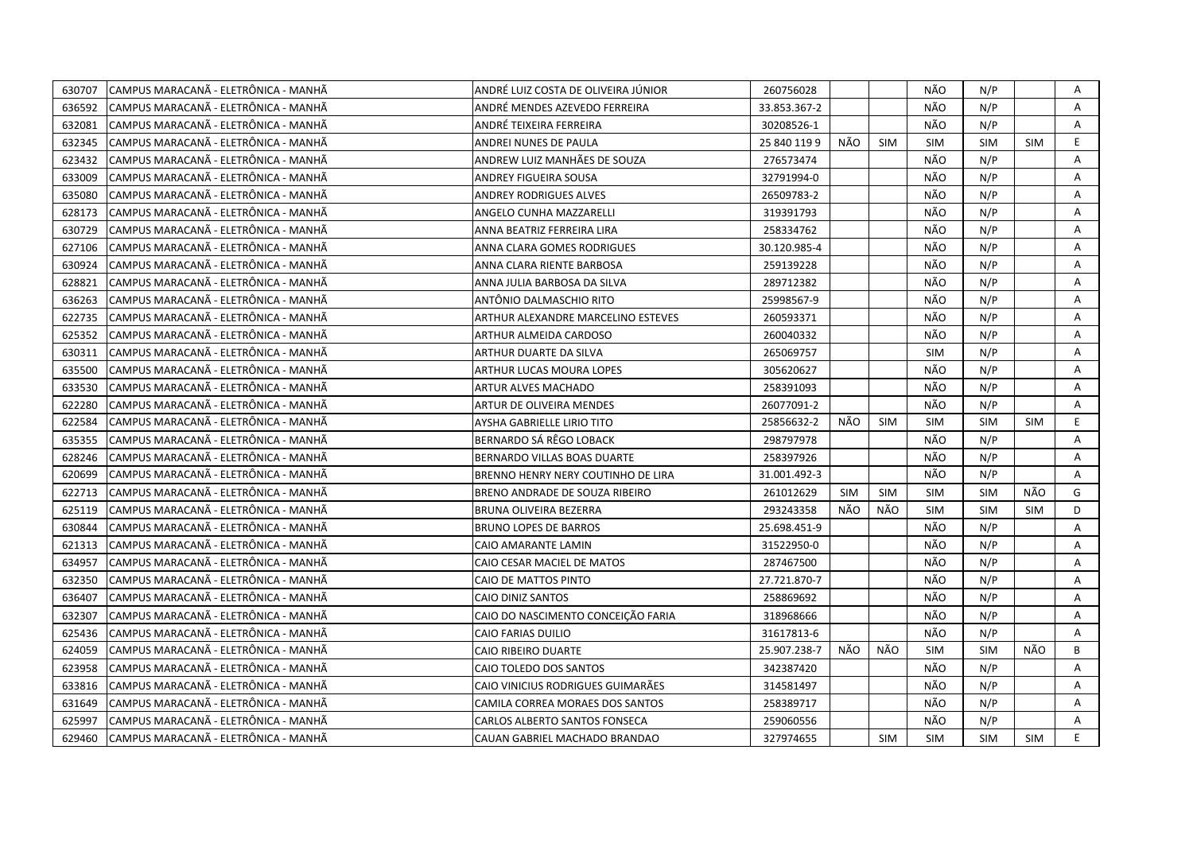| | | | | | | | | | |
|---|---|---|---|---|---|---|---|---|---|
| 630707 | CAMPUS MARACANÃ - ELETRÔNICA - MANHÃ | ANDRÉ LUIZ COSTA DE OLIVEIRA JÚNIOR | 260756028 | | | NÃO | N/P | | A |
| 636592 | CAMPUS MARACANÃ - ELETRÔNICA - MANHÃ | ANDRÉ MENDES AZEVEDO FERREIRA | 33.853.367-2 | | | NÃO | N/P | | A |
| 632081 | CAMPUS MARACANÃ - ELETRÔNICA - MANHÃ | ANDRÉ TEIXEIRA FERREIRA | 30208526-1 | | | NÃO | N/P | | A |
| 632345 | CAMPUS MARACANÃ - ELETRÔNICA - MANHÃ | ANDREI NUNES DE PAULA | 25 840 119 9 | NÃO | SIM | SIM | SIM | SIM | E |
| 623432 | CAMPUS MARACANÃ - ELETRÔNICA - MANHÃ | ANDREW LUIZ MANHÃES DE SOUZA | 276573474 | | | NÃO | N/P | | A |
| 633009 | CAMPUS MARACANÃ - ELETRÔNICA - MANHÃ | ANDREY FIGUEIRA SOUSA | 32791994-0 | | | NÃO | N/P | | A |
| 635080 | CAMPUS MARACANÃ - ELETRÔNICA - MANHÃ | ANDREY RODRIGUES ALVES | 26509783-2 | | | NÃO | N/P | | A |
| 628173 | CAMPUS MARACANÃ - ELETRÔNICA - MANHÃ | ANGELO CUNHA MAZZARELLI | 319391793 | | | NÃO | N/P | | A |
| 630729 | CAMPUS MARACANÃ - ELETRÔNICA - MANHÃ | ANNA BEATRIZ FERREIRA LIRA | 258334762 | | | NÃO | N/P | | A |
| 627106 | CAMPUS MARACANÃ - ELETRÔNICA - MANHÃ | ANNA CLARA GOMES RODRIGUES | 30.120.985-4 | | | NÃO | N/P | | A |
| 630924 | CAMPUS MARACANÃ - ELETRÔNICA - MANHÃ | ANNA CLARA RIENTE BARBOSA | 259139228 | | | NÃO | N/P | | A |
| 628821 | CAMPUS MARACANÃ - ELETRÔNICA - MANHÃ | ANNA JULIA BARBOSA DA SILVA | 289712382 | | | NÃO | N/P | | A |
| 636263 | CAMPUS MARACANÃ - ELETRÔNICA - MANHÃ | ANTÔNIO DALMASCHIO RITO | 25998567-9 | | | NÃO | N/P | | A |
| 622735 | CAMPUS MARACANÃ - ELETRÔNICA - MANHÃ | ARTHUR ALEXANDRE MARCELINO ESTEVES | 260593371 | | | NÃO | N/P | | A |
| 625352 | CAMPUS MARACANÃ - ELETRÔNICA - MANHÃ | ARTHUR ALMEIDA CARDOSO | 260040332 | | | NÃO | N/P | | A |
| 630311 | CAMPUS MARACANÃ - ELETRÔNICA - MANHÃ | ARTHUR DUARTE DA SILVA | 265069757 | | | SIM | N/P | | A |
| 635500 | CAMPUS MARACANÃ - ELETRÔNICA - MANHÃ | ARTHUR LUCAS MOURA LOPES | 305620627 | | | NÃO | N/P | | A |
| 633530 | CAMPUS MARACANÃ - ELETRÔNICA - MANHÃ | ARTUR ALVES MACHADO | 258391093 | | | NÃO | N/P | | A |
| 622280 | CAMPUS MARACANÃ - ELETRÔNICA - MANHÃ | ARTUR DE OLIVEIRA MENDES | 26077091-2 | | | NÃO | N/P | | A |
| 622584 | CAMPUS MARACANÃ - ELETRÔNICA - MANHÃ | AYSHA GABRIELLE LIRIO TITO | 25856632-2 | NÃO | SIM | SIM | SIM | SIM | E |
| 635355 | CAMPUS MARACANÃ - ELETRÔNICA - MANHÃ | BERNARDO SÁ RÊGO LOBACK | 298797978 | | | NÃO | N/P | | A |
| 628246 | CAMPUS MARACANÃ - ELETRÔNICA - MANHÃ | BERNARDO VILLAS BOAS DUARTE | 258397926 | | | NÃO | N/P | | A |
| 620699 | CAMPUS MARACANÃ - ELETRÔNICA - MANHÃ | BRENNO HENRY NERY COUTINHO DE LIRA | 31.001.492-3 | | | NÃO | N/P | | A |
| 622713 | CAMPUS MARACANÃ - ELETRÔNICA - MANHÃ | BRENO ANDRADE DE SOUZA RIBEIRO | 261012629 | SIM | SIM | SIM | SIM | NÃO | G |
| 625119 | CAMPUS MARACANÃ - ELETRÔNICA - MANHÃ | BRUNA OLIVEIRA BEZERRA | 293243358 | NÃO | NÃO | SIM | SIM | SIM | D |
| 630844 | CAMPUS MARACANÃ - ELETRÔNICA - MANHÃ | BRUNO LOPES DE BARROS | 25.698.451-9 | | | NÃO | N/P | | A |
| 621313 | CAMPUS MARACANÃ - ELETRÔNICA - MANHÃ | CAIO AMARANTE LAMIN | 31522950-0 | | | NÃO | N/P | | A |
| 634957 | CAMPUS MARACANÃ - ELETRÔNICA - MANHÃ | CAIO CESAR MACIEL DE MATOS | 287467500 | | | NÃO | N/P | | A |
| 632350 | CAMPUS MARACANÃ - ELETRÔNICA - MANHÃ | CAIO DE MATTOS PINTO | 27.721.870-7 | | | NÃO | N/P | | A |
| 636407 | CAMPUS MARACANÃ - ELETRÔNICA - MANHÃ | CAIO DINIZ SANTOS | 258869692 | | | NÃO | N/P | | A |
| 632307 | CAMPUS MARACANÃ - ELETRÔNICA - MANHÃ | CAIO DO NASCIMENTO CONCEIÇÃO FARIA | 318968666 | | | NÃO | N/P | | A |
| 625436 | CAMPUS MARACANÃ - ELETRÔNICA - MANHÃ | CAIO FARIAS DUILIO | 31617813-6 | | | NÃO | N/P | | A |
| 624059 | CAMPUS MARACANÃ - ELETRÔNICA - MANHÃ | CAIO RIBEIRO DUARTE | 25.907.238-7 | NÃO | NÃO | SIM | SIM | NÃO | B |
| 623958 | CAMPUS MARACANÃ - ELETRÔNICA - MANHÃ | CAIO TOLEDO DOS SANTOS | 342387420 | | | NÃO | N/P | | A |
| 633816 | CAMPUS MARACANÃ - ELETRÔNICA - MANHÃ | CAIO VINICIUS RODRIGUES GUIMARÃES | 314581497 | | | NÃO | N/P | | A |
| 631649 | CAMPUS MARACANÃ - ELETRÔNICA - MANHÃ | CAMILA CORREA MORAES DOS SANTOS | 258389717 | | | NÃO | N/P | | A |
| 625997 | CAMPUS MARACANÃ - ELETRÔNICA - MANHÃ | CARLOS ALBERTO SANTOS FONSECA | 259060556 | | | NÃO | N/P | | A |
| 629460 | CAMPUS MARACANÃ - ELETRÔNICA - MANHÃ | CAUAN GABRIEL MACHADO BRANDAO | 327974655 | | SIM | SIM | SIM | SIM | E |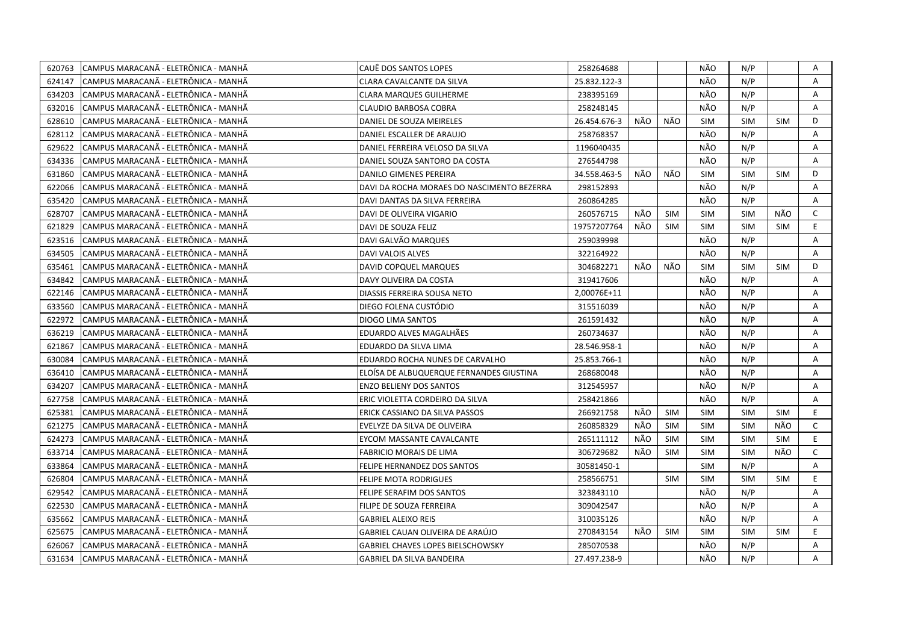| | | | | | | | | | |
|---|---|---|---|---|---|---|---|---|---|
| 620763 | CAMPUS MARACANÃ - ELETRÔNICA - MANHÃ | CAUÊ DOS SANTOS LOPES | 258264688 | | | NÃO | N/P | | A |
| 624147 | CAMPUS MARACANÃ - ELETRÔNICA - MANHÃ | CLARA CAVALCANTE DA SILVA | 25.832.122-3 | | | NÃO | N/P | | A |
| 634203 | CAMPUS MARACANÃ - ELETRÔNICA - MANHÃ | CLARA MARQUES GUILHERME | 238395169 | | | NÃO | N/P | | A |
| 632016 | CAMPUS MARACANÃ - ELETRÔNICA - MANHÃ | CLAUDIO BARBOSA COBRA | 258248145 | | | NÃO | N/P | | A |
| 628610 | CAMPUS MARACANÃ - ELETRÔNICA - MANHÃ | DANIEL DE SOUZA MEIRELES | 26.454.676-3 | NÃO | NÃO | SIM | SIM | SIM | D |
| 628112 | CAMPUS MARACANÃ - ELETRÔNICA - MANHÃ | DANIEL ESCALLER DE ARAUJO | 258768357 | | | NÃO | N/P | | A |
| 629622 | CAMPUS MARACANÃ - ELETRÔNICA - MANHÃ | DANIEL FERREIRA VELOSO DA SILVA | 1196040435 | | | NÃO | N/P | | A |
| 634336 | CAMPUS MARACANÃ - ELETRÔNICA - MANHÃ | DANIEL SOUZA SANTORO DA COSTA | 276544798 | | | NÃO | N/P | | A |
| 631860 | CAMPUS MARACANÃ - ELETRÔNICA - MANHÃ | DANILO GIMENES PEREIRA | 34.558.463-5 | NÃO | NÃO | SIM | SIM | SIM | D |
| 622066 | CAMPUS MARACANÃ - ELETRÔNICA - MANHÃ | DAVI DA ROCHA MORAES DO NASCIMENTO BEZERRA | 298152893 | | | NÃO | N/P | | A |
| 635420 | CAMPUS MARACANÃ - ELETRÔNICA - MANHÃ | DAVI DANTAS DA SILVA FERREIRA | 260864285 | | | NÃO | N/P | | A |
| 628707 | CAMPUS MARACANÃ - ELETRÔNICA - MANHÃ | DAVI DE OLIVEIRA VIGARIO | 260576715 | NÃO | SIM | SIM | SIM | NÃO | C |
| 621829 | CAMPUS MARACANÃ - ELETRÔNICA - MANHÃ | DAVI DE SOUZA FELIZ | 19757207764 | NÃO | SIM | SIM | SIM | SIM | E |
| 623516 | CAMPUS MARACANÃ - ELETRÔNICA - MANHÃ | DAVI GALVÃO MARQUES | 259039998 | | | NÃO | N/P | | A |
| 634505 | CAMPUS MARACANÃ - ELETRÔNICA - MANHÃ | DAVI VALOIS ALVES | 322164922 | | | NÃO | N/P | | A |
| 635461 | CAMPUS MARACANÃ - ELETRÔNICA - MANHÃ | DAVID COPQUEL MARQUES | 304682271 | NÃO | NÃO | SIM | SIM | SIM | D |
| 634842 | CAMPUS MARACANÃ - ELETRÔNICA - MANHÃ | DAVY OLIVEIRA DA COSTA | 319417606 | | | NÃO | N/P | | A |
| 622146 | CAMPUS MARACANÃ - ELETRÔNICA - MANHÃ | DIASSIS FERREIRA SOUSA NETO | 2,00076E+11 | | | NÃO | N/P | | A |
| 633560 | CAMPUS MARACANÃ - ELETRÔNICA - MANHÃ | DIEGO FOLENA CUSTÓDIO | 315516039 | | | NÃO | N/P | | A |
| 622972 | CAMPUS MARACANÃ - ELETRÔNICA - MANHÃ | DIOGO LIMA SANTOS | 261591432 | | | NÃO | N/P | | A |
| 636219 | CAMPUS MARACANÃ - ELETRÔNICA - MANHÃ | EDUARDO ALVES MAGALHÃES | 260734637 | | | NÃO | N/P | | A |
| 621867 | CAMPUS MARACANÃ - ELETRÔNICA - MANHÃ | EDUARDO DA SILVA LIMA | 28.546.958-1 | | | NÃO | N/P | | A |
| 630084 | CAMPUS MARACANÃ - ELETRÔNICA - MANHÃ | EDUARDO ROCHA NUNES DE CARVALHO | 25.853.766-1 | | | NÃO | N/P | | A |
| 636410 | CAMPUS MARACANÃ - ELETRÔNICA - MANHÃ | ELOÍSA DE ALBUQUERQUE FERNANDES GIUSTINA | 268680048 | | | NÃO | N/P | | A |
| 634207 | CAMPUS MARACANÃ - ELETRÔNICA - MANHÃ | ENZO BELIENY DOS SANTOS | 312545957 | | | NÃO | N/P | | A |
| 627758 | CAMPUS MARACANÃ - ELETRÔNICA - MANHÃ | ERIC VIOLETTA CORDEIRO DA SILVA | 258421866 | | | NÃO | N/P | | A |
| 625381 | CAMPUS MARACANÃ - ELETRÔNICA - MANHÃ | ERICK CASSIANO DA SILVA PASSOS | 266921758 | NÃO | SIM | SIM | SIM | SIM | E |
| 621275 | CAMPUS MARACANÃ - ELETRÔNICA - MANHÃ | EVELYZE DA SILVA DE OLIVEIRA | 260858329 | NÃO | SIM | SIM | SIM | NÃO | C |
| 624273 | CAMPUS MARACANÃ - ELETRÔNICA - MANHÃ | EYCOM MASSANTE CAVALCANTE | 265111112 | NÃO | SIM | SIM | SIM | SIM | E |
| 633714 | CAMPUS MARACANÃ - ELETRÔNICA - MANHÃ | FABRICIO MORAIS DE LIMA | 306729682 | NÃO | SIM | SIM | SIM | NÃO | C |
| 633864 | CAMPUS MARACANÃ - ELETRÔNICA - MANHÃ | FELIPE HERNANDEZ DOS SANTOS | 30581450-1 | | | SIM | N/P | | A |
| 626804 | CAMPUS MARACANÃ - ELETRÔNICA - MANHÃ | FELIPE MOTA RODRIGUES | 258566751 | | SIM | SIM | SIM | SIM | E |
| 629542 | CAMPUS MARACANÃ - ELETRÔNICA - MANHÃ | FELIPE SERAFIM DOS SANTOS | 323843110 | | | NÃO | N/P | | A |
| 622530 | CAMPUS MARACANÃ - ELETRÔNICA - MANHÃ | FILIPE DE SOUZA FERREIRA | 309042547 | | | NÃO | N/P | | A |
| 635662 | CAMPUS MARACANÃ - ELETRÔNICA - MANHÃ | GABRIEL ALEIXO REIS | 310035126 | | | NÃO | N/P | | A |
| 625675 | CAMPUS MARACANÃ - ELETRÔNICA - MANHÃ | GABRIEL CAUAN OLIVEIRA DE ARAÚJO | 270843154 | NÃO | SIM | SIM | SIM | SIM | E |
| 626067 | CAMPUS MARACANÃ - ELETRÔNICA - MANHÃ | GABRIEL CHAVES LOPES BIELSCHOWSKY | 285070538 | | | NÃO | N/P | | A |
| 631634 | CAMPUS MARACANÃ - ELETRÔNICA - MANHÃ | GABRIEL DA SILVA BANDEIRA | 27.497.238-9 | | | NÃO | N/P | | A |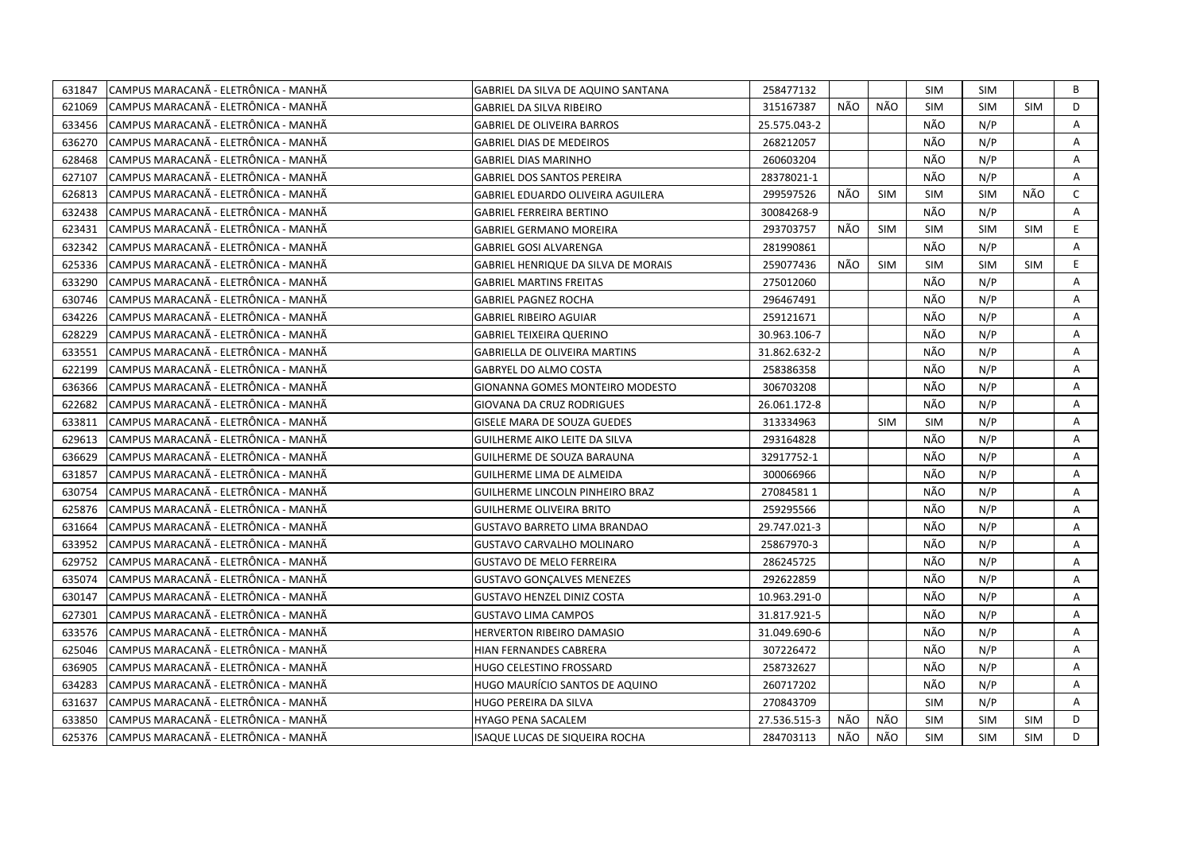| | | | | | | | | | |
|---|---|---|---|---|---|---|---|---|---|
| 631847 | CAMPUS MARACANÃ - ELETRÔNICA - MANHÃ | GABRIEL DA SILVA DE AQUINO SANTANA | 258477132 | | | SIM | SIM | | B |
| 621069 | CAMPUS MARACANÃ - ELETRÔNICA - MANHÃ | GABRIEL DA SILVA RIBEIRO | 315167387 | NÃO | NÃO | SIM | SIM | SIM | D |
| 633456 | CAMPUS MARACANÃ - ELETRÔNICA - MANHÃ | GABRIEL DE OLIVEIRA BARROS | 25.575.043-2 | | | NÃO | N/P | | A |
| 636270 | CAMPUS MARACANÃ - ELETRÔNICA - MANHÃ | GABRIEL DIAS DE MEDEIROS | 268212057 | | | NÃO | N/P | | A |
| 628468 | CAMPUS MARACANÃ - ELETRÔNICA - MANHÃ | GABRIEL DIAS MARINHO | 260603204 | | | NÃO | N/P | | A |
| 627107 | CAMPUS MARACANÃ - ELETRÔNICA - MANHÃ | GABRIEL DOS SANTOS PEREIRA | 28378021-1 | | | NÃO | N/P | | A |
| 626813 | CAMPUS MARACANÃ - ELETRÔNICA - MANHÃ | GABRIEL EDUARDO OLIVEIRA AGUILERA | 299597526 | NÃO | SIM | SIM | SIM | NÃO | C |
| 632438 | CAMPUS MARACANÃ - ELETRÔNICA - MANHÃ | GABRIEL FERREIRA BERTINO | 30084268-9 | | | NÃO | N/P | | A |
| 623431 | CAMPUS MARACANÃ - ELETRÔNICA - MANHÃ | GABRIEL GERMANO MOREIRA | 293703757 | NÃO | SIM | SIM | SIM | SIM | E |
| 632342 | CAMPUS MARACANÃ - ELETRÔNICA - MANHÃ | GABRIEL GOSI ALVARENGA | 281990861 | | | NÃO | N/P | | A |
| 625336 | CAMPUS MARACANÃ - ELETRÔNICA - MANHÃ | GABRIEL HENRIQUE DA SILVA DE MORAIS | 259077436 | NÃO | SIM | SIM | SIM | SIM | E |
| 633290 | CAMPUS MARACANÃ - ELETRÔNICA - MANHÃ | GABRIEL MARTINS FREITAS | 275012060 | | | NÃO | N/P | | A |
| 630746 | CAMPUS MARACANÃ - ELETRÔNICA - MANHÃ | GABRIEL PAGNEZ ROCHA | 296467491 | | | NÃO | N/P | | A |
| 634226 | CAMPUS MARACANÃ - ELETRÔNICA - MANHÃ | GABRIEL RIBEIRO AGUIAR | 259121671 | | | NÃO | N/P | | A |
| 628229 | CAMPUS MARACANÃ - ELETRÔNICA - MANHÃ | GABRIEL TEIXEIRA QUERINO | 30.963.106-7 | | | NÃO | N/P | | A |
| 633551 | CAMPUS MARACANÃ - ELETRÔNICA - MANHÃ | GABRIELLA DE OLIVEIRA MARTINS | 31.862.632-2 | | | NÃO | N/P | | A |
| 622199 | CAMPUS MARACANÃ - ELETRÔNICA - MANHÃ | GABRYEL DO ALMO COSTA | 258386358 | | | NÃO | N/P | | A |
| 636366 | CAMPUS MARACANÃ - ELETRÔNICA - MANHÃ | GIONANNA GOMES MONTEIRO MODESTO | 306703208 | | | NÃO | N/P | | A |
| 622682 | CAMPUS MARACANÃ - ELETRÔNICA - MANHÃ | GIOVANA DA CRUZ RODRIGUES | 26.061.172-8 | | | NÃO | N/P | | A |
| 633811 | CAMPUS MARACANÃ - ELETRÔNICA - MANHÃ | GISELE MARA DE SOUZA GUEDES | 313334963 | | SIM | SIM | N/P | | A |
| 629613 | CAMPUS MARACANÃ - ELETRÔNICA - MANHÃ | GUILHERME AIKO LEITE DA SILVA | 293164828 | | | NÃO | N/P | | A |
| 636629 | CAMPUS MARACANÃ - ELETRÔNICA - MANHÃ | GUILHERME DE SOUZA BARAUNA | 32917752-1 | | | NÃO | N/P | | A |
| 631857 | CAMPUS MARACANÃ - ELETRÔNICA - MANHÃ | GUILHERME LIMA DE ALMEIDA | 300066966 | | | NÃO | N/P | | A |
| 630754 | CAMPUS MARACANÃ - ELETRÔNICA - MANHÃ | GUILHERME LINCOLN PINHEIRO BRAZ | 27084581 1 | | | NÃO | N/P | | A |
| 625876 | CAMPUS MARACANÃ - ELETRÔNICA - MANHÃ | GUILHERME OLIVEIRA BRITO | 259295566 | | | NÃO | N/P | | A |
| 631664 | CAMPUS MARACANÃ - ELETRÔNICA - MANHÃ | GUSTAVO BARRETO LIMA BRANDAO | 29.747.021-3 | | | NÃO | N/P | | A |
| 633952 | CAMPUS MARACANÃ - ELETRÔNICA - MANHÃ | GUSTAVO CARVALHO MOLINARO | 25867970-3 | | | NÃO | N/P | | A |
| 629752 | CAMPUS MARACANÃ - ELETRÔNICA - MANHÃ | GUSTAVO DE MELO FERREIRA | 286245725 | | | NÃO | N/P | | A |
| 635074 | CAMPUS MARACANÃ - ELETRÔNICA - MANHÃ | GUSTAVO GONÇALVES MENEZES | 292622859 | | | NÃO | N/P | | A |
| 630147 | CAMPUS MARACANÃ - ELETRÔNICA - MANHÃ | GUSTAVO HENZEL DINIZ COSTA | 10.963.291-0 | | | NÃO | N/P | | A |
| 627301 | CAMPUS MARACANÃ - ELETRÔNICA - MANHÃ | GUSTAVO LIMA CAMPOS | 31.817.921-5 | | | NÃO | N/P | | A |
| 633576 | CAMPUS MARACANÃ - ELETRÔNICA - MANHÃ | HERVERTON RIBEIRO DAMASIO | 31.049.690-6 | | | NÃO | N/P | | A |
| 625046 | CAMPUS MARACANÃ - ELETRÔNICA - MANHÃ | HIAN FERNANDES CABRERA | 307226472 | | | NÃO | N/P | | A |
| 636905 | CAMPUS MARACANÃ - ELETRÔNICA - MANHÃ | HUGO CELESTINO FROSSARD | 258732627 | | | NÃO | N/P | | A |
| 634283 | CAMPUS MARACANÃ - ELETRÔNICA - MANHÃ | HUGO MAURÍCIO SANTOS DE AQUINO | 260717202 | | | NÃO | N/P | | A |
| 631637 | CAMPUS MARACANÃ - ELETRÔNICA - MANHÃ | HUGO PEREIRA DA SILVA | 270843709 | | | SIM | N/P | | A |
| 633850 | CAMPUS MARACANÃ - ELETRÔNICA - MANHÃ | HYAGO PENA SACALEM | 27.536.515-3 | NÃO | NÃO | SIM | SIM | SIM | D |
| 625376 | CAMPUS MARACANÃ - ELETRÔNICA - MANHÃ | ISAQUE LUCAS DE SIQUEIRA ROCHA | 284703113 | NÃO | NÃO | SIM | SIM | SIM | D |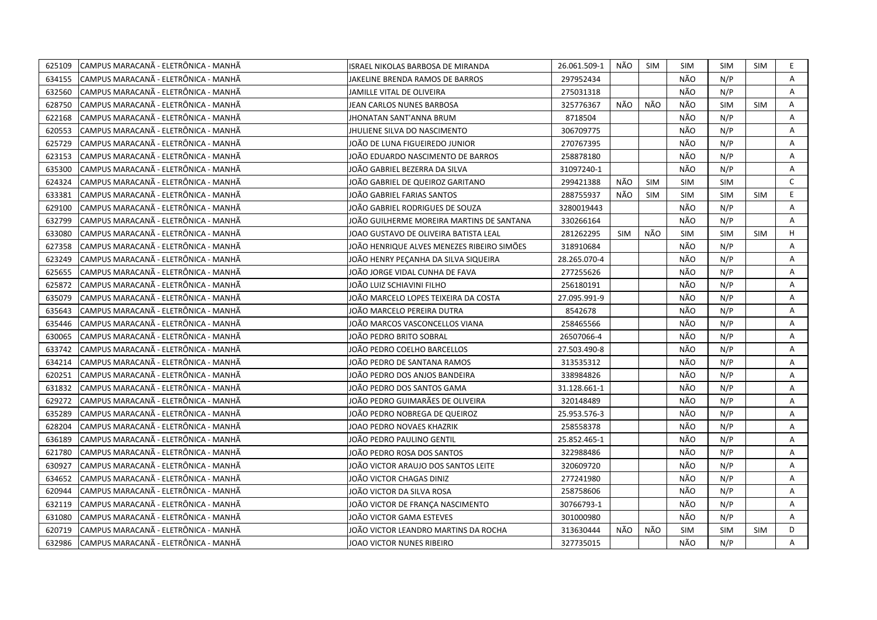| | | | | | | | | | |
|---|---|---|---|---|---|---|---|---|---|
| 625109 | CAMPUS MARACANÃ - ELETRÔNICA - MANHÃ | ISRAEL NIKOLAS BARBOSA DE MIRANDA | 26.061.509-1 | NÃO | SIM | SIM | SIM | SIM | E |
| 634155 | CAMPUS MARACANÃ - ELETRÔNICA - MANHÃ | JAKELINE BRENDA RAMOS DE BARROS | 297952434 | | | NÃO | N/P | | A |
| 632560 | CAMPUS MARACANÃ - ELETRÔNICA - MANHÃ | JAMILLE VITAL DE OLIVEIRA | 275031318 | | | NÃO | N/P | | A |
| 628750 | CAMPUS MARACANÃ - ELETRÔNICA - MANHÃ | JEAN CARLOS NUNES BARBOSA | 325776367 | NÃO | NÃO | NÃO | SIM | SIM | A |
| 622168 | CAMPUS MARACANÃ - ELETRÔNICA - MANHÃ | JHONATAN SANT'ANNA BRUM | 8718504 | | | NÃO | N/P | | A |
| 620553 | CAMPUS MARACANÃ - ELETRÔNICA - MANHÃ | JHULIENE SILVA DO NASCIMENTO | 306709775 | | | NÃO | N/P | | A |
| 625729 | CAMPUS MARACANÃ - ELETRÔNICA - MANHÃ | JOÃO DE LUNA FIGUEIREDO JUNIOR | 270767395 | | | NÃO | N/P | | A |
| 623153 | CAMPUS MARACANÃ - ELETRÔNICA - MANHÃ | JOÃO EDUARDO NASCIMENTO DE BARROS | 258878180 | | | NÃO | N/P | | A |
| 635300 | CAMPUS MARACANÃ - ELETRÔNICA - MANHÃ | JOÃO GABRIEL BEZERRA DA SILVA | 31097240-1 | | | NÃO | N/P | | A |
| 624324 | CAMPUS MARACANÃ - ELETRÔNICA - MANHÃ | JOÃO GABRIEL DE QUEIROZ GARITANO | 299421388 | NÃO | SIM | SIM | SIM | | C |
| 633381 | CAMPUS MARACANÃ - ELETRÔNICA - MANHÃ | JOÃO GABRIEL FARIAS SANTOS | 288755937 | NÃO | SIM | SIM | SIM | SIM | E |
| 629100 | CAMPUS MARACANÃ - ELETRÔNICA - MANHÃ | JOÃO GABRIEL RODRIGUES DE SOUZA | 3280019443 | | | NÃO | N/P | | A |
| 632799 | CAMPUS MARACANÃ - ELETRÔNICA - MANHÃ | JOÃO GUILHERME MOREIRA MARTINS DE SANTANA | 330266164 | | | NÃO | N/P | | A |
| 633080 | CAMPUS MARACANÃ - ELETRÔNICA - MANHÃ | JOAO GUSTAVO DE OLIVEIRA BATISTA LEAL | 281262295 | SIM | NÃO | SIM | SIM | SIM | H |
| 627358 | CAMPUS MARACANÃ - ELETRÔNICA - MANHÃ | JOÃO HENRIQUE ALVES MENEZES RIBEIRO SIMÕES | 318910684 | | | NÃO | N/P | | A |
| 623249 | CAMPUS MARACANÃ - ELETRÔNICA - MANHÃ | JOÃO HENRY PEÇANHA DA SILVA SIQUEIRA | 28.265.070-4 | | | NÃO | N/P | | A |
| 625655 | CAMPUS MARACANÃ - ELETRÔNICA - MANHÃ | JOÃO JORGE VIDAL CUNHA DE FAVA | 277255626 | | | NÃO | N/P | | A |
| 625872 | CAMPUS MARACANÃ - ELETRÔNICA - MANHÃ | JOÃO LUIZ SCHIAVINI FILHO | 256180191 | | | NÃO | N/P | | A |
| 635079 | CAMPUS MARACANÃ - ELETRÔNICA - MANHÃ | JOÃO MARCELO LOPES TEIXEIRA DA COSTA | 27.095.991-9 | | | NÃO | N/P | | A |
| 635643 | CAMPUS MARACANÃ - ELETRÔNICA - MANHÃ | JOÃO MARCELO PEREIRA DUTRA | 8542678 | | | NÃO | N/P | | A |
| 635446 | CAMPUS MARACANÃ - ELETRÔNICA - MANHÃ | JOÃO MARCOS VASCONCELLOS VIANA | 258465566 | | | NÃO | N/P | | A |
| 630065 | CAMPUS MARACANÃ - ELETRÔNICA - MANHÃ | JOÃO PEDRO BRITO SOBRAL | 26507066-4 | | | NÃO | N/P | | A |
| 633742 | CAMPUS MARACANÃ - ELETRÔNICA - MANHÃ | JOÃO PEDRO COELHO BARCELLOS | 27.503.490-8 | | | NÃO | N/P | | A |
| 634214 | CAMPUS MARACANÃ - ELETRÔNICA - MANHÃ | JOÃO PEDRO DE SANTANA RAMOS | 313535312 | | | NÃO | N/P | | A |
| 620251 | CAMPUS MARACANÃ - ELETRÔNICA - MANHÃ | JOÃO PEDRO DOS ANJOS BANDEIRA | 338984826 | | | NÃO | N/P | | A |
| 631832 | CAMPUS MARACANÃ - ELETRÔNICA - MANHÃ | JOÃO PEDRO DOS SANTOS GAMA | 31.128.661-1 | | | NÃO | N/P | | A |
| 629272 | CAMPUS MARACANÃ - ELETRÔNICA - MANHÃ | JOÃO PEDRO GUIMARÃES DE OLIVEIRA | 320148489 | | | NÃO | N/P | | A |
| 635289 | CAMPUS MARACANÃ - ELETRÔNICA - MANHÃ | JOÃO PEDRO NOBREGA DE QUEIROZ | 25.953.576-3 | | | NÃO | N/P | | A |
| 628204 | CAMPUS MARACANÃ - ELETRÔNICA - MANHÃ | JOAO PEDRO NOVAES KHAZRIK | 258558378 | | | NÃO | N/P | | A |
| 636189 | CAMPUS MARACANÃ - ELETRÔNICA - MANHÃ | JOÃO PEDRO PAULINO GENTIL | 25.852.465-1 | | | NÃO | N/P | | A |
| 621780 | CAMPUS MARACANÃ - ELETRÔNICA - MANHÃ | JOÃO PEDRO ROSA DOS SANTOS | 322988486 | | | NÃO | N/P | | A |
| 630927 | CAMPUS MARACANÃ - ELETRÔNICA - MANHÃ | JOÃO VICTOR ARAUJO DOS SANTOS LEITE | 320609720 | | | NÃO | N/P | | A |
| 634652 | CAMPUS MARACANÃ - ELETRÔNICA - MANHÃ | JOÃO VICTOR CHAGAS DINIZ | 277241980 | | | NÃO | N/P | | A |
| 620944 | CAMPUS MARACANÃ - ELETRÔNICA - MANHÃ | JOÃO VICTOR DA SILVA ROSA | 258758606 | | | NÃO | N/P | | A |
| 632119 | CAMPUS MARACANÃ - ELETRÔNICA - MANHÃ | JOÃO VICTOR DE FRANÇA NASCIMENTO | 30766793-1 | | | NÃO | N/P | | A |
| 631080 | CAMPUS MARACANÃ - ELETRÔNICA - MANHÃ | JOÃO VICTOR GAMA ESTEVES | 301000980 | | | NÃO | N/P | | A |
| 620719 | CAMPUS MARACANÃ - ELETRÔNICA - MANHÃ | JOÃO VICTOR LEANDRO MARTINS DA ROCHA | 313630444 | NÃO | NÃO | SIM | SIM | SIM | D |
| 632986 | CAMPUS MARACANÃ - ELETRÔNICA - MANHÃ | JOAO VICTOR NUNES RIBEIRO | 327735015 | | | NÃO | N/P | | A |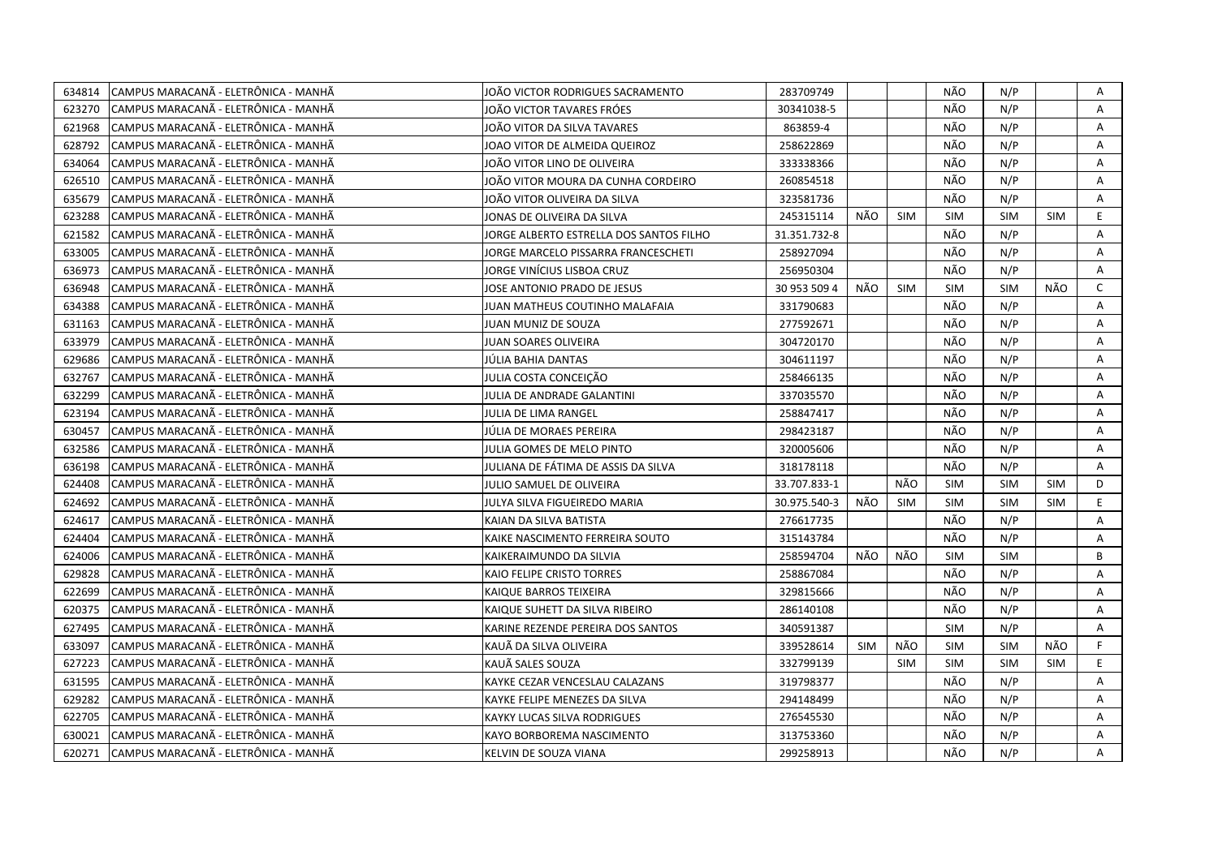| | | | | | | | | | |
|---|---|---|---|---|---|---|---|---|---|
| 634814 | CAMPUS MARACANÃ - ELETRÔNICA - MANHÃ | JOÃO VICTOR RODRIGUES SACRAMENTO | 283709749 | | | NÃO | N/P | | A |
| 623270 | CAMPUS MARACANÃ - ELETRÔNICA - MANHÃ | JOÃO VICTOR TAVARES FRÓES | 30341038-5 | | | NÃO | N/P | | A |
| 621968 | CAMPUS MARACANÃ - ELETRÔNICA - MANHÃ | JOÃO VITOR DA SILVA TAVARES | 863859-4 | | | NÃO | N/P | | A |
| 628792 | CAMPUS MARACANÃ - ELETRÔNICA - MANHÃ | JOAO VITOR DE ALMEIDA QUEIROZ | 258622869 | | | NÃO | N/P | | A |
| 634064 | CAMPUS MARACANÃ - ELETRÔNICA - MANHÃ | JOÃO VITOR LINO DE OLIVEIRA | 333338366 | | | NÃO | N/P | | A |
| 626510 | CAMPUS MARACANÃ - ELETRÔNICA - MANHÃ | JOÃO VITOR MOURA DA CUNHA CORDEIRO | 260854518 | | | NÃO | N/P | | A |
| 635679 | CAMPUS MARACANÃ - ELETRÔNICA - MANHÃ | JOÃO VITOR OLIVEIRA DA SILVA | 323581736 | | | NÃO | N/P | | A |
| 623288 | CAMPUS MARACANÃ - ELETRÔNICA - MANHÃ | JONAS DE OLIVEIRA DA SILVA | 245315114 | NÃO | SIM | SIM | SIM | SIM | E |
| 621582 | CAMPUS MARACANÃ - ELETRÔNICA - MANHÃ | JORGE ALBERTO ESTRELLA DOS SANTOS FILHO | 31.351.732-8 | | | NÃO | N/P | | A |
| 633005 | CAMPUS MARACANÃ - ELETRÔNICA - MANHÃ | JORGE MARCELO PISSARRA FRANCESCHETI | 258927094 | | | NÃO | N/P | | A |
| 636973 | CAMPUS MARACANÃ - ELETRÔNICA - MANHÃ | JORGE VINÍCIUS LISBOA CRUZ | 256950304 | | | NÃO | N/P | | A |
| 636948 | CAMPUS MARACANÃ - ELETRÔNICA - MANHÃ | JOSE ANTONIO PRADO DE JESUS | 30 953 509 4 | NÃO | SIM | SIM | SIM | NÃO | C |
| 634388 | CAMPUS MARACANÃ - ELETRÔNICA - MANHÃ | JUAN MATHEUS COUTINHO MALAFAIA | 331790683 | | | NÃO | N/P | | A |
| 631163 | CAMPUS MARACANÃ - ELETRÔNICA - MANHÃ | JUAN MUNIZ DE SOUZA | 277592671 | | | NÃO | N/P | | A |
| 633979 | CAMPUS MARACANÃ - ELETRÔNICA - MANHÃ | JUAN SOARES OLIVEIRA | 304720170 | | | NÃO | N/P | | A |
| 629686 | CAMPUS MARACANÃ - ELETRÔNICA - MANHÃ | JÚLIA BAHIA DANTAS | 304611197 | | | NÃO | N/P | | A |
| 632767 | CAMPUS MARACANÃ - ELETRÔNICA - MANHÃ | JULIA COSTA CONCEIÇÃO | 258466135 | | | NÃO | N/P | | A |
| 632299 | CAMPUS MARACANÃ - ELETRÔNICA - MANHÃ | JULIA DE ANDRADE GALANTINI | 337035570 | | | NÃO | N/P | | A |
| 623194 | CAMPUS MARACANÃ - ELETRÔNICA - MANHÃ | JULIA DE LIMA RANGEL | 258847417 | | | NÃO | N/P | | A |
| 630457 | CAMPUS MARACANÃ - ELETRÔNICA - MANHÃ | JÚLIA DE MORAES PEREIRA | 298423187 | | | NÃO | N/P | | A |
| 632586 | CAMPUS MARACANÃ - ELETRÔNICA - MANHÃ | JULIA GOMES DE MELO PINTO | 320005606 | | | NÃO | N/P | | A |
| 636198 | CAMPUS MARACANÃ - ELETRÔNICA - MANHÃ | JULIANA DE FÁTIMA DE ASSIS DA SILVA | 318178118 | | | NÃO | N/P | | A |
| 624408 | CAMPUS MARACANÃ - ELETRÔNICA - MANHÃ | JULIO SAMUEL DE OLIVEIRA | 33.707.833-1 | | NÃO | SIM | SIM | SIM | D |
| 624692 | CAMPUS MARACANÃ - ELETRÔNICA - MANHÃ | JULYA SILVA FIGUEIREDO MARIA | 30.975.540-3 | NÃO | SIM | SIM | SIM | SIM | E |
| 624617 | CAMPUS MARACANÃ - ELETRÔNICA - MANHÃ | KAIAN DA SILVA BATISTA | 276617735 | | | NÃO | N/P | | A |
| 624404 | CAMPUS MARACANÃ - ELETRÔNICA - MANHÃ | KAIKE NASCIMENTO FERREIRA SOUTO | 315143784 | | | NÃO | N/P | | A |
| 624006 | CAMPUS MARACANÃ - ELETRÔNICA - MANHÃ | KAIKERAIMUNDO DA SILVIA | 258594704 | NÃO | NÃO | SIM | SIM | | B |
| 629828 | CAMPUS MARACANÃ - ELETRÔNICA - MANHÃ | KAIO FELIPE CRISTO TORRES | 258867084 | | | NÃO | N/P | | A |
| 622699 | CAMPUS MARACANÃ - ELETRÔNICA - MANHÃ | KAIQUE BARROS TEIXEIRA | 329815666 | | | NÃO | N/P | | A |
| 620375 | CAMPUS MARACANÃ - ELETRÔNICA - MANHÃ | KAIQUE SUHETT DA SILVA RIBEIRO | 286140108 | | | NÃO | N/P | | A |
| 627495 | CAMPUS MARACANÃ - ELETRÔNICA - MANHÃ | KARINE REZENDE PEREIRA DOS SANTOS | 340591387 | | | SIM | N/P | | A |
| 633097 | CAMPUS MARACANÃ - ELETRÔNICA - MANHÃ | KAUÃ DA SILVA OLIVEIRA | 339528614 | SIM | NÃO | SIM | SIM | NÃO | F |
| 627223 | CAMPUS MARACANÃ - ELETRÔNICA - MANHÃ | KAUÃ SALES SOUZA | 332799139 | | SIM | SIM | SIM | SIM | E |
| 631595 | CAMPUS MARACANÃ - ELETRÔNICA - MANHÃ | KAYKE CEZAR VENCESLAU CALAZANS | 319798377 | | | NÃO | N/P | | A |
| 629282 | CAMPUS MARACANÃ - ELETRÔNICA - MANHÃ | KAYKE FELIPE MENEZES DA SILVA | 294148499 | | | NÃO | N/P | | A |
| 622705 | CAMPUS MARACANÃ - ELETRÔNICA - MANHÃ | KAYKY LUCAS SILVA RODRIGUES | 276545530 | | | NÃO | N/P | | A |
| 630021 | CAMPUS MARACANÃ - ELETRÔNICA - MANHÃ | KAYO BORBOREMA NASCIMENTO | 313753360 | | | NÃO | N/P | | A |
| 620271 | CAMPUS MARACANÃ - ELETRÔNICA - MANHÃ | KELVIN DE SOUZA VIANA | 299258913 | | | NÃO | N/P | | A |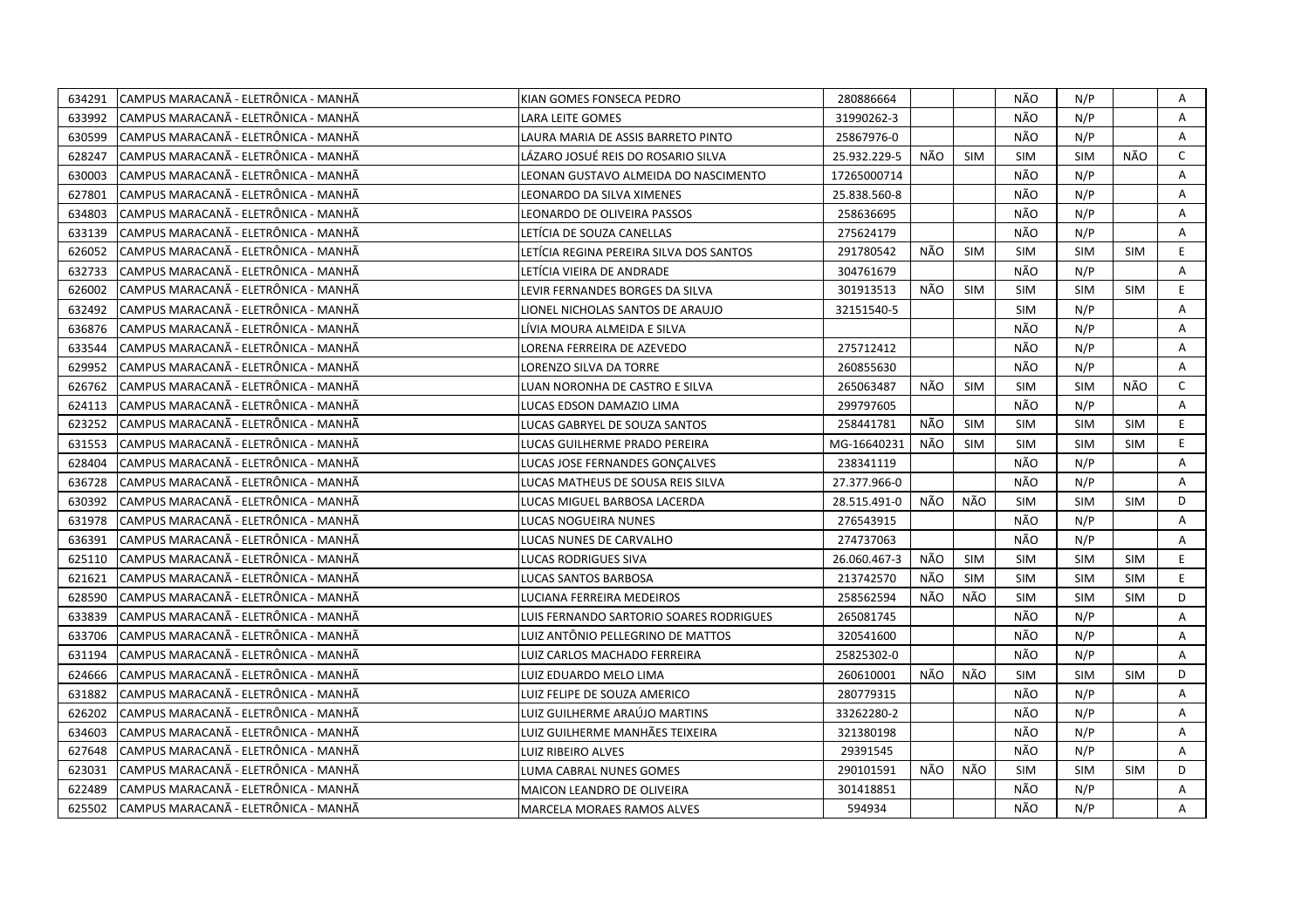| | | | | | | | | | | |
|---|---|---|---|---|---|---|---|---|---|---|
| 634291 | CAMPUS MARACANÃ - ELETRÔNICA - MANHÃ | KIAN GOMES FONSECA PEDRO | 280886664 | | | NÃO | N/P | | A |
| 633992 | CAMPUS MARACANÃ - ELETRÔNICA - MANHÃ | LARA LEITE GOMES | 31990262-3 | | | NÃO | N/P | | A |
| 630599 | CAMPUS MARACANÃ - ELETRÔNICA - MANHÃ | LAURA MARIA DE ASSIS BARRETO PINTO | 25867976-0 | | | NÃO | N/P | | A |
| 628247 | CAMPUS MARACANÃ - ELETRÔNICA - MANHÃ | LÁZARO JOSUÉ REIS DO ROSARIO SILVA | 25.932.229-5 | NÃO | SIM | SIM | SIM | NÃO | C |
| 630003 | CAMPUS MARACANÃ - ELETRÔNICA - MANHÃ | LEONAN GUSTAVO ALMEIDA DO NASCIMENTO | 17265000714 | | | NÃO | N/P | | A |
| 627801 | CAMPUS MARACANÃ - ELETRÔNICA - MANHÃ | LEONARDO DA SILVA XIMENES | 25.838.560-8 | | | NÃO | N/P | | A |
| 634803 | CAMPUS MARACANÃ - ELETRÔNICA - MANHÃ | LEONARDO DE OLIVEIRA PASSOS | 258636695 | | | NÃO | N/P | | A |
| 633139 | CAMPUS MARACANÃ - ELETRÔNICA - MANHÃ | LETÍCIA DE SOUZA CANELLAS | 275624179 | | | NÃO | N/P | | A |
| 626052 | CAMPUS MARACANÃ - ELETRÔNICA - MANHÃ | LETÍCIA REGINA PEREIRA SILVA DOS SANTOS | 291780542 | NÃO | SIM | SIM | SIM | SIM | E |
| 632733 | CAMPUS MARACANÃ - ELETRÔNICA - MANHÃ | LETÍCIA VIEIRA DE ANDRADE | 304761679 | | | NÃO | N/P | | A |
| 626002 | CAMPUS MARACANÃ - ELETRÔNICA - MANHÃ | LEVIR FERNANDES BORGES DA SILVA | 301913513 | NÃO | SIM | SIM | SIM | SIM | E |
| 632492 | CAMPUS MARACANÃ - ELETRÔNICA - MANHÃ | LIONEL NICHOLAS SANTOS DE ARAUJO | 32151540-5 | | | SIM | N/P | | A |
| 636876 | CAMPUS MARACANÃ - ELETRÔNICA - MANHÃ | LÍVIA MOURA ALMEIDA E SILVA | | | | NÃO | N/P | | A |
| 633544 | CAMPUS MARACANÃ - ELETRÔNICA - MANHÃ | LORENA FERREIRA DE AZEVEDO | 275712412 | | | NÃO | N/P | | A |
| 629952 | CAMPUS MARACANÃ - ELETRÔNICA - MANHÃ | LORENZO SILVA DA TORRE | 260855630 | | | NÃO | N/P | | A |
| 626762 | CAMPUS MARACANÃ - ELETRÔNICA - MANHÃ | LUAN NORONHA DE CASTRO E SILVA | 265063487 | NÃO | SIM | SIM | SIM | NÃO | C |
| 624113 | CAMPUS MARACANÃ - ELETRÔNICA - MANHÃ | LUCAS EDSON DAMAZIO LIMA | 299797605 | | | NÃO | N/P | | A |
| 623252 | CAMPUS MARACANÃ - ELETRÔNICA - MANHÃ | LUCAS GABRYEL DE SOUZA SANTOS | 258441781 | NÃO | SIM | SIM | SIM | SIM | E |
| 631553 | CAMPUS MARACANÃ - ELETRÔNICA - MANHÃ | LUCAS GUILHERME PRADO PEREIRA | MG-16640231 | NÃO | SIM | SIM | SIM | SIM | E |
| 628404 | CAMPUS MARACANÃ - ELETRÔNICA - MANHÃ | LUCAS JOSE FERNANDES GONÇALVES | 238341119 | | | NÃO | N/P | | A |
| 636728 | CAMPUS MARACANÃ - ELETRÔNICA - MANHÃ | LUCAS MATHEUS DE SOUSA REIS SILVA | 27.377.966-0 | | | NÃO | N/P | | A |
| 630392 | CAMPUS MARACANÃ - ELETRÔNICA - MANHÃ | LUCAS MIGUEL BARBOSA LACERDA | 28.515.491-0 | NÃO | NÃO | SIM | SIM | SIM | D |
| 631978 | CAMPUS MARACANÃ - ELETRÔNICA - MANHÃ | LUCAS NOGUEIRA NUNES | 276543915 | | | NÃO | N/P | | A |
| 636391 | CAMPUS MARACANÃ - ELETRÔNICA - MANHÃ | LUCAS NUNES DE CARVALHO | 274737063 | | | NÃO | N/P | | A |
| 625110 | CAMPUS MARACANÃ - ELETRÔNICA - MANHÃ | LUCAS RODRIGUES SIVA | 26.060.467-3 | NÃO | SIM | SIM | SIM | SIM | E |
| 621621 | CAMPUS MARACANÃ - ELETRÔNICA - MANHÃ | LUCAS SANTOS BARBOSA | 213742570 | NÃO | SIM | SIM | SIM | SIM | E |
| 628590 | CAMPUS MARACANÃ - ELETRÔNICA - MANHÃ | LUCIANA FERREIRA MEDEIROS | 258562594 | NÃO | NÃO | SIM | SIM | SIM | D |
| 633839 | CAMPUS MARACANÃ - ELETRÔNICA - MANHÃ | LUIS FERNANDO SARTORIO SOARES RODRIGUES | 265081745 | | | NÃO | N/P | | A |
| 633706 | CAMPUS MARACANÃ - ELETRÔNICA - MANHÃ | LUIZ ANTÔNIO PELLEGRINO DE MATTOS | 320541600 | | | NÃO | N/P | | A |
| 631194 | CAMPUS MARACANÃ - ELETRÔNICA - MANHÃ | LUIZ CARLOS MACHADO FERREIRA | 25825302-0 | | | NÃO | N/P | | A |
| 624666 | CAMPUS MARACANÃ - ELETRÔNICA - MANHÃ | LUIZ EDUARDO MELO LIMA | 260610001 | NÃO | NÃO | SIM | SIM | SIM | D |
| 631882 | CAMPUS MARACANÃ - ELETRÔNICA - MANHÃ | LUIZ FELIPE DE SOUZA AMERICO | 280779315 | | | NÃO | N/P | | A |
| 626202 | CAMPUS MARACANÃ - ELETRÔNICA - MANHÃ | LUIZ GUILHERME ARAÚJO MARTINS | 33262280-2 | | | NÃO | N/P | | A |
| 634603 | CAMPUS MARACANÃ - ELETRÔNICA - MANHÃ | LUIZ GUILHERME MANHÃES TEIXEIRA | 321380198 | | | NÃO | N/P | | A |
| 627648 | CAMPUS MARACANÃ - ELETRÔNICA - MANHÃ | LUIZ RIBEIRO ALVES | 29391545 | | | NÃO | N/P | | A |
| 623031 | CAMPUS MARACANÃ - ELETRÔNICA - MANHÃ | LUMA CABRAL NUNES GOMES | 290101591 | NÃO | NÃO | SIM | SIM | SIM | D |
| 622489 | CAMPUS MARACANÃ - ELETRÔNICA - MANHÃ | MAICON LEANDRO DE OLIVEIRA | 301418851 | | | NÃO | N/P | | A |
| 625502 | CAMPUS MARACANÃ - ELETRÔNICA - MANHÃ | MARCELA MORAES RAMOS ALVES | 594934 | | | NÃO | N/P | | A |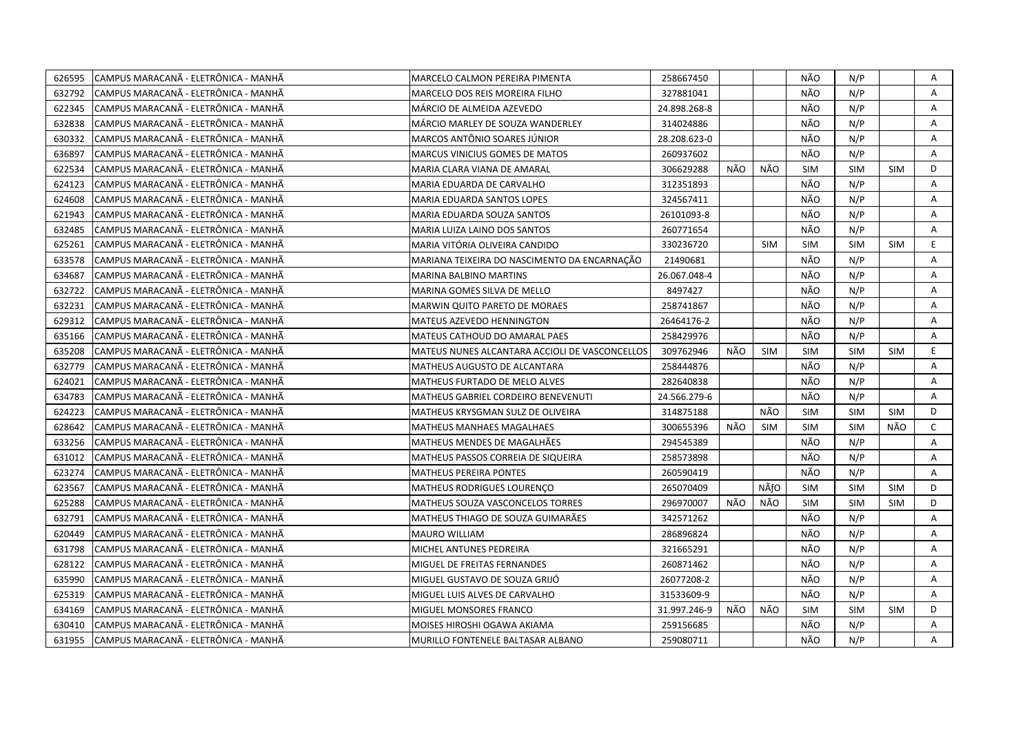| | | | | | | | | | |
|---|---|---|---|---|---|---|---|---|---|
| 626595 | CAMPUS MARACANÃ - ELETRÔNICA - MANHÃ | MARCELO CALMON PEREIRA PIMENTA | 258667450 | | | NÃO | N/P | | A |
| 632792 | CAMPUS MARACANÃ - ELETRÔNICA - MANHÃ | MARCELO DOS REIS MOREIRA FILHO | 327881041 | | | NÃO | N/P | | A |
| 622345 | CAMPUS MARACANÃ - ELETRÔNICA - MANHÃ | MÁRCIO DE ALMEIDA AZEVEDO | 24.898.268-8 | | | NÃO | N/P | | A |
| 632838 | CAMPUS MARACANÃ - ELETRÔNICA - MANHÃ | MÁRCIO MARLEY DE SOUZA WANDERLEY | 314024886 | | | NÃO | N/P | | A |
| 630332 | CAMPUS MARACANÃ - ELETRÔNICA - MANHÃ | MARCOS ANTÔNIO SOARES JÚNIOR | 28.208.623-0 | | | NÃO | N/P | | A |
| 636897 | CAMPUS MARACANÃ - ELETRÔNICA - MANHÃ | MARCUS VINICIUS GOMES DE MATOS | 260937602 | | | NÃO | N/P | | A |
| 622534 | CAMPUS MARACANÃ - ELETRÔNICA - MANHÃ | MARIA CLARA VIANA DE AMARAL | 306629288 | NÃO | NÃO | SIM | SIM | SIM | D |
| 624123 | CAMPUS MARACANÃ - ELETRÔNICA - MANHÃ | MARIA EDUARDA DE CARVALHO | 312351893 | | | NÃO | N/P | | A |
| 624608 | CAMPUS MARACANÃ - ELETRÔNICA - MANHÃ | MARIA EDUARDA SANTOS LOPES | 324567411 | | | NÃO | N/P | | A |
| 621943 | CAMPUS MARACANÃ - ELETRÔNICA - MANHÃ | MARIA EDUARDA SOUZA SANTOS | 26101093-8 | | | NÃO | N/P | | A |
| 632485 | CAMPUS MARACANÃ - ELETRÔNICA - MANHÃ | MARIA LUIZA LAINO DOS SANTOS | 260771654 | | | NÃO | N/P | | A |
| 625261 | CAMPUS MARACANÃ - ELETRÔNICA - MANHÃ | MARIA VITÓRIA OLIVEIRA CANDIDO | 330236720 | | SIM | SIM | SIM | SIM | E |
| 633578 | CAMPUS MARACANÃ - ELETRÔNICA - MANHÃ | MARIANA TEIXEIRA DO NASCIMENTO DA ENCARNAÇÃO | 21490681 | | | NÃO | N/P | | A |
| 634687 | CAMPUS MARACANÃ - ELETRÔNICA - MANHÃ | MARINA BALBINO MARTINS | 26.067.048-4 | | | NÃO | N/P | | A |
| 632722 | CAMPUS MARACANÃ - ELETRÔNICA - MANHÃ | MARINA GOMES SILVA DE MELLO | 8497427 | | | NÃO | N/P | | A |
| 632231 | CAMPUS MARACANÃ - ELETRÔNICA - MANHÃ | MARWIN QUITO PARETO DE MORAES | 258741867 | | | NÃO | N/P | | A |
| 629312 | CAMPUS MARACANÃ - ELETRÔNICA - MANHÃ | MATEUS AZEVEDO HENNINGTON | 26464176-2 | | | NÃO | N/P | | A |
| 635166 | CAMPUS MARACANÃ - ELETRÔNICA - MANHÃ | MATEUS CATHOUD DO AMARAL PAES | 258429976 | | | NÃO | N/P | | A |
| 635208 | CAMPUS MARACANÃ - ELETRÔNICA - MANHÃ | MATEUS NUNES ALCANTARA ACCIOLI DE VASCONCELLOS | 309762946 | NÃO | SIM | SIM | SIM | SIM | E |
| 632779 | CAMPUS MARACANÃ - ELETRÔNICA - MANHÃ | MATHEUS AUGUSTO DE ALCANTARA | 258444876 | | | NÃO | N/P | | A |
| 624021 | CAMPUS MARACANÃ - ELETRÔNICA - MANHÃ | MATHEUS FURTADO DE MELO ALVES | 282640838 | | | NÃO | N/P | | A |
| 634783 | CAMPUS MARACANÃ - ELETRÔNICA - MANHÃ | MATHEUS GABRIEL CORDEIRO BENEVENUTI | 24.566.279-6 | | | NÃO | N/P | | A |
| 624223 | CAMPUS MARACANÃ - ELETRÔNICA - MANHÃ | MATHEUS KRYSGMAN SULZ DE OLIVEIRA | 314875188 | | NÃO | SIM | SIM | SIM | D |
| 628642 | CAMPUS MARACANÃ - ELETRÔNICA - MANHÃ | MATHEUS MANHAES MAGALHAES | 300655396 | NÃO | SIM | SIM | SIM | NÃO | C |
| 633256 | CAMPUS MARACANÃ - ELETRÔNICA - MANHÃ | MATHEUS MENDES DE MAGALHÃES | 294545389 | | | NÃO | N/P | | A |
| 631012 | CAMPUS MARACANÃ - ELETRÔNICA - MANHÃ | MATHEUS PASSOS CORREIA DE SIQUEIRA | 258573898 | | | NÃO | N/P | | A |
| 623274 | CAMPUS MARACANÃ - ELETRÔNICA - MANHÃ | MATHEUS PEREIRA PONTES | 260590419 | | | NÃO | N/P | | A |
| 623567 | CAMPUS MARACANÃ - ELETRÔNICA - MANHÃ | MATHEUS RODRIGUES LOURENÇO | 265070409 | | NÃƒO | SIM | SIM | SIM | D |
| 625288 | CAMPUS MARACANÃ - ELETRÔNICA - MANHÃ | MATHEUS SOUZA VASCONCELOS TORRES | 296970007 | NÃO | NÃO | SIM | SIM | SIM | D |
| 632791 | CAMPUS MARACANÃ - ELETRÔNICA - MANHÃ | MATHEUS THIAGO DE SOUZA GUIMARÃES | 342571262 | | | NÃO | N/P | | A |
| 620449 | CAMPUS MARACANÃ - ELETRÔNICA - MANHÃ | MAURO WILLIAM | 286896824 | | | NÃO | N/P | | A |
| 631798 | CAMPUS MARACANÃ - ELETRÔNICA - MANHÃ | MICHEL ANTUNES PEDREIRA | 321665291 | | | NÃO | N/P | | A |
| 628122 | CAMPUS MARACANÃ - ELETRÔNICA - MANHÃ | MIGUEL DE FREITAS FERNANDES | 260871462 | | | NÃO | N/P | | A |
| 635990 | CAMPUS MARACANÃ - ELETRÔNICA - MANHÃ | MIGUEL GUSTAVO DE SOUZA GRIJÓ | 26077208-2 | | | NÃO | N/P | | A |
| 625319 | CAMPUS MARACANÃ - ELETRÔNICA - MANHÃ | MIGUEL LUIS ALVES DE CARVALHO | 31533609-9 | | | NÃO | N/P | | A |
| 634169 | CAMPUS MARACANÃ - ELETRÔNICA - MANHÃ | MIGUEL MONSORES FRANCO | 31.997.246-9 | NÃO | NÃO | SIM | SIM | SIM | D |
| 630410 | CAMPUS MARACANÃ - ELETRÔNICA - MANHÃ | MOISES HIROSHI OGAWA AKIAMA | 259156685 | | | NÃO | N/P | | A |
| 631955 | CAMPUS MARACANÃ - ELETRÔNICA - MANHÃ | MURILLO FONTENELE BALTASAR ALBANO | 259080711 | | | NÃO | N/P | | A |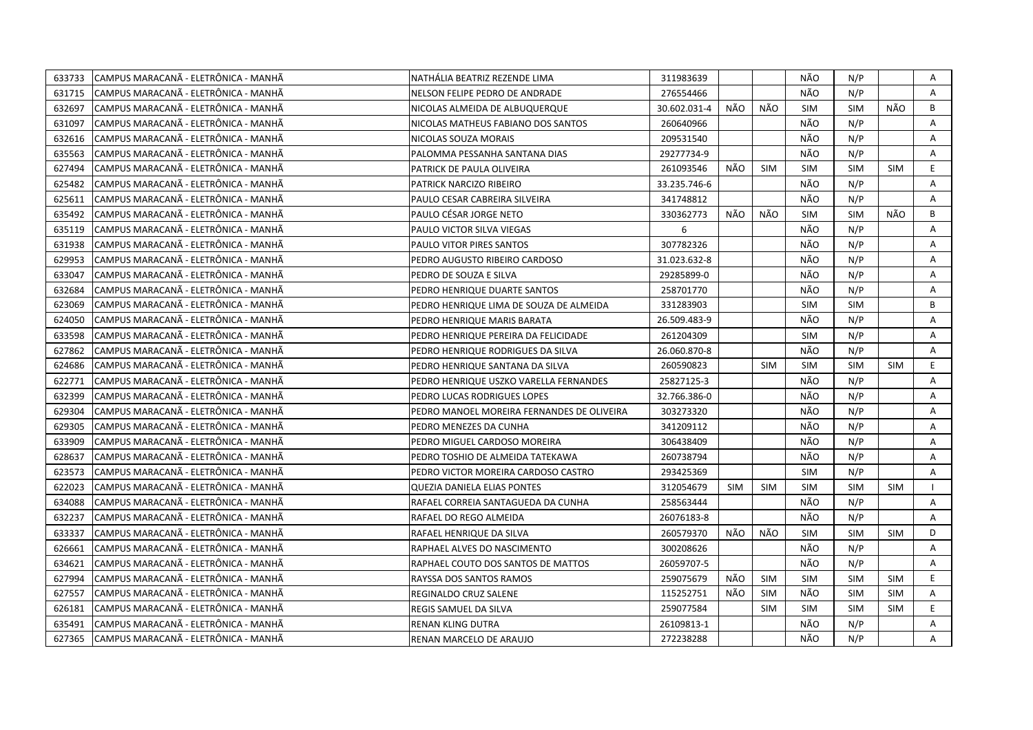| | | | | | | | | | |
|---|---|---|---|---|---|---|---|---|---|
| 633733 | CAMPUS MARACANÃ - ELETRÔNICA - MANHÃ | NATHÁLIA BEATRIZ REZENDE LIMA | 311983639 | | | NÃO | N/P | | A |
| 631715 | CAMPUS MARACANÃ - ELETRÔNICA - MANHÃ | NELSON FELIPE PEDRO DE ANDRADE | 276554466 | | | NÃO | N/P | | A |
| 632697 | CAMPUS MARACANÃ - ELETRÔNICA - MANHÃ | NICOLAS ALMEIDA DE ALBUQUERQUE | 30.602.031-4 | NÃO | NÃO | SIM | SIM | NÃO | B |
| 631097 | CAMPUS MARACANÃ - ELETRÔNICA - MANHÃ | NICOLAS MATHEUS FABIANO DOS SANTOS | 260640966 | | | NÃO | N/P | | A |
| 632616 | CAMPUS MARACANÃ - ELETRÔNICA - MANHÃ | NICOLAS SOUZA MORAIS | 209531540 | | | NÃO | N/P | | A |
| 635563 | CAMPUS MARACANÃ - ELETRÔNICA - MANHÃ | PALOMMA PESSANHA SANTANA DIAS | 29277734-9 | | | NÃO | N/P | | A |
| 627494 | CAMPUS MARACANÃ - ELETRÔNICA - MANHÃ | PATRICK DE PAULA OLIVEIRA | 261093546 | NÃO | SIM | SIM | SIM | SIM | E |
| 625482 | CAMPUS MARACANÃ - ELETRÔNICA - MANHÃ | PATRICK NARCIZO RIBEIRO | 33.235.746-6 | | | NÃO | N/P | | A |
| 625611 | CAMPUS MARACANÃ - ELETRÔNICA - MANHÃ | PAULO CESAR CABREIRA SILVEIRA | 341748812 | | | NÃO | N/P | | A |
| 635492 | CAMPUS MARACANÃ - ELETRÔNICA - MANHÃ | PAULO CÉSAR JORGE NETO | 330362773 | NÃO | NÃO | SIM | SIM | NÃO | B |
| 635119 | CAMPUS MARACANÃ - ELETRÔNICA - MANHÃ | PAULO VICTOR SILVA VIEGAS | 6 | | | NÃO | N/P | | A |
| 631938 | CAMPUS MARACANÃ - ELETRÔNICA - MANHÃ | PAULO VITOR PIRES SANTOS | 307782326 | | | NÃO | N/P | | A |
| 629953 | CAMPUS MARACANÃ - ELETRÔNICA - MANHÃ | PEDRO AUGUSTO RIBEIRO CARDOSO | 31.023.632-8 | | | NÃO | N/P | | A |
| 633047 | CAMPUS MARACANÃ - ELETRÔNICA - MANHÃ | PEDRO DE SOUZA E SILVA | 29285899-0 | | | NÃO | N/P | | A |
| 632684 | CAMPUS MARACANÃ - ELETRÔNICA - MANHÃ | PEDRO HENRIQUE DUARTE SANTOS | 258701770 | | | NÃO | N/P | | A |
| 623069 | CAMPUS MARACANÃ - ELETRÔNICA - MANHÃ | PEDRO HENRIQUE LIMA DE SOUZA DE ALMEIDA | 331283903 | | | SIM | SIM | | B |
| 624050 | CAMPUS MARACANÃ - ELETRÔNICA - MANHÃ | PEDRO HENRIQUE MARIS BARATA | 26.509.483-9 | | | NÃO | N/P | | A |
| 633598 | CAMPUS MARACANÃ - ELETRÔNICA - MANHÃ | PEDRO HENRIQUE PEREIRA DA FELICIDADE | 261204309 | | | SIM | N/P | | A |
| 627862 | CAMPUS MARACANÃ - ELETRÔNICA - MANHÃ | PEDRO HENRIQUE RODRIGUES DA SILVA | 26.060.870-8 | | | NÃO | N/P | | A |
| 624686 | CAMPUS MARACANÃ - ELETRÔNICA - MANHÃ | PEDRO HENRIQUE SANTANA DA SILVA | 260590823 | | SIM | SIM | SIM | SIM | E |
| 622771 | CAMPUS MARACANÃ - ELETRÔNICA - MANHÃ | PEDRO HENRIQUE USZKO VARELLA FERNANDES | 25827125-3 | | | NÃO | N/P | | A |
| 632399 | CAMPUS MARACANÃ - ELETRÔNICA - MANHÃ | PEDRO LUCAS RODRIGUES LOPES | 32.766.386-0 | | | NÃO | N/P | | A |
| 629304 | CAMPUS MARACANÃ - ELETRÔNICA - MANHÃ | PEDRO MANOEL MOREIRA FERNANDES DE OLIVEIRA | 303273320 | | | NÃO | N/P | | A |
| 629305 | CAMPUS MARACANÃ - ELETRÔNICA - MANHÃ | PEDRO MENEZES DA CUNHA | 341209112 | | | NÃO | N/P | | A |
| 633909 | CAMPUS MARACANÃ - ELETRÔNICA - MANHÃ | PEDRO MIGUEL CARDOSO MOREIRA | 306438409 | | | NÃO | N/P | | A |
| 628637 | CAMPUS MARACANÃ - ELETRÔNICA - MANHÃ | PEDRO TOSHIO DE ALMEIDA TATEKAWA | 260738794 | | | NÃO | N/P | | A |
| 623573 | CAMPUS MARACANÃ - ELETRÔNICA - MANHÃ | PEDRO VICTOR MOREIRA CARDOSO CASTRO | 293425369 | | | SIM | N/P | | A |
| 622023 | CAMPUS MARACANÃ - ELETRÔNICA - MANHÃ | QUEZIA DANIELA ELIAS PONTES | 312054679 | SIM | SIM | SIM | SIM | SIM | I |
| 634088 | CAMPUS MARACANÃ - ELETRÔNICA - MANHÃ | RAFAEL CORREIA SANTAGUEDA DA CUNHA | 258563444 | | | NÃO | N/P | | A |
| 632237 | CAMPUS MARACANÃ - ELETRÔNICA - MANHÃ | RAFAEL DO REGO ALMEIDA | 26076183-8 | | | NÃO | N/P | | A |
| 633337 | CAMPUS MARACANÃ - ELETRÔNICA - MANHÃ | RAFAEL HENRIQUE DA SILVA | 260579370 | NÃO | NÃO | SIM | SIM | SIM | D |
| 626661 | CAMPUS MARACANÃ - ELETRÔNICA - MANHÃ | RAPHAEL ALVES DO NASCIMENTO | 300208626 | | | NÃO | N/P | | A |
| 634621 | CAMPUS MARACANÃ - ELETRÔNICA - MANHÃ | RAPHAEL COUTO DOS SANTOS DE MATTOS | 26059707-5 | | | NÃO | N/P | | A |
| 627994 | CAMPUS MARACANÃ - ELETRÔNICA - MANHÃ | RAYSSA DOS SANTOS RAMOS | 259075679 | NÃO | SIM | SIM | SIM | SIM | E |
| 627557 | CAMPUS MARACANÃ - ELETRÔNICA - MANHÃ | REGINALDO CRUZ SALENE | 115252751 | NÃO | SIM | NÃO | SIM | SIM | A |
| 626181 | CAMPUS MARACANÃ - ELETRÔNICA - MANHÃ | REGIS SAMUEL DA SILVA | 259077584 | | SIM | SIM | SIM | SIM | E |
| 635491 | CAMPUS MARACANÃ - ELETRÔNICA - MANHÃ | RENAN KLING DUTRA | 26109813-1 | | | NÃO | N/P | | A |
| 627365 | CAMPUS MARACANÃ - ELETRÔNICA - MANHÃ | RENAN MARCELO DE ARAUJO | 272238288 | | | NÃO | N/P | | A |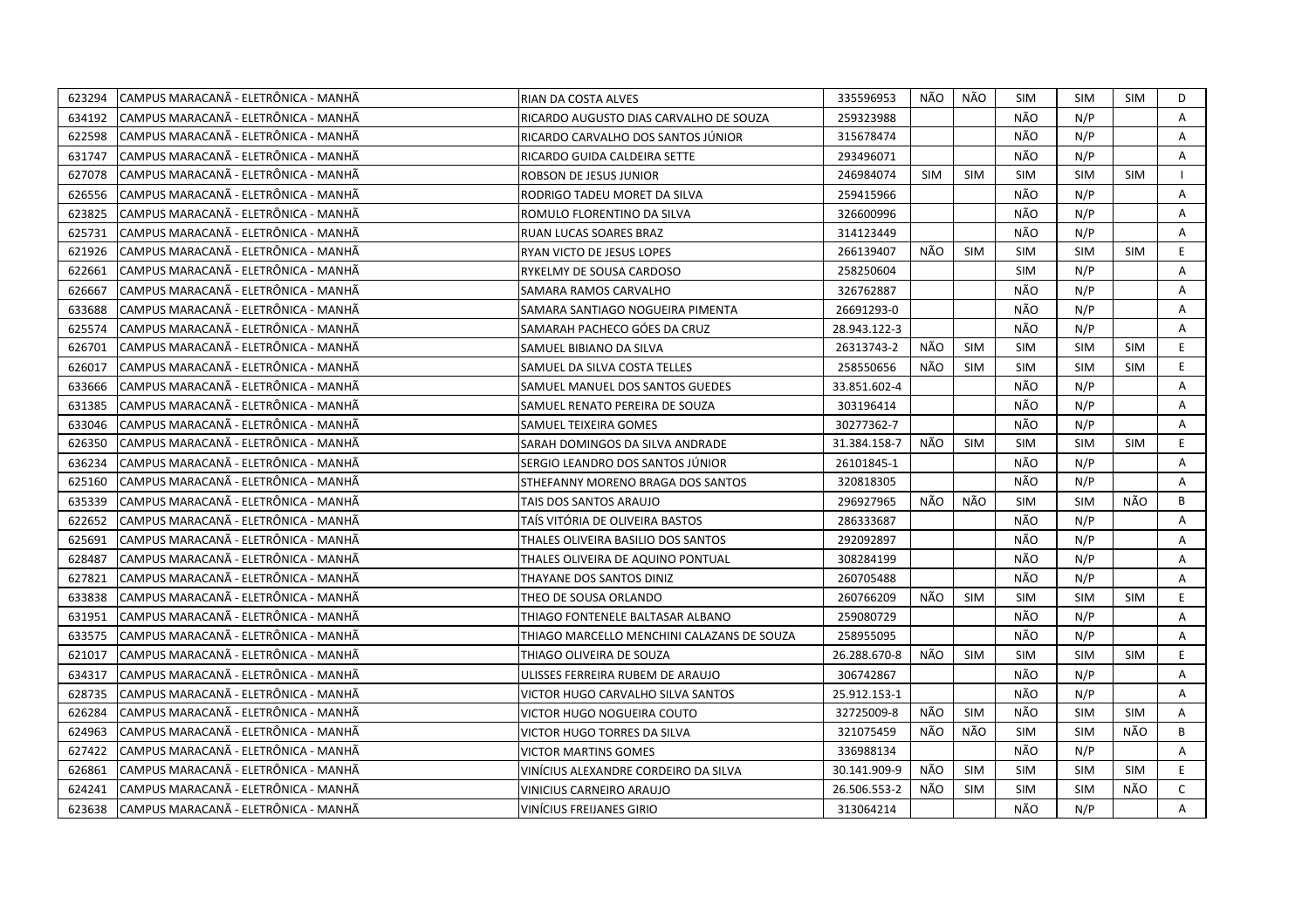| | | | | | | | | | |
|---|---|---|---|---|---|---|---|---|---|
| 623294 | CAMPUS MARACANÃ - ELETRÔNICA - MANHÃ | RIAN DA COSTA ALVES | 335596953 | NÃO | NÃO | SIM | SIM | SIM | D |
| 634192 | CAMPUS MARACANÃ - ELETRÔNICA - MANHÃ | RICARDO AUGUSTO DIAS CARVALHO DE SOUZA | 259323988 | | | NÃO | N/P | | A |
| 622598 | CAMPUS MARACANÃ - ELETRÔNICA - MANHÃ | RICARDO CARVALHO DOS SANTOS JÚNIOR | 315678474 | | | NÃO | N/P | | A |
| 631747 | CAMPUS MARACANÃ - ELETRÔNICA - MANHÃ | RICARDO GUIDA CALDEIRA SETTE | 293496071 | | | NÃO | N/P | | A |
| 627078 | CAMPUS MARACANÃ - ELETRÔNICA - MANHÃ | ROBSON DE JESUS JUNIOR | 246984074 | SIM | SIM | SIM | SIM | SIM | I |
| 626556 | CAMPUS MARACANÃ - ELETRÔNICA - MANHÃ | RODRIGO TADEU MORET DA SILVA | 259415966 | | | NÃO | N/P | | A |
| 623825 | CAMPUS MARACANÃ - ELETRÔNICA - MANHÃ | ROMULO FLORENTINO DA SILVA | 326600996 | | | NÃO | N/P | | A |
| 625731 | CAMPUS MARACANÃ - ELETRÔNICA - MANHÃ | RUAN LUCAS SOARES BRAZ | 314123449 | | | NÃO | N/P | | A |
| 621926 | CAMPUS MARACANÃ - ELETRÔNICA - MANHÃ | RYAN VICTO DE JESUS LOPES | 266139407 | NÃO | SIM | SIM | SIM | SIM | E |
| 622661 | CAMPUS MARACANÃ - ELETRÔNICA - MANHÃ | RYKELMY DE SOUSA CARDOSO | 258250604 | | | SIM | N/P | | A |
| 626667 | CAMPUS MARACANÃ - ELETRÔNICA - MANHÃ | SAMARA RAMOS CARVALHO | 326762887 | | | NÃO | N/P | | A |
| 633688 | CAMPUS MARACANÃ - ELETRÔNICA - MANHÃ | SAMARA SANTIAGO NOGUEIRA PIMENTA | 26691293-0 | | | NÃO | N/P | | A |
| 625574 | CAMPUS MARACANÃ - ELETRÔNICA - MANHÃ | SAMARAH PACHECO GÓES DA CRUZ | 28.943.122-3 | | | NÃO | N/P | | A |
| 626701 | CAMPUS MARACANÃ - ELETRÔNICA - MANHÃ | SAMUEL BIBIANO DA SILVA | 26313743-2 | NÃO | SIM | SIM | SIM | SIM | E |
| 626017 | CAMPUS MARACANÃ - ELETRÔNICA - MANHÃ | SAMUEL DA SILVA COSTA TELLES | 258550656 | NÃO | SIM | SIM | SIM | SIM | E |
| 633666 | CAMPUS MARACANÃ - ELETRÔNICA - MANHÃ | SAMUEL MANUEL DOS SANTOS GUEDES | 33.851.602-4 | | | NÃO | N/P | | A |
| 631385 | CAMPUS MARACANÃ - ELETRÔNICA - MANHÃ | SAMUEL RENATO PEREIRA DE SOUZA | 303196414 | | | NÃO | N/P | | A |
| 633046 | CAMPUS MARACANÃ - ELETRÔNICA - MANHÃ | SAMUEL TEIXEIRA GOMES | 30277362-7 | | | NÃO | N/P | | A |
| 626350 | CAMPUS MARACANÃ - ELETRÔNICA - MANHÃ | SARAH DOMINGOS DA SILVA ANDRADE | 31.384.158-7 | NÃO | SIM | SIM | SIM | SIM | E |
| 636234 | CAMPUS MARACANÃ - ELETRÔNICA - MANHÃ | SERGIO LEANDRO DOS SANTOS JÚNIOR | 26101845-1 | | | NÃO | N/P | | A |
| 625160 | CAMPUS MARACANÃ - ELETRÔNICA - MANHÃ | STHEFANNY MORENO BRAGA DOS SANTOS | 320818305 | | | NÃO | N/P | | A |
| 635339 | CAMPUS MARACANÃ - ELETRÔNICA - MANHÃ | TAIS DOS SANTOS ARAUJO | 296927965 | NÃO | NÃO | SIM | SIM | NÃO | B |
| 622652 | CAMPUS MARACANÃ - ELETRÔNICA - MANHÃ | TAÍS VITÓRIA DE OLIVEIRA BASTOS | 286333687 | | | NÃO | N/P | | A |
| 625691 | CAMPUS MARACANÃ - ELETRÔNICA - MANHÃ | THALES OLIVEIRA BASILIO DOS SANTOS | 292092897 | | | NÃO | N/P | | A |
| 628487 | CAMPUS MARACANÃ - ELETRÔNICA - MANHÃ | THALES OLIVEIRA DE AQUINO PONTUAL | 308284199 | | | NÃO | N/P | | A |
| 627821 | CAMPUS MARACANÃ - ELETRÔNICA - MANHÃ | THAYANE DOS SANTOS DINIZ | 260705488 | | | NÃO | N/P | | A |
| 633838 | CAMPUS MARACANÃ - ELETRÔNICA - MANHÃ | THEO DE SOUSA ORLANDO | 260766209 | NÃO | SIM | SIM | SIM | SIM | E |
| 631951 | CAMPUS MARACANÃ - ELETRÔNICA - MANHÃ | THIAGO FONTENELE BALTASAR ALBANO | 259080729 | | | NÃO | N/P | | A |
| 633575 | CAMPUS MARACANÃ - ELETRÔNICA - MANHÃ | THIAGO MARCELLO MENCHINI CALAZANS DE SOUZA | 258955095 | | | NÃO | N/P | | A |
| 621017 | CAMPUS MARACANÃ - ELETRÔNICA - MANHÃ | THIAGO OLIVEIRA DE SOUZA | 26.288.670-8 | NÃO | SIM | SIM | SIM | SIM | E |
| 634317 | CAMPUS MARACANÃ - ELETRÔNICA - MANHÃ | ULISSES FERREIRA RUBEM DE ARAUJO | 306742867 | | | NÃO | N/P | | A |
| 628735 | CAMPUS MARACANÃ - ELETRÔNICA - MANHÃ | VICTOR HUGO CARVALHO SILVA SANTOS | 25.912.153-1 | | | NÃO | N/P | | A |
| 626284 | CAMPUS MARACANÃ - ELETRÔNICA - MANHÃ | VICTOR HUGO NOGUEIRA COUTO | 32725009-8 | NÃO | SIM | NÃO | SIM | SIM | A |
| 624963 | CAMPUS MARACANÃ - ELETRÔNICA - MANHÃ | VICTOR HUGO TORRES DA SILVA | 321075459 | NÃO | NÃO | SIM | SIM | NÃO | B |
| 627422 | CAMPUS MARACANÃ - ELETRÔNICA - MANHÃ | VICTOR MARTINS GOMES | 336988134 | | | NÃO | N/P | | A |
| 626861 | CAMPUS MARACANÃ - ELETRÔNICA - MANHÃ | VINÍCIUS ALEXANDRE CORDEIRO DA SILVA | 30.141.909-9 | NÃO | SIM | SIM | SIM | SIM | E |
| 624241 | CAMPUS MARACANÃ - ELETRÔNICA - MANHÃ | VINICIUS CARNEIRO ARAUJO | 26.506.553-2 | NÃO | SIM | SIM | SIM | NÃO | C |
| 623638 | CAMPUS MARACANÃ - ELETRÔNICA - MANHÃ | VINÍCIUS FREIJANES GIRIO | 313064214 | | | NÃO | N/P | | A |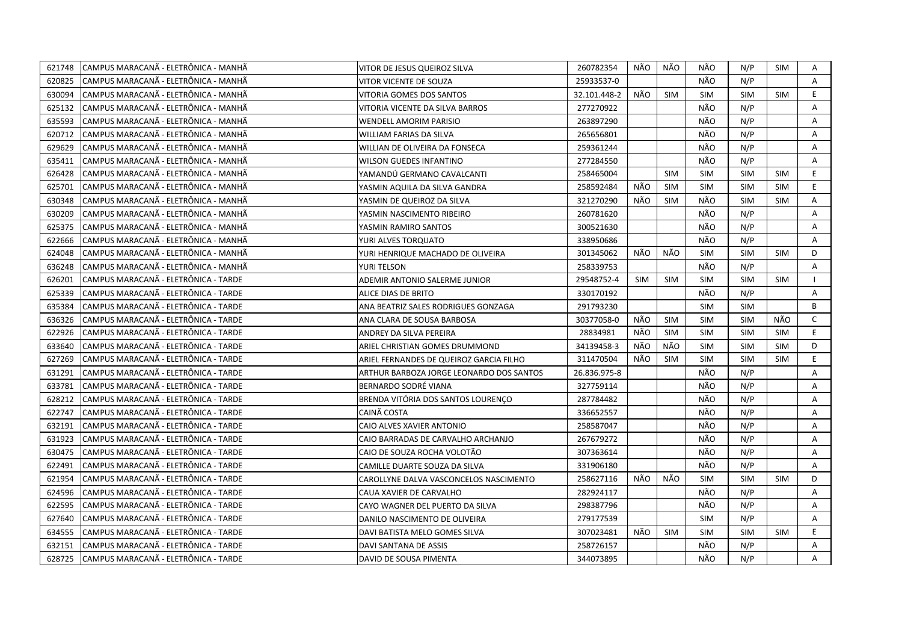| | | | | | | | | | | |
|---|---|---|---|---|---|---|---|---|---|---|
| 621748 | CAMPUS MARACANÃ - ELETRÔNICA - MANHÃ | VITOR DE JESUS QUEIROZ SILVA | 260782354 | NÃO | NÃO | NÃO | N/P | SIM | A |
| 620825 | CAMPUS MARACANÃ - ELETRÔNICA - MANHÃ | VITOR VICENTE DE SOUZA | 25933537-0 | | | NÃO | N/P | | A |
| 630094 | CAMPUS MARACANÃ - ELETRÔNICA - MANHÃ | VITORIA GOMES DOS SANTOS | 32.101.448-2 | NÃO | SIM | SIM | SIM | SIM | E |
| 625132 | CAMPUS MARACANÃ - ELETRÔNICA - MANHÃ | VITORIA VICENTE DA SILVA BARROS | 277270922 | | | NÃO | N/P | | A |
| 635593 | CAMPUS MARACANÃ - ELETRÔNICA - MANHÃ | WENDELL AMORIM PARISIO | 263897290 | | | NÃO | N/P | | A |
| 620712 | CAMPUS MARACANÃ - ELETRÔNICA - MANHÃ | WILLIAM FARIAS DA SILVA | 265656801 | | | NÃO | N/P | | A |
| 629629 | CAMPUS MARACANÃ - ELETRÔNICA - MANHÃ | WILLIAN DE OLIVEIRA DA FONSECA | 259361244 | | | NÃO | N/P | | A |
| 635411 | CAMPUS MARACANÃ - ELETRÔNICA - MANHÃ | WILSON GUEDES INFANTINO | 277284550 | | | NÃO | N/P | | A |
| 626428 | CAMPUS MARACANÃ - ELETRÔNICA - MANHÃ | YAMANDÚ GERMANO CAVALCANTI | 258465004 | | SIM | SIM | SIM | SIM | E |
| 625701 | CAMPUS MARACANÃ - ELETRÔNICA - MANHÃ | YASMIN AQUILA DA SILVA GANDRA | 258592484 | NÃO | SIM | SIM | SIM | SIM | E |
| 630348 | CAMPUS MARACANÃ - ELETRÔNICA - MANHÃ | YASMIN DE QUEIROZ DA SILVA | 321270290 | NÃO | SIM | NÃO | SIM | SIM | A |
| 630209 | CAMPUS MARACANÃ - ELETRÔNICA - MANHÃ | YASMIN NASCIMENTO RIBEIRO | 260781620 | | | NÃO | N/P | | A |
| 625375 | CAMPUS MARACANÃ - ELETRÔNICA - MANHÃ | YASMIN RAMIRO SANTOS | 300521630 | | | NÃO | N/P | | A |
| 622666 | CAMPUS MARACANÃ - ELETRÔNICA - MANHÃ | YURI ALVES TORQUATO | 338950686 | | | NÃO | N/P | | A |
| 624048 | CAMPUS MARACANÃ - ELETRÔNICA - MANHÃ | YURI HENRIQUE MACHADO DE OLIVEIRA | 301345062 | NÃO | NÃO | SIM | SIM | SIM | D |
| 636248 | CAMPUS MARACANÃ - ELETRÔNICA - MANHÃ | YURI TELSON | 258339753 | | | NÃO | N/P | | A |
| 626201 | CAMPUS MARACANÃ - ELETRÔNICA - TARDE | ADEMIR ANTONIO SALERME JUNIOR | 29548752-4 | SIM | SIM | SIM | SIM | SIM | I |
| 625339 | CAMPUS MARACANÃ - ELETRÔNICA - TARDE | ALICE DIAS DE BRITO | 330170192 | | | NÃO | N/P | | A |
| 635384 | CAMPUS MARACANÃ - ELETRÔNICA - TARDE | ANA BEATRIZ SALES RODRIGUES GONZAGA | 291793230 | | | SIM | SIM | | B |
| 636326 | CAMPUS MARACANÃ - ELETRÔNICA - TARDE | ANA CLARA DE SOUSA BARBOSA | 30377058-0 | NÃO | SIM | SIM | SIM | NÃO | C |
| 622926 | CAMPUS MARACANÃ - ELETRÔNICA - TARDE | ANDREY DA SILVA PEREIRA | 28834981 | NÃO | SIM | SIM | SIM | SIM | E |
| 633640 | CAMPUS MARACANÃ - ELETRÔNICA - TARDE | ARIEL CHRISTIAN GOMES DRUMMOND | 34139458-3 | NÃO | NÃO | SIM | SIM | SIM | D |
| 627269 | CAMPUS MARACANÃ - ELETRÔNICA - TARDE | ARIEL FERNANDES DE QUEIROZ GARCIA FILHO | 311470504 | NÃO | SIM | SIM | SIM | SIM | E |
| 631291 | CAMPUS MARACANÃ - ELETRÔNICA - TARDE | ARTHUR BARBOZA JORGE LEONARDO DOS SANTOS | 26.836.975-8 | | | NÃO | N/P | | A |
| 633781 | CAMPUS MARACANÃ - ELETRÔNICA - TARDE | BERNARDO SODRÉ VIANA | 327759114 | | | NÃO | N/P | | A |
| 628212 | CAMPUS MARACANÃ - ELETRÔNICA - TARDE | BRENDA VITÓRIA DOS SANTOS LOURENÇO | 287784482 | | | NÃO | N/P | | A |
| 622747 | CAMPUS MARACANÃ - ELETRÔNICA - TARDE | CAINÃ COSTA | 336652557 | | | NÃO | N/P | | A |
| 632191 | CAMPUS MARACANÃ - ELETRÔNICA - TARDE | CAIO ALVES XAVIER ANTONIO | 258587047 | | | NÃO | N/P | | A |
| 631923 | CAMPUS MARACANÃ - ELETRÔNICA - TARDE | CAIO BARRADAS DE CARVALHO ARCHANJO | 267679272 | | | NÃO | N/P | | A |
| 630475 | CAMPUS MARACANÃ - ELETRÔNICA - TARDE | CAIO DE SOUZA ROCHA VOLOTÃO | 307363614 | | | NÃO | N/P | | A |
| 622491 | CAMPUS MARACANÃ - ELETRÔNICA - TARDE | CAMILLE DUARTE SOUZA DA SILVA | 331906180 | | | NÃO | N/P | | A |
| 621954 | CAMPUS MARACANÃ - ELETRÔNICA - TARDE | CAROLLYNE DALVA VASCONCELOS NASCIMENTO | 258627116 | NÃO | NÃO | SIM | SIM | SIM | D |
| 624596 | CAMPUS MARACANÃ - ELETRÔNICA - TARDE | CAUA XAVIER DE CARVALHO | 282924117 | | | NÃO | N/P | | A |
| 622595 | CAMPUS MARACANÃ - ELETRÔNICA - TARDE | CAYO WAGNER DEL PUERTO DA SILVA | 298387796 | | | NÃO | N/P | | A |
| 627640 | CAMPUS MARACANÃ - ELETRÔNICA - TARDE | DANILO NASCIMENTO DE OLIVEIRA | 279177539 | | | SIM | N/P | | A |
| 634555 | CAMPUS MARACANÃ - ELETRÔNICA - TARDE | DAVI BATISTA MELO GOMES SILVA | 307023481 | NÃO | SIM | SIM | SIM | SIM | E |
| 632151 | CAMPUS MARACANÃ - ELETRÔNICA - TARDE | DAVI SANTANA DE ASSIS | 258726157 | | | NÃO | N/P | | A |
| 628725 | CAMPUS MARACANÃ - ELETRÔNICA - TARDE | DAVID DE SOUSA PIMENTA | 344073895 | | | NÃO | N/P | | A |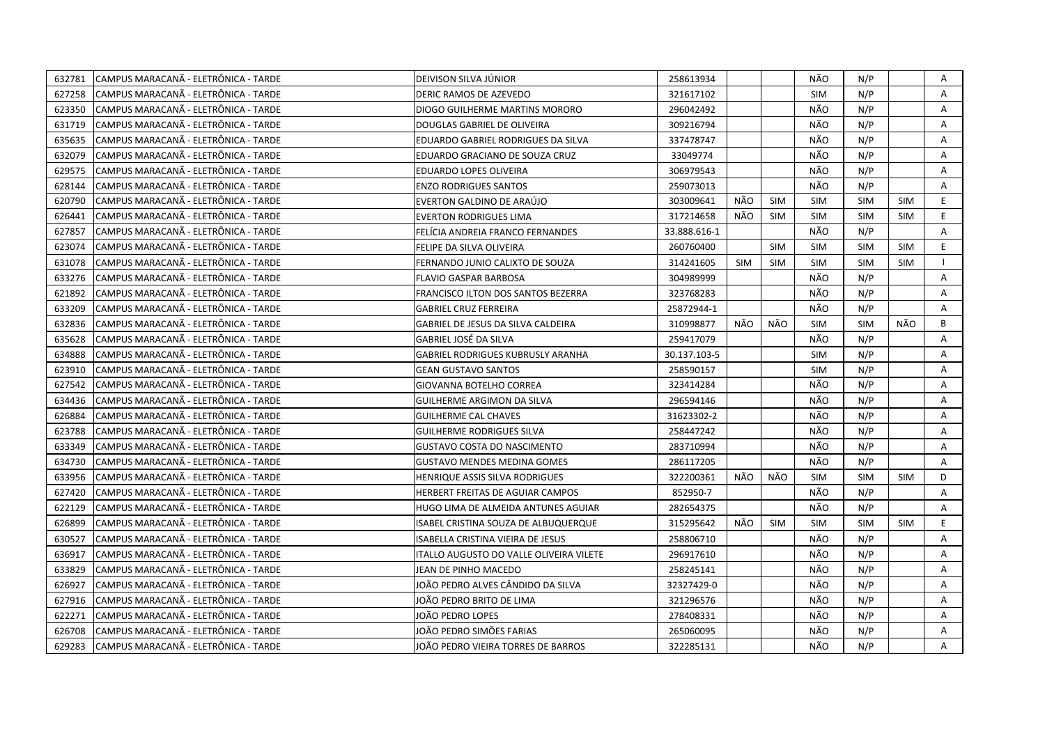| | | | | | | | | | | |
|---|---|---|---|---|---|---|---|---|---|---|
| 632781 | CAMPUS MARACANÃ - ELETRÔNICA - TARDE | DEIVISON SILVA JÚNIOR | 258613934 | | | NÃO | N/P | | A |
| 627258 | CAMPUS MARACANÃ - ELETRÔNICA - TARDE | DERIC RAMOS DE AZEVEDO | 321617102 | | | SIM | N/P | | A |
| 623350 | CAMPUS MARACANÃ - ELETRÔNICA - TARDE | DIOGO GUILHERME MARTINS MORORO | 296042492 | | | NÃO | N/P | | A |
| 631719 | CAMPUS MARACANÃ - ELETRÔNICA - TARDE | DOUGLAS GABRIEL DE OLIVEIRA | 309216794 | | | NÃO | N/P | | A |
| 635635 | CAMPUS MARACANÃ - ELETRÔNICA - TARDE | EDUARDO GABRIEL RODRIGUES DA SILVA | 337478747 | | | NÃO | N/P | | A |
| 632079 | CAMPUS MARACANÃ - ELETRÔNICA - TARDE | EDUARDO GRACIANO DE SOUZA CRUZ | 33049774 | | | NÃO | N/P | | A |
| 629575 | CAMPUS MARACANÃ - ELETRÔNICA - TARDE | EDUARDO LOPES OLIVEIRA | 306979543 | | | NÃO | N/P | | A |
| 628144 | CAMPUS MARACANÃ - ELETRÔNICA - TARDE | ENZO RODRIGUES SANTOS | 259073013 | | | NÃO | N/P | | A |
| 620790 | CAMPUS MARACANÃ - ELETRÔNICA - TARDE | EVERTON GALDINO DE ARAÚJO | 303009641 | NÃO | SIM | SIM | SIM | SIM | E |
| 626441 | CAMPUS MARACANÃ - ELETRÔNICA - TARDE | EVERTON RODRIGUES LIMA | 317214658 | NÃO | SIM | SIM | SIM | SIM | E |
| 627857 | CAMPUS MARACANÃ - ELETRÔNICA - TARDE | FELÍCIA ANDREIA FRANCO FERNANDES | 33.888.616-1 | | | NÃO | N/P | | A |
| 623074 | CAMPUS MARACANÃ - ELETRÔNICA - TARDE | FELIPE DA SILVA OLIVEIRA | 260760400 | | SIM | SIM | SIM | SIM | E |
| 631078 | CAMPUS MARACANÃ - ELETRÔNICA - TARDE | FERNANDO JUNIO CALIXTO DE SOUZA | 314241605 | SIM | SIM | SIM | SIM | SIM | I |
| 633276 | CAMPUS MARACANÃ - ELETRÔNICA - TARDE | FLAVIO GASPAR BARBOSA | 304989999 | | | NÃO | N/P | | A |
| 621892 | CAMPUS MARACANÃ - ELETRÔNICA - TARDE | FRANCISCO ILTON DOS SANTOS BEZERRA | 323768283 | | | NÃO | N/P | | A |
| 633209 | CAMPUS MARACANÃ - ELETRÔNICA - TARDE | GABRIEL CRUZ FERREIRA | 25872944-1 | | | NÃO | N/P | | A |
| 632836 | CAMPUS MARACANÃ - ELETRÔNICA - TARDE | GABRIEL DE JESUS DA SILVA CALDEIRA | 310998877 | NÃO | NÃO | SIM | SIM | NÃO | B |
| 635628 | CAMPUS MARACANÃ - ELETRÔNICA - TARDE | GABRIEL JOSÉ DA SILVA | 259417079 | | | NÃO | N/P | | A |
| 634888 | CAMPUS MARACANÃ - ELETRÔNICA - TARDE | GABRIEL RODRIGUES KUBRUSLY ARANHA | 30.137.103-5 | | | SIM | N/P | | A |
| 623910 | CAMPUS MARACANÃ - ELETRÔNICA - TARDE | GEAN GUSTAVO SANTOS | 258590157 | | | SIM | N/P | | A |
| 627542 | CAMPUS MARACANÃ - ELETRÔNICA - TARDE | GIOVANNA BOTELHO CORREA | 323414284 | | | NÃO | N/P | | A |
| 634436 | CAMPUS MARACANÃ - ELETRÔNICA - TARDE | GUILHERME ARGIMON DA SILVA | 296594146 | | | NÃO | N/P | | A |
| 626884 | CAMPUS MARACANÃ - ELETRÔNICA - TARDE | GUILHERME CAL CHAVES | 31623302-2 | | | NÃO | N/P | | A |
| 623788 | CAMPUS MARACANÃ - ELETRÔNICA - TARDE | GUILHERME RODRIGUES SILVA | 258447242 | | | NÃO | N/P | | A |
| 633349 | CAMPUS MARACANÃ - ELETRÔNICA - TARDE | GUSTAVO COSTA DO NASCIMENTO | 283710994 | | | NÃO | N/P | | A |
| 634730 | CAMPUS MARACANÃ - ELETRÔNICA - TARDE | GUSTAVO MENDES MEDINA GOMES | 286117205 | | | NÃO | N/P | | A |
| 633956 | CAMPUS MARACANÃ - ELETRÔNICA - TARDE | HENRIQUE ASSIS SILVA RODRIGUES | 322200361 | NÃO | NÃO | SIM | SIM | SIM | D |
| 627420 | CAMPUS MARACANÃ - ELETRÔNICA - TARDE | HERBERT FREITAS DE AGUIAR CAMPOS | 852950-7 | | | NÃO | N/P | | A |
| 622129 | CAMPUS MARACANÃ - ELETRÔNICA - TARDE | HUGO LIMA DE ALMEIDA ANTUNES AGUIAR | 282654375 | | | NÃO | N/P | | A |
| 626899 | CAMPUS MARACANÃ - ELETRÔNICA - TARDE | ISABEL CRISTINA SOUZA DE ALBUQUERQUE | 315295642 | NÃO | SIM | SIM | SIM | SIM | E |
| 630527 | CAMPUS MARACANÃ - ELETRÔNICA - TARDE | ISABELLA CRISTINA VIEIRA DE JESUS | 258806710 | | | NÃO | N/P | | A |
| 636917 | CAMPUS MARACANÃ - ELETRÔNICA - TARDE | ITALLO AUGUSTO DO VALLE OLIVEIRA VILETE | 296917610 | | | NÃO | N/P | | A |
| 633829 | CAMPUS MARACANÃ - ELETRÔNICA - TARDE | JEAN DE PINHO MACEDO | 258245141 | | | NÃO | N/P | | A |
| 626927 | CAMPUS MARACANÃ - ELETRÔNICA - TARDE | JOÃO PEDRO ALVES CÂNDIDO DA SILVA | 32327429-0 | | | NÃO | N/P | | A |
| 627916 | CAMPUS MARACANÃ - ELETRÔNICA - TARDE | JOÃO PEDRO BRITO DE LIMA | 321296576 | | | NÃO | N/P | | A |
| 622271 | CAMPUS MARACANÃ - ELETRÔNICA - TARDE | JOÃO PEDRO LOPES | 278408331 | | | NÃO | N/P | | A |
| 626708 | CAMPUS MARACANÃ - ELETRÔNICA - TARDE | JOÃO PEDRO SIMÕES FARIAS | 265060095 | | | NÃO | N/P | | A |
| 629283 | CAMPUS MARACANÃ - ELETRÔNICA - TARDE | JOÃO PEDRO VIEIRA TORRES DE BARROS | 322285131 | | | NÃO | N/P | | A |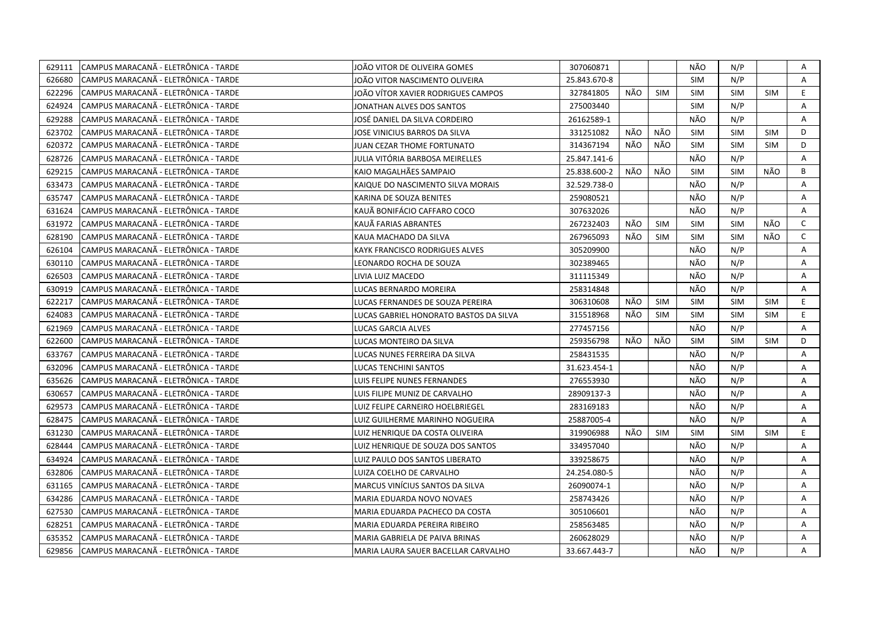| | | | | | | | | | |
|---|---|---|---|---|---|---|---|---|---|
| 629111 | CAMPUS MARACANÃ - ELETRÔNICA - TARDE | JOÃO VITOR DE OLIVEIRA GOMES | 307060871 | | | NÃO | N/P | | A |
| 626680 | CAMPUS MARACANÃ - ELETRÔNICA - TARDE | JOÃO VITOR NASCIMENTO OLIVEIRA | 25.843.670-8 | | | SIM | N/P | | A |
| 622296 | CAMPUS MARACANÃ - ELETRÔNICA - TARDE | JOÃO VÍTOR XAVIER RODRIGUES CAMPOS | 327841805 | NÃO | SIM | SIM | SIM | SIM | E |
| 624924 | CAMPUS MARACANÃ - ELETRÔNICA - TARDE | JONATHAN ALVES DOS SANTOS | 275003440 | | | SIM | N/P | | A |
| 629288 | CAMPUS MARACANÃ - ELETRÔNICA - TARDE | JOSÉ DANIEL DA SILVA CORDEIRO | 26162589-1 | | | NÃO | N/P | | A |
| 623702 | CAMPUS MARACANÃ - ELETRÔNICA - TARDE | JOSE VINICIUS BARROS DA SILVA | 331251082 | NÃO | NÃO | SIM | SIM | SIM | D |
| 620372 | CAMPUS MARACANÃ - ELETRÔNICA - TARDE | JUAN CEZAR THOME FORTUNATO | 314367194 | NÃO | NÃO | SIM | SIM | SIM | D |
| 628726 | CAMPUS MARACANÃ - ELETRÔNICA - TARDE | JULIA VITÓRIA BARBOSA MEIRELLES | 25.847.141-6 | | | NÃO | N/P | | A |
| 629215 | CAMPUS MARACANÃ - ELETRÔNICA - TARDE | KAIO MAGALHÃES SAMPAIO | 25.838.600-2 | NÃO | NÃO | SIM | SIM | NÃO | B |
| 633473 | CAMPUS MARACANÃ - ELETRÔNICA - TARDE | KAIQUE DO NASCIMENTO SILVA MORAIS | 32.529.738-0 | | | NÃO | N/P | | A |
| 635747 | CAMPUS MARACANÃ - ELETRÔNICA - TARDE | KARINA DE SOUZA BENITES | 259080521 | | | NÃO | N/P | | A |
| 631624 | CAMPUS MARACANÃ - ELETRÔNICA - TARDE | KAUÃ BONIFÁCIO CAFFARO COCO | 307632026 | | | NÃO | N/P | | A |
| 631972 | CAMPUS MARACANÃ - ELETRÔNICA - TARDE | KAUÃ FARIAS ABRANTES | 267232403 | NÃO | SIM | SIM | SIM | NÃO | C |
| 628190 | CAMPUS MARACANÃ - ELETRÔNICA - TARDE | KAUA MACHADO DA SILVA | 267965093 | NÃO | SIM | SIM | SIM | NÃO | C |
| 626104 | CAMPUS MARACANÃ - ELETRÔNICA - TARDE | KAYK FRANCISCO RODRIGUES ALVES | 305209900 | | | NÃO | N/P | | A |
| 630110 | CAMPUS MARACANÃ - ELETRÔNICA - TARDE | LEONARDO ROCHA DE SOUZA | 302389465 | | | NÃO | N/P | | A |
| 626503 | CAMPUS MARACANÃ - ELETRÔNICA - TARDE | LIVIA LUIZ MACEDO | 311115349 | | | NÃO | N/P | | A |
| 630919 | CAMPUS MARACANÃ - ELETRÔNICA - TARDE | LUCAS BERNARDO MOREIRA | 258314848 | | | NÃO | N/P | | A |
| 622217 | CAMPUS MARACANÃ - ELETRÔNICA - TARDE | LUCAS FERNANDES DE SOUZA PEREIRA | 306310608 | NÃO | SIM | SIM | SIM | SIM | E |
| 624083 | CAMPUS MARACANÃ - ELETRÔNICA - TARDE | LUCAS GABRIEL HONORATO BASTOS DA SILVA | 315518968 | NÃO | SIM | SIM | SIM | SIM | E |
| 621969 | CAMPUS MARACANÃ - ELETRÔNICA - TARDE | LUCAS GARCIA ALVES | 277457156 | | | NÃO | N/P | | A |
| 622600 | CAMPUS MARACANÃ - ELETRÔNICA - TARDE | LUCAS MONTEIRO DA SILVA | 259356798 | NÃO | NÃO | SIM | SIM | SIM | D |
| 633767 | CAMPUS MARACANÃ - ELETRÔNICA - TARDE | LUCAS NUNES FERREIRA DA SILVA | 258431535 | | | NÃO | N/P | | A |
| 632096 | CAMPUS MARACANÃ - ELETRÔNICA - TARDE | LUCAS TENCHINI SANTOS | 31.623.454-1 | | | NÃO | N/P | | A |
| 635626 | CAMPUS MARACANÃ - ELETRÔNICA - TARDE | LUIS FELIPE NUNES FERNANDES | 276553930 | | | NÃO | N/P | | A |
| 630657 | CAMPUS MARACANÃ - ELETRÔNICA - TARDE | LUIS FILIPE MUNIZ DE CARVALHO | 28909137-3 | | | NÃO | N/P | | A |
| 629573 | CAMPUS MARACANÃ - ELETRÔNICA - TARDE | LUIZ FELIPE CARNEIRO HOELBRIEGEL | 283169183 | | | NÃO | N/P | | A |
| 628475 | CAMPUS MARACANÃ - ELETRÔNICA - TARDE | LUIZ GUILHERME MARINHO NOGUEIRA | 25887005-4 | | | NÃO | N/P | | A |
| 631230 | CAMPUS MARACANÃ - ELETRÔNICA - TARDE | LUIZ HENRIQUE DA COSTA OLIVEIRA | 319906988 | NÃO | SIM | SIM | SIM | SIM | E |
| 628444 | CAMPUS MARACANÃ - ELETRÔNICA - TARDE | LUIZ HENRIQUE DE SOUZA DOS SANTOS | 334957040 | | | NÃO | N/P | | A |
| 634924 | CAMPUS MARACANÃ - ELETRÔNICA - TARDE | LUIZ PAULO DOS SANTOS LIBERATO | 339258675 | | | NÃO | N/P | | A |
| 632806 | CAMPUS MARACANÃ - ELETRÔNICA - TARDE | LUIZA COELHO DE CARVALHO | 24.254.080-5 | | | NÃO | N/P | | A |
| 631165 | CAMPUS MARACANÃ - ELETRÔNICA - TARDE | MARCUS VINÍCIUS SANTOS DA SILVA | 26090074-1 | | | NÃO | N/P | | A |
| 634286 | CAMPUS MARACANÃ - ELETRÔNICA - TARDE | MARIA EDUARDA NOVO NOVAES | 258743426 | | | NÃO | N/P | | A |
| 627530 | CAMPUS MARACANÃ - ELETRÔNICA - TARDE | MARIA EDUARDA PACHECO DA COSTA | 305106601 | | | NÃO | N/P | | A |
| 628251 | CAMPUS MARACANÃ - ELETRÔNICA - TARDE | MARIA EDUARDA PEREIRA RIBEIRO | 258563485 | | | NÃO | N/P | | A |
| 635352 | CAMPUS MARACANÃ - ELETRÔNICA - TARDE | MARIA GABRIELA DE PAIVA BRINAS | 260628029 | | | NÃO | N/P | | A |
| 629856 | CAMPUS MARACANÃ - ELETRÔNICA - TARDE | MARIA LAURA SAUER BACELLAR CARVALHO | 33.667.443-7 | | | NÃO | N/P | | A |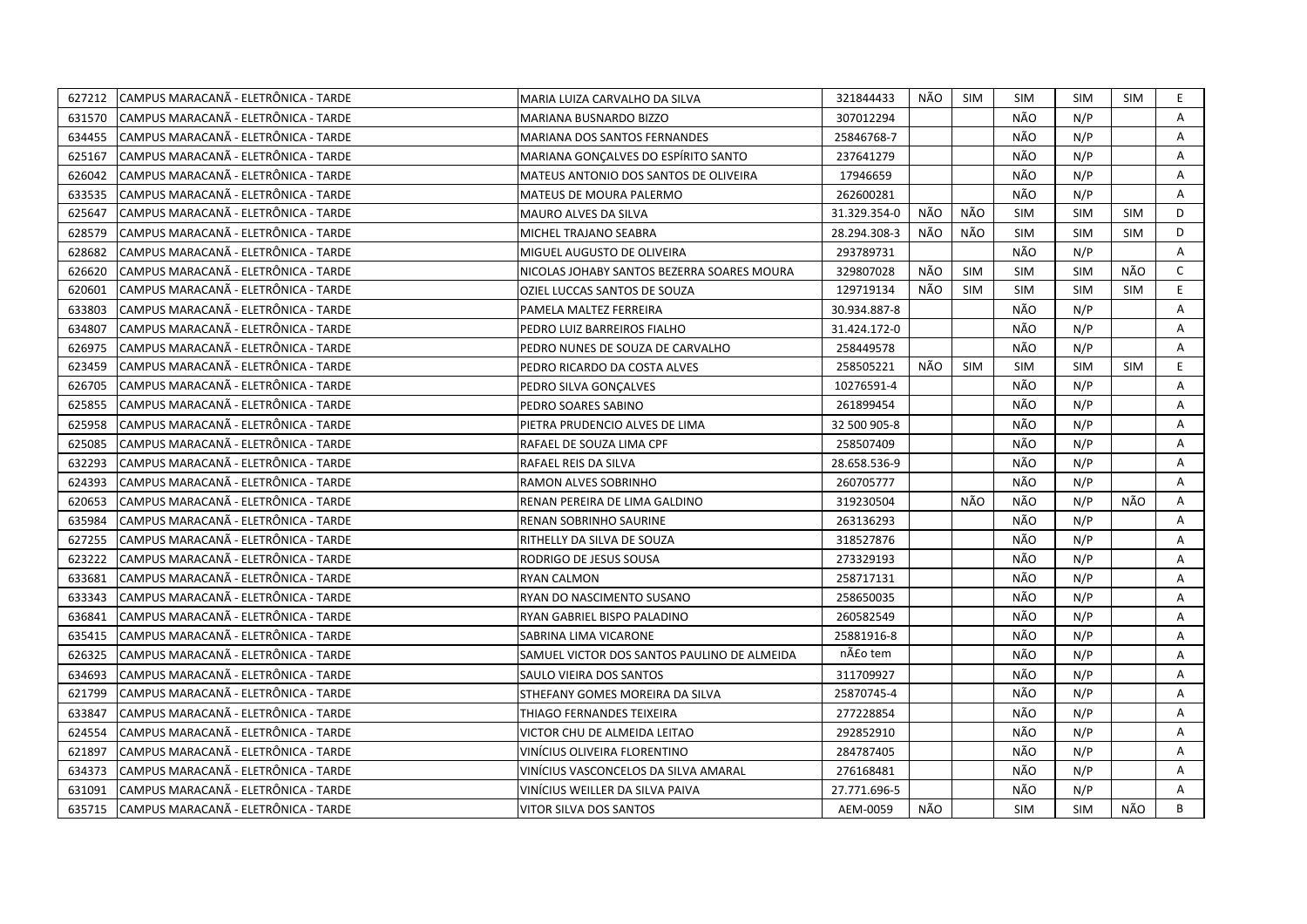| | | | | | | | | | |
|---|---|---|---|---|---|---|---|---|---|
| 627212 | CAMPUS MARACANÃ - ELETRÔNICA - TARDE | MARIA LUIZA CARVALHO DA SILVA | 321844433 | NÃO | SIM | SIM | SIM | SIM | E |
| 631570 | CAMPUS MARACANÃ - ELETRÔNICA - TARDE | MARIANA BUSNARDO BIZZO | 307012294 | | | NÃO | N/P | | A |
| 634455 | CAMPUS MARACANÃ - ELETRÔNICA - TARDE | MARIANA DOS SANTOS FERNANDES | 25846768-7 | | | NÃO | N/P | | A |
| 625167 | CAMPUS MARACANÃ - ELETRÔNICA - TARDE | MARIANA GONÇALVES DO ESPÍRITO SANTO | 237641279 | | | NÃO | N/P | | A |
| 626042 | CAMPUS MARACANÃ - ELETRÔNICA - TARDE | MATEUS ANTONIO DOS SANTOS DE OLIVEIRA | 17946659 | | | NÃO | N/P | | A |
| 633535 | CAMPUS MARACANÃ - ELETRÔNICA - TARDE | MATEUS DE MOURA PALERMO | 262600281 | | | NÃO | N/P | | A |
| 625647 | CAMPUS MARACANÃ - ELETRÔNICA - TARDE | MAURO ALVES DA SILVA | 31.329.354-0 | NÃO | NÃO | SIM | SIM | SIM | D |
| 628579 | CAMPUS MARACANÃ - ELETRÔNICA - TARDE | MICHEL TRAJANO SEABRA | 28.294.308-3 | NÃO | NÃO | SIM | SIM | SIM | D |
| 628682 | CAMPUS MARACANÃ - ELETRÔNICA - TARDE | MIGUEL AUGUSTO DE OLIVEIRA | 293789731 | | | NÃO | N/P | | A |
| 626620 | CAMPUS MARACANÃ - ELETRÔNICA - TARDE | NICOLAS JOHABY SANTOS BEZERRA SOARES MOURA | 329807028 | NÃO | SIM | SIM | SIM | NÃO | C |
| 620601 | CAMPUS MARACANÃ - ELETRÔNICA - TARDE | OZIEL LUCCAS SANTOS DE SOUZA | 129719134 | NÃO | SIM | SIM | SIM | SIM | E |
| 633803 | CAMPUS MARACANÃ - ELETRÔNICA - TARDE | PAMELA MALTEZ FERREIRA | 30.934.887-8 | | | NÃO | N/P | | A |
| 634807 | CAMPUS MARACANÃ - ELETRÔNICA - TARDE | PEDRO LUIZ BARREIROS FIALHO | 31.424.172-0 | | | NÃO | N/P | | A |
| 626975 | CAMPUS MARACANÃ - ELETRÔNICA - TARDE | PEDRO NUNES DE SOUZA DE CARVALHO | 258449578 | | | NÃO | N/P | | A |
| 623459 | CAMPUS MARACANÃ - ELETRÔNICA - TARDE | PEDRO RICARDO DA COSTA ALVES | 258505221 | NÃO | SIM | SIM | SIM | SIM | E |
| 626705 | CAMPUS MARACANÃ - ELETRÔNICA - TARDE | PEDRO SILVA GONÇALVES | 10276591-4 | | | NÃO | N/P | | A |
| 625855 | CAMPUS MARACANÃ - ELETRÔNICA - TARDE | PEDRO SOARES SABINO | 261899454 | | | NÃO | N/P | | A |
| 625958 | CAMPUS MARACANÃ - ELETRÔNICA - TARDE | PIETRA PRUDENCIO ALVES DE LIMA | 32 500 905-8 | | | NÃO | N/P | | A |
| 625085 | CAMPUS MARACANÃ - ELETRÔNICA - TARDE | RAFAEL DE SOUZA LIMA CPF | 258507409 | | | NÃO | N/P | | A |
| 632293 | CAMPUS MARACANÃ - ELETRÔNICA - TARDE | RAFAEL REIS DA SILVA | 28.658.536-9 | | | NÃO | N/P | | A |
| 624393 | CAMPUS MARACANÃ - ELETRÔNICA - TARDE | RAMON ALVES SOBRINHO | 260705777 | | | NÃO | N/P | | A |
| 620653 | CAMPUS MARACANÃ - ELETRÔNICA - TARDE | RENAN PEREIRA DE LIMA GALDINO | 319230504 | | NÃO | NÃO | N/P | NÃO | A |
| 635984 | CAMPUS MARACANÃ - ELETRÔNICA - TARDE | RENAN SOBRINHO SAURINE | 263136293 | | | NÃO | N/P | | A |
| 627255 | CAMPUS MARACANÃ - ELETRÔNICA - TARDE | RITHELLY DA SILVA DE SOUZA | 318527876 | | | NÃO | N/P | | A |
| 623222 | CAMPUS MARACANÃ - ELETRÔNICA - TARDE | RODRIGO DE JESUS SOUSA | 273329193 | | | NÃO | N/P | | A |
| 633681 | CAMPUS MARACANÃ - ELETRÔNICA - TARDE | RYAN CALMON | 258717131 | | | NÃO | N/P | | A |
| 633343 | CAMPUS MARACANÃ - ELETRÔNICA - TARDE | RYAN DO NASCIMENTO SUSANO | 258650035 | | | NÃO | N/P | | A |
| 636841 | CAMPUS MARACANÃ - ELETRÔNICA - TARDE | RYAN GABRIEL BISPO PALADINO | 260582549 | | | NÃO | N/P | | A |
| 635415 | CAMPUS MARACANÃ - ELETRÔNICA - TARDE | SABRINA LIMA VICARONE | 25881916-8 | | | NÃO | N/P | | A |
| 626325 | CAMPUS MARACANÃ - ELETRÔNICA - TARDE | SAMUEL VICTOR DOS SANTOS PAULINO DE ALMEIDA | nÃ£o tem | | | NÃO | N/P | | A |
| 634693 | CAMPUS MARACANÃ - ELETRÔNICA - TARDE | SAULO VIEIRA DOS SANTOS | 311709927 | | | NÃO | N/P | | A |
| 621799 | CAMPUS MARACANÃ - ELETRÔNICA - TARDE | STHEFANY GOMES MOREIRA DA SILVA | 25870745-4 | | | NÃO | N/P | | A |
| 633847 | CAMPUS MARACANÃ - ELETRÔNICA - TARDE | THIAGO FERNANDES TEIXEIRA | 277228854 | | | NÃO | N/P | | A |
| 624554 | CAMPUS MARACANÃ - ELETRÔNICA - TARDE | VICTOR CHU DE ALMEIDA LEITAO | 292852910 | | | NÃO | N/P | | A |
| 621897 | CAMPUS MARACANÃ - ELETRÔNICA - TARDE | VINÍCIUS OLIVEIRA FLORENTINO | 284787405 | | | NÃO | N/P | | A |
| 634373 | CAMPUS MARACANÃ - ELETRÔNICA - TARDE | VINÍCIUS VASCONCELOS DA SILVA AMARAL | 276168481 | | | NÃO | N/P | | A |
| 631091 | CAMPUS MARACANÃ - ELETRÔNICA - TARDE | VINÍCIUS WEILLER DA SILVA PAIVA | 27.771.696-5 | | | NÃO | N/P | | A |
| 635715 | CAMPUS MARACANÃ - ELETRÔNICA - TARDE | VITOR SILVA DOS SANTOS | AEM-0059 | NÃO | | SIM | SIM | NÃO | B |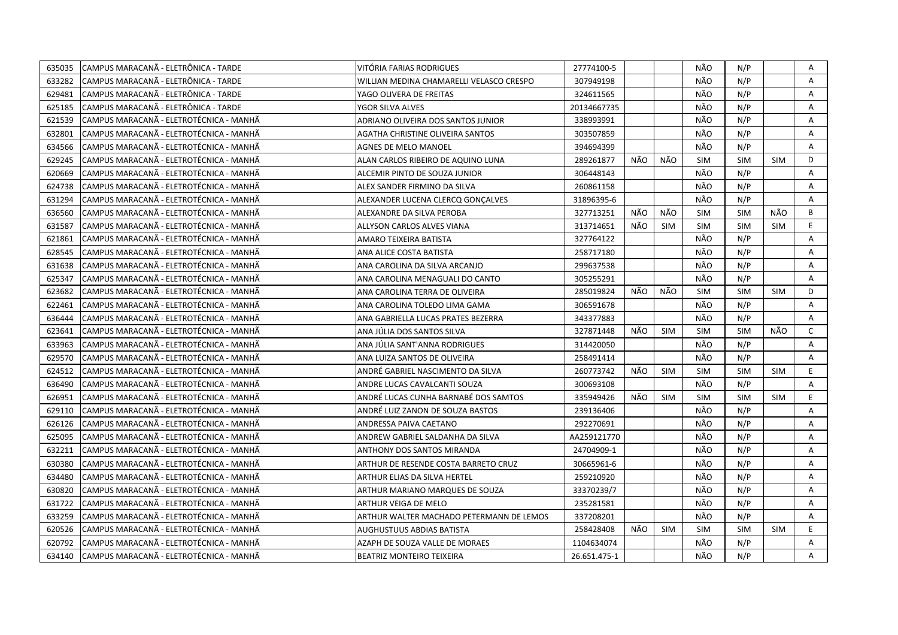| | | | | | | | | | | |
|---|---|---|---|---|---|---|---|---|---|---|
| 635035 | CAMPUS MARACANÃ - ELETRÔNICA - TARDE | VITÓRIA FARIAS RODRIGUES | 27774100-5 | | | NÃO | N/P | | A |
| 633282 | CAMPUS MARACANÃ - ELETRÔNICA - TARDE | WILLIAN MEDINA CHAMARELLI VELASCO CRESPO | 307949198 | | | NÃO | N/P | | A |
| 629481 | CAMPUS MARACANÃ - ELETRÔNICA - TARDE | YAGO OLIVERA DE FREITAS | 324611565 | | | NÃO | N/P | | A |
| 625185 | CAMPUS MARACANÃ - ELETRÔNICA - TARDE | YGOR SILVA ALVES | 20134667735 | | | NÃO | N/P | | A |
| 621539 | CAMPUS MARACANÃ - ELETROTÉCNICA - MANHÃ | ADRIANO OLIVEIRA DOS SANTOS JUNIOR | 338993991 | | | NÃO | N/P | | A |
| 632801 | CAMPUS MARACANÃ - ELETROTÉCNICA - MANHÃ | AGATHA CHRISTINE OLIVEIRA SANTOS | 303507859 | | | NÃO | N/P | | A |
| 634566 | CAMPUS MARACANÃ - ELETROTÉCNICA - MANHÃ | AGNES DE MELO MANOEL | 394694399 | | | NÃO | N/P | | A |
| 629245 | CAMPUS MARACANÃ - ELETROTÉCNICA - MANHÃ | ALAN CARLOS RIBEIRO DE AQUINO LUNA | 289261877 | NÃO | NÃO | SIM | SIM | SIM | D |
| 620669 | CAMPUS MARACANÃ - ELETROTÉCNICA - MANHÃ | ALCEMIR PINTO DE SOUZA JUNIOR | 306448143 | | | NÃO | N/P | | A |
| 624738 | CAMPUS MARACANÃ - ELETROTÉCNICA - MANHÃ | ALEX SANDER FIRMINO DA SILVA | 260861158 | | | NÃO | N/P | | A |
| 631294 | CAMPUS MARACANÃ - ELETROTÉCNICA - MANHÃ | ALEXANDER LUCENA CLERCQ GONÇALVES | 31896395-6 | | | NÃO | N/P | | A |
| 636560 | CAMPUS MARACANÃ - ELETROTÉCNICA - MANHÃ | ALEXANDRE DA SILVA PEROBA | 327713251 | NÃO | NÃO | SIM | SIM | NÃO | B |
| 631587 | CAMPUS MARACANÃ - ELETROTÉCNICA - MANHÃ | ALLYSON CARLOS ALVES VIANA | 313714651 | NÃO | SIM | SIM | SIM | SIM | E |
| 621861 | CAMPUS MARACANÃ - ELETROTÉCNICA - MANHÃ | AMARO TEIXEIRA BATISTA | 327764122 | | | NÃO | N/P | | A |
| 628545 | CAMPUS MARACANÃ - ELETROTÉCNICA - MANHÃ | ANA ALICE COSTA BATISTA | 258717180 | | | NÃO | N/P | | A |
| 631638 | CAMPUS MARACANÃ - ELETROTÉCNICA - MANHÃ | ANA CAROLINA DA SILVA ARCANJO | 299637538 | | | NÃO | N/P | | A |
| 625347 | CAMPUS MARACANÃ - ELETROTÉCNICA - MANHÃ | ANA CAROLINA MENAGUALI DO CANTO | 305255291 | | | NÃO | N/P | | A |
| 623682 | CAMPUS MARACANÃ - ELETROTÉCNICA - MANHÃ | ANA CAROLINA TERRA DE OLIVEIRA | 285019824 | NÃO | NÃO | SIM | SIM | SIM | D |
| 622461 | CAMPUS MARACANÃ - ELETROTÉCNICA - MANHÃ | ANA CAROLINA TOLEDO LIMA GAMA | 306591678 | | | NÃO | N/P | | A |
| 636444 | CAMPUS MARACANÃ - ELETROTÉCNICA - MANHÃ | ANA GABRIELLA LUCAS PRATES BEZERRA | 343377883 | | | NÃO | N/P | | A |
| 623641 | CAMPUS MARACANÃ - ELETROTÉCNICA - MANHÃ | ANA JÚLIA DOS SANTOS SILVA | 327871448 | NÃO | SIM | SIM | SIM | NÃO | C |
| 633963 | CAMPUS MARACANÃ - ELETROTÉCNICA - MANHÃ | ANA JÚLIA SANT'ANNA RODRIGUES | 314420050 | | | NÃO | N/P | | A |
| 629570 | CAMPUS MARACANÃ - ELETROTÉCNICA - MANHÃ | ANA LUIZA SANTOS DE OLIVEIRA | 258491414 | | | NÃO | N/P | | A |
| 624512 | CAMPUS MARACANÃ - ELETROTÉCNICA - MANHÃ | ANDRÉ GABRIEL NASCIMENTO DA SILVA | 260773742 | NÃO | SIM | SIM | SIM | SIM | E |
| 636490 | CAMPUS MARACANÃ - ELETROTÉCNICA - MANHÃ | ANDRE LUCAS CAVALCANTI SOUZA | 300693108 | | | NÃO | N/P | | A |
| 626951 | CAMPUS MARACANÃ - ELETROTÉCNICA - MANHÃ | ANDRÉ LUCAS CUNHA BARNABÉ DOS SAMTOS | 335949426 | NÃO | SIM | SIM | SIM | SIM | E |
| 629110 | CAMPUS MARACANÃ - ELETROTÉCNICA - MANHÃ | ANDRÉ LUIZ ZANON DE SOUZA BASTOS | 239136406 | | | NÃO | N/P | | A |
| 626126 | CAMPUS MARACANÃ - ELETROTÉCNICA - MANHÃ | ANDRESSA PAIVA CAETANO | 292270691 | | | NÃO | N/P | | A |
| 625095 | CAMPUS MARACANÃ - ELETROTÉCNICA - MANHÃ | ANDREW GABRIEL SALDANHA DA SILVA | AA259121770 | | | NÃO | N/P | | A |
| 632211 | CAMPUS MARACANÃ - ELETROTÉCNICA - MANHÃ | ANTHONY DOS SANTOS MIRANDA | 24704909-1 | | | NÃO | N/P | | A |
| 630380 | CAMPUS MARACANÃ - ELETROTÉCNICA - MANHÃ | ARTHUR DE RESENDE COSTA BARRETO CRUZ | 30665961-6 | | | NÃO | N/P | | A |
| 634480 | CAMPUS MARACANÃ - ELETROTÉCNICA - MANHÃ | ARTHUR ELIAS DA SILVA HERTEL | 259210920 | | | NÃO | N/P | | A |
| 630820 | CAMPUS MARACANÃ - ELETROTÉCNICA - MANHÃ | ARTHUR MARIANO MARQUES DE SOUZA | 33370239/7 | | | NÃO | N/P | | A |
| 631722 | CAMPUS MARACANÃ - ELETROTÉCNICA - MANHÃ | ARTHUR VEIGA DE MELO | 235281581 | | | NÃO | N/P | | A |
| 633259 | CAMPUS MARACANÃ - ELETROTÉCNICA - MANHÃ | ARTHUR WALTER MACHADO PETERMANN DE LEMOS | 337208201 | | | NÃO | N/P | | A |
| 620526 | CAMPUS MARACANÃ - ELETROTÉCNICA - MANHÃ | AUGHUSTUUS ABDIAS BATISTA | 258428408 | NÃO | SIM | SIM | SIM | SIM | E |
| 620792 | CAMPUS MARACANÃ - ELETROTÉCNICA - MANHÃ | AZAPH DE SOUZA VALLE DE MORAES | 1104634074 | | | NÃO | N/P | | A |
| 634140 | CAMPUS MARACANÃ - ELETROTÉCNICA - MANHÃ | BEATRIZ MONTEIRO TEIXEIRA | 26.651.475-1 | | | NÃO | N/P | | A |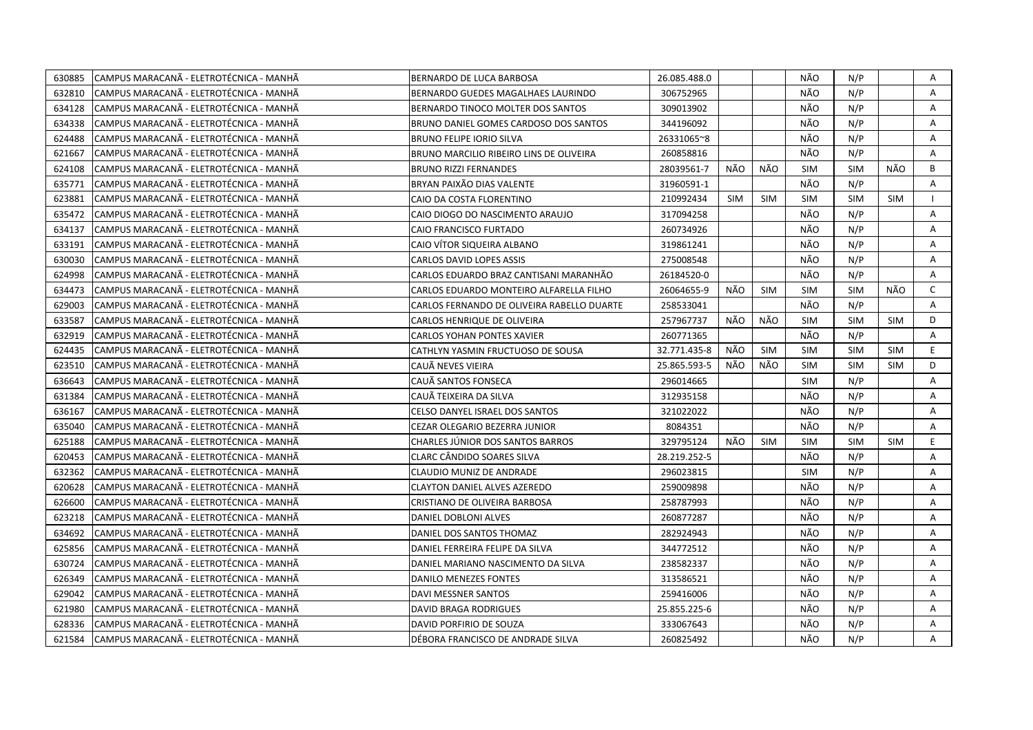| | | | | | | | | | |
|---|---|---|---|---|---|---|---|---|---|
| 630885 | CAMPUS MARACANÃ - ELETROTÉCNICA - MANHÃ | BERNARDO DE LUCA BARBOSA | 26.085.488.0 | | | NÃO | N/P | | A |
| 632810 | CAMPUS MARACANÃ - ELETROTÉCNICA - MANHÃ | BERNARDO GUEDES MAGALHAES LAURINDO | 306752965 | | | NÃO | N/P | | A |
| 634128 | CAMPUS MARACANÃ - ELETROTÉCNICA - MANHÃ | BERNARDO TINOCO MOLTER DOS SANTOS | 309013902 | | | NÃO | N/P | | A |
| 634338 | CAMPUS MARACANÃ - ELETROTÉCNICA - MANHÃ | BRUNO DANIEL GOMES CARDOSO DOS SANTOS | 344196092 | | | NÃO | N/P | | A |
| 624488 | CAMPUS MARACANÃ - ELETROTÉCNICA - MANHÃ | BRUNO FELIPE IORIO SILVA | 26331065~8 | | | NÃO | N/P | | A |
| 621667 | CAMPUS MARACANÃ - ELETROTÉCNICA - MANHÃ | BRUNO MARCILIO RIBEIRO LINS DE OLIVEIRA | 260858816 | | | NÃO | N/P | | A |
| 624108 | CAMPUS MARACANÃ - ELETROTÉCNICA - MANHÃ | BRUNO RIZZI FERNANDES | 28039561-7 | NÃO | NÃO | SIM | SIM | NÃO | B |
| 635771 | CAMPUS MARACANÃ - ELETROTÉCNICA - MANHÃ | BRYAN PAIXÃO DIAS VALENTE | 31960591-1 | | | NÃO | N/P | | A |
| 623881 | CAMPUS MARACANÃ - ELETROTÉCNICA - MANHÃ | CAIO DA COSTA FLORENTINO | 210992434 | SIM | SIM | SIM | SIM | SIM | I |
| 635472 | CAMPUS MARACANÃ - ELETROTÉCNICA - MANHÃ | CAIO DIOGO DO NASCIMENTO ARAUJO | 317094258 | | | NÃO | N/P | | A |
| 634137 | CAMPUS MARACANÃ - ELETROTÉCNICA - MANHÃ | CAIO FRANCISCO FURTADO | 260734926 | | | NÃO | N/P | | A |
| 633191 | CAMPUS MARACANÃ - ELETROTÉCNICA - MANHÃ | CAIO VÍTOR SIQUEIRA ALBANO | 319861241 | | | NÃO | N/P | | A |
| 630030 | CAMPUS MARACANÃ - ELETROTÉCNICA - MANHÃ | CARLOS DAVID LOPES ASSIS | 275008548 | | | NÃO | N/P | | A |
| 624998 | CAMPUS MARACANÃ - ELETROTÉCNICA - MANHÃ | CARLOS EDUARDO BRAZ CANTISANI MARANHÃO | 26184520-0 | | | NÃO | N/P | | A |
| 634473 | CAMPUS MARACANÃ - ELETROTÉCNICA - MANHÃ | CARLOS EDUARDO MONTEIRO ALFARELLA FILHO | 26064655-9 | NÃO | SIM | SIM | SIM | NÃO | C |
| 629003 | CAMPUS MARACANÃ - ELETROTÉCNICA - MANHÃ | CARLOS FERNANDO DE OLIVEIRA RABELLO DUARTE | 258533041 | | | NÃO | N/P | | A |
| 633587 | CAMPUS MARACANÃ - ELETROTÉCNICA - MANHÃ | CARLOS HENRIQUE DE OLIVEIRA | 257967737 | NÃO | NÃO | SIM | SIM | SIM | D |
| 632919 | CAMPUS MARACANÃ - ELETROTÉCNICA - MANHÃ | CARLOS YOHAN PONTES XAVIER | 260771365 | | | NÃO | N/P | | A |
| 624435 | CAMPUS MARACANÃ - ELETROTÉCNICA - MANHÃ | CATHLYN YASMIN FRUCTUOSO DE SOUSA | 32.771.435-8 | NÃO | SIM | SIM | SIM | SIM | E |
| 623510 | CAMPUS MARACANÃ - ELETROTÉCNICA - MANHÃ | CAUÃ NEVES VIEIRA | 25.865.593-5 | NÃO | NÃO | SIM | SIM | SIM | D |
| 636643 | CAMPUS MARACANÃ - ELETROTÉCNICA - MANHÃ | CAUÃ SANTOS FONSECA | 296014665 | | | SIM | N/P | | A |
| 631384 | CAMPUS MARACANÃ - ELETROTÉCNICA - MANHÃ | CAUÃ TEIXEIRA DA SILVA | 312935158 | | | NÃO | N/P | | A |
| 636167 | CAMPUS MARACANÃ - ELETROTÉCNICA - MANHÃ | CELSO DANYEL ISRAEL DOS SANTOS | 321022022 | | | NÃO | N/P | | A |
| 635040 | CAMPUS MARACANÃ - ELETROTÉCNICA - MANHÃ | CEZAR OLEGARIO BEZERRA JUNIOR | 8084351 | | | NÃO | N/P | | A |
| 625188 | CAMPUS MARACANÃ - ELETROTÉCNICA - MANHÃ | CHARLES JÚNIOR DOS SANTOS BARROS | 329795124 | NÃO | SIM | SIM | SIM | SIM | E |
| 620453 | CAMPUS MARACANÃ - ELETROTÉCNICA - MANHÃ | CLARC CÂNDIDO SOARES SILVA | 28.219.252-5 | | | NÃO | N/P | | A |
| 632362 | CAMPUS MARACANÃ - ELETROTÉCNICA - MANHÃ | CLAUDIO MUNIZ DE ANDRADE | 296023815 | | | SIM | N/P | | A |
| 620628 | CAMPUS MARACANÃ - ELETROTÉCNICA - MANHÃ | CLAYTON DANIEL ALVES AZEREDO | 259009898 | | | NÃO | N/P | | A |
| 626600 | CAMPUS MARACANÃ - ELETROTÉCNICA - MANHÃ | CRISTIANO DE OLIVEIRA BARBOSA | 258787993 | | | NÃO | N/P | | A |
| 623218 | CAMPUS MARACANÃ - ELETROTÉCNICA - MANHÃ | DANIEL DOBLONI ALVES | 260877287 | | | NÃO | N/P | | A |
| 634692 | CAMPUS MARACANÃ - ELETROTÉCNICA - MANHÃ | DANIEL DOS SANTOS THOMAZ | 282924943 | | | NÃO | N/P | | A |
| 625856 | CAMPUS MARACANÃ - ELETROTÉCNICA - MANHÃ | DANIEL FERREIRA FELIPE DA SILVA | 344772512 | | | NÃO | N/P | | A |
| 630724 | CAMPUS MARACANÃ - ELETROTÉCNICA - MANHÃ | DANIEL MARIANO NASCIMENTO DA SILVA | 238582337 | | | NÃO | N/P | | A |
| 626349 | CAMPUS MARACANÃ - ELETROTÉCNICA - MANHÃ | DANILO MENEZES FONTES | 313586521 | | | NÃO | N/P | | A |
| 629042 | CAMPUS MARACANÃ - ELETROTÉCNICA - MANHÃ | DAVI MESSNER SANTOS | 259416006 | | | NÃO | N/P | | A |
| 621980 | CAMPUS MARACANÃ - ELETROTÉCNICA - MANHÃ | DAVID BRAGA RODRIGUES | 25.855.225-6 | | | NÃO | N/P | | A |
| 628336 | CAMPUS MARACANÃ - ELETROTÉCNICA - MANHÃ | DAVID PORFIRIO DE SOUZA | 333067643 | | | NÃO | N/P | | A |
| 621584 | CAMPUS MARACANÃ - ELETROTÉCNICA - MANHÃ | DÉBORA FRANCISCO DE ANDRADE SILVA | 260825492 | | | NÃO | N/P | | A |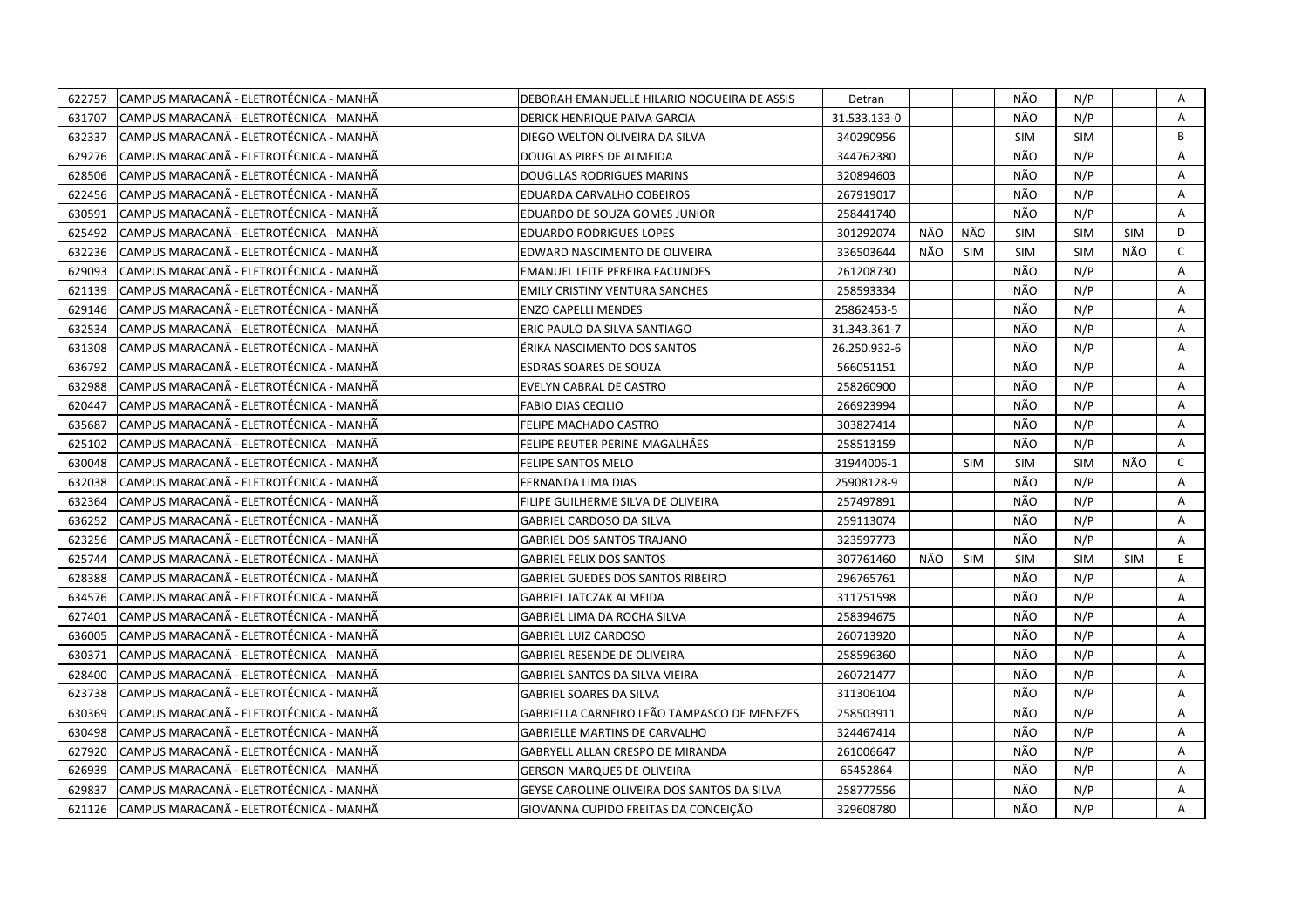| | | | | | | | | | |
|---|---|---|---|---|---|---|---|---|---|
| 622757 | CAMPUS MARACANÃ - ELETROTÉCNICA - MANHÃ | DEBORAH EMANUELLE HILARIO NOGUEIRA DE ASSIS | Detran | | | NÃO | N/P | | A |
| 631707 | CAMPUS MARACANÃ - ELETROTÉCNICA - MANHÃ | DERICK HENRIQUE PAIVA GARCIA | 31.533.133-0 | | | NÃO | N/P | | A |
| 632337 | CAMPUS MARACANÃ - ELETROTÉCNICA - MANHÃ | DIEGO WELTON OLIVEIRA DA SILVA | 340290956 | | | SIM | SIM | | B |
| 629276 | CAMPUS MARACANÃ - ELETROTÉCNICA - MANHÃ | DOUGLAS PIRES DE ALMEIDA | 344762380 | | | NÃO | N/P | | A |
| 628506 | CAMPUS MARACANÃ - ELETROTÉCNICA - MANHÃ | DOUGLLAS RODRIGUES MARINS | 320894603 | | | NÃO | N/P | | A |
| 622456 | CAMPUS MARACANÃ - ELETROTÉCNICA - MANHÃ | EDUARDA CARVALHO COBEIROS | 267919017 | | | NÃO | N/P | | A |
| 630591 | CAMPUS MARACANÃ - ELETROTÉCNICA - MANHÃ | EDUARDO DE SOUZA GOMES JUNIOR | 258441740 | | | NÃO | N/P | | A |
| 625492 | CAMPUS MARACANÃ - ELETROTÉCNICA - MANHÃ | EDUARDO RODRIGUES LOPES | 301292074 | NÃO | NÃO | SIM | SIM | SIM | D |
| 632236 | CAMPUS MARACANÃ - ELETROTÉCNICA - MANHÃ | EDWARD NASCIMENTO DE OLIVEIRA | 336503644 | NÃO | SIM | SIM | SIM | NÃO | C |
| 629093 | CAMPUS MARACANÃ - ELETROTÉCNICA - MANHÃ | EMANUEL LEITE PEREIRA FACUNDES | 261208730 | | | NÃO | N/P | | A |
| 621139 | CAMPUS MARACANÃ - ELETROTÉCNICA - MANHÃ | EMILY CRISTINY VENTURA SANCHES | 258593334 | | | NÃO | N/P | | A |
| 629146 | CAMPUS MARACANÃ - ELETROTÉCNICA - MANHÃ | ENZO CAPELLI MENDES | 25862453-5 | | | NÃO | N/P | | A |
| 632534 | CAMPUS MARACANÃ - ELETROTÉCNICA - MANHÃ | ERIC PAULO DA SILVA SANTIAGO | 31.343.361-7 | | | NÃO | N/P | | A |
| 631308 | CAMPUS MARACANÃ - ELETROTÉCNICA - MANHÃ | ÉRIKA NASCIMENTO DOS SANTOS | 26.250.932-6 | | | NÃO | N/P | | A |
| 636792 | CAMPUS MARACANÃ - ELETROTÉCNICA - MANHÃ | ESDRAS SOARES DE SOUZA | 566051151 | | | NÃO | N/P | | A |
| 632988 | CAMPUS MARACANÃ - ELETROTÉCNICA - MANHÃ | EVELYN CABRAL DE CASTRO | 258260900 | | | NÃO | N/P | | A |
| 620447 | CAMPUS MARACANÃ - ELETROTÉCNICA - MANHÃ | FABIO DIAS CECILIO | 266923994 | | | NÃO | N/P | | A |
| 635687 | CAMPUS MARACANÃ - ELETROTÉCNICA - MANHÃ | FELIPE MACHADO CASTRO | 303827414 | | | NÃO | N/P | | A |
| 625102 | CAMPUS MARACANÃ - ELETROTÉCNICA - MANHÃ | FELIPE REUTER PERINE MAGALHÃES | 258513159 | | | NÃO | N/P | | A |
| 630048 | CAMPUS MARACANÃ - ELETROTÉCNICA - MANHÃ | FELIPE SANTOS MELO | 31944006-1 | | SIM | SIM | SIM | NÃO | C |
| 632038 | CAMPUS MARACANÃ - ELETROTÉCNICA - MANHÃ | FERNANDA LIMA DIAS | 25908128-9 | | | NÃO | N/P | | A |
| 632364 | CAMPUS MARACANÃ - ELETROTÉCNICA - MANHÃ | FILIPE GUILHERME SILVA DE OLIVEIRA | 257497891 | | | NÃO | N/P | | A |
| 636252 | CAMPUS MARACANÃ - ELETROTÉCNICA - MANHÃ | GABRIEL CARDOSO DA SILVA | 259113074 | | | NÃO | N/P | | A |
| 623256 | CAMPUS MARACANÃ - ELETROTÉCNICA - MANHÃ | GABRIEL DOS SANTOS TRAJANO | 323597773 | | | NÃO | N/P | | A |
| 625744 | CAMPUS MARACANÃ - ELETROTÉCNICA - MANHÃ | GABRIEL FELIX DOS SANTOS | 307761460 | NÃO | SIM | SIM | SIM | SIM | E |
| 628388 | CAMPUS MARACANÃ - ELETROTÉCNICA - MANHÃ | GABRIEL GUEDES DOS SANTOS RIBEIRO | 296765761 | | | NÃO | N/P | | A |
| 634576 | CAMPUS MARACANÃ - ELETROTÉCNICA - MANHÃ | GABRIEL JATCZAK ALMEIDA | 311751598 | | | NÃO | N/P | | A |
| 627401 | CAMPUS MARACANÃ - ELETROTÉCNICA - MANHÃ | GABRIEL LIMA DA ROCHA SILVA | 258394675 | | | NÃO | N/P | | A |
| 636005 | CAMPUS MARACANÃ - ELETROTÉCNICA - MANHÃ | GABRIEL LUIZ CARDOSO | 260713920 | | | NÃO | N/P | | A |
| 630371 | CAMPUS MARACANÃ - ELETROTÉCNICA - MANHÃ | GABRIEL RESENDE DE OLIVEIRA | 258596360 | | | NÃO | N/P | | A |
| 628400 | CAMPUS MARACANÃ - ELETROTÉCNICA - MANHÃ | GABRIEL SANTOS DA SILVA VIEIRA | 260721477 | | | NÃO | N/P | | A |
| 623738 | CAMPUS MARACANÃ - ELETROTÉCNICA - MANHÃ | GABRIEL SOARES DA SILVA | 311306104 | | | NÃO | N/P | | A |
| 630369 | CAMPUS MARACANÃ - ELETROTÉCNICA - MANHÃ | GABRIELLA CARNEIRO LEÃO TAMPASCO DE MENEZES | 258503911 | | | NÃO | N/P | | A |
| 630498 | CAMPUS MARACANÃ - ELETROTÉCNICA - MANHÃ | GABRIELLE MARTINS DE CARVALHO | 324467414 | | | NÃO | N/P | | A |
| 627920 | CAMPUS MARACANÃ - ELETROTÉCNICA - MANHÃ | GABRYELL ALLAN CRESPO DE MIRANDA | 261006647 | | | NÃO | N/P | | A |
| 626939 | CAMPUS MARACANÃ - ELETROTÉCNICA - MANHÃ | GERSON MARQUES DE OLIVEIRA | 65452864 | | | NÃO | N/P | | A |
| 629837 | CAMPUS MARACANÃ - ELETROTÉCNICA - MANHÃ | GEYSE CAROLINE OLIVEIRA DOS SANTOS DA SILVA | 258777556 | | | NÃO | N/P | | A |
| 621126 | CAMPUS MARACANÃ - ELETROTÉCNICA - MANHÃ | GIOVANNA CUPIDO FREITAS DA CONCEIÇÃO | 329608780 | | | NÃO | N/P | | A |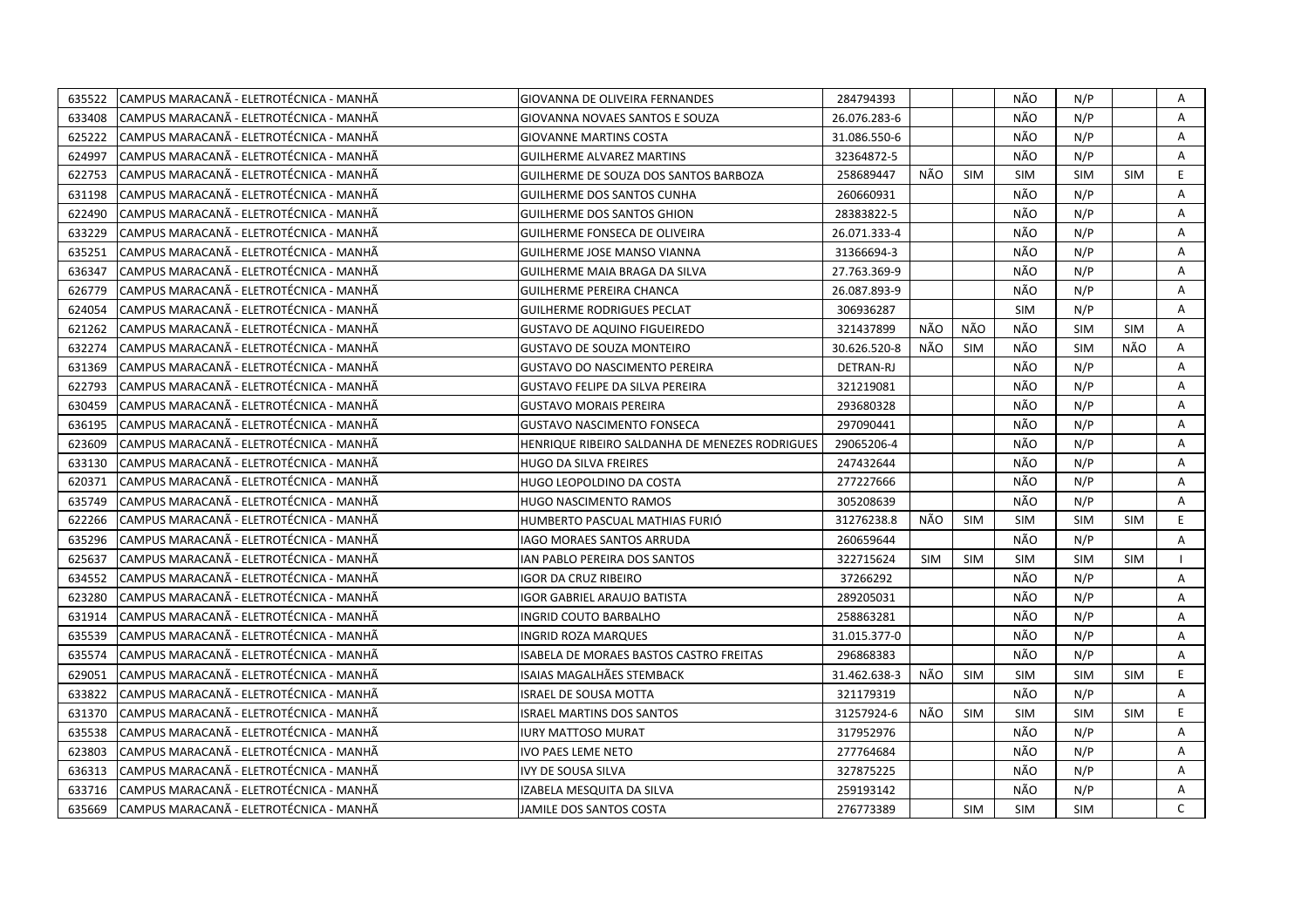| | | | | | | | | | |
|---|---|---|---|---|---|---|---|---|---|
| 635522 | CAMPUS MARACANÃ - ELETROTÉCNICA - MANHÃ | GIOVANNA DE OLIVEIRA FERNANDES | 284794393 | | | NÃO | N/P | | A |
| 633408 | CAMPUS MARACANÃ - ELETROTÉCNICA - MANHÃ | GIOVANNA NOVAES SANTOS E SOUZA | 26.076.283-6 | | | NÃO | N/P | | A |
| 625222 | CAMPUS MARACANÃ - ELETROTÉCNICA - MANHÃ | GIOVANNE MARTINS COSTA | 31.086.550-6 | | | NÃO | N/P | | A |
| 624997 | CAMPUS MARACANÃ - ELETROTÉCNICA - MANHÃ | GUILHERME ALVAREZ MARTINS | 32364872-5 | | | NÃO | N/P | | A |
| 622753 | CAMPUS MARACANÃ - ELETROTÉCNICA - MANHÃ | GUILHERME DE SOUZA DOS SANTOS BARBOZA | 258689447 | NÃO | SIM | SIM | SIM | SIM | E |
| 631198 | CAMPUS MARACANÃ - ELETROTÉCNICA - MANHÃ | GUILHERME DOS SANTOS CUNHA | 260660931 | | | NÃO | N/P | | A |
| 622490 | CAMPUS MARACANÃ - ELETROTÉCNICA - MANHÃ | GUILHERME DOS SANTOS GHION | 28383822-5 | | | NÃO | N/P | | A |
| 633229 | CAMPUS MARACANÃ - ELETROTÉCNICA - MANHÃ | GUILHERME FONSECA DE OLIVEIRA | 26.071.333-4 | | | NÃO | N/P | | A |
| 635251 | CAMPUS MARACANÃ - ELETROTÉCNICA - MANHÃ | GUILHERME JOSE MANSO VIANNA | 31366694-3 | | | NÃO | N/P | | A |
| 636347 | CAMPUS MARACANÃ - ELETROTÉCNICA - MANHÃ | GUILHERME MAIA BRAGA DA SILVA | 27.763.369-9 | | | NÃO | N/P | | A |
| 626779 | CAMPUS MARACANÃ - ELETROTÉCNICA - MANHÃ | GUILHERME PEREIRA CHANCA | 26.087.893-9 | | | NÃO | N/P | | A |
| 624054 | CAMPUS MARACANÃ - ELETROTÉCNICA - MANHÃ | GUILHERME RODRIGUES PECLAT | 306936287 | | | SIM | N/P | | A |
| 621262 | CAMPUS MARACANÃ - ELETROTÉCNICA - MANHÃ | GUSTAVO DE AQUINO FIGUEIREDO | 321437899 | NÃO | NÃO | NÃO | SIM | SIM | A |
| 632274 | CAMPUS MARACANÃ - ELETROTÉCNICA - MANHÃ | GUSTAVO DE SOUZA MONTEIRO | 30.626.520-8 | NÃO | SIM | NÃO | SIM | NÃO | A |
| 631369 | CAMPUS MARACANÃ - ELETROTÉCNICA - MANHÃ | GUSTAVO DO NASCIMENTO PEREIRA | DETRAN-RJ | | | NÃO | N/P | | A |
| 622793 | CAMPUS MARACANÃ - ELETROTÉCNICA - MANHÃ | GUSTAVO FELIPE DA SILVA PEREIRA | 321219081 | | | NÃO | N/P | | A |
| 630459 | CAMPUS MARACANÃ - ELETROTÉCNICA - MANHÃ | GUSTAVO MORAIS PEREIRA | 293680328 | | | NÃO | N/P | | A |
| 636195 | CAMPUS MARACANÃ - ELETROTÉCNICA - MANHÃ | GUSTAVO NASCIMENTO FONSECA | 297090441 | | | NÃO | N/P | | A |
| 623609 | CAMPUS MARACANÃ - ELETROTÉCNICA - MANHÃ | HENRIQUE RIBEIRO SALDANHA DE MENEZES RODRIGUES | 29065206-4 | | | NÃO | N/P | | A |
| 633130 | CAMPUS MARACANÃ - ELETROTÉCNICA - MANHÃ | HUGO DA SILVA FREIRES | 247432644 | | | NÃO | N/P | | A |
| 620371 | CAMPUS MARACANÃ - ELETROTÉCNICA - MANHÃ | HUGO LEOPOLDINO DA COSTA | 277227666 | | | NÃO | N/P | | A |
| 635749 | CAMPUS MARACANÃ - ELETROTÉCNICA - MANHÃ | HUGO NASCIMENTO RAMOS | 305208639 | | | NÃO | N/P | | A |
| 622266 | CAMPUS MARACANÃ - ELETROTÉCNICA - MANHÃ | HUMBERTO PASCUAL MATHIAS FURIÓ | 31276238.8 | NÃO | SIM | SIM | SIM | SIM | E |
| 635296 | CAMPUS MARACANÃ - ELETROTÉCNICA - MANHÃ | IAGO MORAES SANTOS ARRUDA | 260659644 | | | NÃO | N/P | | A |
| 625637 | CAMPUS MARACANÃ - ELETROTÉCNICA - MANHÃ | IAN PABLO PEREIRA DOS SANTOS | 322715624 | SIM | SIM | SIM | SIM | SIM | I |
| 634552 | CAMPUS MARACANÃ - ELETROTÉCNICA - MANHÃ | IGOR DA CRUZ RIBEIRO | 37266292 | | | NÃO | N/P | | A |
| 623280 | CAMPUS MARACANÃ - ELETROTÉCNICA - MANHÃ | IGOR GABRIEL ARAUJO BATISTA | 289205031 | | | NÃO | N/P | | A |
| 631914 | CAMPUS MARACANÃ - ELETROTÉCNICA - MANHÃ | INGRID COUTO BARBALHO | 258863281 | | | NÃO | N/P | | A |
| 635539 | CAMPUS MARACANÃ - ELETROTÉCNICA - MANHÃ | INGRID ROZA MARQUES | 31.015.377-0 | | | NÃO | N/P | | A |
| 635574 | CAMPUS MARACANÃ - ELETROTÉCNICA - MANHÃ | ISABELA DE MORAES BASTOS CASTRO FREITAS | 296868383 | | | NÃO | N/P | | A |
| 629051 | CAMPUS MARACANÃ - ELETROTÉCNICA - MANHÃ | ISAIAS MAGALHÃES STEMBACK | 31.462.638-3 | NÃO | SIM | SIM | SIM | SIM | E |
| 633822 | CAMPUS MARACANÃ - ELETROTÉCNICA - MANHÃ | ISRAEL DE SOUSA MOTTA | 321179319 | | | NÃO | N/P | | A |
| 631370 | CAMPUS MARACANÃ - ELETROTÉCNICA - MANHÃ | ISRAEL MARTINS DOS SANTOS | 31257924-6 | NÃO | SIM | SIM | SIM | SIM | E |
| 635538 | CAMPUS MARACANÃ - ELETROTÉCNICA - MANHÃ | IURY MATTOSO MURAT | 317952976 | | | NÃO | N/P | | A |
| 623803 | CAMPUS MARACANÃ - ELETROTÉCNICA - MANHÃ | IVO PAES LEME NETO | 277764684 | | | NÃO | N/P | | A |
| 636313 | CAMPUS MARACANÃ - ELETROTÉCNICA - MANHÃ | IVY DE SOUSA SILVA | 327875225 | | | NÃO | N/P | | A |
| 633716 | CAMPUS MARACANÃ - ELETROTÉCNICA - MANHÃ | IZABELA MESQUITA DA SILVA | 259193142 | | | NÃO | N/P | | A |
| 635669 | CAMPUS MARACANÃ - ELETROTÉCNICA - MANHÃ | JAMILE DOS SANTOS COSTA | 276773389 | | SIM | SIM | SIM | | C |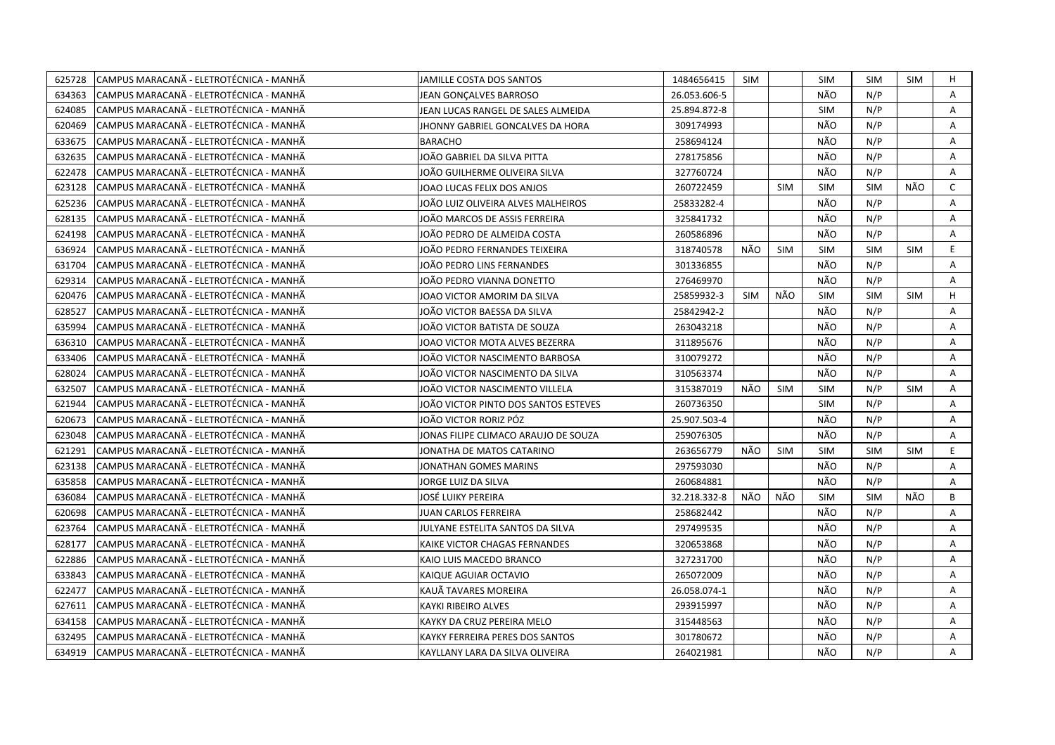| | | | | | | | | | |
|---|---|---|---|---|---|---|---|---|---|
| 625728 | CAMPUS MARACANÃ - ELETROTÉCNICA - MANHÃ | JAMILLE COSTA DOS SANTOS | 1484656415 | SIM | | SIM | SIM | SIM | H |
| 634363 | CAMPUS MARACANÃ - ELETROTÉCNICA - MANHÃ | JEAN GONÇALVES BARROSO | 26.053.606-5 | | | NÃO | N/P | | A |
| 624085 | CAMPUS MARACANÃ - ELETROTÉCNICA - MANHÃ | JEAN LUCAS RANGEL DE SALES ALMEIDA | 25.894.872-8 | | | SIM | N/P | | A |
| 620469 | CAMPUS MARACANÃ - ELETROTÉCNICA - MANHÃ | JHONNY GABRIEL GONCALVES DA HORA | 309174993 | | | NÃO | N/P | | A |
| 633675 | CAMPUS MARACANÃ - ELETROTÉCNICA - MANHÃ | BARACHO | 258694124 | | | NÃO | N/P | | A |
| 632635 | CAMPUS MARACANÃ - ELETROTÉCNICA - MANHÃ | JOÃO GABRIEL DA SILVA PITTA | 278175856 | | | NÃO | N/P | | A |
| 622478 | CAMPUS MARACANÃ - ELETROTÉCNICA - MANHÃ | JOÃO GUILHERME OLIVEIRA SILVA | 327760724 | | | NÃO | N/P | | A |
| 623128 | CAMPUS MARACANÃ - ELETROTÉCNICA - MANHÃ | JOAO LUCAS FELIX DOS ANJOS | 260722459 | | SIM | SIM | SIM | NÃO | C |
| 625236 | CAMPUS MARACANÃ - ELETROTÉCNICA - MANHÃ | JOÃO LUIZ OLIVEIRA ALVES MALHEIROS | 25833282-4 | | | NÃO | N/P | | A |
| 628135 | CAMPUS MARACANÃ - ELETROTÉCNICA - MANHÃ | JOÃO MARCOS DE ASSIS FERREIRA | 325841732 | | | NÃO | N/P | | A |
| 624198 | CAMPUS MARACANÃ - ELETROTÉCNICA - MANHÃ | JOÃO PEDRO DE ALMEIDA COSTA | 260586896 | | | NÃO | N/P | | A |
| 636924 | CAMPUS MARACANÃ - ELETROTÉCNICA - MANHÃ | JOÃO PEDRO FERNANDES TEIXEIRA | 318740578 | NÃO | SIM | SIM | SIM | SIM | E |
| 631704 | CAMPUS MARACANÃ - ELETROTÉCNICA - MANHÃ | JOÃO PEDRO LINS FERNANDES | 301336855 | | | NÃO | N/P | | A |
| 629314 | CAMPUS MARACANÃ - ELETROTÉCNICA - MANHÃ | JOÃO PEDRO VIANNA DONETTO | 276469970 | | | NÃO | N/P | | A |
| 620476 | CAMPUS MARACANÃ - ELETROTÉCNICA - MANHÃ | JOAO VICTOR AMORIM DA SILVA | 25859932-3 | SIM | NÃO | SIM | SIM | SIM | H |
| 628527 | CAMPUS MARACANÃ - ELETROTÉCNICA - MANHÃ | JOÃO VICTOR BAESSA DA SILVA | 25842942-2 | | | NÃO | N/P | | A |
| 635994 | CAMPUS MARACANÃ - ELETROTÉCNICA - MANHÃ | JOÃO VICTOR BATISTA DE SOUZA | 263043218 | | | NÃO | N/P | | A |
| 636310 | CAMPUS MARACANÃ - ELETROTÉCNICA - MANHÃ | JOAO VICTOR MOTA ALVES BEZERRA | 311895676 | | | NÃO | N/P | | A |
| 633406 | CAMPUS MARACANÃ - ELETROTÉCNICA - MANHÃ | JOÃO VICTOR NASCIMENTO BARBOSA | 310079272 | | | NÃO | N/P | | A |
| 628024 | CAMPUS MARACANÃ - ELETROTÉCNICA - MANHÃ | JOÃO VICTOR NASCIMENTO DA SILVA | 310563374 | | | NÃO | N/P | | A |
| 632507 | CAMPUS MARACANÃ - ELETROTÉCNICA - MANHÃ | JOÃO VICTOR NASCIMENTO VILLELA | 315387019 | NÃO | SIM | SIM | N/P | SIM | A |
| 621944 | CAMPUS MARACANÃ - ELETROTÉCNICA - MANHÃ | JOÃO VICTOR PINTO DOS SANTOS ESTEVES | 260736350 | | | SIM | N/P | | A |
| 620673 | CAMPUS MARACANÃ - ELETROTÉCNICA - MANHÃ | JOÃO VICTOR RORIZ PÓZ | 25.907.503-4 | | | NÃO | N/P | | A |
| 623048 | CAMPUS MARACANÃ - ELETROTÉCNICA - MANHÃ | JONAS FILIPE CLIMACO ARAUJO DE SOUZA | 259076305 | | | NÃO | N/P | | A |
| 621291 | CAMPUS MARACANÃ - ELETROTÉCNICA - MANHÃ | JONATHA DE MATOS CATARINO | 263656779 | NÃO | SIM | SIM | SIM | SIM | E |
| 623138 | CAMPUS MARACANÃ - ELETROTÉCNICA - MANHÃ | JONATHAN GOMES MARINS | 297593030 | | | NÃO | N/P | | A |
| 635858 | CAMPUS MARACANÃ - ELETROTÉCNICA - MANHÃ | JORGE LUIZ DA SILVA | 260684881 | | | NÃO | N/P | | A |
| 636084 | CAMPUS MARACANÃ - ELETROTÉCNICA - MANHÃ | JOSÉ LUIKY PEREIRA | 32.218.332-8 | NÃO | NÃO | SIM | SIM | NÃO | B |
| 620698 | CAMPUS MARACANÃ - ELETROTÉCNICA - MANHÃ | JUAN CARLOS FERREIRA | 258682442 | | | NÃO | N/P | | A |
| 623764 | CAMPUS MARACANÃ - ELETROTÉCNICA - MANHÃ | JULYANE ESTELITA SANTOS DA SILVA | 297499535 | | | NÃO | N/P | | A |
| 628177 | CAMPUS MARACANÃ - ELETROTÉCNICA - MANHÃ | KAIKE VICTOR CHAGAS FERNANDES | 320653868 | | | NÃO | N/P | | A |
| 622886 | CAMPUS MARACANÃ - ELETROTÉCNICA - MANHÃ | KAIO LUIS MACEDO BRANCO | 327231700 | | | NÃO | N/P | | A |
| 633843 | CAMPUS MARACANÃ - ELETROTÉCNICA - MANHÃ | KAIQUE AGUIAR OCTAVIO | 265072009 | | | NÃO | N/P | | A |
| 622477 | CAMPUS MARACANÃ - ELETROTÉCNICA - MANHÃ | KAUÃ TAVARES MOREIRA | 26.058.074-1 | | | NÃO | N/P | | A |
| 627611 | CAMPUS MARACANÃ - ELETROTÉCNICA - MANHÃ | KAYKI RIBEIRO ALVES | 293915997 | | | NÃO | N/P | | A |
| 634158 | CAMPUS MARACANÃ - ELETROTÉCNICA - MANHÃ | KAYKY DA CRUZ PEREIRA MELO | 315448563 | | | NÃO | N/P | | A |
| 632495 | CAMPUS MARACANÃ - ELETROTÉCNICA - MANHÃ | KAYKY FERREIRA PERES DOS SANTOS | 301780672 | | | NÃO | N/P | | A |
| 634919 | CAMPUS MARACANÃ - ELETROTÉCNICA - MANHÃ | KAYLLANY LARA DA SILVA OLIVEIRA | 264021981 | | | NÃO | N/P | | A |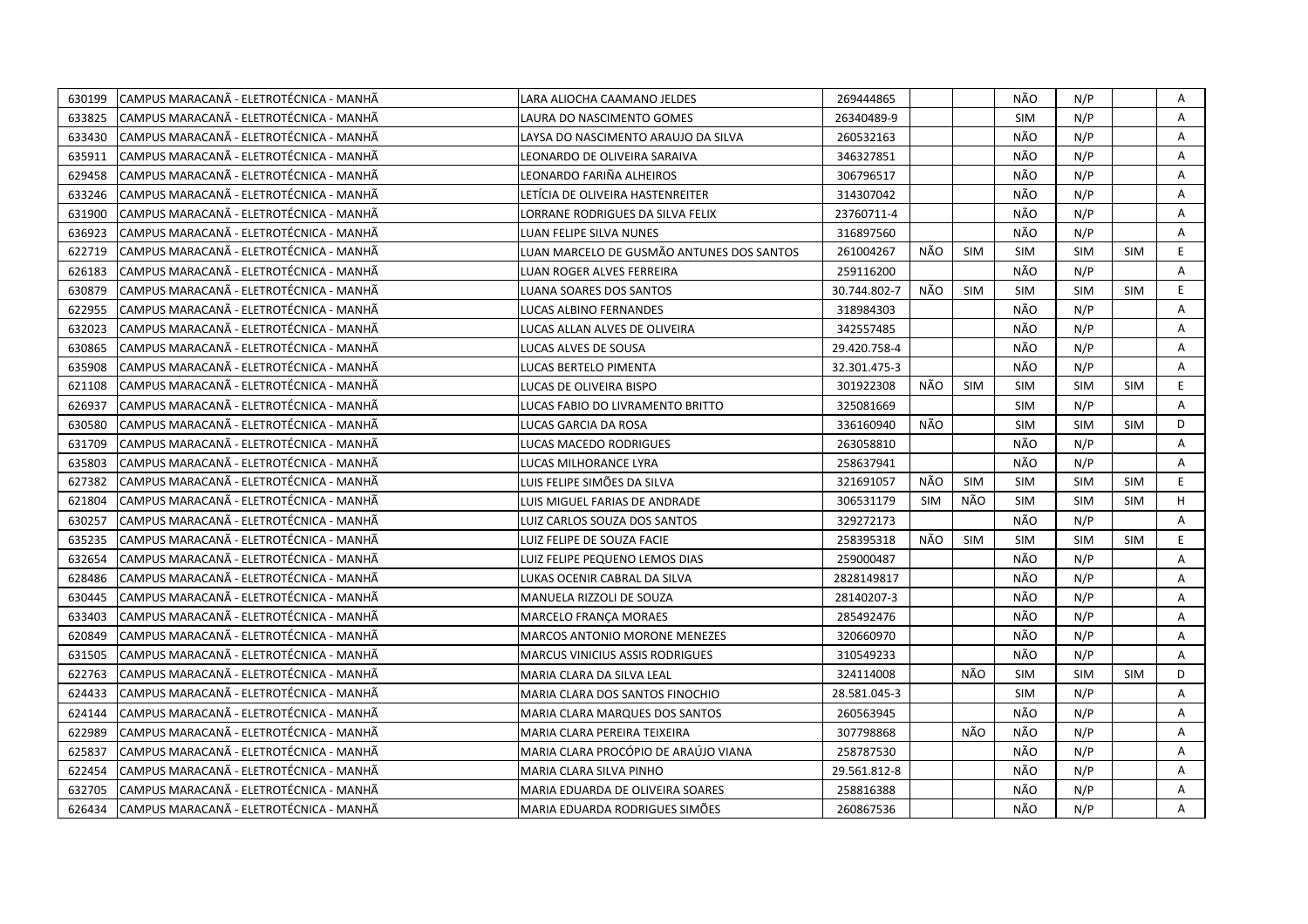| | | | | | | | | | | |
|---|---|---|---|---|---|---|---|---|---|---|
| 630199 | CAMPUS MARACANÃ - ELETROTÉCNICA - MANHÃ | LARA ALIOCHA CAAMANO JELDES | 269444865 | | | NÃO | N/P | | A |
| 633825 | CAMPUS MARACANÃ - ELETROTÉCNICA - MANHÃ | LAURA DO NASCIMENTO GOMES | 26340489-9 | | | SIM | N/P | | A |
| 633430 | CAMPUS MARACANÃ - ELETROTÉCNICA - MANHÃ | LAYSA DO NASCIMENTO ARAUJO DA SILVA | 260532163 | | | NÃO | N/P | | A |
| 635911 | CAMPUS MARACANÃ - ELETROTÉCNICA - MANHÃ | LEONARDO DE OLIVEIRA SARAIVA | 346327851 | | | NÃO | N/P | | A |
| 629458 | CAMPUS MARACANÃ - ELETROTÉCNICA - MANHÃ | LEONARDO FARIÑA ALHEIROS | 306796517 | | | NÃO | N/P | | A |
| 633246 | CAMPUS MARACANÃ - ELETROTÉCNICA - MANHÃ | LETÍCIA DE OLIVEIRA HASTENREITER | 314307042 | | | NÃO | N/P | | A |
| 631900 | CAMPUS MARACANÃ - ELETROTÉCNICA - MANHÃ | LORRANE RODRIGUES DA SILVA FELIX | 23760711-4 | | | NÃO | N/P | | A |
| 636923 | CAMPUS MARACANÃ - ELETROTÉCNICA - MANHÃ | LUAN FELIPE SILVA NUNES | 316897560 | | | NÃO | N/P | | A |
| 622719 | CAMPUS MARACANÃ - ELETROTÉCNICA - MANHÃ | LUAN MARCELO DE GUSMÃO ANTUNES DOS SANTOS | 261004267 | NÃO | SIM | SIM | SIM | SIM | E |
| 626183 | CAMPUS MARACANÃ - ELETROTÉCNICA - MANHÃ | LUAN ROGER ALVES FERREIRA | 259116200 | | | NÃO | N/P | | A |
| 630879 | CAMPUS MARACANÃ - ELETROTÉCNICA - MANHÃ | LUANA SOARES DOS SANTOS | 30.744.802-7 | NÃO | SIM | SIM | SIM | SIM | E |
| 622955 | CAMPUS MARACANÃ - ELETROTÉCNICA - MANHÃ | LUCAS ALBINO FERNANDES | 318984303 | | | NÃO | N/P | | A |
| 632023 | CAMPUS MARACANÃ - ELETROTÉCNICA - MANHÃ | LUCAS ALLAN ALVES DE OLIVEIRA | 342557485 | | | NÃO | N/P | | A |
| 630865 | CAMPUS MARACANÃ - ELETROTÉCNICA - MANHÃ | LUCAS ALVES DE SOUSA | 29.420.758-4 | | | NÃO | N/P | | A |
| 635908 | CAMPUS MARACANÃ - ELETROTÉCNICA - MANHÃ | LUCAS BERTELO PIMENTA | 32.301.475-3 | | | NÃO | N/P | | A |
| 621108 | CAMPUS MARACANÃ - ELETROTÉCNICA - MANHÃ | LUCAS DE OLIVEIRA BISPO | 301922308 | NÃO | SIM | SIM | SIM | SIM | E |
| 626937 | CAMPUS MARACANÃ - ELETROTÉCNICA - MANHÃ | LUCAS FABIO DO LIVRAMENTO BRITTO | 325081669 | | | SIM | N/P | | A |
| 630580 | CAMPUS MARACANÃ - ELETROTÉCNICA - MANHÃ | LUCAS GARCIA DA ROSA | 336160940 | NÃO | | SIM | SIM | SIM | D |
| 631709 | CAMPUS MARACANÃ - ELETROTÉCNICA - MANHÃ | LUCAS MACEDO RODRIGUES | 263058810 | | | NÃO | N/P | | A |
| 635803 | CAMPUS MARACANÃ - ELETROTÉCNICA - MANHÃ | LUCAS MILHORANCE LYRA | 258637941 | | | NÃO | N/P | | A |
| 627382 | CAMPUS MARACANÃ - ELETROTÉCNICA - MANHÃ | LUIS FELIPE SIMÕES DA SILVA | 321691057 | NÃO | SIM | SIM | SIM | SIM | E |
| 621804 | CAMPUS MARACANÃ - ELETROTÉCNICA - MANHÃ | LUIS MIGUEL FARIAS DE ANDRADE | 306531179 | SIM | NÃO | SIM | SIM | SIM | H |
| 630257 | CAMPUS MARACANÃ - ELETROTÉCNICA - MANHÃ | LUIZ CARLOS SOUZA DOS SANTOS | 329272173 | | | NÃO | N/P | | A |
| 635235 | CAMPUS MARACANÃ - ELETROTÉCNICA - MANHÃ | LUIZ FELIPE DE SOUZA FACIE | 258395318 | NÃO | SIM | SIM | SIM | SIM | E |
| 632654 | CAMPUS MARACANÃ - ELETROTÉCNICA - MANHÃ | LUIZ FELIPE PEQUENO LEMOS DIAS | 259000487 | | | NÃO | N/P | | A |
| 628486 | CAMPUS MARACANÃ - ELETROTÉCNICA - MANHÃ | LUKAS OCENIR CABRAL DA SILVA | 2828149817 | | | NÃO | N/P | | A |
| 630445 | CAMPUS MARACANÃ - ELETROTÉCNICA - MANHÃ | MANUELA RIZZOLI DE SOUZA | 28140207-3 | | | NÃO | N/P | | A |
| 633403 | CAMPUS MARACANÃ - ELETROTÉCNICA - MANHÃ | MARCELO FRANÇA MORAES | 285492476 | | | NÃO | N/P | | A |
| 620849 | CAMPUS MARACANÃ - ELETROTÉCNICA - MANHÃ | MARCOS ANTONIO MORONE MENEZES | 320660970 | | | NÃO | N/P | | A |
| 631505 | CAMPUS MARACANÃ - ELETROTÉCNICA - MANHÃ | MARCUS VINICIUS ASSIS RODRIGUES | 310549233 | | | NÃO | N/P | | A |
| 622763 | CAMPUS MARACANÃ - ELETROTÉCNICA - MANHÃ | MARIA CLARA DA SILVA LEAL | 324114008 | | NÃO | SIM | SIM | SIM | D |
| 624433 | CAMPUS MARACANÃ - ELETROTÉCNICA - MANHÃ | MARIA CLARA DOS SANTOS FINOCHIO | 28.581.045-3 | | | SIM | N/P | | A |
| 624144 | CAMPUS MARACANÃ - ELETROTÉCNICA - MANHÃ | MARIA CLARA MARQUES DOS SANTOS | 260563945 | | | NÃO | N/P | | A |
| 622989 | CAMPUS MARACANÃ - ELETROTÉCNICA - MANHÃ | MARIA CLARA PEREIRA TEIXEIRA | 307798868 | | NÃO | NÃO | N/P | | A |
| 625837 | CAMPUS MARACANÃ - ELETROTÉCNICA - MANHÃ | MARIA CLARA PROCÓPIO DE ARAÚJO VIANA | 258787530 | | | NÃO | N/P | | A |
| 622454 | CAMPUS MARACANÃ - ELETROTÉCNICA - MANHÃ | MARIA CLARA SILVA PINHO | 29.561.812-8 | | | NÃO | N/P | | A |
| 632705 | CAMPUS MARACANÃ - ELETROTÉCNICA - MANHÃ | MARIA EDUARDA DE OLIVEIRA SOARES | 258816388 | | | NÃO | N/P | | A |
| 626434 | CAMPUS MARACANÃ - ELETROTÉCNICA - MANHÃ | MARIA EDUARDA RODRIGUES SIMÕES | 260867536 | | | NÃO | N/P | | A |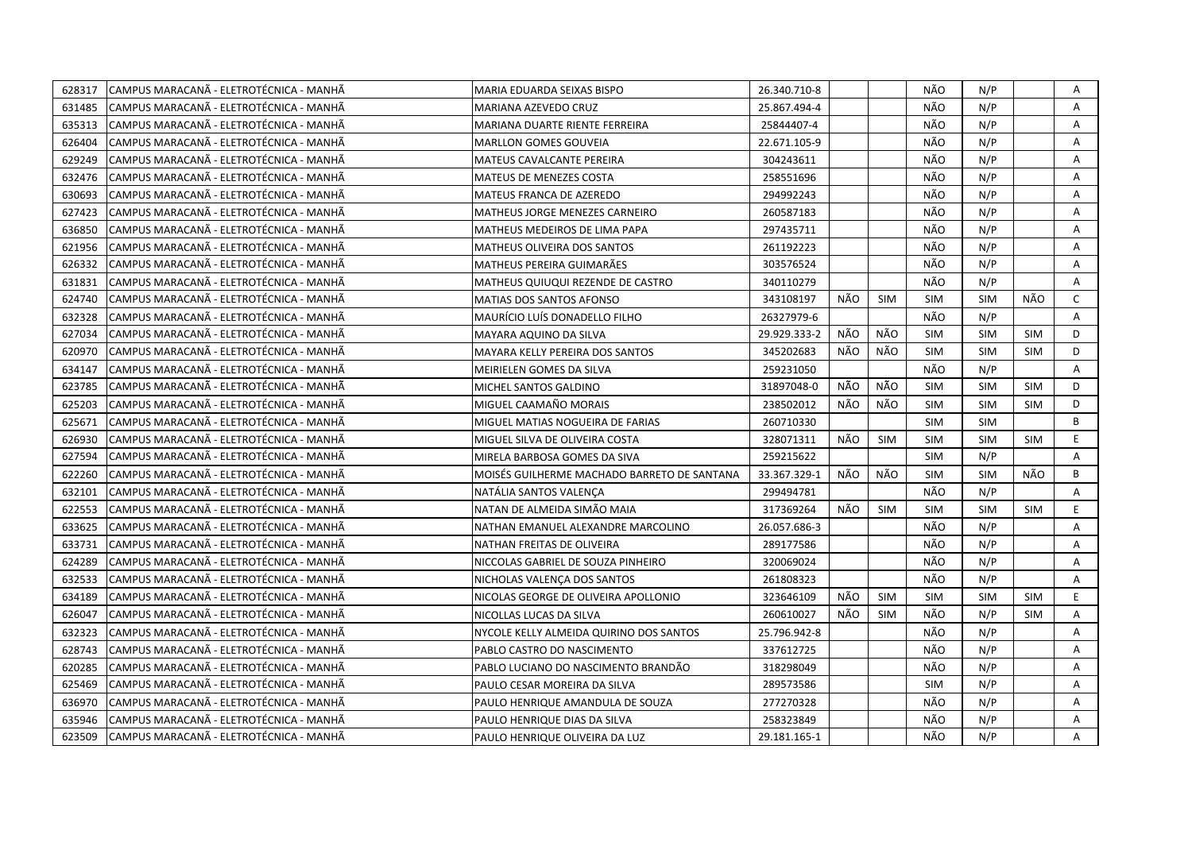| | | | | | | | | | |
|---|---|---|---|---|---|---|---|---|---|
| 628317 | CAMPUS MARACANÃ - ELETROTÉCNICA - MANHÃ | MARIA EDUARDA SEIXAS BISPO | 26.340.710-8 | | | NÃO | N/P | | A |
| 631485 | CAMPUS MARACANÃ - ELETROTÉCNICA - MANHÃ | MARIANA AZEVEDO CRUZ | 25.867.494-4 | | | NÃO | N/P | | A |
| 635313 | CAMPUS MARACANÃ - ELETROTÉCNICA - MANHÃ | MARIANA DUARTE RIENTE FERREIRA | 25844407-4 | | | NÃO | N/P | | A |
| 626404 | CAMPUS MARACANÃ - ELETROTÉCNICA - MANHÃ | MARLLON GOMES GOUVEIA | 22.671.105-9 | | | NÃO | N/P | | A |
| 629249 | CAMPUS MARACANÃ - ELETROTÉCNICA - MANHÃ | MATEUS CAVALCANTE PEREIRA | 304243611 | | | NÃO | N/P | | A |
| 632476 | CAMPUS MARACANÃ - ELETROTÉCNICA - MANHÃ | MATEUS DE MENEZES COSTA | 258551696 | | | NÃO | N/P | | A |
| 630693 | CAMPUS MARACANÃ - ELETROTÉCNICA - MANHÃ | MATEUS FRANCA DE AZEREDO | 294992243 | | | NÃO | N/P | | A |
| 627423 | CAMPUS MARACANÃ - ELETROTÉCNICA - MANHÃ | MATHEUS JORGE MENEZES CARNEIRO | 260587183 | | | NÃO | N/P | | A |
| 636850 | CAMPUS MARACANÃ - ELETROTÉCNICA - MANHÃ | MATHEUS MEDEIROS DE LIMA PAPA | 297435711 | | | NÃO | N/P | | A |
| 621956 | CAMPUS MARACANÃ - ELETROTÉCNICA - MANHÃ | MATHEUS OLIVEIRA DOS SANTOS | 261192223 | | | NÃO | N/P | | A |
| 626332 | CAMPUS MARACANÃ - ELETROTÉCNICA - MANHÃ | MATHEUS PEREIRA GUIMARÃES | 303576524 | | | NÃO | N/P | | A |
| 631831 | CAMPUS MARACANÃ - ELETROTÉCNICA - MANHÃ | MATHEUS QUIUQUI REZENDE DE CASTRO | 340110279 | | | NÃO | N/P | | A |
| 624740 | CAMPUS MARACANÃ - ELETROTÉCNICA - MANHÃ | MATIAS DOS SANTOS AFONSO | 343108197 | NÃO | SIM | SIM | SIM | NÃO | C |
| 632328 | CAMPUS MARACANÃ - ELETROTÉCNICA - MANHÃ | MAURÍCIO LUÍS DONADELLO FILHO | 26327979-6 | | | NÃO | N/P | | A |
| 627034 | CAMPUS MARACANÃ - ELETROTÉCNICA - MANHÃ | MAYARA AQUINO DA SILVA | 29.929.333-2 | NÃO | NÃO | SIM | SIM | SIM | D |
| 620970 | CAMPUS MARACANÃ - ELETROTÉCNICA - MANHÃ | MAYARA KELLY PEREIRA DOS SANTOS | 345202683 | NÃO | NÃO | SIM | SIM | SIM | D |
| 634147 | CAMPUS MARACANÃ - ELETROTÉCNICA - MANHÃ | MEIRIELEN GOMES DA SILVA | 259231050 | | | NÃO | N/P | | A |
| 623785 | CAMPUS MARACANÃ - ELETROTÉCNICA - MANHÃ | MICHEL SANTOS GALDINO | 31897048-0 | NÃO | NÃO | SIM | SIM | SIM | D |
| 625203 | CAMPUS MARACANÃ - ELETROTÉCNICA - MANHÃ | MIGUEL CAAMAÑO MORAIS | 238502012 | NÃO | NÃO | SIM | SIM | SIM | D |
| 625671 | CAMPUS MARACANÃ - ELETROTÉCNICA - MANHÃ | MIGUEL MATIAS NOGUEIRA DE FARIAS | 260710330 | | | SIM | SIM | | B |
| 626930 | CAMPUS MARACANÃ - ELETROTÉCNICA - MANHÃ | MIGUEL SILVA DE OLIVEIRA COSTA | 328071311 | NÃO | SIM | SIM | SIM | SIM | E |
| 627594 | CAMPUS MARACANÃ - ELETROTÉCNICA - MANHÃ | MIRELA BARBOSA GOMES DA SIVA | 259215622 | | | SIM | N/P | | A |
| 622260 | CAMPUS MARACANÃ - ELETROTÉCNICA - MANHÃ | MOISÉS GUILHERME MACHADO BARRETO DE SANTANA | 33.367.329-1 | NÃO | NÃO | SIM | SIM | NÃO | B |
| 632101 | CAMPUS MARACANÃ - ELETROTÉCNICA - MANHÃ | NATÁLIA SANTOS VALENÇA | 299494781 | | | NÃO | N/P | | A |
| 622553 | CAMPUS MARACANÃ - ELETROTÉCNICA - MANHÃ | NATAN DE ALMEIDA SIMÃO MAIA | 317369264 | NÃO | SIM | SIM | SIM | SIM | E |
| 633625 | CAMPUS MARACANÃ - ELETROTÉCNICA - MANHÃ | NATHAN EMANUEL ALEXANDRE MARCOLINO | 26.057.686-3 | | | NÃO | N/P | | A |
| 633731 | CAMPUS MARACANÃ - ELETROTÉCNICA - MANHÃ | NATHAN FREITAS DE OLIVEIRA | 289177586 | | | NÃO | N/P | | A |
| 624289 | CAMPUS MARACANÃ - ELETROTÉCNICA - MANHÃ | NICCOLAS GABRIEL DE SOUZA PINHEIRO | 320069024 | | | NÃO | N/P | | A |
| 632533 | CAMPUS MARACANÃ - ELETROTÉCNICA - MANHÃ | NICHOLAS VALENÇA DOS SANTOS | 261808323 | | | NÃO | N/P | | A |
| 634189 | CAMPUS MARACANÃ - ELETROTÉCNICA - MANHÃ | NICOLAS GEORGE DE OLIVEIRA APOLLONIO | 323646109 | NÃO | SIM | SIM | SIM | SIM | E |
| 626047 | CAMPUS MARACANÃ - ELETROTÉCNICA - MANHÃ | NICOLLAS LUCAS DA SILVA | 260610027 | NÃO | SIM | NÃO | N/P | SIM | A |
| 632323 | CAMPUS MARACANÃ - ELETROTÉCNICA - MANHÃ | NYCOLE KELLY ALMEIDA QUIRINO DOS SANTOS | 25.796.942-8 | | | NÃO | N/P | | A |
| 628743 | CAMPUS MARACANÃ - ELETROTÉCNICA - MANHÃ | PABLO CASTRO DO NASCIMENTO | 337612725 | | | NÃO | N/P | | A |
| 620285 | CAMPUS MARACANÃ - ELETROTÉCNICA - MANHÃ | PABLO LUCIANO DO NASCIMENTO BRANDÃO | 318298049 | | | NÃO | N/P | | A |
| 625469 | CAMPUS MARACANÃ - ELETROTÉCNICA - MANHÃ | PAULO CESAR MOREIRA DA SILVA | 289573586 | | | SIM | N/P | | A |
| 636970 | CAMPUS MARACANÃ - ELETROTÉCNICA - MANHÃ | PAULO HENRIQUE AMANDULA DE SOUZA | 277270328 | | | NÃO | N/P | | A |
| 635946 | CAMPUS MARACANÃ - ELETROTÉCNICA - MANHÃ | PAULO HENRIQUE DIAS DA SILVA | 258323849 | | | NÃO | N/P | | A |
| 623509 | CAMPUS MARACANÃ - ELETROTÉCNICA - MANHÃ | PAULO HENRIQUE OLIVEIRA DA LUZ | 29.181.165-1 | | | NÃO | N/P | | A |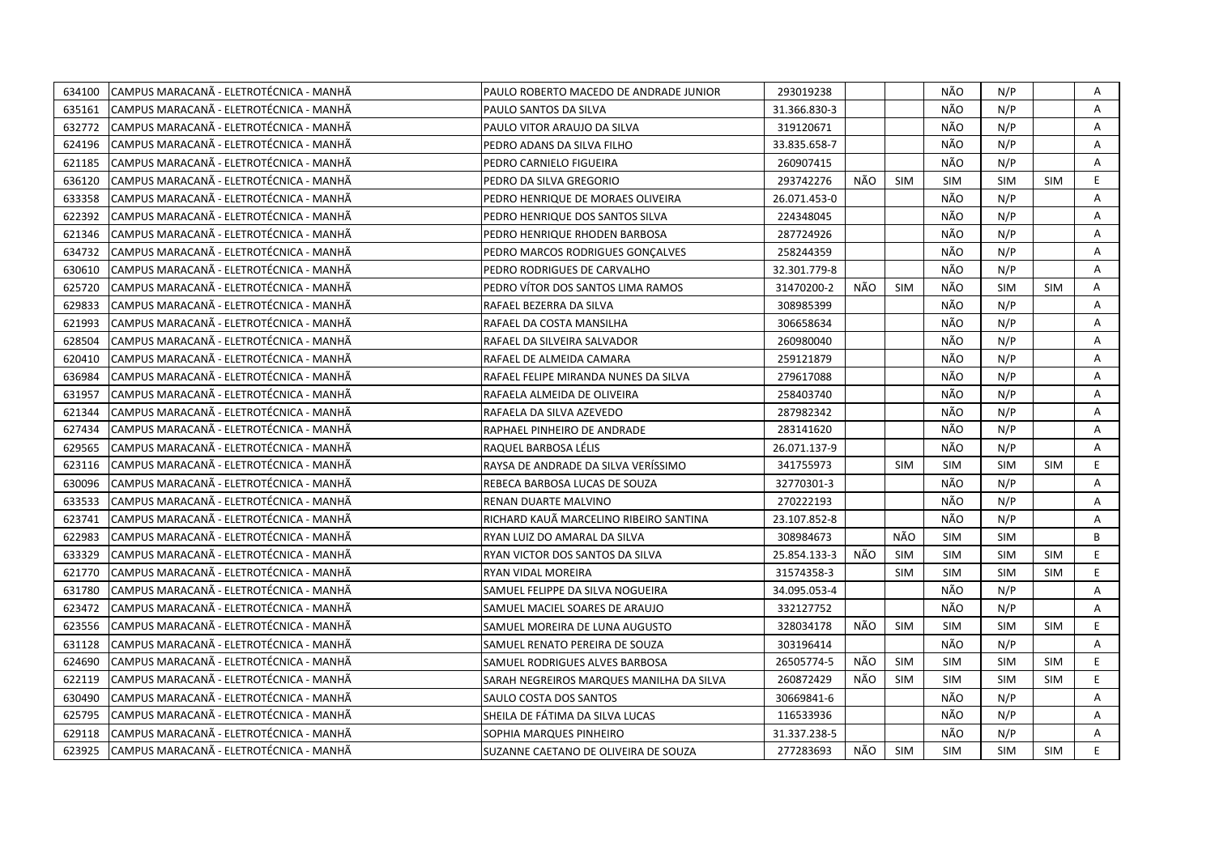| | | | | | | | | | |
|---|---|---|---|---|---|---|---|---|---|
| 634100 | CAMPUS MARACANÃ - ELETROTÉCNICA - MANHÃ | PAULO ROBERTO MACEDO DE ANDRADE JUNIOR | 293019238 | | | NÃO | N/P | | A |
| 635161 | CAMPUS MARACANÃ - ELETROTÉCNICA - MANHÃ | PAULO SANTOS DA SILVA | 31.366.830-3 | | | NÃO | N/P | | A |
| 632772 | CAMPUS MARACANÃ - ELETROTÉCNICA - MANHÃ | PAULO VITOR ARAUJO DA SILVA | 319120671 | | | NÃO | N/P | | A |
| 624196 | CAMPUS MARACANÃ - ELETROTÉCNICA - MANHÃ | PEDRO ADANS DA SILVA FILHO | 33.835.658-7 | | | NÃO | N/P | | A |
| 621185 | CAMPUS MARACANÃ - ELETROTÉCNICA - MANHÃ | PEDRO CARNIELO FIGUEIRA | 260907415 | | | NÃO | N/P | | A |
| 636120 | CAMPUS MARACANÃ - ELETROTÉCNICA - MANHÃ | PEDRO DA SILVA GREGORIO | 293742276 | NÃO | SIM | SIM | SIM | SIM | E |
| 633358 | CAMPUS MARACANÃ - ELETROTÉCNICA - MANHÃ | PEDRO HENRIQUE DE MORAES OLIVEIRA | 26.071.453-0 | | | NÃO | N/P | | A |
| 622392 | CAMPUS MARACANÃ - ELETROTÉCNICA - MANHÃ | PEDRO HENRIQUE DOS SANTOS SILVA | 224348045 | | | NÃO | N/P | | A |
| 621346 | CAMPUS MARACANÃ - ELETROTÉCNICA - MANHÃ | PEDRO HENRIQUE RHODEN BARBOSA | 287724926 | | | NÃO | N/P | | A |
| 634732 | CAMPUS MARACANÃ - ELETROTÉCNICA - MANHÃ | PEDRO MARCOS RODRIGUES GONÇALVES | 258244359 | | | NÃO | N/P | | A |
| 630610 | CAMPUS MARACANÃ - ELETROTÉCNICA - MANHÃ | PEDRO RODRIGUES DE CARVALHO | 32.301.779-8 | | | NÃO | N/P | | A |
| 625720 | CAMPUS MARACANÃ - ELETROTÉCNICA - MANHÃ | PEDRO VÍTOR DOS SANTOS LIMA RAMOS | 31470200-2 | NÃO | SIM | NÃO | SIM | SIM | A |
| 629833 | CAMPUS MARACANÃ - ELETROTÉCNICA - MANHÃ | RAFAEL BEZERRA DA SILVA | 308985399 | | | NÃO | N/P | | A |
| 621993 | CAMPUS MARACANÃ - ELETROTÉCNICA - MANHÃ | RAFAEL DA COSTA MANSILHA | 306658634 | | | NÃO | N/P | | A |
| 628504 | CAMPUS MARACANÃ - ELETROTÉCNICA - MANHÃ | RAFAEL DA SILVEIRA SALVADOR | 260980040 | | | NÃO | N/P | | A |
| 620410 | CAMPUS MARACANÃ - ELETROTÉCNICA - MANHÃ | RAFAEL DE ALMEIDA CAMARA | 259121879 | | | NÃO | N/P | | A |
| 636984 | CAMPUS MARACANÃ - ELETROTÉCNICA - MANHÃ | RAFAEL FELIPE MIRANDA NUNES DA SILVA | 279617088 | | | NÃO | N/P | | A |
| 631957 | CAMPUS MARACANÃ - ELETROTÉCNICA - MANHÃ | RAFAELA ALMEIDA DE OLIVEIRA | 258403740 | | | NÃO | N/P | | A |
| 621344 | CAMPUS MARACANÃ - ELETROTÉCNICA - MANHÃ | RAFAELA DA SILVA AZEVEDO | 287982342 | | | NÃO | N/P | | A |
| 627434 | CAMPUS MARACANÃ - ELETROTÉCNICA - MANHÃ | RAPHAEL PINHEIRO DE ANDRADE | 283141620 | | | NÃO | N/P | | A |
| 629565 | CAMPUS MARACANÃ - ELETROTÉCNICA - MANHÃ | RAQUEL BARBOSA LÉLIS | 26.071.137-9 | | | NÃO | N/P | | A |
| 623116 | CAMPUS MARACANÃ - ELETROTÉCNICA - MANHÃ | RAYSA DE ANDRADE DA SILVA VERÍSSIMO | 341755973 | | SIM | SIM | SIM | SIM | E |
| 630096 | CAMPUS MARACANÃ - ELETROTÉCNICA - MANHÃ | REBECA BARBOSA LUCAS DE SOUZA | 32770301-3 | | | NÃO | N/P | | A |
| 633533 | CAMPUS MARACANÃ - ELETROTÉCNICA - MANHÃ | RENAN DUARTE MALVINO | 270222193 | | | NÃO | N/P | | A |
| 623741 | CAMPUS MARACANÃ - ELETROTÉCNICA - MANHÃ | RICHARD KAUÃ MARCELINO RIBEIRO SANTINA | 23.107.852-8 | | | NÃO | N/P | | A |
| 622983 | CAMPUS MARACANÃ - ELETROTÉCNICA - MANHÃ | RYAN LUIZ DO AMARAL DA SILVA | 308984673 | | NÃO | SIM | SIM | | B |
| 633329 | CAMPUS MARACANÃ - ELETROTÉCNICA - MANHÃ | RYAN VICTOR DOS SANTOS DA SILVA | 25.854.133-3 | NÃO | SIM | SIM | SIM | SIM | E |
| 621770 | CAMPUS MARACANÃ - ELETROTÉCNICA - MANHÃ | RYAN VIDAL MOREIRA | 31574358-3 | | SIM | SIM | SIM | SIM | E |
| 631780 | CAMPUS MARACANÃ - ELETROTÉCNICA - MANHÃ | SAMUEL FELIPPE DA SILVA NOGUEIRA | 34.095.053-4 | | | NÃO | N/P | | A |
| 623472 | CAMPUS MARACANÃ - ELETROTÉCNICA - MANHÃ | SAMUEL MACIEL SOARES DE ARAUJO | 332127752 | | | NÃO | N/P | | A |
| 623556 | CAMPUS MARACANÃ - ELETROTÉCNICA - MANHÃ | SAMUEL MOREIRA DE LUNA AUGUSTO | 328034178 | NÃO | SIM | SIM | SIM | SIM | E |
| 631128 | CAMPUS MARACANÃ - ELETROTÉCNICA - MANHÃ | SAMUEL RENATO PEREIRA DE SOUZA | 303196414 | | | NÃO | N/P | | A |
| 624690 | CAMPUS MARACANÃ - ELETROTÉCNICA - MANHÃ | SAMUEL RODRIGUES ALVES BARBOSA | 26505774-5 | NÃO | SIM | SIM | SIM | SIM | E |
| 622119 | CAMPUS MARACANÃ - ELETROTÉCNICA - MANHÃ | SARAH NEGREIROS MARQUES MANILHA DA SILVA | 260872429 | NÃO | SIM | SIM | SIM | SIM | E |
| 630490 | CAMPUS MARACANÃ - ELETROTÉCNICA - MANHÃ | SAULO COSTA DOS SANTOS | 30669841-6 | | | NÃO | N/P | | A |
| 625795 | CAMPUS MARACANÃ - ELETROTÉCNICA - MANHÃ | SHEILA DE FÁTIMA DA SILVA LUCAS | 116533936 | | | NÃO | N/P | | A |
| 629118 | CAMPUS MARACANÃ - ELETROTÉCNICA - MANHÃ | SOPHIA MARQUES PINHEIRO | 31.337.238-5 | | | NÃO | N/P | | A |
| 623925 | CAMPUS MARACANÃ - ELETROTÉCNICA - MANHÃ | SUZANNE CAETANO DE OLIVEIRA DE SOUZA | 277283693 | NÃO | SIM | SIM | SIM | SIM | E |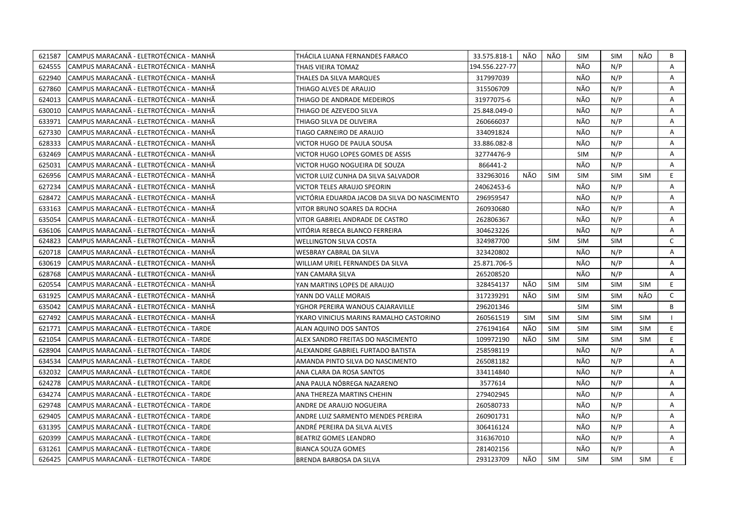| | | | | | | | | | |
|---|---|---|---|---|---|---|---|---|---|
| 621587 | CAMPUS MARACANÃ - ELETROTÉCNICA - MANHÃ | THÁCILA LUANA FERNANDES FARACO | 33.575.818-1 | NÃO | NÃO | SIM | SIM | NÃO | B |
| 624555 | CAMPUS MARACANÃ - ELETROTÉCNICA - MANHÃ | THAIS VIEIRA TOMAZ | 194.556.227-77 | | | NÃO | N/P | | A |
| 622940 | CAMPUS MARACANÃ - ELETROTÉCNICA - MANHÃ | THALES DA SILVA MARQUES | 317997039 | | | NÃO | N/P | | A |
| 627860 | CAMPUS MARACANÃ - ELETROTÉCNICA - MANHÃ | THIAGO ALVES DE ARAUJO | 315506709 | | | NÃO | N/P | | A |
| 624013 | CAMPUS MARACANÃ - ELETROTÉCNICA - MANHÃ | THIAGO DE ANDRADE MEDEIROS | 31977075-6 | | | NÃO | N/P | | A |
| 630010 | CAMPUS MARACANÃ - ELETROTÉCNICA - MANHÃ | THIAGO DE AZEVEDO SILVA | 25.848.049-0 | | | NÃO | N/P | | A |
| 633971 | CAMPUS MARACANÃ - ELETROTÉCNICA - MANHÃ | THIAGO SILVA DE OLIVEIRA | 260666037 | | | NÃO | N/P | | A |
| 627330 | CAMPUS MARACANÃ - ELETROTÉCNICA - MANHÃ | TIAGO CARNEIRO DE ARAUJO | 334091824 | | | NÃO | N/P | | A |
| 628333 | CAMPUS MARACANÃ - ELETROTÉCNICA - MANHÃ | VICTOR HUGO DE PAULA SOUSA | 33.886.082-8 | | | NÃO | N/P | | A |
| 632469 | CAMPUS MARACANÃ - ELETROTÉCNICA - MANHÃ | VICTOR HUGO LOPES GOMES DE ASSIS | 32774476-9 | | | SIM | N/P | | A |
| 625031 | CAMPUS MARACANÃ - ELETROTÉCNICA - MANHÃ | VICTOR HUGO NOGUEIRA DE SOUZA | 866441-2 | | | NÃO | N/P | | A |
| 626956 | CAMPUS MARACANÃ - ELETROTÉCNICA - MANHÃ | VICTOR LUIZ CUNHA DA SILVA SALVADOR | 332963016 | NÃO | SIM | SIM | SIM | SIM | E |
| 627234 | CAMPUS MARACANÃ - ELETROTÉCNICA - MANHÃ | VICTOR TELES ARAUJO SPEORIN | 24062453-6 | | | NÃO | N/P | | A |
| 628472 | CAMPUS MARACANÃ - ELETROTÉCNICA - MANHÃ | VICTÓRIA EDUARDA JACOB DA SILVA DO NASCIMENTO | 296959547 | | | NÃO | N/P | | A |
| 633163 | CAMPUS MARACANÃ - ELETROTÉCNICA - MANHÃ | VITOR BRUNO SOARES DA ROCHA | 260930680 | | | NÃO | N/P | | A |
| 635054 | CAMPUS MARACANÃ - ELETROTÉCNICA - MANHÃ | VITOR GABRIEL ANDRADE DE CASTRO | 262806367 | | | NÃO | N/P | | A |
| 636106 | CAMPUS MARACANÃ - ELETROTÉCNICA - MANHÃ | VITÓRIA REBECA BLANCO FERREIRA | 304623226 | | | NÃO | N/P | | A |
| 624823 | CAMPUS MARACANÃ - ELETROTÉCNICA - MANHÃ | WELLINGTON SILVA COSTA | 324987700 | | SIM | SIM | SIM | | C |
| 620718 | CAMPUS MARACANÃ - ELETROTÉCNICA - MANHÃ | WESBRAY CABRAL DA SILVA | 323420802 | | | NÃO | N/P | | A |
| 630619 | CAMPUS MARACANÃ - ELETROTÉCNICA - MANHÃ | WILLIAM URIEL FERNANDES DA SILVA | 25.871.706-5 | | | NÃO | N/P | | A |
| 628768 | CAMPUS MARACANÃ - ELETROTÉCNICA - MANHÃ | YAN CAMARA SILVA | 265208520 | | | NÃO | N/P | | A |
| 620554 | CAMPUS MARACANÃ - ELETROTÉCNICA - MANHÃ | YAN MARTINS LOPES DE ARAUJO | 328454137 | NÃO | SIM | SIM | SIM | SIM | E |
| 631925 | CAMPUS MARACANÃ - ELETROTÉCNICA - MANHÃ | YANN DO VALLE MORAIS | 317239291 | NÃO | SIM | SIM | SIM | NÃO | C |
| 635042 | CAMPUS MARACANÃ - ELETROTÉCNICA - MANHÃ | YGHOR PEREIRA WANOUS CAJARAVILLE | 296201346 | | | SIM | SIM | | B |
| 627492 | CAMPUS MARACANÃ - ELETROTÉCNICA - MANHÃ | YKARO VINICIUS MARINS RAMALHO CASTORINO | 260561519 | SIM | SIM | SIM | SIM | SIM | I |
| 621771 | CAMPUS MARACANÃ - ELETROTÉCNICA - TARDE | ALAN AQUINO DOS SANTOS | 276194164 | NÃO | SIM | SIM | SIM | SIM | E |
| 621054 | CAMPUS MARACANÃ - ELETROTÉCNICA - TARDE | ALEX SANDRO FREITAS DO NASCIMENTO | 109972190 | NÃO | SIM | SIM | SIM | SIM | E |
| 628904 | CAMPUS MARACANÃ - ELETROTÉCNICA - TARDE | ALEXANDRE GABRIEL FURTADO BATISTA | 258598119 | | | NÃO | N/P | | A |
| 634534 | CAMPUS MARACANÃ - ELETROTÉCNICA - TARDE | AMANDA PINTO SILVA DO NASCIMENTO | 265081182 | | | NÃO | N/P | | A |
| 632032 | CAMPUS MARACANÃ - ELETROTÉCNICA - TARDE | ANA CLARA DA ROSA SANTOS | 334114840 | | | NÃO | N/P | | A |
| 624278 | CAMPUS MARACANÃ - ELETROTÉCNICA - TARDE | ANA PAULA NÓBREGA NAZARENO | 3577614 | | | NÃO | N/P | | A |
| 634274 | CAMPUS MARACANÃ - ELETROTÉCNICA - TARDE | ANA THEREZA MARTINS CHEHIN | 279402945 | | | NÃO | N/P | | A |
| 629748 | CAMPUS MARACANÃ - ELETROTÉCNICA - TARDE | ANDRE DE ARAUJO NOGUEIRA | 260580733 | | | NÃO | N/P | | A |
| 629405 | CAMPUS MARACANÃ - ELETROTÉCNICA - TARDE | ANDRE LUIZ SARMENTO MENDES PEREIRA | 260901731 | | | NÃO | N/P | | A |
| 631395 | CAMPUS MARACANÃ - ELETROTÉCNICA - TARDE | ANDRÉ PEREIRA DA SILVA ALVES | 306416124 | | | NÃO | N/P | | A |
| 620399 | CAMPUS MARACANÃ - ELETROTÉCNICA - TARDE | BEATRIZ GOMES LEANDRO | 316367010 | | | NÃO | N/P | | A |
| 631261 | CAMPUS MARACANÃ - ELETROTÉCNICA - TARDE | BIANCA SOUZA GOMES | 281402156 | | | NÃO | N/P | | A |
| 626425 | CAMPUS MARACANÃ - ELETROTÉCNICA - TARDE | BRENDA BARBOSA DA SILVA | 293123709 | NÃO | SIM | SIM | SIM | SIM | E |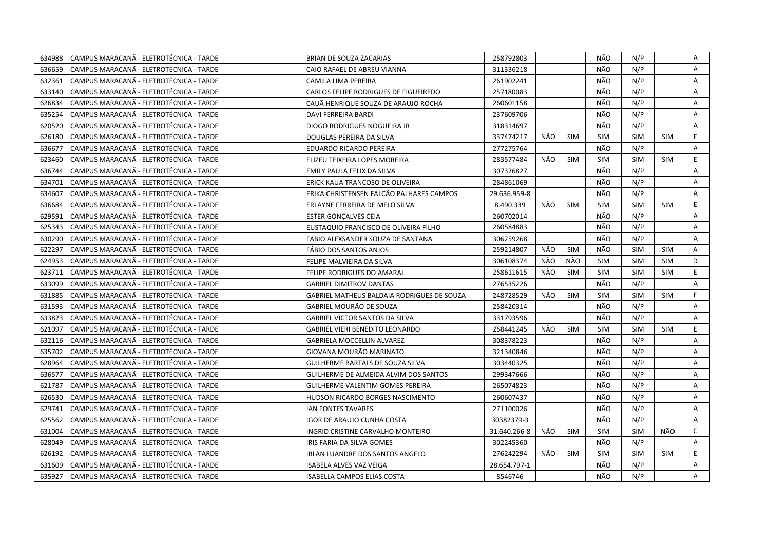| | | | | | | | | | |
|---|---|---|---|---|---|---|---|---|---|
| 634988 | CAMPUS MARACANÃ - ELETROTÉCNICA - TARDE | BRIAN DE SOUZA ZACARIAS | 258792803 | | | NÃO | N/P | | A |
| 636659 | CAMPUS MARACANÃ - ELETROTÉCNICA - TARDE | CAIO RAFAEL DE ABREU VIANNA | 311336218 | | | NÃO | N/P | | A |
| 632361 | CAMPUS MARACANÃ - ELETROTÉCNICA - TARDE | CAMILA LIMA PEREIRA | 261902241 | | | NÃO | N/P | | A |
| 633140 | CAMPUS MARACANÃ - ELETROTÉCNICA - TARDE | CARLOS FELIPE RODRIGUES DE FIGUEIREDO | 257180083 | | | NÃO | N/P | | A |
| 626834 | CAMPUS MARACANÃ - ELETROTÉCNICA - TARDE | CAUÃ HENRIQUE SOUZA DE ARAUJO ROCHA | 260601158 | | | NÃO | N/P | | A |
| 635254 | CAMPUS MARACANÃ - ELETROTÉCNICA - TARDE | DAVI FERREIRA BARDI | 237609706 | | | NÃO | N/P | | A |
| 620520 | CAMPUS MARACANÃ - ELETROTÉCNICA - TARDE | DIOGO RODRIGUES NOGUEIRA JR | 318314697 | | | NÃO | N/P | | A |
| 626180 | CAMPUS MARACANÃ - ELETROTÉCNICA - TARDE | DOUGLAS PEREIRA DA SILVA | 337474217 | NÃO | SIM | SIM | SIM | SIM | E |
| 636677 | CAMPUS MARACANÃ - ELETROTÉCNICA - TARDE | EDUARDO RICARDO PEREIRA | 277275764 | | | NÃO | N/P | | A |
| 623460 | CAMPUS MARACANÃ - ELETROTÉCNICA - TARDE | ELIZEU TEIXEIRA LOPES MOREIRA | 283577484 | NÃO | SIM | SIM | SIM | SIM | E |
| 636744 | CAMPUS MARACANÃ - ELETROTÉCNICA - TARDE | EMILY PAULA FELIX DA SILVA | 307326827 | | | NÃO | N/P | | A |
| 634701 | CAMPUS MARACANÃ - ELETROTÉCNICA - TARDE | ERICK KAUA TRANCOSO DE OLIVEIRA | 284861069 | | | NÃO | N/P | | A |
| 634607 | CAMPUS MARACANÃ - ELETROTÉCNICA - TARDE | ERIKA CHRISTENSEN FALCÃO PALHARES CAMPOS | 29.636.959-8 | | | NÃO | N/P | | A |
| 636684 | CAMPUS MARACANÃ - ELETROTÉCNICA - TARDE | ERLAYNE FERREIRA DE MELO SILVA | 8.490.339 | NÃO | SIM | SIM | SIM | SIM | E |
| 629591 | CAMPUS MARACANÃ - ELETROTÉCNICA - TARDE | ESTER GONÇALVES CEIA | 260702014 | | | NÃO | N/P | | A |
| 625343 | CAMPUS MARACANÃ - ELETROTÉCNICA - TARDE | EUSTAQUIO FRANCISCO DE OLIVEIRA FILHO | 260584883 | | | NÃO | N/P | | A |
| 630290 | CAMPUS MARACANÃ - ELETROTÉCNICA - TARDE | FABIO ALEXSANDER SOUZA DE SANTANA | 306259268 | | | NÃO | N/P | | A |
| 622297 | CAMPUS MARACANÃ - ELETROTÉCNICA - TARDE | FÁBIO DOS SANTOS ANJOS | 259214807 | NÃO | SIM | NÃO | SIM | SIM | A |
| 624953 | CAMPUS MARACANÃ - ELETROTÉCNICA - TARDE | FELIPE MALVIEIRA DA SILVA | 306108374 | NÃO | NÃO | SIM | SIM | SIM | D |
| 623711 | CAMPUS MARACANÃ - ELETROTÉCNICA - TARDE | FELIPE RODRIGUES DO AMARAL | 258611615 | NÃO | SIM | SIM | SIM | SIM | E |
| 633099 | CAMPUS MARACANÃ - ELETROTÉCNICA - TARDE | GABRIEL DIMITROV DANTAS | 276535226 | | | NÃO | N/P | | A |
| 631885 | CAMPUS MARACANÃ - ELETROTÉCNICA - TARDE | GABRIEL MATHEUS BALDAIA RODRIGUES DE SOUZA | 248728529 | NÃO | SIM | SIM | SIM | SIM | E |
| 631593 | CAMPUS MARACANÃ - ELETROTÉCNICA - TARDE | GABRIEL MOURÃO DE SOUZA | 258420314 | | | NÃO | N/P | | A |
| 633823 | CAMPUS MARACANÃ - ELETROTÉCNICA - TARDE | GABRIEL VICTOR SANTOS DA SILVA | 331793596 | | | NÃO | N/P | | A |
| 621097 | CAMPUS MARACANÃ - ELETROTÉCNICA - TARDE | GABRIEL VIERI BENEDITO LEONARDO | 258441245 | NÃO | SIM | SIM | SIM | SIM | E |
| 632116 | CAMPUS MARACANÃ - ELETROTÉCNICA - TARDE | GABRIELA MOCCELLIN ALVAREZ | 308378223 | | | NÃO | N/P | | A |
| 635702 | CAMPUS MARACANÃ - ELETROTÉCNICA - TARDE | GIOVANA MOURÃO MARINATO | 321340846 | | | NÃO | N/P | | A |
| 628964 | CAMPUS MARACANÃ - ELETROTÉCNICA - TARDE | GUILHERME BARTALS DE SOUZA SILVA | 303440325 | | | NÃO | N/P | | A |
| 636577 | CAMPUS MARACANÃ - ELETROTÉCNICA - TARDE | GUILHERME DE ALMEIDA ALVIM DOS SANTOS | 299347666 | | | NÃO | N/P | | A |
| 621787 | CAMPUS MARACANÃ - ELETROTÉCNICA - TARDE | GUILHERME VALENTIM GOMES PEREIRA | 265074823 | | | NÃO | N/P | | A |
| 626530 | CAMPUS MARACANÃ - ELETROTÉCNICA - TARDE | HUDSON RICARDO BORGES NASCIMENTO | 260607437 | | | NÃO | N/P | | A |
| 629741 | CAMPUS MARACANÃ - ELETROTÉCNICA - TARDE | IAN FONTES TAVARES | 271100026 | | | NÃO | N/P | | A |
| 625562 | CAMPUS MARACANÃ - ELETROTÉCNICA - TARDE | IGOR DE ARAUJO CUNHA COSTA | 30382379-3 | | | NÃO | N/P | | A |
| 631004 | CAMPUS MARACANÃ - ELETROTÉCNICA - TARDE | INGRID CRISTINE CARVALHO MONTEIRO | 31.640.266-8 | NÃO | SIM | SIM | SIM | NÃO | C |
| 628049 | CAMPUS MARACANÃ - ELETROTÉCNICA - TARDE | IRIS FARIA DA SILVA GOMES | 302245360 | | | NÃO | N/P | | A |
| 626192 | CAMPUS MARACANÃ - ELETROTÉCNICA - TARDE | IRLAN LUANDRE DOS SANTOS ANGELO | 276242294 | NÃO | SIM | SIM | SIM | SIM | E |
| 631609 | CAMPUS MARACANÃ - ELETROTÉCNICA - TARDE | ISABELA ALVES VAZ VEIGA | 28.654.797-1 | | | NÃO | N/P | | A |
| 635927 | CAMPUS MARACANÃ - ELETROTÉCNICA - TARDE | ISABELLA CAMPOS ELIAS COSTA | 8546746 | | | NÃO | N/P | | A |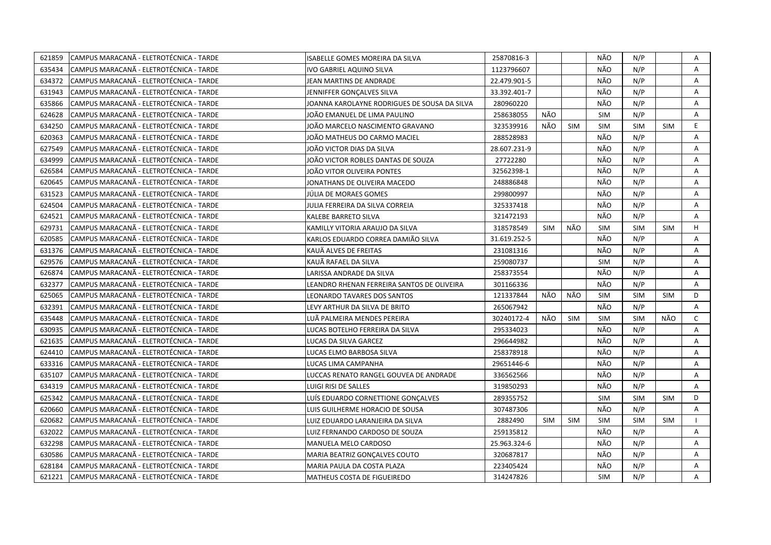| | | | | | | | | | |
|---|---|---|---|---|---|---|---|---|---|
| 621859 | CAMPUS MARACANÃ - ELETROTÉCNICA - TARDE | ISABELLE GOMES MOREIRA DA SILVA | 25870816-3 | | | NÃO | N/P | | A |
| 635434 | CAMPUS MARACANÃ - ELETROTÉCNICA - TARDE | IVO GABRIEL AQUINO SILVA | 1123796607 | | | NÃO | N/P | | A |
| 634372 | CAMPUS MARACANÃ - ELETROTÉCNICA - TARDE | JEAN MARTINS DE ANDRADE | 22.479.901-5 | | | NÃO | N/P | | A |
| 631943 | CAMPUS MARACANÃ - ELETROTÉCNICA - TARDE | JENNIFFER GONÇALVES SILVA | 33.392.401-7 | | | NÃO | N/P | | A |
| 635866 | CAMPUS MARACANÃ - ELETROTÉCNICA - TARDE | JOANNA KAROLAYNE RODRIGUES DE SOUSA DA SILVA | 280960220 | | | NÃO | N/P | | A |
| 624628 | CAMPUS MARACANÃ - ELETROTÉCNICA - TARDE | JOÃO EMANUEL DE LIMA PAULINO | 258638055 | NÃO | | SIM | N/P | | A |
| 634250 | CAMPUS MARACANÃ - ELETROTÉCNICA - TARDE | JOÃO MARCELO NASCIMENTO GRAVANO | 323539916 | NÃO | SIM | SIM | SIM | SIM | E |
| 620363 | CAMPUS MARACANÃ - ELETROTÉCNICA - TARDE | JOÃO MATHEUS DO CARMO MACIEL | 288528983 | | | NÃO | N/P | | A |
| 627549 | CAMPUS MARACANÃ - ELETROTÉCNICA - TARDE | JOÃO VICTOR DIAS DA SILVA | 28.607.231-9 | | | NÃO | N/P | | A |
| 634999 | CAMPUS MARACANÃ - ELETROTÉCNICA - TARDE | JOÃO VICTOR ROBLES DANTAS DE SOUZA | 27722280 | | | NÃO | N/P | | A |
| 626584 | CAMPUS MARACANÃ - ELETROTÉCNICA - TARDE | JOÃO VITOR OLIVEIRA PONTES | 32562398-1 | | | NÃO | N/P | | A |
| 620645 | CAMPUS MARACANÃ - ELETROTÉCNICA - TARDE | JONATHANS DE OLIVEIRA MACEDO | 248886848 | | | NÃO | N/P | | A |
| 631523 | CAMPUS MARACANÃ - ELETROTÉCNICA - TARDE | JÚLIA DE MORAES GOMES | 299800997 | | | NÃO | N/P | | A |
| 624504 | CAMPUS MARACANÃ - ELETROTÉCNICA - TARDE | JULIA FERREIRA DA SILVA CORREIA | 325337418 | | | NÃO | N/P | | A |
| 624521 | CAMPUS MARACANÃ - ELETROTÉCNICA - TARDE | KALEBE BARRETO SILVA | 321472193 | | | NÃO | N/P | | A |
| 629731 | CAMPUS MARACANÃ - ELETROTÉCNICA - TARDE | KAMILLY VITORIA ARAUJO DA SILVA | 318578549 | SIM | NÃO | SIM | SIM | SIM | H |
| 620585 | CAMPUS MARACANÃ - ELETROTÉCNICA - TARDE | KARLOS EDUARDO CORREA DAMIÃO SILVA | 31.619.252-5 | | | NÃO | N/P | | A |
| 631376 | CAMPUS MARACANÃ - ELETROTÉCNICA - TARDE | KAUÃ ALVES DE FREITAS | 231081316 | | | NÃO | N/P | | A |
| 629576 | CAMPUS MARACANÃ - ELETROTÉCNICA - TARDE | KAUÃ RAFAEL DA SILVA | 259080737 | | | SIM | N/P | | A |
| 626874 | CAMPUS MARACANÃ - ELETROTÉCNICA - TARDE | LARISSA ANDRADE DA SILVA | 258373554 | | | NÃO | N/P | | A |
| 632377 | CAMPUS MARACANÃ - ELETROTÉCNICA - TARDE | LEANDRO RHENAN FERREIRA SANTOS DE OLIVEIRA | 301166336 | | | NÃO | N/P | | A |
| 625065 | CAMPUS MARACANÃ - ELETROTÉCNICA - TARDE | LEONARDO TAVARES DOS SANTOS | 121337844 | NÃO | NÃO | SIM | SIM | SIM | D |
| 632391 | CAMPUS MARACANÃ - ELETROTÉCNICA - TARDE | LEVY ARTHUR DA SILVA DE BRITO | 265067942 | | | NÃO | N/P | | A |
| 635448 | CAMPUS MARACANÃ - ELETROTÉCNICA - TARDE | LUÃ PALMEIRA MENDES PEREIRA | 30240172-4 | NÃO | SIM | SIM | SIM | NÃO | C |
| 630935 | CAMPUS MARACANÃ - ELETROTÉCNICA - TARDE | LUCAS BOTELHO FERREIRA DA SILVA | 295334023 | | | NÃO | N/P | | A |
| 621635 | CAMPUS MARACANÃ - ELETROTÉCNICA - TARDE | LUCAS DA SILVA GARCEZ | 296644982 | | | NÃO | N/P | | A |
| 624410 | CAMPUS MARACANÃ - ELETROTÉCNICA - TARDE | LUCAS ELMO BARBOSA SILVA | 258378918 | | | NÃO | N/P | | A |
| 633316 | CAMPUS MARACANÃ - ELETROTÉCNICA - TARDE | LUCAS LIMA CAMPANHA | 29651446-6 | | | NÃO | N/P | | A |
| 635107 | CAMPUS MARACANÃ - ELETROTÉCNICA - TARDE | LUCCAS RENATO RANGEL GOUVEA DE ANDRADE | 336562566 | | | NÃO | N/P | | A |
| 634319 | CAMPUS MARACANÃ - ELETROTÉCNICA - TARDE | LUIGI RISI DE SALLES | 319850293 | | | NÃO | N/P | | A |
| 625342 | CAMPUS MARACANÃ - ELETROTÉCNICA - TARDE | LUÍS EDUARDO CORNETTIONE GONÇALVES | 289355752 | | | SIM | SIM | SIM | D |
| 620660 | CAMPUS MARACANÃ - ELETROTÉCNICA - TARDE | LUIS GUILHERME HORACIO DE SOUSA | 307487306 | | | NÃO | N/P | | A |
| 620682 | CAMPUS MARACANÃ - ELETROTÉCNICA - TARDE | LUIZ EDUARDO LARANJEIRA DA SILVA | 2882490 | SIM | SIM | SIM | SIM | SIM | I |
| 632022 | CAMPUS MARACANÃ - ELETROTÉCNICA - TARDE | LUIZ FERNANDO CARDOSO DE SOUZA | 259135812 | | | NÃO | N/P | | A |
| 632298 | CAMPUS MARACANÃ - ELETROTÉCNICA - TARDE | MANUELA MELO CARDOSO | 25.963.324-6 | | | NÃO | N/P | | A |
| 630586 | CAMPUS MARACANÃ - ELETROTÉCNICA - TARDE | MARIA BEATRIZ GONÇALVES COUTO | 320687817 | | | NÃO | N/P | | A |
| 628184 | CAMPUS MARACANÃ - ELETROTÉCNICA - TARDE | MARIA PAULA DA COSTA PLAZA | 223405424 | | | NÃO | N/P | | A |
| 621221 | CAMPUS MARACANÃ - ELETROTÉCNICA - TARDE | MATHEUS COSTA DE FIGUEIREDO | 314247826 | | | SIM | N/P | | A |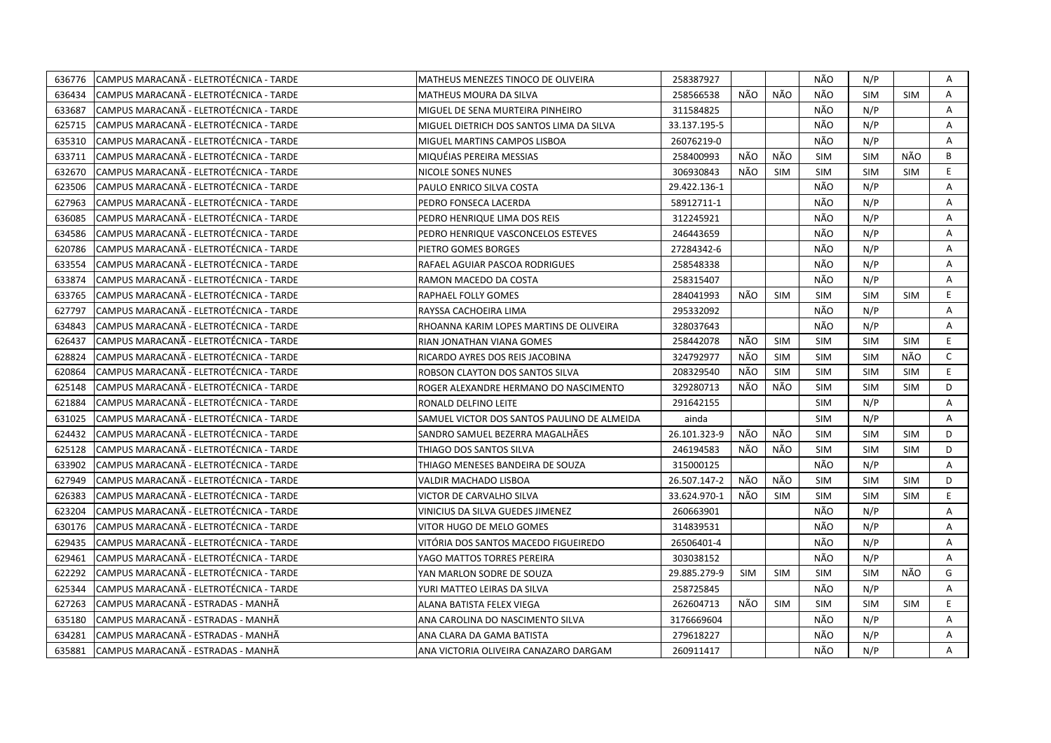| | | | | | | | | | |
|---|---|---|---|---|---|---|---|---|---|
| 636776 | CAMPUS MARACANÃ - ELETROTÉCNICA - TARDE | MATHEUS MENEZES TINOCO DE OLIVEIRA | 258387927 | | | NÃO | N/P | | A |
| 636434 | CAMPUS MARACANÃ - ELETROTÉCNICA - TARDE | MATHEUS MOURA DA SILVA | 258566538 | NÃO | NÃO | NÃO | SIM | SIM | A |
| 633687 | CAMPUS MARACANÃ - ELETROTÉCNICA - TARDE | MIGUEL DE SENA MURTEIRA PINHEIRO | 311584825 | | | NÃO | N/P | | A |
| 625715 | CAMPUS MARACANÃ - ELETROTÉCNICA - TARDE | MIGUEL DIETRICH DOS SANTOS LIMA DA SILVA | 33.137.195-5 | | | NÃO | N/P | | A |
| 635310 | CAMPUS MARACANÃ - ELETROTÉCNICA - TARDE | MIGUEL MARTINS CAMPOS LISBOA | 26076219-0 | | | NÃO | N/P | | A |
| 633711 | CAMPUS MARACANÃ - ELETROTÉCNICA - TARDE | MIQUÉIAS PEREIRA MESSIAS | 258400993 | NÃO | NÃO | SIM | SIM | NÃO | B |
| 632670 | CAMPUS MARACANÃ - ELETROTÉCNICA - TARDE | NICOLE SONES NUNES | 306930843 | NÃO | SIM | SIM | SIM | SIM | E |
| 623506 | CAMPUS MARACANÃ - ELETROTÉCNICA - TARDE | PAULO ENRICO SILVA COSTA | 29.422.136-1 | | | NÃO | N/P | | A |
| 627963 | CAMPUS MARACANÃ - ELETROTÉCNICA - TARDE | PEDRO FONSECA LACERDA | 58912711-1 | | | NÃO | N/P | | A |
| 636085 | CAMPUS MARACANÃ - ELETROTÉCNICA - TARDE | PEDRO HENRIQUE LIMA DOS REIS | 312245921 | | | NÃO | N/P | | A |
| 634586 | CAMPUS MARACANÃ - ELETROTÉCNICA - TARDE | PEDRO HENRIQUE VASCONCELOS ESTEVES | 246443659 | | | NÃO | N/P | | A |
| 620786 | CAMPUS MARACANÃ - ELETROTÉCNICA - TARDE | PIETRO GOMES BORGES | 27284342-6 | | | NÃO | N/P | | A |
| 633554 | CAMPUS MARACANÃ - ELETROTÉCNICA - TARDE | RAFAEL AGUIAR PASCOA RODRIGUES | 258548338 | | | NÃO | N/P | | A |
| 633874 | CAMPUS MARACANÃ - ELETROTÉCNICA - TARDE | RAMON MACEDO DA COSTA | 258315407 | | | NÃO | N/P | | A |
| 633765 | CAMPUS MARACANÃ - ELETROTÉCNICA - TARDE | RAPHAEL FOLLY GOMES | 284041993 | NÃO | SIM | SIM | SIM | SIM | E |
| 627797 | CAMPUS MARACANÃ - ELETROTÉCNICA - TARDE | RAYSSA CACHOEIRA LIMA | 295332092 | | | NÃO | N/P | | A |
| 634843 | CAMPUS MARACANÃ - ELETROTÉCNICA - TARDE | RHOANNA KARIM LOPES MARTINS DE OLIVEIRA | 328037643 | | | NÃO | N/P | | A |
| 626437 | CAMPUS MARACANÃ - ELETROTÉCNICA - TARDE | RIAN JONATHAN VIANA GOMES | 258442078 | NÃO | SIM | SIM | SIM | SIM | E |
| 628824 | CAMPUS MARACANÃ - ELETROTÉCNICA - TARDE | RICARDO AYRES DOS REIS JACOBINA | 324792977 | NÃO | SIM | SIM | SIM | NÃO | C |
| 620864 | CAMPUS MARACANÃ - ELETROTÉCNICA - TARDE | ROBSON CLAYTON DOS SANTOS SILVA | 208329540 | NÃO | SIM | SIM | SIM | SIM | E |
| 625148 | CAMPUS MARACANÃ - ELETROTÉCNICA - TARDE | ROGER ALEXANDRE HERMANO DO NASCIMENTO | 329280713 | NÃO | NÃO | SIM | SIM | SIM | D |
| 621884 | CAMPUS MARACANÃ - ELETROTÉCNICA - TARDE | RONALD DELFINO LEITE | 291642155 | | | SIM | N/P | | A |
| 631025 | CAMPUS MARACANÃ - ELETROTÉCNICA - TARDE | SAMUEL VICTOR DOS SANTOS PAULINO DE ALMEIDA | ainda | | | SIM | N/P | | A |
| 624432 | CAMPUS MARACANÃ - ELETROTÉCNICA - TARDE | SANDRO SAMUEL BEZERRA MAGALHÃES | 26.101.323-9 | NÃO | NÃO | SIM | SIM | SIM | D |
| 625128 | CAMPUS MARACANÃ - ELETROTÉCNICA - TARDE | THIAGO DOS SANTOS SILVA | 246194583 | NÃO | NÃO | SIM | SIM | SIM | D |
| 633902 | CAMPUS MARACANÃ - ELETROTÉCNICA - TARDE | THIAGO MENESES BANDEIRA DE SOUZA | 315000125 | | | NÃO | N/P | | A |
| 627949 | CAMPUS MARACANÃ - ELETROTÉCNICA - TARDE | VALDIR MACHADO LISBOA | 26.507.147-2 | NÃO | NÃO | SIM | SIM | SIM | D |
| 626383 | CAMPUS MARACANÃ - ELETROTÉCNICA - TARDE | VICTOR DE CARVALHO SILVA | 33.624.970-1 | NÃO | SIM | SIM | SIM | SIM | E |
| 623204 | CAMPUS MARACANÃ - ELETROTÉCNICA - TARDE | VINICIUS DA SILVA GUEDES JIMENEZ | 260663901 | | | NÃO | N/P | | A |
| 630176 | CAMPUS MARACANÃ - ELETROTÉCNICA - TARDE | VITOR HUGO DE MELO GOMES | 314839531 | | | NÃO | N/P | | A |
| 629435 | CAMPUS MARACANÃ - ELETROTÉCNICA - TARDE | VITÓRIA DOS SANTOS MACEDO FIGUEIREDO | 26506401-4 | | | NÃO | N/P | | A |
| 629461 | CAMPUS MARACANÃ - ELETROTÉCNICA - TARDE | YAGO MATTOS TORRES PEREIRA | 303038152 | | | NÃO | N/P | | A |
| 622292 | CAMPUS MARACANÃ - ELETROTÉCNICA - TARDE | YAN MARLON SODRE DE SOUZA | 29.885.279-9 | SIM | SIM | SIM | SIM | NÃO | G |
| 625344 | CAMPUS MARACANÃ - ELETROTÉCNICA - TARDE | YURI MATTEO LEIRAS DA SILVA | 258725845 | | | NÃO | N/P | | A |
| 627263 | CAMPUS MARACANÃ - ESTRADAS - MANHÃ | ALANA BATISTA FELEX VIEGA | 262604713 | NÃO | SIM | SIM | SIM | SIM | E |
| 635180 | CAMPUS MARACANÃ - ESTRADAS - MANHÃ | ANA CAROLINA DO NASCIMENTO SILVA | 3176669604 | | | NÃO | N/P | | A |
| 634281 | CAMPUS MARACANÃ - ESTRADAS - MANHÃ | ANA CLARA DA GAMA BATISTA | 279618227 | | | NÃO | N/P | | A |
| 635881 | CAMPUS MARACANÃ - ESTRADAS - MANHÃ | ANA VICTORIA OLIVEIRA CANAZARO DARGAM | 260911417 | | | NÃO | N/P | | A |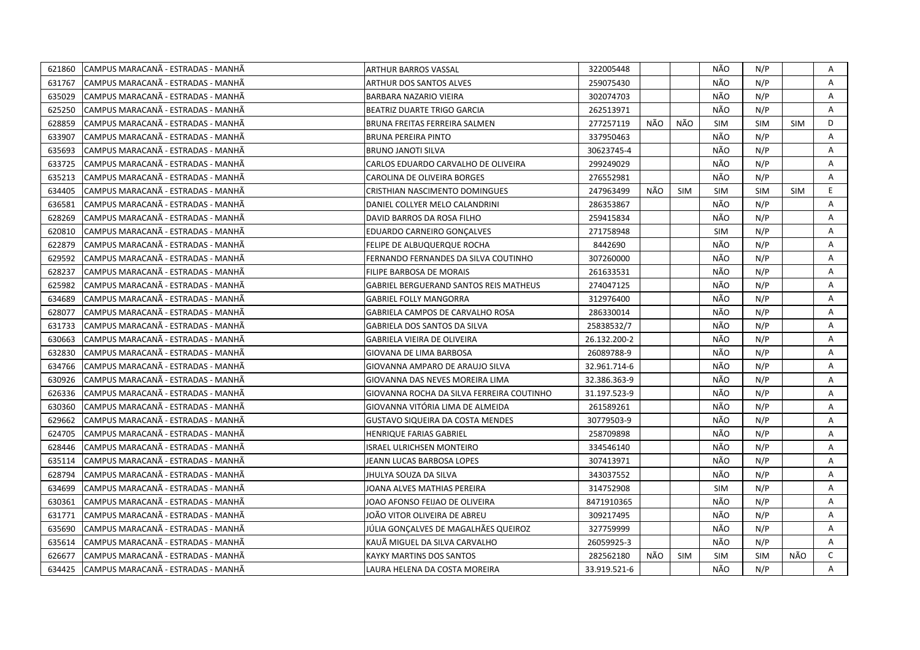| | | | | | | | | | |
|---|---|---|---|---|---|---|---|---|---|
| 621860 | CAMPUS MARACANÃ - ESTRADAS - MANHÃ | ARTHUR BARROS VASSAL | 322005448 | | | NÃO | N/P | | A |
| 631767 | CAMPUS MARACANÃ - ESTRADAS - MANHÃ | ARTHUR DOS SANTOS ALVES | 259075430 | | | NÃO | N/P | | A |
| 635029 | CAMPUS MARACANÃ - ESTRADAS - MANHÃ | BARBARA NAZARIO VIEIRA | 302074703 | | | NÃO | N/P | | A |
| 625250 | CAMPUS MARACANÃ - ESTRADAS - MANHÃ | BEATRIZ DUARTE TRIGO GARCIA | 262513971 | | | NÃO | N/P | | A |
| 628859 | CAMPUS MARACANÃ - ESTRADAS - MANHÃ | BRUNA FREITAS FERREIRA SALMEN | 277257119 | NÃO | NÃO | SIM | SIM | SIM | D |
| 633907 | CAMPUS MARACANÃ - ESTRADAS - MANHÃ | BRUNA PEREIRA PINTO | 337950463 | | | NÃO | N/P | | A |
| 635693 | CAMPUS MARACANÃ - ESTRADAS - MANHÃ | BRUNO JANOTI SILVA | 30623745-4 | | | NÃO | N/P | | A |
| 633725 | CAMPUS MARACANÃ - ESTRADAS - MANHÃ | CARLOS EDUARDO CARVALHO DE OLIVEIRA | 299249029 | | | NÃO | N/P | | A |
| 635213 | CAMPUS MARACANÃ - ESTRADAS - MANHÃ | CAROLINA DE OLIVEIRA BORGES | 276552981 | | | NÃO | N/P | | A |
| 634405 | CAMPUS MARACANÃ - ESTRADAS - MANHÃ | CRISTHIAN NASCIMENTO DOMINGUES | 247963499 | NÃO | SIM | SIM | SIM | SIM | E |
| 636581 | CAMPUS MARACANÃ - ESTRADAS - MANHÃ | DANIEL COLLYER MELO CALANDRINI | 286353867 | | | NÃO | N/P | | A |
| 628269 | CAMPUS MARACANÃ - ESTRADAS - MANHÃ | DAVID BARROS DA ROSA FILHO | 259415834 | | | NÃO | N/P | | A |
| 620810 | CAMPUS MARACANÃ - ESTRADAS - MANHÃ | EDUARDO CARNEIRO GONÇALVES | 271758948 | | | SIM | N/P | | A |
| 622879 | CAMPUS MARACANÃ - ESTRADAS - MANHÃ | FELIPE DE ALBUQUERQUE ROCHA | 8442690 | | | NÃO | N/P | | A |
| 629592 | CAMPUS MARACANÃ - ESTRADAS - MANHÃ | FERNANDO FERNANDES DA SILVA COUTINHO | 307260000 | | | NÃO | N/P | | A |
| 628237 | CAMPUS MARACANÃ - ESTRADAS - MANHÃ | FILIPE BARBOSA DE MORAIS | 261633531 | | | NÃO | N/P | | A |
| 625982 | CAMPUS MARACANÃ - ESTRADAS - MANHÃ | GABRIEL BERGUERAND SANTOS REIS MATHEUS | 274047125 | | | NÃO | N/P | | A |
| 634689 | CAMPUS MARACANÃ - ESTRADAS - MANHÃ | GABRIEL FOLLY MANGORRA | 312976400 | | | NÃO | N/P | | A |
| 628077 | CAMPUS MARACANÃ - ESTRADAS - MANHÃ | GABRIELA CAMPOS DE CARVALHO ROSA | 286330014 | | | NÃO | N/P | | A |
| 631733 | CAMPUS MARACANÃ - ESTRADAS - MANHÃ | GABRIELA DOS SANTOS DA SILVA | 25838532/7 | | | NÃO | N/P | | A |
| 630663 | CAMPUS MARACANÃ - ESTRADAS - MANHÃ | GABRIELA VIEIRA DE OLIVEIRA | 26.132.200-2 | | | NÃO | N/P | | A |
| 632830 | CAMPUS MARACANÃ - ESTRADAS - MANHÃ | GIOVANA DE LIMA BARBOSA | 26089788-9 | | | NÃO | N/P | | A |
| 634766 | CAMPUS MARACANÃ - ESTRADAS - MANHÃ | GIOVANNA AMPARO DE ARAUJO SILVA | 32.961.714-6 | | | NÃO | N/P | | A |
| 630926 | CAMPUS MARACANÃ - ESTRADAS - MANHÃ | GIOVANNA DAS NEVES MOREIRA LIMA | 32.386.363-9 | | | NÃO | N/P | | A |
| 626336 | CAMPUS MARACANÃ - ESTRADAS - MANHÃ | GIOVANNA ROCHA DA SILVA FERREIRA COUTINHO | 31.197.523-9 | | | NÃO | N/P | | A |
| 630360 | CAMPUS MARACANÃ - ESTRADAS - MANHÃ | GIOVANNA VITÓRIA LIMA DE ALMEIDA | 261589261 | | | NÃO | N/P | | A |
| 629662 | CAMPUS MARACANÃ - ESTRADAS - MANHÃ | GUSTAVO SIQUEIRA DA COSTA MENDES | 30779503-9 | | | NÃO | N/P | | A |
| 624705 | CAMPUS MARACANÃ - ESTRADAS - MANHÃ | HENRIQUE FARIAS GABRIEL | 258709898 | | | NÃO | N/P | | A |
| 628446 | CAMPUS MARACANÃ - ESTRADAS - MANHÃ | ISRAEL ULRICHSEN MONTEIRO | 334546140 | | | NÃO | N/P | | A |
| 635114 | CAMPUS MARACANÃ - ESTRADAS - MANHÃ | JEANN LUCAS BARBOSA LOPES | 307413971 | | | NÃO | N/P | | A |
| 628794 | CAMPUS MARACANÃ - ESTRADAS - MANHÃ | JHULYA SOUZA DA SILVA | 343037552 | | | NÃO | N/P | | A |
| 634699 | CAMPUS MARACANÃ - ESTRADAS - MANHÃ | JOANA ALVES MATHIAS PEREIRA | 314752908 | | | SIM | N/P | | A |
| 630361 | CAMPUS MARACANÃ - ESTRADAS - MANHÃ | JOAO AFONSO FEIJAO DE OLIVEIRA | 8471910365 | | | NÃO | N/P | | A |
| 631771 | CAMPUS MARACANÃ - ESTRADAS - MANHÃ | JOÃO VITOR OLIVEIRA DE ABREU | 309217495 | | | NÃO | N/P | | A |
| 635690 | CAMPUS MARACANÃ - ESTRADAS - MANHÃ | JÚLIA GONÇALVES DE MAGALHÃES QUEIROZ | 327759999 | | | NÃO | N/P | | A |
| 635614 | CAMPUS MARACANÃ - ESTRADAS - MANHÃ | KAUÃ MIGUEL DA SILVA CARVALHO | 26059925-3 | | | NÃO | N/P | | A |
| 626677 | CAMPUS MARACANÃ - ESTRADAS - MANHÃ | KAYKY MARTINS DOS SANTOS | 282562180 | NÃO | SIM | SIM | SIM | NÃO | C |
| 634425 | CAMPUS MARACANÃ - ESTRADAS - MANHÃ | LAURA HELENA DA COSTA MOREIRA | 33.919.521-6 | | | NÃO | N/P | | A |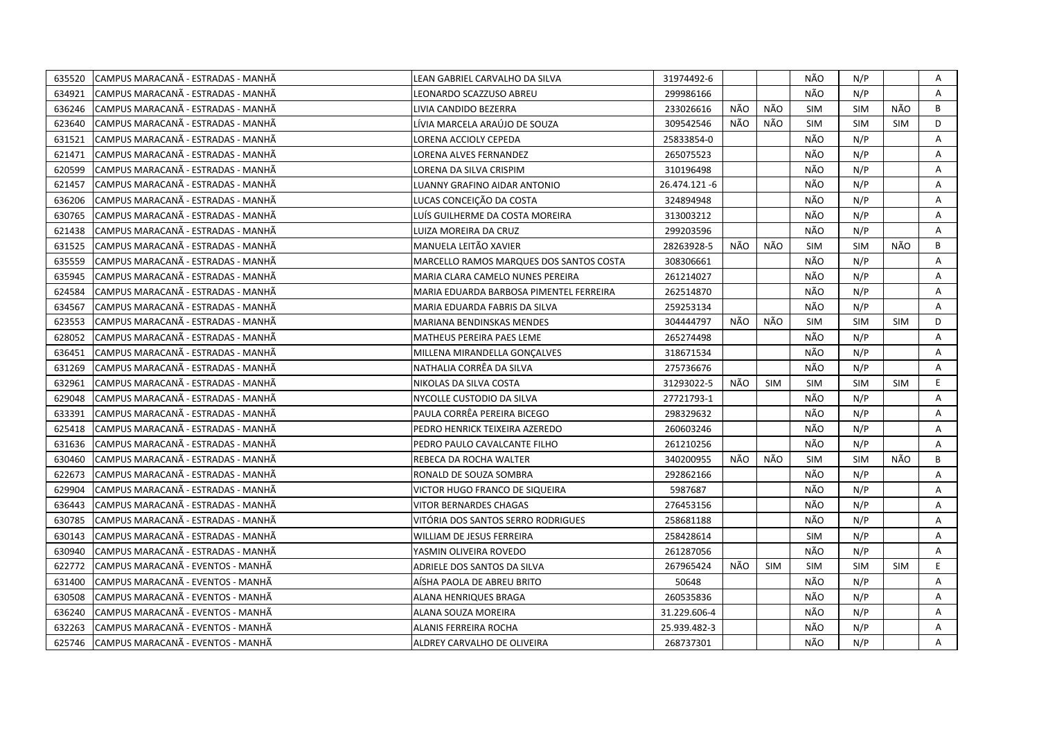| | | | | | | | | | |
|---|---|---|---|---|---|---|---|---|---|
| 635520 | CAMPUS MARACANÃ - ESTRADAS - MANHÃ | LEAN GABRIEL CARVALHO DA SILVA | 31974492-6 | | | NÃO | N/P | | A |
| 634921 | CAMPUS MARACANÃ - ESTRADAS - MANHÃ | LEONARDO SCAZZUSO ABREU | 299986166 | | | NÃO | N/P | | A |
| 636246 | CAMPUS MARACANÃ - ESTRADAS - MANHÃ | LIVIA CANDIDO BEZERRA | 233026616 | NÃO | NÃO | SIM | SIM | NÃO | B |
| 623640 | CAMPUS MARACANÃ - ESTRADAS - MANHÃ | LÍVIA MARCELA ARAÚJO DE SOUZA | 309542546 | NÃO | NÃO | SIM | SIM | SIM | D |
| 631521 | CAMPUS MARACANÃ - ESTRADAS - MANHÃ | LORENA ACCIOLY CEPEDA | 25833854-0 | | | NÃO | N/P | | A |
| 621471 | CAMPUS MARACANÃ - ESTRADAS - MANHÃ | LORENA ALVES FERNANDEZ | 265075523 | | | NÃO | N/P | | A |
| 620599 | CAMPUS MARACANÃ - ESTRADAS - MANHÃ | LORENA DA SILVA CRISPIM | 310196498 | | | NÃO | N/P | | A |
| 621457 | CAMPUS MARACANÃ - ESTRADAS - MANHÃ | LUANNY GRAFINO AIDAR ANTONIO | 26.474.121 -6 | | | NÃO | N/P | | A |
| 636206 | CAMPUS MARACANÃ - ESTRADAS - MANHÃ | LUCAS CONCEIÇÃO DA COSTA | 324894948 | | | NÃO | N/P | | A |
| 630765 | CAMPUS MARACANÃ - ESTRADAS - MANHÃ | LUÍS GUILHERME DA COSTA MOREIRA | 313003212 | | | NÃO | N/P | | A |
| 621438 | CAMPUS MARACANÃ - ESTRADAS - MANHÃ | LUIZA MOREIRA DA CRUZ | 299203596 | | | NÃO | N/P | | A |
| 631525 | CAMPUS MARACANÃ - ESTRADAS - MANHÃ | MANUELA LEITÃO XAVIER | 28263928-5 | NÃO | NÃO | SIM | SIM | NÃO | B |
| 635559 | CAMPUS MARACANÃ - ESTRADAS - MANHÃ | MARCELLO RAMOS MARQUES DOS SANTOS COSTA | 308306661 | | | NÃO | N/P | | A |
| 635945 | CAMPUS MARACANÃ - ESTRADAS - MANHÃ | MARIA CLARA CAMELO NUNES PEREIRA | 261214027 | | | NÃO | N/P | | A |
| 624584 | CAMPUS MARACANÃ - ESTRADAS - MANHÃ | MARIA EDUARDA BARBOSA PIMENTEL FERREIRA | 262514870 | | | NÃO | N/P | | A |
| 634567 | CAMPUS MARACANÃ - ESTRADAS - MANHÃ | MARIA EDUARDA FABRIS DA SILVA | 259253134 | | | NÃO | N/P | | A |
| 623553 | CAMPUS MARACANÃ - ESTRADAS - MANHÃ | MARIANA BENDINSKAS MENDES | 304444797 | NÃO | NÃO | SIM | SIM | SIM | D |
| 628052 | CAMPUS MARACANÃ - ESTRADAS - MANHÃ | MATHEUS PEREIRA PAES LEME | 265274498 | | | NÃO | N/P | | A |
| 636451 | CAMPUS MARACANÃ - ESTRADAS - MANHÃ | MILLENA MIRANDELLA GONÇALVES | 318671534 | | | NÃO | N/P | | A |
| 631269 | CAMPUS MARACANÃ - ESTRADAS - MANHÃ | NATHALIA CORRÊA DA SILVA | 275736676 | | | NÃO | N/P | | A |
| 632961 | CAMPUS MARACANÃ - ESTRADAS - MANHÃ | NIKOLAS DA SILVA COSTA | 31293022-5 | NÃO | SIM | SIM | SIM | SIM | E |
| 629048 | CAMPUS MARACANÃ - ESTRADAS - MANHÃ | NYCOLLE CUSTODIO DA SILVA | 27721793-1 | | | NÃO | N/P | | A |
| 633391 | CAMPUS MARACANÃ - ESTRADAS - MANHÃ | PAULA CORRÊA PEREIRA BICEGO | 298329632 | | | NÃO | N/P | | A |
| 625418 | CAMPUS MARACANÃ - ESTRADAS - MANHÃ | PEDRO HENRICK TEIXEIRA AZEREDO | 260603246 | | | NÃO | N/P | | A |
| 631636 | CAMPUS MARACANÃ - ESTRADAS - MANHÃ | PEDRO PAULO CAVALCANTE FILHO | 261210256 | | | NÃO | N/P | | A |
| 630460 | CAMPUS MARACANÃ - ESTRADAS - MANHÃ | REBECA DA ROCHA WALTER | 340200955 | NÃO | NÃO | SIM | SIM | NÃO | B |
| 622673 | CAMPUS MARACANÃ - ESTRADAS - MANHÃ | RONALD DE SOUZA SOMBRA | 292862166 | | | NÃO | N/P | | A |
| 629904 | CAMPUS MARACANÃ - ESTRADAS - MANHÃ | VICTOR HUGO FRANCO DE SIQUEIRA | 5987687 | | | NÃO | N/P | | A |
| 636443 | CAMPUS MARACANÃ - ESTRADAS - MANHÃ | VITOR BERNARDES CHAGAS | 276453156 | | | NÃO | N/P | | A |
| 630785 | CAMPUS MARACANÃ - ESTRADAS - MANHÃ | VITÓRIA DOS SANTOS SERRO RODRIGUES | 258681188 | | | NÃO | N/P | | A |
| 630143 | CAMPUS MARACANÃ - ESTRADAS - MANHÃ | WILLIAM DE JESUS FERREIRA | 258428614 | | | SIM | N/P | | A |
| 630940 | CAMPUS MARACANÃ - ESTRADAS - MANHÃ | YASMIN OLIVEIRA ROVEDO | 261287056 | | | NÃO | N/P | | A |
| 622772 | CAMPUS MARACANÃ - EVENTOS - MANHÃ | ADRIELE DOS SANTOS DA SILVA | 267965424 | NÃO | SIM | SIM | SIM | SIM | E |
| 631400 | CAMPUS MARACANÃ - EVENTOS - MANHÃ | AÍSHA PAOLA DE ABREU BRITO | 50648 | | | NÃO | N/P | | A |
| 630508 | CAMPUS MARACANÃ - EVENTOS - MANHÃ | ALANA HENRIQUES BRAGA | 260535836 | | | NÃO | N/P | | A |
| 636240 | CAMPUS MARACANÃ - EVENTOS - MANHÃ | ALANA SOUZA MOREIRA | 31.229.606-4 | | | NÃO | N/P | | A |
| 632263 | CAMPUS MARACANÃ - EVENTOS - MANHÃ | ALANIS FERREIRA ROCHA | 25.939.482-3 | | | NÃO | N/P | | A |
| 625746 | CAMPUS MARACANÃ - EVENTOS - MANHÃ | ALDREY CARVALHO DE OLIVEIRA | 268737301 | | | NÃO | N/P | | A |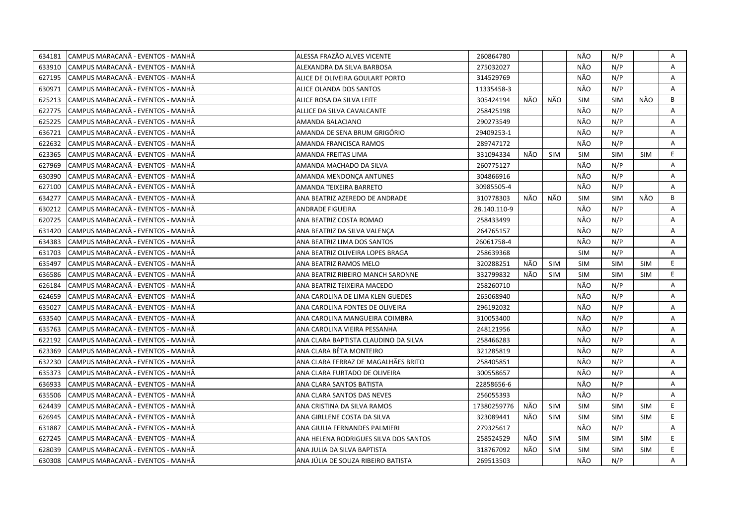| | | | | | | | | | |
|---|---|---|---|---|---|---|---|---|---|
| 634181 | CAMPUS MARACANÃ - EVENTOS - MANHÃ | ALESSA FRAZÃO ALVES VICENTE | 260864780 | | | NÃO | N/P | | A |
| 633910 | CAMPUS MARACANÃ - EVENTOS - MANHÃ | ALEXANDRA DA SILVA BARBOSA | 275032027 | | | NÃO | N/P | | A |
| 627195 | CAMPUS MARACANÃ - EVENTOS - MANHÃ | ALICE DE OLIVEIRA GOULART PORTO | 314529769 | | | NÃO | N/P | | A |
| 630971 | CAMPUS MARACANÃ - EVENTOS - MANHÃ | ALICE OLANDA DOS SANTOS | 11335458-3 | | | NÃO | N/P | | A |
| 625213 | CAMPUS MARACANÃ - EVENTOS - MANHÃ | ALICE ROSA DA SILVA LEITE | 305424194 | NÃO | NÃO | SIM | SIM | NÃO | B |
| 622775 | CAMPUS MARACANÃ - EVENTOS - MANHÃ | ALLICE DA SILVA CAVALCANTE | 258425198 | | | NÃO | N/P | | A |
| 625225 | CAMPUS MARACANÃ - EVENTOS - MANHÃ | AMANDA BALACIANO | 290273549 | | | NÃO | N/P | | A |
| 636721 | CAMPUS MARACANÃ - EVENTOS - MANHÃ | AMANDA DE SENA BRUM GRIGÓRIO | 29409253-1 | | | NÃO | N/P | | A |
| 622632 | CAMPUS MARACANÃ - EVENTOS - MANHÃ | AMANDA FRANCISCA RAMOS | 289747172 | | | NÃO | N/P | | A |
| 623365 | CAMPUS MARACANÃ - EVENTOS - MANHÃ | AMANDA FREITAS LIMA | 331094334 | NÃO | SIM | SIM | SIM | SIM | E |
| 627969 | CAMPUS MARACANÃ - EVENTOS - MANHÃ | AMANDA MACHADO DA SILVA | 260775127 | | | NÃO | N/P | | A |
| 630390 | CAMPUS MARACANÃ - EVENTOS - MANHÃ | AMANDA MENDONÇA ANTUNES | 304866916 | | | NÃO | N/P | | A |
| 627100 | CAMPUS MARACANÃ - EVENTOS - MANHÃ | AMANDA TEIXEIRA BARRETO | 30985505-4 | | | NÃO | N/P | | A |
| 634277 | CAMPUS MARACANÃ - EVENTOS - MANHÃ | ANA BEATRIZ AZEREDO DE ANDRADE | 310778303 | NÃO | NÃO | SIM | SIM | NÃO | B |
| 630212 | CAMPUS MARACANÃ - EVENTOS - MANHÃ | ANDRADE FIGUEIRA | 28.140.110-9 | | | NÃO | N/P | | A |
| 620725 | CAMPUS MARACANÃ - EVENTOS - MANHÃ | ANA BEATRIZ COSTA ROMAO | 258433499 | | | NÃO | N/P | | A |
| 631420 | CAMPUS MARACANÃ - EVENTOS - MANHÃ | ANA BEATRIZ DA SILVA VALENÇA | 264765157 | | | NÃO | N/P | | A |
| 634383 | CAMPUS MARACANÃ - EVENTOS - MANHÃ | ANA BEATRIZ LIMA DOS SANTOS | 26061758-4 | | | NÃO | N/P | | A |
| 631703 | CAMPUS MARACANÃ - EVENTOS - MANHÃ | ANA BEATRIZ OLIVEIRA LOPES BRAGA | 258639368 | | | SIM | N/P | | A |
| 635497 | CAMPUS MARACANÃ - EVENTOS - MANHÃ | ANA BEATRIZ RAMOS MELO | 320288251 | NÃO | SIM | SIM | SIM | SIM | E |
| 636586 | CAMPUS MARACANÃ - EVENTOS - MANHÃ | ANA BEATRIZ RIBEIRO MANCH SARONNE | 332799832 | NÃO | SIM | SIM | SIM | SIM | E |
| 626184 | CAMPUS MARACANÃ - EVENTOS - MANHÃ | ANA BEATRIZ TEIXEIRA MACEDO | 258260710 | | | NÃO | N/P | | A |
| 624659 | CAMPUS MARACANÃ - EVENTOS - MANHÃ | ANA CAROLINA DE LIMA KLEN GUEDES | 265068940 | | | NÃO | N/P | | A |
| 635027 | CAMPUS MARACANÃ - EVENTOS - MANHÃ | ANA CAROLINA FONTES DE OLIVEIRA | 296192032 | | | NÃO | N/P | | A |
| 633540 | CAMPUS MARACANÃ - EVENTOS - MANHÃ | ANA CAROLINA MANGUEIRA COIMBRA | 310053400 | | | NÃO | N/P | | A |
| 635763 | CAMPUS MARACANÃ - EVENTOS - MANHÃ | ANA CAROLINA VIEIRA PESSANHA | 248121956 | | | NÃO | N/P | | A |
| 622192 | CAMPUS MARACANÃ - EVENTOS - MANHÃ | ANA CLARA BAPTISTA CLAUDINO DA SILVA | 258466283 | | | NÃO | N/P | | A |
| 623369 | CAMPUS MARACANÃ - EVENTOS - MANHÃ | ANA CLARA BÊTA MONTEIRO | 321285819 | | | NÃO | N/P | | A |
| 632230 | CAMPUS MARACANÃ - EVENTOS - MANHÃ | ANA CLARA FERRAZ DE MAGALHÃES BRITO | 258405851 | | | NÃO | N/P | | A |
| 635373 | CAMPUS MARACANÃ - EVENTOS - MANHÃ | ANA CLARA FURTADO DE OLIVEIRA | 300558657 | | | NÃO | N/P | | A |
| 636933 | CAMPUS MARACANÃ - EVENTOS - MANHÃ | ANA CLARA SANTOS BATISTA | 22858656-6 | | | NÃO | N/P | | A |
| 635506 | CAMPUS MARACANÃ - EVENTOS - MANHÃ | ANA CLARA SANTOS DAS NEVES | 256055393 | | | NÃO | N/P | | A |
| 624439 | CAMPUS MARACANÃ - EVENTOS - MANHÃ | ANA CRISTINA DA SILVA RAMOS | 17380259776 | NÃO | SIM | SIM | SIM | SIM | E |
| 626945 | CAMPUS MARACANÃ - EVENTOS - MANHÃ | ANA GIRLLENE COSTA DA SILVA | 323089441 | NÃO | SIM | SIM | SIM | SIM | E |
| 631887 | CAMPUS MARACANÃ - EVENTOS - MANHÃ | ANA GIULIA FERNANDES PALMIERI | 279325617 | | | NÃO | N/P | | A |
| 627245 | CAMPUS MARACANÃ - EVENTOS - MANHÃ | ANA HELENA RODRIGUES SILVA DOS SANTOS | 258524529 | NÃO | SIM | SIM | SIM | SIM | E |
| 628039 | CAMPUS MARACANÃ - EVENTOS - MANHÃ | ANA JULIA DA SILVA BAPTISTA | 318767092 | NÃO | SIM | SIM | SIM | SIM | E |
| 630308 | CAMPUS MARACANÃ - EVENTOS - MANHÃ | ANA JÚLIA DE SOUZA RIBEIRO BATISTA | 269513503 | | | NÃO | N/P | | A |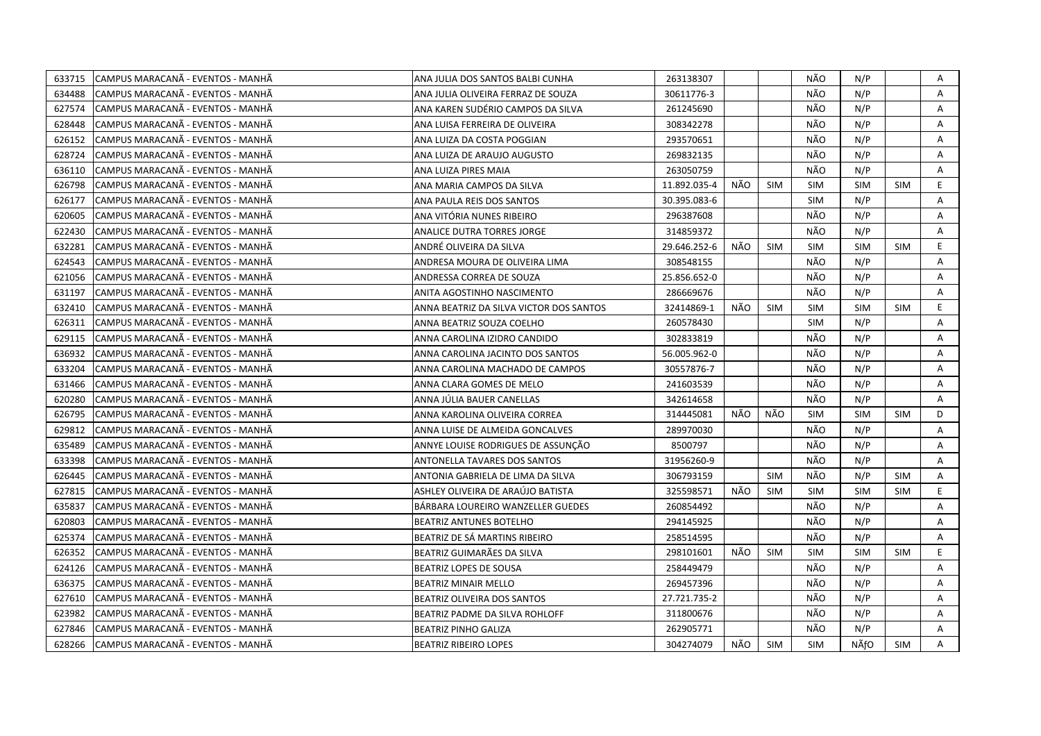| | | | | | | | | | | |
|---|---|---|---|---|---|---|---|---|---|---|
| 633715 | CAMPUS MARACANÃ - EVENTOS - MANHÃ | ANA JULIA DOS SANTOS BALBI CUNHA | 263138307 | | | NÃO | N/P | | A |
| 634488 | CAMPUS MARACANÃ - EVENTOS - MANHÃ | ANA JULIA OLIVEIRA FERRAZ DE SOUZA | 30611776-3 | | | NÃO | N/P | | A |
| 627574 | CAMPUS MARACANÃ - EVENTOS - MANHÃ | ANA KAREN SUDÉRIO CAMPOS DA SILVA | 261245690 | | | NÃO | N/P | | A |
| 628448 | CAMPUS MARACANÃ - EVENTOS - MANHÃ | ANA LUISA FERREIRA DE OLIVEIRA | 308342278 | | | NÃO | N/P | | A |
| 626152 | CAMPUS MARACANÃ - EVENTOS - MANHÃ | ANA LUIZA DA COSTA POGGIAN | 293570651 | | | NÃO | N/P | | A |
| 628724 | CAMPUS MARACANÃ - EVENTOS - MANHÃ | ANA LUIZA DE ARAUJO AUGUSTO | 269832135 | | | NÃO | N/P | | A |
| 636110 | CAMPUS MARACANÃ - EVENTOS - MANHÃ | ANA LUIZA PIRES MAIA | 263050759 | | | NÃO | N/P | | A |
| 626798 | CAMPUS MARACANÃ - EVENTOS - MANHÃ | ANA MARIA CAMPOS DA SILVA | 11.892.035-4 | NÃO | SIM | SIM | SIM | SIM | E |
| 626177 | CAMPUS MARACANÃ - EVENTOS - MANHÃ | ANA PAULA REIS DOS SANTOS | 30.395.083-6 | | | SIM | N/P | | A |
| 620605 | CAMPUS MARACANÃ - EVENTOS - MANHÃ | ANA VITÓRIA NUNES RIBEIRO | 296387608 | | | NÃO | N/P | | A |
| 622430 | CAMPUS MARACANÃ - EVENTOS - MANHÃ | ANALICE DUTRA TORRES JORGE | 314859372 | | | NÃO | N/P | | A |
| 632281 | CAMPUS MARACANÃ - EVENTOS - MANHÃ | ANDRÉ OLIVEIRA DA SILVA | 29.646.252-6 | NÃO | SIM | SIM | SIM | SIM | E |
| 624543 | CAMPUS MARACANÃ - EVENTOS - MANHÃ | ANDRESA MOURA DE OLIVEIRA LIMA | 308548155 | | | NÃO | N/P | | A |
| 621056 | CAMPUS MARACANÃ - EVENTOS - MANHÃ | ANDRESSA CORREA DE SOUZA | 25.856.652-0 | | | NÃO | N/P | | A |
| 631197 | CAMPUS MARACANÃ - EVENTOS - MANHÃ | ANITA AGOSTINHO NASCIMENTO | 286669676 | | | NÃO | N/P | | A |
| 632410 | CAMPUS MARACANÃ - EVENTOS - MANHÃ | ANNA BEATRIZ DA SILVA VICTOR DOS SANTOS | 32414869-1 | NÃO | SIM | SIM | SIM | SIM | E |
| 626311 | CAMPUS MARACANÃ - EVENTOS - MANHÃ | ANNA BEATRIZ SOUZA COELHO | 260578430 | | | SIM | N/P | | A |
| 629115 | CAMPUS MARACANÃ - EVENTOS - MANHÃ | ANNA CAROLINA IZIDRO CANDIDO | 302833819 | | | NÃO | N/P | | A |
| 636932 | CAMPUS MARACANÃ - EVENTOS - MANHÃ | ANNA CAROLINA JACINTO DOS SANTOS | 56.005.962-0 | | | NÃO | N/P | | A |
| 633204 | CAMPUS MARACANÃ - EVENTOS - MANHÃ | ANNA CAROLINA MACHADO DE CAMPOS | 30557876-7 | | | NÃO | N/P | | A |
| 631466 | CAMPUS MARACANÃ - EVENTOS - MANHÃ | ANNA CLARA GOMES DE MELO | 241603539 | | | NÃO | N/P | | A |
| 620280 | CAMPUS MARACANÃ - EVENTOS - MANHÃ | ANNA JÚLIA BAUER CANELLAS | 342614658 | | | NÃO | N/P | | A |
| 626795 | CAMPUS MARACANÃ - EVENTOS - MANHÃ | ANNA KAROLINA OLIVEIRA CORREA | 314445081 | NÃO | NÃO | SIM | SIM | SIM | D |
| 629812 | CAMPUS MARACANÃ - EVENTOS - MANHÃ | ANNA LUISE DE ALMEIDA GONCALVES | 289970030 | | | NÃO | N/P | | A |
| 635489 | CAMPUS MARACANÃ - EVENTOS - MANHÃ | ANNYE LOUISE RODRIGUES DE ASSUNÇÃO | 8500797 | | | NÃO | N/P | | A |
| 633398 | CAMPUS MARACANÃ - EVENTOS - MANHÃ | ANTONELLA TAVARES DOS SANTOS | 31956260-9 | | | NÃO | N/P | | A |
| 626445 | CAMPUS MARACANÃ - EVENTOS - MANHÃ | ANTONIA GABRIELA DE LIMA DA SILVA | 306793159 | | SIM | NÃO | N/P | SIM | A |
| 627815 | CAMPUS MARACANÃ - EVENTOS - MANHÃ | ASHLEY OLIVEIRA DE ARAÚJO BATISTA | 325598571 | NÃO | SIM | SIM | SIM | SIM | E |
| 635837 | CAMPUS MARACANÃ - EVENTOS - MANHÃ | BÁRBARA LOUREIRO WANZELLER GUEDES | 260854492 | | | NÃO | N/P | | A |
| 620803 | CAMPUS MARACANÃ - EVENTOS - MANHÃ | BEATRIZ ANTUNES BOTELHO | 294145925 | | | NÃO | N/P | | A |
| 625374 | CAMPUS MARACANÃ - EVENTOS - MANHÃ | BEATRIZ DE SÁ MARTINS RIBEIRO | 258514595 | | | NÃO | N/P | | A |
| 626352 | CAMPUS MARACANÃ - EVENTOS - MANHÃ | BEATRIZ GUIMARÃES DA SILVA | 298101601 | NÃO | SIM | SIM | SIM | SIM | E |
| 624126 | CAMPUS MARACANÃ - EVENTOS - MANHÃ | BEATRIZ LOPES DE SOUSA | 258449479 | | | NÃO | N/P | | A |
| 636375 | CAMPUS MARACANÃ - EVENTOS - MANHÃ | BEATRIZ MINAIR MELLO | 269457396 | | | NÃO | N/P | | A |
| 627610 | CAMPUS MARACANÃ - EVENTOS - MANHÃ | BEATRIZ OLIVEIRA DOS SANTOS | 27.721.735-2 | | | NÃO | N/P | | A |
| 623982 | CAMPUS MARACANÃ - EVENTOS - MANHÃ | BEATRIZ PADME DA SILVA ROHLOFF | 311800676 | | | NÃO | N/P | | A |
| 627846 | CAMPUS MARACANÃ - EVENTOS - MANHÃ | BEATRIZ PINHO GALIZA | 262905771 | | | NÃO | N/P | | A |
| 628266 | CAMPUS MARACANÃ - EVENTOS - MANHÃ | BEATRIZ RIBEIRO LOPES | 304274079 | NÃO | SIM | SIM | NÃƒO | SIM | A |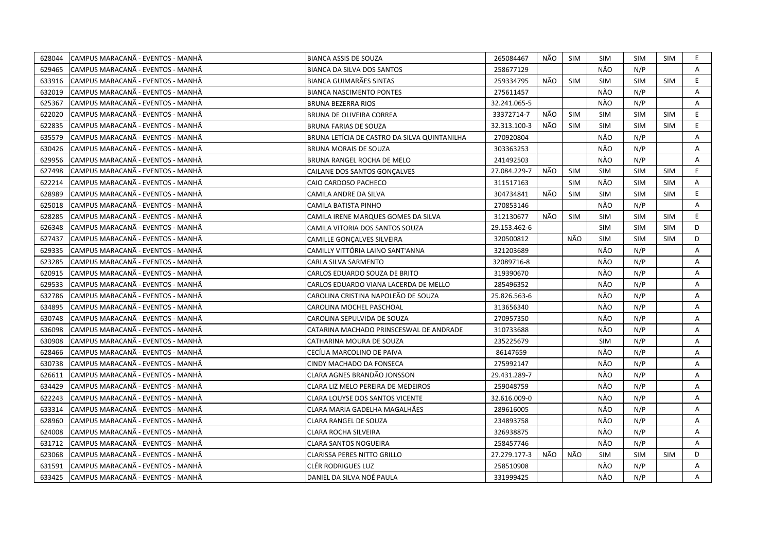| | | | | | | | | | |
|---|---|---|---|---|---|---|---|---|---|
| 628044 | CAMPUS MARACANÃ - EVENTOS - MANHÃ | BIANCA ASSIS DE SOUZA | 265084467 | NÃO | SIM | SIM | SIM | SIM | E |
| 629465 | CAMPUS MARACANÃ - EVENTOS - MANHÃ | BIANCA DA SILVA DOS SANTOS | 258677129 | | | NÃO | N/P | | A |
| 633916 | CAMPUS MARACANÃ - EVENTOS - MANHÃ | BIANCA GUIMARÃES SINTAS | 259334795 | NÃO | SIM | SIM | SIM | SIM | E |
| 632019 | CAMPUS MARACANÃ - EVENTOS - MANHÃ | BIANCA NASCIMENTO PONTES | 275611457 | | | NÃO | N/P | | A |
| 625367 | CAMPUS MARACANÃ - EVENTOS - MANHÃ | BRUNA BEZERRA RIOS | 32.241.065-5 | | | NÃO | N/P | | A |
| 622020 | CAMPUS MARACANÃ - EVENTOS - MANHÃ | BRUNA DE OLIVEIRA CORREA | 33372714-7 | NÃO | SIM | SIM | SIM | SIM | E |
| 622835 | CAMPUS MARACANÃ - EVENTOS - MANHÃ | BRUNA FARIAS DE SOUZA | 32.313.100-3 | NÃO | SIM | SIM | SIM | SIM | E |
| 635579 | CAMPUS MARACANÃ - EVENTOS - MANHÃ | BRUNA LETÍCIA DE CASTRO DA SILVA QUINTANILHA | 270920804 | | | NÃO | N/P | | A |
| 630426 | CAMPUS MARACANÃ - EVENTOS - MANHÃ | BRUNA MORAIS DE SOUZA | 303363253 | | | NÃO | N/P | | A |
| 629956 | CAMPUS MARACANÃ - EVENTOS - MANHÃ | BRUNA RANGEL ROCHA DE MELO | 241492503 | | | NÃO | N/P | | A |
| 627498 | CAMPUS MARACANÃ - EVENTOS - MANHÃ | CAILANE DOS SANTOS GONÇALVES | 27.084.229-7 | NÃO | SIM | SIM | SIM | SIM | E |
| 622214 | CAMPUS MARACANÃ - EVENTOS - MANHÃ | CAIO CARDOSO PACHECO | 311517163 | | SIM | NÃO | SIM | SIM | A |
| 628989 | CAMPUS MARACANÃ - EVENTOS - MANHÃ | CAMILA ANDRE DA SILVA | 304734841 | NÃO | SIM | SIM | SIM | SIM | E |
| 625018 | CAMPUS MARACANÃ - EVENTOS - MANHÃ | CAMILA BATISTA PINHO | 270853146 | | | NÃO | N/P | | A |
| 628285 | CAMPUS MARACANÃ - EVENTOS - MANHÃ | CAMILA IRENE MARQUES GOMES DA SILVA | 312130677 | NÃO | SIM | SIM | SIM | SIM | E |
| 626348 | CAMPUS MARACANÃ - EVENTOS - MANHÃ | CAMILA VITORIA DOS SANTOS SOUZA | 29.153.462-6 | | | SIM | SIM | SIM | D |
| 627437 | CAMPUS MARACANÃ - EVENTOS - MANHÃ | CAMILLE GONÇALVES SILVEIRA | 320500812 | | NÃO | SIM | SIM | SIM | D |
| 629335 | CAMPUS MARACANÃ - EVENTOS - MANHÃ | CAMILLY VITTÓRIA LAINO SANT'ANNA | 321203689 | | | NÃO | N/P | | A |
| 623285 | CAMPUS MARACANÃ - EVENTOS - MANHÃ | CARLA SILVA SARMENTO | 32089716-8 | | | NÃO | N/P | | A |
| 620915 | CAMPUS MARACANÃ - EVENTOS - MANHÃ | CARLOS EDUARDO SOUZA DE BRITO | 319390670 | | | NÃO | N/P | | A |
| 629533 | CAMPUS MARACANÃ - EVENTOS - MANHÃ | CARLOS EDUARDO VIANA LACERDA DE MELLO | 285496352 | | | NÃO | N/P | | A |
| 632786 | CAMPUS MARACANÃ - EVENTOS - MANHÃ | CAROLINA CRISTINA NAPOLEÃO DE SOUZA | 25.826.563-6 | | | NÃO | N/P | | A |
| 634895 | CAMPUS MARACANÃ - EVENTOS - MANHÃ | CAROLINA MOCHEL PASCHOAL | 313656340 | | | NÃO | N/P | | A |
| 630748 | CAMPUS MARACANÃ - EVENTOS - MANHÃ | CAROLINA SEPULVIDA DE SOUZA | 270957350 | | | NÃO | N/P | | A |
| 636098 | CAMPUS MARACANÃ - EVENTOS - MANHÃ | CATARINA MACHADO PRINSCESWAL DE ANDRADE | 310733688 | | | NÃO | N/P | | A |
| 630908 | CAMPUS MARACANÃ - EVENTOS - MANHÃ | CATHARINA MOURA DE SOUZA | 235225679 | | | SIM | N/P | | A |
| 628466 | CAMPUS MARACANÃ - EVENTOS - MANHÃ | CECÍLIA MARCOLINO DE PAIVA | 86147659 | | | NÃO | N/P | | A |
| 630738 | CAMPUS MARACANÃ - EVENTOS - MANHÃ | CINDY MACHADO DA FONSECA | 275992147 | | | NÃO | N/P | | A |
| 626611 | CAMPUS MARACANÃ - EVENTOS - MANHÃ | CLARA AGNES BRANDÃO JONSSON | 29.431.289-7 | | | NÃO | N/P | | A |
| 634429 | CAMPUS MARACANÃ - EVENTOS - MANHÃ | CLARA LIZ MELO PEREIRA DE MEDEIROS | 259048759 | | | NÃO | N/P | | A |
| 622243 | CAMPUS MARACANÃ - EVENTOS - MANHÃ | CLARA LOUYSE DOS SANTOS VICENTE | 32.616.009-0 | | | NÃO | N/P | | A |
| 633314 | CAMPUS MARACANÃ - EVENTOS - MANHÃ | CLARA MARIA GADELHA MAGALHÃES | 289616005 | | | NÃO | N/P | | A |
| 628960 | CAMPUS MARACANÃ - EVENTOS - MANHÃ | CLARA RANGEL DE SOUZA | 234893758 | | | NÃO | N/P | | A |
| 624008 | CAMPUS MARACANÃ - EVENTOS - MANHÃ | CLARA ROCHA SILVEIRA | 326938875 | | | NÃO | N/P | | A |
| 631712 | CAMPUS MARACANÃ - EVENTOS - MANHÃ | CLARA SANTOS NOGUEIRA | 258457746 | | | NÃO | N/P | | A |
| 623068 | CAMPUS MARACANÃ - EVENTOS - MANHÃ | CLARISSA PERES NITTO GRILLO | 27.279.177-3 | NÃO | NÃO | SIM | SIM | SIM | D |
| 631591 | CAMPUS MARACANÃ - EVENTOS - MANHÃ | CLÉR RODRIGUES LUZ | 258510908 | | | NÃO | N/P | | A |
| 633425 | CAMPUS MARACANÃ - EVENTOS - MANHÃ | DANIEL DA SILVA NOÉ PAULA | 331999425 | | | NÃO | N/P | | A |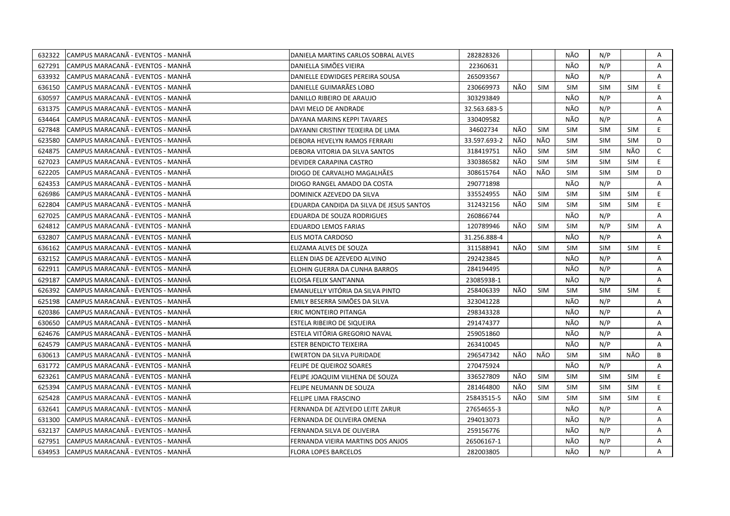| | | | | | | | | | |
|---|---|---|---|---|---|---|---|---|---|
| 632322 | CAMPUS MARACANÃ - EVENTOS - MANHÃ | DANIELA MARTINS CARLOS SOBRAL ALVES | 282828326 | | | NÃO | N/P | | A |
| 627291 | CAMPUS MARACANÃ - EVENTOS - MANHÃ | DANIELLA SIMÕES VIEIRA | 22360631 | | | NÃO | N/P | | A |
| 633932 | CAMPUS MARACANÃ - EVENTOS - MANHÃ | DANIELLE EDWIDGES PEREIRA SOUSA | 265093567 | | | NÃO | N/P | | A |
| 636150 | CAMPUS MARACANÃ - EVENTOS - MANHÃ | DANIELLE GUIMARÃES LOBO | 230669973 | NÃO | SIM | SIM | SIM | SIM | E |
| 630597 | CAMPUS MARACANÃ - EVENTOS - MANHÃ | DANILLO RIBEIRO DE ARAUJO | 303293849 | | | NÃO | N/P | | A |
| 631375 | CAMPUS MARACANÃ - EVENTOS - MANHÃ | DAVI MELO DE ANDRADE | 32.563.683-5 | | | NÃO | N/P | | A |
| 634464 | CAMPUS MARACANÃ - EVENTOS - MANHÃ | DAYANA MARINS KEPPI TAVARES | 330409582 | | | NÃO | N/P | | A |
| 627848 | CAMPUS MARACANÃ - EVENTOS - MANHÃ | DAYANNI CRISTINY TEIXEIRA DE LIMA | 34602734 | NÃO | SIM | SIM | SIM | SIM | E |
| 623580 | CAMPUS MARACANÃ - EVENTOS - MANHÃ | DEBORA HEVELYN RAMOS FERRARI | 33.597.693-2 | NÃO | NÃO | SIM | SIM | SIM | D |
| 624875 | CAMPUS MARACANÃ - EVENTOS - MANHÃ | DEBORA VITORIA DA SILVA SANTOS | 318419751 | NÃO | SIM | SIM | SIM | NÃO | C |
| 627023 | CAMPUS MARACANÃ - EVENTOS - MANHÃ | DEVIDER CARAPINA CASTRO | 330386582 | NÃO | SIM | SIM | SIM | SIM | E |
| 622205 | CAMPUS MARACANÃ - EVENTOS - MANHÃ | DIOGO DE CARVALHO MAGALHÃES | 308615764 | NÃO | NÃO | SIM | SIM | SIM | D |
| 624353 | CAMPUS MARACANÃ - EVENTOS - MANHÃ | DIOGO RANGEL AMADO DA COSTA | 290771898 | | | NÃO | N/P | | A |
| 626986 | CAMPUS MARACANÃ - EVENTOS - MANHÃ | DOMINICK AZEVEDO DA SILVA | 335524955 | NÃO | SIM | SIM | SIM | SIM | E |
| 622804 | CAMPUS MARACANÃ - EVENTOS - MANHÃ | EDUARDA CANDIDA DA SILVA DE JESUS SANTOS | 312432156 | NÃO | SIM | SIM | SIM | SIM | E |
| 627025 | CAMPUS MARACANÃ - EVENTOS - MANHÃ | EDUARDA DE SOUZA RODRIGUES | 260866744 | | | NÃO | N/P | | A |
| 624812 | CAMPUS MARACANÃ - EVENTOS - MANHÃ | EDUARDO LEMOS FARIAS | 120789946 | NÃO | SIM | SIM | N/P | SIM | A |
| 632807 | CAMPUS MARACANÃ - EVENTOS - MANHÃ | ELIS MOTA CARDOSO | 31.256.888-4 | | | NÃO | N/P | | A |
| 636162 | CAMPUS MARACANÃ - EVENTOS - MANHÃ | ELIZAMA ALVES DE SOUZA | 311588941 | NÃO | SIM | SIM | SIM | SIM | E |
| 632152 | CAMPUS MARACANÃ - EVENTOS - MANHÃ | ELLEN DIAS DE AZEVEDO ALVINO | 292423845 | | | NÃO | N/P | | A |
| 622911 | CAMPUS MARACANÃ - EVENTOS - MANHÃ | ELOHIN GUERRA DA CUNHA BARROS | 284194495 | | | NÃO | N/P | | A |
| 629187 | CAMPUS MARACANÃ - EVENTOS - MANHÃ | ELOISA FELIX SANT'ANNA | 23085938-1 | | | NÃO | N/P | | A |
| 626392 | CAMPUS MARACANÃ - EVENTOS - MANHÃ | EMANUELLY VITÓRIA DA SILVA PINTO | 258406339 | NÃO | SIM | SIM | SIM | SIM | E |
| 625198 | CAMPUS MARACANÃ - EVENTOS - MANHÃ | EMILY BESERRA SIMÕES DA SILVA | 323041228 | | | NÃO | N/P | | A |
| 620386 | CAMPUS MARACANÃ - EVENTOS - MANHÃ | ERIC MONTEIRO PITANGA | 298343328 | | | NÃO | N/P | | A |
| 630650 | CAMPUS MARACANÃ - EVENTOS - MANHÃ | ESTELA RIBEIRO DE SIQUEIRA | 291474377 | | | NÃO | N/P | | A |
| 624676 | CAMPUS MARACANÃ - EVENTOS - MANHÃ | ESTELA VITÓRIA GREGORIO NAVAL | 259051860 | | | NÃO | N/P | | A |
| 624579 | CAMPUS MARACANÃ - EVENTOS - MANHÃ | ESTER BENDICTO TEIXEIRA | 263410045 | | | NÃO | N/P | | A |
| 630613 | CAMPUS MARACANÃ - EVENTOS - MANHÃ | EWERTON DA SILVA PURIDADE | 296547342 | NÃO | NÃO | SIM | SIM | NÃO | B |
| 631772 | CAMPUS MARACANÃ - EVENTOS - MANHÃ | FELIPE DE QUEIROZ SOARES | 270475924 | | | NÃO | N/P | | A |
| 623261 | CAMPUS MARACANÃ - EVENTOS - MANHÃ | FELIPE JOAQUIM VILHENA DE SOUZA | 336527809 | NÃO | SIM | SIM | SIM | SIM | E |
| 625394 | CAMPUS MARACANÃ - EVENTOS - MANHÃ | FELIPE NEUMANN DE SOUZA | 281464800 | NÃO | SIM | SIM | SIM | SIM | E |
| 625428 | CAMPUS MARACANÃ - EVENTOS - MANHÃ | FELLIPE LIMA FRASCINO | 25843515-5 | NÃO | SIM | SIM | SIM | SIM | E |
| 632641 | CAMPUS MARACANÃ - EVENTOS - MANHÃ | FERNANDA DE AZEVEDO LEITE ZARUR | 27654655-3 | | | NÃO | N/P | | A |
| 631300 | CAMPUS MARACANÃ - EVENTOS - MANHÃ | FERNANDA DE OLIVEIRA OMENA | 294013073 | | | NÃO | N/P | | A |
| 632137 | CAMPUS MARACANÃ - EVENTOS - MANHÃ | FERNANDA SILVA DE OLIVEIRA | 259156776 | | | NÃO | N/P | | A |
| 627951 | CAMPUS MARACANÃ - EVENTOS - MANHÃ | FERNANDA VIEIRA MARTINS DOS ANJOS | 26506167-1 | | | NÃO | N/P | | A |
| 634953 | CAMPUS MARACANÃ - EVENTOS - MANHÃ | FLORA LOPES BARCELOS | 282003805 | | | NÃO | N/P | | A |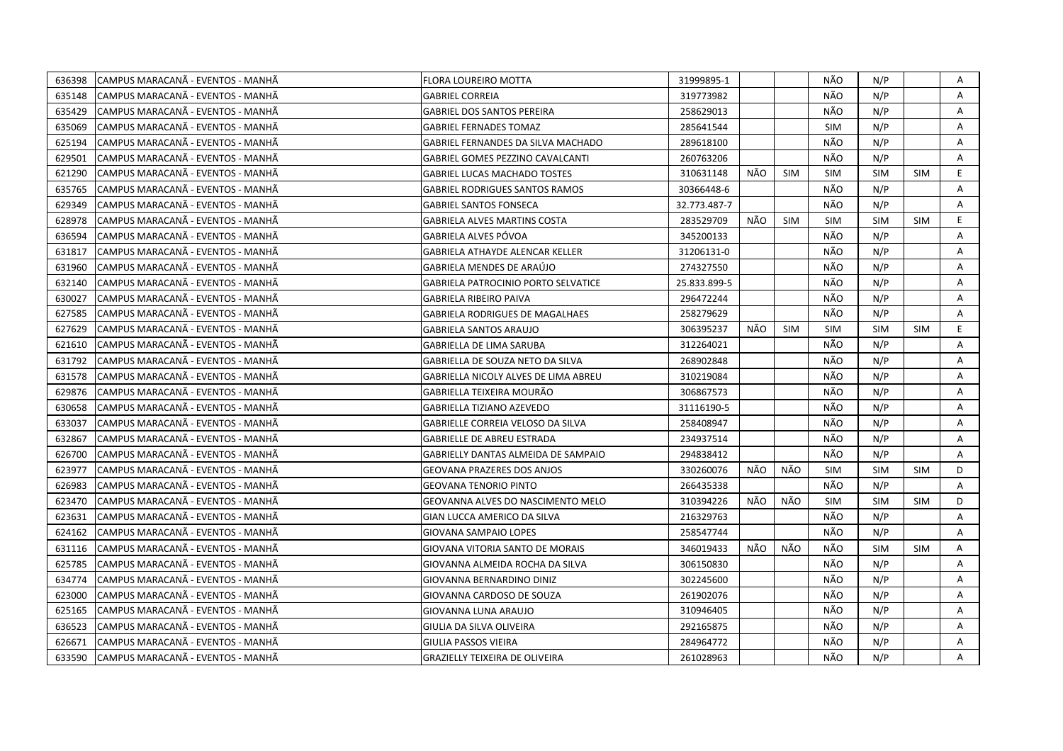| | | | | | | | | | |
|---|---|---|---|---|---|---|---|---|---|
| 636398 | CAMPUS MARACANÃ - EVENTOS - MANHÃ | FLORA LOUREIRO MOTTA | 31999895-1 | | | NÃO | N/P | | A |
| 635148 | CAMPUS MARACANÃ - EVENTOS - MANHÃ | GABRIEL CORREIA | 319773982 | | | NÃO | N/P | | A |
| 635429 | CAMPUS MARACANÃ - EVENTOS - MANHÃ | GABRIEL DOS SANTOS PEREIRA | 258629013 | | | NÃO | N/P | | A |
| 635069 | CAMPUS MARACANÃ - EVENTOS - MANHÃ | GABRIEL FERNADES TOMAZ | 285641544 | | | SIM | N/P | | A |
| 625194 | CAMPUS MARACANÃ - EVENTOS - MANHÃ | GABRIEL FERNANDES DA SILVA MACHADO | 289618100 | | | NÃO | N/P | | A |
| 629501 | CAMPUS MARACANÃ - EVENTOS - MANHÃ | GABRIEL GOMES PEZZINO CAVALCANTI | 260763206 | | | NÃO | N/P | | A |
| 621290 | CAMPUS MARACANÃ - EVENTOS - MANHÃ | GABRIEL LUCAS MACHADO TOSTES | 310631148 | NÃO | SIM | SIM | SIM | SIM | E |
| 635765 | CAMPUS MARACANÃ - EVENTOS - MANHÃ | GABRIEL RODRIGUES SANTOS RAMOS | 30366448-6 | | | NÃO | N/P | | A |
| 629349 | CAMPUS MARACANÃ - EVENTOS - MANHÃ | GABRIEL SANTOS FONSECA | 32.773.487-7 | | | NÃO | N/P | | A |
| 628978 | CAMPUS MARACANÃ - EVENTOS - MANHÃ | GABRIELA ALVES MARTINS COSTA | 283529709 | NÃO | SIM | SIM | SIM | SIM | E |
| 636594 | CAMPUS MARACANÃ - EVENTOS - MANHÃ | GABRIELA ALVES PÓVOA | 345200133 | | | NÃO | N/P | | A |
| 631817 | CAMPUS MARACANÃ - EVENTOS - MANHÃ | GABRIELA ATHAYDE ALENCAR KELLER | 31206131-0 | | | NÃO | N/P | | A |
| 631960 | CAMPUS MARACANÃ - EVENTOS - MANHÃ | GABRIELA MENDES DE ARAÚJO | 274327550 | | | NÃO | N/P | | A |
| 632140 | CAMPUS MARACANÃ - EVENTOS - MANHÃ | GABRIELA PATROCINIO PORTO SELVATICE | 25.833.899-5 | | | NÃO | N/P | | A |
| 630027 | CAMPUS MARACANÃ - EVENTOS - MANHÃ | GABRIELA RIBEIRO PAIVA | 296472244 | | | NÃO | N/P | | A |
| 627585 | CAMPUS MARACANÃ - EVENTOS - MANHÃ | GABRIELA RODRIGUES DE MAGALHAES | 258279629 | | | NÃO | N/P | | A |
| 627629 | CAMPUS MARACANÃ - EVENTOS - MANHÃ | GABRIELA SANTOS ARAUJO | 306395237 | NÃO | SIM | SIM | SIM | SIM | E |
| 621610 | CAMPUS MARACANÃ - EVENTOS - MANHÃ | GABRIELLA DE LIMA SARUBA | 312264021 | | | NÃO | N/P | | A |
| 631792 | CAMPUS MARACANÃ - EVENTOS - MANHÃ | GABRIELLA DE SOUZA NETO DA SILVA | 268902848 | | | NÃO | N/P | | A |
| 631578 | CAMPUS MARACANÃ - EVENTOS - MANHÃ | GABRIELLA NICOLY ALVES DE LIMA ABREU | 310219084 | | | NÃO | N/P | | A |
| 629876 | CAMPUS MARACANÃ - EVENTOS - MANHÃ | GABRIELLA TEIXEIRA MOURÃO | 306867573 | | | NÃO | N/P | | A |
| 630658 | CAMPUS MARACANÃ - EVENTOS - MANHÃ | GABRIELLA TIZIANO AZEVEDO | 31116190-5 | | | NÃO | N/P | | A |
| 633037 | CAMPUS MARACANÃ - EVENTOS - MANHÃ | GABRIELLE CORREIA VELOSO DA SILVA | 258408947 | | | NÃO | N/P | | A |
| 632867 | CAMPUS MARACANÃ - EVENTOS - MANHÃ | GABRIELLE DE ABREU ESTRADA | 234937514 | | | NÃO | N/P | | A |
| 626700 | CAMPUS MARACANÃ - EVENTOS - MANHÃ | GABRIELLY DANTAS ALMEIDA DE SAMPAIO | 294838412 | | | NÃO | N/P | | A |
| 623977 | CAMPUS MARACANÃ - EVENTOS - MANHÃ | GEOVANA PRAZERES DOS ANJOS | 330260076 | NÃO | NÃO | SIM | SIM | SIM | D |
| 626983 | CAMPUS MARACANÃ - EVENTOS - MANHÃ | GEOVANA TENORIO PINTO | 266435338 | | | NÃO | N/P | | A |
| 623470 | CAMPUS MARACANÃ - EVENTOS - MANHÃ | GEOVANNA ALVES DO NASCIMENTO MELO | 310394226 | NÃO | NÃO | SIM | SIM | SIM | D |
| 623631 | CAMPUS MARACANÃ - EVENTOS - MANHÃ | GIAN LUCCA AMERICO DA SILVA | 216329763 | | | NÃO | N/P | | A |
| 624162 | CAMPUS MARACANÃ - EVENTOS - MANHÃ | GIOVANA SAMPAIO LOPES | 258547744 | | | NÃO | N/P | | A |
| 631116 | CAMPUS MARACANÃ - EVENTOS - MANHÃ | GIOVANA VITORIA SANTO DE MORAIS | 346019433 | NÃO | NÃO | NÃO | SIM | SIM | A |
| 625785 | CAMPUS MARACANÃ - EVENTOS - MANHÃ | GIOVANNA ALMEIDA ROCHA DA SILVA | 306150830 | | | NÃO | N/P | | A |
| 634774 | CAMPUS MARACANÃ - EVENTOS - MANHÃ | GIOVANNA BERNARDINO DINIZ | 302245600 | | | NÃO | N/P | | A |
| 623000 | CAMPUS MARACANÃ - EVENTOS - MANHÃ | GIOVANNA CARDOSO DE SOUZA | 261902076 | | | NÃO | N/P | | A |
| 625165 | CAMPUS MARACANÃ - EVENTOS - MANHÃ | GIOVANNA LUNA ARAUJO | 310946405 | | | NÃO | N/P | | A |
| 636523 | CAMPUS MARACANÃ - EVENTOS - MANHÃ | GIULIA DA SILVA OLIVEIRA | 292165875 | | | NÃO | N/P | | A |
| 626671 | CAMPUS MARACANÃ - EVENTOS - MANHÃ | GIULIA PASSOS VIEIRA | 284964772 | | | NÃO | N/P | | A |
| 633590 | CAMPUS MARACANÃ - EVENTOS - MANHÃ | GRAZIELLY TEIXEIRA DE OLIVEIRA | 261028963 | | | NÃO | N/P | | A |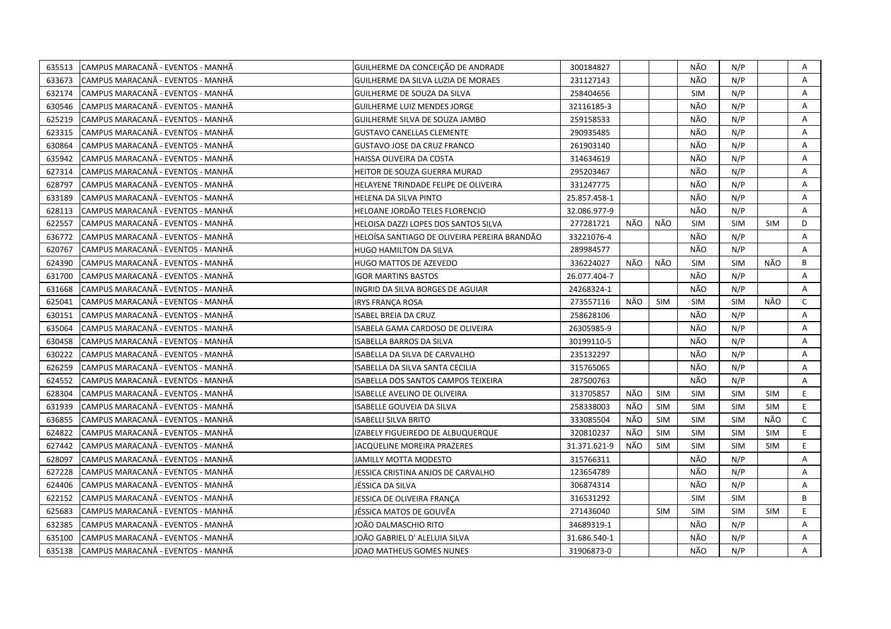| | | | | | | | | | |
|---|---|---|---|---|---|---|---|---|---|
| 635513 | CAMPUS MARACANÃ - EVENTOS - MANHÃ | GUILHERME DA CONCEIÇÃO DE ANDRADE | 300184827 | | | NÃO | N/P | | A |
| 633673 | CAMPUS MARACANÃ - EVENTOS - MANHÃ | GUILHERME DA SILVA LUZIA DE MORAES | 231127143 | | | NÃO | N/P | | A |
| 632174 | CAMPUS MARACANÃ - EVENTOS - MANHÃ | GUILHERME DE SOUZA DA SILVA | 258404656 | | | SIM | N/P | | A |
| 630546 | CAMPUS MARACANÃ - EVENTOS - MANHÃ | GUILHERME LUIZ MENDES JORGE | 32116185-3 | | | NÃO | N/P | | A |
| 625219 | CAMPUS MARACANÃ - EVENTOS - MANHÃ | GUILHERME SILVA DE SOUZA JAMBO | 259158533 | | | NÃO | N/P | | A |
| 623315 | CAMPUS MARACANÃ - EVENTOS - MANHÃ | GUSTAVO CANELLAS CLEMENTE | 290935485 | | | NÃO | N/P | | A |
| 630864 | CAMPUS MARACANÃ - EVENTOS - MANHÃ | GUSTAVO JOSE DA CRUZ FRANCO | 261903140 | | | NÃO | N/P | | A |
| 635942 | CAMPUS MARACANÃ - EVENTOS - MANHÃ | HAISSA OLIVEIRA DA COSTA | 314634619 | | | NÃO | N/P | | A |
| 627314 | CAMPUS MARACANÃ - EVENTOS - MANHÃ | HEITOR DE SOUZA GUERRA MURAD | 295203467 | | | NÃO | N/P | | A |
| 628797 | CAMPUS MARACANÃ - EVENTOS - MANHÃ | HELAYENE TRINDADE FELIPE DE OLIVEIRA | 331247775 | | | NÃO | N/P | | A |
| 633189 | CAMPUS MARACANÃ - EVENTOS - MANHÃ | HELENA DA SILVA PINTO | 25.857.458-1 | | | NÃO | N/P | | A |
| 628113 | CAMPUS MARACANÃ - EVENTOS - MANHÃ | HELOANE JORDÃO TELES FLORENCIO | 32.086.977-9 | | | NÃO | N/P | | A |
| 622557 | CAMPUS MARACANÃ - EVENTOS - MANHÃ | HELOISA DAZZI LOPES DOS SANTOS SILVA | 277281721 | NÃO | NÃO | SIM | SIM | SIM | D |
| 636772 | CAMPUS MARACANÃ - EVENTOS - MANHÃ | HELOÍSA SANTIAGO DE OLIVEIRA PEREIRA BRANDÃO | 33221076-4 | | | NÃO | N/P | | A |
| 620767 | CAMPUS MARACANÃ - EVENTOS - MANHÃ | HUGO HAMILTON DA SILVA | 289984577 | | | NÃO | N/P | | A |
| 624390 | CAMPUS MARACANÃ - EVENTOS - MANHÃ | HUGO MATTOS DE AZEVEDO | 336224027 | NÃO | NÃO | SIM | SIM | NÃO | B |
| 631700 | CAMPUS MARACANÃ - EVENTOS - MANHÃ | IGOR MARTINS BASTOS | 26.077.404-7 | | | NÃO | N/P | | A |
| 631668 | CAMPUS MARACANÃ - EVENTOS - MANHÃ | INGRID DA SILVA BORGES DE AGUIAR | 24268324-1 | | | NÃO | N/P | | A |
| 625041 | CAMPUS MARACANÃ - EVENTOS - MANHÃ | IRYS FRANÇA ROSA | 273557116 | NÃO | SIM | SIM | SIM | NÃO | C |
| 630151 | CAMPUS MARACANÃ - EVENTOS - MANHÃ | ISABEL BREIA DA CRUZ | 258628106 | | | NÃO | N/P | | A |
| 635064 | CAMPUS MARACANÃ - EVENTOS - MANHÃ | ISABELA GAMA CARDOSO DE OLIVEIRA | 26305985-9 | | | NÃO | N/P | | A |
| 630458 | CAMPUS MARACANÃ - EVENTOS - MANHÃ | ISABELLA BARROS DA SILVA | 30199110-5 | | | NÃO | N/P | | A |
| 630222 | CAMPUS MARACANÃ - EVENTOS - MANHÃ | ISABELLA DA SILVA DE CARVALHO | 235132297 | | | NÃO | N/P | | A |
| 626259 | CAMPUS MARACANÃ - EVENTOS - MANHÃ | ISABELLA DA SILVA SANTA CECILIA | 315765065 | | | NÃO | N/P | | A |
| 624552 | CAMPUS MARACANÃ - EVENTOS - MANHÃ | ISABELLA DOS SANTOS CAMPOS TEIXEIRA | 287500763 | | | NÃO | N/P | | A |
| 628304 | CAMPUS MARACANÃ - EVENTOS - MANHÃ | ISABELLE AVELINO DE OLIVEIRA | 313705857 | NÃO | SIM | SIM | SIM | SIM | E |
| 631939 | CAMPUS MARACANÃ - EVENTOS - MANHÃ | ISABELLE GOUVEIA DA SILVA | 258338003 | NÃO | SIM | SIM | SIM | SIM | E |
| 636855 | CAMPUS MARACANÃ - EVENTOS - MANHÃ | ISABELLI SILVA BRITO | 333085504 | NÃO | SIM | SIM | SIM | NÃO | C |
| 624822 | CAMPUS MARACANÃ - EVENTOS - MANHÃ | IZABELY FIGUEIREDO DE ALBUQUERQUE | 320810237 | NÃO | SIM | SIM | SIM | SIM | E |
| 627442 | CAMPUS MARACANÃ - EVENTOS - MANHÃ | JACQUELINE MOREIRA PRAZERES | 31.371.621-9 | NÃO | SIM | SIM | SIM | SIM | E |
| 628097 | CAMPUS MARACANÃ - EVENTOS - MANHÃ | JAMILLY MOTTA MODESTO | 315766311 | | | NÃO | N/P | | A |
| 627228 | CAMPUS MARACANÃ - EVENTOS - MANHÃ | JESSICA CRISTINA ANJOS DE CARVALHO | 123654789 | | | NÃO | N/P | | A |
| 624406 | CAMPUS MARACANÃ - EVENTOS - MANHÃ | JÉSSICA DA SILVA | 306874314 | | | NÃO | N/P | | A |
| 622152 | CAMPUS MARACANÃ - EVENTOS - MANHÃ | JESSICA DE OLIVEIRA FRANÇA | 316531292 | | | SIM | SIM | | B |
| 625683 | CAMPUS MARACANÃ - EVENTOS - MANHÃ | JÉSSICA MATOS DE GOUVÊA | 271436040 | | SIM | SIM | SIM | SIM | E |
| 632385 | CAMPUS MARACANÃ - EVENTOS - MANHÃ | JOÃO DALMASCHIO RITO | 34689319-1 | | | NÃO | N/P | | A |
| 635100 | CAMPUS MARACANÃ - EVENTOS - MANHÃ | JOÃO GABRIEL D' ALELUIA SILVA | 31.686.540-1 | | | NÃO | N/P | | A |
| 635138 | CAMPUS MARACANÃ - EVENTOS - MANHÃ | JOAO MATHEUS GOMES NUNES | 31906873-0 | | | NÃO | N/P | | A |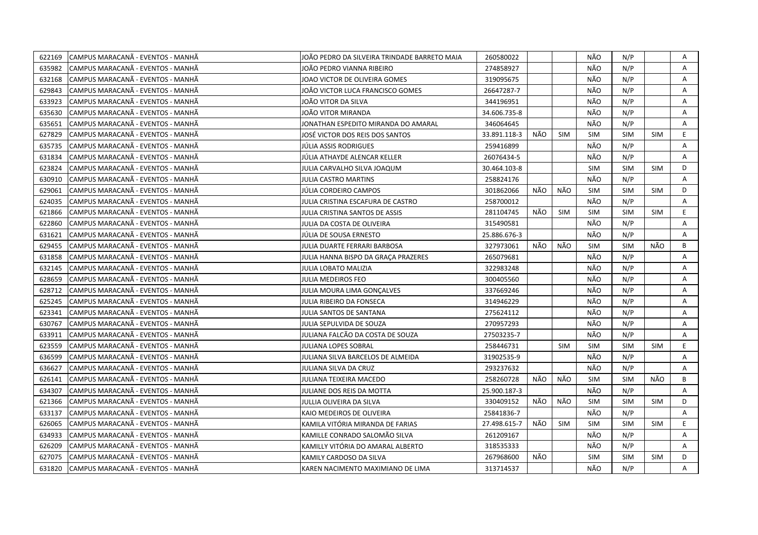| | | | | | | | | | |
|---|---|---|---|---|---|---|---|---|---|
| 622169 | CAMPUS MARACANÃ - EVENTOS - MANHÃ | JOÃO PEDRO DA SILVEIRA TRINDADE BARRETO MAIA | 260580022 | | | NÃO | N/P | | A |
| 635982 | CAMPUS MARACANÃ - EVENTOS - MANHÃ | JOÃO PEDRO VIANNA RIBEIRO | 274858927 | | | NÃO | N/P | | A |
| 632168 | CAMPUS MARACANÃ - EVENTOS - MANHÃ | JOAO VICTOR DE OLIVEIRA GOMES | 319095675 | | | NÃO | N/P | | A |
| 629843 | CAMPUS MARACANÃ - EVENTOS - MANHÃ | JOÂO VICTOR LUCA FRANCISCO GOMES | 26647287-7 | | | NÃO | N/P | | A |
| 633923 | CAMPUS MARACANÃ - EVENTOS - MANHÃ | JOÃO VITOR DA SILVA | 344196951 | | | NÃO | N/P | | A |
| 635630 | CAMPUS MARACANÃ - EVENTOS - MANHÃ | JOÃO VITOR MIRANDA | 34.606.735-8 | | | NÃO | N/P | | A |
| 635651 | CAMPUS MARACANÃ - EVENTOS - MANHÃ | JONATHAN ESPEDITO MIRANDA DO AMARAL | 346064645 | | | NÃO | N/P | | A |
| 627829 | CAMPUS MARACANÃ - EVENTOS - MANHÃ | JOSÉ VICTOR DOS REIS DOS SANTOS | 33.891.118-3 | NÃO | SIM | SIM | SIM | SIM | E |
| 635735 | CAMPUS MARACANÃ - EVENTOS - MANHÃ | JÚLIA ASSIS RODRIGUES | 259416899 | | | NÃO | N/P | | A |
| 631834 | CAMPUS MARACANÃ - EVENTOS - MANHÃ | JÚLIA ATHAYDE ALENCAR KELLER | 26076434-5 | | | NÃO | N/P | | A |
| 623824 | CAMPUS MARACANÃ - EVENTOS - MANHÃ | JULIA CARVALHO SILVA JOAQUM | 30.464.103-8 | | | SIM | SIM | SIM | D |
| 630910 | CAMPUS MARACANÃ - EVENTOS - MANHÃ | JULIA CASTRO MARTINS | 258824176 | | | NÃO | N/P | | A |
| 629061 | CAMPUS MARACANÃ - EVENTOS - MANHÃ | JÚLIA CORDEIRO CAMPOS | 301862066 | NÃO | NÃO | SIM | SIM | SIM | D |
| 624035 | CAMPUS MARACANÃ - EVENTOS - MANHÃ | JULIA CRISTINA ESCAFURA DE CASTRO | 258700012 | | | NÃO | N/P | | A |
| 621866 | CAMPUS MARACANÃ - EVENTOS - MANHÃ | JULIA CRISTINA SANTOS DE ASSIS | 281104745 | NÃO | SIM | SIM | SIM | SIM | E |
| 622860 | CAMPUS MARACANÃ - EVENTOS - MANHÃ | JULIA DA COSTA DE OLIVEIRA | 315490581 | | | NÃO | N/P | | A |
| 631621 | CAMPUS MARACANÃ - EVENTOS - MANHÃ | JÚLIA DE SOUSA ERNESTO | 25.886.676-3 | | | NÃO | N/P | | A |
| 629455 | CAMPUS MARACANÃ - EVENTOS - MANHÃ | JULIA DUARTE FERRARI BARBOSA | 327973061 | NÃO | NÃO | SIM | SIM | NÃO | B |
| 631858 | CAMPUS MARACANÃ - EVENTOS - MANHÃ | JULIA HANNA BISPO DA GRAÇA PRAZERES | 265079681 | | | NÃO | N/P | | A |
| 632145 | CAMPUS MARACANÃ - EVENTOS - MANHÃ | JULIA LOBATO MALIZIA | 322983248 | | | NÃO | N/P | | A |
| 628659 | CAMPUS MARACANÃ - EVENTOS - MANHÃ | JULIA MEDEIROS FEO | 300405560 | | | NÃO | N/P | | A |
| 628712 | CAMPUS MARACANÃ - EVENTOS - MANHÃ | JULIA MOURA LIMA GONÇALVES | 337669246 | | | NÃO | N/P | | A |
| 625245 | CAMPUS MARACANÃ - EVENTOS - MANHÃ | JULIA RIBEIRO DA FONSECA | 314946229 | | | NÃO | N/P | | A |
| 623341 | CAMPUS MARACANÃ - EVENTOS - MANHÃ | JULIA SANTOS DE SANTANA | 275624112 | | | NÃO | N/P | | A |
| 630767 | CAMPUS MARACANÃ - EVENTOS - MANHÃ | JULIA SEPULVIDA DE SOUZA | 270957293 | | | NÃO | N/P | | A |
| 633911 | CAMPUS MARACANÃ - EVENTOS - MANHÃ | JULIANA FALCÃO DA COSTA DE SOUZA | 27503235-7 | | | NÃO | N/P | | A |
| 623559 | CAMPUS MARACANÃ - EVENTOS - MANHÃ | JULIANA LOPES SOBRAL | 258446731 | | SIM | SIM | SIM | SIM | E |
| 636599 | CAMPUS MARACANÃ - EVENTOS - MANHÃ | JULIANA SILVA BARCELOS DE ALMEIDA | 31902535-9 | | | NÃO | N/P | | A |
| 636627 | CAMPUS MARACANÃ - EVENTOS - MANHÃ | JULIANA SILVA DA CRUZ | 293237632 | | | NÃO | N/P | | A |
| 626141 | CAMPUS MARACANÃ - EVENTOS - MANHÃ | JULIANA TEIXEIRA MACEDO | 258260728 | NÃO | NÃO | SIM | SIM | NÃO | B |
| 634307 | CAMPUS MARACANÃ - EVENTOS - MANHÃ | JULIANE DOS REIS DA MOTTA | 25.900.187-3 | | | NÃO | N/P | | A |
| 621366 | CAMPUS MARACANÃ - EVENTOS - MANHÃ | JULLIA OLIVEIRA DA SILVA | 330409152 | NÃO | NÃO | SIM | SIM | SIM | D |
| 633137 | CAMPUS MARACANÃ - EVENTOS - MANHÃ | KAIO MEDEIROS DE OLIVEIRA | 25841836-7 | | | NÃO | N/P | | A |
| 626065 | CAMPUS MARACANÃ - EVENTOS - MANHÃ | KAMILA VITÓRIA MIRANDA DE FARIAS | 27.498.615-7 | NÃO | SIM | SIM | SIM | SIM | E |
| 634933 | CAMPUS MARACANÃ - EVENTOS - MANHÃ | KAMILLE CONRADO SALOMÃO SILVA | 261209167 | | | NÃO | N/P | | A |
| 626209 | CAMPUS MARACANÃ - EVENTOS - MANHÃ | KAMILLY VITÓRIA DO AMARAL ALBERTO | 318535333 | | | NÃO | N/P | | A |
| 627075 | CAMPUS MARACANÃ - EVENTOS - MANHÃ | KAMILY CARDOSO DA SILVA | 267968600 | NÃO | | SIM | SIM | SIM | D |
| 631820 | CAMPUS MARACANÃ - EVENTOS - MANHÃ | KAREN NACIMENTO MAXIMIANO DE LIMA | 313714537 | | | NÃO | N/P | | A |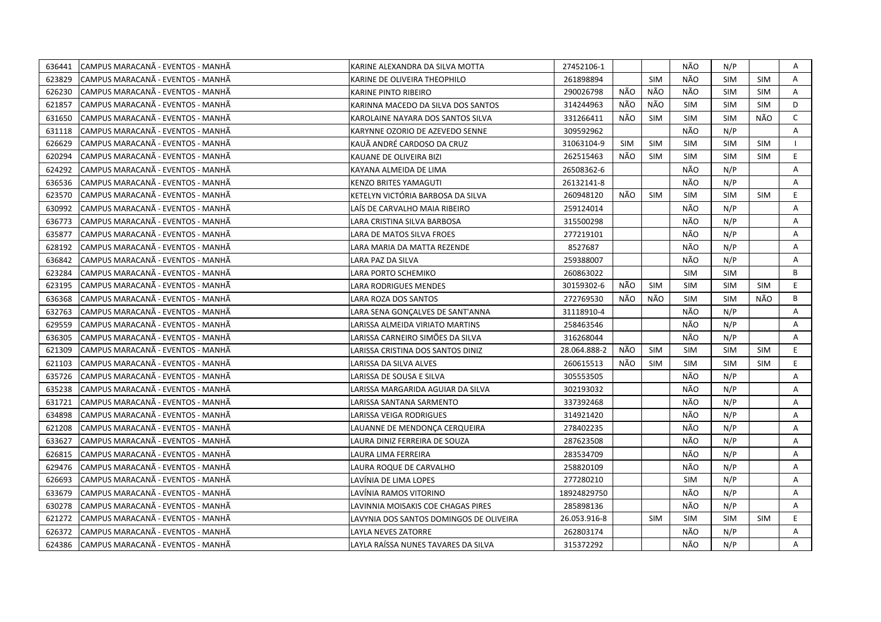| | | | | | | | | | |
|---|---|---|---|---|---|---|---|---|---|
| 636441 | CAMPUS MARACANÃ - EVENTOS - MANHÃ | KARINE ALEXANDRA DA SILVA MOTTA | 27452106-1 | | | NÃO | N/P | | A |
| 623829 | CAMPUS MARACANÃ - EVENTOS - MANHÃ | KARINE DE OLIVEIRA THEOPHILO | 261898894 | | SIM | NÃO | SIM | SIM | A |
| 626230 | CAMPUS MARACANÃ - EVENTOS - MANHÃ | KARINE PINTO RIBEIRO | 290026798 | NÃO | NÃO | NÃO | SIM | SIM | A |
| 621857 | CAMPUS MARACANÃ - EVENTOS - MANHÃ | KARINNA MACEDO DA SILVA DOS SANTOS | 314244963 | NÃO | NÃO | SIM | SIM | SIM | D |
| 631650 | CAMPUS MARACANÃ - EVENTOS - MANHÃ | KAROLAINE NAYARA DOS SANTOS SILVA | 331266411 | NÃO | SIM | SIM | SIM | NÃO | C |
| 631118 | CAMPUS MARACANÃ - EVENTOS - MANHÃ | KARYNNE OZORIO DE AZEVEDO SENNE | 309592962 | | | NÃO | N/P | | A |
| 626629 | CAMPUS MARACANÃ - EVENTOS - MANHÃ | KAUÃ ANDRÉ CARDOSO DA CRUZ | 31063104-9 | SIM | SIM | SIM | SIM | SIM | I |
| 620294 | CAMPUS MARACANÃ - EVENTOS - MANHÃ | KAUANE DE OLIVEIRA BIZI | 262515463 | NÃO | SIM | SIM | SIM | SIM | E |
| 624292 | CAMPUS MARACANÃ - EVENTOS - MANHÃ | KAYANA ALMEIDA DE LIMA | 26508362-6 | | | NÃO | N/P | | A |
| 636536 | CAMPUS MARACANÃ - EVENTOS - MANHÃ | KENZO BRITES YAMAGUTI | 26132141-8 | | | NÃO | N/P | | A |
| 623570 | CAMPUS MARACANÃ - EVENTOS - MANHÃ | KETELYN VICTÓRIA BARBOSA DA SILVA | 260948120 | NÃO | SIM | SIM | SIM | SIM | E |
| 630992 | CAMPUS MARACANÃ - EVENTOS - MANHÃ | LAÍS DE CARVALHO MAIA RIBEIRO | 259124014 | | | NÃO | N/P | | A |
| 636773 | CAMPUS MARACANÃ - EVENTOS - MANHÃ | LARA CRISTINA SILVA BARBOSA | 315500298 | | | NÃO | N/P | | A |
| 635877 | CAMPUS MARACANÃ - EVENTOS - MANHÃ | LARA DE MATOS SILVA FROES | 277219101 | | | NÃO | N/P | | A |
| 628192 | CAMPUS MARACANÃ - EVENTOS - MANHÃ | LARA MARIA DA MATTA REZENDE | 8527687 | | | NÃO | N/P | | A |
| 636842 | CAMPUS MARACANÃ - EVENTOS - MANHÃ | LARA PAZ DA SILVA | 259388007 | | | NÃO | N/P | | A |
| 623284 | CAMPUS MARACANÃ - EVENTOS - MANHÃ | LARA PORTO SCHEMIKO | 260863022 | | | SIM | SIM | | B |
| 623195 | CAMPUS MARACANÃ - EVENTOS - MANHÃ | LARA RODRIGUES MENDES | 30159302-6 | NÃO | SIM | SIM | SIM | SIM | E |
| 636368 | CAMPUS MARACANÃ - EVENTOS - MANHÃ | LARA ROZA DOS SANTOS | 272769530 | NÃO | NÃO | SIM | SIM | NÃO | B |
| 632763 | CAMPUS MARACANÃ - EVENTOS - MANHÃ | LARA SENA GONÇALVES DE SANT'ANNA | 31118910-4 | | | NÃO | N/P | | A |
| 629559 | CAMPUS MARACANÃ - EVENTOS - MANHÃ | LARISSA ALMEIDA VIRIATO MARTINS | 258463546 | | | NÃO | N/P | | A |
| 636305 | CAMPUS MARACANÃ - EVENTOS - MANHÃ | LARISSA CARNEIRO SIMÕES DA SILVA | 316268044 | | | NÃO | N/P | | A |
| 621309 | CAMPUS MARACANÃ - EVENTOS - MANHÃ | LARISSA CRISTINA DOS SANTOS DINIZ | 28.064.888-2 | NÃO | SIM | SIM | SIM | SIM | E |
| 621103 | CAMPUS MARACANÃ - EVENTOS - MANHÃ | LARISSA DA SILVA ALVES | 260615513 | NÃO | SIM | SIM | SIM | SIM | E |
| 635726 | CAMPUS MARACANÃ - EVENTOS - MANHÃ | LARISSA DE SOUSA E SILVA | 305553505 | | | NÃO | N/P | | A |
| 635238 | CAMPUS MARACANÃ - EVENTOS - MANHÃ | LARISSA MARGARIDA AGUIAR DA SILVA | 302193032 | | | NÃO | N/P | | A |
| 631721 | CAMPUS MARACANÃ - EVENTOS - MANHÃ | LARISSA SANTANA SARMENTO | 337392468 | | | NÃO | N/P | | A |
| 634898 | CAMPUS MARACANÃ - EVENTOS - MANHÃ | LARISSA VEIGA RODRIGUES | 314921420 | | | NÃO | N/P | | A |
| 621208 | CAMPUS MARACANÃ - EVENTOS - MANHÃ | LAUANNE DE MENDONÇA CERQUEIRA | 278402235 | | | NÃO | N/P | | A |
| 633627 | CAMPUS MARACANÃ - EVENTOS - MANHÃ | LAURA DINIZ FERREIRA DE SOUZA | 287623508 | | | NÃO | N/P | | A |
| 626815 | CAMPUS MARACANÃ - EVENTOS - MANHÃ | LAURA LIMA FERREIRA | 283534709 | | | NÃO | N/P | | A |
| 629476 | CAMPUS MARACANÃ - EVENTOS - MANHÃ | LAURA ROQUE DE CARVALHO | 258820109 | | | NÃO | N/P | | A |
| 626693 | CAMPUS MARACANÃ - EVENTOS - MANHÃ | LAVÍNIA DE LIMA LOPES | 277280210 | | | SIM | N/P | | A |
| 633679 | CAMPUS MARACANÃ - EVENTOS - MANHÃ | LAVÍNIA RAMOS VITORINO | 18924829750 | | | NÃO | N/P | | A |
| 630278 | CAMPUS MARACANÃ - EVENTOS - MANHÃ | LAVINNIA MOISAKIS COE CHAGAS PIRES | 285898136 | | | NÃO | N/P | | A |
| 621272 | CAMPUS MARACANÃ - EVENTOS - MANHÃ | LAVYNIA DOS SANTOS DOMINGOS DE OLIVEIRA | 26.053.916-8 | | SIM | SIM | SIM | SIM | E |
| 626372 | CAMPUS MARACANÃ - EVENTOS - MANHÃ | LAYLA NEVES ZATORRE | 262803174 | | | NÃO | N/P | | A |
| 624386 | CAMPUS MARACANÃ - EVENTOS - MANHÃ | LAYLA RAÍSSA NUNES TAVARES DA SILVA | 315372292 | | | NÃO | N/P | | A |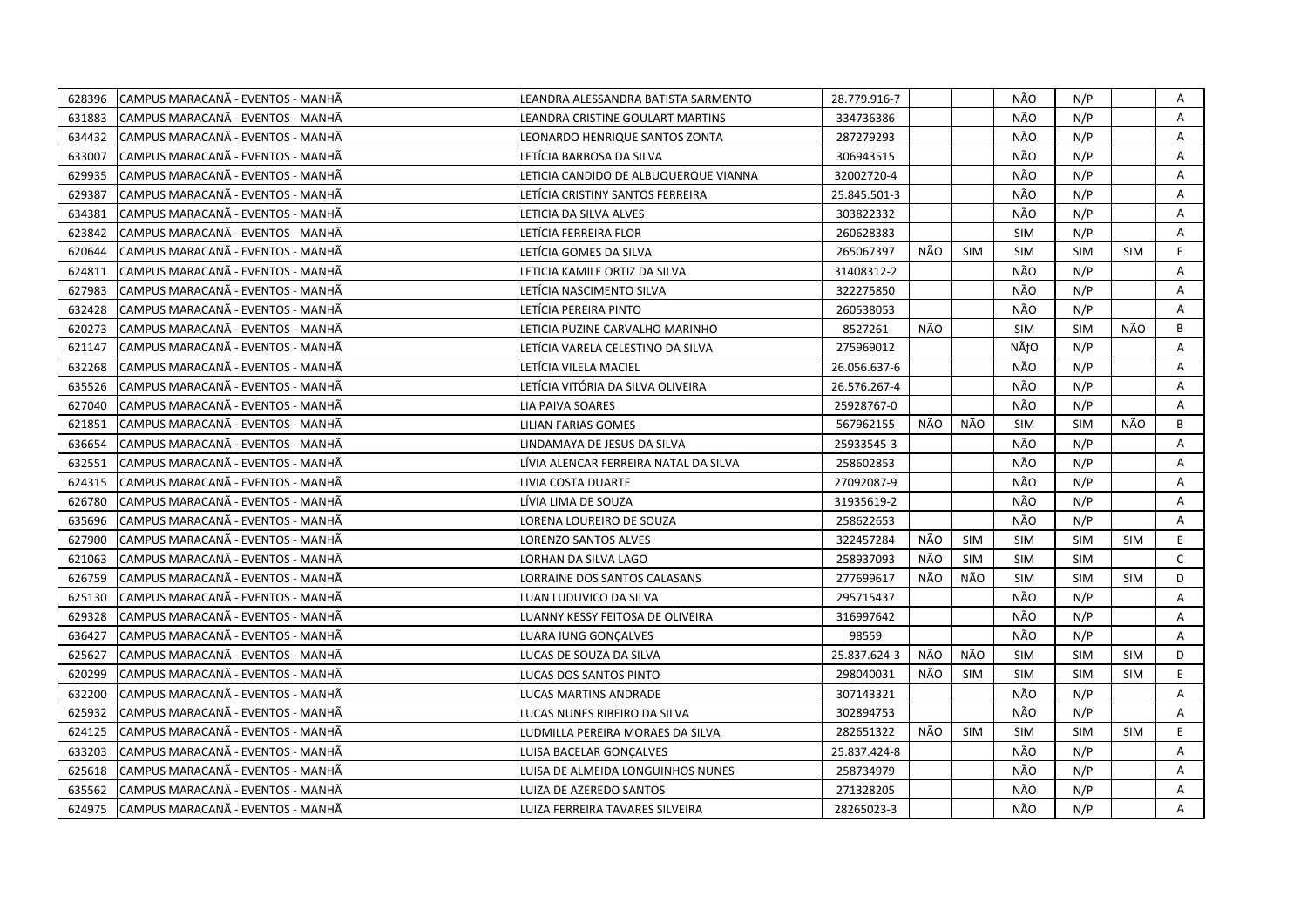| | | | | | | | | | |
|---|---|---|---|---|---|---|---|---|---|
| 628396 | CAMPUS MARACANÃ - EVENTOS - MANHÃ | LEANDRA ALESSANDRA BATISTA SARMENTO | 28.779.916-7 | | | NÃO | N/P | | A |
| 631883 | CAMPUS MARACANÃ - EVENTOS - MANHÃ | LEANDRA CRISTINE GOULART MARTINS | 334736386 | | | NÃO | N/P | | A |
| 634432 | CAMPUS MARACANÃ - EVENTOS - MANHÃ | LEONARDO HENRIQUE SANTOS ZONTA | 287279293 | | | NÃO | N/P | | A |
| 633007 | CAMPUS MARACANÃ - EVENTOS - MANHÃ | LETÍCIA BARBOSA DA SILVA | 306943515 | | | NÃO | N/P | | A |
| 629935 | CAMPUS MARACANÃ - EVENTOS - MANHÃ | LETICIA CANDIDO DE ALBUQUERQUE VIANNA | 32002720-4 | | | NÃO | N/P | | A |
| 629387 | CAMPUS MARACANÃ - EVENTOS - MANHÃ | LETÍCIA CRISTINY SANTOS FERREIRA | 25.845.501-3 | | | NÃO | N/P | | A |
| 634381 | CAMPUS MARACANÃ - EVENTOS - MANHÃ | LETICIA DA SILVA ALVES | 303822332 | | | NÃO | N/P | | A |
| 623842 | CAMPUS MARACANÃ - EVENTOS - MANHÃ | LETÍCIA FERREIRA FLOR | 260628383 | | | SIM | N/P | | A |
| 620644 | CAMPUS MARACANÃ - EVENTOS - MANHÃ | LETÍCIA GOMES DA SILVA | 265067397 | NÃO | SIM | SIM | SIM | SIM | E |
| 624811 | CAMPUS MARACANÃ - EVENTOS - MANHÃ | LETICIA KAMILE ORTIZ DA SILVA | 31408312-2 | | | NÃO | N/P | | A |
| 627983 | CAMPUS MARACANÃ - EVENTOS - MANHÃ | LETÍCIA NASCIMENTO SILVA | 322275850 | | | NÃO | N/P | | A |
| 632428 | CAMPUS MARACANÃ - EVENTOS - MANHÃ | LETÍCIA PEREIRA PINTO | 260538053 | | | NÃO | N/P | | A |
| 620273 | CAMPUS MARACANÃ - EVENTOS - MANHÃ | LETICIA PUZINE CARVALHO MARINHO | 8527261 | NÃO | | SIM | SIM | NÃO | B |
| 621147 | CAMPUS MARACANÃ - EVENTOS - MANHÃ | LETÍCIA VARELA CELESTINO DA SILVA | 275969012 | | | NÃƒO | N/P | | A |
| 632268 | CAMPUS MARACANÃ - EVENTOS - MANHÃ | LETÍCIA VILELA MACIEL | 26.056.637-6 | | | NÃO | N/P | | A |
| 635526 | CAMPUS MARACANÃ - EVENTOS - MANHÃ | LETÍCIA VITÓRIA DA SILVA OLIVEIRA | 26.576.267-4 | | | NÃO | N/P | | A |
| 627040 | CAMPUS MARACANÃ - EVENTOS - MANHÃ | LIA PAIVA SOARES | 25928767-0 | | | NÃO | N/P | | A |
| 621851 | CAMPUS MARACANÃ - EVENTOS - MANHÃ | LILIAN FARIAS GOMES | 567962155 | NÃO | NÃO | SIM | SIM | NÃO | B |
| 636654 | CAMPUS MARACANÃ - EVENTOS - MANHÃ | LINDAMAYA DE JESUS DA SILVA | 25933545-3 | | | NÃO | N/P | | A |
| 632551 | CAMPUS MARACANÃ - EVENTOS - MANHÃ | LÍVIA ALENCAR FERREIRA NATAL DA SILVA | 258602853 | | | NÃO | N/P | | A |
| 624315 | CAMPUS MARACANÃ - EVENTOS - MANHÃ | LIVIA COSTA DUARTE | 27092087-9 | | | NÃO | N/P | | A |
| 626780 | CAMPUS MARACANÃ - EVENTOS - MANHÃ | LÍVIA LIMA DE SOUZA | 31935619-2 | | | NÃO | N/P | | A |
| 635696 | CAMPUS MARACANÃ - EVENTOS - MANHÃ | LORENA LOUREIRO DE SOUZA | 258622653 | | | NÃO | N/P | | A |
| 627900 | CAMPUS MARACANÃ - EVENTOS - MANHÃ | LORENZO SANTOS ALVES | 322457284 | NÃO | SIM | SIM | SIM | SIM | E |
| 621063 | CAMPUS MARACANÃ - EVENTOS - MANHÃ | LORHAN DA SILVA LAGO | 258937093 | NÃO | SIM | SIM | SIM | | C |
| 626759 | CAMPUS MARACANÃ - EVENTOS - MANHÃ | LORRAINE DOS SANTOS CALASANS | 277699617 | NÃO | NÃO | SIM | SIM | SIM | D |
| 625130 | CAMPUS MARACANÃ - EVENTOS - MANHÃ | LUAN LUDUVICO DA SILVA | 295715437 | | | NÃO | N/P | | A |
| 629328 | CAMPUS MARACANÃ - EVENTOS - MANHÃ | LUANNY KESSY FEITOSA DE OLIVEIRA | 316997642 | | | NÃO | N/P | | A |
| 636427 | CAMPUS MARACANÃ - EVENTOS - MANHÃ | LUARA IUNG GONÇALVES | 98559 | | | NÃO | N/P | | A |
| 625627 | CAMPUS MARACANÃ - EVENTOS - MANHÃ | LUCAS DE SOUZA DA SILVA | 25.837.624-3 | NÃO | NÃO | SIM | SIM | SIM | D |
| 620299 | CAMPUS MARACANÃ - EVENTOS - MANHÃ | LUCAS DOS SANTOS PINTO | 298040031 | NÃO | SIM | SIM | SIM | SIM | E |
| 632200 | CAMPUS MARACANÃ - EVENTOS - MANHÃ | LUCAS MARTINS ANDRADE | 307143321 | | | NÃO | N/P | | A |
| 625932 | CAMPUS MARACANÃ - EVENTOS - MANHÃ | LUCAS NUNES RIBEIRO DA SILVA | 302894753 | | | NÃO | N/P | | A |
| 624125 | CAMPUS MARACANÃ - EVENTOS - MANHÃ | LUDMILLA PEREIRA MORAES DA SILVA | 282651322 | NÃO | SIM | SIM | SIM | SIM | E |
| 633203 | CAMPUS MARACANÃ - EVENTOS - MANHÃ | LUISA BACELAR GONÇALVES | 25.837.424-8 | | | NÃO | N/P | | A |
| 625618 | CAMPUS MARACANÃ - EVENTOS - MANHÃ | LUISA DE ALMEIDA LONGUINHOS NUNES | 258734979 | | | NÃO | N/P | | A |
| 635562 | CAMPUS MARACANÃ - EVENTOS - MANHÃ | LUIZA DE AZEREDO SANTOS | 271328205 | | | NÃO | N/P | | A |
| 624975 | CAMPUS MARACANÃ - EVENTOS - MANHÃ | LUIZA FERREIRA TAVARES SILVEIRA | 28265023-3 | | | NÃO | N/P | | A |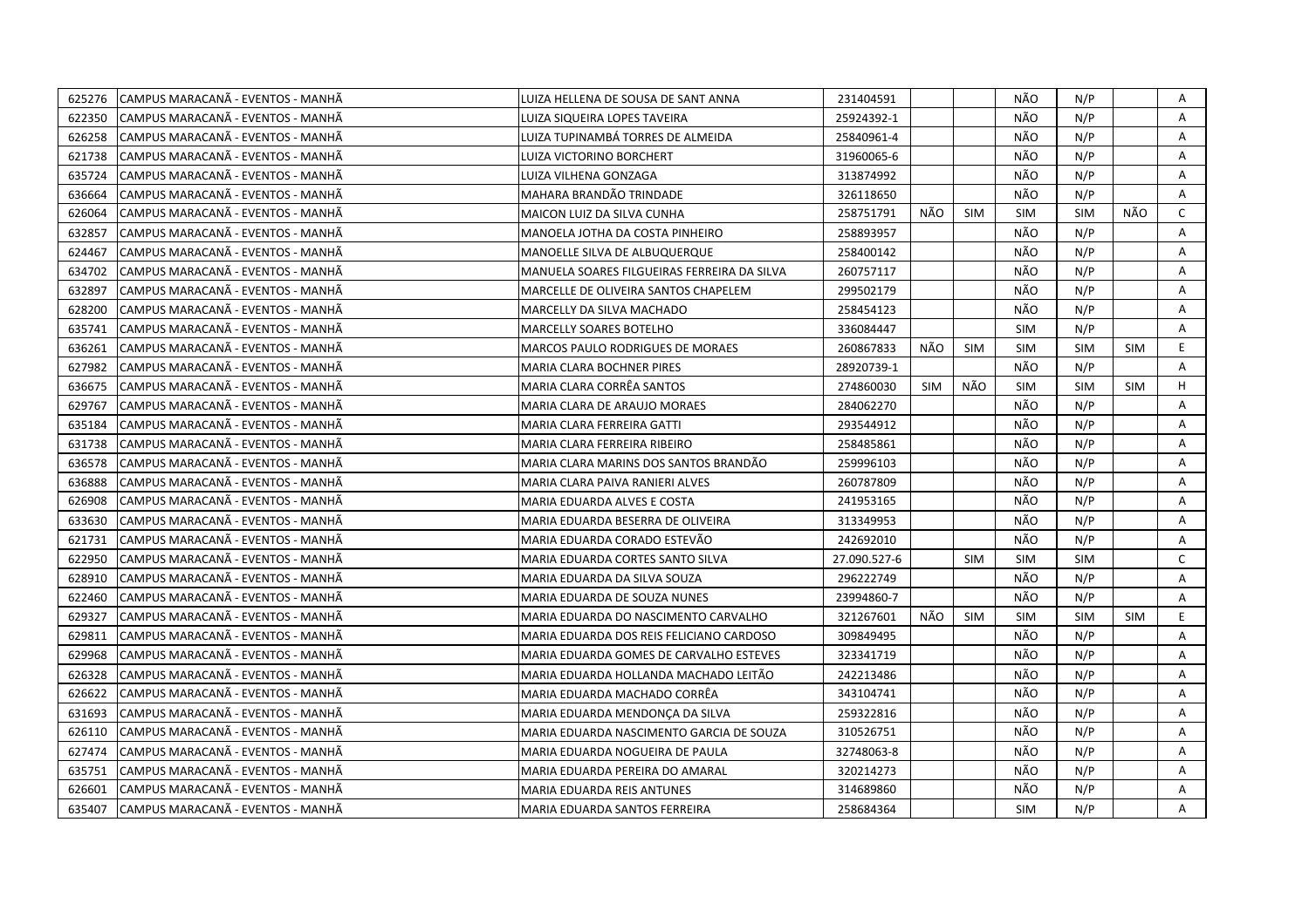| | | | | | | | | | | |
|---|---|---|---|---|---|---|---|---|---|---|
| 625276 | CAMPUS MARACANÃ - EVENTOS - MANHÃ | LUIZA HELLENA DE SOUSA DE SANT ANNA | 231404591 | | | NÃO | N/P | | A |
| 622350 | CAMPUS MARACANÃ - EVENTOS - MANHÃ | LUIZA SIQUEIRA LOPES TAVEIRA | 25924392-1 | | | NÃO | N/P | | A |
| 626258 | CAMPUS MARACANÃ - EVENTOS - MANHÃ | LUIZA TUPINAMBÁ TORRES DE ALMEIDA | 25840961-4 | | | NÃO | N/P | | A |
| 621738 | CAMPUS MARACANÃ - EVENTOS - MANHÃ | LUIZA VICTORINO BORCHERT | 31960065-6 | | | NÃO | N/P | | A |
| 635724 | CAMPUS MARACANÃ - EVENTOS - MANHÃ | LUIZA VILHENA GONZAGA | 313874992 | | | NÃO | N/P | | A |
| 636664 | CAMPUS MARACANÃ - EVENTOS - MANHÃ | MAHARA BRANDÃO TRINDADE | 326118650 | | | NÃO | N/P | | A |
| 626064 | CAMPUS MARACANÃ - EVENTOS - MANHÃ | MAICON LUIZ DA SILVA CUNHA | 258751791 | NÃO | SIM | SIM | SIM | NÃO | C |
| 632857 | CAMPUS MARACANÃ - EVENTOS - MANHÃ | MANOELA JOTHA DA COSTA PINHEIRO | 258893957 | | | NÃO | N/P | | A |
| 624467 | CAMPUS MARACANÃ - EVENTOS - MANHÃ | MANOELLE SILVA DE ALBUQUERQUE | 258400142 | | | NÃO | N/P | | A |
| 634702 | CAMPUS MARACANÃ - EVENTOS - MANHÃ | MANUELA SOARES FILGUEIRAS FERREIRA DA SILVA | 260757117 | | | NÃO | N/P | | A |
| 632897 | CAMPUS MARACANÃ - EVENTOS - MANHÃ | MARCELLE DE OLIVEIRA SANTOS CHAPELEM | 299502179 | | | NÃO | N/P | | A |
| 628200 | CAMPUS MARACANÃ - EVENTOS - MANHÃ | MARCELLY DA SILVA MACHADO | 258454123 | | | NÃO | N/P | | A |
| 635741 | CAMPUS MARACANÃ - EVENTOS - MANHÃ | MARCELLY SOARES BOTELHO | 336084447 | | | SIM | N/P | | A |
| 636261 | CAMPUS MARACANÃ - EVENTOS - MANHÃ | MARCOS PAULO RODRIGUES DE MORAES | 260867833 | NÃO | SIM | SIM | SIM | SIM | E |
| 627982 | CAMPUS MARACANÃ - EVENTOS - MANHÃ | MARIA CLARA BOCHNER PIRES | 28920739-1 | | | NÃO | N/P | | A |
| 636675 | CAMPUS MARACANÃ - EVENTOS - MANHÃ | MARIA CLARA CORRÊA SANTOS | 274860030 | SIM | NÃO | SIM | SIM | SIM | H |
| 629767 | CAMPUS MARACANÃ - EVENTOS - MANHÃ | MARIA CLARA DE ARAUJO MORAES | 284062270 | | | NÃO | N/P | | A |
| 635184 | CAMPUS MARACANÃ - EVENTOS - MANHÃ | MARIA CLARA FERREIRA GATTI | 293544912 | | | NÃO | N/P | | A |
| 631738 | CAMPUS MARACANÃ - EVENTOS - MANHÃ | MARIA CLARA FERREIRA RIBEIRO | 258485861 | | | NÃO | N/P | | A |
| 636578 | CAMPUS MARACANÃ - EVENTOS - MANHÃ | MARIA CLARA MARINS DOS SANTOS BRANDÃO | 259996103 | | | NÃO | N/P | | A |
| 636888 | CAMPUS MARACANÃ - EVENTOS - MANHÃ | MARIA CLARA PAIVA RANIERI ALVES | 260787809 | | | NÃO | N/P | | A |
| 626908 | CAMPUS MARACANÃ - EVENTOS - MANHÃ | MARIA EDUARDA ALVES E COSTA | 241953165 | | | NÃO | N/P | | A |
| 633630 | CAMPUS MARACANÃ - EVENTOS - MANHÃ | MARIA EDUARDA BESERRA DE OLIVEIRA | 313349953 | | | NÃO | N/P | | A |
| 621731 | CAMPUS MARACANÃ - EVENTOS - MANHÃ | MARIA EDUARDA CORADO ESTEVÃO | 242692010 | | | NÃO | N/P | | A |
| 622950 | CAMPUS MARACANÃ - EVENTOS - MANHÃ | MARIA EDUARDA CORTES SANTO SILVA | 27.090.527-6 | | SIM | SIM | SIM | | C |
| 628910 | CAMPUS MARACANÃ - EVENTOS - MANHÃ | MARIA EDUARDA DA SILVA SOUZA | 296222749 | | | NÃO | N/P | | A |
| 622460 | CAMPUS MARACANÃ - EVENTOS - MANHÃ | MARIA EDUARDA DE SOUZA NUNES | 23994860-7 | | | NÃO | N/P | | A |
| 629327 | CAMPUS MARACANÃ - EVENTOS - MANHÃ | MARIA EDUARDA DO NASCIMENTO CARVALHO | 321267601 | NÃO | SIM | SIM | SIM | SIM | E |
| 629811 | CAMPUS MARACANÃ - EVENTOS - MANHÃ | MARIA EDUARDA DOS REIS FELICIANO CARDOSO | 309849495 | | | NÃO | N/P | | A |
| 629968 | CAMPUS MARACANÃ - EVENTOS - MANHÃ | MARIA EDUARDA GOMES DE CARVALHO ESTEVES | 323341719 | | | NÃO | N/P | | A |
| 626328 | CAMPUS MARACANÃ - EVENTOS - MANHÃ | MARIA EDUARDA HOLLANDA MACHADO LEITÃO | 242213486 | | | NÃO | N/P | | A |
| 626622 | CAMPUS MARACANÃ - EVENTOS - MANHÃ | MARIA EDUARDA MACHADO CORRÊA | 343104741 | | | NÃO | N/P | | A |
| 631693 | CAMPUS MARACANÃ - EVENTOS - MANHÃ | MARIA EDUARDA MENDONÇA DA SILVA | 259322816 | | | NÃO | N/P | | A |
| 626110 | CAMPUS MARACANÃ - EVENTOS - MANHÃ | MARIA EDUARDA NASCIMENTO GARCIA DE SOUZA | 310526751 | | | NÃO | N/P | | A |
| 627474 | CAMPUS MARACANÃ - EVENTOS - MANHÃ | MARIA EDUARDA NOGUEIRA DE PAULA | 32748063-8 | | | NÃO | N/P | | A |
| 635751 | CAMPUS MARACANÃ - EVENTOS - MANHÃ | MARIA EDUARDA PEREIRA DO AMARAL | 320214273 | | | NÃO | N/P | | A |
| 626601 | CAMPUS MARACANÃ - EVENTOS - MANHÃ | MARIA EDUARDA REIS ANTUNES | 314689860 | | | NÃO | N/P | | A |
| 635407 | CAMPUS MARACANÃ - EVENTOS - MANHÃ | MARIA EDUARDA SANTOS FERREIRA | 258684364 | | | SIM | N/P | | A |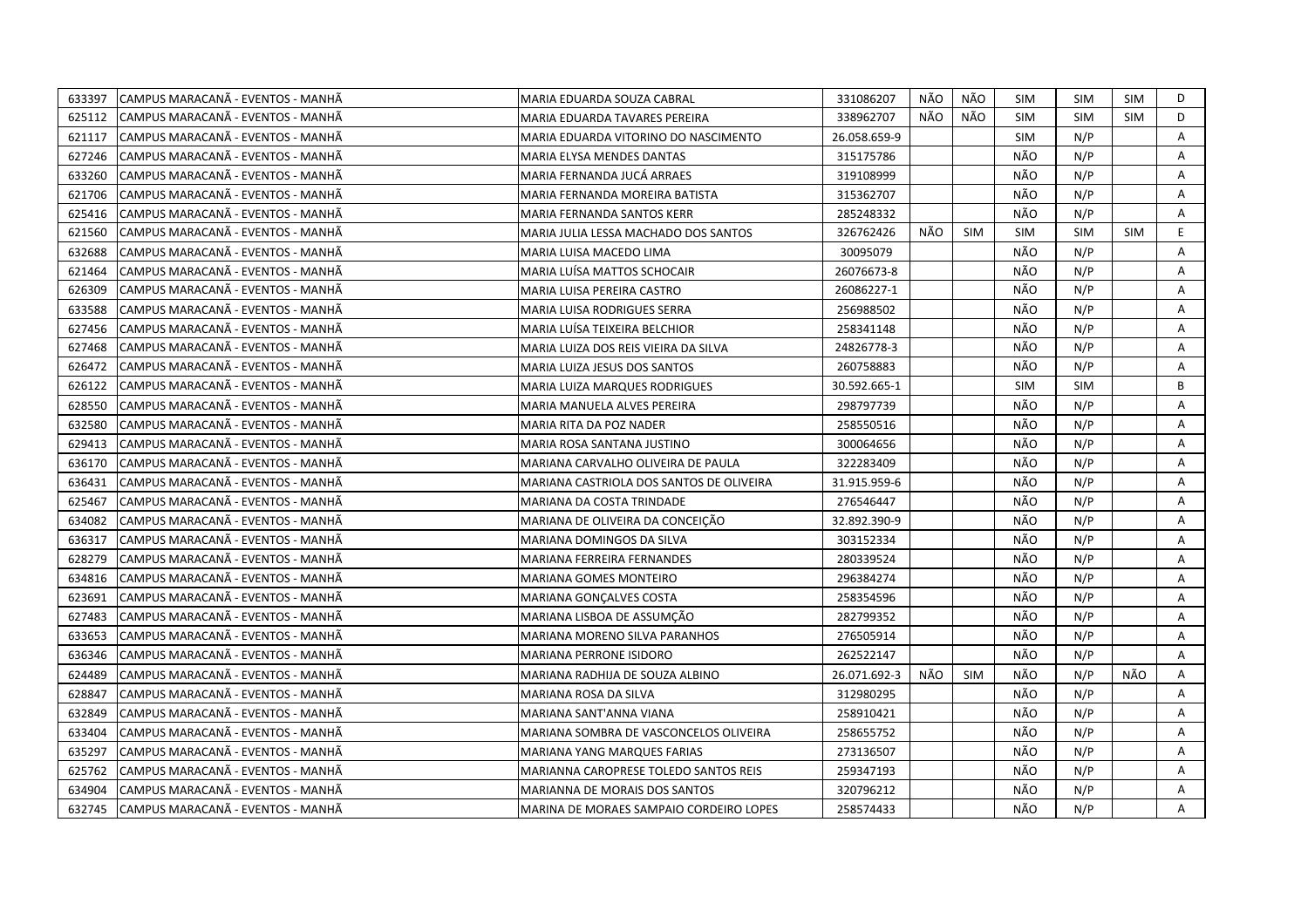| | | | | | | | | | |
|---|---|---|---|---|---|---|---|---|---|
| 633397 | CAMPUS MARACANÃ - EVENTOS - MANHÃ | MARIA EDUARDA SOUZA CABRAL | 331086207 | NÃO | NÃO | SIM | SIM | SIM | D |
| 625112 | CAMPUS MARACANÃ - EVENTOS - MANHÃ | MARIA EDUARDA TAVARES PEREIRA | 338962707 | NÃO | NÃO | SIM | SIM | SIM | D |
| 621117 | CAMPUS MARACANÃ - EVENTOS - MANHÃ | MARIA EDUARDA VITORINO DO NASCIMENTO | 26.058.659-9 | | | SIM | N/P | | A |
| 627246 | CAMPUS MARACANÃ - EVENTOS - MANHÃ | MARIA ELYSA MENDES DANTAS | 315175786 | | | NÃO | N/P | | A |
| 633260 | CAMPUS MARACANÃ - EVENTOS - MANHÃ | MARIA FERNANDA JUCÁ ARRAES | 319108999 | | | NÃO | N/P | | A |
| 621706 | CAMPUS MARACANÃ - EVENTOS - MANHÃ | MARIA FERNANDA MOREIRA BATISTA | 315362707 | | | NÃO | N/P | | A |
| 625416 | CAMPUS MARACANÃ - EVENTOS - MANHÃ | MARIA FERNANDA SANTOS KERR | 285248332 | | | NÃO | N/P | | A |
| 621560 | CAMPUS MARACANÃ - EVENTOS - MANHÃ | MARIA JULIA LESSA MACHADO DOS SANTOS | 326762426 | NÃO | SIM | SIM | SIM | SIM | E |
| 632688 | CAMPUS MARACANÃ - EVENTOS - MANHÃ | MARIA LUISA MACEDO LIMA | 30095079 | | | NÃO | N/P | | A |
| 621464 | CAMPUS MARACANÃ - EVENTOS - MANHÃ | MARIA LUÍSA MATTOS SCHOCAIR | 26076673-8 | | | NÃO | N/P | | A |
| 626309 | CAMPUS MARACANÃ - EVENTOS - MANHÃ | MARIA LUISA PEREIRA CASTRO | 26086227-1 | | | NÃO | N/P | | A |
| 633588 | CAMPUS MARACANÃ - EVENTOS - MANHÃ | MARIA LUISA RODRIGUES SERRA | 256988502 | | | NÃO | N/P | | A |
| 627456 | CAMPUS MARACANÃ - EVENTOS - MANHÃ | MARIA LUÍSA TEIXEIRA BELCHIOR | 258341148 | | | NÃO | N/P | | A |
| 627468 | CAMPUS MARACANÃ - EVENTOS - MANHÃ | MARIA LUIZA DOS REIS VIEIRA DA SILVA | 24826778-3 | | | NÃO | N/P | | A |
| 626472 | CAMPUS MARACANÃ - EVENTOS - MANHÃ | MARIA LUIZA JESUS DOS SANTOS | 260758883 | | | NÃO | N/P | | A |
| 626122 | CAMPUS MARACANÃ - EVENTOS - MANHÃ | MARIA LUIZA MARQUES RODRIGUES | 30.592.665-1 | | | SIM | SIM | | B |
| 628550 | CAMPUS MARACANÃ - EVENTOS - MANHÃ | MARIA MANUELA ALVES PEREIRA | 298797739 | | | NÃO | N/P | | A |
| 632580 | CAMPUS MARACANÃ - EVENTOS - MANHÃ | MARIA RITA DA POZ NADER | 258550516 | | | NÃO | N/P | | A |
| 629413 | CAMPUS MARACANÃ - EVENTOS - MANHÃ | MARIA ROSA SANTANA JUSTINO | 300064656 | | | NÃO | N/P | | A |
| 636170 | CAMPUS MARACANÃ - EVENTOS - MANHÃ | MARIANA CARVALHO OLIVEIRA DE PAULA | 322283409 | | | NÃO | N/P | | A |
| 636431 | CAMPUS MARACANÃ - EVENTOS - MANHÃ | MARIANA CASTRIOLA DOS SANTOS DE OLIVEIRA | 31.915.959-6 | | | NÃO | N/P | | A |
| 625467 | CAMPUS MARACANÃ - EVENTOS - MANHÃ | MARIANA DA COSTA TRINDADE | 276546447 | | | NÃO | N/P | | A |
| 634082 | CAMPUS MARACANÃ - EVENTOS - MANHÃ | MARIANA DE OLIVEIRA DA CONCEIÇÃO | 32.892.390-9 | | | NÃO | N/P | | A |
| 636317 | CAMPUS MARACANÃ - EVENTOS - MANHÃ | MARIANA DOMINGOS DA SILVA | 303152334 | | | NÃO | N/P | | A |
| 628279 | CAMPUS MARACANÃ - EVENTOS - MANHÃ | MARIANA FERREIRA FERNANDES | 280339524 | | | NÃO | N/P | | A |
| 634816 | CAMPUS MARACANÃ - EVENTOS - MANHÃ | MARIANA GOMES MONTEIRO | 296384274 | | | NÃO | N/P | | A |
| 623691 | CAMPUS MARACANÃ - EVENTOS - MANHÃ | MARIANA GONÇALVES COSTA | 258354596 | | | NÃO | N/P | | A |
| 627483 | CAMPUS MARACANÃ - EVENTOS - MANHÃ | MARIANA LISBOA DE ASSUMÇÃO | 282799352 | | | NÃO | N/P | | A |
| 633653 | CAMPUS MARACANÃ - EVENTOS - MANHÃ | MARIANA MORENO SILVA PARANHOS | 276505914 | | | NÃO | N/P | | A |
| 636346 | CAMPUS MARACANÃ - EVENTOS - MANHÃ | MARIANA PERRONE ISIDORO | 262522147 | | | NÃO | N/P | | A |
| 624489 | CAMPUS MARACANÃ - EVENTOS - MANHÃ | MARIANA RADHIJA DE SOUZA ALBINO | 26.071.692-3 | NÃO | SIM | NÃO | N/P | NÃO | A |
| 628847 | CAMPUS MARACANÃ - EVENTOS - MANHÃ | MARIANA ROSA DA SILVA | 312980295 | | | NÃO | N/P | | A |
| 632849 | CAMPUS MARACANÃ - EVENTOS - MANHÃ | MARIANA SANT'ANNA VIANA | 258910421 | | | NÃO | N/P | | A |
| 633404 | CAMPUS MARACANÃ - EVENTOS - MANHÃ | MARIANA SOMBRA DE VASCONCELOS OLIVEIRA | 258655752 | | | NÃO | N/P | | A |
| 635297 | CAMPUS MARACANÃ - EVENTOS - MANHÃ | MARIANA YANG MARQUES FARIAS | 273136507 | | | NÃO | N/P | | A |
| 625762 | CAMPUS MARACANÃ - EVENTOS - MANHÃ | MARIANNA CAROPRESE TOLEDO SANTOS REIS | 259347193 | | | NÃO | N/P | | A |
| 634904 | CAMPUS MARACANÃ - EVENTOS - MANHÃ | MARIANNA DE MORAIS DOS SANTOS | 320796212 | | | NÃO | N/P | | A |
| 632745 | CAMPUS MARACANÃ - EVENTOS - MANHÃ | MARINA DE MORAES SAMPAIO CORDEIRO LOPES | 258574433 | | | NÃO | N/P | | A |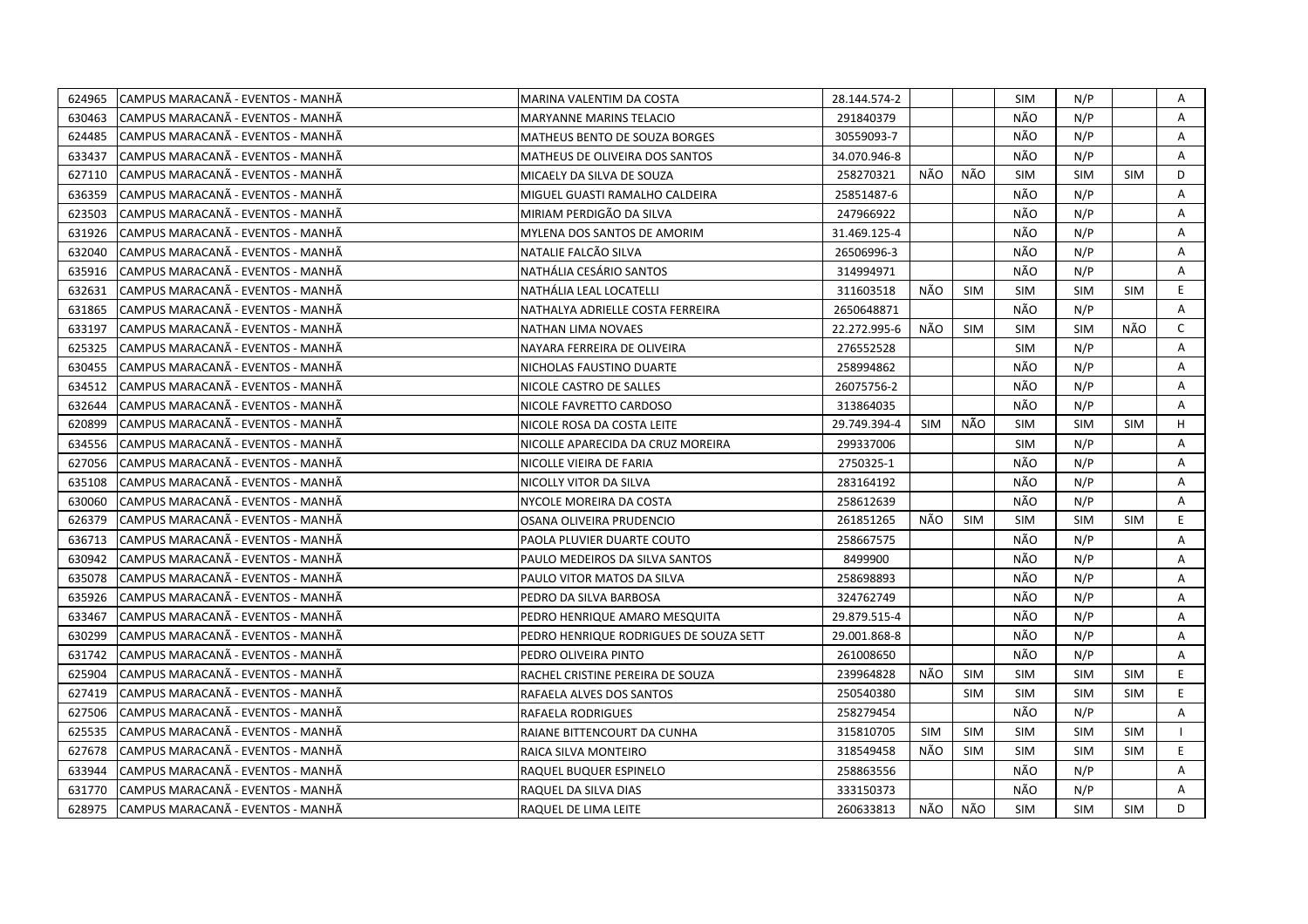| | | | | | | | | | |
|---|---|---|---|---|---|---|---|---|---|
| 624965 | CAMPUS MARACANÃ - EVENTOS - MANHÃ | MARINA VALENTIM DA COSTA | 28.144.574-2 | | | SIM | N/P | | A |
| 630463 | CAMPUS MARACANÃ - EVENTOS - MANHÃ | MARYANNE MARINS TELACIO | 291840379 | | | NÃO | N/P | | A |
| 624485 | CAMPUS MARACANÃ - EVENTOS - MANHÃ | MATHEUS BENTO DE SOUZA BORGES | 30559093-7 | | | NÃO | N/P | | A |
| 633437 | CAMPUS MARACANÃ - EVENTOS - MANHÃ | MATHEUS DE OLIVEIRA DOS SANTOS | 34.070.946-8 | | | NÃO | N/P | | A |
| 627110 | CAMPUS MARACANÃ - EVENTOS - MANHÃ | MICAELY DA SILVA DE SOUZA | 258270321 | NÃO | NÃO | SIM | SIM | SIM | D |
| 636359 | CAMPUS MARACANÃ - EVENTOS - MANHÃ | MIGUEL GUASTI RAMALHO CALDEIRA | 25851487-6 | | | NÃO | N/P | | A |
| 623503 | CAMPUS MARACANÃ - EVENTOS - MANHÃ | MIRIAM PERDIGÃO DA SILVA | 247966922 | | | NÃO | N/P | | A |
| 631926 | CAMPUS MARACANÃ - EVENTOS - MANHÃ | MYLENA DOS SANTOS DE AMORIM | 31.469.125-4 | | | NÃO | N/P | | A |
| 632040 | CAMPUS MARACANÃ - EVENTOS - MANHÃ | NATALIE FALCÃO SILVA | 26506996-3 | | | NÃO | N/P | | A |
| 635916 | CAMPUS MARACANÃ - EVENTOS - MANHÃ | NATHÁLIA CESÁRIO SANTOS | 314994971 | | | NÃO | N/P | | A |
| 632631 | CAMPUS MARACANÃ - EVENTOS - MANHÃ | NATHÁLIA LEAL LOCATELLI | 311603518 | NÃO | SIM | SIM | SIM | SIM | E |
| 631865 | CAMPUS MARACANÃ - EVENTOS - MANHÃ | NATHALYA ADRIELLE COSTA FERREIRA | 2650648871 | | | NÃO | N/P | | A |
| 633197 | CAMPUS MARACANÃ - EVENTOS - MANHÃ | NATHAN LIMA NOVAES | 22.272.995-6 | NÃO | SIM | SIM | SIM | NÃO | C |
| 625325 | CAMPUS MARACANÃ - EVENTOS - MANHÃ | NAYARA FERREIRA DE OLIVEIRA | 276552528 | | | SIM | N/P | | A |
| 630455 | CAMPUS MARACANÃ - EVENTOS - MANHÃ | NICHOLAS FAUSTINO DUARTE | 258994862 | | | NÃO | N/P | | A |
| 634512 | CAMPUS MARACANÃ - EVENTOS - MANHÃ | NICOLE CASTRO DE SALLES | 26075756-2 | | | NÃO | N/P | | A |
| 632644 | CAMPUS MARACANÃ - EVENTOS - MANHÃ | NICOLE FAVRETTO CARDOSO | 313864035 | | | NÃO | N/P | | A |
| 620899 | CAMPUS MARACANÃ - EVENTOS - MANHÃ | NICOLE ROSA DA COSTA LEITE | 29.749.394-4 | SIM | NÃO | SIM | SIM | SIM | H |
| 634556 | CAMPUS MARACANÃ - EVENTOS - MANHÃ | NICOLLE APARECIDA DA CRUZ MOREIRA | 299337006 | | | SIM | N/P | | A |
| 627056 | CAMPUS MARACANÃ - EVENTOS - MANHÃ | NICOLLE VIEIRA DE FARIA | 2750325-1 | | | NÃO | N/P | | A |
| 635108 | CAMPUS MARACANÃ - EVENTOS - MANHÃ | NICOLLY VITOR DA SILVA | 283164192 | | | NÃO | N/P | | A |
| 630060 | CAMPUS MARACANÃ - EVENTOS - MANHÃ | NYCOLE MOREIRA DA COSTA | 258612639 | | | NÃO | N/P | | A |
| 626379 | CAMPUS MARACANÃ - EVENTOS - MANHÃ | OSANA OLIVEIRA PRUDENCIO | 261851265 | NÃO | SIM | SIM | SIM | SIM | E |
| 636713 | CAMPUS MARACANÃ - EVENTOS - MANHÃ | PAOLA PLUVIER DUARTE COUTO | 258667575 | | | NÃO | N/P | | A |
| 630942 | CAMPUS MARACANÃ - EVENTOS - MANHÃ | PAULO MEDEIROS DA SILVA SANTOS | 8499900 | | | NÃO | N/P | | A |
| 635078 | CAMPUS MARACANÃ - EVENTOS - MANHÃ | PAULO VITOR MATOS DA SILVA | 258698893 | | | NÃO | N/P | | A |
| 635926 | CAMPUS MARACANÃ - EVENTOS - MANHÃ | PEDRO DA SILVA BARBOSA | 324762749 | | | NÃO | N/P | | A |
| 633467 | CAMPUS MARACANÃ - EVENTOS - MANHÃ | PEDRO HENRIQUE AMARO MESQUITA | 29.879.515-4 | | | NÃO | N/P | | A |
| 630299 | CAMPUS MARACANÃ - EVENTOS - MANHÃ | PEDRO HENRIQUE RODRIGUES DE SOUZA SETT | 29.001.868-8 | | | NÃO | N/P | | A |
| 631742 | CAMPUS MARACANÃ - EVENTOS - MANHÃ | PEDRO OLIVEIRA PINTO | 261008650 | | | NÃO | N/P | | A |
| 625904 | CAMPUS MARACANÃ - EVENTOS - MANHÃ | RACHEL CRISTINE PEREIRA DE SOUZA | 239964828 | NÃO | SIM | SIM | SIM | SIM | E |
| 627419 | CAMPUS MARACANÃ - EVENTOS - MANHÃ | RAFAELA ALVES DOS SANTOS | 250540380 | | SIM | SIM | SIM | SIM | E |
| 627506 | CAMPUS MARACANÃ - EVENTOS - MANHÃ | RAFAELA RODRIGUES | 258279454 | | | NÃO | N/P | | A |
| 625535 | CAMPUS MARACANÃ - EVENTOS - MANHÃ | RAIANE BITTENCOURT DA CUNHA | 315810705 | SIM | SIM | SIM | SIM | SIM | I |
| 627678 | CAMPUS MARACANÃ - EVENTOS - MANHÃ | RAICA SILVA MONTEIRO | 318549458 | NÃO | SIM | SIM | SIM | SIM | E |
| 633944 | CAMPUS MARACANÃ - EVENTOS - MANHÃ | RAQUEL BUQUER ESPINELO | 258863556 | | | NÃO | N/P | | A |
| 631770 | CAMPUS MARACANÃ - EVENTOS - MANHÃ | RAQUEL DA SILVA DIAS | 333150373 | | | NÃO | N/P | | A |
| 628975 | CAMPUS MARACANÃ - EVENTOS - MANHÃ | RAQUEL DE LIMA LEITE | 260633813 | NÃO | NÃO | SIM | SIM | SIM | D |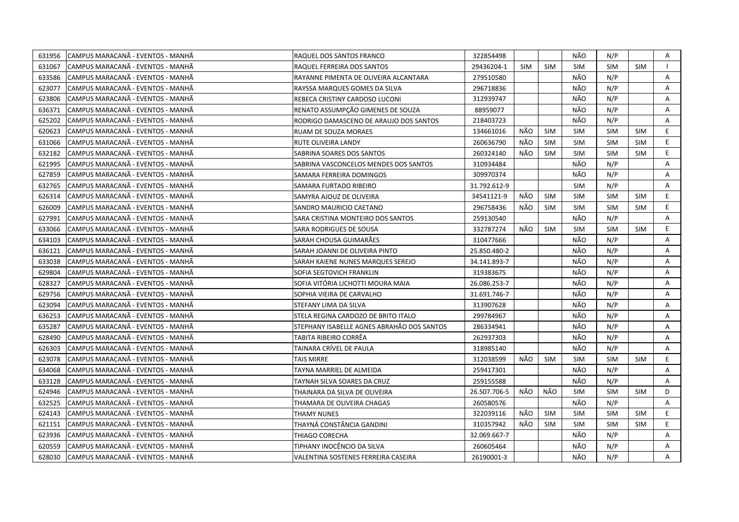| | | | | | | | | | |
|---|---|---|---|---|---|---|---|---|---|
| 631956 | CAMPUS MARACANÃ - EVENTOS - MANHÃ | RAQUEL DOS SANTOS FRANCO | 322854498 | | | NÃO | N/P | | A |
| 631067 | CAMPUS MARACANÃ - EVENTOS - MANHÃ | RAQUEL FERREIRA DOS SANTOS | 29436204-1 | SIM | SIM | SIM | SIM | SIM | I |
| 633586 | CAMPUS MARACANÃ - EVENTOS - MANHÃ | RAYANNE PIMENTA DE OLIVEIRA ALCANTARA | 279510580 | | | NÃO | N/P | | A |
| 623077 | CAMPUS MARACANÃ - EVENTOS - MANHÃ | RAYSSA MARQUES GOMES DA SILVA | 296718836 | | | NÃO | N/P | | A |
| 623806 | CAMPUS MARACANÃ - EVENTOS - MANHÃ | REBECA CRISTINY CARDOSO LUCONI | 312939747 | | | NÃO | N/P | | A |
| 636371 | CAMPUS MARACANÃ - EVENTOS - MANHÃ | RENATO ASSUMPÇÃO GIMENES DE SOUZA | 88959077 | | | NÃO | N/P | | A |
| 625202 | CAMPUS MARACANÃ - EVENTOS - MANHÃ | RODRIGO DAMASCENO DE ARAUJO DOS SANTOS | 218403723 | | | NÃO | N/P | | A |
| 620623 | CAMPUS MARACANÃ - EVENTOS - MANHÃ | RUAM DE SOUZA MORAES | 134661016 | NÃO | SIM | SIM | SIM | SIM | E |
| 631066 | CAMPUS MARACANÃ - EVENTOS - MANHÃ | RUTE OLIVEIRA LANDY | 260636790 | NÃO | SIM | SIM | SIM | SIM | E |
| 632182 | CAMPUS MARACANÃ - EVENTOS - MANHÃ | SABRINA SOARES DOS SANTOS | 260324140 | NÃO | SIM | SIM | SIM | SIM | E |
| 621995 | CAMPUS MARACANÃ - EVENTOS - MANHÃ | SABRINA VASCONCELOS MENDES DOS SANTOS | 310934484 | | | NÃO | N/P | | A |
| 627859 | CAMPUS MARACANÃ - EVENTOS - MANHÃ | SAMARA FERREIRA DOMINGOS | 309970374 | | | NÃO | N/P | | A |
| 632765 | CAMPUS MARACANÃ - EVENTOS - MANHÃ | SAMARA FURTADO RIBEIRO | 31.792.612-9 | | | SIM | N/P | | A |
| 626314 | CAMPUS MARACANÃ - EVENTOS - MANHÃ | SAMYRA AJOUZ DE OLIVEIRA | 34541121-9 | NÃO | SIM | SIM | SIM | SIM | E |
| 626009 | CAMPUS MARACANÃ - EVENTOS - MANHÃ | SANDRO MAURICIO CAETANO | 296758436 | NÃO | SIM | SIM | SIM | SIM | E |
| 627991 | CAMPUS MARACANÃ - EVENTOS - MANHÃ | SARA CRISTINA MONTEIRO DOS SANTOS | 259130540 | | | NÃO | N/P | | A |
| 633066 | CAMPUS MARACANÃ - EVENTOS - MANHÃ | SARA RODRIGUES DE SOUSA | 332787274 | NÃO | SIM | SIM | SIM | SIM | E |
| 634103 | CAMPUS MARACANÃ - EVENTOS - MANHÃ | SARAH CHOUSA GUIMARÃES | 310477666 | | | NÃO | N/P | | A |
| 636121 | CAMPUS MARACANÃ - EVENTOS - MANHÃ | SARAH JOANNI DE OLIVEIRA PINTO | 25.850.480-2 | | | NÃO | N/P | | A |
| 633038 | CAMPUS MARACANÃ - EVENTOS - MANHÃ | SARAH KAIENE NUNES MARQUES SEREJO | 34.141.893-7 | | | NÃO | N/P | | A |
| 629804 | CAMPUS MARACANÃ - EVENTOS - MANHÃ | SOFIA SEGTOVICH FRANKLIN | 319383675 | | | NÃO | N/P | | A |
| 628327 | CAMPUS MARACANÃ - EVENTOS - MANHÃ | SOFIA VITÓRIA LICHOTTI MOURA MAIA | 26.086.253-7 | | | NÃO | N/P | | A |
| 629756 | CAMPUS MARACANÃ - EVENTOS - MANHÃ | SOPHIA VIEIRA DE CARVALHO | 31.691.746-7 | | | NÃO | N/P | | A |
| 623094 | CAMPUS MARACANÃ - EVENTOS - MANHÃ | STEFANY LIMA DA SILVA | 313907628 | | | NÃO | N/P | | A |
| 636253 | CAMPUS MARACANÃ - EVENTOS - MANHÃ | STELA REGINA CARDOZO DE BRITO ITALO | 299784967 | | | NÃO | N/P | | A |
| 635287 | CAMPUS MARACANÃ - EVENTOS - MANHÃ | STEPHANY ISABELLE AGNES ABRAHÃO DOS SANTOS | 286334941 | | | NÃO | N/P | | A |
| 628490 | CAMPUS MARACANÃ - EVENTOS - MANHÃ | TABITA RIBEIRO CORRÊA | 262937303 | | | NÃO | N/P | | A |
| 626303 | CAMPUS MARACANÃ - EVENTOS - MANHÃ | TAINARA CRÍVEL DE PAULA | 318985140 | | | NÃO | N/P | | A |
| 623078 | CAMPUS MARACANÃ - EVENTOS - MANHÃ | TAIS MIRRE | 312038599 | NÃO | SIM | SIM | SIM | SIM | E |
| 634068 | CAMPUS MARACANÃ - EVENTOS - MANHÃ | TAYNA MARRIEL DE ALMEIDA | 259417301 | | | NÃO | N/P | | A |
| 633128 | CAMPUS MARACANÃ - EVENTOS - MANHÃ | TAYNAH SILVA SOARES DA CRUZ | 259155588 | | | NÃO | N/P | | A |
| 624946 | CAMPUS MARACANÃ - EVENTOS - MANHÃ | THAINARA DA SILVA DE OLIVEIRA | 26.507.706-5 | NÃO | NÃO | SIM | SIM | SIM | D |
| 632525 | CAMPUS MARACANÃ - EVENTOS - MANHÃ | THAMARA DE OLIVEIRA CHAGAS | 260580576 | | | NÃO | N/P | | A |
| 624143 | CAMPUS MARACANÃ - EVENTOS - MANHÃ | THAMY NUNES | 322039116 | NÃO | SIM | SIM | SIM | SIM | E |
| 621151 | CAMPUS MARACANÃ - EVENTOS - MANHÃ | THAYNÁ CONSTÂNCIA GANDINI | 310357942 | NÃO | SIM | SIM | SIM | SIM | E |
| 623936 | CAMPUS MARACANÃ - EVENTOS - MANHÃ | THIAGO CORECHA | 32.069.667-7 | | | NÃO | N/P | | A |
| 620559 | CAMPUS MARACANÃ - EVENTOS - MANHÃ | TIPHANY INOCÊNCIO DA SILVA | 260605464 | | | NÃO | N/P | | A |
| 628030 | CAMPUS MARACANÃ - EVENTOS - MANHÃ | VALENTINA SOSTENES FERREIRA CASEIRA | 26190001-3 | | | NÃO | N/P | | A |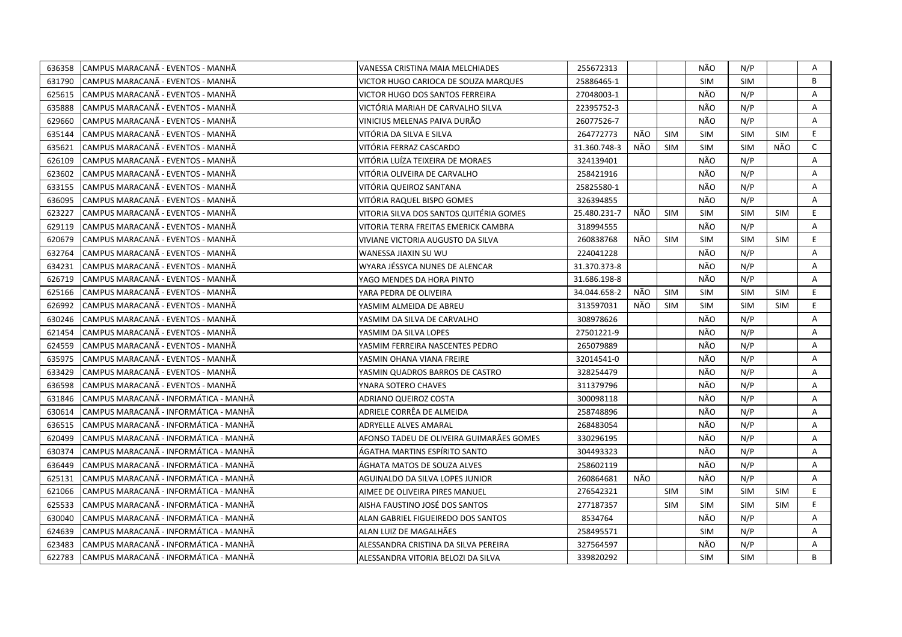| | | | | | | | | | |
|---|---|---|---|---|---|---|---|---|---|
| 636358 | CAMPUS MARACANÃ - EVENTOS - MANHÃ | VANESSA CRISTINA MAIA MELCHIADES | 255672313 | | | NÃO | N/P | | A |
| 631790 | CAMPUS MARACANÃ - EVENTOS - MANHÃ | VICTOR HUGO CARIOCA DE SOUZA MARQUES | 25886465-1 | | | SIM | SIM | | B |
| 625615 | CAMPUS MARACANÃ - EVENTOS - MANHÃ | VICTOR HUGO DOS SANTOS FERREIRA | 27048003-1 | | | NÃO | N/P | | A |
| 635888 | CAMPUS MARACANÃ - EVENTOS - MANHÃ | VICTÓRIA MARIAH DE CARVALHO SILVA | 22395752-3 | | | NÃO | N/P | | A |
| 629660 | CAMPUS MARACANÃ - EVENTOS - MANHÃ | VINICIUS MELENAS PAIVA DURÃO | 26077526-7 | | | NÃO | N/P | | A |
| 635144 | CAMPUS MARACANÃ - EVENTOS - MANHÃ | VITÓRIA DA SILVA E SILVA | 264772773 | NÃO | SIM | SIM | SIM | SIM | E |
| 635621 | CAMPUS MARACANÃ - EVENTOS - MANHÃ | VITÓRIA FERRAZ CASCARDO | 31.360.748-3 | NÃO | SIM | SIM | SIM | NÃO | C |
| 626109 | CAMPUS MARACANÃ - EVENTOS - MANHÃ | VITÓRIA LUÍZA TEIXEIRA DE MORAES | 324139401 | | | NÃO | N/P | | A |
| 623602 | CAMPUS MARACANÃ - EVENTOS - MANHÃ | VITÓRIA OLIVEIRA DE CARVALHO | 258421916 | | | NÃO | N/P | | A |
| 633155 | CAMPUS MARACANÃ - EVENTOS - MANHÃ | VITÓRIA QUEIROZ SANTANA | 25825580-1 | | | NÃO | N/P | | A |
| 636095 | CAMPUS MARACANÃ - EVENTOS - MANHÃ | VITÓRIA RAQUEL BISPO GOMES | 326394855 | | | NÃO | N/P | | A |
| 623227 | CAMPUS MARACANÃ - EVENTOS - MANHÃ | VITORIA SILVA DOS SANTOS QUITÉRIA GOMES | 25.480.231-7 | NÃO | SIM | SIM | SIM | SIM | E |
| 629119 | CAMPUS MARACANÃ - EVENTOS - MANHÃ | VITORIA TERRA FREITAS EMERICK CAMBRA | 318994555 | | | NÃO | N/P | | A |
| 620679 | CAMPUS MARACANÃ - EVENTOS - MANHÃ | VIVIANE VICTORIA AUGUSTO DA SILVA | 260838768 | NÃO | SIM | SIM | SIM | SIM | E |
| 632764 | CAMPUS MARACANÃ - EVENTOS - MANHÃ | WANESSA JIAXIN SU WU | 224041228 | | | NÃO | N/P | | A |
| 634231 | CAMPUS MARACANÃ - EVENTOS - MANHÃ | WYARA JÉSSYCA NUNES DE ALENCAR | 31.370.373-8 | | | NÃO | N/P | | A |
| 626719 | CAMPUS MARACANÃ - EVENTOS - MANHÃ | YAGO MENDES DA HORA PINTO | 31.686.198-8 | | | NÃO | N/P | | A |
| 625166 | CAMPUS MARACANÃ - EVENTOS - MANHÃ | YARA PEDRA DE OLIVEIRA | 34.044.658-2 | NÃO | SIM | SIM | SIM | SIM | E |
| 626992 | CAMPUS MARACANÃ - EVENTOS - MANHÃ | YASMIM ALMEIDA DE ABREU | 313597031 | NÃO | SIM | SIM | SIM | SIM | E |
| 630246 | CAMPUS MARACANÃ - EVENTOS - MANHÃ | YASMIM DA SILVA DE CARVALHO | 308978626 | | | NÃO | N/P | | A |
| 621454 | CAMPUS MARACANÃ - EVENTOS - MANHÃ | YASMIM DA SILVA LOPES | 27501221-9 | | | NÃO | N/P | | A |
| 624559 | CAMPUS MARACANÃ - EVENTOS - MANHÃ | YASMIM FERREIRA NASCENTES PEDRO | 265079889 | | | NÃO | N/P | | A |
| 635975 | CAMPUS MARACANÃ - EVENTOS - MANHÃ | YASMIN OHANA VIANA FREIRE | 32014541-0 | | | NÃO | N/P | | A |
| 633429 | CAMPUS MARACANÃ - EVENTOS - MANHÃ | YASMIN QUADROS BARROS DE CASTRO | 328254479 | | | NÃO | N/P | | A |
| 636598 | CAMPUS MARACANÃ - EVENTOS - MANHÃ | YNARA SOTERO CHAVES | 311379796 | | | NÃO | N/P | | A |
| 631846 | CAMPUS MARACANÃ - INFORMÁTICA - MANHÃ | ADRIANO QUEIROZ COSTA | 300098118 | | | NÃO | N/P | | A |
| 630614 | CAMPUS MARACANÃ - INFORMÁTICA - MANHÃ | ADRIELE CORRÊA DE ALMEIDA | 258748896 | | | NÃO | N/P | | A |
| 636515 | CAMPUS MARACANÃ - INFORMÁTICA - MANHÃ | ADRYELLE ALVES AMARAL | 268483054 | | | NÃO | N/P | | A |
| 620499 | CAMPUS MARACANÃ - INFORMÁTICA - MANHÃ | AFONSO TADEU DE OLIVEIRA GUIMARÃES GOMES | 330296195 | | | NÃO | N/P | | A |
| 630374 | CAMPUS MARACANÃ - INFORMÁTICA - MANHÃ | ÁGATHA MARTINS ESPÍRITO SANTO | 304493323 | | | NÃO | N/P | | A |
| 636449 | CAMPUS MARACANÃ - INFORMÁTICA - MANHÃ | ÁGHATA MATOS DE SOUZA ALVES | 258602119 | | | NÃO | N/P | | A |
| 625131 | CAMPUS MARACANÃ - INFORMÁTICA - MANHÃ | AGUINALDO DA SILVA LOPES JUNIOR | 260864681 | NÃO | | NÃO | N/P | | A |
| 621066 | CAMPUS MARACANÃ - INFORMÁTICA - MANHÃ | AIMEE DE OLIVEIRA PIRES MANUEL | 276542321 | | SIM | SIM | SIM | SIM | E |
| 625533 | CAMPUS MARACANÃ - INFORMÁTICA - MANHÃ | AISHA FAUSTINO JOSÉ DOS SANTOS | 277187357 | | SIM | SIM | SIM | SIM | E |
| 630040 | CAMPUS MARACANÃ - INFORMÁTICA - MANHÃ | ALAN GABRIEL FIGUEIREDO DOS SANTOS | 8534764 | | | NÃO | N/P | | A |
| 624639 | CAMPUS MARACANÃ - INFORMÁTICA - MANHÃ | ALAN LUIZ DE MAGALHÃES | 258495571 | | | SIM | N/P | | A |
| 623483 | CAMPUS MARACANÃ - INFORMÁTICA - MANHÃ | ALESSANDRA CRISTINA DA SILVA PEREIRA | 327564597 | | | NÃO | N/P | | A |
| 622783 | CAMPUS MARACANÃ - INFORMÁTICA - MANHÃ | ALESSANDRA VITORIA BELOZI DA SILVA | 339820292 | | | SIM | SIM | | B |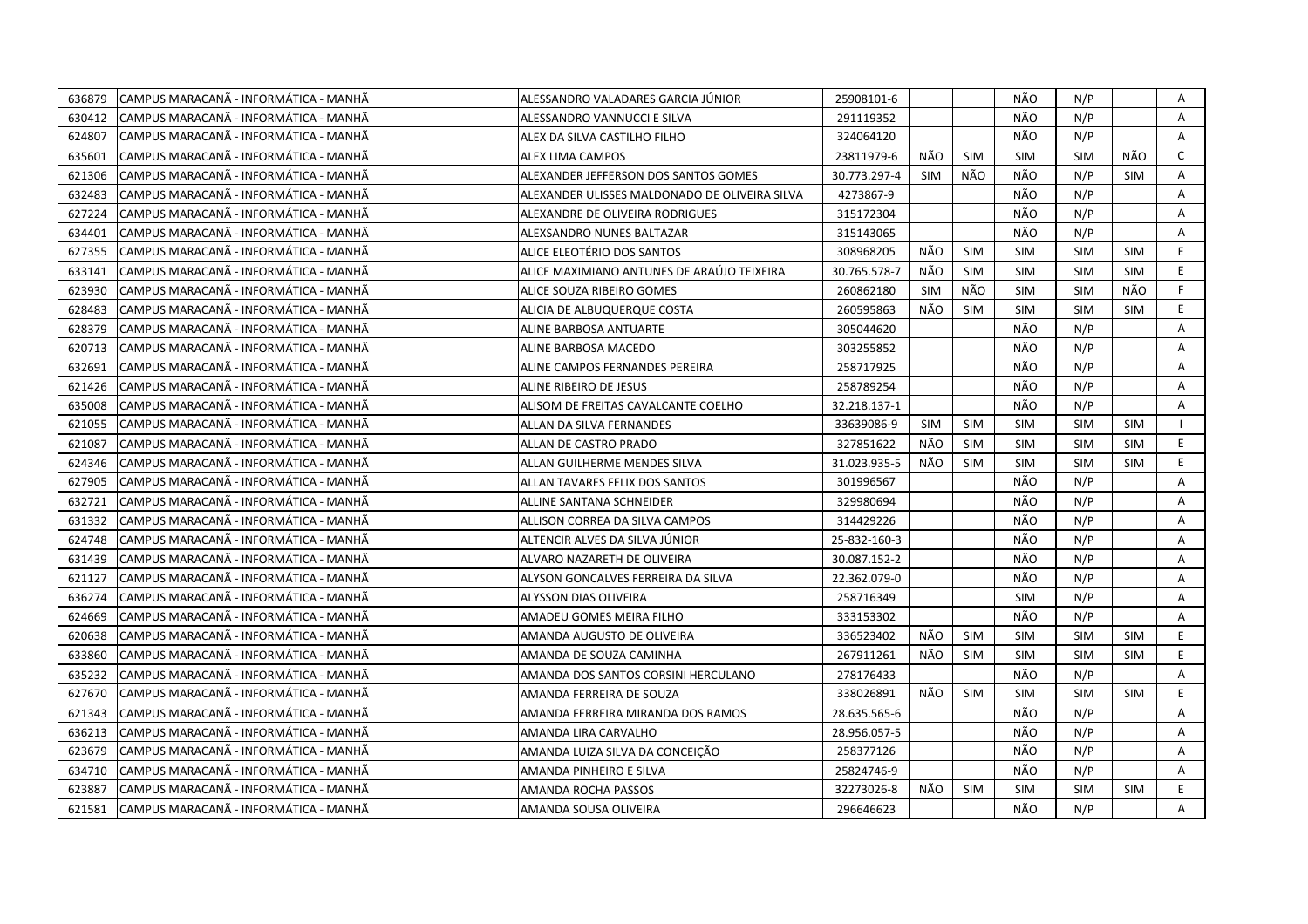| | | | | | | | | | |
|---|---|---|---|---|---|---|---|---|---|
| 636879 | CAMPUS MARACANÃ - INFORMÁTICA - MANHÃ | ALESSANDRO VALADARES GARCIA JÚNIOR | 25908101-6 | | | NÃO | N/P | | A |
| 630412 | CAMPUS MARACANÃ - INFORMÁTICA - MANHÃ | ALESSANDRO VANNUCCI E SILVA | 291119352 | | | NÃO | N/P | | A |
| 624807 | CAMPUS MARACANÃ - INFORMÁTICA - MANHÃ | ALEX DA SILVA CASTILHO FILHO | 324064120 | | | NÃO | N/P | | A |
| 635601 | CAMPUS MARACANÃ - INFORMÁTICA - MANHÃ | ALEX LIMA CAMPOS | 23811979-6 | NÃO | SIM | SIM | SIM | NÃO | C |
| 621306 | CAMPUS MARACANÃ - INFORMÁTICA - MANHÃ | ALEXANDER JEFFERSON DOS SANTOS GOMES | 30.773.297-4 | SIM | NÃO | NÃO | N/P | SIM | A |
| 632483 | CAMPUS MARACANÃ - INFORMÁTICA - MANHÃ | ALEXANDER ULISSES MALDONADO DE OLIVEIRA SILVA | 4273867-9 | | | NÃO | N/P | | A |
| 627224 | CAMPUS MARACANÃ - INFORMÁTICA - MANHÃ | ALEXANDRE DE OLIVEIRA RODRIGUES | 315172304 | | | NÃO | N/P | | A |
| 634401 | CAMPUS MARACANÃ - INFORMÁTICA - MANHÃ | ALEXSANDRO NUNES BALTAZAR | 315143065 | | | NÃO | N/P | | A |
| 627355 | CAMPUS MARACANÃ - INFORMÁTICA - MANHÃ | ALICE ELEOTÉRIO DOS SANTOS | 308968205 | NÃO | SIM | SIM | SIM | SIM | E |
| 633141 | CAMPUS MARACANÃ - INFORMÁTICA - MANHÃ | ALICE MAXIMIANO ANTUNES DE ARAÚJO TEIXEIRA | 30.765.578-7 | NÃO | SIM | SIM | SIM | SIM | E |
| 623930 | CAMPUS MARACANÃ - INFORMÁTICA - MANHÃ | ALICE SOUZA RIBEIRO GOMES | 260862180 | SIM | NÃO | SIM | SIM | NÃO | F |
| 628483 | CAMPUS MARACANÃ - INFORMÁTICA - MANHÃ | ALICIA DE ALBUQUERQUE COSTA | 260595863 | NÃO | SIM | SIM | SIM | SIM | E |
| 628379 | CAMPUS MARACANÃ - INFORMÁTICA - MANHÃ | ALINE BARBOSA ANTUARTE | 305044620 | | | NÃO | N/P | | A |
| 620713 | CAMPUS MARACANÃ - INFORMÁTICA - MANHÃ | ALINE BARBOSA MACEDO | 303255852 | | | NÃO | N/P | | A |
| 632691 | CAMPUS MARACANÃ - INFORMÁTICA - MANHÃ | ALINE CAMPOS FERNANDES PEREIRA | 258717925 | | | NÃO | N/P | | A |
| 621426 | CAMPUS MARACANÃ - INFORMÁTICA - MANHÃ | ALINE RIBEIRO DE JESUS | 258789254 | | | NÃO | N/P | | A |
| 635008 | CAMPUS MARACANÃ - INFORMÁTICA - MANHÃ | ALISOM DE FREITAS CAVALCANTE COELHO | 32.218.137-1 | | | NÃO | N/P | | A |
| 621055 | CAMPUS MARACANÃ - INFORMÁTICA - MANHÃ | ALLAN DA SILVA FERNANDES | 33639086-9 | SIM | SIM | SIM | SIM | SIM | I |
| 621087 | CAMPUS MARACANÃ - INFORMÁTICA - MANHÃ | ALLAN DE CASTRO PRADO | 327851622 | NÃO | SIM | SIM | SIM | SIM | E |
| 624346 | CAMPUS MARACANÃ - INFORMÁTICA - MANHÃ | ALLAN GUILHERME MENDES SILVA | 31.023.935-5 | NÃO | SIM | SIM | SIM | SIM | E |
| 627905 | CAMPUS MARACANÃ - INFORMÁTICA - MANHÃ | ALLAN TAVARES FELIX DOS SANTOS | 301996567 | | | NÃO | N/P | | A |
| 632721 | CAMPUS MARACANÃ - INFORMÁTICA - MANHÃ | ALLINE SANTANA SCHNEIDER | 329980694 | | | NÃO | N/P | | A |
| 631332 | CAMPUS MARACANÃ - INFORMÁTICA - MANHÃ | ALLISON CORREA DA SILVA CAMPOS | 314429226 | | | NÃO | N/P | | A |
| 624748 | CAMPUS MARACANÃ - INFORMÁTICA - MANHÃ | ALTENCIR ALVES DA SILVA JÚNIOR | 25-832-160-3 | | | NÃO | N/P | | A |
| 631439 | CAMPUS MARACANÃ - INFORMÁTICA - MANHÃ | ALVARO NAZARETH DE OLIVEIRA | 30.087.152-2 | | | NÃO | N/P | | A |
| 621127 | CAMPUS MARACANÃ - INFORMÁTICA - MANHÃ | ALYSON GONCALVES FERREIRA DA SILVA | 22.362.079-0 | | | NÃO | N/P | | A |
| 636274 | CAMPUS MARACANÃ - INFORMÁTICA - MANHÃ | ALYSSON DIAS OLIVEIRA | 258716349 | | | SIM | N/P | | A |
| 624669 | CAMPUS MARACANÃ - INFORMÁTICA - MANHÃ | AMADEU GOMES MEIRA FILHO | 333153302 | | | NÃO | N/P | | A |
| 620638 | CAMPUS MARACANÃ - INFORMÁTICA - MANHÃ | AMANDA AUGUSTO DE OLIVEIRA | 336523402 | NÃO | SIM | SIM | SIM | SIM | E |
| 633860 | CAMPUS MARACANÃ - INFORMÁTICA - MANHÃ | AMANDA DE SOUZA CAMINHA | 267911261 | NÃO | SIM | SIM | SIM | SIM | E |
| 635232 | CAMPUS MARACANÃ - INFORMÁTICA - MANHÃ | AMANDA DOS SANTOS CORSINI HERCULANO | 278176433 | | | NÃO | N/P | | A |
| 627670 | CAMPUS MARACANÃ - INFORMÁTICA - MANHÃ | AMANDA FERREIRA DE SOUZA | 338026891 | NÃO | SIM | SIM | SIM | SIM | E |
| 621343 | CAMPUS MARACANÃ - INFORMÁTICA - MANHÃ | AMANDA FERREIRA MIRANDA DOS RAMOS | 28.635.565-6 | | | NÃO | N/P | | A |
| 636213 | CAMPUS MARACANÃ - INFORMÁTICA - MANHÃ | AMANDA LIRA CARVALHO | 28.956.057-5 | | | NÃO | N/P | | A |
| 623679 | CAMPUS MARACANÃ - INFORMÁTICA - MANHÃ | AMANDA LUIZA SILVA DA CONCEIÇÃO | 258377126 | | | NÃO | N/P | | A |
| 634710 | CAMPUS MARACANÃ - INFORMÁTICA - MANHÃ | AMANDA PINHEIRO E SILVA | 25824746-9 | | | NÃO | N/P | | A |
| 623887 | CAMPUS MARACANÃ - INFORMÁTICA - MANHÃ | AMANDA ROCHA PASSOS | 32273026-8 | NÃO | SIM | SIM | SIM | SIM | E |
| 621581 | CAMPUS MARACANÃ - INFORMÁTICA - MANHÃ | AMANDA SOUSA OLIVEIRA | 296646623 | | | NÃO | N/P | | A |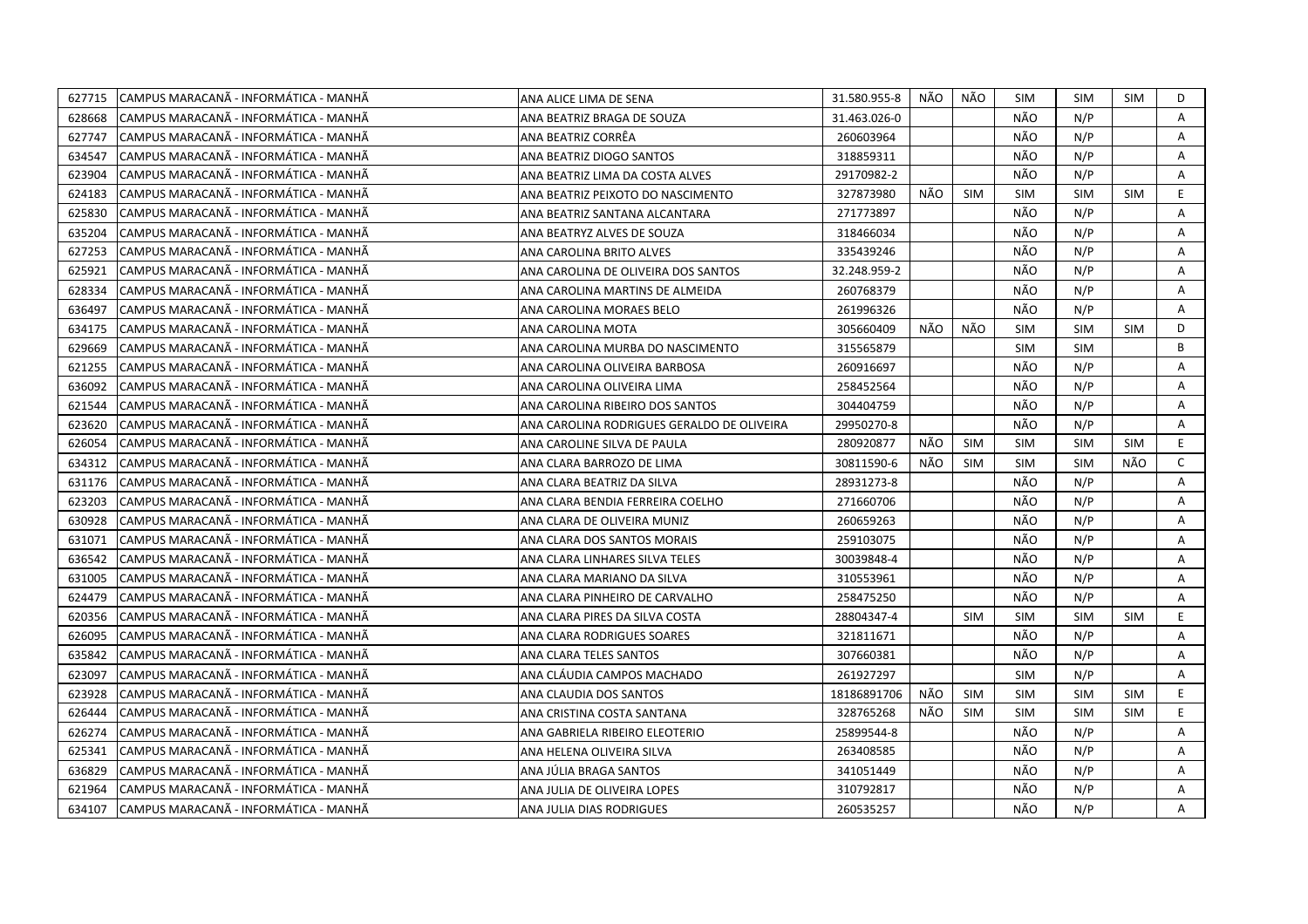| | | | | | | | | | |
|---|---|---|---|---|---|---|---|---|---|
| 627715 | CAMPUS MARACANÃ - INFORMÁTICA - MANHÃ | ANA ALICE LIMA DE SENA | 31.580.955-8 | NÃO | NÃO | SIM | SIM | SIM | D |
| 628668 | CAMPUS MARACANÃ - INFORMÁTICA - MANHÃ | ANA BEATRIZ BRAGA DE SOUZA | 31.463.026-0 | | | NÃO | N/P | | A |
| 627747 | CAMPUS MARACANÃ - INFORMÁTICA - MANHÃ | ANA BEATRIZ CORRÊA | 260603964 | | | NÃO | N/P | | A |
| 634547 | CAMPUS MARACANÃ - INFORMÁTICA - MANHÃ | ANA BEATRIZ DIOGO SANTOS | 318859311 | | | NÃO | N/P | | A |
| 623904 | CAMPUS MARACANÃ - INFORMÁTICA - MANHÃ | ANA BEATRIZ LIMA DA COSTA ALVES | 29170982-2 | | | NÃO | N/P | | A |
| 624183 | CAMPUS MARACANÃ - INFORMÁTICA - MANHÃ | ANA BEATRIZ PEIXOTO DO NASCIMENTO | 327873980 | NÃO | SIM | SIM | SIM | SIM | E |
| 625830 | CAMPUS MARACANÃ - INFORMÁTICA - MANHÃ | ANA BEATRIZ SANTANA ALCANTARA | 271773897 | | | NÃO | N/P | | A |
| 635204 | CAMPUS MARACANÃ - INFORMÁTICA - MANHÃ | ANA BEATRYZ ALVES DE SOUZA | 318466034 | | | NÃO | N/P | | A |
| 627253 | CAMPUS MARACANÃ - INFORMÁTICA - MANHÃ | ANA CAROLINA BRITO ALVES | 335439246 | | | NÃO | N/P | | A |
| 625921 | CAMPUS MARACANÃ - INFORMÁTICA - MANHÃ | ANA CAROLINA DE OLIVEIRA DOS SANTOS | 32.248.959-2 | | | NÃO | N/P | | A |
| 628334 | CAMPUS MARACANÃ - INFORMÁTICA - MANHÃ | ANA CAROLINA MARTINS DE ALMEIDA | 260768379 | | | NÃO | N/P | | A |
| 636497 | CAMPUS MARACANÃ - INFORMÁTICA - MANHÃ | ANA CAROLINA MORAES BELO | 261996326 | | | NÃO | N/P | | A |
| 634175 | CAMPUS MARACANÃ - INFORMÁTICA - MANHÃ | ANA CAROLINA MOTA | 305660409 | NÃO | NÃO | SIM | SIM | SIM | D |
| 629669 | CAMPUS MARACANÃ - INFORMÁTICA - MANHÃ | ANA CAROLINA MURBA DO NASCIMENTO | 315565879 | | | SIM | SIM | | B |
| 621255 | CAMPUS MARACANÃ - INFORMÁTICA - MANHÃ | ANA CAROLINA OLIVEIRA BARBOSA | 260916697 | | | NÃO | N/P | | A |
| 636092 | CAMPUS MARACANÃ - INFORMÁTICA - MANHÃ | ANA CAROLINA OLIVEIRA LIMA | 258452564 | | | NÃO | N/P | | A |
| 621544 | CAMPUS MARACANÃ - INFORMÁTICA - MANHÃ | ANA CAROLINA RIBEIRO DOS SANTOS | 304404759 | | | NÃO | N/P | | A |
| 623620 | CAMPUS MARACANÃ - INFORMÁTICA - MANHÃ | ANA CAROLINA RODRIGUES GERALDO DE OLIVEIRA | 29950270-8 | | | NÃO | N/P | | A |
| 626054 | CAMPUS MARACANÃ - INFORMÁTICA - MANHÃ | ANA CAROLINE SILVA DE PAULA | 280920877 | NÃO | SIM | SIM | SIM | SIM | E |
| 634312 | CAMPUS MARACANÃ - INFORMÁTICA - MANHÃ | ANA CLARA BARROZO DE LIMA | 30811590-6 | NÃO | SIM | SIM | SIM | NÃO | C |
| 631176 | CAMPUS MARACANÃ - INFORMÁTICA - MANHÃ | ANA CLARA BEATRIZ DA SILVA | 28931273-8 | | | NÃO | N/P | | A |
| 623203 | CAMPUS MARACANÃ - INFORMÁTICA - MANHÃ | ANA CLARA BENDIA FERREIRA COELHO | 271660706 | | | NÃO | N/P | | A |
| 630928 | CAMPUS MARACANÃ - INFORMÁTICA - MANHÃ | ANA CLARA DE OLIVEIRA MUNIZ | 260659263 | | | NÃO | N/P | | A |
| 631071 | CAMPUS MARACANÃ - INFORMÁTICA - MANHÃ | ANA CLARA DOS SANTOS MORAIS | 259103075 | | | NÃO | N/P | | A |
| 636542 | CAMPUS MARACANÃ - INFORMÁTICA - MANHÃ | ANA CLARA LINHARES SILVA TELES | 30039848-4 | | | NÃO | N/P | | A |
| 631005 | CAMPUS MARACANÃ - INFORMÁTICA - MANHÃ | ANA CLARA MARIANO DA SILVA | 310553961 | | | NÃO | N/P | | A |
| 624479 | CAMPUS MARACANÃ - INFORMÁTICA - MANHÃ | ANA CLARA PINHEIRO DE CARVALHO | 258475250 | | | NÃO | N/P | | A |
| 620356 | CAMPUS MARACANÃ - INFORMÁTICA - MANHÃ | ANA CLARA PIRES DA SILVA COSTA | 28804347-4 | | SIM | SIM | SIM | SIM | E |
| 626095 | CAMPUS MARACANÃ - INFORMÁTICA - MANHÃ | ANA CLARA RODRIGUES SOARES | 321811671 | | | NÃO | N/P | | A |
| 635842 | CAMPUS MARACANÃ - INFORMÁTICA - MANHÃ | ANA CLARA TELES SANTOS | 307660381 | | | NÃO | N/P | | A |
| 623097 | CAMPUS MARACANÃ - INFORMÁTICA - MANHÃ | ANA CLÁUDIA CAMPOS MACHADO | 261927297 | | | SIM | N/P | | A |
| 623928 | CAMPUS MARACANÃ - INFORMÁTICA - MANHÃ | ANA CLAUDIA DOS SANTOS | 18186891706 | NÃO | SIM | SIM | SIM | SIM | E |
| 626444 | CAMPUS MARACANÃ - INFORMÁTICA - MANHÃ | ANA CRISTINA COSTA SANTANA | 328765268 | NÃO | SIM | SIM | SIM | SIM | E |
| 626274 | CAMPUS MARACANÃ - INFORMÁTICA - MANHÃ | ANA GABRIELA RIBEIRO ELEOTERIO | 25899544-8 | | | NÃO | N/P | | A |
| 625341 | CAMPUS MARACANÃ - INFORMÁTICA - MANHÃ | ANA HELENA OLIVEIRA SILVA | 263408585 | | | NÃO | N/P | | A |
| 636829 | CAMPUS MARACANÃ - INFORMÁTICA - MANHÃ | ANA JÚLIA BRAGA SANTOS | 341051449 | | | NÃO | N/P | | A |
| 621964 | CAMPUS MARACANÃ - INFORMÁTICA - MANHÃ | ANA JULIA DE OLIVEIRA LOPES | 310792817 | | | NÃO | N/P | | A |
| 634107 | CAMPUS MARACANÃ - INFORMÁTICA - MANHÃ | ANA JULIA DIAS RODRIGUES | 260535257 | | | NÃO | N/P | | A |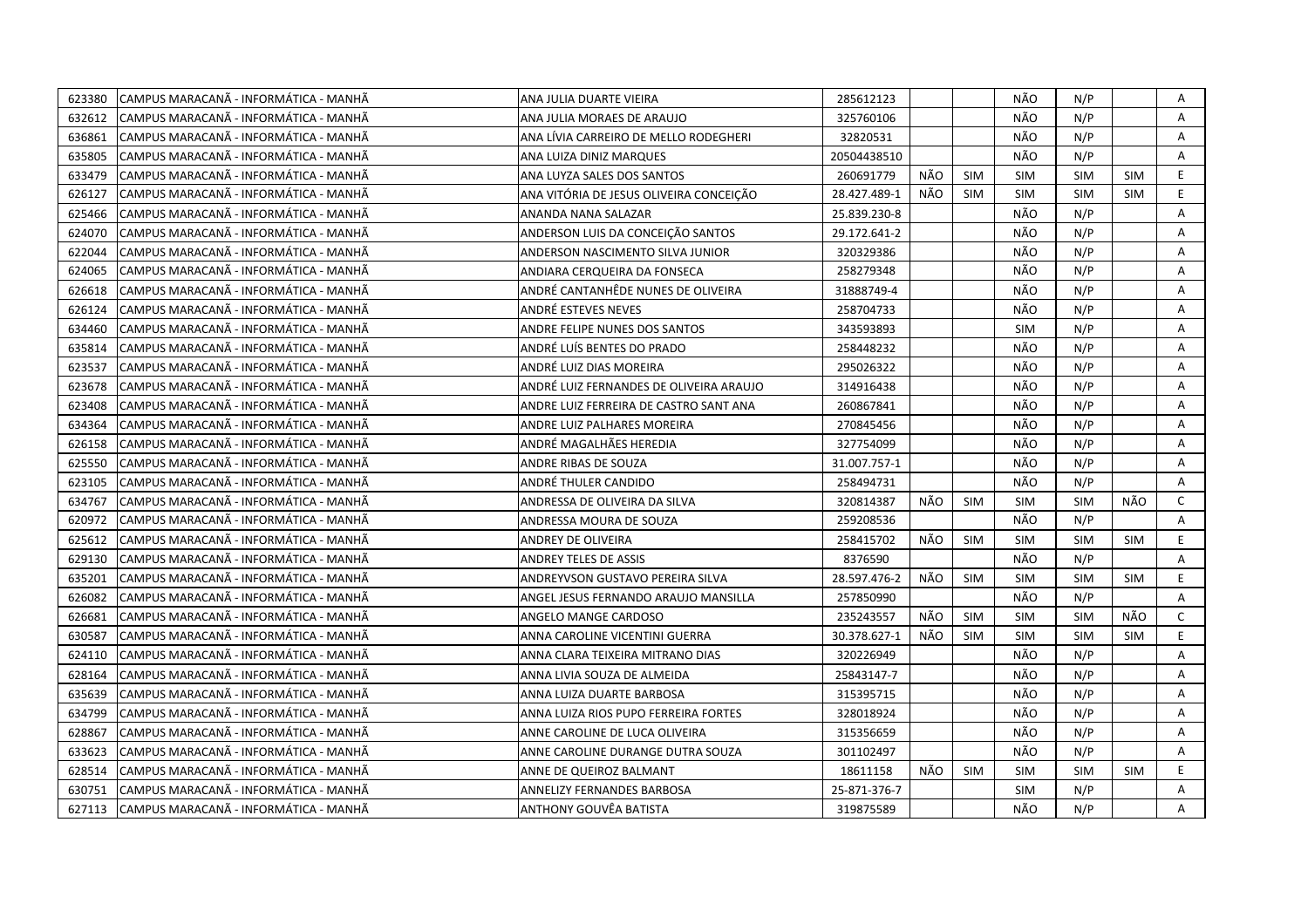| | | | | | | | | | |
|---|---|---|---|---|---|---|---|---|---|
| 623380 | CAMPUS MARACANÃ - INFORMÁTICA - MANHÃ | ANA JULIA DUARTE VIEIRA | 285612123 | | | NÃO | N/P | | A |
| 632612 | CAMPUS MARACANÃ - INFORMÁTICA - MANHÃ | ANA JULIA MORAES DE ARAUJO | 325760106 | | | NÃO | N/P | | A |
| 636861 | CAMPUS MARACANÃ - INFORMÁTICA - MANHÃ | ANA LÍVIA CARREIRO DE MELLO RODEGHERI | 32820531 | | | NÃO | N/P | | A |
| 635805 | CAMPUS MARACANÃ - INFORMÁTICA - MANHÃ | ANA LUIZA DINIZ MARQUES | 20504438510 | | | NÃO | N/P | | A |
| 633479 | CAMPUS MARACANÃ - INFORMÁTICA - MANHÃ | ANA LUYZA SALES DOS SANTOS | 260691779 | NÃO | SIM | SIM | SIM | SIM | E |
| 626127 | CAMPUS MARACANÃ - INFORMÁTICA - MANHÃ | ANA VITÓRIA DE JESUS OLIVEIRA CONCEIÇÃO | 28.427.489-1 | NÃO | SIM | SIM | SIM | SIM | E |
| 625466 | CAMPUS MARACANÃ - INFORMÁTICA - MANHÃ | ANANDA NANA SALAZAR | 25.839.230-8 | | | NÃO | N/P | | A |
| 624070 | CAMPUS MARACANÃ - INFORMÁTICA - MANHÃ | ANDERSON LUIS DA CONCEIÇÃO SANTOS | 29.172.641-2 | | | NÃO | N/P | | A |
| 622044 | CAMPUS MARACANÃ - INFORMÁTICA - MANHÃ | ANDERSON NASCIMENTO SILVA JUNIOR | 320329386 | | | NÃO | N/P | | A |
| 624065 | CAMPUS MARACANÃ - INFORMÁTICA - MANHÃ | ANDIARA CERQUEIRA DA FONSECA | 258279348 | | | NÃO | N/P | | A |
| 626618 | CAMPUS MARACANÃ - INFORMÁTICA - MANHÃ | ANDRÉ CANTANHÊDE NUNES DE OLIVEIRA | 31888749-4 | | | NÃO | N/P | | A |
| 626124 | CAMPUS MARACANÃ - INFORMÁTICA - MANHÃ | ANDRÉ ESTEVES NEVES | 258704733 | | | NÃO | N/P | | A |
| 634460 | CAMPUS MARACANÃ - INFORMÁTICA - MANHÃ | ANDRE FELIPE NUNES DOS SANTOS | 343593893 | | | SIM | N/P | | A |
| 635814 | CAMPUS MARACANÃ - INFORMÁTICA - MANHÃ | ANDRÉ LUÍS BENTES DO PRADO | 258448232 | | | NÃO | N/P | | A |
| 623537 | CAMPUS MARACANÃ - INFORMÁTICA - MANHÃ | ANDRÉ LUIZ DIAS MOREIRA | 295026322 | | | NÃO | N/P | | A |
| 623678 | CAMPUS MARACANÃ - INFORMÁTICA - MANHÃ | ANDRÉ LUIZ FERNANDES DE OLIVEIRA ARAUJO | 314916438 | | | NÃO | N/P | | A |
| 623408 | CAMPUS MARACANÃ - INFORMÁTICA - MANHÃ | ANDRE LUIZ FERREIRA DE CASTRO SANT ANA | 260867841 | | | NÃO | N/P | | A |
| 634364 | CAMPUS MARACANÃ - INFORMÁTICA - MANHÃ | ANDRE LUIZ PALHARES MOREIRA | 270845456 | | | NÃO | N/P | | A |
| 626158 | CAMPUS MARACANÃ - INFORMÁTICA - MANHÃ | ANDRÉ MAGALHÃES HEREDIA | 327754099 | | | NÃO | N/P | | A |
| 625550 | CAMPUS MARACANÃ - INFORMÁTICA - MANHÃ | ANDRE RIBAS DE SOUZA | 31.007.757-1 | | | NÃO | N/P | | A |
| 623105 | CAMPUS MARACANÃ - INFORMÁTICA - MANHÃ | ANDRÉ THULER CANDIDO | 258494731 | | | NÃO | N/P | | A |
| 634767 | CAMPUS MARACANÃ - INFORMÁTICA - MANHÃ | ANDRESSA DE OLIVEIRA DA SILVA | 320814387 | NÃO | SIM | SIM | SIM | NÃO | C |
| 620972 | CAMPUS MARACANÃ - INFORMÁTICA - MANHÃ | ANDRESSA MOURA DE SOUZA | 259208536 | | | NÃO | N/P | | A |
| 625612 | CAMPUS MARACANÃ - INFORMÁTICA - MANHÃ | ANDREY DE OLIVEIRA | 258415702 | NÃO | SIM | SIM | SIM | SIM | E |
| 629130 | CAMPUS MARACANÃ - INFORMÁTICA - MANHÃ | ANDREY TELES DE ASSIS | 8376590 | | | NÃO | N/P | | A |
| 635201 | CAMPUS MARACANÃ - INFORMÁTICA - MANHÃ | ANDREYVSON GUSTAVO PEREIRA SILVA | 28.597.476-2 | NÃO | SIM | SIM | SIM | SIM | E |
| 626082 | CAMPUS MARACANÃ - INFORMÁTICA - MANHÃ | ANGEL JESUS FERNANDO ARAUJO MANSILLA | 257850990 | | | NÃO | N/P | | A |
| 626681 | CAMPUS MARACANÃ - INFORMÁTICA - MANHÃ | ANGELO MANGE CARDOSO | 235243557 | NÃO | SIM | SIM | SIM | NÃO | C |
| 630587 | CAMPUS MARACANÃ - INFORMÁTICA - MANHÃ | ANNA CAROLINE VICENTINI GUERRA | 30.378.627-1 | NÃO | SIM | SIM | SIM | SIM | E |
| 624110 | CAMPUS MARACANÃ - INFORMÁTICA - MANHÃ | ANNA CLARA TEIXEIRA MITRANO DIAS | 320226949 | | | NÃO | N/P | | A |
| 628164 | CAMPUS MARACANÃ - INFORMÁTICA - MANHÃ | ANNA LIVIA SOUZA DE ALMEIDA | 25843147-7 | | | NÃO | N/P | | A |
| 635639 | CAMPUS MARACANÃ - INFORMÁTICA - MANHÃ | ANNA LUIZA DUARTE BARBOSA | 315395715 | | | NÃO | N/P | | A |
| 634799 | CAMPUS MARACANÃ - INFORMÁTICA - MANHÃ | ANNA LUIZA RIOS PUPO FERREIRA FORTES | 328018924 | | | NÃO | N/P | | A |
| 628867 | CAMPUS MARACANÃ - INFORMÁTICA - MANHÃ | ANNE CAROLINE DE LUCA OLIVEIRA | 315356659 | | | NÃO | N/P | | A |
| 633623 | CAMPUS MARACANÃ - INFORMÁTICA - MANHÃ | ANNE CAROLINE DURANGE DUTRA SOUZA | 301102497 | | | NÃO | N/P | | A |
| 628514 | CAMPUS MARACANÃ - INFORMÁTICA - MANHÃ | ANNE DE QUEIROZ BALMANT | 18611158 | NÃO | SIM | SIM | SIM | SIM | E |
| 630751 | CAMPUS MARACANÃ - INFORMÁTICA - MANHÃ | ANNELIZY FERNANDES BARBOSA | 25-871-376-7 | | | SIM | N/P | | A |
| 627113 | CAMPUS MARACANÃ - INFORMÁTICA - MANHÃ | ANTHONY GOUVÊA BATISTA | 319875589 | | | NÃO | N/P | | A |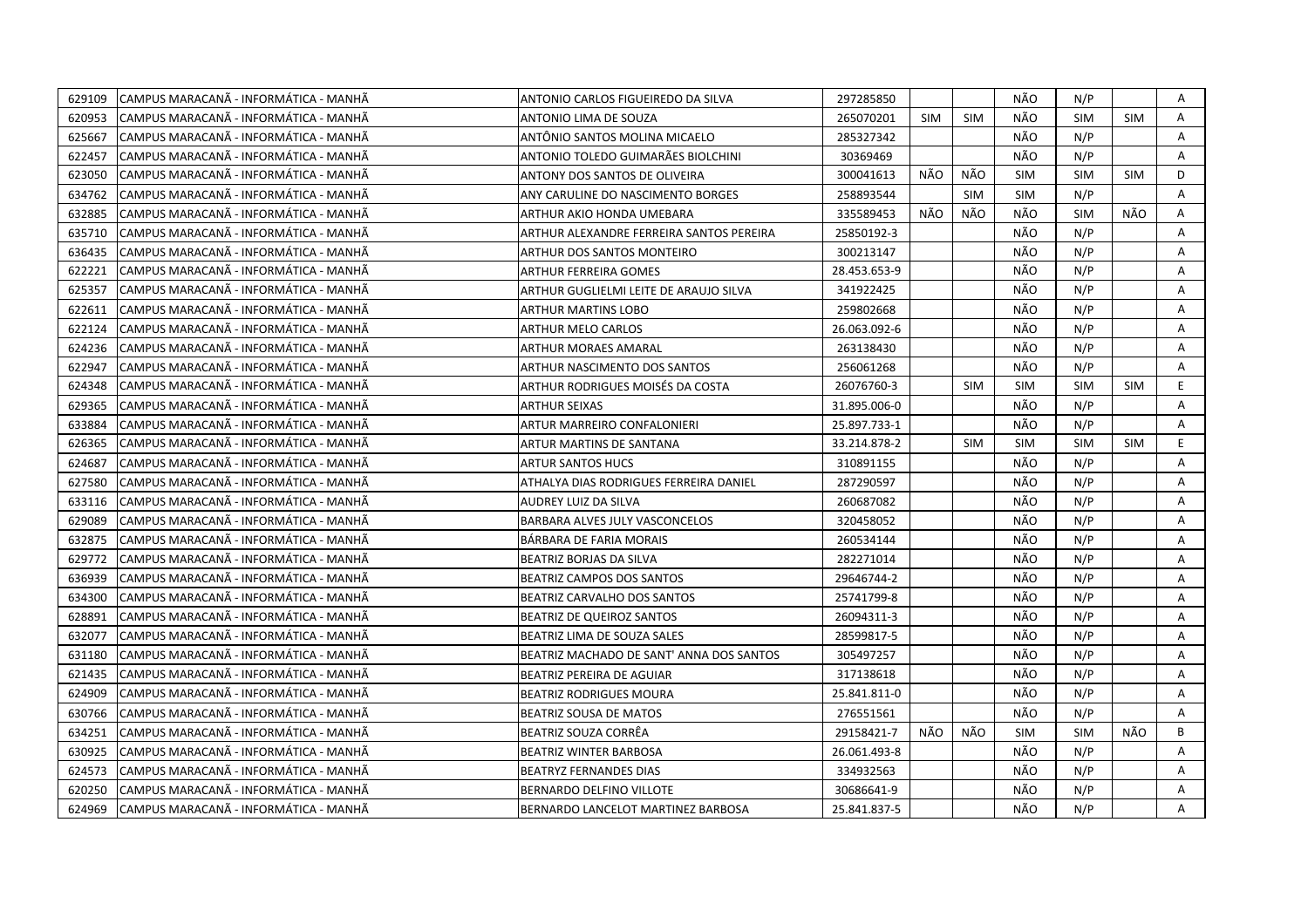| | | | | | | | | | |
|---|---|---|---|---|---|---|---|---|---|
| 629109 | CAMPUS MARACANÃ - INFORMÁTICA - MANHÃ | ANTONIO CARLOS FIGUEIREDO DA SILVA | 297285850 | | | NÃO | N/P | | A |
| 620953 | CAMPUS MARACANÃ - INFORMÁTICA - MANHÃ | ANTONIO LIMA DE SOUZA | 265070201 | SIM | SIM | NÃO | SIM | SIM | A |
| 625667 | CAMPUS MARACANÃ - INFORMÁTICA - MANHÃ | ANTÔNIO SANTOS MOLINA MICAELO | 285327342 | | | NÃO | N/P | | A |
| 622457 | CAMPUS MARACANÃ - INFORMÁTICA - MANHÃ | ANTONIO TOLEDO GUIMARÃES BIOLCHINI | 30369469 | | | NÃO | N/P | | A |
| 623050 | CAMPUS MARACANÃ - INFORMÁTICA - MANHÃ | ANTONY DOS SANTOS DE OLIVEIRA | 300041613 | NÃO | NÃO | SIM | SIM | SIM | D |
| 634762 | CAMPUS MARACANÃ - INFORMÁTICA - MANHÃ | ANY CARULINE DO NASCIMENTO BORGES | 258893544 | | SIM | SIM | N/P | | A |
| 632885 | CAMPUS MARACANÃ - INFORMÁTICA - MANHÃ | ARTHUR AKIO HONDA UMEBARA | 335589453 | NÃO | NÃO | NÃO | SIM | NÃO | A |
| 635710 | CAMPUS MARACANÃ - INFORMÁTICA - MANHÃ | ARTHUR ALEXANDRE FERREIRA SANTOS PEREIRA | 25850192-3 | | | NÃO | N/P | | A |
| 636435 | CAMPUS MARACANÃ - INFORMÁTICA - MANHÃ | ARTHUR DOS SANTOS MONTEIRO | 300213147 | | | NÃO | N/P | | A |
| 622221 | CAMPUS MARACANÃ - INFORMÁTICA - MANHÃ | ARTHUR FERREIRA GOMES | 28.453.653-9 | | | NÃO | N/P | | A |
| 625357 | CAMPUS MARACANÃ - INFORMÁTICA - MANHÃ | ARTHUR GUGLIELMI LEITE DE ARAUJO SILVA | 341922425 | | | NÃO | N/P | | A |
| 622611 | CAMPUS MARACANÃ - INFORMÁTICA - MANHÃ | ARTHUR MARTINS LOBO | 259802668 | | | NÃO | N/P | | A |
| 622124 | CAMPUS MARACANÃ - INFORMÁTICA - MANHÃ | ARTHUR MELO CARLOS | 26.063.092-6 | | | NÃO | N/P | | A |
| 624236 | CAMPUS MARACANÃ - INFORMÁTICA - MANHÃ | ARTHUR MORAES AMARAL | 263138430 | | | NÃO | N/P | | A |
| 622947 | CAMPUS MARACANÃ - INFORMÁTICA - MANHÃ | ARTHUR NASCIMENTO DOS SANTOS | 256061268 | | | NÃO | N/P | | A |
| 624348 | CAMPUS MARACANÃ - INFORMÁTICA - MANHÃ | ARTHUR RODRIGUES MOISÉS DA COSTA | 26076760-3 | | SIM | SIM | SIM | SIM | E |
| 629365 | CAMPUS MARACANÃ - INFORMÁTICA - MANHÃ | ARTHUR SEIXAS | 31.895.006-0 | | | NÃO | N/P | | A |
| 633884 | CAMPUS MARACANÃ - INFORMÁTICA - MANHÃ | ARTUR MARREIRO CONFALONIERI | 25.897.733-1 | | | NÃO | N/P | | A |
| 626365 | CAMPUS MARACANÃ - INFORMÁTICA - MANHÃ | ARTUR MARTINS DE SANTANA | 33.214.878-2 | | SIM | SIM | SIM | SIM | E |
| 624687 | CAMPUS MARACANÃ - INFORMÁTICA - MANHÃ | ARTUR SANTOS HUCS | 310891155 | | | NÃO | N/P | | A |
| 627580 | CAMPUS MARACANÃ - INFORMÁTICA - MANHÃ | ATHALYA DIAS RODRIGUES FERREIRA DANIEL | 287290597 | | | NÃO | N/P | | A |
| 633116 | CAMPUS MARACANÃ - INFORMÁTICA - MANHÃ | AUDREY LUIZ DA SILVA | 260687082 | | | NÃO | N/P | | A |
| 629089 | CAMPUS MARACANÃ - INFORMÁTICA - MANHÃ | BARBARA ALVES JULY VASCONCELOS | 320458052 | | | NÃO | N/P | | A |
| 632875 | CAMPUS MARACANÃ - INFORMÁTICA - MANHÃ | BÁRBARA DE FARIA MORAIS | 260534144 | | | NÃO | N/P | | A |
| 629772 | CAMPUS MARACANÃ - INFORMÁTICA - MANHÃ | BEATRIZ BORJAS DA SILVA | 282271014 | | | NÃO | N/P | | A |
| 636939 | CAMPUS MARACANÃ - INFORMÁTICA - MANHÃ | BEATRIZ CAMPOS DOS SANTOS | 29646744-2 | | | NÃO | N/P | | A |
| 634300 | CAMPUS MARACANÃ - INFORMÁTICA - MANHÃ | BEATRIZ CARVALHO DOS SANTOS | 25741799-8 | | | NÃO | N/P | | A |
| 628891 | CAMPUS MARACANÃ - INFORMÁTICA - MANHÃ | BEATRIZ DE QUEIROZ SANTOS | 26094311-3 | | | NÃO | N/P | | A |
| 632077 | CAMPUS MARACANÃ - INFORMÁTICA - MANHÃ | BEATRIZ LIMA DE SOUZA SALES | 28599817-5 | | | NÃO | N/P | | A |
| 631180 | CAMPUS MARACANÃ - INFORMÁTICA - MANHÃ | BEATRIZ MACHADO DE SANT' ANNA DOS SANTOS | 305497257 | | | NÃO | N/P | | A |
| 621435 | CAMPUS MARACANÃ - INFORMÁTICA - MANHÃ | BEATRIZ PEREIRA DE AGUIAR | 317138618 | | | NÃO | N/P | | A |
| 624909 | CAMPUS MARACANÃ - INFORMÁTICA - MANHÃ | BEATRIZ RODRIGUES MOURA | 25.841.811-0 | | | NÃO | N/P | | A |
| 630766 | CAMPUS MARACANÃ - INFORMÁTICA - MANHÃ | BEATRIZ SOUSA DE MATOS | 276551561 | | | NÃO | N/P | | A |
| 634251 | CAMPUS MARACANÃ - INFORMÁTICA - MANHÃ | BEATRIZ SOUZA CORRÊA | 29158421-7 | NÃO | NÃO | SIM | SIM | NÃO | B |
| 630925 | CAMPUS MARACANÃ - INFORMÁTICA - MANHÃ | BEATRIZ WINTER BARBOSA | 26.061.493-8 | | | NÃO | N/P | | A |
| 624573 | CAMPUS MARACANÃ - INFORMÁTICA - MANHÃ | BEATRYZ FERNANDES DIAS | 334932563 | | | NÃO | N/P | | A |
| 620250 | CAMPUS MARACANÃ - INFORMÁTICA - MANHÃ | BERNARDO DELFINO VILLOTE | 30686641-9 | | | NÃO | N/P | | A |
| 624969 | CAMPUS MARACANÃ - INFORMÁTICA - MANHÃ | BERNARDO LANCELOT MARTINEZ BARBOSA | 25.841.837-5 | | | NÃO | N/P | | A |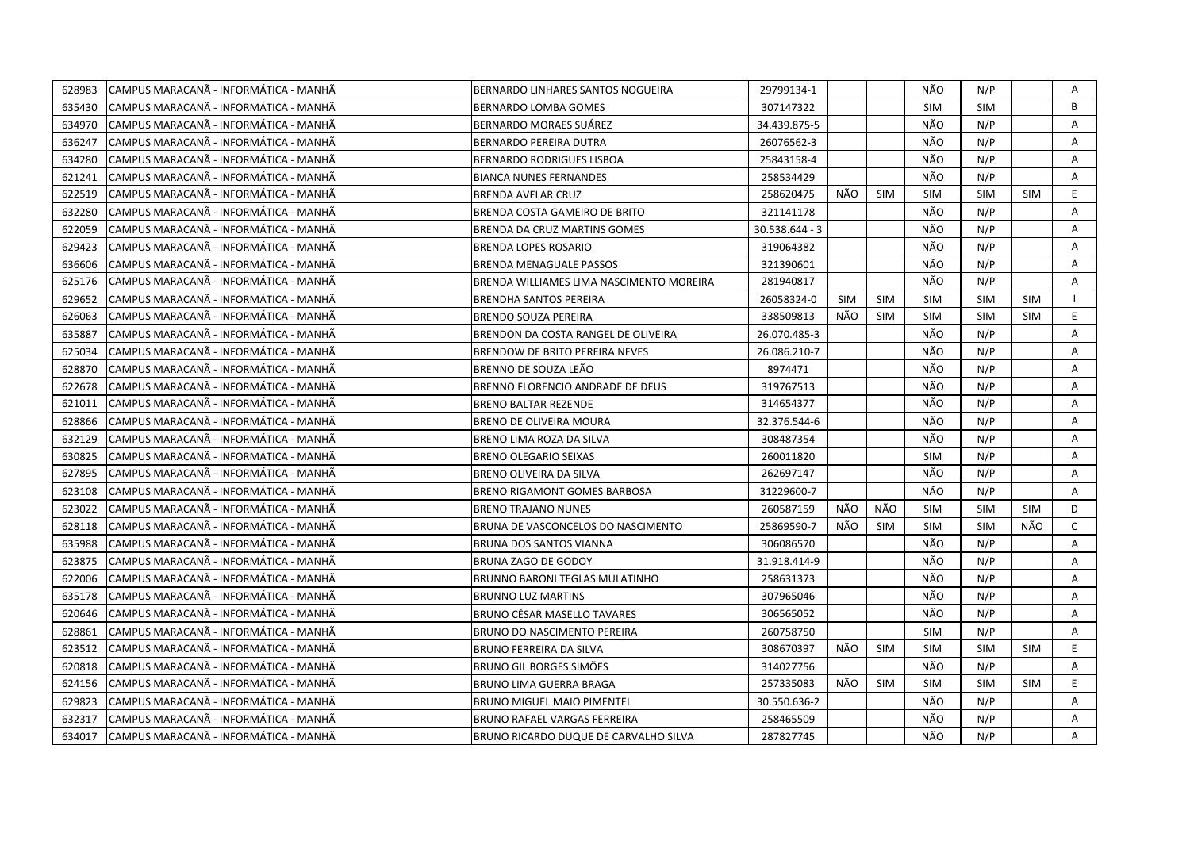| | | | | | | | | | | |
|---|---|---|---|---|---|---|---|---|---|---|
| 628983 | CAMPUS MARACANÃ - INFORMÁTICA - MANHÃ | BERNARDO LINHARES SANTOS NOGUEIRA | 29799134-1 | | | NÃO | N/P | | A |
| 635430 | CAMPUS MARACANÃ - INFORMÁTICA - MANHÃ | BERNARDO LOMBA GOMES | 307147322 | | | SIM | SIM | | B |
| 634970 | CAMPUS MARACANÃ - INFORMÁTICA - MANHÃ | BERNARDO MORAES SUÁREZ | 34.439.875-5 | | | NÃO | N/P | | A |
| 636247 | CAMPUS MARACANÃ - INFORMÁTICA - MANHÃ | BERNARDO PEREIRA DUTRA | 26076562-3 | | | NÃO | N/P | | A |
| 634280 | CAMPUS MARACANÃ - INFORMÁTICA - MANHÃ | BERNARDO RODRIGUES LISBOA | 25843158-4 | | | NÃO | N/P | | A |
| 621241 | CAMPUS MARACANÃ - INFORMÁTICA - MANHÃ | BIANCA NUNES FERNANDES | 258534429 | | | NÃO | N/P | | A |
| 622519 | CAMPUS MARACANÃ - INFORMÁTICA - MANHÃ | BRENDA AVELAR CRUZ | 258620475 | NÃO | SIM | SIM | SIM | SIM | E |
| 632280 | CAMPUS MARACANÃ - INFORMÁTICA - MANHÃ | BRENDA COSTA GAMEIRO DE BRITO | 321141178 | | | NÃO | N/P | | A |
| 622059 | CAMPUS MARACANÃ - INFORMÁTICA - MANHÃ | BRENDA DA CRUZ MARTINS GOMES | 30.538.644 - 3 | | | NÃO | N/P | | A |
| 629423 | CAMPUS MARACANÃ - INFORMÁTICA - MANHÃ | BRENDA LOPES ROSARIO | 319064382 | | | NÃO | N/P | | A |
| 636606 | CAMPUS MARACANÃ - INFORMÁTICA - MANHÃ | BRENDA MENAGUALE PASSOS | 321390601 | | | NÃO | N/P | | A |
| 625176 | CAMPUS MARACANÃ - INFORMÁTICA - MANHÃ | BRENDA WILLIAMES LIMA NASCIMENTO MOREIRA | 281940817 | | | NÃO | N/P | | A |
| 629652 | CAMPUS MARACANÃ - INFORMÁTICA - MANHÃ | BRENDHA SANTOS PEREIRA | 26058324-0 | SIM | SIM | SIM | SIM | SIM | I |
| 626063 | CAMPUS MARACANÃ - INFORMÁTICA - MANHÃ | BRENDO SOUZA PEREIRA | 338509813 | NÃO | SIM | SIM | SIM | SIM | E |
| 635887 | CAMPUS MARACANÃ - INFORMÁTICA - MANHÃ | BRENDON DA COSTA RANGEL DE OLIVEIRA | 26.070.485-3 | | | NÃO | N/P | | A |
| 625034 | CAMPUS MARACANÃ - INFORMÁTICA - MANHÃ | BRENDOW DE BRITO PEREIRA NEVES | 26.086.210-7 | | | NÃO | N/P | | A |
| 628870 | CAMPUS MARACANÃ - INFORMÁTICA - MANHÃ | BRENNO DE SOUZA LEÃO | 8974471 | | | NÃO | N/P | | A |
| 622678 | CAMPUS MARACANÃ - INFORMÁTICA - MANHÃ | BRENNO FLORENCIO ANDRADE DE DEUS | 319767513 | | | NÃO | N/P | | A |
| 621011 | CAMPUS MARACANÃ - INFORMÁTICA - MANHÃ | BRENO BALTAR REZENDE | 314654377 | | | NÃO | N/P | | A |
| 628866 | CAMPUS MARACANÃ - INFORMÁTICA - MANHÃ | BRENO DE OLIVEIRA MOURA | 32.376.544-6 | | | NÃO | N/P | | A |
| 632129 | CAMPUS MARACANÃ - INFORMÁTICA - MANHÃ | BRENO LIMA ROZA DA SILVA | 308487354 | | | NÃO | N/P | | A |
| 630825 | CAMPUS MARACANÃ - INFORMÁTICA - MANHÃ | BRENO OLEGARIO SEIXAS | 260011820 | | | SIM | N/P | | A |
| 627895 | CAMPUS MARACANÃ - INFORMÁTICA - MANHÃ | BRENO OLIVEIRA DA SILVA | 262697147 | | | NÃO | N/P | | A |
| 623108 | CAMPUS MARACANÃ - INFORMÁTICA - MANHÃ | BRENO RIGAMONT GOMES BARBOSA | 31229600-7 | | | NÃO | N/P | | A |
| 623022 | CAMPUS MARACANÃ - INFORMÁTICA - MANHÃ | BRENO TRAJANO NUNES | 260587159 | NÃO | NÃO | SIM | SIM | SIM | D |
| 628118 | CAMPUS MARACANÃ - INFORMÁTICA - MANHÃ | BRUNA DE VASCONCELOS DO NASCIMENTO | 25869590-7 | NÃO | SIM | SIM | SIM | NÃO | C |
| 635988 | CAMPUS MARACANÃ - INFORMÁTICA - MANHÃ | BRUNA DOS SANTOS VIANNA | 306086570 | | | NÃO | N/P | | A |
| 623875 | CAMPUS MARACANÃ - INFORMÁTICA - MANHÃ | BRUNA ZAGO DE GODOY | 31.918.414-9 | | | NÃO | N/P | | A |
| 622006 | CAMPUS MARACANÃ - INFORMÁTICA - MANHÃ | BRUNNO BARONI TEGLAS MULATINHO | 258631373 | | | NÃO | N/P | | A |
| 635178 | CAMPUS MARACANÃ - INFORMÁTICA - MANHÃ | BRUNNO LUZ MARTINS | 307965046 | | | NÃO | N/P | | A |
| 620646 | CAMPUS MARACANÃ - INFORMÁTICA - MANHÃ | BRUNO CÉSAR MASELLO TAVARES | 306565052 | | | NÃO | N/P | | A |
| 628861 | CAMPUS MARACANÃ - INFORMÁTICA - MANHÃ | BRUNO DO NASCIMENTO PEREIRA | 260758750 | | | SIM | N/P | | A |
| 623512 | CAMPUS MARACANÃ - INFORMÁTICA - MANHÃ | BRUNO FERREIRA DA SILVA | 308670397 | NÃO | SIM | SIM | SIM | SIM | E |
| 620818 | CAMPUS MARACANÃ - INFORMÁTICA - MANHÃ | BRUNO GIL BORGES SIMÕES | 314027756 | | | NÃO | N/P | | A |
| 624156 | CAMPUS MARACANÃ - INFORMÁTICA - MANHÃ | BRUNO LIMA GUERRA BRAGA | 257335083 | NÃO | SIM | SIM | SIM | SIM | E |
| 629823 | CAMPUS MARACANÃ - INFORMÁTICA - MANHÃ | BRUNO MIGUEL MAIO PIMENTEL | 30.550.636-2 | | | NÃO | N/P | | A |
| 632317 | CAMPUS MARACANÃ - INFORMÁTICA - MANHÃ | BRUNO RAFAEL VARGAS FERREIRA | 258465509 | | | NÃO | N/P | | A |
| 634017 | CAMPUS MARACANÃ - INFORMÁTICA - MANHÃ | BRUNO RICARDO DUQUE DE CARVALHO SILVA | 287827745 | | | NÃO | N/P | | A |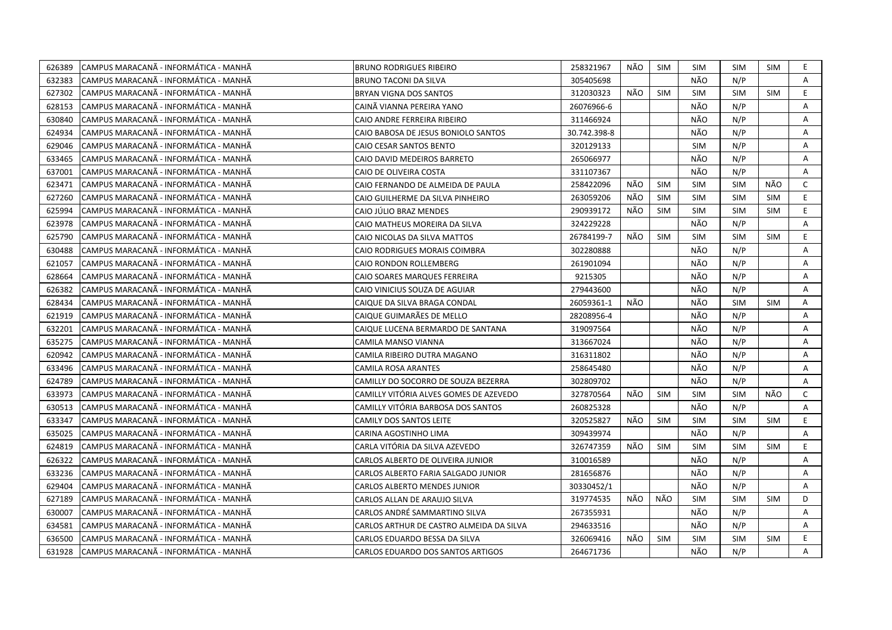| | | | | | | | | | |
|---|---|---|---|---|---|---|---|---|---|
| 626389 | CAMPUS MARACANÃ - INFORMÁTICA - MANHÃ | BRUNO RODRIGUES RIBEIRO | 258321967 | NÃO | SIM | SIM | SIM | SIM | E |
| 632383 | CAMPUS MARACANÃ - INFORMÁTICA - MANHÃ | BRUNO TACONI DA SILVA | 305405698 | | | NÃO | N/P | | A |
| 627302 | CAMPUS MARACANÃ - INFORMÁTICA - MANHÃ | BRYAN VIGNA DOS SANTOS | 312030323 | NÃO | SIM | SIM | SIM | SIM | E |
| 628153 | CAMPUS MARACANÃ - INFORMÁTICA - MANHÃ | CAINÃ VIANNA PEREIRA YANO | 26076966-6 | | | NÃO | N/P | | A |
| 630840 | CAMPUS MARACANÃ - INFORMÁTICA - MANHÃ | CAIO ANDRE FERREIRA RIBEIRO | 311466924 | | | NÃO | N/P | | A |
| 624934 | CAMPUS MARACANÃ - INFORMÁTICA - MANHÃ | CAIO BABOSA DE JESUS BONIOLO SANTOS | 30.742.398-8 | | | NÃO | N/P | | A |
| 629046 | CAMPUS MARACANÃ - INFORMÁTICA - MANHÃ | CAIO CESAR SANTOS BENTO | 320129133 | | | SIM | N/P | | A |
| 633465 | CAMPUS MARACANÃ - INFORMÁTICA - MANHÃ | CAIO DAVID MEDEIROS BARRETO | 265066977 | | | NÃO | N/P | | A |
| 637001 | CAMPUS MARACANÃ - INFORMÁTICA - MANHÃ | CAIO DE OLIVEIRA COSTA | 331107367 | | | NÃO | N/P | | A |
| 623471 | CAMPUS MARACANÃ - INFORMÁTICA - MANHÃ | CAIO FERNANDO DE ALMEIDA DE PAULA | 258422096 | NÃO | SIM | SIM | SIM | NÃO | C |
| 627260 | CAMPUS MARACANÃ - INFORMÁTICA - MANHÃ | CAIO GUILHERME DA SILVA PINHEIRO | 263059206 | NÃO | SIM | SIM | SIM | SIM | E |
| 625994 | CAMPUS MARACANÃ - INFORMÁTICA - MANHÃ | CAIO JÚLIO BRAZ MENDES | 290939172 | NÃO | SIM | SIM | SIM | SIM | E |
| 623978 | CAMPUS MARACANÃ - INFORMÁTICA - MANHÃ | CAIO MATHEUS MOREIRA DA SILVA | 324229228 | | | NÃO | N/P | | A |
| 625790 | CAMPUS MARACANÃ - INFORMÁTICA - MANHÃ | CAIO NICOLAS DA SILVA MATTOS | 26784199-7 | NÃO | SIM | SIM | SIM | SIM | E |
| 630488 | CAMPUS MARACANÃ - INFORMÁTICA - MANHÃ | CAIO RODRIGUES MORAIS COIMBRA | 302280888 | | | NÃO | N/P | | A |
| 621057 | CAMPUS MARACANÃ - INFORMÁTICA - MANHÃ | CAIO RONDON ROLLEMBERG | 261901094 | | | NÃO | N/P | | A |
| 628664 | CAMPUS MARACANÃ - INFORMÁTICA - MANHÃ | CAIO SOARES MARQUES FERREIRA | 9215305 | | | NÃO | N/P | | A |
| 626382 | CAMPUS MARACANÃ - INFORMÁTICA - MANHÃ | CAIO VINICIUS SOUZA DE AGUIAR | 279443600 | | | NÃO | N/P | | A |
| 628434 | CAMPUS MARACANÃ - INFORMÁTICA - MANHÃ | CAIQUE DA SILVA BRAGA CONDAL | 26059361-1 | NÃO | | NÃO | SIM | SIM | A |
| 621919 | CAMPUS MARACANÃ - INFORMÁTICA - MANHÃ | CAIQUE GUIMARÃES DE MELLO | 28208956-4 | | | NÃO | N/P | | A |
| 632201 | CAMPUS MARACANÃ - INFORMÁTICA - MANHÃ | CAIQUE LUCENA BERMARDO DE SANTANA | 319097564 | | | NÃO | N/P | | A |
| 635275 | CAMPUS MARACANÃ - INFORMÁTICA - MANHÃ | CAMILA MANSO VIANNA | 313667024 | | | NÃO | N/P | | A |
| 620942 | CAMPUS MARACANÃ - INFORMÁTICA - MANHÃ | CAMILA RIBEIRO DUTRA MAGANO | 316311802 | | | NÃO | N/P | | A |
| 633496 | CAMPUS MARACANÃ - INFORMÁTICA - MANHÃ | CAMILA ROSA ARANTES | 258645480 | | | NÃO | N/P | | A |
| 624789 | CAMPUS MARACANÃ - INFORMÁTICA - MANHÃ | CAMILLY DO SOCORRO DE SOUZA BEZERRA | 302809702 | | | NÃO | N/P | | A |
| 633973 | CAMPUS MARACANÃ - INFORMÁTICA - MANHÃ | CAMILLY VITÓRIA ALVES GOMES DE AZEVEDO | 327870564 | NÃO | SIM | SIM | SIM | NÃO | C |
| 630513 | CAMPUS MARACANÃ - INFORMÁTICA - MANHÃ | CAMILLY VITÓRIA BARBOSA DOS SANTOS | 260825328 | | | NÃO | N/P | | A |
| 633347 | CAMPUS MARACANÃ - INFORMÁTICA - MANHÃ | CAMILY DOS SANTOS LEITE | 320525827 | NÃO | SIM | SIM | SIM | SIM | E |
| 635025 | CAMPUS MARACANÃ - INFORMÁTICA - MANHÃ | CARINA AGOSTINHO LIMA | 309439974 | | | NÃO | N/P | | A |
| 624819 | CAMPUS MARACANÃ - INFORMÁTICA - MANHÃ | CARLA VITÓRIA DA SILVA AZEVEDO | 326747359 | NÃO | SIM | SIM | SIM | SIM | E |
| 626322 | CAMPUS MARACANÃ - INFORMÁTICA - MANHÃ | CARLOS ALBERTO DE OLIVEIRA JUNIOR | 310016589 | | | NÃO | N/P | | A |
| 633236 | CAMPUS MARACANÃ - INFORMÁTICA - MANHÃ | CARLOS ALBERTO FARIA SALGADO JUNIOR | 281656876 | | | NÃO | N/P | | A |
| 629404 | CAMPUS MARACANÃ - INFORMÁTICA - MANHÃ | CARLOS ALBERTO MENDES JUNIOR | 30330452/1 | | | NÃO | N/P | | A |
| 627189 | CAMPUS MARACANÃ - INFORMÁTICA - MANHÃ | CARLOS ALLAN DE ARAUJO SILVA | 319774535 | NÃO | NÃO | SIM | SIM | SIM | D |
| 630007 | CAMPUS MARACANÃ - INFORMÁTICA - MANHÃ | CARLOS ANDRÉ SAMMARTINO SILVA | 267355931 | | | NÃO | N/P | | A |
| 634581 | CAMPUS MARACANÃ - INFORMÁTICA - MANHÃ | CARLOS ARTHUR DE CASTRO ALMEIDA DA SILVA | 294633516 | | | NÃO | N/P | | A |
| 636500 | CAMPUS MARACANÃ - INFORMÁTICA - MANHÃ | CARLOS EDUARDO BESSA DA SILVA | 326069416 | NÃO | SIM | SIM | SIM | SIM | E |
| 631928 | CAMPUS MARACANÃ - INFORMÁTICA - MANHÃ | CARLOS EDUARDO DOS SANTOS ARTIGOS | 264671736 | | | NÃO | N/P | | A |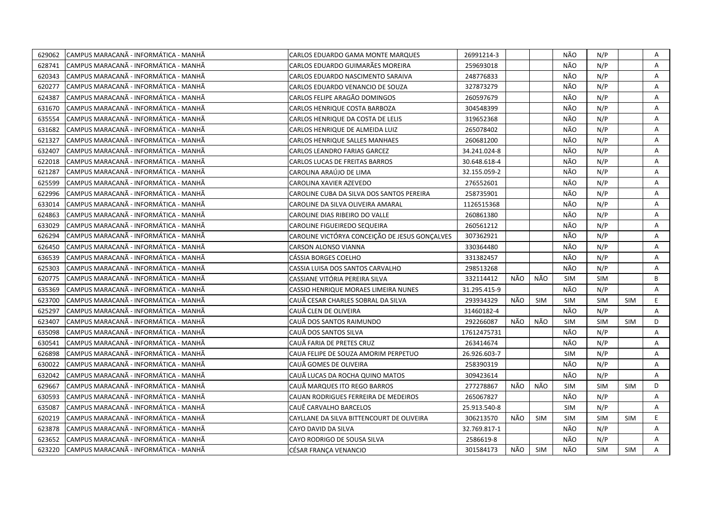| | | | | | | | | | |
|---|---|---|---|---|---|---|---|---|---|
| 629062 | CAMPUS MARACANÃ - INFORMÁTICA - MANHÃ | CARLOS EDUARDO GAMA MONTE MARQUES | 26991214-3 | | | NÃO | N/P | | A |
| 628741 | CAMPUS MARACANÃ - INFORMÁTICA - MANHÃ | CARLOS EDUARDO GUIMARÃES MOREIRA | 259693018 | | | NÃO | N/P | | A |
| 620343 | CAMPUS MARACANÃ - INFORMÁTICA - MANHÃ | CARLOS EDUARDO NASCIMENTO SARAIVA | 248776833 | | | NÃO | N/P | | A |
| 620277 | CAMPUS MARACANÃ - INFORMÁTICA - MANHÃ | CARLOS EDUARDO VENANCIO DE SOUZA | 327873279 | | | NÃO | N/P | | A |
| 624387 | CAMPUS MARACANÃ - INFORMÁTICA - MANHÃ | CARLOS FELIPE ARAGÃO DOMINGOS | 260597679 | | | NÃO | N/P | | A |
| 631670 | CAMPUS MARACANÃ - INFORMÁTICA - MANHÃ | CARLOS HENRIQUE COSTA BARBOZA | 304548399 | | | NÃO | N/P | | A |
| 635554 | CAMPUS MARACANÃ - INFORMÁTICA - MANHÃ | CARLOS HENRIQUE DA COSTA DE LELIS | 319652368 | | | NÃO | N/P | | A |
| 631682 | CAMPUS MARACANÃ - INFORMÁTICA - MANHÃ | CARLOS HENRIQUE DE ALMEIDA LUIZ | 265078402 | | | NÃO | N/P | | A |
| 621327 | CAMPUS MARACANÃ - INFORMÁTICA - MANHÃ | CARLOS HENRIQUE SALLES MANHAES | 260681200 | | | NÃO | N/P | | A |
| 632407 | CAMPUS MARACANÃ - INFORMÁTICA - MANHÃ | CARLOS LEANDRO FARIAS GARCEZ | 34.241.024-8 | | | NÃO | N/P | | A |
| 622018 | CAMPUS MARACANÃ - INFORMÁTICA - MANHÃ | CARLOS LUCAS DE FREITAS BARROS | 30.648.618-4 | | | NÃO | N/P | | A |
| 621287 | CAMPUS MARACANÃ - INFORMÁTICA - MANHÃ | CAROLINA ARAÚJO DE LIMA | 32.155.059-2 | | | NÃO | N/P | | A |
| 625599 | CAMPUS MARACANÃ - INFORMÁTICA - MANHÃ | CAROLINA XAVIER AZEVEDO | 276552601 | | | NÃO | N/P | | A |
| 622996 | CAMPUS MARACANÃ - INFORMÁTICA - MANHÃ | CAROLINE CUBA DA SILVA DOS SANTOS PEREIRA | 258735901 | | | NÃO | N/P | | A |
| 633014 | CAMPUS MARACANÃ - INFORMÁTICA - MANHÃ | CAROLINE DA SILVA OLIVEIRA AMARAL | 1126515368 | | | NÃO | N/P | | A |
| 624863 | CAMPUS MARACANÃ - INFORMÁTICA - MANHÃ | CAROLINE DIAS RIBEIRO DO VALLE | 260861380 | | | NÃO | N/P | | A |
| 633029 | CAMPUS MARACANÃ - INFORMÁTICA - MANHÃ | CAROLINE FIGUEIREDO SEQUEIRA | 260561212 | | | NÃO | N/P | | A |
| 626294 | CAMPUS MARACANÃ - INFORMÁTICA - MANHÃ | CAROLINE VICTÓRYA CONCEIÇÃO DE JESUS GONÇALVES | 307362921 | | | NÃO | N/P | | A |
| 626450 | CAMPUS MARACANÃ - INFORMÁTICA - MANHÃ | CARSON ALONSO VIANNA | 330364480 | | | NÃO | N/P | | A |
| 636539 | CAMPUS MARACANÃ - INFORMÁTICA - MANHÃ | CÁSSIA BORGES COELHO | 331382457 | | | NÃO | N/P | | A |
| 625303 | CAMPUS MARACANÃ - INFORMÁTICA - MANHÃ | CASSIA LUISA DOS SANTOS CARVALHO | 298513268 | | | NÃO | N/P | | A |
| 620775 | CAMPUS MARACANÃ - INFORMÁTICA - MANHÃ | CASSIANE VITÓRIA PEREIRA SILVA | 332114412 | NÃO | NÃO | SIM | SIM | | B |
| 635369 | CAMPUS MARACANÃ - INFORMÁTICA - MANHÃ | CASSIO HENRIQUE MORAES LIMEIRA NUNES | 31.295.415-9 | | | NÃO | N/P | | A |
| 623700 | CAMPUS MARACANÃ - INFORMÁTICA - MANHÃ | CAUÃ CESAR CHARLES SOBRAL DA SILVA | 293934329 | NÃO | SIM | SIM | SIM | SIM | E |
| 625297 | CAMPUS MARACANÃ - INFORMÁTICA - MANHÃ | CAUÃ CLEN DE OLIVEIRA | 31460182-4 | | | NÃO | N/P | | A |
| 623407 | CAMPUS MARACANÃ - INFORMÁTICA - MANHÃ | CAUÃ DOS SANTOS RAIMUNDO | 292266087 | NÃO | NÃO | SIM | SIM | SIM | D |
| 635098 | CAMPUS MARACANÃ - INFORMÁTICA - MANHÃ | CAUÃ DOS SANTOS SILVA | 17612475731 | | | NÃO | N/P | | A |
| 630541 | CAMPUS MARACANÃ - INFORMÁTICA - MANHÃ | CAUÃ FARIA DE PRETES CRUZ | 263414674 | | | NÃO | N/P | | A |
| 626898 | CAMPUS MARACANÃ - INFORMÁTICA - MANHÃ | CAUA FELIPE DE SOUZA AMORIM PERPETUO | 26.926.603-7 | | | SIM | N/P | | A |
| 630022 | CAMPUS MARACANÃ - INFORMÁTICA - MANHÃ | CAUÃ GOMES DE OLIVEIRA | 258390319 | | | NÃO | N/P | | A |
| 632042 | CAMPUS MARACANÃ - INFORMÁTICA - MANHÃ | CAUÃ LUCAS DA ROCHA QUINO MATOS | 309423614 | | | NÃO | N/P | | A |
| 629667 | CAMPUS MARACANÃ - INFORMÁTICA - MANHÃ | CAUÃ MARQUES ITO REGO BARROS | 277278867 | NÃO | NÃO | SIM | SIM | SIM | D |
| 630593 | CAMPUS MARACANÃ - INFORMÁTICA - MANHÃ | CAUAN RODRIGUES FERREIRA DE MEDEIROS | 265067827 | | | NÃO | N/P | | A |
| 635087 | CAMPUS MARACANÃ - INFORMÁTICA - MANHÃ | CAUÊ CARVALHO BARCELOS | 25.913.540-8 | | | SIM | N/P | | A |
| 620219 | CAMPUS MARACANÃ - INFORMÁTICA - MANHÃ | CAYLLANE DA SILVA BITTENCOURT DE OLIVEIRA | 306213570 | NÃO | SIM | SIM | SIM | SIM | E |
| 623878 | CAMPUS MARACANÃ - INFORMÁTICA - MANHÃ | CAYO DAVID DA SILVA | 32.769.817-1 | | | NÃO | N/P | | A |
| 623652 | CAMPUS MARACANÃ - INFORMÁTICA - MANHÃ | CAYO RODRIGO DE SOUSA SILVA | 2586619-8 | | | NÃO | N/P | | A |
| 623220 | CAMPUS MARACANÃ - INFORMÁTICA - MANHÃ | CÉSAR FRANÇA VENANCIO | 301584173 | NÃO | SIM | NÃO | SIM | SIM | A |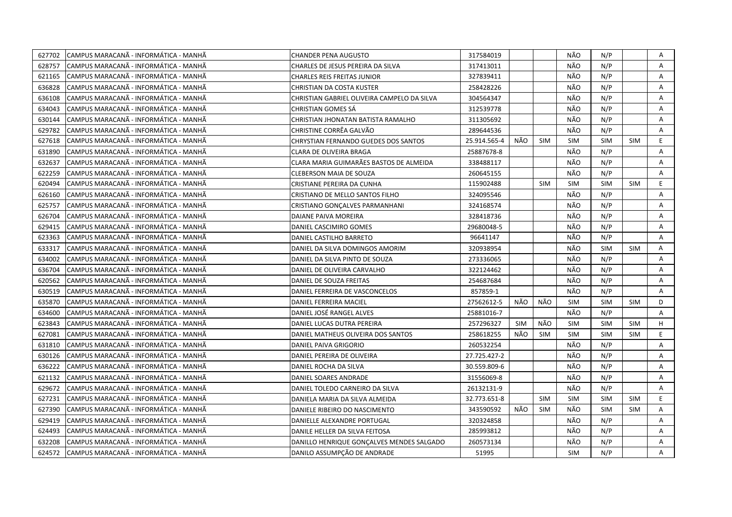| | | | | | | | | | | |
|---|---|---|---|---|---|---|---|---|---|---|
| 627702 | CAMPUS MARACANÃ - INFORMÁTICA - MANHÃ | CHANDER PENA AUGUSTO | 317584019 | | | NÃO | N/P | | A |
| 628757 | CAMPUS MARACANÃ - INFORMÁTICA - MANHÃ | CHARLES DE JESUS PEREIRA DA SILVA | 317413011 | | | NÃO | N/P | | A |
| 621165 | CAMPUS MARACANÃ - INFORMÁTICA - MANHÃ | CHARLES REIS FREITAS JUNIOR | 327839411 | | | NÃO | N/P | | A |
| 636828 | CAMPUS MARACANÃ - INFORMÁTICA - MANHÃ | CHRISTIAN DA COSTA KUSTER | 258428226 | | | NÃO | N/P | | A |
| 636108 | CAMPUS MARACANÃ - INFORMÁTICA - MANHÃ | CHRISTIAN GABRIEL OLIVEIRA CAMPELO DA SILVA | 304564347 | | | NÃO | N/P | | A |
| 634043 | CAMPUS MARACANÃ - INFORMÁTICA - MANHÃ | CHRISTIAN GOMES SÁ | 312539778 | | | NÃO | N/P | | A |
| 630144 | CAMPUS MARACANÃ - INFORMÁTICA - MANHÃ | CHRISTIAN JHONATAN BATISTA RAMALHO | 311305692 | | | NÃO | N/P | | A |
| 629782 | CAMPUS MARACANÃ - INFORMÁTICA - MANHÃ | CHRISTINE CORRÊA GALVÃO | 289644536 | | | NÃO | N/P | | A |
| 627618 | CAMPUS MARACANÃ - INFORMÁTICA - MANHÃ | CHRYSTIAN FERNANDO GUEDES DOS SANTOS | 25.914.565-4 | NÃO | SIM | SIM | SIM | SIM | E |
| 631890 | CAMPUS MARACANÃ - INFORMÁTICA - MANHÃ | CLARA DE OLIVEIRA BRAGA | 25887678-8 | | | NÃO | N/P | | A |
| 632637 | CAMPUS MARACANÃ - INFORMÁTICA - MANHÃ | CLARA MARIA GUIMARÃES BASTOS DE ALMEIDA | 338488117 | | | NÃO | N/P | | A |
| 622259 | CAMPUS MARACANÃ - INFORMÁTICA - MANHÃ | CLEBERSON MAIA DE SOUZA | 260645155 | | | NÃO | N/P | | A |
| 620494 | CAMPUS MARACANÃ - INFORMÁTICA - MANHÃ | CRISTIANE PEREIRA DA CUNHA | 115902488 | | SIM | SIM | SIM | SIM | E |
| 626160 | CAMPUS MARACANÃ - INFORMÁTICA - MANHÃ | CRISTIANO DE MELLO SANTOS FILHO | 324095546 | | | NÃO | N/P | | A |
| 625757 | CAMPUS MARACANÃ - INFORMÁTICA - MANHÃ | CRISTIANO GONÇALVES PARMANHANI | 324168574 | | | NÃO | N/P | | A |
| 626704 | CAMPUS MARACANÃ - INFORMÁTICA - MANHÃ | DAIANE PAIVA MOREIRA | 328418736 | | | NÃO | N/P | | A |
| 629415 | CAMPUS MARACANÃ - INFORMÁTICA - MANHÃ | DANIEL CASCIMIRO GOMES | 29680048-5 | | | NÃO | N/P | | A |
| 623363 | CAMPUS MARACANÃ - INFORMÁTICA - MANHÃ | DANIEL CASTILHO BARRETO | 96641147 | | | NÃO | N/P | | A |
| 633317 | CAMPUS MARACANÃ - INFORMÁTICA - MANHÃ | DANIEL DA SILVA DOMINGOS AMORIM | 320938954 | | | NÃO | SIM | SIM | A |
| 634002 | CAMPUS MARACANÃ - INFORMÁTICA - MANHÃ | DANIEL DA SILVA PINTO DE SOUZA | 273336065 | | | NÃO | N/P | | A |
| 636704 | CAMPUS MARACANÃ - INFORMÁTICA - MANHÃ | DANIEL DE OLIVEIRA CARVALHO | 322124462 | | | NÃO | N/P | | A |
| 620562 | CAMPUS MARACANÃ - INFORMÁTICA - MANHÃ | DANIEL DE SOUZA FREITAS | 254687684 | | | NÃO | N/P | | A |
| 630519 | CAMPUS MARACANÃ - INFORMÁTICA - MANHÃ | DANIEL FERREIRA DE VASCONCELOS | 857859-1 | | | NÃO | N/P | | A |
| 635870 | CAMPUS MARACANÃ - INFORMÁTICA - MANHÃ | DANIEL FERREIRA MACIEL | 27562612-5 | NÃO | NÃO | SIM | SIM | SIM | D |
| 634600 | CAMPUS MARACANÃ - INFORMÁTICA - MANHÃ | DANIEL JOSÉ RANGEL ALVES | 25881016-7 | | | NÃO | N/P | | A |
| 623843 | CAMPUS MARACANÃ - INFORMÁTICA - MANHÃ | DANIEL LUCAS DUTRA PEREIRA | 257296327 | SIM | NÃO | SIM | SIM | SIM | H |
| 627081 | CAMPUS MARACANÃ - INFORMÁTICA - MANHÃ | DANIEL MATHEUS OLIVEIRA DOS SANTOS | 258618255 | NÃO | SIM | SIM | SIM | SIM | E |
| 631810 | CAMPUS MARACANÃ - INFORMÁTICA - MANHÃ | DANIEL PAIVA GRIGORIO | 260532254 | | | NÃO | N/P | | A |
| 630126 | CAMPUS MARACANÃ - INFORMÁTICA - MANHÃ | DANIEL PEREIRA DE OLIVEIRA | 27.725.427-2 | | | NÃO | N/P | | A |
| 636222 | CAMPUS MARACANÃ - INFORMÁTICA - MANHÃ | DANIEL ROCHA DA SILVA | 30.559.809-6 | | | NÃO | N/P | | A |
| 621132 | CAMPUS MARACANÃ - INFORMÁTICA - MANHÃ | DANIEL SOARES ANDRADE | 31556069-8 | | | NÃO | N/P | | A |
| 629672 | CAMPUS MARACANÃ - INFORMÁTICA - MANHÃ | DANIEL TOLEDO CARNEIRO DA SILVA | 26132131-9 | | | NÃO | N/P | | A |
| 627231 | CAMPUS MARACANÃ - INFORMÁTICA - MANHÃ | DANIELA MARIA DA SILVA ALMEIDA | 32.773.651-8 | | SIM | SIM | SIM | SIM | E |
| 627390 | CAMPUS MARACANÃ - INFORMÁTICA - MANHÃ | DANIELE RIBEIRO DO NASCIMENTO | 343590592 | NÃO | SIM | NÃO | SIM | SIM | A |
| 629419 | CAMPUS MARACANÃ - INFORMÁTICA - MANHÃ | DANIELLE ALEXANDRE PORTUGAL | 320324858 | | | NÃO | N/P | | A |
| 624493 | CAMPUS MARACANÃ - INFORMÁTICA - MANHÃ | DANILE HELLER DA SILVA FEITOSA | 285993812 | | | NÃO | N/P | | A |
| 632208 | CAMPUS MARACANÃ - INFORMÁTICA - MANHÃ | DANILLO HENRIQUE GONÇALVES MENDES SALGADO | 260573134 | | | NÃO | N/P | | A |
| 624572 | CAMPUS MARACANÃ - INFORMÁTICA - MANHÃ | DANILO ASSUMPÇÃO DE ANDRADE | 51995 | | | SIM | N/P | | A |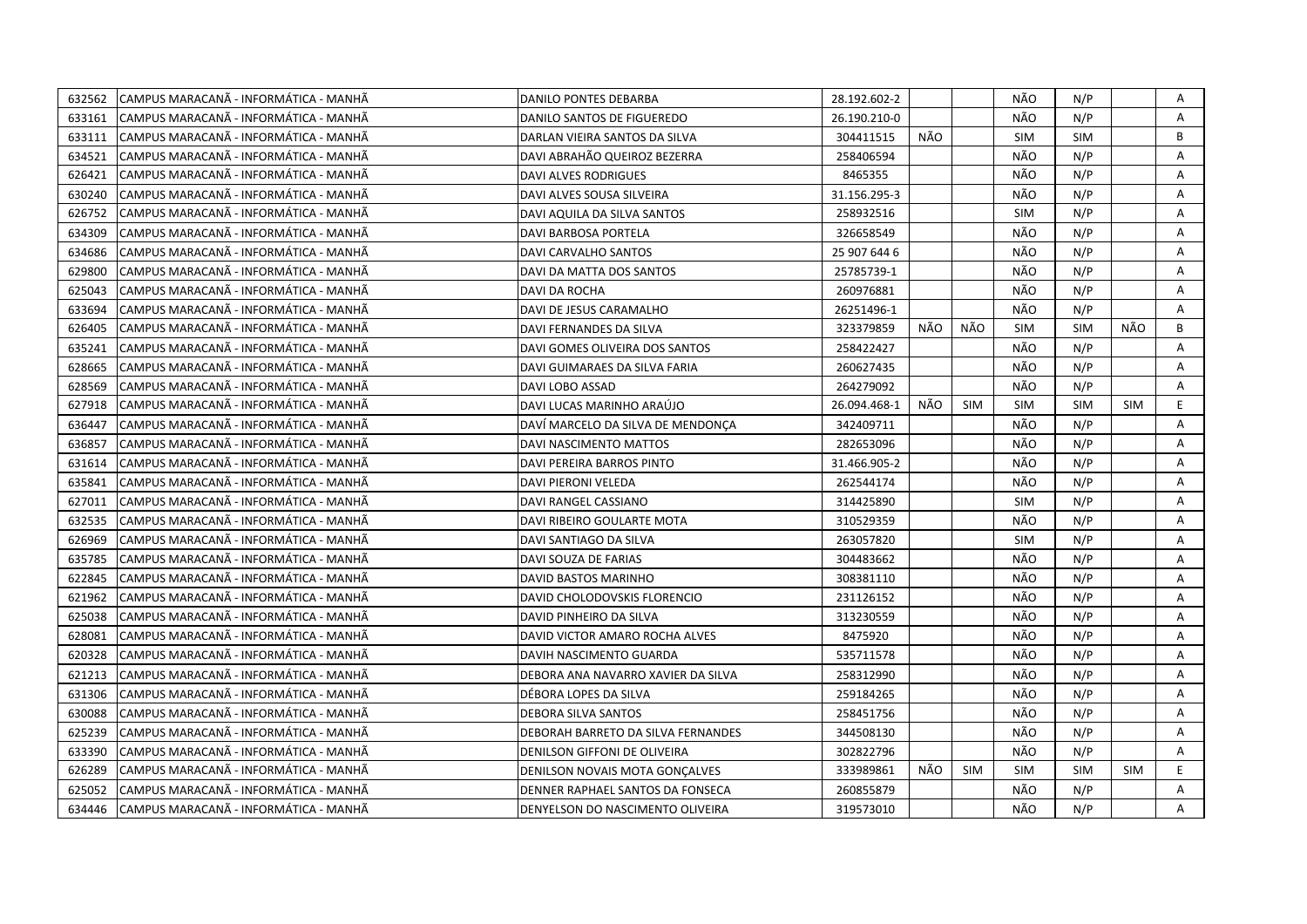| | | | | | | | | | |
|---|---|---|---|---|---|---|---|---|---|
| 632562 | CAMPUS MARACANÃ - INFORMÁTICA - MANHÃ | DANILO PONTES DEBARBA | 28.192.602-2 | | | NÃO | N/P | | A |
| 633161 | CAMPUS MARACANÃ - INFORMÁTICA - MANHÃ | DANILO SANTOS DE FIGUEREDO | 26.190.210-0 | | | NÃO | N/P | | A |
| 633111 | CAMPUS MARACANÃ - INFORMÁTICA - MANHÃ | DARLAN VIEIRA SANTOS DA SILVA | 304411515 | NÃO | | SIM | SIM | | B |
| 634521 | CAMPUS MARACANÃ - INFORMÁTICA - MANHÃ | DAVI ABRAHÃO QUEIROZ BEZERRA | 258406594 | | | NÃO | N/P | | A |
| 626421 | CAMPUS MARACANÃ - INFORMÁTICA - MANHÃ | DAVI ALVES RODRIGUES | 8465355 | | | NÃO | N/P | | A |
| 630240 | CAMPUS MARACANÃ - INFORMÁTICA - MANHÃ | DAVI ALVES SOUSA SILVEIRA | 31.156.295-3 | | | NÃO | N/P | | A |
| 626752 | CAMPUS MARACANÃ - INFORMÁTICA - MANHÃ | DAVI AQUILA DA SILVA SANTOS | 258932516 | | | SIM | N/P | | A |
| 634309 | CAMPUS MARACANÃ - INFORMÁTICA - MANHÃ | DAVI BARBOSA PORTELA | 326658549 | | | NÃO | N/P | | A |
| 634686 | CAMPUS MARACANÃ - INFORMÁTICA - MANHÃ | DAVI CARVALHO SANTOS | 25 907 644 6 | | | NÃO | N/P | | A |
| 629800 | CAMPUS MARACANÃ - INFORMÁTICA - MANHÃ | DAVI DA MATTA DOS SANTOS | 25785739-1 | | | NÃO | N/P | | A |
| 625043 | CAMPUS MARACANÃ - INFORMÁTICA - MANHÃ | DAVI DA ROCHA | 260976881 | | | NÃO | N/P | | A |
| 633694 | CAMPUS MARACANÃ - INFORMÁTICA - MANHÃ | DAVI DE JESUS CARAMALHO | 26251496-1 | | | NÃO | N/P | | A |
| 626405 | CAMPUS MARACANÃ - INFORMÁTICA - MANHÃ | DAVI FERNANDES DA SILVA | 323379859 | NÃO | NÃO | SIM | SIM | NÃO | B |
| 635241 | CAMPUS MARACANÃ - INFORMÁTICA - MANHÃ | DAVI GOMES OLIVEIRA DOS SANTOS | 258422427 | | | NÃO | N/P | | A |
| 628665 | CAMPUS MARACANÃ - INFORMÁTICA - MANHÃ | DAVI GUIMARAES DA SILVA FARIA | 260627435 | | | NÃO | N/P | | A |
| 628569 | CAMPUS MARACANÃ - INFORMÁTICA - MANHÃ | DAVI LOBO ASSAD | 264279092 | | | NÃO | N/P | | A |
| 627918 | CAMPUS MARACANÃ - INFORMÁTICA - MANHÃ | DAVI LUCAS MARINHO ARAÚJO | 26.094.468-1 | NÃO | SIM | SIM | SIM | SIM | E |
| 636447 | CAMPUS MARACANÃ - INFORMÁTICA - MANHÃ | DAVÍ MARCELO DA SILVA DE MENDONÇA | 342409711 | | | NÃO | N/P | | A |
| 636857 | CAMPUS MARACANÃ - INFORMÁTICA - MANHÃ | DAVI NASCIMENTO MATTOS | 282653096 | | | NÃO | N/P | | A |
| 631614 | CAMPUS MARACANÃ - INFORMÁTICA - MANHÃ | DAVI PEREIRA BARROS PINTO | 31.466.905-2 | | | NÃO | N/P | | A |
| 635841 | CAMPUS MARACANÃ - INFORMÁTICA - MANHÃ | DAVI PIERONI VELEDA | 262544174 | | | NÃO | N/P | | A |
| 627011 | CAMPUS MARACANÃ - INFORMÁTICA - MANHÃ | DAVI RANGEL CASSIANO | 314425890 | | | SIM | N/P | | A |
| 632535 | CAMPUS MARACANÃ - INFORMÁTICA - MANHÃ | DAVI RIBEIRO GOULARTE MOTA | 310529359 | | | NÃO | N/P | | A |
| 626969 | CAMPUS MARACANÃ - INFORMÁTICA - MANHÃ | DAVI SANTIAGO DA SILVA | 263057820 | | | SIM | N/P | | A |
| 635785 | CAMPUS MARACANÃ - INFORMÁTICA - MANHÃ | DAVI SOUZA DE FARIAS | 304483662 | | | NÃO | N/P | | A |
| 622845 | CAMPUS MARACANÃ - INFORMÁTICA - MANHÃ | DAVID BASTOS MARINHO | 308381110 | | | NÃO | N/P | | A |
| 621962 | CAMPUS MARACANÃ - INFORMÁTICA - MANHÃ | DAVID CHOLODOVSKIS FLORENCIO | 231126152 | | | NÃO | N/P | | A |
| 625038 | CAMPUS MARACANÃ - INFORMÁTICA - MANHÃ | DAVID PINHEIRO DA SILVA | 313230559 | | | NÃO | N/P | | A |
| 628081 | CAMPUS MARACANÃ - INFORMÁTICA - MANHÃ | DAVID VICTOR AMARO ROCHA ALVES | 8475920 | | | NÃO | N/P | | A |
| 620328 | CAMPUS MARACANÃ - INFORMÁTICA - MANHÃ | DAVIH NASCIMENTO GUARDA | 535711578 | | | NÃO | N/P | | A |
| 621213 | CAMPUS MARACANÃ - INFORMÁTICA - MANHÃ | DEBORA ANA NAVARRO XAVIER DA SILVA | 258312990 | | | NÃO | N/P | | A |
| 631306 | CAMPUS MARACANÃ - INFORMÁTICA - MANHÃ | DÉBORA LOPES DA SILVA | 259184265 | | | NÃO | N/P | | A |
| 630088 | CAMPUS MARACANÃ - INFORMÁTICA - MANHÃ | DEBORA SILVA SANTOS | 258451756 | | | NÃO | N/P | | A |
| 625239 | CAMPUS MARACANÃ - INFORMÁTICA - MANHÃ | DEBORAH BARRETO DA SILVA FERNANDES | 344508130 | | | NÃO | N/P | | A |
| 633390 | CAMPUS MARACANÃ - INFORMÁTICA - MANHÃ | DENILSON GIFFONI DE OLIVEIRA | 302822796 | | | NÃO | N/P | | A |
| 626289 | CAMPUS MARACANÃ - INFORMÁTICA - MANHÃ | DENILSON NOVAIS MOTA GONÇALVES | 333989861 | NÃO | SIM | SIM | SIM | SIM | E |
| 625052 | CAMPUS MARACANÃ - INFORMÁTICA - MANHÃ | DENNER RAPHAEL SANTOS DA FONSECA | 260855879 | | | NÃO | N/P | | A |
| 634446 | CAMPUS MARACANÃ - INFORMÁTICA - MANHÃ | DENYELSON DO NASCIMENTO OLIVEIRA | 319573010 | | | NÃO | N/P | | A |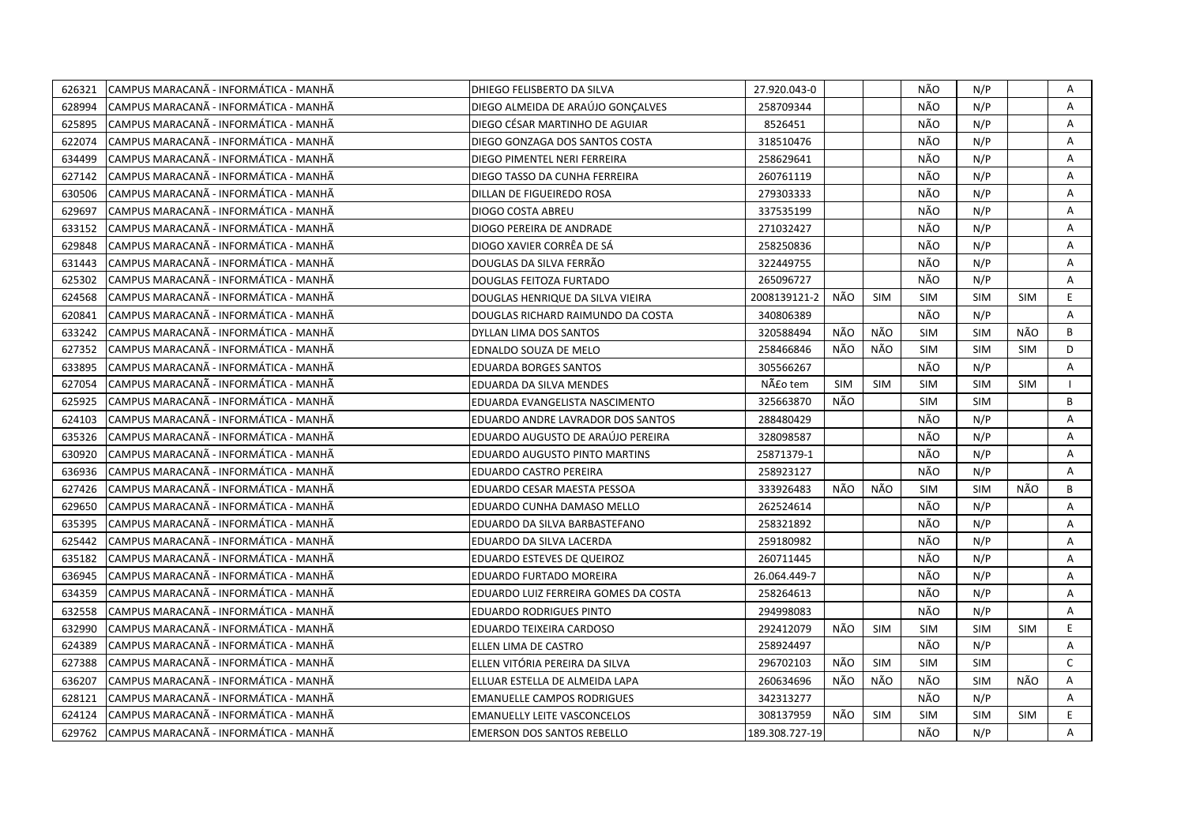| | | | | | | | | | |
|---|---|---|---|---|---|---|---|---|---|
| 626321 | CAMPUS MARACANÃ - INFORMÁTICA - MANHÃ | DHIEGO FELISBERTO DA SILVA | 27.920.043-0 | | | NÃO | N/P | | A |
| 628994 | CAMPUS MARACANÃ - INFORMÁTICA - MANHÃ | DIEGO ALMEIDA DE ARAÚJO GONÇALVES | 258709344 | | | NÃO | N/P | | A |
| 625895 | CAMPUS MARACANÃ - INFORMÁTICA - MANHÃ | DIEGO CÉSAR MARTINHO DE AGUIAR | 8526451 | | | NÃO | N/P | | A |
| 622074 | CAMPUS MARACANÃ - INFORMÁTICA - MANHÃ | DIEGO GONZAGA DOS SANTOS COSTA | 318510476 | | | NÃO | N/P | | A |
| 634499 | CAMPUS MARACANÃ - INFORMÁTICA - MANHÃ | DIEGO PIMENTEL NERI FERREIRA | 258629641 | | | NÃO | N/P | | A |
| 627142 | CAMPUS MARACANÃ - INFORMÁTICA - MANHÃ | DIEGO TASSO DA CUNHA FERREIRA | 260761119 | | | NÃO | N/P | | A |
| 630506 | CAMPUS MARACANÃ - INFORMÁTICA - MANHÃ | DILLAN DE FIGUEIREDO ROSA | 279303333 | | | NÃO | N/P | | A |
| 629697 | CAMPUS MARACANÃ - INFORMÁTICA - MANHÃ | DIOGO COSTA ABREU | 337535199 | | | NÃO | N/P | | A |
| 633152 | CAMPUS MARACANÃ - INFORMÁTICA - MANHÃ | DIOGO PEREIRA DE ANDRADE | 271032427 | | | NÃO | N/P | | A |
| 629848 | CAMPUS MARACANÃ - INFORMÁTICA - MANHÃ | DIOGO XAVIER CORRÊA DE SÁ | 258250836 | | | NÃO | N/P | | A |
| 631443 | CAMPUS MARACANÃ - INFORMÁTICA - MANHÃ | DOUGLAS DA SILVA FERRÃO | 322449755 | | | NÃO | N/P | | A |
| 625302 | CAMPUS MARACANÃ - INFORMÁTICA - MANHÃ | DOUGLAS FEITOZA FURTADO | 265096727 | | | NÃO | N/P | | A |
| 624568 | CAMPUS MARACANÃ - INFORMÁTICA - MANHÃ | DOUGLAS HENRIQUE DA SILVA VIEIRA | 2008139121-2 | NÃO | SIM | SIM | SIM | SIM | E |
| 620841 | CAMPUS MARACANÃ - INFORMÁTICA - MANHÃ | DOUGLAS RICHARD RAIMUNDO DA COSTA | 340806389 | | | NÃO | N/P | | A |
| 633242 | CAMPUS MARACANÃ - INFORMÁTICA - MANHÃ | DYLLAN LIMA DOS SANTOS | 320588494 | NÃO | NÃO | SIM | SIM | NÃO | B |
| 627352 | CAMPUS MARACANÃ - INFORMÁTICA - MANHÃ | EDNALDO SOUZA DE MELO | 258466846 | NÃO | NÃO | SIM | SIM | SIM | D |
| 633895 | CAMPUS MARACANÃ - INFORMÁTICA - MANHÃ | EDUARDA BORGES SANTOS | 305566267 | | | NÃO | N/P | | A |
| 627054 | CAMPUS MARACANÃ - INFORMÁTICA - MANHÃ | EDUARDA DA SILVA MENDES | NÃ£o tem | SIM | SIM | SIM | SIM | SIM | I |
| 625925 | CAMPUS MARACANÃ - INFORMÁTICA - MANHÃ | EDUARDA EVANGELISTA NASCIMENTO | 325663870 | NÃO | | SIM | SIM | | B |
| 624103 | CAMPUS MARACANÃ - INFORMÁTICA - MANHÃ | EDUARDO ANDRE LAVRADOR DOS SANTOS | 288480429 | | | NÃO | N/P | | A |
| 635326 | CAMPUS MARACANÃ - INFORMÁTICA - MANHÃ | EDUARDO AUGUSTO DE ARAÚJO PEREIRA | 328098587 | | | NÃO | N/P | | A |
| 630920 | CAMPUS MARACANÃ - INFORMÁTICA - MANHÃ | EDUARDO AUGUSTO PINTO MARTINS | 25871379-1 | | | NÃO | N/P | | A |
| 636936 | CAMPUS MARACANÃ - INFORMÁTICA - MANHÃ | EDUARDO CASTRO PEREIRA | 258923127 | | | NÃO | N/P | | A |
| 627426 | CAMPUS MARACANÃ - INFORMÁTICA - MANHÃ | EDUARDO CESAR MAESTA PESSOA | 333926483 | NÃO | NÃO | SIM | SIM | NÃO | B |
| 629650 | CAMPUS MARACANÃ - INFORMÁTICA - MANHÃ | EDUARDO CUNHA DAMASO MELLO | 262524614 | | | NÃO | N/P | | A |
| 635395 | CAMPUS MARACANÃ - INFORMÁTICA - MANHÃ | EDUARDO DA SILVA BARBASTEFANO | 258321892 | | | NÃO | N/P | | A |
| 625442 | CAMPUS MARACANÃ - INFORMÁTICA - MANHÃ | EDUARDO DA SILVA LACERDA | 259180982 | | | NÃO | N/P | | A |
| 635182 | CAMPUS MARACANÃ - INFORMÁTICA - MANHÃ | EDUARDO ESTEVES DE QUEIROZ | 260711445 | | | NÃO | N/P | | A |
| 636945 | CAMPUS MARACANÃ - INFORMÁTICA - MANHÃ | EDUARDO FURTADO MOREIRA | 26.064.449-7 | | | NÃO | N/P | | A |
| 634359 | CAMPUS MARACANÃ - INFORMÁTICA - MANHÃ | EDUARDO LUIZ FERREIRA GOMES DA COSTA | 258264613 | | | NÃO | N/P | | A |
| 632558 | CAMPUS MARACANÃ - INFORMÁTICA - MANHÃ | EDUARDO RODRIGUES PINTO | 294998083 | | | NÃO | N/P | | A |
| 632990 | CAMPUS MARACANÃ - INFORMÁTICA - MANHÃ | EDUARDO TEIXEIRA CARDOSO | 292412079 | NÃO | SIM | SIM | SIM | SIM | E |
| 624389 | CAMPUS MARACANÃ - INFORMÁTICA - MANHÃ | ELLEN LIMA DE CASTRO | 258924497 | | | NÃO | N/P | | A |
| 627388 | CAMPUS MARACANÃ - INFORMÁTICA - MANHÃ | ELLEN VITÓRIA PEREIRA DA SILVA | 296702103 | NÃO | SIM | SIM | SIM | | C |
| 636207 | CAMPUS MARACANÃ - INFORMÁTICA - MANHÃ | ELLUAR ESTELLA DE ALMEIDA LAPA | 260634696 | NÃO | NÃO | NÃO | SIM | NÃO | A |
| 628121 | CAMPUS MARACANÃ - INFORMÁTICA - MANHÃ | EMANUELLE CAMPOS RODRIGUES | 342313277 | | | NÃO | N/P | | A |
| 624124 | CAMPUS MARACANÃ - INFORMÁTICA - MANHÃ | EMANUELLY LEITE VASCONCELOS | 308137959 | NÃO | SIM | SIM | SIM | SIM | E |
| 629762 | CAMPUS MARACANÃ - INFORMÁTICA - MANHÃ | EMERSON DOS SANTOS REBELLO | 189.308.727-19 | | | NÃO | N/P | | A |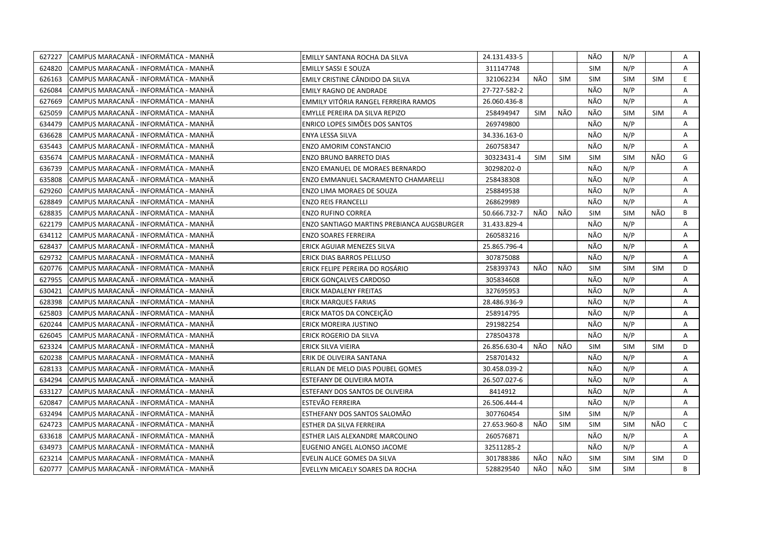| | | | | | | | | | |
|---|---|---|---|---|---|---|---|---|---|
| 627227 | CAMPUS MARACANÃ - INFORMÁTICA - MANHÃ | EMILLY SANTANA ROCHA DA SILVA | 24.131.433-5 | | | NÃO | N/P | | A |
| 624820 | CAMPUS MARACANÃ - INFORMÁTICA - MANHÃ | EMILLY SASSI E SOUZA | 311147748 | | | SIM | N/P | | A |
| 626163 | CAMPUS MARACANÃ - INFORMÁTICA - MANHÃ | EMILY CRISTINE CÂNDIDO DA SILVA | 321062234 | NÃO | SIM | SIM | SIM | SIM | E |
| 626084 | CAMPUS MARACANÃ - INFORMÁTICA - MANHÃ | EMILY RAGNO DE ANDRADE | 27-727-582-2 | | | NÃO | N/P | | A |
| 627669 | CAMPUS MARACANÃ - INFORMÁTICA - MANHÃ | EMMILY VITÓRIA RANGEL FERREIRA RAMOS | 26.060.436-8 | | | NÃO | N/P | | A |
| 625059 | CAMPUS MARACANÃ - INFORMÁTICA - MANHÃ | EMYLLE PEREIRA DA SILVA REPIZO | 258494947 | SIM | NÃO | NÃO | SIM | SIM | A |
| 634479 | CAMPUS MARACANÃ - INFORMÁTICA - MANHÃ | ENRICO LOPES SIMÕES DOS SANTOS | 269749800 | | | NÃO | N/P | | A |
| 636628 | CAMPUS MARACANÃ - INFORMÁTICA - MANHÃ | ENYA LESSA SILVA | 34.336.163-0 | | | NÃO | N/P | | A |
| 635443 | CAMPUS MARACANÃ - INFORMÁTICA - MANHÃ | ENZO AMORIM CONSTANCIO | 260758347 | | | NÃO | N/P | | A |
| 635674 | CAMPUS MARACANÃ - INFORMÁTICA - MANHÃ | ENZO BRUNO BARRETO DIAS | 30323431-4 | SIM | SIM | SIM | SIM | NÃO | G |
| 636739 | CAMPUS MARACANÃ - INFORMÁTICA - MANHÃ | ENZO EMANUEL DE MORAES BERNARDO | 30298202-0 | | | NÃO | N/P | | A |
| 635808 | CAMPUS MARACANÃ - INFORMÁTICA - MANHÃ | ENZO EMMANUEL SACRAMENTO CHAMARELLI | 258438308 | | | NÃO | N/P | | A |
| 629260 | CAMPUS MARACANÃ - INFORMÁTICA - MANHÃ | ENZO LIMA MORAES DE SOUZA | 258849538 | | | NÃO | N/P | | A |
| 628849 | CAMPUS MARACANÃ - INFORMÁTICA - MANHÃ | ENZO REIS FRANCELLI | 268629989 | | | NÃO | N/P | | A |
| 628835 | CAMPUS MARACANÃ - INFORMÁTICA - MANHÃ | ENZO RUFINO CORREA | 50.666.732-7 | NÃO | NÃO | SIM | SIM | NÃO | B |
| 622179 | CAMPUS MARACANÃ - INFORMÁTICA - MANHÃ | ENZO SANTIAGO MARTINS PREBIANCA AUGSBURGER | 31.433.829-4 | | | NÃO | N/P | | A |
| 634112 | CAMPUS MARACANÃ - INFORMÁTICA - MANHÃ | ENZO SOARES FERREIRA | 260583216 | | | NÃO | N/P | | A |
| 628437 | CAMPUS MARACANÃ - INFORMÁTICA - MANHÃ | ERICK AGUIAR MENEZES SILVA | 25.865.796-4 | | | NÃO | N/P | | A |
| 629732 | CAMPUS MARACANÃ - INFORMÁTICA - MANHÃ | ERICK DIAS BARROS PELLUSO | 307875088 | | | NÃO | N/P | | A |
| 620776 | CAMPUS MARACANÃ - INFORMÁTICA - MANHÃ | ERICK FELIPE PEREIRA DO ROSÁRIO | 258393743 | NÃO | NÃO | SIM | SIM | SIM | D |
| 627955 | CAMPUS MARACANÃ - INFORMÁTICA - MANHÃ | ERICK GONÇALVES CARDOSO | 305834608 | | | NÃO | N/P | | A |
| 630421 | CAMPUS MARACANÃ - INFORMÁTICA - MANHÃ | ERICK MADALENY FREITAS | 327695953 | | | NÃO | N/P | | A |
| 628398 | CAMPUS MARACANÃ - INFORMÁTICA - MANHÃ | ERICK MARQUES FARIAS | 28.486.936-9 | | | NÃO | N/P | | A |
| 625803 | CAMPUS MARACANÃ - INFORMÁTICA - MANHÃ | ERICK MATOS DA CONCEIÇÃO | 258914795 | | | NÃO | N/P | | A |
| 620244 | CAMPUS MARACANÃ - INFORMÁTICA - MANHÃ | ERICK MOREIRA JUSTINO | 291982254 | | | NÃO | N/P | | A |
| 626045 | CAMPUS MARACANÃ - INFORMÁTICA - MANHÃ | ERICK ROGERIO DA SILVA | 278504378 | | | NÃO | N/P | | A |
| 623324 | CAMPUS MARACANÃ - INFORMÁTICA - MANHÃ | ERICK SILVA VIEIRA | 26.856.630-4 | NÃO | NÃO | SIM | SIM | SIM | D |
| 620238 | CAMPUS MARACANÃ - INFORMÁTICA - MANHÃ | ERIK DE OLIVEIRA SANTANA | 258701432 | | | NÃO | N/P | | A |
| 628133 | CAMPUS MARACANÃ - INFORMÁTICA - MANHÃ | ERLLAN DE MELO DIAS POUBEL GOMES | 30.458.039-2 | | | NÃO | N/P | | A |
| 634294 | CAMPUS MARACANÃ - INFORMÁTICA - MANHÃ | ESTEFANY DE OLIVEIRA MOTA | 26.507.027-6 | | | NÃO | N/P | | A |
| 633127 | CAMPUS MARACANÃ - INFORMÁTICA - MANHÃ | ESTEFANY DOS SANTOS DE OLIVEIRA | 8414912 | | | NÃO | N/P | | A |
| 620847 | CAMPUS MARACANÃ - INFORMÁTICA - MANHÃ | ESTEVÃO FERREIRA | 26.506.444-4 | | | NÃO | N/P | | A |
| 632494 | CAMPUS MARACANÃ - INFORMÁTICA - MANHÃ | ESTHEFANY DOS SANTOS SALOMÃO | 307760454 | | SIM | SIM | N/P | | A |
| 624723 | CAMPUS MARACANÃ - INFORMÁTICA - MANHÃ | ESTHER DA SILVA FERREIRA | 27.653.960-8 | NÃO | SIM | SIM | SIM | NÃO | C |
| 633618 | CAMPUS MARACANÃ - INFORMÁTICA - MANHÃ | ESTHER LAIS ALEXANDRE MARCOLINO | 260576871 | | | NÃO | N/P | | A |
| 634973 | CAMPUS MARACANÃ - INFORMÁTICA - MANHÃ | EUGENIO ANGEL ALONSO JACOME | 32511285-2 | | | NÃO | N/P | | A |
| 623214 | CAMPUS MARACANÃ - INFORMÁTICA - MANHÃ | EVELIN ALICE GOMES DA SILVA | 301788386 | NÃO | NÃO | SIM | SIM | SIM | D |
| 620777 | CAMPUS MARACANÃ - INFORMÁTICA - MANHÃ | EVELLYN MICAELY SOARES DA ROCHA | 528829540 | NÃO | NÃO | SIM | SIM | | B |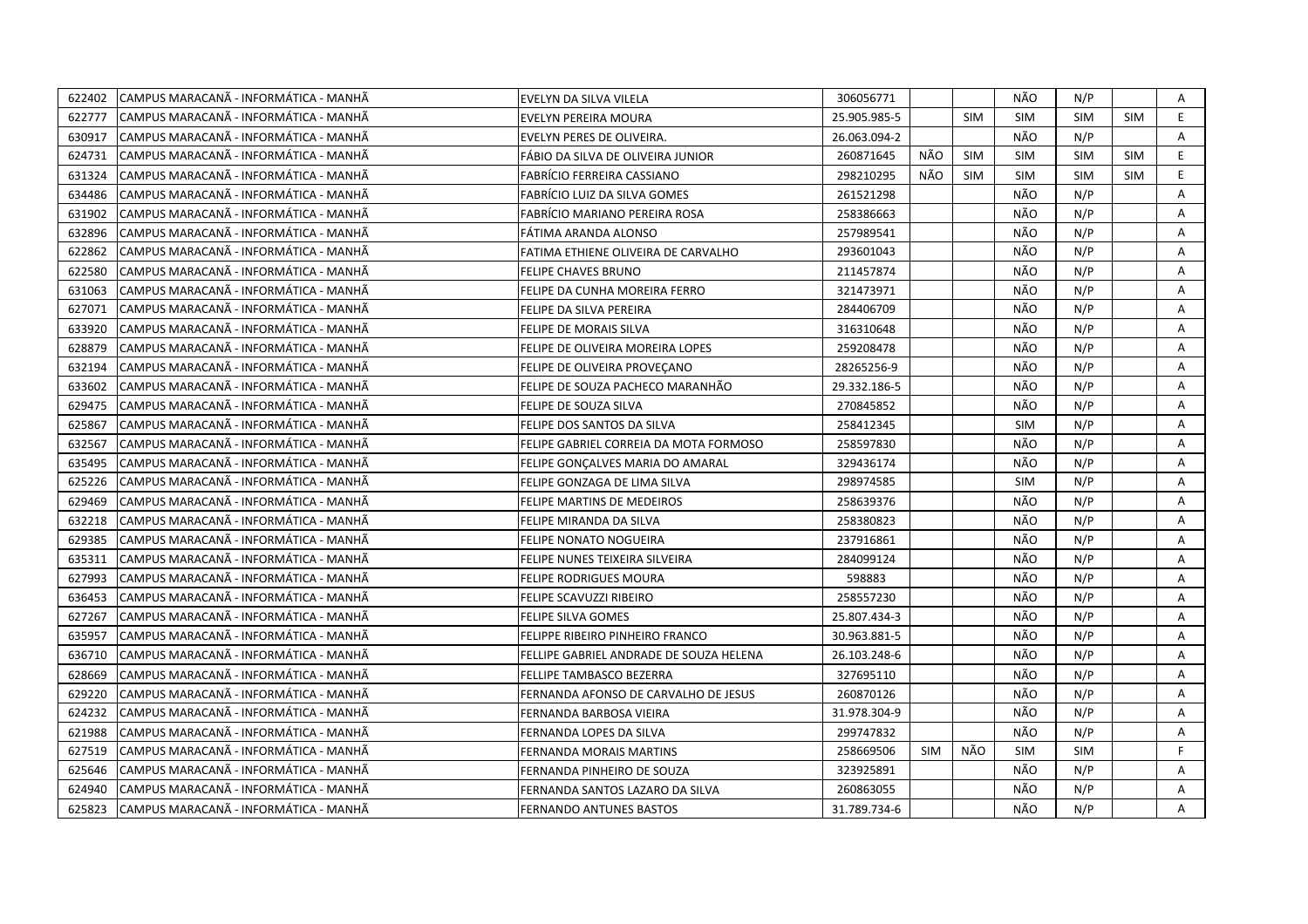| | | | | | | | | | |
|---|---|---|---|---|---|---|---|---|---|
| 622402 | CAMPUS MARACANÃ - INFORMÁTICA - MANHÃ | EVELYN DA SILVA VILELA | 306056771 | | | NÃO | N/P | | A |
| 622777 | CAMPUS MARACANÃ - INFORMÁTICA - MANHÃ | EVELYN PEREIRA MOURA | 25.905.985-5 | | SIM | SIM | SIM | SIM | E |
| 630917 | CAMPUS MARACANÃ - INFORMÁTICA - MANHÃ | EVELYN PERES DE OLIVEIRA. | 26.063.094-2 | | | NÃO | N/P | | A |
| 624731 | CAMPUS MARACANÃ - INFORMÁTICA - MANHÃ | FÁBIO DA SILVA DE OLIVEIRA JUNIOR | 260871645 | NÃO | SIM | SIM | SIM | SIM | E |
| 631324 | CAMPUS MARACANÃ - INFORMÁTICA - MANHÃ | FABRÍCIO FERREIRA CASSIANO | 298210295 | NÃO | SIM | SIM | SIM | SIM | E |
| 634486 | CAMPUS MARACANÃ - INFORMÁTICA - MANHÃ | FABRÍCIO LUIZ DA SILVA GOMES | 261521298 | | | NÃO | N/P | | A |
| 631902 | CAMPUS MARACANÃ - INFORMÁTICA - MANHÃ | FABRÍCIO MARIANO PEREIRA ROSA | 258386663 | | | NÃO | N/P | | A |
| 632896 | CAMPUS MARACANÃ - INFORMÁTICA - MANHÃ | FÁTIMA ARANDA ALONSO | 257989541 | | | NÃO | N/P | | A |
| 622862 | CAMPUS MARACANÃ - INFORMÁTICA - MANHÃ | FATIMA ETHIENE OLIVEIRA DE CARVALHO | 293601043 | | | NÃO | N/P | | A |
| 622580 | CAMPUS MARACANÃ - INFORMÁTICA - MANHÃ | FELIPE CHAVES BRUNO | 211457874 | | | NÃO | N/P | | A |
| 631063 | CAMPUS MARACANÃ - INFORMÁTICA - MANHÃ | FELIPE DA CUNHA MOREIRA FERRO | 321473971 | | | NÃO | N/P | | A |
| 627071 | CAMPUS MARACANÃ - INFORMÁTICA - MANHÃ | FELIPE DA SILVA PEREIRA | 284406709 | | | NÃO | N/P | | A |
| 633920 | CAMPUS MARACANÃ - INFORMÁTICA - MANHÃ | FELIPE DE MORAIS SILVA | 316310648 | | | NÃO | N/P | | A |
| 628879 | CAMPUS MARACANÃ - INFORMÁTICA - MANHÃ | FELIPE DE OLIVEIRA MOREIRA LOPES | 259208478 | | | NÃO | N/P | | A |
| 632194 | CAMPUS MARACANÃ - INFORMÁTICA - MANHÃ | FELIPE DE OLIVEIRA PROVEÇANO | 28265256-9 | | | NÃO | N/P | | A |
| 633602 | CAMPUS MARACANÃ - INFORMÁTICA - MANHÃ | FELIPE DE SOUZA PACHECO MARANHÃO | 29.332.186-5 | | | NÃO | N/P | | A |
| 629475 | CAMPUS MARACANÃ - INFORMÁTICA - MANHÃ | FELIPE DE SOUZA SILVA | 270845852 | | | NÃO | N/P | | A |
| 625867 | CAMPUS MARACANÃ - INFORMÁTICA - MANHÃ | FELIPE DOS SANTOS DA SILVA | 258412345 | | | SIM | N/P | | A |
| 632567 | CAMPUS MARACANÃ - INFORMÁTICA - MANHÃ | FELIPE GABRIEL CORREIA DA MOTA FORMOSO | 258597830 | | | NÃO | N/P | | A |
| 635495 | CAMPUS MARACANÃ - INFORMÁTICA - MANHÃ | FELIPE GONÇALVES MARIA DO AMARAL | 329436174 | | | NÃO | N/P | | A |
| 625226 | CAMPUS MARACANÃ - INFORMÁTICA - MANHÃ | FELIPE GONZAGA DE LIMA SILVA | 298974585 | | | SIM | N/P | | A |
| 629469 | CAMPUS MARACANÃ - INFORMÁTICA - MANHÃ | FELIPE MARTINS DE MEDEIROS | 258639376 | | | NÃO | N/P | | A |
| 632218 | CAMPUS MARACANÃ - INFORMÁTICA - MANHÃ | FELIPE MIRANDA DA SILVA | 258380823 | | | NÃO | N/P | | A |
| 629385 | CAMPUS MARACANÃ - INFORMÁTICA - MANHÃ | FELIPE NONATO NOGUEIRA | 237916861 | | | NÃO | N/P | | A |
| 635311 | CAMPUS MARACANÃ - INFORMÁTICA - MANHÃ | FELIPE NUNES TEIXEIRA SILVEIRA | 284099124 | | | NÃO | N/P | | A |
| 627993 | CAMPUS MARACANÃ - INFORMÁTICA - MANHÃ | FELIPE RODRIGUES MOURA | 598883 | | | NÃO | N/P | | A |
| 636453 | CAMPUS MARACANÃ - INFORMÁTICA - MANHÃ | FELIPE SCAVUZZI RIBEIRO | 258557230 | | | NÃO | N/P | | A |
| 627267 | CAMPUS MARACANÃ - INFORMÁTICA - MANHÃ | FELIPE SILVA GOMES | 25.807.434-3 | | | NÃO | N/P | | A |
| 635957 | CAMPUS MARACANÃ - INFORMÁTICA - MANHÃ | FELIPPE RIBEIRO PINHEIRO FRANCO | 30.963.881-5 | | | NÃO | N/P | | A |
| 636710 | CAMPUS MARACANÃ - INFORMÁTICA - MANHÃ | FELLIPE GABRIEL ANDRADE DE SOUZA HELENA | 26.103.248-6 | | | NÃO | N/P | | A |
| 628669 | CAMPUS MARACANÃ - INFORMÁTICA - MANHÃ | FELLIPE TAMBASCO BEZERRA | 327695110 | | | NÃO | N/P | | A |
| 629220 | CAMPUS MARACANÃ - INFORMÁTICA - MANHÃ | FERNANDA AFONSO DE CARVALHO DE JESUS | 260870126 | | | NÃO | N/P | | A |
| 624232 | CAMPUS MARACANÃ - INFORMÁTICA - MANHÃ | FERNANDA BARBOSA VIEIRA | 31.978.304-9 | | | NÃO | N/P | | A |
| 621988 | CAMPUS MARACANÃ - INFORMÁTICA - MANHÃ | FERNANDA LOPES DA SILVA | 299747832 | | | NÃO | N/P | | A |
| 627519 | CAMPUS MARACANÃ - INFORMÁTICA - MANHÃ | FERNANDA MORAIS MARTINS | 258669506 | SIM | NÃO | SIM | SIM | | F |
| 625646 | CAMPUS MARACANÃ - INFORMÁTICA - MANHÃ | FERNANDA PINHEIRO DE SOUZA | 323925891 | | | NÃO | N/P | | A |
| 624940 | CAMPUS MARACANÃ - INFORMÁTICA - MANHÃ | FERNANDA SANTOS LAZARO DA SILVA | 260863055 | | | NÃO | N/P | | A |
| 625823 | CAMPUS MARACANÃ - INFORMÁTICA - MANHÃ | FERNANDO ANTUNES BASTOS | 31.789.734-6 | | | NÃO | N/P | | A |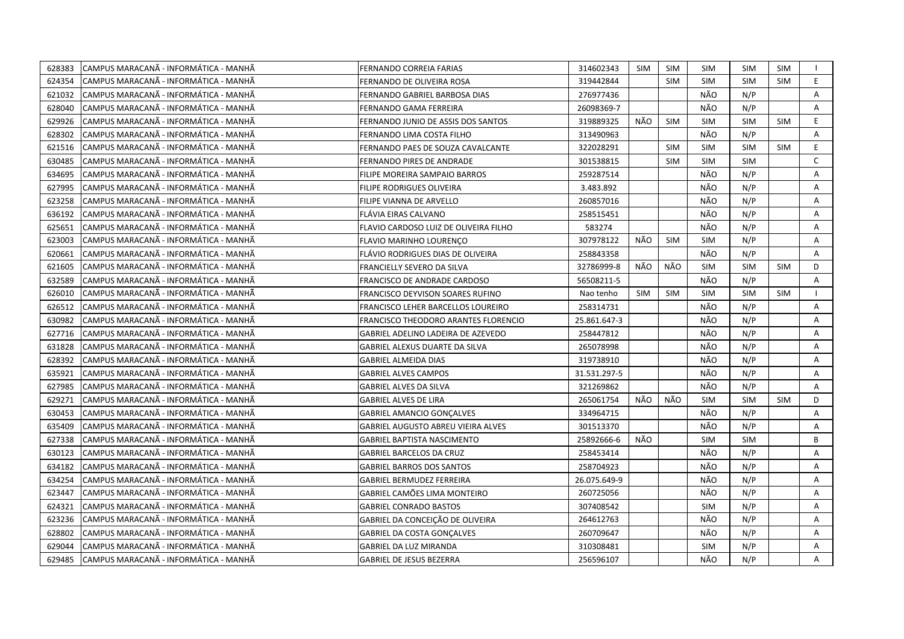| | | | | | | | | | |
|---|---|---|---|---|---|---|---|---|---|
| 628383 | CAMPUS MARACANÃ - INFORMÁTICA - MANHÃ | FERNANDO CORREIA FARIAS | 314602343 | SIM | SIM | SIM | SIM | SIM | I |
| 624354 | CAMPUS MARACANÃ - INFORMÁTICA - MANHÃ | FERNANDO DE OLIVEIRA ROSA | 319442844 | | SIM | SIM | SIM | SIM | E |
| 621032 | CAMPUS MARACANÃ - INFORMÁTICA - MANHÃ | FERNANDO GABRIEL BARBOSA DIAS | 276977436 | | | NÃO | N/P | | A |
| 628040 | CAMPUS MARACANÃ - INFORMÁTICA - MANHÃ | FERNANDO GAMA FERREIRA | 26098369-7 | | | NÃO | N/P | | A |
| 629926 | CAMPUS MARACANÃ - INFORMÁTICA - MANHÃ | FERNANDO JUNIO DE ASSIS DOS SANTOS | 319889325 | NÃO | SIM | SIM | SIM | SIM | E |
| 628302 | CAMPUS MARACANÃ - INFORMÁTICA - MANHÃ | FERNANDO LIMA COSTA FILHO | 313490963 | | | NÃO | N/P | | A |
| 621516 | CAMPUS MARACANÃ - INFORMÁTICA - MANHÃ | FERNANDO PAES DE SOUZA CAVALCANTE | 322028291 | | SIM | SIM | SIM | SIM | E |
| 630485 | CAMPUS MARACANÃ - INFORMÁTICA - MANHÃ | FERNANDO PIRES DE ANDRADE | 301538815 | | SIM | SIM | SIM | | C |
| 634695 | CAMPUS MARACANÃ - INFORMÁTICA - MANHÃ | FILIPE MOREIRA SAMPAIO BARROS | 259287514 | | | NÃO | N/P | | A |
| 627995 | CAMPUS MARACANÃ - INFORMÁTICA - MANHÃ | FILIPE RODRIGUES OLIVEIRA | 3.483.892 | | | NÃO | N/P | | A |
| 623258 | CAMPUS MARACANÃ - INFORMÁTICA - MANHÃ | FILIPE VIANNA DE ARVELLO | 260857016 | | | NÃO | N/P | | A |
| 636192 | CAMPUS MARACANÃ - INFORMÁTICA - MANHÃ | FLÁVIA EIRAS CALVANO | 258515451 | | | NÃO | N/P | | A |
| 625651 | CAMPUS MARACANÃ - INFORMÁTICA - MANHÃ | FLAVIO CARDOSO LUIZ DE OLIVEIRA FILHO | 583274 | | | NÃO | N/P | | A |
| 623003 | CAMPUS MARACANÃ - INFORMÁTICA - MANHÃ | FLAVIO MARINHO LOURENÇO | 307978122 | NÃO | SIM | SIM | N/P | | A |
| 620661 | CAMPUS MARACANÃ - INFORMÁTICA - MANHÃ | FLÁVIO RODRIGUES DIAS DE OLIVEIRA | 258843358 | | | NÃO | N/P | | A |
| 621605 | CAMPUS MARACANÃ - INFORMÁTICA - MANHÃ | FRANCIELLY SEVERO DA SILVA | 32786999-8 | NÃO | NÃO | SIM | SIM | SIM | D |
| 632589 | CAMPUS MARACANÃ - INFORMÁTICA - MANHÃ | FRANCISCO DE ANDRADE CARDOSO | 56508211-5 | | | NÃO | N/P | | A |
| 626010 | CAMPUS MARACANÃ - INFORMÁTICA - MANHÃ | FRANCISCO DEYVISON SOARES RUFINO | Nao tenho | SIM | SIM | SIM | SIM | SIM | I |
| 626512 | CAMPUS MARACANÃ - INFORMÁTICA - MANHÃ | FRANCISCO LEHER BARCELLOS LOUREIRO | 258314731 | | | NÃO | N/P | | A |
| 630982 | CAMPUS MARACANÃ - INFORMÁTICA - MANHÃ | FRANCISCO THEODORO ARANTES FLORENCIO | 25.861.647-3 | | | NÃO | N/P | | A |
| 627716 | CAMPUS MARACANÃ - INFORMÁTICA - MANHÃ | GABRIEL ADELINO LADEIRA DE AZEVEDO | 258447812 | | | NÃO | N/P | | A |
| 631828 | CAMPUS MARACANÃ - INFORMÁTICA - MANHÃ | GABRIEL ALEXUS DUARTE DA SILVA | 265078998 | | | NÃO | N/P | | A |
| 628392 | CAMPUS MARACANÃ - INFORMÁTICA - MANHÃ | GABRIEL ALMEIDA DIAS | 319738910 | | | NÃO | N/P | | A |
| 635921 | CAMPUS MARACANÃ - INFORMÁTICA - MANHÃ | GABRIEL ALVES CAMPOS | 31.531.297-5 | | | NÃO | N/P | | A |
| 627985 | CAMPUS MARACANÃ - INFORMÁTICA - MANHÃ | GABRIEL ALVES DA SILVA | 321269862 | | | NÃO | N/P | | A |
| 629271 | CAMPUS MARACANÃ - INFORMÁTICA - MANHÃ | GABRIEL ALVES DE LIRA | 265061754 | NÃO | NÃO | SIM | SIM | SIM | D |
| 630453 | CAMPUS MARACANÃ - INFORMÁTICA - MANHÃ | GABRIEL AMANCIO GONÇALVES | 334964715 | | | NÃO | N/P | | A |
| 635409 | CAMPUS MARACANÃ - INFORMÁTICA - MANHÃ | GABRIEL AUGUSTO ABREU VIEIRA ALVES | 301513370 | | | NÃO | N/P | | A |
| 627338 | CAMPUS MARACANÃ - INFORMÁTICA - MANHÃ | GABRIEL BAPTISTA NASCIMENTO | 25892666-6 | NÃO | | SIM | SIM | | B |
| 630123 | CAMPUS MARACANÃ - INFORMÁTICA - MANHÃ | GABRIEL BARCELOS DA CRUZ | 258453414 | | | NÃO | N/P | | A |
| 634182 | CAMPUS MARACANÃ - INFORMÁTICA - MANHÃ | GABRIEL BARROS DOS SANTOS | 258704923 | | | NÃO | N/P | | A |
| 634254 | CAMPUS MARACANÃ - INFORMÁTICA - MANHÃ | GABRIEL BERMUDEZ FERREIRA | 26.075.649-9 | | | NÃO | N/P | | A |
| 623447 | CAMPUS MARACANÃ - INFORMÁTICA - MANHÃ | GABRIEL CAMÕES LIMA MONTEIRO | 260725056 | | | NÃO | N/P | | A |
| 624321 | CAMPUS MARACANÃ - INFORMÁTICA - MANHÃ | GABRIEL CONRADO BASTOS | 307408542 | | | SIM | N/P | | A |
| 623236 | CAMPUS MARACANÃ - INFORMÁTICA - MANHÃ | GABRIEL DA CONCEIÇÃO DE OLIVEIRA | 264612763 | | | NÃO | N/P | | A |
| 628802 | CAMPUS MARACANÃ - INFORMÁTICA - MANHÃ | GABRIEL DA COSTA GONÇALVES | 260709647 | | | NÃO | N/P | | A |
| 629044 | CAMPUS MARACANÃ - INFORMÁTICA - MANHÃ | GABRIEL DA LUZ MIRANDA | 310308481 | | | SIM | N/P | | A |
| 629485 | CAMPUS MARACANÃ - INFORMÁTICA - MANHÃ | GABRIEL DE JESUS BEZERRA | 256596107 | | | NÃO | N/P | | A |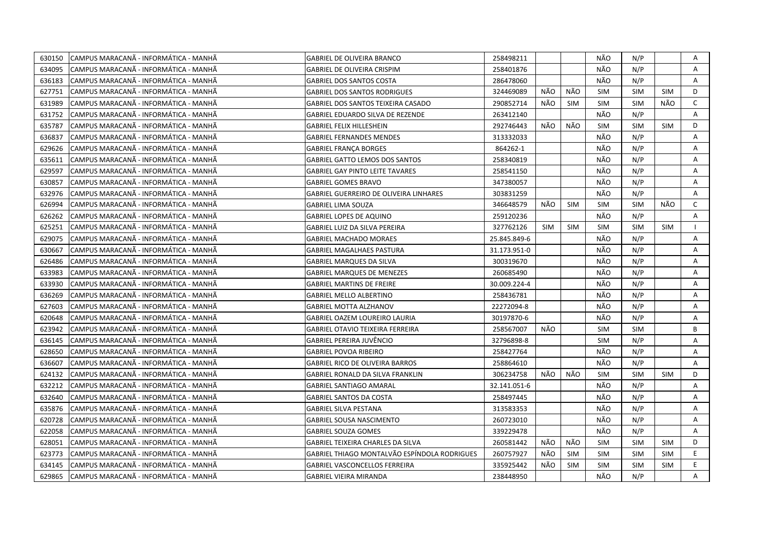| | | | | | | | | | |
|---|---|---|---|---|---|---|---|---|---|
| 630150 | CAMPUS MARACANÃ - INFORMÁTICA - MANHÃ | GABRIEL DE OLIVEIRA BRANCO | 258498211 | | | NÃO | N/P | | A |
| 634095 | CAMPUS MARACANÃ - INFORMÁTICA - MANHÃ | GABRIEL DE OLIVEIRA CRISPIM | 258401876 | | | NÃO | N/P | | A |
| 636183 | CAMPUS MARACANÃ - INFORMÁTICA - MANHÃ | GABRIEL DOS SANTOS COSTA | 286478060 | | | NÃO | N/P | | A |
| 627751 | CAMPUS MARACANÃ - INFORMÁTICA - MANHÃ | GABRIEL DOS SANTOS RODRIGUES | 324469089 | NÃO | NÃO | SIM | SIM | SIM | D |
| 631989 | CAMPUS MARACANÃ - INFORMÁTICA - MANHÃ | GABRIEL DOS SANTOS TEIXEIRA CASADO | 290852714 | NÃO | SIM | SIM | SIM | NÃO | C |
| 631752 | CAMPUS MARACANÃ - INFORMÁTICA - MANHÃ | GABRIEL EDUARDO SILVA DE REZENDE | 263412140 | | | NÃO | N/P | | A |
| 635787 | CAMPUS MARACANÃ - INFORMÁTICA - MANHÃ | GABRIEL FELIX HILLESHEIN | 292746443 | NÃO | NÃO | SIM | SIM | SIM | D |
| 636837 | CAMPUS MARACANÃ - INFORMÁTICA - MANHÃ | GABRIEL FERNANDES MENDES | 313332033 | | | NÃO | N/P | | A |
| 629626 | CAMPUS MARACANÃ - INFORMÁTICA - MANHÃ | GABRIEL FRANÇA BORGES | 864262-1 | | | NÃO | N/P | | A |
| 635611 | CAMPUS MARACANÃ - INFORMÁTICA - MANHÃ | GABRIEL GATTO LEMOS DOS SANTOS | 258340819 | | | NÃO | N/P | | A |
| 629597 | CAMPUS MARACANÃ - INFORMÁTICA - MANHÃ | GABRIEL GAY PINTO LEITE TAVARES | 258541150 | | | NÃO | N/P | | A |
| 630857 | CAMPUS MARACANÃ - INFORMÁTICA - MANHÃ | GABRIEL GOMES BRAVO | 347380057 | | | NÃO | N/P | | A |
| 632976 | CAMPUS MARACANÃ - INFORMÁTICA - MANHÃ | GABRIEL GUERREIRO DE OLIVEIRA LINHARES | 303831259 | | | NÃO | N/P | | A |
| 626994 | CAMPUS MARACANÃ - INFORMÁTICA - MANHÃ | GABRIEL LIMA SOUZA | 346648579 | NÃO | SIM | SIM | SIM | NÃO | C |
| 626262 | CAMPUS MARACANÃ - INFORMÁTICA - MANHÃ | GABRIEL LOPES DE AQUINO | 259120236 | | | NÃO | N/P | | A |
| 625251 | CAMPUS MARACANÃ - INFORMÁTICA - MANHÃ | GABRIEL LUIZ DA SILVA PEREIRA | 327762126 | SIM | SIM | SIM | SIM | SIM | I |
| 629075 | CAMPUS MARACANÃ - INFORMÁTICA - MANHÃ | GABRIEL MACHADO MORAES | 25.845.849-6 | | | NÃO | N/P | | A |
| 630667 | CAMPUS MARACANÃ - INFORMÁTICA - MANHÃ | GABRIEL MAGALHAES PASTURA | 31.173.951-0 | | | NÃO | N/P | | A |
| 626486 | CAMPUS MARACANÃ - INFORMÁTICA - MANHÃ | GABRIEL MARQUES DA SILVA | 300319670 | | | NÃO | N/P | | A |
| 633983 | CAMPUS MARACANÃ - INFORMÁTICA - MANHÃ | GABRIEL MARQUES DE MENEZES | 260685490 | | | NÃO | N/P | | A |
| 633930 | CAMPUS MARACANÃ - INFORMÁTICA - MANHÃ | GABRIEL MARTINS DE FREIRE | 30.009.224-4 | | | NÃO | N/P | | A |
| 636269 | CAMPUS MARACANÃ - INFORMÁTICA - MANHÃ | GABRIEL MELLO ALBERTINO | 258436781 | | | NÃO | N/P | | A |
| 627603 | CAMPUS MARACANÃ - INFORMÁTICA - MANHÃ | GABRIEL MOTTA ALZHANOV | 22272094-8 | | | NÃO | N/P | | A |
| 620648 | CAMPUS MARACANÃ - INFORMÁTICA - MANHÃ | GABRIEL OAZEM LOUREIRO LAURIA | 30197870-6 | | | NÃO | N/P | | A |
| 623942 | CAMPUS MARACANÃ - INFORMÁTICA - MANHÃ | GABRIEL OTAVIO TEIXEIRA FERREIRA | 258567007 | NÃO | | SIM | SIM | | B |
| 636145 | CAMPUS MARACANÃ - INFORMÁTICA - MANHÃ | GABRIEL PEREIRA JUVÊNCIO | 32796898-8 | | | SIM | N/P | | A |
| 628650 | CAMPUS MARACANÃ - INFORMÁTICA - MANHÃ | GABRIEL POVOA RIBEIRO | 258427764 | | | NÃO | N/P | | A |
| 636607 | CAMPUS MARACANÃ - INFORMÁTICA - MANHÃ | GABRIEL RICO DE OLIVEIRA BARROS | 258864610 | | | NÃO | N/P | | A |
| 624132 | CAMPUS MARACANÃ - INFORMÁTICA - MANHÃ | GABRIEL RONALD DA SILVA FRANKLIN | 306234758 | NÃO | NÃO | SIM | SIM | SIM | D |
| 632212 | CAMPUS MARACANÃ - INFORMÁTICA - MANHÃ | GABRIEL SANTIAGO AMARAL | 32.141.051-6 | | | NÃO | N/P | | A |
| 632640 | CAMPUS MARACANÃ - INFORMÁTICA - MANHÃ | GABRIEL SANTOS DA COSTA | 258497445 | | | NÃO | N/P | | A |
| 635876 | CAMPUS MARACANÃ - INFORMÁTICA - MANHÃ | GABRIEL SILVA PESTANA | 313583353 | | | NÃO | N/P | | A |
| 620728 | CAMPUS MARACANÃ - INFORMÁTICA - MANHÃ | GABRIEL SOUSA NASCIMENTO | 260723010 | | | NÃO | N/P | | A |
| 622058 | CAMPUS MARACANÃ - INFORMÁTICA - MANHÃ | GABRIEL SOUZA GOMES | 339229478 | | | NÃO | N/P | | A |
| 628051 | CAMPUS MARACANÃ - INFORMÁTICA - MANHÃ | GABRIEL TEIXEIRA CHARLES DA SILVA | 260581442 | NÃO | NÃO | SIM | SIM | SIM | D |
| 623773 | CAMPUS MARACANÃ - INFORMÁTICA - MANHÃ | GABRIEL THIAGO MONTALVÃO ESPÍNDOLA RODRIGUES | 260757927 | NÃO | SIM | SIM | SIM | SIM | E |
| 634145 | CAMPUS MARACANÃ - INFORMÁTICA - MANHÃ | GABRIEL VASCONCELLOS FERREIRA | 335925442 | NÃO | SIM | SIM | SIM | SIM | E |
| 629865 | CAMPUS MARACANÃ - INFORMÁTICA - MANHÃ | GABRIEL VIEIRA MIRANDA | 238448950 | | | NÃO | N/P | | A |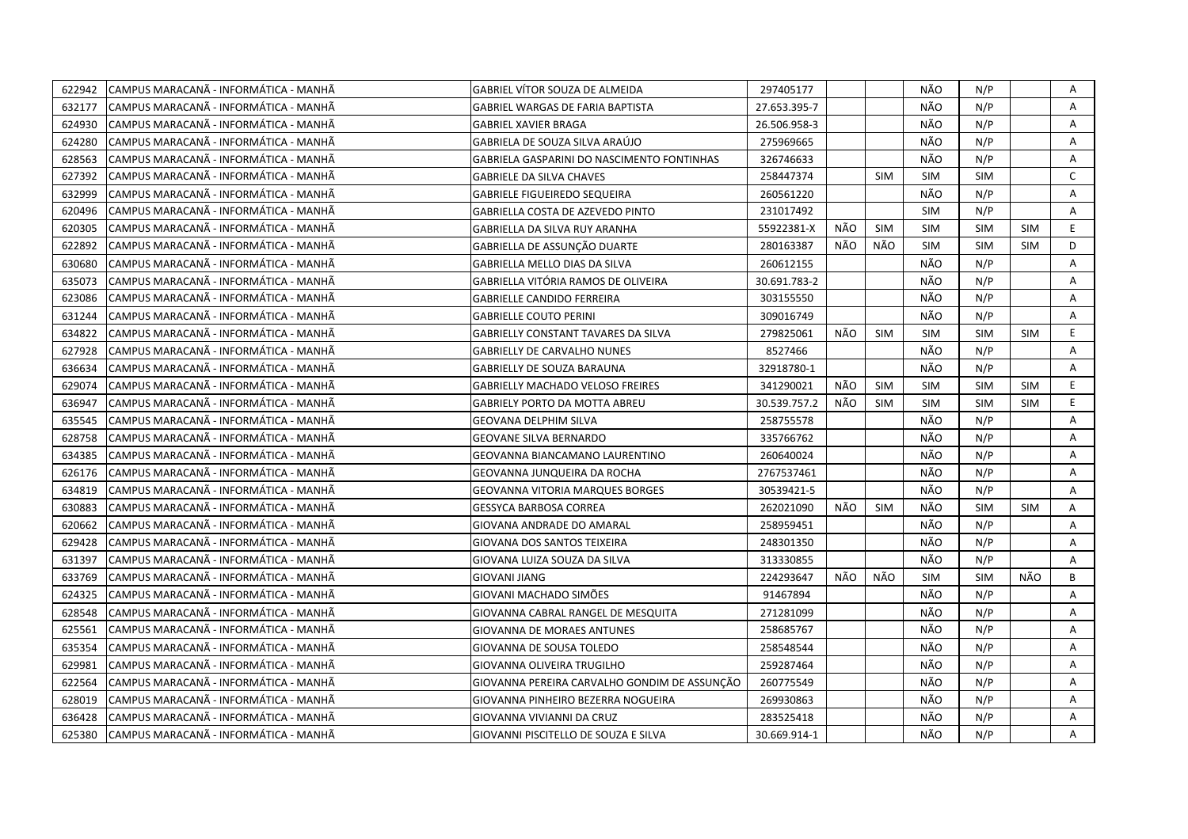| | | | | | | | | | |
|---|---|---|---|---|---|---|---|---|---|
| 622942 | CAMPUS MARACANÃ - INFORMÁTICA - MANHÃ | GABRIEL VÍTOR SOUZA DE ALMEIDA | 297405177 | | | NÃO | N/P | | A |
| 632177 | CAMPUS MARACANÃ - INFORMÁTICA - MANHÃ | GABRIEL WARGAS DE FARIA BAPTISTA | 27.653.395-7 | | | NÃO | N/P | | A |
| 624930 | CAMPUS MARACANÃ - INFORMÁTICA - MANHÃ | GABRIEL XAVIER BRAGA | 26.506.958-3 | | | NÃO | N/P | | A |
| 624280 | CAMPUS MARACANÃ - INFORMÁTICA - MANHÃ | GABRIELA DE SOUZA SILVA ARAÚJO | 275969665 | | | NÃO | N/P | | A |
| 628563 | CAMPUS MARACANÃ - INFORMÁTICA - MANHÃ | GABRIELA GASPARINI DO NASCIMENTO FONTINHAS | 326746633 | | | NÃO | N/P | | A |
| 627392 | CAMPUS MARACANÃ - INFORMÁTICA - MANHÃ | GABRIELE DA SILVA CHAVES | 258447374 | | SIM | SIM | SIM | | C |
| 632999 | CAMPUS MARACANÃ - INFORMÁTICA - MANHÃ | GABRIELE FIGUEIREDO SEQUEIRA | 260561220 | | | NÃO | N/P | | A |
| 620496 | CAMPUS MARACANÃ - INFORMÁTICA - MANHÃ | GABRIELLA COSTA DE AZEVEDO PINTO | 231017492 | | | SIM | N/P | | A |
| 620305 | CAMPUS MARACANÃ - INFORMÁTICA - MANHÃ | GABRIELLA DA SILVA RUY ARANHA | 55922381-X | NÃO | SIM | SIM | SIM | SIM | E |
| 622892 | CAMPUS MARACANÃ - INFORMÁTICA - MANHÃ | GABRIELLA DE ASSUNÇÃO DUARTE | 280163387 | NÃO | NÃO | SIM | SIM | SIM | D |
| 630680 | CAMPUS MARACANÃ - INFORMÁTICA - MANHÃ | GABRIELLA MELLO DIAS DA SILVA | 260612155 | | | NÃO | N/P | | A |
| 635073 | CAMPUS MARACANÃ - INFORMÁTICA - MANHÃ | GABRIELLA VITÓRIA RAMOS DE OLIVEIRA | 30.691.783-2 | | | NÃO | N/P | | A |
| 623086 | CAMPUS MARACANÃ - INFORMÁTICA - MANHÃ | GABRIELLE CANDIDO FERREIRA | 303155550 | | | NÃO | N/P | | A |
| 631244 | CAMPUS MARACANÃ - INFORMÁTICA - MANHÃ | GABRIELLE COUTO PERINI | 309016749 | | | NÃO | N/P | | A |
| 634822 | CAMPUS MARACANÃ - INFORMÁTICA - MANHÃ | GABRIELLY CONSTANT TAVARES DA SILVA | 279825061 | NÃO | SIM | SIM | SIM | SIM | E |
| 627928 | CAMPUS MARACANÃ - INFORMÁTICA - MANHÃ | GABRIELLY DE CARVALHO NUNES | 8527466 | | | NÃO | N/P | | A |
| 636634 | CAMPUS MARACANÃ - INFORMÁTICA - MANHÃ | GABRIELLY DE SOUZA BARAUNA | 32918780-1 | | | NÃO | N/P | | A |
| 629074 | CAMPUS MARACANÃ - INFORMÁTICA - MANHÃ | GABRIELLY MACHADO VELOSO FREIRES | 341290021 | NÃO | SIM | SIM | SIM | SIM | E |
| 636947 | CAMPUS MARACANÃ - INFORMÁTICA - MANHÃ | GABRIELY PORTO DA MOTTA ABREU | 30.539.757.2 | NÃO | SIM | SIM | SIM | SIM | E |
| 635545 | CAMPUS MARACANÃ - INFORMÁTICA - MANHÃ | GEOVANA DELPHIM SILVA | 258755578 | | | NÃO | N/P | | A |
| 628758 | CAMPUS MARACANÃ - INFORMÁTICA - MANHÃ | GEOVANE SILVA BERNARDO | 335766762 | | | NÃO | N/P | | A |
| 634385 | CAMPUS MARACANÃ - INFORMÁTICA - MANHÃ | GEOVANNA BIANCAMANO LAURENTINO | 260640024 | | | NÃO | N/P | | A |
| 626176 | CAMPUS MARACANÃ - INFORMÁTICA - MANHÃ | GEOVANNA JUNQUEIRA DA ROCHA | 2767537461 | | | NÃO | N/P | | A |
| 634819 | CAMPUS MARACANÃ - INFORMÁTICA - MANHÃ | GEOVANNA VITORIA MARQUES BORGES | 30539421-5 | | | NÃO | N/P | | A |
| 630883 | CAMPUS MARACANÃ - INFORMÁTICA - MANHÃ | GESSYCA BARBOSA CORREA | 262021090 | NÃO | SIM | NÃO | SIM | SIM | A |
| 620662 | CAMPUS MARACANÃ - INFORMÁTICA - MANHÃ | GIOVANA ANDRADE DO AMARAL | 258959451 | | | NÃO | N/P | | A |
| 629428 | CAMPUS MARACANÃ - INFORMÁTICA - MANHÃ | GIOVANA DOS SANTOS TEIXEIRA | 248301350 | | | NÃO | N/P | | A |
| 631397 | CAMPUS MARACANÃ - INFORMÁTICA - MANHÃ | GIOVANA LUIZA SOUZA DA SILVA | 313330855 | | | NÃO | N/P | | A |
| 633769 | CAMPUS MARACANÃ - INFORMÁTICA - MANHÃ | GIOVANI JIANG | 224293647 | NÃO | NÃO | SIM | SIM | NÃO | B |
| 624325 | CAMPUS MARACANÃ - INFORMÁTICA - MANHÃ | GIOVANI MACHADO SIMÕES | 91467894 | | | NÃO | N/P | | A |
| 628548 | CAMPUS MARACANÃ - INFORMÁTICA - MANHÃ | GIOVANNA CABRAL RANGEL DE MESQUITA | 271281099 | | | NÃO | N/P | | A |
| 625561 | CAMPUS MARACANÃ - INFORMÁTICA - MANHÃ | GIOVANNA DE MORAES ANTUNES | 258685767 | | | NÃO | N/P | | A |
| 635354 | CAMPUS MARACANÃ - INFORMÁTICA - MANHÃ | GIOVANNA DE SOUSA TOLEDO | 258548544 | | | NÃO | N/P | | A |
| 629981 | CAMPUS MARACANÃ - INFORMÁTICA - MANHÃ | GIOVANNA OLIVEIRA TRUGILHO | 259287464 | | | NÃO | N/P | | A |
| 622564 | CAMPUS MARACANÃ - INFORMÁTICA - MANHÃ | GIOVANNA PEREIRA CARVALHO GONDIM DE ASSUNÇÃO | 260775549 | | | NÃO | N/P | | A |
| 628019 | CAMPUS MARACANÃ - INFORMÁTICA - MANHÃ | GIOVANNA PINHEIRO BEZERRA NOGUEIRA | 269930863 | | | NÃO | N/P | | A |
| 636428 | CAMPUS MARACANÃ - INFORMÁTICA - MANHÃ | GIOVANNA VIVIANNI DA CRUZ | 283525418 | | | NÃO | N/P | | A |
| 625380 | CAMPUS MARACANÃ - INFORMÁTICA - MANHÃ | GIOVANNI PISCITELLO DE SOUZA E SILVA | 30.669.914-1 | | | NÃO | N/P | | A |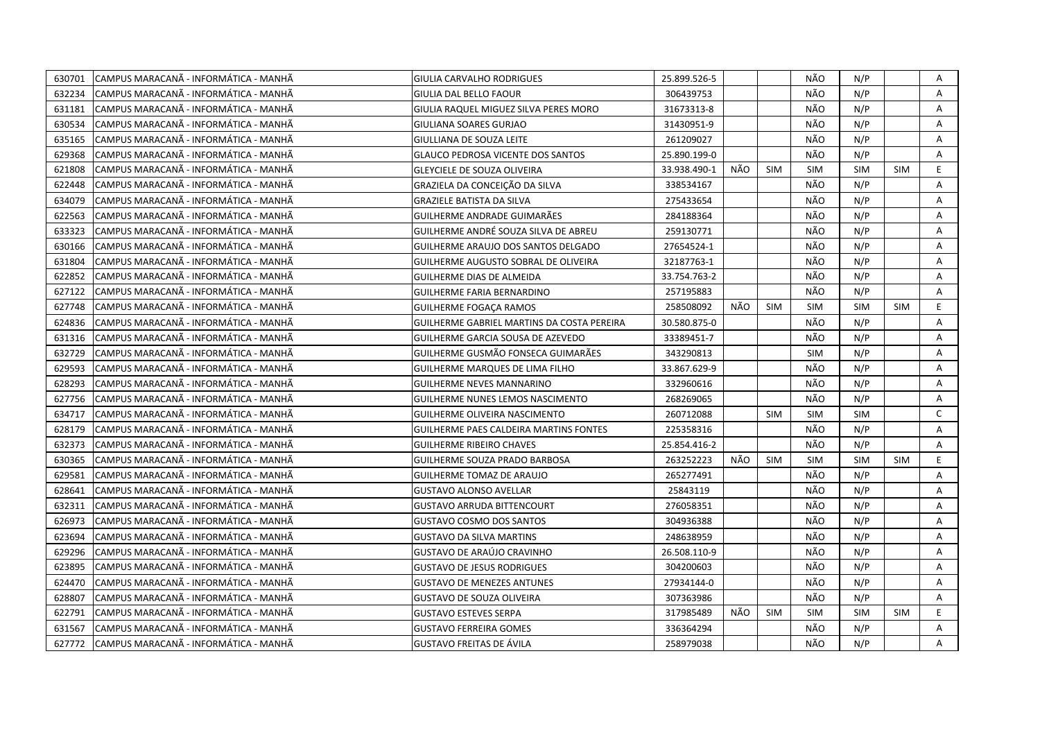| | | | | | | | | | |
|---|---|---|---|---|---|---|---|---|---|
| 630701 | CAMPUS MARACANÃ - INFORMÁTICA - MANHÃ | GIULIA CARVALHO RODRIGUES | 25.899.526-5 | | | NÃO | N/P | | A |
| 632234 | CAMPUS MARACANÃ - INFORMÁTICA - MANHÃ | GIULIA DAL BELLO FAOUR | 306439753 | | | NÃO | N/P | | A |
| 631181 | CAMPUS MARACANÃ - INFORMÁTICA - MANHÃ | GIULIA RAQUEL MIGUEZ SILVA PERES MORO | 31673313-8 | | | NÃO | N/P | | A |
| 630534 | CAMPUS MARACANÃ - INFORMÁTICA - MANHÃ | GIULIANA SOARES GURJAO | 31430951-9 | | | NÃO | N/P | | A |
| 635165 | CAMPUS MARACANÃ - INFORMÁTICA - MANHÃ | GIULLIANA DE SOUZA LEITE | 261209027 | | | NÃO | N/P | | A |
| 629368 | CAMPUS MARACANÃ - INFORMÁTICA - MANHÃ | GLAUCO PEDROSA VICENTE DOS SANTOS | 25.890.199-0 | | | NÃO | N/P | | A |
| 621808 | CAMPUS MARACANÃ - INFORMÁTICA - MANHÃ | GLEYCIELE DE SOUZA OLIVEIRA | 33.938.490-1 | NÃO | SIM | SIM | SIM | SIM | E |
| 622448 | CAMPUS MARACANÃ - INFORMÁTICA - MANHÃ | GRAZIELA DA CONCEIÇÃO DA SILVA | 338534167 | | | NÃO | N/P | | A |
| 634079 | CAMPUS MARACANÃ - INFORMÁTICA - MANHÃ | GRAZIELE BATISTA DA SILVA | 275433654 | | | NÃO | N/P | | A |
| 622563 | CAMPUS MARACANÃ - INFORMÁTICA - MANHÃ | GUILHERME ANDRADE GUIMARÃES | 284188364 | | | NÃO | N/P | | A |
| 633323 | CAMPUS MARACANÃ - INFORMÁTICA - MANHÃ | GUILHERME ANDRÉ SOUZA SILVA DE ABREU | 259130771 | | | NÃO | N/P | | A |
| 630166 | CAMPUS MARACANÃ - INFORMÁTICA - MANHÃ | GUILHERME ARAUJO DOS SANTOS DELGADO | 27654524-1 | | | NÃO | N/P | | A |
| 631804 | CAMPUS MARACANÃ - INFORMÁTICA - MANHÃ | GUILHERME AUGUSTO SOBRAL DE OLIVEIRA | 32187763-1 | | | NÃO | N/P | | A |
| 622852 | CAMPUS MARACANÃ - INFORMÁTICA - MANHÃ | GUILHERME DIAS DE ALMEIDA | 33.754.763-2 | | | NÃO | N/P | | A |
| 627122 | CAMPUS MARACANÃ - INFORMÁTICA - MANHÃ | GUILHERME FARIA BERNARDINO | 257195883 | | | NÃO | N/P | | A |
| 627748 | CAMPUS MARACANÃ - INFORMÁTICA - MANHÃ | GUILHERME FOGAÇA RAMOS | 258508092 | NÃO | SIM | SIM | SIM | SIM | E |
| 624836 | CAMPUS MARACANÃ - INFORMÁTICA - MANHÃ | GUILHERME GABRIEL MARTINS DA COSTA PEREIRA | 30.580.875-0 | | | NÃO | N/P | | A |
| 631316 | CAMPUS MARACANÃ - INFORMÁTICA - MANHÃ | GUILHERME GARCIA SOUSA DE AZEVEDO | 33389451-7 | | | NÃO | N/P | | A |
| 632729 | CAMPUS MARACANÃ - INFORMÁTICA - MANHÃ | GUILHERME GUSMÃO FONSECA GUIMARÃES | 343290813 | | | SIM | N/P | | A |
| 629593 | CAMPUS MARACANÃ - INFORMÁTICA - MANHÃ | GUILHERME MARQUES DE LIMA FILHO | 33.867.629-9 | | | NÃO | N/P | | A |
| 628293 | CAMPUS MARACANÃ - INFORMÁTICA - MANHÃ | GUILHERME NEVES MANNARINO | 332960616 | | | NÃO | N/P | | A |
| 627756 | CAMPUS MARACANÃ - INFORMÁTICA - MANHÃ | GUILHERME NUNES LEMOS NASCIMENTO | 268269065 | | | NÃO | N/P | | A |
| 634717 | CAMPUS MARACANÃ - INFORMÁTICA - MANHÃ | GUILHERME OLIVEIRA NASCIMENTO | 260712088 | | SIM | SIM | SIM | | C |
| 628179 | CAMPUS MARACANÃ - INFORMÁTICA - MANHÃ | GUILHERME PAES CALDEIRA MARTINS FONTES | 225358316 | | | NÃO | N/P | | A |
| 632373 | CAMPUS MARACANÃ - INFORMÁTICA - MANHÃ | GUILHERME RIBEIRO CHAVES | 25.854.416-2 | | | NÃO | N/P | | A |
| 630365 | CAMPUS MARACANÃ - INFORMÁTICA - MANHÃ | GUILHERME SOUZA PRADO BARBOSA | 263252223 | NÃO | SIM | SIM | SIM | SIM | E |
| 629581 | CAMPUS MARACANÃ - INFORMÁTICA - MANHÃ | GUILHERME TOMAZ DE ARAUJO | 265277491 | | | NÃO | N/P | | A |
| 628641 | CAMPUS MARACANÃ - INFORMÁTICA - MANHÃ | GUSTAVO ALONSO AVELLAR | 25843119 | | | NÃO | N/P | | A |
| 632311 | CAMPUS MARACANÃ - INFORMÁTICA - MANHÃ | GUSTAVO ARRUDA BITTENCOURT | 276058351 | | | NÃO | N/P | | A |
| 626973 | CAMPUS MARACANÃ - INFORMÁTICA - MANHÃ | GUSTAVO COSMO DOS SANTOS | 304936388 | | | NÃO | N/P | | A |
| 623694 | CAMPUS MARACANÃ - INFORMÁTICA - MANHÃ | GUSTAVO DA SILVA MARTINS | 248638959 | | | NÃO | N/P | | A |
| 629296 | CAMPUS MARACANÃ - INFORMÁTICA - MANHÃ | GUSTAVO DE ARAÚJO CRAVINHO | 26.508.110-9 | | | NÃO | N/P | | A |
| 623895 | CAMPUS MARACANÃ - INFORMÁTICA - MANHÃ | GUSTAVO DE JESUS RODRIGUES | 304200603 | | | NÃO | N/P | | A |
| 624470 | CAMPUS MARACANÃ - INFORMÁTICA - MANHÃ | GUSTAVO DE MENEZES ANTUNES | 27934144-0 | | | NÃO | N/P | | A |
| 628807 | CAMPUS MARACANÃ - INFORMÁTICA - MANHÃ | GUSTAVO DE SOUZA OLIVEIRA | 307363986 | | | NÃO | N/P | | A |
| 622791 | CAMPUS MARACANÃ - INFORMÁTICA - MANHÃ | GUSTAVO ESTEVES SERPA | 317985489 | NÃO | SIM | SIM | SIM | SIM | E |
| 631567 | CAMPUS MARACANÃ - INFORMÁTICA - MANHÃ | GUSTAVO FERREIRA GOMES | 336364294 | | | NÃO | N/P | | A |
| 627772 | CAMPUS MARACANÃ - INFORMÁTICA - MANHÃ | GUSTAVO FREITAS DE ÁVILA | 258979038 | | | NÃO | N/P | | A |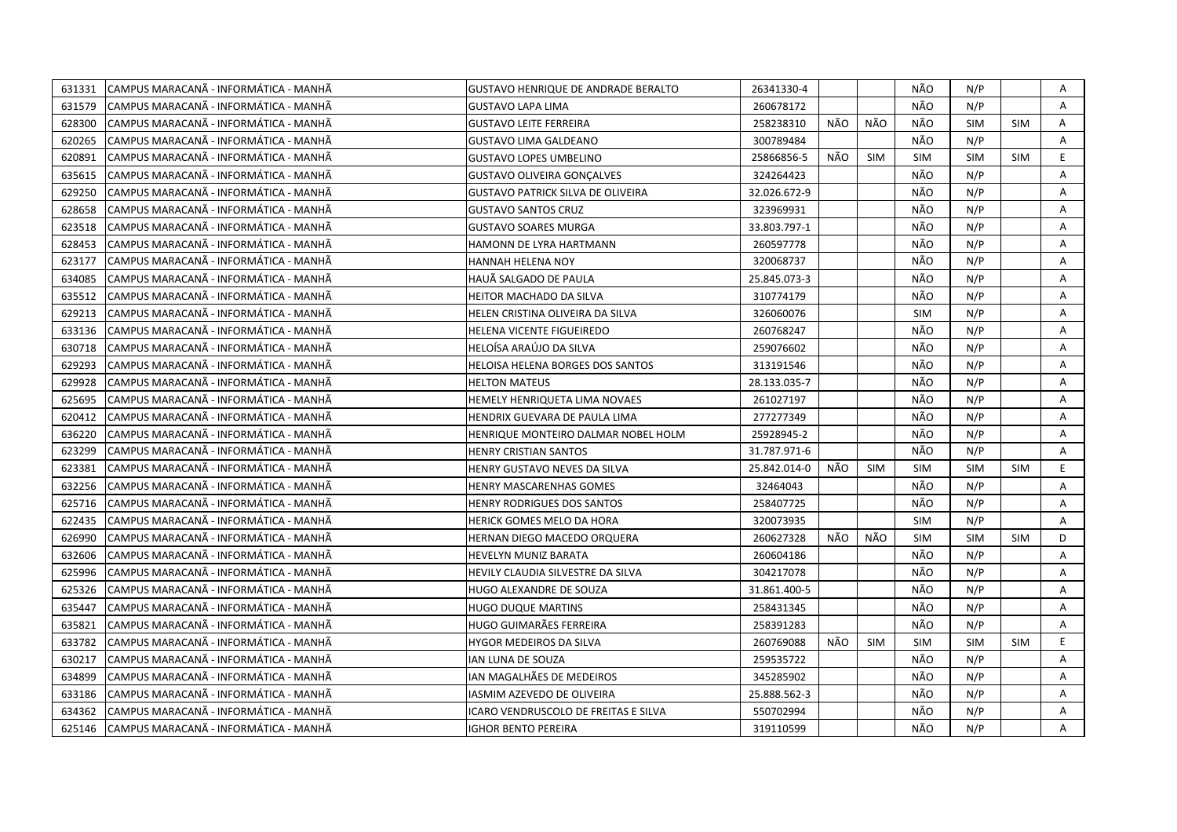| | | | | | | | | | |
|---|---|---|---|---|---|---|---|---|---|
| 631331 | CAMPUS MARACANÃ - INFORMÁTICA - MANHÃ | GUSTAVO HENRIQUE DE ANDRADE BERALTO | 26341330-4 | | | NÃO | N/P | | A |
| 631579 | CAMPUS MARACANÃ - INFORMÁTICA - MANHÃ | GUSTAVO LAPA LIMA | 260678172 | | | NÃO | N/P | | A |
| 628300 | CAMPUS MARACANÃ - INFORMÁTICA - MANHÃ | GUSTAVO LEITE FERREIRA | 258238310 | NÃO | NÃO | NÃO | SIM | SIM | A |
| 620265 | CAMPUS MARACANÃ - INFORMÁTICA - MANHÃ | GUSTAVO LIMA GALDEANO | 300789484 | | | NÃO | N/P | | A |
| 620891 | CAMPUS MARACANÃ - INFORMÁTICA - MANHÃ | GUSTAVO LOPES UMBELINO | 25866856-5 | NÃO | SIM | SIM | SIM | SIM | E |
| 635615 | CAMPUS MARACANÃ - INFORMÁTICA - MANHÃ | GUSTAVO OLIVEIRA GONÇALVES | 324264423 | | | NÃO | N/P | | A |
| 629250 | CAMPUS MARACANÃ - INFORMÁTICA - MANHÃ | GUSTAVO PATRICK SILVA DE OLIVEIRA | 32.026.672-9 | | | NÃO | N/P | | A |
| 628658 | CAMPUS MARACANÃ - INFORMÁTICA - MANHÃ | GUSTAVO SANTOS CRUZ | 323969931 | | | NÃO | N/P | | A |
| 623518 | CAMPUS MARACANÃ - INFORMÁTICA - MANHÃ | GUSTAVO SOARES MURGA | 33.803.797-1 | | | NÃO | N/P | | A |
| 628453 | CAMPUS MARACANÃ - INFORMÁTICA - MANHÃ | HAMONN DE LYRA HARTMANN | 260597778 | | | NÃO | N/P | | A |
| 623177 | CAMPUS MARACANÃ - INFORMÁTICA - MANHÃ | HANNAH HELENA NOY | 320068737 | | | NÃO | N/P | | A |
| 634085 | CAMPUS MARACANÃ - INFORMÁTICA - MANHÃ | HAUÃ SALGADO DE PAULA | 25.845.073-3 | | | NÃO | N/P | | A |
| 635512 | CAMPUS MARACANÃ - INFORMÁTICA - MANHÃ | HEITOR MACHADO DA SILVA | 310774179 | | | NÃO | N/P | | A |
| 629213 | CAMPUS MARACANÃ - INFORMÁTICA - MANHÃ | HELEN CRISTINA OLIVEIRA DA SILVA | 326060076 | | | SIM | N/P | | A |
| 633136 | CAMPUS MARACANÃ - INFORMÁTICA - MANHÃ | HELENA VICENTE FIGUEIREDO | 260768247 | | | NÃO | N/P | | A |
| 630718 | CAMPUS MARACANÃ - INFORMÁTICA - MANHÃ | HELOÍSA ARAÚJO DA SILVA | 259076602 | | | NÃO | N/P | | A |
| 629293 | CAMPUS MARACANÃ - INFORMÁTICA - MANHÃ | HELOISA HELENA BORGES DOS SANTOS | 313191546 | | | NÃO | N/P | | A |
| 629928 | CAMPUS MARACANÃ - INFORMÁTICA - MANHÃ | HELTON MATEUS | 28.133.035-7 | | | NÃO | N/P | | A |
| 625695 | CAMPUS MARACANÃ - INFORMÁTICA - MANHÃ | HEMELY HENRIQUETA LIMA NOVAES | 261027197 | | | NÃO | N/P | | A |
| 620412 | CAMPUS MARACANÃ - INFORMÁTICA - MANHÃ | HENDRIX GUEVARA DE PAULA LIMA | 277277349 | | | NÃO | N/P | | A |
| 636220 | CAMPUS MARACANÃ - INFORMÁTICA - MANHÃ | HENRIQUE MONTEIRO DALMAR NOBEL HOLM | 25928945-2 | | | NÃO | N/P | | A |
| 623299 | CAMPUS MARACANÃ - INFORMÁTICA - MANHÃ | HENRY CRISTIAN SANTOS | 31.787.971-6 | | | NÃO | N/P | | A |
| 623381 | CAMPUS MARACANÃ - INFORMÁTICA - MANHÃ | HENRY GUSTAVO NEVES DA SILVA | 25.842.014-0 | NÃO | SIM | SIM | SIM | SIM | E |
| 632256 | CAMPUS MARACANÃ - INFORMÁTICA - MANHÃ | HENRY MASCARENHAS GOMES | 32464043 | | | NÃO | N/P | | A |
| 625716 | CAMPUS MARACANÃ - INFORMÁTICA - MANHÃ | HENRY RODRIGUES DOS SANTOS | 258407725 | | | NÃO | N/P | | A |
| 622435 | CAMPUS MARACANÃ - INFORMÁTICA - MANHÃ | HERICK GOMES MELO DA HORA | 320073935 | | | SIM | N/P | | A |
| 626990 | CAMPUS MARACANÃ - INFORMÁTICA - MANHÃ | HERNAN DIEGO MACEDO ORQUERA | 260627328 | NÃO | NÃO | SIM | SIM | SIM | D |
| 632606 | CAMPUS MARACANÃ - INFORMÁTICA - MANHÃ | HEVELYN MUNIZ BARATA | 260604186 | | | NÃO | N/P | | A |
| 625996 | CAMPUS MARACANÃ - INFORMÁTICA - MANHÃ | HEVILY CLAUDIA SILVESTRE DA SILVA | 304217078 | | | NÃO | N/P | | A |
| 625326 | CAMPUS MARACANÃ - INFORMÁTICA - MANHÃ | HUGO ALEXANDRE DE SOUZA | 31.861.400-5 | | | NÃO | N/P | | A |
| 635447 | CAMPUS MARACANÃ - INFORMÁTICA - MANHÃ | HUGO DUQUE MARTINS | 258431345 | | | NÃO | N/P | | A |
| 635821 | CAMPUS MARACANÃ - INFORMÁTICA - MANHÃ | HUGO GUIMARÃES FERREIRA | 258391283 | | | NÃO | N/P | | A |
| 633782 | CAMPUS MARACANÃ - INFORMÁTICA - MANHÃ | HYGOR MEDEIROS DA SILVA | 260769088 | NÃO | SIM | SIM | SIM | SIM | E |
| 630217 | CAMPUS MARACANÃ - INFORMÁTICA - MANHÃ | IAN LUNA DE SOUZA | 259535722 | | | NÃO | N/P | | A |
| 634899 | CAMPUS MARACANÃ - INFORMÁTICA - MANHÃ | IAN MAGALHÃES DE MEDEIROS | 345285902 | | | NÃO | N/P | | A |
| 633186 | CAMPUS MARACANÃ - INFORMÁTICA - MANHÃ | IASMIM AZEVEDO DE OLIVEIRA | 25.888.562-3 | | | NÃO | N/P | | A |
| 634362 | CAMPUS MARACANÃ - INFORMÁTICA - MANHÃ | ICARO VENDRUSCOLO DE FREITAS E SILVA | 550702994 | | | NÃO | N/P | | A |
| 625146 | CAMPUS MARACANÃ - INFORMÁTICA - MANHÃ | IGHOR BENTO PEREIRA | 319110599 | | | NÃO | N/P | | A |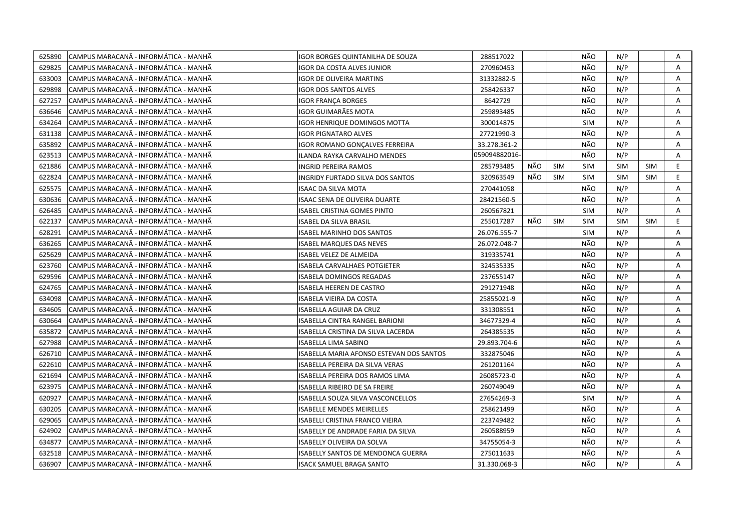| | | | | | | | | | |
|---|---|---|---|---|---|---|---|---|---|
| 625890 | CAMPUS MARACANÃ - INFORMÁTICA - MANHÃ | IGOR BORGES QUINTANILHA DE SOUZA | 288517022 | | | NÃO | N/P | | A |
| 629825 | CAMPUS MARACANÃ - INFORMÁTICA - MANHÃ | IGOR DA COSTA ALVES JUNIOR | 270960453 | | | NÃO | N/P | | A |
| 633003 | CAMPUS MARACANÃ - INFORMÁTICA - MANHÃ | IGOR DE OLIVEIRA MARTINS | 31332882-5 | | | NÃO | N/P | | A |
| 629898 | CAMPUS MARACANÃ - INFORMÁTICA - MANHÃ | IGOR DOS SANTOS ALVES | 258426337 | | | NÃO | N/P | | A |
| 627257 | CAMPUS MARACANÃ - INFORMÁTICA - MANHÃ | IGOR FRANÇA BORGES | 8642729 | | | NÃO | N/P | | A |
| 636646 | CAMPUS MARACANÃ - INFORMÁTICA - MANHÃ | IGOR GUIMARÃES MOTA | 259893485 | | | NÃO | N/P | | A |
| 634264 | CAMPUS MARACANÃ - INFORMÁTICA - MANHÃ | IGOR HENRIQUE DOMINGOS MOTTA | 300014875 | | | SIM | N/P | | A |
| 631138 | CAMPUS MARACANÃ - INFORMÁTICA - MANHÃ | IGOR PIGNATARO ALVES | 27721990-3 | | | NÃO | N/P | | A |
| 635892 | CAMPUS MARACANÃ - INFORMÁTICA - MANHÃ | IGOR ROMANO GONÇALVES FERREIRA | 33.278.361-2 | | | NÃO | N/P | | A |
| 623513 | CAMPUS MARACANÃ - INFORMÁTICA - MANHÃ | ILANDA RAYKA CARVALHO MENDES | 059094882016- | | | NÃO | N/P | | A |
| 621886 | CAMPUS MARACANÃ - INFORMÁTICA - MANHÃ | INGRID PEREIRA RAMOS | 285793485 | NÃO | SIM | SIM | SIM | SIM | E |
| 622824 | CAMPUS MARACANÃ - INFORMÁTICA - MANHÃ | INGRIDY FURTADO SILVA DOS SANTOS | 320963549 | NÃO | SIM | SIM | SIM | SIM | E |
| 625575 | CAMPUS MARACANÃ - INFORMÁTICA - MANHÃ | ISAAC DA SILVA MOTA | 270441058 | | | NÃO | N/P | | A |
| 630636 | CAMPUS MARACANÃ - INFORMÁTICA - MANHÃ | ISAAC SENA DE OLIVEIRA DUARTE | 28421560-5 | | | NÃO | N/P | | A |
| 626485 | CAMPUS MARACANÃ - INFORMÁTICA - MANHÃ | ISABEL CRISTINA GOMES PINTO | 260567821 | | | SIM | N/P | | A |
| 622137 | CAMPUS MARACANÃ - INFORMÁTICA - MANHÃ | ISABEL DA SILVA BRASIL | 255017287 | NÃO | SIM | SIM | SIM | SIM | E |
| 628291 | CAMPUS MARACANÃ - INFORMÁTICA - MANHÃ | ISABEL MARINHO DOS SANTOS | 26.076.555-7 | | | SIM | N/P | | A |
| 636265 | CAMPUS MARACANÃ - INFORMÁTICA - MANHÃ | ISABEL MARQUES DAS NEVES | 26.072.048-7 | | | NÃO | N/P | | A |
| 625629 | CAMPUS MARACANÃ - INFORMÁTICA - MANHÃ | ISABEL VELEZ DE ALMEIDA | 319335741 | | | NÃO | N/P | | A |
| 623760 | CAMPUS MARACANÃ - INFORMÁTICA - MANHÃ | ISABELA CARVALHAES POTGIETER | 324535335 | | | NÃO | N/P | | A |
| 629596 | CAMPUS MARACANÃ - INFORMÁTICA - MANHÃ | ISABELA DOMINGOS REGADAS | 237655147 | | | NÃO | N/P | | A |
| 624765 | CAMPUS MARACANÃ - INFORMÁTICA - MANHÃ | ISABELA HEEREN DE CASTRO | 291271948 | | | NÃO | N/P | | A |
| 634098 | CAMPUS MARACANÃ - INFORMÁTICA - MANHÃ | ISABELA VIEIRA DA COSTA | 25855021-9 | | | NÃO | N/P | | A |
| 634605 | CAMPUS MARACANÃ - INFORMÁTICA - MANHÃ | ISABELLA AGUIAR DA CRUZ | 331308551 | | | NÃO | N/P | | A |
| 630664 | CAMPUS MARACANÃ - INFORMÁTICA - MANHÃ | ISABELLA CINTRA RANGEL BARIONI | 34677329-4 | | | NÃO | N/P | | A |
| 635872 | CAMPUS MARACANÃ - INFORMÁTICA - MANHÃ | ISABELLA CRISTINA DA SILVA LACERDA | 264385535 | | | NÃO | N/P | | A |
| 627988 | CAMPUS MARACANÃ - INFORMÁTICA - MANHÃ | ISABELLA LIMA SABINO | 29.893.704-6 | | | NÃO | N/P | | A |
| 626710 | CAMPUS MARACANÃ - INFORMÁTICA - MANHÃ | ISABELLA MARIA AFONSO ESTEVAN DOS SANTOS | 332875046 | | | NÃO | N/P | | A |
| 622610 | CAMPUS MARACANÃ - INFORMÁTICA - MANHÃ | ISABELLA PEREIRA DA SILVA VERAS | 261201164 | | | NÃO | N/P | | A |
| 621694 | CAMPUS MARACANÃ - INFORMÁTICA - MANHÃ | ISABELLA PEREIRA DOS RAMOS LIMA | 26085723-0 | | | NÃO | N/P | | A |
| 623975 | CAMPUS MARACANÃ - INFORMÁTICA - MANHÃ | ISABELLA RIBEIRO DE SA FREIRE | 260749049 | | | NÃO | N/P | | A |
| 620927 | CAMPUS MARACANÃ - INFORMÁTICA - MANHÃ | ISABELLA SOUZA SILVA VASCONCELLOS | 27654269-3 | | | SIM | N/P | | A |
| 630205 | CAMPUS MARACANÃ - INFORMÁTICA - MANHÃ | ISABELLE MENDES MEIRELLES | 258621499 | | | NÃO | N/P | | A |
| 629065 | CAMPUS MARACANÃ - INFORMÁTICA - MANHÃ | ISABELLI CRISTINA FRANCO VIEIRA | 223749482 | | | NÃO | N/P | | A |
| 624902 | CAMPUS MARACANÃ - INFORMÁTICA - MANHÃ | ISABELLY DE ANDRADE FARIA DA SILVA | 260588959 | | | NÃO | N/P | | A |
| 634877 | CAMPUS MARACANÃ - INFORMÁTICA - MANHÃ | ISABELLY OLIVEIRA DA SOLVA | 34755054-3 | | | NÃO | N/P | | A |
| 632518 | CAMPUS MARACANÃ - INFORMÁTICA - MANHÃ | ISABELLY SANTOS DE MENDONCA GUERRA | 275011633 | | | NÃO | N/P | | A |
| 636907 | CAMPUS MARACANÃ - INFORMÁTICA - MANHÃ | ISACK SAMUEL BRAGA SANTO | 31.330.068-3 | | | NÃO | N/P | | A |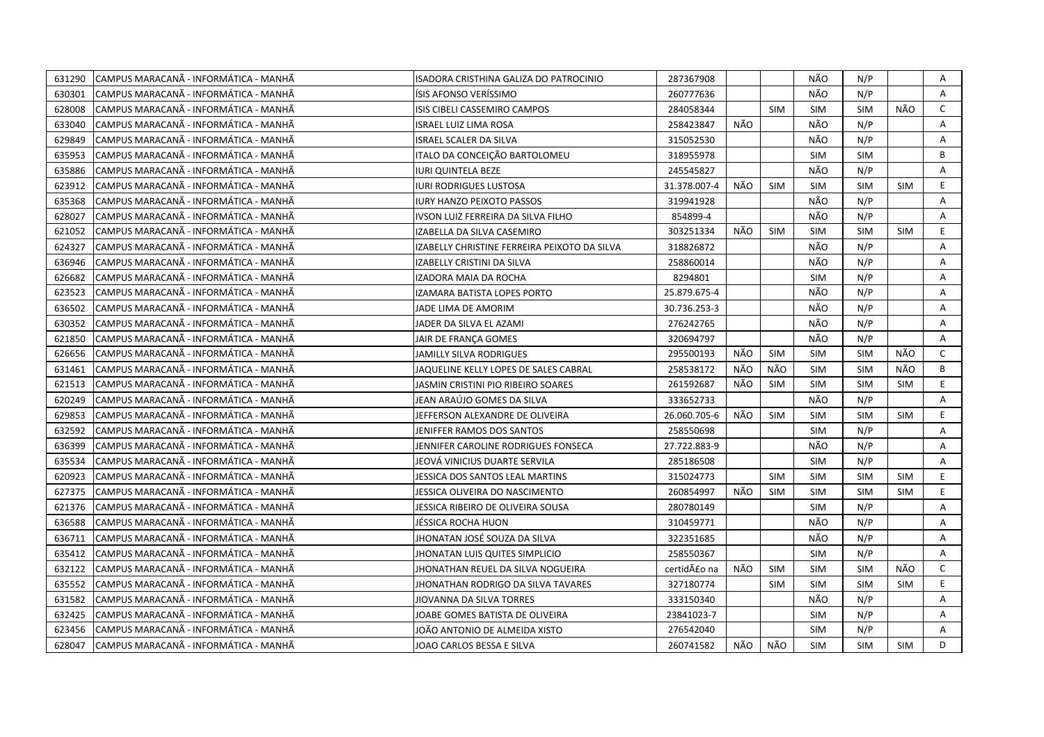| | | | | | | | | | |
|---|---|---|---|---|---|---|---|---|---|
| 631290 | CAMPUS MARACANÃ - INFORMÁTICA - MANHÃ | ISADORA CRISTHINA GALIZA DO PATROCINIO | 287367908 | | | NÃO | N/P | | A |
| 630301 | CAMPUS MARACANÃ - INFORMÁTICA - MANHÃ | ÍSIS AFONSO VERÍSSIMO | 260777636 | | | NÃO | N/P | | A |
| 628008 | CAMPUS MARACANÃ - INFORMÁTICA - MANHÃ | ISIS CIBELI CASSEMIRO CAMPOS | 284058344 | | SIM | SIM | SIM | NÃO | C |
| 633040 | CAMPUS MARACANÃ - INFORMÁTICA - MANHÃ | ISRAEL LUIZ LIMA ROSA | 258423847 | NÃO | | NÃO | N/P | | A |
| 629849 | CAMPUS MARACANÃ - INFORMÁTICA - MANHÃ | ISRAEL SCALER DA SILVA | 315052530 | | | NÃO | N/P | | A |
| 635953 | CAMPUS MARACANÃ - INFORMÁTICA - MANHÃ | ITALO DA CONCEIÇÃO BARTOLOMEU | 318955978 | | | SIM | SIM | | B |
| 635886 | CAMPUS MARACANÃ - INFORMÁTICA - MANHÃ | IURI QUINTELA BEZE | 245545827 | | | NÃO | N/P | | A |
| 623912 | CAMPUS MARACANÃ - INFORMÁTICA - MANHÃ | IURI RODRIGUES LUSTOSA | 31.378.007-4 | NÃO | SIM | SIM | SIM | SIM | E |
| 635368 | CAMPUS MARACANÃ - INFORMÁTICA - MANHÃ | IURY HANZO PEIXOTO PASSOS | 319941928 | | | NÃO | N/P | | A |
| 628027 | CAMPUS MARACANÃ - INFORMÁTICA - MANHÃ | IVSON LUIZ FERREIRA DA SILVA FILHO | 854899-4 | | | NÃO | N/P | | A |
| 621052 | CAMPUS MARACANÃ - INFORMÁTICA - MANHÃ | IZABELLA DA SILVA CASEMIRO | 303251334 | NÃO | SIM | SIM | SIM | SIM | E |
| 624327 | CAMPUS MARACANÃ - INFORMÁTICA - MANHÃ | IZABELLY CHRISTINE FERREIRA PEIXOTO DA SILVA | 318826872 | | | NÃO | N/P | | A |
| 636946 | CAMPUS MARACANÃ - INFORMÁTICA - MANHÃ | IZABELLY CRISTINI DA SILVA | 258860014 | | | NÃO | N/P | | A |
| 626682 | CAMPUS MARACANÃ - INFORMÁTICA - MANHÃ | IZADORA MAIA DA ROCHA | 8294801 | | | SIM | N/P | | A |
| 623523 | CAMPUS MARACANÃ - INFORMÁTICA - MANHÃ | IZAMARA BATISTA LOPES PORTO | 25.879.675-4 | | | NÃO | N/P | | A |
| 636502 | CAMPUS MARACANÃ - INFORMÁTICA - MANHÃ | JADE LIMA DE AMORIM | 30.736.253-3 | | | NÃO | N/P | | A |
| 630352 | CAMPUS MARACANÃ - INFORMÁTICA - MANHÃ | JADER DA SILVA EL AZAMI | 276242765 | | | NÃO | N/P | | A |
| 621850 | CAMPUS MARACANÃ - INFORMÁTICA - MANHÃ | JAIR DE FRANÇA GOMES | 320694797 | | | NÃO | N/P | | A |
| 626656 | CAMPUS MARACANÃ - INFORMÁTICA - MANHÃ | JAMILLY SILVA RODRIGUES | 295500193 | NÃO | SIM | SIM | SIM | NÃO | C |
| 631461 | CAMPUS MARACANÃ - INFORMÁTICA - MANHÃ | JAQUELINE KELLY LOPES DE SALES CABRAL | 258538172 | NÃO | NÃO | SIM | SIM | NÃO | B |
| 621513 | CAMPUS MARACANÃ - INFORMÁTICA - MANHÃ | JASMIN CRISTINI PIO RIBEIRO SOARES | 261592687 | NÃO | SIM | SIM | SIM | SIM | E |
| 620249 | CAMPUS MARACANÃ - INFORMÁTICA - MANHÃ | JEAN ARAÚJO GOMES DA SILVA | 333652733 | | | NÃO | N/P | | A |
| 629853 | CAMPUS MARACANÃ - INFORMÁTICA - MANHÃ | JEFFERSON ALEXANDRE DE OLIVEIRA | 26.060.705-6 | NÃO | SIM | SIM | SIM | SIM | E |
| 632592 | CAMPUS MARACANÃ - INFORMÁTICA - MANHÃ | JENIFFER RAMOS DOS SANTOS | 258550698 | | | SIM | N/P | | A |
| 636399 | CAMPUS MARACANÃ - INFORMÁTICA - MANHÃ | JENNIFER CAROLINE RODRIGUES FONSECA | 27.722.883-9 | | | NÃO | N/P | | A |
| 635534 | CAMPUS MARACANÃ - INFORMÁTICA - MANHÃ | JEOVÁ VINICIUS DUARTE SERVILA | 285186508 | | | SIM | N/P | | A |
| 620923 | CAMPUS MARACANÃ - INFORMÁTICA - MANHÃ | JESSICA DOS SANTOS LEAL MARTINS | 315024773 | | SIM | SIM | SIM | SIM | E |
| 627375 | CAMPUS MARACANÃ - INFORMÁTICA - MANHÃ | JESSICA OLIVEIRA DO NASCIMENTO | 260854997 | NÃO | SIM | SIM | SIM | SIM | E |
| 621376 | CAMPUS MARACANÃ - INFORMÁTICA - MANHÃ | JESSICA RIBEIRO DE OLIVEIRA SOUSA | 280780149 | | | SIM | N/P | | A |
| 636588 | CAMPUS MARACANÃ - INFORMÁTICA - MANHÃ | JÉSSICA ROCHA HUON | 310459771 | | | NÃO | N/P | | A |
| 636711 | CAMPUS MARACANÃ - INFORMÁTICA - MANHÃ | JHONATAN JOSÉ SOUZA DA SILVA | 322351685 | | | NÃO | N/P | | A |
| 635412 | CAMPUS MARACANÃ - INFORMÁTICA - MANHÃ | JHONATAN LUIS QUITES SIMPLICIO | 258550367 | | | SIM | N/P | | A |
| 632122 | CAMPUS MARACANÃ - INFORMÁTICA - MANHÃ | JHONATHAN REUEL DA SILVA NOGUEIRA | certidÃ£o na | NÃO | SIM | SIM | SIM | NÃO | C |
| 635552 | CAMPUS MARACANÃ - INFORMÁTICA - MANHÃ | JHONATHAN RODRIGO DA SILVA TAVARES | 327180774 | | SIM | SIM | SIM | SIM | E |
| 631582 | CAMPUS MARACANÃ - INFORMÁTICA - MANHÃ | JIOVANNA DA SILVA TORRES | 333150340 | | | NÃO | N/P | | A |
| 632425 | CAMPUS MARACANÃ - INFORMÁTICA - MANHÃ | JOABE GOMES BATISTA DE OLIVEIRA | 23841023-7 | | | SIM | N/P | | A |
| 623456 | CAMPUS MARACANÃ - INFORMÁTICA - MANHÃ | JOÃO ANTONIO DE ALMEIDA XISTO | 276542040 | | | SIM | N/P | | A |
| 628047 | CAMPUS MARACANÃ - INFORMÁTICA - MANHÃ | JOAO CARLOS BESSA E SILVA | 260741582 | NÃO | NÃO | SIM | SIM | SIM | D |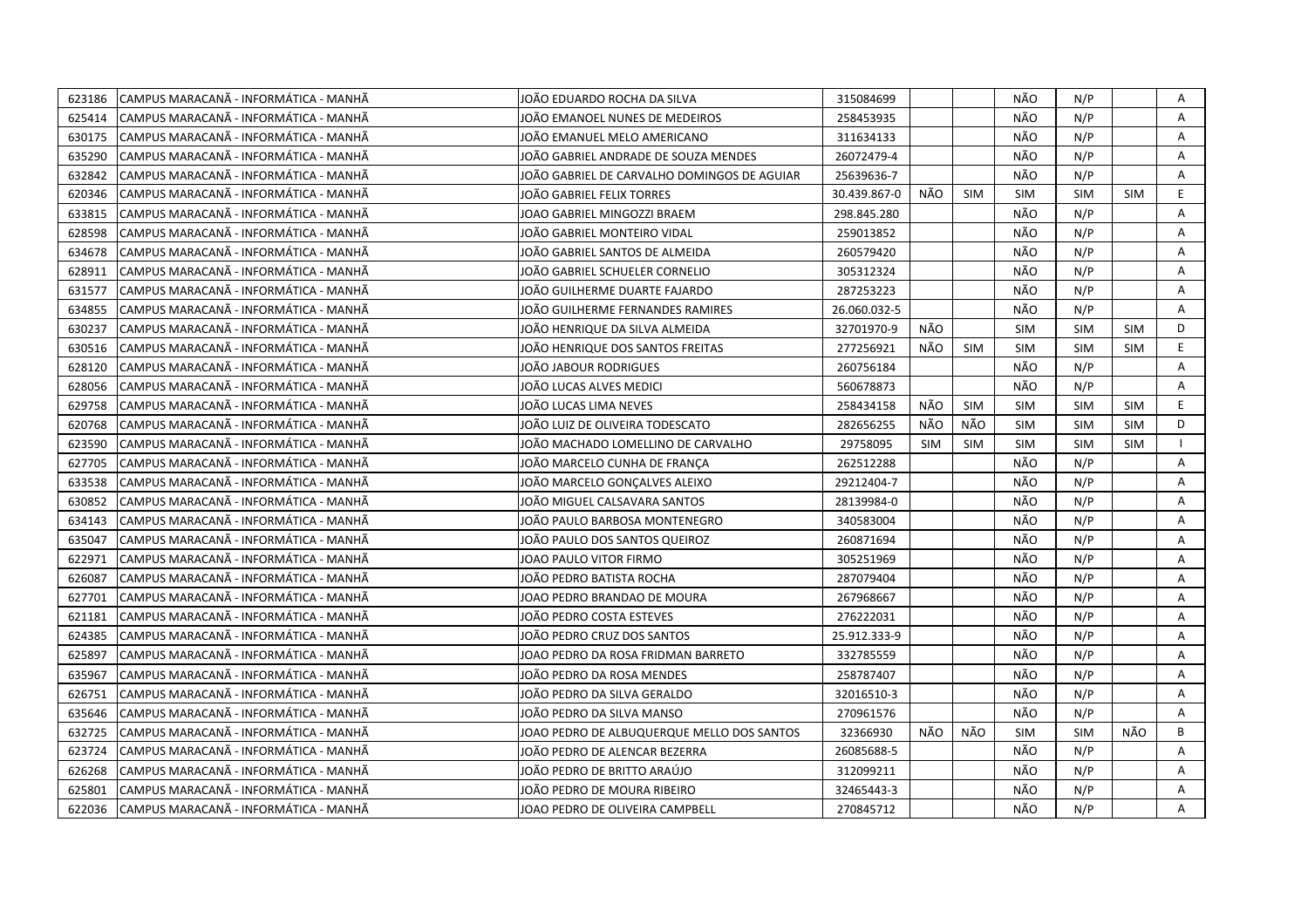| | | | | | | | | | |
|---|---|---|---|---|---|---|---|---|---|
| 623186 | CAMPUS MARACANÃ - INFORMÁTICA - MANHÃ | JOÃO EDUARDO ROCHA DA SILVA | 315084699 | | | NÃO | N/P | | A |
| 625414 | CAMPUS MARACANÃ - INFORMÁTICA - MANHÃ | JOÃO EMANOEL NUNES DE MEDEIROS | 258453935 | | | NÃO | N/P | | A |
| 630175 | CAMPUS MARACANÃ - INFORMÁTICA - MANHÃ | JOÃO EMANUEL MELO AMERICANO | 311634133 | | | NÃO | N/P | | A |
| 635290 | CAMPUS MARACANÃ - INFORMÁTICA - MANHÃ | JOÃO GABRIEL ANDRADE DE SOUZA MENDES | 26072479-4 | | | NÃO | N/P | | A |
| 632842 | CAMPUS MARACANÃ - INFORMÁTICA - MANHÃ | JOÃO GABRIEL DE CARVALHO DOMINGOS DE AGUIAR | 25639636-7 | | | NÃO | N/P | | A |
| 620346 | CAMPUS MARACANÃ - INFORMÁTICA - MANHÃ | JOÃO GABRIEL FELIX TORRES | 30.439.867-0 | NÃO | SIM | SIM | SIM | SIM | E |
| 633815 | CAMPUS MARACANÃ - INFORMÁTICA - MANHÃ | JOAO GABRIEL MINGOZZI BRAEM | 298.845.280 | | | NÃO | N/P | | A |
| 628598 | CAMPUS MARACANÃ - INFORMÁTICA - MANHÃ | JOÃO GABRIEL MONTEIRO VIDAL | 259013852 | | | NÃO | N/P | | A |
| 634678 | CAMPUS MARACANÃ - INFORMÁTICA - MANHÃ | JOÃO GABRIEL SANTOS DE ALMEIDA | 260579420 | | | NÃO | N/P | | A |
| 628911 | CAMPUS MARACANÃ - INFORMÁTICA - MANHÃ | JOÃO GABRIEL SCHUELER CORNELIO | 305312324 | | | NÃO | N/P | | A |
| 631577 | CAMPUS MARACANÃ - INFORMÁTICA - MANHÃ | JOÃO GUILHERME DUARTE FAJARDO | 287253223 | | | NÃO | N/P | | A |
| 634855 | CAMPUS MARACANÃ - INFORMÁTICA - MANHÃ | JOÃO GUILHERME FERNANDES RAMIRES | 26.060.032-5 | | | NÃO | N/P | | A |
| 630237 | CAMPUS MARACANÃ - INFORMÁTICA - MANHÃ | JOÃO HENRIQUE DA SILVA ALMEIDA | 32701970-9 | NÃO | | SIM | SIM | SIM | D |
| 630516 | CAMPUS MARACANÃ - INFORMÁTICA - MANHÃ | JOÃO HENRIQUE DOS SANTOS FREITAS | 277256921 | NÃO | SIM | SIM | SIM | SIM | E |
| 628120 | CAMPUS MARACANÃ - INFORMÁTICA - MANHÃ | JOÃO JABOUR RODRIGUES | 260756184 | | | NÃO | N/P | | A |
| 628056 | CAMPUS MARACANÃ - INFORMÁTICA - MANHÃ | JOÃO LUCAS ALVES MEDICI | 560678873 | | | NÃO | N/P | | A |
| 629758 | CAMPUS MARACANÃ - INFORMÁTICA - MANHÃ | JOÃO LUCAS LIMA NEVES | 258434158 | NÃO | SIM | SIM | SIM | SIM | E |
| 620768 | CAMPUS MARACANÃ - INFORMÁTICA - MANHÃ | JOÃO LUIZ DE OLIVEIRA TODESCATO | 282656255 | NÃO | NÃO | SIM | SIM | SIM | D |
| 623590 | CAMPUS MARACANÃ - INFORMÁTICA - MANHÃ | JOÃO MACHADO LOMELLINO DE CARVALHO | 29758095 | SIM | SIM | SIM | SIM | SIM | I |
| 627705 | CAMPUS MARACANÃ - INFORMÁTICA - MANHÃ | JOÃO MARCELO CUNHA DE FRANÇA | 262512288 | | | NÃO | N/P | | A |
| 633538 | CAMPUS MARACANÃ - INFORMÁTICA - MANHÃ | JOÃO MARCELO GONÇALVES ALEIXO | 29212404-7 | | | NÃO | N/P | | A |
| 630852 | CAMPUS MARACANÃ - INFORMÁTICA - MANHÃ | JOÃO MIGUEL CALSAVARA SANTOS | 28139984-0 | | | NÃO | N/P | | A |
| 634143 | CAMPUS MARACANÃ - INFORMÁTICA - MANHÃ | JOÃO PAULO BARBOSA MONTENEGRO | 340583004 | | | NÃO | N/P | | A |
| 635047 | CAMPUS MARACANÃ - INFORMÁTICA - MANHÃ | JOÃO PAULO DOS SANTOS QUEIROZ | 260871694 | | | NÃO | N/P | | A |
| 622971 | CAMPUS MARACANÃ - INFORMÁTICA - MANHÃ | JOAO PAULO VITOR FIRMO | 305251969 | | | NÃO | N/P | | A |
| 626087 | CAMPUS MARACANÃ - INFORMÁTICA - MANHÃ | JOÃO PEDRO BATISTA ROCHA | 287079404 | | | NÃO | N/P | | A |
| 627701 | CAMPUS MARACANÃ - INFORMÁTICA - MANHÃ | JOAO PEDRO BRANDAO DE MOURA | 267968667 | | | NÃO | N/P | | A |
| 621181 | CAMPUS MARACANÃ - INFORMÁTICA - MANHÃ | JOÃO PEDRO COSTA ESTEVES | 276222031 | | | NÃO | N/P | | A |
| 624385 | CAMPUS MARACANÃ - INFORMÁTICA - MANHÃ | JOÃO PEDRO CRUZ DOS SANTOS | 25.912.333-9 | | | NÃO | N/P | | A |
| 625897 | CAMPUS MARACANÃ - INFORMÁTICA - MANHÃ | JOAO PEDRO DA ROSA FRIDMAN BARRETO | 332785559 | | | NÃO | N/P | | A |
| 635967 | CAMPUS MARACANÃ - INFORMÁTICA - MANHÃ | JOÃO PEDRO DA ROSA MENDES | 258787407 | | | NÃO | N/P | | A |
| 626751 | CAMPUS MARACANÃ - INFORMÁTICA - MANHÃ | JOÃO PEDRO DA SILVA GERALDO | 32016510-3 | | | NÃO | N/P | | A |
| 635646 | CAMPUS MARACANÃ - INFORMÁTICA - MANHÃ | JOÃO PEDRO DA SILVA MANSO | 270961576 | | | NÃO | N/P | | A |
| 632725 | CAMPUS MARACANÃ - INFORMÁTICA - MANHÃ | JOAO PEDRO DE ALBUQUERQUE MELLO DOS SANTOS | 32366930 | NÃO | NÃO | SIM | SIM | NÃO | B |
| 623724 | CAMPUS MARACANÃ - INFORMÁTICA - MANHÃ | JOÃO PEDRO DE ALENCAR BEZERRA | 26085688-5 | | | NÃO | N/P | | A |
| 626268 | CAMPUS MARACANÃ - INFORMÁTICA - MANHÃ | JOÃO PEDRO DE BRITTO ARAÚJO | 312099211 | | | NÃO | N/P | | A |
| 625801 | CAMPUS MARACANÃ - INFORMÁTICA - MANHÃ | JOÃO PEDRO DE MOURA RIBEIRO | 32465443-3 | | | NÃO | N/P | | A |
| 622036 | CAMPUS MARACANÃ - INFORMÁTICA - MANHÃ | JOAO PEDRO DE OLIVEIRA CAMPBELL | 270845712 | | | NÃO | N/P | | A |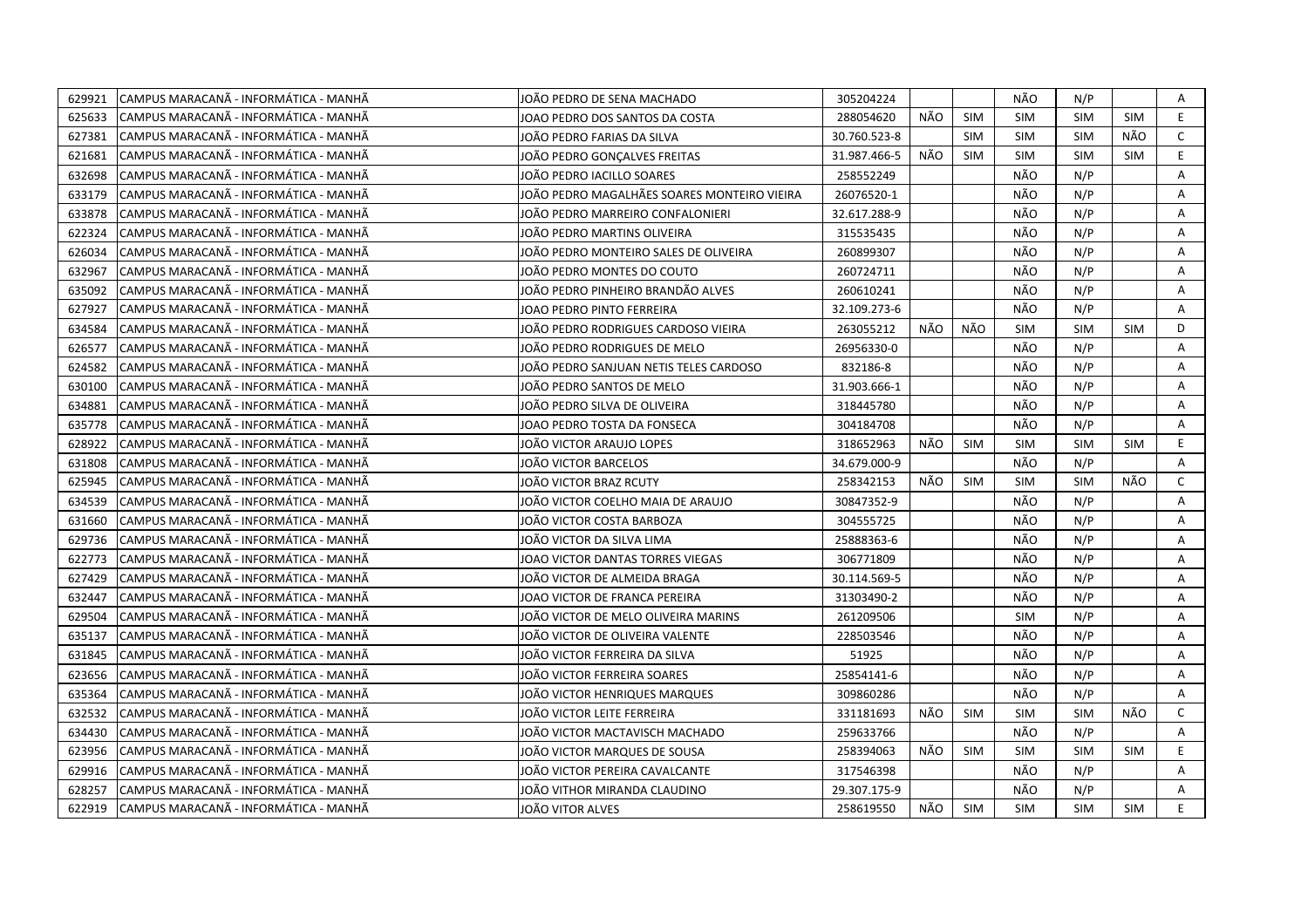| | | | | | | | | | |
|---|---|---|---|---|---|---|---|---|---|
| 629921 | CAMPUS MARACANÃ - INFORMÁTICA - MANHÃ | JOÃO PEDRO DE SENA MACHADO | 305204224 | | | NÃO | N/P | | A |
| 625633 | CAMPUS MARACANÃ - INFORMÁTICA - MANHÃ | JOAO PEDRO DOS SANTOS DA COSTA | 288054620 | NÃO | SIM | SIM | SIM | SIM | E |
| 627381 | CAMPUS MARACANÃ - INFORMÁTICA - MANHÃ | JOÃO PEDRO FARIAS DA SILVA | 30.760.523-8 | | SIM | SIM | SIM | NÃO | C |
| 621681 | CAMPUS MARACANÃ - INFORMÁTICA - MANHÃ | JOÃO PEDRO GONÇALVES FREITAS | 31.987.466-5 | NÃO | SIM | SIM | SIM | SIM | E |
| 632698 | CAMPUS MARACANÃ - INFORMÁTICA - MANHÃ | JOÃO PEDRO IACILLO SOARES | 258552249 | | | NÃO | N/P | | A |
| 633179 | CAMPUS MARACANÃ - INFORMÁTICA - MANHÃ | JOÃO PEDRO MAGALHÃES SOARES MONTEIRO VIEIRA | 26076520-1 | | | NÃO | N/P | | A |
| 633878 | CAMPUS MARACANÃ - INFORMÁTICA - MANHÃ | JOÃO PEDRO MARREIRO CONFALONIERI | 32.617.288-9 | | | NÃO | N/P | | A |
| 622324 | CAMPUS MARACANÃ - INFORMÁTICA - MANHÃ | JOÃO PEDRO MARTINS OLIVEIRA | 315535435 | | | NÃO | N/P | | A |
| 626034 | CAMPUS MARACANÃ - INFORMÁTICA - MANHÃ | JOÃO PEDRO MONTEIRO SALES DE OLIVEIRA | 260899307 | | | NÃO | N/P | | A |
| 632967 | CAMPUS MARACANÃ - INFORMÁTICA - MANHÃ | JOÃO PEDRO MONTES DO COUTO | 260724711 | | | NÃO | N/P | | A |
| 635092 | CAMPUS MARACANÃ - INFORMÁTICA - MANHÃ | JOÃO PEDRO PINHEIRO BRANDÃO ALVES | 260610241 | | | NÃO | N/P | | A |
| 627927 | CAMPUS MARACANÃ - INFORMÁTICA - MANHÃ | JOAO PEDRO PINTO FERREIRA | 32.109.273-6 | | | NÃO | N/P | | A |
| 634584 | CAMPUS MARACANÃ - INFORMÁTICA - MANHÃ | JOÃO PEDRO RODRIGUES CARDOSO VIEIRA | 263055212 | NÃO | NÃO | SIM | SIM | SIM | D |
| 626577 | CAMPUS MARACANÃ - INFORMÁTICA - MANHÃ | JOÃO PEDRO RODRIGUES DE MELO | 26956330-0 | | | NÃO | N/P | | A |
| 624582 | CAMPUS MARACANÃ - INFORMÁTICA - MANHÃ | JOÃO PEDRO SANJUAN NETIS TELES CARDOSO | 832186-8 | | | NÃO | N/P | | A |
| 630100 | CAMPUS MARACANÃ - INFORMÁTICA - MANHÃ | JOÃO PEDRO SANTOS DE MELO | 31.903.666-1 | | | NÃO | N/P | | A |
| 634881 | CAMPUS MARACANÃ - INFORMÁTICA - MANHÃ | JOÃO PEDRO SILVA DE OLIVEIRA | 318445780 | | | NÃO | N/P | | A |
| 635778 | CAMPUS MARACANÃ - INFORMÁTICA - MANHÃ | JOAO PEDRO TOSTA DA FONSECA | 304184708 | | | NÃO | N/P | | A |
| 628922 | CAMPUS MARACANÃ - INFORMÁTICA - MANHÃ | JOÃO VICTOR ARAUJO LOPES | 318652963 | NÃO | SIM | SIM | SIM | SIM | E |
| 631808 | CAMPUS MARACANÃ - INFORMÁTICA - MANHÃ | JOÃO VICTOR BARCELOS | 34.679.000-9 | | | NÃO | N/P | | A |
| 625945 | CAMPUS MARACANÃ - INFORMÁTICA - MANHÃ | JOÃO VICTOR BRAZ RCUTY | 258342153 | NÃO | SIM | SIM | SIM | NÃO | C |
| 634539 | CAMPUS MARACANÃ - INFORMÁTICA - MANHÃ | JOÃO VICTOR COELHO MAIA DE ARAUJO | 30847352-9 | | | NÃO | N/P | | A |
| 631660 | CAMPUS MARACANÃ - INFORMÁTICA - MANHÃ | JOÃO VICTOR COSTA BARBOZA | 304555725 | | | NÃO | N/P | | A |
| 629736 | CAMPUS MARACANÃ - INFORMÁTICA - MANHÃ | JOÃO VICTOR DA SILVA LIMA | 25888363-6 | | | NÃO | N/P | | A |
| 622773 | CAMPUS MARACANÃ - INFORMÁTICA - MANHÃ | JOAO VICTOR DANTAS TORRES VIEGAS | 306771809 | | | NÃO | N/P | | A |
| 627429 | CAMPUS MARACANÃ - INFORMÁTICA - MANHÃ | JOÃO VICTOR DE ALMEIDA BRAGA | 30.114.569-5 | | | NÃO | N/P | | A |
| 632447 | CAMPUS MARACANÃ - INFORMÁTICA - MANHÃ | JOAO VICTOR DE FRANCA PEREIRA | 31303490-2 | | | NÃO | N/P | | A |
| 629504 | CAMPUS MARACANÃ - INFORMÁTICA - MANHÃ | JOÃO VICTOR DE MELO OLIVEIRA MARINS | 261209506 | | | SIM | N/P | | A |
| 635137 | CAMPUS MARACANÃ - INFORMÁTICA - MANHÃ | JOÃO VICTOR DE OLIVEIRA VALENTE | 228503546 | | | NÃO | N/P | | A |
| 631845 | CAMPUS MARACANÃ - INFORMÁTICA - MANHÃ | JOÃO VICTOR FERREIRA DA SILVA | 51925 | | | NÃO | N/P | | A |
| 623656 | CAMPUS MARACANÃ - INFORMÁTICA - MANHÃ | JOÃO VICTOR FERREIRA SOARES | 25854141-6 | | | NÃO | N/P | | A |
| 635364 | CAMPUS MARACANÃ - INFORMÁTICA - MANHÃ | JOÃO VICTOR HENRIQUES MARQUES | 309860286 | | | NÃO | N/P | | A |
| 632532 | CAMPUS MARACANÃ - INFORMÁTICA - MANHÃ | JOÃO VICTOR LEITE FERREIRA | 331181693 | NÃO | SIM | SIM | SIM | NÃO | C |
| 634430 | CAMPUS MARACANÃ - INFORMÁTICA - MANHÃ | JOÃO VICTOR MACTAVISCH MACHADO | 259633766 | | | NÃO | N/P | | A |
| 623956 | CAMPUS MARACANÃ - INFORMÁTICA - MANHÃ | JOÃO VICTOR MARQUES DE SOUSA | 258394063 | NÃO | SIM | SIM | SIM | SIM | E |
| 629916 | CAMPUS MARACANÃ - INFORMÁTICA - MANHÃ | JOÃO VICTOR PEREIRA CAVALCANTE | 317546398 | | | NÃO | N/P | | A |
| 628257 | CAMPUS MARACANÃ - INFORMÁTICA - MANHÃ | JOÃO VITHOR MIRANDA CLAUDINO | 29.307.175-9 | | | NÃO | N/P | | A |
| 622919 | CAMPUS MARACANÃ - INFORMÁTICA - MANHÃ | JOÃO VITOR ALVES | 258619550 | NÃO | SIM | SIM | SIM | SIM | E |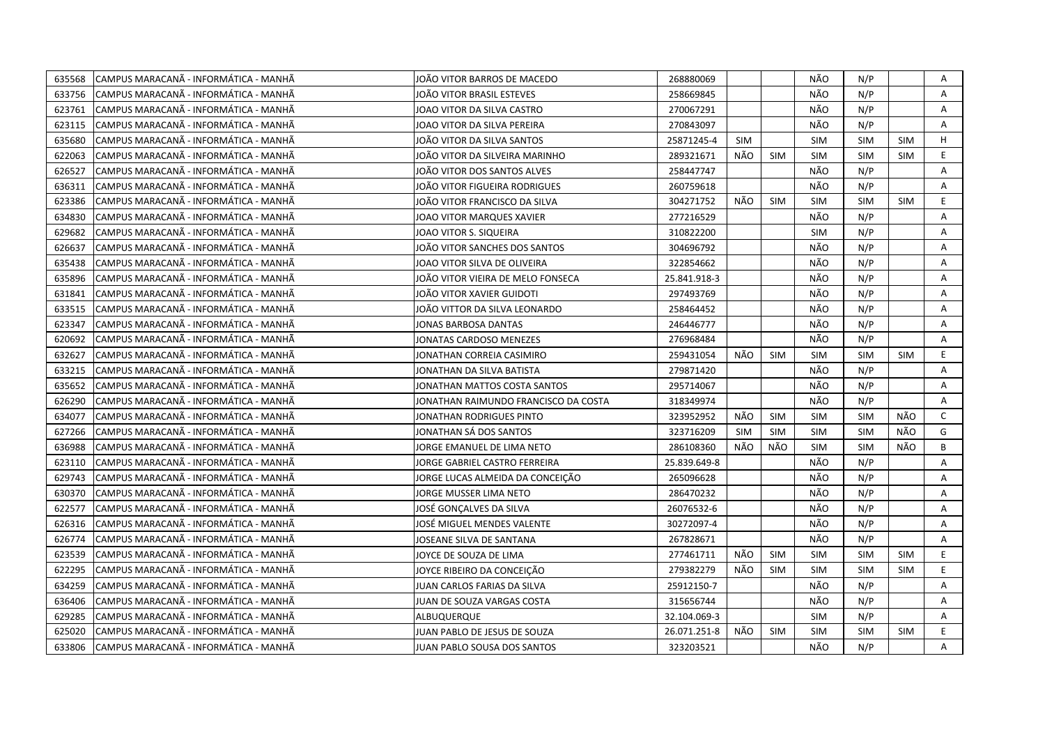| | | | | | | | | | |
|---|---|---|---|---|---|---|---|---|---|
| 635568 | CAMPUS MARACANÃ - INFORMÁTICA - MANHÃ | JOÃO VITOR BARROS DE MACEDO | 268880069 | | | NÃO | N/P | | A |
| 633756 | CAMPUS MARACANÃ - INFORMÁTICA - MANHÃ | JOÃO VITOR BRASIL ESTEVES | 258669845 | | | NÃO | N/P | | A |
| 623761 | CAMPUS MARACANÃ - INFORMÁTICA - MANHÃ | JOAO VITOR DA SILVA CASTRO | 270067291 | | | NÃO | N/P | | A |
| 623115 | CAMPUS MARACANÃ - INFORMÁTICA - MANHÃ | JOAO VITOR DA SILVA PEREIRA | 270843097 | | | NÃO | N/P | | A |
| 635680 | CAMPUS MARACANÃ - INFORMÁTICA - MANHÃ | JOÃO VITOR DA SILVA SANTOS | 25871245-4 | SIM | | SIM | SIM | SIM | H |
| 622063 | CAMPUS MARACANÃ - INFORMÁTICA - MANHÃ | JOÃO VITOR DA SILVEIRA MARINHO | 289321671 | NÃO | SIM | SIM | SIM | SIM | E |
| 626527 | CAMPUS MARACANÃ - INFORMÁTICA - MANHÃ | JOÃO VITOR DOS SANTOS ALVES | 258447747 | | | NÃO | N/P | | A |
| 636311 | CAMPUS MARACANÃ - INFORMÁTICA - MANHÃ | JOÃO VITOR FIGUEIRA RODRIGUES | 260759618 | | | NÃO | N/P | | A |
| 623386 | CAMPUS MARACANÃ - INFORMÁTICA - MANHÃ | JOÃO VITOR FRANCISCO DA SILVA | 304271752 | NÃO | SIM | SIM | SIM | SIM | E |
| 634830 | CAMPUS MARACANÃ - INFORMÁTICA - MANHÃ | JOAO VITOR MARQUES XAVIER | 277216529 | | | NÃO | N/P | | A |
| 629682 | CAMPUS MARACANÃ - INFORMÁTICA - MANHÃ | JOAO VITOR S. SIQUEIRA | 310822200 | | | SIM | N/P | | A |
| 626637 | CAMPUS MARACANÃ - INFORMÁTICA - MANHÃ | JOÃO VITOR SANCHES DOS SANTOS | 304696792 | | | NÃO | N/P | | A |
| 635438 | CAMPUS MARACANÃ - INFORMÁTICA - MANHÃ | JOAO VITOR SILVA DE OLIVEIRA | 322854662 | | | NÃO | N/P | | A |
| 635896 | CAMPUS MARACANÃ - INFORMÁTICA - MANHÃ | JOÃO VITOR VIEIRA DE MELO FONSECA | 25.841.918-3 | | | NÃO | N/P | | A |
| 631841 | CAMPUS MARACANÃ - INFORMÁTICA - MANHÃ | JOÃO VITOR XAVIER GUIDOTI | 297493769 | | | NÃO | N/P | | A |
| 633515 | CAMPUS MARACANÃ - INFORMÁTICA - MANHÃ | JOÃO VITTOR DA SILVA LEONARDO | 258464452 | | | NÃO | N/P | | A |
| 623347 | CAMPUS MARACANÃ - INFORMÁTICA - MANHÃ | JONAS BARBOSA DANTAS | 246446777 | | | NÃO | N/P | | A |
| 620692 | CAMPUS MARACANÃ - INFORMÁTICA - MANHÃ | JONATAS CARDOSO MENEZES | 276968484 | | | NÃO | N/P | | A |
| 632627 | CAMPUS MARACANÃ - INFORMÁTICA - MANHÃ | JONATHAN CORREIA CASIMIRO | 259431054 | NÃO | SIM | SIM | SIM | SIM | E |
| 633215 | CAMPUS MARACANÃ - INFORMÁTICA - MANHÃ | JONATHAN DA SILVA BATISTA | 279871420 | | | NÃO | N/P | | A |
| 635652 | CAMPUS MARACANÃ - INFORMÁTICA - MANHÃ | JONATHAN MATTOS COSTA SANTOS | 295714067 | | | NÃO | N/P | | A |
| 626290 | CAMPUS MARACANÃ - INFORMÁTICA - MANHÃ | JONATHAN RAIMUNDO FRANCISCO DA COSTA | 318349974 | | | NÃO | N/P | | A |
| 634077 | CAMPUS MARACANÃ - INFORMÁTICA - MANHÃ | JONATHAN RODRIGUES PINTO | 323952952 | NÃO | SIM | SIM | SIM | NÃO | C |
| 627266 | CAMPUS MARACANÃ - INFORMÁTICA - MANHÃ | JONATHAN SÁ DOS SANTOS | 323716209 | SIM | SIM | SIM | SIM | NÃO | G |
| 636988 | CAMPUS MARACANÃ - INFORMÁTICA - MANHÃ | JORGE EMANUEL DE LIMA NETO | 286108360 | NÃO | NÃO | SIM | SIM | NÃO | B |
| 623110 | CAMPUS MARACANÃ - INFORMÁTICA - MANHÃ | JORGE GABRIEL CASTRO FERREIRA | 25.839.649-8 | | | NÃO | N/P | | A |
| 629743 | CAMPUS MARACANÃ - INFORMÁTICA - MANHÃ | JORGE LUCAS ALMEIDA DA CONCEIÇÃO | 265096628 | | | NÃO | N/P | | A |
| 630370 | CAMPUS MARACANÃ - INFORMÁTICA - MANHÃ | JORGE MUSSER LIMA NETO | 286470232 | | | NÃO | N/P | | A |
| 622577 | CAMPUS MARACANÃ - INFORMÁTICA - MANHÃ | JOSÉ GONÇALVES DA SILVA | 26076532-6 | | | NÃO | N/P | | A |
| 626316 | CAMPUS MARACANÃ - INFORMÁTICA - MANHÃ | JOSÉ MIGUEL MENDES VALENTE | 30272097-4 | | | NÃO | N/P | | A |
| 626774 | CAMPUS MARACANÃ - INFORMÁTICA - MANHÃ | JOSEANE SILVA DE SANTANA | 267828671 | | | NÃO | N/P | | A |
| 623539 | CAMPUS MARACANÃ - INFORMÁTICA - MANHÃ | JOYCE DE SOUZA DE LIMA | 277461711 | NÃO | SIM | SIM | SIM | SIM | E |
| 622295 | CAMPUS MARACANÃ - INFORMÁTICA - MANHÃ | JOYCE RIBEIRO DA CONCEIÇÃO | 279382279 | NÃO | SIM | SIM | SIM | SIM | E |
| 634259 | CAMPUS MARACANÃ - INFORMÁTICA - MANHÃ | JUAN CARLOS FARIAS DA SILVA | 25912150-7 | | | NÃO | N/P | | A |
| 636406 | CAMPUS MARACANÃ - INFORMÁTICA - MANHÃ | JUAN DE SOUZA VARGAS COSTA | 315656744 | | | NÃO | N/P | | A |
| 629285 | CAMPUS MARACANÃ - INFORMÁTICA - MANHÃ | ALBUQUERQUE | 32.104.069-3 | | | SIM | N/P | | A |
| 625020 | CAMPUS MARACANÃ - INFORMÁTICA - MANHÃ | JUAN PABLO DE JESUS DE SOUZA | 26.071.251-8 | NÃO | SIM | SIM | SIM | SIM | E |
| 633806 | CAMPUS MARACANÃ - INFORMÁTICA - MANHÃ | JUAN PABLO SOUSA DOS SANTOS | 323203521 | | | NÃO | N/P | | A |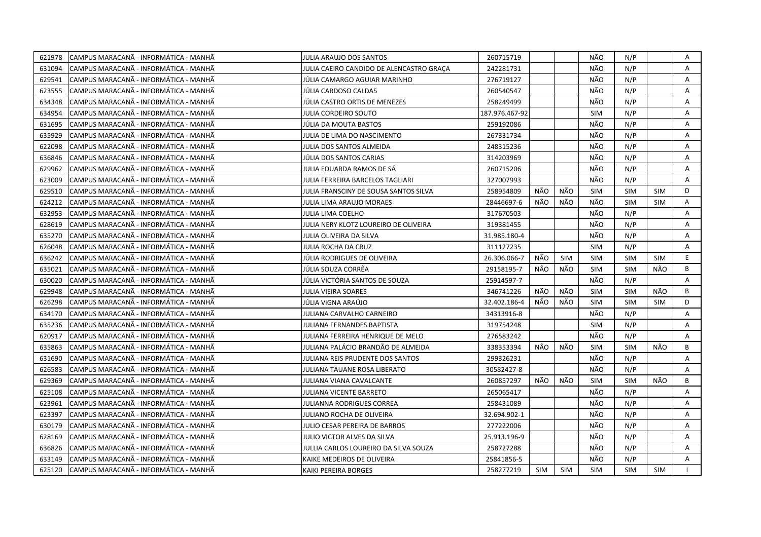| | | | | | | | | | |
|---|---|---|---|---|---|---|---|---|---|
| 621978 | CAMPUS MARACANÃ - INFORMÁTICA - MANHÃ | JULIA ARAUJO DOS SANTOS | 260715719 | | | NÃO | N/P | | A |
| 631094 | CAMPUS MARACANÃ - INFORMÁTICA - MANHÃ | JULIA CAEIRO CANDIDO DE ALENCASTRO GRAÇA | 242281731 | | | NÃO | N/P | | A |
| 629541 | CAMPUS MARACANÃ - INFORMÁTICA - MANHÃ | JÚLIA CAMARGO AGUIAR MARINHO | 276719127 | | | NÃO | N/P | | A |
| 623555 | CAMPUS MARACANÃ - INFORMÁTICA - MANHÃ | JÚLIA CARDOSO CALDAS | 260540547 | | | NÃO | N/P | | A |
| 634348 | CAMPUS MARACANÃ - INFORMÁTICA - MANHÃ | JÚLIA CASTRO ORTIS DE MENEZES | 258249499 | | | NÃO | N/P | | A |
| 634954 | CAMPUS MARACANÃ - INFORMÁTICA - MANHÃ | JULIA CORDEIRO SOUTO | 187.976.467-92 | | | SIM | N/P | | A |
| 631695 | CAMPUS MARACANÃ - INFORMÁTICA - MANHÃ | JÚLIA DA MOUTA BASTOS | 259192086 | | | NÃO | N/P | | A |
| 635929 | CAMPUS MARACANÃ - INFORMÁTICA - MANHÃ | JULIA DE LIMA DO NASCIMENTO | 267331734 | | | NÃO | N/P | | A |
| 622098 | CAMPUS MARACANÃ - INFORMÁTICA - MANHÃ | JULIA DOS SANTOS ALMEIDA | 248315236 | | | NÃO | N/P | | A |
| 636846 | CAMPUS MARACANÃ - INFORMÁTICA - MANHÃ | JÚLIA DOS SANTOS CARIAS | 314203969 | | | NÃO | N/P | | A |
| 629962 | CAMPUS MARACANÃ - INFORMÁTICA - MANHÃ | JULIA EDUARDA RAMOS DE SÁ | 260715206 | | | NÃO | N/P | | A |
| 623009 | CAMPUS MARACANÃ - INFORMÁTICA - MANHÃ | JULIA FERREIRA BARCELOS TAGLIARI | 327007993 | | | NÃO | N/P | | A |
| 629510 | CAMPUS MARACANÃ - INFORMÁTICA - MANHÃ | JULIA FRANSCINY DE SOUSA SANTOS SILVA | 258954809 | NÃO | NÃO | SIM | SIM | SIM | D |
| 624212 | CAMPUS MARACANÃ - INFORMÁTICA - MANHÃ | JULIA LIMA ARAUJO MORAES | 28446697-6 | NÃO | NÃO | NÃO | SIM | SIM | A |
| 632953 | CAMPUS MARACANÃ - INFORMÁTICA - MANHÃ | JULIA LIMA COELHO | 317670503 | | | NÃO | N/P | | A |
| 628619 | CAMPUS MARACANÃ - INFORMÁTICA - MANHÃ | JULIA NERY KLOTZ LOUREIRO DE OLIVEIRA | 319381455 | | | NÃO | N/P | | A |
| 635270 | CAMPUS MARACANÃ - INFORMÁTICA - MANHÃ | JULIA OLIVEIRA DA SILVA | 31.985.180-4 | | | NÃO | N/P | | A |
| 626048 | CAMPUS MARACANÃ - INFORMÁTICA - MANHÃ | JULIA ROCHA DA CRUZ | 311127235 | | | SIM | N/P | | A |
| 636242 | CAMPUS MARACANÃ - INFORMÁTICA - MANHÃ | JÚLIA RODRIGUES DE OLIVEIRA | 26.306.066-7 | NÃO | SIM | SIM | SIM | SIM | E |
| 635021 | CAMPUS MARACANÃ - INFORMÁTICA - MANHÃ | JÚLIA SOUZA CORRÊA | 29158195-7 | NÃO | NÃO | SIM | SIM | NÃO | B |
| 630020 | CAMPUS MARACANÃ - INFORMÁTICA - MANHÃ | JÚLIA VICTÓRIA SANTOS DE SOUZA | 25914597-7 | | | NÃO | N/P | | A |
| 629948 | CAMPUS MARACANÃ - INFORMÁTICA - MANHÃ | JULIA VIEIRA SOARES | 346741226 | NÃO | NÃO | SIM | SIM | NÃO | B |
| 626298 | CAMPUS MARACANÃ - INFORMÁTICA - MANHÃ | JÚLIA VIGNA ARAÚJO | 32.402.186-4 | NÃO | NÃO | SIM | SIM | SIM | D |
| 634170 | CAMPUS MARACANÃ - INFORMÁTICA - MANHÃ | JULIANA CARVALHO CARNEIRO | 34313916-8 | | | NÃO | N/P | | A |
| 635236 | CAMPUS MARACANÃ - INFORMÁTICA - MANHÃ | JULIANA FERNANDES BAPTISTA | 319754248 | | | SIM | N/P | | A |
| 620917 | CAMPUS MARACANÃ - INFORMÁTICA - MANHÃ | JULIANA FERREIRA HENRIQUE DE MELO | 276583242 | | | NÃO | N/P | | A |
| 635863 | CAMPUS MARACANÃ - INFORMÁTICA - MANHÃ | JULIANA PALÁCIO BRANDÃO DE ALMEIDA | 338353394 | NÃO | NÃO | SIM | SIM | NÃO | B |
| 631690 | CAMPUS MARACANÃ - INFORMÁTICA - MANHÃ | JULIANA REIS PRUDENTE DOS SANTOS | 299326231 | | | NÃO | N/P | | A |
| 626583 | CAMPUS MARACANÃ - INFORMÁTICA - MANHÃ | JULIANA TAUANE ROSA LIBERATO | 30582427-8 | | | NÃO | N/P | | A |
| 629369 | CAMPUS MARACANÃ - INFORMÁTICA - MANHÃ | JULIANA VIANA CAVALCANTE | 260857297 | NÃO | NÃO | SIM | SIM | NÃO | B |
| 625108 | CAMPUS MARACANÃ - INFORMÁTICA - MANHÃ | JULIANA VICENTE BARRETO | 265065417 | | | NÃO | N/P | | A |
| 623961 | CAMPUS MARACANÃ - INFORMÁTICA - MANHÃ | JULIANNA RODRIGUES CORREA | 258431089 | | | NÃO | N/P | | A |
| 623397 | CAMPUS MARACANÃ - INFORMÁTICA - MANHÃ | JULIANO ROCHA DE OLIVEIRA | 32.694.902-1 | | | NÃO | N/P | | A |
| 630179 | CAMPUS MARACANÃ - INFORMÁTICA - MANHÃ | JULIO CESAR PEREIRA DE BARROS | 277222006 | | | NÃO | N/P | | A |
| 628169 | CAMPUS MARACANÃ - INFORMÁTICA - MANHÃ | JULIO VICTOR ALVES DA SILVA | 25.913.196-9 | | | NÃO | N/P | | A |
| 636826 | CAMPUS MARACANÃ - INFORMÁTICA - MANHÃ | JULLIA CARLOS LOUREIRO DA SILVA SOUZA | 258727288 | | | NÃO | N/P | | A |
| 633149 | CAMPUS MARACANÃ - INFORMÁTICA - MANHÃ | KAIKE MEDEIROS DE OLIVEIRA | 25841856-5 | | | NÃO | N/P | | A |
| 625120 | CAMPUS MARACANÃ - INFORMÁTICA - MANHÃ | KAIKI PEREIRA BORGES | 258277219 | SIM | SIM | SIM | SIM | SIM | I |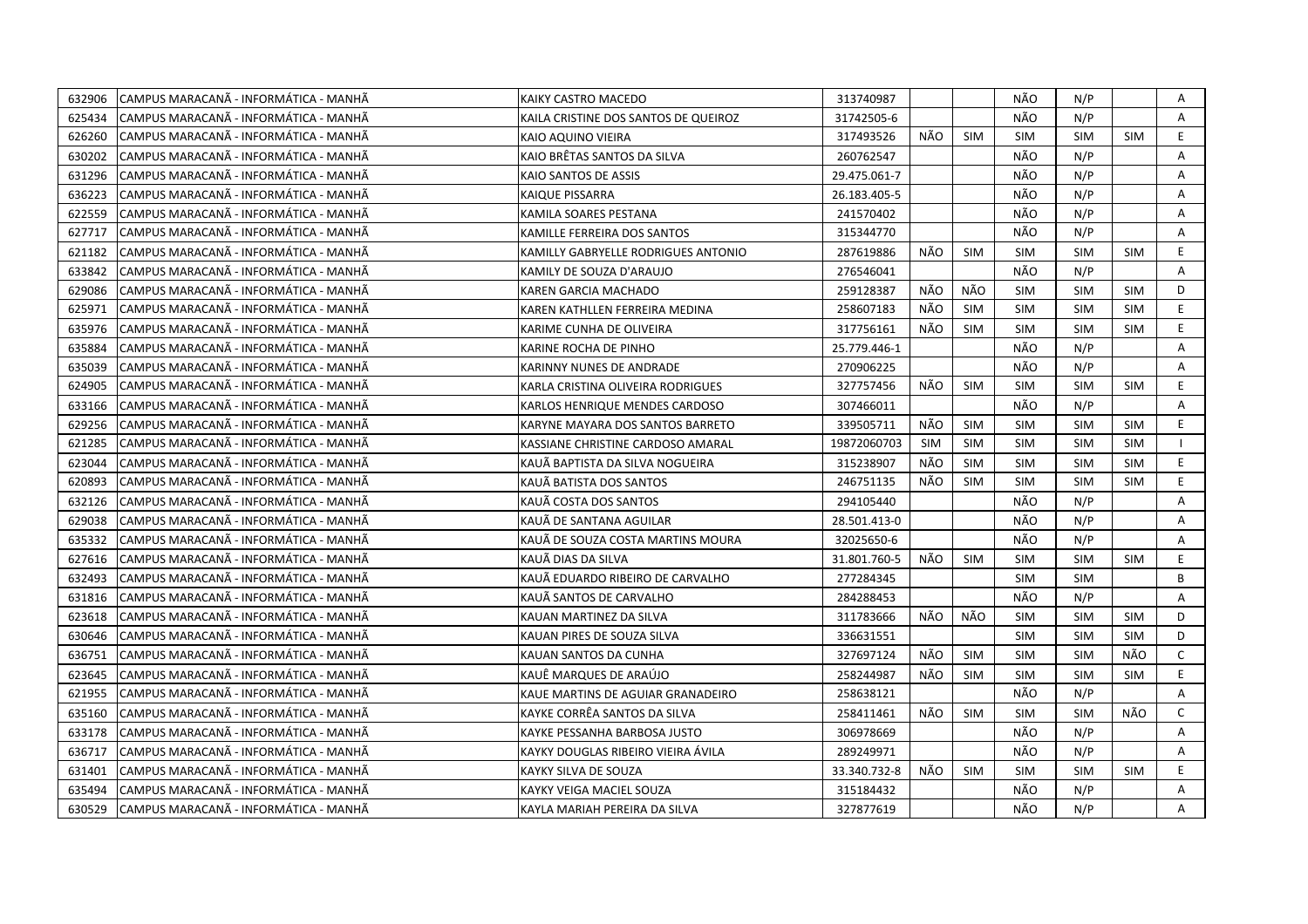| | | | | | | | | | |
|---|---|---|---|---|---|---|---|---|---|
| 632906 | CAMPUS MARACANÃ - INFORMÁTICA - MANHÃ | KAIKY CASTRO MACEDO | 313740987 | | | NÃO | N/P | | A |
| 625434 | CAMPUS MARACANÃ - INFORMÁTICA - MANHÃ | KAILA CRISTINE DOS SANTOS DE QUEIROZ | 31742505-6 | | | NÃO | N/P | | A |
| 626260 | CAMPUS MARACANÃ - INFORMÁTICA - MANHÃ | KAIO AQUINO VIEIRA | 317493526 | NÃO | SIM | SIM | SIM | SIM | E |
| 630202 | CAMPUS MARACANÃ - INFORMÁTICA - MANHÃ | KAIO BRÊTAS SANTOS DA SILVA | 260762547 | | | NÃO | N/P | | A |
| 631296 | CAMPUS MARACANÃ - INFORMÁTICA - MANHÃ | KAIO SANTOS DE ASSIS | 29.475.061-7 | | | NÃO | N/P | | A |
| 636223 | CAMPUS MARACANÃ - INFORMÁTICA - MANHÃ | KAIQUE PISSARRA | 26.183.405-5 | | | NÃO | N/P | | A |
| 622559 | CAMPUS MARACANÃ - INFORMÁTICA - MANHÃ | KAMILA SOARES PESTANA | 241570402 | | | NÃO | N/P | | A |
| 627717 | CAMPUS MARACANÃ - INFORMÁTICA - MANHÃ | KAMILLE FERREIRA DOS SANTOS | 315344770 | | | NÃO | N/P | | A |
| 621182 | CAMPUS MARACANÃ - INFORMÁTICA - MANHÃ | KAMILLY GABRYELLE RODRIGUES ANTONIO | 287619886 | NÃO | SIM | SIM | SIM | SIM | E |
| 633842 | CAMPUS MARACANÃ - INFORMÁTICA - MANHÃ | KAMILY DE SOUZA D'ARAUJO | 276546041 | | | NÃO | N/P | | A |
| 629086 | CAMPUS MARACANÃ - INFORMÁTICA - MANHÃ | KAREN GARCIA MACHADO | 259128387 | NÃO | NÃO | SIM | SIM | SIM | D |
| 625971 | CAMPUS MARACANÃ - INFORMÁTICA - MANHÃ | KAREN KATHLLEN FERREIRA MEDINA | 258607183 | NÃO | SIM | SIM | SIM | SIM | E |
| 635976 | CAMPUS MARACANÃ - INFORMÁTICA - MANHÃ | KARIME CUNHA DE OLIVEIRA | 317756161 | NÃO | SIM | SIM | SIM | SIM | E |
| 635884 | CAMPUS MARACANÃ - INFORMÁTICA - MANHÃ | KARINE ROCHA DE PINHO | 25.779.446-1 | | | NÃO | N/P | | A |
| 635039 | CAMPUS MARACANÃ - INFORMÁTICA - MANHÃ | KARINNY NUNES DE ANDRADE | 270906225 | | | NÃO | N/P | | A |
| 624905 | CAMPUS MARACANÃ - INFORMÁTICA - MANHÃ | KARLA CRISTINA OLIVEIRA RODRIGUES | 327757456 | NÃO | SIM | SIM | SIM | SIM | E |
| 633166 | CAMPUS MARACANÃ - INFORMÁTICA - MANHÃ | KARLOS HENRIQUE MENDES CARDOSO | 307466011 | | | NÃO | N/P | | A |
| 629256 | CAMPUS MARACANÃ - INFORMÁTICA - MANHÃ | KARYNE MAYARA DOS SANTOS BARRETO | 339505711 | NÃO | SIM | SIM | SIM | SIM | E |
| 621285 | CAMPUS MARACANÃ - INFORMÁTICA - MANHÃ | KASSIANE CHRISTINE CARDOSO AMARAL | 19872060703 | SIM | SIM | SIM | SIM | SIM | I |
| 623044 | CAMPUS MARACANÃ - INFORMÁTICA - MANHÃ | KAUÃ BAPTISTA DA SILVA NOGUEIRA | 315238907 | NÃO | SIM | SIM | SIM | SIM | E |
| 620893 | CAMPUS MARACANÃ - INFORMÁTICA - MANHÃ | KAUÃ BATISTA DOS SANTOS | 246751135 | NÃO | SIM | SIM | SIM | SIM | E |
| 632126 | CAMPUS MARACANÃ - INFORMÁTICA - MANHÃ | KAUÃ COSTA DOS SANTOS | 294105440 | | | NÃO | N/P | | A |
| 629038 | CAMPUS MARACANÃ - INFORMÁTICA - MANHÃ | KAUÃ DE SANTANA AGUILAR | 28.501.413-0 | | | NÃO | N/P | | A |
| 635332 | CAMPUS MARACANÃ - INFORMÁTICA - MANHÃ | KAUÃ DE SOUZA COSTA MARTINS MOURA | 32025650-6 | | | NÃO | N/P | | A |
| 627616 | CAMPUS MARACANÃ - INFORMÁTICA - MANHÃ | KAUÃ DIAS DA SILVA | 31.801.760-5 | NÃO | SIM | SIM | SIM | SIM | E |
| 632493 | CAMPUS MARACANÃ - INFORMÁTICA - MANHÃ | KAUÃ EDUARDO RIBEIRO DE CARVALHO | 277284345 | | | SIM | SIM | | B |
| 631816 | CAMPUS MARACANÃ - INFORMÁTICA - MANHÃ | KAUÃ SANTOS DE CARVALHO | 284288453 | | | NÃO | N/P | | A |
| 623618 | CAMPUS MARACANÃ - INFORMÁTICA - MANHÃ | KAUAN MARTINEZ DA SILVA | 311783666 | NÃO | NÃO | SIM | SIM | SIM | D |
| 630646 | CAMPUS MARACANÃ - INFORMÁTICA - MANHÃ | KAUAN PIRES DE SOUZA SILVA | 336631551 | | | SIM | SIM | SIM | D |
| 636751 | CAMPUS MARACANÃ - INFORMÁTICA - MANHÃ | KAUAN SANTOS DA CUNHA | 327697124 | NÃO | SIM | SIM | SIM | NÃO | C |
| 623645 | CAMPUS MARACANÃ - INFORMÁTICA - MANHÃ | KAUÊ MARQUES DE ARAÚJO | 258244987 | NÃO | SIM | SIM | SIM | SIM | E |
| 621955 | CAMPUS MARACANÃ - INFORMÁTICA - MANHÃ | KAUE MARTINS DE AGUIAR GRANADEIRO | 258638121 | | | NÃO | N/P | | A |
| 635160 | CAMPUS MARACANÃ - INFORMÁTICA - MANHÃ | KAYKE CORRÊA SANTOS DA SILVA | 258411461 | NÃO | SIM | SIM | SIM | NÃO | C |
| 633178 | CAMPUS MARACANÃ - INFORMÁTICA - MANHÃ | KAYKE PESSANHA BARBOSA JUSTO | 306978669 | | | NÃO | N/P | | A |
| 636717 | CAMPUS MARACANÃ - INFORMÁTICA - MANHÃ | KAYKY DOUGLAS RIBEIRO VIEIRA ÁVILA | 289249971 | | | NÃO | N/P | | A |
| 631401 | CAMPUS MARACANÃ - INFORMÁTICA - MANHÃ | KAYKY SILVA DE SOUZA | 33.340.732-8 | NÃO | SIM | SIM | SIM | SIM | E |
| 635494 | CAMPUS MARACANÃ - INFORMÁTICA - MANHÃ | KAYKY VEIGA MACIEL SOUZA | 315184432 | | | NÃO | N/P | | A |
| 630529 | CAMPUS MARACANÃ - INFORMÁTICA - MANHÃ | KAYLA MARIAH PEREIRA DA SILVA | 327877619 | | | NÃO | N/P | | A |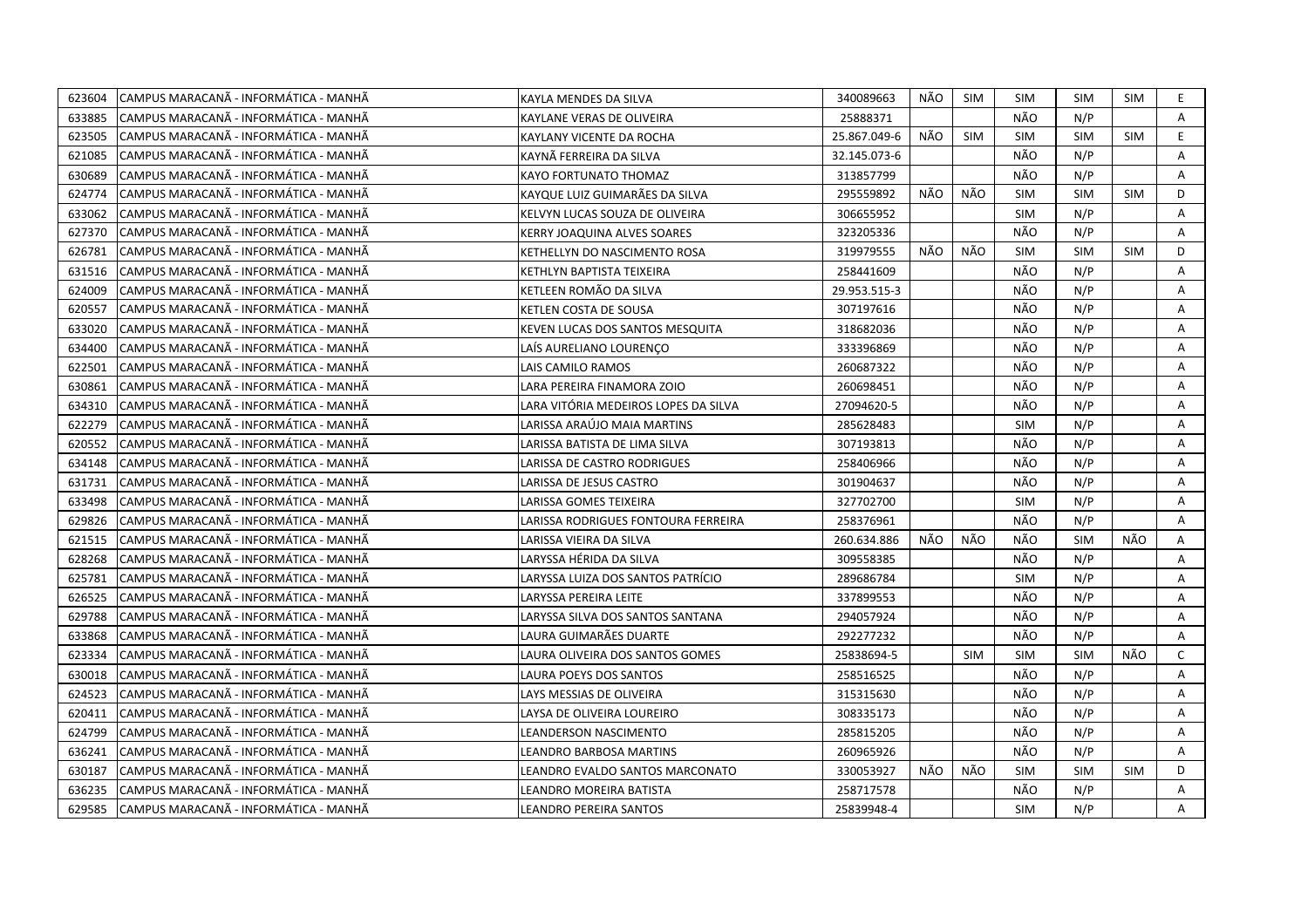| | | | | | | | | | |
|---|---|---|---|---|---|---|---|---|---|
| 623604 | CAMPUS MARACANÃ - INFORMÁTICA - MANHÃ | KAYLA MENDES DA SILVA | 340089663 | NÃO | SIM | SIM | SIM | SIM | E |
| 633885 | CAMPUS MARACANÃ - INFORMÁTICA - MANHÃ | KAYLANE VERAS DE OLIVEIRA | 25888371 | | | NÃO | N/P | | A |
| 623505 | CAMPUS MARACANÃ - INFORMÁTICA - MANHÃ | KAYLANY VICENTE DA ROCHA | 25.867.049-6 | NÃO | SIM | SIM | SIM | SIM | E |
| 621085 | CAMPUS MARACANÃ - INFORMÁTICA - MANHÃ | KAYNÃ FERREIRA DA SILVA | 32.145.073-6 | | | NÃO | N/P | | A |
| 630689 | CAMPUS MARACANÃ - INFORMÁTICA - MANHÃ | KAYO FORTUNATO THOMAZ | 313857799 | | | NÃO | N/P | | A |
| 624774 | CAMPUS MARACANÃ - INFORMÁTICA - MANHÃ | KAYQUE LUIZ GUIMARÃES DA SILVA | 295559892 | NÃO | NÃO | SIM | SIM | SIM | D |
| 633062 | CAMPUS MARACANÃ - INFORMÁTICA - MANHÃ | KELVYN LUCAS SOUZA DE OLIVEIRA | 306655952 | | | SIM | N/P | | A |
| 627370 | CAMPUS MARACANÃ - INFORMÁTICA - MANHÃ | KERRY JOAQUINA ALVES SOARES | 323205336 | | | NÃO | N/P | | A |
| 626781 | CAMPUS MARACANÃ - INFORMÁTICA - MANHÃ | KETHELLYN DO NASCIMENTO ROSA | 319979555 | NÃO | NÃO | SIM | SIM | SIM | D |
| 631516 | CAMPUS MARACANÃ - INFORMÁTICA - MANHÃ | KETHLYN BAPTISTA TEIXEIRA | 258441609 | | | NÃO | N/P | | A |
| 624009 | CAMPUS MARACANÃ - INFORMÁTICA - MANHÃ | KETLEEN ROMÃO DA SILVA | 29.953.515-3 | | | NÃO | N/P | | A |
| 620557 | CAMPUS MARACANÃ - INFORMÁTICA - MANHÃ | KETLEN COSTA DE SOUSA | 307197616 | | | NÃO | N/P | | A |
| 633020 | CAMPUS MARACANÃ - INFORMÁTICA - MANHÃ | KEVEN LUCAS DOS SANTOS MESQUITA | 318682036 | | | NÃO | N/P | | A |
| 634400 | CAMPUS MARACANÃ - INFORMÁTICA - MANHÃ | LAÍS AURELIANO LOURENÇO | 333396869 | | | NÃO | N/P | | A |
| 622501 | CAMPUS MARACANÃ - INFORMÁTICA - MANHÃ | LAIS CAMILO RAMOS | 260687322 | | | NÃO | N/P | | A |
| 630861 | CAMPUS MARACANÃ - INFORMÁTICA - MANHÃ | LARA PEREIRA FINAMORA ZOIO | 260698451 | | | NÃO | N/P | | A |
| 634310 | CAMPUS MARACANÃ - INFORMÁTICA - MANHÃ | LARA VITÓRIA MEDEIROS LOPES DA SILVA | 27094620-5 | | | NÃO | N/P | | A |
| 622279 | CAMPUS MARACANÃ - INFORMÁTICA - MANHÃ | LARISSA ARAÚJO MAIA MARTINS | 285628483 | | | SIM | N/P | | A |
| 620552 | CAMPUS MARACANÃ - INFORMÁTICA - MANHÃ | LARISSA BATISTA DE LIMA SILVA | 307193813 | | | NÃO | N/P | | A |
| 634148 | CAMPUS MARACANÃ - INFORMÁTICA - MANHÃ | LARISSA DE CASTRO RODRIGUES | 258406966 | | | NÃO | N/P | | A |
| 631731 | CAMPUS MARACANÃ - INFORMÁTICA - MANHÃ | LARISSA DE JESUS CASTRO | 301904637 | | | NÃO | N/P | | A |
| 633498 | CAMPUS MARACANÃ - INFORMÁTICA - MANHÃ | LARISSA GOMES TEIXEIRA | 327702700 | | | SIM | N/P | | A |
| 629826 | CAMPUS MARACANÃ - INFORMÁTICA - MANHÃ | LARISSA RODRIGUES FONTOURA FERREIRA | 258376961 | | | NÃO | N/P | | A |
| 621515 | CAMPUS MARACANÃ - INFORMÁTICA - MANHÃ | LARISSA VIEIRA DA SILVA | 260.634.886 | NÃO | NÃO | NÃO | SIM | NÃO | A |
| 628268 | CAMPUS MARACANÃ - INFORMÁTICA - MANHÃ | LARYSSA HÉRIDA DA SILVA | 309558385 | | | NÃO | N/P | | A |
| 625781 | CAMPUS MARACANÃ - INFORMÁTICA - MANHÃ | LARYSSA LUIZA DOS SANTOS PATRÍCIO | 289686784 | | | SIM | N/P | | A |
| 626525 | CAMPUS MARACANÃ - INFORMÁTICA - MANHÃ | LARYSSA PEREIRA LEITE | 337899553 | | | NÃO | N/P | | A |
| 629788 | CAMPUS MARACANÃ - INFORMÁTICA - MANHÃ | LARYSSA SILVA DOS SANTOS SANTANA | 294057924 | | | NÃO | N/P | | A |
| 633868 | CAMPUS MARACANÃ - INFORMÁTICA - MANHÃ | LAURA GUIMARÃES DUARTE | 292277232 | | | NÃO | N/P | | A |
| 623334 | CAMPUS MARACANÃ - INFORMÁTICA - MANHÃ | LAURA OLIVEIRA DOS SANTOS GOMES | 25838694-5 | | SIM | SIM | SIM | NÃO | C |
| 630018 | CAMPUS MARACANÃ - INFORMÁTICA - MANHÃ | LAURA POEYS DOS SANTOS | 258516525 | | | NÃO | N/P | | A |
| 624523 | CAMPUS MARACANÃ - INFORMÁTICA - MANHÃ | LAYS MESSIAS DE OLIVEIRA | 315315630 | | | NÃO | N/P | | A |
| 620411 | CAMPUS MARACANÃ - INFORMÁTICA - MANHÃ | LAYSA DE OLIVEIRA LOUREIRO | 308335173 | | | NÃO | N/P | | A |
| 624799 | CAMPUS MARACANÃ - INFORMÁTICA - MANHÃ | LEANDERSON NASCIMENTO | 285815205 | | | NÃO | N/P | | A |
| 636241 | CAMPUS MARACANÃ - INFORMÁTICA - MANHÃ | LEANDRO BARBOSA MARTINS | 260965926 | | | NÃO | N/P | | A |
| 630187 | CAMPUS MARACANÃ - INFORMÁTICA - MANHÃ | LEANDRO EVALDO SANTOS MARCONATO | 330053927 | NÃO | NÃO | SIM | SIM | SIM | D |
| 636235 | CAMPUS MARACANÃ - INFORMÁTICA - MANHÃ | LEANDRO MOREIRA BATISTA | 258717578 | | | NÃO | N/P | | A |
| 629585 | CAMPUS MARACANÃ - INFORMÁTICA - MANHÃ | LEANDRO PEREIRA SANTOS | 25839948-4 | | | SIM | N/P | | A |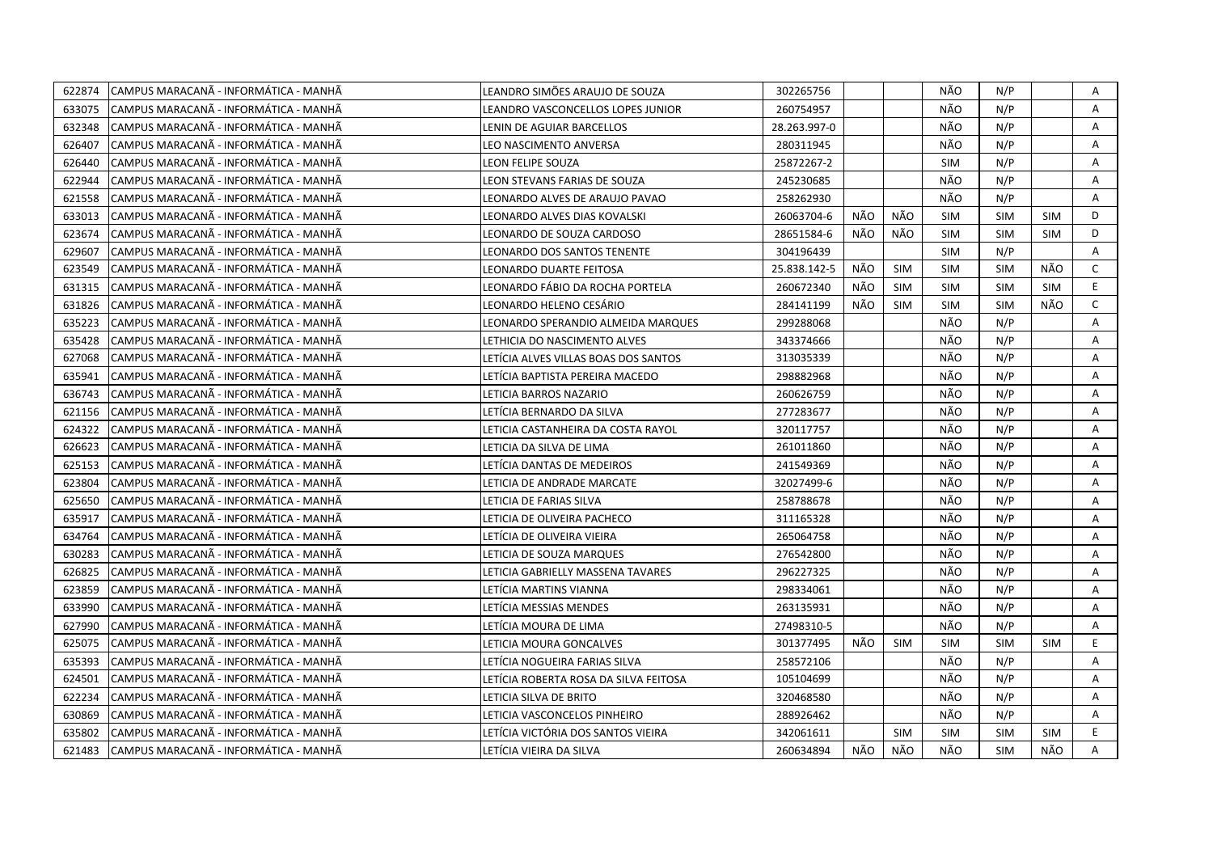| | | | | | | | | | |
|---|---|---|---|---|---|---|---|---|---|
| 622874 | CAMPUS MARACANÃ - INFORMÁTICA - MANHÃ | LEANDRO SIMÕES ARAUJO DE SOUZA | 302265756 | | | NÃO | N/P | | A |
| 633075 | CAMPUS MARACANÃ - INFORMÁTICA - MANHÃ | LEANDRO VASCONCELLOS LOPES JUNIOR | 260754957 | | | NÃO | N/P | | A |
| 632348 | CAMPUS MARACANÃ - INFORMÁTICA - MANHÃ | LENIN DE AGUIAR BARCELLOS | 28.263.997-0 | | | NÃO | N/P | | A |
| 626407 | CAMPUS MARACANÃ - INFORMÁTICA - MANHÃ | LEO NASCIMENTO ANVERSA | 280311945 | | | NÃO | N/P | | A |
| 626440 | CAMPUS MARACANÃ - INFORMÁTICA - MANHÃ | LEON FELIPE SOUZA | 25872267-2 | | | SIM | N/P | | A |
| 622944 | CAMPUS MARACANÃ - INFORMÁTICA - MANHÃ | LEON STEVANS FARIAS DE SOUZA | 245230685 | | | NÃO | N/P | | A |
| 621558 | CAMPUS MARACANÃ - INFORMÁTICA - MANHÃ | LEONARDO ALVES DE ARAUJO PAVAO | 258262930 | | | NÃO | N/P | | A |
| 633013 | CAMPUS MARACANÃ - INFORMÁTICA - MANHÃ | LEONARDO ALVES DIAS KOVALSKI | 26063704-6 | NÃO | NÃO | SIM | SIM | SIM | D |
| 623674 | CAMPUS MARACANÃ - INFORMÁTICA - MANHÃ | LEONARDO DE SOUZA CARDOSO | 28651584-6 | NÃO | NÃO | SIM | SIM | SIM | D |
| 629607 | CAMPUS MARACANÃ - INFORMÁTICA - MANHÃ | LEONARDO DOS SANTOS TENENTE | 304196439 | | | SIM | N/P | | A |
| 623549 | CAMPUS MARACANÃ - INFORMÁTICA - MANHÃ | LEONARDO DUARTE FEITOSA | 25.838.142-5 | NÃO | SIM | SIM | SIM | NÃO | C |
| 631315 | CAMPUS MARACANÃ - INFORMÁTICA - MANHÃ | LEONARDO FÁBIO DA ROCHA PORTELA | 260672340 | NÃO | SIM | SIM | SIM | SIM | E |
| 631826 | CAMPUS MARACANÃ - INFORMÁTICA - MANHÃ | LEONARDO HELENO CESÁRIO | 284141199 | NÃO | SIM | SIM | SIM | NÃO | C |
| 635223 | CAMPUS MARACANÃ - INFORMÁTICA - MANHÃ | LEONARDO SPERANDIO ALMEIDA MARQUES | 299288068 | | | NÃO | N/P | | A |
| 635428 | CAMPUS MARACANÃ - INFORMÁTICA - MANHÃ | LETHICIA DO NASCIMENTO ALVES | 343374666 | | | NÃO | N/P | | A |
| 627068 | CAMPUS MARACANÃ - INFORMÁTICA - MANHÃ | LETÍCIA ALVES VILLAS BOAS DOS SANTOS | 313035339 | | | NÃO | N/P | | A |
| 635941 | CAMPUS MARACANÃ - INFORMÁTICA - MANHÃ | LETÍCIA BAPTISTA PEREIRA MACEDO | 298882968 | | | NÃO | N/P | | A |
| 636743 | CAMPUS MARACANÃ - INFORMÁTICA - MANHÃ | LETICIA BARROS NAZARIO | 260626759 | | | NÃO | N/P | | A |
| 621156 | CAMPUS MARACANÃ - INFORMÁTICA - MANHÃ | LETÍCIA BERNARDO DA SILVA | 277283677 | | | NÃO | N/P | | A |
| 624322 | CAMPUS MARACANÃ - INFORMÁTICA - MANHÃ | LETICIA CASTANHEIRA DA COSTA RAYOL | 320117757 | | | NÃO | N/P | | A |
| 626623 | CAMPUS MARACANÃ - INFORMÁTICA - MANHÃ | LETICIA DA SILVA DE LIMA | 261011860 | | | NÃO | N/P | | A |
| 625153 | CAMPUS MARACANÃ - INFORMÁTICA - MANHÃ | LETÍCIA DANTAS DE MEDEIROS | 241549369 | | | NÃO | N/P | | A |
| 623804 | CAMPUS MARACANÃ - INFORMÁTICA - MANHÃ | LETICIA DE ANDRADE MARCATE | 32027499-6 | | | NÃO | N/P | | A |
| 625650 | CAMPUS MARACANÃ - INFORMÁTICA - MANHÃ | LETICIA DE FARIAS SILVA | 258788678 | | | NÃO | N/P | | A |
| 635917 | CAMPUS MARACANÃ - INFORMÁTICA - MANHÃ | LETICIA DE OLIVEIRA PACHECO | 311165328 | | | NÃO | N/P | | A |
| 634764 | CAMPUS MARACANÃ - INFORMÁTICA - MANHÃ | LETÍCIA DE OLIVEIRA VIEIRA | 265064758 | | | NÃO | N/P | | A |
| 630283 | CAMPUS MARACANÃ - INFORMÁTICA - MANHÃ | LETICIA DE SOUZA MARQUES | 276542800 | | | NÃO | N/P | | A |
| 626825 | CAMPUS MARACANÃ - INFORMÁTICA - MANHÃ | LETICIA GABRIELLY MASSENA TAVARES | 296227325 | | | NÃO | N/P | | A |
| 623859 | CAMPUS MARACANÃ - INFORMÁTICA - MANHÃ | LETÍCIA MARTINS VIANNA | 298334061 | | | NÃO | N/P | | A |
| 633990 | CAMPUS MARACANÃ - INFORMÁTICA - MANHÃ | LETÍCIA MESSIAS MENDES | 263135931 | | | NÃO | N/P | | A |
| 627990 | CAMPUS MARACANÃ - INFORMÁTICA - MANHÃ | LETÍCIA MOURA DE LIMA | 27498310-5 | | | NÃO | N/P | | A |
| 625075 | CAMPUS MARACANÃ - INFORMÁTICA - MANHÃ | LETICIA MOURA GONCALVES | 301377495 | NÃO | SIM | SIM | SIM | SIM | E |
| 635393 | CAMPUS MARACANÃ - INFORMÁTICA - MANHÃ | LETÍCIA NOGUEIRA FARIAS SILVA | 258572106 | | | NÃO | N/P | | A |
| 624501 | CAMPUS MARACANÃ - INFORMÁTICA - MANHÃ | LETÍCIA ROBERTA ROSA DA SILVA FEITOSA | 105104699 | | | NÃO | N/P | | A |
| 622234 | CAMPUS MARACANÃ - INFORMÁTICA - MANHÃ | LETICIA SILVA DE BRITO | 320468580 | | | NÃO | N/P | | A |
| 630869 | CAMPUS MARACANÃ - INFORMÁTICA - MANHÃ | LETICIA VASCONCELOS PINHEIRO | 288926462 | | | NÃO | N/P | | A |
| 635802 | CAMPUS MARACANÃ - INFORMÁTICA - MANHÃ | LETÍCIA VICTÓRIA DOS SANTOS VIEIRA | 342061611 | | SIM | SIM | SIM | SIM | E |
| 621483 | CAMPUS MARACANÃ - INFORMÁTICA - MANHÃ | LETÍCIA VIEIRA DA SILVA | 260634894 | NÃO | NÃO | NÃO | SIM | NÃO | A |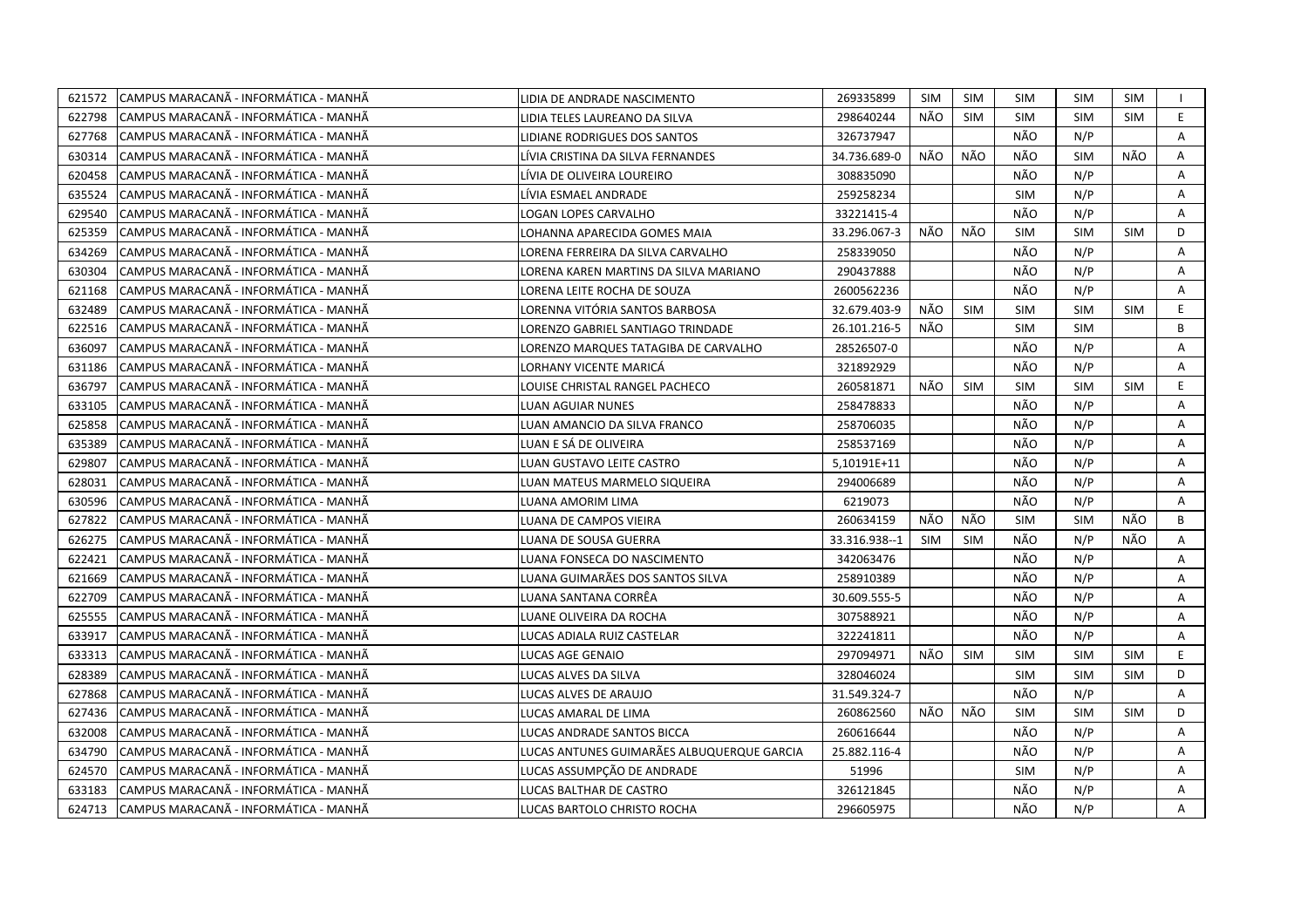| | | | | | | | | | |
|---|---|---|---|---|---|---|---|---|---|
| 621572 | CAMPUS MARACANÃ - INFORMÁTICA - MANHÃ | LIDIA DE ANDRADE NASCIMENTO | 269335899 | SIM | SIM | SIM | SIM | SIM | I |
| 622798 | CAMPUS MARACANÃ - INFORMÁTICA - MANHÃ | LIDIA TELES LAUREANO DA SILVA | 298640244 | NÃO | SIM | SIM | SIM | SIM | E |
| 627768 | CAMPUS MARACANÃ - INFORMÁTICA - MANHÃ | LIDIANE RODRIGUES DOS SANTOS | 326737947 | | | NÃO | N/P | | A |
| 630314 | CAMPUS MARACANÃ - INFORMÁTICA - MANHÃ | LÍVIA CRISTINA DA SILVA FERNANDES | 34.736.689-0 | NÃO | NÃO | NÃO | SIM | NÃO | A |
| 620458 | CAMPUS MARACANÃ - INFORMÁTICA - MANHÃ | LÍVIA DE OLIVEIRA LOUREIRO | 308835090 | | | NÃO | N/P | | A |
| 635524 | CAMPUS MARACANÃ - INFORMÁTICA - MANHÃ | LÍVIA ESMAEL ANDRADE | 259258234 | | | SIM | N/P | | A |
| 629540 | CAMPUS MARACANÃ - INFORMÁTICA - MANHÃ | LOGAN LOPES CARVALHO | 33221415-4 | | | NÃO | N/P | | A |
| 625359 | CAMPUS MARACANÃ - INFORMÁTICA - MANHÃ | LOHANNA APARECIDA GOMES MAIA | 33.296.067-3 | NÃO | NÃO | SIM | SIM | SIM | D |
| 634269 | CAMPUS MARACANÃ - INFORMÁTICA - MANHÃ | LORENA FERREIRA DA SILVA CARVALHO | 258339050 | | | NÃO | N/P | | A |
| 630304 | CAMPUS MARACANÃ - INFORMÁTICA - MANHÃ | LORENA KAREN MARTINS DA SILVA MARIANO | 290437888 | | | NÃO | N/P | | A |
| 621168 | CAMPUS MARACANÃ - INFORMÁTICA - MANHÃ | LORENA LEITE ROCHA DE SOUZA | 2600562236 | | | NÃO | N/P | | A |
| 632489 | CAMPUS MARACANÃ - INFORMÁTICA - MANHÃ | LORENNA VITÓRIA SANTOS BARBOSA | 32.679.403-9 | NÃO | SIM | SIM | SIM | SIM | E |
| 622516 | CAMPUS MARACANÃ - INFORMÁTICA - MANHÃ | LORENZO GABRIEL SANTIAGO TRINDADE | 26.101.216-5 | NÃO | | SIM | SIM | | B |
| 636097 | CAMPUS MARACANÃ - INFORMÁTICA - MANHÃ | LORENZO MARQUES TATAGIBA DE CARVALHO | 28526507-0 | | | NÃO | N/P | | A |
| 631186 | CAMPUS MARACANÃ - INFORMÁTICA - MANHÃ | LORHANY VICENTE MARICÁ | 321892929 | | | NÃO | N/P | | A |
| 636797 | CAMPUS MARACANÃ - INFORMÁTICA - MANHÃ | LOUISE CHRISTAL RANGEL PACHECO | 260581871 | NÃO | SIM | SIM | SIM | SIM | E |
| 633105 | CAMPUS MARACANÃ - INFORMÁTICA - MANHÃ | LUAN AGUIAR NUNES | 258478833 | | | NÃO | N/P | | A |
| 625858 | CAMPUS MARACANÃ - INFORMÁTICA - MANHÃ | LUAN AMANCIO DA SILVA FRANCO | 258706035 | | | NÃO | N/P | | A |
| 635389 | CAMPUS MARACANÃ - INFORMÁTICA - MANHÃ | LUAN E SÁ DE OLIVEIRA | 258537169 | | | NÃO | N/P | | A |
| 629807 | CAMPUS MARACANÃ - INFORMÁTICA - MANHÃ | LUAN GUSTAVO LEITE CASTRO | 5,10191E+11 | | | NÃO | N/P | | A |
| 628031 | CAMPUS MARACANÃ - INFORMÁTICA - MANHÃ | LUAN MATEUS MARMELO SIQUEIRA | 294006689 | | | NÃO | N/P | | A |
| 630596 | CAMPUS MARACANÃ - INFORMÁTICA - MANHÃ | LUANA AMORIM LIMA | 6219073 | | | NÃO | N/P | | A |
| 627822 | CAMPUS MARACANÃ - INFORMÁTICA - MANHÃ | LUANA DE CAMPOS VIEIRA | 260634159 | NÃO | NÃO | SIM | SIM | NÃO | B |
| 626275 | CAMPUS MARACANÃ - INFORMÁTICA - MANHÃ | LUANA DE SOUSA GUERRA | 33.316.938--1 | SIM | SIM | NÃO | N/P | NÃO | A |
| 622421 | CAMPUS MARACANÃ - INFORMÁTICA - MANHÃ | LUANA FONSECA DO NASCIMENTO | 342063476 | | | NÃO | N/P | | A |
| 621669 | CAMPUS MARACANÃ - INFORMÁTICA - MANHÃ | LUANA GUIMARÃES DOS SANTOS SILVA | 258910389 | | | NÃO | N/P | | A |
| 622709 | CAMPUS MARACANÃ - INFORMÁTICA - MANHÃ | LUANA SANTANA CORRÊA | 30.609.555-5 | | | NÃO | N/P | | A |
| 625555 | CAMPUS MARACANÃ - INFORMÁTICA - MANHÃ | LUANE OLIVEIRA DA ROCHA | 307588921 | | | NÃO | N/P | | A |
| 633917 | CAMPUS MARACANÃ - INFORMÁTICA - MANHÃ | LUCAS ADIALA RUIZ CASTELAR | 322241811 | | | NÃO | N/P | | A |
| 633313 | CAMPUS MARACANÃ - INFORMÁTICA - MANHÃ | LUCAS AGE GENAIO | 297094971 | NÃO | SIM | SIM | SIM | SIM | E |
| 628389 | CAMPUS MARACANÃ - INFORMÁTICA - MANHÃ | LUCAS ALVES DA SILVA | 328046024 | | | SIM | SIM | SIM | D |
| 627868 | CAMPUS MARACANÃ - INFORMÁTICA - MANHÃ | LUCAS ALVES DE ARAUJO | 31.549.324-7 | | | NÃO | N/P | | A |
| 627436 | CAMPUS MARACANÃ - INFORMÁTICA - MANHÃ | LUCAS AMARAL DE LIMA | 260862560 | NÃO | NÃO | SIM | SIM | SIM | D |
| 632008 | CAMPUS MARACANÃ - INFORMÁTICA - MANHÃ | LUCAS ANDRADE SANTOS BICCA | 260616644 | | | NÃO | N/P | | A |
| 634790 | CAMPUS MARACANÃ - INFORMÁTICA - MANHÃ | LUCAS ANTUNES GUIMARÃES ALBUQUERQUE GARCIA | 25.882.116-4 | | | NÃO | N/P | | A |
| 624570 | CAMPUS MARACANÃ - INFORMÁTICA - MANHÃ | LUCAS ASSUMPÇÃO DE ANDRADE | 51996 | | | SIM | N/P | | A |
| 633183 | CAMPUS MARACANÃ - INFORMÁTICA - MANHÃ | LUCAS BALTHAR DE CASTRO | 326121845 | | | NÃO | N/P | | A |
| 624713 | CAMPUS MARACANÃ - INFORMÁTICA - MANHÃ | LUCAS BARTOLO CHRISTO ROCHA | 296605975 | | | NÃO | N/P | | A |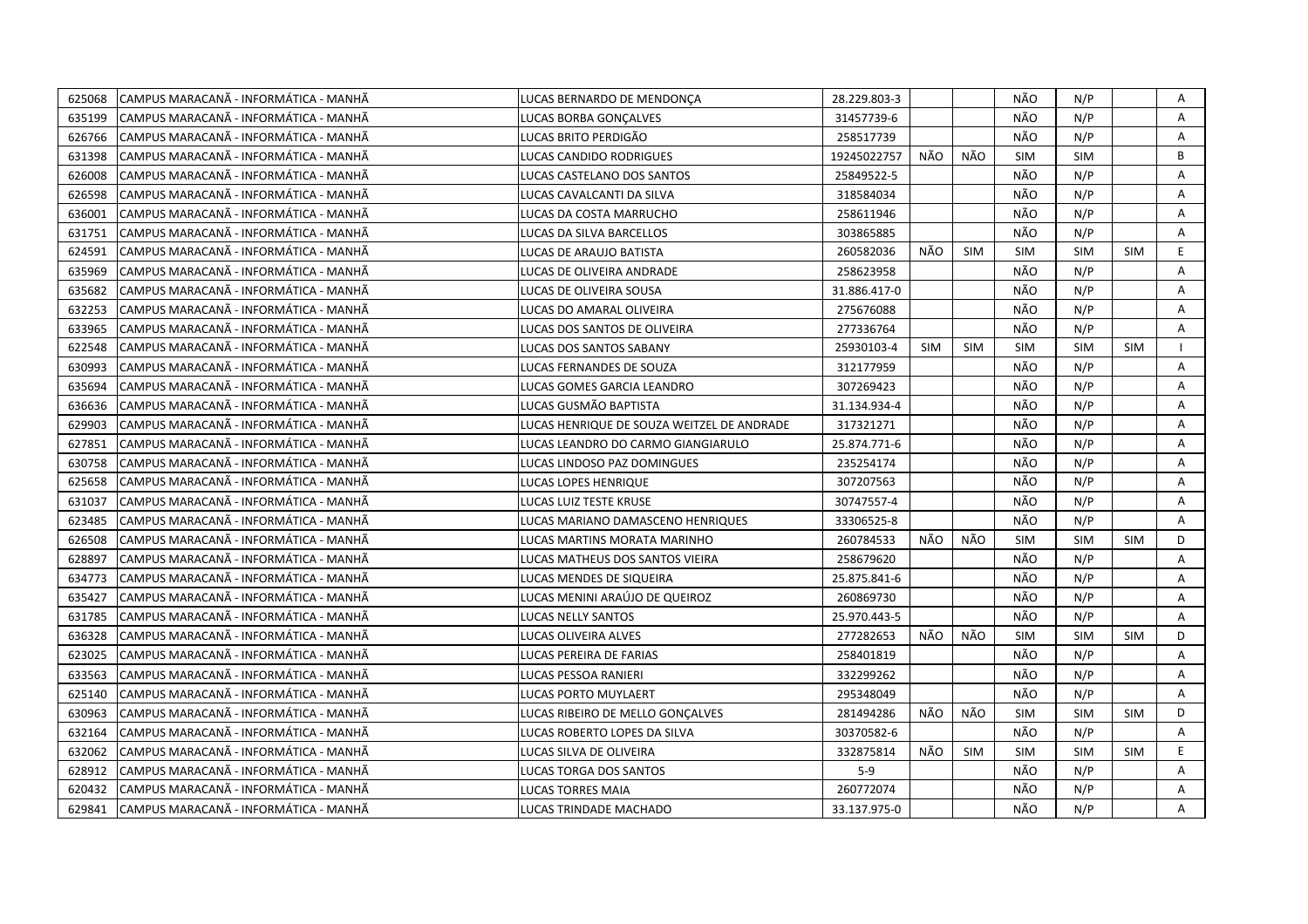| | | | | | | | | | |
|---|---|---|---|---|---|---|---|---|---|
| 625068 | CAMPUS MARACANÃ - INFORMÁTICA - MANHÃ | LUCAS BERNARDO DE MENDONÇA | 28.229.803-3 | | | NÃO | N/P | | A |
| 635199 | CAMPUS MARACANÃ - INFORMÁTICA - MANHÃ | LUCAS BORBA GONÇALVES | 31457739-6 | | | NÃO | N/P | | A |
| 626766 | CAMPUS MARACANÃ - INFORMÁTICA - MANHÃ | LUCAS BRITO PERDIGÃO | 258517739 | | | NÃO | N/P | | A |
| 631398 | CAMPUS MARACANÃ - INFORMÁTICA - MANHÃ | LUCAS CANDIDO RODRIGUES | 19245022757 | NÃO | NÃO | SIM | SIM | | B |
| 626008 | CAMPUS MARACANÃ - INFORMÁTICA - MANHÃ | LUCAS CASTELANO DOS SANTOS | 25849522-5 | | | NÃO | N/P | | A |
| 626598 | CAMPUS MARACANÃ - INFORMÁTICA - MANHÃ | LUCAS CAVALCANTI DA SILVA | 318584034 | | | NÃO | N/P | | A |
| 636001 | CAMPUS MARACANÃ - INFORMÁTICA - MANHÃ | LUCAS DA COSTA MARRUCHO | 258611946 | | | NÃO | N/P | | A |
| 631751 | CAMPUS MARACANÃ - INFORMÁTICA - MANHÃ | LUCAS DA SILVA BARCELLOS | 303865885 | | | NÃO | N/P | | A |
| 624591 | CAMPUS MARACANÃ - INFORMÁTICA - MANHÃ | LUCAS DE ARAUJO BATISTA | 260582036 | NÃO | SIM | SIM | SIM | SIM | E |
| 635969 | CAMPUS MARACANÃ - INFORMÁTICA - MANHÃ | LUCAS DE OLIVEIRA ANDRADE | 258623958 | | | NÃO | N/P | | A |
| 635682 | CAMPUS MARACANÃ - INFORMÁTICA - MANHÃ | LUCAS DE OLIVEIRA SOUSA | 31.886.417-0 | | | NÃO | N/P | | A |
| 632253 | CAMPUS MARACANÃ - INFORMÁTICA - MANHÃ | LUCAS DO AMARAL OLIVEIRA | 275676088 | | | NÃO | N/P | | A |
| 633965 | CAMPUS MARACANÃ - INFORMÁTICA - MANHÃ | LUCAS DOS SANTOS DE OLIVEIRA | 277336764 | | | NÃO | N/P | | A |
| 622548 | CAMPUS MARACANÃ - INFORMÁTICA - MANHÃ | LUCAS DOS SANTOS SABANY | 25930103-4 | SIM | SIM | SIM | SIM | SIM | I |
| 630993 | CAMPUS MARACANÃ - INFORMÁTICA - MANHÃ | LUCAS FERNANDES DE SOUZA | 312177959 | | | NÃO | N/P | | A |
| 635694 | CAMPUS MARACANÃ - INFORMÁTICA - MANHÃ | LUCAS GOMES GARCIA LEANDRO | 307269423 | | | NÃO | N/P | | A |
| 636636 | CAMPUS MARACANÃ - INFORMÁTICA - MANHÃ | LUCAS GUSMÃO BAPTISTA | 31.134.934-4 | | | NÃO | N/P | | A |
| 629903 | CAMPUS MARACANÃ - INFORMÁTICA - MANHÃ | LUCAS HENRIQUE DE SOUZA WEITZEL DE ANDRADE | 317321271 | | | NÃO | N/P | | A |
| 627851 | CAMPUS MARACANÃ - INFORMÁTICA - MANHÃ | LUCAS LEANDRO DO CARMO GIANGIARULO | 25.874.771-6 | | | NÃO | N/P | | A |
| 630758 | CAMPUS MARACANÃ - INFORMÁTICA - MANHÃ | LUCAS LINDOSO PAZ DOMINGUES | 235254174 | | | NÃO | N/P | | A |
| 625658 | CAMPUS MARACANÃ - INFORMÁTICA - MANHÃ | LUCAS LOPES HENRIQUE | 307207563 | | | NÃO | N/P | | A |
| 631037 | CAMPUS MARACANÃ - INFORMÁTICA - MANHÃ | LUCAS LUIZ TESTE KRUSE | 30747557-4 | | | NÃO | N/P | | A |
| 623485 | CAMPUS MARACANÃ - INFORMÁTICA - MANHÃ | LUCAS MARIANO DAMASCENO HENRIQUES | 33306525-8 | | | NÃO | N/P | | A |
| 626508 | CAMPUS MARACANÃ - INFORMÁTICA - MANHÃ | LUCAS MARTINS MORATA MARINHO | 260784533 | NÃO | NÃO | SIM | SIM | SIM | D |
| 628897 | CAMPUS MARACANÃ - INFORMÁTICA - MANHÃ | LUCAS MATHEUS DOS SANTOS VIEIRA | 258679620 | | | NÃO | N/P | | A |
| 634773 | CAMPUS MARACANÃ - INFORMÁTICA - MANHÃ | LUCAS MENDES DE SIQUEIRA | 25.875.841-6 | | | NÃO | N/P | | A |
| 635427 | CAMPUS MARACANÃ - INFORMÁTICA - MANHÃ | LUCAS MENINI ARAÚJO DE QUEIROZ | 260869730 | | | NÃO | N/P | | A |
| 631785 | CAMPUS MARACANÃ - INFORMÁTICA - MANHÃ | LUCAS NELLY SANTOS | 25.970.443-5 | | | NÃO | N/P | | A |
| 636328 | CAMPUS MARACANÃ - INFORMÁTICA - MANHÃ | LUCAS OLIVEIRA ALVES | 277282653 | NÃO | NÃO | SIM | SIM | SIM | D |
| 623025 | CAMPUS MARACANÃ - INFORMÁTICA - MANHÃ | LUCAS PEREIRA DE FARIAS | 258401819 | | | NÃO | N/P | | A |
| 633563 | CAMPUS MARACANÃ - INFORMÁTICA - MANHÃ | LUCAS PESSOA RANIERI | 332299262 | | | NÃO | N/P | | A |
| 625140 | CAMPUS MARACANÃ - INFORMÁTICA - MANHÃ | LUCAS PORTO MUYLAERT | 295348049 | | | NÃO | N/P | | A |
| 630963 | CAMPUS MARACANÃ - INFORMÁTICA - MANHÃ | LUCAS RIBEIRO DE MELLO GONÇALVES | 281494286 | NÃO | NÃO | SIM | SIM | SIM | D |
| 632164 | CAMPUS MARACANÃ - INFORMÁTICA - MANHÃ | LUCAS ROBERTO LOPES DA SILVA | 30370582-6 | | | NÃO | N/P | | A |
| 632062 | CAMPUS MARACANÃ - INFORMÁTICA - MANHÃ | LUCAS SILVA DE OLIVEIRA | 332875814 | NÃO | SIM | SIM | SIM | SIM | E |
| 628912 | CAMPUS MARACANÃ - INFORMÁTICA - MANHÃ | LUCAS TORGA DOS SANTOS | 5-9 | | | NÃO | N/P | | A |
| 620432 | CAMPUS MARACANÃ - INFORMÁTICA - MANHÃ | LUCAS TORRES MAIA | 260772074 | | | NÃO | N/P | | A |
| 629841 | CAMPUS MARACANÃ - INFORMÁTICA - MANHÃ | LUCAS TRINDADE MACHADO | 33.137.975-0 | | | NÃO | N/P | | A |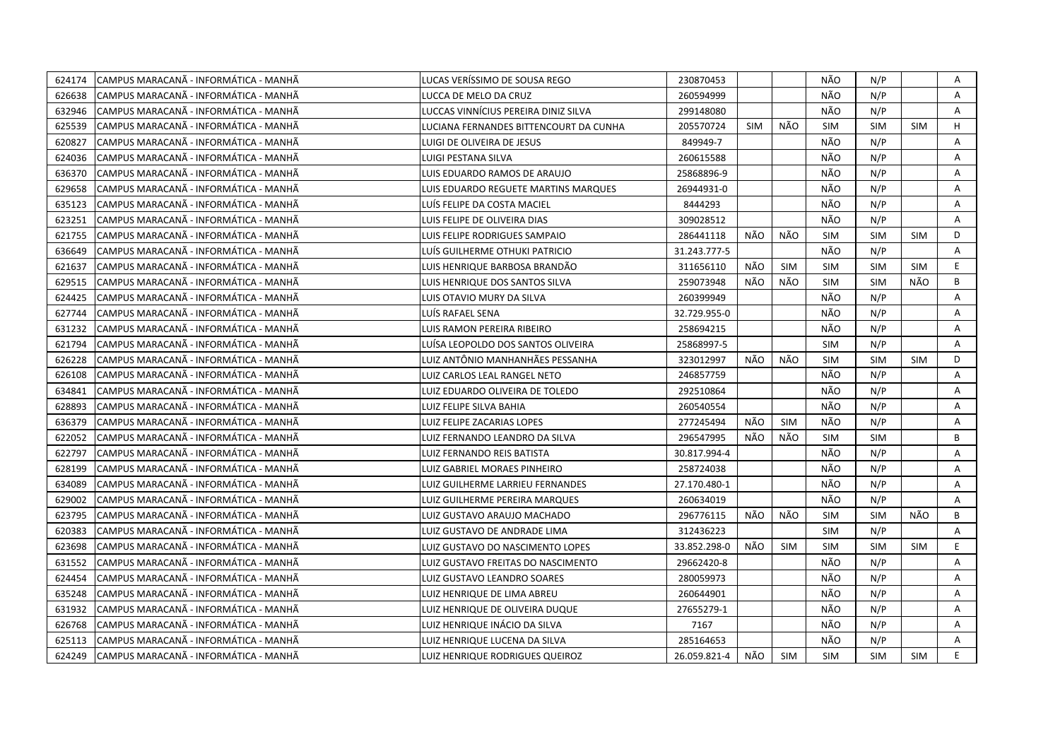| | | | | | | | | | |
|---|---|---|---|---|---|---|---|---|---|
| 624174 | CAMPUS MARACANÃ - INFORMÁTICA - MANHÃ | LUCAS VERÍSSIMO DE SOUSA REGO | 230870453 | | | NÃO | N/P | | A |
| 626638 | CAMPUS MARACANÃ - INFORMÁTICA - MANHÃ | LUCCA DE MELO DA CRUZ | 260594999 | | | NÃO | N/P | | A |
| 632946 | CAMPUS MARACANÃ - INFORMÁTICA - MANHÃ | LUCCAS VINNÍCIUS PEREIRA DINIZ SILVA | 299148080 | | | NÃO | N/P | | A |
| 625539 | CAMPUS MARACANÃ - INFORMÁTICA - MANHÃ | LUCIANA FERNANDES BITTENCOURT DA CUNHA | 205570724 | SIM | NÃO | SIM | SIM | SIM | H |
| 620827 | CAMPUS MARACANÃ - INFORMÁTICA - MANHÃ | LUIGI DE OLIVEIRA DE JESUS | 849949-7 | | | NÃO | N/P | | A |
| 624036 | CAMPUS MARACANÃ - INFORMÁTICA - MANHÃ | LUIGI PESTANA SILVA | 260615588 | | | NÃO | N/P | | A |
| 636370 | CAMPUS MARACANÃ - INFORMÁTICA - MANHÃ | LUIS EDUARDO RAMOS DE ARAUJO | 25868896-9 | | | NÃO | N/P | | A |
| 629658 | CAMPUS MARACANÃ - INFORMÁTICA - MANHÃ | LUIS EDUARDO REGUETE MARTINS MARQUES | 26944931-0 | | | NÃO | N/P | | A |
| 635123 | CAMPUS MARACANÃ - INFORMÁTICA - MANHÃ | LUÍS FELIPE DA COSTA MACIEL | 8444293 | | | NÃO | N/P | | A |
| 623251 | CAMPUS MARACANÃ - INFORMÁTICA - MANHÃ | LUIS FELIPE DE OLIVEIRA DIAS | 309028512 | | | NÃO | N/P | | A |
| 621755 | CAMPUS MARACANÃ - INFORMÁTICA - MANHÃ | LUIS FELIPE RODRIGUES SAMPAIO | 286441118 | NÃO | NÃO | SIM | SIM | SIM | D |
| 636649 | CAMPUS MARACANÃ - INFORMÁTICA - MANHÃ | LUÍS GUILHERME OTHUKI PATRICIO | 31.243.777-5 | | | NÃO | N/P | | A |
| 621637 | CAMPUS MARACANÃ - INFORMÁTICA - MANHÃ | LUIS HENRIQUE BARBOSA BRANDÃO | 311656110 | NÃO | SIM | SIM | SIM | SIM | E |
| 629515 | CAMPUS MARACANÃ - INFORMÁTICA - MANHÃ | LUIS HENRIQUE DOS SANTOS SILVA | 259073948 | NÃO | NÃO | SIM | SIM | NÃO | B |
| 624425 | CAMPUS MARACANÃ - INFORMÁTICA - MANHÃ | LUIS OTAVIO MURY DA SILVA | 260399949 | | | NÃO | N/P | | A |
| 627744 | CAMPUS MARACANÃ - INFORMÁTICA - MANHÃ | LUÍS RAFAEL SENA | 32.729.955-0 | | | NÃO | N/P | | A |
| 631232 | CAMPUS MARACANÃ - INFORMÁTICA - MANHÃ | LUIS RAMON PEREIRA RIBEIRO | 258694215 | | | NÃO | N/P | | A |
| 621794 | CAMPUS MARACANÃ - INFORMÁTICA - MANHÃ | LUÍSA LEOPOLDO DOS SANTOS OLIVEIRA | 25868997-5 | | | SIM | N/P | | A |
| 626228 | CAMPUS MARACANÃ - INFORMÁTICA - MANHÃ | LUIZ ANTÔNIO MANHANHÃES PESSANHA | 323012997 | NÃO | NÃO | SIM | SIM | SIM | D |
| 626108 | CAMPUS MARACANÃ - INFORMÁTICA - MANHÃ | LUIZ CARLOS LEAL RANGEL NETO | 246857759 | | | NÃO | N/P | | A |
| 634841 | CAMPUS MARACANÃ - INFORMÁTICA - MANHÃ | LUIZ EDUARDO OLIVEIRA DE TOLEDO | 292510864 | | | NÃO | N/P | | A |
| 628893 | CAMPUS MARACANÃ - INFORMÁTICA - MANHÃ | LUIZ FELIPE SILVA BAHIA | 260540554 | | | NÃO | N/P | | A |
| 636379 | CAMPUS MARACANÃ - INFORMÁTICA - MANHÃ | LUIZ FELIPE ZACARIAS LOPES | 277245494 | NÃO | SIM | NÃO | N/P | | A |
| 622052 | CAMPUS MARACANÃ - INFORMÁTICA - MANHÃ | LUIZ FERNANDO LEANDRO DA SILVA | 296547995 | NÃO | NÃO | SIM | SIM | | B |
| 622797 | CAMPUS MARACANÃ - INFORMÁTICA - MANHÃ | LUIZ FERNANDO REIS BATISTA | 30.817.994-4 | | | NÃO | N/P | | A |
| 628199 | CAMPUS MARACANÃ - INFORMÁTICA - MANHÃ | LUIZ GABRIEL MORAES PINHEIRO | 258724038 | | | NÃO | N/P | | A |
| 634089 | CAMPUS MARACANÃ - INFORMÁTICA - MANHÃ | LUIZ GUILHERME LARRIEU FERNANDES | 27.170.480-1 | | | NÃO | N/P | | A |
| 629002 | CAMPUS MARACANÃ - INFORMÁTICA - MANHÃ | LUIZ GUILHERME PEREIRA MARQUES | 260634019 | | | NÃO | N/P | | A |
| 623795 | CAMPUS MARACANÃ - INFORMÁTICA - MANHÃ | LUIZ GUSTAVO ARAUJO MACHADO | 296776115 | NÃO | NÃO | SIM | SIM | NÃO | B |
| 620383 | CAMPUS MARACANÃ - INFORMÁTICA - MANHÃ | LUIZ GUSTAVO DE ANDRADE LIMA | 312436223 | | | SIM | N/P | | A |
| 623698 | CAMPUS MARACANÃ - INFORMÁTICA - MANHÃ | LUIZ GUSTAVO DO NASCIMENTO LOPES | 33.852.298-0 | NÃO | SIM | SIM | SIM | SIM | E |
| 631552 | CAMPUS MARACANÃ - INFORMÁTICA - MANHÃ | LUIZ GUSTAVO FREITAS DO NASCIMENTO | 29662420-8 | | | NÃO | N/P | | A |
| 624454 | CAMPUS MARACANÃ - INFORMÁTICA - MANHÃ | LUIZ GUSTAVO LEANDRO SOARES | 280059973 | | | NÃO | N/P | | A |
| 635248 | CAMPUS MARACANÃ - INFORMÁTICA - MANHÃ | LUIZ HENRIQUE DE LIMA ABREU | 260644901 | | | NÃO | N/P | | A |
| 631932 | CAMPUS MARACANÃ - INFORMÁTICA - MANHÃ | LUIZ HENRIQUE DE OLIVEIRA DUQUE | 27655279-1 | | | NÃO | N/P | | A |
| 626768 | CAMPUS MARACANÃ - INFORMÁTICA - MANHÃ | LUIZ HENRIQUE INÁCIO DA SILVA | 7167 | | | NÃO | N/P | | A |
| 625113 | CAMPUS MARACANÃ - INFORMÁTICA - MANHÃ | LUIZ HENRIQUE LUCENA DA SILVA | 285164653 | | | NÃO | N/P | | A |
| 624249 | CAMPUS MARACANÃ - INFORMÁTICA - MANHÃ | LUIZ HENRIQUE RODRIGUES QUEIROZ | 26.059.821-4 | NÃO | SIM | SIM | SIM | SIM | E |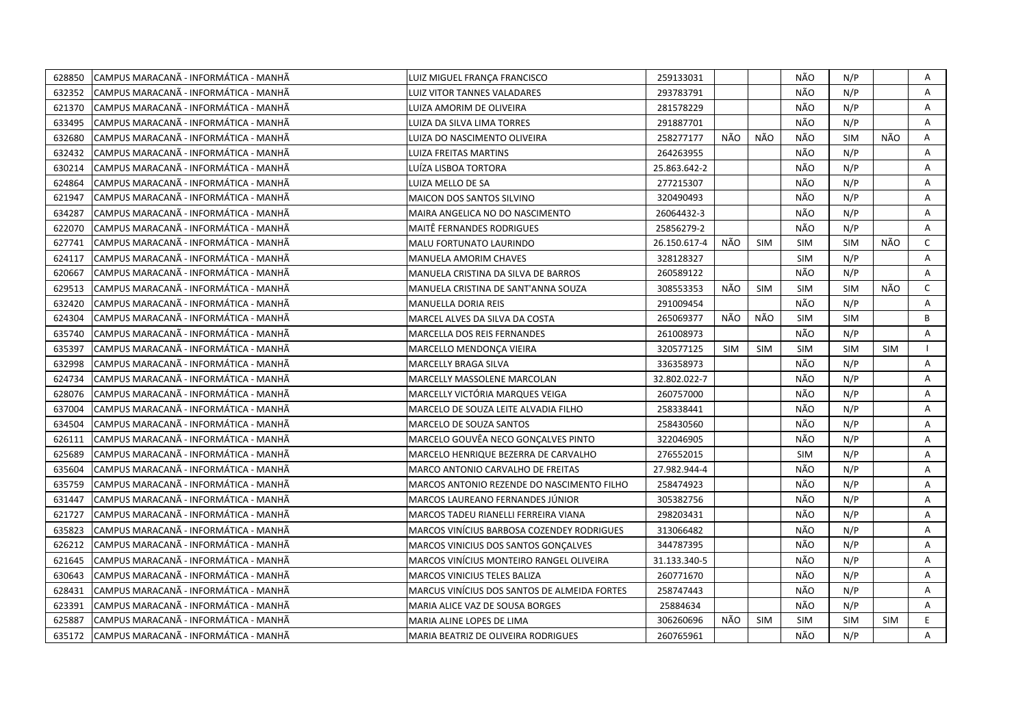| | | | | | | | | | |
|---|---|---|---|---|---|---|---|---|---|
| 628850 | CAMPUS MARACANÃ - INFORMÁTICA - MANHÃ | LUIZ MIGUEL FRANÇA FRANCISCO | 259133031 | | | NÃO | N/P | | A |
| 632352 | CAMPUS MARACANÃ - INFORMÁTICA - MANHÃ | LUIZ VITOR TANNES VALADARES | 293783791 | | | NÃO | N/P | | A |
| 621370 | CAMPUS MARACANÃ - INFORMÁTICA - MANHÃ | LUIZA AMORIM DE OLIVEIRA | 281578229 | | | NÃO | N/P | | A |
| 633495 | CAMPUS MARACANÃ - INFORMÁTICA - MANHÃ | LUIZA DA SILVA LIMA TORRES | 291887701 | | | NÃO | N/P | | A |
| 632680 | CAMPUS MARACANÃ - INFORMÁTICA - MANHÃ | LUIZA DO NASCIMENTO OLIVEIRA | 258277177 | NÃO | NÃO | NÃO | SIM | NÃO | A |
| 632432 | CAMPUS MARACANÃ - INFORMÁTICA - MANHÃ | LUIZA FREITAS MARTINS | 264263955 | | | NÃO | N/P | | A |
| 630214 | CAMPUS MARACANÃ - INFORMÁTICA - MANHÃ | LUÍZA LISBOA TORTORA | 25.863.642-2 | | | NÃO | N/P | | A |
| 624864 | CAMPUS MARACANÃ - INFORMÁTICA - MANHÃ | LUIZA MELLO DE SA | 277215307 | | | NÃO | N/P | | A |
| 621947 | CAMPUS MARACANÃ - INFORMÁTICA - MANHÃ | MAICON DOS SANTOS SILVINO | 320490493 | | | NÃO | N/P | | A |
| 634287 | CAMPUS MARACANÃ - INFORMÁTICA - MANHÃ | MAIRA ANGELICA NO DO NASCIMENTO | 26064432-3 | | | NÃO | N/P | | A |
| 622070 | CAMPUS MARACANÃ - INFORMÁTICA - MANHÃ | MAITÊ FERNANDES RODRIGUES | 25856279-2 | | | NÃO | N/P | | A |
| 627741 | CAMPUS MARACANÃ - INFORMÁTICA - MANHÃ | MALU FORTUNATO LAURINDO | 26.150.617-4 | NÃO | SIM | SIM | SIM | NÃO | C |
| 624117 | CAMPUS MARACANÃ - INFORMÁTICA - MANHÃ | MANUELA AMORIM CHAVES | 328128327 | | | SIM | N/P | | A |
| 620667 | CAMPUS MARACANÃ - INFORMÁTICA - MANHÃ | MANUELA CRISTINA DA SILVA DE BARROS | 260589122 | | | NÃO | N/P | | A |
| 629513 | CAMPUS MARACANÃ - INFORMÁTICA - MANHÃ | MANUELA CRISTINA DE SANT'ANNA SOUZA | 308553353 | NÃO | SIM | SIM | SIM | NÃO | C |
| 632420 | CAMPUS MARACANÃ - INFORMÁTICA - MANHÃ | MANUELLA DORIA REIS | 291009454 | | | NÃO | N/P | | A |
| 624304 | CAMPUS MARACANÃ - INFORMÁTICA - MANHÃ | MARCEL ALVES DA SILVA DA COSTA | 265069377 | NÃO | NÃO | SIM | SIM | | B |
| 635740 | CAMPUS MARACANÃ - INFORMÁTICA - MANHÃ | MARCELLA DOS REIS FERNANDES | 261008973 | | | NÃO | N/P | | A |
| 635397 | CAMPUS MARACANÃ - INFORMÁTICA - MANHÃ | MARCELLO MENDONÇA VIEIRA | 320577125 | SIM | SIM | SIM | SIM | SIM | I |
| 632998 | CAMPUS MARACANÃ - INFORMÁTICA - MANHÃ | MARCELLY BRAGA SILVA | 336358973 | | | NÃO | N/P | | A |
| 624734 | CAMPUS MARACANÃ - INFORMÁTICA - MANHÃ | MARCELLY MASSOLENE MARCOLAN | 32.802.022-7 | | | NÃO | N/P | | A |
| 628076 | CAMPUS MARACANÃ - INFORMÁTICA - MANHÃ | MARCELLY VICTÓRIA MARQUES VEIGA | 260757000 | | | NÃO | N/P | | A |
| 637004 | CAMPUS MARACANÃ - INFORMÁTICA - MANHÃ | MARCELO DE SOUZA LEITE ALVADIA FILHO | 258338441 | | | NÃO | N/P | | A |
| 634504 | CAMPUS MARACANÃ - INFORMÁTICA - MANHÃ | MARCELO DE SOUZA SANTOS | 258430560 | | | NÃO | N/P | | A |
| 626111 | CAMPUS MARACANÃ - INFORMÁTICA - MANHÃ | MARCELO GOUVÊA NECO GONÇALVES PINTO | 322046905 | | | NÃO | N/P | | A |
| 625689 | CAMPUS MARACANÃ - INFORMÁTICA - MANHÃ | MARCELO HENRIQUE BEZERRA DE CARVALHO | 276552015 | | | SIM | N/P | | A |
| 635604 | CAMPUS MARACANÃ - INFORMÁTICA - MANHÃ | MARCO ANTONIO CARVALHO DE FREITAS | 27.982.944-4 | | | NÃO | N/P | | A |
| 635759 | CAMPUS MARACANÃ - INFORMÁTICA - MANHÃ | MARCOS ANTONIO REZENDE DO NASCIMENTO FILHO | 258474923 | | | NÃO | N/P | | A |
| 631447 | CAMPUS MARACANÃ - INFORMÁTICA - MANHÃ | MARCOS LAUREANO FERNANDES JÚNIOR | 305382756 | | | NÃO | N/P | | A |
| 621727 | CAMPUS MARACANÃ - INFORMÁTICA - MANHÃ | MARCOS TADEU RIANELLI FERREIRA VIANA | 298203431 | | | NÃO | N/P | | A |
| 635823 | CAMPUS MARACANÃ - INFORMÁTICA - MANHÃ | MARCOS VINÍCIUS BARBOSA COZENDEY RODRIGUES | 313066482 | | | NÃO | N/P | | A |
| 626212 | CAMPUS MARACANÃ - INFORMÁTICA - MANHÃ | MARCOS VINICIUS DOS SANTOS GONÇALVES | 344787395 | | | NÃO | N/P | | A |
| 621645 | CAMPUS MARACANÃ - INFORMÁTICA - MANHÃ | MARCOS VINÍCIUS MONTEIRO RANGEL OLIVEIRA | 31.133.340-5 | | | NÃO | N/P | | A |
| 630643 | CAMPUS MARACANÃ - INFORMÁTICA - MANHÃ | MARCOS VINICIUS TELES BALIZA | 260771670 | | | NÃO | N/P | | A |
| 628431 | CAMPUS MARACANÃ - INFORMÁTICA - MANHÃ | MARCUS VINÍCIUS DOS SANTOS DE ALMEIDA FORTES | 258747443 | | | NÃO | N/P | | A |
| 623391 | CAMPUS MARACANÃ - INFORMÁTICA - MANHÃ | MARIA ALICE VAZ DE SOUSA BORGES | 25884634 | | | NÃO | N/P | | A |
| 625887 | CAMPUS MARACANÃ - INFORMÁTICA - MANHÃ | MARIA ALINE LOPES DE LIMA | 306260696 | NÃO | SIM | SIM | SIM | SIM | E |
| 635172 | CAMPUS MARACANÃ - INFORMÁTICA - MANHÃ | MARIA BEATRIZ DE OLIVEIRA RODRIGUES | 260765961 | | | NÃO | N/P | | A |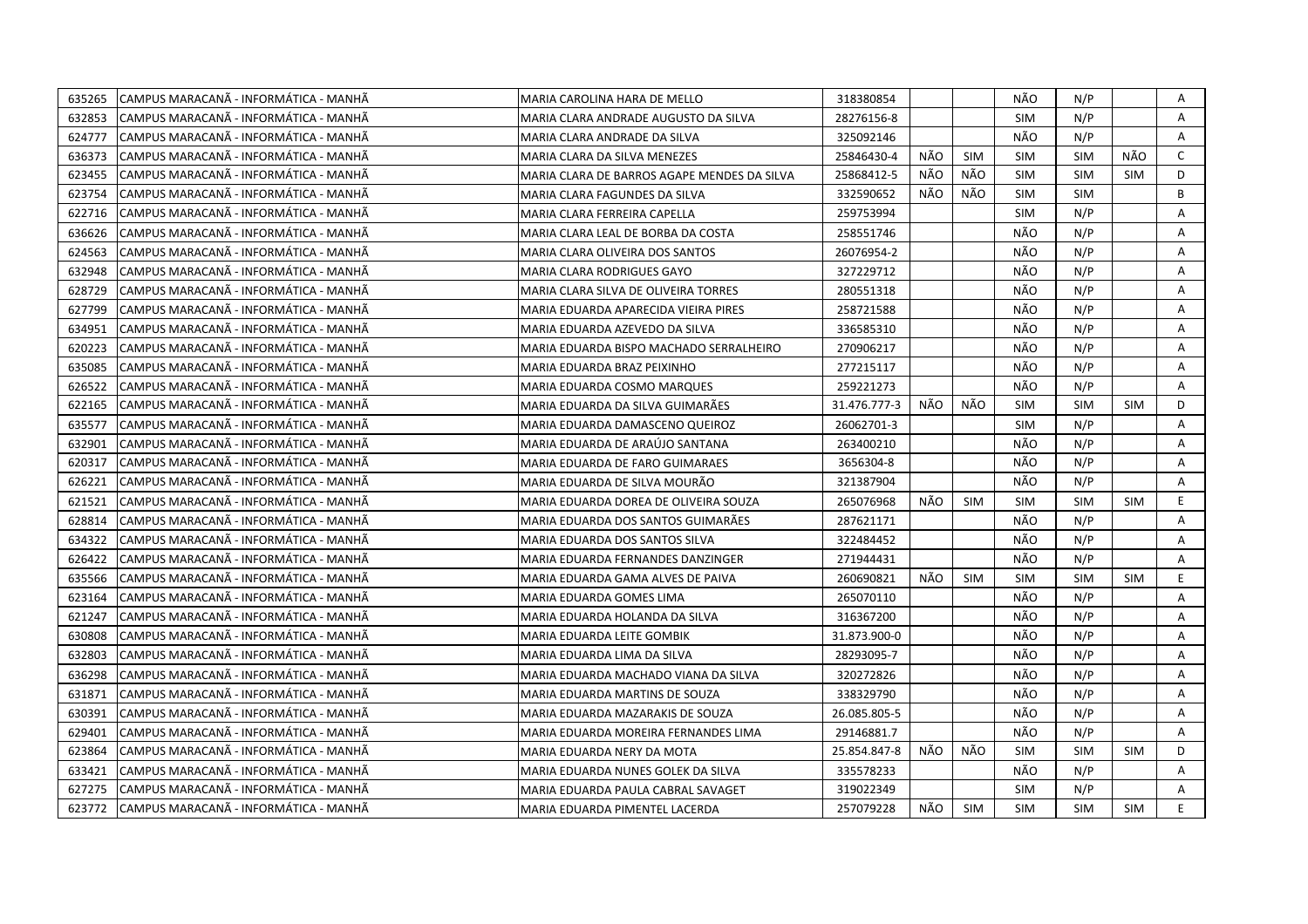| | | | | | | | | | |
|---|---|---|---|---|---|---|---|---|---|
| 635265 | CAMPUS MARACANÃ - INFORMÁTICA - MANHÃ | MARIA CAROLINA HARA DE MELLO | 318380854 | | | NÃO | N/P | | A |
| 632853 | CAMPUS MARACANÃ - INFORMÁTICA - MANHÃ | MARIA CLARA ANDRADE AUGUSTO DA SILVA | 28276156-8 | | | SIM | N/P | | A |
| 624777 | CAMPUS MARACANÃ - INFORMÁTICA - MANHÃ | MARIA CLARA ANDRADE DA SILVA | 325092146 | | | NÃO | N/P | | A |
| 636373 | CAMPUS MARACANÃ - INFORMÁTICA - MANHÃ | MARIA CLARA DA SILVA MENEZES | 25846430-4 | NÃO | SIM | SIM | SIM | NÃO | C |
| 623455 | CAMPUS MARACANÃ - INFORMÁTICA - MANHÃ | MARIA CLARA DE BARROS AGAPE MENDES DA SILVA | 25868412-5 | NÃO | NÃO | SIM | SIM | SIM | D |
| 623754 | CAMPUS MARACANÃ - INFORMÁTICA - MANHÃ | MARIA CLARA FAGUNDES DA SILVA | 332590652 | NÃO | NÃO | SIM | SIM | | B |
| 622716 | CAMPUS MARACANÃ - INFORMÁTICA - MANHÃ | MARIA CLARA FERREIRA CAPELLA | 259753994 | | | SIM | N/P | | A |
| 636626 | CAMPUS MARACANÃ - INFORMÁTICA - MANHÃ | MARIA CLARA LEAL DE BORBA DA COSTA | 258551746 | | | NÃO | N/P | | A |
| 624563 | CAMPUS MARACANÃ - INFORMÁTICA - MANHÃ | MARIA CLARA OLIVEIRA DOS SANTOS | 26076954-2 | | | NÃO | N/P | | A |
| 632948 | CAMPUS MARACANÃ - INFORMÁTICA - MANHÃ | MARIA CLARA RODRIGUES GAYO | 327229712 | | | NÃO | N/P | | A |
| 628729 | CAMPUS MARACANÃ - INFORMÁTICA - MANHÃ | MARIA CLARA SILVA DE OLIVEIRA TORRES | 280551318 | | | NÃO | N/P | | A |
| 627799 | CAMPUS MARACANÃ - INFORMÁTICA - MANHÃ | MARIA EDUARDA APARECIDA VIEIRA PIRES | 258721588 | | | NÃO | N/P | | A |
| 634951 | CAMPUS MARACANÃ - INFORMÁTICA - MANHÃ | MARIA EDUARDA AZEVEDO DA SILVA | 336585310 | | | NÃO | N/P | | A |
| 620223 | CAMPUS MARACANÃ - INFORMÁTICA - MANHÃ | MARIA EDUARDA BISPO MACHADO SERRALHEIRO | 270906217 | | | NÃO | N/P | | A |
| 635085 | CAMPUS MARACANÃ - INFORMÁTICA - MANHÃ | MARIA EDUARDA BRAZ PEIXINHO | 277215117 | | | NÃO | N/P | | A |
| 626522 | CAMPUS MARACANÃ - INFORMÁTICA - MANHÃ | MARIA EDUARDA COSMO MARQUES | 259221273 | | | NÃO | N/P | | A |
| 622165 | CAMPUS MARACANÃ - INFORMÁTICA - MANHÃ | MARIA EDUARDA DA SILVA GUIMARÃES | 31.476.777-3 | NÃO | NÃO | SIM | SIM | SIM | D |
| 635577 | CAMPUS MARACANÃ - INFORMÁTICA - MANHÃ | MARIA EDUARDA DAMASCENO QUEIROZ | 26062701-3 | | | SIM | N/P | | A |
| 632901 | CAMPUS MARACANÃ - INFORMÁTICA - MANHÃ | MARIA EDUARDA DE ARAÚJO SANTANA | 263400210 | | | NÃO | N/P | | A |
| 620317 | CAMPUS MARACANÃ - INFORMÁTICA - MANHÃ | MARIA EDUARDA DE FARO GUIMARAES | 3656304-8 | | | NÃO | N/P | | A |
| 626221 | CAMPUS MARACANÃ - INFORMÁTICA - MANHÃ | MARIA EDUARDA DE SILVA MOURÃO | 321387904 | | | NÃO | N/P | | A |
| 621521 | CAMPUS MARACANÃ - INFORMÁTICA - MANHÃ | MARIA EDUARDA DOREA DE OLIVEIRA SOUZA | 265076968 | NÃO | SIM | SIM | SIM | SIM | E |
| 628814 | CAMPUS MARACANÃ - INFORMÁTICA - MANHÃ | MARIA EDUARDA DOS SANTOS GUIMARÃES | 287621171 | | | NÃO | N/P | | A |
| 634322 | CAMPUS MARACANÃ - INFORMÁTICA - MANHÃ | MARIA EDUARDA DOS SANTOS SILVA | 322484452 | | | NÃO | N/P | | A |
| 626422 | CAMPUS MARACANÃ - INFORMÁTICA - MANHÃ | MARIA EDUARDA FERNANDES DANZINGER | 271944431 | | | NÃO | N/P | | A |
| 635566 | CAMPUS MARACANÃ - INFORMÁTICA - MANHÃ | MARIA EDUARDA GAMA ALVES DE PAIVA | 260690821 | NÃO | SIM | SIM | SIM | SIM | E |
| 623164 | CAMPUS MARACANÃ - INFORMÁTICA - MANHÃ | MARIA EDUARDA GOMES LIMA | 265070110 | | | NÃO | N/P | | A |
| 621247 | CAMPUS MARACANÃ - INFORMÁTICA - MANHÃ | MARIA EDUARDA HOLANDA DA SILVA | 316367200 | | | NÃO | N/P | | A |
| 630808 | CAMPUS MARACANÃ - INFORMÁTICA - MANHÃ | MARIA EDUARDA LEITE GOMBIK | 31.873.900-0 | | | NÃO | N/P | | A |
| 632803 | CAMPUS MARACANÃ - INFORMÁTICA - MANHÃ | MARIA EDUARDA LIMA DA SILVA | 28293095-7 | | | NÃO | N/P | | A |
| 636298 | CAMPUS MARACANÃ - INFORMÁTICA - MANHÃ | MARIA EDUARDA MACHADO VIANA DA SILVA | 320272826 | | | NÃO | N/P | | A |
| 631871 | CAMPUS MARACANÃ - INFORMÁTICA - MANHÃ | MARIA EDUARDA MARTINS DE SOUZA | 338329790 | | | NÃO | N/P | | A |
| 630391 | CAMPUS MARACANÃ - INFORMÁTICA - MANHÃ | MARIA EDUARDA MAZARAKIS DE SOUZA | 26.085.805-5 | | | NÃO | N/P | | A |
| 629401 | CAMPUS MARACANÃ - INFORMÁTICA - MANHÃ | MARIA EDUARDA MOREIRA FERNANDES LIMA | 29146881.7 | | | NÃO | N/P | | A |
| 623864 | CAMPUS MARACANÃ - INFORMÁTICA - MANHÃ | MARIA EDUARDA NERY DA MOTA | 25.854.847-8 | NÃO | NÃO | SIM | SIM | SIM | D |
| 633421 | CAMPUS MARACANÃ - INFORMÁTICA - MANHÃ | MARIA EDUARDA NUNES GOLEK DA SILVA | 335578233 | | | NÃO | N/P | | A |
| 627275 | CAMPUS MARACANÃ - INFORMÁTICA - MANHÃ | MARIA EDUARDA PAULA CABRAL SAVAGET | 319022349 | | | SIM | N/P | | A |
| 623772 | CAMPUS MARACANÃ - INFORMÁTICA - MANHÃ | MARIA EDUARDA PIMENTEL LACERDA | 257079228 | NÃO | SIM | SIM | SIM | SIM | E |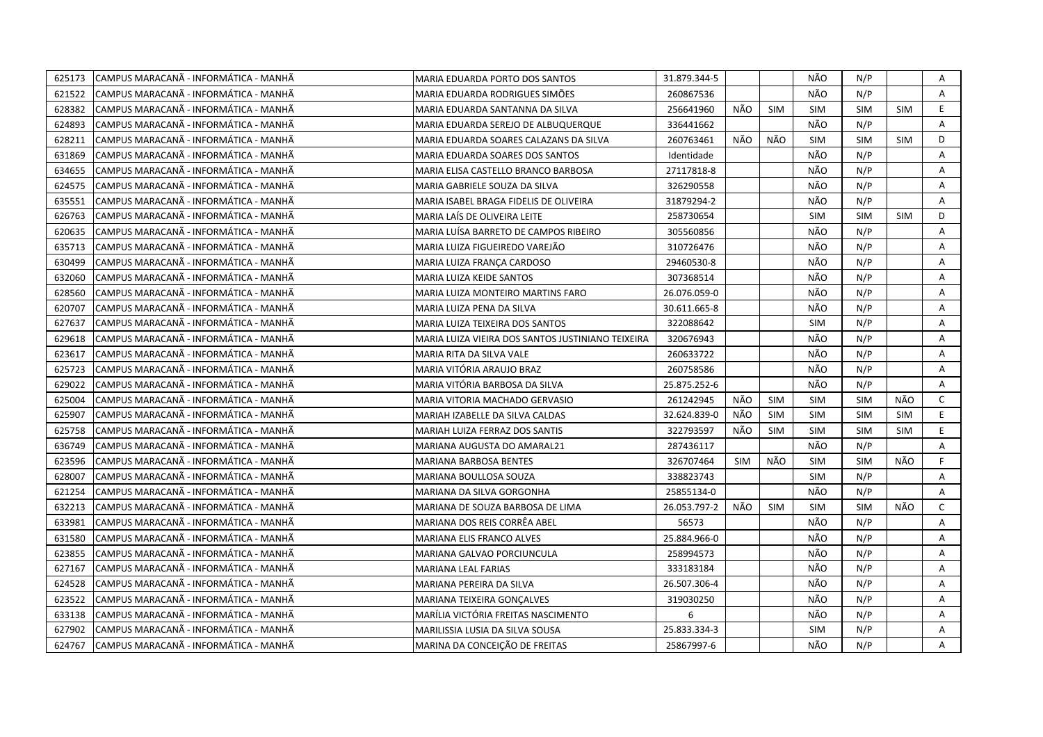| | | | | | | | | | |
|---|---|---|---|---|---|---|---|---|---|
| 625173 | CAMPUS MARACANÃ - INFORMÁTICA - MANHÃ | MARIA EDUARDA PORTO DOS SANTOS | 31.879.344-5 | | | NÃO | N/P | | A |
| 621522 | CAMPUS MARACANÃ - INFORMÁTICA - MANHÃ | MARIA EDUARDA RODRIGUES SIMÕES | 260867536 | | | NÃO | N/P | | A |
| 628382 | CAMPUS MARACANÃ - INFORMÁTICA - MANHÃ | MARIA EDUARDA SANTANNA DA SILVA | 256641960 | NÃO | SIM | SIM | SIM | SIM | E |
| 624893 | CAMPUS MARACANÃ - INFORMÁTICA - MANHÃ | MARIA EDUARDA SEREJO DE ALBUQUERQUE | 336441662 | | | NÃO | N/P | | A |
| 628211 | CAMPUS MARACANÃ - INFORMÁTICA - MANHÃ | MARIA EDUARDA SOARES CALAZANS DA SILVA | 260763461 | NÃO | NÃO | SIM | SIM | SIM | D |
| 631869 | CAMPUS MARACANÃ - INFORMÁTICA - MANHÃ | MARIA EDUARDA SOARES DOS SANTOS | Identidade | | | NÃO | N/P | | A |
| 634655 | CAMPUS MARACANÃ - INFORMÁTICA - MANHÃ | MARIA ELISA CASTELLO BRANCO BARBOSA | 27117818-8 | | | NÃO | N/P | | A |
| 624575 | CAMPUS MARACANÃ - INFORMÁTICA - MANHÃ | MARIA GABRIELE SOUZA DA SILVA | 326290558 | | | NÃO | N/P | | A |
| 635551 | CAMPUS MARACANÃ - INFORMÁTICA - MANHÃ | MARIA ISABEL BRAGA FIDELIS DE OLIVEIRA | 31879294-2 | | | NÃO | N/P | | A |
| 626763 | CAMPUS MARACANÃ - INFORMÁTICA - MANHÃ | MARIA LAÍS DE OLIVEIRA LEITE | 258730654 | | | SIM | SIM | SIM | D |
| 620635 | CAMPUS MARACANÃ - INFORMÁTICA - MANHÃ | MARIA LUÍSA BARRETO DE CAMPOS RIBEIRO | 305560856 | | | NÃO | N/P | | A |
| 635713 | CAMPUS MARACANÃ - INFORMÁTICA - MANHÃ | MARIA LUIZA FIGUEIREDO VAREJÃO | 310726476 | | | NÃO | N/P | | A |
| 630499 | CAMPUS MARACANÃ - INFORMÁTICA - MANHÃ | MARIA LUIZA FRANÇA CARDOSO | 29460530-8 | | | NÃO | N/P | | A |
| 632060 | CAMPUS MARACANÃ - INFORMÁTICA - MANHÃ | MARIA LUIZA KEIDE SANTOS | 307368514 | | | NÃO | N/P | | A |
| 628560 | CAMPUS MARACANÃ - INFORMÁTICA - MANHÃ | MARIA LUIZA MONTEIRO MARTINS FARO | 26.076.059-0 | | | NÃO | N/P | | A |
| 620707 | CAMPUS MARACANÃ - INFORMÁTICA - MANHÃ | MARIA LUIZA PENA DA SILVA | 30.611.665-8 | | | NÃO | N/P | | A |
| 627637 | CAMPUS MARACANÃ - INFORMÁTICA - MANHÃ | MARIA LUIZA TEIXEIRA DOS SANTOS | 322088642 | | | SIM | N/P | | A |
| 629618 | CAMPUS MARACANÃ - INFORMÁTICA - MANHÃ | MARIA LUIZA VIEIRA DOS SANTOS JUSTINIANO TEIXEIRA | 320676943 | | | NÃO | N/P | | A |
| 623617 | CAMPUS MARACANÃ - INFORMÁTICA - MANHÃ | MARIA RITA DA SILVA VALE | 260633722 | | | NÃO | N/P | | A |
| 625723 | CAMPUS MARACANÃ - INFORMÁTICA - MANHÃ | MARIA VITÓRIA ARAUJO BRAZ | 260758586 | | | NÃO | N/P | | A |
| 629022 | CAMPUS MARACANÃ - INFORMÁTICA - MANHÃ | MARIA VITÓRIA BARBOSA DA SILVA | 25.875.252-6 | | | NÃO | N/P | | A |
| 625004 | CAMPUS MARACANÃ - INFORMÁTICA - MANHÃ | MARIA VITORIA MACHADO GERVASIO | 261242945 | NÃO | SIM | SIM | SIM | NÃO | C |
| 625907 | CAMPUS MARACANÃ - INFORMÁTICA - MANHÃ | MARIAH IZABELLE DA SILVA CALDAS | 32.624.839-0 | NÃO | SIM | SIM | SIM | SIM | E |
| 625758 | CAMPUS MARACANÃ - INFORMÁTICA - MANHÃ | MARIAH LUIZA FERRAZ DOS SANTIS | 322793597 | NÃO | SIM | SIM | SIM | SIM | E |
| 636749 | CAMPUS MARACANÃ - INFORMÁTICA - MANHÃ | MARIANA AUGUSTA DO AMARAL21 | 287436117 | | | NÃO | N/P | | A |
| 623596 | CAMPUS MARACANÃ - INFORMÁTICA - MANHÃ | MARIANA BARBOSA BENTES | 326707464 | SIM | NÃO | SIM | SIM | NÃO | F |
| 628007 | CAMPUS MARACANÃ - INFORMÁTICA - MANHÃ | MARIANA BOULLOSA SOUZA | 338823743 | | | SIM | N/P | | A |
| 621254 | CAMPUS MARACANÃ - INFORMÁTICA - MANHÃ | MARIANA DA SILVA GORGONHA | 25855134-0 | | | NÃO | N/P | | A |
| 632213 | CAMPUS MARACANÃ - INFORMÁTICA - MANHÃ | MARIANA DE SOUZA BARBOSA DE LIMA | 26.053.797-2 | NÃO | SIM | SIM | SIM | NÃO | C |
| 633981 | CAMPUS MARACANÃ - INFORMÁTICA - MANHÃ | MARIANA DOS REIS CORRÊA ABEL | 56573 | | | NÃO | N/P | | A |
| 631580 | CAMPUS MARACANÃ - INFORMÁTICA - MANHÃ | MARIANA ELIS FRANCO ALVES | 25.884.966-0 | | | NÃO | N/P | | A |
| 623855 | CAMPUS MARACANÃ - INFORMÁTICA - MANHÃ | MARIANA GALVAO PORCIUNCULA | 258994573 | | | NÃO | N/P | | A |
| 627167 | CAMPUS MARACANÃ - INFORMÁTICA - MANHÃ | MARIANA LEAL FARIAS | 333183184 | | | NÃO | N/P | | A |
| 624528 | CAMPUS MARACANÃ - INFORMÁTICA - MANHÃ | MARIANA PEREIRA DA SILVA | 26.507.306-4 | | | NÃO | N/P | | A |
| 623522 | CAMPUS MARACANÃ - INFORMÁTICA - MANHÃ | MARIANA TEIXEIRA GONÇALVES | 319030250 | | | NÃO | N/P | | A |
| 633138 | CAMPUS MARACANÃ - INFORMÁTICA - MANHÃ | MARÍLIA VICTÓRIA FREITAS NASCIMENTO | 6 | | | NÃO | N/P | | A |
| 627902 | CAMPUS MARACANÃ - INFORMÁTICA - MANHÃ | MARILISSIA LUSIA DA SILVA SOUSA | 25.833.334-3 | | | SIM | N/P | | A |
| 624767 | CAMPUS MARACANÃ - INFORMÁTICA - MANHÃ | MARINA DA CONCEIÇÃO DE FREITAS | 25867997-6 | | | NÃO | N/P | | A |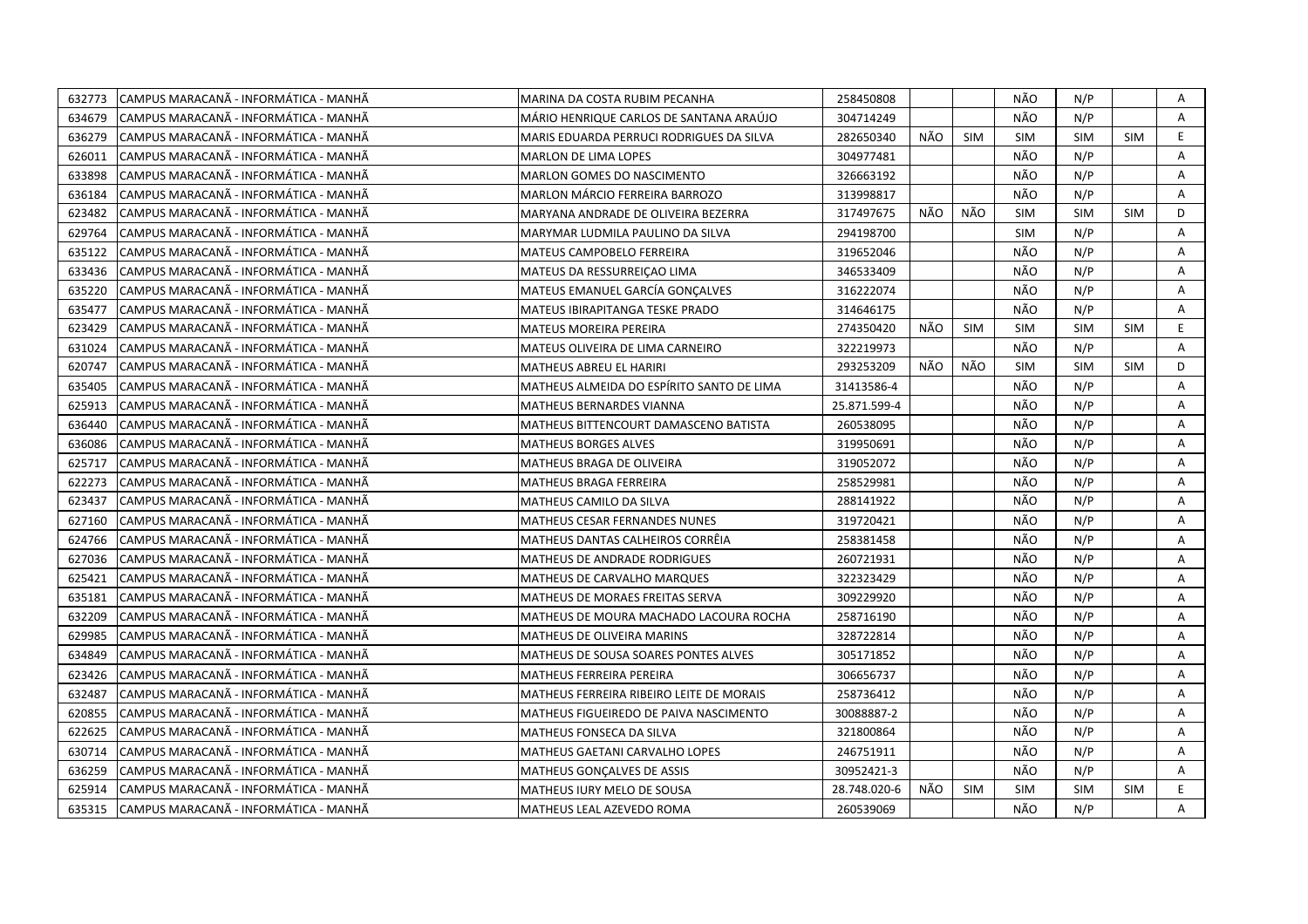| | | | | | | | | | |
|---|---|---|---|---|---|---|---|---|---|
| 632773 | CAMPUS MARACANÃ - INFORMÁTICA - MANHÃ | MARINA DA COSTA RUBIM PECANHA | 258450808 | | | NÃO | N/P | | A |
| 634679 | CAMPUS MARACANÃ - INFORMÁTICA - MANHÃ | MÁRIO HENRIQUE CARLOS DE SANTANA ARAÚJO | 304714249 | | | NÃO | N/P | | A |
| 636279 | CAMPUS MARACANÃ - INFORMÁTICA - MANHÃ | MARIS EDUARDA PERRUCI RODRIGUES DA SILVA | 282650340 | NÃO | SIM | SIM | SIM | SIM | E |
| 626011 | CAMPUS MARACANÃ - INFORMÁTICA - MANHÃ | MARLON DE LIMA LOPES | 304977481 | | | NÃO | N/P | | A |
| 633898 | CAMPUS MARACANÃ - INFORMÁTICA - MANHÃ | MARLON GOMES DO NASCIMENTO | 326663192 | | | NÃO | N/P | | A |
| 636184 | CAMPUS MARACANÃ - INFORMÁTICA - MANHÃ | MARLON MÁRCIO FERREIRA BARROZO | 313998817 | | | NÃO | N/P | | A |
| 623482 | CAMPUS MARACANÃ - INFORMÁTICA - MANHÃ | MARYANA ANDRADE DE OLIVEIRA BEZERRA | 317497675 | NÃO | NÃO | SIM | SIM | SIM | D |
| 629764 | CAMPUS MARACANÃ - INFORMÁTICA - MANHÃ | MARYMAR LUDMILA PAULINO DA SILVA | 294198700 | | | SIM | N/P | | A |
| 635122 | CAMPUS MARACANÃ - INFORMÁTICA - MANHÃ | MATEUS CAMPOBELO FERREIRA | 319652046 | | | NÃO | N/P | | A |
| 633436 | CAMPUS MARACANÃ - INFORMÁTICA - MANHÃ | MATEUS DA RESSURREIÇAO LIMA | 346533409 | | | NÃO | N/P | | A |
| 635220 | CAMPUS MARACANÃ - INFORMÁTICA - MANHÃ | MATEUS EMANUEL GARCÍA GONÇALVES | 316222074 | | | NÃO | N/P | | A |
| 635477 | CAMPUS MARACANÃ - INFORMÁTICA - MANHÃ | MATEUS IBIRAPITANGA TESKE PRADO | 314646175 | | | NÃO | N/P | | A |
| 623429 | CAMPUS MARACANÃ - INFORMÁTICA - MANHÃ | MATEUS MOREIRA PEREIRA | 274350420 | NÃO | SIM | SIM | SIM | SIM | E |
| 631024 | CAMPUS MARACANÃ - INFORMÁTICA - MANHÃ | MATEUS OLIVEIRA DE LIMA CARNEIRO | 322219973 | | | NÃO | N/P | | A |
| 620747 | CAMPUS MARACANÃ - INFORMÁTICA - MANHÃ | MATHEUS ABREU EL HARIRI | 293253209 | NÃO | NÃO | SIM | SIM | SIM | D |
| 635405 | CAMPUS MARACANÃ - INFORMÁTICA - MANHÃ | MATHEUS ALMEIDA DO ESPÍRITO SANTO DE LIMA | 31413586-4 | | | NÃO | N/P | | A |
| 625913 | CAMPUS MARACANÃ - INFORMÁTICA - MANHÃ | MATHEUS BERNARDES VIANNA | 25.871.599-4 | | | NÃO | N/P | | A |
| 636440 | CAMPUS MARACANÃ - INFORMÁTICA - MANHÃ | MATHEUS BITTENCOURT DAMASCENO BATISTA | 260538095 | | | NÃO | N/P | | A |
| 636086 | CAMPUS MARACANÃ - INFORMÁTICA - MANHÃ | MATHEUS BORGES ALVES | 319950691 | | | NÃO | N/P | | A |
| 625717 | CAMPUS MARACANÃ - INFORMÁTICA - MANHÃ | MATHEUS BRAGA DE OLIVEIRA | 319052072 | | | NÃO | N/P | | A |
| 622273 | CAMPUS MARACANÃ - INFORMÁTICA - MANHÃ | MATHEUS BRAGA FERREIRA | 258529981 | | | NÃO | N/P | | A |
| 623437 | CAMPUS MARACANÃ - INFORMÁTICA - MANHÃ | MATHEUS CAMILO DA SILVA | 288141922 | | | NÃO | N/P | | A |
| 627160 | CAMPUS MARACANÃ - INFORMÁTICA - MANHÃ | MATHEUS CESAR FERNANDES NUNES | 319720421 | | | NÃO | N/P | | A |
| 624766 | CAMPUS MARACANÃ - INFORMÁTICA - MANHÃ | MATHEUS DANTAS CALHEIROS CORRÊIA | 258381458 | | | NÃO | N/P | | A |
| 627036 | CAMPUS MARACANÃ - INFORMÁTICA - MANHÃ | MATHEUS DE ANDRADE RODRIGUES | 260721931 | | | NÃO | N/P | | A |
| 625421 | CAMPUS MARACANÃ - INFORMÁTICA - MANHÃ | MATHEUS DE CARVALHO MARQUES | 322323429 | | | NÃO | N/P | | A |
| 635181 | CAMPUS MARACANÃ - INFORMÁTICA - MANHÃ | MATHEUS DE MORAES FREITAS SERVA | 309229920 | | | NÃO | N/P | | A |
| 632209 | CAMPUS MARACANÃ - INFORMÁTICA - MANHÃ | MATHEUS DE MOURA MACHADO LACOURA ROCHA | 258716190 | | | NÃO | N/P | | A |
| 629985 | CAMPUS MARACANÃ - INFORMÁTICA - MANHÃ | MATHEUS DE OLIVEIRA MARINS | 328722814 | | | NÃO | N/P | | A |
| 634849 | CAMPUS MARACANÃ - INFORMÁTICA - MANHÃ | MATHEUS DE SOUSA SOARES PONTES ALVES | 305171852 | | | NÃO | N/P | | A |
| 623426 | CAMPUS MARACANÃ - INFORMÁTICA - MANHÃ | MATHEUS FERREIRA PEREIRA | 306656737 | | | NÃO | N/P | | A |
| 632487 | CAMPUS MARACANÃ - INFORMÁTICA - MANHÃ | MATHEUS FERREIRA RIBEIRO LEITE DE MORAIS | 258736412 | | | NÃO | N/P | | A |
| 620855 | CAMPUS MARACANÃ - INFORMÁTICA - MANHÃ | MATHEUS FIGUEIREDO DE PAIVA NASCIMENTO | 30088887-2 | | | NÃO | N/P | | A |
| 622625 | CAMPUS MARACANÃ - INFORMÁTICA - MANHÃ | MATHEUS FONSECA DA SILVA | 321800864 | | | NÃO | N/P | | A |
| 630714 | CAMPUS MARACANÃ - INFORMÁTICA - MANHÃ | MATHEUS GAETANI CARVALHO LOPES | 246751911 | | | NÃO | N/P | | A |
| 636259 | CAMPUS MARACANÃ - INFORMÁTICA - MANHÃ | MATHEUS GONÇALVES DE ASSIS | 30952421-3 | | | NÃO | N/P | | A |
| 625914 | CAMPUS MARACANÃ - INFORMÁTICA - MANHÃ | MATHEUS IURY MELO DE SOUSA | 28.748.020-6 | NÃO | SIM | SIM | SIM | SIM | E |
| 635315 | CAMPUS MARACANÃ - INFORMÁTICA - MANHÃ | MATHEUS LEAL AZEVEDO ROMA | 260539069 | | | NÃO | N/P | | A |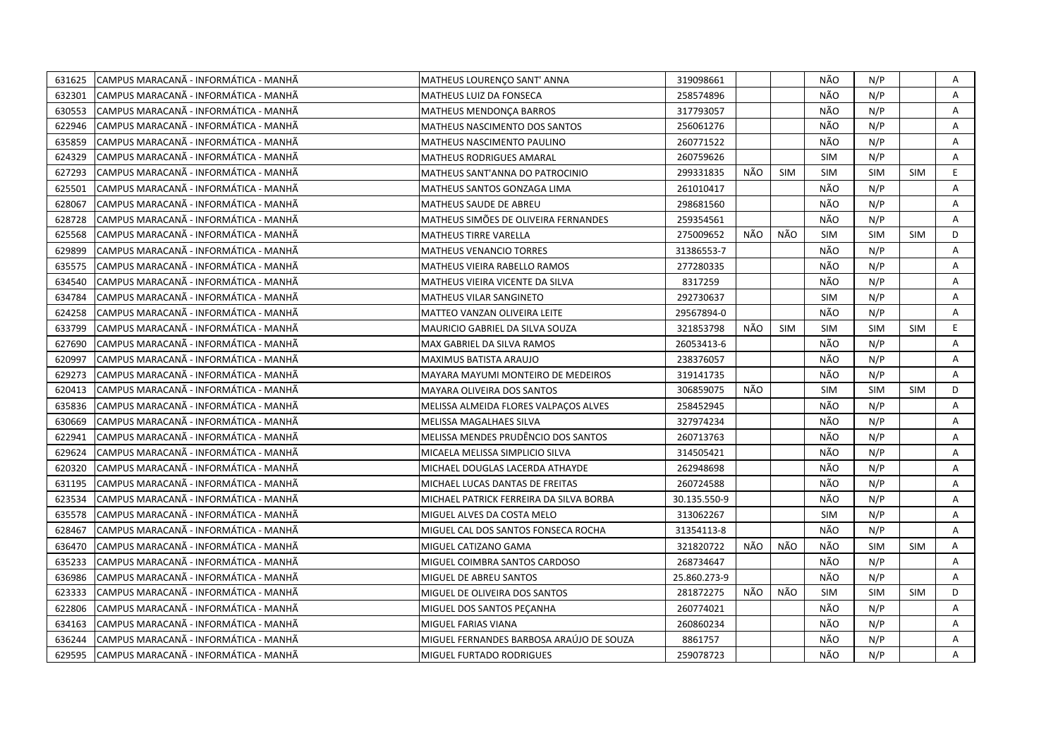| | | | | | | | | | |
|---|---|---|---|---|---|---|---|---|---|
| 631625 | CAMPUS MARACANÃ - INFORMÁTICA - MANHÃ | MATHEUS LOURENÇO SANT' ANNA | 319098661 | | | NÃO | N/P | | A |
| 632301 | CAMPUS MARACANÃ - INFORMÁTICA - MANHÃ | MATHEUS LUIZ DA FONSECA | 258574896 | | | NÃO | N/P | | A |
| 630553 | CAMPUS MARACANÃ - INFORMÁTICA - MANHÃ | MATHEUS MENDONÇA BARROS | 317793057 | | | NÃO | N/P | | A |
| 622946 | CAMPUS MARACANÃ - INFORMÁTICA - MANHÃ | MATHEUS NASCIMENTO DOS SANTOS | 256061276 | | | NÃO | N/P | | A |
| 635859 | CAMPUS MARACANÃ - INFORMÁTICA - MANHÃ | MATHEUS NASCIMENTO PAULINO | 260771522 | | | NÃO | N/P | | A |
| 624329 | CAMPUS MARACANÃ - INFORMÁTICA - MANHÃ | MATHEUS RODRIGUES AMARAL | 260759626 | | | SIM | N/P | | A |
| 627293 | CAMPUS MARACANÃ - INFORMÁTICA - MANHÃ | MATHEUS SANT'ANNA DO PATROCINIO | 299331835 | NÃO | SIM | SIM | SIM | SIM | E |
| 625501 | CAMPUS MARACANÃ - INFORMÁTICA - MANHÃ | MATHEUS SANTOS GONZAGA LIMA | 261010417 | | | NÃO | N/P | | A |
| 628067 | CAMPUS MARACANÃ - INFORMÁTICA - MANHÃ | MATHEUS SAUDE DE ABREU | 298681560 | | | NÃO | N/P | | A |
| 628728 | CAMPUS MARACANÃ - INFORMÁTICA - MANHÃ | MATHEUS SIMÕES DE OLIVEIRA FERNANDES | 259354561 | | | NÃO | N/P | | A |
| 625568 | CAMPUS MARACANÃ - INFORMÁTICA - MANHÃ | MATHEUS TIRRE VARELLA | 275009652 | NÃO | NÃO | SIM | SIM | SIM | D |
| 629899 | CAMPUS MARACANÃ - INFORMÁTICA - MANHÃ | MATHEUS VENANCIO TORRES | 31386553-7 | | | NÃO | N/P | | A |
| 635575 | CAMPUS MARACANÃ - INFORMÁTICA - MANHÃ | MATHEUS VIEIRA RABELLO RAMOS | 277280335 | | | NÃO | N/P | | A |
| 634540 | CAMPUS MARACANÃ - INFORMÁTICA - MANHÃ | MATHEUS VIEIRA VICENTE DA SILVA | 8317259 | | | NÃO | N/P | | A |
| 634784 | CAMPUS MARACANÃ - INFORMÁTICA - MANHÃ | MATHEUS VILAR SANGINETO | 292730637 | | | SIM | N/P | | A |
| 624258 | CAMPUS MARACANÃ - INFORMÁTICA - MANHÃ | MATTEO VANZAN OLIVEIRA LEITE | 29567894-0 | | | NÃO | N/P | | A |
| 633799 | CAMPUS MARACANÃ - INFORMÁTICA - MANHÃ | MAURICIO GABRIEL DA SILVA SOUZA | 321853798 | NÃO | SIM | SIM | SIM | SIM | E |
| 627690 | CAMPUS MARACANÃ - INFORMÁTICA - MANHÃ | MAX GABRIEL DA SILVA RAMOS | 26053413-6 | | | NÃO | N/P | | A |
| 620997 | CAMPUS MARACANÃ - INFORMÁTICA - MANHÃ | MAXIMUS BATISTA ARAUJO | 238376057 | | | NÃO | N/P | | A |
| 629273 | CAMPUS MARACANÃ - INFORMÁTICA - MANHÃ | MAYARA MAYUMI MONTEIRO DE MEDEIROS | 319141735 | | | NÃO | N/P | | A |
| 620413 | CAMPUS MARACANÃ - INFORMÁTICA - MANHÃ | MAYARA OLIVEIRA DOS SANTOS | 306859075 | NÃO | | SIM | SIM | SIM | D |
| 635836 | CAMPUS MARACANÃ - INFORMÁTICA - MANHÃ | MELISSA ALMEIDA FLORES VALPAÇOS ALVES | 258452945 | | | NÃO | N/P | | A |
| 630669 | CAMPUS MARACANÃ - INFORMÁTICA - MANHÃ | MELISSA MAGALHAES SILVA | 327974234 | | | NÃO | N/P | | A |
| 622941 | CAMPUS MARACANÃ - INFORMÁTICA - MANHÃ | MELISSA MENDES PRUDÊNCIO DOS SANTOS | 260713763 | | | NÃO | N/P | | A |
| 629624 | CAMPUS MARACANÃ - INFORMÁTICA - MANHÃ | MICAELA MELISSA SIMPLICIO SILVA | 314505421 | | | NÃO | N/P | | A |
| 620320 | CAMPUS MARACANÃ - INFORMÁTICA - MANHÃ | MICHAEL DOUGLAS LACERDA ATHAYDE | 262948698 | | | NÃO | N/P | | A |
| 631195 | CAMPUS MARACANÃ - INFORMÁTICA - MANHÃ | MICHAEL LUCAS DANTAS DE FREITAS | 260724588 | | | NÃO | N/P | | A |
| 623534 | CAMPUS MARACANÃ - INFORMÁTICA - MANHÃ | MICHAEL PATRICK FERREIRA DA SILVA BORBA | 30.135.550-9 | | | NÃO | N/P | | A |
| 635578 | CAMPUS MARACANÃ - INFORMÁTICA - MANHÃ | MIGUEL ALVES DA COSTA MELO | 313062267 | | | SIM | N/P | | A |
| 628467 | CAMPUS MARACANÃ - INFORMÁTICA - MANHÃ | MIGUEL CAL DOS SANTOS FONSECA ROCHA | 31354113-8 | | | NÃO | N/P | | A |
| 636470 | CAMPUS MARACANÃ - INFORMÁTICA - MANHÃ | MIGUEL CATIZANO GAMA | 321820722 | NÃO | NÃO | NÃO | SIM | SIM | A |
| 635233 | CAMPUS MARACANÃ - INFORMÁTICA - MANHÃ | MIGUEL COIMBRA SANTOS CARDOSO | 268734647 | | | NÃO | N/P | | A |
| 636986 | CAMPUS MARACANÃ - INFORMÁTICA - MANHÃ | MIGUEL DE ABREU SANTOS | 25.860.273-9 | | | NÃO | N/P | | A |
| 623333 | CAMPUS MARACANÃ - INFORMÁTICA - MANHÃ | MIGUEL DE OLIVEIRA DOS SANTOS | 281872275 | NÃO | NÃO | SIM | SIM | SIM | D |
| 622806 | CAMPUS MARACANÃ - INFORMÁTICA - MANHÃ | MIGUEL DOS SANTOS PEÇANHA | 260774021 | | | NÃO | N/P | | A |
| 634163 | CAMPUS MARACANÃ - INFORMÁTICA - MANHÃ | MIGUEL FARIAS VIANA | 260860234 | | | NÃO | N/P | | A |
| 636244 | CAMPUS MARACANÃ - INFORMÁTICA - MANHÃ | MIGUEL FERNANDES BARBOSA ARAÚJO DE SOUZA | 8861757 | | | NÃO | N/P | | A |
| 629595 | CAMPUS MARACANÃ - INFORMÁTICA - MANHÃ | MIGUEL FURTADO RODRIGUES | 259078723 | | | NÃO | N/P | | A |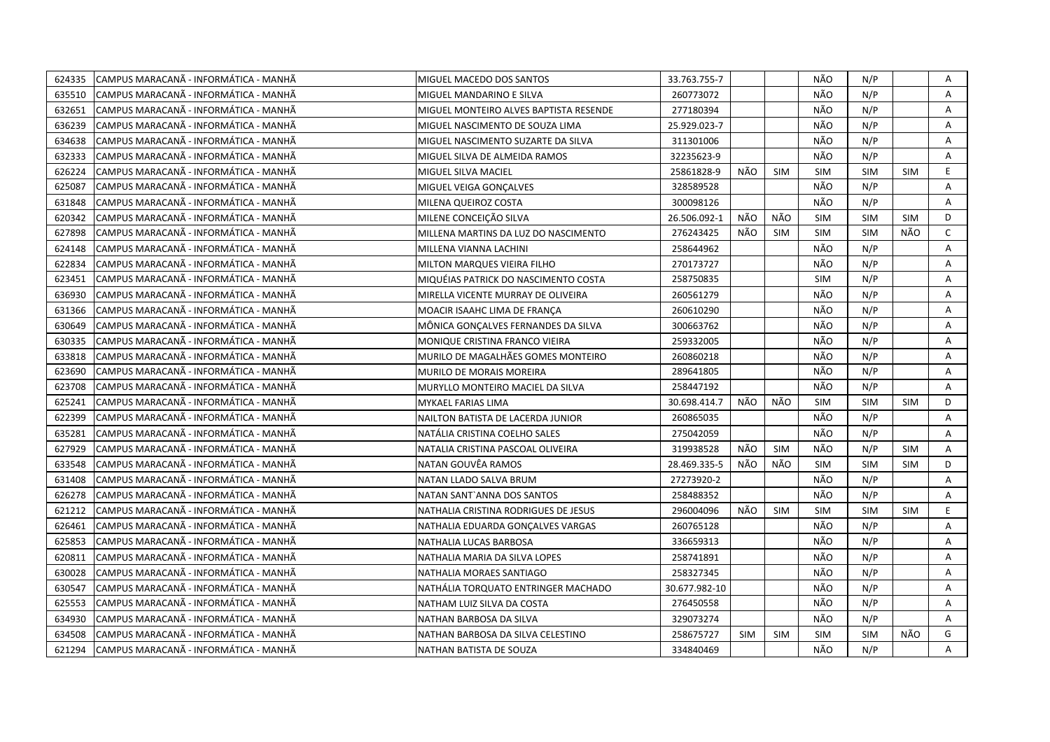| | | | | | | | | | |
|---|---|---|---|---|---|---|---|---|---|
| 624335 | CAMPUS MARACANÃ - INFORMÁTICA - MANHÃ | MIGUEL MACEDO DOS SANTOS | 33.763.755-7 | | | NÃO | N/P | | A |
| 635510 | CAMPUS MARACANÃ - INFORMÁTICA - MANHÃ | MIGUEL MANDARINO E SILVA | 260773072 | | | NÃO | N/P | | A |
| 632651 | CAMPUS MARACANÃ - INFORMÁTICA - MANHÃ | MIGUEL MONTEIRO ALVES BAPTISTA RESENDE | 277180394 | | | NÃO | N/P | | A |
| 636239 | CAMPUS MARACANÃ - INFORMÁTICA - MANHÃ | MIGUEL NASCIMENTO DE SOUZA LIMA | 25.929.023-7 | | | NÃO | N/P | | A |
| 634638 | CAMPUS MARACANÃ - INFORMÁTICA - MANHÃ | MIGUEL NASCIMENTO SUZARTE DA SILVA | 311301006 | | | NÃO | N/P | | A |
| 632333 | CAMPUS MARACANÃ - INFORMÁTICA - MANHÃ | MIGUEL SILVA DE ALMEIDA RAMOS | 32235623-9 | | | NÃO | N/P | | A |
| 626224 | CAMPUS MARACANÃ - INFORMÁTICA - MANHÃ | MIGUEL SILVA MACIEL | 25861828-9 | NÃO | SIM | SIM | SIM | SIM | E |
| 625087 | CAMPUS MARACANÃ - INFORMÁTICA - MANHÃ | MIGUEL VEIGA GONÇALVES | 328589528 | | | NÃO | N/P | | A |
| 631848 | CAMPUS MARACANÃ - INFORMÁTICA - MANHÃ | MILENA QUEIROZ COSTA | 300098126 | | | NÃO | N/P | | A |
| 620342 | CAMPUS MARACANÃ - INFORMÁTICA - MANHÃ | MILENE CONCEIÇÃO SILVA | 26.506.092-1 | NÃO | NÃO | SIM | SIM | SIM | D |
| 627898 | CAMPUS MARACANÃ - INFORMÁTICA - MANHÃ | MILLENA MARTINS DA LUZ DO NASCIMENTO | 276243425 | NÃO | SIM | SIM | SIM | NÃO | C |
| 624148 | CAMPUS MARACANÃ - INFORMÁTICA - MANHÃ | MILLENA VIANNA LACHINI | 258644962 | | | NÃO | N/P | | A |
| 622834 | CAMPUS MARACANÃ - INFORMÁTICA - MANHÃ | MILTON MARQUES VIEIRA FILHO | 270173727 | | | NÃO | N/P | | A |
| 623451 | CAMPUS MARACANÃ - INFORMÁTICA - MANHÃ | MIQUÉIAS PATRICK DO NASCIMENTO COSTA | 258750835 | | | SIM | N/P | | A |
| 636930 | CAMPUS MARACANÃ - INFORMÁTICA - MANHÃ | MIRELLA VICENTE MURRAY DE OLIVEIRA | 260561279 | | | NÃO | N/P | | A |
| 631366 | CAMPUS MARACANÃ - INFORMÁTICA - MANHÃ | MOACIR ISAAHC LIMA DE FRANÇA | 260610290 | | | NÃO | N/P | | A |
| 630649 | CAMPUS MARACANÃ - INFORMÁTICA - MANHÃ | MÔNICA GONÇALVES FERNANDES DA SILVA | 300663762 | | | NÃO | N/P | | A |
| 630335 | CAMPUS MARACANÃ - INFORMÁTICA - MANHÃ | MONIQUE CRISTINA FRANCO VIEIRA | 259332005 | | | NÃO | N/P | | A |
| 633818 | CAMPUS MARACANÃ - INFORMÁTICA - MANHÃ | MURILO DE MAGALHÃES GOMES MONTEIRO | 260860218 | | | NÃO | N/P | | A |
| 623690 | CAMPUS MARACANÃ - INFORMÁTICA - MANHÃ | MURILO DE MORAIS MOREIRA | 289641805 | | | NÃO | N/P | | A |
| 623708 | CAMPUS MARACANÃ - INFORMÁTICA - MANHÃ | MURYLLO MONTEIRO MACIEL DA SILVA | 258447192 | | | NÃO | N/P | | A |
| 625241 | CAMPUS MARACANÃ - INFORMÁTICA - MANHÃ | MYKAEL FARIAS LIMA | 30.698.414.7 | NÃO | NÃO | SIM | SIM | SIM | D |
| 622399 | CAMPUS MARACANÃ - INFORMÁTICA - MANHÃ | NAILTON BATISTA DE LACERDA JUNIOR | 260865035 | | | NÃO | N/P | | A |
| 635281 | CAMPUS MARACANÃ - INFORMÁTICA - MANHÃ | NATÁLIA CRISTINA COELHO SALES | 275042059 | | | NÃO | N/P | | A |
| 627929 | CAMPUS MARACANÃ - INFORMÁTICA - MANHÃ | NATALIA CRISTINA PASCOAL OLIVEIRA | 319938528 | NÃO | SIM | NÃO | N/P | SIM | A |
| 633548 | CAMPUS MARACANÃ - INFORMÁTICA - MANHÃ | NATAN GOUVÊA RAMOS | 28.469.335-5 | NÃO | NÃO | SIM | SIM | SIM | D |
| 631408 | CAMPUS MARACANÃ - INFORMÁTICA - MANHÃ | NATAN LLADO SALVA BRUM | 27273920-2 | | | NÃO | N/P | | A |
| 626278 | CAMPUS MARACANÃ - INFORMÁTICA - MANHÃ | NATAN SANT`ANNA DOS SANTOS | 258488352 | | | NÃO | N/P | | A |
| 621212 | CAMPUS MARACANÃ - INFORMÁTICA - MANHÃ | NATHALIA CRISTINA RODRIGUES DE JESUS | 296004096 | NÃO | SIM | SIM | SIM | SIM | E |
| 626461 | CAMPUS MARACANÃ - INFORMÁTICA - MANHÃ | NATHALIA EDUARDA GONÇALVES VARGAS | 260765128 | | | NÃO | N/P | | A |
| 625853 | CAMPUS MARACANÃ - INFORMÁTICA - MANHÃ | NATHALIA LUCAS BARBOSA | 336659313 | | | NÃO | N/P | | A |
| 620811 | CAMPUS MARACANÃ - INFORMÁTICA - MANHÃ | NATHALIA MARIA DA SILVA LOPES | 258741891 | | | NÃO | N/P | | A |
| 630028 | CAMPUS MARACANÃ - INFORMÁTICA - MANHÃ | NATHALIA MORAES SANTIAGO | 258327345 | | | NÃO | N/P | | A |
| 630547 | CAMPUS MARACANÃ - INFORMÁTICA - MANHÃ | NATHÁLIA TORQUATO ENTRINGER MACHADO | 30.677.982-10 | | | NÃO | N/P | | A |
| 625553 | CAMPUS MARACANÃ - INFORMÁTICA - MANHÃ | NATHAM LUIZ SILVA DA COSTA | 276450558 | | | NÃO | N/P | | A |
| 634930 | CAMPUS MARACANÃ - INFORMÁTICA - MANHÃ | NATHAN BARBOSA DA SILVA | 329073274 | | | NÃO | N/P | | A |
| 634508 | CAMPUS MARACANÃ - INFORMÁTICA - MANHÃ | NATHAN BARBOSA DA SILVA CELESTINO | 258675727 | SIM | SIM | SIM | SIM | NÃO | G |
| 621294 | CAMPUS MARACANÃ - INFORMÁTICA - MANHÃ | NATHAN BATISTA DE SOUZA | 334840469 | | | NÃO | N/P | | A |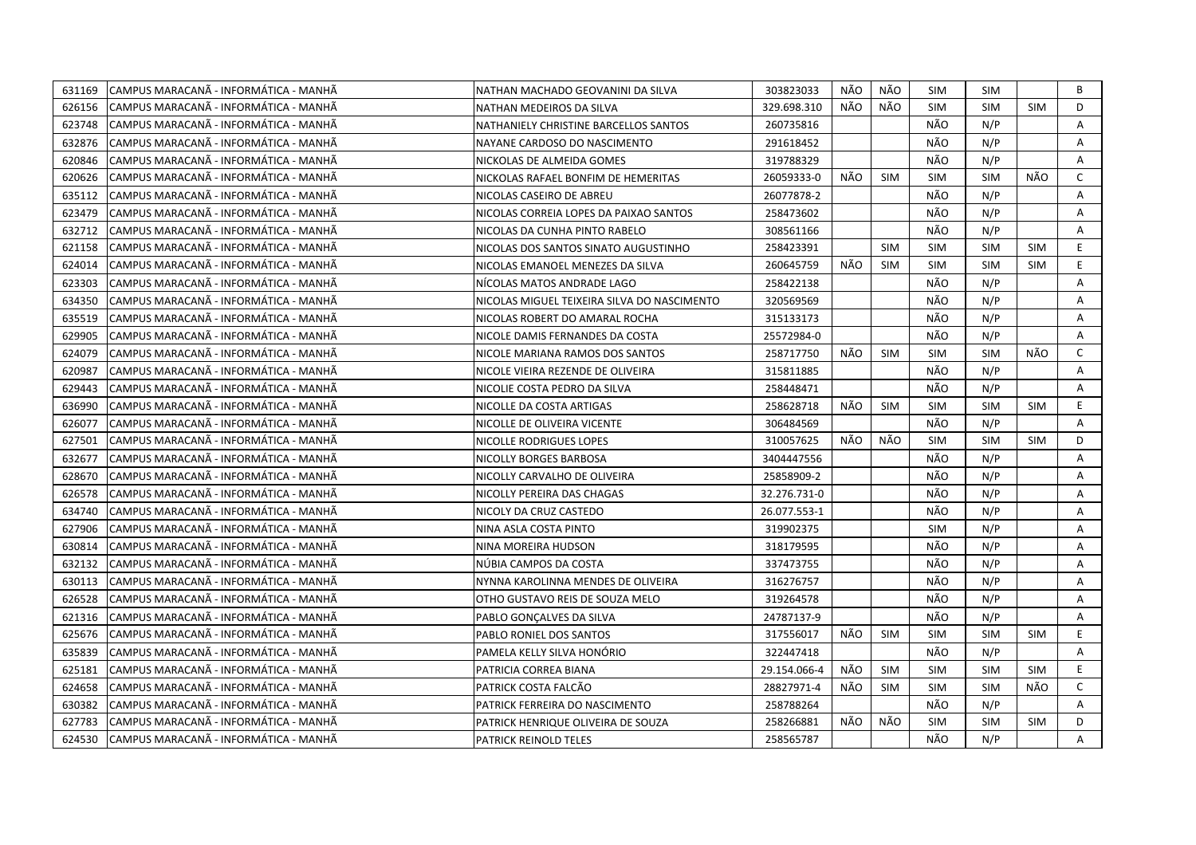| | | | | | | | | | |
|---|---|---|---|---|---|---|---|---|---|
| 631169 | CAMPUS MARACANÃ - INFORMÁTICA - MANHÃ | NATHAN MACHADO GEOVANINI DA SILVA | 303823033 | NÃO | NÃO | SIM | SIM | | B |
| 626156 | CAMPUS MARACANÃ - INFORMÁTICA - MANHÃ | NATHAN MEDEIROS DA SILVA | 329.698.310 | NÃO | NÃO | SIM | SIM | SIM | D |
| 623748 | CAMPUS MARACANÃ - INFORMÁTICA - MANHÃ | NATHANIELY CHRISTINE BARCELLOS SANTOS | 260735816 | | | NÃO | N/P | | A |
| 632876 | CAMPUS MARACANÃ - INFORMÁTICA - MANHÃ | NAYANE CARDOSO DO NASCIMENTO | 291618452 | | | NÃO | N/P | | A |
| 620846 | CAMPUS MARACANÃ - INFORMÁTICA - MANHÃ | NICKOLAS DE ALMEIDA GOMES | 319788329 | | | NÃO | N/P | | A |
| 620626 | CAMPUS MARACANÃ - INFORMÁTICA - MANHÃ | NICKOLAS RAFAEL BONFIM DE HEMERITAS | 26059333-0 | NÃO | SIM | SIM | SIM | NÃO | C |
| 635112 | CAMPUS MARACANÃ - INFORMÁTICA - MANHÃ | NICOLAS CASEIRO DE ABREU | 26077878-2 | | | NÃO | N/P | | A |
| 623479 | CAMPUS MARACANÃ - INFORMÁTICA - MANHÃ | NICOLAS CORREIA LOPES DA PAIXAO SANTOS | 258473602 | | | NÃO | N/P | | A |
| 632712 | CAMPUS MARACANÃ - INFORMÁTICA - MANHÃ | NICOLAS DA CUNHA PINTO RABELO | 308561166 | | | NÃO | N/P | | A |
| 621158 | CAMPUS MARACANÃ - INFORMÁTICA - MANHÃ | NICOLAS DOS SANTOS SINATO AUGUSTINHO | 258423391 | | SIM | SIM | SIM | SIM | E |
| 624014 | CAMPUS MARACANÃ - INFORMÁTICA - MANHÃ | NICOLAS EMANOEL MENEZES DA SILVA | 260645759 | NÃO | SIM | SIM | SIM | SIM | E |
| 623303 | CAMPUS MARACANÃ - INFORMÁTICA - MANHÃ | NÍCOLAS MATOS ANDRADE LAGO | 258422138 | | | NÃO | N/P | | A |
| 634350 | CAMPUS MARACANÃ - INFORMÁTICA - MANHÃ | NICOLAS MIGUEL TEIXEIRA SILVA DO NASCIMENTO | 320569569 | | | NÃO | N/P | | A |
| 635519 | CAMPUS MARACANÃ - INFORMÁTICA - MANHÃ | NICOLAS ROBERT DO AMARAL ROCHA | 315133173 | | | NÃO | N/P | | A |
| 629905 | CAMPUS MARACANÃ - INFORMÁTICA - MANHÃ | NICOLE DAMIS FERNANDES DA COSTA | 25572984-0 | | | NÃO | N/P | | A |
| 624079 | CAMPUS MARACANÃ - INFORMÁTICA - MANHÃ | NICOLE MARIANA RAMOS DOS SANTOS | 258717750 | NÃO | SIM | SIM | SIM | NÃO | C |
| 620987 | CAMPUS MARACANÃ - INFORMÁTICA - MANHÃ | NICOLE VIEIRA REZENDE DE OLIVEIRA | 315811885 | | | NÃO | N/P | | A |
| 629443 | CAMPUS MARACANÃ - INFORMÁTICA - MANHÃ | NICOLIE COSTA PEDRO DA SILVA | 258448471 | | | NÃO | N/P | | A |
| 636990 | CAMPUS MARACANÃ - INFORMÁTICA - MANHÃ | NICOLLE DA COSTA ARTIGAS | 258628718 | NÃO | SIM | SIM | SIM | SIM | E |
| 626077 | CAMPUS MARACANÃ - INFORMÁTICA - MANHÃ | NICOLLE DE OLIVEIRA VICENTE | 306484569 | | | NÃO | N/P | | A |
| 627501 | CAMPUS MARACANÃ - INFORMÁTICA - MANHÃ | NICOLLE RODRIGUES LOPES | 310057625 | NÃO | NÃO | SIM | SIM | SIM | D |
| 632677 | CAMPUS MARACANÃ - INFORMÁTICA - MANHÃ | NICOLLY BORGES BARBOSA | 3404447556 | | | NÃO | N/P | | A |
| 628670 | CAMPUS MARACANÃ - INFORMÁTICA - MANHÃ | NICOLLY CARVALHO DE OLIVEIRA | 25858909-2 | | | NÃO | N/P | | A |
| 626578 | CAMPUS MARACANÃ - INFORMÁTICA - MANHÃ | NICOLLY PEREIRA DAS CHAGAS | 32.276.731-0 | | | NÃO | N/P | | A |
| 634740 | CAMPUS MARACANÃ - INFORMÁTICA - MANHÃ | NICOLY DA CRUZ CASTEDO | 26.077.553-1 | | | NÃO | N/P | | A |
| 627906 | CAMPUS MARACANÃ - INFORMÁTICA - MANHÃ | NINA ASLA COSTA PINTO | 319902375 | | | SIM | N/P | | A |
| 630814 | CAMPUS MARACANÃ - INFORMÁTICA - MANHÃ | NINA MOREIRA HUDSON | 318179595 | | | NÃO | N/P | | A |
| 632132 | CAMPUS MARACANÃ - INFORMÁTICA - MANHÃ | NÚBIA CAMPOS DA COSTA | 337473755 | | | NÃO | N/P | | A |
| 630113 | CAMPUS MARACANÃ - INFORMÁTICA - MANHÃ | NYNNA KAROLINNA MENDES DE OLIVEIRA | 316276757 | | | NÃO | N/P | | A |
| 626528 | CAMPUS MARACANÃ - INFORMÁTICA - MANHÃ | OTHO GUSTAVO REIS DE SOUZA MELO | 319264578 | | | NÃO | N/P | | A |
| 621316 | CAMPUS MARACANÃ - INFORMÁTICA - MANHÃ | PABLO GONÇALVES DA SILVA | 24787137-9 | | | NÃO | N/P | | A |
| 625676 | CAMPUS MARACANÃ - INFORMÁTICA - MANHÃ | PABLO RONIEL DOS SANTOS | 317556017 | NÃO | SIM | SIM | SIM | SIM | E |
| 635839 | CAMPUS MARACANÃ - INFORMÁTICA - MANHÃ | PAMELA KELLY SILVA HONÓRIO | 322447418 | | | NÃO | N/P | | A |
| 625181 | CAMPUS MARACANÃ - INFORMÁTICA - MANHÃ | PATRICIA CORREA BIANA | 29.154.066-4 | NÃO | SIM | SIM | SIM | SIM | E |
| 624658 | CAMPUS MARACANÃ - INFORMÁTICA - MANHÃ | PATRICK COSTA FALCÃO | 28827971-4 | NÃO | SIM | SIM | SIM | NÃO | C |
| 630382 | CAMPUS MARACANÃ - INFORMÁTICA - MANHÃ | PATRICK FERREIRA DO NASCIMENTO | 258788264 | | | NÃO | N/P | | A |
| 627783 | CAMPUS MARACANÃ - INFORMÁTICA - MANHÃ | PATRICK HENRIQUE OLIVEIRA DE SOUZA | 258266881 | NÃO | NÃO | SIM | SIM | SIM | D |
| 624530 | CAMPUS MARACANÃ - INFORMÁTICA - MANHÃ | PATRICK REINOLD TELES | 258565787 | | | NÃO | N/P | | A |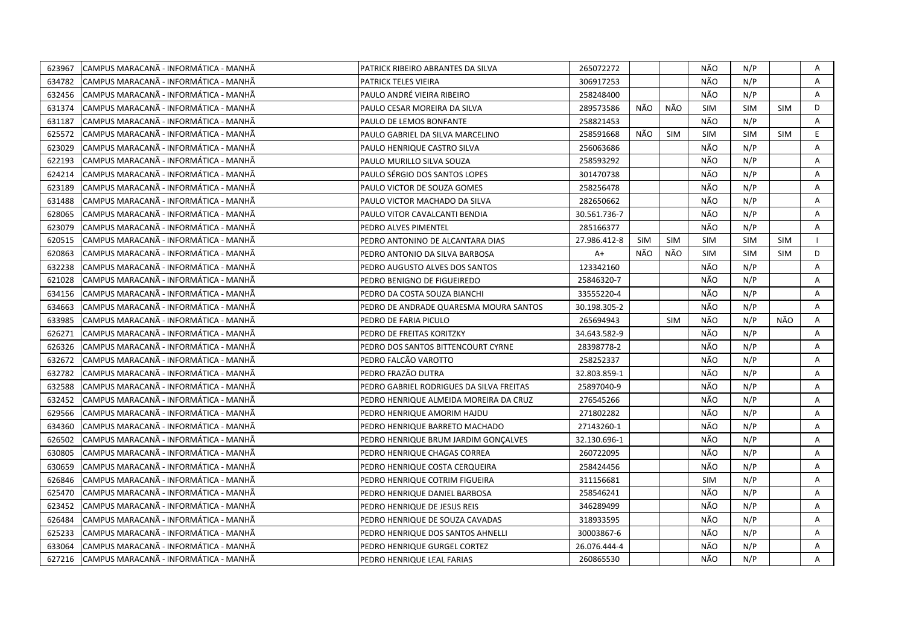| | | | | | | | | | |
|---|---|---|---|---|---|---|---|---|---|
| 623967 | CAMPUS MARACANÃ - INFORMÁTICA - MANHÃ | PATRICK RIBEIRO ABRANTES DA SILVA | 265072272 | | | NÃO | N/P | | A |
| 634782 | CAMPUS MARACANÃ - INFORMÁTICA - MANHÃ | PATRICK TELES VIEIRA | 306917253 | | | NÃO | N/P | | A |
| 632456 | CAMPUS MARACANÃ - INFORMÁTICA - MANHÃ | PAULO ANDRÉ VIEIRA RIBEIRO | 258248400 | | | NÃO | N/P | | A |
| 631374 | CAMPUS MARACANÃ - INFORMÁTICA - MANHÃ | PAULO CESAR MOREIRA DA SILVA | 289573586 | NÃO | NÃO | SIM | SIM | SIM | D |
| 631187 | CAMPUS MARACANÃ - INFORMÁTICA - MANHÃ | PAULO DE LEMOS BONFANTE | 258821453 | | | NÃO | N/P | | A |
| 625572 | CAMPUS MARACANÃ - INFORMÁTICA - MANHÃ | PAULO GABRIEL DA SILVA MARCELINO | 258591668 | NÃO | SIM | SIM | SIM | SIM | E |
| 623029 | CAMPUS MARACANÃ - INFORMÁTICA - MANHÃ | PAULO HENRIQUE CASTRO SILVA | 256063686 | | | NÃO | N/P | | A |
| 622193 | CAMPUS MARACANÃ - INFORMÁTICA - MANHÃ | PAULO MURILLO SILVA SOUZA | 258593292 | | | NÃO | N/P | | A |
| 624214 | CAMPUS MARACANÃ - INFORMÁTICA - MANHÃ | PAULO SÉRGIO DOS SANTOS LOPES | 301470738 | | | NÃO | N/P | | A |
| 623189 | CAMPUS MARACANÃ - INFORMÁTICA - MANHÃ | PAULO VICTOR DE SOUZA GOMES | 258256478 | | | NÃO | N/P | | A |
| 631488 | CAMPUS MARACANÃ - INFORMÁTICA - MANHÃ | PAULO VICTOR MACHADO DA SILVA | 282650662 | | | NÃO | N/P | | A |
| 628065 | CAMPUS MARACANÃ - INFORMÁTICA - MANHÃ | PAULO VITOR CAVALCANTI BENDIA | 30.561.736-7 | | | NÃO | N/P | | A |
| 623079 | CAMPUS MARACANÃ - INFORMÁTICA - MANHÃ | PEDRO ALVES PIMENTEL | 285166377 | | | NÃO | N/P | | A |
| 620515 | CAMPUS MARACANÃ - INFORMÁTICA - MANHÃ | PEDRO ANTONINO DE ALCANTARA DIAS | 27.986.412-8 | SIM | SIM | SIM | SIM | SIM | I |
| 620863 | CAMPUS MARACANÃ - INFORMÁTICA - MANHÃ | PEDRO ANTONIO DA SILVA BARBOSA | A+ | NÃO | NÃO | SIM | SIM | SIM | D |
| 632238 | CAMPUS MARACANÃ - INFORMÁTICA - MANHÃ | PEDRO AUGUSTO ALVES DOS SANTOS | 123342160 | | | NÃO | N/P | | A |
| 621028 | CAMPUS MARACANÃ - INFORMÁTICA - MANHÃ | PEDRO BENIGNO DE FIGUEIREDO | 25846320-7 | | | NÃO | N/P | | A |
| 634156 | CAMPUS MARACANÃ - INFORMÁTICA - MANHÃ | PEDRO DA COSTA SOUZA BIANCHI | 33555220-4 | | | NÃO | N/P | | A |
| 634663 | CAMPUS MARACANÃ - INFORMÁTICA - MANHÃ | PEDRO DE ANDRADE QUARESMA MOURA SANTOS | 30.198.305-2 | | | NÃO | N/P | | A |
| 633985 | CAMPUS MARACANÃ - INFORMÁTICA - MANHÃ | PEDRO DE FARIA PICULO | 265694943 | | SIM | NÃO | N/P | NÃO | A |
| 626271 | CAMPUS MARACANÃ - INFORMÁTICA - MANHÃ | PEDRO DE FREITAS KORITZKY | 34.643.582-9 | | | NÃO | N/P | | A |
| 626326 | CAMPUS MARACANÃ - INFORMÁTICA - MANHÃ | PEDRO DOS SANTOS BITTENCOURT CYRNE | 28398778-2 | | | NÃO | N/P | | A |
| 632672 | CAMPUS MARACANÃ - INFORMÁTICA - MANHÃ | PEDRO FALCÃO VAROTTO | 258252337 | | | NÃO | N/P | | A |
| 632782 | CAMPUS MARACANÃ - INFORMÁTICA - MANHÃ | PEDRO FRAZÃO DUTRA | 32.803.859-1 | | | NÃO | N/P | | A |
| 632588 | CAMPUS MARACANÃ - INFORMÁTICA - MANHÃ | PEDRO GABRIEL RODRIGUES DA SILVA FREITAS | 25897040-9 | | | NÃO | N/P | | A |
| 632452 | CAMPUS MARACANÃ - INFORMÁTICA - MANHÃ | PEDRO HENRIQUE ALMEIDA MOREIRA DA CRUZ | 276545266 | | | NÃO | N/P | | A |
| 629566 | CAMPUS MARACANÃ - INFORMÁTICA - MANHÃ | PEDRO HENRIQUE AMORIM HAJDU | 271802282 | | | NÃO | N/P | | A |
| 634360 | CAMPUS MARACANÃ - INFORMÁTICA - MANHÃ | PEDRO HENRIQUE BARRETO MACHADO | 27143260-1 | | | NÃO | N/P | | A |
| 626502 | CAMPUS MARACANÃ - INFORMÁTICA - MANHÃ | PEDRO HENRIQUE BRUM JARDIM GONÇALVES | 32.130.696-1 | | | NÃO | N/P | | A |
| 630805 | CAMPUS MARACANÃ - INFORMÁTICA - MANHÃ | PEDRO HENRIQUE CHAGAS CORREA | 260722095 | | | NÃO | N/P | | A |
| 630659 | CAMPUS MARACANÃ - INFORMÁTICA - MANHÃ | PEDRO HENRIQUE COSTA CERQUEIRA | 258424456 | | | NÃO | N/P | | A |
| 626846 | CAMPUS MARACANÃ - INFORMÁTICA - MANHÃ | PEDRO HENRIQUE COTRIM FIGUEIRA | 311156681 | | | SIM | N/P | | A |
| 625470 | CAMPUS MARACANÃ - INFORMÁTICA - MANHÃ | PEDRO HENRIQUE DANIEL BARBOSA | 258546241 | | | NÃO | N/P | | A |
| 623452 | CAMPUS MARACANÃ - INFORMÁTICA - MANHÃ | PEDRO HENRIQUE DE JESUS REIS | 346289499 | | | NÃO | N/P | | A |
| 626484 | CAMPUS MARACANÃ - INFORMÁTICA - MANHÃ | PEDRO HENRIQUE DE SOUZA CAVADAS | 318933595 | | | NÃO | N/P | | A |
| 625233 | CAMPUS MARACANÃ - INFORMÁTICA - MANHÃ | PEDRO HENRIQUE DOS SANTOS AHNELLI | 30003867-6 | | | NÃO | N/P | | A |
| 633064 | CAMPUS MARACANÃ - INFORMÁTICA - MANHÃ | PEDRO HENRIQUE GURGEL CORTEZ | 26.076.444-4 | | | NÃO | N/P | | A |
| 627216 | CAMPUS MARACANÃ - INFORMÁTICA - MANHÃ | PEDRO HENRIQUE LEAL FARIAS | 260865530 | | | NÃO | N/P | | A |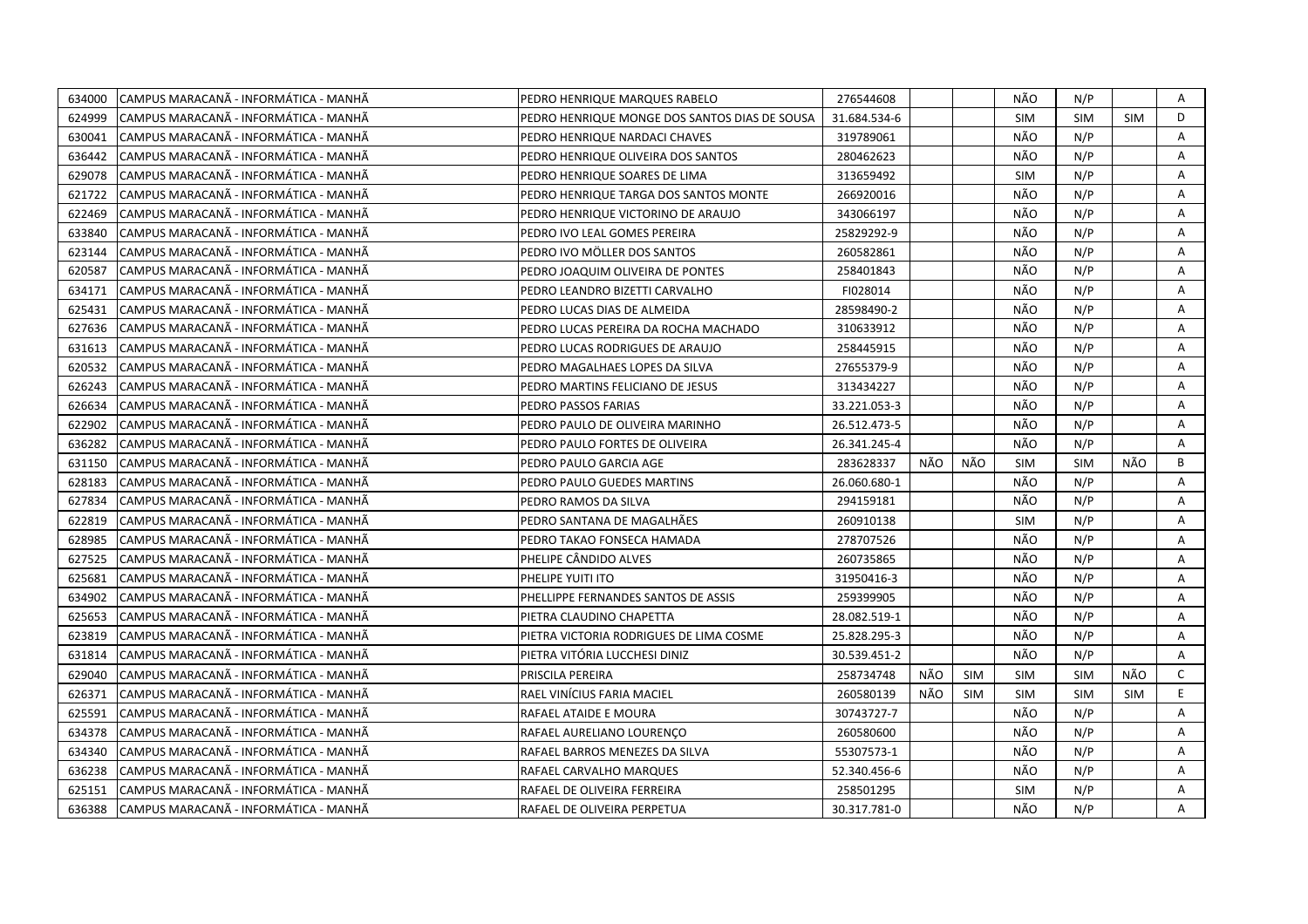| | | | | | | | | | |
|---|---|---|---|---|---|---|---|---|---|
| 634000 | CAMPUS MARACANÃ - INFORMÁTICA - MANHÃ | PEDRO HENRIQUE MARQUES RABELO | 276544608 | | | NÃO | N/P | | A |
| 624999 | CAMPUS MARACANÃ - INFORMÁTICA - MANHÃ | PEDRO HENRIQUE MONGE DOS SANTOS DIAS DE SOUSA | 31.684.534-6 | | | SIM | SIM | SIM | D |
| 630041 | CAMPUS MARACANÃ - INFORMÁTICA - MANHÃ | PEDRO HENRIQUE NARDACI CHAVES | 319789061 | | | NÃO | N/P | | A |
| 636442 | CAMPUS MARACANÃ - INFORMÁTICA - MANHÃ | PEDRO HENRIQUE OLIVEIRA DOS SANTOS | 280462623 | | | NÃO | N/P | | A |
| 629078 | CAMPUS MARACANÃ - INFORMÁTICA - MANHÃ | PEDRO HENRIQUE SOARES DE LIMA | 313659492 | | | SIM | N/P | | A |
| 621722 | CAMPUS MARACANÃ - INFORMÁTICA - MANHÃ | PEDRO HENRIQUE TARGA DOS SANTOS MONTE | 266920016 | | | NÃO | N/P | | A |
| 622469 | CAMPUS MARACANÃ - INFORMÁTICA - MANHÃ | PEDRO HENRIQUE VICTORINO DE ARAUJO | 343066197 | | | NÃO | N/P | | A |
| 633840 | CAMPUS MARACANÃ - INFORMÁTICA - MANHÃ | PEDRO IVO LEAL GOMES PEREIRA | 25829292-9 | | | NÃO | N/P | | A |
| 623144 | CAMPUS MARACANÃ - INFORMÁTICA - MANHÃ | PEDRO IVO MÖLLER DOS SANTOS | 260582861 | | | NÃO | N/P | | A |
| 620587 | CAMPUS MARACANÃ - INFORMÁTICA - MANHÃ | PEDRO JOAQUIM OLIVEIRA DE PONTES | 258401843 | | | NÃO | N/P | | A |
| 634171 | CAMPUS MARACANÃ - INFORMÁTICA - MANHÃ | PEDRO LEANDRO BIZETTI CARVALHO | FI028014 | | | NÃO | N/P | | A |
| 625431 | CAMPUS MARACANÃ - INFORMÁTICA - MANHÃ | PEDRO LUCAS DIAS DE ALMEIDA | 28598490-2 | | | NÃO | N/P | | A |
| 627636 | CAMPUS MARACANÃ - INFORMÁTICA - MANHÃ | PEDRO LUCAS PEREIRA DA ROCHA MACHADO | 310633912 | | | NÃO | N/P | | A |
| 631613 | CAMPUS MARACANÃ - INFORMÁTICA - MANHÃ | PEDRO LUCAS RODRIGUES DE ARAUJO | 258445915 | | | NÃO | N/P | | A |
| 620532 | CAMPUS MARACANÃ - INFORMÁTICA - MANHÃ | PEDRO MAGALHAES LOPES DA SILVA | 27655379-9 | | | NÃO | N/P | | A |
| 626243 | CAMPUS MARACANÃ - INFORMÁTICA - MANHÃ | PEDRO MARTINS FELICIANO DE JESUS | 313434227 | | | NÃO | N/P | | A |
| 626634 | CAMPUS MARACANÃ - INFORMÁTICA - MANHÃ | PEDRO PASSOS FARIAS | 33.221.053-3 | | | NÃO | N/P | | A |
| 622902 | CAMPUS MARACANÃ - INFORMÁTICA - MANHÃ | PEDRO PAULO DE OLIVEIRA MARINHO | 26.512.473-5 | | | NÃO | N/P | | A |
| 636282 | CAMPUS MARACANÃ - INFORMÁTICA - MANHÃ | PEDRO PAULO FORTES DE OLIVEIRA | 26.341.245-4 | | | NÃO | N/P | | A |
| 631150 | CAMPUS MARACANÃ - INFORMÁTICA - MANHÃ | PEDRO PAULO GARCIA AGE | 283628337 | NÃO | NÃO | SIM | SIM | NÃO | B |
| 628183 | CAMPUS MARACANÃ - INFORMÁTICA - MANHÃ | PEDRO PAULO GUEDES MARTINS | 26.060.680-1 | | | NÃO | N/P | | A |
| 627834 | CAMPUS MARACANÃ - INFORMÁTICA - MANHÃ | PEDRO RAMOS DA SILVA | 294159181 | | | NÃO | N/P | | A |
| 622819 | CAMPUS MARACANÃ - INFORMÁTICA - MANHÃ | PEDRO SANTANA DE MAGALHÃES | 260910138 | | | SIM | N/P | | A |
| 628985 | CAMPUS MARACANÃ - INFORMÁTICA - MANHÃ | PEDRO TAKAO FONSECA HAMADA | 278707526 | | | NÃO | N/P | | A |
| 627525 | CAMPUS MARACANÃ - INFORMÁTICA - MANHÃ | PHELIPE CÂNDIDO ALVES | 260735865 | | | NÃO | N/P | | A |
| 625681 | CAMPUS MARACANÃ - INFORMÁTICA - MANHÃ | PHELIPE YUITI ITO | 31950416-3 | | | NÃO | N/P | | A |
| 634902 | CAMPUS MARACANÃ - INFORMÁTICA - MANHÃ | PHELLIPPE FERNANDES SANTOS DE ASSIS | 259399905 | | | NÃO | N/P | | A |
| 625653 | CAMPUS MARACANÃ - INFORMÁTICA - MANHÃ | PIETRA CLAUDINO CHAPETTA | 28.082.519-1 | | | NÃO | N/P | | A |
| 623819 | CAMPUS MARACANÃ - INFORMÁTICA - MANHÃ | PIETRA VICTORIA RODRIGUES DE LIMA COSME | 25.828.295-3 | | | NÃO | N/P | | A |
| 631814 | CAMPUS MARACANÃ - INFORMÁTICA - MANHÃ | PIETRA VITÓRIA LUCCHESI DINIZ | 30.539.451-2 | | | NÃO | N/P | | A |
| 629040 | CAMPUS MARACANÃ - INFORMÁTICA - MANHÃ | PRISCILA PEREIRA | 258734748 | NÃO | SIM | SIM | SIM | NÃO | C |
| 626371 | CAMPUS MARACANÃ - INFORMÁTICA - MANHÃ | RAEL VINÍCIUS FARIA MACIEL | 260580139 | NÃO | SIM | SIM | SIM | SIM | E |
| 625591 | CAMPUS MARACANÃ - INFORMÁTICA - MANHÃ | RAFAEL ATAIDE E MOURA | 30743727-7 | | | NÃO | N/P | | A |
| 634378 | CAMPUS MARACANÃ - INFORMÁTICA - MANHÃ | RAFAEL AURELIANO LOURENÇO | 260580600 | | | NÃO | N/P | | A |
| 634340 | CAMPUS MARACANÃ - INFORMÁTICA - MANHÃ | RAFAEL BARROS MENEZES DA SILVA | 55307573-1 | | | NÃO | N/P | | A |
| 636238 | CAMPUS MARACANÃ - INFORMÁTICA - MANHÃ | RAFAEL CARVALHO MARQUES | 52.340.456-6 | | | NÃO | N/P | | A |
| 625151 | CAMPUS MARACANÃ - INFORMÁTICA - MANHÃ | RAFAEL DE OLIVEIRA FERREIRA | 258501295 | | | SIM | N/P | | A |
| 636388 | CAMPUS MARACANÃ - INFORMÁTICA - MANHÃ | RAFAEL DE OLIVEIRA PERPETUA | 30.317.781-0 | | | NÃO | N/P | | A |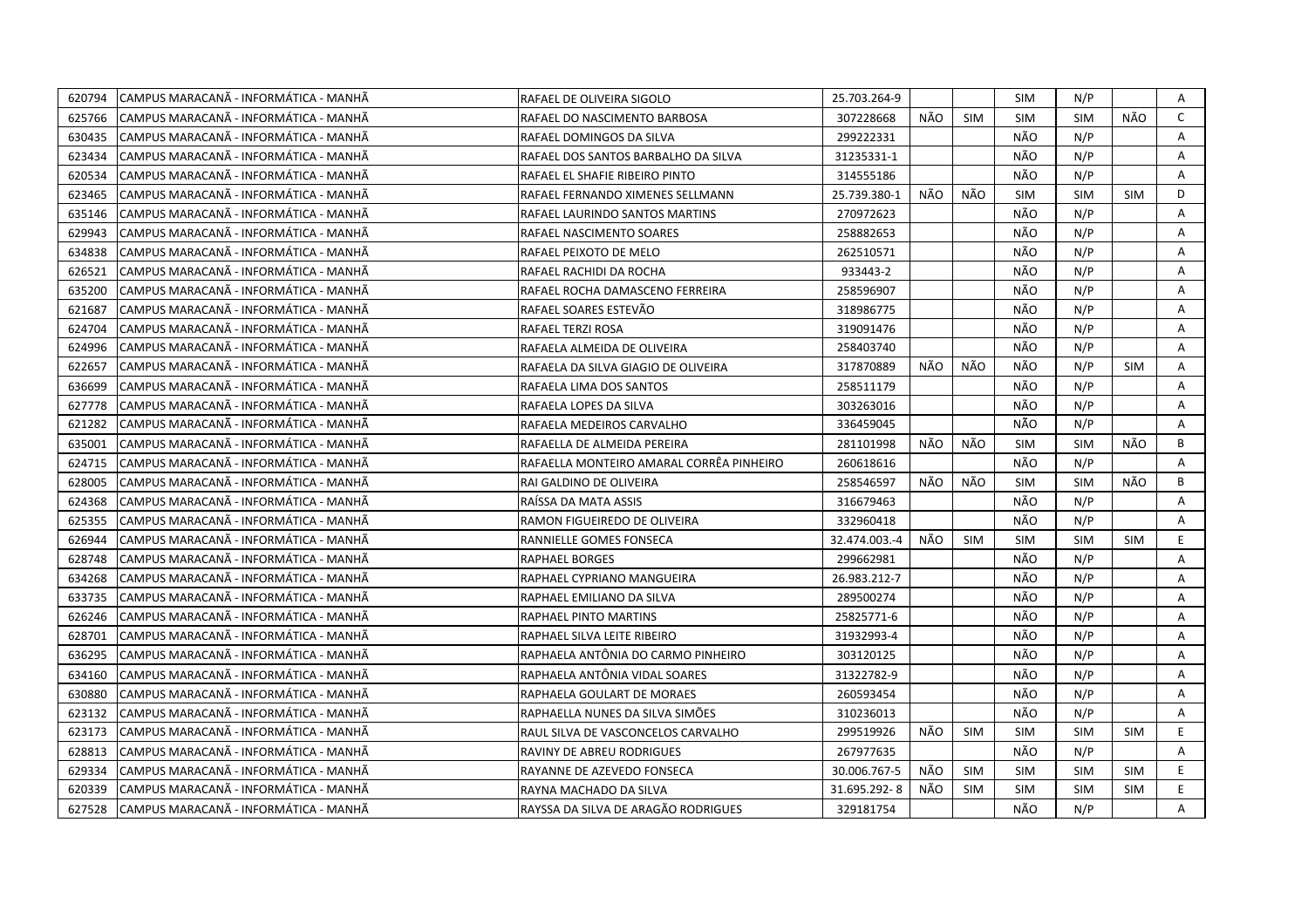| | | | | | | | | | |
|---|---|---|---|---|---|---|---|---|---|
| 620794 | CAMPUS MARACANÃ - INFORMÁTICA - MANHÃ | RAFAEL DE OLIVEIRA SIGOLO | 25.703.264-9 | | | SIM | N/P | | A |
| 625766 | CAMPUS MARACANÃ - INFORMÁTICA - MANHÃ | RAFAEL DO NASCIMENTO BARBOSA | 307228668 | NÃO | SIM | SIM | SIM | NÃO | C |
| 630435 | CAMPUS MARACANÃ - INFORMÁTICA - MANHÃ | RAFAEL DOMINGOS DA SILVA | 299222331 | | | NÃO | N/P | | A |
| 623434 | CAMPUS MARACANÃ - INFORMÁTICA - MANHÃ | RAFAEL DOS SANTOS BARBALHO DA SILVA | 31235331-1 | | | NÃO | N/P | | A |
| 620534 | CAMPUS MARACANÃ - INFORMÁTICA - MANHÃ | RAFAEL EL SHAFIE RIBEIRO PINTO | 314555186 | | | NÃO | N/P | | A |
| 623465 | CAMPUS MARACANÃ - INFORMÁTICA - MANHÃ | RAFAEL FERNANDO XIMENES SELLMANN | 25.739.380-1 | NÃO | NÃO | SIM | SIM | SIM | D |
| 635146 | CAMPUS MARACANÃ - INFORMÁTICA - MANHÃ | RAFAEL LAURINDO SANTOS MARTINS | 270972623 | | | NÃO | N/P | | A |
| 629943 | CAMPUS MARACANÃ - INFORMÁTICA - MANHÃ | RAFAEL NASCIMENTO SOARES | 258882653 | | | NÃO | N/P | | A |
| 634838 | CAMPUS MARACANÃ - INFORMÁTICA - MANHÃ | RAFAEL PEIXOTO DE MELO | 262510571 | | | NÃO | N/P | | A |
| 626521 | CAMPUS MARACANÃ - INFORMÁTICA - MANHÃ | RAFAEL RACHIDI DA ROCHA | 933443-2 | | | NÃO | N/P | | A |
| 635200 | CAMPUS MARACANÃ - INFORMÁTICA - MANHÃ | RAFAEL ROCHA DAMASCENO FERREIRA | 258596907 | | | NÃO | N/P | | A |
| 621687 | CAMPUS MARACANÃ - INFORMÁTICA - MANHÃ | RAFAEL SOARES ESTEVÃO | 318986775 | | | NÃO | N/P | | A |
| 624704 | CAMPUS MARACANÃ - INFORMÁTICA - MANHÃ | RAFAEL TERZI ROSA | 319091476 | | | NÃO | N/P | | A |
| 624996 | CAMPUS MARACANÃ - INFORMÁTICA - MANHÃ | RAFAELA ALMEIDA DE OLIVEIRA | 258403740 | | | NÃO | N/P | | A |
| 622657 | CAMPUS MARACANÃ - INFORMÁTICA - MANHÃ | RAFAELA DA SILVA GIAGIO DE OLIVEIRA | 317870889 | NÃO | NÃO | NÃO | N/P | SIM | A |
| 636699 | CAMPUS MARACANÃ - INFORMÁTICA - MANHÃ | RAFAELA LIMA DOS SANTOS | 258511179 | | | NÃO | N/P | | A |
| 627778 | CAMPUS MARACANÃ - INFORMÁTICA - MANHÃ | RAFAELA LOPES DA SILVA | 303263016 | | | NÃO | N/P | | A |
| 621282 | CAMPUS MARACANÃ - INFORMÁTICA - MANHÃ | RAFAELA MEDEIROS CARVALHO | 336459045 | | | NÃO | N/P | | A |
| 635001 | CAMPUS MARACANÃ - INFORMÁTICA - MANHÃ | RAFAELLA DE ALMEIDA PEREIRA | 281101998 | NÃO | NÃO | SIM | SIM | NÃO | B |
| 624715 | CAMPUS MARACANÃ - INFORMÁTICA - MANHÃ | RAFAELLA MONTEIRO AMARAL CORRÊA PINHEIRO | 260618616 | | | NÃO | N/P | | A |
| 628005 | CAMPUS MARACANÃ - INFORMÁTICA - MANHÃ | RAI GALDINO DE OLIVEIRA | 258546597 | NÃO | NÃO | SIM | SIM | NÃO | B |
| 624368 | CAMPUS MARACANÃ - INFORMÁTICA - MANHÃ | RAÍSSA DA MATA ASSIS | 316679463 | | | NÃO | N/P | | A |
| 625355 | CAMPUS MARACANÃ - INFORMÁTICA - MANHÃ | RAMON FIGUEIREDO DE OLIVEIRA | 332960418 | | | NÃO | N/P | | A |
| 626944 | CAMPUS MARACANÃ - INFORMÁTICA - MANHÃ | RANNIELLE GOMES FONSECA | 32.474.003.-4 | NÃO | SIM | SIM | SIM | SIM | E |
| 628748 | CAMPUS MARACANÃ - INFORMÁTICA - MANHÃ | RAPHAEL BORGES | 299662981 | | | NÃO | N/P | | A |
| 634268 | CAMPUS MARACANÃ - INFORMÁTICA - MANHÃ | RAPHAEL CYPRIANO MANGUEIRA | 26.983.212-7 | | | NÃO | N/P | | A |
| 633735 | CAMPUS MARACANÃ - INFORMÁTICA - MANHÃ | RAPHAEL EMILIANO DA SILVA | 289500274 | | | NÃO | N/P | | A |
| 626246 | CAMPUS MARACANÃ - INFORMÁTICA - MANHÃ | RAPHAEL PINTO MARTINS | 25825771-6 | | | NÃO | N/P | | A |
| 628701 | CAMPUS MARACANÃ - INFORMÁTICA - MANHÃ | RAPHAEL SILVA LEITE RIBEIRO | 31932993-4 | | | NÃO | N/P | | A |
| 636295 | CAMPUS MARACANÃ - INFORMÁTICA - MANHÃ | RAPHAELA ANTÔNIA DO CARMO PINHEIRO | 303120125 | | | NÃO | N/P | | A |
| 634160 | CAMPUS MARACANÃ - INFORMÁTICA - MANHÃ | RAPHAELA ANTÔNIA VIDAL SOARES | 31322782-9 | | | NÃO | N/P | | A |
| 630880 | CAMPUS MARACANÃ - INFORMÁTICA - MANHÃ | RAPHAELA GOULART DE MORAES | 260593454 | | | NÃO | N/P | | A |
| 623132 | CAMPUS MARACANÃ - INFORMÁTICA - MANHÃ | RAPHAELLA NUNES DA SILVA SIMÕES | 310236013 | | | NÃO | N/P | | A |
| 623173 | CAMPUS MARACANÃ - INFORMÁTICA - MANHÃ | RAUL SILVA DE VASCONCELOS CARVALHO | 299519926 | NÃO | SIM | SIM | SIM | SIM | E |
| 628813 | CAMPUS MARACANÃ - INFORMÁTICA - MANHÃ | RAVINY DE ABREU RODRIGUES | 267977635 | | | NÃO | N/P | | A |
| 629334 | CAMPUS MARACANÃ - INFORMÁTICA - MANHÃ | RAYANNE DE AZEVEDO FONSECA | 30.006.767-5 | NÃO | SIM | SIM | SIM | SIM | E |
| 620339 | CAMPUS MARACANÃ - INFORMÁTICA - MANHÃ | RAYNA MACHADO DA SILVA | 31.695.292- 8 | NÃO | SIM | SIM | SIM | SIM | E |
| 627528 | CAMPUS MARACANÃ - INFORMÁTICA - MANHÃ | RAYSSA DA SILVA DE ARAGÃO RODRIGUES | 329181754 | | | NÃO | N/P | | A |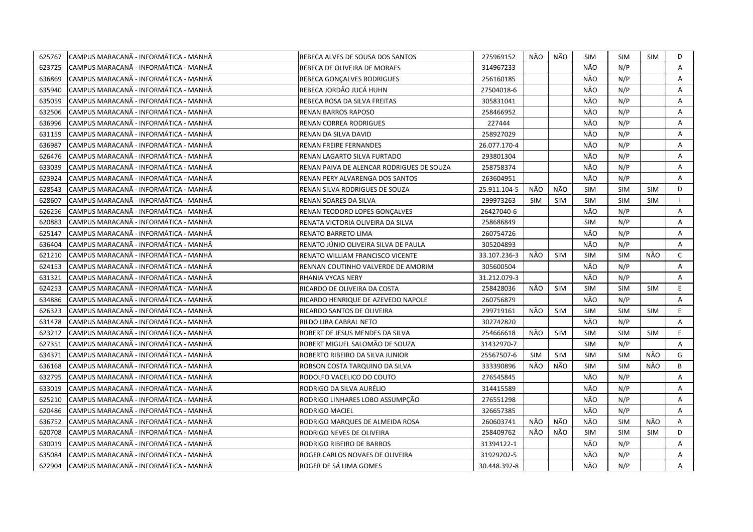| | | | | | | | | | |
|---|---|---|---|---|---|---|---|---|---|
| 625767 | CAMPUS MARACANÃ - INFORMÁTICA - MANHÃ | REBECA ALVES DE SOUSA DOS SANTOS | 275969152 | NÃO | NÃO | SIM | SIM | SIM | D |
| 623725 | CAMPUS MARACANÃ - INFORMÁTICA - MANHÃ | REBECA DE OLIVEIRA DE MORAES | 314967233 | | | NÃO | N/P | | A |
| 636869 | CAMPUS MARACANÃ - INFORMÁTICA - MANHÃ | REBECA GONÇALVES RODRIGUES | 256160185 | | | NÃO | N/P | | A |
| 635940 | CAMPUS MARACANÃ - INFORMÁTICA - MANHÃ | REBECA JORDÃO JUCÁ HUHN | 27504018-6 | | | NÃO | N/P | | A |
| 635059 | CAMPUS MARACANÃ - INFORMÁTICA - MANHÃ | REBECA ROSA DA SILVA FREITAS | 305831041 | | | NÃO | N/P | | A |
| 632506 | CAMPUS MARACANÃ - INFORMÁTICA - MANHÃ | RENAN BARROS RAPOSO | 258466952 | | | NÃO | N/P | | A |
| 636996 | CAMPUS MARACANÃ - INFORMÁTICA - MANHÃ | RENAN CORREA RODRIGUES | 227444 | | | NÃO | N/P | | A |
| 631159 | CAMPUS MARACANÃ - INFORMÁTICA - MANHÃ | RENAN DA SILVA DAVID | 258927029 | | | NÃO | N/P | | A |
| 636987 | CAMPUS MARACANÃ - INFORMÁTICA - MANHÃ | RENAN FREIRE FERNANDES | 26.077.170-4 | | | NÃO | N/P | | A |
| 626476 | CAMPUS MARACANÃ - INFORMÁTICA - MANHÃ | RENAN LAGARTO SILVA FURTADO | 293801304 | | | NÃO | N/P | | A |
| 633039 | CAMPUS MARACANÃ - INFORMÁTICA - MANHÃ | RENAN PAIVA DE ALENCAR RODRIGUES DE SOUZA | 258758374 | | | NÃO | N/P | | A |
| 623924 | CAMPUS MARACANÃ - INFORMÁTICA - MANHÃ | RENAN PERY ALVARENGA DOS SANTOS | 263604951 | | | NÃO | N/P | | A |
| 628543 | CAMPUS MARACANÃ - INFORMÁTICA - MANHÃ | RENAN SILVA RODRIGUES DE SOUZA | 25.911.104-5 | NÃO | NÃO | SIM | SIM | SIM | D |
| 628607 | CAMPUS MARACANÃ - INFORMÁTICA - MANHÃ | RENAN SOARES DA SILVA | 299973263 | SIM | SIM | SIM | SIM | SIM | I |
| 626256 | CAMPUS MARACANÃ - INFORMÁTICA - MANHÃ | RENAN TEODORO LOPES GONÇALVES | 26427040-6 | | | NÃO | N/P | | A |
| 620883 | CAMPUS MARACANÃ - INFORMÁTICA - MANHÃ | RENATA VICTORIA OLIVEIRA DA SILVA | 258686849 | | | SIM | N/P | | A |
| 625147 | CAMPUS MARACANÃ - INFORMÁTICA - MANHÃ | RENATO BARRETO LIMA | 260754726 | | | NÃO | N/P | | A |
| 636404 | CAMPUS MARACANÃ - INFORMÁTICA - MANHÃ | RENATO JÚNIO OLIVEIRA SILVA DE PAULA | 305204893 | | | NÃO | N/P | | A |
| 621210 | CAMPUS MARACANÃ - INFORMÁTICA - MANHÃ | RENATO WILLIAM FRANCISCO VICENTE | 33.107.236-3 | NÃO | SIM | SIM | SIM | NÃO | C |
| 624153 | CAMPUS MARACANÃ - INFORMÁTICA - MANHÃ | RENNAN COUTINHO VALVERDE DE AMORIM | 305600504 | | | NÃO | N/P | | A |
| 631321 | CAMPUS MARACANÃ - INFORMÁTICA - MANHÃ | RHANIA VYCAS NERY | 31.212.079-3 | | | NÃO | N/P | | A |
| 624253 | CAMPUS MARACANÃ - INFORMÁTICA - MANHÃ | RICARDO DE OLIVEIRA DA COSTA | 258428036 | NÃO | SIM | SIM | SIM | SIM | E |
| 634886 | CAMPUS MARACANÃ - INFORMÁTICA - MANHÃ | RICARDO HENRIQUE DE AZEVEDO NAPOLE | 260756879 | | | NÃO | N/P | | A |
| 626323 | CAMPUS MARACANÃ - INFORMÁTICA - MANHÃ | RICARDO SANTOS DE OLIVEIRA | 299719161 | NÃO | SIM | SIM | SIM | SIM | E |
| 631478 | CAMPUS MARACANÃ - INFORMÁTICA - MANHÃ | RILDO LIRA CABRAL NETO | 302742820 | | | NÃO | N/P | | A |
| 623212 | CAMPUS MARACANÃ - INFORMÁTICA - MANHÃ | ROBERT DE JESUS MENDES DA SILVA | 254666618 | NÃO | SIM | SIM | SIM | SIM | E |
| 627351 | CAMPUS MARACANÃ - INFORMÁTICA - MANHÃ | ROBERT MIGUEL SALOMÃO DE SOUZA | 31432970-7 | | | SIM | N/P | | A |
| 634371 | CAMPUS MARACANÃ - INFORMÁTICA - MANHÃ | ROBERTO RIBEIRO DA SILVA JUNIOR | 25567507-6 | SIM | SIM | SIM | SIM | NÃO | G |
| 636168 | CAMPUS MARACANÃ - INFORMÁTICA - MANHÃ | ROBSON COSTA TARQUINO DA SILVA | 333390896 | NÃO | NÃO | SIM | SIM | NÃO | B |
| 632795 | CAMPUS MARACANÃ - INFORMÁTICA - MANHÃ | RODOLFO VACELICO DO COUTO | 276545845 | | | NÃO | N/P | | A |
| 633019 | CAMPUS MARACANÃ - INFORMÁTICA - MANHÃ | RODRIGO DA SILVA AURÉLIO | 314415589 | | | NÃO | N/P | | A |
| 625210 | CAMPUS MARACANÃ - INFORMÁTICA - MANHÃ | RODRIGO LINHARES LOBO ASSUMPÇÃO | 276551298 | | | NÃO | N/P | | A |
| 620486 | CAMPUS MARACANÃ - INFORMÁTICA - MANHÃ | RODRIGO MACIEL | 326657385 | | | NÃO | N/P | | A |
| 636752 | CAMPUS MARACANÃ - INFORMÁTICA - MANHÃ | RODRIGO MARQUES DE ALMEIDA ROSA | 260603741 | NÃO | NÃO | NÃO | SIM | NÃO | A |
| 620708 | CAMPUS MARACANÃ - INFORMÁTICA - MANHÃ | RODRIGO NEVES DE OLIVEIRA | 258409762 | NÃO | NÃO | SIM | SIM | SIM | D |
| 630019 | CAMPUS MARACANÃ - INFORMÁTICA - MANHÃ | RODRIGO RIBEIRO DE BARROS | 31394122-1 | | | NÃO | N/P | | A |
| 635084 | CAMPUS MARACANÃ - INFORMÁTICA - MANHÃ | ROGER CARLOS NOVAES DE OLIVEIRA | 31929202-5 | | | NÃO | N/P | | A |
| 622904 | CAMPUS MARACANÃ - INFORMÁTICA - MANHÃ | ROGER DE SÁ LIMA GOMES | 30.448.392-8 | | | NÃO | N/P | | A |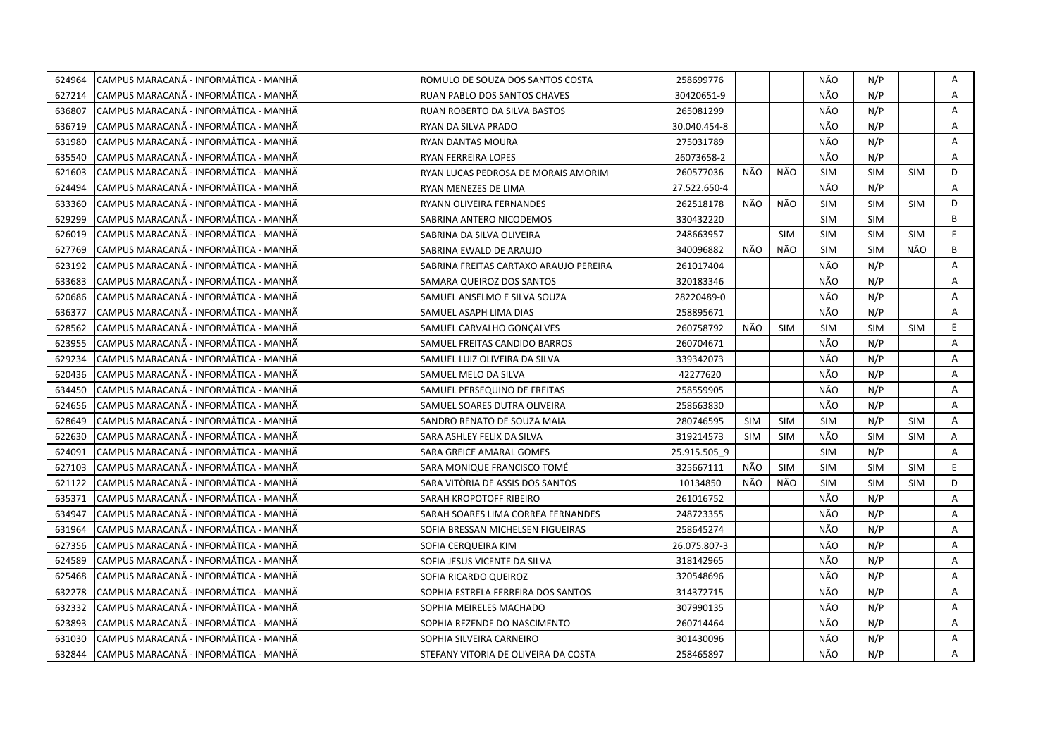| | | | | | | | | | | |
|---|---|---|---|---|---|---|---|---|---|---|
| 624964 | CAMPUS MARACANÃ - INFORMÁTICA - MANHÃ | ROMULO DE SOUZA DOS SANTOS COSTA | 258699776 | | | NÃO | N/P | | A |
| 627214 | CAMPUS MARACANÃ - INFORMÁTICA - MANHÃ | RUAN PABLO DOS SANTOS CHAVES | 30420651-9 | | | NÃO | N/P | | A |
| 636807 | CAMPUS MARACANÃ - INFORMÁTICA - MANHÃ | RUAN ROBERTO DA SILVA BASTOS | 265081299 | | | NÃO | N/P | | A |
| 636719 | CAMPUS MARACANÃ - INFORMÁTICA - MANHÃ | RYAN DA SILVA PRADO | 30.040.454-8 | | | NÃO | N/P | | A |
| 631980 | CAMPUS MARACANÃ - INFORMÁTICA - MANHÃ | RYAN DANTAS MOURA | 275031789 | | | NÃO | N/P | | A |
| 635540 | CAMPUS MARACANÃ - INFORMÁTICA - MANHÃ | RYAN FERREIRA LOPES | 26073658-2 | | | NÃO | N/P | | A |
| 621603 | CAMPUS MARACANÃ - INFORMÁTICA - MANHÃ | RYAN LUCAS PEDROSA DE MORAIS AMORIM | 260577036 | NÃO | NÃO | SIM | SIM | SIM | D |
| 624494 | CAMPUS MARACANÃ - INFORMÁTICA - MANHÃ | RYAN MENEZES DE LIMA | 27.522.650-4 | | | NÃO | N/P | | A |
| 633360 | CAMPUS MARACANÃ - INFORMÁTICA - MANHÃ | RYANN OLIVEIRA FERNANDES | 262518178 | NÃO | NÃO | SIM | SIM | SIM | D |
| 629299 | CAMPUS MARACANÃ - INFORMÁTICA - MANHÃ | SABRINA ANTERO NICODEMOS | 330432220 | | | SIM | SIM | | B |
| 626019 | CAMPUS MARACANÃ - INFORMÁTICA - MANHÃ | SABRINA DA SILVA OLIVEIRA | 248663957 | | SIM | SIM | SIM | SIM | E |
| 627769 | CAMPUS MARACANÃ - INFORMÁTICA - MANHÃ | SABRINA EWALD DE ARAUJO | 340096882 | NÃO | NÃO | SIM | SIM | NÃO | B |
| 623192 | CAMPUS MARACANÃ - INFORMÁTICA - MANHÃ | SABRINA FREITAS CARTAXO ARAUJO PEREIRA | 261017404 | | | NÃO | N/P | | A |
| 633683 | CAMPUS MARACANÃ - INFORMÁTICA - MANHÃ | SAMARA QUEIROZ DOS SANTOS | 320183346 | | | NÃO | N/P | | A |
| 620686 | CAMPUS MARACANÃ - INFORMÁTICA - MANHÃ | SAMUEL ANSELMO E SILVA SOUZA | 28220489-0 | | | NÃO | N/P | | A |
| 636377 | CAMPUS MARACANÃ - INFORMÁTICA - MANHÃ | SAMUEL ASAPH LIMA DIAS | 258895671 | | | NÃO | N/P | | A |
| 628562 | CAMPUS MARACANÃ - INFORMÁTICA - MANHÃ | SAMUEL CARVALHO GONÇALVES | 260758792 | NÃO | SIM | SIM | SIM | SIM | E |
| 623955 | CAMPUS MARACANÃ - INFORMÁTICA - MANHÃ | SAMUEL FREITAS CANDIDO BARROS | 260704671 | | | NÃO | N/P | | A |
| 629234 | CAMPUS MARACANÃ - INFORMÁTICA - MANHÃ | SAMUEL LUIZ OLIVEIRA DA SILVA | 339342073 | | | NÃO | N/P | | A |
| 620436 | CAMPUS MARACANÃ - INFORMÁTICA - MANHÃ | SAMUEL MELO DA SILVA | 42277620 | | | NÃO | N/P | | A |
| 634450 | CAMPUS MARACANÃ - INFORMÁTICA - MANHÃ | SAMUEL PERSEQUINO DE FREITAS | 258559905 | | | NÃO | N/P | | A |
| 624656 | CAMPUS MARACANÃ - INFORMÁTICA - MANHÃ | SAMUEL SOARES DUTRA OLIVEIRA | 258663830 | | | NÃO | N/P | | A |
| 628649 | CAMPUS MARACANÃ - INFORMÁTICA - MANHÃ | SANDRO RENATO DE SOUZA MAIA | 280746595 | SIM | SIM | SIM | N/P | SIM | A |
| 622630 | CAMPUS MARACANÃ - INFORMÁTICA - MANHÃ | SARA ASHLEY FELIX DA SILVA | 319214573 | SIM | SIM | NÃO | SIM | SIM | A |
| 624091 | CAMPUS MARACANÃ - INFORMÁTICA - MANHÃ | SARA GREICE AMARAL GOMES | 25.915.505_9 | | | SIM | N/P | | A |
| 627103 | CAMPUS MARACANÃ - INFORMÁTICA - MANHÃ | SARA MONIQUE FRANCISCO TOMÉ | 325667111 | NÃO | SIM | SIM | SIM | SIM | E |
| 621122 | CAMPUS MARACANÃ - INFORMÁTICA - MANHÃ | SARA VITÒRIA DE ASSIS DOS SANTOS | 10134850 | NÃO | NÃO | SIM | SIM | SIM | D |
| 635371 | CAMPUS MARACANÃ - INFORMÁTICA - MANHÃ | SARAH KROPOTOFF RIBEIRO | 261016752 | | | NÃO | N/P | | A |
| 634947 | CAMPUS MARACANÃ - INFORMÁTICA - MANHÃ | SARAH SOARES LIMA CORREA FERNANDES | 248723355 | | | NÃO | N/P | | A |
| 631964 | CAMPUS MARACANÃ - INFORMÁTICA - MANHÃ | SOFIA BRESSAN MICHELSEN FIGUEIRAS | 258645274 | | | NÃO | N/P | | A |
| 627356 | CAMPUS MARACANÃ - INFORMÁTICA - MANHÃ | SOFIA CERQUEIRA KIM | 26.075.807-3 | | | NÃO | N/P | | A |
| 624589 | CAMPUS MARACANÃ - INFORMÁTICA - MANHÃ | SOFIA JESUS VICENTE DA SILVA | 318142965 | | | NÃO | N/P | | A |
| 625468 | CAMPUS MARACANÃ - INFORMÁTICA - MANHÃ | SOFIA RICARDO QUEIROZ | 320548696 | | | NÃO | N/P | | A |
| 632278 | CAMPUS MARACANÃ - INFORMÁTICA - MANHÃ | SOPHIA ESTRELA FERREIRA DOS SANTOS | 314372715 | | | NÃO | N/P | | A |
| 632332 | CAMPUS MARACANÃ - INFORMÁTICA - MANHÃ | SOPHIA MEIRELES MACHADO | 307990135 | | | NÃO | N/P | | A |
| 623893 | CAMPUS MARACANÃ - INFORMÁTICA - MANHÃ | SOPHIA REZENDE DO NASCIMENTO | 260714464 | | | NÃO | N/P | | A |
| 631030 | CAMPUS MARACANÃ - INFORMÁTICA - MANHÃ | SOPHIA SILVEIRA CARNEIRO | 301430096 | | | NÃO | N/P | | A |
| 632844 | CAMPUS MARACANÃ - INFORMÁTICA - MANHÃ | STEFANY VITORIA DE OLIVEIRA DA COSTA | 258465897 | | | NÃO | N/P | | A |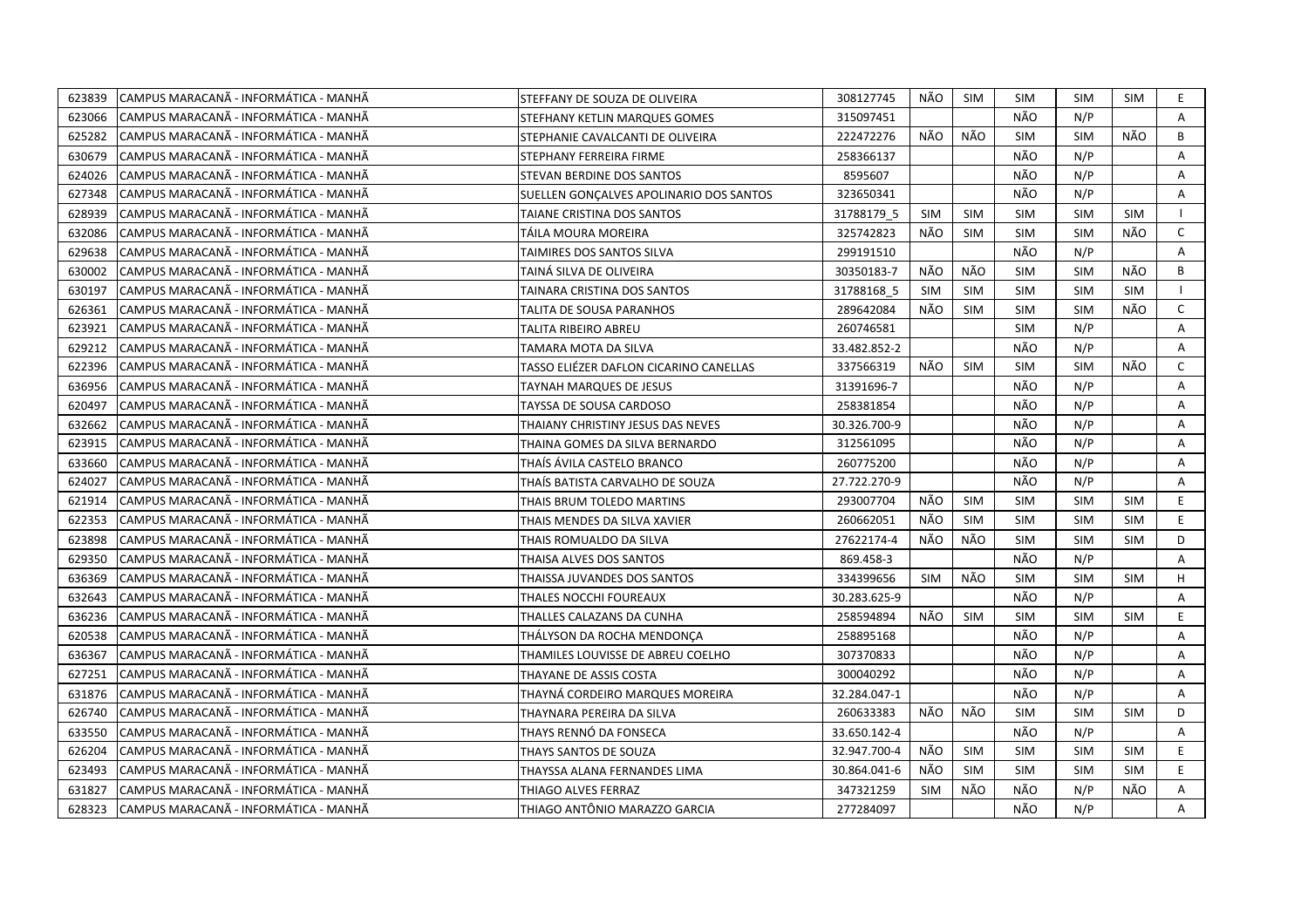| | | | | | | | | | |
|---|---|---|---|---|---|---|---|---|---|
| 623839 | CAMPUS MARACANÃ - INFORMÁTICA - MANHÃ | STEFFANY DE SOUZA DE OLIVEIRA | 308127745 | NÃO | SIM | SIM | SIM | SIM | E |
| 623066 | CAMPUS MARACANÃ - INFORMÁTICA - MANHÃ | STEFHANY KETLIN MARQUES GOMES | 315097451 | | | NÃO | N/P | | A |
| 625282 | CAMPUS MARACANÃ - INFORMÁTICA - MANHÃ | STEPHANIE CAVALCANTI DE OLIVEIRA | 222472276 | NÃO | NÃO | SIM | SIM | NÃO | B |
| 630679 | CAMPUS MARACANÃ - INFORMÁTICA - MANHÃ | STEPHANY FERREIRA FIRME | 258366137 | | | NÃO | N/P | | A |
| 624026 | CAMPUS MARACANÃ - INFORMÁTICA - MANHÃ | STEVAN BERDINE DOS SANTOS | 8595607 | | | NÃO | N/P | | A |
| 627348 | CAMPUS MARACANÃ - INFORMÁTICA - MANHÃ | SUELLEN GONÇALVES APOLINARIO DOS SANTOS | 323650341 | | | NÃO | N/P | | A |
| 628939 | CAMPUS MARACANÃ - INFORMÁTICA - MANHÃ | TAIANE CRISTINA DOS SANTOS | 31788179_5 | SIM | SIM | SIM | SIM | SIM | I |
| 632086 | CAMPUS MARACANÃ - INFORMÁTICA - MANHÃ | TÁILA MOURA MOREIRA | 325742823 | NÃO | SIM | SIM | SIM | NÃO | C |
| 629638 | CAMPUS MARACANÃ - INFORMÁTICA - MANHÃ | TAIMIRES DOS SANTOS SILVA | 299191510 | | | NÃO | N/P | | A |
| 630002 | CAMPUS MARACANÃ - INFORMÁTICA - MANHÃ | TAINÁ SILVA DE OLIVEIRA | 30350183-7 | NÃO | NÃO | SIM | SIM | NÃO | B |
| 630197 | CAMPUS MARACANÃ - INFORMÁTICA - MANHÃ | TAINARA CRISTINA DOS SANTOS | 31788168_5 | SIM | SIM | SIM | SIM | SIM | I |
| 626361 | CAMPUS MARACANÃ - INFORMÁTICA - MANHÃ | TALITA DE SOUSA PARANHOS | 289642084 | NÃO | SIM | SIM | SIM | NÃO | C |
| 623921 | CAMPUS MARACANÃ - INFORMÁTICA - MANHÃ | TALITA RIBEIRO ABREU | 260746581 | | | SIM | N/P | | A |
| 629212 | CAMPUS MARACANÃ - INFORMÁTICA - MANHÃ | TAMARA MOTA DA SILVA | 33.482.852-2 | | | NÃO | N/P | | A |
| 622396 | CAMPUS MARACANÃ - INFORMÁTICA - MANHÃ | TASSO ELIÉZER DAFLON CICARINO CANELLAS | 337566319 | NÃO | SIM | SIM | SIM | NÃO | C |
| 636956 | CAMPUS MARACANÃ - INFORMÁTICA - MANHÃ | TAYNAH MARQUES DE JESUS | 31391696-7 | | | NÃO | N/P | | A |
| 620497 | CAMPUS MARACANÃ - INFORMÁTICA - MANHÃ | TAYSSA DE SOUSA CARDOSO | 258381854 | | | NÃO | N/P | | A |
| 632662 | CAMPUS MARACANÃ - INFORMÁTICA - MANHÃ | THAIANY CHRISTINY JESUS DAS NEVES | 30.326.700-9 | | | NÃO | N/P | | A |
| 623915 | CAMPUS MARACANÃ - INFORMÁTICA - MANHÃ | THAINA GOMES DA SILVA BERNARDO | 312561095 | | | NÃO | N/P | | A |
| 633660 | CAMPUS MARACANÃ - INFORMÁTICA - MANHÃ | THAÍS ÁVILA CASTELO BRANCO | 260775200 | | | NÃO | N/P | | A |
| 624027 | CAMPUS MARACANÃ - INFORMÁTICA - MANHÃ | THAÍS BATISTA CARVALHO DE SOUZA | 27.722.270-9 | | | NÃO | N/P | | A |
| 621914 | CAMPUS MARACANÃ - INFORMÁTICA - MANHÃ | THAIS BRUM TOLEDO MARTINS | 293007704 | NÃO | SIM | SIM | SIM | SIM | E |
| 622353 | CAMPUS MARACANÃ - INFORMÁTICA - MANHÃ | THAIS MENDES DA SILVA XAVIER | 260662051 | NÃO | SIM | SIM | SIM | SIM | E |
| 623898 | CAMPUS MARACANÃ - INFORMÁTICA - MANHÃ | THAIS ROMUALDO DA SILVA | 27622174-4 | NÃO | NÃO | SIM | SIM | SIM | D |
| 629350 | CAMPUS MARACANÃ - INFORMÁTICA - MANHÃ | THAISA ALVES DOS SANTOS | 869.458-3 | | | NÃO | N/P | | A |
| 636369 | CAMPUS MARACANÃ - INFORMÁTICA - MANHÃ | THAISSA JUVANDES DOS SANTOS | 334399656 | SIM | NÃO | SIM | SIM | SIM | H |
| 632643 | CAMPUS MARACANÃ - INFORMÁTICA - MANHÃ | THALES NOCCHI FOUREAUX | 30.283.625-9 | | | NÃO | N/P | | A |
| 636236 | CAMPUS MARACANÃ - INFORMÁTICA - MANHÃ | THALLES CALAZANS DA CUNHA | 258594894 | NÃO | SIM | SIM | SIM | SIM | E |
| 620538 | CAMPUS MARACANÃ - INFORMÁTICA - MANHÃ | THÁLYSON DA ROCHA MENDONÇA | 258895168 | | | NÃO | N/P | | A |
| 636367 | CAMPUS MARACANÃ - INFORMÁTICA - MANHÃ | THAMILES LOUVISSE DE ABREU COELHO | 307370833 | | | NÃO | N/P | | A |
| 627251 | CAMPUS MARACANÃ - INFORMÁTICA - MANHÃ | THAYANE DE ASSIS COSTA | 300040292 | | | NÃO | N/P | | A |
| 631876 | CAMPUS MARACANÃ - INFORMÁTICA - MANHÃ | THAYNÁ CORDEIRO MARQUES MOREIRA | 32.284.047-1 | | | NÃO | N/P | | A |
| 626740 | CAMPUS MARACANÃ - INFORMÁTICA - MANHÃ | THAYNARA PEREIRA DA SILVA | 260633383 | NÃO | NÃO | SIM | SIM | SIM | D |
| 633550 | CAMPUS MARACANÃ - INFORMÁTICA - MANHÃ | THAYS RENNÓ DA FONSECA | 33.650.142-4 | | | NÃO | N/P | | A |
| 626204 | CAMPUS MARACANÃ - INFORMÁTICA - MANHÃ | THAYS SANTOS DE SOUZA | 32.947.700-4 | NÃO | SIM | SIM | SIM | SIM | E |
| 623493 | CAMPUS MARACANÃ - INFORMÁTICA - MANHÃ | THAYSSA ALANA FERNANDES LIMA | 30.864.041-6 | NÃO | SIM | SIM | SIM | SIM | E |
| 631827 | CAMPUS MARACANÃ - INFORMÁTICA - MANHÃ | THIAGO ALVES FERRAZ | 347321259 | SIM | NÃO | NÃO | N/P | NÃO | A |
| 628323 | CAMPUS MARACANÃ - INFORMÁTICA - MANHÃ | THIAGO ANTÔNIO MARAZZO GARCIA | 277284097 | | | NÃO | N/P | | A |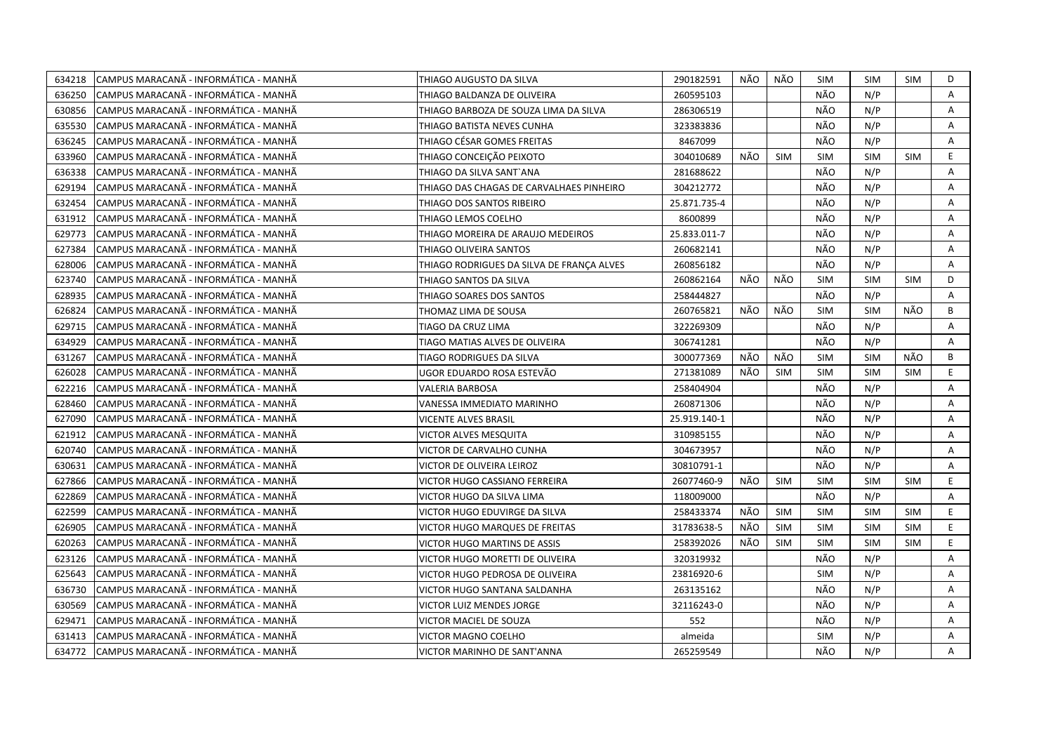| | | | | | | | | | |
|---|---|---|---|---|---|---|---|---|---|
| 634218 | CAMPUS MARACANÃ - INFORMÁTICA - MANHÃ | THIAGO AUGUSTO DA SILVA | 290182591 | NÃO | NÃO | SIM | SIM | SIM | D |
| 636250 | CAMPUS MARACANÃ - INFORMÁTICA - MANHÃ | THIAGO BALDANZA DE OLIVEIRA | 260595103 | | | NÃO | N/P | | A |
| 630856 | CAMPUS MARACANÃ - INFORMÁTICA - MANHÃ | THIAGO BARBOZA DE SOUZA LIMA DA SILVA | 286306519 | | | NÃO | N/P | | A |
| 635530 | CAMPUS MARACANÃ - INFORMÁTICA - MANHÃ | THIAGO BATISTA NEVES CUNHA | 323383836 | | | NÃO | N/P | | A |
| 636245 | CAMPUS MARACANÃ - INFORMÁTICA - MANHÃ | THIAGO CÉSAR GOMES FREITAS | 8467099 | | | NÃO | N/P | | A |
| 633960 | CAMPUS MARACANÃ - INFORMÁTICA - MANHÃ | THIAGO CONCEIÇÃO PEIXOTO | 304010689 | NÃO | SIM | SIM | SIM | SIM | E |
| 636338 | CAMPUS MARACANÃ - INFORMÁTICA - MANHÃ | THIAGO DA SILVA SANT`ANA | 281688622 | | | NÃO | N/P | | A |
| 629194 | CAMPUS MARACANÃ - INFORMÁTICA - MANHÃ | THIAGO DAS CHAGAS DE CARVALHAES PINHEIRO | 304212772 | | | NÃO | N/P | | A |
| 632454 | CAMPUS MARACANÃ - INFORMÁTICA - MANHÃ | THIAGO DOS SANTOS RIBEIRO | 25.871.735-4 | | | NÃO | N/P | | A |
| 631912 | CAMPUS MARACANÃ - INFORMÁTICA - MANHÃ | THIAGO LEMOS COELHO | 8600899 | | | NÃO | N/P | | A |
| 629773 | CAMPUS MARACANÃ - INFORMÁTICA - MANHÃ | THIAGO MOREIRA DE ARAUJO MEDEIROS | 25.833.011-7 | | | NÃO | N/P | | A |
| 627384 | CAMPUS MARACANÃ - INFORMÁTICA - MANHÃ | THIAGO OLIVEIRA SANTOS | 260682141 | | | NÃO | N/P | | A |
| 628006 | CAMPUS MARACANÃ - INFORMÁTICA - MANHÃ | THIAGO RODRIGUES DA SILVA DE FRANÇA ALVES | 260856182 | | | NÃO | N/P | | A |
| 623740 | CAMPUS MARACANÃ - INFORMÁTICA - MANHÃ | THIAGO SANTOS DA SILVA | 260862164 | NÃO | NÃO | SIM | SIM | SIM | D |
| 628935 | CAMPUS MARACANÃ - INFORMÁTICA - MANHÃ | THIAGO SOARES DOS SANTOS | 258444827 | | | NÃO | N/P | | A |
| 626824 | CAMPUS MARACANÃ - INFORMÁTICA - MANHÃ | THOMAZ LIMA DE SOUSA | 260765821 | NÃO | NÃO | SIM | SIM | NÃO | B |
| 629715 | CAMPUS MARACANÃ - INFORMÁTICA - MANHÃ | TIAGO DA CRUZ LIMA | 322269309 | | | NÃO | N/P | | A |
| 634929 | CAMPUS MARACANÃ - INFORMÁTICA - MANHÃ | TIAGO MATIAS ALVES DE OLIVEIRA | 306741281 | | | NÃO | N/P | | A |
| 631267 | CAMPUS MARACANÃ - INFORMÁTICA - MANHÃ | TIAGO RODRIGUES DA SILVA | 300077369 | NÃO | NÃO | SIM | SIM | NÃO | B |
| 626028 | CAMPUS MARACANÃ - INFORMÁTICA - MANHÃ | UGOR EDUARDO ROSA ESTEVÃO | 271381089 | NÃO | SIM | SIM | SIM | SIM | E |
| 622216 | CAMPUS MARACANÃ - INFORMÁTICA - MANHÃ | VALERIA BARBOSA | 258404904 | | | NÃO | N/P | | A |
| 628460 | CAMPUS MARACANÃ - INFORMÁTICA - MANHÃ | VANESSA IMMEDIATO MARINHO | 260871306 | | | NÃO | N/P | | A |
| 627090 | CAMPUS MARACANÃ - INFORMÁTICA - MANHÃ | VICENTE ALVES BRASIL | 25.919.140-1 | | | NÃO | N/P | | A |
| 621912 | CAMPUS MARACANÃ - INFORMÁTICA - MANHÃ | VICTOR ALVES MESQUITA | 310985155 | | | NÃO | N/P | | A |
| 620740 | CAMPUS MARACANÃ - INFORMÁTICA - MANHÃ | VICTOR DE CARVALHO CUNHA | 304673957 | | | NÃO | N/P | | A |
| 630631 | CAMPUS MARACANÃ - INFORMÁTICA - MANHÃ | VICTOR DE OLIVEIRA LEIROZ | 30810791-1 | | | NÃO | N/P | | A |
| 627866 | CAMPUS MARACANÃ - INFORMÁTICA - MANHÃ | VICTOR HUGO CASSIANO FERREIRA | 26077460-9 | NÃO | SIM | SIM | SIM | SIM | E |
| 622869 | CAMPUS MARACANÃ - INFORMÁTICA - MANHÃ | VICTOR HUGO DA SILVA LIMA | 118009000 | | | NÃO | N/P | | A |
| 622599 | CAMPUS MARACANÃ - INFORMÁTICA - MANHÃ | VICTOR HUGO EDUVIRGE DA SILVA | 258433374 | NÃO | SIM | SIM | SIM | SIM | E |
| 626905 | CAMPUS MARACANÃ - INFORMÁTICA - MANHÃ | VICTOR HUGO MARQUES DE FREITAS | 31783638-5 | NÃO | SIM | SIM | SIM | SIM | E |
| 620263 | CAMPUS MARACANÃ - INFORMÁTICA - MANHÃ | VICTOR HUGO MARTINS DE ASSIS | 258392026 | NÃO | SIM | SIM | SIM | SIM | E |
| 623126 | CAMPUS MARACANÃ - INFORMÁTICA - MANHÃ | VICTOR HUGO MORETTI DE OLIVEIRA | 320319932 | | | NÃO | N/P | | A |
| 625643 | CAMPUS MARACANÃ - INFORMÁTICA - MANHÃ | VICTOR HUGO PEDROSA DE OLIVEIRA | 23816920-6 | | | SIM | N/P | | A |
| 636730 | CAMPUS MARACANÃ - INFORMÁTICA - MANHÃ | VICTOR HUGO SANTANA SALDANHA | 263135162 | | | NÃO | N/P | | A |
| 630569 | CAMPUS MARACANÃ - INFORMÁTICA - MANHÃ | VICTOR LUIZ MENDES JORGE | 32116243-0 | | | NÃO | N/P | | A |
| 629471 | CAMPUS MARACANÃ - INFORMÁTICA - MANHÃ | VICTOR MACIEL DE SOUZA | 552 | | | NÃO | N/P | | A |
| 631413 | CAMPUS MARACANÃ - INFORMÁTICA - MANHÃ | VICTOR MAGNO COELHO | almeida | | | SIM | N/P | | A |
| 634772 | CAMPUS MARACANÃ - INFORMÁTICA - MANHÃ | VICTOR MARINHO DE SANT'ANNA | 265259549 | | | NÃO | N/P | | A |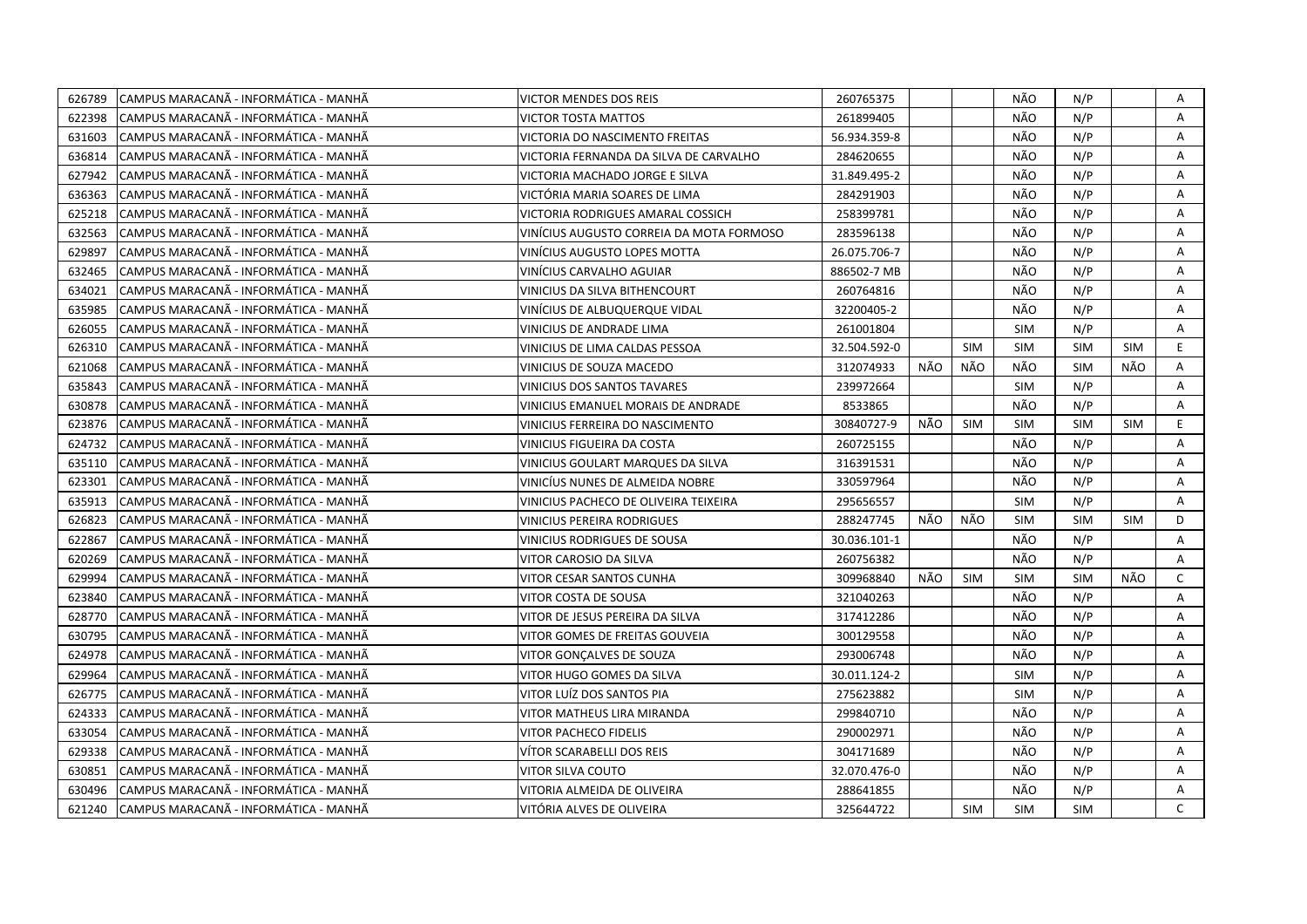| | | | | | | | | | |
|---|---|---|---|---|---|---|---|---|---|
| 626789 | CAMPUS MARACANÃ - INFORMÁTICA - MANHÃ | VICTOR MENDES DOS REIS | 260765375 | | | NÃO | N/P | | A |
| 622398 | CAMPUS MARACANÃ - INFORMÁTICA - MANHÃ | VICTOR TOSTA MATTOS | 261899405 | | | NÃO | N/P | | A |
| 631603 | CAMPUS MARACANÃ - INFORMÁTICA - MANHÃ | VICTORIA DO NASCIMENTO FREITAS | 56.934.359-8 | | | NÃO | N/P | | A |
| 636814 | CAMPUS MARACANÃ - INFORMÁTICA - MANHÃ | VICTORIA FERNANDA DA SILVA DE CARVALHO | 284620655 | | | NÃO | N/P | | A |
| 627942 | CAMPUS MARACANÃ - INFORMÁTICA - MANHÃ | VICTORIA MACHADO JORGE E SILVA | 31.849.495-2 | | | NÃO | N/P | | A |
| 636363 | CAMPUS MARACANÃ - INFORMÁTICA - MANHÃ | VICTÓRIA MARIA SOARES DE LIMA | 284291903 | | | NÃO | N/P | | A |
| 625218 | CAMPUS MARACANÃ - INFORMÁTICA - MANHÃ | VICTORIA RODRIGUES AMARAL COSSICH | 258399781 | | | NÃO | N/P | | A |
| 632563 | CAMPUS MARACANÃ - INFORMÁTICA - MANHÃ | VINÍCIUS AUGUSTO CORREIA DA MOTA FORMOSO | 283596138 | | | NÃO | N/P | | A |
| 629897 | CAMPUS MARACANÃ - INFORMÁTICA - MANHÃ | VINÍCIUS AUGUSTO LOPES MOTTA | 26.075.706-7 | | | NÃO | N/P | | A |
| 632465 | CAMPUS MARACANÃ - INFORMÁTICA - MANHÃ | VINÍCIUS CARVALHO AGUIAR | 886502-7 MB | | | NÃO | N/P | | A |
| 634021 | CAMPUS MARACANÃ - INFORMÁTICA - MANHÃ | VINICIUS DA SILVA BITHENCOURT | 260764816 | | | NÃO | N/P | | A |
| 635985 | CAMPUS MARACANÃ - INFORMÁTICA - MANHÃ | VINÍCIUS DE ALBUQUERQUE VIDAL | 32200405-2 | | | NÃO | N/P | | A |
| 626055 | CAMPUS MARACANÃ - INFORMÁTICA - MANHÃ | VINICIUS DE ANDRADE LIMA | 261001804 | | | SIM | N/P | | A |
| 626310 | CAMPUS MARACANÃ - INFORMÁTICA - MANHÃ | VINICIUS DE LIMA CALDAS PESSOA | 32.504.592-0 | | SIM | SIM | SIM | SIM | E |
| 621068 | CAMPUS MARACANÃ - INFORMÁTICA - MANHÃ | VINICIUS DE SOUZA MACEDO | 312074933 | NÃO | NÃO | NÃO | SIM | NÃO | A |
| 635843 | CAMPUS MARACANÃ - INFORMÁTICA - MANHÃ | VINICIUS DOS SANTOS TAVARES | 239972664 | | | SIM | N/P | | A |
| 630878 | CAMPUS MARACANÃ - INFORMÁTICA - MANHÃ | VINICIUS EMANUEL MORAIS DE ANDRADE | 8533865 | | | NÃO | N/P | | A |
| 623876 | CAMPUS MARACANÃ - INFORMÁTICA - MANHÃ | VINICIUS FERREIRA DO NASCIMENTO | 30840727-9 | NÃO | SIM | SIM | SIM | SIM | E |
| 624732 | CAMPUS MARACANÃ - INFORMÁTICA - MANHÃ | VINICIUS FIGUEIRA DA COSTA | 260725155 | | | NÃO | N/P | | A |
| 635110 | CAMPUS MARACANÃ - INFORMÁTICA - MANHÃ | VINICIUS GOULART MARQUES DA SILVA | 316391531 | | | NÃO | N/P | | A |
| 623301 | CAMPUS MARACANÃ - INFORMÁTICA - MANHÃ | VINICÍUS NUNES DE ALMEIDA NOBRE | 330597964 | | | NÃO | N/P | | A |
| 635913 | CAMPUS MARACANÃ - INFORMÁTICA - MANHÃ | VINICIUS PACHECO DE OLIVEIRA TEIXEIRA | 295656557 | | | SIM | N/P | | A |
| 626823 | CAMPUS MARACANÃ - INFORMÁTICA - MANHÃ | VINICIUS PEREIRA RODRIGUES | 288247745 | NÃO | NÃO | SIM | SIM | SIM | D |
| 622867 | CAMPUS MARACANÃ - INFORMÁTICA - MANHÃ | VINICIUS RODRIGUES DE SOUSA | 30.036.101-1 | | | NÃO | N/P | | A |
| 620269 | CAMPUS MARACANÃ - INFORMÁTICA - MANHÃ | VITOR CAROSIO DA SILVA | 260756382 | | | NÃO | N/P | | A |
| 629994 | CAMPUS MARACANÃ - INFORMÁTICA - MANHÃ | VITOR CESAR SANTOS CUNHA | 309968840 | NÃO | SIM | SIM | SIM | NÃO | C |
| 623840 | CAMPUS MARACANÃ - INFORMÁTICA - MANHÃ | VITOR COSTA DE SOUSA | 321040263 | | | NÃO | N/P | | A |
| 628770 | CAMPUS MARACANÃ - INFORMÁTICA - MANHÃ | VITOR DE JESUS PEREIRA DA SILVA | 317412286 | | | NÃO | N/P | | A |
| 630795 | CAMPUS MARACANÃ - INFORMÁTICA - MANHÃ | VITOR GOMES DE FREITAS GOUVEIA | 300129558 | | | NÃO | N/P | | A |
| 624978 | CAMPUS MARACANÃ - INFORMÁTICA - MANHÃ | VITOR GONÇALVES DE SOUZA | 293006748 | | | NÃO | N/P | | A |
| 629964 | CAMPUS MARACANÃ - INFORMÁTICA - MANHÃ | VITOR HUGO GOMES DA SILVA | 30.011.124-2 | | | SIM | N/P | | A |
| 626775 | CAMPUS MARACANÃ - INFORMÁTICA - MANHÃ | VITOR LUÍZ DOS SANTOS PIA | 275623882 | | | SIM | N/P | | A |
| 624333 | CAMPUS MARACANÃ - INFORMÁTICA - MANHÃ | VITOR MATHEUS LIRA MIRANDA | 299840710 | | | NÃO | N/P | | A |
| 633054 | CAMPUS MARACANÃ - INFORMÁTICA - MANHÃ | VITOR PACHECO FIDELIS | 290002971 | | | NÃO | N/P | | A |
| 629338 | CAMPUS MARACANÃ - INFORMÁTICA - MANHÃ | VÍTOR SCARABELLI DOS REIS | 304171689 | | | NÃO | N/P | | A |
| 630851 | CAMPUS MARACANÃ - INFORMÁTICA - MANHÃ | VITOR SILVA COUTO | 32.070.476-0 | | | NÃO | N/P | | A |
| 630496 | CAMPUS MARACANÃ - INFORMÁTICA - MANHÃ | VITORIA ALMEIDA DE OLIVEIRA | 288641855 | | | NÃO | N/P | | A |
| 621240 | CAMPUS MARACANÃ - INFORMÁTICA - MANHÃ | VITÓRIA ALVES DE OLIVEIRA | 325644722 | | SIM | SIM | SIM | | C |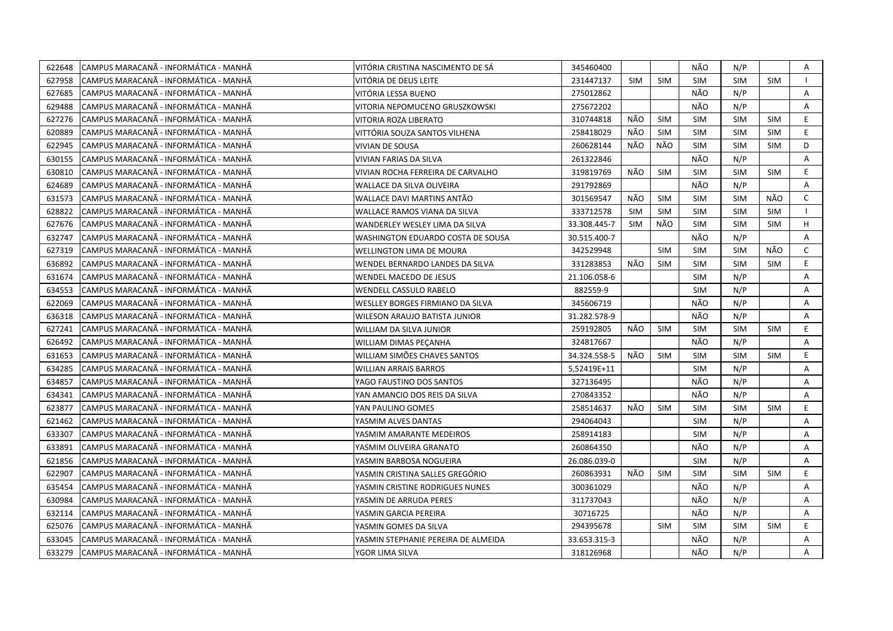| | | | | | | | | | |
|---|---|---|---|---|---|---|---|---|---|
| 622648 | CAMPUS MARACANÃ - INFORMÁTICA - MANHÃ | VITÓRIA CRISTINA NASCIMENTO DE SÁ | 345460400 | | | NÃO | N/P | | A |
| 627958 | CAMPUS MARACANÃ - INFORMÁTICA - MANHÃ | VITÓRIA DE DEUS LEITE | 231447137 | SIM | SIM | SIM | SIM | SIM | I |
| 627685 | CAMPUS MARACANÃ - INFORMÁTICA - MANHÃ | VITÓRIA LESSA BUENO | 275012862 | | | NÃO | N/P | | A |
| 629488 | CAMPUS MARACANÃ - INFORMÁTICA - MANHÃ | VITORIA NEPOMUCENO GRUSZKOWSKI | 275672202 | | | NÃO | N/P | | A |
| 627276 | CAMPUS MARACANÃ - INFORMÁTICA - MANHÃ | VITORIA ROZA LIBERATO | 310744818 | NÃO | SIM | SIM | SIM | SIM | E |
| 620889 | CAMPUS MARACANÃ - INFORMÁTICA - MANHÃ | VITTÓRIA SOUZA SANTOS VILHENA | 258418029 | NÃO | SIM | SIM | SIM | SIM | E |
| 622945 | CAMPUS MARACANÃ - INFORMÁTICA - MANHÃ | VIVIAN DE SOUSA | 260628144 | NÃO | NÃO | SIM | SIM | SIM | D |
| 630155 | CAMPUS MARACANÃ - INFORMÁTICA - MANHÃ | VIVIAN FARIAS DA SILVA | 261322846 | | | NÃO | N/P | | A |
| 630810 | CAMPUS MARACANÃ - INFORMÁTICA - MANHÃ | VIVIAN ROCHA FERREIRA DE CARVALHO | 319819769 | NÃO | SIM | SIM | SIM | SIM | E |
| 624689 | CAMPUS MARACANÃ - INFORMÁTICA - MANHÃ | WALLACE DA SILVA OLIVEIRA | 291792869 | | | NÃO | N/P | | A |
| 631573 | CAMPUS MARACANÃ - INFORMÁTICA - MANHÃ | WALLACE DAVI MARTINS ANTÃO | 301569547 | NÃO | SIM | SIM | SIM | NÃO | C |
| 628822 | CAMPUS MARACANÃ - INFORMÁTICA - MANHÃ | WALLACE RAMOS VIANA DA SILVA | 333712578 | SIM | SIM | SIM | SIM | SIM | I |
| 627676 | CAMPUS MARACANÃ - INFORMÁTICA - MANHÃ | WANDERLEY WESLEY LIMA DA SILVA | 33.308.445-7 | SIM | NÃO | SIM | SIM | SIM | H |
| 632747 | CAMPUS MARACANÃ - INFORMÁTICA - MANHÃ | WASHINGTON EDUARDO COSTA DE SOUSA | 30.515.400-7 | | | NÃO | N/P | | A |
| 627319 | CAMPUS MARACANÃ - INFORMÁTICA - MANHÃ | WELLINGTON LIMA DE MOURA | 342529948 | | SIM | SIM | SIM | NÃO | C |
| 636892 | CAMPUS MARACANÃ - INFORMÁTICA - MANHÃ | WENDEL BERNARDO LANDES DA SILVA | 331283853 | NÃO | SIM | SIM | SIM | SIM | E |
| 631674 | CAMPUS MARACANÃ - INFORMÁTICA - MANHÃ | WENDEL MACEDO DE JESUS | 21.106.058-6 | | | SIM | N/P | | A |
| 634553 | CAMPUS MARACANÃ - INFORMÁTICA - MANHÃ | WENDELL CASSULO RABELO | 882559-9 | | | SIM | N/P | | A |
| 622069 | CAMPUS MARACANÃ - INFORMÁTICA - MANHÃ | WESLLEY BORGES FIRMIANO DA SILVA | 345606719 | | | NÃO | N/P | | A |
| 636318 | CAMPUS MARACANÃ - INFORMÁTICA - MANHÃ | WILESON ARAUJO BATISTA JUNIOR | 31.282.578-9 | | | NÃO | N/P | | A |
| 627241 | CAMPUS MARACANÃ - INFORMÁTICA - MANHÃ | WILLIAM DA SILVA JUNIOR | 259192805 | NÃO | SIM | SIM | SIM | SIM | E |
| 626492 | CAMPUS MARACANÃ - INFORMÁTICA - MANHÃ | WILLIAM DIMAS PEÇANHA | 324817667 | | | NÃO | N/P | | A |
| 631653 | CAMPUS MARACANÃ - INFORMÁTICA - MANHÃ | WILLIAM SIMÕES CHAVES SANTOS | 34.324.558-5 | NÃO | SIM | SIM | SIM | SIM | E |
| 634285 | CAMPUS MARACANÃ - INFORMÁTICA - MANHÃ | WILLIAN ARRAIS BARROS | 5,52419E+11 | | | SIM | N/P | | A |
| 634857 | CAMPUS MARACANÃ - INFORMÁTICA - MANHÃ | YAGO FAUSTINO DOS SANTOS | 327136495 | | | NÃO | N/P | | A |
| 634341 | CAMPUS MARACANÃ - INFORMÁTICA - MANHÃ | YAN AMANCIO DOS REIS DA SILVA | 270843352 | | | NÃO | N/P | | A |
| 623877 | CAMPUS MARACANÃ - INFORMÁTICA - MANHÃ | YAN PAULINO GOMES | 258514637 | NÃO | SIM | SIM | SIM | SIM | E |
| 621462 | CAMPUS MARACANÃ - INFORMÁTICA - MANHÃ | YASMIM ALVES DANTAS | 294064043 | | | SIM | N/P | | A |
| 633307 | CAMPUS MARACANÃ - INFORMÁTICA - MANHÃ | YASMIM AMARANTE MEDEIROS | 258914183 | | | SIM | N/P | | A |
| 633891 | CAMPUS MARACANÃ - INFORMÁTICA - MANHÃ | YASMIM OLIVEIRA GRANATO | 260864350 | | | NÃO | N/P | | A |
| 621856 | CAMPUS MARACANÃ - INFORMÁTICA - MANHÃ | YASMIN BARBOSA NOGUEIRA | 26.086.039-0 | | | SIM | N/P | | A |
| 622907 | CAMPUS MARACANÃ - INFORMÁTICA - MANHÃ | YASMIN CRISTINA SALLES GREGÓRIO | 260863931 | NÃO | SIM | SIM | SIM | SIM | E |
| 635454 | CAMPUS MARACANÃ - INFORMÁTICA - MANHÃ | YASMIN CRISTINE RODRIGUES NUNES | 300361029 | | | NÃO | N/P | | A |
| 630984 | CAMPUS MARACANÃ - INFORMÁTICA - MANHÃ | YASMIN DE ARRUDA PERES | 311737043 | | | NÃO | N/P | | A |
| 632114 | CAMPUS MARACANÃ - INFORMÁTICA - MANHÃ | YASMIN GARCIA PEREIRA | 30716725 | | | NÃO | N/P | | A |
| 625076 | CAMPUS MARACANÃ - INFORMÁTICA - MANHÃ | YASMIN GOMES DA SILVA | 294395678 | | SIM | SIM | SIM | SIM | E |
| 633045 | CAMPUS MARACANÃ - INFORMÁTICA - MANHÃ | YASMIN STEPHANIE PEREIRA DE ALMEIDA | 33.653.315-3 | | | NÃO | N/P | | A |
| 633279 | CAMPUS MARACANÃ - INFORMÁTICA - MANHÃ | YGOR LIMA SILVA | 318126968 | | | NÃO | N/P | | A |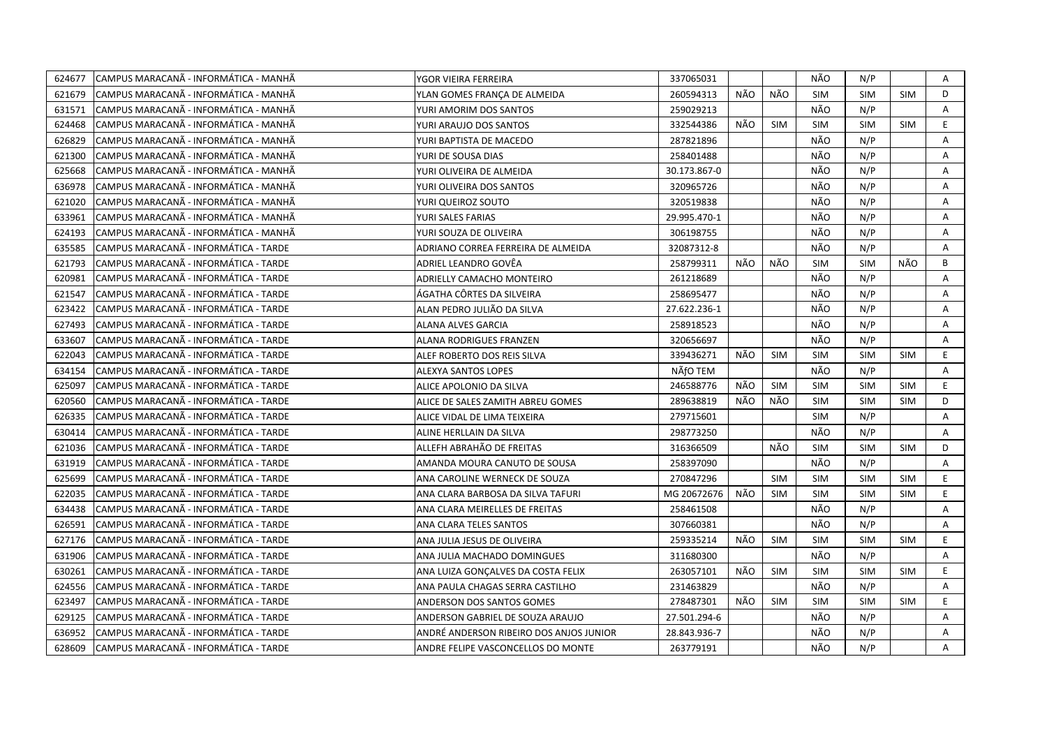| | | | | | | | | | |
|---|---|---|---|---|---|---|---|---|---|
| 624677 | CAMPUS MARACANÃ - INFORMÁTICA - MANHÃ | YGOR VIEIRA FERREIRA | 337065031 | | | NÃO | N/P | | A |
| 621679 | CAMPUS MARACANÃ - INFORMÁTICA - MANHÃ | YLAN GOMES FRANÇA DE ALMEIDA | 260594313 | NÃO | NÃO | SIM | SIM | SIM | D |
| 631571 | CAMPUS MARACANÃ - INFORMÁTICA - MANHÃ | YURI AMORIM DOS SANTOS | 259029213 | | | NÃO | N/P | | A |
| 624468 | CAMPUS MARACANÃ - INFORMÁTICA - MANHÃ | YURI ARAUJO DOS SANTOS | 332544386 | NÃO | SIM | SIM | SIM | SIM | E |
| 626829 | CAMPUS MARACANÃ - INFORMÁTICA - MANHÃ | YURI BAPTISTA DE MACEDO | 287821896 | | | NÃO | N/P | | A |
| 621300 | CAMPUS MARACANÃ - INFORMÁTICA - MANHÃ | YURI DE SOUSA DIAS | 258401488 | | | NÃO | N/P | | A |
| 625668 | CAMPUS MARACANÃ - INFORMÁTICA - MANHÃ | YURI OLIVEIRA DE ALMEIDA | 30.173.867-0 | | | NÃO | N/P | | A |
| 636978 | CAMPUS MARACANÃ - INFORMÁTICA - MANHÃ | YURI OLIVEIRA DOS SANTOS | 320965726 | | | NÃO | N/P | | A |
| 621020 | CAMPUS MARACANÃ - INFORMÁTICA - MANHÃ | YURI QUEIROZ SOUTO | 320519838 | | | NÃO | N/P | | A |
| 633961 | CAMPUS MARACANÃ - INFORMÁTICA - MANHÃ | YURI SALES FARIAS | 29.995.470-1 | | | NÃO | N/P | | A |
| 624193 | CAMPUS MARACANÃ - INFORMÁTICA - MANHÃ | YURI SOUZA DE OLIVEIRA | 306198755 | | | NÃO | N/P | | A |
| 635585 | CAMPUS MARACANÃ - INFORMÁTICA - TARDE | ADRIANO CORREA FERREIRA DE ALMEIDA | 32087312-8 | | | NÃO | N/P | | A |
| 621793 | CAMPUS MARACANÃ - INFORMÁTICA - TARDE | ADRIEL LEANDRO GOVÊA | 258799311 | NÃO | NÃO | SIM | SIM | NÃO | B |
| 620981 | CAMPUS MARACANÃ - INFORMÁTICA - TARDE | ADRIELLY CAMACHO MONTEIRO | 261218689 | | | NÃO | N/P | | A |
| 621547 | CAMPUS MARACANÃ - INFORMÁTICA - TARDE | ÁGATHA CÔRTES DA SILVEIRA | 258695477 | | | NÃO | N/P | | A |
| 623422 | CAMPUS MARACANÃ - INFORMÁTICA - TARDE | ALAN PEDRO JULIÃO DA SILVA | 27.622.236-1 | | | NÃO | N/P | | A |
| 627493 | CAMPUS MARACANÃ - INFORMÁTICA - TARDE | ALANA ALVES GARCIA | 258918523 | | | NÃO | N/P | | A |
| 633607 | CAMPUS MARACANÃ - INFORMÁTICA - TARDE | ALANA RODRIGUES FRANZEN | 320656697 | | | NÃO | N/P | | A |
| 622043 | CAMPUS MARACANÃ - INFORMÁTICA - TARDE | ALEF ROBERTO DOS REIS SILVA | 339436271 | NÃO | SIM | SIM | SIM | SIM | E |
| 634154 | CAMPUS MARACANÃ - INFORMÁTICA - TARDE | ALEXYA SANTOS LOPES | NÃƒO TEM | | | NÃO | N/P | | A |
| 625097 | CAMPUS MARACANÃ - INFORMÁTICA - TARDE | ALICE APOLONIO DA SILVA | 246588776 | NÃO | SIM | SIM | SIM | SIM | E |
| 620560 | CAMPUS MARACANÃ - INFORMÁTICA - TARDE | ALICE DE SALES ZAMITH ABREU GOMES | 289638819 | NÃO | NÃO | SIM | SIM | SIM | D |
| 626335 | CAMPUS MARACANÃ - INFORMÁTICA - TARDE | ALICE VIDAL DE LIMA TEIXEIRA | 279715601 | | | SIM | N/P | | A |
| 630414 | CAMPUS MARACANÃ - INFORMÁTICA - TARDE | ALINE HERLLAIN DA SILVA | 298773250 | | | NÃO | N/P | | A |
| 621036 | CAMPUS MARACANÃ - INFORMÁTICA - TARDE | ALLEFH ABRAHÃO DE FREITAS | 316366509 | | NÃO | SIM | SIM | SIM | D |
| 631919 | CAMPUS MARACANÃ - INFORMÁTICA - TARDE | AMANDA MOURA CANUTO DE SOUSA | 258397090 | | | NÃO | N/P | | A |
| 625699 | CAMPUS MARACANÃ - INFORMÁTICA - TARDE | ANA CAROLINE WERNECK DE SOUZA | 270847296 | | SIM | SIM | SIM | SIM | E |
| 622035 | CAMPUS MARACANÃ - INFORMÁTICA - TARDE | ANA CLARA BARBOSA DA SILVA TAFURI | MG 20672676 | NÃO | SIM | SIM | SIM | SIM | E |
| 634438 | CAMPUS MARACANÃ - INFORMÁTICA - TARDE | ANA CLARA MEIRELLES DE FREITAS | 258461508 | | | NÃO | N/P | | A |
| 626591 | CAMPUS MARACANÃ - INFORMÁTICA - TARDE | ANA CLARA TELES SANTOS | 307660381 | | | NÃO | N/P | | A |
| 627176 | CAMPUS MARACANÃ - INFORMÁTICA - TARDE | ANA JULIA JESUS DE OLIVEIRA | 259335214 | NÃO | SIM | SIM | SIM | SIM | E |
| 631906 | CAMPUS MARACANÃ - INFORMÁTICA - TARDE | ANA JULIA MACHADO DOMINGUES | 311680300 | | | NÃO | N/P | | A |
| 630261 | CAMPUS MARACANÃ - INFORMÁTICA - TARDE | ANA LUIZA GONÇALVES DA COSTA FELIX | 263057101 | NÃO | SIM | SIM | SIM | SIM | E |
| 624556 | CAMPUS MARACANÃ - INFORMÁTICA - TARDE | ANA PAULA CHAGAS SERRA CASTILHO | 231463829 | | | NÃO | N/P | | A |
| 623497 | CAMPUS MARACANÃ - INFORMÁTICA - TARDE | ANDERSON DOS SANTOS GOMES | 278487301 | NÃO | SIM | SIM | SIM | SIM | E |
| 629125 | CAMPUS MARACANÃ - INFORMÁTICA - TARDE | ANDERSON GABRIEL DE SOUZA ARAUJO | 27.501.294-6 | | | NÃO | N/P | | A |
| 636952 | CAMPUS MARACANÃ - INFORMÁTICA - TARDE | ANDRÉ ANDERSON RIBEIRO DOS ANJOS JUNIOR | 28.843.936-7 | | | NÃO | N/P | | A |
| 628609 | CAMPUS MARACANÃ - INFORMÁTICA - TARDE | ANDRE FELIPE VASCONCELLOS DO MONTE | 263779191 | | | NÃO | N/P | | A |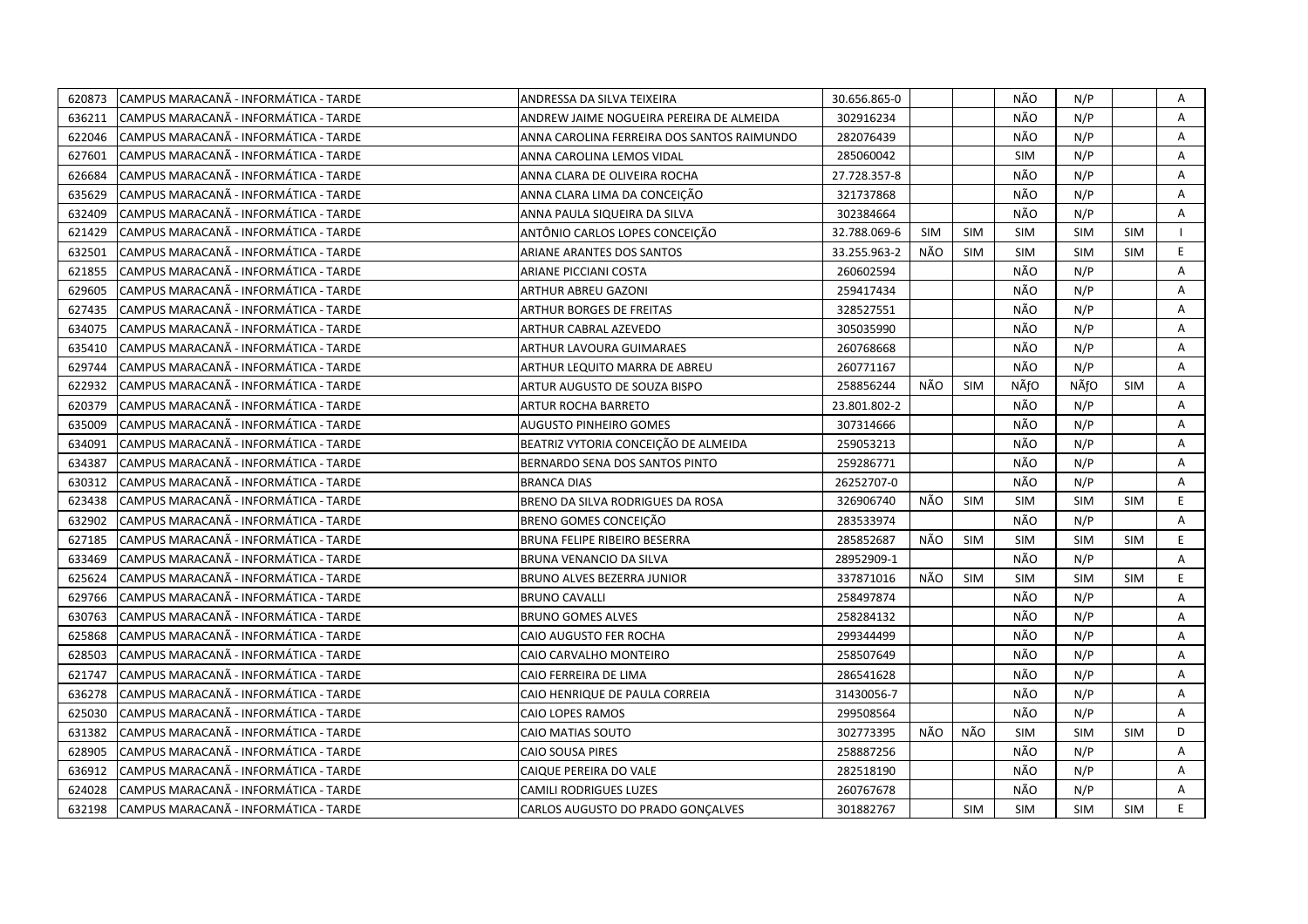| | | | | | | | | | |
|---|---|---|---|---|---|---|---|---|---|
| 620873 | CAMPUS MARACANÃ - INFORMÁTICA - TARDE | ANDRESSA DA SILVA TEIXEIRA | 30.656.865-0 | | | NÃO | N/P | | A |
| 636211 | CAMPUS MARACANÃ - INFORMÁTICA - TARDE | ANDREW JAIME NOGUEIRA PEREIRA DE ALMEIDA | 302916234 | | | NÃO | N/P | | A |
| 622046 | CAMPUS MARACANÃ - INFORMÁTICA - TARDE | ANNA CAROLINA FERREIRA DOS SANTOS RAIMUNDO | 282076439 | | | NÃO | N/P | | A |
| 627601 | CAMPUS MARACANÃ - INFORMÁTICA - TARDE | ANNA CAROLINA LEMOS VIDAL | 285060042 | | | SIM | N/P | | A |
| 626684 | CAMPUS MARACANÃ - INFORMÁTICA - TARDE | ANNA CLARA DE OLIVEIRA ROCHA | 27.728.357-8 | | | NÃO | N/P | | A |
| 635629 | CAMPUS MARACANÃ - INFORMÁTICA - TARDE | ANNA CLARA LIMA DA CONCEIÇÃO | 321737868 | | | NÃO | N/P | | A |
| 632409 | CAMPUS MARACANÃ - INFORMÁTICA - TARDE | ANNA PAULA SIQUEIRA DA SILVA | 302384664 | | | NÃO | N/P | | A |
| 621429 | CAMPUS MARACANÃ - INFORMÁTICA - TARDE | ANTÔNIO CARLOS LOPES CONCEIÇÃO | 32.788.069-6 | SIM | SIM | SIM | SIM | SIM | I |
| 632501 | CAMPUS MARACANÃ - INFORMÁTICA - TARDE | ARIANE ARANTES DOS SANTOS | 33.255.963-2 | NÃO | SIM | SIM | SIM | SIM | E |
| 621855 | CAMPUS MARACANÃ - INFORMÁTICA - TARDE | ARIANE PICCIANI COSTA | 260602594 | | | NÃO | N/P | | A |
| 629605 | CAMPUS MARACANÃ - INFORMÁTICA - TARDE | ARTHUR ABREU GAZONI | 259417434 | | | NÃO | N/P | | A |
| 627435 | CAMPUS MARACANÃ - INFORMÁTICA - TARDE | ARTHUR BORGES DE FREITAS | 328527551 | | | NÃO | N/P | | A |
| 634075 | CAMPUS MARACANÃ - INFORMÁTICA - TARDE | ARTHUR CABRAL AZEVEDO | 305035990 | | | NÃO | N/P | | A |
| 635410 | CAMPUS MARACANÃ - INFORMÁTICA - TARDE | ARTHUR LAVOURA GUIMARAES | 260768668 | | | NÃO | N/P | | A |
| 629744 | CAMPUS MARACANÃ - INFORMÁTICA - TARDE | ARTHUR LEQUITO MARRA DE ABREU | 260771167 | | | NÃO | N/P | | A |
| 622932 | CAMPUS MARACANÃ - INFORMÁTICA - TARDE | ARTUR AUGUSTO DE SOUZA BISPO | 258856244 | NÃO | SIM | NÃƒO | NÃƒO | SIM | A |
| 620379 | CAMPUS MARACANÃ - INFORMÁTICA - TARDE | ARTUR ROCHA BARRETO | 23.801.802-2 | | | NÃO | N/P | | A |
| 635009 | CAMPUS MARACANÃ - INFORMÁTICA - TARDE | AUGUSTO PINHEIRO GOMES | 307314666 | | | NÃO | N/P | | A |
| 634091 | CAMPUS MARACANÃ - INFORMÁTICA - TARDE | BEATRIZ VYTORIA CONCEIÇÃO DE ALMEIDA | 259053213 | | | NÃO | N/P | | A |
| 634387 | CAMPUS MARACANÃ - INFORMÁTICA - TARDE | BERNARDO SENA DOS SANTOS PINTO | 259286771 | | | NÃO | N/P | | A |
| 630312 | CAMPUS MARACANÃ - INFORMÁTICA - TARDE | BRANCA DIAS | 26252707-0 | | | NÃO | N/P | | A |
| 623438 | CAMPUS MARACANÃ - INFORMÁTICA - TARDE | BRENO DA SILVA RODRIGUES DA ROSA | 326906740 | NÃO | SIM | SIM | SIM | SIM | E |
| 632902 | CAMPUS MARACANÃ - INFORMÁTICA - TARDE | BRENO GOMES CONCEIÇÃO | 283533974 | | | NÃO | N/P | | A |
| 627185 | CAMPUS MARACANÃ - INFORMÁTICA - TARDE | BRUNA FELIPE RIBEIRO BESERRA | 285852687 | NÃO | SIM | SIM | SIM | SIM | E |
| 633469 | CAMPUS MARACANÃ - INFORMÁTICA - TARDE | BRUNA VENANCIO DA SILVA | 28952909-1 | | | NÃO | N/P | | A |
| 625624 | CAMPUS MARACANÃ - INFORMÁTICA - TARDE | BRUNO ALVES BEZERRA JUNIOR | 337871016 | NÃO | SIM | SIM | SIM | SIM | E |
| 629766 | CAMPUS MARACANÃ - INFORMÁTICA - TARDE | BRUNO CAVALLI | 258497874 | | | NÃO | N/P | | A |
| 630763 | CAMPUS MARACANÃ - INFORMÁTICA - TARDE | BRUNO GOMES ALVES | 258284132 | | | NÃO | N/P | | A |
| 625868 | CAMPUS MARACANÃ - INFORMÁTICA - TARDE | CAIO AUGUSTO FER ROCHA | 299344499 | | | NÃO | N/P | | A |
| 628503 | CAMPUS MARACANÃ - INFORMÁTICA - TARDE | CAIO CARVALHO MONTEIRO | 258507649 | | | NÃO | N/P | | A |
| 621747 | CAMPUS MARACANÃ - INFORMÁTICA - TARDE | CAIO FERREIRA DE LIMA | 286541628 | | | NÃO | N/P | | A |
| 636278 | CAMPUS MARACANÃ - INFORMÁTICA - TARDE | CAIO HENRIQUE DE PAULA CORREIA | 31430056-7 | | | NÃO | N/P | | A |
| 625030 | CAMPUS MARACANÃ - INFORMÁTICA - TARDE | CAIO LOPES RAMOS | 299508564 | | | NÃO | N/P | | A |
| 631382 | CAMPUS MARACANÃ - INFORMÁTICA - TARDE | CAIO MATIAS SOUTO | 302773395 | NÃO | NÃO | SIM | SIM | SIM | D |
| 628905 | CAMPUS MARACANÃ - INFORMÁTICA - TARDE | CAIO SOUSA PIRES | 258887256 | | | NÃO | N/P | | A |
| 636912 | CAMPUS MARACANÃ - INFORMÁTICA - TARDE | CAIQUE PEREIRA DO VALE | 282518190 | | | NÃO | N/P | | A |
| 624028 | CAMPUS MARACANÃ - INFORMÁTICA - TARDE | CAMILI RODRIGUES LUZES | 260767678 | | | NÃO | N/P | | A |
| 632198 | CAMPUS MARACANÃ - INFORMÁTICA - TARDE | CARLOS AUGUSTO DO PRADO GONÇALVES | 301882767 | | SIM | SIM | SIM | SIM | E |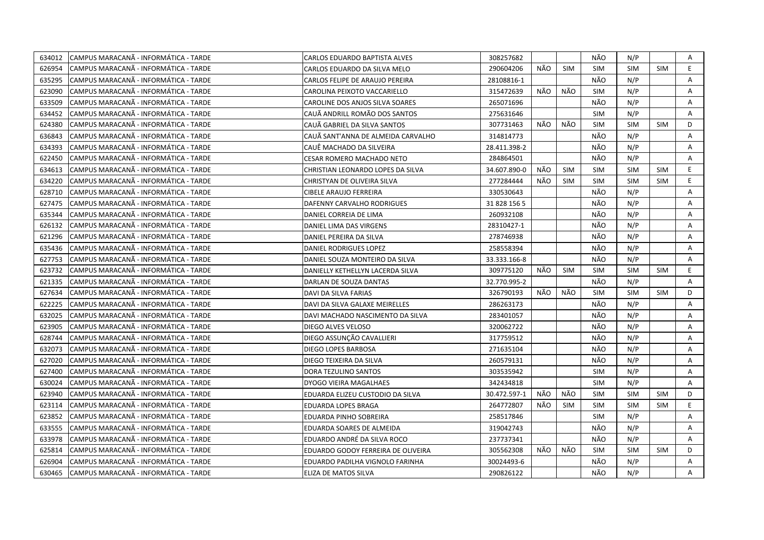| | | | | | | | | | |
|---|---|---|---|---|---|---|---|---|---|
| 634012 | CAMPUS MARACANÃ - INFORMÁTICA - TARDE | CARLOS EDUARDO BAPTISTA ALVES | 308257682 | | | NÃO | N/P | | A |
| 626954 | CAMPUS MARACANÃ - INFORMÁTICA - TARDE | CARLOS EDUARDO DA SILVA MELO | 290604206 | NÃO | SIM | SIM | SIM | SIM | E |
| 635295 | CAMPUS MARACANÃ - INFORMÁTICA - TARDE | CARLOS FELIPE DE ARAUJO PEREIRA | 28108816-1 | | | NÃO | N/P | | A |
| 623090 | CAMPUS MARACANÃ - INFORMÁTICA - TARDE | CAROLINA PEIXOTO VACCARIELLO | 315472639 | NÃO | NÃO | SIM | N/P | | A |
| 633509 | CAMPUS MARACANÃ - INFORMÁTICA - TARDE | CAROLINE DOS ANJOS SILVA SOARES | 265071696 | | | NÃO | N/P | | A |
| 634452 | CAMPUS MARACANÃ - INFORMÁTICA - TARDE | CAUÃ ANDRILL ROMÃO DOS SANTOS | 275631646 | | | SIM | N/P | | A |
| 624380 | CAMPUS MARACANÃ - INFORMÁTICA - TARDE | CAUÃ GABRIEL DA SILVA SANTOS | 307731463 | NÃO | NÃO | SIM | SIM | SIM | D |
| 636843 | CAMPUS MARACANÃ - INFORMÁTICA - TARDE | CAUÃ SANT'ANNA DE ALMEIDA CARVALHO | 314814773 | | | NÃO | N/P | | A |
| 634393 | CAMPUS MARACANÃ - INFORMÁTICA - TARDE | CAUÊ MACHADO DA SILVEIRA | 28.411.398-2 | | | NÃO | N/P | | A |
| 622450 | CAMPUS MARACANÃ - INFORMÁTICA - TARDE | CESAR ROMERO MACHADO NETO | 284864501 | | | NÃO | N/P | | A |
| 634613 | CAMPUS MARACANÃ - INFORMÁTICA - TARDE | CHRISTIAN LEONARDO LOPES DA SILVA | 34.607.890-0 | NÃO | SIM | SIM | SIM | SIM | E |
| 634220 | CAMPUS MARACANÃ - INFORMÁTICA - TARDE | CHRISTYAN DE OLIVEIRA SILVA | 277284444 | NÃO | SIM | SIM | SIM | SIM | E |
| 628710 | CAMPUS MARACANÃ - INFORMÁTICA - TARDE | CIBELE ARAUJO FERREIRA | 330530643 | | | NÃO | N/P | | A |
| 627475 | CAMPUS MARACANÃ - INFORMÁTICA - TARDE | DAFENNY CARVALHO RODRIGUES | 31 828 156 5 | | | NÃO | N/P | | A |
| 635344 | CAMPUS MARACANÃ - INFORMÁTICA - TARDE | DANIEL CORREIA DE LIMA | 260932108 | | | NÃO | N/P | | A |
| 626132 | CAMPUS MARACANÃ - INFORMÁTICA - TARDE | DANIEL LIMA DAS VIRGENS | 28310427-1 | | | NÃO | N/P | | A |
| 621296 | CAMPUS MARACANÃ - INFORMÁTICA - TARDE | DANIEL PEREIRA DA SILVA | 278746938 | | | NÃO | N/P | | A |
| 635436 | CAMPUS MARACANÃ - INFORMÁTICA - TARDE | DANIEL RODRIGUES LOPEZ | 258558394 | | | NÃO | N/P | | A |
| 627753 | CAMPUS MARACANÃ - INFORMÁTICA - TARDE | DANIEL SOUZA MONTEIRO DA SILVA | 33.333.166-8 | | | NÃO | N/P | | A |
| 623732 | CAMPUS MARACANÃ - INFORMÁTICA - TARDE | DANIELLY KETHELLYN LACERDA SILVA | 309775120 | NÃO | SIM | SIM | SIM | SIM | E |
| 621335 | CAMPUS MARACANÃ - INFORMÁTICA - TARDE | DARLAN DE SOUZA DANTAS | 32.770.995-2 | | | NÃO | N/P | | A |
| 627634 | CAMPUS MARACANÃ - INFORMÁTICA - TARDE | DAVI DA SILVA FARIAS | 326790193 | NÃO | NÃO | SIM | SIM | SIM | D |
| 622225 | CAMPUS MARACANÃ - INFORMÁTICA - TARDE | DAVI DA SILVA GALAXE MEIRELLES | 286263173 | | | NÃO | N/P | | A |
| 632025 | CAMPUS MARACANÃ - INFORMÁTICA - TARDE | DAVI MACHADO NASCIMENTO DA SILVA | 283401057 | | | NÃO | N/P | | A |
| 623905 | CAMPUS MARACANÃ - INFORMÁTICA - TARDE | DIEGO ALVES VELOSO | 320062722 | | | NÃO | N/P | | A |
| 628744 | CAMPUS MARACANÃ - INFORMÁTICA - TARDE | DIEGO ASSUNÇÃO CAVALLIERI | 317759512 | | | NÃO | N/P | | A |
| 632073 | CAMPUS MARACANÃ - INFORMÁTICA - TARDE | DIEGO LOPES BARBOSA | 271635104 | | | NÃO | N/P | | A |
| 627020 | CAMPUS MARACANÃ - INFORMÁTICA - TARDE | DIEGO TEIXEIRA DA SILVA | 260579131 | | | NÃO | N/P | | A |
| 627400 | CAMPUS MARACANÃ - INFORMÁTICA - TARDE | DORA TEZULINO SANTOS | 303535942 | | | SIM | N/P | | A |
| 630024 | CAMPUS MARACANÃ - INFORMÁTICA - TARDE | DYOGO VIEIRA MAGALHAES | 342434818 | | | SIM | N/P | | A |
| 623940 | CAMPUS MARACANÃ - INFORMÁTICA - TARDE | EDUARDA ELIZEU CUSTODIO DA SILVA | 30.472.597-1 | NÃO | NÃO | SIM | SIM | SIM | D |
| 623114 | CAMPUS MARACANÃ - INFORMÁTICA - TARDE | EDUARDA LOPES BRAGA | 264772807 | NÃO | SIM | SIM | SIM | SIM | E |
| 623852 | CAMPUS MARACANÃ - INFORMÁTICA - TARDE | EDUARDA PINHO SOBREIRA | 258517846 | | | SIM | N/P | | A |
| 633555 | CAMPUS MARACANÃ - INFORMÁTICA - TARDE | EDUARDA SOARES DE ALMEIDA | 319042743 | | | NÃO | N/P | | A |
| 633978 | CAMPUS MARACANÃ - INFORMÁTICA - TARDE | EDUARDO ANDRÉ DA SILVA ROCO | 237737341 | | | NÃO | N/P | | A |
| 625814 | CAMPUS MARACANÃ - INFORMÁTICA - TARDE | EDUARDO GODOY FERREIRA DE OLIVEIRA | 305562308 | NÃO | NÃO | SIM | SIM | SIM | D |
| 626904 | CAMPUS MARACANÃ - INFORMÁTICA - TARDE | EDUARDO PADILHA VIGNOLO FARINHA | 30024493-6 | | | NÃO | N/P | | A |
| 630465 | CAMPUS MARACANÃ - INFORMÁTICA - TARDE | ELIZA DE MATOS SILVA | 290826122 | | | NÃO | N/P | | A |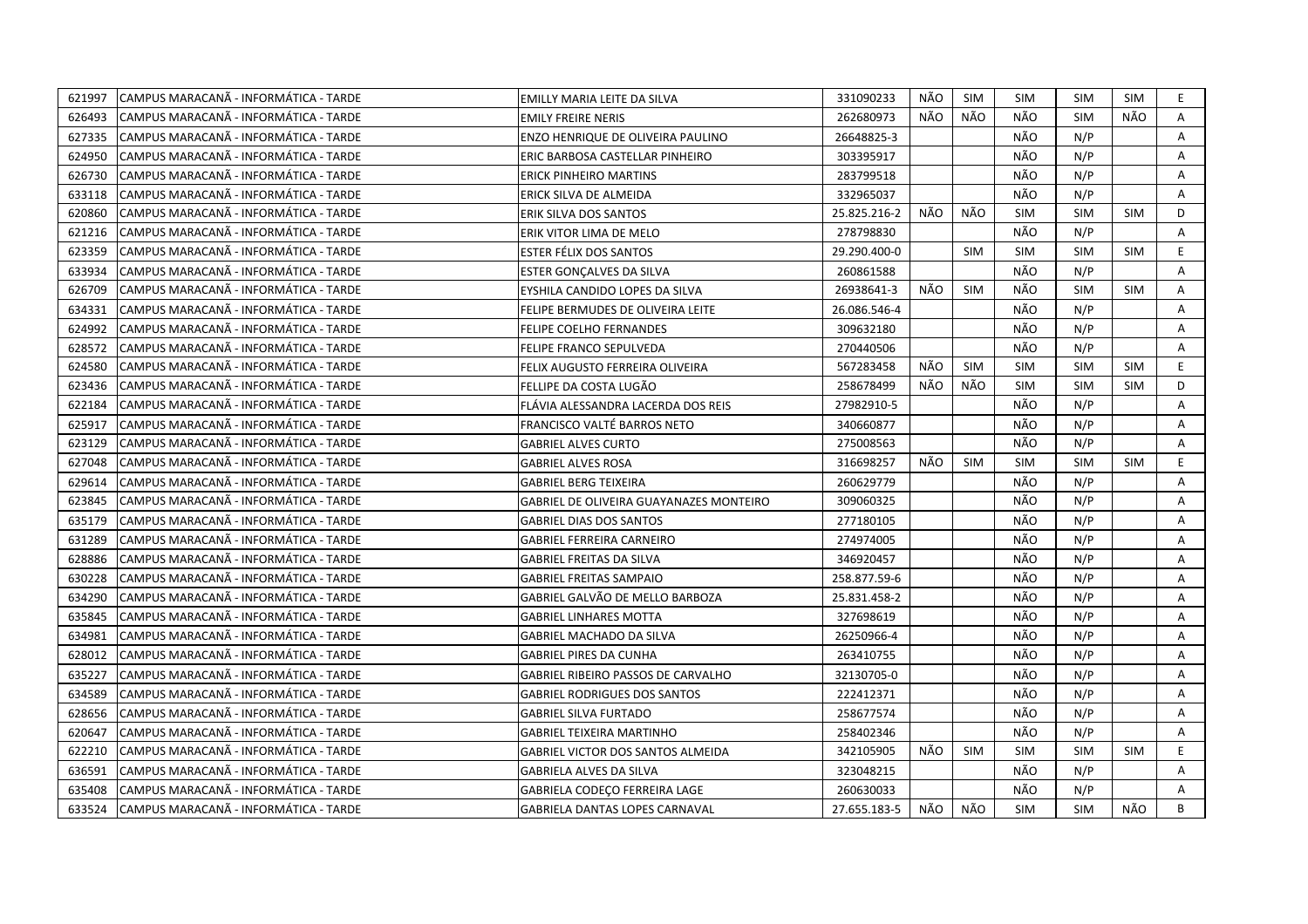| | | | | | | | | | |
|---|---|---|---|---|---|---|---|---|---|
| 621997 | CAMPUS MARACANÃ - INFORMÁTICA - TARDE | EMILLY MARIA LEITE DA SILVA | 331090233 | NÃO | SIM | SIM | SIM | SIM | E |
| 626493 | CAMPUS MARACANÃ - INFORMÁTICA - TARDE | EMILY FREIRE NERIS | 262680973 | NÃO | NÃO | NÃO | SIM | NÃO | A |
| 627335 | CAMPUS MARACANÃ - INFORMÁTICA - TARDE | ENZO HENRIQUE DE OLIVEIRA PAULINO | 26648825-3 | | | NÃO | N/P | | A |
| 624950 | CAMPUS MARACANÃ - INFORMÁTICA - TARDE | ERIC BARBOSA CASTELLAR PINHEIRO | 303395917 | | | NÃO | N/P | | A |
| 626730 | CAMPUS MARACANÃ - INFORMÁTICA - TARDE | ERICK PINHEIRO MARTINS | 283799518 | | | NÃO | N/P | | A |
| 633118 | CAMPUS MARACANÃ - INFORMÁTICA - TARDE | ERICK SILVA DE ALMEIDA | 332965037 | | | NÃO | N/P | | A |
| 620860 | CAMPUS MARACANÃ - INFORMÁTICA - TARDE | ERIK SILVA DOS SANTOS | 25.825.216-2 | NÃO | NÃO | SIM | SIM | SIM | D |
| 621216 | CAMPUS MARACANÃ - INFORMÁTICA - TARDE | ERIK VITOR LIMA DE MELO | 278798830 | | | NÃO | N/P | | A |
| 623359 | CAMPUS MARACANÃ - INFORMÁTICA - TARDE | ESTER FÉLIX DOS SANTOS | 29.290.400-0 | | SIM | SIM | SIM | SIM | E |
| 633934 | CAMPUS MARACANÃ - INFORMÁTICA - TARDE | ESTER GONÇALVES DA SILVA | 260861588 | | | NÃO | N/P | | A |
| 626709 | CAMPUS MARACANÃ - INFORMÁTICA - TARDE | EYSHILA CANDIDO LOPES DA SILVA | 26938641-3 | NÃO | SIM | NÃO | SIM | SIM | A |
| 634331 | CAMPUS MARACANÃ - INFORMÁTICA - TARDE | FELIPE BERMUDES DE OLIVEIRA LEITE | 26.086.546-4 | | | NÃO | N/P | | A |
| 624992 | CAMPUS MARACANÃ - INFORMÁTICA - TARDE | FELIPE COELHO FERNANDES | 309632180 | | | NÃO | N/P | | A |
| 628572 | CAMPUS MARACANÃ - INFORMÁTICA - TARDE | FELIPE FRANCO SEPULVEDA | 270440506 | | | NÃO | N/P | | A |
| 624580 | CAMPUS MARACANÃ - INFORMÁTICA - TARDE | FELIX AUGUSTO FERREIRA OLIVEIRA | 567283458 | NÃO | SIM | SIM | SIM | SIM | E |
| 623436 | CAMPUS MARACANÃ - INFORMÁTICA - TARDE | FELLIPE DA COSTA LUGÃO | 258678499 | NÃO | NÃO | SIM | SIM | SIM | D |
| 622184 | CAMPUS MARACANÃ - INFORMÁTICA - TARDE | FLÁVIA ALESSANDRA LACERDA DOS REIS | 27982910-5 | | | NÃO | N/P | | A |
| 625917 | CAMPUS MARACANÃ - INFORMÁTICA - TARDE | FRANCISCO VALTÉ BARROS NETO | 340660877 | | | NÃO | N/P | | A |
| 623129 | CAMPUS MARACANÃ - INFORMÁTICA - TARDE | GABRIEL ALVES CURTO | 275008563 | | | NÃO | N/P | | A |
| 627048 | CAMPUS MARACANÃ - INFORMÁTICA - TARDE | GABRIEL ALVES ROSA | 316698257 | NÃO | SIM | SIM | SIM | SIM | E |
| 629614 | CAMPUS MARACANÃ - INFORMÁTICA - TARDE | GABRIEL BERG TEIXEIRA | 260629779 | | | NÃO | N/P | | A |
| 623845 | CAMPUS MARACANÃ - INFORMÁTICA - TARDE | GABRIEL DE OLIVEIRA GUAYANAZES MONTEIRO | 309060325 | | | NÃO | N/P | | A |
| 635179 | CAMPUS MARACANÃ - INFORMÁTICA - TARDE | GABRIEL DIAS DOS SANTOS | 277180105 | | | NÃO | N/P | | A |
| 631289 | CAMPUS MARACANÃ - INFORMÁTICA - TARDE | GABRIEL FERREIRA CARNEIRO | 274974005 | | | NÃO | N/P | | A |
| 628886 | CAMPUS MARACANÃ - INFORMÁTICA - TARDE | GABRIEL FREITAS DA SILVA | 346920457 | | | NÃO | N/P | | A |
| 630228 | CAMPUS MARACANÃ - INFORMÁTICA - TARDE | GABRIEL FREITAS SAMPAIO | 258.877.59-6 | | | NÃO | N/P | | A |
| 634290 | CAMPUS MARACANÃ - INFORMÁTICA - TARDE | GABRIEL GALVÃO DE MELLO BARBOZA | 25.831.458-2 | | | NÃO | N/P | | A |
| 635845 | CAMPUS MARACANÃ - INFORMÁTICA - TARDE | GABRIEL LINHARES MOTTA | 327698619 | | | NÃO | N/P | | A |
| 634981 | CAMPUS MARACANÃ - INFORMÁTICA - TARDE | GABRIEL MACHADO DA SILVA | 26250966-4 | | | NÃO | N/P | | A |
| 628012 | CAMPUS MARACANÃ - INFORMÁTICA - TARDE | GABRIEL PIRES DA CUNHA | 263410755 | | | NÃO | N/P | | A |
| 635227 | CAMPUS MARACANÃ - INFORMÁTICA - TARDE | GABRIEL RIBEIRO PASSOS DE CARVALHO | 32130705-0 | | | NÃO | N/P | | A |
| 634589 | CAMPUS MARACANÃ - INFORMÁTICA - TARDE | GABRIEL RODRIGUES DOS SANTOS | 222412371 | | | NÃO | N/P | | A |
| 628656 | CAMPUS MARACANÃ - INFORMÁTICA - TARDE | GABRIEL SILVA FURTADO | 258677574 | | | NÃO | N/P | | A |
| 620647 | CAMPUS MARACANÃ - INFORMÁTICA - TARDE | GABRIEL TEIXEIRA MARTINHO | 258402346 | | | NÃO | N/P | | A |
| 622210 | CAMPUS MARACANÃ - INFORMÁTICA - TARDE | GABRIEL VICTOR DOS SANTOS ALMEIDA | 342105905 | NÃO | SIM | SIM | SIM | SIM | E |
| 636591 | CAMPUS MARACANÃ - INFORMÁTICA - TARDE | GABRIELA ALVES DA SILVA | 323048215 | | | NÃO | N/P | | A |
| 635408 | CAMPUS MARACANÃ - INFORMÁTICA - TARDE | GABRIELA CODEÇO FERREIRA LAGE | 260630033 | | | NÃO | N/P | | A |
| 633524 | CAMPUS MARACANÃ - INFORMÁTICA - TARDE | GABRIELA DANTAS LOPES CARNAVAL | 27.655.183-5 | NÃO | NÃO | SIM | SIM | NÃO | B |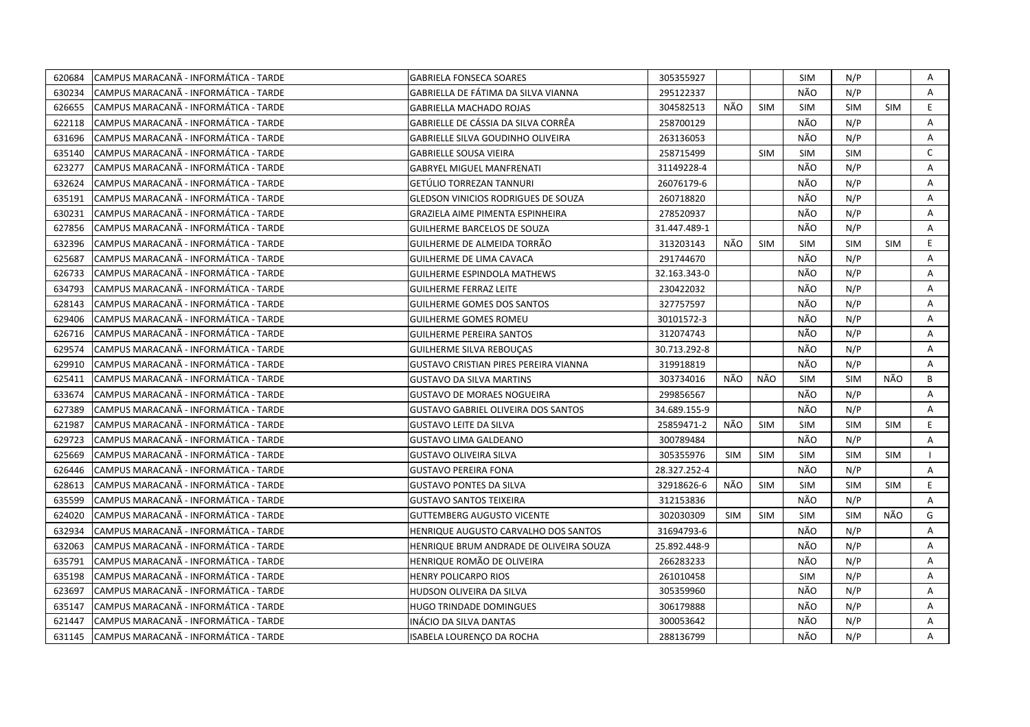| | | | | | | | | | |
|---|---|---|---|---|---|---|---|---|---|
| 620684 | CAMPUS MARACANÃ - INFORMÁTICA - TARDE | GABRIELA FONSECA SOARES | 305355927 | | | SIM | N/P | | A |
| 630234 | CAMPUS MARACANÃ - INFORMÁTICA - TARDE | GABRIELLA DE FÁTIMA DA SILVA VIANNA | 295122337 | | | NÃO | N/P | | A |
| 626655 | CAMPUS MARACANÃ - INFORMÁTICA - TARDE | GABRIELLA MACHADO ROJAS | 304582513 | NÃO | SIM | SIM | SIM | SIM | E |
| 622118 | CAMPUS MARACANÃ - INFORMÁTICA - TARDE | GABRIELLE DE CÁSSIA DA SILVA CORRÊA | 258700129 | | | NÃO | N/P | | A |
| 631696 | CAMPUS MARACANÃ - INFORMÁTICA - TARDE | GABRIELLE SILVA GOUDINHO OLIVEIRA | 263136053 | | | NÃO | N/P | | A |
| 635140 | CAMPUS MARACANÃ - INFORMÁTICA - TARDE | GABRIELLE SOUSA VIEIRA | 258715499 | | SIM | SIM | SIM | | C |
| 623277 | CAMPUS MARACANÃ - INFORMÁTICA - TARDE | GABRYEL MIGUEL MANFRENATI | 31149228-4 | | | NÃO | N/P | | A |
| 632624 | CAMPUS MARACANÃ - INFORMÁTICA - TARDE | GETÚLIO TORREZAN TANNURI | 26076179-6 | | | NÃO | N/P | | A |
| 635191 | CAMPUS MARACANÃ - INFORMÁTICA - TARDE | GLEDSON VINICIOS RODRIGUES DE SOUZA | 260718820 | | | NÃO | N/P | | A |
| 630231 | CAMPUS MARACANÃ - INFORMÁTICA - TARDE | GRAZIELA AIME PIMENTA ESPINHEIRA | 278520937 | | | NÃO | N/P | | A |
| 627856 | CAMPUS MARACANÃ - INFORMÁTICA - TARDE | GUILHERME BARCELOS DE SOUZA | 31.447.489-1 | | | NÃO | N/P | | A |
| 632396 | CAMPUS MARACANÃ - INFORMÁTICA - TARDE | GUILHERME DE ALMEIDA TORRÃO | 313203143 | NÃO | SIM | SIM | SIM | SIM | E |
| 625687 | CAMPUS MARACANÃ - INFORMÁTICA - TARDE | GUILHERME DE LIMA CAVACA | 291744670 | | | NÃO | N/P | | A |
| 626733 | CAMPUS MARACANÃ - INFORMÁTICA - TARDE | GUILHERME ESPINDOLA MATHEWS | 32.163.343-0 | | | NÃO | N/P | | A |
| 634793 | CAMPUS MARACANÃ - INFORMÁTICA - TARDE | GUILHERME FERRAZ LEITE | 230422032 | | | NÃO | N/P | | A |
| 628143 | CAMPUS MARACANÃ - INFORMÁTICA - TARDE | GUILHERME GOMES DOS SANTOS | 327757597 | | | NÃO | N/P | | A |
| 629406 | CAMPUS MARACANÃ - INFORMÁTICA - TARDE | GUILHERME GOMES ROMEU | 30101572-3 | | | NÃO | N/P | | A |
| 626716 | CAMPUS MARACANÃ - INFORMÁTICA - TARDE | GUILHERME PEREIRA SANTOS | 312074743 | | | NÃO | N/P | | A |
| 629574 | CAMPUS MARACANÃ - INFORMÁTICA - TARDE | GUILHERME SILVA REBOUÇAS | 30.713.292-8 | | | NÃO | N/P | | A |
| 629910 | CAMPUS MARACANÃ - INFORMÁTICA - TARDE | GUSTAVO CRISTIAN PIRES PEREIRA VIANNA | 319918819 | | | NÃO | N/P | | A |
| 625411 | CAMPUS MARACANÃ - INFORMÁTICA - TARDE | GUSTAVO DA SILVA MARTINS | 303734016 | NÃO | NÃO | SIM | SIM | NÃO | B |
| 633674 | CAMPUS MARACANÃ - INFORMÁTICA - TARDE | GUSTAVO DE MORAES NOGUEIRA | 299856567 | | | NÃO | N/P | | A |
| 627389 | CAMPUS MARACANÃ - INFORMÁTICA - TARDE | GUSTAVO GABRIEL OLIVEIRA DOS SANTOS | 34.689.155-9 | | | NÃO | N/P | | A |
| 621987 | CAMPUS MARACANÃ - INFORMÁTICA - TARDE | GUSTAVO LEITE DA SILVA | 25859471-2 | NÃO | SIM | SIM | SIM | SIM | E |
| 629723 | CAMPUS MARACANÃ - INFORMÁTICA - TARDE | GUSTAVO LIMA GALDEANO | 300789484 | | | NÃO | N/P | | A |
| 625669 | CAMPUS MARACANÃ - INFORMÁTICA - TARDE | GUSTAVO OLIVEIRA SILVA | 305355976 | SIM | SIM | SIM | SIM | SIM | I |
| 626446 | CAMPUS MARACANÃ - INFORMÁTICA - TARDE | GUSTAVO PEREIRA FONA | 28.327.252-4 | | | NÃO | N/P | | A |
| 628613 | CAMPUS MARACANÃ - INFORMÁTICA - TARDE | GUSTAVO PONTES DA SILVA | 32918626-6 | NÃO | SIM | SIM | SIM | SIM | E |
| 635599 | CAMPUS MARACANÃ - INFORMÁTICA - TARDE | GUSTAVO SANTOS TEIXEIRA | 312153836 | | | NÃO | N/P | | A |
| 624020 | CAMPUS MARACANÃ - INFORMÁTICA - TARDE | GUTTEMBERG AUGUSTO VICENTE | 302030309 | SIM | SIM | SIM | SIM | NÃO | G |
| 632934 | CAMPUS MARACANÃ - INFORMÁTICA - TARDE | HENRIQUE AUGUSTO CARVALHO DOS SANTOS | 31694793-6 | | | NÃO | N/P | | A |
| 632063 | CAMPUS MARACANÃ - INFORMÁTICA - TARDE | HENRIQUE BRUM ANDRADE DE OLIVEIRA SOUZA | 25.892.448-9 | | | NÃO | N/P | | A |
| 635791 | CAMPUS MARACANÃ - INFORMÁTICA - TARDE | HENRIQUE ROMÃO DE OLIVEIRA | 266283233 | | | NÃO | N/P | | A |
| 635198 | CAMPUS MARACANÃ - INFORMÁTICA - TARDE | HENRY POLICARPO RIOS | 261010458 | | | SIM | N/P | | A |
| 623697 | CAMPUS MARACANÃ - INFORMÁTICA - TARDE | HUDSON OLIVEIRA DA SILVA | 305359960 | | | NÃO | N/P | | A |
| 635147 | CAMPUS MARACANÃ - INFORMÁTICA - TARDE | HUGO TRINDADE DOMINGUES | 306179888 | | | NÃO | N/P | | A |
| 621447 | CAMPUS MARACANÃ - INFORMÁTICA - TARDE | INÁCIO DA SILVA DANTAS | 300053642 | | | NÃO | N/P | | A |
| 631145 | CAMPUS MARACANÃ - INFORMÁTICA - TARDE | ISABELA LOURENÇO DA ROCHA | 288136799 | | | NÃO | N/P | | A |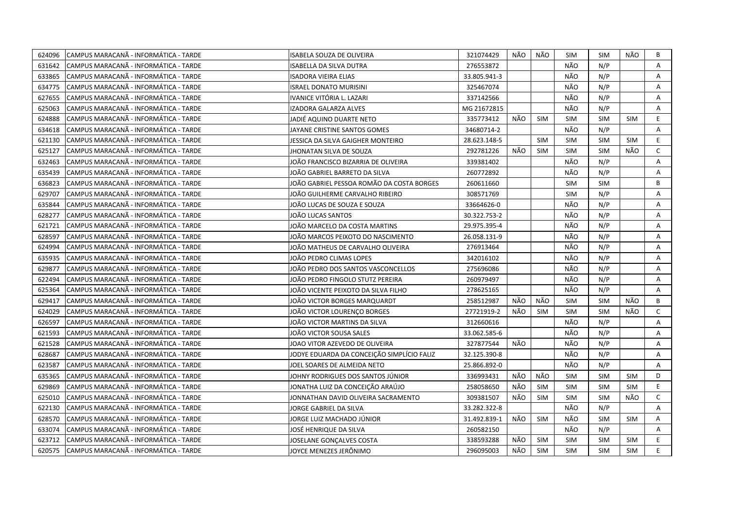| 624096 | CAMPUS MARACANÃ - INFORMÁTICA - TARDE | ISABELA SOUZA DE OLIVEIRA | 321074429 | NÃO | NÃO | SIM | SIM | NÃO | B |
|---|---|---|---|---|---|---|---|---|---|
| 631642 | CAMPUS MARACANÃ - INFORMÁTICA - TARDE | ISABELLA DA SILVA DUTRA | 276553872 | | | NÃO | N/P | | A |
| 633865 | CAMPUS MARACANÃ - INFORMÁTICA - TARDE | ISADORA VIEIRA ELIAS | 33.805.941-3 | | | NÃO | N/P | | A |
| 634775 | CAMPUS MARACANÃ - INFORMÁTICA - TARDE | ISRAEL DONATO MURISINI | 325467074 | | | NÃO | N/P | | A |
| 627655 | CAMPUS MARACANÃ - INFORMÁTICA - TARDE | IVANICE VITÓRIA L. LAZARI | 337142566 | | | NÃO | N/P | | A |
| 625063 | CAMPUS MARACANÃ - INFORMÁTICA - TARDE | IZADORA GALARZA ALVES | MG 21672815 | | | NÃO | N/P | | A |
| 624888 | CAMPUS MARACANÃ - INFORMÁTICA - TARDE | JADIÉ AQUINO DUARTE NETO | 335773412 | NÃO | SIM | SIM | SIM | SIM | E |
| 634618 | CAMPUS MARACANÃ - INFORMÁTICA - TARDE | JAYANE CRISTINE SANTOS GOMES | 34680714-2 | | | NÃO | N/P | | A |
| 621130 | CAMPUS MARACANÃ - INFORMÁTICA - TARDE | JESSICA DA SILVA GAIGHER MONTEIRO | 28.623.148-5 | | SIM | SIM | SIM | SIM | E |
| 625127 | CAMPUS MARACANÃ - INFORMÁTICA - TARDE | JHONATAN SILVA DE SOUZA | 292781226 | NÃO | SIM | SIM | SIM | NÃO | C |
| 632463 | CAMPUS MARACANÃ - INFORMÁTICA - TARDE | JOÃO FRANCISCO BIZARRIA DE OLIVEIRA | 339381402 | | | NÃO | N/P | | A |
| 635439 | CAMPUS MARACANÃ - INFORMÁTICA - TARDE | JOÃO GABRIEL BARRETO DA SILVA | 260772892 | | | NÃO | N/P | | A |
| 636823 | CAMPUS MARACANÃ - INFORMÁTICA - TARDE | JOÃO GABRIEL PESSOA ROMÃO DA COSTA BORGES | 260611660 | | | SIM | SIM | | B |
| 629707 | CAMPUS MARACANÃ - INFORMÁTICA - TARDE | JOÃO GUILHERME CARVALHO RIBEIRO | 308571769 | | | SIM | N/P | | A |
| 635844 | CAMPUS MARACANÃ - INFORMÁTICA - TARDE | JOÃO LUCAS DE SOUZA E SOUZA | 33664626-0 | | | NÃO | N/P | | A |
| 628277 | CAMPUS MARACANÃ - INFORMÁTICA - TARDE | JOÃO LUCAS SANTOS | 30.322.753-2 | | | NÃO | N/P | | A |
| 621721 | CAMPUS MARACANÃ - INFORMÁTICA - TARDE | JOÃO MARCELO DA COSTA MARTINS | 29.975.395-4 | | | NÃO | N/P | | A |
| 628597 | CAMPUS MARACANÃ - INFORMÁTICA - TARDE | JOÃO MARCOS PEIXOTO DO NASCIMENTO | 26.058.131-9 | | | NÃO | N/P | | A |
| 624994 | CAMPUS MARACANÃ - INFORMÁTICA - TARDE | JOÃO MATHEUS DE CARVALHO OLIVEIRA | 276913464 | | | NÃO | N/P | | A |
| 635935 | CAMPUS MARACANÃ - INFORMÁTICA - TARDE | JOÃO PEDRO CLIMAS LOPES | 342016102 | | | NÃO | N/P | | A |
| 629877 | CAMPUS MARACANÃ - INFORMÁTICA - TARDE | JOÃO PEDRO DOS SANTOS VASCONCELLOS | 275696086 | | | NÃO | N/P | | A |
| 622494 | CAMPUS MARACANÃ - INFORMÁTICA - TARDE | JOÃO PEDRO FINGOLO STUTZ PEREIRA | 260979497 | | | NÃO | N/P | | A |
| 625364 | CAMPUS MARACANÃ - INFORMÁTICA - TARDE | JOÃO VICENTE PEIXOTO DA SILVA FILHO | 278625165 | | | NÃO | N/P | | A |
| 629417 | CAMPUS MARACANÃ - INFORMÁTICA - TARDE | JOÃO VICTOR BORGES MARQUARDT | 258512987 | NÃO | NÃO | SIM | SIM | NÃO | B |
| 624029 | CAMPUS MARACANÃ - INFORMÁTICA - TARDE | JOÃO VICTOR LOURENÇO BORGES | 27721919-2 | NÃO | SIM | SIM | SIM | NÃO | C |
| 626597 | CAMPUS MARACANÃ - INFORMÁTICA - TARDE | JOÃO VICTOR MARTINS DA SILVA | 312660616 | | | NÃO | N/P | | A |
| 621593 | CAMPUS MARACANÃ - INFORMÁTICA - TARDE | JOÃO VICTOR SOUSA SALES | 33.062.585-6 | | | NÃO | N/P | | A |
| 621528 | CAMPUS MARACANÃ - INFORMÁTICA - TARDE | JOAO VITOR AZEVEDO DE OLIVEIRA | 327877544 | NÃO | | NÃO | N/P | | A |
| 628687 | CAMPUS MARACANÃ - INFORMÁTICA - TARDE | JODYE EDUARDA DA CONCEIÇÃO SIMPLÍCIO FALIZ | 32.125.390-8 | | | NÃO | N/P | | A |
| 623587 | CAMPUS MARACANÃ - INFORMÁTICA - TARDE | JOEL SOARES DE ALMEIDA NETO | 25.866.892-0 | | | NÃO | N/P | | A |
| 635365 | CAMPUS MARACANÃ - INFORMÁTICA - TARDE | JOHNY RODRIGUES DOS SANTOS JÚNIOR | 336993431 | NÃO | NÃO | SIM | SIM | SIM | D |
| 629869 | CAMPUS MARACANÃ - INFORMÁTICA - TARDE | JONATHA LUIZ DA CONCEIÇÃO ARAÚJO | 258058650 | NÃO | SIM | SIM | SIM | SIM | E |
| 625010 | CAMPUS MARACANÃ - INFORMÁTICA - TARDE | JONNATHAN DAVID OLIVEIRA SACRAMENTO | 309381507 | NÃO | SIM | SIM | SIM | NÃO | C |
| 622130 | CAMPUS MARACANÃ - INFORMÁTICA - TARDE | JORGE GABRIEL DA SILVA | 33.282.322-8 | | | NÃO | N/P | | A |
| 628570 | CAMPUS MARACANÃ - INFORMÁTICA - TARDE | JORGE LUIZ MACHADO JÚNIOR | 31.492.839-1 | NÃO | SIM | NÃO | SIM | SIM | A |
| 633074 | CAMPUS MARACANÃ - INFORMÁTICA - TARDE | JOSÉ HENRIQUE DA SILVA | 260582150 | | | NÃO | N/P | | A |
| 623712 | CAMPUS MARACANÃ - INFORMÁTICA - TARDE | JOSELANE GONÇALVES COSTA | 338593288 | NÃO | SIM | SIM | SIM | SIM | E |
| 620575 | CAMPUS MARACANÃ - INFORMÁTICA - TARDE | JOYCE MENEZES JERÔNIMO | 296095003 | NÃO | SIM | SIM | SIM | SIM | E |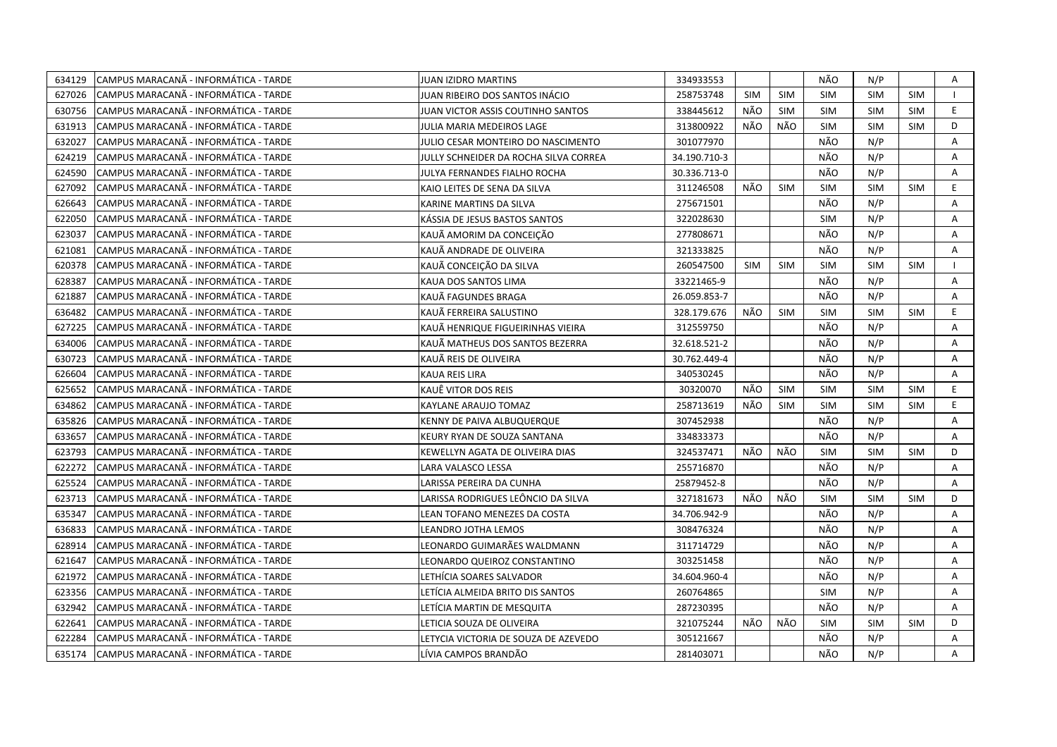| | | | | | | | | | |
|---|---|---|---|---|---|---|---|---|---|
| 634129 | CAMPUS MARACANÃ - INFORMÁTICA - TARDE | JUAN IZIDRO MARTINS | 334933553 | | | NÃO | N/P | | A |
| 627026 | CAMPUS MARACANÃ - INFORMÁTICA - TARDE | JUAN RIBEIRO DOS SANTOS INÁCIO | 258753748 | SIM | SIM | SIM | SIM | SIM | I |
| 630756 | CAMPUS MARACANÃ - INFORMÁTICA - TARDE | JUAN VICTOR ASSIS COUTINHO SANTOS | 338445612 | NÃO | SIM | SIM | SIM | SIM | E |
| 631913 | CAMPUS MARACANÃ - INFORMÁTICA - TARDE | JULIA MARIA MEDEIROS LAGE | 313800922 | NÃO | NÃO | SIM | SIM | SIM | D |
| 632027 | CAMPUS MARACANÃ - INFORMÁTICA - TARDE | JULIO CESAR MONTEIRO DO NASCIMENTO | 301077970 | | | NÃO | N/P | | A |
| 624219 | CAMPUS MARACANÃ - INFORMÁTICA - TARDE | JULLY SCHNEIDER DA ROCHA SILVA CORREA | 34.190.710-3 | | | NÃO | N/P | | A |
| 624590 | CAMPUS MARACANÃ - INFORMÁTICA - TARDE | JULYA FERNANDES FIALHO ROCHA | 30.336.713-0 | | | NÃO | N/P | | A |
| 627092 | CAMPUS MARACANÃ - INFORMÁTICA - TARDE | KAIO LEITES DE SENA DA SILVA | 311246508 | NÃO | SIM | SIM | SIM | SIM | E |
| 626643 | CAMPUS MARACANÃ - INFORMÁTICA - TARDE | KARINE MARTINS DA SILVA | 275671501 | | | NÃO | N/P | | A |
| 622050 | CAMPUS MARACANÃ - INFORMÁTICA - TARDE | KÁSSIA DE JESUS BASTOS SANTOS | 322028630 | | | SIM | N/P | | A |
| 623037 | CAMPUS MARACANÃ - INFORMÁTICA - TARDE | KAUÃ AMORIM DA CONCEIÇÃO | 277808671 | | | NÃO | N/P | | A |
| 621081 | CAMPUS MARACANÃ - INFORMÁTICA - TARDE | KAUÃ ANDRADE DE OLIVEIRA | 321333825 | | | NÃO | N/P | | A |
| 620378 | CAMPUS MARACANÃ - INFORMÁTICA - TARDE | KAUÃ CONCEIÇÃO DA SILVA | 260547500 | SIM | SIM | SIM | SIM | SIM | I |
| 628387 | CAMPUS MARACANÃ - INFORMÁTICA - TARDE | KAUA DOS SANTOS LIMA | 33221465-9 | | | NÃO | N/P | | A |
| 621887 | CAMPUS MARACANÃ - INFORMÁTICA - TARDE | KAUÃ FAGUNDES BRAGA | 26.059.853-7 | | | NÃO | N/P | | A |
| 636482 | CAMPUS MARACANÃ - INFORMÁTICA - TARDE | KAUÃ FERREIRA SALUSTINO | 328.179.676 | NÃO | SIM | SIM | SIM | SIM | E |
| 627225 | CAMPUS MARACANÃ - INFORMÁTICA - TARDE | KAUÃ HENRIQUE FIGUEIRINHAS VIEIRA | 312559750 | | | NÃO | N/P | | A |
| 634006 | CAMPUS MARACANÃ - INFORMÁTICA - TARDE | KAUÃ MATHEUS DOS SANTOS BEZERRA | 32.618.521-2 | | | NÃO | N/P | | A |
| 630723 | CAMPUS MARACANÃ - INFORMÁTICA - TARDE | KAUÃ REIS DE OLIVEIRA | 30.762.449-4 | | | NÃO | N/P | | A |
| 626604 | CAMPUS MARACANÃ - INFORMÁTICA - TARDE | KAUA REIS LIRA | 340530245 | | | NÃO | N/P | | A |
| 625652 | CAMPUS MARACANÃ - INFORMÁTICA - TARDE | KAUÊ VITOR DOS REIS | 30320070 | NÃO | SIM | SIM | SIM | SIM | E |
| 634862 | CAMPUS MARACANÃ - INFORMÁTICA - TARDE | KAYLANE ARAUJO TOMAZ | 258713619 | NÃO | SIM | SIM | SIM | SIM | E |
| 635826 | CAMPUS MARACANÃ - INFORMÁTICA - TARDE | KENNY DE PAIVA ALBUQUERQUE | 307452938 | | | NÃO | N/P | | A |
| 633657 | CAMPUS MARACANÃ - INFORMÁTICA - TARDE | KEURY RYAN DE SOUZA SANTANA | 334833373 | | | NÃO | N/P | | A |
| 623793 | CAMPUS MARACANÃ - INFORMÁTICA - TARDE | KEWELLYN AGATA DE OLIVEIRA DIAS | 324537471 | NÃO | NÃO | SIM | SIM | SIM | D |
| 622272 | CAMPUS MARACANÃ - INFORMÁTICA - TARDE | LARA VALASCO LESSA | 255716870 | | | NÃO | N/P | | A |
| 625524 | CAMPUS MARACANÃ - INFORMÁTICA - TARDE | LARISSA PEREIRA DA CUNHA | 25879452-8 | | | NÃO | N/P | | A |
| 623713 | CAMPUS MARACANÃ - INFORMÁTICA - TARDE | LARISSA RODRIGUES LEÔNCIO DA SILVA | 327181673 | NÃO | NÃO | SIM | SIM | SIM | D |
| 635347 | CAMPUS MARACANÃ - INFORMÁTICA - TARDE | LEAN TOFANO MENEZES DA COSTA | 34.706.942-9 | | | NÃO | N/P | | A |
| 636833 | CAMPUS MARACANÃ - INFORMÁTICA - TARDE | LEANDRO JOTHA LEMOS | 308476324 | | | NÃO | N/P | | A |
| 628914 | CAMPUS MARACANÃ - INFORMÁTICA - TARDE | LEONARDO GUIMARÃES WALDMANN | 311714729 | | | NÃO | N/P | | A |
| 621647 | CAMPUS MARACANÃ - INFORMÁTICA - TARDE | LEONARDO QUEIROZ CONSTANTINO | 303251458 | | | NÃO | N/P | | A |
| 621972 | CAMPUS MARACANÃ - INFORMÁTICA - TARDE | LETHÍCIA SOARES SALVADOR | 34.604.960-4 | | | NÃO | N/P | | A |
| 623356 | CAMPUS MARACANÃ - INFORMÁTICA - TARDE | LETÍCIA ALMEIDA BRITO DIS SANTOS | 260764865 | | | SIM | N/P | | A |
| 632942 | CAMPUS MARACANÃ - INFORMÁTICA - TARDE | LETÍCIA MARTIN DE MESQUITA | 287230395 | | | NÃO | N/P | | A |
| 622641 | CAMPUS MARACANÃ - INFORMÁTICA - TARDE | LETICIA SOUZA DE OLIVEIRA | 321075244 | NÃO | NÃO | SIM | SIM | SIM | D |
| 622284 | CAMPUS MARACANÃ - INFORMÁTICA - TARDE | LETYCIA VICTORIA DE SOUZA DE AZEVEDO | 305121667 | | | NÃO | N/P | | A |
| 635174 | CAMPUS MARACANÃ - INFORMÁTICA - TARDE | LÍVIA CAMPOS BRANDÃO | 281403071 | | | NÃO | N/P | | A |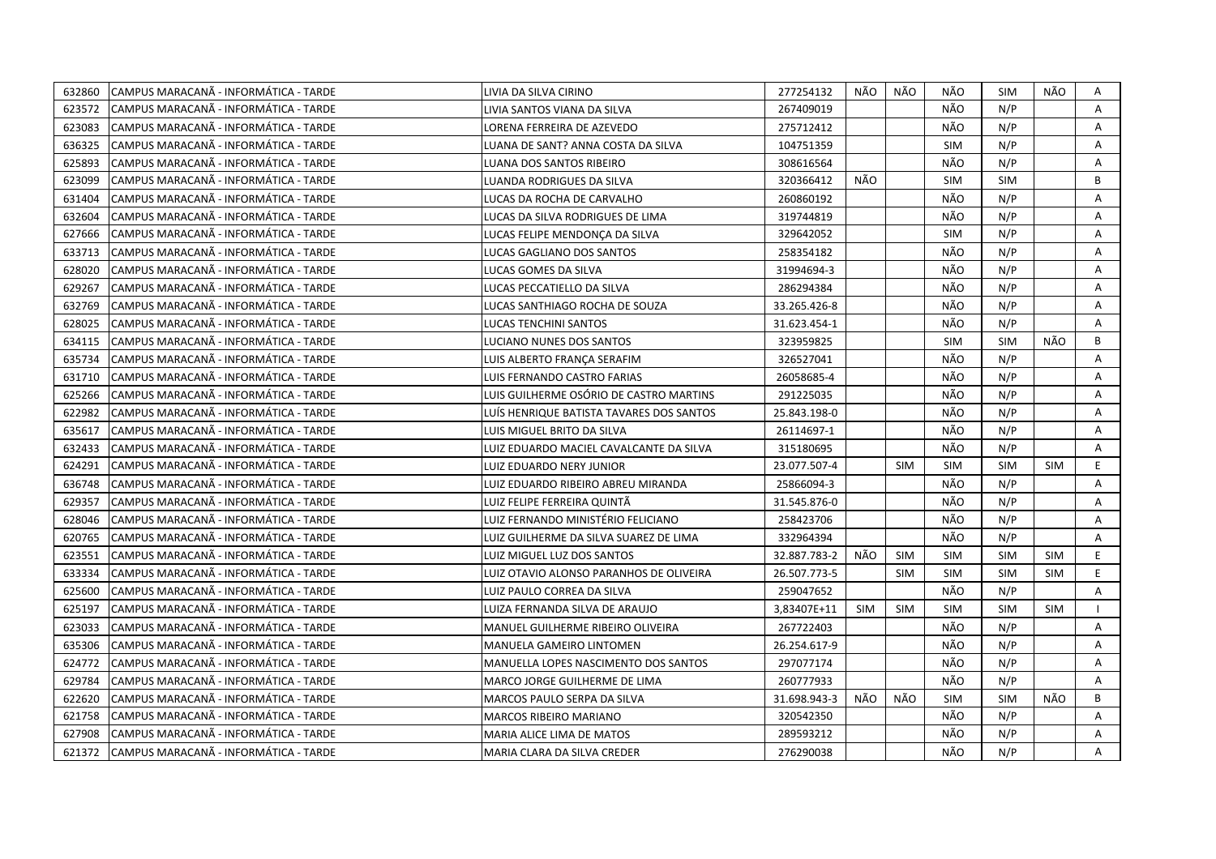| | | | | | | | | | |
|---|---|---|---|---|---|---|---|---|---|
| 632860 | CAMPUS MARACANÃ - INFORMÁTICA - TARDE | LIVIA DA SILVA CIRINO | 277254132 | NÃO | NÃO | NÃO | SIM | NÃO | A |
| 623572 | CAMPUS MARACANÃ - INFORMÁTICA - TARDE | LIVIA SANTOS VIANA DA SILVA | 267409019 | | | NÃO | N/P | | A |
| 623083 | CAMPUS MARACANÃ - INFORMÁTICA - TARDE | LORENA FERREIRA DE AZEVEDO | 275712412 | | | NÃO | N/P | | A |
| 636325 | CAMPUS MARACANÃ - INFORMÁTICA - TARDE | LUANA DE SANT? ANNA COSTA DA SILVA | 104751359 | | | SIM | N/P | | A |
| 625893 | CAMPUS MARACANÃ - INFORMÁTICA - TARDE | LUANA DOS SANTOS RIBEIRO | 308616564 | | | NÃO | N/P | | A |
| 623099 | CAMPUS MARACANÃ - INFORMÁTICA - TARDE | LUANDA RODRIGUES DA SILVA | 320366412 | NÃO | | SIM | SIM | | B |
| 631404 | CAMPUS MARACANÃ - INFORMÁTICA - TARDE | LUCAS DA ROCHA DE CARVALHO | 260860192 | | | NÃO | N/P | | A |
| 632604 | CAMPUS MARACANÃ - INFORMÁTICA - TARDE | LUCAS DA SILVA RODRIGUES DE LIMA | 319744819 | | | NÃO | N/P | | A |
| 627666 | CAMPUS MARACANÃ - INFORMÁTICA - TARDE | LUCAS FELIPE MENDONÇA DA SILVA | 329642052 | | | SIM | N/P | | A |
| 633713 | CAMPUS MARACANÃ - INFORMÁTICA - TARDE | LUCAS GAGLIANO DOS SANTOS | 258354182 | | | NÃO | N/P | | A |
| 628020 | CAMPUS MARACANÃ - INFORMÁTICA - TARDE | LUCAS GOMES DA SILVA | 31994694-3 | | | NÃO | N/P | | A |
| 629267 | CAMPUS MARACANÃ - INFORMÁTICA - TARDE | LUCAS PECCATIELLO DA SILVA | 286294384 | | | NÃO | N/P | | A |
| 632769 | CAMPUS MARACANÃ - INFORMÁTICA - TARDE | LUCAS SANTHIAGO ROCHA DE SOUZA | 33.265.426-8 | | | NÃO | N/P | | A |
| 628025 | CAMPUS MARACANÃ - INFORMÁTICA - TARDE | LUCAS TENCHINI SANTOS | 31.623.454-1 | | | NÃO | N/P | | A |
| 634115 | CAMPUS MARACANÃ - INFORMÁTICA - TARDE | LUCIANO NUNES DOS SANTOS | 323959825 | | | SIM | SIM | NÃO | B |
| 635734 | CAMPUS MARACANÃ - INFORMÁTICA - TARDE | LUIS ALBERTO FRANÇA SERAFIM | 326527041 | | | NÃO | N/P | | A |
| 631710 | CAMPUS MARACANÃ - INFORMÁTICA - TARDE | LUIS FERNANDO CASTRO FARIAS | 26058685-4 | | | NÃO | N/P | | A |
| 625266 | CAMPUS MARACANÃ - INFORMÁTICA - TARDE | LUIS GUILHERME OSÓRIO DE CASTRO MARTINS | 291225035 | | | NÃO | N/P | | A |
| 622982 | CAMPUS MARACANÃ - INFORMÁTICA - TARDE | LUÍS HENRIQUE BATISTA TAVARES DOS SANTOS | 25.843.198-0 | | | NÃO | N/P | | A |
| 635617 | CAMPUS MARACANÃ - INFORMÁTICA - TARDE | LUIS MIGUEL BRITO DA SILVA | 26114697-1 | | | NÃO | N/P | | A |
| 632433 | CAMPUS MARACANÃ - INFORMÁTICA - TARDE | LUIZ EDUARDO MACIEL CAVALCANTE DA SILVA | 315180695 | | | NÃO | N/P | | A |
| 624291 | CAMPUS MARACANÃ - INFORMÁTICA - TARDE | LUIZ EDUARDO NERY JUNIOR | 23.077.507-4 | | SIM | SIM | SIM | SIM | E |
| 636748 | CAMPUS MARACANÃ - INFORMÁTICA - TARDE | LUIZ EDUARDO RIBEIRO ABREU MIRANDA | 25866094-3 | | | NÃO | N/P | | A |
| 629357 | CAMPUS MARACANÃ - INFORMÁTICA - TARDE | LUIZ FELIPE FERREIRA QUINTÃ | 31.545.876-0 | | | NÃO | N/P | | A |
| 628046 | CAMPUS MARACANÃ - INFORMÁTICA - TARDE | LUIZ FERNANDO MINISTÉRIO FELICIANO | 258423706 | | | NÃO | N/P | | A |
| 620765 | CAMPUS MARACANÃ - INFORMÁTICA - TARDE | LUIZ GUILHERME DA SILVA SUAREZ DE LIMA | 332964394 | | | NÃO | N/P | | A |
| 623551 | CAMPUS MARACANÃ - INFORMÁTICA - TARDE | LUIZ MIGUEL LUZ DOS SANTOS | 32.887.783-2 | NÃO | SIM | SIM | SIM | SIM | E |
| 633334 | CAMPUS MARACANÃ - INFORMÁTICA - TARDE | LUIZ OTAVIO ALONSO PARANHOS DE OLIVEIRA | 26.507.773-5 | | SIM | SIM | SIM | SIM | E |
| 625600 | CAMPUS MARACANÃ - INFORMÁTICA - TARDE | LUIZ PAULO CORREA DA SILVA | 259047652 | | | NÃO | N/P | | A |
| 625197 | CAMPUS MARACANÃ - INFORMÁTICA - TARDE | LUIZA FERNANDA SILVA DE ARAUJO | 3,83407E+11 | SIM | SIM | SIM | SIM | SIM | I |
| 623033 | CAMPUS MARACANÃ - INFORMÁTICA - TARDE | MANUEL GUILHERME RIBEIRO OLIVEIRA | 267722403 | | | NÃO | N/P | | A |
| 635306 | CAMPUS MARACANÃ - INFORMÁTICA - TARDE | MANUELA GAMEIRO LINTOMEN | 26.254.617-9 | | | NÃO | N/P | | A |
| 624772 | CAMPUS MARACANÃ - INFORMÁTICA - TARDE | MANUELLA LOPES NASCIMENTO DOS SANTOS | 297077174 | | | NÃO | N/P | | A |
| 629784 | CAMPUS MARACANÃ - INFORMÁTICA - TARDE | MARCO JORGE GUILHERME DE LIMA | 260777933 | | | NÃO | N/P | | A |
| 622620 | CAMPUS MARACANÃ - INFORMÁTICA - TARDE | MARCOS PAULO SERPA DA SILVA | 31.698.943-3 | NÃO | NÃO | SIM | SIM | NÃO | B |
| 621758 | CAMPUS MARACANÃ - INFORMÁTICA - TARDE | MARCOS RIBEIRO MARIANO | 320542350 | | | NÃO | N/P | | A |
| 627908 | CAMPUS MARACANÃ - INFORMÁTICA - TARDE | MARIA ALICE LIMA DE MATOS | 289593212 | | | NÃO | N/P | | A |
| 621372 | CAMPUS MARACANÃ - INFORMÁTICA - TARDE | MARIA CLARA DA SILVA CREDER | 276290038 | | | NÃO | N/P | | A |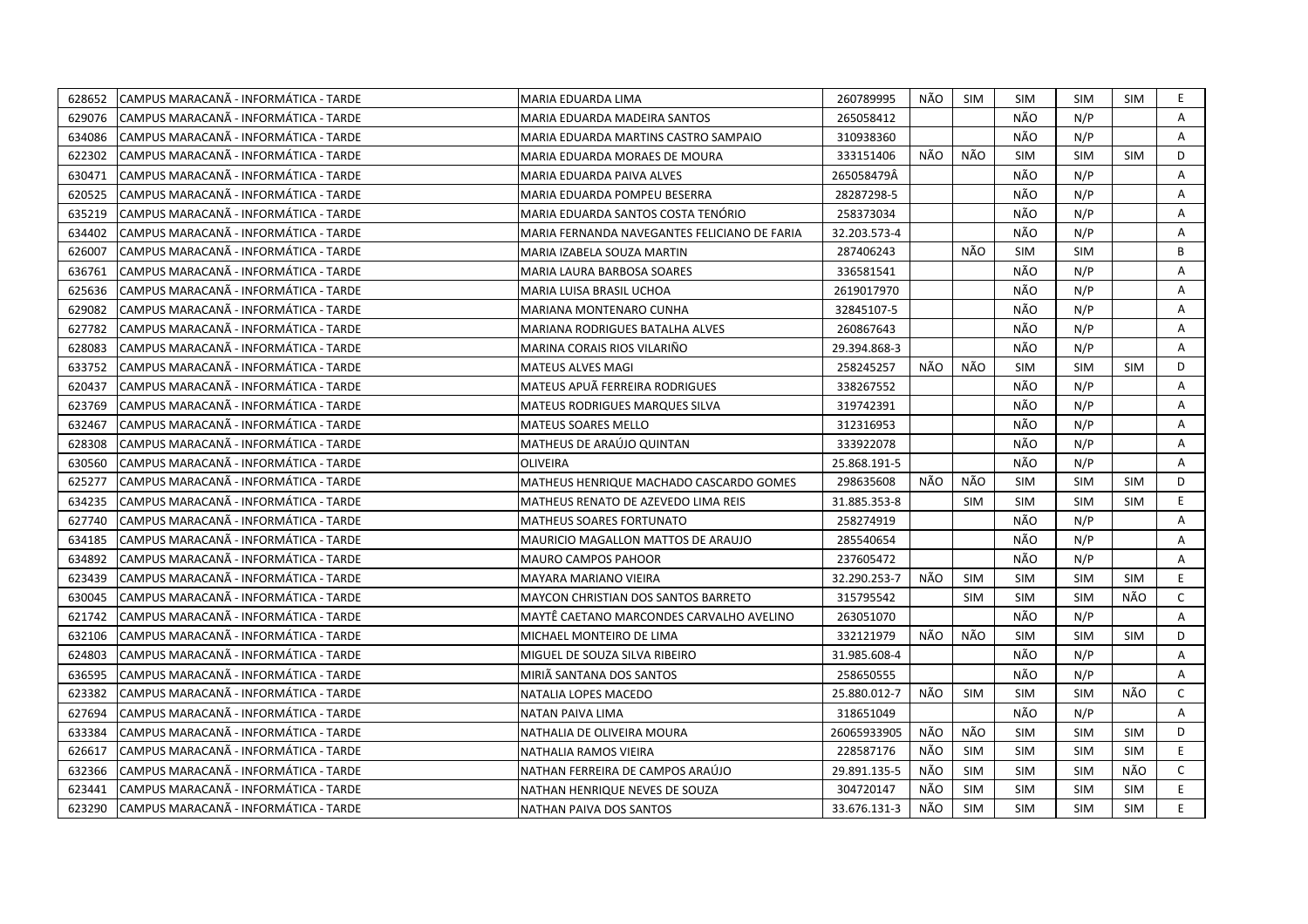| | | | | | | | | | |
|---|---|---|---|---|---|---|---|---|---|
| 628652 | CAMPUS MARACANÃ - INFORMÁTICA - TARDE | MARIA EDUARDA LIMA | 260789995 | NÃO | SIM | SIM | SIM | SIM | E |
| 629076 | CAMPUS MARACANÃ - INFORMÁTICA - TARDE | MARIA EDUARDA MADEIRA SANTOS | 265058412 | | | NÃO | N/P | | A |
| 634086 | CAMPUS MARACANÃ - INFORMÁTICA - TARDE | MARIA EDUARDA MARTINS CASTRO SAMPAIO | 310938360 | | | NÃO | N/P | | A |
| 622302 | CAMPUS MARACANÃ - INFORMÁTICA - TARDE | MARIA EDUARDA MORAES DE MOURA | 333151406 | NÃO | NÃO | SIM | SIM | SIM | D |
| 630471 | CAMPUS MARACANÃ - INFORMÁTICA - TARDE | MARIA EDUARDA PAIVA ALVES | 265058479Â | | | NÃO | N/P | | A |
| 620525 | CAMPUS MARACANÃ - INFORMÁTICA - TARDE | MARIA EDUARDA POMPEU BESERRA | 28287298-5 | | | NÃO | N/P | | A |
| 635219 | CAMPUS MARACANÃ - INFORMÁTICA - TARDE | MARIA EDUARDA SANTOS COSTA TENÓRIO | 258373034 | | | NÃO | N/P | | A |
| 634402 | CAMPUS MARACANÃ - INFORMÁTICA - TARDE | MARIA FERNANDA NAVEGANTES FELICIANO DE FARIA | 32.203.573-4 | | | NÃO | N/P | | A |
| 626007 | CAMPUS MARACANÃ - INFORMÁTICA - TARDE | MARIA IZABELA SOUZA MARTIN | 287406243 | | NÃO | SIM | SIM | | B |
| 636761 | CAMPUS MARACANÃ - INFORMÁTICA - TARDE | MARIA LAURA BARBOSA SOARES | 336581541 | | | NÃO | N/P | | A |
| 625636 | CAMPUS MARACANÃ - INFORMÁTICA - TARDE | MARIA LUISA BRASIL UCHOA | 2619017970 | | | NÃO | N/P | | A |
| 629082 | CAMPUS MARACANÃ - INFORMÁTICA - TARDE | MARIANA MONTENARO CUNHA | 32845107-5 | | | NÃO | N/P | | A |
| 627782 | CAMPUS MARACANÃ - INFORMÁTICA - TARDE | MARIANA RODRIGUES BATALHA ALVES | 260867643 | | | NÃO | N/P | | A |
| 628083 | CAMPUS MARACANÃ - INFORMÁTICA - TARDE | MARINA CORAIS RIOS VILARIÑO | 29.394.868-3 | | | NÃO | N/P | | A |
| 633752 | CAMPUS MARACANÃ - INFORMÁTICA - TARDE | MATEUS ALVES MAGI | 258245257 | NÃO | NÃO | SIM | SIM | SIM | D |
| 620437 | CAMPUS MARACANÃ - INFORMÁTICA - TARDE | MATEUS APUÃ FERREIRA RODRIGUES | 338267552 | | | NÃO | N/P | | A |
| 623769 | CAMPUS MARACANÃ - INFORMÁTICA - TARDE | MATEUS RODRIGUES MARQUES SILVA | 319742391 | | | NÃO | N/P | | A |
| 632467 | CAMPUS MARACANÃ - INFORMÁTICA - TARDE | MATEUS SOARES MELLO | 312316953 | | | NÃO | N/P | | A |
| 628308 | CAMPUS MARACANÃ - INFORMÁTICA - TARDE | MATHEUS DE ARAÚJO QUINTAN | 333922078 | | | NÃO | N/P | | A |
| 630560 | CAMPUS MARACANÃ - INFORMÁTICA - TARDE | OLIVEIRA | 25.868.191-5 | | | NÃO | N/P | | A |
| 625277 | CAMPUS MARACANÃ - INFORMÁTICA - TARDE | MATHEUS HENRIQUE MACHADO CASCARDO GOMES | 298635608 | NÃO | NÃO | SIM | SIM | SIM | D |
| 634235 | CAMPUS MARACANÃ - INFORMÁTICA - TARDE | MATHEUS RENATO DE AZEVEDO LIMA REIS | 31.885.353-8 | | SIM | SIM | SIM | SIM | E |
| 627740 | CAMPUS MARACANÃ - INFORMÁTICA - TARDE | MATHEUS SOARES FORTUNATO | 258274919 | | | NÃO | N/P | | A |
| 634185 | CAMPUS MARACANÃ - INFORMÁTICA - TARDE | MAURICIO MAGALLON MATTOS DE ARAUJO | 285540654 | | | NÃO | N/P | | A |
| 634892 | CAMPUS MARACANÃ - INFORMÁTICA - TARDE | MAURO CAMPOS PAHOOR | 237605472 | | | NÃO | N/P | | A |
| 623439 | CAMPUS MARACANÃ - INFORMÁTICA - TARDE | MAYARA MARIANO VIEIRA | 32.290.253-7 | NÃO | SIM | SIM | SIM | SIM | E |
| 630045 | CAMPUS MARACANÃ - INFORMÁTICA - TARDE | MAYCON CHRISTIAN DOS SANTOS BARRETO | 315795542 | | SIM | SIM | SIM | NÃO | C |
| 621742 | CAMPUS MARACANÃ - INFORMÁTICA - TARDE | MAYTÊ CAETANO MARCONDES CARVALHO AVELINO | 263051070 | | | NÃO | N/P | | A |
| 632106 | CAMPUS MARACANÃ - INFORMÁTICA - TARDE | MICHAEL MONTEIRO DE LIMA | 332121979 | NÃO | NÃO | SIM | SIM | SIM | D |
| 624803 | CAMPUS MARACANÃ - INFORMÁTICA - TARDE | MIGUEL DE SOUZA SILVA RIBEIRO | 31.985.608-4 | | | NÃO | N/P | | A |
| 636595 | CAMPUS MARACANÃ - INFORMÁTICA - TARDE | MIRIÃ SANTANA DOS SANTOS | 258650555 | | | NÃO | N/P | | A |
| 623382 | CAMPUS MARACANÃ - INFORMÁTICA - TARDE | NATALIA LOPES MACEDO | 25.880.012-7 | NÃO | SIM | SIM | SIM | NÃO | C |
| 627694 | CAMPUS MARACANÃ - INFORMÁTICA - TARDE | NATAN PAIVA LIMA | 318651049 | | | NÃO | N/P | | A |
| 633384 | CAMPUS MARACANÃ - INFORMÁTICA - TARDE | NATHALIA DE OLIVEIRA MOURA | 26065933905 | NÃO | NÃO | SIM | SIM | SIM | D |
| 626617 | CAMPUS MARACANÃ - INFORMÁTICA - TARDE | NATHALIA RAMOS VIEIRA | 228587176 | NÃO | SIM | SIM | SIM | SIM | E |
| 632366 | CAMPUS MARACANÃ - INFORMÁTICA - TARDE | NATHAN FERREIRA DE CAMPOS ARAÚJO | 29.891.135-5 | NÃO | SIM | SIM | SIM | NÃO | C |
| 623441 | CAMPUS MARACANÃ - INFORMÁTICA - TARDE | NATHAN HENRIQUE NEVES DE SOUZA | 304720147 | NÃO | SIM | SIM | SIM | SIM | E |
| 623290 | CAMPUS MARACANÃ - INFORMÁTICA - TARDE | NATHAN PAIVA DOS SANTOS | 33.676.131-3 | NÃO | SIM | SIM | SIM | SIM | E |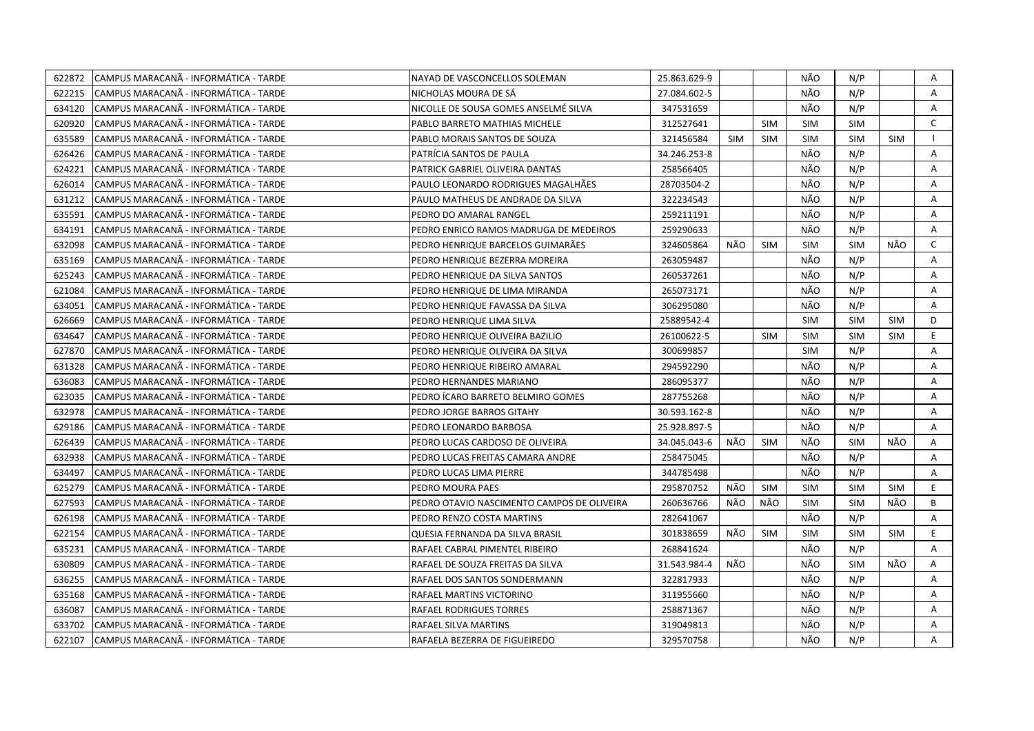| | | | | | | | | | |
|---|---|---|---|---|---|---|---|---|---|
| 622872 | CAMPUS MARACANÃ - INFORMÁTICA - TARDE | NAYAD DE VASCONCELLOS SOLEMAN | 25.863.629-9 | | | NÃO | N/P | | A |
| 622215 | CAMPUS MARACANÃ - INFORMÁTICA - TARDE | NICHOLAS MOURA DE SÁ | 27.084.602-5 | | | NÃO | N/P | | A |
| 634120 | CAMPUS MARACANÃ - INFORMÁTICA - TARDE | NICOLLE DE SOUSA GOMES ANSELMÉ SILVA | 347531659 | | | NÃO | N/P | | A |
| 620920 | CAMPUS MARACANÃ - INFORMÁTICA - TARDE | PABLO BARRETO MATHIAS MICHELE | 312527641 | | SIM | SIM | SIM | | C |
| 635589 | CAMPUS MARACANÃ - INFORMÁTICA - TARDE | PABLO MORAIS SANTOS DE SOUZA | 321456584 | SIM | SIM | SIM | SIM | SIM | I |
| 626426 | CAMPUS MARACANÃ - INFORMÁTICA - TARDE | PATRÍCIA SANTOS DE PAULA | 34.246.253-8 | | | NÃO | N/P | | A |
| 624221 | CAMPUS MARACANÃ - INFORMÁTICA - TARDE | PATRICK GABRIEL OLIVEIRA DANTAS | 258566405 | | | NÃO | N/P | | A |
| 626014 | CAMPUS MARACANÃ - INFORMÁTICA - TARDE | PAULO LEONARDO RODRIGUES MAGALHÃES | 28703504-2 | | | NÃO | N/P | | A |
| 631212 | CAMPUS MARACANÃ - INFORMÁTICA - TARDE | PAULO MATHEUS DE ANDRADE DA SILVA | 322234543 | | | NÃO | N/P | | A |
| 635591 | CAMPUS MARACANÃ - INFORMÁTICA - TARDE | PEDRO DO AMARAL RANGEL | 259211191 | | | NÃO | N/P | | A |
| 634191 | CAMPUS MARACANÃ - INFORMÁTICA - TARDE | PEDRO ENRICO RAMOS MADRUGA DE MEDEIROS | 259290633 | | | NÃO | N/P | | A |
| 632098 | CAMPUS MARACANÃ - INFORMÁTICA - TARDE | PEDRO HENRIQUE BARCELOS GUIMARÃES | 324605864 | NÃO | SIM | SIM | SIM | NÃO | C |
| 635169 | CAMPUS MARACANÃ - INFORMÁTICA - TARDE | PEDRO HENRIQUE BEZERRA MOREIRA | 263059487 | | | NÃO | N/P | | A |
| 625243 | CAMPUS MARACANÃ - INFORMÁTICA - TARDE | PEDRO HENRIQUE DA SILVA SANTOS | 260537261 | | | NÃO | N/P | | A |
| 621084 | CAMPUS MARACANÃ - INFORMÁTICA - TARDE | PEDRO HENRIQUE DE LIMA MIRANDA | 265073171 | | | NÃO | N/P | | A |
| 634051 | CAMPUS MARACANÃ - INFORMÁTICA - TARDE | PEDRO HENRIQUE FAVASSA DA SILVA | 306295080 | | | NÃO | N/P | | A |
| 626669 | CAMPUS MARACANÃ - INFORMÁTICA - TARDE | PEDRO HENRIQUE LIMA SILVA | 25889542-4 | | | SIM | SIM | SIM | D |
| 634647 | CAMPUS MARACANÃ - INFORMÁTICA - TARDE | PEDRO HENRIQUE OLIVEIRA BAZILIO | 26100622-5 | | SIM | SIM | SIM | SIM | E |
| 627870 | CAMPUS MARACANÃ - INFORMÁTICA - TARDE | PEDRO HENRIQUE OLIVEIRA DA SILVA | 300699857 | | | SIM | N/P | | A |
| 631328 | CAMPUS MARACANÃ - INFORMÁTICA - TARDE | PEDRO HENRIQUE RIBEIRO AMARAL | 294592290 | | | NÃO | N/P | | A |
| 636083 | CAMPUS MARACANÃ - INFORMÁTICA - TARDE | PEDRO HERNANDES MARIANO | 286095377 | | | NÃO | N/P | | A |
| 623035 | CAMPUS MARACANÃ - INFORMÁTICA - TARDE | PEDRO ÍCARO BARRETO BELMIRO GOMES | 287755268 | | | NÃO | N/P | | A |
| 632978 | CAMPUS MARACANÃ - INFORMÁTICA - TARDE | PEDRO JORGE BARROS GITAHY | 30.593.162-8 | | | NÃO | N/P | | A |
| 629186 | CAMPUS MARACANÃ - INFORMÁTICA - TARDE | PEDRO LEONARDO BARBOSA | 25.928.897-5 | | | NÃO | N/P | | A |
| 626439 | CAMPUS MARACANÃ - INFORMÁTICA - TARDE | PEDRO LUCAS CARDOSO DE OLIVEIRA | 34.045.043-6 | NÃO | SIM | NÃO | SIM | NÃO | A |
| 632938 | CAMPUS MARACANÃ - INFORMÁTICA - TARDE | PEDRO LUCAS FREITAS CAMARA ANDRE | 258475045 | | | NÃO | N/P | | A |
| 634497 | CAMPUS MARACANÃ - INFORMÁTICA - TARDE | PEDRO LUCAS LIMA PIERRE | 344785498 | | | NÃO | N/P | | A |
| 625279 | CAMPUS MARACANÃ - INFORMÁTICA - TARDE | PEDRO MOURA PAES | 295870752 | NÃO | SIM | SIM | SIM | SIM | E |
| 627593 | CAMPUS MARACANÃ - INFORMÁTICA - TARDE | PEDRO OTAVIO NASCIMENTO CAMPOS DE OLIVEIRA | 260636766 | NÃO | NÃO | SIM | SIM | NÃO | B |
| 626198 | CAMPUS MARACANÃ - INFORMÁTICA - TARDE | PEDRO RENZO COSTA MARTINS | 282641067 | | | NÃO | N/P | | A |
| 622154 | CAMPUS MARACANÃ - INFORMÁTICA - TARDE | QUESIA FERNANDA DA SILVA BRASIL | 301838659 | NÃO | SIM | SIM | SIM | SIM | E |
| 635231 | CAMPUS MARACANÃ - INFORMÁTICA - TARDE | RAFAEL CABRAL PIMENTEL RIBEIRO | 268841624 | | | NÃO | N/P | | A |
| 630809 | CAMPUS MARACANÃ - INFORMÁTICA - TARDE | RAFAEL DE SOUZA FREITAS DA SILVA | 31.543.984-4 | NÃO | | NÃO | SIM | NÃO | A |
| 636255 | CAMPUS MARACANÃ - INFORMÁTICA - TARDE | RAFAEL DOS SANTOS SONDERMANN | 322817933 | | | NÃO | N/P | | A |
| 635168 | CAMPUS MARACANÃ - INFORMÁTICA - TARDE | RAFAEL MARTINS VICTORINO | 311955660 | | | NÃO | N/P | | A |
| 636087 | CAMPUS MARACANÃ - INFORMÁTICA - TARDE | RAFAEL RODRIGUES TORRES | 258871367 | | | NÃO | N/P | | A |
| 633702 | CAMPUS MARACANÃ - INFORMÁTICA - TARDE | RAFAEL SILVA MARTINS | 319049813 | | | NÃO | N/P | | A |
| 622107 | CAMPUS MARACANÃ - INFORMÁTICA - TARDE | RAFAELA BEZERRA DE FIGUEIREDO | 329570758 | | | NÃO | N/P | | A |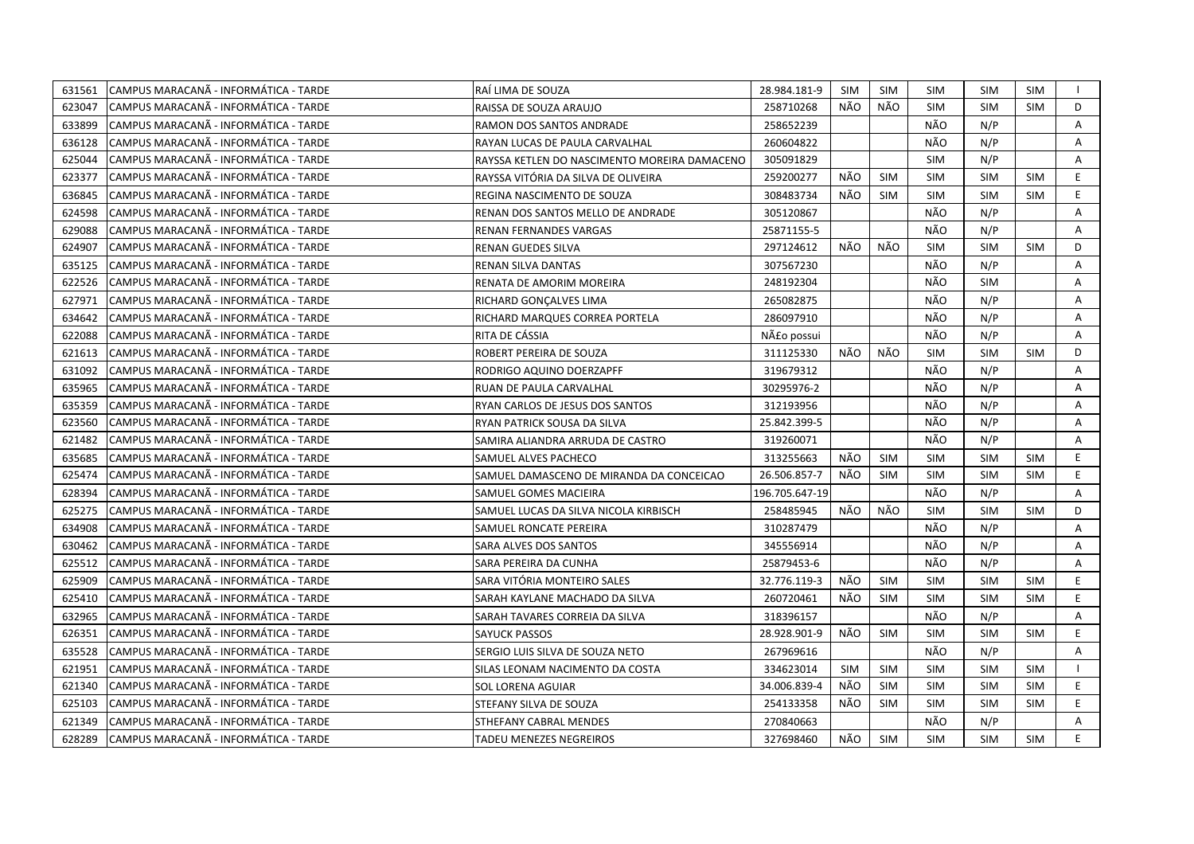| | | | | | | | | | |
|---|---|---|---|---|---|---|---|---|---|
| 631561 | CAMPUS MARACANÃ - INFORMÁTICA - TARDE | RAÍ LIMA DE SOUZA | 28.984.181-9 | SIM | SIM | SIM | SIM | SIM | I |
| 623047 | CAMPUS MARACANÃ - INFORMÁTICA - TARDE | RAISSA DE SOUZA ARAUJO | 258710268 | NÃO | NÃO | SIM | SIM | SIM | D |
| 633899 | CAMPUS MARACANÃ - INFORMÁTICA - TARDE | RAMON DOS SANTOS ANDRADE | 258652239 | | | NÃO | N/P | | A |
| 636128 | CAMPUS MARACANÃ - INFORMÁTICA - TARDE | RAYAN LUCAS DE PAULA CARVALHAL | 260604822 | | | NÃO | N/P | | A |
| 625044 | CAMPUS MARACANÃ - INFORMÁTICA - TARDE | RAYSSA KETLEN DO NASCIMENTO MOREIRA DAMACENO | 305091829 | | | SIM | N/P | | A |
| 623377 | CAMPUS MARACANÃ - INFORMÁTICA - TARDE | RAYSSA VITÓRIA DA SILVA DE OLIVEIRA | 259200277 | NÃO | SIM | SIM | SIM | SIM | E |
| 636845 | CAMPUS MARACANÃ - INFORMÁTICA - TARDE | REGINA NASCIMENTO DE SOUZA | 308483734 | NÃO | SIM | SIM | SIM | SIM | E |
| 624598 | CAMPUS MARACANÃ - INFORMÁTICA - TARDE | RENAN DOS SANTOS MELLO DE ANDRADE | 305120867 | | | NÃO | N/P | | A |
| 629088 | CAMPUS MARACANÃ - INFORMÁTICA - TARDE | RENAN FERNANDES VARGAS | 25871155-5 | | | NÃO | N/P | | A |
| 624907 | CAMPUS MARACANÃ - INFORMÁTICA - TARDE | RENAN GUEDES SILVA | 297124612 | NÃO | NÃO | SIM | SIM | SIM | D |
| 635125 | CAMPUS MARACANÃ - INFORMÁTICA - TARDE | RENAN SILVA DANTAS | 307567230 | | | NÃO | N/P | | A |
| 622526 | CAMPUS MARACANÃ - INFORMÁTICA - TARDE | RENATA DE AMORIM MOREIRA | 248192304 | | | NÃO | SIM | | A |
| 627971 | CAMPUS MARACANÃ - INFORMÁTICA - TARDE | RICHARD GONÇALVES LIMA | 265082875 | | | NÃO | N/P | | A |
| 634642 | CAMPUS MARACANÃ - INFORMÁTICA - TARDE | RICHARD MARQUES CORREA PORTELA | 286097910 | | | NÃO | N/P | | A |
| 622088 | CAMPUS MARACANÃ - INFORMÁTICA - TARDE | RITA DE CÁSSIA | NÃ£o possui | | | NÃO | N/P | | A |
| 621613 | CAMPUS MARACANÃ - INFORMÁTICA - TARDE | ROBERT PEREIRA DE SOUZA | 311125330 | NÃO | NÃO | SIM | SIM | SIM | D |
| 631092 | CAMPUS MARACANÃ - INFORMÁTICA - TARDE | RODRIGO AQUINO DOERZAPFF | 319679312 | | | NÃO | N/P | | A |
| 635965 | CAMPUS MARACANÃ - INFORMÁTICA - TARDE | RUAN DE PAULA CARVALHAL | 30295976-2 | | | NÃO | N/P | | A |
| 635359 | CAMPUS MARACANÃ - INFORMÁTICA - TARDE | RYAN CARLOS DE JESUS DOS SANTOS | 312193956 | | | NÃO | N/P | | A |
| 623560 | CAMPUS MARACANÃ - INFORMÁTICA - TARDE | RYAN PATRICK SOUSA DA SILVA | 25.842.399-5 | | | NÃO | N/P | | A |
| 621482 | CAMPUS MARACANÃ - INFORMÁTICA - TARDE | SAMIRA ALIANDRA ARRUDA DE CASTRO | 319260071 | | | NÃO | N/P | | A |
| 635685 | CAMPUS MARACANÃ - INFORMÁTICA - TARDE | SAMUEL ALVES PACHECO | 313255663 | NÃO | SIM | SIM | SIM | SIM | E |
| 625474 | CAMPUS MARACANÃ - INFORMÁTICA - TARDE | SAMUEL DAMASCENO DE MIRANDA DA CONCEICAO | 26.506.857-7 | NÃO | SIM | SIM | SIM | SIM | E |
| 628394 | CAMPUS MARACANÃ - INFORMÁTICA - TARDE | SAMUEL GOMES MACIEIRA | 196.705.647-19 | | | NÃO | N/P | | A |
| 625275 | CAMPUS MARACANÃ - INFORMÁTICA - TARDE | SAMUEL LUCAS DA SILVA NICOLA KIRBISCH | 258485945 | NÃO | NÃO | SIM | SIM | SIM | D |
| 634908 | CAMPUS MARACANÃ - INFORMÁTICA - TARDE | SAMUEL RONCATE PEREIRA | 310287479 | | | NÃO | N/P | | A |
| 630462 | CAMPUS MARACANÃ - INFORMÁTICA - TARDE | SARA ALVES DOS SANTOS | 345556914 | | | NÃO | N/P | | A |
| 625512 | CAMPUS MARACANÃ - INFORMÁTICA - TARDE | SARA PEREIRA DA CUNHA | 25879453-6 | | | NÃO | N/P | | A |
| 625909 | CAMPUS MARACANÃ - INFORMÁTICA - TARDE | SARA VITÓRIA MONTEIRO SALES | 32.776.119-3 | NÃO | SIM | SIM | SIM | SIM | E |
| 625410 | CAMPUS MARACANÃ - INFORMÁTICA - TARDE | SARAH KAYLANE MACHADO DA SILVA | 260720461 | NÃO | SIM | SIM | SIM | SIM | E |
| 632965 | CAMPUS MARACANÃ - INFORMÁTICA - TARDE | SARAH TAVARES CORREIA DA SILVA | 318396157 | | | NÃO | N/P | | A |
| 626351 | CAMPUS MARACANÃ - INFORMÁTICA - TARDE | SAYUCK PASSOS | 28.928.901-9 | NÃO | SIM | SIM | SIM | SIM | E |
| 635528 | CAMPUS MARACANÃ - INFORMÁTICA - TARDE | SERGIO LUIS SILVA DE SOUZA NETO | 267969616 | | | NÃO | N/P | | A |
| 621951 | CAMPUS MARACANÃ - INFORMÁTICA - TARDE | SILAS LEONAM NACIMENTO DA COSTA | 334623014 | SIM | SIM | SIM | SIM | SIM | I |
| 621340 | CAMPUS MARACANÃ - INFORMÁTICA - TARDE | SOL LORENA AGUIAR | 34.006.839-4 | NÃO | SIM | SIM | SIM | SIM | E |
| 625103 | CAMPUS MARACANÃ - INFORMÁTICA - TARDE | STEFANY SILVA DE SOUZA | 254133358 | NÃO | SIM | SIM | SIM | SIM | E |
| 621349 | CAMPUS MARACANÃ - INFORMÁTICA - TARDE | STHEFANY CABRAL MENDES | 270840663 | | | NÃO | N/P | | A |
| 628289 | CAMPUS MARACANÃ - INFORMÁTICA - TARDE | TADEU MENEZES NEGREIROS | 327698460 | NÃO | SIM | SIM | SIM | SIM | E |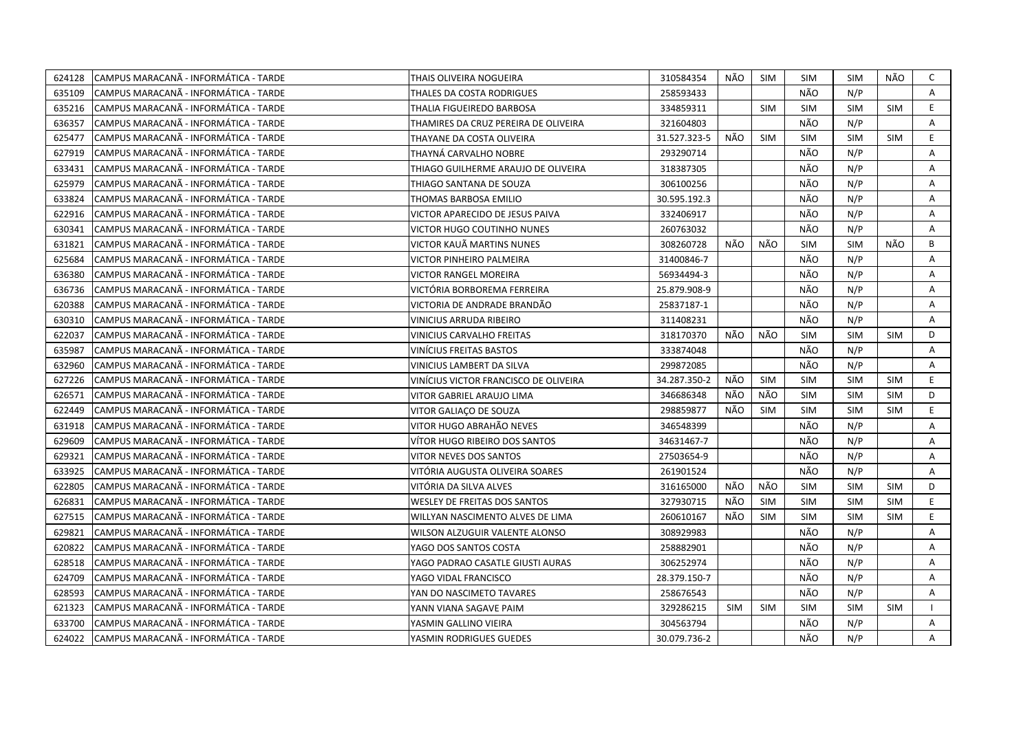| | | | | | | | | | |
|---|---|---|---|---|---|---|---|---|---|
| 624128 | CAMPUS MARACANÃ - INFORMÁTICA - TARDE | THAIS OLIVEIRA NOGUEIRA | 310584354 | NÃO | SIM | SIM | SIM | NÃO | C |
| 635109 | CAMPUS MARACANÃ - INFORMÁTICA - TARDE | THALES DA COSTA RODRIGUES | 258593433 | | | NÃO | N/P | | A |
| 635216 | CAMPUS MARACANÃ - INFORMÁTICA - TARDE | THALIA FIGUEIREDO BARBOSA | 334859311 | | SIM | SIM | SIM | SIM | E |
| 636357 | CAMPUS MARACANÃ - INFORMÁTICA - TARDE | THAMIRES DA CRUZ PEREIRA DE OLIVEIRA | 321604803 | | | NÃO | N/P | | A |
| 625477 | CAMPUS MARACANÃ - INFORMÁTICA - TARDE | THAYANE DA COSTA OLIVEIRA | 31.527.323-5 | NÃO | SIM | SIM | SIM | SIM | E |
| 627919 | CAMPUS MARACANÃ - INFORMÁTICA - TARDE | THAYNÁ CARVALHO NOBRE | 293290714 | | | NÃO | N/P | | A |
| 633431 | CAMPUS MARACANÃ - INFORMÁTICA - TARDE | THIAGO GUILHERME ARAUJO DE OLIVEIRA | 318387305 | | | NÃO | N/P | | A |
| 625979 | CAMPUS MARACANÃ - INFORMÁTICA - TARDE | THIAGO SANTANA DE SOUZA | 306100256 | | | NÃO | N/P | | A |
| 633824 | CAMPUS MARACANÃ - INFORMÁTICA - TARDE | THOMAS BARBOSA EMILIO | 30.595.192.3 | | | NÃO | N/P | | A |
| 622916 | CAMPUS MARACANÃ - INFORMÁTICA - TARDE | VICTOR APARECIDO DE JESUS PAIVA | 332406917 | | | NÃO | N/P | | A |
| 630341 | CAMPUS MARACANÃ - INFORMÁTICA - TARDE | VICTOR HUGO COUTINHO NUNES | 260763032 | | | NÃO | N/P | | A |
| 631821 | CAMPUS MARACANÃ - INFORMÁTICA - TARDE | VICTOR KAUÃ MARTINS NUNES | 308260728 | NÃO | NÃO | SIM | SIM | NÃO | B |
| 625684 | CAMPUS MARACANÃ - INFORMÁTICA - TARDE | VICTOR PINHEIRO PALMEIRA | 31400846-7 | | | NÃO | N/P | | A |
| 636380 | CAMPUS MARACANÃ - INFORMÁTICA - TARDE | VICTOR RANGEL MOREIRA | 56934494-3 | | | NÃO | N/P | | A |
| 636736 | CAMPUS MARACANÃ - INFORMÁTICA - TARDE | VICTÓRIA BORBOREMA FERREIRA | 25.879.908-9 | | | NÃO | N/P | | A |
| 620388 | CAMPUS MARACANÃ - INFORMÁTICA - TARDE | VICTORIA DE ANDRADE BRANDÃO | 25837187-1 | | | NÃO | N/P | | A |
| 630310 | CAMPUS MARACANÃ - INFORMÁTICA - TARDE | VINICIUS ARRUDA RIBEIRO | 311408231 | | | NÃO | N/P | | A |
| 622037 | CAMPUS MARACANÃ - INFORMÁTICA - TARDE | VINICIUS CARVALHO FREITAS | 318170370 | NÃO | NÃO | SIM | SIM | SIM | D |
| 635987 | CAMPUS MARACANÃ - INFORMÁTICA - TARDE | VINÍCIUS FREITAS BASTOS | 333874048 | | | NÃO | N/P | | A |
| 632960 | CAMPUS MARACANÃ - INFORMÁTICA - TARDE | VINICIUS LAMBERT DA SILVA | 299872085 | | | NÃO | N/P | | A |
| 627226 | CAMPUS MARACANÃ - INFORMÁTICA - TARDE | VINÍCIUS VICTOR FRANCISCO DE OLIVEIRA | 34.287.350-2 | NÃO | SIM | SIM | SIM | SIM | E |
| 626571 | CAMPUS MARACANÃ - INFORMÁTICA - TARDE | VITOR GABRIEL ARAUJO LIMA | 346686348 | NÃO | NÃO | SIM | SIM | SIM | D |
| 622449 | CAMPUS MARACANÃ - INFORMÁTICA - TARDE | VITOR GALIAÇO DE SOUZA | 298859877 | NÃO | SIM | SIM | SIM | SIM | E |
| 631918 | CAMPUS MARACANÃ - INFORMÁTICA - TARDE | VITOR HUGO ABRAHÃO NEVES | 346548399 | | | NÃO | N/P | | A |
| 629609 | CAMPUS MARACANÃ - INFORMÁTICA - TARDE | VÍTOR HUGO RIBEIRO DOS SANTOS | 34631467-7 | | | NÃO | N/P | | A |
| 629321 | CAMPUS MARACANÃ - INFORMÁTICA - TARDE | VITOR NEVES DOS SANTOS | 27503654-9 | | | NÃO | N/P | | A |
| 633925 | CAMPUS MARACANÃ - INFORMÁTICA - TARDE | VITÓRIA AUGUSTA OLIVEIRA SOARES | 261901524 | | | NÃO | N/P | | A |
| 622805 | CAMPUS MARACANÃ - INFORMÁTICA - TARDE | VITÓRIA DA SILVA ALVES | 316165000 | NÃO | NÃO | SIM | SIM | SIM | D |
| 626831 | CAMPUS MARACANÃ - INFORMÁTICA - TARDE | WESLEY DE FREITAS DOS SANTOS | 327930715 | NÃO | SIM | SIM | SIM | SIM | E |
| 627515 | CAMPUS MARACANÃ - INFORMÁTICA - TARDE | WILLYAN NASCIMENTO ALVES DE LIMA | 260610167 | NÃO | SIM | SIM | SIM | SIM | E |
| 629821 | CAMPUS MARACANÃ - INFORMÁTICA - TARDE | WILSON ALZUGUIR VALENTE ALONSO | 308929983 | | | NÃO | N/P | | A |
| 620822 | CAMPUS MARACANÃ - INFORMÁTICA - TARDE | YAGO DOS SANTOS COSTA | 258882901 | | | NÃO | N/P | | A |
| 628518 | CAMPUS MARACANÃ - INFORMÁTICA - TARDE | YAGO PADRAO CASATLE GIUSTI AURAS | 306252974 | | | NÃO | N/P | | A |
| 624709 | CAMPUS MARACANÃ - INFORMÁTICA - TARDE | YAGO VIDAL FRANCISCO | 28.379.150-7 | | | NÃO | N/P | | A |
| 628593 | CAMPUS MARACANÃ - INFORMÁTICA - TARDE | YAN DO NASCIMETO TAVARES | 258676543 | | | NÃO | N/P | | A |
| 621323 | CAMPUS MARACANÃ - INFORMÁTICA - TARDE | YANN VIANA SAGAVE PAIM | 329286215 | SIM | SIM | SIM | SIM | SIM | I |
| 633700 | CAMPUS MARACANÃ - INFORMÁTICA - TARDE | YASMIN GALLINO VIEIRA | 304563794 | | | NÃO | N/P | | A |
| 624022 | CAMPUS MARACANÃ - INFORMÁTICA - TARDE | YASMIN RODRIGUES GUEDES | 30.079.736-2 | | | NÃO | N/P | | A |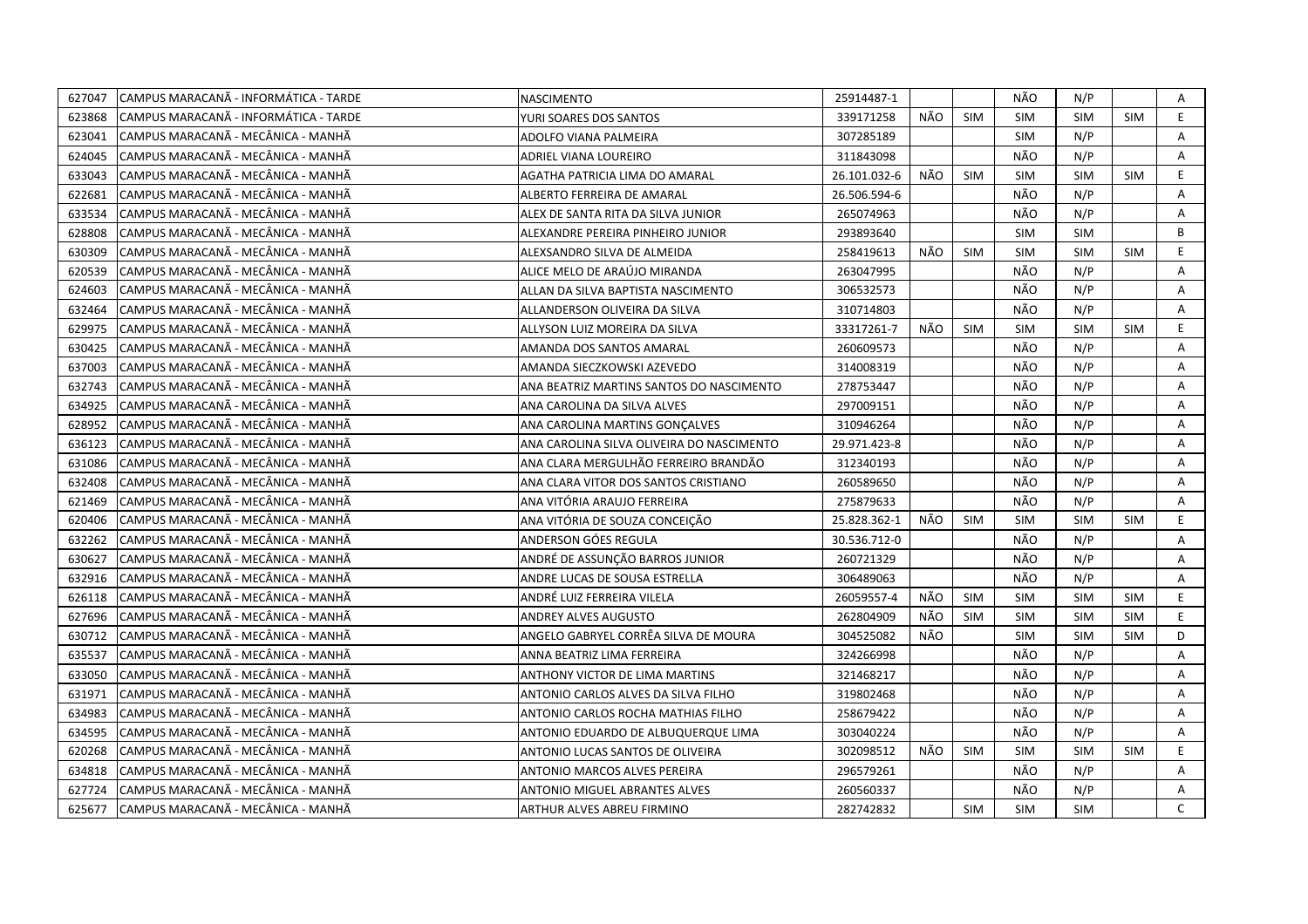| | | | | | | | | | |
|---|---|---|---|---|---|---|---|---|---|
| 627047 | CAMPUS MARACANÃ - INFORMÁTICA - TARDE | NASCIMENTO | 25914487-1 | | | NÃO | N/P | | A |
| 623868 | CAMPUS MARACANÃ - INFORMÁTICA - TARDE | YURI SOARES DOS SANTOS | 339171258 | NÃO | SIM | SIM | SIM | SIM | E |
| 623041 | CAMPUS MARACANÃ - MECÂNICA - MANHÃ | ADOLFO VIANA PALMEIRA | 307285189 | | | SIM | N/P | | A |
| 624045 | CAMPUS MARACANÃ - MECÂNICA - MANHÃ | ADRIEL VIANA LOUREIRO | 311843098 | | | NÃO | N/P | | A |
| 633043 | CAMPUS MARACANÃ - MECÂNICA - MANHÃ | AGATHA PATRICIA LIMA DO AMARAL | 26.101.032-6 | NÃO | SIM | SIM | SIM | SIM | E |
| 622681 | CAMPUS MARACANÃ - MECÂNICA - MANHÃ | ALBERTO FERREIRA DE AMARAL | 26.506.594-6 | | | NÃO | N/P | | A |
| 633534 | CAMPUS MARACANÃ - MECÂNICA - MANHÃ | ALEX DE SANTA RITA DA SILVA JUNIOR | 265074963 | | | NÃO | N/P | | A |
| 628808 | CAMPUS MARACANÃ - MECÂNICA - MANHÃ | ALEXANDRE PEREIRA PINHEIRO JUNIOR | 293893640 | | | SIM | SIM | | B |
| 630309 | CAMPUS MARACANÃ - MECÂNICA - MANHÃ | ALEXSANDRO SILVA DE ALMEIDA | 258419613 | NÃO | SIM | SIM | SIM | SIM | E |
| 620539 | CAMPUS MARACANÃ - MECÂNICA - MANHÃ | ALICE MELO DE ARAÚJO MIRANDA | 263047995 | | | NÃO | N/P | | A |
| 624603 | CAMPUS MARACANÃ - MECÂNICA - MANHÃ | ALLAN DA SILVA BAPTISTA NASCIMENTO | 306532573 | | | NÃO | N/P | | A |
| 632464 | CAMPUS MARACANÃ - MECÂNICA - MANHÃ | ALLANDERSON OLIVEIRA DA SILVA | 310714803 | | | NÃO | N/P | | A |
| 629975 | CAMPUS MARACANÃ - MECÂNICA - MANHÃ | ALLYSON LUIZ MOREIRA DA SILVA | 33317261-7 | NÃO | SIM | SIM | SIM | SIM | E |
| 630425 | CAMPUS MARACANÃ - MECÂNICA - MANHÃ | AMANDA DOS SANTOS AMARAL | 260609573 | | | NÃO | N/P | | A |
| 637003 | CAMPUS MARACANÃ - MECÂNICA - MANHÃ | AMANDA SIECZKOWSKI AZEVEDO | 314008319 | | | NÃO | N/P | | A |
| 632743 | CAMPUS MARACANÃ - MECÂNICA - MANHÃ | ANA BEATRIZ MARTINS SANTOS DO NASCIMENTO | 278753447 | | | NÃO | N/P | | A |
| 634925 | CAMPUS MARACANÃ - MECÂNICA - MANHÃ | ANA CAROLINA DA SILVA ALVES | 297009151 | | | NÃO | N/P | | A |
| 628952 | CAMPUS MARACANÃ - MECÂNICA - MANHÃ | ANA CAROLINA MARTINS GONÇALVES | 310946264 | | | NÃO | N/P | | A |
| 636123 | CAMPUS MARACANÃ - MECÂNICA - MANHÃ | ANA CAROLINA SILVA OLIVEIRA DO NASCIMENTO | 29.971.423-8 | | | NÃO | N/P | | A |
| 631086 | CAMPUS MARACANÃ - MECÂNICA - MANHÃ | ANA CLARA MERGULHÃO FERREIRO BRANDÃO | 312340193 | | | NÃO | N/P | | A |
| 632408 | CAMPUS MARACANÃ - MECÂNICA - MANHÃ | ANA CLARA VITOR DOS SANTOS CRISTIANO | 260589650 | | | NÃO | N/P | | A |
| 621469 | CAMPUS MARACANÃ - MECÂNICA - MANHÃ | ANA VITÓRIA ARAUJO FERREIRA | 275879633 | | | NÃO | N/P | | A |
| 620406 | CAMPUS MARACANÃ - MECÂNICA - MANHÃ | ANA VITÓRIA DE SOUZA CONCEIÇÃO | 25.828.362-1 | NÃO | SIM | SIM | SIM | SIM | E |
| 632262 | CAMPUS MARACANÃ - MECÂNICA - MANHÃ | ANDERSON GÓES REGULA | 30.536.712-0 | | | NÃO | N/P | | A |
| 630627 | CAMPUS MARACANÃ - MECÂNICA - MANHÃ | ANDRÉ DE ASSUNÇÃO BARROS JUNIOR | 260721329 | | | NÃO | N/P | | A |
| 632916 | CAMPUS MARACANÃ - MECÂNICA - MANHÃ | ANDRE LUCAS DE SOUSA ESTRELLA | 306489063 | | | NÃO | N/P | | A |
| 626118 | CAMPUS MARACANÃ - MECÂNICA - MANHÃ | ANDRÉ LUIZ FERREIRA VILELA | 26059557-4 | NÃO | SIM | SIM | SIM | SIM | E |
| 627696 | CAMPUS MARACANÃ - MECÂNICA - MANHÃ | ANDREY ALVES AUGUSTO | 262804909 | NÃO | SIM | SIM | SIM | SIM | E |
| 630712 | CAMPUS MARACANÃ - MECÂNICA - MANHÃ | ANGELO GABRYEL CORRÊA SILVA DE MOURA | 304525082 | NÃO | | SIM | SIM | SIM | D |
| 635537 | CAMPUS MARACANÃ - MECÂNICA - MANHÃ | ANNA BEATRIZ LIMA FERREIRA | 324266998 | | | NÃO | N/P | | A |
| 633050 | CAMPUS MARACANÃ - MECÂNICA - MANHÃ | ANTHONY VICTOR DE LIMA MARTINS | 321468217 | | | NÃO | N/P | | A |
| 631971 | CAMPUS MARACANÃ - MECÂNICA - MANHÃ | ANTONIO CARLOS ALVES DA SILVA FILHO | 319802468 | | | NÃO | N/P | | A |
| 634983 | CAMPUS MARACANÃ - MECÂNICA - MANHÃ | ANTONIO CARLOS ROCHA MATHIAS FILHO | 258679422 | | | NÃO | N/P | | A |
| 634595 | CAMPUS MARACANÃ - MECÂNICA - MANHÃ | ANTONIO EDUARDO DE ALBUQUERQUE LIMA | 303040224 | | | NÃO | N/P | | A |
| 620268 | CAMPUS MARACANÃ - MECÂNICA - MANHÃ | ANTONIO LUCAS SANTOS DE OLIVEIRA | 302098512 | NÃO | SIM | SIM | SIM | SIM | E |
| 634818 | CAMPUS MARACANÃ - MECÂNICA - MANHÃ | ANTONIO MARCOS ALVES PEREIRA | 296579261 | | | NÃO | N/P | | A |
| 627724 | CAMPUS MARACANÃ - MECÂNICA - MANHÃ | ANTONIO MIGUEL ABRANTES ALVES | 260560337 | | | NÃO | N/P | | A |
| 625677 | CAMPUS MARACANÃ - MECÂNICA - MANHÃ | ARTHUR ALVES ABREU FIRMINO | 282742832 | | SIM | SIM | SIM | | C |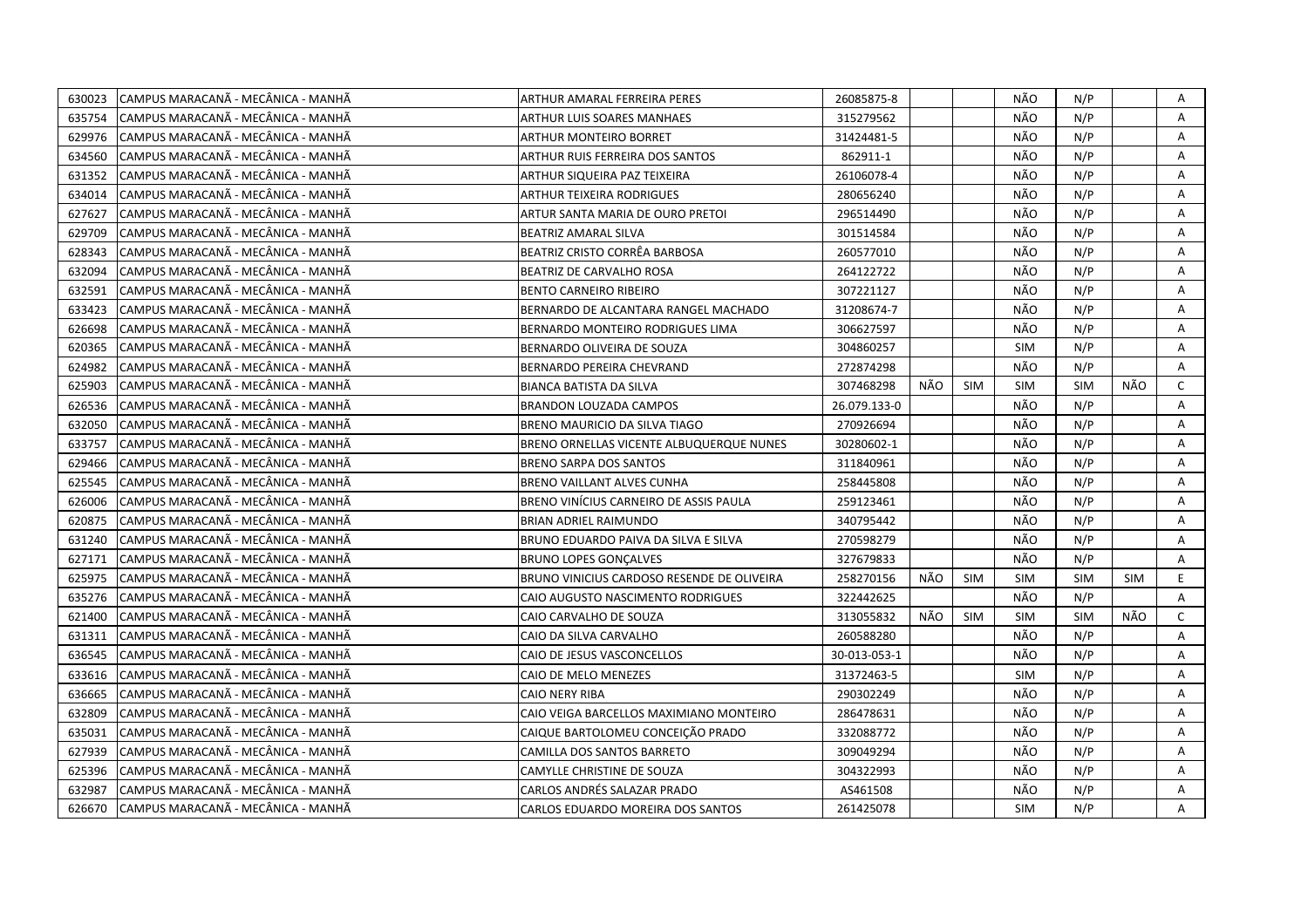| | | | | | | | | | | |
|---|---|---|---|---|---|---|---|---|---|---|
| 630023 | CAMPUS MARACANÃ - MECÂNICA - MANHÃ | ARTHUR AMARAL FERREIRA PERES | 26085875-8 | | | NÃO | N/P | | A |
| 635754 | CAMPUS MARACANÃ - MECÂNICA - MANHÃ | ARTHUR LUIS SOARES MANHAES | 315279562 | | | NÃO | N/P | | A |
| 629976 | CAMPUS MARACANÃ - MECÂNICA - MANHÃ | ARTHUR MONTEIRO BORRET | 31424481-5 | | | NÃO | N/P | | A |
| 634560 | CAMPUS MARACANÃ - MECÂNICA - MANHÃ | ARTHUR RUIS FERREIRA DOS SANTOS | 862911-1 | | | NÃO | N/P | | A |
| 631352 | CAMPUS MARACANÃ - MECÂNICA - MANHÃ | ARTHUR SIQUEIRA PAZ TEIXEIRA | 26106078-4 | | | NÃO | N/P | | A |
| 634014 | CAMPUS MARACANÃ - MECÂNICA - MANHÃ | ARTHUR TEIXEIRA RODRIGUES | 280656240 | | | NÃO | N/P | | A |
| 627627 | CAMPUS MARACANÃ - MECÂNICA - MANHÃ | ARTUR SANTA MARIA DE OURO PRETOI | 296514490 | | | NÃO | N/P | | A |
| 629709 | CAMPUS MARACANÃ - MECÂNICA - MANHÃ | BEATRIZ AMARAL SILVA | 301514584 | | | NÃO | N/P | | A |
| 628343 | CAMPUS MARACANÃ - MECÂNICA - MANHÃ | BEATRIZ CRISTO CORRÊA BARBOSA | 260577010 | | | NÃO | N/P | | A |
| 632094 | CAMPUS MARACANÃ - MECÂNICA - MANHÃ | BEATRIZ DE CARVALHO ROSA | 264122722 | | | NÃO | N/P | | A |
| 632591 | CAMPUS MARACANÃ - MECÂNICA - MANHÃ | BENTO CARNEIRO RIBEIRO | 307221127 | | | NÃO | N/P | | A |
| 633423 | CAMPUS MARACANÃ - MECÂNICA - MANHÃ | BERNARDO DE ALCANTARA RANGEL MACHADO | 31208674-7 | | | NÃO | N/P | | A |
| 626698 | CAMPUS MARACANÃ - MECÂNICA - MANHÃ | BERNARDO MONTEIRO RODRIGUES LIMA | 306627597 | | | NÃO | N/P | | A |
| 620365 | CAMPUS MARACANÃ - MECÂNICA - MANHÃ | BERNARDO OLIVEIRA DE SOUZA | 304860257 | | | SIM | N/P | | A |
| 624982 | CAMPUS MARACANÃ - MECÂNICA - MANHÃ | BERNARDO PEREIRA CHEVRAND | 272874298 | | | NÃO | N/P | | A |
| 625903 | CAMPUS MARACANÃ - MECÂNICA - MANHÃ | BIANCA BATISTA DA SILVA | 307468298 | NÃO | SIM | SIM | SIM | NÃO | C |
| 626536 | CAMPUS MARACANÃ - MECÂNICA - MANHÃ | BRANDON LOUZADA CAMPOS | 26.079.133-0 | | | NÃO | N/P | | A |
| 632050 | CAMPUS MARACANÃ - MECÂNICA - MANHÃ | BRENO MAURICIO DA SILVA TIAGO | 270926694 | | | NÃO | N/P | | A |
| 633757 | CAMPUS MARACANÃ - MECÂNICA - MANHÃ | BRENO ORNELLAS VICENTE ALBUQUERQUE NUNES | 30280602-1 | | | NÃO | N/P | | A |
| 629466 | CAMPUS MARACANÃ - MECÂNICA - MANHÃ | BRENO SARPA DOS SANTOS | 311840961 | | | NÃO | N/P | | A |
| 625545 | CAMPUS MARACANÃ - MECÂNICA - MANHÃ | BRENO VAILLANT ALVES CUNHA | 258445808 | | | NÃO | N/P | | A |
| 626006 | CAMPUS MARACANÃ - MECÂNICA - MANHÃ | BRENO VINÍCIUS CARNEIRO DE ASSIS PAULA | 259123461 | | | NÃO | N/P | | A |
| 620875 | CAMPUS MARACANÃ - MECÂNICA - MANHÃ | BRIAN ADRIEL RAIMUNDO | 340795442 | | | NÃO | N/P | | A |
| 631240 | CAMPUS MARACANÃ - MECÂNICA - MANHÃ | BRUNO EDUARDO PAIVA DA SILVA E SILVA | 270598279 | | | NÃO | N/P | | A |
| 627171 | CAMPUS MARACANÃ - MECÂNICA - MANHÃ | BRUNO LOPES GONÇALVES | 327679833 | | | NÃO | N/P | | A |
| 625975 | CAMPUS MARACANÃ - MECÂNICA - MANHÃ | BRUNO VINICIUS CARDOSO RESENDE DE OLIVEIRA | 258270156 | NÃO | SIM | SIM | SIM | SIM | E |
| 635276 | CAMPUS MARACANÃ - MECÂNICA - MANHÃ | CAIO AUGUSTO NASCIMENTO RODRIGUES | 322442625 | | | NÃO | N/P | | A |
| 621400 | CAMPUS MARACANÃ - MECÂNICA - MANHÃ | CAIO CARVALHO DE SOUZA | 313055832 | NÃO | SIM | SIM | SIM | NÃO | C |
| 631311 | CAMPUS MARACANÃ - MECÂNICA - MANHÃ | CAIO DA SILVA CARVALHO | 260588280 | | | NÃO | N/P | | A |
| 636545 | CAMPUS MARACANÃ - MECÂNICA - MANHÃ | CAIO DE JESUS VASCONCELLOS | 30-013-053-1 | | | NÃO | N/P | | A |
| 633616 | CAMPUS MARACANÃ - MECÂNICA - MANHÃ | CAIO DE MELO MENEZES | 31372463-5 | | | SIM | N/P | | A |
| 636665 | CAMPUS MARACANÃ - MECÂNICA - MANHÃ | CAIO NERY RIBA | 290302249 | | | NÃO | N/P | | A |
| 632809 | CAMPUS MARACANÃ - MECÂNICA - MANHÃ | CAIO VEIGA BARCELLOS MAXIMIANO MONTEIRO | 286478631 | | | NÃO | N/P | | A |
| 635031 | CAMPUS MARACANÃ - MECÂNICA - MANHÃ | CAIQUE BARTOLOMEU CONCEIÇÃO PRADO | 332088772 | | | NÃO | N/P | | A |
| 627939 | CAMPUS MARACANÃ - MECÂNICA - MANHÃ | CAMILLA DOS SANTOS BARRETO | 309049294 | | | NÃO | N/P | | A |
| 625396 | CAMPUS MARACANÃ - MECÂNICA - MANHÃ | CAMYLLE CHRISTINE DE SOUZA | 304322993 | | | NÃO | N/P | | A |
| 632987 | CAMPUS MARACANÃ - MECÂNICA - MANHÃ | CARLOS ANDRÉS SALAZAR PRADO | AS461508 | | | NÃO | N/P | | A |
| 626670 | CAMPUS MARACANÃ - MECÂNICA - MANHÃ | CARLOS EDUARDO MOREIRA DOS SANTOS | 261425078 | | | SIM | N/P | | A |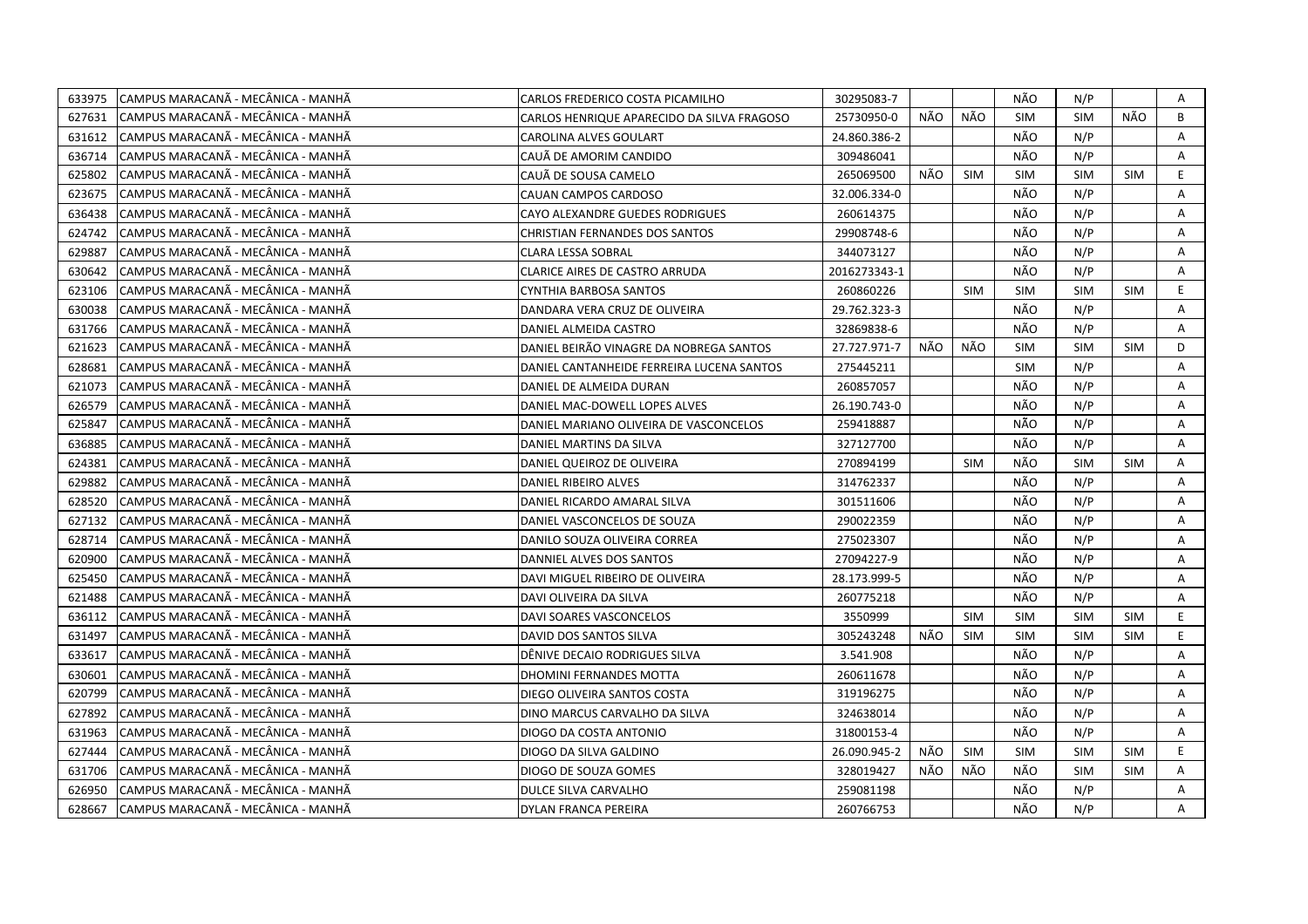| | | | | | | | | | |
|---|---|---|---|---|---|---|---|---|---|
| 633975 | CAMPUS MARACANÃ - MECÂNICA - MANHÃ | CARLOS FREDERICO COSTA PICAMILHO | 30295083-7 | | | NÃO | N/P | | A |
| 627631 | CAMPUS MARACANÃ - MECÂNICA - MANHÃ | CARLOS HENRIQUE APARECIDO DA SILVA FRAGOSO | 25730950-0 | NÃO | NÃO | SIM | SIM | NÃO | B |
| 631612 | CAMPUS MARACANÃ - MECÂNICA - MANHÃ | CAROLINA ALVES GOULART | 24.860.386-2 | | | NÃO | N/P | | A |
| 636714 | CAMPUS MARACANÃ - MECÂNICA - MANHÃ | CAUÃ DE AMORIM CANDIDO | 309486041 | | | NÃO | N/P | | A |
| 625802 | CAMPUS MARACANÃ - MECÂNICA - MANHÃ | CAUÃ DE SOUSA CAMELO | 265069500 | NÃO | SIM | SIM | SIM | SIM | E |
| 623675 | CAMPUS MARACANÃ - MECÂNICA - MANHÃ | CAUAN CAMPOS CARDOSO | 32.006.334-0 | | | NÃO | N/P | | A |
| 636438 | CAMPUS MARACANÃ - MECÂNICA - MANHÃ | CAYO ALEXANDRE GUEDES RODRIGUES | 260614375 | | | NÃO | N/P | | A |
| 624742 | CAMPUS MARACANÃ - MECÂNICA - MANHÃ | CHRISTIAN FERNANDES DOS SANTOS | 29908748-6 | | | NÃO | N/P | | A |
| 629887 | CAMPUS MARACANÃ - MECÂNICA - MANHÃ | CLARA LESSA SOBRAL | 344073127 | | | NÃO | N/P | | A |
| 630642 | CAMPUS MARACANÃ - MECÂNICA - MANHÃ | CLARICE AIRES DE CASTRO ARRUDA | 2016273343-1 | | | NÃO | N/P | | A |
| 623106 | CAMPUS MARACANÃ - MECÂNICA - MANHÃ | CYNTHIA BARBOSA SANTOS | 260860226 | | SIM | SIM | SIM | SIM | E |
| 630038 | CAMPUS MARACANÃ - MECÂNICA - MANHÃ | DANDARA VERA CRUZ DE OLIVEIRA | 29.762.323-3 | | | NÃO | N/P | | A |
| 631766 | CAMPUS MARACANÃ - MECÂNICA - MANHÃ | DANIEL ALMEIDA CASTRO | 32869838-6 | | | NÃO | N/P | | A |
| 621623 | CAMPUS MARACANÃ - MECÂNICA - MANHÃ | DANIEL BEIRÃO VINAGRE DA NOBREGA SANTOS | 27.727.971-7 | NÃO | NÃO | SIM | SIM | SIM | D |
| 628681 | CAMPUS MARACANÃ - MECÂNICA - MANHÃ | DANIEL CANTANHEIDE FERREIRA LUCENA SANTOS | 275445211 | | | SIM | N/P | | A |
| 621073 | CAMPUS MARACANÃ - MECÂNICA - MANHÃ | DANIEL DE ALMEIDA DURAN | 260857057 | | | NÃO | N/P | | A |
| 626579 | CAMPUS MARACANÃ - MECÂNICA - MANHÃ | DANIEL MAC-DOWELL LOPES ALVES | 26.190.743-0 | | | NÃO | N/P | | A |
| 625847 | CAMPUS MARACANÃ - MECÂNICA - MANHÃ | DANIEL MARIANO OLIVEIRA DE VASCONCELOS | 259418887 | | | NÃO | N/P | | A |
| 636885 | CAMPUS MARACANÃ - MECÂNICA - MANHÃ | DANIEL MARTINS DA SILVA | 327127700 | | | NÃO | N/P | | A |
| 624381 | CAMPUS MARACANÃ - MECÂNICA - MANHÃ | DANIEL QUEIROZ DE OLIVEIRA | 270894199 | | SIM | NÃO | SIM | SIM | A |
| 629882 | CAMPUS MARACANÃ - MECÂNICA - MANHÃ | DANIEL RIBEIRO ALVES | 314762337 | | | NÃO | N/P | | A |
| 628520 | CAMPUS MARACANÃ - MECÂNICA - MANHÃ | DANIEL RICARDO AMARAL SILVA | 301511606 | | | NÃO | N/P | | A |
| 627132 | CAMPUS MARACANÃ - MECÂNICA - MANHÃ | DANIEL VASCONCELOS DE SOUZA | 290022359 | | | NÃO | N/P | | A |
| 628714 | CAMPUS MARACANÃ - MECÂNICA - MANHÃ | DANILO SOUZA OLIVEIRA CORREA | 275023307 | | | NÃO | N/P | | A |
| 620900 | CAMPUS MARACANÃ - MECÂNICA - MANHÃ | DANNIEL ALVES DOS SANTOS | 27094227-9 | | | NÃO | N/P | | A |
| 625450 | CAMPUS MARACANÃ - MECÂNICA - MANHÃ | DAVI MIGUEL RIBEIRO DE OLIVEIRA | 28.173.999-5 | | | NÃO | N/P | | A |
| 621488 | CAMPUS MARACANÃ - MECÂNICA - MANHÃ | DAVI OLIVEIRA DA SILVA | 260775218 | | | NÃO | N/P | | A |
| 636112 | CAMPUS MARACANÃ - MECÂNICA - MANHÃ | DAVI SOARES VASCONCELOS | 3550999 | | SIM | SIM | SIM | SIM | E |
| 631497 | CAMPUS MARACANÃ - MECÂNICA - MANHÃ | DAVID DOS SANTOS SILVA | 305243248 | NÃO | SIM | SIM | SIM | SIM | E |
| 633617 | CAMPUS MARACANÃ - MECÂNICA - MANHÃ | DÊNIVE DECAIO RODRIGUES SILVA | 3.541.908 | | | NÃO | N/P | | A |
| 630601 | CAMPUS MARACANÃ - MECÂNICA - MANHÃ | DHOMINI FERNANDES MOTTA | 260611678 | | | NÃO | N/P | | A |
| 620799 | CAMPUS MARACANÃ - MECÂNICA - MANHÃ | DIEGO OLIVEIRA SANTOS COSTA | 319196275 | | | NÃO | N/P | | A |
| 627892 | CAMPUS MARACANÃ - MECÂNICA - MANHÃ | DINO MARCUS CARVALHO DA SILVA | 324638014 | | | NÃO | N/P | | A |
| 631963 | CAMPUS MARACANÃ - MECÂNICA - MANHÃ | DIOGO DA COSTA ANTONIO | 31800153-4 | | | NÃO | N/P | | A |
| 627444 | CAMPUS MARACANÃ - MECÂNICA - MANHÃ | DIOGO DA SILVA GALDINO | 26.090.945-2 | NÃO | SIM | SIM | SIM | SIM | E |
| 631706 | CAMPUS MARACANÃ - MECÂNICA - MANHÃ | DIOGO DE SOUZA GOMES | 328019427 | NÃO | NÃO | NÃO | SIM | SIM | A |
| 626950 | CAMPUS MARACANÃ - MECÂNICA - MANHÃ | DULCE SILVA CARVALHO | 259081198 | | | NÃO | N/P | | A |
| 628667 | CAMPUS MARACANÃ - MECÂNICA - MANHÃ | DYLAN FRANCA PEREIRA | 260766753 | | | NÃO | N/P | | A |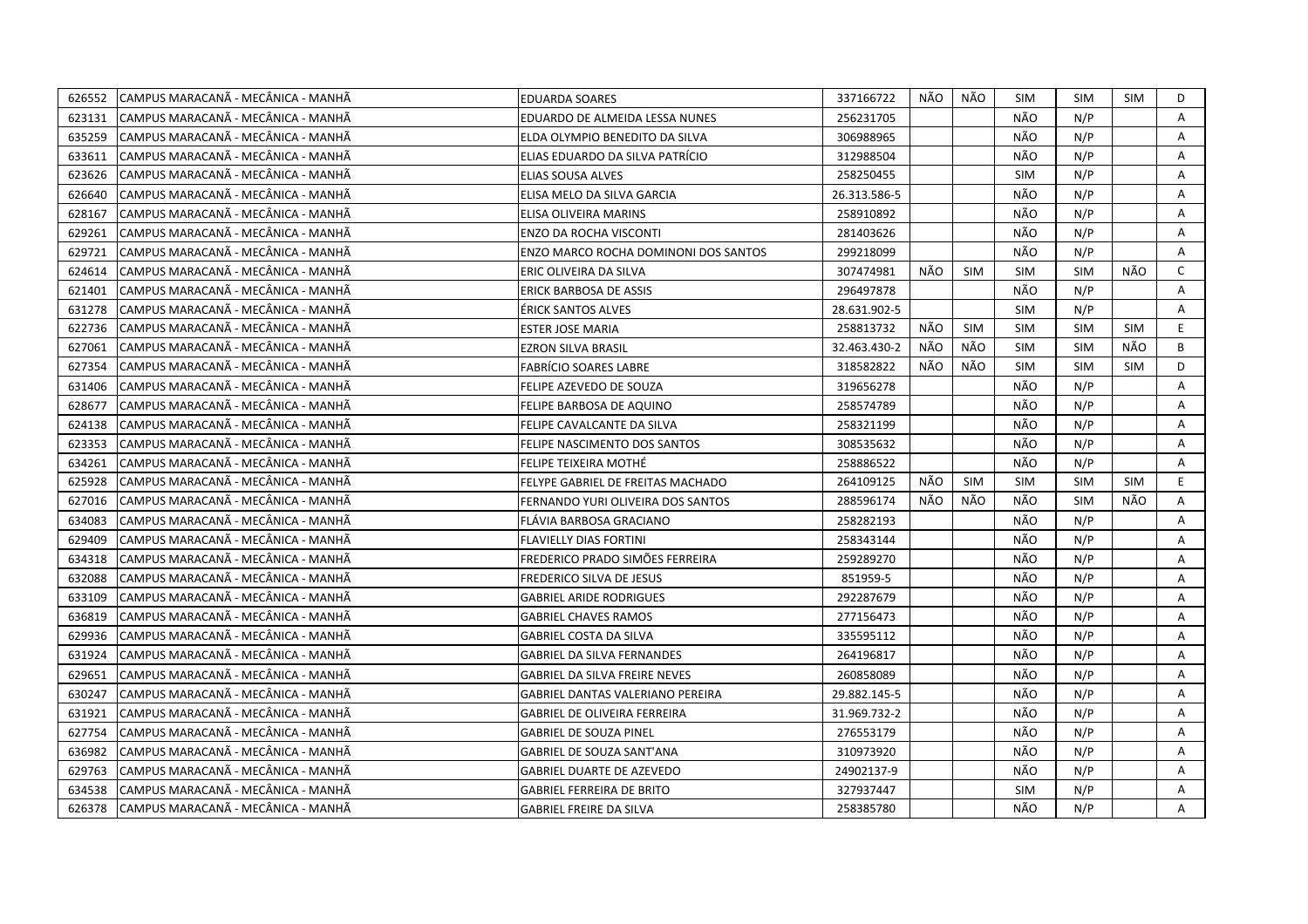| | | | | | | | | | |
|---|---|---|---|---|---|---|---|---|---|
| 626552 | CAMPUS MARACANÃ - MECÂNICA - MANHÃ | EDUARDA SOARES | 337166722 | NÃO | NÃO | SIM | SIM | SIM | D |
| 623131 | CAMPUS MARACANÃ - MECÂNICA - MANHÃ | EDUARDO DE ALMEIDA LESSA NUNES | 256231705 | | | NÃO | N/P | | A |
| 635259 | CAMPUS MARACANÃ - MECÂNICA - MANHÃ | ELDA OLYMPIO BENEDITO DA SILVA | 306988965 | | | NÃO | N/P | | A |
| 633611 | CAMPUS MARACANÃ - MECÂNICA - MANHÃ | ELIAS EDUARDO DA SILVA PATRÍCIO | 312988504 | | | NÃO | N/P | | A |
| 623626 | CAMPUS MARACANÃ - MECÂNICA - MANHÃ | ELIAS SOUSA ALVES | 258250455 | | | SIM | N/P | | A |
| 626640 | CAMPUS MARACANÃ - MECÂNICA - MANHÃ | ELISA MELO DA SILVA GARCIA | 26.313.586-5 | | | NÃO | N/P | | A |
| 628167 | CAMPUS MARACANÃ - MECÂNICA - MANHÃ | ELISA OLIVEIRA MARINS | 258910892 | | | NÃO | N/P | | A |
| 629261 | CAMPUS MARACANÃ - MECÂNICA - MANHÃ | ENZO DA ROCHA VISCONTI | 281403626 | | | NÃO | N/P | | A |
| 629721 | CAMPUS MARACANÃ - MECÂNICA - MANHÃ | ENZO MARCO ROCHA DOMINONI DOS SANTOS | 299218099 | | | NÃO | N/P | | A |
| 624614 | CAMPUS MARACANÃ - MECÂNICA - MANHÃ | ERIC OLIVEIRA DA SILVA | 307474981 | NÃO | SIM | SIM | SIM | NÃO | C |
| 621401 | CAMPUS MARACANÃ - MECÂNICA - MANHÃ | ERICK BARBOSA DE ASSIS | 296497878 | | | NÃO | N/P | | A |
| 631278 | CAMPUS MARACANÃ - MECÂNICA - MANHÃ | ÉRICK SANTOS ALVES | 28.631.902-5 | | | SIM | N/P | | A |
| 622736 | CAMPUS MARACANÃ - MECÂNICA - MANHÃ | ESTER JOSE MARIA | 258813732 | NÃO | SIM | SIM | SIM | SIM | E |
| 627061 | CAMPUS MARACANÃ - MECÂNICA - MANHÃ | EZRON SILVA BRASIL | 32.463.430-2 | NÃO | NÃO | SIM | SIM | NÃO | B |
| 627354 | CAMPUS MARACANÃ - MECÂNICA - MANHÃ | FABRÍCIO SOARES LABRE | 318582822 | NÃO | NÃO | SIM | SIM | SIM | D |
| 631406 | CAMPUS MARACANÃ - MECÂNICA - MANHÃ | FELIPE AZEVEDO DE SOUZA | 319656278 | | | NÃO | N/P | | A |
| 628677 | CAMPUS MARACANÃ - MECÂNICA - MANHÃ | FELIPE BARBOSA DE AQUINO | 258574789 | | | NÃO | N/P | | A |
| 624138 | CAMPUS MARACANÃ - MECÂNICA - MANHÃ | FELIPE CAVALCANTE DA SILVA | 258321199 | | | NÃO | N/P | | A |
| 623353 | CAMPUS MARACANÃ - MECÂNICA - MANHÃ | FELIPE NASCIMENTO DOS SANTOS | 308535632 | | | NÃO | N/P | | A |
| 634261 | CAMPUS MARACANÃ - MECÂNICA - MANHÃ | FELIPE TEIXEIRA MOTHÉ | 258886522 | | | NÃO | N/P | | A |
| 625928 | CAMPUS MARACANÃ - MECÂNICA - MANHÃ | FELYPE GABRIEL DE FREITAS MACHADO | 264109125 | NÃO | SIM | SIM | SIM | SIM | E |
| 627016 | CAMPUS MARACANÃ - MECÂNICA - MANHÃ | FERNANDO YURI OLIVEIRA DOS SANTOS | 288596174 | NÃO | NÃO | NÃO | SIM | NÃO | A |
| 634083 | CAMPUS MARACANÃ - MECÂNICA - MANHÃ | FLÁVIA BARBOSA GRACIANO | 258282193 | | | NÃO | N/P | | A |
| 629409 | CAMPUS MARACANÃ - MECÂNICA - MANHÃ | FLAVIELLY DIAS FORTINI | 258343144 | | | NÃO | N/P | | A |
| 634318 | CAMPUS MARACANÃ - MECÂNICA - MANHÃ | FREDERICO PRADO SIMÕES FERREIRA | 259289270 | | | NÃO | N/P | | A |
| 632088 | CAMPUS MARACANÃ - MECÂNICA - MANHÃ | FREDERICO SILVA DE JESUS | 851959-5 | | | NÃO | N/P | | A |
| 633109 | CAMPUS MARACANÃ - MECÂNICA - MANHÃ | GABRIEL ARIDE RODRIGUES | 292287679 | | | NÃO | N/P | | A |
| 636819 | CAMPUS MARACANÃ - MECÂNICA - MANHÃ | GABRIEL CHAVES RAMOS | 277156473 | | | NÃO | N/P | | A |
| 629936 | CAMPUS MARACANÃ - MECÂNICA - MANHÃ | GABRIEL COSTA DA SILVA | 335595112 | | | NÃO | N/P | | A |
| 631924 | CAMPUS MARACANÃ - MECÂNICA - MANHÃ | GABRIEL DA SILVA FERNANDES | 264196817 | | | NÃO | N/P | | A |
| 629651 | CAMPUS MARACANÃ - MECÂNICA - MANHÃ | GABRIEL DA SILVA FREIRE NEVES | 260858089 | | | NÃO | N/P | | A |
| 630247 | CAMPUS MARACANÃ - MECÂNICA - MANHÃ | GABRIEL DANTAS VALERIANO PEREIRA | 29.882.145-5 | | | NÃO | N/P | | A |
| 631921 | CAMPUS MARACANÃ - MECÂNICA - MANHÃ | GABRIEL DE OLIVEIRA FERREIRA | 31.969.732-2 | | | NÃO | N/P | | A |
| 627754 | CAMPUS MARACANÃ - MECÂNICA - MANHÃ | GABRIEL DE SOUZA PINEL | 276553179 | | | NÃO | N/P | | A |
| 636982 | CAMPUS MARACANÃ - MECÂNICA - MANHÃ | GABRIEL DE SOUZA SANT'ANA | 310973920 | | | NÃO | N/P | | A |
| 629763 | CAMPUS MARACANÃ - MECÂNICA - MANHÃ | GABRIEL DUARTE DE AZEVEDO | 24902137-9 | | | NÃO | N/P | | A |
| 634538 | CAMPUS MARACANÃ - MECÂNICA - MANHÃ | GABRIEL FERREIRA DE BRITO | 327937447 | | | SIM | N/P | | A |
| 626378 | CAMPUS MARACANÃ - MECÂNICA - MANHÃ | GABRIEL FREIRE DA SILVA | 258385780 | | | NÃO | N/P | | A |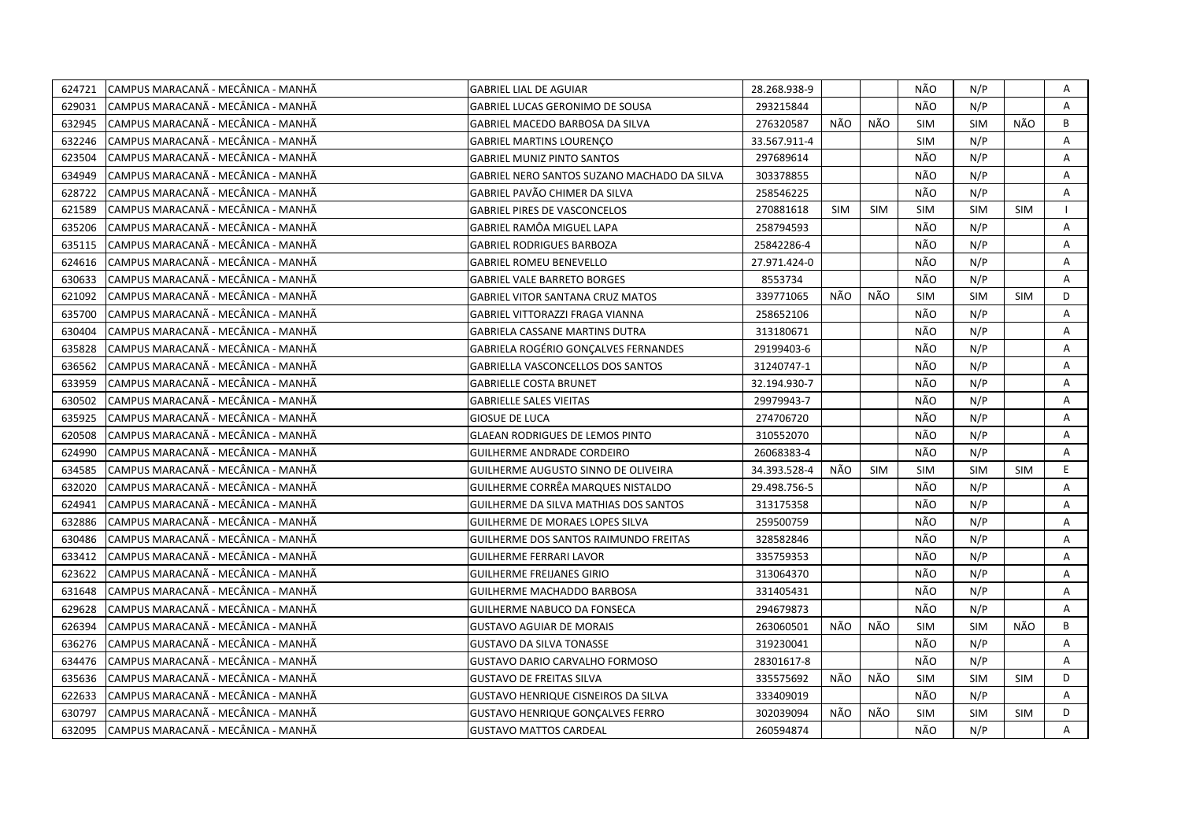| | | | | | | | | | |
|---|---|---|---|---|---|---|---|---|---|
| 624721 | CAMPUS MARACANÃ - MECÂNICA - MANHÃ | GABRIEL LIAL DE AGUIAR | 28.268.938-9 | | | NÃO | N/P | | A |
| 629031 | CAMPUS MARACANÃ - MECÂNICA - MANHÃ | GABRIEL LUCAS GERONIMO DE SOUSA | 293215844 | | | NÃO | N/P | | A |
| 632945 | CAMPUS MARACANÃ - MECÂNICA - MANHÃ | GABRIEL MACEDO BARBOSA DA SILVA | 276320587 | NÃO | NÃO | SIM | SIM | NÃO | B |
| 632246 | CAMPUS MARACANÃ - MECÂNICA - MANHÃ | GABRIEL MARTINS LOURENÇO | 33.567.911-4 | | | SIM | N/P | | A |
| 623504 | CAMPUS MARACANÃ - MECÂNICA - MANHÃ | GABRIEL MUNIZ PINTO SANTOS | 297689614 | | | NÃO | N/P | | A |
| 634949 | CAMPUS MARACANÃ - MECÂNICA - MANHÃ | GABRIEL NERO SANTOS SUZANO MACHADO DA SILVA | 303378855 | | | NÃO | N/P | | A |
| 628722 | CAMPUS MARACANÃ - MECÂNICA - MANHÃ | GABRIEL PAVÃO CHIMER DA SILVA | 258546225 | | | NÃO | N/P | | A |
| 621589 | CAMPUS MARACANÃ - MECÂNICA - MANHÃ | GABRIEL PIRES DE VASCONCELOS | 270881618 | SIM | SIM | SIM | SIM | SIM | I |
| 635206 | CAMPUS MARACANÃ - MECÂNICA - MANHÃ | GABRIEL RAMÔA MIGUEL LAPA | 258794593 | | | NÃO | N/P | | A |
| 635115 | CAMPUS MARACANÃ - MECÂNICA - MANHÃ | GABRIEL RODRIGUES BARBOZA | 25842286-4 | | | NÃO | N/P | | A |
| 624616 | CAMPUS MARACANÃ - MECÂNICA - MANHÃ | GABRIEL ROMEU BENEVELLO | 27.971.424-0 | | | NÃO | N/P | | A |
| 630633 | CAMPUS MARACANÃ - MECÂNICA - MANHÃ | GABRIEL VALE BARRETO BORGES | 8553734 | | | NÃO | N/P | | A |
| 621092 | CAMPUS MARACANÃ - MECÂNICA - MANHÃ | GABRIEL VITOR SANTANA CRUZ MATOS | 339771065 | NÃO | NÃO | SIM | SIM | SIM | D |
| 635700 | CAMPUS MARACANÃ - MECÂNICA - MANHÃ | GABRIEL VITTORAZZI FRAGA VIANNA | 258652106 | | | NÃO | N/P | | A |
| 630404 | CAMPUS MARACANÃ - MECÂNICA - MANHÃ | GABRIELA CASSANE MARTINS DUTRA | 313180671 | | | NÃO | N/P | | A |
| 635828 | CAMPUS MARACANÃ - MECÂNICA - MANHÃ | GABRIELA ROGÉRIO GONÇALVES FERNANDES | 29199403-6 | | | NÃO | N/P | | A |
| 636562 | CAMPUS MARACANÃ - MECÂNICA - MANHÃ | GABRIELLA VASCONCELLOS DOS SANTOS | 31240747-1 | | | NÃO | N/P | | A |
| 633959 | CAMPUS MARACANÃ - MECÂNICA - MANHÃ | GABRIELLE COSTA BRUNET | 32.194.930-7 | | | NÃO | N/P | | A |
| 630502 | CAMPUS MARACANÃ - MECÂNICA - MANHÃ | GABRIELLE SALES VIEITAS | 29979943-7 | | | NÃO | N/P | | A |
| 635925 | CAMPUS MARACANÃ - MECÂNICA - MANHÃ | GIOSUE DE LUCA | 274706720 | | | NÃO | N/P | | A |
| 620508 | CAMPUS MARACANÃ - MECÂNICA - MANHÃ | GLAEAN RODRIGUES DE LEMOS PINTO | 310552070 | | | NÃO | N/P | | A |
| 624990 | CAMPUS MARACANÃ - MECÂNICA - MANHÃ | GUILHERME ANDRADE CORDEIRO | 26068383-4 | | | NÃO | N/P | | A |
| 634585 | CAMPUS MARACANÃ - MECÂNICA - MANHÃ | GUILHERME AUGUSTO SINNO DE OLIVEIRA | 34.393.528-4 | NÃO | SIM | SIM | SIM | SIM | E |
| 632020 | CAMPUS MARACANÃ - MECÂNICA - MANHÃ | GUILHERME CORRÊA MARQUES NISTALDO | 29.498.756-5 | | | NÃO | N/P | | A |
| 624941 | CAMPUS MARACANÃ - MECÂNICA - MANHÃ | GUILHERME DA SILVA MATHIAS DOS SANTOS | 313175358 | | | NÃO | N/P | | A |
| 632886 | CAMPUS MARACANÃ - MECÂNICA - MANHÃ | GUILHERME DE MORAES LOPES SILVA | 259500759 | | | NÃO | N/P | | A |
| 630486 | CAMPUS MARACANÃ - MECÂNICA - MANHÃ | GUILHERME DOS SANTOS RAIMUNDO FREITAS | 328582846 | | | NÃO | N/P | | A |
| 633412 | CAMPUS MARACANÃ - MECÂNICA - MANHÃ | GUILHERME FERRARI LAVOR | 335759353 | | | NÃO | N/P | | A |
| 623622 | CAMPUS MARACANÃ - MECÂNICA - MANHÃ | GUILHERME FREIJANES GIRIO | 313064370 | | | NÃO | N/P | | A |
| 631648 | CAMPUS MARACANÃ - MECÂNICA - MANHÃ | GUILHERME MACHADDO BARBOSA | 331405431 | | | NÃO | N/P | | A |
| 629628 | CAMPUS MARACANÃ - MECÂNICA - MANHÃ | GUILHERME NABUCO DA FONSECA | 294679873 | | | NÃO | N/P | | A |
| 626394 | CAMPUS MARACANÃ - MECÂNICA - MANHÃ | GUSTAVO AGUIAR DE MORAIS | 263060501 | NÃO | NÃO | SIM | SIM | NÃO | B |
| 636276 | CAMPUS MARACANÃ - MECÂNICA - MANHÃ | GUSTAVO DA SILVA TONASSE | 319230041 | | | NÃO | N/P | | A |
| 634476 | CAMPUS MARACANÃ - MECÂNICA - MANHÃ | GUSTAVO DARIO CARVALHO FORMOSO | 28301617-8 | | | NÃO | N/P | | A |
| 635636 | CAMPUS MARACANÃ - MECÂNICA - MANHÃ | GUSTAVO DE FREITAS SILVA | 335575692 | NÃO | NÃO | SIM | SIM | SIM | D |
| 622633 | CAMPUS MARACANÃ - MECÂNICA - MANHÃ | GUSTAVO HENRIQUE CISNEIROS DA SILVA | 333409019 | | | NÃO | N/P | | A |
| 630797 | CAMPUS MARACANÃ - MECÂNICA - MANHÃ | GUSTAVO HENRIQUE GONÇALVES FERRO | 302039094 | NÃO | NÃO | SIM | SIM | SIM | D |
| 632095 | CAMPUS MARACANÃ - MECÂNICA - MANHÃ | GUSTAVO MATTOS CARDEAL | 260594874 | | | NÃO | N/P | | A |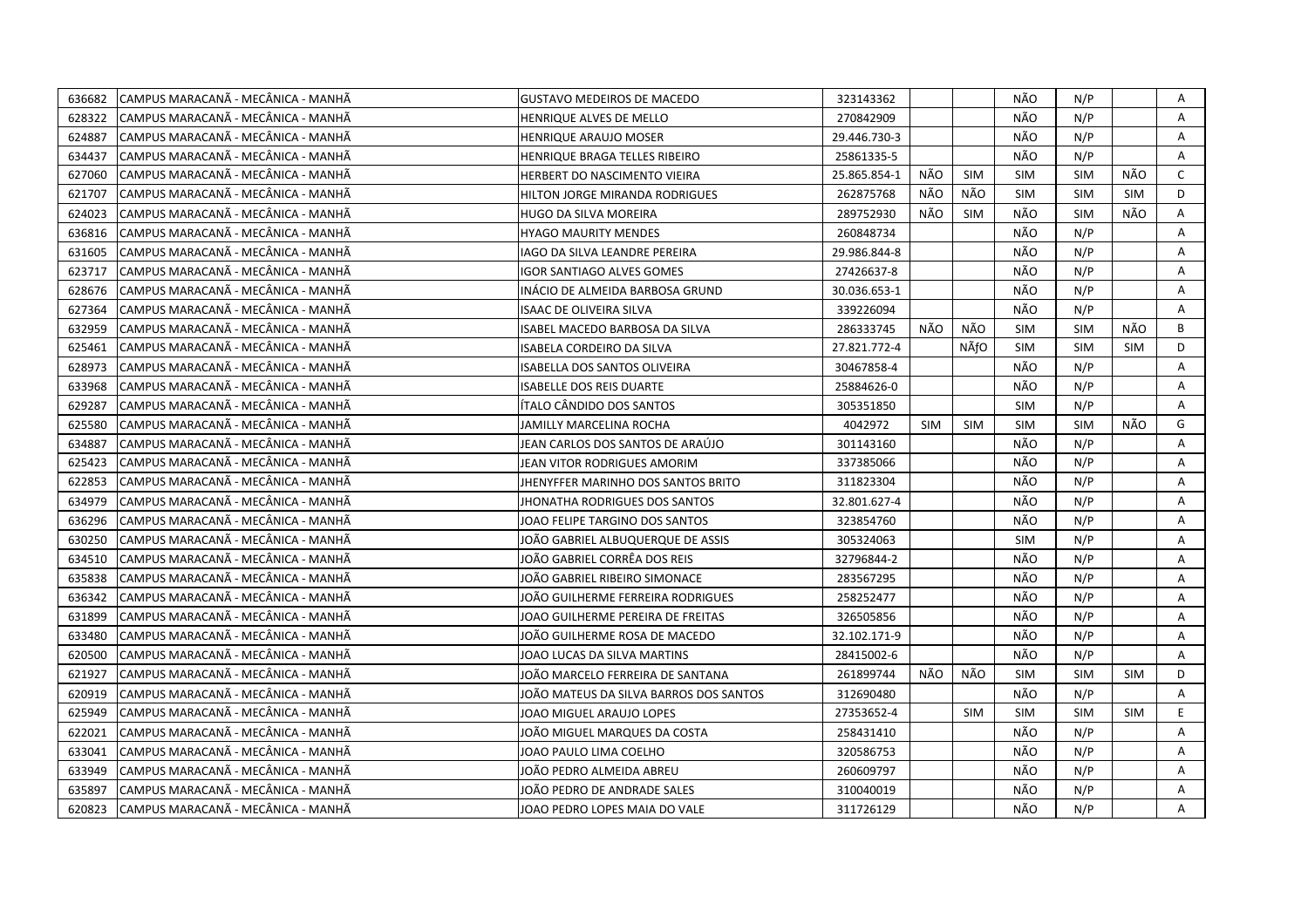| | | | | | | | | | |
|---|---|---|---|---|---|---|---|---|---|
| 636682 | CAMPUS MARACANÃ - MECÂNICA - MANHÃ | GUSTAVO MEDEIROS DE MACEDO | 323143362 | | | NÃO | N/P | | A |
| 628322 | CAMPUS MARACANÃ - MECÂNICA - MANHÃ | HENRIQUE ALVES DE MELLO | 270842909 | | | NÃO | N/P | | A |
| 624887 | CAMPUS MARACANÃ - MECÂNICA - MANHÃ | HENRIQUE ARAUJO MOSER | 29.446.730-3 | | | NÃO | N/P | | A |
| 634437 | CAMPUS MARACANÃ - MECÂNICA - MANHÃ | HENRIQUE BRAGA TELLES RIBEIRO | 25861335-5 | | | NÃO | N/P | | A |
| 627060 | CAMPUS MARACANÃ - MECÂNICA - MANHÃ | HERBERT DO NASCIMENTO VIEIRA | 25.865.854-1 | NÃO | SIM | SIM | SIM | NÃO | C |
| 621707 | CAMPUS MARACANÃ - MECÂNICA - MANHÃ | HILTON JORGE MIRANDA RODRIGUES | 262875768 | NÃO | NÃO | SIM | SIM | SIM | D |
| 624023 | CAMPUS MARACANÃ - MECÂNICA - MANHÃ | HUGO DA SILVA MOREIRA | 289752930 | NÃO | SIM | NÃO | SIM | NÃO | A |
| 636816 | CAMPUS MARACANÃ - MECÂNICA - MANHÃ | HYAGO MAURITY MENDES | 260848734 | | | NÃO | N/P | | A |
| 631605 | CAMPUS MARACANÃ - MECÂNICA - MANHÃ | IAGO DA SILVA LEANDRE PEREIRA | 29.986.844-8 | | | NÃO | N/P | | A |
| 623717 | CAMPUS MARACANÃ - MECÂNICA - MANHÃ | IGOR SANTIAGO ALVES GOMES | 27426637-8 | | | NÃO | N/P | | A |
| 628676 | CAMPUS MARACANÃ - MECÂNICA - MANHÃ | INÁCIO DE ALMEIDA BARBOSA GRUND | 30.036.653-1 | | | NÃO | N/P | | A |
| 627364 | CAMPUS MARACANÃ - MECÂNICA - MANHÃ | ISAAC DE OLIVEIRA SILVA | 339226094 | | | NÃO | N/P | | A |
| 632959 | CAMPUS MARACANÃ - MECÂNICA - MANHÃ | ISABEL MACEDO BARBOSA DA SILVA | 286333745 | NÃO | NÃO | SIM | SIM | NÃO | B |
| 625461 | CAMPUS MARACANÃ - MECÂNICA - MANHÃ | ISABELA CORDEIRO DA SILVA | 27.821.772-4 | | NÃƒO | SIM | SIM | SIM | D |
| 628973 | CAMPUS MARACANÃ - MECÂNICA - MANHÃ | ISABELLA DOS SANTOS OLIVEIRA | 30467858-4 | | | NÃO | N/P | | A |
| 633968 | CAMPUS MARACANÃ - MECÂNICA - MANHÃ | ISABELLE DOS REIS DUARTE | 25884626-0 | | | NÃO | N/P | | A |
| 629287 | CAMPUS MARACANÃ - MECÂNICA - MANHÃ | ÍTALO CÂNDIDO DOS SANTOS | 305351850 | | | SIM | N/P | | A |
| 625580 | CAMPUS MARACANÃ - MECÂNICA - MANHÃ | JAMILLY MARCELINA ROCHA | 4042972 | SIM | SIM | SIM | SIM | NÃO | G |
| 634887 | CAMPUS MARACANÃ - MECÂNICA - MANHÃ | JEAN CARLOS DOS SANTOS DE ARAÚJO | 301143160 | | | NÃO | N/P | | A |
| 625423 | CAMPUS MARACANÃ - MECÂNICA - MANHÃ | JEAN VITOR RODRIGUES AMORIM | 337385066 | | | NÃO | N/P | | A |
| 622853 | CAMPUS MARACANÃ - MECÂNICA - MANHÃ | JHENYFFER MARINHO DOS SANTOS BRITO | 311823304 | | | NÃO | N/P | | A |
| 634979 | CAMPUS MARACANÃ - MECÂNICA - MANHÃ | JHONATHA RODRIGUES DOS SANTOS | 32.801.627-4 | | | NÃO | N/P | | A |
| 636296 | CAMPUS MARACANÃ - MECÂNICA - MANHÃ | JOAO FELIPE TARGINO DOS SANTOS | 323854760 | | | NÃO | N/P | | A |
| 630250 | CAMPUS MARACANÃ - MECÂNICA - MANHÃ | JOÃO GABRIEL ALBUQUERQUE DE ASSIS | 305324063 | | | SIM | N/P | | A |
| 634510 | CAMPUS MARACANÃ - MECÂNICA - MANHÃ | JOÃO GABRIEL CORRÊA DOS REIS | 32796844-2 | | | NÃO | N/P | | A |
| 635838 | CAMPUS MARACANÃ - MECÂNICA - MANHÃ | JOÃO GABRIEL RIBEIRO SIMONACE | 283567295 | | | NÃO | N/P | | A |
| 636342 | CAMPUS MARACANÃ - MECÂNICA - MANHÃ | JOÃO GUILHERME FERREIRA RODRIGUES | 258252477 | | | NÃO | N/P | | A |
| 631899 | CAMPUS MARACANÃ - MECÂNICA - MANHÃ | JOAO GUILHERME PEREIRA DE FREITAS | 326505856 | | | NÃO | N/P | | A |
| 633480 | CAMPUS MARACANÃ - MECÂNICA - MANHÃ | JOÃO GUILHERME ROSA DE MACEDO | 32.102.171-9 | | | NÃO | N/P | | A |
| 620500 | CAMPUS MARACANÃ - MECÂNICA - MANHÃ | JOAO LUCAS DA SILVA MARTINS | 28415002-6 | | | NÃO | N/P | | A |
| 621927 | CAMPUS MARACANÃ - MECÂNICA - MANHÃ | JOÃO MARCELO FERREIRA DE SANTANA | 261899744 | NÃO | NÃO | SIM | SIM | SIM | D |
| 620919 | CAMPUS MARACANÃ - MECÂNICA - MANHÃ | JOÃO MATEUS DA SILVA BARROS DOS SANTOS | 312690480 | | | NÃO | N/P | | A |
| 625949 | CAMPUS MARACANÃ - MECÂNICA - MANHÃ | JOAO MIGUEL ARAUJO LOPES | 27353652-4 | | SIM | SIM | SIM | SIM | E |
| 622021 | CAMPUS MARACANÃ - MECÂNICA - MANHÃ | JOÃO MIGUEL MARQUES DA COSTA | 258431410 | | | NÃO | N/P | | A |
| 633041 | CAMPUS MARACANÃ - MECÂNICA - MANHÃ | JOAO PAULO LIMA COELHO | 320586753 | | | NÃO | N/P | | A |
| 633949 | CAMPUS MARACANÃ - MECÂNICA - MANHÃ | JOÃO PEDRO ALMEIDA ABREU | 260609797 | | | NÃO | N/P | | A |
| 635897 | CAMPUS MARACANÃ - MECÂNICA - MANHÃ | JOÃO PEDRO DE ANDRADE SALES | 310040019 | | | NÃO | N/P | | A |
| 620823 | CAMPUS MARACANÃ - MECÂNICA - MANHÃ | JOAO PEDRO LOPES MAIA DO VALE | 311726129 | | | NÃO | N/P | | A |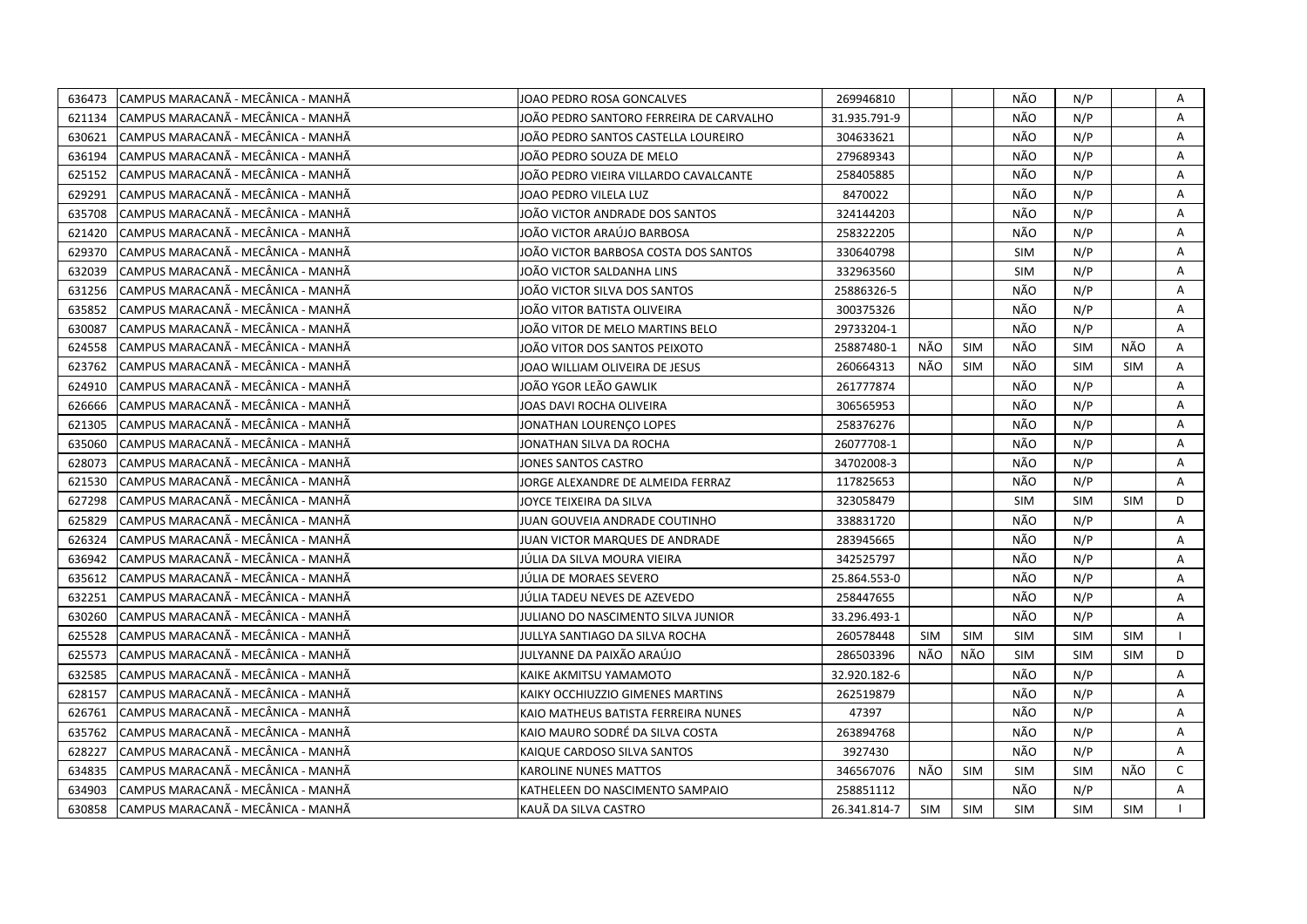| | | | | | | | | | |
|---|---|---|---|---|---|---|---|---|---|
| 636473 | CAMPUS MARACANÃ - MECÂNICA - MANHÃ | JOAO PEDRO ROSA GONCALVES | 269946810 | | | NÃO | N/P | | A |
| 621134 | CAMPUS MARACANÃ - MECÂNICA - MANHÃ | JOÃO PEDRO SANTORO FERREIRA DE CARVALHO | 31.935.791-9 | | | NÃO | N/P | | A |
| 630621 | CAMPUS MARACANÃ - MECÂNICA - MANHÃ | JOÃO PEDRO SANTOS CASTELLA LOUREIRO | 304633621 | | | NÃO | N/P | | A |
| 636194 | CAMPUS MARACANÃ - MECÂNICA - MANHÃ | JOÃO PEDRO SOUZA DE MELO | 279689343 | | | NÃO | N/P | | A |
| 625152 | CAMPUS MARACANÃ - MECÂNICA - MANHÃ | JOÃO PEDRO VIEIRA VILLARDO CAVALCANTE | 258405885 | | | NÃO | N/P | | A |
| 629291 | CAMPUS MARACANÃ - MECÂNICA - MANHÃ | JOAO PEDRO VILELA LUZ | 8470022 | | | NÃO | N/P | | A |
| 635708 | CAMPUS MARACANÃ - MECÂNICA - MANHÃ | JOÃO VICTOR ANDRADE DOS SANTOS | 324144203 | | | NÃO | N/P | | A |
| 621420 | CAMPUS MARACANÃ - MECÂNICA - MANHÃ | JOÃO VICTOR ARAÚJO BARBOSA | 258322205 | | | NÃO | N/P | | A |
| 629370 | CAMPUS MARACANÃ - MECÂNICA - MANHÃ | JOÃO VICTOR BARBOSA COSTA DOS SANTOS | 330640798 | | | SIM | N/P | | A |
| 632039 | CAMPUS MARACANÃ - MECÂNICA - MANHÃ | JOÃO VICTOR SALDANHA LINS | 332963560 | | | SIM | N/P | | A |
| 631256 | CAMPUS MARACANÃ - MECÂNICA - MANHÃ | JOÃO VICTOR SILVA DOS SANTOS | 25886326-5 | | | NÃO | N/P | | A |
| 635852 | CAMPUS MARACANÃ - MECÂNICA - MANHÃ | JOÃO VITOR BATISTA OLIVEIRA | 300375326 | | | NÃO | N/P | | A |
| 630087 | CAMPUS MARACANÃ - MECÂNICA - MANHÃ | JOÃO VITOR DE MELO MARTINS BELO | 29733204-1 | | | NÃO | N/P | | A |
| 624558 | CAMPUS MARACANÃ - MECÂNICA - MANHÃ | JOÃO VITOR DOS SANTOS PEIXOTO | 25887480-1 | NÃO | SIM | NÃO | SIM | NÃO | A |
| 623762 | CAMPUS MARACANÃ - MECÂNICA - MANHÃ | JOAO WILLIAM OLIVEIRA DE JESUS | 260664313 | NÃO | SIM | NÃO | SIM | SIM | A |
| 624910 | CAMPUS MARACANÃ - MECÂNICA - MANHÃ | JOÃO YGOR LEÃO GAWLIK | 261777874 | | | NÃO | N/P | | A |
| 626666 | CAMPUS MARACANÃ - MECÂNICA - MANHÃ | JOAS DAVI ROCHA OLIVEIRA | 306565953 | | | NÃO | N/P | | A |
| 621305 | CAMPUS MARACANÃ - MECÂNICA - MANHÃ | JONATHAN LOURENÇO LOPES | 258376276 | | | NÃO | N/P | | A |
| 635060 | CAMPUS MARACANÃ - MECÂNICA - MANHÃ | JONATHAN SILVA DA ROCHA | 26077708-1 | | | NÃO | N/P | | A |
| 628073 | CAMPUS MARACANÃ - MECÂNICA - MANHÃ | JONES SANTOS CASTRO | 34702008-3 | | | NÃO | N/P | | A |
| 621530 | CAMPUS MARACANÃ - MECÂNICA - MANHÃ | JORGE ALEXANDRE DE ALMEIDA FERRAZ | 117825653 | | | NÃO | N/P | | A |
| 627298 | CAMPUS MARACANÃ - MECÂNICA - MANHÃ | JOYCE TEIXEIRA DA SILVA | 323058479 | | | SIM | SIM | SIM | D |
| 625829 | CAMPUS MARACANÃ - MECÂNICA - MANHÃ | JUAN GOUVEIA ANDRADE COUTINHO | 338831720 | | | NÃO | N/P | | A |
| 626324 | CAMPUS MARACANÃ - MECÂNICA - MANHÃ | JUAN VICTOR MARQUES DE ANDRADE | 283945665 | | | NÃO | N/P | | A |
| 636942 | CAMPUS MARACANÃ - MECÂNICA - MANHÃ | JÚLIA DA SILVA MOURA VIEIRA | 342525797 | | | NÃO | N/P | | A |
| 635612 | CAMPUS MARACANÃ - MECÂNICA - MANHÃ | JÚLIA DE MORAES SEVERO | 25.864.553-0 | | | NÃO | N/P | | A |
| 632251 | CAMPUS MARACANÃ - MECÂNICA - MANHÃ | JÚLIA TADEU NEVES DE AZEVEDO | 258447655 | | | NÃO | N/P | | A |
| 630260 | CAMPUS MARACANÃ - MECÂNICA - MANHÃ | JULIANO DO NASCIMENTO SILVA JUNIOR | 33.296.493-1 | | | NÃO | N/P | | A |
| 625528 | CAMPUS MARACANÃ - MECÂNICA - MANHÃ | JULLYA SANTIAGO DA SILVA ROCHA | 260578448 | SIM | SIM | SIM | SIM | SIM | I |
| 625573 | CAMPUS MARACANÃ - MECÂNICA - MANHÃ | JULYANNE DA PAIXÃO ARAÚJO | 286503396 | NÃO | NÃO | SIM | SIM | SIM | D |
| 632585 | CAMPUS MARACANÃ - MECÂNICA - MANHÃ | KAIKE AKMITSU YAMAMOTO | 32.920.182-6 | | | NÃO | N/P | | A |
| 628157 | CAMPUS MARACANÃ - MECÂNICA - MANHÃ | KAIKY OCCHIUZZIO GIMENES MARTINS | 262519879 | | | NÃO | N/P | | A |
| 626761 | CAMPUS MARACANÃ - MECÂNICA - MANHÃ | KAIO MATHEUS BATISTA FERREIRA NUNES | 47397 | | | NÃO | N/P | | A |
| 635762 | CAMPUS MARACANÃ - MECÂNICA - MANHÃ | KAIO MAURO SODRÉ DA SILVA COSTA | 263894768 | | | NÃO | N/P | | A |
| 628227 | CAMPUS MARACANÃ - MECÂNICA - MANHÃ | KAIQUE CARDOSO SILVA SANTOS | 3927430 | | | NÃO | N/P | | A |
| 634835 | CAMPUS MARACANÃ - MECÂNICA - MANHÃ | KAROLINE NUNES MATTOS | 346567076 | NÃO | SIM | SIM | SIM | NÃO | C |
| 634903 | CAMPUS MARACANÃ - MECÂNICA - MANHÃ | KATHELEEN DO NASCIMENTO SAMPAIO | 258851112 | | | NÃO | N/P | | A |
| 630858 | CAMPUS MARACANÃ - MECÂNICA - MANHÃ | KAUÃ DA SILVA CASTRO | 26.341.814-7 | SIM | SIM | SIM | SIM | SIM | I |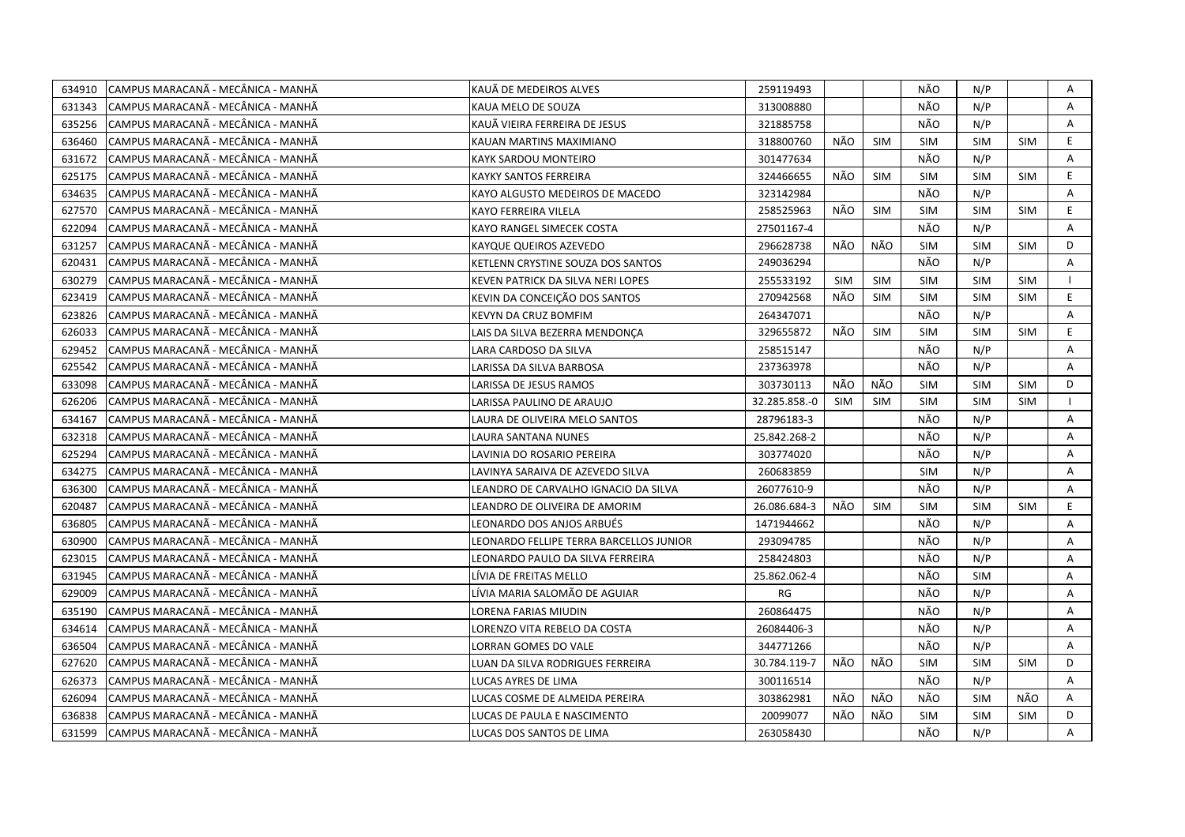| | | | | | | | | | |
|---|---|---|---|---|---|---|---|---|---|
| 634910 | CAMPUS MARACANÃ - MECÂNICA - MANHÃ | KAUÃ DE MEDEIROS ALVES | 259119493 | | | NÃO | N/P | | A |
| 631343 | CAMPUS MARACANÃ - MECÂNICA - MANHÃ | KAUA MELO DE SOUZA | 313008880 | | | NÃO | N/P | | A |
| 635256 | CAMPUS MARACANÃ - MECÂNICA - MANHÃ | KAUÃ VIEIRA FERREIRA DE JESUS | 321885758 | | | NÃO | N/P | | A |
| 636460 | CAMPUS MARACANÃ - MECÂNICA - MANHÃ | KAUAN MARTINS MAXIMIANO | 318800760 | NÃO | SIM | SIM | SIM | SIM | E |
| 631672 | CAMPUS MARACANÃ - MECÂNICA - MANHÃ | KAYK SARDOU MONTEIRO | 301477634 | | | NÃO | N/P | | A |
| 625175 | CAMPUS MARACANÃ - MECÂNICA - MANHÃ | KAYKY SANTOS FERREIRA | 324466655 | NÃO | SIM | SIM | SIM | SIM | E |
| 634635 | CAMPUS MARACANÃ - MECÂNICA - MANHÃ | KAYO ALGUSTO MEDEIROS DE MACEDO | 323142984 | | | NÃO | N/P | | A |
| 627570 | CAMPUS MARACANÃ - MECÂNICA - MANHÃ | KAYO FERREIRA VILELA | 258525963 | NÃO | SIM | SIM | SIM | SIM | E |
| 622094 | CAMPUS MARACANÃ - MECÂNICA - MANHÃ | KAYO RANGEL SIMECEK COSTA | 27501167-4 | | | NÃO | N/P | | A |
| 631257 | CAMPUS MARACANÃ - MECÂNICA - MANHÃ | KAYQUE QUEIROS AZEVEDO | 296628738 | NÃO | NÃO | SIM | SIM | SIM | D |
| 620431 | CAMPUS MARACANÃ - MECÂNICA - MANHÃ | KETLENN CRYSTINE SOUZA DOS SANTOS | 249036294 | | | NÃO | N/P | | A |
| 630279 | CAMPUS MARACANÃ - MECÂNICA - MANHÃ | KEVEN PATRICK DA SILVA NERI LOPES | 255533192 | SIM | SIM | SIM | SIM | SIM | I |
| 623419 | CAMPUS MARACANÃ - MECÂNICA - MANHÃ | KEVIN DA CONCEIÇÃO DOS SANTOS | 270942568 | NÃO | SIM | SIM | SIM | SIM | E |
| 623826 | CAMPUS MARACANÃ - MECÂNICA - MANHÃ | KEVYN DA CRUZ BOMFIM | 264347071 | | | NÃO | N/P | | A |
| 626033 | CAMPUS MARACANÃ - MECÂNICA - MANHÃ | LAIS DA SILVA BEZERRA MENDONÇA | 329655872 | NÃO | SIM | SIM | SIM | SIM | E |
| 629452 | CAMPUS MARACANÃ - MECÂNICA - MANHÃ | LARA CARDOSO DA SILVA | 258515147 | | | NÃO | N/P | | A |
| 625542 | CAMPUS MARACANÃ - MECÂNICA - MANHÃ | LARISSA DA SILVA BARBOSA | 237363978 | | | NÃO | N/P | | A |
| 633098 | CAMPUS MARACANÃ - MECÂNICA - MANHÃ | LARISSA DE JESUS RAMOS | 303730113 | NÃO | NÃO | SIM | SIM | SIM | D |
| 626206 | CAMPUS MARACANÃ - MECÂNICA - MANHÃ | LARISSA PAULINO DE ARAUJO | 32.285.858.-0 | SIM | SIM | SIM | SIM | SIM | I |
| 634167 | CAMPUS MARACANÃ - MECÂNICA - MANHÃ | LAURA DE OLIVEIRA MELO SANTOS | 28796183-3 | | | NÃO | N/P | | A |
| 632318 | CAMPUS MARACANÃ - MECÂNICA - MANHÃ | LAURA SANTANA NUNES | 25.842.268-2 | | | NÃO | N/P | | A |
| 625294 | CAMPUS MARACANÃ - MECÂNICA - MANHÃ | LAVINIA DO ROSARIO PEREIRA | 303774020 | | | NÃO | N/P | | A |
| 634275 | CAMPUS MARACANÃ - MECÂNICA - MANHÃ | LAVINYA SARAIVA DE AZEVEDO SILVA | 260683859 | | | SIM | N/P | | A |
| 636300 | CAMPUS MARACANÃ - MECÂNICA - MANHÃ | LEANDRO DE CARVALHO IGNACIO DA SILVA | 26077610-9 | | | NÃO | N/P | | A |
| 620487 | CAMPUS MARACANÃ - MECÂNICA - MANHÃ | LEANDRO DE OLIVEIRA DE AMORIM | 26.086.684-3 | NÃO | SIM | SIM | SIM | SIM | E |
| 636805 | CAMPUS MARACANÃ - MECÂNICA - MANHÃ | LEONARDO DOS ANJOS ARBUÉS | 1471944662 | | | NÃO | N/P | | A |
| 630900 | CAMPUS MARACANÃ - MECÂNICA - MANHÃ | LEONARDO FELLIPE TERRA BARCELLOS JUNIOR | 293094785 | | | NÃO | N/P | | A |
| 623015 | CAMPUS MARACANÃ - MECÂNICA - MANHÃ | LEONARDO PAULO DA SILVA FERREIRA | 258424803 | | | NÃO | N/P | | A |
| 631945 | CAMPUS MARACANÃ - MECÂNICA - MANHÃ | LÍVIA DE FREITAS MELLO | 25.862.062-4 | | | NÃO | SIM | | A |
| 629009 | CAMPUS MARACANÃ - MECÂNICA - MANHÃ | LÍVIA MARIA SALOMÃO DE AGUIAR | RG | | | NÃO | N/P | | A |
| 635190 | CAMPUS MARACANÃ - MECÂNICA - MANHÃ | LORENA FARIAS MIUDIN | 260864475 | | | NÃO | N/P | | A |
| 634614 | CAMPUS MARACANÃ - MECÂNICA - MANHÃ | LORENZO VITA REBELO DA COSTA | 26084406-3 | | | NÃO | N/P | | A |
| 636504 | CAMPUS MARACANÃ - MECÂNICA - MANHÃ | LORRAN GOMES DO VALE | 344771266 | | | NÃO | N/P | | A |
| 627620 | CAMPUS MARACANÃ - MECÂNICA - MANHÃ | LUAN DA SILVA RODRIGUES FERREIRA | 30.784.119-7 | NÃO | NÃO | SIM | SIM | SIM | D |
| 626373 | CAMPUS MARACANÃ - MECÂNICA - MANHÃ | LUCAS AYRES DE LIMA | 300116514 | | | NÃO | N/P | | A |
| 626094 | CAMPUS MARACANÃ - MECÂNICA - MANHÃ | LUCAS COSME DE ALMEIDA PEREIRA | 303862981 | NÃO | NÃO | NÃO | SIM | NÃO | A |
| 636838 | CAMPUS MARACANÃ - MECÂNICA - MANHÃ | LUCAS DE PAULA E NASCIMENTO | 20099077 | NÃO | NÃO | SIM | SIM | SIM | D |
| 631599 | CAMPUS MARACANÃ - MECÂNICA - MANHÃ | LUCAS DOS SANTOS DE LIMA | 263058430 | | | NÃO | N/P | | A |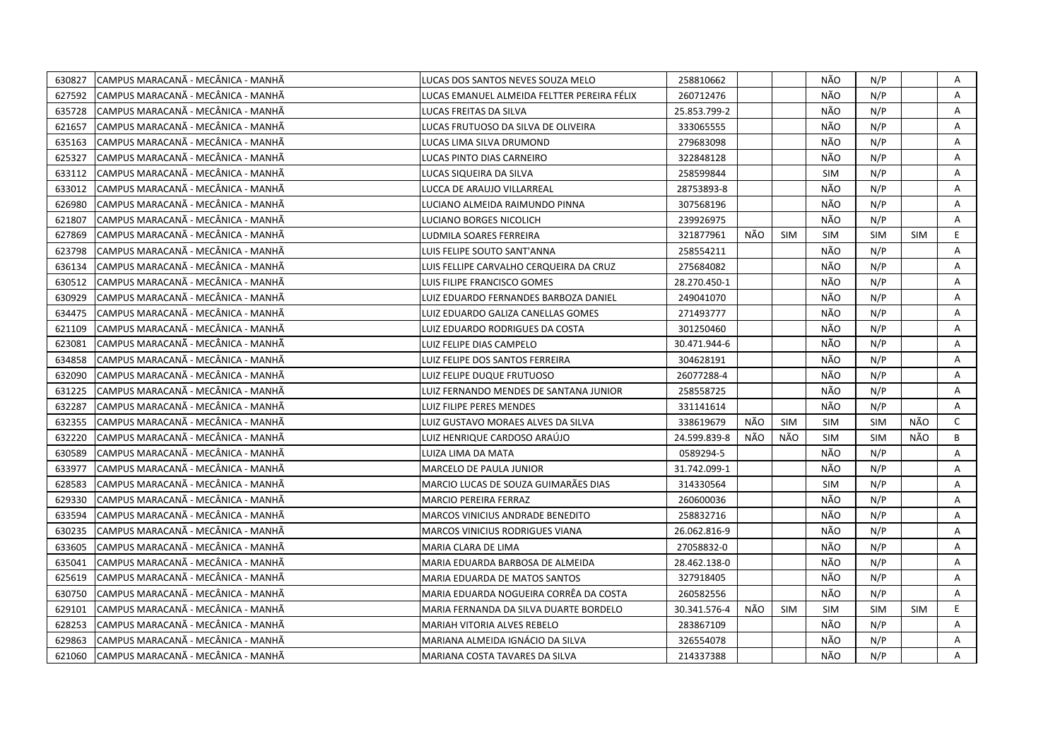| | | | | | | | | | |
|---|---|---|---|---|---|---|---|---|---|
| 630827 | CAMPUS MARACANÃ - MECÂNICA - MANHÃ | LUCAS DOS SANTOS NEVES SOUZA MELO | 258810662 | | | NÃO | N/P | | A |
| 627592 | CAMPUS MARACANÃ - MECÂNICA - MANHÃ | LUCAS EMANUEL ALMEIDA FELTTER PEREIRA FÉLIX | 260712476 | | | NÃO | N/P | | A |
| 635728 | CAMPUS MARACANÃ - MECÂNICA - MANHÃ | LUCAS FREITAS DA SILVA | 25.853.799-2 | | | NÃO | N/P | | A |
| 621657 | CAMPUS MARACANÃ - MECÂNICA - MANHÃ | LUCAS FRUTUOSO DA SILVA DE OLIVEIRA | 333065555 | | | NÃO | N/P | | A |
| 635163 | CAMPUS MARACANÃ - MECÂNICA - MANHÃ | LUCAS LIMA SILVA DRUMOND | 279683098 | | | NÃO | N/P | | A |
| 625327 | CAMPUS MARACANÃ - MECÂNICA - MANHÃ | LUCAS PINTO DIAS CARNEIRO | 322848128 | | | NÃO | N/P | | A |
| 633112 | CAMPUS MARACANÃ - MECÂNICA - MANHÃ | LUCAS SIQUEIRA DA SILVA | 258599844 | | | SIM | N/P | | A |
| 633012 | CAMPUS MARACANÃ - MECÂNICA - MANHÃ | LUCCA DE ARAUJO VILLARREAL | 28753893-8 | | | NÃO | N/P | | A |
| 626980 | CAMPUS MARACANÃ - MECÂNICA - MANHÃ | LUCIANO ALMEIDA RAIMUNDO PINNA | 307568196 | | | NÃO | N/P | | A |
| 621807 | CAMPUS MARACANÃ - MECÂNICA - MANHÃ | LUCIANO BORGES NICOLICH | 239926975 | | | NÃO | N/P | | A |
| 627869 | CAMPUS MARACANÃ - MECÂNICA - MANHÃ | LUDMILA SOARES FERREIRA | 321877961 | NÃO | SIM | SIM | SIM | SIM | E |
| 623798 | CAMPUS MARACANÃ - MECÂNICA - MANHÃ | LUIS FELIPE SOUTO SANT'ANNA | 258554211 | | | NÃO | N/P | | A |
| 636134 | CAMPUS MARACANÃ - MECÂNICA - MANHÃ | LUIS FELLIPE CARVALHO CERQUEIRA DA CRUZ | 275684082 | | | NÃO | N/P | | A |
| 630512 | CAMPUS MARACANÃ - MECÂNICA - MANHÃ | LUIS FILIPE FRANCISCO GOMES | 28.270.450-1 | | | NÃO | N/P | | A |
| 630929 | CAMPUS MARACANÃ - MECÂNICA - MANHÃ | LUIZ EDUARDO FERNANDES BARBOZA DANIEL | 249041070 | | | NÃO | N/P | | A |
| 634475 | CAMPUS MARACANÃ - MECÂNICA - MANHÃ | LUIZ EDUARDO GALIZA CANELLAS GOMES | 271493777 | | | NÃO | N/P | | A |
| 621109 | CAMPUS MARACANÃ - MECÂNICA - MANHÃ | LUIZ EDUARDO RODRIGUES DA COSTA | 301250460 | | | NÃO | N/P | | A |
| 623081 | CAMPUS MARACANÃ - MECÂNICA - MANHÃ | LUIZ FELIPE DIAS CAMPELO | 30.471.944-6 | | | NÃO | N/P | | A |
| 634858 | CAMPUS MARACANÃ - MECÂNICA - MANHÃ | LUIZ FELIPE DOS SANTOS FERREIRA | 304628191 | | | NÃO | N/P | | A |
| 632090 | CAMPUS MARACANÃ - MECÂNICA - MANHÃ | LUIZ FELIPE DUQUE FRUTUOSO | 26077288-4 | | | NÃO | N/P | | A |
| 631225 | CAMPUS MARACANÃ - MECÂNICA - MANHÃ | LUIZ FERNANDO MENDES DE SANTANA JUNIOR | 258558725 | | | NÃO | N/P | | A |
| 632287 | CAMPUS MARACANÃ - MECÂNICA - MANHÃ | LUIZ FILIPE PERES MENDES | 331141614 | | | NÃO | N/P | | A |
| 632355 | CAMPUS MARACANÃ - MECÂNICA - MANHÃ | LUIZ GUSTAVO MORAES ALVES DA SILVA | 338619679 | NÃO | SIM | SIM | SIM | NÃO | C |
| 632220 | CAMPUS MARACANÃ - MECÂNICA - MANHÃ | LUIZ HENRIQUE CARDOSO ARAÚJO | 24.599.839-8 | NÃO | NÃO | SIM | SIM | NÃO | B |
| 630589 | CAMPUS MARACANÃ - MECÂNICA - MANHÃ | LUIZA LIMA DA MATA | 0589294-5 | | | NÃO | N/P | | A |
| 633977 | CAMPUS MARACANÃ - MECÂNICA - MANHÃ | MARCELO DE PAULA JUNIOR | 31.742.099-1 | | | NÃO | N/P | | A |
| 628583 | CAMPUS MARACANÃ - MECÂNICA - MANHÃ | MARCIO LUCAS DE SOUZA GUIMARÃES DIAS | 314330564 | | | SIM | N/P | | A |
| 629330 | CAMPUS MARACANÃ - MECÂNICA - MANHÃ | MARCIO PEREIRA FERRAZ | 260600036 | | | NÃO | N/P | | A |
| 633594 | CAMPUS MARACANÃ - MECÂNICA - MANHÃ | MARCOS VINICIUS ANDRADE BENEDITO | 258832716 | | | NÃO | N/P | | A |
| 630235 | CAMPUS MARACANÃ - MECÂNICA - MANHÃ | MARCOS VINICIUS RODRIGUES VIANA | 26.062.816-9 | | | NÃO | N/P | | A |
| 633605 | CAMPUS MARACANÃ - MECÂNICA - MANHÃ | MARIA CLARA DE LIMA | 27058832-0 | | | NÃO | N/P | | A |
| 635041 | CAMPUS MARACANÃ - MECÂNICA - MANHÃ | MARIA EDUARDA BARBOSA DE ALMEIDA | 28.462.138-0 | | | NÃO | N/P | | A |
| 625619 | CAMPUS MARACANÃ - MECÂNICA - MANHÃ | MARIA EDUARDA DE MATOS SANTOS | 327918405 | | | NÃO | N/P | | A |
| 630750 | CAMPUS MARACANÃ - MECÂNICA - MANHÃ | MARIA EDUARDA NOGUEIRA CORRÊA DA COSTA | 260582556 | | | NÃO | N/P | | A |
| 629101 | CAMPUS MARACANÃ - MECÂNICA - MANHÃ | MARIA FERNANDA DA SILVA DUARTE BORDELO | 30.341.576-4 | NÃO | SIM | SIM | SIM | SIM | E |
| 628253 | CAMPUS MARACANÃ - MECÂNICA - MANHÃ | MARIAH VITORIA ALVES REBELO | 283867109 | | | NÃO | N/P | | A |
| 629863 | CAMPUS MARACANÃ - MECÂNICA - MANHÃ | MARIANA ALMEIDA IGNÁCIO DA SILVA | 326554078 | | | NÃO | N/P | | A |
| 621060 | CAMPUS MARACANÃ - MECÂNICA - MANHÃ | MARIANA COSTA TAVARES DA SILVA | 214337388 | | | NÃO | N/P | | A |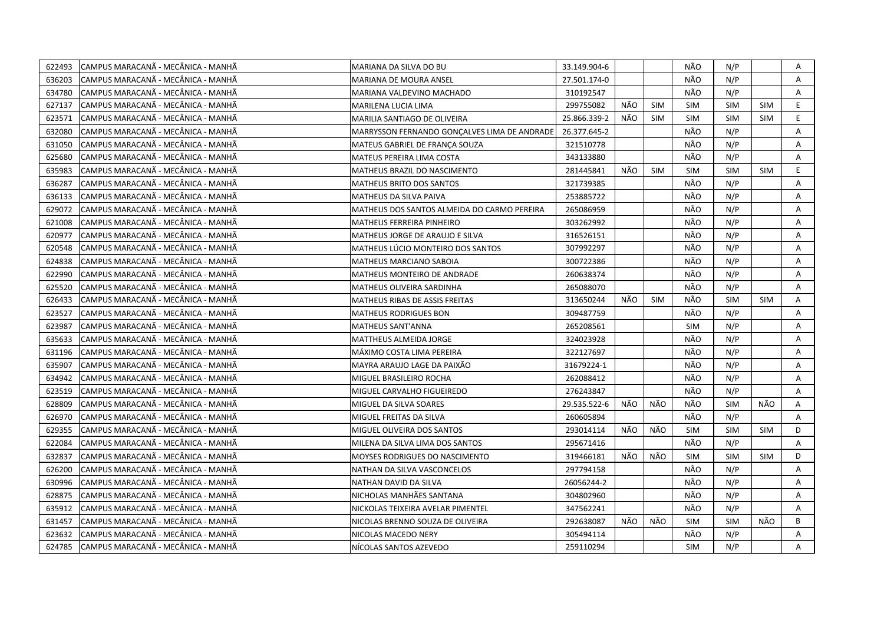| | | | | | | | | | |
|---|---|---|---|---|---|---|---|---|---|
| 622493 | CAMPUS MARACANÃ - MECÂNICA - MANHÃ | MARIANA DA SILVA DO BU | 33.149.904-6 | | | NÃO | N/P | | A |
| 636203 | CAMPUS MARACANÃ - MECÂNICA - MANHÃ | MARIANA DE MOURA ANSEL | 27.501.174-0 | | | NÃO | N/P | | A |
| 634780 | CAMPUS MARACANÃ - MECÂNICA - MANHÃ | MARIANA VALDEVINO MACHADO | 310192547 | | | NÃO | N/P | | A |
| 627137 | CAMPUS MARACANÃ - MECÂNICA - MANHÃ | MARILENA LUCIA LIMA | 299755082 | NÃO | SIM | SIM | SIM | SIM | E |
| 623571 | CAMPUS MARACANÃ - MECÂNICA - MANHÃ | MARILIA SANTIAGO DE OLIVEIRA | 25.866.339-2 | NÃO | SIM | SIM | SIM | SIM | E |
| 632080 | CAMPUS MARACANÃ - MECÂNICA - MANHÃ | MARRYSSON FERNANDO GONÇALVES LIMA DE ANDRADE | 26.377.645-2 | | | NÃO | N/P | | A |
| 631050 | CAMPUS MARACANÃ - MECÂNICA - MANHÃ | MATEUS GABRIEL DE FRANÇA SOUZA | 321510778 | | | NÃO | N/P | | A |
| 625680 | CAMPUS MARACANÃ - MECÂNICA - MANHÃ | MATEUS PEREIRA LIMA COSTA | 343133880 | | | NÃO | N/P | | A |
| 635983 | CAMPUS MARACANÃ - MECÂNICA - MANHÃ | MATHEUS BRAZIL DO NASCIMENTO | 281445841 | NÃO | SIM | SIM | SIM | SIM | E |
| 636287 | CAMPUS MARACANÃ - MECÂNICA - MANHÃ | MATHEUS BRITO DOS SANTOS | 321739385 | | | NÃO | N/P | | A |
| 636133 | CAMPUS MARACANÃ - MECÂNICA - MANHÃ | MATHEUS DA SILVA PAIVA | 253885722 | | | NÃO | N/P | | A |
| 629072 | CAMPUS MARACANÃ - MECÂNICA - MANHÃ | MATHEUS DOS SANTOS ALMEIDA DO CARMO PEREIRA | 265086959 | | | NÃO | N/P | | A |
| 621008 | CAMPUS MARACANÃ - MECÂNICA - MANHÃ | MATHEUS FERREIRA PINHEIRO | 303262992 | | | NÃO | N/P | | A |
| 620977 | CAMPUS MARACANÃ - MECÂNICA - MANHÃ | MATHEUS JORGE DE ARAUJO E SILVA | 316526151 | | | NÃO | N/P | | A |
| 620548 | CAMPUS MARACANÃ - MECÂNICA - MANHÃ | MATHEUS LÚCIO MONTEIRO DOS SANTOS | 307992297 | | | NÃO | N/P | | A |
| 624838 | CAMPUS MARACANÃ - MECÂNICA - MANHÃ | MATHEUS MARCIANO SABOIA | 300722386 | | | NÃO | N/P | | A |
| 622990 | CAMPUS MARACANÃ - MECÂNICA - MANHÃ | MATHEUS MONTEIRO DE ANDRADE | 260638374 | | | NÃO | N/P | | A |
| 625520 | CAMPUS MARACANÃ - MECÂNICA - MANHÃ | MATHEUS OLIVEIRA SARDINHA | 265088070 | | | NÃO | N/P | | A |
| 626433 | CAMPUS MARACANÃ - MECÂNICA - MANHÃ | MATHEUS RIBAS DE ASSIS FREITAS | 313650244 | NÃO | SIM | NÃO | SIM | SIM | A |
| 623527 | CAMPUS MARACANÃ - MECÂNICA - MANHÃ | MATHEUS RODRIGUES BON | 309487759 | | | NÃO | N/P | | A |
| 623987 | CAMPUS MARACANÃ - MECÂNICA - MANHÃ | MATHEUS SANT'ANNA | 265208561 | | | SIM | N/P | | A |
| 635633 | CAMPUS MARACANÃ - MECÂNICA - MANHÃ | MATTHEUS ALMEIDA JORGE | 324023928 | | | NÃO | N/P | | A |
| 631196 | CAMPUS MARACANÃ - MECÂNICA - MANHÃ | MÁXIMO COSTA LIMA PEREIRA | 322127697 | | | NÃO | N/P | | A |
| 635907 | CAMPUS MARACANÃ - MECÂNICA - MANHÃ | MAYRA ARAUJO LAGE DA PAIXÃO | 31679224-1 | | | NÃO | N/P | | A |
| 634942 | CAMPUS MARACANÃ - MECÂNICA - MANHÃ | MIGUEL BRASILEIRO ROCHA | 262088412 | | | NÃO | N/P | | A |
| 623519 | CAMPUS MARACANÃ - MECÂNICA - MANHÃ | MIGUEL CARVALHO FIGUEIREDO | 276243847 | | | NÃO | N/P | | A |
| 628809 | CAMPUS MARACANÃ - MECÂNICA - MANHÃ | MIGUEL DA SILVA SOARES | 29.535.522-6 | NÃO | NÃO | NÃO | SIM | NÃO | A |
| 626970 | CAMPUS MARACANÃ - MECÂNICA - MANHÃ | MIGUEL FREITAS DA SILVA | 260605894 | | | NÃO | N/P | | A |
| 629355 | CAMPUS MARACANÃ - MECÂNICA - MANHÃ | MIGUEL OLIVEIRA DOS SANTOS | 293014114 | NÃO | NÃO | SIM | SIM | SIM | D |
| 622084 | CAMPUS MARACANÃ - MECÂNICA - MANHÃ | MILENA DA SILVA LIMA DOS SANTOS | 295671416 | | | NÃO | N/P | | A |
| 632837 | CAMPUS MARACANÃ - MECÂNICA - MANHÃ | MOYSES RODRIGUES DO NASCIMENTO | 319466181 | NÃO | NÃO | SIM | SIM | SIM | D |
| 626200 | CAMPUS MARACANÃ - MECÂNICA - MANHÃ | NATHAN DA SILVA VASCONCELOS | 297794158 | | | NÃO | N/P | | A |
| 630996 | CAMPUS MARACANÃ - MECÂNICA - MANHÃ | NATHAN DAVID DA SILVA | 26056244-2 | | | NÃO | N/P | | A |
| 628875 | CAMPUS MARACANÃ - MECÂNICA - MANHÃ | NICHOLAS MANHÃES SANTANA | 304802960 | | | NÃO | N/P | | A |
| 635912 | CAMPUS MARACANÃ - MECÂNICA - MANHÃ | NICKOLAS TEIXEIRA AVELAR PIMENTEL | 347562241 | | | NÃO | N/P | | A |
| 631457 | CAMPUS MARACANÃ - MECÂNICA - MANHÃ | NICOLAS BRENNO SOUZA DE OLIVEIRA | 292638087 | NÃO | NÃO | SIM | SIM | NÃO | B |
| 623632 | CAMPUS MARACANÃ - MECÂNICA - MANHÃ | NICOLAS MACEDO NERY | 305494114 | | | NÃO | N/P | | A |
| 624785 | CAMPUS MARACANÃ - MECÂNICA - MANHÃ | NÍCOLAS SANTOS AZEVEDO | 259110294 | | | SIM | N/P | | A |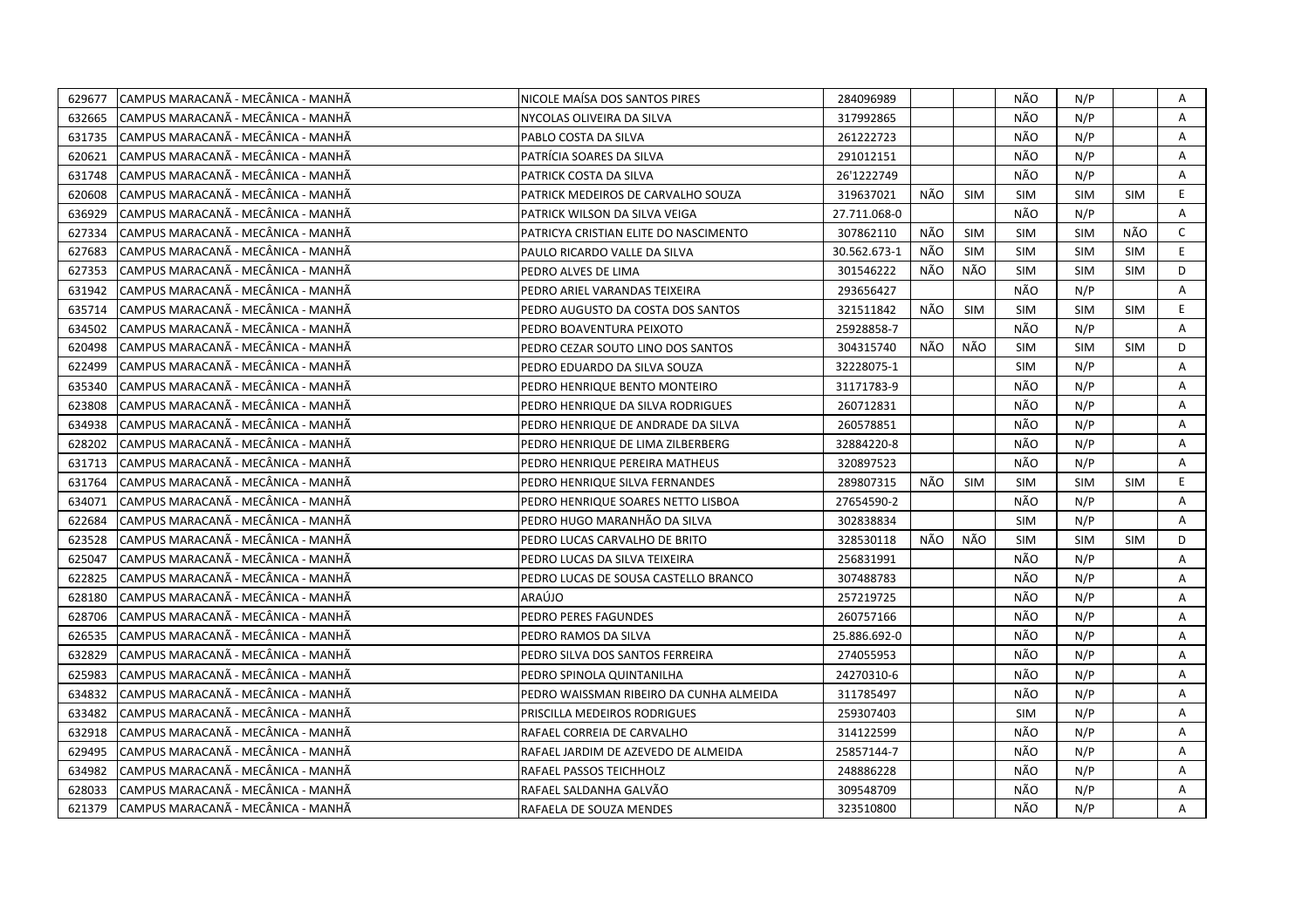| | | | | | | | | | |
|---|---|---|---|---|---|---|---|---|---|
| 629677 | CAMPUS MARACANÃ - MECÂNICA - MANHÃ | NICOLE MAÍSA DOS SANTOS PIRES | 284096989 | | | NÃO | N/P | | A |
| 632665 | CAMPUS MARACANÃ - MECÂNICA - MANHÃ | NYCOLAS OLIVEIRA DA SILVA | 317992865 | | | NÃO | N/P | | A |
| 631735 | CAMPUS MARACANÃ - MECÂNICA - MANHÃ | PABLO COSTA DA SILVA | 261222723 | | | NÃO | N/P | | A |
| 620621 | CAMPUS MARACANÃ - MECÂNICA - MANHÃ | PATRÍCIA SOARES DA SILVA | 291012151 | | | NÃO | N/P | | A |
| 631748 | CAMPUS MARACANÃ - MECÂNICA - MANHÃ | PATRICK COSTA DA SILVA | 26'1222749 | | | NÃO | N/P | | A |
| 620608 | CAMPUS MARACANÃ - MECÂNICA - MANHÃ | PATRICK MEDEIROS DE CARVALHO SOUZA | 319637021 | NÃO | SIM | SIM | SIM | SIM | E |
| 636929 | CAMPUS MARACANÃ - MECÂNICA - MANHÃ | PATRICK WILSON DA SILVA VEIGA | 27.711.068-0 | | | NÃO | N/P | | A |
| 627334 | CAMPUS MARACANÃ - MECÂNICA - MANHÃ | PATRICYA CRISTIAN ELITE DO NASCIMENTO | 307862110 | NÃO | SIM | SIM | SIM | NÃO | C |
| 627683 | CAMPUS MARACANÃ - MECÂNICA - MANHÃ | PAULO RICARDO VALLE DA SILVA | 30.562.673-1 | NÃO | SIM | SIM | SIM | SIM | E |
| 627353 | CAMPUS MARACANÃ - MECÂNICA - MANHÃ | PEDRO ALVES DE LIMA | 301546222 | NÃO | NÃO | SIM | SIM | SIM | D |
| 631942 | CAMPUS MARACANÃ - MECÂNICA - MANHÃ | PEDRO ARIEL VARANDAS TEIXEIRA | 293656427 | | | NÃO | N/P | | A |
| 635714 | CAMPUS MARACANÃ - MECÂNICA - MANHÃ | PEDRO AUGUSTO DA COSTA DOS SANTOS | 321511842 | NÃO | SIM | SIM | SIM | SIM | E |
| 634502 | CAMPUS MARACANÃ - MECÂNICA - MANHÃ | PEDRO BOAVENTURA PEIXOTO | 25928858-7 | | | NÃO | N/P | | A |
| 620498 | CAMPUS MARACANÃ - MECÂNICA - MANHÃ | PEDRO CEZAR SOUTO LINO DOS SANTOS | 304315740 | NÃO | NÃO | SIM | SIM | SIM | D |
| 622499 | CAMPUS MARACANÃ - MECÂNICA - MANHÃ | PEDRO EDUARDO DA SILVA SOUZA | 32228075-1 | | | SIM | N/P | | A |
| 635340 | CAMPUS MARACANÃ - MECÂNICA - MANHÃ | PEDRO HENRIQUE BENTO MONTEIRO | 31171783-9 | | | NÃO | N/P | | A |
| 623808 | CAMPUS MARACANÃ - MECÂNICA - MANHÃ | PEDRO HENRIQUE DA SILVA RODRIGUES | 260712831 | | | NÃO | N/P | | A |
| 634938 | CAMPUS MARACANÃ - MECÂNICA - MANHÃ | PEDRO HENRIQUE DE ANDRADE DA SILVA | 260578851 | | | NÃO | N/P | | A |
| 628202 | CAMPUS MARACANÃ - MECÂNICA - MANHÃ | PEDRO HENRIQUE DE LIMA ZILBERBERG | 32884220-8 | | | NÃO | N/P | | A |
| 631713 | CAMPUS MARACANÃ - MECÂNICA - MANHÃ | PEDRO HENRIQUE PEREIRA MATHEUS | 320897523 | | | NÃO | N/P | | A |
| 631764 | CAMPUS MARACANÃ - MECÂNICA - MANHÃ | PEDRO HENRIQUE SILVA FERNANDES | 289807315 | NÃO | SIM | SIM | SIM | SIM | E |
| 634071 | CAMPUS MARACANÃ - MECÂNICA - MANHÃ | PEDRO HENRIQUE SOARES NETTO LISBOA | 27654590-2 | | | NÃO | N/P | | A |
| 622684 | CAMPUS MARACANÃ - MECÂNICA - MANHÃ | PEDRO HUGO MARANHÃO DA SILVA | 302838834 | | | SIM | N/P | | A |
| 623528 | CAMPUS MARACANÃ - MECÂNICA - MANHÃ | PEDRO LUCAS CARVALHO DE BRITO | 328530118 | NÃO | NÃO | SIM | SIM | SIM | D |
| 625047 | CAMPUS MARACANÃ - MECÂNICA - MANHÃ | PEDRO LUCAS DA SILVA TEIXEIRA | 256831991 | | | NÃO | N/P | | A |
| 622825 | CAMPUS MARACANÃ - MECÂNICA - MANHÃ | PEDRO LUCAS DE SOUSA CASTELLO BRANCO | 307488783 | | | NÃO | N/P | | A |
| 628180 | CAMPUS MARACANÃ - MECÂNICA - MANHÃ | ARAÚJO | 257219725 | | | NÃO | N/P | | A |
| 628706 | CAMPUS MARACANÃ - MECÂNICA - MANHÃ | PEDRO PERES FAGUNDES | 260757166 | | | NÃO | N/P | | A |
| 626535 | CAMPUS MARACANÃ - MECÂNICA - MANHÃ | PEDRO RAMOS DA SILVA | 25.886.692-0 | | | NÃO | N/P | | A |
| 632829 | CAMPUS MARACANÃ - MECÂNICA - MANHÃ | PEDRO SILVA DOS SANTOS FERREIRA | 274055953 | | | NÃO | N/P | | A |
| 625983 | CAMPUS MARACANÃ - MECÂNICA - MANHÃ | PEDRO SPINOLA QUINTANILHA | 24270310-6 | | | NÃO | N/P | | A |
| 634832 | CAMPUS MARACANÃ - MECÂNICA - MANHÃ | PEDRO WAISSMAN RIBEIRO DA CUNHA ALMEIDA | 311785497 | | | NÃO | N/P | | A |
| 633482 | CAMPUS MARACANÃ - MECÂNICA - MANHÃ | PRISCILLA MEDEIROS RODRIGUES | 259307403 | | | SIM | N/P | | A |
| 632918 | CAMPUS MARACANÃ - MECÂNICA - MANHÃ | RAFAEL CORREIA DE CARVALHO | 314122599 | | | NÃO | N/P | | A |
| 629495 | CAMPUS MARACANÃ - MECÂNICA - MANHÃ | RAFAEL JARDIM DE AZEVEDO DE ALMEIDA | 25857144-7 | | | NÃO | N/P | | A |
| 634982 | CAMPUS MARACANÃ - MECÂNICA - MANHÃ | RAFAEL PASSOS TEICHHOLZ | 248886228 | | | NÃO | N/P | | A |
| 628033 | CAMPUS MARACANÃ - MECÂNICA - MANHÃ | RAFAEL SALDANHA GALVÃO | 309548709 | | | NÃO | N/P | | A |
| 621379 | CAMPUS MARACANÃ - MECÂNICA - MANHÃ | RAFAELA DE SOUZA MENDES | 323510800 | | | NÃO | N/P | | A |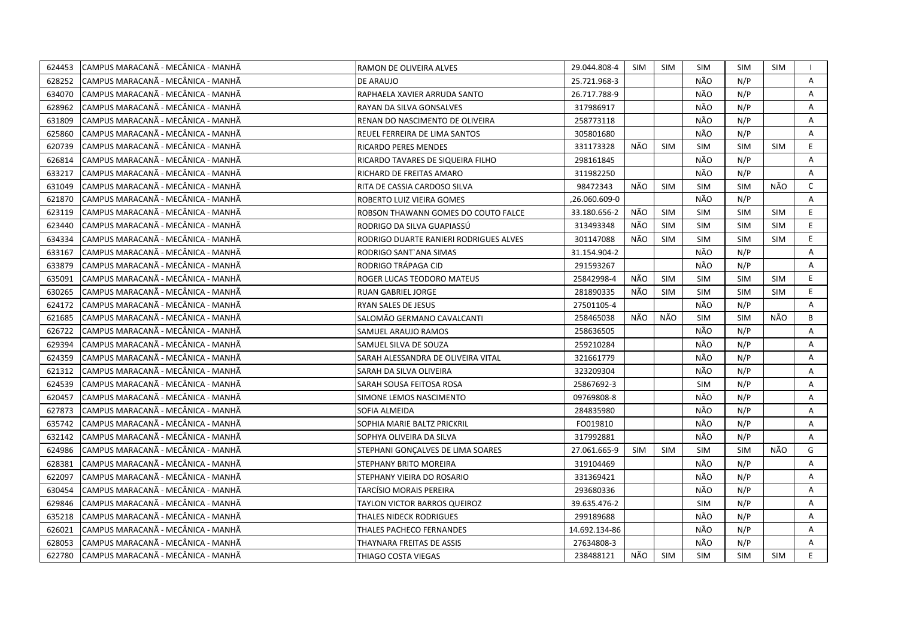| 624453 | CAMPUS MARACANÃ - MECÂNICA - MANHÃ | RAMON DE OLIVEIRA ALVES | 29.044.808-4 | SIM | SIM | SIM | SIM | SIM | I |
|---|---|---|---|---|---|---|---|---|---|
| 628252 | CAMPUS MARACANÃ - MECÂNICA - MANHÃ | DE ARAUJO | 25.721.968-3 | | | NÃO | N/P | | A |
| 634070 | CAMPUS MARACANÃ - MECÂNICA - MANHÃ | RAPHAELA XAVIER ARRUDA SANTO | 26.717.788-9 | | | NÃO | N/P | | A |
| 628962 | CAMPUS MARACANÃ - MECÂNICA - MANHÃ | RAYAN DA SILVA GONSALVES | 317986917 | | | NÃO | N/P | | A |
| 631809 | CAMPUS MARACANÃ - MECÂNICA - MANHÃ | RENAN DO NASCIMENTO DE OLIVEIRA | 258773118 | | | NÃO | N/P | | A |
| 625860 | CAMPUS MARACANÃ - MECÂNICA - MANHÃ | REUEL FERREIRA DE LIMA SANTOS | 305801680 | | | NÃO | N/P | | A |
| 620739 | CAMPUS MARACANÃ - MECÂNICA - MANHÃ | RICARDO PERES MENDES | 331173328 | NÃO | SIM | SIM | SIM | SIM | E |
| 626814 | CAMPUS MARACANÃ - MECÂNICA - MANHÃ | RICARDO TAVARES DE SIQUEIRA FILHO | 298161845 | | | NÃO | N/P | | A |
| 633217 | CAMPUS MARACANÃ - MECÂNICA - MANHÃ | RICHARD DE FREITAS AMARO | 311982250 | | | NÃO | N/P | | A |
| 631049 | CAMPUS MARACANÃ - MECÂNICA - MANHÃ | RITA DE CASSIA CARDOSO SILVA | 98472343 | NÃO | SIM | SIM | SIM | NÃO | C |
| 621870 | CAMPUS MARACANÃ - MECÂNICA - MANHÃ | ROBERTO LUIZ VIEIRA GOMES | ,26.060.609-0 | | | NÃO | N/P | | A |
| 623119 | CAMPUS MARACANÃ - MECÂNICA - MANHÃ | ROBSON THAWANN GOMES DO COUTO FALCE | 33.180.656-2 | NÃO | SIM | SIM | SIM | SIM | E |
| 623440 | CAMPUS MARACANÃ - MECÂNICA - MANHÃ | RODRIGO DA SILVA GUAPIASSÚ | 313493348 | NÃO | SIM | SIM | SIM | SIM | E |
| 634334 | CAMPUS MARACANÃ - MECÂNICA - MANHÃ | RODRIGO DUARTE RANIERI RODRIGUES ALVES | 301147088 | NÃO | SIM | SIM | SIM | SIM | E |
| 633167 | CAMPUS MARACANÃ - MECÂNICA - MANHÃ | RODRIGO SANT`ANA SIMAS | 31.154.904-2 | | | NÃO | N/P | | A |
| 633879 | CAMPUS MARACANÃ - MECÂNICA - MANHÃ | RODRIGO TRÁPAGA CID | 291593267 | | | NÃO | N/P | | A |
| 635091 | CAMPUS MARACANÃ - MECÂNICA - MANHÃ | ROGER LUCAS TEODORO MATEUS | 25842998-4 | NÃO | SIM | SIM | SIM | SIM | E |
| 630265 | CAMPUS MARACANÃ - MECÂNICA - MANHÃ | RUAN GABRIEL JORGE | 281890335 | NÃO | SIM | SIM | SIM | SIM | E |
| 624172 | CAMPUS MARACANÃ - MECÂNICA - MANHÃ | RYAN SALES DE JESUS | 27501105-4 | | | NÃO | N/P | | A |
| 621685 | CAMPUS MARACANÃ - MECÂNICA - MANHÃ | SALOMÃO GERMANO CAVALCANTI | 258465038 | NÃO | NÃO | SIM | SIM | NÃO | B |
| 626722 | CAMPUS MARACANÃ - MECÂNICA - MANHÃ | SAMUEL ARAUJO RAMOS | 258636505 | | | NÃO | N/P | | A |
| 629394 | CAMPUS MARACANÃ - MECÂNICA - MANHÃ | SAMUEL SILVA DE SOUZA | 259210284 | | | NÃO | N/P | | A |
| 624359 | CAMPUS MARACANÃ - MECÂNICA - MANHÃ | SARAH ALESSANDRA DE OLIVEIRA VITAL | 321661779 | | | NÃO | N/P | | A |
| 621312 | CAMPUS MARACANÃ - MECÂNICA - MANHÃ | SARAH DA SILVA OLIVEIRA | 323209304 | | | NÃO | N/P | | A |
| 624539 | CAMPUS MARACANÃ - MECÂNICA - MANHÃ | SARAH SOUSA FEITOSA ROSA | 25867692-3 | | | SIM | N/P | | A |
| 620457 | CAMPUS MARACANÃ - MECÂNICA - MANHÃ | SIMONE LEMOS NASCIMENTO | 09769808-8 | | | NÃO | N/P | | A |
| 627873 | CAMPUS MARACANÃ - MECÂNICA - MANHÃ | SOFIA ALMEIDA | 284835980 | | | NÃO | N/P | | A |
| 635742 | CAMPUS MARACANÃ - MECÂNICA - MANHÃ | SOPHIA MARIE BALTZ PRICKRIL | FO019810 | | | NÃO | N/P | | A |
| 632142 | CAMPUS MARACANÃ - MECÂNICA - MANHÃ | SOPHYA OLIVEIRA DA SILVA | 317992881 | | | NÃO | N/P | | A |
| 624986 | CAMPUS MARACANÃ - MECÂNICA - MANHÃ | STEPHANI GONÇALVES DE LIMA SOARES | 27.061.665-9 | SIM | SIM | SIM | SIM | NÃO | G |
| 628381 | CAMPUS MARACANÃ - MECÂNICA - MANHÃ | STEPHANY BRITO MOREIRA | 319104469 | | | NÃO | N/P | | A |
| 622097 | CAMPUS MARACANÃ - MECÂNICA - MANHÃ | STEPHANY VIEIRA DO ROSARIO | 331369421 | | | NÃO | N/P | | A |
| 630454 | CAMPUS MARACANÃ - MECÂNICA - MANHÃ | TARCÍSIO MORAIS PEREIRA | 293680336 | | | NÃO | N/P | | A |
| 629846 | CAMPUS MARACANÃ - MECÂNICA - MANHÃ | TAYLON VICTOR BARROS QUEIROZ | 39.635.476-2 | | | SIM | N/P | | A |
| 635218 | CAMPUS MARACANÃ - MECÂNICA - MANHÃ | THALES NIDECK RODRIGUES | 299189688 | | | NÃO | N/P | | A |
| 626021 | CAMPUS MARACANÃ - MECÂNICA - MANHÃ | THALES PACHECO FERNANDES | 14.692.134-86 | | | NÃO | N/P | | A |
| 628053 | CAMPUS MARACANÃ - MECÂNICA - MANHÃ | THAYNARA FREITAS DE ASSIS | 27634808-3 | | | NÃO | N/P | | A |
| 622780 | CAMPUS MARACANÃ - MECÂNICA - MANHÃ | THIAGO COSTA VIEGAS | 238488121 | NÃO | SIM | SIM | SIM | SIM | E |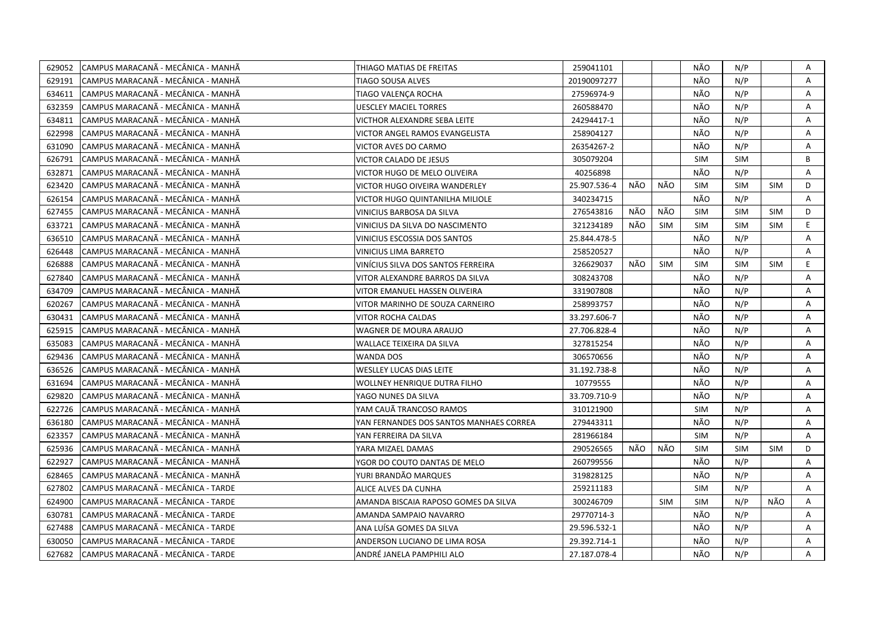| | | | | | | | | | |
|---|---|---|---|---|---|---|---|---|---|
| 629052 | CAMPUS MARACANÃ - MECÂNICA - MANHÃ | THIAGO MATIAS DE FREITAS | 259041101 | | | NÃO | N/P | | A |
| 629191 | CAMPUS MARACANÃ - MECÂNICA - MANHÃ | TIAGO SOUSA ALVES | 20190097277 | | | NÃO | N/P | | A |
| 634611 | CAMPUS MARACANÃ - MECÂNICA - MANHÃ | TIAGO VALENÇA ROCHA | 27596974-9 | | | NÃO | N/P | | A |
| 632359 | CAMPUS MARACANÃ - MECÂNICA - MANHÃ | UESCLEY MACIEL TORRES | 260588470 | | | NÃO | N/P | | A |
| 634811 | CAMPUS MARACANÃ - MECÂNICA - MANHÃ | VICTHOR ALEXANDRE SEBA LEITE | 24294417-1 | | | NÃO | N/P | | A |
| 622998 | CAMPUS MARACANÃ - MECÂNICA - MANHÃ | VICTOR ANGEL RAMOS EVANGELISTA | 258904127 | | | NÃO | N/P | | A |
| 631090 | CAMPUS MARACANÃ - MECÂNICA - MANHÃ | VICTOR AVES DO CARMO | 26354267-2 | | | NÃO | N/P | | A |
| 626791 | CAMPUS MARACANÃ - MECÂNICA - MANHÃ | VICTOR CALADO DE JESUS | 305079204 | | | SIM | SIM | | B |
| 632871 | CAMPUS MARACANÃ - MECÂNICA - MANHÃ | VICTOR HUGO DE MELO OLIVEIRA | 40256898 | | | NÃO | N/P | | A |
| 623420 | CAMPUS MARACANÃ - MECÂNICA - MANHÃ | VICTOR HUGO OIVEIRA WANDERLEY | 25.907.536-4 | NÃO | NÃO | SIM | SIM | SIM | D |
| 626154 | CAMPUS MARACANÃ - MECÂNICA - MANHÃ | VICTOR HUGO QUINTANILHA MILIOLE | 340234715 | | | NÃO | N/P | | A |
| 627455 | CAMPUS MARACANÃ - MECÂNICA - MANHÃ | VINICIUS BARBOSA DA SILVA | 276543816 | NÃO | NÃO | SIM | SIM | SIM | D |
| 633721 | CAMPUS MARACANÃ - MECÂNICA - MANHÃ | VINICIUS DA SILVA DO NASCIMENTO | 321234189 | NÃO | SIM | SIM | SIM | SIM | E |
| 636510 | CAMPUS MARACANÃ - MECÂNICA - MANHÃ | VINICIUS ESCOSSIA DOS SANTOS | 25.844.478-5 | | | NÃO | N/P | | A |
| 626448 | CAMPUS MARACANÃ - MECÂNICA - MANHÃ | VINICIUS LIMA BARRETO | 258520527 | | | NÃO | N/P | | A |
| 626888 | CAMPUS MARACANÃ - MECÂNICA - MANHÃ | VINÍCIUS SILVA DOS SANTOS FERREIRA | 326629037 | NÃO | SIM | SIM | SIM | SIM | E |
| 627840 | CAMPUS MARACANÃ - MECÂNICA - MANHÃ | VITOR ALEXANDRE BARROS DA SILVA | 308243708 | | | NÃO | N/P | | A |
| 634709 | CAMPUS MARACANÃ - MECÂNICA - MANHÃ | VITOR EMANUEL HASSEN OLIVEIRA | 331907808 | | | NÃO | N/P | | A |
| 620267 | CAMPUS MARACANÃ - MECÂNICA - MANHÃ | VITOR MARINHO DE SOUZA CARNEIRO | 258993757 | | | NÃO | N/P | | A |
| 630431 | CAMPUS MARACANÃ - MECÂNICA - MANHÃ | VITOR ROCHA CALDAS | 33.297.606-7 | | | NÃO | N/P | | A |
| 625915 | CAMPUS MARACANÃ - MECÂNICA - MANHÃ | WAGNER DE MOURA ARAUJO | 27.706.828-4 | | | NÃO | N/P | | A |
| 635083 | CAMPUS MARACANÃ - MECÂNICA - MANHÃ | WALLACE TEIXEIRA DA SILVA | 327815254 | | | NÃO | N/P | | A |
| 629436 | CAMPUS MARACANÃ - MECÂNICA - MANHÃ | WANDA DOS | 306570656 | | | NÃO | N/P | | A |
| 636526 | CAMPUS MARACANÃ - MECÂNICA - MANHÃ | WESLLEY LUCAS DIAS LEITE | 31.192.738-8 | | | NÃO | N/P | | A |
| 631694 | CAMPUS MARACANÃ - MECÂNICA - MANHÃ | WOLLNEY HENRIQUE DUTRA FILHO | 10779555 | | | NÃO | N/P | | A |
| 629820 | CAMPUS MARACANÃ - MECÂNICA - MANHÃ | YAGO NUNES DA SILVA | 33.709.710-9 | | | NÃO | N/P | | A |
| 622726 | CAMPUS MARACANÃ - MECÂNICA - MANHÃ | YAM CAUÃ TRANCOSO RAMOS | 310121900 | | | SIM | N/P | | A |
| 636180 | CAMPUS MARACANÃ - MECÂNICA - MANHÃ | YAN FERNANDES DOS SANTOS MANHAES CORREA | 279443311 | | | NÃO | N/P | | A |
| 623357 | CAMPUS MARACANÃ - MECÂNICA - MANHÃ | YAN FERREIRA DA SILVA | 281966184 | | | SIM | N/P | | A |
| 625936 | CAMPUS MARACANÃ - MECÂNICA - MANHÃ | YARA MIZAEL DAMAS | 290526565 | NÃO | NÃO | SIM | SIM | SIM | D |
| 622927 | CAMPUS MARACANÃ - MECÂNICA - MANHÃ | YGOR DO COUTO DANTAS DE MELO | 260799556 | | | NÃO | N/P | | A |
| 628465 | CAMPUS MARACANÃ - MECÂNICA - MANHÃ | YURI BRANDÃO MARQUES | 319828125 | | | NÃO | N/P | | A |
| 627802 | CAMPUS MARACANÃ - MECÂNICA - TARDE | ALICE ALVES DA CUNHA | 259211183 | | | SIM | N/P | | A |
| 624900 | CAMPUS MARACANÃ - MECÂNICA - TARDE | AMANDA BISCAIA RAPOSO GOMES DA SILVA | 300246709 | | SIM | SIM | N/P | NÃO | A |
| 630781 | CAMPUS MARACANÃ - MECÂNICA - TARDE | AMANDA SAMPAIO NAVARRO | 29770714-3 | | | NÃO | N/P | | A |
| 627488 | CAMPUS MARACANÃ - MECÂNICA - TARDE | ANA LUÍSA GOMES DA SILVA | 29.596.532-1 | | | NÃO | N/P | | A |
| 630050 | CAMPUS MARACANÃ - MECÂNICA - TARDE | ANDERSON LUCIANO DE LIMA ROSA | 29.392.714-1 | | | NÃO | N/P | | A |
| 627682 | CAMPUS MARACANÃ - MECÂNICA - TARDE | ANDRÉ JANELA PAMPHILI ALO | 27.187.078-4 | | | NÃO | N/P | | A |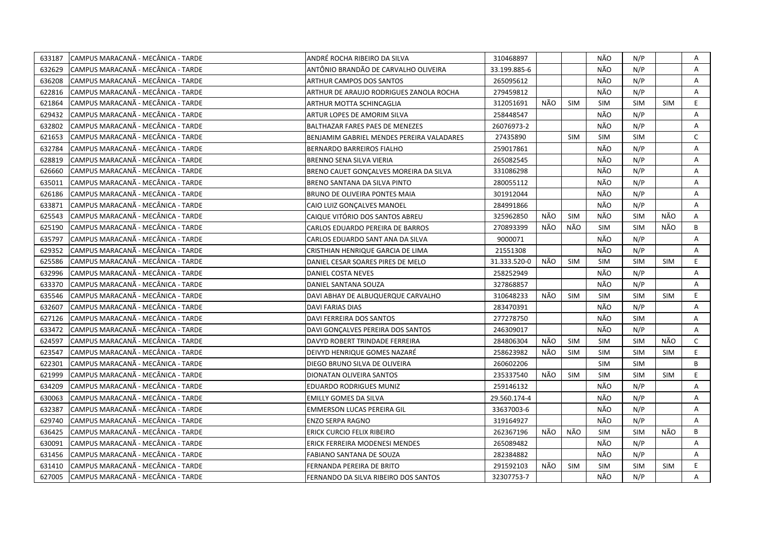| | | | | | | | | | |
|---|---|---|---|---|---|---|---|---|---|
| 633187 | CAMPUS MARACANÃ - MECÂNICA - TARDE | ANDRÉ ROCHA RIBEIRO DA SILVA | 310468897 | | | NÃO | N/P | | A |
| 632629 | CAMPUS MARACANÃ - MECÂNICA - TARDE | ANTÔNIO BRANDÃO DE CARVALHO OLIVEIRA | 33.199.885-6 | | | NÃO | N/P | | A |
| 636208 | CAMPUS MARACANÃ - MECÂNICA - TARDE | ARTHUR CAMPOS DOS SANTOS | 265095612 | | | NÃO | N/P | | A |
| 622816 | CAMPUS MARACANÃ - MECÂNICA - TARDE | ARTHUR DE ARAUJO RODRIGUES ZANOLA ROCHA | 279459812 | | | NÃO | N/P | | A |
| 621864 | CAMPUS MARACANÃ - MECÂNICA - TARDE | ARTHUR MOTTA SCHINCAGLIA | 312051691 | NÃO | SIM | SIM | SIM | SIM | E |
| 629432 | CAMPUS MARACANÃ - MECÂNICA - TARDE | ARTUR LOPES DE AMORIM SILVA | 258448547 | | | NÃO | N/P | | A |
| 632802 | CAMPUS MARACANÃ - MECÂNICA - TARDE | BALTHAZAR FARES PAES DE MENEZES | 26076973-2 | | | NÃO | N/P | | A |
| 621653 | CAMPUS MARACANÃ - MECÂNICA - TARDE | BENJAMIM GABRIEL MENDES PEREIRA VALADARES | 27435890 | | SIM | SIM | SIM | | C |
| 632784 | CAMPUS MARACANÃ - MECÂNICA - TARDE | BERNARDO BARREIROS FIALHO | 259017861 | | | NÃO | N/P | | A |
| 628819 | CAMPUS MARACANÃ - MECÂNICA - TARDE | BRENNO SENA SILVA VIERIA | 265082545 | | | NÃO | N/P | | A |
| 626660 | CAMPUS MARACANÃ - MECÂNICA - TARDE | BRENO CAUET GONÇALVES MOREIRA DA SILVA | 331086298 | | | NÃO | N/P | | A |
| 635011 | CAMPUS MARACANÃ - MECÂNICA - TARDE | BRENO SANTANA DA SILVA PINTO | 280055112 | | | NÃO | N/P | | A |
| 626186 | CAMPUS MARACANÃ - MECÂNICA - TARDE | BRUNO DE OLIVEIRA PONTES MAIA | 301912044 | | | NÃO | N/P | | A |
| 633871 | CAMPUS MARACANÃ - MECÂNICA - TARDE | CAIO LUIZ GONÇALVES MANOEL | 284991866 | | | NÃO | N/P | | A |
| 625543 | CAMPUS MARACANÃ - MECÂNICA - TARDE | CAIQUE VITÓRIO DOS SANTOS ABREU | 325962850 | NÃO | SIM | NÃO | SIM | NÃO | A |
| 625190 | CAMPUS MARACANÃ - MECÂNICA - TARDE | CARLOS EDUARDO PEREIRA DE BARROS | 270893399 | NÃO | NÃO | SIM | SIM | NÃO | B |
| 635797 | CAMPUS MARACANÃ - MECÂNICA - TARDE | CARLOS EDUARDO SANT ANA DA SILVA | 9000071 | | | NÃO | N/P | | A |
| 629352 | CAMPUS MARACANÃ - MECÂNICA - TARDE | CRISTHIAN HENRIQUE GARCIA DE LIMA | 21551308 | | | NÃO | N/P | | A |
| 625586 | CAMPUS MARACANÃ - MECÂNICA - TARDE | DANIEL CESAR SOARES PIRES DE MELO | 31.333.520-0 | NÃO | SIM | SIM | SIM | SIM | E |
| 632996 | CAMPUS MARACANÃ - MECÂNICA - TARDE | DANIEL COSTA NEVES | 258252949 | | | NÃO | N/P | | A |
| 633370 | CAMPUS MARACANÃ - MECÂNICA - TARDE | DANIEL SANTANA SOUZA | 327868857 | | | NÃO | N/P | | A |
| 635546 | CAMPUS MARACANÃ - MECÂNICA - TARDE | DAVI ABHAY DE ALBUQUERQUE CARVALHO | 310648233 | NÃO | SIM | SIM | SIM | SIM | E |
| 632607 | CAMPUS MARACANÃ - MECÂNICA - TARDE | DAVI FARIAS DIAS | 283470391 | | | NÃO | N/P | | A |
| 627126 | CAMPUS MARACANÃ - MECÂNICA - TARDE | DAVI FERREIRA DOS SANTOS | 277278750 | | | NÃO | SIM | | A |
| 633472 | CAMPUS MARACANÃ - MECÂNICA - TARDE | DAVI GONÇALVES PEREIRA DOS SANTOS | 246309017 | | | NÃO | N/P | | A |
| 624597 | CAMPUS MARACANÃ - MECÂNICA - TARDE | DAVYD ROBERT TRINDADE FERREIRA | 284806304 | NÃO | SIM | SIM | SIM | NÃO | C |
| 623547 | CAMPUS MARACANÃ - MECÂNICA - TARDE | DEIVYD HENRIQUE GOMES NAZARÉ | 258623982 | NÃO | SIM | SIM | SIM | SIM | E |
| 622301 | CAMPUS MARACANÃ - MECÂNICA - TARDE | DIEGO BRUNO SILVA DE OLIVEIRA | 260602206 | | | SIM | SIM | | B |
| 621999 | CAMPUS MARACANÃ - MECÂNICA - TARDE | DIONATAN OLIVEIRA SANTOS | 235337540 | NÃO | SIM | SIM | SIM | SIM | E |
| 634209 | CAMPUS MARACANÃ - MECÂNICA - TARDE | EDUARDO RODRIGUES MUNIZ | 259146132 | | | NÃO | N/P | | A |
| 630063 | CAMPUS MARACANÃ - MECÂNICA - TARDE | EMILLY GOMES DA SILVA | 29.560.174-4 | | | NÃO | N/P | | A |
| 632387 | CAMPUS MARACANÃ - MECÂNICA - TARDE | EMMERSON LUCAS PEREIRA GIL | 33637003-6 | | | NÃO | N/P | | A |
| 629740 | CAMPUS MARACANÃ - MECÂNICA - TARDE | ENZO SERPA RAGNO | 319164927 | | | NÃO | N/P | | A |
| 636425 | CAMPUS MARACANÃ - MECÂNICA - TARDE | ERICK CURCIO FELIX RIBEIRO | 262367196 | NÃO | NÃO | SIM | SIM | NÃO | B |
| 630091 | CAMPUS MARACANÃ - MECÂNICA - TARDE | ERICK FERREIRA MODENESI MENDES | 265089482 | | | NÃO | N/P | | A |
| 631456 | CAMPUS MARACANÃ - MECÂNICA - TARDE | FABIANO SANTANA DE SOUZA | 282384882 | | | NÃO | N/P | | A |
| 631410 | CAMPUS MARACANÃ - MECÂNICA - TARDE | FERNANDA PEREIRA DE BRITO | 291592103 | NÃO | SIM | SIM | SIM | SIM | E |
| 627005 | CAMPUS MARACANÃ - MECÂNICA - TARDE | FERNANDO DA SILVA RIBEIRO DOS SANTOS | 32307753-7 | | | NÃO | N/P | | A |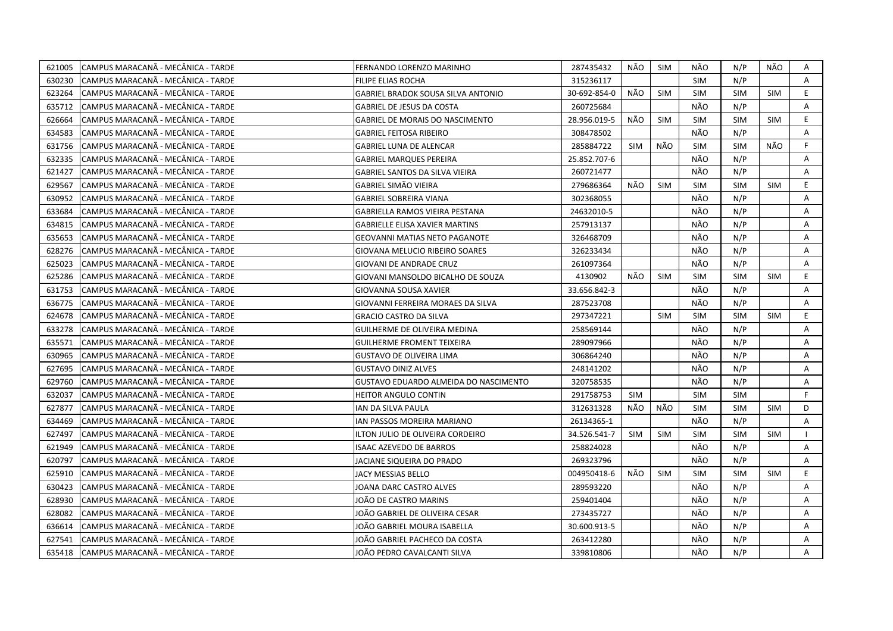| | | | | | | | | | |
|---|---|---|---|---|---|---|---|---|---|
| 621005 | CAMPUS MARACANÃ - MECÂNICA - TARDE | FERNANDO LORENZO MARINHO | 287435432 | NÃO | SIM | NÃO | N/P | NÃO | A |
| 630230 | CAMPUS MARACANÃ - MECÂNICA - TARDE | FILIPE ELIAS ROCHA | 315236117 | | | SIM | N/P | | A |
| 623264 | CAMPUS MARACANÃ - MECÂNICA - TARDE | GABRIEL BRADOK SOUSA SILVA ANTONIO | 30-692-854-0 | NÃO | SIM | SIM | SIM | SIM | E |
| 635712 | CAMPUS MARACANÃ - MECÂNICA - TARDE | GABRIEL DE JESUS DA COSTA | 260725684 | | | NÃO | N/P | | A |
| 626664 | CAMPUS MARACANÃ - MECÂNICA - TARDE | GABRIEL DE MORAIS DO NASCIMENTO | 28.956.019-5 | NÃO | SIM | SIM | SIM | SIM | E |
| 634583 | CAMPUS MARACANÃ - MECÂNICA - TARDE | GABRIEL FEITOSA RIBEIRO | 308478502 | | | NÃO | N/P | | A |
| 631756 | CAMPUS MARACANÃ - MECÂNICA - TARDE | GABRIEL LUNA DE ALENCAR | 285884722 | SIM | NÃO | SIM | SIM | NÃO | F |
| 632335 | CAMPUS MARACANÃ - MECÂNICA - TARDE | GABRIEL MARQUES PEREIRA | 25.852.707-6 | | | NÃO | N/P | | A |
| 621427 | CAMPUS MARACANÃ - MECÂNICA - TARDE | GABRIEL SANTOS DA SILVA VIEIRA | 260721477 | | | NÃO | N/P | | A |
| 629567 | CAMPUS MARACANÃ - MECÂNICA - TARDE | GABRIEL SIMÃO VIEIRA | 279686364 | NÃO | SIM | SIM | SIM | SIM | E |
| 630952 | CAMPUS MARACANÃ - MECÂNICA - TARDE | GABRIEL SOBREIRA VIANA | 302368055 | | | NÃO | N/P | | A |
| 633684 | CAMPUS MARACANÃ - MECÂNICA - TARDE | GABRIELLA RAMOS VIEIRA PESTANA | 24632010-5 | | | NÃO | N/P | | A |
| 634815 | CAMPUS MARACANÃ - MECÂNICA - TARDE | GABRIELLE ELISA XAVIER MARTINS | 257913137 | | | NÃO | N/P | | A |
| 635653 | CAMPUS MARACANÃ - MECÂNICA - TARDE | GEOVANNI MATIAS NETO PAGANOTE | 326468709 | | | NÃO | N/P | | A |
| 628276 | CAMPUS MARACANÃ - MECÂNICA - TARDE | GIOVANA MELUCIO RIBEIRO SOARES | 326233434 | | | NÃO | N/P | | A |
| 625023 | CAMPUS MARACANÃ - MECÂNICA - TARDE | GIOVANI DE ANDRADE CRUZ | 261097364 | | | NÃO | N/P | | A |
| 625286 | CAMPUS MARACANÃ - MECÂNICA - TARDE | GIOVANI MANSOLDO BICALHO DE SOUZA | 4130902 | NÃO | SIM | SIM | SIM | SIM | E |
| 631753 | CAMPUS MARACANÃ - MECÂNICA - TARDE | GIOVANNA SOUSA XAVIER | 33.656.842-3 | | | NÃO | N/P | | A |
| 636775 | CAMPUS MARACANÃ - MECÂNICA - TARDE | GIOVANNI FERREIRA MORAES DA SILVA | 287523708 | | | NÃO | N/P | | A |
| 624678 | CAMPUS MARACANÃ - MECÂNICA - TARDE | GRACIO CASTRO DA SILVA | 297347221 | | SIM | SIM | SIM | SIM | E |
| 633278 | CAMPUS MARACANÃ - MECÂNICA - TARDE | GUILHERME DE OLIVEIRA MEDINA | 258569144 | | | NÃO | N/P | | A |
| 635571 | CAMPUS MARACANÃ - MECÂNICA - TARDE | GUILHERME FROMENT TEIXEIRA | 289097966 | | | NÃO | N/P | | A |
| 630965 | CAMPUS MARACANÃ - MECÂNICA - TARDE | GUSTAVO DE OLIVEIRA LIMA | 306864240 | | | NÃO | N/P | | A |
| 627695 | CAMPUS MARACANÃ - MECÂNICA - TARDE | GUSTAVO DINIZ ALVES | 248141202 | | | NÃO | N/P | | A |
| 629760 | CAMPUS MARACANÃ - MECÂNICA - TARDE | GUSTAVO EDUARDO ALMEIDA DO NASCIMENTO | 320758535 | | | NÃO | N/P | | A |
| 632037 | CAMPUS MARACANÃ - MECÂNICA - TARDE | HEITOR ANGULO CONTIN | 291758753 | SIM | | SIM | SIM | | F |
| 627877 | CAMPUS MARACANÃ - MECÂNICA - TARDE | IAN DA SILVA PAULA | 312631328 | NÃO | NÃO | SIM | SIM | SIM | D |
| 634469 | CAMPUS MARACANÃ - MECÂNICA - TARDE | IAN PASSOS MOREIRA MARIANO | 26134365-1 | | | NÃO | N/P | | A |
| 627497 | CAMPUS MARACANÃ - MECÂNICA - TARDE | ILTON JULIO DE OLIVEIRA CORDEIRO | 34.526.541-7 | SIM | SIM | SIM | SIM | SIM | I |
| 621949 | CAMPUS MARACANÃ - MECÂNICA - TARDE | ISAAC AZEVEDO DE BARROS | 258824028 | | | NÃO | N/P | | A |
| 620797 | CAMPUS MARACANÃ - MECÂNICA - TARDE | JACIANE SIQUEIRA DO PRADO | 269323796 | | | NÃO | N/P | | A |
| 625910 | CAMPUS MARACANÃ - MECÂNICA - TARDE | JACY MESSIAS BELLO | 004950418-6 | NÃO | SIM | SIM | SIM | SIM | E |
| 630423 | CAMPUS MARACANÃ - MECÂNICA - TARDE | JOANA DARC CASTRO ALVES | 289593220 | | | NÃO | N/P | | A |
| 628930 | CAMPUS MARACANÃ - MECÂNICA - TARDE | JOÃO DE CASTRO MARINS | 259401404 | | | NÃO | N/P | | A |
| 628082 | CAMPUS MARACANÃ - MECÂNICA - TARDE | JOÃO GABRIEL DE OLIVEIRA CESAR | 273435727 | | | NÃO | N/P | | A |
| 636614 | CAMPUS MARACANÃ - MECÂNICA - TARDE | JOÃO GABRIEL MOURA ISABELLA | 30.600.913-5 | | | NÃO | N/P | | A |
| 627541 | CAMPUS MARACANÃ - MECÂNICA - TARDE | JOÃO GABRIEL PACHECO DA COSTA | 263412280 | | | NÃO | N/P | | A |
| 635418 | CAMPUS MARACANÃ - MECÂNICA - TARDE | JOÃO PEDRO CAVALCANTI SILVA | 339810806 | | | NÃO | N/P | | A |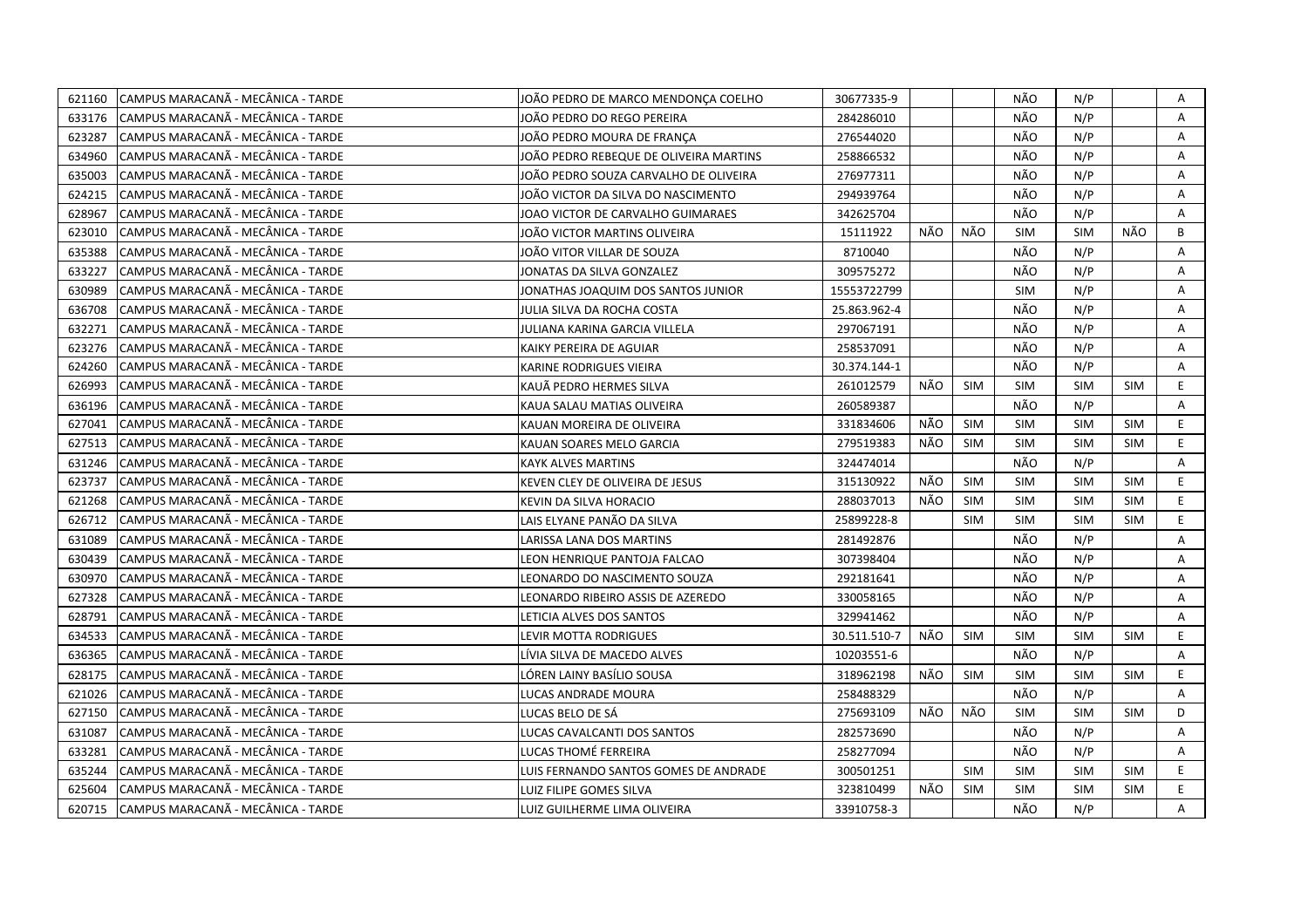| 621160 | CAMPUS MARACANÃ - MECÂNICA - TARDE | JOÃO PEDRO DE MARCO MENDONÇA COELHO | 30677335-9 | | | NÃO | N/P | | A |
|---|---|---|---|---|---|---|---|---|---|
| 633176 | CAMPUS MARACANÃ - MECÂNICA - TARDE | JOÃO PEDRO DO REGO PEREIRA | 284286010 | | | NÃO | N/P | | A |
| 623287 | CAMPUS MARACANÃ - MECÂNICA - TARDE | JOÃO PEDRO MOURA DE FRANÇA | 276544020 | | | NÃO | N/P | | A |
| 634960 | CAMPUS MARACANÃ - MECÂNICA - TARDE | JOÃO PEDRO REBEQUE DE OLIVEIRA MARTINS | 258866532 | | | NÃO | N/P | | A |
| 635003 | CAMPUS MARACANÃ - MECÂNICA - TARDE | JOÃO PEDRO SOUZA CARVALHO DE OLIVEIRA | 276977311 | | | NÃO | N/P | | A |
| 624215 | CAMPUS MARACANÃ - MECÂNICA - TARDE | JOÃO VICTOR DA SILVA DO NASCIMENTO | 294939764 | | | NÃO | N/P | | A |
| 628967 | CAMPUS MARACANÃ - MECÂNICA - TARDE | JOAO VICTOR DE CARVALHO GUIMARAES | 342625704 | | | NÃO | N/P | | A |
| 623010 | CAMPUS MARACANÃ - MECÂNICA - TARDE | JOÃO VICTOR MARTINS OLIVEIRA | 15111922 | NÃO | NÃO | SIM | SIM | NÃO | B |
| 635388 | CAMPUS MARACANÃ - MECÂNICA - TARDE | JOÃO VITOR VILLAR DE SOUZA | 8710040 | | | NÃO | N/P | | A |
| 633227 | CAMPUS MARACANÃ - MECÂNICA - TARDE | JONATAS DA SILVA GONZALEZ | 309575272 | | | NÃO | N/P | | A |
| 630989 | CAMPUS MARACANÃ - MECÂNICA - TARDE | JONATHAS JOAQUIM DOS SANTOS JUNIOR | 15553722799 | | | SIM | N/P | | A |
| 636708 | CAMPUS MARACANÃ - MECÂNICA - TARDE | JULIA SILVA DA ROCHA COSTA | 25.863.962-4 | | | NÃO | N/P | | A |
| 632271 | CAMPUS MARACANÃ - MECÂNICA - TARDE | JULIANA KARINA GARCIA VILLELA | 297067191 | | | NÃO | N/P | | A |
| 623276 | CAMPUS MARACANÃ - MECÂNICA - TARDE | KAIKY PEREIRA DE AGUIAR | 258537091 | | | NÃO | N/P | | A |
| 624260 | CAMPUS MARACANÃ - MECÂNICA - TARDE | KARINE RODRIGUES VIEIRA | 30.374.144-1 | | | NÃO | N/P | | A |
| 626993 | CAMPUS MARACANÃ - MECÂNICA - TARDE | KAUÃ PEDRO HERMES SILVA | 261012579 | NÃO | SIM | SIM | SIM | SIM | E |
| 636196 | CAMPUS MARACANÃ - MECÂNICA - TARDE | KAUA SALAU MATIAS OLIVEIRA | 260589387 | | | NÃO | N/P | | A |
| 627041 | CAMPUS MARACANÃ - MECÂNICA - TARDE | KAUAN MOREIRA DE OLIVEIRA | 331834606 | NÃO | SIM | SIM | SIM | SIM | E |
| 627513 | CAMPUS MARACANÃ - MECÂNICA - TARDE | KAUAN SOARES MELO GARCIA | 279519383 | NÃO | SIM | SIM | SIM | SIM | E |
| 631246 | CAMPUS MARACANÃ - MECÂNICA - TARDE | KAYK ALVES MARTINS | 324474014 | | | NÃO | N/P | | A |
| 623737 | CAMPUS MARACANÃ - MECÂNICA - TARDE | KEVEN CLEY DE OLIVEIRA DE JESUS | 315130922 | NÃO | SIM | SIM | SIM | SIM | E |
| 621268 | CAMPUS MARACANÃ - MECÂNICA - TARDE | KEVIN DA SILVA HORACIO | 288037013 | NÃO | SIM | SIM | SIM | SIM | E |
| 626712 | CAMPUS MARACANÃ - MECÂNICA - TARDE | LAIS ELYANE PANÃO DA SILVA | 25899228-8 | | SIM | SIM | SIM | SIM | E |
| 631089 | CAMPUS MARACANÃ - MECÂNICA - TARDE | LARISSA LANA DOS MARTINS | 281492876 | | | NÃO | N/P | | A |
| 630439 | CAMPUS MARACANÃ - MECÂNICA - TARDE | LEON HENRIQUE PANTOJA FALCAO | 307398404 | | | NÃO | N/P | | A |
| 630970 | CAMPUS MARACANÃ - MECÂNICA - TARDE | LEONARDO DO NASCIMENTO SOUZA | 292181641 | | | NÃO | N/P | | A |
| 627328 | CAMPUS MARACANÃ - MECÂNICA - TARDE | LEONARDO RIBEIRO ASSIS DE AZEREDO | 330058165 | | | NÃO | N/P | | A |
| 628791 | CAMPUS MARACANÃ - MECÂNICA - TARDE | LETICIA ALVES DOS SANTOS | 329941462 | | | NÃO | N/P | | A |
| 634533 | CAMPUS MARACANÃ - MECÂNICA - TARDE | LEVIR MOTTA RODRIGUES | 30.511.510-7 | NÃO | SIM | SIM | SIM | SIM | E |
| 636365 | CAMPUS MARACANÃ - MECÂNICA - TARDE | LÍVIA SILVA DE MACEDO ALVES | 10203551-6 | | | NÃO | N/P | | A |
| 628175 | CAMPUS MARACANÃ - MECÂNICA - TARDE | LÓREN LAINY BASÍLIO SOUSA | 318962198 | NÃO | SIM | SIM | SIM | SIM | E |
| 621026 | CAMPUS MARACANÃ - MECÂNICA - TARDE | LUCAS ANDRADE MOURA | 258488329 | | | NÃO | N/P | | A |
| 627150 | CAMPUS MARACANÃ - MECÂNICA - TARDE | LUCAS BELO DE SÁ | 275693109 | NÃO | NÃO | SIM | SIM | SIM | D |
| 631087 | CAMPUS MARACANÃ - MECÂNICA - TARDE | LUCAS CAVALCANTI DOS SANTOS | 282573690 | | | NÃO | N/P | | A |
| 633281 | CAMPUS MARACANÃ - MECÂNICA - TARDE | LUCAS THOMÉ FERREIRA | 258277094 | | | NÃO | N/P | | A |
| 635244 | CAMPUS MARACANÃ - MECÂNICA - TARDE | LUIS FERNANDO SANTOS GOMES DE ANDRADE | 300501251 | | SIM | SIM | SIM | SIM | E |
| 625604 | CAMPUS MARACANÃ - MECÂNICA - TARDE | LUIZ FILIPE GOMES SILVA | 323810499 | NÃO | SIM | SIM | SIM | SIM | E |
| 620715 | CAMPUS MARACANÃ - MECÂNICA - TARDE | LUIZ GUILHERME LIMA OLIVEIRA | 33910758-3 | | | NÃO | N/P | | A |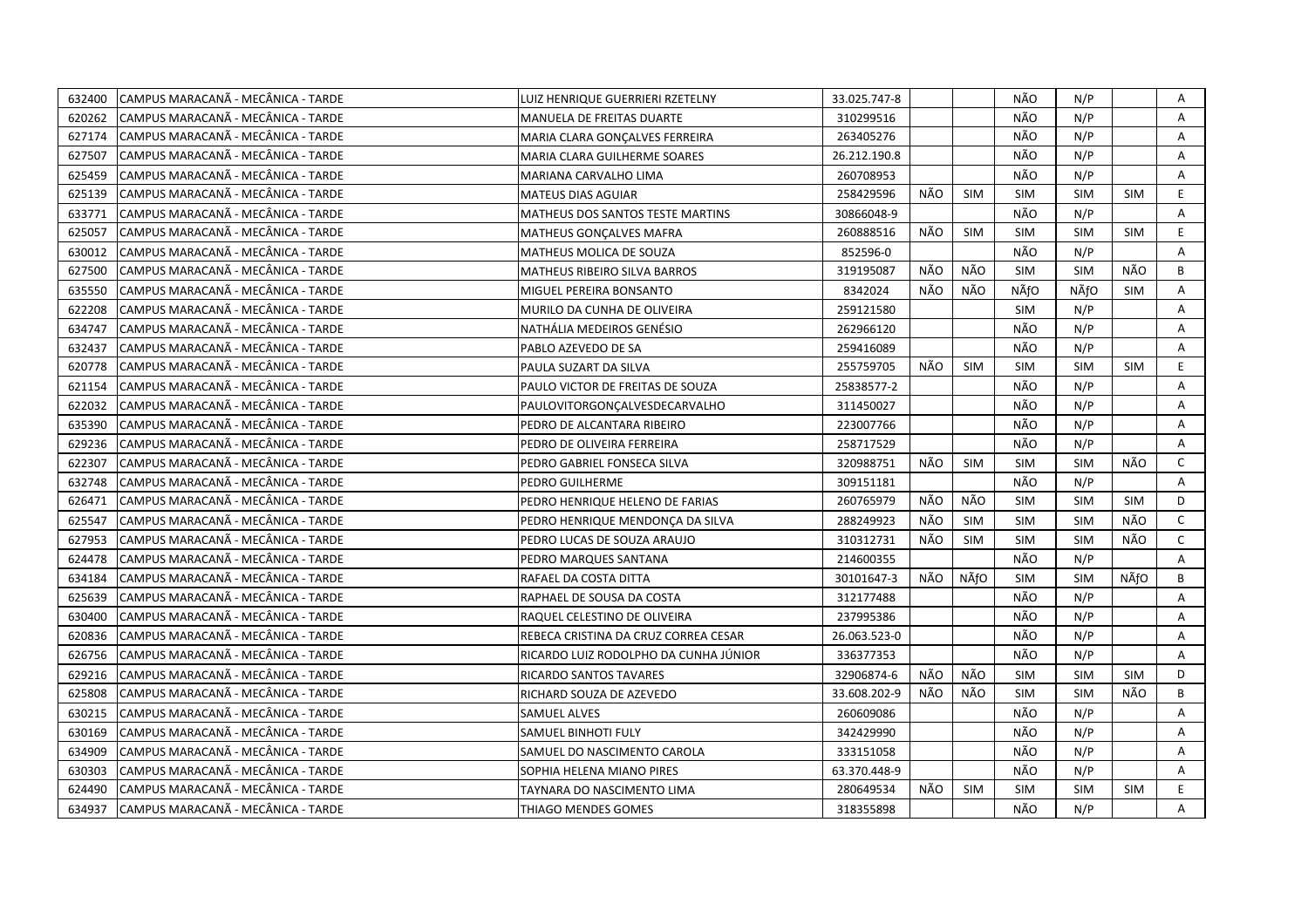| | | | | | | | | | |
|---|---|---|---|---|---|---|---|---|---|
| 632400 | CAMPUS MARACANÃ - MECÂNICA - TARDE | LUIZ HENRIQUE GUERRIERI RZETELNY | 33.025.747-8 | | | NÃO | N/P | | A |
| 620262 | CAMPUS MARACANÃ - MECÂNICA - TARDE | MANUELA DE FREITAS DUARTE | 310299516 | | | NÃO | N/P | | A |
| 627174 | CAMPUS MARACANÃ - MECÂNICA - TARDE | MARIA CLARA GONÇALVES FERREIRA | 263405276 | | | NÃO | N/P | | A |
| 627507 | CAMPUS MARACANÃ - MECÂNICA - TARDE | MARIA CLARA GUILHERME SOARES | 26.212.190.8 | | | NÃO | N/P | | A |
| 625459 | CAMPUS MARACANÃ - MECÂNICA - TARDE | MARIANA CARVALHO LIMA | 260708953 | | | NÃO | N/P | | A |
| 625139 | CAMPUS MARACANÃ - MECÂNICA - TARDE | MATEUS DIAS AGUIAR | 258429596 | NÃO | SIM | SIM | SIM | SIM | E |
| 633771 | CAMPUS MARACANÃ - MECÂNICA - TARDE | MATHEUS DOS SANTOS TESTE MARTINS | 30866048-9 | | | NÃO | N/P | | A |
| 625057 | CAMPUS MARACANÃ - MECÂNICA - TARDE | MATHEUS GONÇALVES MAFRA | 260888516 | NÃO | SIM | SIM | SIM | SIM | E |
| 630012 | CAMPUS MARACANÃ - MECÂNICA - TARDE | MATHEUS MOLICA DE SOUZA | 852596-0 | | | NÃO | N/P | | A |
| 627500 | CAMPUS MARACANÃ - MECÂNICA - TARDE | MATHEUS RIBEIRO SILVA BARROS | 319195087 | NÃO | NÃO | SIM | SIM | NÃO | B |
| 635550 | CAMPUS MARACANÃ - MECÂNICA - TARDE | MIGUEL PEREIRA BONSANTO | 8342024 | NÃO | NÃO | NÃƒO | NÃƒO | SIM | A |
| 622208 | CAMPUS MARACANÃ - MECÂNICA - TARDE | MURILO DA CUNHA DE OLIVEIRA | 259121580 | | | SIM | N/P | | A |
| 634747 | CAMPUS MARACANÃ - MECÂNICA - TARDE | NATHÁLIA MEDEIROS GENÉSIO | 262966120 | | | NÃO | N/P | | A |
| 632437 | CAMPUS MARACANÃ - MECÂNICA - TARDE | PABLO AZEVEDO DE SA | 259416089 | | | NÃO | N/P | | A |
| 620778 | CAMPUS MARACANÃ - MECÂNICA - TARDE | PAULA SUZART DA SILVA | 255759705 | NÃO | SIM | SIM | SIM | SIM | E |
| 621154 | CAMPUS MARACANÃ - MECÂNICA - TARDE | PAULO VICTOR DE FREITAS DE SOUZA | 25838577-2 | | | NÃO | N/P | | A |
| 622032 | CAMPUS MARACANÃ - MECÂNICA - TARDE | PAULOVITORGONÇALVESDECARVALHO | 311450027 | | | NÃO | N/P | | A |
| 635390 | CAMPUS MARACANÃ - MECÂNICA - TARDE | PEDRO DE ALCANTARA RIBEIRO | 223007766 | | | NÃO | N/P | | A |
| 629236 | CAMPUS MARACANÃ - MECÂNICA - TARDE | PEDRO DE OLIVEIRA FERREIRA | 258717529 | | | NÃO | N/P | | A |
| 622307 | CAMPUS MARACANÃ - MECÂNICA - TARDE | PEDRO GABRIEL FONSECA SILVA | 320988751 | NÃO | SIM | SIM | SIM | NÃO | C |
| 632748 | CAMPUS MARACANÃ - MECÂNICA - TARDE | PEDRO GUILHERME | 309151181 | | | NÃO | N/P | | A |
| 626471 | CAMPUS MARACANÃ - MECÂNICA - TARDE | PEDRO HENRIQUE HELENO DE FARIAS | 260765979 | NÃO | NÃO | SIM | SIM | SIM | D |
| 625547 | CAMPUS MARACANÃ - MECÂNICA - TARDE | PEDRO HENRIQUE MENDONÇA DA SILVA | 288249923 | NÃO | SIM | SIM | SIM | NÃO | C |
| 627953 | CAMPUS MARACANÃ - MECÂNICA - TARDE | PEDRO LUCAS DE SOUZA ARAUJO | 310312731 | NÃO | SIM | SIM | SIM | NÃO | C |
| 624478 | CAMPUS MARACANÃ - MECÂNICA - TARDE | PEDRO MARQUES SANTANA | 214600355 | | | NÃO | N/P | | A |
| 634184 | CAMPUS MARACANÃ - MECÂNICA - TARDE | RAFAEL DA COSTA DITTA | 30101647-3 | NÃO | NÃƒO | SIM | SIM | NÃƒO | B |
| 625639 | CAMPUS MARACANÃ - MECÂNICA - TARDE | RAPHAEL DE SOUSA DA COSTA | 312177488 | | | NÃO | N/P | | A |
| 630400 | CAMPUS MARACANÃ - MECÂNICA - TARDE | RAQUEL CELESTINO DE OLIVEIRA | 237995386 | | | NÃO | N/P | | A |
| 620836 | CAMPUS MARACANÃ - MECÂNICA - TARDE | REBECA CRISTINA DA CRUZ CORREA CESAR | 26.063.523-0 | | | NÃO | N/P | | A |
| 626756 | CAMPUS MARACANÃ - MECÂNICA - TARDE | RICARDO LUIZ RODOLPHO DA CUNHA JÚNIOR | 336377353 | | | NÃO | N/P | | A |
| 629216 | CAMPUS MARACANÃ - MECÂNICA - TARDE | RICARDO SANTOS TAVARES | 32906874-6 | NÃO | NÃO | SIM | SIM | SIM | D |
| 625808 | CAMPUS MARACANÃ - MECÂNICA - TARDE | RICHARD SOUZA DE AZEVEDO | 33.608.202-9 | NÃO | NÃO | SIM | SIM | NÃO | B |
| 630215 | CAMPUS MARACANÃ - MECÂNICA - TARDE | SAMUEL ALVES | 260609086 | | | NÃO | N/P | | A |
| 630169 | CAMPUS MARACANÃ - MECÂNICA - TARDE | SAMUEL BINHOTI FULY | 342429990 | | | NÃO | N/P | | A |
| 634909 | CAMPUS MARACANÃ - MECÂNICA - TARDE | SAMUEL DO NASCIMENTO CAROLA | 333151058 | | | NÃO | N/P | | A |
| 630303 | CAMPUS MARACANÃ - MECÂNICA - TARDE | SOPHIA HELENA MIANO PIRES | 63.370.448-9 | | | NÃO | N/P | | A |
| 624490 | CAMPUS MARACANÃ - MECÂNICA - TARDE | TAYNARA DO NASCIMENTO LIMA | 280649534 | NÃO | SIM | SIM | SIM | SIM | E |
| 634937 | CAMPUS MARACANÃ - MECÂNICA - TARDE | THIAGO MENDES GOMES | 318355898 | | | NÃO | N/P | | A |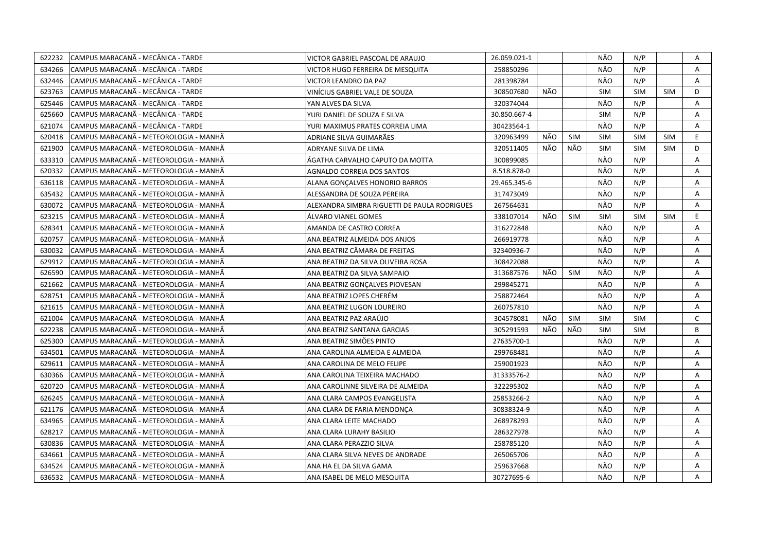| | | | | | | | | | |
|---|---|---|---|---|---|---|---|---|---|
| 622232 | CAMPUS MARACANÃ - MECÂNICA - TARDE | VICTOR GABRIEL PASCOAL DE ARAUJO | 26.059.021-1 | | | NÃO | N/P | | A |
| 634266 | CAMPUS MARACANÃ - MECÂNICA - TARDE | VICTOR HUGO FERREIRA DE MESQUITA | 258850296 | | | NÃO | N/P | | A |
| 632446 | CAMPUS MARACANÃ - MECÂNICA - TARDE | VICTOR LEANDRO DA PAZ | 281398784 | | | NÃO | N/P | | A |
| 623763 | CAMPUS MARACANÃ - MECÂNICA - TARDE | VINÍCIUS GABRIEL VALE DE SOUZA | 308507680 | NÃO | | SIM | SIM | SIM | D |
| 625446 | CAMPUS MARACANÃ - MECÂNICA - TARDE | YAN ALVES DA SILVA | 320374044 | | | NÃO | N/P | | A |
| 625660 | CAMPUS MARACANÃ - MECÂNICA - TARDE | YURI DANIEL DE SOUZA E SILVA | 30.850.667-4 | | | SIM | N/P | | A |
| 621074 | CAMPUS MARACANÃ - MECÂNICA - TARDE | YURI MAXIMUS PRATES CORREIA LIMA | 30423564-1 | | | NÃO | N/P | | A |
| 620418 | CAMPUS MARACANÃ - METEOROLOGIA - MANHÃ | ADRIANE SILVA GUIMARÃES | 320963499 | NÃO | SIM | SIM | SIM | SIM | E |
| 621900 | CAMPUS MARACANÃ - METEOROLOGIA - MANHÃ | ADRYANE SILVA DE LIMA | 320511405 | NÃO | NÃO | SIM | SIM | SIM | D |
| 633310 | CAMPUS MARACANÃ - METEOROLOGIA - MANHÃ | ÁGATHA CARVALHO CAPUTO DA MOTTA | 300899085 | | | NÃO | N/P | | A |
| 620332 | CAMPUS MARACANÃ - METEOROLOGIA - MANHÃ | AGNALDO CORREIA DOS SANTOS | 8.518.878-0 | | | NÃO | N/P | | A |
| 636118 | CAMPUS MARACANÃ - METEOROLOGIA - MANHÃ | ALANA GONÇALVES HONORIO BARROS | 29.465.345-6 | | | NÃO | N/P | | A |
| 635432 | CAMPUS MARACANÃ - METEOROLOGIA - MANHÃ | ALESSANDRA DE SOUZA PEREIRA | 317473049 | | | NÃO | N/P | | A |
| 630072 | CAMPUS MARACANÃ - METEOROLOGIA - MANHÃ | ALEXANDRA SIMBRA RIGUETTI DE PAULA RODRIGUES | 267564631 | | | NÃO | N/P | | A |
| 623215 | CAMPUS MARACANÃ - METEOROLOGIA - MANHÃ | ÁLVARO VIANEL GOMES | 338107014 | NÃO | SIM | SIM | SIM | SIM | E |
| 628341 | CAMPUS MARACANÃ - METEOROLOGIA - MANHÃ | AMANDA DE CASTRO CORREA | 316272848 | | | NÃO | N/P | | A |
| 620757 | CAMPUS MARACANÃ - METEOROLOGIA - MANHÃ | ANA BEATRIZ ALMEIDA DOS ANJOS | 266919778 | | | NÃO | N/P | | A |
| 630032 | CAMPUS MARACANÃ - METEOROLOGIA - MANHÃ | ANA BEATRIZ CÂMARA DE FREITAS | 32340936-7 | | | NÃO | N/P | | A |
| 629912 | CAMPUS MARACANÃ - METEOROLOGIA - MANHÃ | ANA BEATRIZ DA SILVA OLIVEIRA ROSA | 308422088 | | | NÃO | N/P | | A |
| 626590 | CAMPUS MARACANÃ - METEOROLOGIA - MANHÃ | ANA BEATRIZ DA SILVA SAMPAIO | 313687576 | NÃO | SIM | NÃO | N/P | | A |
| 621662 | CAMPUS MARACANÃ - METEOROLOGIA - MANHÃ | ANA BEATRIZ GONÇALVES PIOVESAN | 299845271 | | | NÃO | N/P | | A |
| 628751 | CAMPUS MARACANÃ - METEOROLOGIA - MANHÃ | ANA BEATRIZ LOPES CHERÉM | 258872464 | | | NÃO | N/P | | A |
| 621615 | CAMPUS MARACANÃ - METEOROLOGIA - MANHÃ | ANA BEATRIZ LUGON LOUREIRO | 260757810 | | | NÃO | N/P | | A |
| 621004 | CAMPUS MARACANÃ - METEOROLOGIA - MANHÃ | ANA BEATRIZ PAZ ARAÚJO | 304578081 | NÃO | SIM | SIM | SIM | | C |
| 622238 | CAMPUS MARACANÃ - METEOROLOGIA - MANHÃ | ANA BEATRIZ SANTANA GARCIAS | 305291593 | NÃO | NÃO | SIM | SIM | | B |
| 625300 | CAMPUS MARACANÃ - METEOROLOGIA - MANHÃ | ANA BEATRIZ SIMÕES PINTO | 27635700-1 | | | NÃO | N/P | | A |
| 634501 | CAMPUS MARACANÃ - METEOROLOGIA - MANHÃ | ANA CAROLINA ALMEIDA E ALMEIDA | 299768481 | | | NÃO | N/P | | A |
| 629611 | CAMPUS MARACANÃ - METEOROLOGIA - MANHÃ | ANA CAROLINA DE MELO FELIPE | 259001923 | | | NÃO | N/P | | A |
| 630366 | CAMPUS MARACANÃ - METEOROLOGIA - MANHÃ | ANA CAROLINA TEIXEIRA MACHADO | 31333576-2 | | | NÃO | N/P | | A |
| 620720 | CAMPUS MARACANÃ - METEOROLOGIA - MANHÃ | ANA CAROLINNE SILVEIRA DE ALMEIDA | 322295302 | | | NÃO | N/P | | A |
| 626245 | CAMPUS MARACANÃ - METEOROLOGIA - MANHÃ | ANA CLARA CAMPOS EVANGELISTA | 25853266-2 | | | NÃO | N/P | | A |
| 621176 | CAMPUS MARACANÃ - METEOROLOGIA - MANHÃ | ANA CLARA DE FARIA MENDONÇA | 30838324-9 | | | NÃO | N/P | | A |
| 634965 | CAMPUS MARACANÃ - METEOROLOGIA - MANHÃ | ANA CLARA LEITE MACHADO | 268978293 | | | NÃO | N/P | | A |
| 628217 | CAMPUS MARACANÃ - METEOROLOGIA - MANHÃ | ANA CLARA LURAHY BASILIO | 286327978 | | | NÃO | N/P | | A |
| 630836 | CAMPUS MARACANÃ - METEOROLOGIA - MANHÃ | ANA CLARA PERAZZIO SILVA | 258785120 | | | NÃO | N/P | | A |
| 634661 | CAMPUS MARACANÃ - METEOROLOGIA - MANHÃ | ANA CLARA SILVA NEVES DE ANDRADE | 265065706 | | | NÃO | N/P | | A |
| 634524 | CAMPUS MARACANÃ - METEOROLOGIA - MANHÃ | ANA HA EL DA SILVA GAMA | 259637668 | | | NÃO | N/P | | A |
| 636532 | CAMPUS MARACANÃ - METEOROLOGIA - MANHÃ | ANA ISABEL DE MELO MESQUITA | 30727695-6 | | | NÃO | N/P | | A |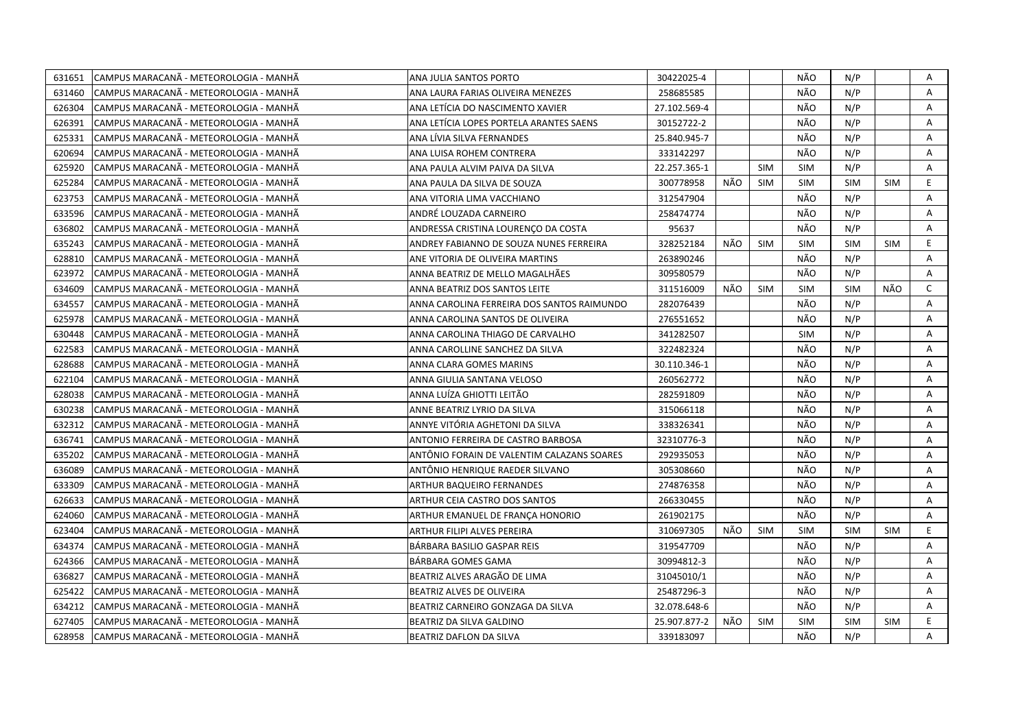| | | | | | | | | | |
|---|---|---|---|---|---|---|---|---|---|
| 631651 | CAMPUS MARACANÃ - METEOROLOGIA - MANHÃ | ANA JULIA SANTOS PORTO | 30422025-4 | | | NÃO | N/P | | A |
| 631460 | CAMPUS MARACANÃ - METEOROLOGIA - MANHÃ | ANA LAURA FARIAS OLIVEIRA MENEZES | 258685585 | | | NÃO | N/P | | A |
| 626304 | CAMPUS MARACANÃ - METEOROLOGIA - MANHÃ | ANA LETÍCIA DO NASCIMENTO XAVIER | 27.102.569-4 | | | NÃO | N/P | | A |
| 626391 | CAMPUS MARACANÃ - METEOROLOGIA - MANHÃ | ANA LETÍCIA LOPES PORTELA ARANTES SAENS | 30152722-2 | | | NÃO | N/P | | A |
| 625331 | CAMPUS MARACANÃ - METEOROLOGIA - MANHÃ | ANA LÍVIA SILVA FERNANDES | 25.840.945-7 | | | NÃO | N/P | | A |
| 620694 | CAMPUS MARACANÃ - METEOROLOGIA - MANHÃ | ANA LUISA ROHEM CONTRERA | 333142297 | | | NÃO | N/P | | A |
| 625920 | CAMPUS MARACANÃ - METEOROLOGIA - MANHÃ | ANA PAULA ALVIM PAIVA DA SILVA | 22.257.365-1 | | SIM | SIM | N/P | | A |
| 625284 | CAMPUS MARACANÃ - METEOROLOGIA - MANHÃ | ANA PAULA DA SILVA DE SOUZA | 300778958 | NÃO | SIM | SIM | SIM | SIM | E |
| 623753 | CAMPUS MARACANÃ - METEOROLOGIA - MANHÃ | ANA VITORIA LIMA VACCHIANO | 312547904 | | | NÃO | N/P | | A |
| 633596 | CAMPUS MARACANÃ - METEOROLOGIA - MANHÃ | ANDRÉ LOUZADA CARNEIRO | 258474774 | | | NÃO | N/P | | A |
| 636802 | CAMPUS MARACANÃ - METEOROLOGIA - MANHÃ | ANDRESSA CRISTINA LOURENÇO DA COSTA | 95637 | | | NÃO | N/P | | A |
| 635243 | CAMPUS MARACANÃ - METEOROLOGIA - MANHÃ | ANDREY FABIANNO DE SOUZA NUNES FERREIRA | 328252184 | NÃO | SIM | SIM | SIM | SIM | E |
| 628810 | CAMPUS MARACANÃ - METEOROLOGIA - MANHÃ | ANE VITORIA DE OLIVEIRA MARTINS | 263890246 | | | NÃO | N/P | | A |
| 623972 | CAMPUS MARACANÃ - METEOROLOGIA - MANHÃ | ANNA BEATRIZ DE MELLO MAGALHÃES | 309580579 | | | NÃO | N/P | | A |
| 634609 | CAMPUS MARACANÃ - METEOROLOGIA - MANHÃ | ANNA BEATRIZ DOS SANTOS LEITE | 311516009 | NÃO | SIM | SIM | SIM | NÃO | C |
| 634557 | CAMPUS MARACANÃ - METEOROLOGIA - MANHÃ | ANNA CAROLINA FERREIRA DOS SANTOS RAIMUNDO | 282076439 | | | NÃO | N/P | | A |
| 625978 | CAMPUS MARACANÃ - METEOROLOGIA - MANHÃ | ANNA CAROLINA SANTOS DE OLIVEIRA | 276551652 | | | NÃO | N/P | | A |
| 630448 | CAMPUS MARACANÃ - METEOROLOGIA - MANHÃ | ANNA CAROLINA THIAGO DE CARVALHO | 341282507 | | | SIM | N/P | | A |
| 622583 | CAMPUS MARACANÃ - METEOROLOGIA - MANHÃ | ANNA CAROLLINE SANCHEZ DA SILVA | 322482324 | | | NÃO | N/P | | A |
| 628688 | CAMPUS MARACANÃ - METEOROLOGIA - MANHÃ | ANNA CLARA GOMES MARINS | 30.110.346-1 | | | NÃO | N/P | | A |
| 622104 | CAMPUS MARACANÃ - METEOROLOGIA - MANHÃ | ANNA GIULIA SANTANA VELOSO | 260562772 | | | NÃO | N/P | | A |
| 628038 | CAMPUS MARACANÃ - METEOROLOGIA - MANHÃ | ANNA LUÍZA GHIOTTI LEITÃO | 282591809 | | | NÃO | N/P | | A |
| 630238 | CAMPUS MARACANÃ - METEOROLOGIA - MANHÃ | ANNE BEATRIZ LYRIO DA SILVA | 315066118 | | | NÃO | N/P | | A |
| 632312 | CAMPUS MARACANÃ - METEOROLOGIA - MANHÃ | ANNYE VITÓRIA AGHETONI DA SILVA | 338326341 | | | NÃO | N/P | | A |
| 636741 | CAMPUS MARACANÃ - METEOROLOGIA - MANHÃ | ANTONIO FERREIRA DE CASTRO BARBOSA | 32310776-3 | | | NÃO | N/P | | A |
| 635202 | CAMPUS MARACANÃ - METEOROLOGIA - MANHÃ | ANTÔNIO FORAIN DE VALENTIM CALAZANS SOARES | 292935053 | | | NÃO | N/P | | A |
| 636089 | CAMPUS MARACANÃ - METEOROLOGIA - MANHÃ | ANTÔNIO HENRIQUE RAEDER SILVANO | 305308660 | | | NÃO | N/P | | A |
| 633309 | CAMPUS MARACANÃ - METEOROLOGIA - MANHÃ | ARTHUR BAQUEIRO FERNANDES | 274876358 | | | NÃO | N/P | | A |
| 626633 | CAMPUS MARACANÃ - METEOROLOGIA - MANHÃ | ARTHUR CEIA CASTRO DOS SANTOS | 266330455 | | | NÃO | N/P | | A |
| 624060 | CAMPUS MARACANÃ - METEOROLOGIA - MANHÃ | ARTHUR EMANUEL DE FRANÇA HONORIO | 261902175 | | | NÃO | N/P | | A |
| 623404 | CAMPUS MARACANÃ - METEOROLOGIA - MANHÃ | ARTHUR FILIPI ALVES PEREIRA | 310697305 | NÃO | SIM | SIM | SIM | SIM | E |
| 634374 | CAMPUS MARACANÃ - METEOROLOGIA - MANHÃ | BÁRBARA BASILIO GASPAR REIS | 319547709 | | | NÃO | N/P | | A |
| 624366 | CAMPUS MARACANÃ - METEOROLOGIA - MANHÃ | BÁRBARA GOMES GAMA | 30994812-3 | | | NÃO | N/P | | A |
| 636827 | CAMPUS MARACANÃ - METEOROLOGIA - MANHÃ | BEATRIZ ALVES ARAGÃO DE LIMA | 31045010/1 | | | NÃO | N/P | | A |
| 625422 | CAMPUS MARACANÃ - METEOROLOGIA - MANHÃ | BEATRIZ ALVES DE OLIVEIRA | 25487296-3 | | | NÃO | N/P | | A |
| 634212 | CAMPUS MARACANÃ - METEOROLOGIA - MANHÃ | BEATRIZ CARNEIRO GONZAGA DA SILVA | 32.078.648-6 | | | NÃO | N/P | | A |
| 627405 | CAMPUS MARACANÃ - METEOROLOGIA - MANHÃ | BEATRIZ DA SILVA GALDINO | 25.907.877-2 | NÃO | SIM | SIM | SIM | SIM | E |
| 628958 | CAMPUS MARACANÃ - METEOROLOGIA - MANHÃ | BEATRIZ DAFLON DA SILVA | 339183097 | | | NÃO | N/P | | A |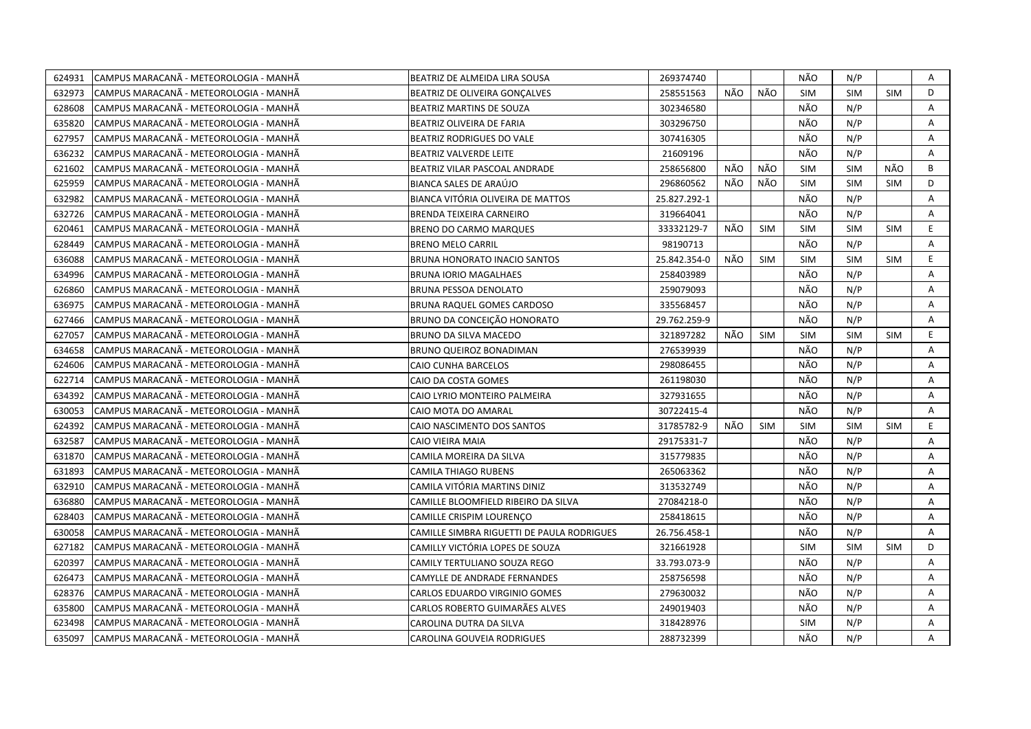| | | | | | | | | | |
|---|---|---|---|---|---|---|---|---|---|
| 624931 | CAMPUS MARACANÃ - METEOROLOGIA - MANHÃ | BEATRIZ DE ALMEIDA LIRA SOUSA | 269374740 | | | NÃO | N/P | | A |
| 632973 | CAMPUS MARACANÃ - METEOROLOGIA - MANHÃ | BEATRIZ DE OLIVEIRA GONÇALVES | 258551563 | NÃO | NÃO | SIM | SIM | SIM | D |
| 628608 | CAMPUS MARACANÃ - METEOROLOGIA - MANHÃ | BEATRIZ MARTINS DE SOUZA | 302346580 | | | NÃO | N/P | | A |
| 635820 | CAMPUS MARACANÃ - METEOROLOGIA - MANHÃ | BEATRIZ OLIVEIRA DE FARIA | 303296750 | | | NÃO | N/P | | A |
| 627957 | CAMPUS MARACANÃ - METEOROLOGIA - MANHÃ | BEATRIZ RODRIGUES DO VALE | 307416305 | | | NÃO | N/P | | A |
| 636232 | CAMPUS MARACANÃ - METEOROLOGIA - MANHÃ | BEATRIZ VALVERDE LEITE | 21609196 | | | NÃO | N/P | | A |
| 621602 | CAMPUS MARACANÃ - METEOROLOGIA - MANHÃ | BEATRIZ VILAR PASCOAL ANDRADE | 258656800 | NÃO | NÃO | SIM | SIM | NÃO | B |
| 625959 | CAMPUS MARACANÃ - METEOROLOGIA - MANHÃ | BIANCA SALES DE ARAÚJO | 296860562 | NÃO | NÃO | SIM | SIM | SIM | D |
| 632982 | CAMPUS MARACANÃ - METEOROLOGIA - MANHÃ | BIANCA VITÓRIA OLIVEIRA DE MATTOS | 25.827.292-1 | | | NÃO | N/P | | A |
| 632726 | CAMPUS MARACANÃ - METEOROLOGIA - MANHÃ | BRENDA TEIXEIRA CARNEIRO | 319664041 | | | NÃO | N/P | | A |
| 620461 | CAMPUS MARACANÃ - METEOROLOGIA - MANHÃ | BRENO DO CARMO MARQUES | 33332129-7 | NÃO | SIM | SIM | SIM | SIM | E |
| 628449 | CAMPUS MARACANÃ - METEOROLOGIA - MANHÃ | BRENO MELO CARRIL | 98190713 | | | NÃO | N/P | | A |
| 636088 | CAMPUS MARACANÃ - METEOROLOGIA - MANHÃ | BRUNA HONORATO INACIO SANTOS | 25.842.354-0 | NÃO | SIM | SIM | SIM | SIM | E |
| 634996 | CAMPUS MARACANÃ - METEOROLOGIA - MANHÃ | BRUNA IORIO MAGALHAES | 258403989 | | | NÃO | N/P | | A |
| 626860 | CAMPUS MARACANÃ - METEOROLOGIA - MANHÃ | BRUNA PESSOA DENOLATO | 259079093 | | | NÃO | N/P | | A |
| 636975 | CAMPUS MARACANÃ - METEOROLOGIA - MANHÃ | BRUNA RAQUEL GOMES CARDOSO | 335568457 | | | NÃO | N/P | | A |
| 627466 | CAMPUS MARACANÃ - METEOROLOGIA - MANHÃ | BRUNO DA CONCEIÇÃO HONORATO | 29.762.259-9 | | | NÃO | N/P | | A |
| 627057 | CAMPUS MARACANÃ - METEOROLOGIA - MANHÃ | BRUNO DA SILVA MACEDO | 321897282 | NÃO | SIM | SIM | SIM | SIM | E |
| 634658 | CAMPUS MARACANÃ - METEOROLOGIA - MANHÃ | BRUNO QUEIROZ BONADIMAN | 276539939 | | | NÃO | N/P | | A |
| 624606 | CAMPUS MARACANÃ - METEOROLOGIA - MANHÃ | CAIO CUNHA BARCELOS | 298086455 | | | NÃO | N/P | | A |
| 622714 | CAMPUS MARACANÃ - METEOROLOGIA - MANHÃ | CAIO DA COSTA GOMES | 261198030 | | | NÃO | N/P | | A |
| 634392 | CAMPUS MARACANÃ - METEOROLOGIA - MANHÃ | CAIO LYRIO MONTEIRO PALMEIRA | 327931655 | | | NÃO | N/P | | A |
| 630053 | CAMPUS MARACANÃ - METEOROLOGIA - MANHÃ | CAIO MOTA DO AMARAL | 30722415-4 | | | NÃO | N/P | | A |
| 624392 | CAMPUS MARACANÃ - METEOROLOGIA - MANHÃ | CAIO NASCIMENTO DOS SANTOS | 31785782-9 | NÃO | SIM | SIM | SIM | SIM | E |
| 632587 | CAMPUS MARACANÃ - METEOROLOGIA - MANHÃ | CAIO VIEIRA MAIA | 29175331-7 | | | NÃO | N/P | | A |
| 631870 | CAMPUS MARACANÃ - METEOROLOGIA - MANHÃ | CAMILA MOREIRA DA SILVA | 315779835 | | | NÃO | N/P | | A |
| 631893 | CAMPUS MARACANÃ - METEOROLOGIA - MANHÃ | CAMILA THIAGO RUBENS | 265063362 | | | NÃO | N/P | | A |
| 632910 | CAMPUS MARACANÃ - METEOROLOGIA - MANHÃ | CAMILA VITÓRIA MARTINS DINIZ | 313532749 | | | NÃO | N/P | | A |
| 636880 | CAMPUS MARACANÃ - METEOROLOGIA - MANHÃ | CAMILLE BLOOMFIELD RIBEIRO DA SILVA | 27084218-0 | | | NÃO | N/P | | A |
| 628403 | CAMPUS MARACANÃ - METEOROLOGIA - MANHÃ | CAMILLE CRISPIM LOURENÇO | 258418615 | | | NÃO | N/P | | A |
| 630058 | CAMPUS MARACANÃ - METEOROLOGIA - MANHÃ | CAMILLE SIMBRA RIGUETTI DE PAULA RODRIGUES | 26.756.458-1 | | | NÃO | N/P | | A |
| 627182 | CAMPUS MARACANÃ - METEOROLOGIA - MANHÃ | CAMILLY VICTÓRIA LOPES DE SOUZA | 321661928 | | | SIM | SIM | SIM | D |
| 620397 | CAMPUS MARACANÃ - METEOROLOGIA - MANHÃ | CAMILY TERTULIANO SOUZA REGO | 33.793.073-9 | | | NÃO | N/P | | A |
| 626473 | CAMPUS MARACANÃ - METEOROLOGIA - MANHÃ | CAMYLLE DE ANDRADE FERNANDES | 258756598 | | | NÃO | N/P | | A |
| 628376 | CAMPUS MARACANÃ - METEOROLOGIA - MANHÃ | CARLOS EDUARDO VIRGINIO GOMES | 279630032 | | | NÃO | N/P | | A |
| 635800 | CAMPUS MARACANÃ - METEOROLOGIA - MANHÃ | CARLOS ROBERTO GUIMARÃES ALVES | 249019403 | | | NÃO | N/P | | A |
| 623498 | CAMPUS MARACANÃ - METEOROLOGIA - MANHÃ | CAROLINA DUTRA DA SILVA | 318428976 | | | SIM | N/P | | A |
| 635097 | CAMPUS MARACANÃ - METEOROLOGIA - MANHÃ | CAROLINA GOUVEIA RODRIGUES | 288732399 | | | NÃO | N/P | | A |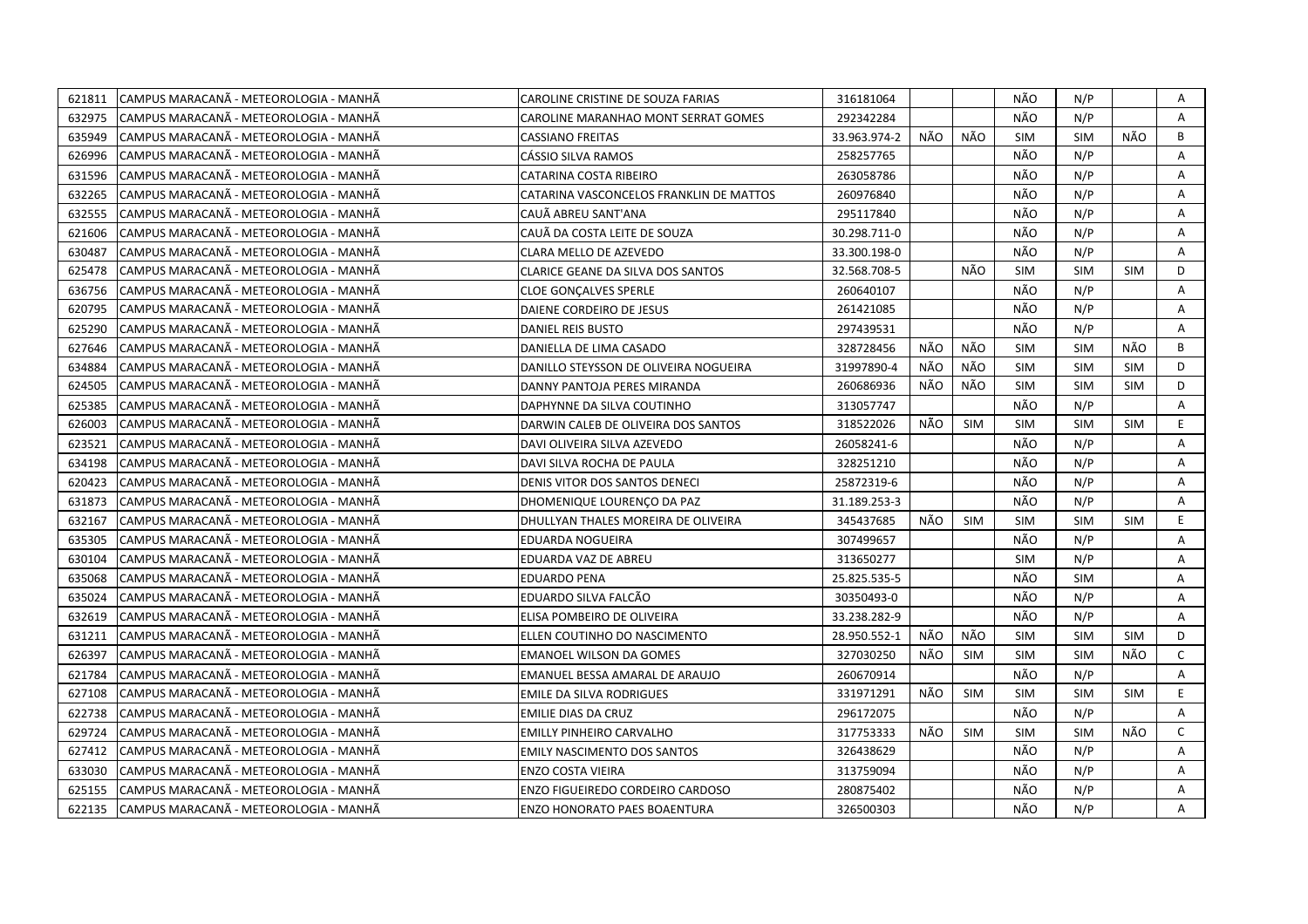| | | | | | | | | | |
|---|---|---|---|---|---|---|---|---|---|
| 621811 | CAMPUS MARACANÃ - METEOROLOGIA - MANHÃ | CAROLINE CRISTINE DE SOUZA FARIAS | 316181064 | | | NÃO | N/P | | A |
| 632975 | CAMPUS MARACANÃ - METEOROLOGIA - MANHÃ | CAROLINE MARANHAO MONT SERRAT GOMES | 292342284 | | | NÃO | N/P | | A |
| 635949 | CAMPUS MARACANÃ - METEOROLOGIA - MANHÃ | CASSIANO FREITAS | 33.963.974-2 | NÃO | NÃO | SIM | SIM | NÃO | B |
| 626996 | CAMPUS MARACANÃ - METEOROLOGIA - MANHÃ | CÁSSIO SILVA RAMOS | 258257765 | | | NÃO | N/P | | A |
| 631596 | CAMPUS MARACANÃ - METEOROLOGIA - MANHÃ | CATARINA COSTA RIBEIRO | 263058786 | | | NÃO | N/P | | A |
| 632265 | CAMPUS MARACANÃ - METEOROLOGIA - MANHÃ | CATARINA VASCONCELOS FRANKLIN DE MATTOS | 260976840 | | | NÃO | N/P | | A |
| 632555 | CAMPUS MARACANÃ - METEOROLOGIA - MANHÃ | CAUÃ ABREU SANT'ANA | 295117840 | | | NÃO | N/P | | A |
| 621606 | CAMPUS MARACANÃ - METEOROLOGIA - MANHÃ | CAUÃ DA COSTA LEITE DE SOUZA | 30.298.711-0 | | | NÃO | N/P | | A |
| 630487 | CAMPUS MARACANÃ - METEOROLOGIA - MANHÃ | CLARA MELLO DE AZEVEDO | 33.300.198-0 | | | NÃO | N/P | | A |
| 625478 | CAMPUS MARACANÃ - METEOROLOGIA - MANHÃ | CLARICE GEANE DA SILVA DOS SANTOS | 32.568.708-5 | | NÃO | SIM | SIM | SIM | D |
| 636756 | CAMPUS MARACANÃ - METEOROLOGIA - MANHÃ | CLOE GONÇALVES SPERLE | 260640107 | | | NÃO | N/P | | A |
| 620795 | CAMPUS MARACANÃ - METEOROLOGIA - MANHÃ | DAIENE CORDEIRO DE JESUS | 261421085 | | | NÃO | N/P | | A |
| 625290 | CAMPUS MARACANÃ - METEOROLOGIA - MANHÃ | DANIEL REIS BUSTO | 297439531 | | | NÃO | N/P | | A |
| 627646 | CAMPUS MARACANÃ - METEOROLOGIA - MANHÃ | DANIELLA DE LIMA CASADO | 328728456 | NÃO | NÃO | SIM | SIM | NÃO | B |
| 634884 | CAMPUS MARACANÃ - METEOROLOGIA - MANHÃ | DANILLO STEYSSON DE OLIVEIRA NOGUEIRA | 31997890-4 | NÃO | NÃO | SIM | SIM | SIM | D |
| 624505 | CAMPUS MARACANÃ - METEOROLOGIA - MANHÃ | DANNY PANTOJA PERES MIRANDA | 260686936 | NÃO | NÃO | SIM | SIM | SIM | D |
| 625385 | CAMPUS MARACANÃ - METEOROLOGIA - MANHÃ | DAPHYNNE DA SILVA COUTINHO | 313057747 | | | NÃO | N/P | | A |
| 626003 | CAMPUS MARACANÃ - METEOROLOGIA - MANHÃ | DARWIN CALEB DE OLIVEIRA DOS SANTOS | 318522026 | NÃO | SIM | SIM | SIM | SIM | E |
| 623521 | CAMPUS MARACANÃ - METEOROLOGIA - MANHÃ | DAVI OLIVEIRA SILVA AZEVEDO | 26058241-6 | | | NÃO | N/P | | A |
| 634198 | CAMPUS MARACANÃ - METEOROLOGIA - MANHÃ | DAVI SILVA ROCHA DE PAULA | 328251210 | | | NÃO | N/P | | A |
| 620423 | CAMPUS MARACANÃ - METEOROLOGIA - MANHÃ | DENIS VITOR DOS SANTOS DENECI | 25872319-6 | | | NÃO | N/P | | A |
| 631873 | CAMPUS MARACANÃ - METEOROLOGIA - MANHÃ | DHOMENIQUE LOURENÇO DA PAZ | 31.189.253-3 | | | NÃO | N/P | | A |
| 632167 | CAMPUS MARACANÃ - METEOROLOGIA - MANHÃ | DHULLYAN THALES MOREIRA DE OLIVEIRA | 345437685 | NÃO | SIM | SIM | SIM | SIM | E |
| 635305 | CAMPUS MARACANÃ - METEOROLOGIA - MANHÃ | EDUARDA NOGUEIRA | 307499657 | | | NÃO | N/P | | A |
| 630104 | CAMPUS MARACANÃ - METEOROLOGIA - MANHÃ | EDUARDA VAZ DE ABREU | 313650277 | | | SIM | N/P | | A |
| 635068 | CAMPUS MARACANÃ - METEOROLOGIA - MANHÃ | EDUARDO PENA | 25.825.535-5 | | | NÃO | SIM | | A |
| 635024 | CAMPUS MARACANÃ - METEOROLOGIA - MANHÃ | EDUARDO SILVA FALCÃO | 30350493-0 | | | NÃO | N/P | | A |
| 632619 | CAMPUS MARACANÃ - METEOROLOGIA - MANHÃ | ELISA POMBEIRO DE OLIVEIRA | 33.238.282-9 | | | NÃO | N/P | | A |
| 631211 | CAMPUS MARACANÃ - METEOROLOGIA - MANHÃ | ELLEN COUTINHO DO NASCIMENTO | 28.950.552-1 | NÃO | NÃO | SIM | SIM | SIM | D |
| 626397 | CAMPUS MARACANÃ - METEOROLOGIA - MANHÃ | EMANOEL WILSON DA GOMES | 327030250 | NÃO | SIM | SIM | SIM | NÃO | C |
| 621784 | CAMPUS MARACANÃ - METEOROLOGIA - MANHÃ | EMANUEL BESSA AMARAL DE ARAUJO | 260670914 | | | NÃO | N/P | | A |
| 627108 | CAMPUS MARACANÃ - METEOROLOGIA - MANHÃ | EMILE DA SILVA RODRIGUES | 331971291 | NÃO | SIM | SIM | SIM | SIM | E |
| 622738 | CAMPUS MARACANÃ - METEOROLOGIA - MANHÃ | EMILIE DIAS DA CRUZ | 296172075 | | | NÃO | N/P | | A |
| 629724 | CAMPUS MARACANÃ - METEOROLOGIA - MANHÃ | EMILLY PINHEIRO CARVALHO | 317753333 | NÃO | SIM | SIM | SIM | NÃO | C |
| 627412 | CAMPUS MARACANÃ - METEOROLOGIA - MANHÃ | EMILY NASCIMENTO DOS SANTOS | 326438629 | | | NÃO | N/P | | A |
| 633030 | CAMPUS MARACANÃ - METEOROLOGIA - MANHÃ | ENZO COSTA VIEIRA | 313759094 | | | NÃO | N/P | | A |
| 625155 | CAMPUS MARACANÃ - METEOROLOGIA - MANHÃ | ENZO FIGUEIREDO CORDEIRO CARDOSO | 280875402 | | | NÃO | N/P | | A |
| 622135 | CAMPUS MARACANÃ - METEOROLOGIA - MANHÃ | ENZO HONORATO PAES BOAENTURA | 326500303 | | | NÃO | N/P | | A |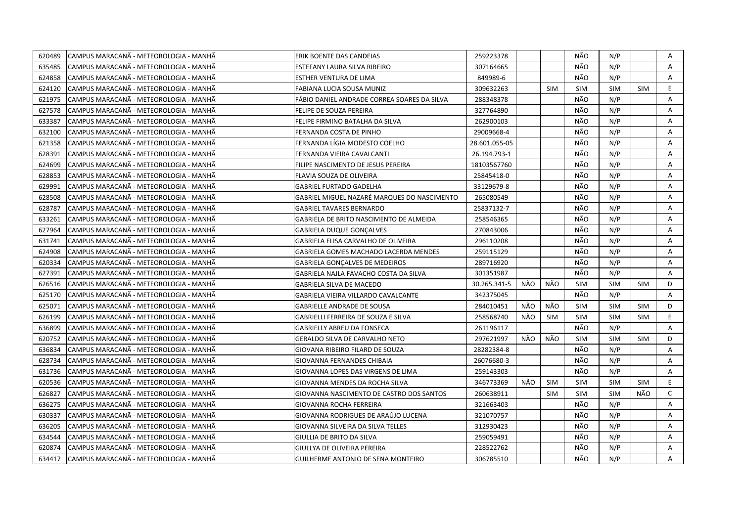| | | | | | | | | | |
|---|---|---|---|---|---|---|---|---|---|
| 620489 | CAMPUS MARACANÃ - METEOROLOGIA - MANHÃ | ERIK BOENTE DAS CANDEIAS | 259223378 | | | NÃO | N/P | | A |
| 635485 | CAMPUS MARACANÃ - METEOROLOGIA - MANHÃ | ESTEFANY LAURA SILVA RIBEIRO | 307164665 | | | NÃO | N/P | | A |
| 624858 | CAMPUS MARACANÃ - METEOROLOGIA - MANHÃ | ESTHER VENTURA DE LIMA | 849989-6 | | | NÃO | N/P | | A |
| 624120 | CAMPUS MARACANÃ - METEOROLOGIA - MANHÃ | FABIANA LUCIA SOUSA MUNIZ | 309632263 | | SIM | SIM | SIM | SIM | E |
| 621975 | CAMPUS MARACANÃ - METEOROLOGIA - MANHÃ | FÁBIO DANIEL ANDRADE CORREA SOARES DA SILVA | 288348378 | | | NÃO | N/P | | A |
| 627578 | CAMPUS MARACANÃ - METEOROLOGIA - MANHÃ | FELIPE DE SOUZA PEREIRA | 327764890 | | | NÃO | N/P | | A |
| 633387 | CAMPUS MARACANÃ - METEOROLOGIA - MANHÃ | FELIPE FIRMINO BATALHA DA SILVA | 262900103 | | | NÃO | N/P | | A |
| 632100 | CAMPUS MARACANÃ - METEOROLOGIA - MANHÃ | FERNANDA COSTA DE PINHO | 29009668-4 | | | NÃO | N/P | | A |
| 621358 | CAMPUS MARACANÃ - METEOROLOGIA - MANHÃ | FERNANDA LÍGIA MODESTO COELHO | 28.601.055-05 | | | NÃO | N/P | | A |
| 628391 | CAMPUS MARACANÃ - METEOROLOGIA - MANHÃ | FERNANDA VIEIRA CAVALCANTI | 26.194.793-1 | | | NÃO | N/P | | A |
| 624699 | CAMPUS MARACANÃ - METEOROLOGIA - MANHÃ | FILIPE NASCIMENTO DE JESUS PEREIRA | 18103567760 | | | NÃO | N/P | | A |
| 628853 | CAMPUS MARACANÃ - METEOROLOGIA - MANHÃ | FLAVIA SOUZA DE OLIVEIRA | 25845418-0 | | | NÃO | N/P | | A |
| 629991 | CAMPUS MARACANÃ - METEOROLOGIA - MANHÃ | GABRIEL FURTADO GADELHA | 33129679-8 | | | NÃO | N/P | | A |
| 628508 | CAMPUS MARACANÃ - METEOROLOGIA - MANHÃ | GABRIEL MIGUEL NAZARÉ MARQUES DO NASCIMENTO | 265080549 | | | NÃO | N/P | | A |
| 628787 | CAMPUS MARACANÃ - METEOROLOGIA - MANHÃ | GABRIEL TAVARES BERNARDO | 25837132-7 | | | NÃO | N/P | | A |
| 633261 | CAMPUS MARACANÃ - METEOROLOGIA - MANHÃ | GABRIELA DE BRITO NASCIMENTO DE ALMEIDA | 258546365 | | | NÃO | N/P | | A |
| 627964 | CAMPUS MARACANÃ - METEOROLOGIA - MANHÃ | GABRIELA DUQUE GONÇALVES | 270843006 | | | NÃO | N/P | | A |
| 631741 | CAMPUS MARACANÃ - METEOROLOGIA - MANHÃ | GABRIELA ELISA CARVALHO DE OLIVEIRA | 296110208 | | | NÃO | N/P | | A |
| 624908 | CAMPUS MARACANÃ - METEOROLOGIA - MANHÃ | GABRIELA GOMES MACHADO LACERDA MENDES | 259115129 | | | NÃO | N/P | | A |
| 620334 | CAMPUS MARACANÃ - METEOROLOGIA - MANHÃ | GABRIELA GONÇALVES DE MEDEIROS | 289716920 | | | NÃO | N/P | | A |
| 627391 | CAMPUS MARACANÃ - METEOROLOGIA - MANHÃ | GABRIELA NAJLA FAVACHO COSTA DA SILVA | 301351987 | | | NÃO | N/P | | A |
| 626516 | CAMPUS MARACANÃ - METEOROLOGIA - MANHÃ | GABRIELA SILVA DE MACEDO | 30.265.341-5 | NÃO | NÃO | SIM | SIM | SIM | D |
| 625170 | CAMPUS MARACANÃ - METEOROLOGIA - MANHÃ | GABRIELA VIEIRA VILLARDO CAVALCANTE | 342375045 | | | NÃO | N/P | | A |
| 625071 | CAMPUS MARACANÃ - METEOROLOGIA - MANHÃ | GABRIELLE ANDRADE DE SOUSA | 284010451 | NÃO | NÃO | SIM | SIM | SIM | D |
| 626199 | CAMPUS MARACANÃ - METEOROLOGIA - MANHÃ | GABRIELLI FERREIRA DE SOUZA E SILVA | 258568740 | NÃO | SIM | SIM | SIM | SIM | E |
| 636899 | CAMPUS MARACANÃ - METEOROLOGIA - MANHÃ | GABRIELLY ABREU DA FONSECA | 261196117 | | | NÃO | N/P | | A |
| 620752 | CAMPUS MARACANÃ - METEOROLOGIA - MANHÃ | GERALDO SILVA DE CARVALHO NETO | 297621997 | NÃO | NÃO | SIM | SIM | SIM | D |
| 636834 | CAMPUS MARACANÃ - METEOROLOGIA - MANHÃ | GIOVANA RIBEIRO FILARD DE SOUZA | 28282384-8 | | | NÃO | N/P | | A |
| 628734 | CAMPUS MARACANÃ - METEOROLOGIA - MANHÃ | GIOVANNA FERNANDES CHIBAIA | 26076680-3 | | | NÃO | N/P | | A |
| 631736 | CAMPUS MARACANÃ - METEOROLOGIA - MANHÃ | GIOVANNA LOPES DAS VIRGENS DE LIMA | 259143303 | | | NÃO | N/P | | A |
| 620536 | CAMPUS MARACANÃ - METEOROLOGIA - MANHÃ | GIOVANNA MENDES DA ROCHA SILVA | 346773369 | NÃO | SIM | SIM | SIM | SIM | E |
| 626827 | CAMPUS MARACANÃ - METEOROLOGIA - MANHÃ | GIOVANNA NASCIMENTO DE CASTRO DOS SANTOS | 260638911 | | SIM | SIM | SIM | NÃO | C |
| 636275 | CAMPUS MARACANÃ - METEOROLOGIA - MANHÃ | GIOVANNA ROCHA FERREIRA | 321663403 | | | NÃO | N/P | | A |
| 630337 | CAMPUS MARACANÃ - METEOROLOGIA - MANHÃ | GIOVANNA RODRIGUES DE ARAÚJO LUCENA | 321070757 | | | NÃO | N/P | | A |
| 636205 | CAMPUS MARACANÃ - METEOROLOGIA - MANHÃ | GIOVANNA SILVEIRA DA SILVA TELLES | 312930423 | | | NÃO | N/P | | A |
| 634544 | CAMPUS MARACANÃ - METEOROLOGIA - MANHÃ | GIULLIA DE BRITO DA SILVA | 259059491 | | | NÃO | N/P | | A |
| 620874 | CAMPUS MARACANÃ - METEOROLOGIA - MANHÃ | GIULLYA DE OLIVEIRA PEREIRA | 228522762 | | | NÃO | N/P | | A |
| 634417 | CAMPUS MARACANÃ - METEOROLOGIA - MANHÃ | GUILHERME ANTONIO DE SENA MONTEIRO | 306785510 | | | NÃO | N/P | | A |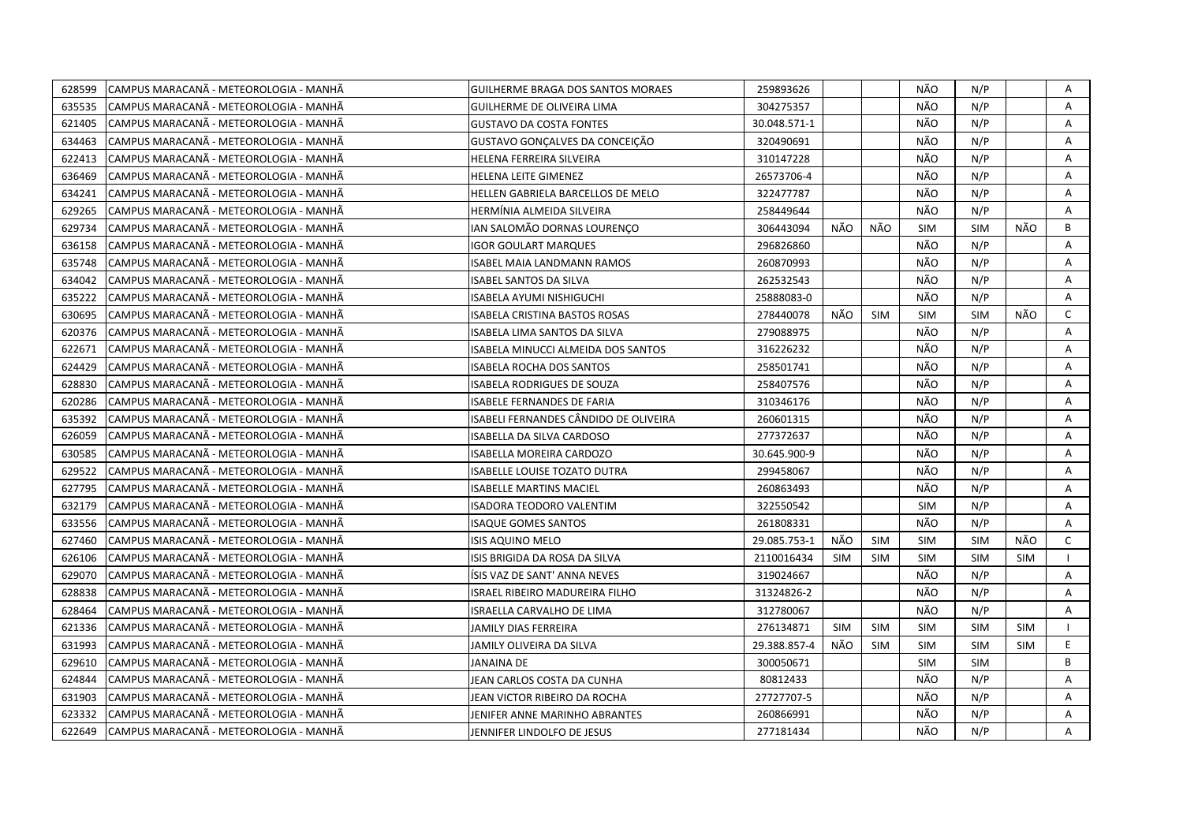| | | | | | | | | | |
|---|---|---|---|---|---|---|---|---|---|
| 628599 | CAMPUS MARACANÃ - METEOROLOGIA - MANHÃ | GUILHERME BRAGA DOS SANTOS MORAES | 259893626 | | | NÃO | N/P | | A |
| 635535 | CAMPUS MARACANÃ - METEOROLOGIA - MANHÃ | GUILHERME DE OLIVEIRA LIMA | 304275357 | | | NÃO | N/P | | A |
| 621405 | CAMPUS MARACANÃ - METEOROLOGIA - MANHÃ | GUSTAVO DA COSTA FONTES | 30.048.571-1 | | | NÃO | N/P | | A |
| 634463 | CAMPUS MARACANÃ - METEOROLOGIA - MANHÃ | GUSTAVO GONÇALVES DA CONCEIÇÃO | 320490691 | | | NÃO | N/P | | A |
| 622413 | CAMPUS MARACANÃ - METEOROLOGIA - MANHÃ | HELENA FERREIRA SILVEIRA | 310147228 | | | NÃO | N/P | | A |
| 636469 | CAMPUS MARACANÃ - METEOROLOGIA - MANHÃ | HELENA LEITE GIMENEZ | 26573706-4 | | | NÃO | N/P | | A |
| 634241 | CAMPUS MARACANÃ - METEOROLOGIA - MANHÃ | HELLEN GABRIELA BARCELLOS DE MELO | 322477787 | | | NÃO | N/P | | A |
| 629265 | CAMPUS MARACANÃ - METEOROLOGIA - MANHÃ | HERMÍNIA ALMEIDA SILVEIRA | 258449644 | | | NÃO | N/P | | A |
| 629734 | CAMPUS MARACANÃ - METEOROLOGIA - MANHÃ | IAN SALOMÃO DORNAS LOURENÇO | 306443094 | NÃO | NÃO | SIM | SIM | NÃO | B |
| 636158 | CAMPUS MARACANÃ - METEOROLOGIA - MANHÃ | IGOR GOULART MARQUES | 296826860 | | | NÃO | N/P | | A |
| 635748 | CAMPUS MARACANÃ - METEOROLOGIA - MANHÃ | ISABEL MAIA LANDMANN RAMOS | 260870993 | | | NÃO | N/P | | A |
| 634042 | CAMPUS MARACANÃ - METEOROLOGIA - MANHÃ | ISABEL SANTOS DA SILVA | 262532543 | | | NÃO | N/P | | A |
| 635222 | CAMPUS MARACANÃ - METEOROLOGIA - MANHÃ | ISABELA AYUMI NISHIGUCHI | 25888083-0 | | | NÃO | N/P | | A |
| 630695 | CAMPUS MARACANÃ - METEOROLOGIA - MANHÃ | ISABELA CRISTINA BASTOS ROSAS | 278440078 | NÃO | SIM | SIM | SIM | NÃO | C |
| 620376 | CAMPUS MARACANÃ - METEOROLOGIA - MANHÃ | ISABELA LIMA SANTOS DA SILVA | 279088975 | | | NÃO | N/P | | A |
| 622671 | CAMPUS MARACANÃ - METEOROLOGIA - MANHÃ | ISABELA MINUCCI ALMEIDA DOS SANTOS | 316226232 | | | NÃO | N/P | | A |
| 624429 | CAMPUS MARACANÃ - METEOROLOGIA - MANHÃ | ISABELA ROCHA DOS SANTOS | 258501741 | | | NÃO | N/P | | A |
| 628830 | CAMPUS MARACANÃ - METEOROLOGIA - MANHÃ | ISABELA RODRIGUES DE SOUZA | 258407576 | | | NÃO | N/P | | A |
| 620286 | CAMPUS MARACANÃ - METEOROLOGIA - MANHÃ | ISABELE FERNANDES DE FARIA | 310346176 | | | NÃO | N/P | | A |
| 635392 | CAMPUS MARACANÃ - METEOROLOGIA - MANHÃ | ISABELI FERNANDES CÂNDIDO DE OLIVEIRA | 260601315 | | | NÃO | N/P | | A |
| 626059 | CAMPUS MARACANÃ - METEOROLOGIA - MANHÃ | ISABELLA DA SILVA CARDOSO | 277372637 | | | NÃO | N/P | | A |
| 630585 | CAMPUS MARACANÃ - METEOROLOGIA - MANHÃ | ISABELLA MOREIRA CARDOZO | 30.645.900-9 | | | NÃO | N/P | | A |
| 629522 | CAMPUS MARACANÃ - METEOROLOGIA - MANHÃ | ISABELLE LOUISE TOZATO DUTRA | 299458067 | | | NÃO | N/P | | A |
| 627795 | CAMPUS MARACANÃ - METEOROLOGIA - MANHÃ | ISABELLE MARTINS MACIEL | 260863493 | | | NÃO | N/P | | A |
| 632179 | CAMPUS MARACANÃ - METEOROLOGIA - MANHÃ | ISADORA TEODORO VALENTIM | 322550542 | | | SIM | N/P | | A |
| 633556 | CAMPUS MARACANÃ - METEOROLOGIA - MANHÃ | ISAQUE GOMES SANTOS | 261808331 | | | NÃO | N/P | | A |
| 627460 | CAMPUS MARACANÃ - METEOROLOGIA - MANHÃ | ISIS AQUINO MELO | 29.085.753-1 | NÃO | SIM | SIM | SIM | NÃO | C |
| 626106 | CAMPUS MARACANÃ - METEOROLOGIA - MANHÃ | ISIS BRIGIDA DA ROSA DA SILVA | 2110016434 | SIM | SIM | SIM | SIM | SIM | I |
| 629070 | CAMPUS MARACANÃ - METEOROLOGIA - MANHÃ | ÍSIS VAZ DE SANT' ANNA NEVES | 319024667 | | | NÃO | N/P | | A |
| 628838 | CAMPUS MARACANÃ - METEOROLOGIA - MANHÃ | ISRAEL RIBEIRO MADUREIRA FILHO | 31324826-2 | | | NÃO | N/P | | A |
| 628464 | CAMPUS MARACANÃ - METEOROLOGIA - MANHÃ | ISRAELLA CARVALHO DE LIMA | 312780067 | | | NÃO | N/P | | A |
| 621336 | CAMPUS MARACANÃ - METEOROLOGIA - MANHÃ | JAMILY DIAS FERREIRA | 276134871 | SIM | SIM | SIM | SIM | SIM | I |
| 631993 | CAMPUS MARACANÃ - METEOROLOGIA - MANHÃ | JAMILY OLIVEIRA DA SILVA | 29.388.857-4 | NÃO | SIM | SIM | SIM | SIM | E |
| 629610 | CAMPUS MARACANÃ - METEOROLOGIA - MANHÃ | JANAINA DE | 300050671 | | | SIM | SIM | | B |
| 624844 | CAMPUS MARACANÃ - METEOROLOGIA - MANHÃ | JEAN CARLOS COSTA DA CUNHA | 80812433 | | | NÃO | N/P | | A |
| 631903 | CAMPUS MARACANÃ - METEOROLOGIA - MANHÃ | JEAN VICTOR RIBEIRO DA ROCHA | 27727707-5 | | | NÃO | N/P | | A |
| 623332 | CAMPUS MARACANÃ - METEOROLOGIA - MANHÃ | JENIFER ANNE MARINHO ABRANTES | 260866991 | | | NÃO | N/P | | A |
| 622649 | CAMPUS MARACANÃ - METEOROLOGIA - MANHÃ | JENNIFER LINDOLFO DE JESUS | 277181434 | | | NÃO | N/P | | A |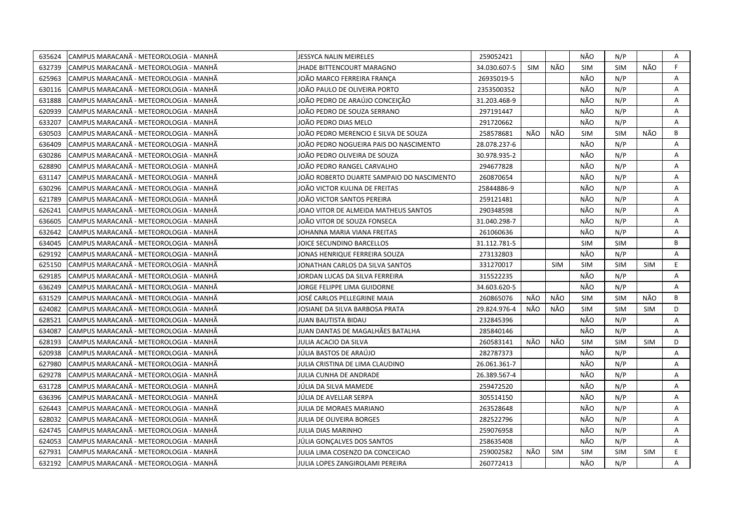| | | | | | | | | | |
|---|---|---|---|---|---|---|---|---|---|
| 635624 | CAMPUS MARACANÃ - METEOROLOGIA - MANHÃ | JESSYCA NALIN MEIRELES | 259052421 | | | NÃO | N/P | | A |
| 632739 | CAMPUS MARACANÃ - METEOROLOGIA - MANHÃ | JHADE BITTENCOURT MARAGNO | 34.030.607-5 | SIM | NÃO | SIM | SIM | NÃO | F |
| 625963 | CAMPUS MARACANÃ - METEOROLOGIA - MANHÃ | JOÃO MARCO FERREIRA FRANÇA | 26935019-5 | | | NÃO | N/P | | A |
| 630116 | CAMPUS MARACANÃ - METEOROLOGIA - MANHÃ | JOÃO PAULO DE OLIVEIRA PORTO | 2353500352 | | | NÃO | N/P | | A |
| 631888 | CAMPUS MARACANÃ - METEOROLOGIA - MANHÃ | JOÃO PEDRO DE ARAÚJO CONCEIÇÃO | 31.203.468-9 | | | NÃO | N/P | | A |
| 620939 | CAMPUS MARACANÃ - METEOROLOGIA - MANHÃ | JOÃO PEDRO DE SOUZA SERRANO | 297191447 | | | NÃO | N/P | | A |
| 633207 | CAMPUS MARACANÃ - METEOROLOGIA - MANHÃ | JOÃO PEDRO DIAS MELO | 291720662 | | | NÃO | N/P | | A |
| 630503 | CAMPUS MARACANÃ - METEOROLOGIA - MANHÃ | JOÃO PEDRO MERENCIO E SILVA DE SOUZA | 258578681 | NÃO | NÃO | SIM | SIM | NÃO | B |
| 636409 | CAMPUS MARACANÃ - METEOROLOGIA - MANHÃ | JOÃO PEDRO NOGUEIRA PAIS DO NASCIMENTO | 28.078.237-6 | | | NÃO | N/P | | A |
| 630286 | CAMPUS MARACANÃ - METEOROLOGIA - MANHÃ | JOÃO PEDRO OLIVEIRA DE SOUZA | 30.978.935-2 | | | NÃO | N/P | | A |
| 628890 | CAMPUS MARACANÃ - METEOROLOGIA - MANHÃ | JOÃO PEDRO RANGEL CARVALHO | 294677828 | | | NÃO | N/P | | A |
| 631147 | CAMPUS MARACANÃ - METEOROLOGIA - MANHÃ | JOÃO ROBERTO DUARTE SAMPAIO DO NASCIMENTO | 260870654 | | | NÃO | N/P | | A |
| 630296 | CAMPUS MARACANÃ - METEOROLOGIA - MANHÃ | JOÃO VICTOR KULINA DE FREITAS | 25844886-9 | | | NÃO | N/P | | A |
| 621789 | CAMPUS MARACANÃ - METEOROLOGIA - MANHÃ | JOÃO VICTOR SANTOS PEREIRA | 259121481 | | | NÃO | N/P | | A |
| 626241 | CAMPUS MARACANÃ - METEOROLOGIA - MANHÃ | JOAO VITOR DE ALMEIDA MATHEUS SANTOS | 290348598 | | | NÃO | N/P | | A |
| 636605 | CAMPUS MARACANÃ - METEOROLOGIA - MANHÃ | JOÃO VITOR DE SOUZA FONSECA | 31.040.298-7 | | | NÃO | N/P | | A |
| 632642 | CAMPUS MARACANÃ - METEOROLOGIA - MANHÃ | JOHANNA MARIA VIANA FREITAS | 261060636 | | | NÃO | N/P | | A |
| 634045 | CAMPUS MARACANÃ - METEOROLOGIA - MANHÃ | JOICE SECUNDINO BARCELLOS | 31.112.781-5 | | | SIM | SIM | | B |
| 629192 | CAMPUS MARACANÃ - METEOROLOGIA - MANHÃ | JONAS HENRIQUE FERREIRA SOUZA | 273132803 | | | NÃO | N/P | | A |
| 625150 | CAMPUS MARACANÃ - METEOROLOGIA - MANHÃ | JONATHAN CARLOS DA SILVA SANTOS | 331270017 | | SIM | SIM | SIM | SIM | E |
| 629185 | CAMPUS MARACANÃ - METEOROLOGIA - MANHÃ | JORDAN LUCAS DA SILVA FERREIRA | 315522235 | | | NÃO | N/P | | A |
| 636249 | CAMPUS MARACANÃ - METEOROLOGIA - MANHÃ | JORGE FELIPPE LIMA GUIDORNE | 34.603.620-5 | | | NÃO | N/P | | A |
| 631529 | CAMPUS MARACANÃ - METEOROLOGIA - MANHÃ | JOSÉ CARLOS PELLEGRINE MAIA | 260865076 | NÃO | NÃO | SIM | SIM | NÃO | B |
| 624082 | CAMPUS MARACANÃ - METEOROLOGIA - MANHÃ | JOSIANE DA SILVA BARBOSA PRATA | 29.824.976-4 | NÃO | NÃO | SIM | SIM | SIM | D |
| 628521 | CAMPUS MARACANÃ - METEOROLOGIA - MANHÃ | JUAN BAUTISTA BIDAU | 232845396 | | | NÃO | N/P | | A |
| 634087 | CAMPUS MARACANÃ - METEOROLOGIA - MANHÃ | JUAN DANTAS DE MAGALHÃES BATALHA | 285840146 | | | NÃO | N/P | | A |
| 628193 | CAMPUS MARACANÃ - METEOROLOGIA - MANHÃ | JULIA ACACIO DA SILVA | 260583141 | NÃO | NÃO | SIM | SIM | SIM | D |
| 620938 | CAMPUS MARACANÃ - METEOROLOGIA - MANHÃ | JÚLIA BASTOS DE ARAÚJO | 282787373 | | | NÃO | N/P | | A |
| 627980 | CAMPUS MARACANÃ - METEOROLOGIA - MANHÃ | JULIA CRISTINA DE LIMA CLAUDINO | 26.061.361-7 | | | NÃO | N/P | | A |
| 629278 | CAMPUS MARACANÃ - METEOROLOGIA - MANHÃ | JULIA CUNHA DE ANDRADE | 26.389.567-4 | | | NÃO | N/P | | A |
| 631728 | CAMPUS MARACANÃ - METEOROLOGIA - MANHÃ | JÚLIA DA SILVA MAMEDE | 259472520 | | | NÃO | N/P | | A |
| 636396 | CAMPUS MARACANÃ - METEOROLOGIA - MANHÃ | JÚLIA DE AVELLAR SERPA | 305514150 | | | NÃO | N/P | | A |
| 626443 | CAMPUS MARACANÃ - METEOROLOGIA - MANHÃ | JULIA DE MORAES MARIANO | 263528648 | | | NÃO | N/P | | A |
| 628032 | CAMPUS MARACANÃ - METEOROLOGIA - MANHÃ | JULIA DE OLIVEIRA BORGES | 282522796 | | | NÃO | N/P | | A |
| 624745 | CAMPUS MARACANÃ - METEOROLOGIA - MANHÃ | JULIA DIAS MARINHO | 259076958 | | | NÃO | N/P | | A |
| 624053 | CAMPUS MARACANÃ - METEOROLOGIA - MANHÃ | JÚLIA GONÇALVES DOS SANTOS | 258635408 | | | NÃO | N/P | | A |
| 627931 | CAMPUS MARACANÃ - METEOROLOGIA - MANHÃ | JULIA LIMA COSENZO DA CONCEICAO | 259002582 | NÃO | SIM | SIM | SIM | SIM | E |
| 632192 | CAMPUS MARACANÃ - METEOROLOGIA - MANHÃ | JULIA LOPES ZANGIROLAMI PEREIRA | 260772413 | | | NÃO | N/P | | A |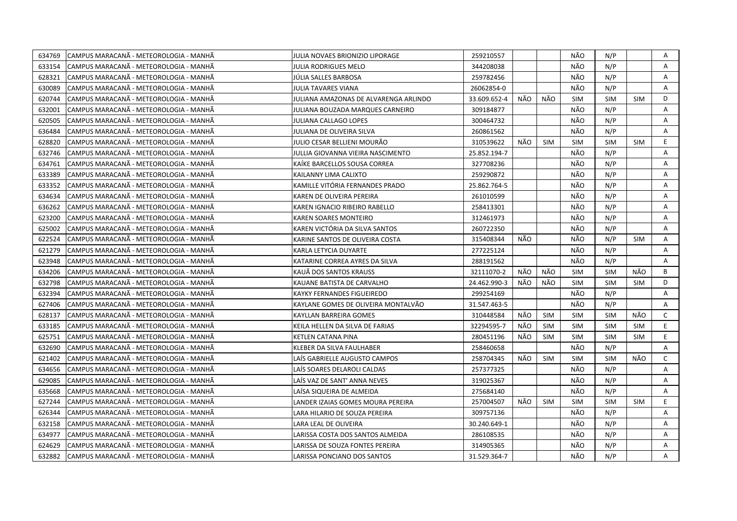| | | | | | | | | | |
|---|---|---|---|---|---|---|---|---|---|
| 634769 | CAMPUS MARACANÃ - METEOROLOGIA - MANHÃ | JULIA NOVAES BRIONIZIO LIPORAGE | 259210557 | | | NÃO | N/P | | A |
| 633154 | CAMPUS MARACANÃ - METEOROLOGIA - MANHÃ | JULIA RODRIGUES MELO | 344208038 | | | NÃO | N/P | | A |
| 628321 | CAMPUS MARACANÃ - METEOROLOGIA - MANHÃ | JÚLIA SALLES BARBOSA | 259782456 | | | NÃO | N/P | | A |
| 630089 | CAMPUS MARACANÃ - METEOROLOGIA - MANHÃ | JULIA TAVARES VIANA | 26062854-0 | | | NÃO | N/P | | A |
| 620744 | CAMPUS MARACANÃ - METEOROLOGIA - MANHÃ | JULIANA AMAZONAS DE ALVARENGA ARLINDO | 33.609.652-4 | NÃO | NÃO | SIM | SIM | SIM | D |
| 632001 | CAMPUS MARACANÃ - METEOROLOGIA - MANHÃ | JULIANA BOUZADA MARQUES CARNEIRO | 309184877 | | | NÃO | N/P | | A |
| 620505 | CAMPUS MARACANÃ - METEOROLOGIA - MANHÃ | JULIANA CALLAGO LOPES | 300464732 | | | NÃO | N/P | | A |
| 636484 | CAMPUS MARACANÃ - METEOROLOGIA - MANHÃ | JULIANA DE OLIVEIRA SILVA | 260861562 | | | NÃO | N/P | | A |
| 628820 | CAMPUS MARACANÃ - METEOROLOGIA - MANHÃ | JULIO CESAR BELLIENI MOURÃO | 310539622 | NÃO | SIM | SIM | SIM | SIM | E |
| 632746 | CAMPUS MARACANÃ - METEOROLOGIA - MANHÃ | JULLIA GIOVANNA VIEIRA NASCIMENTO | 25.852.194-7 | | | NÃO | N/P | | A |
| 634761 | CAMPUS MARACANÃ - METEOROLOGIA - MANHÃ | KAÍKE BARCELLOS SOUSA CORREA | 327708236 | | | NÃO | N/P | | A |
| 633389 | CAMPUS MARACANÃ - METEOROLOGIA - MANHÃ | KAILANNY LIMA CALIXTO | 259290872 | | | NÃO | N/P | | A |
| 633352 | CAMPUS MARACANÃ - METEOROLOGIA - MANHÃ | KAMILLE VITÓRIA FERNANDES PRADO | 25.862.764-5 | | | NÃO | N/P | | A |
| 634634 | CAMPUS MARACANÃ - METEOROLOGIA - MANHÃ | KAREN DE OLIVEIRA PEREIRA | 261010599 | | | NÃO | N/P | | A |
| 636262 | CAMPUS MARACANÃ - METEOROLOGIA - MANHÃ | KAREN IGNACIO RIBEIRO RABELLO | 258413301 | | | NÃO | N/P | | A |
| 623200 | CAMPUS MARACANÃ - METEOROLOGIA - MANHÃ | KAREN SOARES MONTEIRO | 312461973 | | | NÃO | N/P | | A |
| 625002 | CAMPUS MARACANÃ - METEOROLOGIA - MANHÃ | KAREN VICTÓRIA DA SILVA SANTOS | 260722350 | | | NÃO | N/P | | A |
| 622524 | CAMPUS MARACANÃ - METEOROLOGIA - MANHÃ | KARINE SANTOS DE OLIVEIRA COSTA | 315408344 | NÃO | | NÃO | N/P | SIM | A |
| 621279 | CAMPUS MARACANÃ - METEOROLOGIA - MANHÃ | KARLA LETYCIA DUYARTE | 277225124 | | | NÃO | N/P | | A |
| 623948 | CAMPUS MARACANÃ - METEOROLOGIA - MANHÃ | KATARINE CORREA AYRES DA SILVA | 288191562 | | | NÃO | N/P | | A |
| 634206 | CAMPUS MARACANÃ - METEOROLOGIA - MANHÃ | KAUÃ DOS SANTOS KRAUSS | 32111070-2 | NÃO | NÃO | SIM | SIM | NÃO | B |
| 632798 | CAMPUS MARACANÃ - METEOROLOGIA - MANHÃ | KAUANE BATISTA DE CARVALHO | 24.462.990-3 | NÃO | NÃO | SIM | SIM | SIM | D |
| 632394 | CAMPUS MARACANÃ - METEOROLOGIA - MANHÃ | KAYKY FERNANDES FIGUEIREDO | 299254169 | | | NÃO | N/P | | A |
| 627406 | CAMPUS MARACANÃ - METEOROLOGIA - MANHÃ | KAYLANE GOMES DE OLIVEIRA MONTALVÃO | 31.547.463-5 | | | NÃO | N/P | | A |
| 628137 | CAMPUS MARACANÃ - METEOROLOGIA - MANHÃ | KAYLLAN BARREIRA GOMES | 310448584 | NÃO | SIM | SIM | SIM | NÃO | C |
| 633185 | CAMPUS MARACANÃ - METEOROLOGIA - MANHÃ | KEILA HELLEN DA SILVA DE FARIAS | 32294595-7 | NÃO | SIM | SIM | SIM | SIM | E |
| 625751 | CAMPUS MARACANÃ - METEOROLOGIA - MANHÃ | KETLEN CATANA PINA | 280451196 | NÃO | SIM | SIM | SIM | SIM | E |
| 632690 | CAMPUS MARACANÃ - METEOROLOGIA - MANHÃ | KLEBER DA SILVA FAULHABER | 258460658 | | | NÃO | N/P | | A |
| 621402 | CAMPUS MARACANÃ - METEOROLOGIA - MANHÃ | LAÍS GABRIELLE AUGUSTO CAMPOS | 258704345 | NÃO | SIM | SIM | SIM | NÃO | C |
| 634656 | CAMPUS MARACANÃ - METEOROLOGIA - MANHÃ | LAÍS SOARES DELAROLI CALDAS | 257377325 | | | NÃO | N/P | | A |
| 629085 | CAMPUS MARACANÃ - METEOROLOGIA - MANHÃ | LAÍS VAZ DE SANT' ANNA NEVES | 319025367 | | | NÃO | N/P | | A |
| 635668 | CAMPUS MARACANÃ - METEOROLOGIA - MANHÃ | LAÍSA SIQUEIRA DE ALMEIDA | 275684140 | | | NÃO | N/P | | A |
| 627244 | CAMPUS MARACANÃ - METEOROLOGIA - MANHÃ | LANDER IZAIAS GOMES MOURA PEREIRA | 257004507 | NÃO | SIM | SIM | SIM | SIM | E |
| 626344 | CAMPUS MARACANÃ - METEOROLOGIA - MANHÃ | LARA HILARIO DE SOUZA PEREIRA | 309757136 | | | NÃO | N/P | | A |
| 632158 | CAMPUS MARACANÃ - METEOROLOGIA - MANHÃ | LARA LEAL DE OLIVEIRA | 30.240.649-1 | | | NÃO | N/P | | A |
| 634977 | CAMPUS MARACANÃ - METEOROLOGIA - MANHÃ | LARISSA COSTA DOS SANTOS ALMEIDA | 286108535 | | | NÃO | N/P | | A |
| 624629 | CAMPUS MARACANÃ - METEOROLOGIA - MANHÃ | LARISSA DE SOUZA FONTES PEREIRA | 314905365 | | | NÃO | N/P | | A |
| 632882 | CAMPUS MARACANÃ - METEOROLOGIA - MANHÃ | LARISSA PONCIANO DOS SANTOS | 31.529.364-7 | | | NÃO | N/P | | A |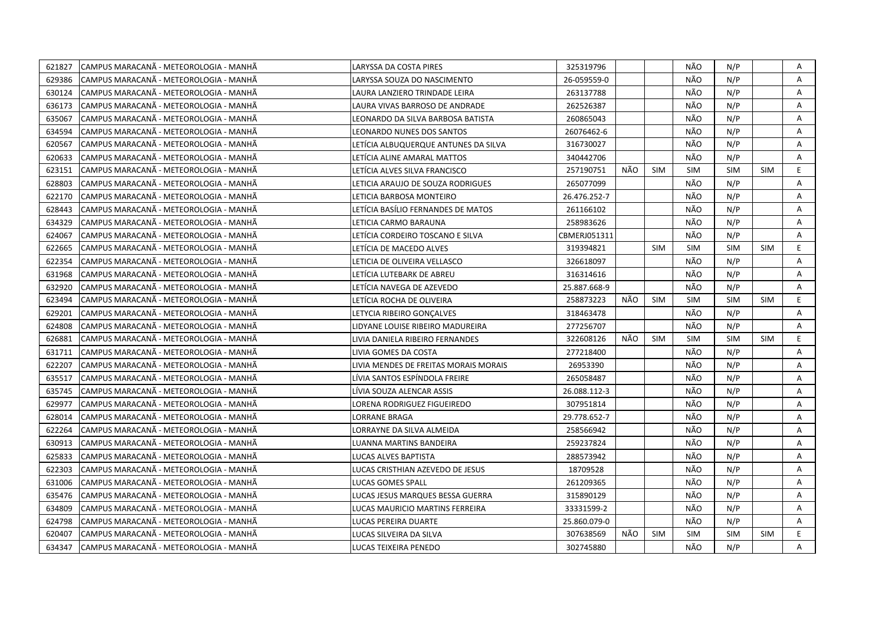| | | | | | | | | | |
|---|---|---|---|---|---|---|---|---|---|
| 621827 | CAMPUS MARACANÃ - METEOROLOGIA - MANHÃ | LARYSSA DA COSTA PIRES | 325319796 | | | NÃO | N/P | | A |
| 629386 | CAMPUS MARACANÃ - METEOROLOGIA - MANHÃ | LARYSSA SOUZA DO NASCIMENTO | 26-059559-0 | | | NÃO | N/P | | A |
| 630124 | CAMPUS MARACANÃ - METEOROLOGIA - MANHÃ | LAURA LANZIERO TRINDADE LEIRA | 263137788 | | | NÃO | N/P | | A |
| 636173 | CAMPUS MARACANÃ - METEOROLOGIA - MANHÃ | LAURA VIVAS BARROSO DE ANDRADE | 262526387 | | | NÃO | N/P | | A |
| 635067 | CAMPUS MARACANÃ - METEOROLOGIA - MANHÃ | LEONARDO DA SILVA BARBOSA BATISTA | 260865043 | | | NÃO | N/P | | A |
| 634594 | CAMPUS MARACANÃ - METEOROLOGIA - MANHÃ | LEONARDO NUNES DOS SANTOS | 26076462-6 | | | NÃO | N/P | | A |
| 620567 | CAMPUS MARACANÃ - METEOROLOGIA - MANHÃ | LETÍCIA ALBUQUERQUE ANTUNES DA SILVA | 316730027 | | | NÃO | N/P | | A |
| 620633 | CAMPUS MARACANÃ - METEOROLOGIA - MANHÃ | LETÍCIA ALINE AMARAL MATTOS | 340442706 | | | NÃO | N/P | | A |
| 623151 | CAMPUS MARACANÃ - METEOROLOGIA - MANHÃ | LETÍCIA ALVES SILVA FRANCISCO | 257190751 | NÃO | SIM | SIM | SIM | SIM | E |
| 628803 | CAMPUS MARACANÃ - METEOROLOGIA - MANHÃ | LETICIA ARAUJO DE SOUZA RODRIGUES | 265077099 | | | NÃO | N/P | | A |
| 622170 | CAMPUS MARACANÃ - METEOROLOGIA - MANHÃ | LETICIA BARBOSA MONTEIRO | 26.476.252-7 | | | NÃO | N/P | | A |
| 628443 | CAMPUS MARACANÃ - METEOROLOGIA - MANHÃ | LETÍCIA BASÍLIO FERNANDES DE MATOS | 261166102 | | | NÃO | N/P | | A |
| 634329 | CAMPUS MARACANÃ - METEOROLOGIA - MANHÃ | LETICIA CARMO BARAUNA | 258983626 | | | NÃO | N/P | | A |
| 624067 | CAMPUS MARACANÃ - METEOROLOGIA - MANHÃ | LETÍCIA CORDEIRO TOSCANO E SILVA | CBMERJ051311 | | | NÃO | N/P | | A |
| 622665 | CAMPUS MARACANÃ - METEOROLOGIA - MANHÃ | LETÍCIA DE MACEDO ALVES | 319394821 | | SIM | SIM | SIM | SIM | E |
| 622354 | CAMPUS MARACANÃ - METEOROLOGIA - MANHÃ | LETICIA DE OLIVEIRA VELLASCO | 326618097 | | | NÃO | N/P | | A |
| 631968 | CAMPUS MARACANÃ - METEOROLOGIA - MANHÃ | LETÍCIA LUTEBARK DE ABREU | 316314616 | | | NÃO | N/P | | A |
| 632920 | CAMPUS MARACANÃ - METEOROLOGIA - MANHÃ | LETÍCIA NAVEGA DE AZEVEDO | 25.887.668-9 | | | NÃO | N/P | | A |
| 623494 | CAMPUS MARACANÃ - METEOROLOGIA - MANHÃ | LETÍCIA ROCHA DE OLIVEIRA | 258873223 | NÃO | SIM | SIM | SIM | SIM | E |
| 629201 | CAMPUS MARACANÃ - METEOROLOGIA - MANHÃ | LETYCIA RIBEIRO GONÇALVES | 318463478 | | | NÃO | N/P | | A |
| 624808 | CAMPUS MARACANÃ - METEOROLOGIA - MANHÃ | LIDYANE LOUISE RIBEIRO MADUREIRA | 277256707 | | | NÃO | N/P | | A |
| 626881 | CAMPUS MARACANÃ - METEOROLOGIA - MANHÃ | LIVIA DANIELA RIBEIRO FERNANDES | 322608126 | NÃO | SIM | SIM | SIM | SIM | E |
| 631711 | CAMPUS MARACANÃ - METEOROLOGIA - MANHÃ | LIVIA GOMES DA COSTA | 277218400 | | | NÃO | N/P | | A |
| 622207 | CAMPUS MARACANÃ - METEOROLOGIA - MANHÃ | LIVIA MENDES DE FREITAS MORAIS MORAIS | 26953390 | | | NÃO | N/P | | A |
| 635517 | CAMPUS MARACANÃ - METEOROLOGIA - MANHÃ | LÍVIA SANTOS ESPÍNDOLA FREIRE | 265058487 | | | NÃO | N/P | | A |
| 635745 | CAMPUS MARACANÃ - METEOROLOGIA - MANHÃ | LÍVIA SOUZA ALENCAR ASSIS | 26.088.112-3 | | | NÃO | N/P | | A |
| 629977 | CAMPUS MARACANÃ - METEOROLOGIA - MANHÃ | LORENA RODRIGUEZ FIGUEIREDO | 307951814 | | | NÃO | N/P | | A |
| 628014 | CAMPUS MARACANÃ - METEOROLOGIA - MANHÃ | LORRANE BRAGA | 29.778.652-7 | | | NÃO | N/P | | A |
| 622264 | CAMPUS MARACANÃ - METEOROLOGIA - MANHÃ | LORRAYNE DA SILVA ALMEIDA | 258566942 | | | NÃO | N/P | | A |
| 630913 | CAMPUS MARACANÃ - METEOROLOGIA - MANHÃ | LUANNA MARTINS BANDEIRA | 259237824 | | | NÃO | N/P | | A |
| 625833 | CAMPUS MARACANÃ - METEOROLOGIA - MANHÃ | LUCAS ALVES BAPTISTA | 288573942 | | | NÃO | N/P | | A |
| 622303 | CAMPUS MARACANÃ - METEOROLOGIA - MANHÃ | LUCAS CRISTHIAN AZEVEDO DE JESUS | 18709528 | | | NÃO | N/P | | A |
| 631006 | CAMPUS MARACANÃ - METEOROLOGIA - MANHÃ | LUCAS GOMES SPALL | 261209365 | | | NÃO | N/P | | A |
| 635476 | CAMPUS MARACANÃ - METEOROLOGIA - MANHÃ | LUCAS JESUS MARQUES BESSA GUERRA | 315890129 | | | NÃO | N/P | | A |
| 634809 | CAMPUS MARACANÃ - METEOROLOGIA - MANHÃ | LUCAS MAURICIO MARTINS FERREIRA | 33331599-2 | | | NÃO | N/P | | A |
| 624798 | CAMPUS MARACANÃ - METEOROLOGIA - MANHÃ | LUCAS PEREIRA DUARTE | 25.860.079-0 | | | NÃO | N/P | | A |
| 620407 | CAMPUS MARACANÃ - METEOROLOGIA - MANHÃ | LUCAS SILVEIRA DA SILVA | 307638569 | NÃO | SIM | SIM | SIM | SIM | E |
| 634347 | CAMPUS MARACANÃ - METEOROLOGIA - MANHÃ | LUCAS TEIXEIRA PENEDO | 302745880 | | | NÃO | N/P | | A |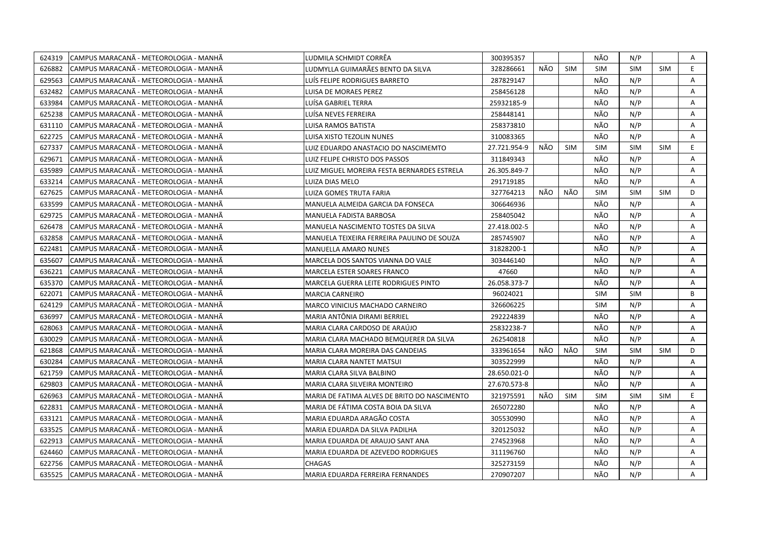| | | | | | | | | | |
|---|---|---|---|---|---|---|---|---|---|
| 624319 | CAMPUS MARACANÃ - METEOROLOGIA - MANHÃ | LUDMILA SCHMIDT CORRÊA | 300395357 | | | NÃO | N/P | | A |
| 626882 | CAMPUS MARACANÃ - METEOROLOGIA - MANHÃ | LUDMYLLA GUIMARÃES BENTO DA SILVA | 328286661 | NÃO | SIM | SIM | SIM | SIM | E |
| 629563 | CAMPUS MARACANÃ - METEOROLOGIA - MANHÃ | LUÍS FELIPE RODRIGUES BARRETO | 287829147 | | | NÃO | N/P | | A |
| 632482 | CAMPUS MARACANÃ - METEOROLOGIA - MANHÃ | LUISA DE MORAES PEREZ | 258456128 | | | NÃO | N/P | | A |
| 633984 | CAMPUS MARACANÃ - METEOROLOGIA - MANHÃ | LUÍSA GABRIEL TERRA | 25932185-9 | | | NÃO | N/P | | A |
| 625238 | CAMPUS MARACANÃ - METEOROLOGIA - MANHÃ | LUÍSA NEVES FERREIRA | 258448141 | | | NÃO | N/P | | A |
| 631110 | CAMPUS MARACANÃ - METEOROLOGIA - MANHÃ | LUISA RAMOS BATISTA | 258373810 | | | NÃO | N/P | | A |
| 622725 | CAMPUS MARACANÃ - METEOROLOGIA - MANHÃ | LUISA XISTO TEZOLIN NUNES | 310083365 | | | NÃO | N/P | | A |
| 627337 | CAMPUS MARACANÃ - METEOROLOGIA - MANHÃ | LUIZ EDUARDO ANASTACIO DO NASCIMEMTO | 27.721.954-9 | NÃO | SIM | SIM | SIM | SIM | E |
| 629671 | CAMPUS MARACANÃ - METEOROLOGIA - MANHÃ | LUIZ FELIPE CHRISTO DOS PASSOS | 311849343 | | | NÃO | N/P | | A |
| 635989 | CAMPUS MARACANÃ - METEOROLOGIA - MANHÃ | LUIZ MIGUEL MOREIRA FESTA BERNARDES ESTRELA | 26.305.849-7 | | | NÃO | N/P | | A |
| 633214 | CAMPUS MARACANÃ - METEOROLOGIA - MANHÃ | LUIZA DIAS MELO | 291719185 | | | NÃO | N/P | | A |
| 627625 | CAMPUS MARACANÃ - METEOROLOGIA - MANHÃ | LUIZA GOMES TRUTA FARIA | 327764213 | NÃO | NÃO | SIM | SIM | SIM | D |
| 633599 | CAMPUS MARACANÃ - METEOROLOGIA - MANHÃ | MANUELA ALMEIDA GARCIA DA FONSECA | 306646936 | | | NÃO | N/P | | A |
| 629725 | CAMPUS MARACANÃ - METEOROLOGIA - MANHÃ | MANUELA FADISTA BARBOSA | 258405042 | | | NÃO | N/P | | A |
| 626478 | CAMPUS MARACANÃ - METEOROLOGIA - MANHÃ | MANUELA NASCIMENTO TOSTES DA SILVA | 27.418.002-5 | | | NÃO | N/P | | A |
| 632858 | CAMPUS MARACANÃ - METEOROLOGIA - MANHÃ | MANUELA TEIXEIRA FERREIRA PAULINO DE SOUZA | 285745907 | | | NÃO | N/P | | A |
| 622481 | CAMPUS MARACANÃ - METEOROLOGIA - MANHÃ | MANUELLA AMARO NUNES | 31828200-1 | | | NÃO | N/P | | A |
| 635607 | CAMPUS MARACANÃ - METEOROLOGIA - MANHÃ | MARCELA DOS SANTOS VIANNA DO VALE | 303446140 | | | NÃO | N/P | | A |
| 636221 | CAMPUS MARACANÃ - METEOROLOGIA - MANHÃ | MARCELA ESTER SOARES FRANCO | 47660 | | | NÃO | N/P | | A |
| 635370 | CAMPUS MARACANÃ - METEOROLOGIA - MANHÃ | MARCELA GUERRA LEITE RODRIGUES PINTO | 26.058.373-7 | | | NÃO | N/P | | A |
| 622071 | CAMPUS MARACANÃ - METEOROLOGIA - MANHÃ | MARCIA CARNEIRO | 96024021 | | | SIM | SIM | | B |
| 624129 | CAMPUS MARACANÃ - METEOROLOGIA - MANHÃ | MARCO VINICIUS MACHADO CARNEIRO | 326606225 | | | SIM | N/P | | A |
| 636997 | CAMPUS MARACANÃ - METEOROLOGIA - MANHÃ | MARIA ANTÔNIA DIRAMI BERRIEL | 292224839 | | | NÃO | N/P | | A |
| 628063 | CAMPUS MARACANÃ - METEOROLOGIA - MANHÃ | MARIA CLARA CARDOSO DE ARAÚJO | 25832238-7 | | | NÃO | N/P | | A |
| 630029 | CAMPUS MARACANÃ - METEOROLOGIA - MANHÃ | MARIA CLARA MACHADO BEMQUERER DA SILVA | 262540818 | | | NÃO | N/P | | A |
| 621868 | CAMPUS MARACANÃ - METEOROLOGIA - MANHÃ | MARIA CLARA MOREIRA DAS CANDEIAS | 333961654 | NÃO | NÃO | SIM | SIM | SIM | D |
| 630284 | CAMPUS MARACANÃ - METEOROLOGIA - MANHÃ | MARIA CLARA NANTET MATSUI | 303522999 | | | NÃO | N/P | | A |
| 621759 | CAMPUS MARACANÃ - METEOROLOGIA - MANHÃ | MARIA CLARA SILVA BALBINO | 28.650.021-0 | | | NÃO | N/P | | A |
| 629803 | CAMPUS MARACANÃ - METEOROLOGIA - MANHÃ | MARIA CLARA SILVEIRA MONTEIRO | 27.670.573-8 | | | NÃO | N/P | | A |
| 626963 | CAMPUS MARACANÃ - METEOROLOGIA - MANHÃ | MARIA DE FATIMA ALVES DE BRITO DO NASCIMENTO | 321975591 | NÃO | SIM | SIM | SIM | SIM | E |
| 622831 | CAMPUS MARACANÃ - METEOROLOGIA - MANHÃ | MARIA DE FÁTIMA COSTA BOIA DA SILVA | 265072280 | | | NÃO | N/P | | A |
| 633121 | CAMPUS MARACANÃ - METEOROLOGIA - MANHÃ | MARIA EDUARDA ARAGÃO COSTA | 305530990 | | | NÃO | N/P | | A |
| 633525 | CAMPUS MARACANÃ - METEOROLOGIA - MANHÃ | MARIA EDUARDA DA SILVA PADILHA | 320125032 | | | NÃO | N/P | | A |
| 622913 | CAMPUS MARACANÃ - METEOROLOGIA - MANHÃ | MARIA EDUARDA DE ARAUJO SANT ANA | 274523968 | | | NÃO | N/P | | A |
| 624460 | CAMPUS MARACANÃ - METEOROLOGIA - MANHÃ | MARIA EDUARDA DE AZEVEDO RODRIGUES | 311196760 | | | NÃO | N/P | | A |
| 622756 | CAMPUS MARACANÃ - METEOROLOGIA - MANHÃ | CHAGAS | 325273159 | | | NÃO | N/P | | A |
| 635525 | CAMPUS MARACANÃ - METEOROLOGIA - MANHÃ | MARIA EDUARDA FERREIRA FERNANDES | 270907207 | | | NÃO | N/P | | A |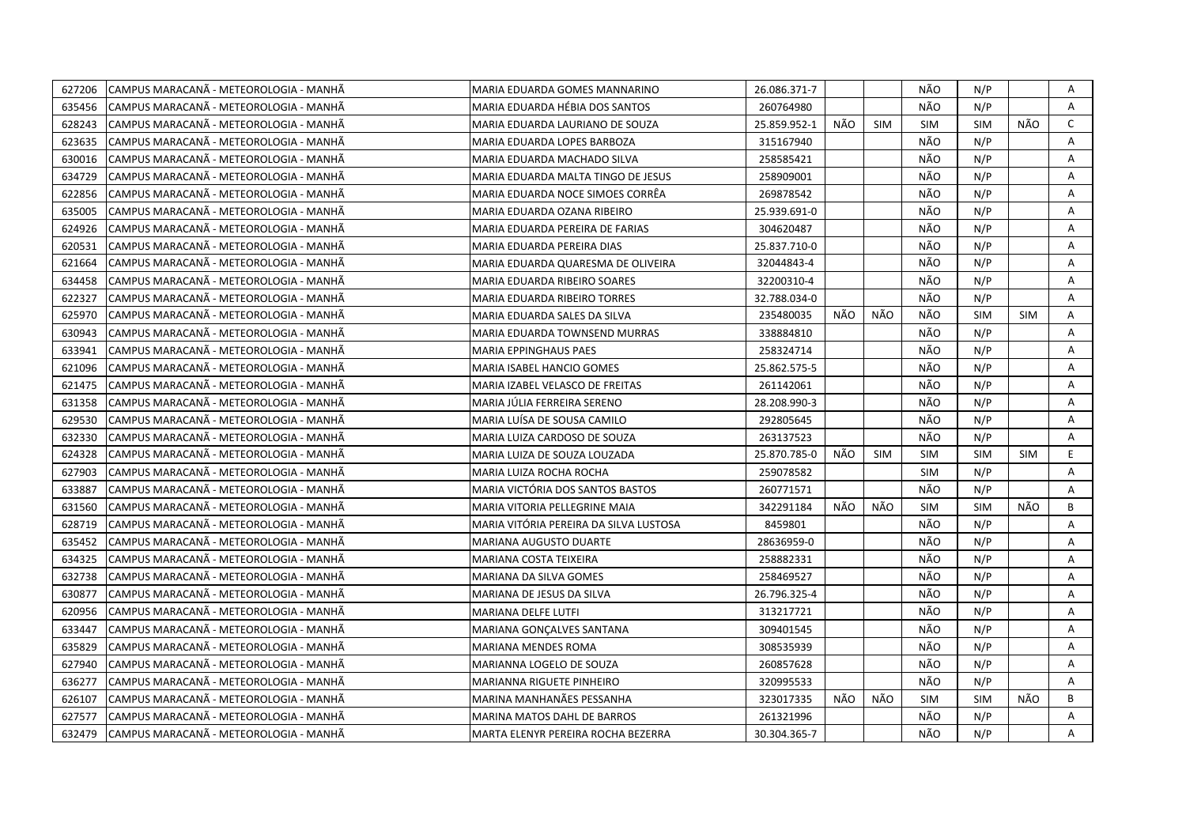| | | | | | | | | | |
|---|---|---|---|---|---|---|---|---|---|
| 627206 | CAMPUS MARACANÃ - METEOROLOGIA - MANHÃ | MARIA EDUARDA GOMES MANNARINO | 26.086.371-7 | | | NÃO | N/P | | A |
| 635456 | CAMPUS MARACANÃ - METEOROLOGIA - MANHÃ | MARIA EDUARDA HÉBIA DOS SANTOS | 260764980 | | | NÃO | N/P | | A |
| 628243 | CAMPUS MARACANÃ - METEOROLOGIA - MANHÃ | MARIA EDUARDA LAURIANO DE SOUZA | 25.859.952-1 | NÃO | SIM | SIM | SIM | NÃO | C |
| 623635 | CAMPUS MARACANÃ - METEOROLOGIA - MANHÃ | MARIA EDUARDA LOPES BARBOZA | 315167940 | | | NÃO | N/P | | A |
| 630016 | CAMPUS MARACANÃ - METEOROLOGIA - MANHÃ | MARIA EDUARDA MACHADO SILVA | 258585421 | | | NÃO | N/P | | A |
| 634729 | CAMPUS MARACANÃ - METEOROLOGIA - MANHÃ | MARIA EDUARDA MALTA TINGO DE JESUS | 258909001 | | | NÃO | N/P | | A |
| 622856 | CAMPUS MARACANÃ - METEOROLOGIA - MANHÃ | MARIA EDUARDA NOCE SIMOES CORRÊA | 269878542 | | | NÃO | N/P | | A |
| 635005 | CAMPUS MARACANÃ - METEOROLOGIA - MANHÃ | MARIA EDUARDA OZANA RIBEIRO | 25.939.691-0 | | | NÃO | N/P | | A |
| 624926 | CAMPUS MARACANÃ - METEOROLOGIA - MANHÃ | MARIA EDUARDA PEREIRA DE FARIAS | 304620487 | | | NÃO | N/P | | A |
| 620531 | CAMPUS MARACANÃ - METEOROLOGIA - MANHÃ | MARIA EDUARDA PEREIRA DIAS | 25.837.710-0 | | | NÃO | N/P | | A |
| 621664 | CAMPUS MARACANÃ - METEOROLOGIA - MANHÃ | MARIA EDUARDA QUARESMA DE OLIVEIRA | 32044843-4 | | | NÃO | N/P | | A |
| 634458 | CAMPUS MARACANÃ - METEOROLOGIA - MANHÃ | MARIA EDUARDA RIBEIRO SOARES | 32200310-4 | | | NÃO | N/P | | A |
| 622327 | CAMPUS MARACANÃ - METEOROLOGIA - MANHÃ | MARIA EDUARDA RIBEIRO TORRES | 32.788.034-0 | | | NÃO | N/P | | A |
| 625970 | CAMPUS MARACANÃ - METEOROLOGIA - MANHÃ | MARIA EDUARDA SALES DA SILVA | 235480035 | NÃO | NÃO | NÃO | SIM | SIM | A |
| 630943 | CAMPUS MARACANÃ - METEOROLOGIA - MANHÃ | MARIA EDUARDA TOWNSEND MURRAS | 338884810 | | | NÃO | N/P | | A |
| 633941 | CAMPUS MARACANÃ - METEOROLOGIA - MANHÃ | MARIA EPPINGHAUS PAES | 258324714 | | | NÃO | N/P | | A |
| 621096 | CAMPUS MARACANÃ - METEOROLOGIA - MANHÃ | MARIA ISABEL HANCIO GOMES | 25.862.575-5 | | | NÃO | N/P | | A |
| 621475 | CAMPUS MARACANÃ - METEOROLOGIA - MANHÃ | MARIA IZABEL VELASCO DE FREITAS | 261142061 | | | NÃO | N/P | | A |
| 631358 | CAMPUS MARACANÃ - METEOROLOGIA - MANHÃ | MARIA JÚLIA FERREIRA SERENO | 28.208.990-3 | | | NÃO | N/P | | A |
| 629530 | CAMPUS MARACANÃ - METEOROLOGIA - MANHÃ | MARIA LUÍSA DE SOUSA CAMILO | 292805645 | | | NÃO | N/P | | A |
| 632330 | CAMPUS MARACANÃ - METEOROLOGIA - MANHÃ | MARIA LUIZA CARDOSO DE SOUZA | 263137523 | | | NÃO | N/P | | A |
| 624328 | CAMPUS MARACANÃ - METEOROLOGIA - MANHÃ | MARIA LUIZA DE SOUZA LOUZADA | 25.870.785-0 | NÃO | SIM | SIM | SIM | SIM | E |
| 627903 | CAMPUS MARACANÃ - METEOROLOGIA - MANHÃ | MARIA LUIZA ROCHA ROCHA | 259078582 | | | SIM | N/P | | A |
| 633887 | CAMPUS MARACANÃ - METEOROLOGIA - MANHÃ | MARIA VICTÓRIA DOS SANTOS BASTOS | 260771571 | | | NÃO | N/P | | A |
| 631560 | CAMPUS MARACANÃ - METEOROLOGIA - MANHÃ | MARIA VITORIA PELLEGRINE MAIA | 342291184 | NÃO | NÃO | SIM | SIM | NÃO | B |
| 628719 | CAMPUS MARACANÃ - METEOROLOGIA - MANHÃ | MARIA VITÓRIA PEREIRA DA SILVA LUSTOSA | 8459801 | | | NÃO | N/P | | A |
| 635452 | CAMPUS MARACANÃ - METEOROLOGIA - MANHÃ | MARIANA AUGUSTO DUARTE | 28636959-0 | | | NÃO | N/P | | A |
| 634325 | CAMPUS MARACANÃ - METEOROLOGIA - MANHÃ | MARIANA COSTA TEIXEIRA | 258882331 | | | NÃO | N/P | | A |
| 632738 | CAMPUS MARACANÃ - METEOROLOGIA - MANHÃ | MARIANA DA SILVA GOMES | 258469527 | | | NÃO | N/P | | A |
| 630877 | CAMPUS MARACANÃ - METEOROLOGIA - MANHÃ | MARIANA DE JESUS DA SILVA | 26.796.325-4 | | | NÃO | N/P | | A |
| 620956 | CAMPUS MARACANÃ - METEOROLOGIA - MANHÃ | MARIANA DELFE LUTFI | 313217721 | | | NÃO | N/P | | A |
| 633447 | CAMPUS MARACANÃ - METEOROLOGIA - MANHÃ | MARIANA GONÇALVES SANTANA | 309401545 | | | NÃO | N/P | | A |
| 635829 | CAMPUS MARACANÃ - METEOROLOGIA - MANHÃ | MARIANA MENDES ROMA | 308535939 | | | NÃO | N/P | | A |
| 627940 | CAMPUS MARACANÃ - METEOROLOGIA - MANHÃ | MARIANNA LOGELO DE SOUZA | 260857628 | | | NÃO | N/P | | A |
| 636277 | CAMPUS MARACANÃ - METEOROLOGIA - MANHÃ | MARIANNA RIGUETE PINHEIRO | 320995533 | | | NÃO | N/P | | A |
| 626107 | CAMPUS MARACANÃ - METEOROLOGIA - MANHÃ | MARINA MANHANÃES PESSANHA | 323017335 | NÃO | NÃO | SIM | SIM | NÃO | B |
| 627577 | CAMPUS MARACANÃ - METEOROLOGIA - MANHÃ | MARINA MATOS DAHL DE BARROS | 261321996 | | | NÃO | N/P | | A |
| 632479 | CAMPUS MARACANÃ - METEOROLOGIA - MANHÃ | MARTA ELENYR PEREIRA ROCHA BEZERRA | 30.304.365-7 | | | NÃO | N/P | | A |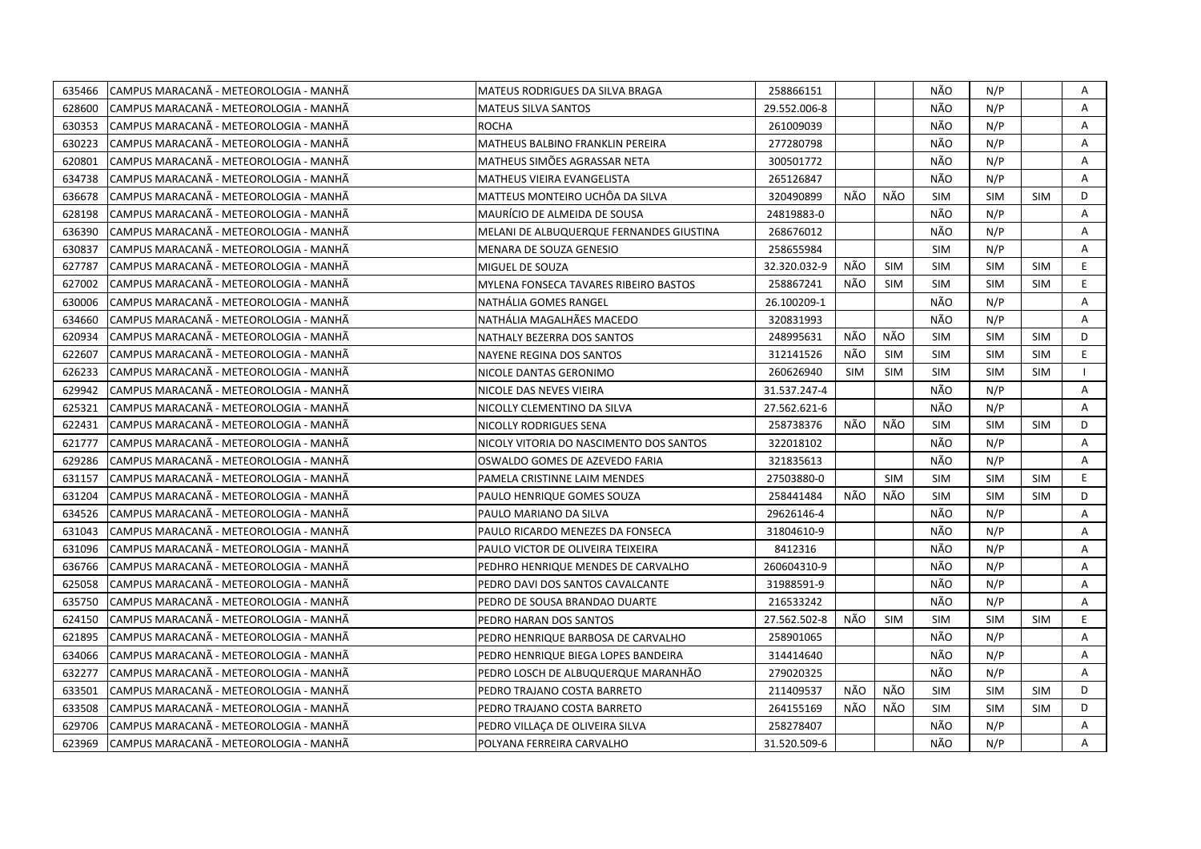| | | | | | | | | | |
|---|---|---|---|---|---|---|---|---|---|
| 635466 | CAMPUS MARACANÃ - METEOROLOGIA - MANHÃ | MATEUS RODRIGUES DA SILVA BRAGA | 258866151 | | | NÃO | N/P | | A |
| 628600 | CAMPUS MARACANÃ - METEOROLOGIA - MANHÃ | MATEUS SILVA SANTOS | 29.552.006-8 | | | NÃO | N/P | | A |
| 630353 | CAMPUS MARACANÃ - METEOROLOGIA - MANHÃ | ROCHA | 261009039 | | | NÃO | N/P | | A |
| 630223 | CAMPUS MARACANÃ - METEOROLOGIA - MANHÃ | MATHEUS BALBINO FRANKLIN PEREIRA | 277280798 | | | NÃO | N/P | | A |
| 620801 | CAMPUS MARACANÃ - METEOROLOGIA - MANHÃ | MATHEUS SIMÕES AGRASSAR NETA | 300501772 | | | NÃO | N/P | | A |
| 634738 | CAMPUS MARACANÃ - METEOROLOGIA - MANHÃ | MATHEUS VIEIRA EVANGELISTA | 265126847 | | | NÃO | N/P | | A |
| 636678 | CAMPUS MARACANÃ - METEOROLOGIA - MANHÃ | MATTEUS MONTEIRO UCHÔA DA SILVA | 320490899 | NÃO | NÃO | SIM | SIM | SIM | D |
| 628198 | CAMPUS MARACANÃ - METEOROLOGIA - MANHÃ | MAURÍCIO DE ALMEIDA DE SOUSA | 24819883-0 | | | NÃO | N/P | | A |
| 636390 | CAMPUS MARACANÃ - METEOROLOGIA - MANHÃ | MELANI DE ALBUQUERQUE FERNANDES GIUSTINA | 268676012 | | | NÃO | N/P | | A |
| 630837 | CAMPUS MARACANÃ - METEOROLOGIA - MANHÃ | MENARA DE SOUZA GENESIO | 258655984 | | | SIM | N/P | | A |
| 627787 | CAMPUS MARACANÃ - METEOROLOGIA - MANHÃ | MIGUEL DE SOUZA | 32.320.032-9 | NÃO | SIM | SIM | SIM | SIM | E |
| 627002 | CAMPUS MARACANÃ - METEOROLOGIA - MANHÃ | MYLENA FONSECA TAVARES RIBEIRO BASTOS | 258867241 | NÃO | SIM | SIM | SIM | SIM | E |
| 630006 | CAMPUS MARACANÃ - METEOROLOGIA - MANHÃ | NATHÁLIA GOMES RANGEL | 26.100209-1 | | | NÃO | N/P | | A |
| 634660 | CAMPUS MARACANÃ - METEOROLOGIA - MANHÃ | NATHÁLIA MAGALHÃES MACEDO | 320831993 | | | NÃO | N/P | | A |
| 620934 | CAMPUS MARACANÃ - METEOROLOGIA - MANHÃ | NATHALY BEZERRA DOS SANTOS | 248995631 | NÃO | NÃO | SIM | SIM | SIM | D |
| 622607 | CAMPUS MARACANÃ - METEOROLOGIA - MANHÃ | NAYENE REGINA DOS SANTOS | 312141526 | NÃO | SIM | SIM | SIM | SIM | E |
| 626233 | CAMPUS MARACANÃ - METEOROLOGIA - MANHÃ | NICOLE DANTAS GERONIMO | 260626940 | SIM | SIM | SIM | SIM | SIM | I |
| 629942 | CAMPUS MARACANÃ - METEOROLOGIA - MANHÃ | NICOLE DAS NEVES VIEIRA | 31.537.247-4 | | | NÃO | N/P | | A |
| 625321 | CAMPUS MARACANÃ - METEOROLOGIA - MANHÃ | NICOLLY CLEMENTINO DA SILVA | 27.562.621-6 | | | NÃO | N/P | | A |
| 622431 | CAMPUS MARACANÃ - METEOROLOGIA - MANHÃ | NICOLLY RODRIGUES SENA | 258738376 | NÃO | NÃO | SIM | SIM | SIM | D |
| 621777 | CAMPUS MARACANÃ - METEOROLOGIA - MANHÃ | NICOLY VITORIA DO NASCIMENTO DOS SANTOS | 322018102 | | | NÃO | N/P | | A |
| 629286 | CAMPUS MARACANÃ - METEOROLOGIA - MANHÃ | OSWALDO GOMES DE AZEVEDO FARIA | 321835613 | | | NÃO | N/P | | A |
| 631157 | CAMPUS MARACANÃ - METEOROLOGIA - MANHÃ | PAMELA CRISTINNE LAIM MENDES | 27503880-0 | | SIM | SIM | SIM | SIM | E |
| 631204 | CAMPUS MARACANÃ - METEOROLOGIA - MANHÃ | PAULO HENRIQUE GOMES SOUZA | 258441484 | NÃO | NÃO | SIM | SIM | SIM | D |
| 634526 | CAMPUS MARACANÃ - METEOROLOGIA - MANHÃ | PAULO MARIANO DA SILVA | 29626146-4 | | | NÃO | N/P | | A |
| 631043 | CAMPUS MARACANÃ - METEOROLOGIA - MANHÃ | PAULO RICARDO MENEZES DA FONSECA | 31804610-9 | | | NÃO | N/P | | A |
| 631096 | CAMPUS MARACANÃ - METEOROLOGIA - MANHÃ | PAULO VICTOR DE OLIVEIRA TEIXEIRA | 8412316 | | | NÃO | N/P | | A |
| 636766 | CAMPUS MARACANÃ - METEOROLOGIA - MANHÃ | PEDHRO HENRIQUE MENDES DE CARVALHO | 260604310-9 | | | NÃO | N/P | | A |
| 625058 | CAMPUS MARACANÃ - METEOROLOGIA - MANHÃ | PEDRO DAVI DOS SANTOS CAVALCANTE | 31988591-9 | | | NÃO | N/P | | A |
| 635750 | CAMPUS MARACANÃ - METEOROLOGIA - MANHÃ | PEDRO DE SOUSA BRANDAO DUARTE | 216533242 | | | NÃO | N/P | | A |
| 624150 | CAMPUS MARACANÃ - METEOROLOGIA - MANHÃ | PEDRO HARAN DOS SANTOS | 27.562.502-8 | NÃO | SIM | SIM | SIM | SIM | E |
| 621895 | CAMPUS MARACANÃ - METEOROLOGIA - MANHÃ | PEDRO HENRIQUE BARBOSA DE CARVALHO | 258901065 | | | NÃO | N/P | | A |
| 634066 | CAMPUS MARACANÃ - METEOROLOGIA - MANHÃ | PEDRO HENRIQUE BIEGA LOPES BANDEIRA | 314414640 | | | NÃO | N/P | | A |
| 632277 | CAMPUS MARACANÃ - METEOROLOGIA - MANHÃ | PEDRO LOSCH DE ALBUQUERQUE MARANHÃO | 279020325 | | | NÃO | N/P | | A |
| 633501 | CAMPUS MARACANÃ - METEOROLOGIA - MANHÃ | PEDRO TRAJANO COSTA BARRETO | 211409537 | NÃO | NÃO | SIM | SIM | SIM | D |
| 633508 | CAMPUS MARACANÃ - METEOROLOGIA - MANHÃ | PEDRO TRAJANO COSTA BARRETO | 264155169 | NÃO | NÃO | SIM | SIM | SIM | D |
| 629706 | CAMPUS MARACANÃ - METEOROLOGIA - MANHÃ | PEDRO VILLAÇA DE OLIVEIRA SILVA | 258278407 | | | NÃO | N/P | | A |
| 623969 | CAMPUS MARACANÃ - METEOROLOGIA - MANHÃ | POLYANA FERREIRA CARVALHO | 31.520.509-6 | | | NÃO | N/P | | A |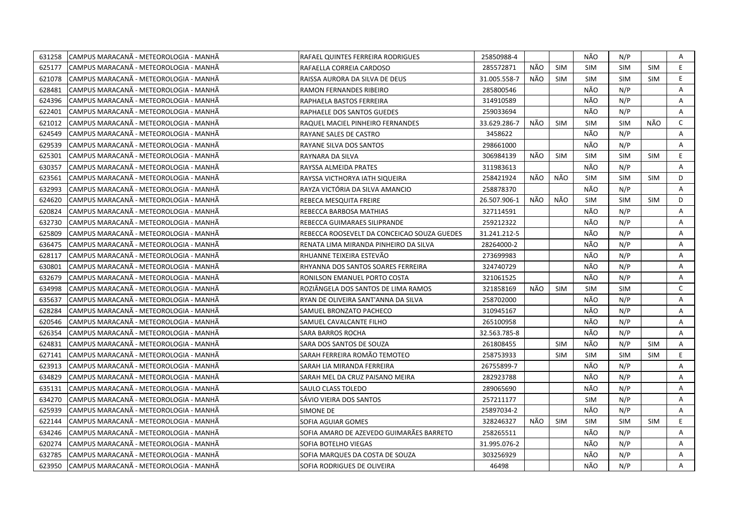| | | | | | | | | | |
|---|---|---|---|---|---|---|---|---|---|
| 631258 | CAMPUS MARACANÃ - METEOROLOGIA - MANHÃ | RAFAEL QUINTES FERREIRA RODRIGUES | 25850988-4 | | | NÃO | N/P | | A |
| 625177 | CAMPUS MARACANÃ - METEOROLOGIA - MANHÃ | RAFAELLA CORREIA CARDOSO | 285572871 | NÃO | SIM | SIM | SIM | SIM | E |
| 621078 | CAMPUS MARACANÃ - METEOROLOGIA - MANHÃ | RAISSA AURORA DA SILVA DE DEUS | 31.005.558-7 | NÃO | SIM | SIM | SIM | SIM | E |
| 628481 | CAMPUS MARACANÃ - METEOROLOGIA - MANHÃ | RAMON FERNANDES RIBEIRO | 285800546 | | | NÃO | N/P | | A |
| 624396 | CAMPUS MARACANÃ - METEOROLOGIA - MANHÃ | RAPHAELA BASTOS FERREIRA | 314910589 | | | NÃO | N/P | | A |
| 622401 | CAMPUS MARACANÃ - METEOROLOGIA - MANHÃ | RAPHAELE DOS SANTOS GUEDES | 259033694 | | | NÃO | N/P | | A |
| 621012 | CAMPUS MARACANÃ - METEOROLOGIA - MANHÃ | RAQUEL MACIEL PINHEIRO FERNANDES | 33.629.286-7 | NÃO | SIM | SIM | SIM | NÃO | C |
| 624549 | CAMPUS MARACANÃ - METEOROLOGIA - MANHÃ | RAYANE SALES DE CASTRO | 3458622 | | | NÃO | N/P | | A |
| 629539 | CAMPUS MARACANÃ - METEOROLOGIA - MANHÃ | RAYANE SILVA DOS SANTOS | 298661000 | | | NÃO | N/P | | A |
| 625301 | CAMPUS MARACANÃ - METEOROLOGIA - MANHÃ | RAYNARA DA SILVA | 306984139 | NÃO | SIM | SIM | SIM | SIM | E |
| 630357 | CAMPUS MARACANÃ - METEOROLOGIA - MANHÃ | RAYSSA ALMEIDA PRATES | 311983613 | | | NÃO | N/P | | A |
| 623561 | CAMPUS MARACANÃ - METEOROLOGIA - MANHÃ | RAYSSA VICTHORYA IATH SIQUEIRA | 258421924 | NÃO | NÃO | SIM | SIM | SIM | D |
| 632993 | CAMPUS MARACANÃ - METEOROLOGIA - MANHÃ | RAYZA VICTÓRIA DA SILVA AMANCIO | 258878370 | | | NÃO | N/P | | A |
| 624620 | CAMPUS MARACANÃ - METEOROLOGIA - MANHÃ | REBECA MESQUITA FREIRE | 26.507.906-1 | NÃO | NÃO | SIM | SIM | SIM | D |
| 620824 | CAMPUS MARACANÃ - METEOROLOGIA - MANHÃ | REBECCA BARBOSA MATHIAS | 327114591 | | | NÃO | N/P | | A |
| 632730 | CAMPUS MARACANÃ - METEOROLOGIA - MANHÃ | REBECCA GUIMARAES SILIPRANDE | 259212322 | | | NÃO | N/P | | A |
| 625809 | CAMPUS MARACANÃ - METEOROLOGIA - MANHÃ | REBECCA ROOSEVELT DA CONCEICAO SOUZA GUEDES | 31.241.212-5 | | | NÃO | N/P | | A |
| 636475 | CAMPUS MARACANÃ - METEOROLOGIA - MANHÃ | RENATA LIMA MIRANDA PINHEIRO DA SILVA | 28264000-2 | | | NÃO | N/P | | A |
| 628117 | CAMPUS MARACANÃ - METEOROLOGIA - MANHÃ | RHUANNE TEIXEIRA ESTEVÃO | 273699983 | | | NÃO | N/P | | A |
| 630801 | CAMPUS MARACANÃ - METEOROLOGIA - MANHÃ | RHYANNA DOS SANTOS SOARES FERREIRA | 324740729 | | | NÃO | N/P | | A |
| 632679 | CAMPUS MARACANÃ - METEOROLOGIA - MANHÃ | RONILSON EMANUEL PORTO COSTA | 321061525 | | | NÃO | N/P | | A |
| 634998 | CAMPUS MARACANÃ - METEOROLOGIA - MANHÃ | ROZIÂNGELA DOS SANTOS DE LIMA RAMOS | 321858169 | NÃO | SIM | SIM | SIM | | C |
| 635637 | CAMPUS MARACANÃ - METEOROLOGIA - MANHÃ | RYAN DE OLIVEIRA SANT'ANNA DA SILVA | 258702000 | | | NÃO | N/P | | A |
| 628284 | CAMPUS MARACANÃ - METEOROLOGIA - MANHÃ | SAMUEL BRONZATO PACHECO | 310945167 | | | NÃO | N/P | | A |
| 620546 | CAMPUS MARACANÃ - METEOROLOGIA - MANHÃ | SAMUEL CAVALCANTE FILHO | 265100958 | | | NÃO | N/P | | A |
| 626354 | CAMPUS MARACANÃ - METEOROLOGIA - MANHÃ | SARA BARROS ROCHA | 32.563.785-8 | | | NÃO | N/P | | A |
| 624831 | CAMPUS MARACANÃ - METEOROLOGIA - MANHÃ | SARA DOS SANTOS DE SOUZA | 261808455 | | SIM | NÃO | N/P | SIM | A |
| 627141 | CAMPUS MARACANÃ - METEOROLOGIA - MANHÃ | SARAH FERREIRA ROMÃO TEMOTEO | 258753933 | | SIM | SIM | SIM | SIM | E |
| 623913 | CAMPUS MARACANÃ - METEOROLOGIA - MANHÃ | SARAH LIA MIRANDA FERREIRA | 26755899-7 | | | NÃO | N/P | | A |
| 634829 | CAMPUS MARACANÃ - METEOROLOGIA - MANHÃ | SARAH MEL DA CRUZ PAISANO MEIRA | 282923788 | | | NÃO | N/P | | A |
| 635131 | CAMPUS MARACANÃ - METEOROLOGIA - MANHÃ | SAULO CLASS TOLEDO | 289065690 | | | NÃO | N/P | | A |
| 634270 | CAMPUS MARACANÃ - METEOROLOGIA - MANHÃ | SÁVIO VIEIRA DOS SANTOS | 257211177 | | | SIM | N/P | | A |
| 625939 | CAMPUS MARACANÃ - METEOROLOGIA - MANHÃ | SIMONE DE | 25897034-2 | | | NÃO | N/P | | A |
| 622144 | CAMPUS MARACANÃ - METEOROLOGIA - MANHÃ | SOFIA AGUIAR GOMES | 328246327 | NÃO | SIM | SIM | SIM | SIM | E |
| 634246 | CAMPUS MARACANÃ - METEOROLOGIA - MANHÃ | SOFIA AMARO DE AZEVEDO GUIMARÃES BARRETO | 258265511 | | | NÃO | N/P | | A |
| 620274 | CAMPUS MARACANÃ - METEOROLOGIA - MANHÃ | SOFIA BOTELHO VIEGAS | 31.995.076-2 | | | NÃO | N/P | | A |
| 632785 | CAMPUS MARACANÃ - METEOROLOGIA - MANHÃ | SOFIA MARQUES DA COSTA DE SOUZA | 303256929 | | | NÃO | N/P | | A |
| 623950 | CAMPUS MARACANÃ - METEOROLOGIA - MANHÃ | SOFIA RODRIGUES DE OLIVEIRA | 46498 | | | NÃO | N/P | | A |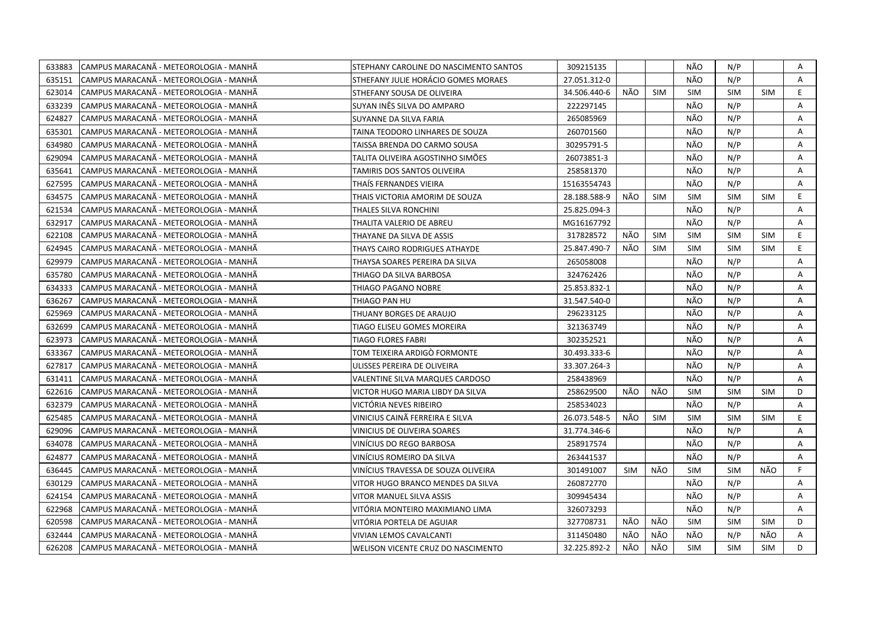| | | | | | | | | | |
|---|---|---|---|---|---|---|---|---|---|
| 633883 | CAMPUS MARACANÃ - METEOROLOGIA - MANHÃ | STEPHANY CAROLINE DO NASCIMENTO SANTOS | 309215135 | | | NÃO | N/P | | A |
| 635151 | CAMPUS MARACANÃ - METEOROLOGIA - MANHÃ | STHEFANY JULIE HORÁCIO GOMES MORAES | 27.051.312-0 | | | NÃO | N/P | | A |
| 623014 | CAMPUS MARACANÃ - METEOROLOGIA - MANHÃ | STHEFANY SOUSA DE OLIVEIRA | 34.506.440-6 | NÃO | SIM | SIM | SIM | SIM | E |
| 633239 | CAMPUS MARACANÃ - METEOROLOGIA - MANHÃ | SUYAN INÊS SILVA DO AMPARO | 222297145 | | | NÃO | N/P | | A |
| 624827 | CAMPUS MARACANÃ - METEOROLOGIA - MANHÃ | SUYANNE DA SILVA FARIA | 265085969 | | | NÃO | N/P | | A |
| 635301 | CAMPUS MARACANÃ - METEOROLOGIA - MANHÃ | TAINA TEODORO LINHARES DE SOUZA | 260701560 | | | NÃO | N/P | | A |
| 634980 | CAMPUS MARACANÃ - METEOROLOGIA - MANHÃ | TAISSA BRENDA DO CARMO SOUSA | 30295791-5 | | | NÃO | N/P | | A |
| 629094 | CAMPUS MARACANÃ - METEOROLOGIA - MANHÃ | TALITA OLIVEIRA AGOSTINHO SIMÕES | 26073851-3 | | | NÃO | N/P | | A |
| 635641 | CAMPUS MARACANÃ - METEOROLOGIA - MANHÃ | TAMIRIS DOS SANTOS OLIVEIRA | 258581370 | | | NÃO | N/P | | A |
| 627595 | CAMPUS MARACANÃ - METEOROLOGIA - MANHÃ | THAÍS FERNANDES VIEIRA | 15163554743 | | | NÃO | N/P | | A |
| 634575 | CAMPUS MARACANÃ - METEOROLOGIA - MANHÃ | THAIS VICTORIA AMORIM DE SOUZA | 28.188.588-9 | NÃO | SIM | SIM | SIM | SIM | E |
| 621534 | CAMPUS MARACANÃ - METEOROLOGIA - MANHÃ | THALES SILVA RONCHINI | 25.825.094-3 | | | NÃO | N/P | | A |
| 632917 | CAMPUS MARACANÃ - METEOROLOGIA - MANHÃ | THALITA VALERIO DE ABREU | MG16167792 | | | NÃO | N/P | | A |
| 622108 | CAMPUS MARACANÃ - METEOROLOGIA - MANHÃ | THAYANE DA SILVA DE ASSIS | 317828572 | NÃO | SIM | SIM | SIM | SIM | E |
| 624945 | CAMPUS MARACANÃ - METEOROLOGIA - MANHÃ | THAYS CAIRO RODRIGUES ATHAYDE | 25.847.490-7 | NÃO | SIM | SIM | SIM | SIM | E |
| 629979 | CAMPUS MARACANÃ - METEOROLOGIA - MANHÃ | THAYSA SOARES PEREIRA DA SILVA | 265058008 | | | NÃO | N/P | | A |
| 635780 | CAMPUS MARACANÃ - METEOROLOGIA - MANHÃ | THIAGO DA SILVA BARBOSA | 324762426 | | | NÃO | N/P | | A |
| 634333 | CAMPUS MARACANÃ - METEOROLOGIA - MANHÃ | THIAGO PAGANO NOBRE | 25.853.832-1 | | | NÃO | N/P | | A |
| 636267 | CAMPUS MARACANÃ - METEOROLOGIA - MANHÃ | THIAGO PAN HU | 31.547.540-0 | | | NÃO | N/P | | A |
| 625969 | CAMPUS MARACANÃ - METEOROLOGIA - MANHÃ | THUANY BORGES DE ARAUJO | 296233125 | | | NÃO | N/P | | A |
| 632699 | CAMPUS MARACANÃ - METEOROLOGIA - MANHÃ | TIAGO ELISEU GOMES MOREIRA | 321363749 | | | NÃO | N/P | | A |
| 623973 | CAMPUS MARACANÃ - METEOROLOGIA - MANHÃ | TIAGO FLORES FABRI | 302352521 | | | NÃO | N/P | | A |
| 633367 | CAMPUS MARACANÃ - METEOROLOGIA - MANHÃ | TOM TEIXEIRA ARDIGÒ FORMONTE | 30.493.333-6 | | | NÃO | N/P | | A |
| 627817 | CAMPUS MARACANÃ - METEOROLOGIA - MANHÃ | ULISSES PEREIRA DE OLIVEIRA | 33.307.264-3 | | | NÃO | N/P | | A |
| 631411 | CAMPUS MARACANÃ - METEOROLOGIA - MANHÃ | VALENTINE SILVA MARQUES CARDOSO | 258438969 | | | NÃO | N/P | | A |
| 622616 | CAMPUS MARACANÃ - METEOROLOGIA - MANHÃ | VICTOR HUGO MARIA LIBDY DA SILVA | 258629500 | NÃO | NÃO | SIM | SIM | SIM | D |
| 632379 | CAMPUS MARACANÃ - METEOROLOGIA - MANHÃ | VICTÓRIA NEVES RIBEIRO | 258534023 | | | NÃO | N/P | | A |
| 625485 | CAMPUS MARACANÃ - METEOROLOGIA - MANHÃ | VINICIUS CAINÃ FERREIRA E SILVA | 26.073.548-5 | NÃO | SIM | SIM | SIM | SIM | E |
| 629096 | CAMPUS MARACANÃ - METEOROLOGIA - MANHÃ | VINICIUS DE OLIVEIRA SOARES | 31.774.346-6 | | | NÃO | N/P | | A |
| 634078 | CAMPUS MARACANÃ - METEOROLOGIA - MANHÃ | VINÍCIUS DO REGO BARBOSA | 258917574 | | | NÃO | N/P | | A |
| 624877 | CAMPUS MARACANÃ - METEOROLOGIA - MANHÃ | VINÍCIUS ROMEIRO DA SILVA | 263441537 | | | NÃO | N/P | | A |
| 636445 | CAMPUS MARACANÃ - METEOROLOGIA - MANHÃ | VINÍCIUS TRAVESSA DE SOUZA OLIVEIRA | 301491007 | SIM | NÃO | SIM | SIM | NÃO | F |
| 630129 | CAMPUS MARACANÃ - METEOROLOGIA - MANHÃ | VITOR HUGO BRANCO MENDES DA SILVA | 260872770 | | | NÃO | N/P | | A |
| 624154 | CAMPUS MARACANÃ - METEOROLOGIA - MANHÃ | VITOR MANUEL SILVA ASSIS | 309945434 | | | NÃO | N/P | | A |
| 622968 | CAMPUS MARACANÃ - METEOROLOGIA - MANHÃ | VITÓRIA MONTEIRO MAXIMIANO LIMA | 326073293 | | | NÃO | N/P | | A |
| 620598 | CAMPUS MARACANÃ - METEOROLOGIA - MANHÃ | VITÓRIA PORTELA DE AGUIAR | 327708731 | NÃO | NÃO | SIM | SIM | SIM | D |
| 632444 | CAMPUS MARACANÃ - METEOROLOGIA - MANHÃ | VIVIAN LEMOS CAVALCANTI | 311450480 | NÃO | NÃO | NÃO | N/P | NÃO | A |
| 626208 | CAMPUS MARACANÃ - METEOROLOGIA - MANHÃ | WELISON VICENTE CRUZ DO NASCIMENTO | 32.225.892-2 | NÃO | NÃO | SIM | SIM | SIM | D |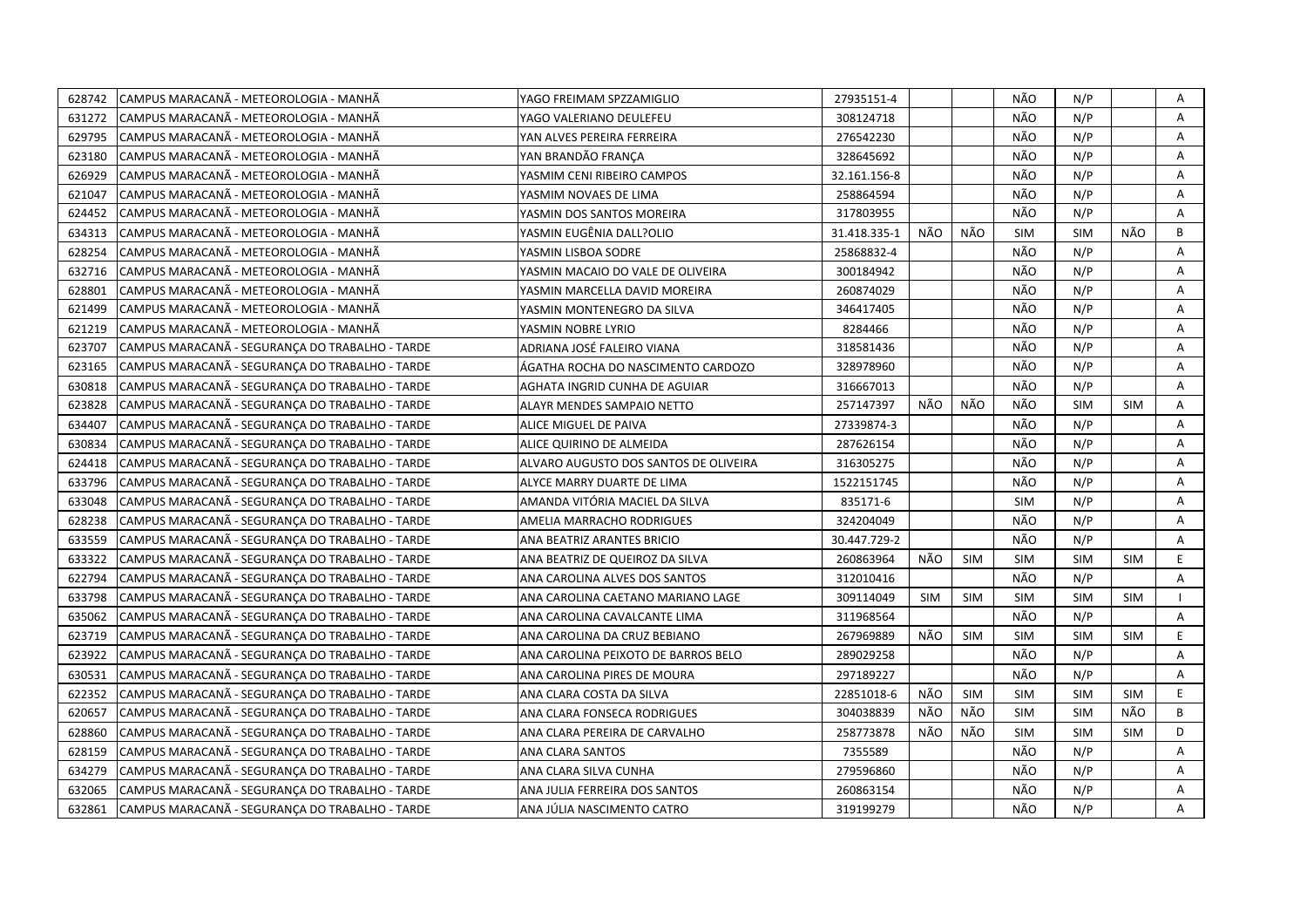| | | | | | | | | | |
|---|---|---|---|---|---|---|---|---|---|
| 628742 | CAMPUS MARACANÃ - METEOROLOGIA - MANHÃ | YAGO FREIMAM SPZZAMIGLIO | 27935151-4 | | | NÃO | N/P | | A |
| 631272 | CAMPUS MARACANÃ - METEOROLOGIA - MANHÃ | YAGO VALERIANO DEULEFEU | 308124718 | | | NÃO | N/P | | A |
| 629795 | CAMPUS MARACANÃ - METEOROLOGIA - MANHÃ | YAN ALVES PEREIRA FERREIRA | 276542230 | | | NÃO | N/P | | A |
| 623180 | CAMPUS MARACANÃ - METEOROLOGIA - MANHÃ | YAN BRANDÃO FRANÇA | 328645692 | | | NÃO | N/P | | A |
| 626929 | CAMPUS MARACANÃ - METEOROLOGIA - MANHÃ | YASMIM CENI RIBEIRO CAMPOS | 32.161.156-8 | | | NÃO | N/P | | A |
| 621047 | CAMPUS MARACANÃ - METEOROLOGIA - MANHÃ | YASMIM NOVAES DE LIMA | 258864594 | | | NÃO | N/P | | A |
| 624452 | CAMPUS MARACANÃ - METEOROLOGIA - MANHÃ | YASMIN DOS SANTOS MOREIRA | 317803955 | | | NÃO | N/P | | A |
| 634313 | CAMPUS MARACANÃ - METEOROLOGIA - MANHÃ | YASMIN EUGÊNIA DALL?OLIO | 31.418.335-1 | NÃO | NÃO | SIM | SIM | NÃO | B |
| 628254 | CAMPUS MARACANÃ - METEOROLOGIA - MANHÃ | YASMIN LISBOA SODRE | 25868832-4 | | | NÃO | N/P | | A |
| 632716 | CAMPUS MARACANÃ - METEOROLOGIA - MANHÃ | YASMIN MACAIO DO VALE DE OLIVEIRA | 300184942 | | | NÃO | N/P | | A |
| 628801 | CAMPUS MARACANÃ - METEOROLOGIA - MANHÃ | YASMIN MARCELLA DAVID MOREIRA | 260874029 | | | NÃO | N/P | | A |
| 621499 | CAMPUS MARACANÃ - METEOROLOGIA - MANHÃ | YASMIN MONTENEGRO DA SILVA | 346417405 | | | NÃO | N/P | | A |
| 621219 | CAMPUS MARACANÃ - METEOROLOGIA - MANHÃ | YASMIN NOBRE LYRIO | 8284466 | | | NÃO | N/P | | A |
| 623707 | CAMPUS MARACANÃ - SEGURANÇA DO TRABALHO - TARDE | ADRIANA JOSÉ FALEIRO VIANA | 318581436 | | | NÃO | N/P | | A |
| 623165 | CAMPUS MARACANÃ - SEGURANÇA DO TRABALHO - TARDE | ÁGATHA ROCHA DO NASCIMENTO CARDOZO | 328978960 | | | NÃO | N/P | | A |
| 630818 | CAMPUS MARACANÃ - SEGURANÇA DO TRABALHO - TARDE | AGHATA INGRID CUNHA DE AGUIAR | 316667013 | | | NÃO | N/P | | A |
| 623828 | CAMPUS MARACANÃ - SEGURANÇA DO TRABALHO - TARDE | ALAYR MENDES SAMPAIO NETTO | 257147397 | NÃO | NÃO | NÃO | SIM | SIM | A |
| 634407 | CAMPUS MARACANÃ - SEGURANÇA DO TRABALHO - TARDE | ALICE MIGUEL DE PAIVA | 27339874-3 | | | NÃO | N/P | | A |
| 630834 | CAMPUS MARACANÃ - SEGURANÇA DO TRABALHO - TARDE | ALICE QUIRINO DE ALMEIDA | 287626154 | | | NÃO | N/P | | A |
| 624418 | CAMPUS MARACANÃ - SEGURANÇA DO TRABALHO - TARDE | ALVARO AUGUSTO DOS SANTOS DE OLIVEIRA | 316305275 | | | NÃO | N/P | | A |
| 633796 | CAMPUS MARACANÃ - SEGURANÇA DO TRABALHO - TARDE | ALYCE MARRY DUARTE DE LIMA | 1522151745 | | | NÃO | N/P | | A |
| 633048 | CAMPUS MARACANÃ - SEGURANÇA DO TRABALHO - TARDE | AMANDA VITÓRIA MACIEL DA SILVA | 835171-6 | | | SIM | N/P | | A |
| 628238 | CAMPUS MARACANÃ - SEGURANÇA DO TRABALHO - TARDE | AMELIA MARRACHO RODRIGUES | 324204049 | | | NÃO | N/P | | A |
| 633559 | CAMPUS MARACANÃ - SEGURANÇA DO TRABALHO - TARDE | ANA BEATRIZ ARANTES BRICIO | 30.447.729-2 | | | NÃO | N/P | | A |
| 633322 | CAMPUS MARACANÃ - SEGURANÇA DO TRABALHO - TARDE | ANA BEATRIZ DE QUEIROZ DA SILVA | 260863964 | NÃO | SIM | SIM | SIM | SIM | E |
| 622794 | CAMPUS MARACANÃ - SEGURANÇA DO TRABALHO - TARDE | ANA CAROLINA ALVES DOS SANTOS | 312010416 | | | NÃO | N/P | | A |
| 633798 | CAMPUS MARACANÃ - SEGURANÇA DO TRABALHO - TARDE | ANA CAROLINA CAETANO MARIANO LAGE | 309114049 | SIM | SIM | SIM | SIM | SIM | I |
| 635062 | CAMPUS MARACANÃ - SEGURANÇA DO TRABALHO - TARDE | ANA CAROLINA CAVALCANTE LIMA | 311968564 | | | NÃO | N/P | | A |
| 623719 | CAMPUS MARACANÃ - SEGURANÇA DO TRABALHO - TARDE | ANA CAROLINA DA CRUZ BEBIANO | 267969889 | NÃO | SIM | SIM | SIM | SIM | E |
| 623922 | CAMPUS MARACANÃ - SEGURANÇA DO TRABALHO - TARDE | ANA CAROLINA PEIXOTO DE BARROS BELO | 289029258 | | | NÃO | N/P | | A |
| 630531 | CAMPUS MARACANÃ - SEGURANÇA DO TRABALHO - TARDE | ANA CAROLINA PIRES DE MOURA | 297189227 | | | NÃO | N/P | | A |
| 622352 | CAMPUS MARACANÃ - SEGURANÇA DO TRABALHO - TARDE | ANA CLARA COSTA DA SILVA | 22851018-6 | NÃO | SIM | SIM | SIM | SIM | E |
| 620657 | CAMPUS MARACANÃ - SEGURANÇA DO TRABALHO - TARDE | ANA CLARA FONSECA RODRIGUES | 304038839 | NÃO | NÃO | SIM | SIM | NÃO | B |
| 628860 | CAMPUS MARACANÃ - SEGURANÇA DO TRABALHO - TARDE | ANA CLARA PEREIRA DE CARVALHO | 258773878 | NÃO | NÃO | SIM | SIM | SIM | D |
| 628159 | CAMPUS MARACANÃ - SEGURANÇA DO TRABALHO - TARDE | ANA CLARA SANTOS | 7355589 | | | NÃO | N/P | | A |
| 634279 | CAMPUS MARACANÃ - SEGURANÇA DO TRABALHO - TARDE | ANA CLARA SILVA CUNHA | 279596860 | | | NÃO | N/P | | A |
| 632065 | CAMPUS MARACANÃ - SEGURANÇA DO TRABALHO - TARDE | ANA JULIA FERREIRA DOS SANTOS | 260863154 | | | NÃO | N/P | | A |
| 632861 | CAMPUS MARACANÃ - SEGURANÇA DO TRABALHO - TARDE | ANA JÚLIA NASCIMENTO CATRO | 319199279 | | | NÃO | N/P | | A |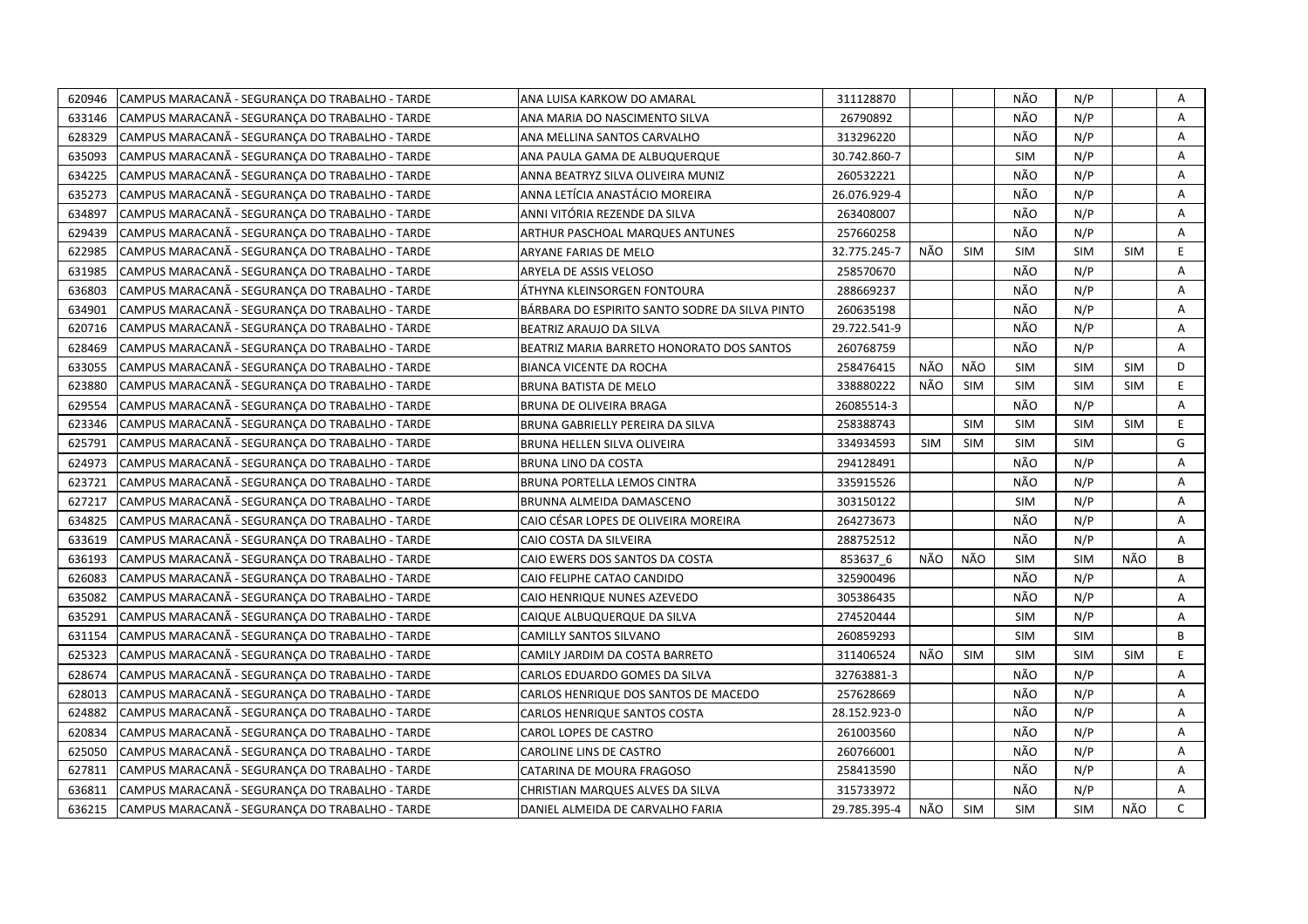| | | | | | | | | | |
|---|---|---|---|---|---|---|---|---|---|
| 620946 | CAMPUS MARACANÃ - SEGURANÇA DO TRABALHO - TARDE | ANA LUISA KARKOW DO AMARAL | 311128870 | | | NÃO | N/P | | A |
| 633146 | CAMPUS MARACANÃ - SEGURANÇA DO TRABALHO - TARDE | ANA MARIA DO NASCIMENTO SILVA | 26790892 | | | NÃO | N/P | | A |
| 628329 | CAMPUS MARACANÃ - SEGURANÇA DO TRABALHO - TARDE | ANA MELLINA SANTOS CARVALHO | 313296220 | | | NÃO | N/P | | A |
| 635093 | CAMPUS MARACANÃ - SEGURANÇA DO TRABALHO - TARDE | ANA PAULA GAMA DE ALBUQUERQUE | 30.742.860-7 | | | SIM | N/P | | A |
| 634225 | CAMPUS MARACANÃ - SEGURANÇA DO TRABALHO - TARDE | ANNA BEATRYZ SILVA OLIVEIRA MUNIZ | 260532221 | | | NÃO | N/P | | A |
| 635273 | CAMPUS MARACANÃ - SEGURANÇA DO TRABALHO - TARDE | ANNA LETÍCIA ANASTÁCIO MOREIRA | 26.076.929-4 | | | NÃO | N/P | | A |
| 634897 | CAMPUS MARACANÃ - SEGURANÇA DO TRABALHO - TARDE | ANNI VITÓRIA REZENDE DA SILVA | 263408007 | | | NÃO | N/P | | A |
| 629439 | CAMPUS MARACANÃ - SEGURANÇA DO TRABALHO - TARDE | ARTHUR PASCHOAL MARQUES ANTUNES | 257660258 | | | NÃO | N/P | | A |
| 622985 | CAMPUS MARACANÃ - SEGURANÇA DO TRABALHO - TARDE | ARYANE FARIAS DE MELO | 32.775.245-7 | NÃO | SIM | SIM | SIM | SIM | E |
| 631985 | CAMPUS MARACANÃ - SEGURANÇA DO TRABALHO - TARDE | ARYELA DE ASSIS VELOSO | 258570670 | | | NÃO | N/P | | A |
| 636803 | CAMPUS MARACANÃ - SEGURANÇA DO TRABALHO - TARDE | ÁTHYNA KLEINSORGEN FONTOURA | 288669237 | | | NÃO | N/P | | A |
| 634901 | CAMPUS MARACANÃ - SEGURANÇA DO TRABALHO - TARDE | BÁRBARA DO ESPIRITO SANTO SODRE DA SILVA PINTO | 260635198 | | | NÃO | N/P | | A |
| 620716 | CAMPUS MARACANÃ - SEGURANÇA DO TRABALHO - TARDE | BEATRIZ ARAUJO DA SILVA | 29.722.541-9 | | | NÃO | N/P | | A |
| 628469 | CAMPUS MARACANÃ - SEGURANÇA DO TRABALHO - TARDE | BEATRIZ MARIA BARRETO HONORATO DOS SANTOS | 260768759 | | | NÃO | N/P | | A |
| 633055 | CAMPUS MARACANÃ - SEGURANÇA DO TRABALHO - TARDE | BIANCA VICENTE DA ROCHA | 258476415 | NÃO | NÃO | SIM | SIM | SIM | D |
| 623880 | CAMPUS MARACANÃ - SEGURANÇA DO TRABALHO - TARDE | BRUNA BATISTA DE MELO | 338880222 | NÃO | SIM | SIM | SIM | SIM | E |
| 629554 | CAMPUS MARACANÃ - SEGURANÇA DO TRABALHO - TARDE | BRUNA DE OLIVEIRA BRAGA | 26085514-3 | | | NÃO | N/P | | A |
| 623346 | CAMPUS MARACANÃ - SEGURANÇA DO TRABALHO - TARDE | BRUNA GABRIELLY PEREIRA DA SILVA | 258388743 | | SIM | SIM | SIM | SIM | E |
| 625791 | CAMPUS MARACANÃ - SEGURANÇA DO TRABALHO - TARDE | BRUNA HELLEN SILVA OLIVEIRA | 334934593 | SIM | SIM | SIM | SIM | | G |
| 624973 | CAMPUS MARACANÃ - SEGURANÇA DO TRABALHO - TARDE | BRUNA LINO DA COSTA | 294128491 | | | NÃO | N/P | | A |
| 623721 | CAMPUS MARACANÃ - SEGURANÇA DO TRABALHO - TARDE | BRUNA PORTELLA LEMOS CINTRA | 335915526 | | | NÃO | N/P | | A |
| 627217 | CAMPUS MARACANÃ - SEGURANÇA DO TRABALHO - TARDE | BRUNNA ALMEIDA DAMASCENO | 303150122 | | | SIM | N/P | | A |
| 634825 | CAMPUS MARACANÃ - SEGURANÇA DO TRABALHO - TARDE | CAIO CÉSAR LOPES DE OLIVEIRA MOREIRA | 264273673 | | | NÃO | N/P | | A |
| 633619 | CAMPUS MARACANÃ - SEGURANÇA DO TRABALHO - TARDE | CAIO COSTA DA SILVEIRA | 288752512 | | | NÃO | N/P | | A |
| 636193 | CAMPUS MARACANÃ - SEGURANÇA DO TRABALHO - TARDE | CAIO EWERS DOS SANTOS DA COSTA | 853637_6 | NÃO | NÃO | SIM | SIM | NÃO | B |
| 626083 | CAMPUS MARACANÃ - SEGURANÇA DO TRABALHO - TARDE | CAIO FELIPHE CATAO CANDIDO | 325900496 | | | NÃO | N/P | | A |
| 635082 | CAMPUS MARACANÃ - SEGURANÇA DO TRABALHO - TARDE | CAIO HENRIQUE NUNES AZEVEDO | 305386435 | | | NÃO | N/P | | A |
| 635291 | CAMPUS MARACANÃ - SEGURANÇA DO TRABALHO - TARDE | CAIQUE ALBUQUERQUE DA SILVA | 274520444 | | | SIM | N/P | | A |
| 631154 | CAMPUS MARACANÃ - SEGURANÇA DO TRABALHO - TARDE | CAMILLY SANTOS SILVANO | 260859293 | | | SIM | SIM | | B |
| 625323 | CAMPUS MARACANÃ - SEGURANÇA DO TRABALHO - TARDE | CAMILY JARDIM DA COSTA BARRETO | 311406524 | NÃO | SIM | SIM | SIM | SIM | E |
| 628674 | CAMPUS MARACANÃ - SEGURANÇA DO TRABALHO - TARDE | CARLOS EDUARDO GOMES DA SILVA | 32763881-3 | | | NÃO | N/P | | A |
| 628013 | CAMPUS MARACANÃ - SEGURANÇA DO TRABALHO - TARDE | CARLOS HENRIQUE DOS SANTOS DE MACEDO | 257628669 | | | NÃO | N/P | | A |
| 624882 | CAMPUS MARACANÃ - SEGURANÇA DO TRABALHO - TARDE | CARLOS HENRIQUE SANTOS COSTA | 28.152.923-0 | | | NÃO | N/P | | A |
| 620834 | CAMPUS MARACANÃ - SEGURANÇA DO TRABALHO - TARDE | CAROL LOPES DE CASTRO | 261003560 | | | NÃO | N/P | | A |
| 625050 | CAMPUS MARACANÃ - SEGURANÇA DO TRABALHO - TARDE | CAROLINE LINS DE CASTRO | 260766001 | | | NÃO | N/P | | A |
| 627811 | CAMPUS MARACANÃ - SEGURANÇA DO TRABALHO - TARDE | CATARINA DE MOURA FRAGOSO | 258413590 | | | NÃO | N/P | | A |
| 636811 | CAMPUS MARACANÃ - SEGURANÇA DO TRABALHO - TARDE | CHRISTIAN MARQUES ALVES DA SILVA | 315733972 | | | NÃO | N/P | | A |
| 636215 | CAMPUS MARACANÃ - SEGURANÇA DO TRABALHO - TARDE | DANIEL ALMEIDA DE CARVALHO FARIA | 29.785.395-4 | NÃO | SIM | SIM | SIM | NÃO | C |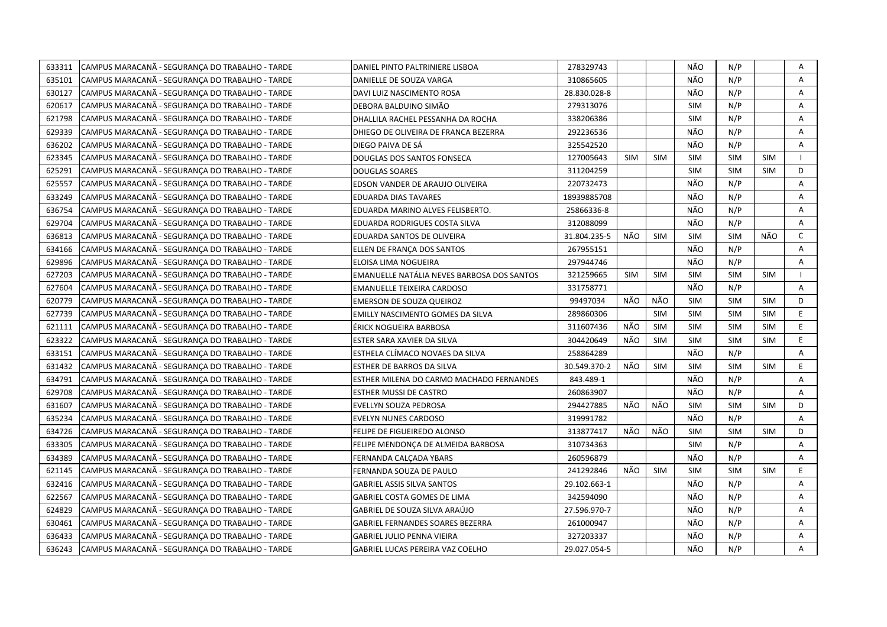| | | | | | | | | | | |
|---|---|---|---|---|---|---|---|---|---|---|
| 633311 | CAMPUS MARACANÃ - SEGURANÇA DO TRABALHO - TARDE | DANIEL PINTO PALTRINIERE LISBOA | 278329743 | | | NÃO | N/P | | A |
| 635101 | CAMPUS MARACANÃ - SEGURANÇA DO TRABALHO - TARDE | DANIELLE DE SOUZA VARGA | 310865605 | | | NÃO | N/P | | A |
| 630127 | CAMPUS MARACANÃ - SEGURANÇA DO TRABALHO - TARDE | DAVI LUIZ NASCIMENTO ROSA | 28.830.028-8 | | | NÃO | N/P | | A |
| 620617 | CAMPUS MARACANÃ - SEGURANÇA DO TRABALHO - TARDE | DEBORA BALDUINO SIMÃO | 279313076 | | | SIM | N/P | | A |
| 621798 | CAMPUS MARACANÃ - SEGURANÇA DO TRABALHO - TARDE | DHALLILA RACHEL PESSANHA DA ROCHA | 338206386 | | | SIM | N/P | | A |
| 629339 | CAMPUS MARACANÃ - SEGURANÇA DO TRABALHO - TARDE | DHIEGO DE OLIVEIRA DE FRANCA BEZERRA | 292236536 | | | NÃO | N/P | | A |
| 636202 | CAMPUS MARACANÃ - SEGURANÇA DO TRABALHO - TARDE | DIEGO PAIVA DE SÁ | 325542520 | | | NÃO | N/P | | A |
| 623345 | CAMPUS MARACANÃ - SEGURANÇA DO TRABALHO - TARDE | DOUGLAS DOS SANTOS FONSECA | 127005643 | SIM | SIM | SIM | SIM | SIM | I |
| 625291 | CAMPUS MARACANÃ - SEGURANÇA DO TRABALHO - TARDE | DOUGLAS SOARES | 311204259 | | | SIM | SIM | SIM | D |
| 625557 | CAMPUS MARACANÃ - SEGURANÇA DO TRABALHO - TARDE | EDSON VANDER DE ARAUJO OLIVEIRA | 220732473 | | | NÃO | N/P | | A |
| 633249 | CAMPUS MARACANÃ - SEGURANÇA DO TRABALHO - TARDE | EDUARDA DIAS TAVARES | 18939885708 | | | NÃO | N/P | | A |
| 636754 | CAMPUS MARACANÃ - SEGURANÇA DO TRABALHO - TARDE | EDUARDA MARINO ALVES FELISBERTO. | 25866336-8 | | | NÃO | N/P | | A |
| 629704 | CAMPUS MARACANÃ - SEGURANÇA DO TRABALHO - TARDE | EDUARDA RODRIGUES COSTA SILVA | 312088099 | | | NÃO | N/P | | A |
| 636813 | CAMPUS MARACANÃ - SEGURANÇA DO TRABALHO - TARDE | EDUARDA SANTOS DE OLIVEIRA | 31.804.235-5 | NÃO | SIM | SIM | SIM | NÃO | C |
| 634166 | CAMPUS MARACANÃ - SEGURANÇA DO TRABALHO - TARDE | ELLEN DE FRANÇA DOS SANTOS | 267955151 | | | NÃO | N/P | | A |
| 629896 | CAMPUS MARACANÃ - SEGURANÇA DO TRABALHO - TARDE | ELOISA LIMA NOGUEIRA | 297944746 | | | NÃO | N/P | | A |
| 627203 | CAMPUS MARACANÃ - SEGURANÇA DO TRABALHO - TARDE | EMANUELLE NATÁLIA NEVES BARBOSA DOS SANTOS | 321259665 | SIM | SIM | SIM | SIM | SIM | I |
| 627604 | CAMPUS MARACANÃ - SEGURANÇA DO TRABALHO - TARDE | EMANUELLE TEIXEIRA CARDOSO | 331758771 | | | NÃO | N/P | | A |
| 620779 | CAMPUS MARACANÃ - SEGURANÇA DO TRABALHO - TARDE | EMERSON DE SOUZA QUEIROZ | 99497034 | NÃO | NÃO | SIM | SIM | SIM | D |
| 627739 | CAMPUS MARACANÃ - SEGURANÇA DO TRABALHO - TARDE | EMILLY NASCIMENTO GOMES DA SILVA | 289860306 | | SIM | SIM | SIM | SIM | E |
| 621111 | CAMPUS MARACANÃ - SEGURANÇA DO TRABALHO - TARDE | ÉRICK NOGUEIRA BARBOSA | 311607436 | NÃO | SIM | SIM | SIM | SIM | E |
| 623322 | CAMPUS MARACANÃ - SEGURANÇA DO TRABALHO - TARDE | ESTER SARA XAVIER DA SILVA | 304420649 | NÃO | SIM | SIM | SIM | SIM | E |
| 633151 | CAMPUS MARACANÃ - SEGURANÇA DO TRABALHO - TARDE | ESTHELA CLÍMACO NOVAES DA SILVA | 258864289 | | | NÃO | N/P | | A |
| 631432 | CAMPUS MARACANÃ - SEGURANÇA DO TRABALHO - TARDE | ESTHER DE BARROS DA SILVA | 30.549.370-2 | NÃO | SIM | SIM | SIM | SIM | E |
| 634791 | CAMPUS MARACANÃ - SEGURANÇA DO TRABALHO - TARDE | ESTHER MILENA DO CARMO MACHADO FERNANDES | 843.489-1 | | | NÃO | N/P | | A |
| 629708 | CAMPUS MARACANÃ - SEGURANÇA DO TRABALHO - TARDE | ESTHER MUSSI DE CASTRO | 260863907 | | | NÃO | N/P | | A |
| 631607 | CAMPUS MARACANÃ - SEGURANÇA DO TRABALHO - TARDE | EVELLYN SOUZA PEDROSA | 294427885 | NÃO | NÃO | SIM | SIM | SIM | D |
| 635234 | CAMPUS MARACANÃ - SEGURANÇA DO TRABALHO - TARDE | EVELYN NUNES CARDOSO | 319991782 | | | NÃO | N/P | | A |
| 634726 | CAMPUS MARACANÃ - SEGURANÇA DO TRABALHO - TARDE | FELIPE DE FIGUEIREDO ALONSO | 313877417 | NÃO | NÃO | SIM | SIM | SIM | D |
| 633305 | CAMPUS MARACANÃ - SEGURANÇA DO TRABALHO - TARDE | FELIPE MENDONÇA DE ALMEIDA BARBOSA | 310734363 | | | SIM | N/P | | A |
| 634389 | CAMPUS MARACANÃ - SEGURANÇA DO TRABALHO - TARDE | FERNANDA CALÇADA YBARS | 260596879 | | | NÃO | N/P | | A |
| 621145 | CAMPUS MARACANÃ - SEGURANÇA DO TRABALHO - TARDE | FERNANDA SOUZA DE PAULO | 241292846 | NÃO | SIM | SIM | SIM | SIM | E |
| 632416 | CAMPUS MARACANÃ - SEGURANÇA DO TRABALHO - TARDE | GABRIEL ASSIS SILVA SANTOS | 29.102.663-1 | | | NÃO | N/P | | A |
| 622567 | CAMPUS MARACANÃ - SEGURANÇA DO TRABALHO - TARDE | GABRIEL COSTA GOMES DE LIMA | 342594090 | | | NÃO | N/P | | A |
| 624829 | CAMPUS MARACANÃ - SEGURANÇA DO TRABALHO - TARDE | GABRIEL DE SOUZA SILVA ARAÚJO | 27.596.970-7 | | | NÃO | N/P | | A |
| 630461 | CAMPUS MARACANÃ - SEGURANÇA DO TRABALHO - TARDE | GABRIEL FERNANDES SOARES BEZERRA | 261000947 | | | NÃO | N/P | | A |
| 636433 | CAMPUS MARACANÃ - SEGURANÇA DO TRABALHO - TARDE | GABRIEL JULIO PENNA VIEIRA | 327203337 | | | NÃO | N/P | | A |
| 636243 | CAMPUS MARACANÃ - SEGURANÇA DO TRABALHO - TARDE | GABRIEL LUCAS PEREIRA VAZ COELHO | 29.027.054-5 | | | NÃO | N/P | | A |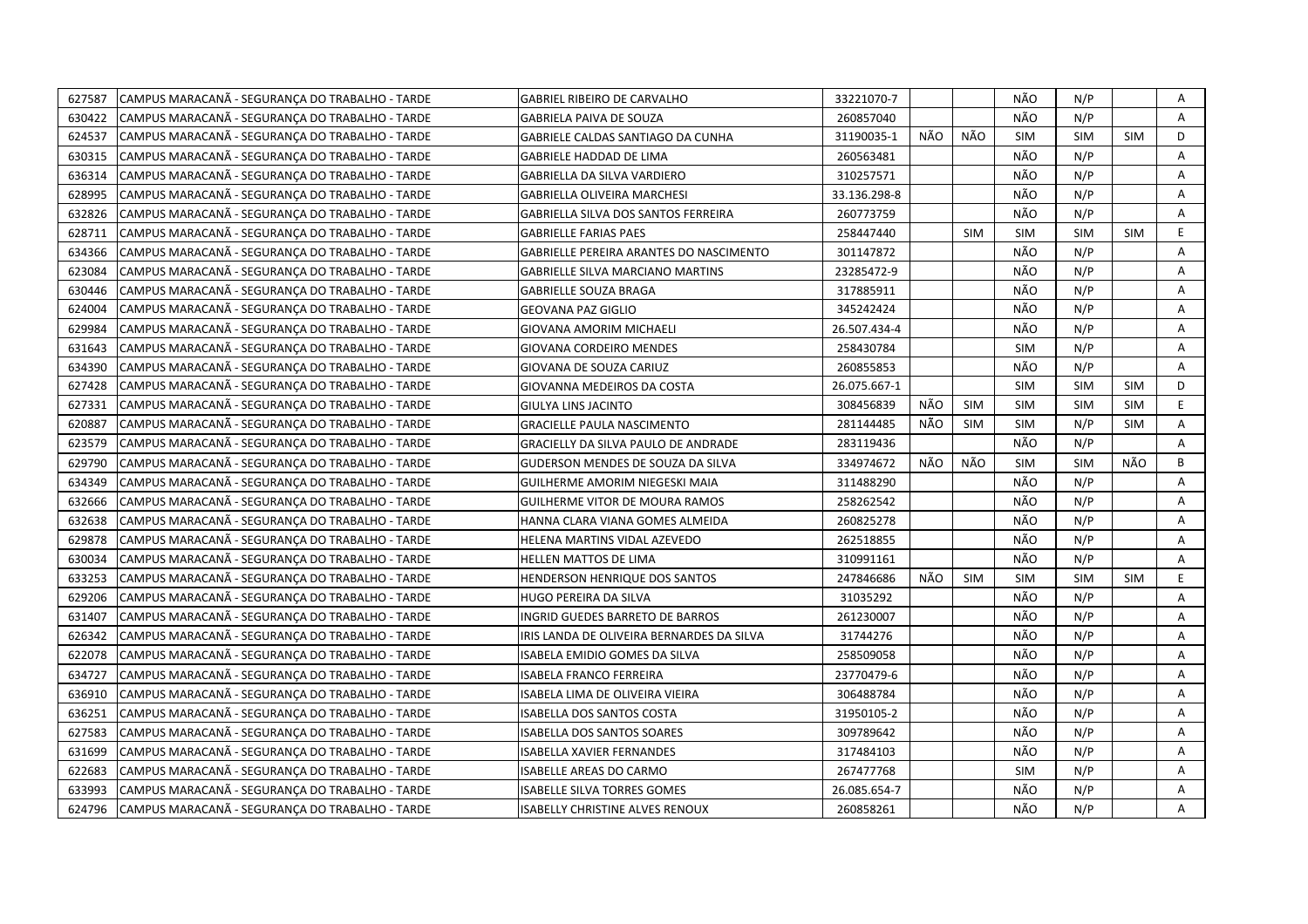| 627587 | CAMPUS MARACANÃ - SEGURANÇA DO TRABALHO - TARDE | GABRIEL RIBEIRO DE CARVALHO | 33221070-7 | | | NÃO | N/P | | A |
|---|---|---|---|---|---|---|---|---|---|
| 630422 | CAMPUS MARACANÃ - SEGURANÇA DO TRABALHO - TARDE | GABRIELA PAIVA DE SOUZA | 260857040 | | | NÃO | N/P | | A |
| 624537 | CAMPUS MARACANÃ - SEGURANÇA DO TRABALHO - TARDE | GABRIELE CALDAS SANTIAGO DA CUNHA | 31190035-1 | NÃO | NÃO | SIM | SIM | SIM | D |
| 630315 | CAMPUS MARACANÃ - SEGURANÇA DO TRABALHO - TARDE | GABRIELE HADDAD DE LIMA | 260563481 | | | NÃO | N/P | | A |
| 636314 | CAMPUS MARACANÃ - SEGURANÇA DO TRABALHO - TARDE | GABRIELLA DA SILVA VARDIERO | 310257571 | | | NÃO | N/P | | A |
| 628995 | CAMPUS MARACANÃ - SEGURANÇA DO TRABALHO - TARDE | GABRIELLA OLIVEIRA MARCHESI | 33.136.298-8 | | | NÃO | N/P | | A |
| 632826 | CAMPUS MARACANÃ - SEGURANÇA DO TRABALHO - TARDE | GABRIELLA SILVA DOS SANTOS FERREIRA | 260773759 | | | NÃO | N/P | | A |
| 628711 | CAMPUS MARACANÃ - SEGURANÇA DO TRABALHO - TARDE | GABRIELLE FARIAS PAES | 258447440 | | SIM | SIM | SIM | SIM | E |
| 634366 | CAMPUS MARACANÃ - SEGURANÇA DO TRABALHO - TARDE | GABRIELLE PEREIRA ARANTES DO NASCIMENTO | 301147872 | | | NÃO | N/P | | A |
| 623084 | CAMPUS MARACANÃ - SEGURANÇA DO TRABALHO - TARDE | GABRIELLE SILVA MARCIANO MARTINS | 23285472-9 | | | NÃO | N/P | | A |
| 630446 | CAMPUS MARACANÃ - SEGURANÇA DO TRABALHO - TARDE | GABRIELLE SOUZA BRAGA | 317885911 | | | NÃO | N/P | | A |
| 624004 | CAMPUS MARACANÃ - SEGURANÇA DO TRABALHO - TARDE | GEOVANA PAZ GIGLIO | 345242424 | | | NÃO | N/P | | A |
| 629984 | CAMPUS MARACANÃ - SEGURANÇA DO TRABALHO - TARDE | GIOVANA AMORIM MICHAELI | 26.507.434-4 | | | NÃO | N/P | | A |
| 631643 | CAMPUS MARACANÃ - SEGURANÇA DO TRABALHO - TARDE | GIOVANA CORDEIRO MENDES | 258430784 | | | SIM | N/P | | A |
| 634390 | CAMPUS MARACANÃ - SEGURANÇA DO TRABALHO - TARDE | GIOVANA DE SOUZA CARIUZ | 260855853 | | | NÃO | N/P | | A |
| 627428 | CAMPUS MARACANÃ - SEGURANÇA DO TRABALHO - TARDE | GIOVANNA MEDEIROS DA COSTA | 26.075.667-1 | | | SIM | SIM | SIM | D |
| 627331 | CAMPUS MARACANÃ - SEGURANÇA DO TRABALHO - TARDE | GIULYA LINS JACINTO | 308456839 | NÃO | SIM | SIM | SIM | SIM | E |
| 620887 | CAMPUS MARACANÃ - SEGURANÇA DO TRABALHO - TARDE | GRACIELLE PAULA NASCIMENTO | 281144485 | NÃO | SIM | SIM | N/P | SIM | A |
| 623579 | CAMPUS MARACANÃ - SEGURANÇA DO TRABALHO - TARDE | GRACIELLY DA SILVA PAULO DE ANDRADE | 283119436 | | | NÃO | N/P | | A |
| 629790 | CAMPUS MARACANÃ - SEGURANÇA DO TRABALHO - TARDE | GUDERSON MENDES DE SOUZA DA SILVA | 334974672 | NÃO | NÃO | SIM | SIM | NÃO | B |
| 634349 | CAMPUS MARACANÃ - SEGURANÇA DO TRABALHO - TARDE | GUILHERME AMORIM NIEGESKI MAIA | 311488290 | | | NÃO | N/P | | A |
| 632666 | CAMPUS MARACANÃ - SEGURANÇA DO TRABALHO - TARDE | GUILHERME VITOR DE MOURA RAMOS | 258262542 | | | NÃO | N/P | | A |
| 632638 | CAMPUS MARACANÃ - SEGURANÇA DO TRABALHO - TARDE | HANNA CLARA VIANA GOMES ALMEIDA | 260825278 | | | NÃO | N/P | | A |
| 629878 | CAMPUS MARACANÃ - SEGURANÇA DO TRABALHO - TARDE | HELENA MARTINS VIDAL AZEVEDO | 262518855 | | | NÃO | N/P | | A |
| 630034 | CAMPUS MARACANÃ - SEGURANÇA DO TRABALHO - TARDE | HELLEN MATTOS DE LIMA | 310991161 | | | NÃO | N/P | | A |
| 633253 | CAMPUS MARACANÃ - SEGURANÇA DO TRABALHO - TARDE | HENDERSON HENRIQUE DOS SANTOS | 247846686 | NÃO | SIM | SIM | SIM | SIM | E |
| 629206 | CAMPUS MARACANÃ - SEGURANÇA DO TRABALHO - TARDE | HUGO PEREIRA DA SILVA | 31035292 | | | NÃO | N/P | | A |
| 631407 | CAMPUS MARACANÃ - SEGURANÇA DO TRABALHO - TARDE | INGRID GUEDES BARRETO DE BARROS | 261230007 | | | NÃO | N/P | | A |
| 626342 | CAMPUS MARACANÃ - SEGURANÇA DO TRABALHO - TARDE | IRIS LANDA DE OLIVEIRA BERNARDES DA SILVA | 31744276 | | | NÃO | N/P | | A |
| 622078 | CAMPUS MARACANÃ - SEGURANÇA DO TRABALHO - TARDE | ISABELA EMIDIO GOMES DA SILVA | 258509058 | | | NÃO | N/P | | A |
| 634727 | CAMPUS MARACANÃ - SEGURANÇA DO TRABALHO - TARDE | ISABELA FRANCO FERREIRA | 23770479-6 | | | NÃO | N/P | | A |
| 636910 | CAMPUS MARACANÃ - SEGURANÇA DO TRABALHO - TARDE | ISABELA LIMA DE OLIVEIRA VIEIRA | 306488784 | | | NÃO | N/P | | A |
| 636251 | CAMPUS MARACANÃ - SEGURANÇA DO TRABALHO - TARDE | ISABELLA DOS SANTOS COSTA | 31950105-2 | | | NÃO | N/P | | A |
| 627583 | CAMPUS MARACANÃ - SEGURANÇA DO TRABALHO - TARDE | ISABELLA DOS SANTOS SOARES | 309789642 | | | NÃO | N/P | | A |
| 631699 | CAMPUS MARACANÃ - SEGURANÇA DO TRABALHO - TARDE | ISABELLA XAVIER FERNANDES | 317484103 | | | NÃO | N/P | | A |
| 622683 | CAMPUS MARACANÃ - SEGURANÇA DO TRABALHO - TARDE | ISABELLE AREAS DO CARMO | 267477768 | | | SIM | N/P | | A |
| 633993 | CAMPUS MARACANÃ - SEGURANÇA DO TRABALHO - TARDE | ISABELLE SILVA TORRES GOMES | 26.085.654-7 | | | NÃO | N/P | | A |
| 624796 | CAMPUS MARACANÃ - SEGURANÇA DO TRABALHO - TARDE | ISABELLY CHRISTINE ALVES RENOUX | 260858261 | | | NÃO | N/P | | A |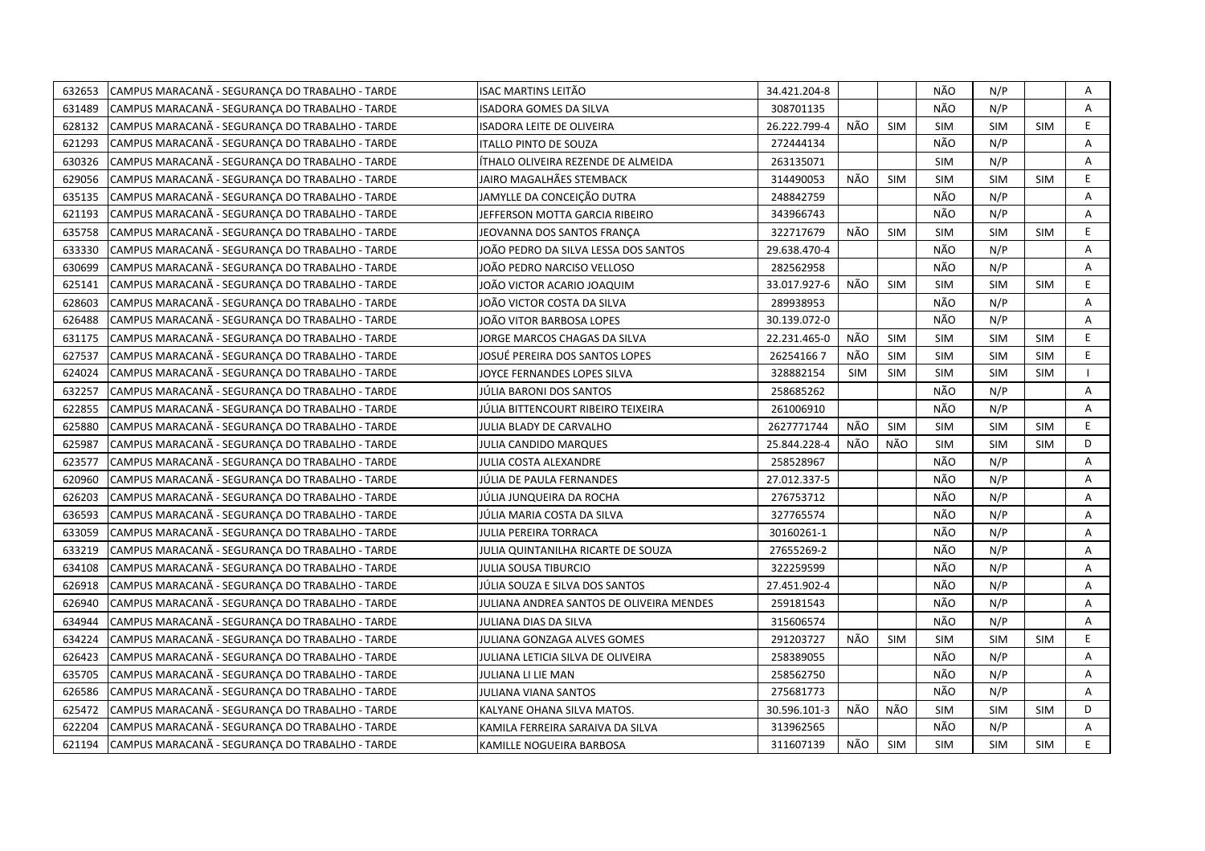| | | | | | | | | | |
|---|---|---|---|---|---|---|---|---|---|
| 632653 | CAMPUS MARACANÃ - SEGURANÇA DO TRABALHO - TARDE | ISAC MARTINS LEITÃO | 34.421.204-8 | | | NÃO | N/P | | A |
| 631489 | CAMPUS MARACANÃ - SEGURANÇA DO TRABALHO - TARDE | ISADORA GOMES DA SILVA | 308701135 | | | NÃO | N/P | | A |
| 628132 | CAMPUS MARACANÃ - SEGURANÇA DO TRABALHO - TARDE | ISADORA LEITE DE OLIVEIRA | 26.222.799-4 | NÃO | SIM | SIM | SIM | SIM | E |
| 621293 | CAMPUS MARACANÃ - SEGURANÇA DO TRABALHO - TARDE | ITALLO PINTO DE SOUZA | 272444134 | | | NÃO | N/P | | A |
| 630326 | CAMPUS MARACANÃ - SEGURANÇA DO TRABALHO - TARDE | ÍTHALO OLIVEIRA REZENDE DE ALMEIDA | 263135071 | | | SIM | N/P | | A |
| 629056 | CAMPUS MARACANÃ - SEGURANÇA DO TRABALHO - TARDE | JAIRO MAGALHÃES STEMBACK | 314490053 | NÃO | SIM | SIM | SIM | SIM | E |
| 635135 | CAMPUS MARACANÃ - SEGURANÇA DO TRABALHO - TARDE | JAMYLLE DA CONCEIÇÃO DUTRA | 248842759 | | | NÃO | N/P | | A |
| 621193 | CAMPUS MARACANÃ - SEGURANÇA DO TRABALHO - TARDE | JEFFERSON MOTTA GARCIA RIBEIRO | 343966743 | | | NÃO | N/P | | A |
| 635758 | CAMPUS MARACANÃ - SEGURANÇA DO TRABALHO - TARDE | JEOVANNA DOS SANTOS FRANÇA | 322717679 | NÃO | SIM | SIM | SIM | SIM | E |
| 633330 | CAMPUS MARACANÃ - SEGURANÇA DO TRABALHO - TARDE | JOÃO PEDRO DA SILVA LESSA DOS SANTOS | 29.638.470-4 | | | NÃO | N/P | | A |
| 630699 | CAMPUS MARACANÃ - SEGURANÇA DO TRABALHO - TARDE | JOÃO PEDRO NARCISO VELLOSO | 282562958 | | | NÃO | N/P | | A |
| 625141 | CAMPUS MARACANÃ - SEGURANÇA DO TRABALHO - TARDE | JOÃO VICTOR ACARIO JOAQUIM | 33.017.927-6 | NÃO | SIM | SIM | SIM | SIM | E |
| 628603 | CAMPUS MARACANÃ - SEGURANÇA DO TRABALHO - TARDE | JOÃO VICTOR COSTA DA SILVA | 289938953 | | | NÃO | N/P | | A |
| 626488 | CAMPUS MARACANÃ - SEGURANÇA DO TRABALHO - TARDE | JOÃO VITOR BARBOSA LOPES | 30.139.072-0 | | | NÃO | N/P | | A |
| 631175 | CAMPUS MARACANÃ - SEGURANÇA DO TRABALHO - TARDE | JORGE MARCOS CHAGAS DA SILVA | 22.231.465-0 | NÃO | SIM | SIM | SIM | SIM | E |
| 627537 | CAMPUS MARACANÃ - SEGURANÇA DO TRABALHO - TARDE | JOSUÉ PEREIRA DOS SANTOS LOPES | 26254166 7 | NÃO | SIM | SIM | SIM | SIM | E |
| 624024 | CAMPUS MARACANÃ - SEGURANÇA DO TRABALHO - TARDE | JOYCE FERNANDES LOPES SILVA | 328882154 | SIM | SIM | SIM | SIM | SIM | I |
| 632257 | CAMPUS MARACANÃ - SEGURANÇA DO TRABALHO - TARDE | JÚLIA BARONI DOS SANTOS | 258685262 | | | NÃO | N/P | | A |
| 622855 | CAMPUS MARACANÃ - SEGURANÇA DO TRABALHO - TARDE | JÚLIA BITTENCOURT RIBEIRO TEIXEIRA | 261006910 | | | NÃO | N/P | | A |
| 625880 | CAMPUS MARACANÃ - SEGURANÇA DO TRABALHO - TARDE | JULIA BLADY DE CARVALHO | 2627771744 | NÃO | SIM | SIM | SIM | SIM | E |
| 625987 | CAMPUS MARACANÃ - SEGURANÇA DO TRABALHO - TARDE | JULIA CANDIDO MARQUES | 25.844.228-4 | NÃO | NÃO | SIM | SIM | SIM | D |
| 623577 | CAMPUS MARACANÃ - SEGURANÇA DO TRABALHO - TARDE | JULIA COSTA ALEXANDRE | 258528967 | | | NÃO | N/P | | A |
| 620960 | CAMPUS MARACANÃ - SEGURANÇA DO TRABALHO - TARDE | JÚLIA DE PAULA FERNANDES | 27.012.337-5 | | | NÃO | N/P | | A |
| 626203 | CAMPUS MARACANÃ - SEGURANÇA DO TRABALHO - TARDE | JÚLIA JUNQUEIRA DA ROCHA | 276753712 | | | NÃO | N/P | | A |
| 636593 | CAMPUS MARACANÃ - SEGURANÇA DO TRABALHO - TARDE | JÚLIA MARIA COSTA DA SILVA | 327765574 | | | NÃO | N/P | | A |
| 633059 | CAMPUS MARACANÃ - SEGURANÇA DO TRABALHO - TARDE | JULIA PEREIRA TORRACA | 30160261-1 | | | NÃO | N/P | | A |
| 633219 | CAMPUS MARACANÃ - SEGURANÇA DO TRABALHO - TARDE | JULIA QUINTANILHA RICARTE DE SOUZA | 27655269-2 | | | NÃO | N/P | | A |
| 634108 | CAMPUS MARACANÃ - SEGURANÇA DO TRABALHO - TARDE | JULIA SOUSA TIBURCIO | 322259599 | | | NÃO | N/P | | A |
| 626918 | CAMPUS MARACANÃ - SEGURANÇA DO TRABALHO - TARDE | JÚLIA SOUZA E SILVA DOS SANTOS | 27.451.902-4 | | | NÃO | N/P | | A |
| 626940 | CAMPUS MARACANÃ - SEGURANÇA DO TRABALHO - TARDE | JULIANA ANDREA SANTOS DE OLIVEIRA MENDES | 259181543 | | | NÃO | N/P | | A |
| 634944 | CAMPUS MARACANÃ - SEGURANÇA DO TRABALHO - TARDE | JULIANA DIAS DA SILVA | 315606574 | | | NÃO | N/P | | A |
| 634224 | CAMPUS MARACANÃ - SEGURANÇA DO TRABALHO - TARDE | JULIANA GONZAGA ALVES GOMES | 291203727 | NÃO | SIM | SIM | SIM | SIM | E |
| 626423 | CAMPUS MARACANÃ - SEGURANÇA DO TRABALHO - TARDE | JULIANA LETICIA SILVA DE OLIVEIRA | 258389055 | | | NÃO | N/P | | A |
| 635705 | CAMPUS MARACANÃ - SEGURANÇA DO TRABALHO - TARDE | JULIANA LI LIE MAN | 258562750 | | | NÃO | N/P | | A |
| 626586 | CAMPUS MARACANÃ - SEGURANÇA DO TRABALHO - TARDE | JULIANA VIANA SANTOS | 275681773 | | | NÃO | N/P | | A |
| 625472 | CAMPUS MARACANÃ - SEGURANÇA DO TRABALHO - TARDE | KALYANE OHANA SILVA MATOS. | 30.596.101-3 | NÃO | NÃO | SIM | SIM | SIM | D |
| 622204 | CAMPUS MARACANÃ - SEGURANÇA DO TRABALHO - TARDE | KAMILA FERREIRA SARAIVA DA SILVA | 313962565 | | | NÃO | N/P | | A |
| 621194 | CAMPUS MARACANÃ - SEGURANÇA DO TRABALHO - TARDE | KAMILLE NOGUEIRA BARBOSA | 311607139 | NÃO | SIM | SIM | SIM | SIM | E |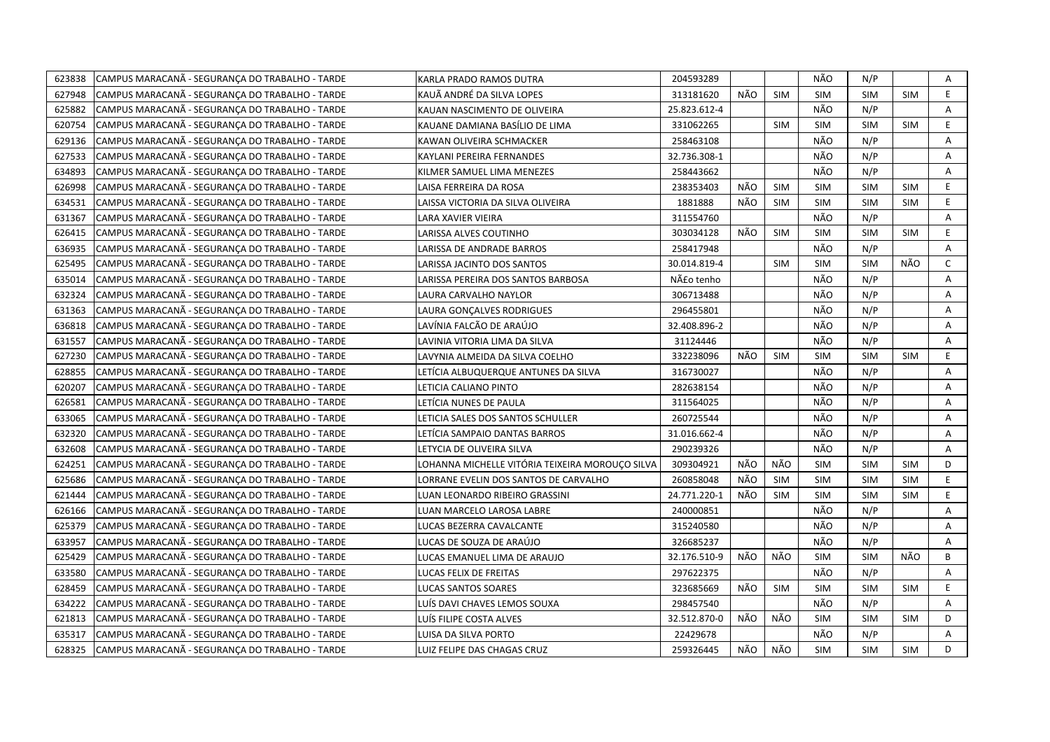| | | | | | | | | | |
|---|---|---|---|---|---|---|---|---|---|
| 623838 | CAMPUS MARACANÃ - SEGURANÇA DO TRABALHO - TARDE | KARLA PRADO RAMOS DUTRA | 204593289 | | | NÃO | N/P | | A |
| 627948 | CAMPUS MARACANÃ - SEGURANÇA DO TRABALHO - TARDE | KAUÃ ANDRÉ DA SILVA LOPES | 313181620 | NÃO | SIM | SIM | SIM | SIM | E |
| 625882 | CAMPUS MARACANÃ - SEGURANÇA DO TRABALHO - TARDE | KAUAN NASCIMENTO DE OLIVEIRA | 25.823.612-4 | | | NÃO | N/P | | A |
| 620754 | CAMPUS MARACANÃ - SEGURANÇA DO TRABALHO - TARDE | KAUANE DAMIANA BASÍLIO DE LIMA | 331062265 | | SIM | SIM | SIM | SIM | E |
| 629136 | CAMPUS MARACANÃ - SEGURANÇA DO TRABALHO - TARDE | KAWAN OLIVEIRA SCHMACKER | 258463108 | | | NÃO | N/P | | A |
| 627533 | CAMPUS MARACANÃ - SEGURANÇA DO TRABALHO - TARDE | KAYLANI PEREIRA FERNANDES | 32.736.308-1 | | | NÃO | N/P | | A |
| 634893 | CAMPUS MARACANÃ - SEGURANÇA DO TRABALHO - TARDE | KILMER SAMUEL LIMA MENEZES | 258443662 | | | NÃO | N/P | | A |
| 626998 | CAMPUS MARACANÃ - SEGURANÇA DO TRABALHO - TARDE | LAISA FERREIRA DA ROSA | 238353403 | NÃO | SIM | SIM | SIM | SIM | E |
| 634531 | CAMPUS MARACANÃ - SEGURANÇA DO TRABALHO - TARDE | LAISSA VICTORIA DA SILVA OLIVEIRA | 1881888 | NÃO | SIM | SIM | SIM | SIM | E |
| 631367 | CAMPUS MARACANÃ - SEGURANÇA DO TRABALHO - TARDE | LARA XAVIER VIEIRA | 311554760 | | | NÃO | N/P | | A |
| 626415 | CAMPUS MARACANÃ - SEGURANÇA DO TRABALHO - TARDE | LARISSA ALVES COUTINHO | 303034128 | NÃO | SIM | SIM | SIM | SIM | E |
| 636935 | CAMPUS MARACANÃ - SEGURANÇA DO TRABALHO - TARDE | LARISSA DE ANDRADE BARROS | 258417948 | | | NÃO | N/P | | A |
| 625495 | CAMPUS MARACANÃ - SEGURANÇA DO TRABALHO - TARDE | LARISSA JACINTO DOS SANTOS | 30.014.819-4 | | SIM | SIM | SIM | NÃO | C |
| 635014 | CAMPUS MARACANÃ - SEGURANÇA DO TRABALHO - TARDE | LARISSA PEREIRA DOS SANTOS BARBOSA | NÃ£o tenho | | | NÃO | N/P | | A |
| 632324 | CAMPUS MARACANÃ - SEGURANÇA DO TRABALHO - TARDE | LAURA CARVALHO NAYLOR | 306713488 | | | NÃO | N/P | | A |
| 631363 | CAMPUS MARACANÃ - SEGURANÇA DO TRABALHO - TARDE | LAURA GONÇALVES RODRIGUES | 296455801 | | | NÃO | N/P | | A |
| 636818 | CAMPUS MARACANÃ - SEGURANÇA DO TRABALHO - TARDE | LAVÍNIA FALCÃO DE ARAÚJO | 32.408.896-2 | | | NÃO | N/P | | A |
| 631557 | CAMPUS MARACANÃ - SEGURANÇA DO TRABALHO - TARDE | LAVINIA VITORIA LIMA DA SILVA | 31124446 | | | NÃO | N/P | | A |
| 627230 | CAMPUS MARACANÃ - SEGURANÇA DO TRABALHO - TARDE | LAVYNIA ALMEIDA DA SILVA COELHO | 332238096 | NÃO | SIM | SIM | SIM | SIM | E |
| 628855 | CAMPUS MARACANÃ - SEGURANÇA DO TRABALHO - TARDE | LETÍCIA ALBUQUERQUE ANTUNES DA SILVA | 316730027 | | | NÃO | N/P | | A |
| 620207 | CAMPUS MARACANÃ - SEGURANÇA DO TRABALHO - TARDE | LETICIA CALIANO PINTO | 282638154 | | | NÃO | N/P | | A |
| 626581 | CAMPUS MARACANÃ - SEGURANÇA DO TRABALHO - TARDE | LETÍCIA NUNES DE PAULA | 311564025 | | | NÃO | N/P | | A |
| 633065 | CAMPUS MARACANÃ - SEGURANÇA DO TRABALHO - TARDE | LETICIA SALES DOS SANTOS SCHULLER | 260725544 | | | NÃO | N/P | | A |
| 632320 | CAMPUS MARACANÃ - SEGURANÇA DO TRABALHO - TARDE | LETÍCIA SAMPAIO DANTAS BARROS | 31.016.662-4 | | | NÃO | N/P | | A |
| 632608 | CAMPUS MARACANÃ - SEGURANÇA DO TRABALHO - TARDE | LETYCIA DE OLIVEIRA SILVA | 290239326 | | | NÃO | N/P | | A |
| 624251 | CAMPUS MARACANÃ - SEGURANÇA DO TRABALHO - TARDE | LOHANNA MICHELLE VITÓRIA TEIXEIRA MOROUÇO SILVA | 309304921 | NÃO | NÃO | SIM | SIM | SIM | D |
| 625686 | CAMPUS MARACANÃ - SEGURANÇA DO TRABALHO - TARDE | LORRANE EVELIN DOS SANTOS DE CARVALHO | 260858048 | NÃO | SIM | SIM | SIM | SIM | E |
| 621444 | CAMPUS MARACANÃ - SEGURANÇA DO TRABALHO - TARDE | LUAN LEONARDO RIBEIRO GRASSINI | 24.771.220-1 | NÃO | SIM | SIM | SIM | SIM | E |
| 626166 | CAMPUS MARACANÃ - SEGURANÇA DO TRABALHO - TARDE | LUAN MARCELO LAROSA LABRE | 240000851 | | | NÃO | N/P | | A |
| 625379 | CAMPUS MARACANÃ - SEGURANÇA DO TRABALHO - TARDE | LUCAS BEZERRA CAVALCANTE | 315240580 | | | NÃO | N/P | | A |
| 633957 | CAMPUS MARACANÃ - SEGURANÇA DO TRABALHO - TARDE | LUCAS DE SOUZA DE ARAÚJO | 326685237 | | | NÃO | N/P | | A |
| 625429 | CAMPUS MARACANÃ - SEGURANÇA DO TRABALHO - TARDE | LUCAS EMANUEL LIMA DE ARAUJO | 32.176.510-9 | NÃO | NÃO | SIM | SIM | NÃO | B |
| 633580 | CAMPUS MARACANÃ - SEGURANÇA DO TRABALHO - TARDE | LUCAS FELIX DE FREITAS | 297622375 | | | NÃO | N/P | | A |
| 628459 | CAMPUS MARACANÃ - SEGURANÇA DO TRABALHO - TARDE | LUCAS SANTOS SOARES | 323685669 | NÃO | SIM | SIM | SIM | SIM | E |
| 634222 | CAMPUS MARACANÃ - SEGURANÇA DO TRABALHO - TARDE | LUÍS DAVI CHAVES LEMOS SOUXA | 298457540 | | | NÃO | N/P | | A |
| 621813 | CAMPUS MARACANÃ - SEGURANÇA DO TRABALHO - TARDE | LUÍS FILIPE COSTA ALVES | 32.512.870-0 | NÃO | NÃO | SIM | SIM | SIM | D |
| 635317 | CAMPUS MARACANÃ - SEGURANÇA DO TRABALHO - TARDE | LUISA DA SILVA PORTO | 22429678 | | | NÃO | N/P | | A |
| 628325 | CAMPUS MARACANÃ - SEGURANÇA DO TRABALHO - TARDE | LUIZ FELIPE DAS CHAGAS CRUZ | 259326445 | NÃO | NÃO | SIM | SIM | SIM | D |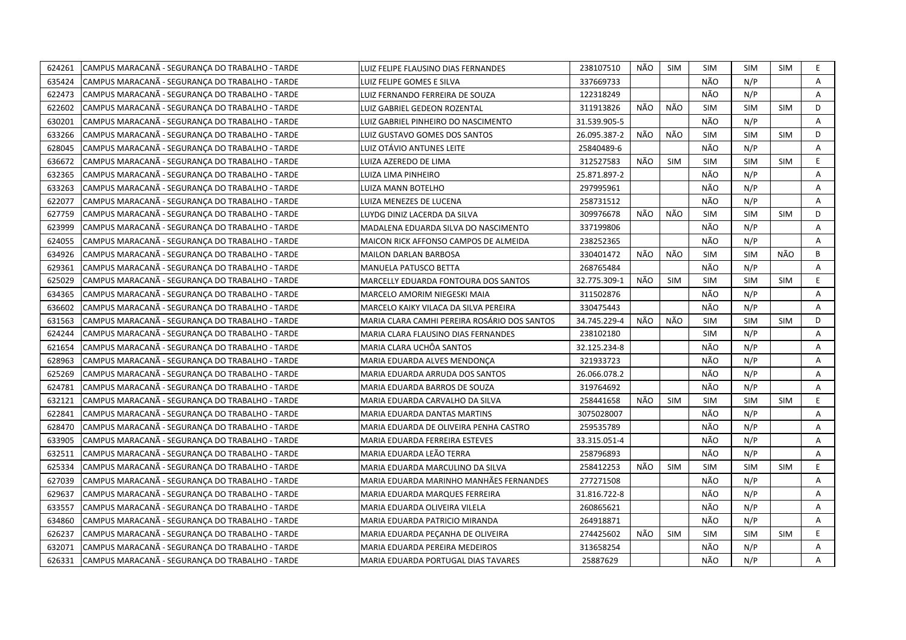| 624261 | CAMPUS MARACANÃ - SEGURANÇA DO TRABALHO - TARDE | LUIZ FELIPE FLAUSINO DIAS FERNANDES | 238107510 | NÃO | SIM | SIM | SIM | SIM | E |
|---|---|---|---|---|---|---|---|---|---|
| 635424 | CAMPUS MARACANÃ - SEGURANÇA DO TRABALHO - TARDE | LUIZ FELIPE GOMES E SILVA | 337669733 | | | NÃO | N/P | | A |
| 622473 | CAMPUS MARACANÃ - SEGURANÇA DO TRABALHO - TARDE | LUIZ FERNANDO FERREIRA DE SOUZA | 122318249 | | | NÃO | N/P | | A |
| 622602 | CAMPUS MARACANÃ - SEGURANÇA DO TRABALHO - TARDE | LUIZ GABRIEL GEDEON ROZENTAL | 311913826 | NÃO | NÃO | SIM | SIM | SIM | D |
| 630201 | CAMPUS MARACANÃ - SEGURANÇA DO TRABALHO - TARDE | LUIZ GABRIEL PINHEIRO DO NASCIMENTO | 31.539.905-5 | | | NÃO | N/P | | A |
| 633266 | CAMPUS MARACANÃ - SEGURANÇA DO TRABALHO - TARDE | LUIZ GUSTAVO GOMES DOS SANTOS | 26.095.387-2 | NÃO | NÃO | SIM | SIM | SIM | D |
| 628045 | CAMPUS MARACANÃ - SEGURANÇA DO TRABALHO - TARDE | LUIZ OTÁVIO ANTUNES LEITE | 25840489-6 | | | NÃO | N/P | | A |
| 636672 | CAMPUS MARACANÃ - SEGURANÇA DO TRABALHO - TARDE | LUIZA AZEREDO DE LIMA | 312527583 | NÃO | SIM | SIM | SIM | SIM | E |
| 632365 | CAMPUS MARACANÃ - SEGURANÇA DO TRABALHO - TARDE | LUIZA LIMA PINHEIRO | 25.871.897-2 | | | NÃO | N/P | | A |
| 633263 | CAMPUS MARACANÃ - SEGURANÇA DO TRABALHO - TARDE | LUIZA MANN BOTELHO | 297995961 | | | NÃO | N/P | | A |
| 622077 | CAMPUS MARACANÃ - SEGURANÇA DO TRABALHO - TARDE | LUIZA MENEZES DE LUCENA | 258731512 | | | NÃO | N/P | | A |
| 627759 | CAMPUS MARACANÃ - SEGURANÇA DO TRABALHO - TARDE | LUYDG DINIZ LACERDA DA SILVA | 309976678 | NÃO | NÃO | SIM | SIM | SIM | D |
| 623999 | CAMPUS MARACANÃ - SEGURANÇA DO TRABALHO - TARDE | MADALENA EDUARDA SILVA DO NASCIMENTO | 337199806 | | | NÃO | N/P | | A |
| 624055 | CAMPUS MARACANÃ - SEGURANÇA DO TRABALHO - TARDE | MAICON RICK AFFONSO CAMPOS DE ALMEIDA | 238252365 | | | NÃO | N/P | | A |
| 634926 | CAMPUS MARACANÃ - SEGURANÇA DO TRABALHO - TARDE | MAILON DARLAN BARBOSA | 330401472 | NÃO | NÃO | SIM | SIM | NÃO | B |
| 629361 | CAMPUS MARACANÃ - SEGURANÇA DO TRABALHO - TARDE | MANUELA PATUSCO BETTA | 268765484 | | | NÃO | N/P | | A |
| 625029 | CAMPUS MARACANÃ - SEGURANÇA DO TRABALHO - TARDE | MARCELLY EDUARDA FONTOURA DOS SANTOS | 32.775.309-1 | NÃO | SIM | SIM | SIM | SIM | E |
| 634365 | CAMPUS MARACANÃ - SEGURANÇA DO TRABALHO - TARDE | MARCELO AMORIM NIEGESKI MAIA | 311502876 | | | NÃO | N/P | | A |
| 636602 | CAMPUS MARACANÃ - SEGURANÇA DO TRABALHO - TARDE | MARCELO KAIKY VILACA DA SILVA PEREIRA | 330475443 | | | NÃO | N/P | | A |
| 631563 | CAMPUS MARACANÃ - SEGURANÇA DO TRABALHO - TARDE | MARIA CLARA CAMHI PEREIRA ROSÁRIO DOS SANTOS | 34.745.229-4 | NÃO | NÃO | SIM | SIM | SIM | D |
| 624244 | CAMPUS MARACANÃ - SEGURANÇA DO TRABALHO - TARDE | MARIA CLARA FLAUSINO DIAS FERNANDES | 238102180 | | | SIM | N/P | | A |
| 621654 | CAMPUS MARACANÃ - SEGURANÇA DO TRABALHO - TARDE | MARIA CLARA UCHÔA SANTOS | 32.125.234-8 | | | NÃO | N/P | | A |
| 628963 | CAMPUS MARACANÃ - SEGURANÇA DO TRABALHO - TARDE | MARIA EDUARDA ALVES MENDONÇA | 321933723 | | | NÃO | N/P | | A |
| 625269 | CAMPUS MARACANÃ - SEGURANÇA DO TRABALHO - TARDE | MARIA EDUARDA ARRUDA DOS SANTOS | 26.066.078.2 | | | NÃO | N/P | | A |
| 624781 | CAMPUS MARACANÃ - SEGURANÇA DO TRABALHO - TARDE | MARIA EDUARDA BARROS DE SOUZA | 319764692 | | | NÃO | N/P | | A |
| 632121 | CAMPUS MARACANÃ - SEGURANÇA DO TRABALHO - TARDE | MARIA EDUARDA CARVALHO DA SILVA | 258441658 | NÃO | SIM | SIM | SIM | SIM | E |
| 622841 | CAMPUS MARACANÃ - SEGURANÇA DO TRABALHO - TARDE | MARIA EDUARDA DANTAS MARTINS | 3075028007 | | | NÃO | N/P | | A |
| 628470 | CAMPUS MARACANÃ - SEGURANÇA DO TRABALHO - TARDE | MARIA EDUARDA DE OLIVEIRA PENHA CASTRO | 259535789 | | | NÃO | N/P | | A |
| 633905 | CAMPUS MARACANÃ - SEGURANÇA DO TRABALHO - TARDE | MARIA EDUARDA FERREIRA ESTEVES | 33.315.051-4 | | | NÃO | N/P | | A |
| 632511 | CAMPUS MARACANÃ - SEGURANÇA DO TRABALHO - TARDE | MARIA EDUARDA LEÃO TERRA | 258796893 | | | NÃO | N/P | | A |
| 625334 | CAMPUS MARACANÃ - SEGURANÇA DO TRABALHO - TARDE | MARIA EDUARDA MARCULINO DA SILVA | 258412253 | NÃO | SIM | SIM | SIM | SIM | E |
| 627039 | CAMPUS MARACANÃ - SEGURANÇA DO TRABALHO - TARDE | MARIA EDUARDA MARINHO MANHÃES FERNANDES | 277271508 | | | NÃO | N/P | | A |
| 629637 | CAMPUS MARACANÃ - SEGURANÇA DO TRABALHO - TARDE | MARIA EDUARDA MARQUES FERREIRA | 31.816.722-8 | | | NÃO | N/P | | A |
| 633557 | CAMPUS MARACANÃ - SEGURANÇA DO TRABALHO - TARDE | MARIA EDUARDA OLIVEIRA VILELA | 260865621 | | | NÃO | N/P | | A |
| 634860 | CAMPUS MARACANÃ - SEGURANÇA DO TRABALHO - TARDE | MARIA EDUARDA PATRICIO MIRANDA | 264918871 | | | NÃO | N/P | | A |
| 626237 | CAMPUS MARACANÃ - SEGURANÇA DO TRABALHO - TARDE | MARIA EDUARDA PEÇANHA DE OLIVEIRA | 274425602 | NÃO | SIM | SIM | SIM | SIM | E |
| 632071 | CAMPUS MARACANÃ - SEGURANÇA DO TRABALHO - TARDE | MARIA EDUARDA PEREIRA MEDEIROS | 313658254 | | | NÃO | N/P | | A |
| 626331 | CAMPUS MARACANÃ - SEGURANÇA DO TRABALHO - TARDE | MARIA EDUARDA PORTUGAL DIAS TAVARES | 25887629 | | | NÃO | N/P | | A |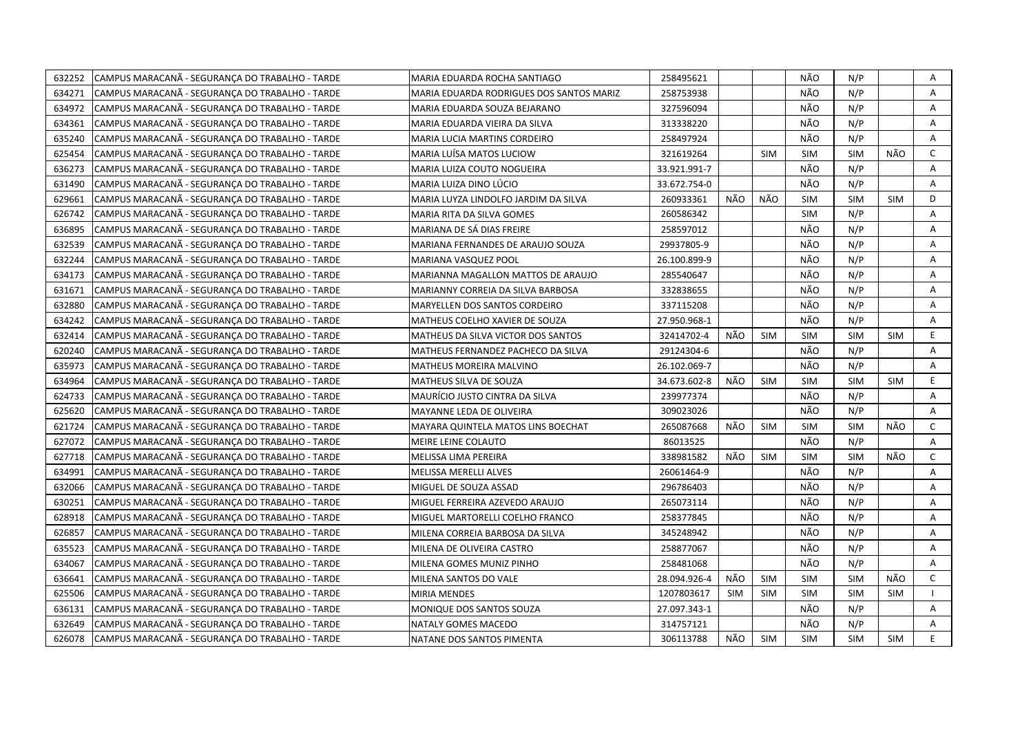| | | | | | | | | | |
|---|---|---|---|---|---|---|---|---|---|
| 632252 | CAMPUS MARACANÃ - SEGURANÇA DO TRABALHO - TARDE | MARIA EDUARDA ROCHA SANTIAGO | 258495621 | | | NÃO | N/P | | A |
| 634271 | CAMPUS MARACANÃ - SEGURANÇA DO TRABALHO - TARDE | MARIA EDUARDA RODRIGUES DOS SANTOS MARIZ | 258753938 | | | NÃO | N/P | | A |
| 634972 | CAMPUS MARACANÃ - SEGURANÇA DO TRABALHO - TARDE | MARIA EDUARDA SOUZA BEJARANO | 327596094 | | | NÃO | N/P | | A |
| 634361 | CAMPUS MARACANÃ - SEGURANÇA DO TRABALHO - TARDE | MARIA EDUARDA VIEIRA DA SILVA | 313338220 | | | NÃO | N/P | | A |
| 635240 | CAMPUS MARACANÃ - SEGURANÇA DO TRABALHO - TARDE | MARIA LUCIA MARTINS CORDEIRO | 258497924 | | | NÃO | N/P | | A |
| 625454 | CAMPUS MARACANÃ - SEGURANÇA DO TRABALHO - TARDE | MARIA LUÍSA MATOS LUCIOW | 321619264 | | SIM | SIM | SIM | NÃO | C |
| 636273 | CAMPUS MARACANÃ - SEGURANÇA DO TRABALHO - TARDE | MARIA LUIZA COUTO NOGUEIRA | 33.921.991-7 | | | NÃO | N/P | | A |
| 631490 | CAMPUS MARACANÃ - SEGURANÇA DO TRABALHO - TARDE | MARIA LUIZA DINO LÚCIO | 33.672.754-0 | | | NÃO | N/P | | A |
| 629661 | CAMPUS MARACANÃ - SEGURANÇA DO TRABALHO - TARDE | MARIA LUYZA LINDOLFO JARDIM DA SILVA | 260933361 | NÃO | NÃO | SIM | SIM | SIM | D |
| 626742 | CAMPUS MARACANÃ - SEGURANÇA DO TRABALHO - TARDE | MARIA RITA DA SILVA GOMES | 260586342 | | | SIM | N/P | | A |
| 636895 | CAMPUS MARACANÃ - SEGURANÇA DO TRABALHO - TARDE | MARIANA DE SÁ DIAS FREIRE | 258597012 | | | NÃO | N/P | | A |
| 632539 | CAMPUS MARACANÃ - SEGURANÇA DO TRABALHO - TARDE | MARIANA FERNANDES DE ARAUJO SOUZA | 29937805-9 | | | NÃO | N/P | | A |
| 632244 | CAMPUS MARACANÃ - SEGURANÇA DO TRABALHO - TARDE | MARIANA VASQUEZ POOL | 26.100.899-9 | | | NÃO | N/P | | A |
| 634173 | CAMPUS MARACANÃ - SEGURANÇA DO TRABALHO - TARDE | MARIANNA MAGALLON MATTOS DE ARAUJO | 285540647 | | | NÃO | N/P | | A |
| 631671 | CAMPUS MARACANÃ - SEGURANÇA DO TRABALHO - TARDE | MARIANNY CORREIA DA SILVA BARBOSA | 332838655 | | | NÃO | N/P | | A |
| 632880 | CAMPUS MARACANÃ - SEGURANÇA DO TRABALHO - TARDE | MARYELLEN DOS SANTOS CORDEIRO | 337115208 | | | NÃO | N/P | | A |
| 634242 | CAMPUS MARACANÃ - SEGURANÇA DO TRABALHO - TARDE | MATHEUS COELHO XAVIER DE SOUZA | 27.950.968-1 | | | NÃO | N/P | | A |
| 632414 | CAMPUS MARACANÃ - SEGURANÇA DO TRABALHO - TARDE | MATHEUS DA SILVA VICTOR DOS SANTOS | 32414702-4 | NÃO | SIM | SIM | SIM | SIM | E |
| 620240 | CAMPUS MARACANÃ - SEGURANÇA DO TRABALHO - TARDE | MATHEUS FERNANDEZ PACHECO DA SILVA | 29124304-6 | | | NÃO | N/P | | A |
| 635973 | CAMPUS MARACANÃ - SEGURANÇA DO TRABALHO - TARDE | MATHEUS MOREIRA MALVINO | 26.102.069-7 | | | NÃO | N/P | | A |
| 634964 | CAMPUS MARACANÃ - SEGURANÇA DO TRABALHO - TARDE | MATHEUS SILVA DE SOUZA | 34.673.602-8 | NÃO | SIM | SIM | SIM | SIM | E |
| 624733 | CAMPUS MARACANÃ - SEGURANÇA DO TRABALHO - TARDE | MAURÍCIO JUSTO CINTRA DA SILVA | 239977374 | | | NÃO | N/P | | A |
| 625620 | CAMPUS MARACANÃ - SEGURANÇA DO TRABALHO - TARDE | MAYANNE LEDA DE OLIVEIRA | 309023026 | | | NÃO | N/P | | A |
| 621724 | CAMPUS MARACANÃ - SEGURANÇA DO TRABALHO - TARDE | MAYARA QUINTELA MATOS LINS BOECHAT | 265087668 | NÃO | SIM | SIM | SIM | NÃO | C |
| 627072 | CAMPUS MARACANÃ - SEGURANÇA DO TRABALHO - TARDE | MEIRE LEINE COLAUTO | 86013525 | | | NÃO | N/P | | A |
| 627718 | CAMPUS MARACANÃ - SEGURANÇA DO TRABALHO - TARDE | MELISSA LIMA PEREIRA | 338981582 | NÃO | SIM | SIM | SIM | NÃO | C |
| 634991 | CAMPUS MARACANÃ - SEGURANÇA DO TRABALHO - TARDE | MELISSA MERELLI ALVES | 26061464-9 | | | NÃO | N/P | | A |
| 632066 | CAMPUS MARACANÃ - SEGURANÇA DO TRABALHO - TARDE | MIGUEL DE SOUZA ASSAD | 296786403 | | | NÃO | N/P | | A |
| 630251 | CAMPUS MARACANÃ - SEGURANÇA DO TRABALHO - TARDE | MIGUEL FERREIRA AZEVEDO ARAUJO | 265073114 | | | NÃO | N/P | | A |
| 628918 | CAMPUS MARACANÃ - SEGURANÇA DO TRABALHO - TARDE | MIGUEL MARTORELLI COELHO FRANCO | 258377845 | | | NÃO | N/P | | A |
| 626857 | CAMPUS MARACANÃ - SEGURANÇA DO TRABALHO - TARDE | MILENA CORREIA BARBOSA DA SILVA | 345248942 | | | NÃO | N/P | | A |
| 635523 | CAMPUS MARACANÃ - SEGURANÇA DO TRABALHO - TARDE | MILENA DE OLIVEIRA CASTRO | 258877067 | | | NÃO | N/P | | A |
| 634067 | CAMPUS MARACANÃ - SEGURANÇA DO TRABALHO - TARDE | MILENA GOMES MUNIZ PINHO | 258481068 | | | NÃO | N/P | | A |
| 636641 | CAMPUS MARACANÃ - SEGURANÇA DO TRABALHO - TARDE | MILENA SANTOS DO VALE | 28.094.926-4 | NÃO | SIM | SIM | SIM | NÃO | C |
| 625506 | CAMPUS MARACANÃ - SEGURANÇA DO TRABALHO - TARDE | MIRIA MENDES | 1207803617 | SIM | SIM | SIM | SIM | SIM | I |
| 636131 | CAMPUS MARACANÃ - SEGURANÇA DO TRABALHO - TARDE | MONIQUE DOS SANTOS SOUZA | 27.097.343-1 | | | NÃO | N/P | | A |
| 632649 | CAMPUS MARACANÃ - SEGURANÇA DO TRABALHO - TARDE | NATALY GOMES MACEDO | 314757121 | | | NÃO | N/P | | A |
| 626078 | CAMPUS MARACANÃ - SEGURANÇA DO TRABALHO - TARDE | NATANE DOS SANTOS PIMENTA | 306113788 | NÃO | SIM | SIM | SIM | SIM | E |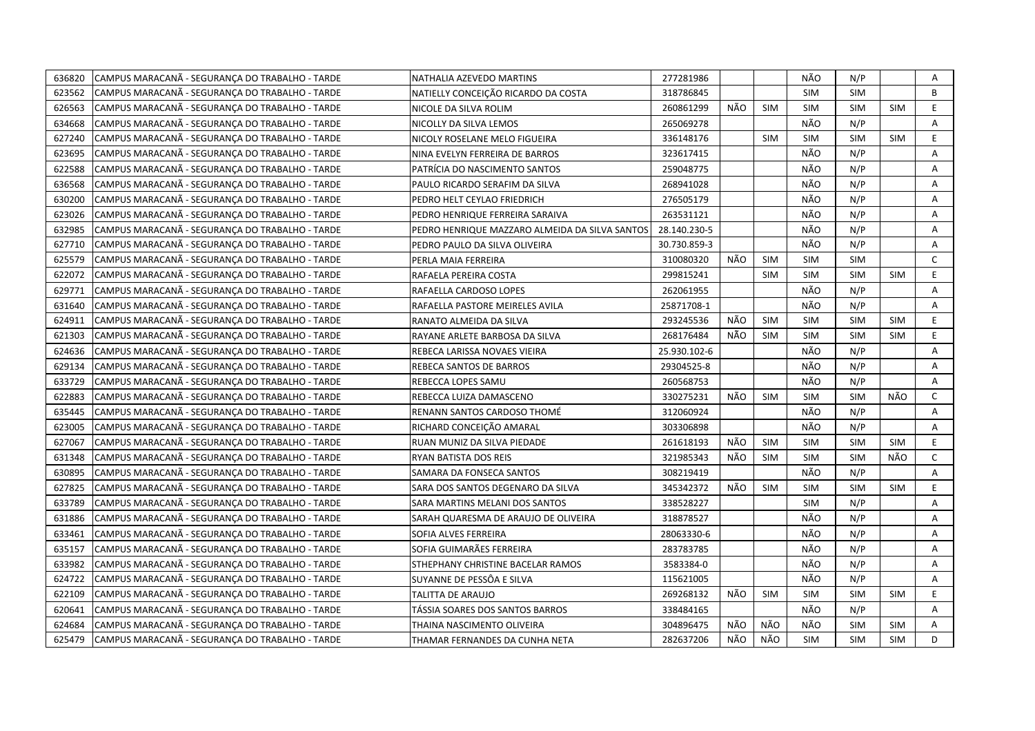| | | | | | | | | | |
|---|---|---|---|---|---|---|---|---|---|
| 636820 | CAMPUS MARACANÃ - SEGURANÇA DO TRABALHO - TARDE | NATHALIA AZEVEDO MARTINS | 277281986 | | | NÃO | N/P | | A |
| 623562 | CAMPUS MARACANÃ - SEGURANÇA DO TRABALHO - TARDE | NATIELLY CONCEIÇÃO RICARDO DA COSTA | 318786845 | | | SIM | SIM | | B |
| 626563 | CAMPUS MARACANÃ - SEGURANÇA DO TRABALHO - TARDE | NICOLE DA SILVA ROLIM | 260861299 | NÃO | SIM | SIM | SIM | SIM | E |
| 634668 | CAMPUS MARACANÃ - SEGURANÇA DO TRABALHO - TARDE | NICOLLY DA SILVA LEMOS | 265069278 | | | NÃO | N/P | | A |
| 627240 | CAMPUS MARACANÃ - SEGURANÇA DO TRABALHO - TARDE | NICOLY ROSELANE MELO FIGUEIRA | 336148176 | | SIM | SIM | SIM | SIM | E |
| 623695 | CAMPUS MARACANÃ - SEGURANÇA DO TRABALHO - TARDE | NINA EVELYN FERREIRA DE BARROS | 323617415 | | | NÃO | N/P | | A |
| 622588 | CAMPUS MARACANÃ - SEGURANÇA DO TRABALHO - TARDE | PATRÍCIA DO NASCIMENTO SANTOS | 259048775 | | | NÃO | N/P | | A |
| 636568 | CAMPUS MARACANÃ - SEGURANÇA DO TRABALHO - TARDE | PAULO RICARDO SERAFIM DA SILVA | 268941028 | | | NÃO | N/P | | A |
| 630200 | CAMPUS MARACANÃ - SEGURANÇA DO TRABALHO - TARDE | PEDRO HELT CEYLAO FRIEDRICH | 276505179 | | | NÃO | N/P | | A |
| 623026 | CAMPUS MARACANÃ - SEGURANÇA DO TRABALHO - TARDE | PEDRO HENRIQUE FERREIRA SARAIVA | 263531121 | | | NÃO | N/P | | A |
| 632985 | CAMPUS MARACANÃ - SEGURANÇA DO TRABALHO - TARDE | PEDRO HENRIQUE MAZZARO ALMEIDA DA SILVA SANTOS | 28.140.230-5 | | | NÃO | N/P | | A |
| 627710 | CAMPUS MARACANÃ - SEGURANÇA DO TRABALHO - TARDE | PEDRO PAULO DA SILVA OLIVEIRA | 30.730.859-3 | | | NÃO | N/P | | A |
| 625579 | CAMPUS MARACANÃ - SEGURANÇA DO TRABALHO - TARDE | PERLA MAIA FERREIRA | 310080320 | NÃO | SIM | SIM | SIM | | C |
| 622072 | CAMPUS MARACANÃ - SEGURANÇA DO TRABALHO - TARDE | RAFAELA PEREIRA COSTA | 299815241 | | SIM | SIM | SIM | SIM | E |
| 629771 | CAMPUS MARACANÃ - SEGURANÇA DO TRABALHO - TARDE | RAFAELLA CARDOSO LOPES | 262061955 | | | NÃO | N/P | | A |
| 631640 | CAMPUS MARACANÃ - SEGURANÇA DO TRABALHO - TARDE | RAFAELLA PASTORE MEIRELES AVILA | 25871708-1 | | | NÃO | N/P | | A |
| 624911 | CAMPUS MARACANÃ - SEGURANÇA DO TRABALHO - TARDE | RANATO ALMEIDA DA SILVA | 293245536 | NÃO | SIM | SIM | SIM | SIM | E |
| 621303 | CAMPUS MARACANÃ - SEGURANÇA DO TRABALHO - TARDE | RAYANE ARLETE BARBOSA DA SILVA | 268176484 | NÃO | SIM | SIM | SIM | SIM | E |
| 624636 | CAMPUS MARACANÃ - SEGURANÇA DO TRABALHO - TARDE | REBECA LARISSA NOVAES VIEIRA | 25.930.102-6 | | | NÃO | N/P | | A |
| 629134 | CAMPUS MARACANÃ - SEGURANÇA DO TRABALHO - TARDE | REBECA SANTOS DE BARROS | 29304525-8 | | | NÃO | N/P | | A |
| 633729 | CAMPUS MARACANÃ - SEGURANÇA DO TRABALHO - TARDE | REBECCA LOPES SAMU | 260568753 | | | NÃO | N/P | | A |
| 622883 | CAMPUS MARACANÃ - SEGURANÇA DO TRABALHO - TARDE | REBECCA LUIZA DAMASCENO | 330275231 | NÃO | SIM | SIM | SIM | NÃO | C |
| 635445 | CAMPUS MARACANÃ - SEGURANÇA DO TRABALHO - TARDE | RENANN SANTOS CARDOSO THOMÉ | 312060924 | | | NÃO | N/P | | A |
| 623005 | CAMPUS MARACANÃ - SEGURANÇA DO TRABALHO - TARDE | RICHARD CONCEIÇÃO AMARAL | 303306898 | | | NÃO | N/P | | A |
| 627067 | CAMPUS MARACANÃ - SEGURANÇA DO TRABALHO - TARDE | RUAN MUNIZ DA SILVA PIEDADE | 261618193 | NÃO | SIM | SIM | SIM | SIM | E |
| 631348 | CAMPUS MARACANÃ - SEGURANÇA DO TRABALHO - TARDE | RYAN BATISTA DOS REIS | 321985343 | NÃO | SIM | SIM | SIM | NÃO | C |
| 630895 | CAMPUS MARACANÃ - SEGURANÇA DO TRABALHO - TARDE | SAMARA DA FONSECA SANTOS | 308219419 | | | NÃO | N/P | | A |
| 627825 | CAMPUS MARACANÃ - SEGURANÇA DO TRABALHO - TARDE | SARA DOS SANTOS DEGENARO DA SILVA | 345342372 | NÃO | SIM | SIM | SIM | SIM | E |
| 633789 | CAMPUS MARACANÃ - SEGURANÇA DO TRABALHO - TARDE | SARA MARTINS MELANI DOS SANTOS | 338528227 | | | SIM | N/P | | A |
| 631886 | CAMPUS MARACANÃ - SEGURANÇA DO TRABALHO - TARDE | SARAH QUARESMA DE ARAUJO DE OLIVEIRA | 318878527 | | | NÃO | N/P | | A |
| 633461 | CAMPUS MARACANÃ - SEGURANÇA DO TRABALHO - TARDE | SOFIA ALVES FERREIRA | 28063330-6 | | | NÃO | N/P | | A |
| 635157 | CAMPUS MARACANÃ - SEGURANÇA DO TRABALHO - TARDE | SOFIA GUIMARÃES FERREIRA | 283783785 | | | NÃO | N/P | | A |
| 633982 | CAMPUS MARACANÃ - SEGURANÇA DO TRABALHO - TARDE | STHEPHANY CHRISTINE BACELAR RAMOS | 3583384-0 | | | NÃO | N/P | | A |
| 624722 | CAMPUS MARACANÃ - SEGURANÇA DO TRABALHO - TARDE | SUYANNE DE PESSÔA E SILVA | 115621005 | | | NÃO | N/P | | A |
| 622109 | CAMPUS MARACANÃ - SEGURANÇA DO TRABALHO - TARDE | TALITTA DE ARAUJO | 269268132 | NÃO | SIM | SIM | SIM | SIM | E |
| 620641 | CAMPUS MARACANÃ - SEGURANÇA DO TRABALHO - TARDE | TÁSSIA SOARES DOS SANTOS BARROS | 338484165 | | | NÃO | N/P | | A |
| 624684 | CAMPUS MARACANÃ - SEGURANÇA DO TRABALHO - TARDE | THAINA NASCIMENTO OLIVEIRA | 304896475 | NÃO | NÃO | NÃO | SIM | SIM | A |
| 625479 | CAMPUS MARACANÃ - SEGURANÇA DO TRABALHO - TARDE | THAMAR FERNANDES DA CUNHA NETA | 282637206 | NÃO | NÃO | SIM | SIM | SIM | D |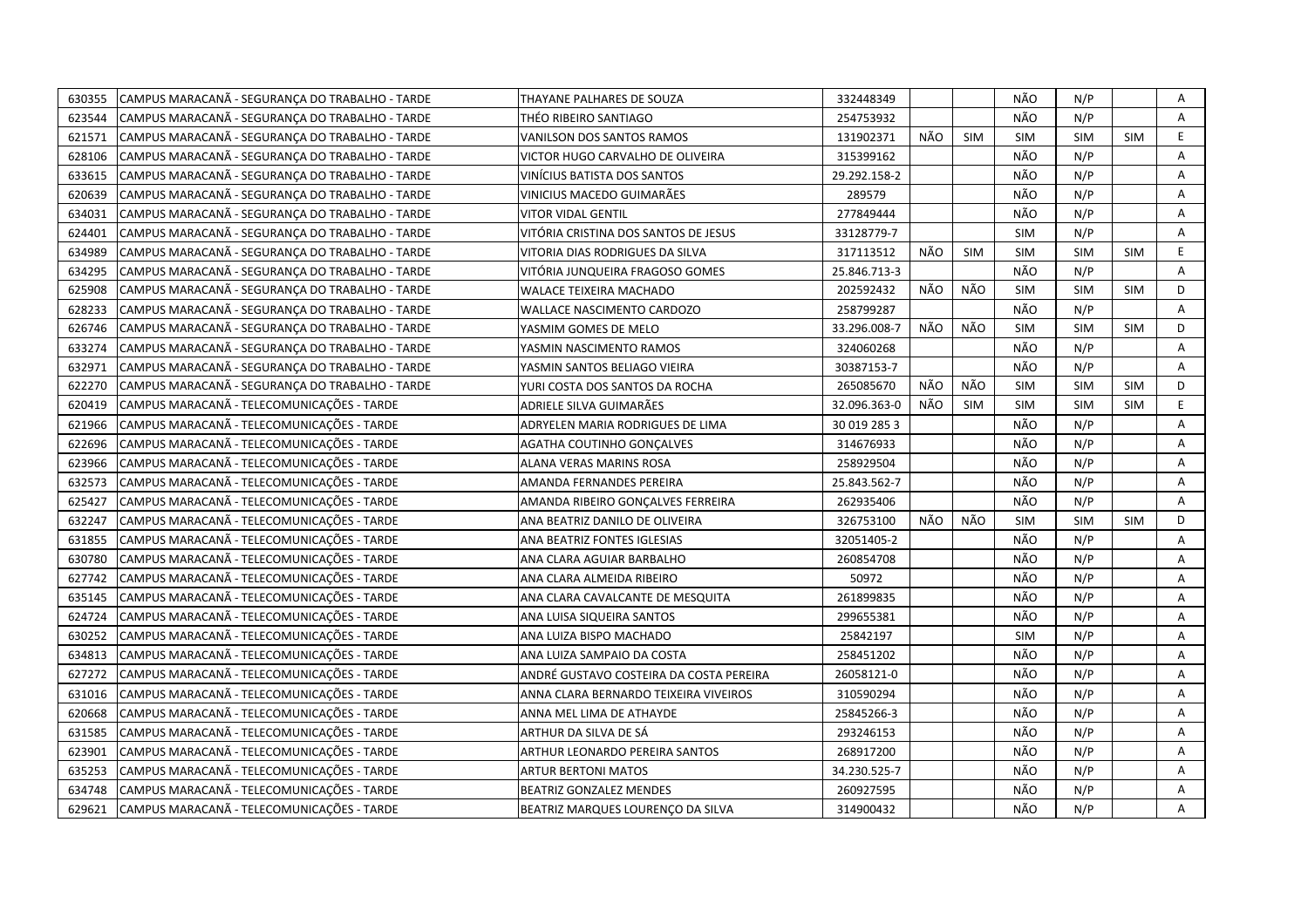| | | | | | | | | | |
|---|---|---|---|---|---|---|---|---|---|
| 630355 | CAMPUS MARACANÃ - SEGURANÇA DO TRABALHO - TARDE | THAYANE PALHARES DE SOUZA | 332448349 | | | NÃO | N/P | | A |
| 623544 | CAMPUS MARACANÃ - SEGURANÇA DO TRABALHO - TARDE | THÉO RIBEIRO SANTIAGO | 254753932 | | | NÃO | N/P | | A |
| 621571 | CAMPUS MARACANÃ - SEGURANÇA DO TRABALHO - TARDE | VANILSON DOS SANTOS RAMOS | 131902371 | NÃO | SIM | SIM | SIM | SIM | E |
| 628106 | CAMPUS MARACANÃ - SEGURANÇA DO TRABALHO - TARDE | VICTOR HUGO CARVALHO DE OLIVEIRA | 315399162 | | | NÃO | N/P | | A |
| 633615 | CAMPUS MARACANÃ - SEGURANÇA DO TRABALHO - TARDE | VINÍCIUS BATISTA DOS SANTOS | 29.292.158-2 | | | NÃO | N/P | | A |
| 620639 | CAMPUS MARACANÃ - SEGURANÇA DO TRABALHO - TARDE | VINICIUS MACEDO GUIMARÃES | 289579 | | | NÃO | N/P | | A |
| 634031 | CAMPUS MARACANÃ - SEGURANÇA DO TRABALHO - TARDE | VITOR VIDAL GENTIL | 277849444 | | | NÃO | N/P | | A |
| 624401 | CAMPUS MARACANÃ - SEGURANÇA DO TRABALHO - TARDE | VITÓRIA CRISTINA DOS SANTOS DE JESUS | 33128779-7 | | | SIM | N/P | | A |
| 634989 | CAMPUS MARACANÃ - SEGURANÇA DO TRABALHO - TARDE | VITORIA DIAS RODRIGUES DA SILVA | 317113512 | NÃO | SIM | SIM | SIM | SIM | E |
| 634295 | CAMPUS MARACANÃ - SEGURANÇA DO TRABALHO - TARDE | VITÓRIA JUNQUEIRA FRAGOSO GOMES | 25.846.713-3 | | | NÃO | N/P | | A |
| 625908 | CAMPUS MARACANÃ - SEGURANÇA DO TRABALHO - TARDE | WALACE TEIXEIRA MACHADO | 202592432 | NÃO | NÃO | SIM | SIM | SIM | D |
| 628233 | CAMPUS MARACANÃ - SEGURANÇA DO TRABALHO - TARDE | WALLACE NASCIMENTO CARDOZO | 258799287 | | | NÃO | N/P | | A |
| 626746 | CAMPUS MARACANÃ - SEGURANÇA DO TRABALHO - TARDE | YASMIM GOMES DE MELO | 33.296.008-7 | NÃO | NÃO | SIM | SIM | SIM | D |
| 633274 | CAMPUS MARACANÃ - SEGURANÇA DO TRABALHO - TARDE | YASMIN NASCIMENTO RAMOS | 324060268 | | | NÃO | N/P | | A |
| 632971 | CAMPUS MARACANÃ - SEGURANÇA DO TRABALHO - TARDE | YASMIN SANTOS BELIAGO VIEIRA | 30387153-7 | | | NÃO | N/P | | A |
| 622270 | CAMPUS MARACANÃ - SEGURANÇA DO TRABALHO - TARDE | YURI COSTA DOS SANTOS DA ROCHA | 265085670 | NÃO | NÃO | SIM | SIM | SIM | D |
| 620419 | CAMPUS MARACANÃ - TELECOMUNICAÇÕES - TARDE | ADRIELE SILVA GUIMARÃES | 32.096.363-0 | NÃO | SIM | SIM | SIM | SIM | E |
| 621966 | CAMPUS MARACANÃ - TELECOMUNICAÇÕES - TARDE | ADRYELEN MARIA RODRIGUES DE LIMA | 30 019 285 3 | | | NÃO | N/P | | A |
| 622696 | CAMPUS MARACANÃ - TELECOMUNICAÇÕES - TARDE | AGATHA COUTINHO GONÇALVES | 314676933 | | | NÃO | N/P | | A |
| 623966 | CAMPUS MARACANÃ - TELECOMUNICAÇÕES - TARDE | ALANA VERAS MARINS ROSA | 258929504 | | | NÃO | N/P | | A |
| 632573 | CAMPUS MARACANÃ - TELECOMUNICAÇÕES - TARDE | AMANDA FERNANDES PEREIRA | 25.843.562-7 | | | NÃO | N/P | | A |
| 625427 | CAMPUS MARACANÃ - TELECOMUNICAÇÕES - TARDE | AMANDA RIBEIRO GONÇALVES FERREIRA | 262935406 | | | NÃO | N/P | | A |
| 632247 | CAMPUS MARACANÃ - TELECOMUNICAÇÕES - TARDE | ANA BEATRIZ DANILO DE OLIVEIRA | 326753100 | NÃO | NÃO | SIM | SIM | SIM | D |
| 631855 | CAMPUS MARACANÃ - TELECOMUNICAÇÕES - TARDE | ANA BEATRIZ FONTES IGLESIAS | 32051405-2 | | | NÃO | N/P | | A |
| 630780 | CAMPUS MARACANÃ - TELECOMUNICAÇÕES - TARDE | ANA CLARA AGUIAR BARBALHO | 260854708 | | | NÃO | N/P | | A |
| 627742 | CAMPUS MARACANÃ - TELECOMUNICAÇÕES - TARDE | ANA CLARA ALMEIDA RIBEIRO | 50972 | | | NÃO | N/P | | A |
| 635145 | CAMPUS MARACANÃ - TELECOMUNICAÇÕES - TARDE | ANA CLARA CAVALCANTE DE MESQUITA | 261899835 | | | NÃO | N/P | | A |
| 624724 | CAMPUS MARACANÃ - TELECOMUNICAÇÕES - TARDE | ANA LUISA SIQUEIRA SANTOS | 299655381 | | | NÃO | N/P | | A |
| 630252 | CAMPUS MARACANÃ - TELECOMUNICAÇÕES - TARDE | ANA LUIZA BISPO MACHADO | 25842197 | | | SIM | N/P | | A |
| 634813 | CAMPUS MARACANÃ - TELECOMUNICAÇÕES - TARDE | ANA LUIZA SAMPAIO DA COSTA | 258451202 | | | NÃO | N/P | | A |
| 627272 | CAMPUS MARACANÃ - TELECOMUNICAÇÕES - TARDE | ANDRÉ GUSTAVO COSTEIRA DA COSTA PEREIRA | 26058121-0 | | | NÃO | N/P | | A |
| 631016 | CAMPUS MARACANÃ - TELECOMUNICAÇÕES - TARDE | ANNA CLARA BERNARDO TEIXEIRA VIVEIROS | 310590294 | | | NÃO | N/P | | A |
| 620668 | CAMPUS MARACANÃ - TELECOMUNICAÇÕES - TARDE | ANNA MEL LIMA DE ATHAYDE | 25845266-3 | | | NÃO | N/P | | A |
| 631585 | CAMPUS MARACANÃ - TELECOMUNICAÇÕES - TARDE | ARTHUR DA SILVA DE SÁ | 293246153 | | | NÃO | N/P | | A |
| 623901 | CAMPUS MARACANÃ - TELECOMUNICAÇÕES - TARDE | ARTHUR LEONARDO PEREIRA SANTOS | 268917200 | | | NÃO | N/P | | A |
| 635253 | CAMPUS MARACANÃ - TELECOMUNICAÇÕES - TARDE | ARTUR BERTONI MATOS | 34.230.525-7 | | | NÃO | N/P | | A |
| 634748 | CAMPUS MARACANÃ - TELECOMUNICAÇÕES - TARDE | BEATRIZ GONZALEZ MENDES | 260927595 | | | NÃO | N/P | | A |
| 629621 | CAMPUS MARACANÃ - TELECOMUNICAÇÕES - TARDE | BEATRIZ MARQUES LOURENÇO DA SILVA | 314900432 | | | NÃO | N/P | | A |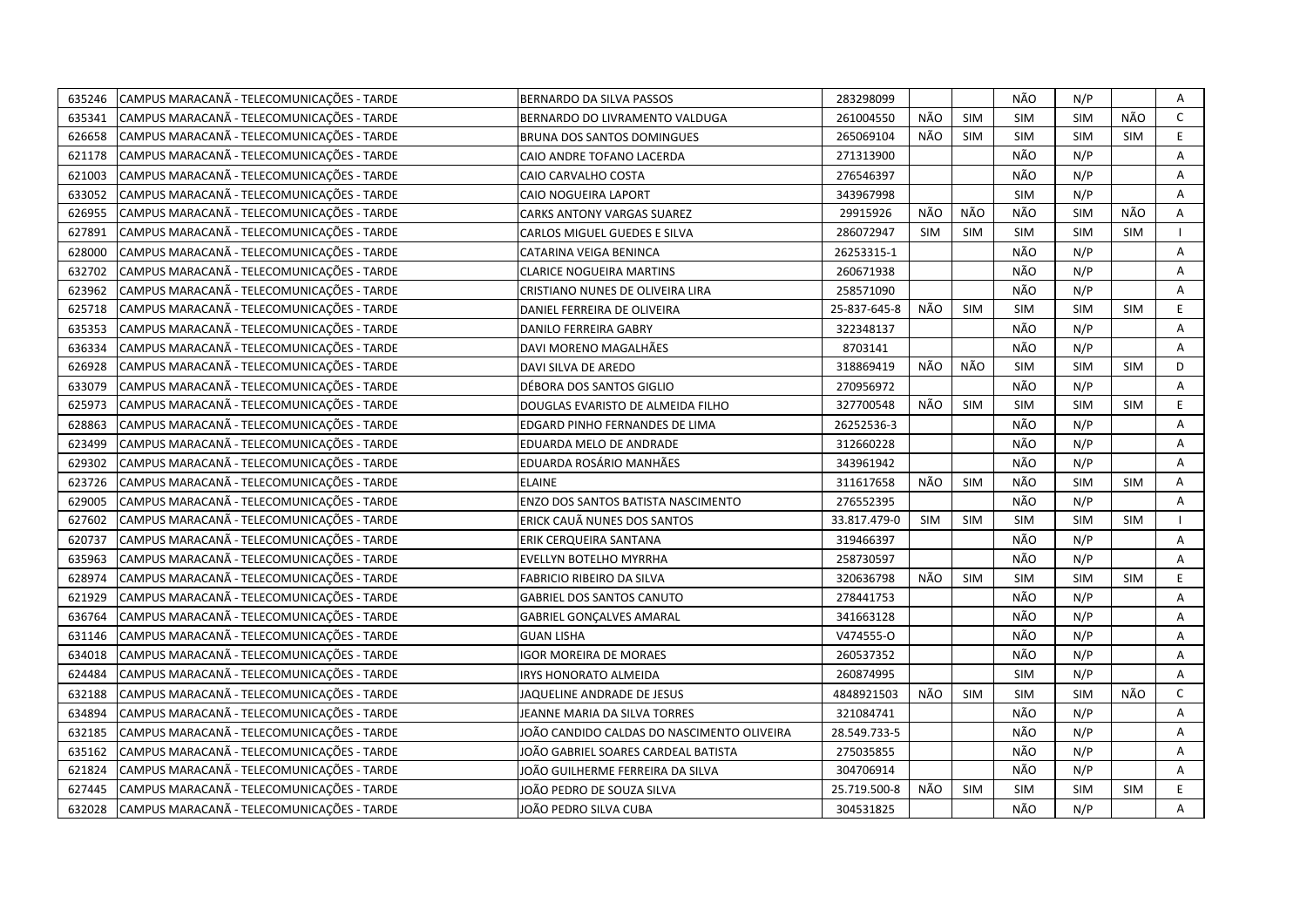| | | | | | | | | | |
|---|---|---|---|---|---|---|---|---|---|
| 635246 | CAMPUS MARACANÃ - TELECOMUNICAÇÕES - TARDE | BERNARDO DA SILVA PASSOS | 283298099 | | | NÃO | N/P | | A |
| 635341 | CAMPUS MARACANÃ - TELECOMUNICAÇÕES - TARDE | BERNARDO DO LIVRAMENTO VALDUGA | 261004550 | NÃO | SIM | SIM | SIM | NÃO | C |
| 626658 | CAMPUS MARACANÃ - TELECOMUNICAÇÕES - TARDE | BRUNA DOS SANTOS DOMINGUES | 265069104 | NÃO | SIM | SIM | SIM | SIM | E |
| 621178 | CAMPUS MARACANÃ - TELECOMUNICAÇÕES - TARDE | CAIO ANDRE TOFANO LACERDA | 271313900 | | | NÃO | N/P | | A |
| 621003 | CAMPUS MARACANÃ - TELECOMUNICAÇÕES - TARDE | CAIO CARVALHO COSTA | 276546397 | | | NÃO | N/P | | A |
| 633052 | CAMPUS MARACANÃ - TELECOMUNICAÇÕES - TARDE | CAIO NOGUEIRA LAPORT | 343967998 | | | SIM | N/P | | A |
| 626955 | CAMPUS MARACANÃ - TELECOMUNICAÇÕES - TARDE | CARKS ANTONY VARGAS SUAREZ | 29915926 | NÃO | NÃO | NÃO | SIM | NÃO | A |
| 627891 | CAMPUS MARACANÃ - TELECOMUNICAÇÕES - TARDE | CARLOS MIGUEL GUEDES E SILVA | 286072947 | SIM | SIM | SIM | SIM | SIM | I |
| 628000 | CAMPUS MARACANÃ - TELECOMUNICAÇÕES - TARDE | CATARINA VEIGA BENINCA | 26253315-1 | | | NÃO | N/P | | A |
| 632702 | CAMPUS MARACANÃ - TELECOMUNICAÇÕES - TARDE | CLARICE NOGUEIRA MARTINS | 260671938 | | | NÃO | N/P | | A |
| 623962 | CAMPUS MARACANÃ - TELECOMUNICAÇÕES - TARDE | CRISTIANO NUNES DE OLIVEIRA LIRA | 258571090 | | | NÃO | N/P | | A |
| 625718 | CAMPUS MARACANÃ - TELECOMUNICAÇÕES - TARDE | DANIEL FERREIRA DE OLIVEIRA | 25-837-645-8 | NÃO | SIM | SIM | SIM | SIM | E |
| 635353 | CAMPUS MARACANÃ - TELECOMUNICAÇÕES - TARDE | DANILO FERREIRA GABRY | 322348137 | | | NÃO | N/P | | A |
| 636334 | CAMPUS MARACANÃ - TELECOMUNICAÇÕES - TARDE | DAVI MORENO MAGALHÃES | 8703141 | | | NÃO | N/P | | A |
| 626928 | CAMPUS MARACANÃ - TELECOMUNICAÇÕES - TARDE | DAVI SILVA DE AREDO | 318869419 | NÃO | NÃO | SIM | SIM | SIM | D |
| 633079 | CAMPUS MARACANÃ - TELECOMUNICAÇÕES - TARDE | DÉBORA DOS SANTOS GIGLIO | 270956972 | | | NÃO | N/P | | A |
| 625973 | CAMPUS MARACANÃ - TELECOMUNICAÇÕES - TARDE | DOUGLAS EVARISTO DE ALMEIDA FILHO | 327700548 | NÃO | SIM | SIM | SIM | SIM | E |
| 628863 | CAMPUS MARACANÃ - TELECOMUNICAÇÕES - TARDE | EDGARD PINHO FERNANDES DE LIMA | 26252536-3 | | | NÃO | N/P | | A |
| 623499 | CAMPUS MARACANÃ - TELECOMUNICAÇÕES - TARDE | EDUARDA MELO DE ANDRADE | 312660228 | | | NÃO | N/P | | A |
| 629302 | CAMPUS MARACANÃ - TELECOMUNICAÇÕES - TARDE | EDUARDA ROSÁRIO MANHÃES | 343961942 | | | NÃO | N/P | | A |
| 623726 | CAMPUS MARACANÃ - TELECOMUNICAÇÕES - TARDE | ELAINE | 311617658 | NÃO | SIM | NÃO | SIM | SIM | A |
| 629005 | CAMPUS MARACANÃ - TELECOMUNICAÇÕES - TARDE | ENZO DOS SANTOS BATISTA NASCIMENTO | 276552395 | | | NÃO | N/P | | A |
| 627602 | CAMPUS MARACANÃ - TELECOMUNICAÇÕES - TARDE | ERICK CAUÃ NUNES DOS SANTOS | 33.817.479-0 | SIM | SIM | SIM | SIM | SIM | I |
| 620737 | CAMPUS MARACANÃ - TELECOMUNICAÇÕES - TARDE | ERIK CERQUEIRA SANTANA | 319466397 | | | NÃO | N/P | | A |
| 635963 | CAMPUS MARACANÃ - TELECOMUNICAÇÕES - TARDE | EVELLYN BOTELHO MYRRHA | 258730597 | | | NÃO | N/P | | A |
| 628974 | CAMPUS MARACANÃ - TELECOMUNICAÇÕES - TARDE | FABRICIO RIBEIRO DA SILVA | 320636798 | NÃO | SIM | SIM | SIM | SIM | E |
| 621929 | CAMPUS MARACANÃ - TELECOMUNICAÇÕES - TARDE | GABRIEL DOS SANTOS CANUTO | 278441753 | | | NÃO | N/P | | A |
| 636764 | CAMPUS MARACANÃ - TELECOMUNICAÇÕES - TARDE | GABRIEL GONÇALVES AMARAL | 341663128 | | | NÃO | N/P | | A |
| 631146 | CAMPUS MARACANÃ - TELECOMUNICAÇÕES - TARDE | GUAN LISHA | V474555-O | | | NÃO | N/P | | A |
| 634018 | CAMPUS MARACANÃ - TELECOMUNICAÇÕES - TARDE | IGOR MOREIRA DE MORAES | 260537352 | | | NÃO | N/P | | A |
| 624484 | CAMPUS MARACANÃ - TELECOMUNICAÇÕES - TARDE | IRYS HONORATO ALMEIDA | 260874995 | | | SIM | N/P | | A |
| 632188 | CAMPUS MARACANÃ - TELECOMUNICAÇÕES - TARDE | JAQUELINE ANDRADE DE JESUS | 4848921503 | NÃO | SIM | SIM | SIM | NÃO | C |
| 634894 | CAMPUS MARACANÃ - TELECOMUNICAÇÕES - TARDE | JEANNE MARIA DA SILVA TORRES | 321084741 | | | NÃO | N/P | | A |
| 632185 | CAMPUS MARACANÃ - TELECOMUNICAÇÕES - TARDE | JOÃO CANDIDO CALDAS DO NASCIMENTO OLIVEIRA | 28.549.733-5 | | | NÃO | N/P | | A |
| 635162 | CAMPUS MARACANÃ - TELECOMUNICAÇÕES - TARDE | JOÃO GABRIEL SOARES CARDEAL BATISTA | 275035855 | | | NÃO | N/P | | A |
| 621824 | CAMPUS MARACANÃ - TELECOMUNICAÇÕES - TARDE | JOÃO GUILHERME FERREIRA DA SILVA | 304706914 | | | NÃO | N/P | | A |
| 627445 | CAMPUS MARACANÃ - TELECOMUNICAÇÕES - TARDE | JOÃO PEDRO DE SOUZA SILVA | 25.719.500-8 | NÃO | SIM | SIM | SIM | SIM | E |
| 632028 | CAMPUS MARACANÃ - TELECOMUNICAÇÕES - TARDE | JOÃO PEDRO SILVA CUBA | 304531825 | | | NÃO | N/P | | A |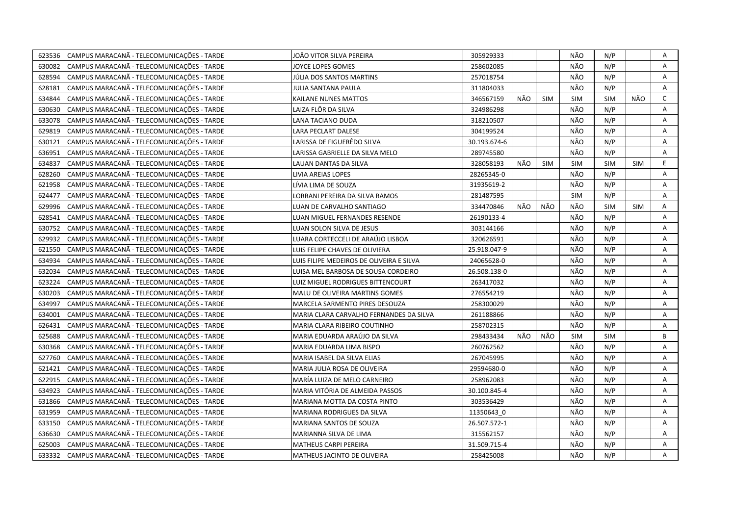| | | | | | | | | | |
|---|---|---|---|---|---|---|---|---|---|
| 623536 | CAMPUS MARACANÃ - TELECOMUNICAÇÕES - TARDE | JOÃO VITOR SILVA PEREIRA | 305929333 | | | NÃO | N/P | | A |
| 630082 | CAMPUS MARACANÃ - TELECOMUNICAÇÕES - TARDE | JOYCE LOPES GOMES | 258602085 | | | NÃO | N/P | | A |
| 628594 | CAMPUS MARACANÃ - TELECOMUNICAÇÕES - TARDE | JÚLIA DOS SANTOS MARTINS | 257018754 | | | NÃO | N/P | | A |
| 628181 | CAMPUS MARACANÃ - TELECOMUNICAÇÕES - TARDE | JULIA SANTANA PAULA | 311804033 | | | NÃO | N/P | | A |
| 634844 | CAMPUS MARACANÃ - TELECOMUNICAÇÕES - TARDE | KAILANE NUNES MATTOS | 346567159 | NÃO | SIM | SIM | SIM | NÃO | C |
| 630630 | CAMPUS MARACANÃ - TELECOMUNICAÇÕES - TARDE | LAIZA FLÔR DA SILVA | 324986298 | | | NÃO | N/P | | A |
| 633078 | CAMPUS MARACANÃ - TELECOMUNICAÇÕES - TARDE | LANA TACIANO DUDA | 318210507 | | | NÃO | N/P | | A |
| 629819 | CAMPUS MARACANÃ - TELECOMUNICAÇÕES - TARDE | LARA PECLART DALESE | 304199524 | | | NÃO | N/P | | A |
| 630121 | CAMPUS MARACANÃ - TELECOMUNICAÇÕES - TARDE | LARISSA DE FIGUERÊDO SILVA | 30.193.674-6 | | | NÃO | N/P | | A |
| 636951 | CAMPUS MARACANÃ - TELECOMUNICAÇÕES - TARDE | LARISSA GABRIELLE DA SILVA MELO | 289745580 | | | NÃO | N/P | | A |
| 634837 | CAMPUS MARACANÃ - TELECOMUNICAÇÕES - TARDE | LAUAN DANTAS DA SILVA | 328058193 | NÃO | SIM | SIM | SIM | SIM | E |
| 628260 | CAMPUS MARACANÃ - TELECOMUNICAÇÕES - TARDE | LIVIA AREIAS LOPES | 28265345-0 | | | NÃO | N/P | | A |
| 621958 | CAMPUS MARACANÃ - TELECOMUNICAÇÕES - TARDE | LÍVIA LIMA DE SOUZA | 31935619-2 | | | NÃO | N/P | | A |
| 624477 | CAMPUS MARACANÃ - TELECOMUNICAÇÕES - TARDE | LORRANI PEREIRA DA SILVA RAMOS | 281487595 | | | SIM | N/P | | A |
| 629996 | CAMPUS MARACANÃ - TELECOMUNICAÇÕES - TARDE | LUAN DE CARVALHO SANTIAGO | 334470846 | NÃO | NÃO | NÃO | SIM | SIM | A |
| 628541 | CAMPUS MARACANÃ - TELECOMUNICAÇÕES - TARDE | LUAN MIGUEL FERNANDES RESENDE | 26190133-4 | | | NÃO | N/P | | A |
| 630752 | CAMPUS MARACANÃ - TELECOMUNICAÇÕES - TARDE | LUAN SOLON SILVA DE JESUS | 303144166 | | | NÃO | N/P | | A |
| 629932 | CAMPUS MARACANÃ - TELECOMUNICAÇÕES - TARDE | LUARA CORTECCELI DE ARAÚJO LISBOA | 320626591 | | | NÃO | N/P | | A |
| 621550 | CAMPUS MARACANÃ - TELECOMUNICAÇÕES - TARDE | LUIS FELIPE CHAVES DE OLIVIERA | 25.918.047-9 | | | NÃO | N/P | | A |
| 634934 | CAMPUS MARACANÃ - TELECOMUNICAÇÕES - TARDE | LUIS FILIPE MEDEIROS DE OLIVEIRA E SILVA | 24065628-0 | | | NÃO | N/P | | A |
| 632034 | CAMPUS MARACANÃ - TELECOMUNICAÇÕES - TARDE | LUISA MEL BARBOSA DE SOUSA CORDEIRO | 26.508.138-0 | | | NÃO | N/P | | A |
| 623224 | CAMPUS MARACANÃ - TELECOMUNICAÇÕES - TARDE | LUIZ MIGUEL RODRIGUES BITTENCOURT | 263417032 | | | NÃO | N/P | | A |
| 630203 | CAMPUS MARACANÃ - TELECOMUNICAÇÕES - TARDE | MALU DE OLIVEIRA MARTINS GOMES | 276554219 | | | NÃO | N/P | | A |
| 634997 | CAMPUS MARACANÃ - TELECOMUNICAÇÕES - TARDE | MARCELA SARMENTO PIRES DESOUZA | 258300029 | | | NÃO | N/P | | A |
| 634001 | CAMPUS MARACANÃ - TELECOMUNICAÇÕES - TARDE | MARIA CLARA CARVALHO FERNANDES DA SILVA | 261188866 | | | NÃO | N/P | | A |
| 626431 | CAMPUS MARACANÃ - TELECOMUNICAÇÕES - TARDE | MARIA CLARA RIBEIRO COUTINHO | 258702315 | | | NÃO | N/P | | A |
| 625688 | CAMPUS MARACANÃ - TELECOMUNICAÇÕES - TARDE | MARIA EDUARDA ARAÚJO DA SILVA | 298433434 | NÃO | NÃO | SIM | SIM | | B |
| 630368 | CAMPUS MARACANÃ - TELECOMUNICAÇÕES - TARDE | MARIA EDUARDA LIMA BISPO | 260762562 | | | NÃO | N/P | | A |
| 627760 | CAMPUS MARACANÃ - TELECOMUNICAÇÕES - TARDE | MARIA ISABEL DA SILVA ELIAS | 267045995 | | | NÃO | N/P | | A |
| 621421 | CAMPUS MARACANÃ - TELECOMUNICAÇÕES - TARDE | MARIA JULIA ROSA DE OLIVEIRA | 29594680-0 | | | NÃO | N/P | | A |
| 622915 | CAMPUS MARACANÃ - TELECOMUNICAÇÕES - TARDE | MARÍA LUIZA DE MELO CARNEIRO | 258962083 | | | NÃO | N/P | | A |
| 634923 | CAMPUS MARACANÃ - TELECOMUNICAÇÕES - TARDE | MARIA VITÓRIA DE ALMEIDA PASSOS | 30.100.845-4 | | | NÃO | N/P | | A |
| 631866 | CAMPUS MARACANÃ - TELECOMUNICAÇÕES - TARDE | MARIANA MOTTA DA COSTA PINTO | 303536429 | | | NÃO | N/P | | A |
| 631959 | CAMPUS MARACANÃ - TELECOMUNICAÇÕES - TARDE | MARIANA RODRIGUES DA SILVA | 11350643_0 | | | NÃO | N/P | | A |
| 633150 | CAMPUS MARACANÃ - TELECOMUNICAÇÕES - TARDE | MARIANA SANTOS DE SOUZA | 26.507.572-1 | | | NÃO | N/P | | A |
| 636630 | CAMPUS MARACANÃ - TELECOMUNICAÇÕES - TARDE | MARIANNA SILVA DE LIMA | 315562157 | | | NÃO | N/P | | A |
| 625003 | CAMPUS MARACANÃ - TELECOMUNICAÇÕES - TARDE | MATHEUS CARPI PEREIRA | 31.509.715-4 | | | NÃO | N/P | | A |
| 633332 | CAMPUS MARACANÃ - TELECOMUNICAÇÕES - TARDE | MATHEUS JACINTO DE OLIVEIRA | 258425008 | | | NÃO | N/P | | A |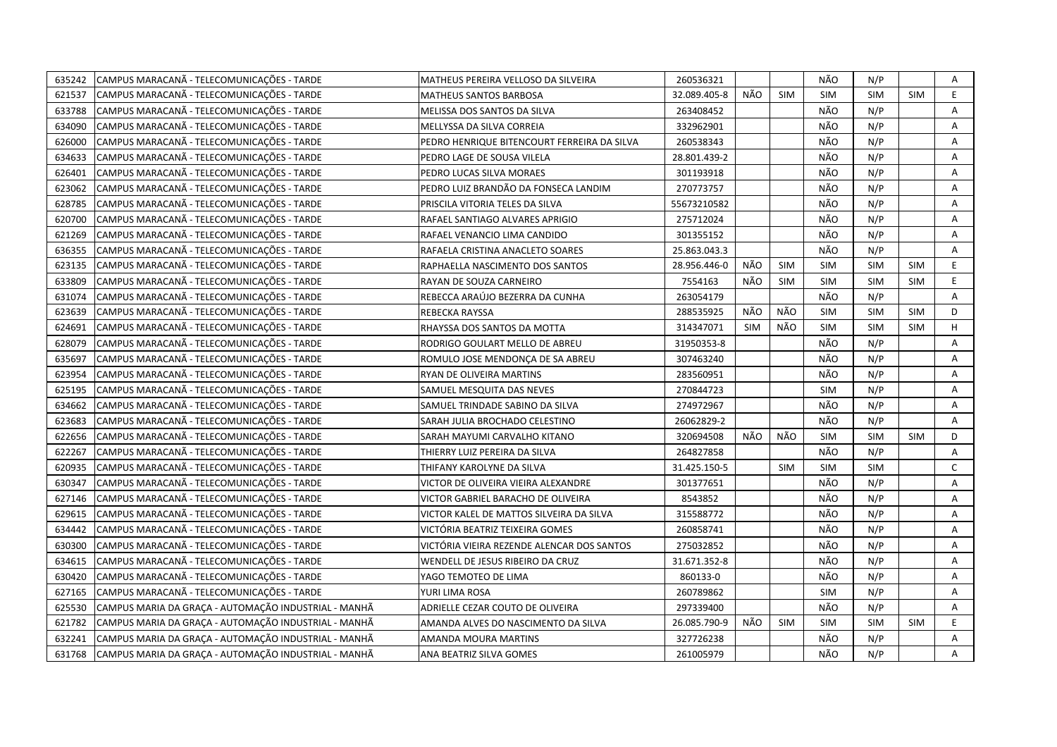| 635242 | CAMPUS MARACANÃ - TELECOMUNICAÇÕES - TARDE | MATHEUS PEREIRA VELLOSO DA SILVEIRA | 260536321 | | | NÃO | N/P | | A |
|---|---|---|---|---|---|---|---|---|---|
| 621537 | CAMPUS MARACANÃ - TELECOMUNICAÇÕES - TARDE | MATHEUS SANTOS BARBOSA | 32.089.405-8 | NÃO | SIM | SIM | SIM | SIM | E |
| 633788 | CAMPUS MARACANÃ - TELECOMUNICAÇÕES - TARDE | MELISSA DOS SANTOS DA SILVA | 263408452 | | | NÃO | N/P | | A |
| 634090 | CAMPUS MARACANÃ - TELECOMUNICAÇÕES - TARDE | MELLYSSA DA SILVA CORREIA | 332962901 | | | NÃO | N/P | | A |
| 626000 | CAMPUS MARACANÃ - TELECOMUNICAÇÕES - TARDE | PEDRO HENRIQUE BITENCOURT FERREIRA DA SILVA | 260538343 | | | NÃO | N/P | | A |
| 634633 | CAMPUS MARACANÃ - TELECOMUNICAÇÕES - TARDE | PEDRO LAGE DE SOUSA VILELA | 28.801.439-2 | | | NÃO | N/P | | A |
| 626401 | CAMPUS MARACANÃ - TELECOMUNICAÇÕES - TARDE | PEDRO LUCAS SILVA MORAES | 301193918 | | | NÃO | N/P | | A |
| 623062 | CAMPUS MARACANÃ - TELECOMUNICAÇÕES - TARDE | PEDRO LUIZ BRANDÃO DA FONSECA LANDIM | 270773757 | | | NÃO | N/P | | A |
| 628785 | CAMPUS MARACANÃ - TELECOMUNICAÇÕES - TARDE | PRISCILA VITORIA TELES DA SILVA | 55673210582 | | | NÃO | N/P | | A |
| 620700 | CAMPUS MARACANÃ - TELECOMUNICAÇÕES - TARDE | RAFAEL SANTIAGO ALVARES APRIGIO | 275712024 | | | NÃO | N/P | | A |
| 621269 | CAMPUS MARACANÃ - TELECOMUNICAÇÕES - TARDE | RAFAEL VENANCIO LIMA CANDIDO | 301355152 | | | NÃO | N/P | | A |
| 636355 | CAMPUS MARACANÃ - TELECOMUNICAÇÕES - TARDE | RAFAELA CRISTINA ANACLETO SOARES | 25.863.043.3 | | | NÃO | N/P | | A |
| 623135 | CAMPUS MARACANÃ - TELECOMUNICAÇÕES - TARDE | RAPHAELLA NASCIMENTO DOS SANTOS | 28.956.446-0 | NÃO | SIM | SIM | SIM | SIM | E |
| 633809 | CAMPUS MARACANÃ - TELECOMUNICAÇÕES - TARDE | RAYAN DE SOUZA CARNEIRO | 7554163 | NÃO | SIM | SIM | SIM | SIM | E |
| 631074 | CAMPUS MARACANÃ - TELECOMUNICAÇÕES - TARDE | REBECCA ARAÚJO BEZERRA DA CUNHA | 263054179 | | | NÃO | N/P | | A |
| 623639 | CAMPUS MARACANÃ - TELECOMUNICAÇÕES - TARDE | REBECKA RAYSSA | 288535925 | NÃO | NÃO | SIM | SIM | SIM | D |
| 624691 | CAMPUS MARACANÃ - TELECOMUNICAÇÕES - TARDE | RHAYSSA DOS SANTOS DA MOTTA | 314347071 | SIM | NÃO | SIM | SIM | SIM | H |
| 628079 | CAMPUS MARACANÃ - TELECOMUNICAÇÕES - TARDE | RODRIGO GOULART MELLO DE ABREU | 31950353-8 | | | NÃO | N/P | | A |
| 635697 | CAMPUS MARACANÃ - TELECOMUNICAÇÕES - TARDE | ROMULO JOSE MENDONÇA DE SA ABREU | 307463240 | | | NÃO | N/P | | A |
| 623954 | CAMPUS MARACANÃ - TELECOMUNICAÇÕES - TARDE | RYAN DE OLIVEIRA MARTINS | 283560951 | | | NÃO | N/P | | A |
| 625195 | CAMPUS MARACANÃ - TELECOMUNICAÇÕES - TARDE | SAMUEL MESQUITA DAS NEVES | 270844723 | | | SIM | N/P | | A |
| 634662 | CAMPUS MARACANÃ - TELECOMUNICAÇÕES - TARDE | SAMUEL TRINDADE SABINO DA SILVA | 274972967 | | | NÃO | N/P | | A |
| 623683 | CAMPUS MARACANÃ - TELECOMUNICAÇÕES - TARDE | SARAH JULIA BROCHADO CELESTINO | 26062829-2 | | | NÃO | N/P | | A |
| 622656 | CAMPUS MARACANÃ - TELECOMUNICAÇÕES - TARDE | SARAH MAYUMI CARVALHO KITANO | 320694508 | NÃO | NÃO | SIM | SIM | SIM | D |
| 622267 | CAMPUS MARACANÃ - TELECOMUNICAÇÕES - TARDE | THIERRY LUIZ PEREIRA DA SILVA | 264827858 | | | NÃO | N/P | | A |
| 620935 | CAMPUS MARACANÃ - TELECOMUNICAÇÕES - TARDE | THIFANY KAROLYNE DA SILVA | 31.425.150-5 | | SIM | SIM | SIM | | C |
| 630347 | CAMPUS MARACANÃ - TELECOMUNICAÇÕES - TARDE | VICTOR DE OLIVEIRA VIEIRA ALEXANDRE | 301377651 | | | NÃO | N/P | | A |
| 627146 | CAMPUS MARACANÃ - TELECOMUNICAÇÕES - TARDE | VICTOR GABRIEL BARACHO DE OLIVEIRA | 8543852 | | | NÃO | N/P | | A |
| 629615 | CAMPUS MARACANÃ - TELECOMUNICAÇÕES - TARDE | VICTOR KALEL DE MATTOS SILVEIRA DA SILVA | 315588772 | | | NÃO | N/P | | A |
| 634442 | CAMPUS MARACANÃ - TELECOMUNICAÇÕES - TARDE | VICTÓRIA BEATRIZ TEIXEIRA GOMES | 260858741 | | | NÃO | N/P | | A |
| 630300 | CAMPUS MARACANÃ - TELECOMUNICAÇÕES - TARDE | VICTÓRIA VIEIRA REZENDE ALENCAR DOS SANTOS | 275032852 | | | NÃO | N/P | | A |
| 634615 | CAMPUS MARACANÃ - TELECOMUNICAÇÕES - TARDE | WENDELL DE JESUS RIBEIRO DA CRUZ | 31.671.352-8 | | | NÃO | N/P | | A |
| 630420 | CAMPUS MARACANÃ - TELECOMUNICAÇÕES - TARDE | YAGO TEMOTEO DE LIMA | 860133-0 | | | NÃO | N/P | | A |
| 627165 | CAMPUS MARACANÃ - TELECOMUNICAÇÕES - TARDE | YURI LIMA ROSA | 260789862 | | | SIM | N/P | | A |
| 625530 | CAMPUS MARIA DA GRAÇA - AUTOMAÇÃO INDUSTRIAL - MANHÃ | ADRIELLE CEZAR COUTO DE OLIVEIRA | 297339400 | | | NÃO | N/P | | A |
| 621782 | CAMPUS MARIA DA GRAÇA - AUTOMAÇÃO INDUSTRIAL - MANHÃ | AMANDA ALVES DO NASCIMENTO DA SILVA | 26.085.790-9 | NÃO | SIM | SIM | SIM | SIM | E |
| 632241 | CAMPUS MARIA DA GRAÇA - AUTOMAÇÃO INDUSTRIAL - MANHÃ | AMANDA MOURA MARTINS | 327726238 | | | NÃO | N/P | | A |
| 631768 | CAMPUS MARIA DA GRAÇA - AUTOMAÇÃO INDUSTRIAL - MANHÃ | ANA BEATRIZ SILVA GOMES | 261005979 | | | NÃO | N/P | | A |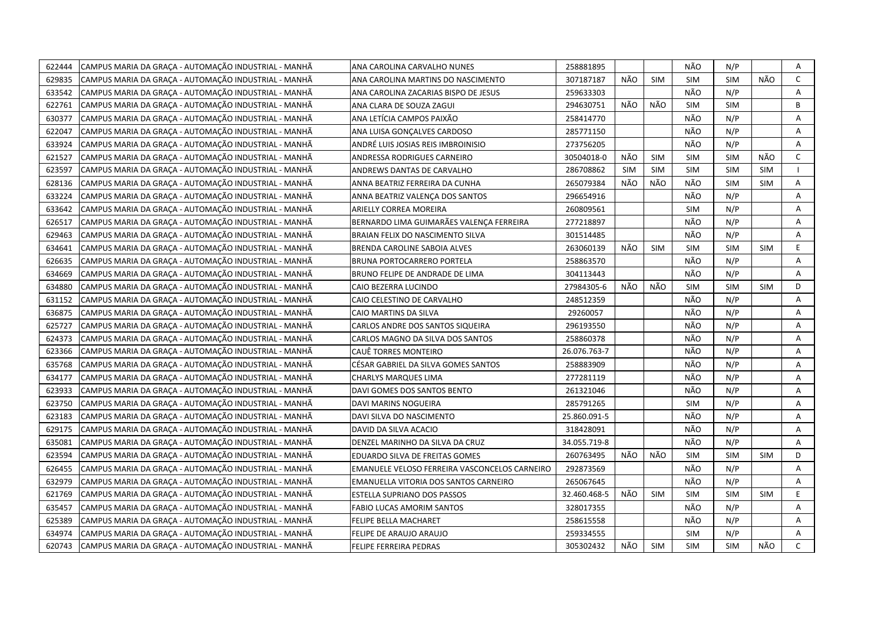| | | | | | | | | | |
|---|---|---|---|---|---|---|---|---|---|
| 622444 | CAMPUS MARIA DA GRAÇA - AUTOMAÇÃO INDUSTRIAL - MANHÃ | ANA CAROLINA CARVALHO NUNES | 258881895 | | | NÃO | N/P | | A |
| 629835 | CAMPUS MARIA DA GRAÇA - AUTOMAÇÃO INDUSTRIAL - MANHÃ | ANA CAROLINA MARTINS DO NASCIMENTO | 307187187 | NÃO | SIM | SIM | SIM | NÃO | C |
| 633542 | CAMPUS MARIA DA GRAÇA - AUTOMAÇÃO INDUSTRIAL - MANHÃ | ANA CAROLINA ZACARIAS BISPO DE JESUS | 259633303 | | | NÃO | N/P | | A |
| 622761 | CAMPUS MARIA DA GRAÇA - AUTOMAÇÃO INDUSTRIAL - MANHÃ | ANA CLARA DE SOUZA ZAGUI | 294630751 | NÃO | NÃO | SIM | SIM | | B |
| 630377 | CAMPUS MARIA DA GRAÇA - AUTOMAÇÃO INDUSTRIAL - MANHÃ | ANA LETÍCIA CAMPOS PAIXÃO | 258414770 | | | NÃO | N/P | | A |
| 622047 | CAMPUS MARIA DA GRAÇA - AUTOMAÇÃO INDUSTRIAL - MANHÃ | ANA LUISA GONÇALVES CARDOSO | 285771150 | | | NÃO | N/P | | A |
| 633924 | CAMPUS MARIA DA GRAÇA - AUTOMAÇÃO INDUSTRIAL - MANHÃ | ANDRÉ LUIS JOSIAS REIS IMBROINISIO | 273756205 | | | NÃO | N/P | | A |
| 621527 | CAMPUS MARIA DA GRAÇA - AUTOMAÇÃO INDUSTRIAL - MANHÃ | ANDRESSA RODRIGUES CARNEIRO | 30504018-0 | NÃO | SIM | SIM | SIM | NÃO | C |
| 623597 | CAMPUS MARIA DA GRAÇA - AUTOMAÇÃO INDUSTRIAL - MANHÃ | ANDREWS DANTAS DE CARVALHO | 286708862 | SIM | SIM | SIM | SIM | SIM | I |
| 628136 | CAMPUS MARIA DA GRAÇA - AUTOMAÇÃO INDUSTRIAL - MANHÃ | ANNA BEATRIZ FERREIRA DA CUNHA | 265079384 | NÃO | NÃO | NÃO | SIM | SIM | A |
| 633224 | CAMPUS MARIA DA GRAÇA - AUTOMAÇÃO INDUSTRIAL - MANHÃ | ANNA BEATRIZ VALENÇA DOS SANTOS | 296654916 | | | NÃO | N/P | | A |
| 633642 | CAMPUS MARIA DA GRAÇA - AUTOMAÇÃO INDUSTRIAL - MANHÃ | ARIELLY CORREA MOREIRA | 260809561 | | | SIM | N/P | | A |
| 626517 | CAMPUS MARIA DA GRAÇA - AUTOMAÇÃO INDUSTRIAL - MANHÃ | BERNARDO LIMA GUIMARÃES VALENÇA FERREIRA | 277218897 | | | NÃO | N/P | | A |
| 629463 | CAMPUS MARIA DA GRAÇA - AUTOMAÇÃO INDUSTRIAL - MANHÃ | BRAIAN FELIX DO NASCIMENTO SILVA | 301514485 | | | NÃO | N/P | | A |
| 634641 | CAMPUS MARIA DA GRAÇA - AUTOMAÇÃO INDUSTRIAL - MANHÃ | BRENDA CAROLINE SABOIA ALVES | 263060139 | NÃO | SIM | SIM | SIM | SIM | E |
| 626635 | CAMPUS MARIA DA GRAÇA - AUTOMAÇÃO INDUSTRIAL - MANHÃ | BRUNA PORTOCARRERO PORTELA | 258863570 | | | NÃO | N/P | | A |
| 634669 | CAMPUS MARIA DA GRAÇA - AUTOMAÇÃO INDUSTRIAL - MANHÃ | BRUNO FELIPE DE ANDRADE DE LIMA | 304113443 | | | NÃO | N/P | | A |
| 634880 | CAMPUS MARIA DA GRAÇA - AUTOMAÇÃO INDUSTRIAL - MANHÃ | CAIO BEZERRA LUCINDO | 27984305-6 | NÃO | NÃO | SIM | SIM | SIM | D |
| 631152 | CAMPUS MARIA DA GRAÇA - AUTOMAÇÃO INDUSTRIAL - MANHÃ | CAIO CELESTINO DE CARVALHO | 248512359 | | | NÃO | N/P | | A |
| 636875 | CAMPUS MARIA DA GRAÇA - AUTOMAÇÃO INDUSTRIAL - MANHÃ | CAIO MARTINS DA SILVA | 29260057 | | | NÃO | N/P | | A |
| 625727 | CAMPUS MARIA DA GRAÇA - AUTOMAÇÃO INDUSTRIAL - MANHÃ | CARLOS ANDRE DOS SANTOS SIQUEIRA | 296193550 | | | NÃO | N/P | | A |
| 624373 | CAMPUS MARIA DA GRAÇA - AUTOMAÇÃO INDUSTRIAL - MANHÃ | CARLOS MAGNO DA SILVA DOS SANTOS | 258860378 | | | NÃO | N/P | | A |
| 623366 | CAMPUS MARIA DA GRAÇA - AUTOMAÇÃO INDUSTRIAL - MANHÃ | CAUÊ TORRES MONTEIRO | 26.076.763-7 | | | NÃO | N/P | | A |
| 635768 | CAMPUS MARIA DA GRAÇA - AUTOMAÇÃO INDUSTRIAL - MANHÃ | CÉSAR GABRIEL DA SILVA GOMES SANTOS | 258883909 | | | NÃO | N/P | | A |
| 634177 | CAMPUS MARIA DA GRAÇA - AUTOMAÇÃO INDUSTRIAL - MANHÃ | CHARLYS MARQUES LIMA | 277281119 | | | NÃO | N/P | | A |
| 623933 | CAMPUS MARIA DA GRAÇA - AUTOMAÇÃO INDUSTRIAL - MANHÃ | DAVI GOMES DOS SANTOS BENTO | 261321046 | | | NÃO | N/P | | A |
| 623750 | CAMPUS MARIA DA GRAÇA - AUTOMAÇÃO INDUSTRIAL - MANHÃ | DAVI MARINS NOGUEIRA | 285791265 | | | SIM | N/P | | A |
| 623183 | CAMPUS MARIA DA GRAÇA - AUTOMAÇÃO INDUSTRIAL - MANHÃ | DAVI SILVA DO NASCIMENTO | 25.860.091-5 | | | NÃO | N/P | | A |
| 629175 | CAMPUS MARIA DA GRAÇA - AUTOMAÇÃO INDUSTRIAL - MANHÃ | DAVID DA SILVA ACACIO | 318428091 | | | NÃO | N/P | | A |
| 635081 | CAMPUS MARIA DA GRAÇA - AUTOMAÇÃO INDUSTRIAL - MANHÃ | DENZEL MARINHO DA SILVA DA CRUZ | 34.055.719-8 | | | NÃO | N/P | | A |
| 623594 | CAMPUS MARIA DA GRAÇA - AUTOMAÇÃO INDUSTRIAL - MANHÃ | EDUARDO SILVA DE FREITAS GOMES | 260763495 | NÃO | NÃO | SIM | SIM | SIM | D |
| 626455 | CAMPUS MARIA DA GRAÇA - AUTOMAÇÃO INDUSTRIAL - MANHÃ | EMANUELE VELOSO FERREIRA VASCONCELOS CARNEIRO | 292873569 | | | NÃO | N/P | | A |
| 632979 | CAMPUS MARIA DA GRAÇA - AUTOMAÇÃO INDUSTRIAL - MANHÃ | EMANUELLA VITORIA DOS SANTOS CARNEIRO | 265067645 | | | NÃO | N/P | | A |
| 621769 | CAMPUS MARIA DA GRAÇA - AUTOMAÇÃO INDUSTRIAL - MANHÃ | ESTELLA SUPRIANO DOS PASSOS | 32.460.468-5 | NÃO | SIM | SIM | SIM | SIM | E |
| 635457 | CAMPUS MARIA DA GRAÇA - AUTOMAÇÃO INDUSTRIAL - MANHÃ | FABIO LUCAS AMORIM SANTOS | 328017355 | | | NÃO | N/P | | A |
| 625389 | CAMPUS MARIA DA GRAÇA - AUTOMAÇÃO INDUSTRIAL - MANHÃ | FELIPE BELLA MACHARET | 258615558 | | | NÃO | N/P | | A |
| 634974 | CAMPUS MARIA DA GRAÇA - AUTOMAÇÃO INDUSTRIAL - MANHÃ | FELIPE DE ARAUJO ARAUJO | 259334555 | | | SIM | N/P | | A |
| 620743 | CAMPUS MARIA DA GRAÇA - AUTOMAÇÃO INDUSTRIAL - MANHÃ | FELIPE FERREIRA PEDRAS | 305302432 | NÃO | SIM | SIM | SIM | NÃO | C |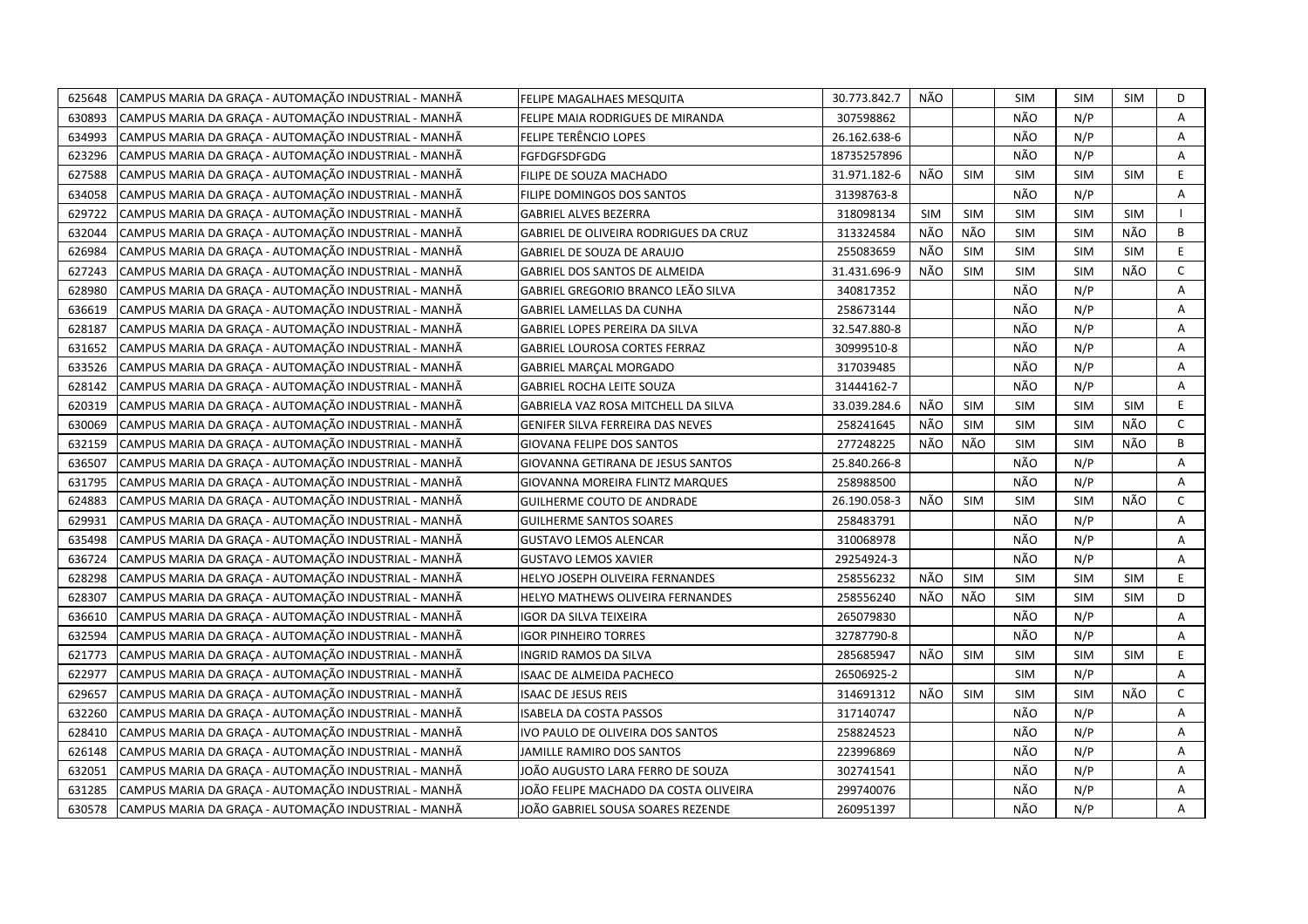| | | | | | | | | | |
|---|---|---|---|---|---|---|---|---|---|
| 625648 | CAMPUS MARIA DA GRAÇA - AUTOMAÇÃO INDUSTRIAL - MANHÃ | FELIPE MAGALHAES MESQUITA | 30.773.842.7 | NÃO | | SIM | SIM | SIM | D |
| 630893 | CAMPUS MARIA DA GRAÇA - AUTOMAÇÃO INDUSTRIAL - MANHÃ | FELIPE MAIA RODRIGUES DE MIRANDA | 307598862 | | | NÃO | N/P | | A |
| 634993 | CAMPUS MARIA DA GRAÇA - AUTOMAÇÃO INDUSTRIAL - MANHÃ | FELIPE TERÊNCIO LOPES | 26.162.638-6 | | | NÃO | N/P | | A |
| 623296 | CAMPUS MARIA DA GRAÇA - AUTOMAÇÃO INDUSTRIAL - MANHÃ | FGFDGFSDFGDG | 18735257896 | | | NÃO | N/P | | A |
| 627588 | CAMPUS MARIA DA GRAÇA - AUTOMAÇÃO INDUSTRIAL - MANHÃ | FILIPE DE SOUZA MACHADO | 31.971.182-6 | NÃO | SIM | SIM | SIM | SIM | E |
| 634058 | CAMPUS MARIA DA GRAÇA - AUTOMAÇÃO INDUSTRIAL - MANHÃ | FILIPE DOMINGOS DOS SANTOS | 31398763-8 | | | NÃO | N/P | | A |
| 629722 | CAMPUS MARIA DA GRAÇA - AUTOMAÇÃO INDUSTRIAL - MANHÃ | GABRIEL ALVES BEZERRA | 318098134 | SIM | SIM | SIM | SIM | SIM | I |
| 632044 | CAMPUS MARIA DA GRAÇA - AUTOMAÇÃO INDUSTRIAL - MANHÃ | GABRIEL DE OLIVEIRA RODRIGUES DA CRUZ | 313324584 | NÃO | NÃO | SIM | SIM | NÃO | B |
| 626984 | CAMPUS MARIA DA GRAÇA - AUTOMAÇÃO INDUSTRIAL - MANHÃ | GABRIEL DE SOUZA DE ARAUJO | 255083659 | NÃO | SIM | SIM | SIM | SIM | E |
| 627243 | CAMPUS MARIA DA GRAÇA - AUTOMAÇÃO INDUSTRIAL - MANHÃ | GABRIEL DOS SANTOS DE ALMEIDA | 31.431.696-9 | NÃO | SIM | SIM | SIM | NÃO | C |
| 628980 | CAMPUS MARIA DA GRAÇA - AUTOMAÇÃO INDUSTRIAL - MANHÃ | GABRIEL GREGORIO BRANCO LEÃO SILVA | 340817352 | | | NÃO | N/P | | A |
| 636619 | CAMPUS MARIA DA GRAÇA - AUTOMAÇÃO INDUSTRIAL - MANHÃ | GABRIEL LAMELLAS DA CUNHA | 258673144 | | | NÃO | N/P | | A |
| 628187 | CAMPUS MARIA DA GRAÇA - AUTOMAÇÃO INDUSTRIAL - MANHÃ | GABRIEL LOPES PEREIRA DA SILVA | 32.547.880-8 | | | NÃO | N/P | | A |
| 631652 | CAMPUS MARIA DA GRAÇA - AUTOMAÇÃO INDUSTRIAL - MANHÃ | GABRIEL LOUROSA CORTES FERRAZ | 30999510-8 | | | NÃO | N/P | | A |
| 633526 | CAMPUS MARIA DA GRAÇA - AUTOMAÇÃO INDUSTRIAL - MANHÃ | GABRIEL MARÇAL MORGADO | 317039485 | | | NÃO | N/P | | A |
| 628142 | CAMPUS MARIA DA GRAÇA - AUTOMAÇÃO INDUSTRIAL - MANHÃ | GABRIEL ROCHA LEITE SOUZA | 31444162-7 | | | NÃO | N/P | | A |
| 620319 | CAMPUS MARIA DA GRAÇA - AUTOMAÇÃO INDUSTRIAL - MANHÃ | GABRIELA VAZ ROSA MITCHELL DA SILVA | 33.039.284.6 | NÃO | SIM | SIM | SIM | SIM | E |
| 630069 | CAMPUS MARIA DA GRAÇA - AUTOMAÇÃO INDUSTRIAL - MANHÃ | GENIFER SILVA FERREIRA DAS NEVES | 258241645 | NÃO | SIM | SIM | SIM | NÃO | C |
| 632159 | CAMPUS MARIA DA GRAÇA - AUTOMAÇÃO INDUSTRIAL - MANHÃ | GIOVANA FELIPE DOS SANTOS | 277248225 | NÃO | NÃO | SIM | SIM | NÃO | B |
| 636507 | CAMPUS MARIA DA GRAÇA - AUTOMAÇÃO INDUSTRIAL - MANHÃ | GIOVANNA GETIRANA DE JESUS SANTOS | 25.840.266-8 | | | NÃO | N/P | | A |
| 631795 | CAMPUS MARIA DA GRAÇA - AUTOMAÇÃO INDUSTRIAL - MANHÃ | GIOVANNA MOREIRA FLINTZ MARQUES | 258988500 | | | NÃO | N/P | | A |
| 624883 | CAMPUS MARIA DA GRAÇA - AUTOMAÇÃO INDUSTRIAL - MANHÃ | GUILHERME COUTO DE ANDRADE | 26.190.058-3 | NÃO | SIM | SIM | SIM | NÃO | C |
| 629931 | CAMPUS MARIA DA GRAÇA - AUTOMAÇÃO INDUSTRIAL - MANHÃ | GUILHERME SANTOS SOARES | 258483791 | | | NÃO | N/P | | A |
| 635498 | CAMPUS MARIA DA GRAÇA - AUTOMAÇÃO INDUSTRIAL - MANHÃ | GUSTAVO LEMOS ALENCAR | 310068978 | | | NÃO | N/P | | A |
| 636724 | CAMPUS MARIA DA GRAÇA - AUTOMAÇÃO INDUSTRIAL - MANHÃ | GUSTAVO LEMOS XAVIER | 29254924-3 | | | NÃO | N/P | | A |
| 628298 | CAMPUS MARIA DA GRAÇA - AUTOMAÇÃO INDUSTRIAL - MANHÃ | HELYO JOSEPH OLIVEIRA FERNANDES | 258556232 | NÃO | SIM | SIM | SIM | SIM | E |
| 628307 | CAMPUS MARIA DA GRAÇA - AUTOMAÇÃO INDUSTRIAL - MANHÃ | HELYO MATHEWS OLIVEIRA FERNANDES | 258556240 | NÃO | NÃO | SIM | SIM | SIM | D |
| 636610 | CAMPUS MARIA DA GRAÇA - AUTOMAÇÃO INDUSTRIAL - MANHÃ | IGOR DA SILVA TEIXEIRA | 265079830 | | | NÃO | N/P | | A |
| 632594 | CAMPUS MARIA DA GRAÇA - AUTOMAÇÃO INDUSTRIAL - MANHÃ | IGOR PINHEIRO TORRES | 32787790-8 | | | NÃO | N/P | | A |
| 621773 | CAMPUS MARIA DA GRAÇA - AUTOMAÇÃO INDUSTRIAL - MANHÃ | INGRID RAMOS DA SILVA | 285685947 | NÃO | SIM | SIM | SIM | SIM | E |
| 622977 | CAMPUS MARIA DA GRAÇA - AUTOMAÇÃO INDUSTRIAL - MANHÃ | ISAAC DE ALMEIDA PACHECO | 26506925-2 | | | SIM | N/P | | A |
| 629657 | CAMPUS MARIA DA GRAÇA - AUTOMAÇÃO INDUSTRIAL - MANHÃ | ISAAC DE JESUS REIS | 314691312 | NÃO | SIM | SIM | SIM | NÃO | C |
| 632260 | CAMPUS MARIA DA GRAÇA - AUTOMAÇÃO INDUSTRIAL - MANHÃ | ISABELA DA COSTA PASSOS | 317140747 | | | NÃO | N/P | | A |
| 628410 | CAMPUS MARIA DA GRAÇA - AUTOMAÇÃO INDUSTRIAL - MANHÃ | IVO PAULO DE OLIVEIRA DOS SANTOS | 258824523 | | | NÃO | N/P | | A |
| 626148 | CAMPUS MARIA DA GRAÇA - AUTOMAÇÃO INDUSTRIAL - MANHÃ | JAMILLE RAMIRO DOS SANTOS | 223996869 | | | NÃO | N/P | | A |
| 632051 | CAMPUS MARIA DA GRAÇA - AUTOMAÇÃO INDUSTRIAL - MANHÃ | JOÃO AUGUSTO LARA FERRO DE SOUZA | 302741541 | | | NÃO | N/P | | A |
| 631285 | CAMPUS MARIA DA GRAÇA - AUTOMAÇÃO INDUSTRIAL - MANHÃ | JOÃO FELIPE MACHADO DA COSTA OLIVEIRA | 299740076 | | | NÃO | N/P | | A |
| 630578 | CAMPUS MARIA DA GRAÇA - AUTOMAÇÃO INDUSTRIAL - MANHÃ | JOÃO GABRIEL SOUSA SOARES REZENDE | 260951397 | | | NÃO | N/P | | A |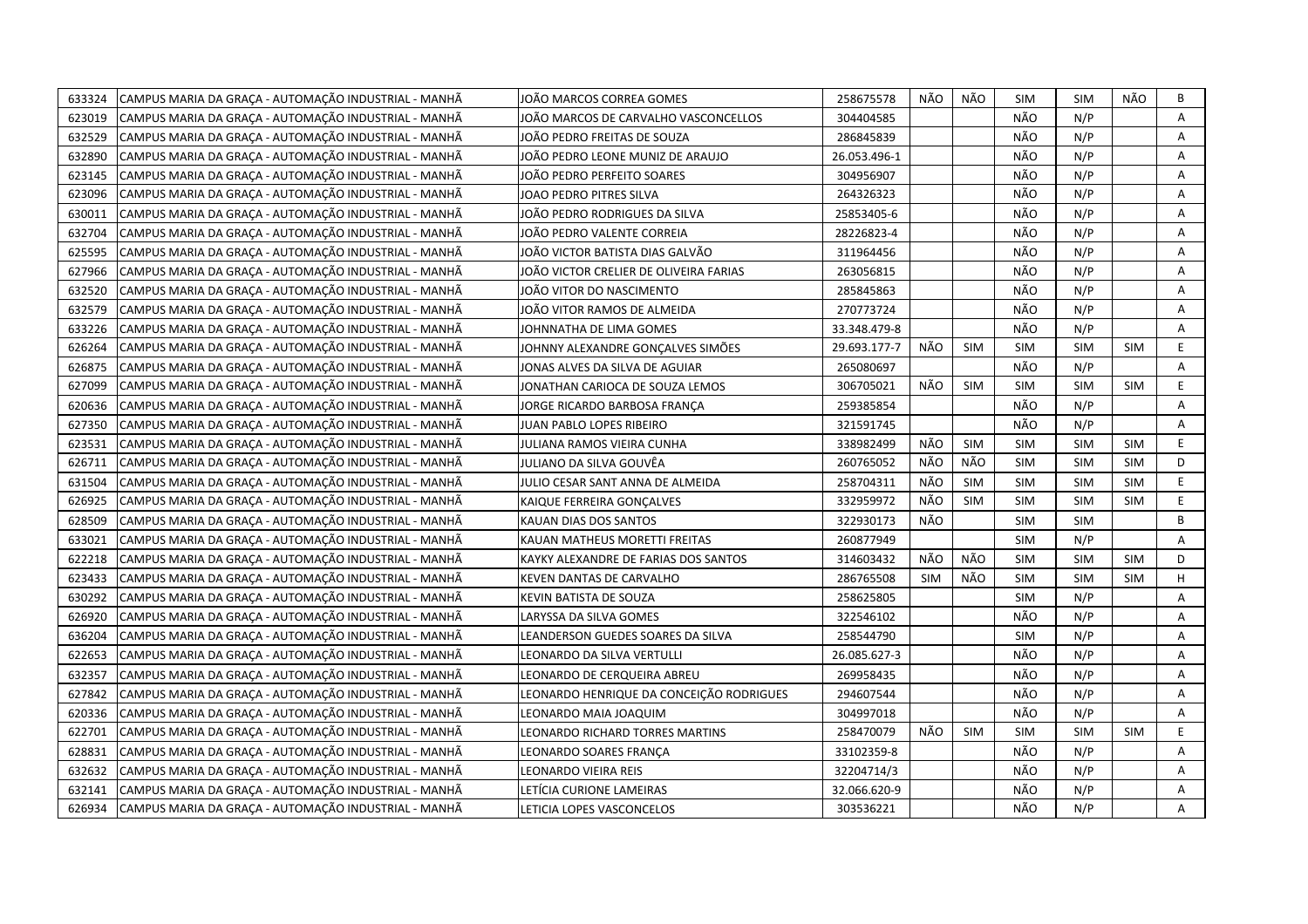| | | | | | | | | | |
|---|---|---|---|---|---|---|---|---|---|
| 633324 | CAMPUS MARIA DA GRAÇA - AUTOMAÇÃO INDUSTRIAL - MANHÃ | JOÃO MARCOS CORREA GOMES | 258675578 | NÃO | NÃO | SIM | SIM | NÃO | B |
| 623019 | CAMPUS MARIA DA GRAÇA - AUTOMAÇÃO INDUSTRIAL - MANHÃ | JOÃO MARCOS DE CARVALHO VASCONCELLOS | 304404585 | | | NÃO | N/P | | A |
| 632529 | CAMPUS MARIA DA GRAÇA - AUTOMAÇÃO INDUSTRIAL - MANHÃ | JOÃO PEDRO FREITAS DE SOUZA | 286845839 | | | NÃO | N/P | | A |
| 632890 | CAMPUS MARIA DA GRAÇA - AUTOMAÇÃO INDUSTRIAL - MANHÃ | JOÃO PEDRO LEONE MUNIZ DE ARAUJO | 26.053.496-1 | | | NÃO | N/P | | A |
| 623145 | CAMPUS MARIA DA GRAÇA - AUTOMAÇÃO INDUSTRIAL - MANHÃ | JOÃO PEDRO PERFEITO SOARES | 304956907 | | | NÃO | N/P | | A |
| 623096 | CAMPUS MARIA DA GRAÇA - AUTOMAÇÃO INDUSTRIAL - MANHÃ | JOAO PEDRO PITRES SILVA | 264326323 | | | NÃO | N/P | | A |
| 630011 | CAMPUS MARIA DA GRAÇA - AUTOMAÇÃO INDUSTRIAL - MANHÃ | JOÃO PEDRO RODRIGUES DA SILVA | 25853405-6 | | | NÃO | N/P | | A |
| 632704 | CAMPUS MARIA DA GRAÇA - AUTOMAÇÃO INDUSTRIAL - MANHÃ | JOÃO PEDRO VALENTE CORREIA | 28226823-4 | | | NÃO | N/P | | A |
| 625595 | CAMPUS MARIA DA GRAÇA - AUTOMAÇÃO INDUSTRIAL - MANHÃ | JOÃO VICTOR BATISTA DIAS GALVÃO | 311964456 | | | NÃO | N/P | | A |
| 627966 | CAMPUS MARIA DA GRAÇA - AUTOMAÇÃO INDUSTRIAL - MANHÃ | JOÃO VICTOR CRELIER DE OLIVEIRA FARIAS | 263056815 | | | NÃO | N/P | | A |
| 632520 | CAMPUS MARIA DA GRAÇA - AUTOMAÇÃO INDUSTRIAL - MANHÃ | JOÃO VITOR DO NASCIMENTO | 285845863 | | | NÃO | N/P | | A |
| 632579 | CAMPUS MARIA DA GRAÇA - AUTOMAÇÃO INDUSTRIAL - MANHÃ | JOÃO VITOR RAMOS DE ALMEIDA | 270773724 | | | NÃO | N/P | | A |
| 633226 | CAMPUS MARIA DA GRAÇA - AUTOMAÇÃO INDUSTRIAL - MANHÃ | JOHNNATHA DE LIMA GOMES | 33.348.479-8 | | | NÃO | N/P | | A |
| 626264 | CAMPUS MARIA DA GRAÇA - AUTOMAÇÃO INDUSTRIAL - MANHÃ | JOHNNY ALEXANDRE GONÇALVES SIMÕES | 29.693.177-7 | NÃO | SIM | SIM | SIM | SIM | E |
| 626875 | CAMPUS MARIA DA GRAÇA - AUTOMAÇÃO INDUSTRIAL - MANHÃ | JONAS ALVES DA SILVA DE AGUIAR | 265080697 | | | NÃO | N/P | | A |
| 627099 | CAMPUS MARIA DA GRAÇA - AUTOMAÇÃO INDUSTRIAL - MANHÃ | JONATHAN CARIOCA DE SOUZA LEMOS | 306705021 | NÃO | SIM | SIM | SIM | SIM | E |
| 620636 | CAMPUS MARIA DA GRAÇA - AUTOMAÇÃO INDUSTRIAL - MANHÃ | JORGE RICARDO BARBOSA FRANÇA | 259385854 | | | NÃO | N/P | | A |
| 627350 | CAMPUS MARIA DA GRAÇA - AUTOMAÇÃO INDUSTRIAL - MANHÃ | JUAN PABLO LOPES RIBEIRO | 321591745 | | | NÃO | N/P | | A |
| 623531 | CAMPUS MARIA DA GRAÇA - AUTOMAÇÃO INDUSTRIAL - MANHÃ | JULIANA RAMOS VIEIRA CUNHA | 338982499 | NÃO | SIM | SIM | SIM | SIM | E |
| 626711 | CAMPUS MARIA DA GRAÇA - AUTOMAÇÃO INDUSTRIAL - MANHÃ | JULIANO DA SILVA GOUVÊA | 260765052 | NÃO | NÃO | SIM | SIM | SIM | D |
| 631504 | CAMPUS MARIA DA GRAÇA - AUTOMAÇÃO INDUSTRIAL - MANHÃ | JULIO CESAR SANT ANNA DE ALMEIDA | 258704311 | NÃO | SIM | SIM | SIM | SIM | E |
| 626925 | CAMPUS MARIA DA GRAÇA - AUTOMAÇÃO INDUSTRIAL - MANHÃ | KAIQUE FERREIRA GONÇALVES | 332959972 | NÃO | SIM | SIM | SIM | SIM | E |
| 628509 | CAMPUS MARIA DA GRAÇA - AUTOMAÇÃO INDUSTRIAL - MANHÃ | KAUAN DIAS DOS SANTOS | 322930173 | NÃO | | SIM | SIM | | B |
| 633021 | CAMPUS MARIA DA GRAÇA - AUTOMAÇÃO INDUSTRIAL - MANHÃ | KAUAN MATHEUS MORETTI FREITAS | 260877949 | | | SIM | N/P | | A |
| 622218 | CAMPUS MARIA DA GRAÇA - AUTOMAÇÃO INDUSTRIAL - MANHÃ | KAYKY ALEXANDRE DE FARIAS DOS SANTOS | 314603432 | NÃO | NÃO | SIM | SIM | SIM | D |
| 623433 | CAMPUS MARIA DA GRAÇA - AUTOMAÇÃO INDUSTRIAL - MANHÃ | KEVEN DANTAS DE CARVALHO | 286765508 | SIM | NÃO | SIM | SIM | SIM | H |
| 630292 | CAMPUS MARIA DA GRAÇA - AUTOMAÇÃO INDUSTRIAL - MANHÃ | KEVIN BATISTA DE SOUZA | 258625805 | | | SIM | N/P | | A |
| 626920 | CAMPUS MARIA DA GRAÇA - AUTOMAÇÃO INDUSTRIAL - MANHÃ | LARYSSA DA SILVA GOMES | 322546102 | | | NÃO | N/P | | A |
| 636204 | CAMPUS MARIA DA GRAÇA - AUTOMAÇÃO INDUSTRIAL - MANHÃ | LEANDERSON GUEDES SOARES DA SILVA | 258544790 | | | SIM | N/P | | A |
| 622653 | CAMPUS MARIA DA GRAÇA - AUTOMAÇÃO INDUSTRIAL - MANHÃ | LEONARDO DA SILVA VERTULLI | 26.085.627-3 | | | NÃO | N/P | | A |
| 632357 | CAMPUS MARIA DA GRAÇA - AUTOMAÇÃO INDUSTRIAL - MANHÃ | LEONARDO DE CERQUEIRA ABREU | 269958435 | | | NÃO | N/P | | A |
| 627842 | CAMPUS MARIA DA GRAÇA - AUTOMAÇÃO INDUSTRIAL - MANHÃ | LEONARDO HENRIQUE DA CONCEIÇÃO RODRIGUES | 294607544 | | | NÃO | N/P | | A |
| 620336 | CAMPUS MARIA DA GRAÇA - AUTOMAÇÃO INDUSTRIAL - MANHÃ | LEONARDO MAIA JOAQUIM | 304997018 | | | NÃO | N/P | | A |
| 622701 | CAMPUS MARIA DA GRAÇA - AUTOMAÇÃO INDUSTRIAL - MANHÃ | LEONARDO RICHARD TORRES MARTINS | 258470079 | NÃO | SIM | SIM | SIM | SIM | E |
| 628831 | CAMPUS MARIA DA GRAÇA - AUTOMAÇÃO INDUSTRIAL - MANHÃ | LEONARDO SOARES FRANÇA | 33102359-8 | | | NÃO | N/P | | A |
| 632632 | CAMPUS MARIA DA GRAÇA - AUTOMAÇÃO INDUSTRIAL - MANHÃ | LEONARDO VIEIRA REIS | 32204714/3 | | | NÃO | N/P | | A |
| 632141 | CAMPUS MARIA DA GRAÇA - AUTOMAÇÃO INDUSTRIAL - MANHÃ | LETÍCIA CURIONE LAMEIRAS | 32.066.620-9 | | | NÃO | N/P | | A |
| 626934 | CAMPUS MARIA DA GRAÇA - AUTOMAÇÃO INDUSTRIAL - MANHÃ | LETICIA LOPES VASCONCELOS | 303536221 | | | NÃO | N/P | | A |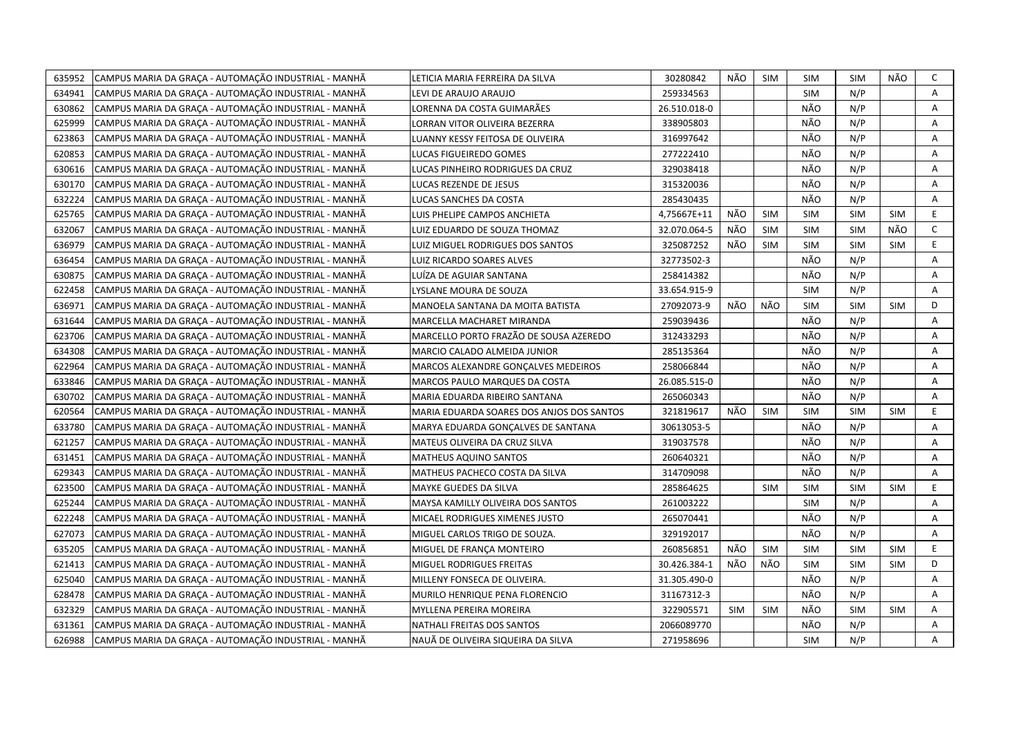| | | | | | | | | | | |
|---|---|---|---|---|---|---|---|---|---|---|
| 635952 | CAMPUS MARIA DA GRAÇA - AUTOMAÇÃO INDUSTRIAL - MANHÃ | LETICIA MARIA FERREIRA DA SILVA | 30280842 | NÃO | SIM | SIM | SIM | NÃO | C |
| 634941 | CAMPUS MARIA DA GRAÇA - AUTOMAÇÃO INDUSTRIAL - MANHÃ | LEVI DE ARAUJO ARAUJO | 259334563 | | | SIM | N/P | | A |
| 630862 | CAMPUS MARIA DA GRAÇA - AUTOMAÇÃO INDUSTRIAL - MANHÃ | LORENNA DA COSTA GUIMARÃES | 26.510.018-0 | | | NÃO | N/P | | A |
| 625999 | CAMPUS MARIA DA GRAÇA - AUTOMAÇÃO INDUSTRIAL - MANHÃ | LORRAN VITOR OLIVEIRA BEZERRA | 338905803 | | | NÃO | N/P | | A |
| 623863 | CAMPUS MARIA DA GRAÇA - AUTOMAÇÃO INDUSTRIAL - MANHÃ | LUANNY KESSY FEITOSA DE OLIVEIRA | 316997642 | | | NÃO | N/P | | A |
| 620853 | CAMPUS MARIA DA GRAÇA - AUTOMAÇÃO INDUSTRIAL - MANHÃ | LUCAS FIGUEIREDO GOMES | 277222410 | | | NÃO | N/P | | A |
| 630616 | CAMPUS MARIA DA GRAÇA - AUTOMAÇÃO INDUSTRIAL - MANHÃ | LUCAS PINHEIRO RODRIGUES DA CRUZ | 329038418 | | | NÃO | N/P | | A |
| 630170 | CAMPUS MARIA DA GRAÇA - AUTOMAÇÃO INDUSTRIAL - MANHÃ | LUCAS REZENDE DE JESUS | 315320036 | | | NÃO | N/P | | A |
| 632224 | CAMPUS MARIA DA GRAÇA - AUTOMAÇÃO INDUSTRIAL - MANHÃ | LUCAS SANCHES DA COSTA | 285430435 | | | NÃO | N/P | | A |
| 625765 | CAMPUS MARIA DA GRAÇA - AUTOMAÇÃO INDUSTRIAL - MANHÃ | LUIS PHELIPE CAMPOS ANCHIETA | 4,75667E+11 | NÃO | SIM | SIM | SIM | SIM | E |
| 632067 | CAMPUS MARIA DA GRAÇA - AUTOMAÇÃO INDUSTRIAL - MANHÃ | LUIZ EDUARDO DE SOUZA THOMAZ | 32.070.064-5 | NÃO | SIM | SIM | SIM | NÃO | C |
| 636979 | CAMPUS MARIA DA GRAÇA - AUTOMAÇÃO INDUSTRIAL - MANHÃ | LUIZ MIGUEL RODRIGUES DOS SANTOS | 325087252 | NÃO | SIM | SIM | SIM | SIM | E |
| 636454 | CAMPUS MARIA DA GRAÇA - AUTOMAÇÃO INDUSTRIAL - MANHÃ | LUIZ RICARDO SOARES ALVES | 32773502-3 | | | NÃO | N/P | | A |
| 630875 | CAMPUS MARIA DA GRAÇA - AUTOMAÇÃO INDUSTRIAL - MANHÃ | LUÍZA DE AGUIAR SANTANA | 258414382 | | | NÃO | N/P | | A |
| 622458 | CAMPUS MARIA DA GRAÇA - AUTOMAÇÃO INDUSTRIAL - MANHÃ | LYSLANE MOURA DE SOUZA | 33.654.915-9 | | | SIM | N/P | | A |
| 636971 | CAMPUS MARIA DA GRAÇA - AUTOMAÇÃO INDUSTRIAL - MANHÃ | MANOELA SANTANA DA MOITA BATISTA | 27092073-9 | NÃO | NÃO | SIM | SIM | SIM | D |
| 631644 | CAMPUS MARIA DA GRAÇA - AUTOMAÇÃO INDUSTRIAL - MANHÃ | MARCELLA MACHARET MIRANDA | 259039436 | | | NÃO | N/P | | A |
| 623706 | CAMPUS MARIA DA GRAÇA - AUTOMAÇÃO INDUSTRIAL - MANHÃ | MARCELLO PORTO FRAZÃO DE SOUSA AZEREDO | 312433293 | | | NÃO | N/P | | A |
| 634308 | CAMPUS MARIA DA GRAÇA - AUTOMAÇÃO INDUSTRIAL - MANHÃ | MARCIO CALADO ALMEIDA JUNIOR | 285135364 | | | NÃO | N/P | | A |
| 622964 | CAMPUS MARIA DA GRAÇA - AUTOMAÇÃO INDUSTRIAL - MANHÃ | MARCOS ALEXANDRE GONÇALVES MEDEIROS | 258066844 | | | NÃO | N/P | | A |
| 633846 | CAMPUS MARIA DA GRAÇA - AUTOMAÇÃO INDUSTRIAL - MANHÃ | MARCOS PAULO MARQUES DA COSTA | 26.085.515-0 | | | NÃO | N/P | | A |
| 630702 | CAMPUS MARIA DA GRAÇA - AUTOMAÇÃO INDUSTRIAL - MANHÃ | MARIA EDUARDA RIBEIRO SANTANA | 265060343 | | | NÃO | N/P | | A |
| 620564 | CAMPUS MARIA DA GRAÇA - AUTOMAÇÃO INDUSTRIAL - MANHÃ | MARIA EDUARDA SOARES DOS ANJOS DOS SANTOS | 321819617 | NÃO | SIM | SIM | SIM | SIM | E |
| 633780 | CAMPUS MARIA DA GRAÇA - AUTOMAÇÃO INDUSTRIAL - MANHÃ | MARYA EDUARDA GONÇALVES DE SANTANA | 30613053-5 | | | NÃO | N/P | | A |
| 621257 | CAMPUS MARIA DA GRAÇA - AUTOMAÇÃO INDUSTRIAL - MANHÃ | MATEUS OLIVEIRA DA CRUZ SILVA | 319037578 | | | NÃO | N/P | | A |
| 631451 | CAMPUS MARIA DA GRAÇA - AUTOMAÇÃO INDUSTRIAL - MANHÃ | MATHEUS AQUINO SANTOS | 260640321 | | | NÃO | N/P | | A |
| 629343 | CAMPUS MARIA DA GRAÇA - AUTOMAÇÃO INDUSTRIAL - MANHÃ | MATHEUS PACHECO COSTA DA SILVA | 314709098 | | | NÃO | N/P | | A |
| 623500 | CAMPUS MARIA DA GRAÇA - AUTOMAÇÃO INDUSTRIAL - MANHÃ | MAYKE GUEDES DA SILVA | 285864625 | | SIM | SIM | SIM | SIM | E |
| 625244 | CAMPUS MARIA DA GRAÇA - AUTOMAÇÃO INDUSTRIAL - MANHÃ | MAYSA KAMILLY OLIVEIRA DOS SANTOS | 261003222 | | | SIM | N/P | | A |
| 622248 | CAMPUS MARIA DA GRAÇA - AUTOMAÇÃO INDUSTRIAL - MANHÃ | MICAEL RODRIGUES XIMENES JUSTO | 265070441 | | | NÃO | N/P | | A |
| 627073 | CAMPUS MARIA DA GRAÇA - AUTOMAÇÃO INDUSTRIAL - MANHÃ | MIGUEL CARLOS TRIGO DE SOUZA. | 329192017 | | | NÃO | N/P | | A |
| 635205 | CAMPUS MARIA DA GRAÇA - AUTOMAÇÃO INDUSTRIAL - MANHÃ | MIGUEL DE FRANÇA MONTEIRO | 260856851 | NÃO | SIM | SIM | SIM | SIM | E |
| 621413 | CAMPUS MARIA DA GRAÇA - AUTOMAÇÃO INDUSTRIAL - MANHÃ | MIGUEL RODRIGUES FREITAS | 30.426.384-1 | NÃO | NÃO | SIM | SIM | SIM | D |
| 625040 | CAMPUS MARIA DA GRAÇA - AUTOMAÇÃO INDUSTRIAL - MANHÃ | MILLENY FONSECA DE OLIVEIRA. | 31.305.490-0 | | | NÃO | N/P | | A |
| 628478 | CAMPUS MARIA DA GRAÇA - AUTOMAÇÃO INDUSTRIAL - MANHÃ | MURILO HENRIQUE PENA FLORENCIO | 31167312-3 | | | NÃO | N/P | | A |
| 632329 | CAMPUS MARIA DA GRAÇA - AUTOMAÇÃO INDUSTRIAL - MANHÃ | MYLLENA PEREIRA MOREIRA | 322905571 | SIM | SIM | NÃO | SIM | SIM | A |
| 631361 | CAMPUS MARIA DA GRAÇA - AUTOMAÇÃO INDUSTRIAL - MANHÃ | NATHALI FREITAS DOS SANTOS | 2066089770 | | | NÃO | N/P | | A |
| 626988 | CAMPUS MARIA DA GRAÇA - AUTOMAÇÃO INDUSTRIAL - MANHÃ | NAUÃ DE OLIVEIRA SIQUEIRA DA SILVA | 271958696 | | | SIM | N/P | | A |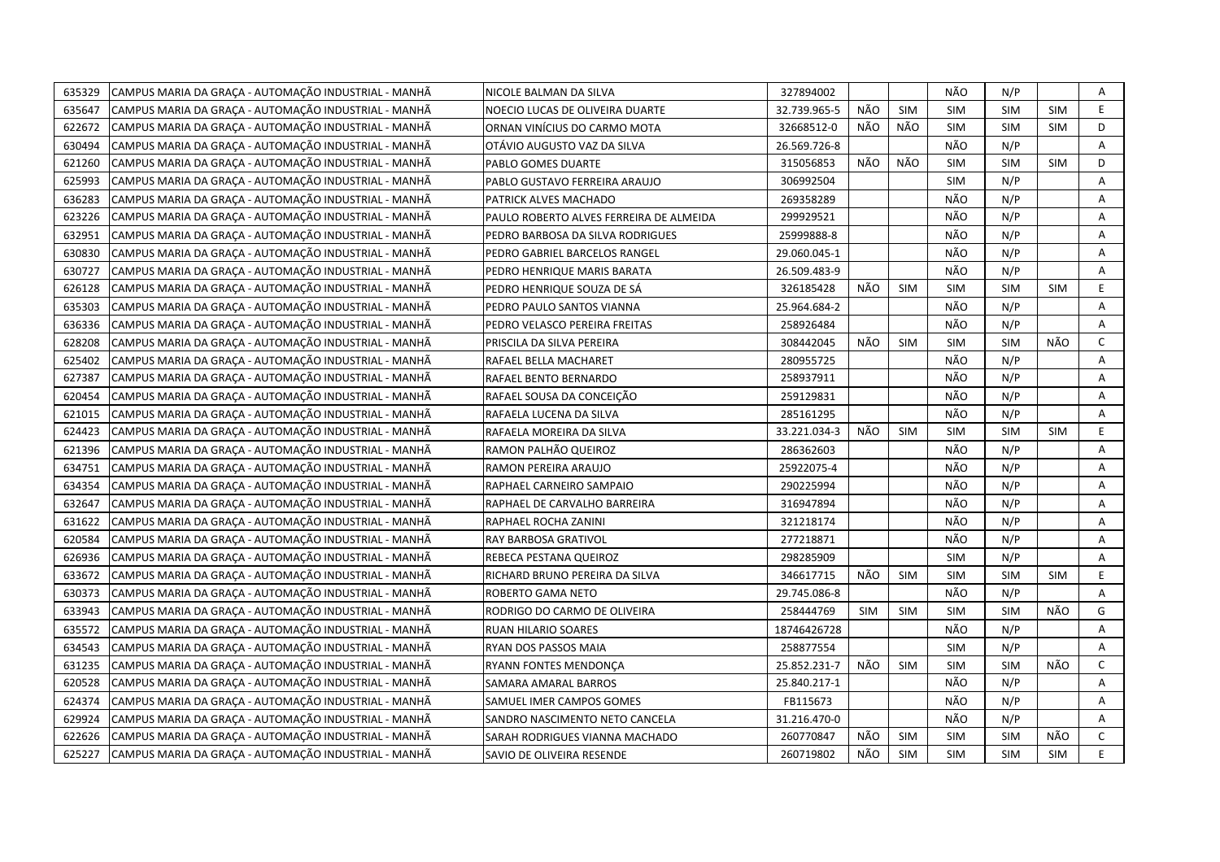| 635329 | CAMPUS MARIA DA GRAÇA - AUTOMAÇÃO INDUSTRIAL - MANHÃ | NICOLE BALMAN DA SILVA | 327894002 | | | NÃO | N/P | | A |
|---|---|---|---|---|---|---|---|---|---|
| 635647 | CAMPUS MARIA DA GRAÇA - AUTOMAÇÃO INDUSTRIAL - MANHÃ | NOECIO LUCAS DE OLIVEIRA DUARTE | 32.739.965-5 | NÃO | SIM | SIM | SIM | SIM | E |
| 622672 | CAMPUS MARIA DA GRAÇA - AUTOMAÇÃO INDUSTRIAL - MANHÃ | ORNAN VINÍCIUS DO CARMO MOTA | 32668512-0 | NÃO | NÃO | SIM | SIM | SIM | D |
| 630494 | CAMPUS MARIA DA GRAÇA - AUTOMAÇÃO INDUSTRIAL - MANHÃ | OTÁVIO AUGUSTO VAZ DA SILVA | 26.569.726-8 | | | NÃO | N/P | | A |
| 621260 | CAMPUS MARIA DA GRAÇA - AUTOMAÇÃO INDUSTRIAL - MANHÃ | PABLO GOMES DUARTE | 315056853 | NÃO | NÃO | SIM | SIM | SIM | D |
| 625993 | CAMPUS MARIA DA GRAÇA - AUTOMAÇÃO INDUSTRIAL - MANHÃ | PABLO GUSTAVO FERREIRA ARAUJO | 306992504 | | | SIM | N/P | | A |
| 636283 | CAMPUS MARIA DA GRAÇA - AUTOMAÇÃO INDUSTRIAL - MANHÃ | PATRICK ALVES MACHADO | 269358289 | | | NÃO | N/P | | A |
| 623226 | CAMPUS MARIA DA GRAÇA - AUTOMAÇÃO INDUSTRIAL - MANHÃ | PAULO ROBERTO ALVES FERREIRA DE ALMEIDA | 299929521 | | | NÃO | N/P | | A |
| 632951 | CAMPUS MARIA DA GRAÇA - AUTOMAÇÃO INDUSTRIAL - MANHÃ | PEDRO BARBOSA DA SILVA RODRIGUES | 25999888-8 | | | NÃO | N/P | | A |
| 630830 | CAMPUS MARIA DA GRAÇA - AUTOMAÇÃO INDUSTRIAL - MANHÃ | PEDRO GABRIEL BARCELOS RANGEL | 29.060.045-1 | | | NÃO | N/P | | A |
| 630727 | CAMPUS MARIA DA GRAÇA - AUTOMAÇÃO INDUSTRIAL - MANHÃ | PEDRO HENRIQUE MARIS BARATA | 26.509.483-9 | | | NÃO | N/P | | A |
| 626128 | CAMPUS MARIA DA GRAÇA - AUTOMAÇÃO INDUSTRIAL - MANHÃ | PEDRO HENRIQUE SOUZA DE SÁ | 326185428 | NÃO | SIM | SIM | SIM | SIM | E |
| 635303 | CAMPUS MARIA DA GRAÇA - AUTOMAÇÃO INDUSTRIAL - MANHÃ | PEDRO PAULO SANTOS VIANNA | 25.964.684-2 | | | NÃO | N/P | | A |
| 636336 | CAMPUS MARIA DA GRAÇA - AUTOMAÇÃO INDUSTRIAL - MANHÃ | PEDRO VELASCO PEREIRA FREITAS | 258926484 | | | NÃO | N/P | | A |
| 628208 | CAMPUS MARIA DA GRAÇA - AUTOMAÇÃO INDUSTRIAL - MANHÃ | PRISCILA DA SILVA PEREIRA | 308442045 | NÃO | SIM | SIM | SIM | NÃO | C |
| 625402 | CAMPUS MARIA DA GRAÇA - AUTOMAÇÃO INDUSTRIAL - MANHÃ | RAFAEL BELLA MACHARET | 280955725 | | | NÃO | N/P | | A |
| 627387 | CAMPUS MARIA DA GRAÇA - AUTOMAÇÃO INDUSTRIAL - MANHÃ | RAFAEL BENTO BERNARDO | 258937911 | | | NÃO | N/P | | A |
| 620454 | CAMPUS MARIA DA GRAÇA - AUTOMAÇÃO INDUSTRIAL - MANHÃ | RAFAEL SOUSA DA CONCEIÇÃO | 259129831 | | | NÃO | N/P | | A |
| 621015 | CAMPUS MARIA DA GRAÇA - AUTOMAÇÃO INDUSTRIAL - MANHÃ | RAFAELA LUCENA DA SILVA | 285161295 | | | NÃO | N/P | | A |
| 624423 | CAMPUS MARIA DA GRAÇA - AUTOMAÇÃO INDUSTRIAL - MANHÃ | RAFAELA MOREIRA DA SILVA | 33.221.034-3 | NÃO | SIM | SIM | SIM | SIM | E |
| 621396 | CAMPUS MARIA DA GRAÇA - AUTOMAÇÃO INDUSTRIAL - MANHÃ | RAMON PALHÃO QUEIROZ | 286362603 | | | NÃO | N/P | | A |
| 634751 | CAMPUS MARIA DA GRAÇA - AUTOMAÇÃO INDUSTRIAL - MANHÃ | RAMON PEREIRA ARAUJO | 25922075-4 | | | NÃO | N/P | | A |
| 634354 | CAMPUS MARIA DA GRAÇA - AUTOMAÇÃO INDUSTRIAL - MANHÃ | RAPHAEL CARNEIRO SAMPAIO | 290225994 | | | NÃO | N/P | | A |
| 632647 | CAMPUS MARIA DA GRAÇA - AUTOMAÇÃO INDUSTRIAL - MANHÃ | RAPHAEL DE CARVALHO BARREIRA | 316947894 | | | NÃO | N/P | | A |
| 631622 | CAMPUS MARIA DA GRAÇA - AUTOMAÇÃO INDUSTRIAL - MANHÃ | RAPHAEL ROCHA ZANINI | 321218174 | | | NÃO | N/P | | A |
| 620584 | CAMPUS MARIA DA GRAÇA - AUTOMAÇÃO INDUSTRIAL - MANHÃ | RAY BARBOSA GRATIVOL | 277218871 | | | NÃO | N/P | | A |
| 626936 | CAMPUS MARIA DA GRAÇA - AUTOMAÇÃO INDUSTRIAL - MANHÃ | REBECA PESTANA QUEIROZ | 298285909 | | | SIM | N/P | | A |
| 633672 | CAMPUS MARIA DA GRAÇA - AUTOMAÇÃO INDUSTRIAL - MANHÃ | RICHARD BRUNO PEREIRA DA SILVA | 346617715 | NÃO | SIM | SIM | SIM | SIM | E |
| 630373 | CAMPUS MARIA DA GRAÇA - AUTOMAÇÃO INDUSTRIAL - MANHÃ | ROBERTO GAMA NETO | 29.745.086-8 | | | NÃO | N/P | | A |
| 633943 | CAMPUS MARIA DA GRAÇA - AUTOMAÇÃO INDUSTRIAL - MANHÃ | RODRIGO DO CARMO DE OLIVEIRA | 258444769 | SIM | SIM | SIM | SIM | NÃO | G |
| 635572 | CAMPUS MARIA DA GRAÇA - AUTOMAÇÃO INDUSTRIAL - MANHÃ | RUAN HILARIO SOARES | 18746426728 | | | NÃO | N/P | | A |
| 634543 | CAMPUS MARIA DA GRAÇA - AUTOMAÇÃO INDUSTRIAL - MANHÃ | RYAN DOS PASSOS MAIA | 258877554 | | | SIM | N/P | | A |
| 631235 | CAMPUS MARIA DA GRAÇA - AUTOMAÇÃO INDUSTRIAL - MANHÃ | RYANN FONTES MENDONÇA | 25.852.231-7 | NÃO | SIM | SIM | SIM | NÃO | C |
| 620528 | CAMPUS MARIA DA GRAÇA - AUTOMAÇÃO INDUSTRIAL - MANHÃ | SAMARA AMARAL BARROS | 25.840.217-1 | | | NÃO | N/P | | A |
| 624374 | CAMPUS MARIA DA GRAÇA - AUTOMAÇÃO INDUSTRIAL - MANHÃ | SAMUEL IMER CAMPOS GOMES | FB115673 | | | NÃO | N/P | | A |
| 629924 | CAMPUS MARIA DA GRAÇA - AUTOMAÇÃO INDUSTRIAL - MANHÃ | SANDRO NASCIMENTO NETO CANCELA | 31.216.470-0 | | | NÃO | N/P | | A |
| 622626 | CAMPUS MARIA DA GRAÇA - AUTOMAÇÃO INDUSTRIAL - MANHÃ | SARAH RODRIGUES VIANNA MACHADO | 260770847 | NÃO | SIM | SIM | SIM | NÃO | C |
| 625227 | CAMPUS MARIA DA GRAÇA - AUTOMAÇÃO INDUSTRIAL - MANHÃ | SAVIO DE OLIVEIRA RESENDE | 260719802 | NÃO | SIM | SIM | SIM | SIM | E |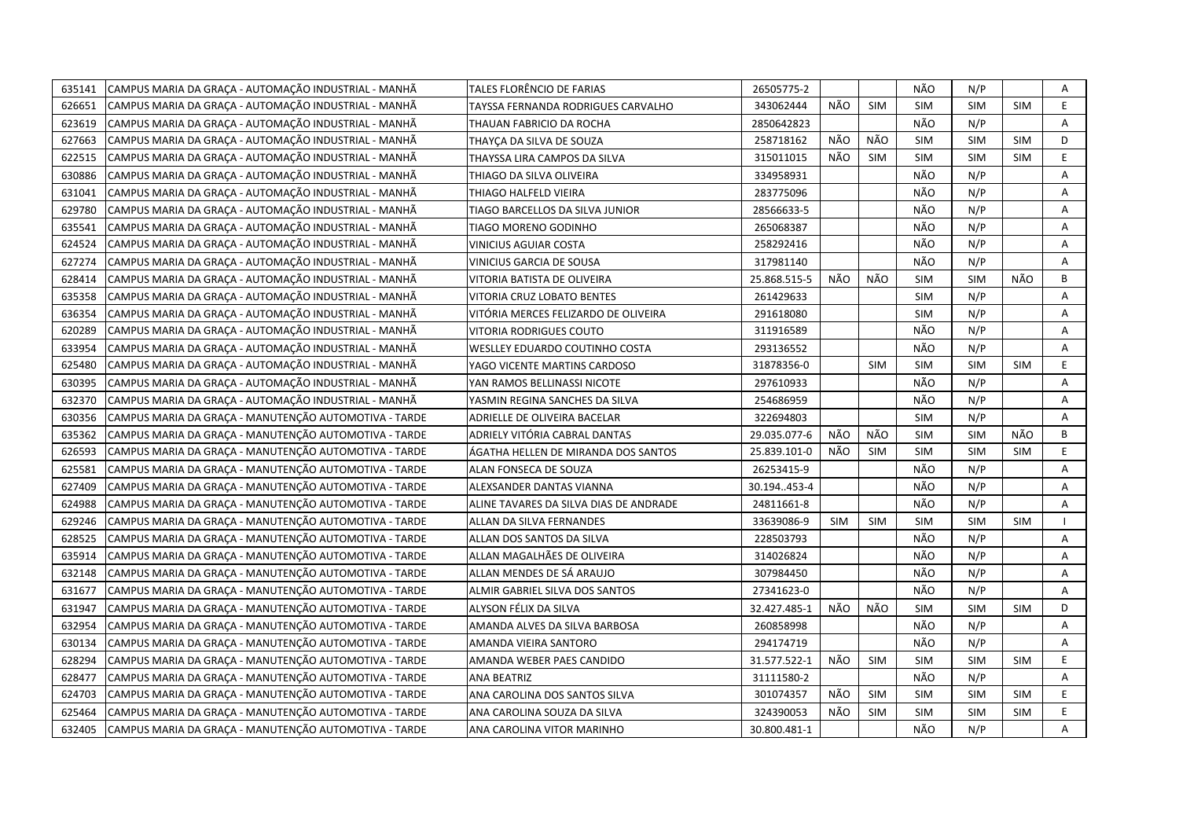| 635141 | CAMPUS MARIA DA GRAÇA - AUTOMAÇÃO INDUSTRIAL - MANHÃ | TALES FLORÊNCIO DE FARIAS | 26505775-2 | | | NÃO | N/P | | A |
|---|---|---|---|---|---|---|---|---|---|
| 626651 | CAMPUS MARIA DA GRAÇA - AUTOMAÇÃO INDUSTRIAL - MANHÃ | TAYSSA FERNANDA RODRIGUES CARVALHO | 343062444 | NÃO | SIM | SIM | SIM | SIM | E |
| 623619 | CAMPUS MARIA DA GRAÇA - AUTOMAÇÃO INDUSTRIAL - MANHÃ | THAUAN FABRICIO DA ROCHA | 2850642823 | | | NÃO | N/P | | A |
| 627663 | CAMPUS MARIA DA GRAÇA - AUTOMAÇÃO INDUSTRIAL - MANHÃ | THAYÇA DA SILVA DE SOUZA | 258718162 | NÃO | NÃO | SIM | SIM | SIM | D |
| 622515 | CAMPUS MARIA DA GRAÇA - AUTOMAÇÃO INDUSTRIAL - MANHÃ | THAYSSA LIRA CAMPOS DA SILVA | 315011015 | NÃO | SIM | SIM | SIM | SIM | E |
| 630886 | CAMPUS MARIA DA GRAÇA - AUTOMAÇÃO INDUSTRIAL - MANHÃ | THIAGO DA SILVA OLIVEIRA | 334958931 | | | NÃO | N/P | | A |
| 631041 | CAMPUS MARIA DA GRAÇA - AUTOMAÇÃO INDUSTRIAL - MANHÃ | THIAGO HALFELD VIEIRA | 283775096 | | | NÃO | N/P | | A |
| 629780 | CAMPUS MARIA DA GRAÇA - AUTOMAÇÃO INDUSTRIAL - MANHÃ | TIAGO BARCELLOS DA SILVA JUNIOR | 28566633-5 | | | NÃO | N/P | | A |
| 635541 | CAMPUS MARIA DA GRAÇA - AUTOMAÇÃO INDUSTRIAL - MANHÃ | TIAGO MORENO GODINHO | 265068387 | | | NÃO | N/P | | A |
| 624524 | CAMPUS MARIA DA GRAÇA - AUTOMAÇÃO INDUSTRIAL - MANHÃ | VINICIUS AGUIAR COSTA | 258292416 | | | NÃO | N/P | | A |
| 627274 | CAMPUS MARIA DA GRAÇA - AUTOMAÇÃO INDUSTRIAL - MANHÃ | VINICIUS GARCIA DE SOUSA | 317981140 | | | NÃO | N/P | | A |
| 628414 | CAMPUS MARIA DA GRAÇA - AUTOMAÇÃO INDUSTRIAL - MANHÃ | VITORIA BATISTA DE OLIVEIRA | 25.868.515-5 | NÃO | NÃO | SIM | SIM | NÃO | B |
| 635358 | CAMPUS MARIA DA GRAÇA - AUTOMAÇÃO INDUSTRIAL - MANHÃ | VITORIA CRUZ LOBATO BENTES | 261429633 | | | SIM | N/P | | A |
| 636354 | CAMPUS MARIA DA GRAÇA - AUTOMAÇÃO INDUSTRIAL - MANHÃ | VITÓRIA MERCES FELIZARDO DE OLIVEIRA | 291618080 | | | SIM | N/P | | A |
| 620289 | CAMPUS MARIA DA GRAÇA - AUTOMAÇÃO INDUSTRIAL - MANHÃ | VITORIA RODRIGUES COUTO | 311916589 | | | NÃO | N/P | | A |
| 633954 | CAMPUS MARIA DA GRAÇA - AUTOMAÇÃO INDUSTRIAL - MANHÃ | WESLLEY EDUARDO COUTINHO COSTA | 293136552 | | | NÃO | N/P | | A |
| 625480 | CAMPUS MARIA DA GRAÇA - AUTOMAÇÃO INDUSTRIAL - MANHÃ | YAGO VICENTE MARTINS CARDOSO | 31878356-0 | | SIM | SIM | SIM | SIM | E |
| 630395 | CAMPUS MARIA DA GRAÇA - AUTOMAÇÃO INDUSTRIAL - MANHÃ | YAN RAMOS BELLINASSI NICOTE | 297610933 | | | NÃO | N/P | | A |
| 632370 | CAMPUS MARIA DA GRAÇA - AUTOMAÇÃO INDUSTRIAL - MANHÃ | YASMIN REGINA SANCHES DA SILVA | 254686959 | | | NÃO | N/P | | A |
| 630356 | CAMPUS MARIA DA GRAÇA - MANUTENÇÃO AUTOMOTIVA - TARDE | ADRIELLE DE OLIVEIRA BACELAR | 322694803 | | | SIM | N/P | | A |
| 635362 | CAMPUS MARIA DA GRAÇA - MANUTENÇÃO AUTOMOTIVA - TARDE | ADRIELY VITÓRIA CABRAL DANTAS | 29.035.077-6 | NÃO | NÃO | SIM | SIM | NÃO | B |
| 626593 | CAMPUS MARIA DA GRAÇA - MANUTENÇÃO AUTOMOTIVA - TARDE | ÁGATHA HELLEN DE MIRANDA DOS SANTOS | 25.839.101-0 | NÃO | SIM | SIM | SIM | SIM | E |
| 625581 | CAMPUS MARIA DA GRAÇA - MANUTENÇÃO AUTOMOTIVA - TARDE | ALAN FONSECA DE SOUZA | 26253415-9 | | | NÃO | N/P | | A |
| 627409 | CAMPUS MARIA DA GRAÇA - MANUTENÇÃO AUTOMOTIVA - TARDE | ALEXSANDER DANTAS VIANNA | 30.194..453-4 | | | NÃO | N/P | | A |
| 624988 | CAMPUS MARIA DA GRAÇA - MANUTENÇÃO AUTOMOTIVA - TARDE | ALINE TAVARES DA SILVA DIAS DE ANDRADE | 24811661-8 | | | NÃO | N/P | | A |
| 629246 | CAMPUS MARIA DA GRAÇA - MANUTENÇÃO AUTOMOTIVA - TARDE | ALLAN DA SILVA FERNANDES | 33639086-9 | SIM | SIM | SIM | SIM | SIM | I |
| 628525 | CAMPUS MARIA DA GRAÇA - MANUTENÇÃO AUTOMOTIVA - TARDE | ALLAN DOS SANTOS DA SILVA | 228503793 | | | NÃO | N/P | | A |
| 635914 | CAMPUS MARIA DA GRAÇA - MANUTENÇÃO AUTOMOTIVA - TARDE | ALLAN MAGALHÃES DE OLIVEIRA | 314026824 | | | NÃO | N/P | | A |
| 632148 | CAMPUS MARIA DA GRAÇA - MANUTENÇÃO AUTOMOTIVA - TARDE | ALLAN MENDES DE SÁ ARAUJO | 307984450 | | | NÃO | N/P | | A |
| 631677 | CAMPUS MARIA DA GRAÇA - MANUTENÇÃO AUTOMOTIVA - TARDE | ALMIR GABRIEL SILVA DOS SANTOS | 27341623-0 | | | NÃO | N/P | | A |
| 631947 | CAMPUS MARIA DA GRAÇA - MANUTENÇÃO AUTOMOTIVA - TARDE | ALYSON FÉLIX DA SILVA | 32.427.485-1 | NÃO | NÃO | SIM | SIM | SIM | D |
| 632954 | CAMPUS MARIA DA GRAÇA - MANUTENÇÃO AUTOMOTIVA - TARDE | AMANDA ALVES DA SILVA BARBOSA | 260858998 | | | NÃO | N/P | | A |
| 630134 | CAMPUS MARIA DA GRAÇA - MANUTENÇÃO AUTOMOTIVA - TARDE | AMANDA VIEIRA SANTORO | 294174719 | | | NÃO | N/P | | A |
| 628294 | CAMPUS MARIA DA GRAÇA - MANUTENÇÃO AUTOMOTIVA - TARDE | AMANDA WEBER PAES CANDIDO | 31.577.522-1 | NÃO | SIM | SIM | SIM | SIM | E |
| 628477 | CAMPUS MARIA DA GRAÇA - MANUTENÇÃO AUTOMOTIVA - TARDE | ANA BEATRIZ | 31111580-2 | | | NÃO | N/P | | A |
| 624703 | CAMPUS MARIA DA GRAÇA - MANUTENÇÃO AUTOMOTIVA - TARDE | ANA CAROLINA DOS SANTOS SILVA | 301074357 | NÃO | SIM | SIM | SIM | SIM | E |
| 625464 | CAMPUS MARIA DA GRAÇA - MANUTENÇÃO AUTOMOTIVA - TARDE | ANA CAROLINA SOUZA DA SILVA | 324390053 | NÃO | SIM | SIM | SIM | SIM | E |
| 632405 | CAMPUS MARIA DA GRAÇA - MANUTENÇÃO AUTOMOTIVA - TARDE | ANA CAROLINA VITOR MARINHO | 30.800.481-1 | | | NÃO | N/P | | A |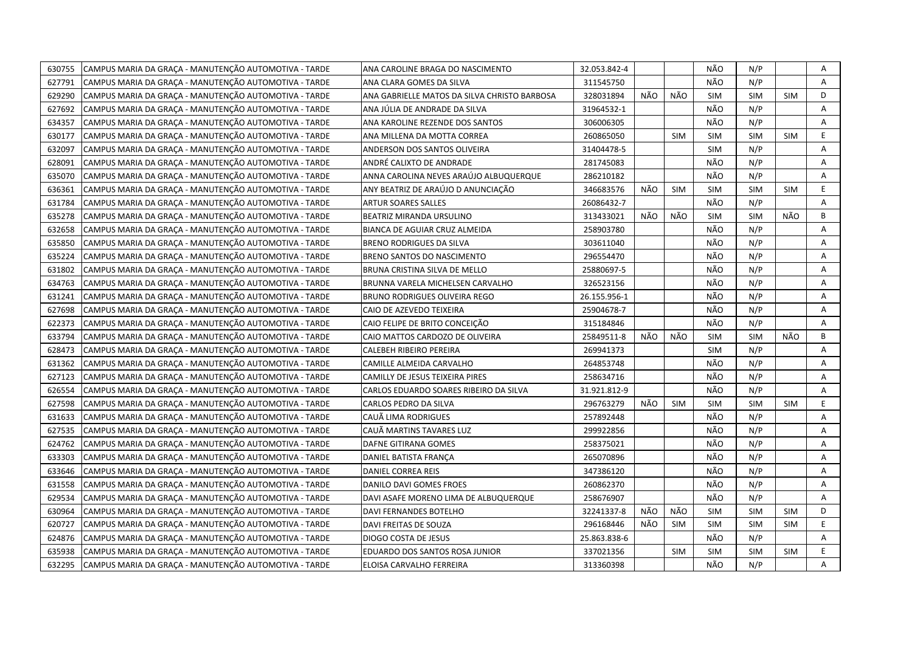| | | | | | | | | | |
|---|---|---|---|---|---|---|---|---|---|
| 630755 | CAMPUS MARIA DA GRAÇA - MANUTENÇÃO AUTOMOTIVA - TARDE | ANA CAROLINE BRAGA DO NASCIMENTO | 32.053.842-4 | | | NÃO | N/P | | A |
| 627791 | CAMPUS MARIA DA GRAÇA - MANUTENÇÃO AUTOMOTIVA - TARDE | ANA CLARA GOMES DA SILVA | 311545750 | | | NÃO | N/P | | A |
| 629290 | CAMPUS MARIA DA GRAÇA - MANUTENÇÃO AUTOMOTIVA - TARDE | ANA GABRIELLE MATOS DA SILVA CHRISTO BARBOSA | 328031894 | NÃO | NÃO | SIM | SIM | SIM | D |
| 627692 | CAMPUS MARIA DA GRAÇA - MANUTENÇÃO AUTOMOTIVA - TARDE | ANA JÚLIA DE ANDRADE DA SILVA | 31964532-1 | | | NÃO | N/P | | A |
| 634357 | CAMPUS MARIA DA GRAÇA - MANUTENÇÃO AUTOMOTIVA - TARDE | ANA KAROLINE REZENDE DOS SANTOS | 306006305 | | | NÃO | N/P | | A |
| 630177 | CAMPUS MARIA DA GRAÇA - MANUTENÇÃO AUTOMOTIVA - TARDE | ANA MILLENA DA MOTTA CORREA | 260865050 | | SIM | SIM | SIM | SIM | E |
| 632097 | CAMPUS MARIA DA GRAÇA - MANUTENÇÃO AUTOMOTIVA - TARDE | ANDERSON DOS SANTOS OLIVEIRA | 31404478-5 | | | SIM | N/P | | A |
| 628091 | CAMPUS MARIA DA GRAÇA - MANUTENÇÃO AUTOMOTIVA - TARDE | ANDRÉ CALIXTO DE ANDRADE | 281745083 | | | NÃO | N/P | | A |
| 635070 | CAMPUS MARIA DA GRAÇA - MANUTENÇÃO AUTOMOTIVA - TARDE | ANNA CAROLINA NEVES ARAÚJO ALBUQUERQUE | 286210182 | | | NÃO | N/P | | A |
| 636361 | CAMPUS MARIA DA GRAÇA - MANUTENÇÃO AUTOMOTIVA - TARDE | ANY BEATRIZ DE ARAÚJO D ANUNCIAÇÃO | 346683576 | NÃO | SIM | SIM | SIM | SIM | E |
| 631784 | CAMPUS MARIA DA GRAÇA - MANUTENÇÃO AUTOMOTIVA - TARDE | ARTUR SOARES SALLES | 26086432-7 | | | NÃO | N/P | | A |
| 635278 | CAMPUS MARIA DA GRAÇA - MANUTENÇÃO AUTOMOTIVA - TARDE | BEATRIZ MIRANDA URSULINO | 313433021 | NÃO | NÃO | SIM | SIM | NÃO | B |
| 632658 | CAMPUS MARIA DA GRAÇA - MANUTENÇÃO AUTOMOTIVA - TARDE | BIANCA DE AGUIAR CRUZ ALMEIDA | 258903780 | | | NÃO | N/P | | A |
| 635850 | CAMPUS MARIA DA GRAÇA - MANUTENÇÃO AUTOMOTIVA - TARDE | BRENO RODRIGUES DA SILVA | 303611040 | | | NÃO | N/P | | A |
| 635224 | CAMPUS MARIA DA GRAÇA - MANUTENÇÃO AUTOMOTIVA - TARDE | BRENO SANTOS DO NASCIMENTO | 296554470 | | | NÃO | N/P | | A |
| 631802 | CAMPUS MARIA DA GRAÇA - MANUTENÇÃO AUTOMOTIVA - TARDE | BRUNA CRISTINA SILVA DE MELLO | 25880697-5 | | | NÃO | N/P | | A |
| 634763 | CAMPUS MARIA DA GRAÇA - MANUTENÇÃO AUTOMOTIVA - TARDE | BRUNNA VARELA MICHELSEN CARVALHO | 326523156 | | | NÃO | N/P | | A |
| 631241 | CAMPUS MARIA DA GRAÇA - MANUTENÇÃO AUTOMOTIVA - TARDE | BRUNO RODRIGUES OLIVEIRA REGO | 26.155.956-1 | | | NÃO | N/P | | A |
| 627698 | CAMPUS MARIA DA GRAÇA - MANUTENÇÃO AUTOMOTIVA - TARDE | CAIO DE AZEVEDO TEIXEIRA | 25904678-7 | | | NÃO | N/P | | A |
| 622373 | CAMPUS MARIA DA GRAÇA - MANUTENÇÃO AUTOMOTIVA - TARDE | CAIO FELIPE DE BRITO CONCEIÇÃO | 315184846 | | | NÃO | N/P | | A |
| 633794 | CAMPUS MARIA DA GRAÇA - MANUTENÇÃO AUTOMOTIVA - TARDE | CAIO MATTOS CARDOZO DE OLIVEIRA | 25849511-8 | NÃO | NÃO | SIM | SIM | NÃO | B |
| 628473 | CAMPUS MARIA DA GRAÇA - MANUTENÇÃO AUTOMOTIVA - TARDE | CALEBEH RIBEIRO PEREIRA | 269941373 | | | SIM | N/P | | A |
| 631362 | CAMPUS MARIA DA GRAÇA - MANUTENÇÃO AUTOMOTIVA - TARDE | CAMILLE ALMEIDA CARVALHO | 264853748 | | | NÃO | N/P | | A |
| 627123 | CAMPUS MARIA DA GRAÇA - MANUTENÇÃO AUTOMOTIVA - TARDE | CAMILLY DE JESUS TEIXEIRA PIRES | 258634716 | | | NÃO | N/P | | A |
| 626554 | CAMPUS MARIA DA GRAÇA - MANUTENÇÃO AUTOMOTIVA - TARDE | CARLOS EDUARDO SOARES RIBEIRO DA SILVA | 31.921.812-9 | | | NÃO | N/P | | A |
| 627598 | CAMPUS MARIA DA GRAÇA - MANUTENÇÃO AUTOMOTIVA - TARDE | CARLOS PEDRO DA SILVA | 296763279 | NÃO | SIM | SIM | SIM | SIM | E |
| 631633 | CAMPUS MARIA DA GRAÇA - MANUTENÇÃO AUTOMOTIVA - TARDE | CAUÃ LIMA RODRIGUES | 257892448 | | | NÃO | N/P | | A |
| 627535 | CAMPUS MARIA DA GRAÇA - MANUTENÇÃO AUTOMOTIVA - TARDE | CAUÃ MARTINS TAVARES LUZ | 299922856 | | | NÃO | N/P | | A |
| 624762 | CAMPUS MARIA DA GRAÇA - MANUTENÇÃO AUTOMOTIVA - TARDE | DAFNE GITIRANA GOMES | 258375021 | | | NÃO | N/P | | A |
| 633303 | CAMPUS MARIA DA GRAÇA - MANUTENÇÃO AUTOMOTIVA - TARDE | DANIEL BATISTA FRANÇA | 265070896 | | | NÃO | N/P | | A |
| 633646 | CAMPUS MARIA DA GRAÇA - MANUTENÇÃO AUTOMOTIVA - TARDE | DANIEL CORREA REIS | 347386120 | | | NÃO | N/P | | A |
| 631558 | CAMPUS MARIA DA GRAÇA - MANUTENÇÃO AUTOMOTIVA - TARDE | DANILO DAVI GOMES FROES | 260862370 | | | NÃO | N/P | | A |
| 629534 | CAMPUS MARIA DA GRAÇA - MANUTENÇÃO AUTOMOTIVA - TARDE | DAVI ASAFE MORENO LIMA DE ALBUQUERQUE | 258676907 | | | NÃO | N/P | | A |
| 630964 | CAMPUS MARIA DA GRAÇA - MANUTENÇÃO AUTOMOTIVA - TARDE | DAVI FERNANDES BOTELHO | 32241337-8 | NÃO | NÃO | SIM | SIM | SIM | D |
| 620727 | CAMPUS MARIA DA GRAÇA - MANUTENÇÃO AUTOMOTIVA - TARDE | DAVI FREITAS DE SOUZA | 296168446 | NÃO | SIM | SIM | SIM | SIM | E |
| 624876 | CAMPUS MARIA DA GRAÇA - MANUTENÇÃO AUTOMOTIVA - TARDE | DIOGO COSTA DE JESUS | 25.863.838-6 | | | NÃO | N/P | | A |
| 635938 | CAMPUS MARIA DA GRAÇA - MANUTENÇÃO AUTOMOTIVA - TARDE | EDUARDO DOS SANTOS ROSA JUNIOR | 337021356 | | SIM | SIM | SIM | SIM | E |
| 632295 | CAMPUS MARIA DA GRAÇA - MANUTENÇÃO AUTOMOTIVA - TARDE | ELOISA CARVALHO FERREIRA | 313360398 | | | NÃO | N/P | | A |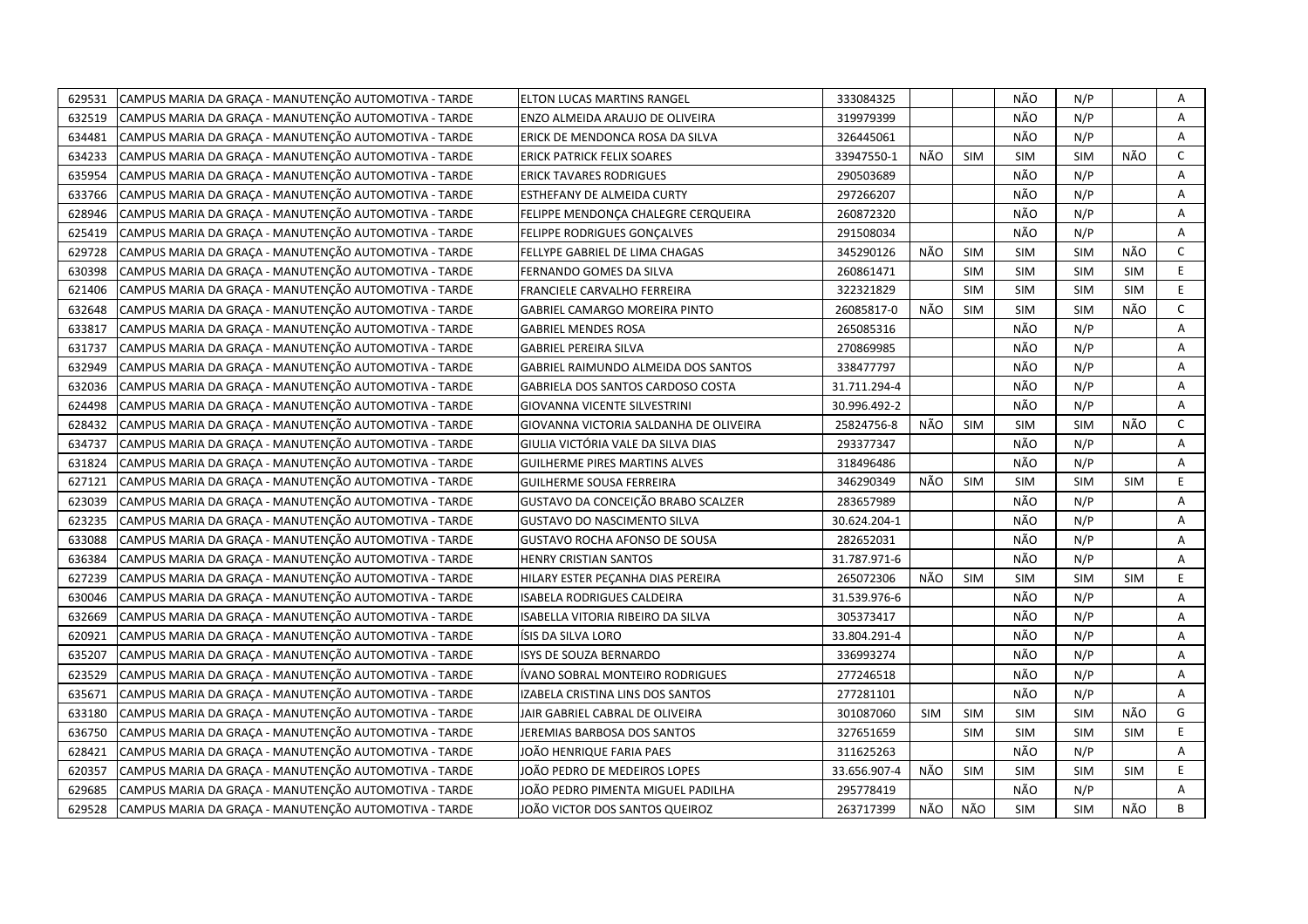| | | | | | | | | | |
|---|---|---|---|---|---|---|---|---|---|
| 629531 | CAMPUS MARIA DA GRAÇA - MANUTENÇÃO AUTOMOTIVA - TARDE | ELTON LUCAS MARTINS RANGEL | 333084325 | | | NÃO | N/P | | A |
| 632519 | CAMPUS MARIA DA GRAÇA - MANUTENÇÃO AUTOMOTIVA - TARDE | ENZO ALMEIDA ARAUJO DE OLIVEIRA | 319979399 | | | NÃO | N/P | | A |
| 634481 | CAMPUS MARIA DA GRAÇA - MANUTENÇÃO AUTOMOTIVA - TARDE | ERICK DE MENDONCA ROSA DA SILVA | 326445061 | | | NÃO | N/P | | A |
| 634233 | CAMPUS MARIA DA GRAÇA - MANUTENÇÃO AUTOMOTIVA - TARDE | ERICK PATRICK FELIX SOARES | 33947550-1 | NÃO | SIM | SIM | SIM | NÃO | C |
| 635954 | CAMPUS MARIA DA GRAÇA - MANUTENÇÃO AUTOMOTIVA - TARDE | ERICK TAVARES RODRIGUES | 290503689 | | | NÃO | N/P | | A |
| 633766 | CAMPUS MARIA DA GRAÇA - MANUTENÇÃO AUTOMOTIVA - TARDE | ESTHEFANY DE ALMEIDA CURTY | 297266207 | | | NÃO | N/P | | A |
| 628946 | CAMPUS MARIA DA GRAÇA - MANUTENÇÃO AUTOMOTIVA - TARDE | FELIPPE MENDONÇA CHALEGRE CERQUEIRA | 260872320 | | | NÃO | N/P | | A |
| 625419 | CAMPUS MARIA DA GRAÇA - MANUTENÇÃO AUTOMOTIVA - TARDE | FELIPPE RODRIGUES GONÇALVES | 291508034 | | | NÃO | N/P | | A |
| 629728 | CAMPUS MARIA DA GRAÇA - MANUTENÇÃO AUTOMOTIVA - TARDE | FELLYPE GABRIEL DE LIMA CHAGAS | 345290126 | NÃO | SIM | SIM | SIM | NÃO | C |
| 630398 | CAMPUS MARIA DA GRAÇA - MANUTENÇÃO AUTOMOTIVA - TARDE | FERNANDO GOMES DA SILVA | 260861471 | | SIM | SIM | SIM | SIM | E |
| 621406 | CAMPUS MARIA DA GRAÇA - MANUTENÇÃO AUTOMOTIVA - TARDE | FRANCIELE CARVALHO FERREIRA | 322321829 | | SIM | SIM | SIM | SIM | E |
| 632648 | CAMPUS MARIA DA GRAÇA - MANUTENÇÃO AUTOMOTIVA - TARDE | GABRIEL CAMARGO MOREIRA PINTO | 26085817-0 | NÃO | SIM | SIM | SIM | NÃO | C |
| 633817 | CAMPUS MARIA DA GRAÇA - MANUTENÇÃO AUTOMOTIVA - TARDE | GABRIEL MENDES ROSA | 265085316 | | | NÃO | N/P | | A |
| 631737 | CAMPUS MARIA DA GRAÇA - MANUTENÇÃO AUTOMOTIVA - TARDE | GABRIEL PEREIRA SILVA | 270869985 | | | NÃO | N/P | | A |
| 632949 | CAMPUS MARIA DA GRAÇA - MANUTENÇÃO AUTOMOTIVA - TARDE | GABRIEL RAIMUNDO ALMEIDA DOS SANTOS | 338477797 | | | NÃO | N/P | | A |
| 632036 | CAMPUS MARIA DA GRAÇA - MANUTENÇÃO AUTOMOTIVA - TARDE | GABRIELA DOS SANTOS CARDOSO COSTA | 31.711.294-4 | | | NÃO | N/P | | A |
| 624498 | CAMPUS MARIA DA GRAÇA - MANUTENÇÃO AUTOMOTIVA - TARDE | GIOVANNA VICENTE SILVESTRINI | 30.996.492-2 | | | NÃO | N/P | | A |
| 628432 | CAMPUS MARIA DA GRAÇA - MANUTENÇÃO AUTOMOTIVA - TARDE | GIOVANNA VICTORIA SALDANHA DE OLIVEIRA | 25824756-8 | NÃO | SIM | SIM | SIM | NÃO | C |
| 634737 | CAMPUS MARIA DA GRAÇA - MANUTENÇÃO AUTOMOTIVA - TARDE | GIULIA VICTÓRIA VALE DA SILVA DIAS | 293377347 | | | NÃO | N/P | | A |
| 631824 | CAMPUS MARIA DA GRAÇA - MANUTENÇÃO AUTOMOTIVA - TARDE | GUILHERME PIRES MARTINS ALVES | 318496486 | | | NÃO | N/P | | A |
| 627121 | CAMPUS MARIA DA GRAÇA - MANUTENÇÃO AUTOMOTIVA - TARDE | GUILHERME SOUSA FERREIRA | 346290349 | NÃO | SIM | SIM | SIM | SIM | E |
| 623039 | CAMPUS MARIA DA GRAÇA - MANUTENÇÃO AUTOMOTIVA - TARDE | GUSTAVO DA CONCEIÇÃO BRABO SCALZER | 283657989 | | | NÃO | N/P | | A |
| 623235 | CAMPUS MARIA DA GRAÇA - MANUTENÇÃO AUTOMOTIVA - TARDE | GUSTAVO DO NASCIMENTO SILVA | 30.624.204-1 | | | NÃO | N/P | | A |
| 633088 | CAMPUS MARIA DA GRAÇA - MANUTENÇÃO AUTOMOTIVA - TARDE | GUSTAVO ROCHA AFONSO DE SOUSA | 282652031 | | | NÃO | N/P | | A |
| 636384 | CAMPUS MARIA DA GRAÇA - MANUTENÇÃO AUTOMOTIVA - TARDE | HENRY CRISTIAN SANTOS | 31.787.971-6 | | | NÃO | N/P | | A |
| 627239 | CAMPUS MARIA DA GRAÇA - MANUTENÇÃO AUTOMOTIVA - TARDE | HILARY ESTER PEÇANHA DIAS PEREIRA | 265072306 | NÃO | SIM | SIM | SIM | SIM | E |
| 630046 | CAMPUS MARIA DA GRAÇA - MANUTENÇÃO AUTOMOTIVA - TARDE | ISABELA RODRIGUES CALDEIRA | 31.539.976-6 | | | NÃO | N/P | | A |
| 632669 | CAMPUS MARIA DA GRAÇA - MANUTENÇÃO AUTOMOTIVA - TARDE | ISABELLA VITORIA RIBEIRO DA SILVA | 305373417 | | | NÃO | N/P | | A |
| 620921 | CAMPUS MARIA DA GRAÇA - MANUTENÇÃO AUTOMOTIVA - TARDE | ÍSIS DA SILVA LORO | 33.804.291-4 | | | NÃO | N/P | | A |
| 635207 | CAMPUS MARIA DA GRAÇA - MANUTENÇÃO AUTOMOTIVA - TARDE | ISYS DE SOUZA BERNARDO | 336993274 | | | NÃO | N/P | | A |
| 623529 | CAMPUS MARIA DA GRAÇA - MANUTENÇÃO AUTOMOTIVA - TARDE | ÍVANO SOBRAL MONTEIRO RODRIGUES | 277246518 | | | NÃO | N/P | | A |
| 635671 | CAMPUS MARIA DA GRAÇA - MANUTENÇÃO AUTOMOTIVA - TARDE | IZABELA CRISTINA LINS DOS SANTOS | 277281101 | | | NÃO | N/P | | A |
| 633180 | CAMPUS MARIA DA GRAÇA - MANUTENÇÃO AUTOMOTIVA - TARDE | JAIR GABRIEL CABRAL DE OLIVEIRA | 301087060 | SIM | SIM | SIM | SIM | NÃO | G |
| 636750 | CAMPUS MARIA DA GRAÇA - MANUTENÇÃO AUTOMOTIVA - TARDE | JEREMIAS BARBOSA DOS SANTOS | 327651659 | | SIM | SIM | SIM | SIM | E |
| 628421 | CAMPUS MARIA DA GRAÇA - MANUTENÇÃO AUTOMOTIVA - TARDE | JOÃO HENRIQUE FARIA PAES | 311625263 | | | NÃO | N/P | | A |
| 620357 | CAMPUS MARIA DA GRAÇA - MANUTENÇÃO AUTOMOTIVA - TARDE | JOÃO PEDRO DE MEDEIROS LOPES | 33.656.907-4 | NÃO | SIM | SIM | SIM | SIM | E |
| 629685 | CAMPUS MARIA DA GRAÇA - MANUTENÇÃO AUTOMOTIVA - TARDE | JOÃO PEDRO PIMENTA MIGUEL PADILHA | 295778419 | | | NÃO | N/P | | A |
| 629528 | CAMPUS MARIA DA GRAÇA - MANUTENÇÃO AUTOMOTIVA - TARDE | JOÃO VICTOR DOS SANTOS QUEIROZ | 263717399 | NÃO | NÃO | SIM | SIM | NÃO | B |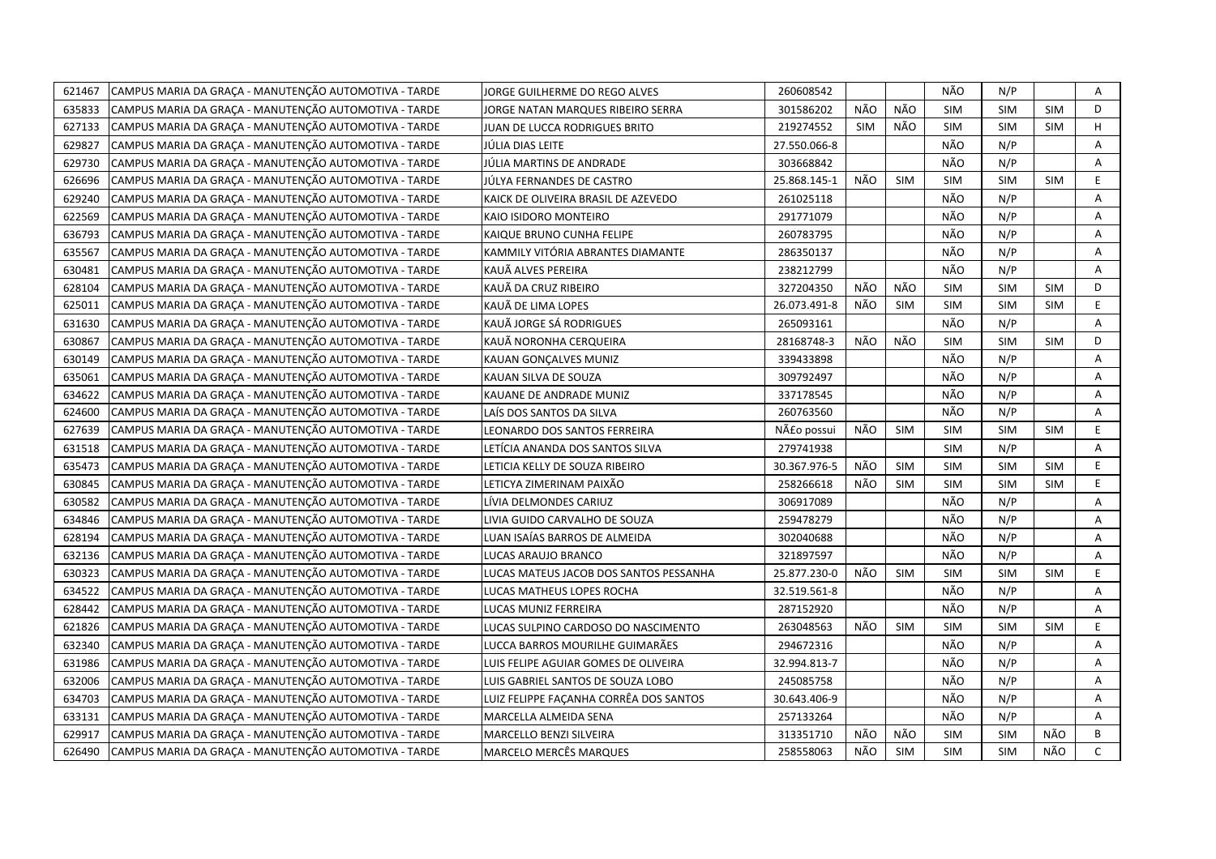| 621467 | CAMPUS MARIA DA GRAÇA - MANUTENÇÃO AUTOMOTIVA - TARDE | JORGE GUILHERME DO REGO ALVES | 260608542 | | | NÃO | N/P | | A |
|---|---|---|---|---|---|---|---|---|---|
| 635833 | CAMPUS MARIA DA GRAÇA - MANUTENÇÃO AUTOMOTIVA - TARDE | JORGE NATAN MARQUES RIBEIRO SERRA | 301586202 | NÃO | NÃO | SIM | SIM | SIM | D |
| 627133 | CAMPUS MARIA DA GRAÇA - MANUTENÇÃO AUTOMOTIVA - TARDE | JUAN DE LUCCA RODRIGUES BRITO | 219274552 | SIM | NÃO | SIM | SIM | SIM | H |
| 629827 | CAMPUS MARIA DA GRAÇA - MANUTENÇÃO AUTOMOTIVA - TARDE | JÚLIA DIAS LEITE | 27.550.066-8 | | | NÃO | N/P | | A |
| 629730 | CAMPUS MARIA DA GRAÇA - MANUTENÇÃO AUTOMOTIVA - TARDE | JÚLIA MARTINS DE ANDRADE | 303668842 | | | NÃO | N/P | | A |
| 626696 | CAMPUS MARIA DA GRAÇA - MANUTENÇÃO AUTOMOTIVA - TARDE | JÚLYA FERNANDES DE CASTRO | 25.868.145-1 | NÃO | SIM | SIM | SIM | SIM | E |
| 629240 | CAMPUS MARIA DA GRAÇA - MANUTENÇÃO AUTOMOTIVA - TARDE | KAICK DE OLIVEIRA BRASIL DE AZEVEDO | 261025118 | | | NÃO | N/P | | A |
| 622569 | CAMPUS MARIA DA GRAÇA - MANUTENÇÃO AUTOMOTIVA - TARDE | KAIO ISIDORO MONTEIRO | 291771079 | | | NÃO | N/P | | A |
| 636793 | CAMPUS MARIA DA GRAÇA - MANUTENÇÃO AUTOMOTIVA - TARDE | KAIQUE BRUNO CUNHA FELIPE | 260783795 | | | NÃO | N/P | | A |
| 635567 | CAMPUS MARIA DA GRAÇA - MANUTENÇÃO AUTOMOTIVA - TARDE | KAMMILY VITÓRIA ABRANTES DIAMANTE | 286350137 | | | NÃO | N/P | | A |
| 630481 | CAMPUS MARIA DA GRAÇA - MANUTENÇÃO AUTOMOTIVA - TARDE | KAUÃ ALVES PEREIRA | 238212799 | | | NÃO | N/P | | A |
| 628104 | CAMPUS MARIA DA GRAÇA - MANUTENÇÃO AUTOMOTIVA - TARDE | KAUÃ DA CRUZ RIBEIRO | 327204350 | NÃO | NÃO | SIM | SIM | SIM | D |
| 625011 | CAMPUS MARIA DA GRAÇA - MANUTENÇÃO AUTOMOTIVA - TARDE | KAUÃ DE LIMA LOPES | 26.073.491-8 | NÃO | SIM | SIM | SIM | SIM | E |
| 631630 | CAMPUS MARIA DA GRAÇA - MANUTENÇÃO AUTOMOTIVA - TARDE | KAUÃ JORGE SÁ RODRIGUES | 265093161 | | | NÃO | N/P | | A |
| 630867 | CAMPUS MARIA DA GRAÇA - MANUTENÇÃO AUTOMOTIVA - TARDE | KAUÃ NORONHA CERQUEIRA | 28168748-3 | NÃO | NÃO | SIM | SIM | SIM | D |
| 630149 | CAMPUS MARIA DA GRAÇA - MANUTENÇÃO AUTOMOTIVA - TARDE | KAUAN GONÇALVES MUNIZ | 339433898 | | | NÃO | N/P | | A |
| 635061 | CAMPUS MARIA DA GRAÇA - MANUTENÇÃO AUTOMOTIVA - TARDE | KAUAN SILVA DE SOUZA | 309792497 | | | NÃO | N/P | | A |
| 634622 | CAMPUS MARIA DA GRAÇA - MANUTENÇÃO AUTOMOTIVA - TARDE | KAUANE DE ANDRADE MUNIZ | 337178545 | | | NÃO | N/P | | A |
| 624600 | CAMPUS MARIA DA GRAÇA - MANUTENÇÃO AUTOMOTIVA - TARDE | LAÍS DOS SANTOS DA SILVA | 260763560 | | | NÃO | N/P | | A |
| 627639 | CAMPUS MARIA DA GRAÇA - MANUTENÇÃO AUTOMOTIVA - TARDE | LEONARDO DOS SANTOS FERREIRA | NÃ£o possui | NÃO | SIM | SIM | SIM | SIM | E |
| 631518 | CAMPUS MARIA DA GRAÇA - MANUTENÇÃO AUTOMOTIVA - TARDE | LETÍCIA ANANDA DOS SANTOS SILVA | 279741938 | | | SIM | N/P | | A |
| 635473 | CAMPUS MARIA DA GRAÇA - MANUTENÇÃO AUTOMOTIVA - TARDE | LETICIA KELLY DE SOUZA RIBEIRO | 30.367.976-5 | NÃO | SIM | SIM | SIM | SIM | E |
| 630845 | CAMPUS MARIA DA GRAÇA - MANUTENÇÃO AUTOMOTIVA - TARDE | LETICYA ZIMERINAM PAIXÃO | 258266618 | NÃO | SIM | SIM | SIM | SIM | E |
| 630582 | CAMPUS MARIA DA GRAÇA - MANUTENÇÃO AUTOMOTIVA - TARDE | LÍVIA DELMONDES CARIUZ | 306917089 | | | NÃO | N/P | | A |
| 634846 | CAMPUS MARIA DA GRAÇA - MANUTENÇÃO AUTOMOTIVA - TARDE | LIVIA GUIDO CARVALHO DE SOUZA | 259478279 | | | NÃO | N/P | | A |
| 628194 | CAMPUS MARIA DA GRAÇA - MANUTENÇÃO AUTOMOTIVA - TARDE | LUAN ISAÍAS BARROS DE ALMEIDA | 302040688 | | | NÃO | N/P | | A |
| 632136 | CAMPUS MARIA DA GRAÇA - MANUTENÇÃO AUTOMOTIVA - TARDE | LUCAS ARAUJO BRANCO | 321897597 | | | NÃO | N/P | | A |
| 630323 | CAMPUS MARIA DA GRAÇA - MANUTENÇÃO AUTOMOTIVA - TARDE | LUCAS MATEUS JACOB DOS SANTOS PESSANHA | 25.877.230-0 | NÃO | SIM | SIM | SIM | SIM | E |
| 634522 | CAMPUS MARIA DA GRAÇA - MANUTENÇÃO AUTOMOTIVA - TARDE | LUCAS MATHEUS LOPES ROCHA | 32.519.561-8 | | | NÃO | N/P | | A |
| 628442 | CAMPUS MARIA DA GRAÇA - MANUTENÇÃO AUTOMOTIVA - TARDE | LUCAS MUNIZ FERREIRA | 287152920 | | | NÃO | N/P | | A |
| 621826 | CAMPUS MARIA DA GRAÇA - MANUTENÇÃO AUTOMOTIVA - TARDE | LUCAS SULPINO CARDOSO DO NASCIMENTO | 263048563 | NÃO | SIM | SIM | SIM | SIM | E |
| 632340 | CAMPUS MARIA DA GRAÇA - MANUTENÇÃO AUTOMOTIVA - TARDE | LUCCA BARROS MOURILHE GUIMARÃES | 294672316 | | | NÃO | N/P | | A |
| 631986 | CAMPUS MARIA DA GRAÇA - MANUTENÇÃO AUTOMOTIVA - TARDE | LUIS FELIPE AGUIAR GOMES DE OLIVEIRA | 32.994.813-7 | | | NÃO | N/P | | A |
| 632006 | CAMPUS MARIA DA GRAÇA - MANUTENÇÃO AUTOMOTIVA - TARDE | LUIS GABRIEL SANTOS DE SOUZA LOBO | 245085758 | | | NÃO | N/P | | A |
| 634703 | CAMPUS MARIA DA GRAÇA - MANUTENÇÃO AUTOMOTIVA - TARDE | LUIZ FELIPPE FAÇANHA CORRÊA DOS SANTOS | 30.643.406-9 | | | NÃO | N/P | | A |
| 633131 | CAMPUS MARIA DA GRAÇA - MANUTENÇÃO AUTOMOTIVA - TARDE | MARCELLA ALMEIDA SENA | 257133264 | | | NÃO | N/P | | A |
| 629917 | CAMPUS MARIA DA GRAÇA - MANUTENÇÃO AUTOMOTIVA - TARDE | MARCELLO BENZI SILVEIRA | 313351710 | NÃO | NÃO | SIM | SIM | NÃO | B |
| 626490 | CAMPUS MARIA DA GRAÇA - MANUTENÇÃO AUTOMOTIVA - TARDE | MARCELO MERCÊS MARQUES | 258558063 | NÃO | SIM | SIM | SIM | NÃO | C |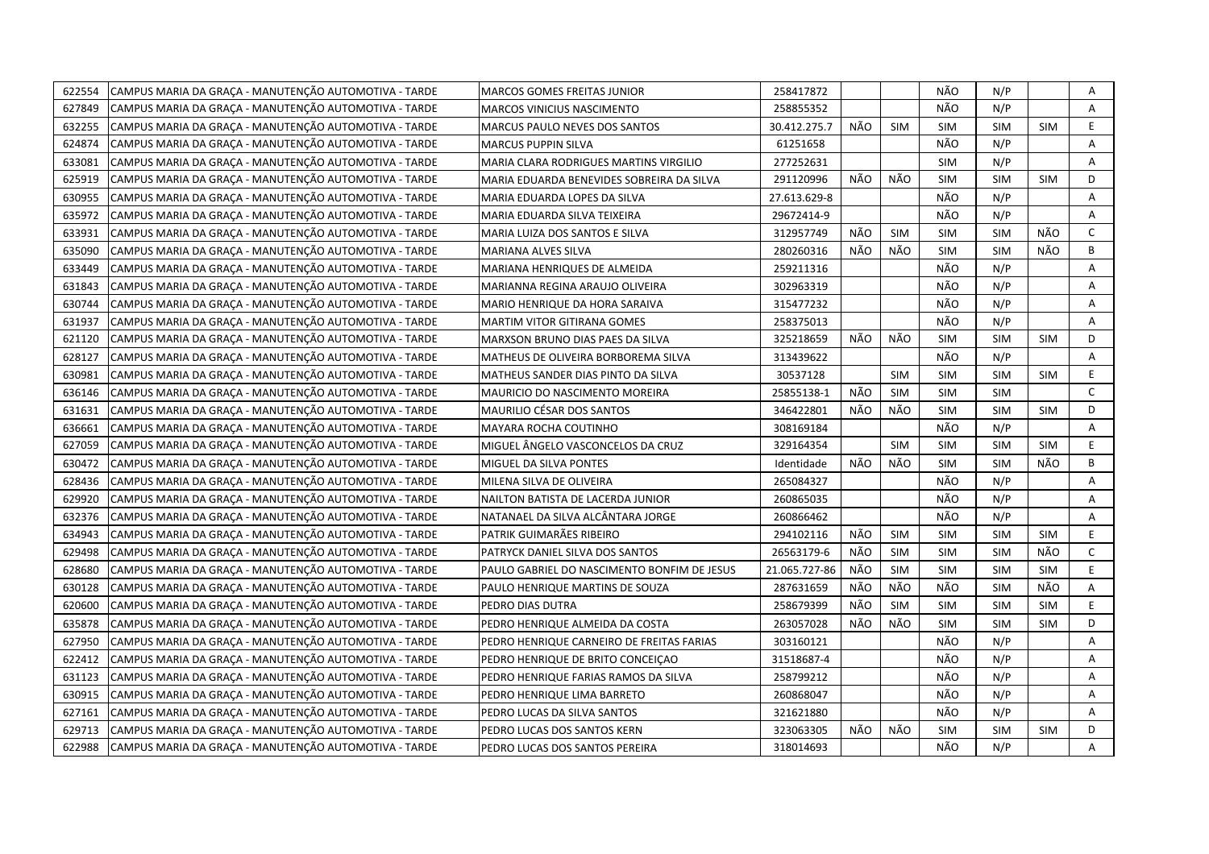| | | | | | | | | | |
|---|---|---|---|---|---|---|---|---|---|
| 622554 | CAMPUS MARIA DA GRAÇA - MANUTENÇÃO AUTOMOTIVA - TARDE | MARCOS GOMES FREITAS JUNIOR | 258417872 | | | NÃO | N/P | | A |
| 627849 | CAMPUS MARIA DA GRAÇA - MANUTENÇÃO AUTOMOTIVA - TARDE | MARCOS VINICIUS NASCIMENTO | 258855352 | | | NÃO | N/P | | A |
| 632255 | CAMPUS MARIA DA GRAÇA - MANUTENÇÃO AUTOMOTIVA - TARDE | MARCUS PAULO NEVES DOS SANTOS | 30.412.275.7 | NÃO | SIM | SIM | SIM | SIM | E |
| 624874 | CAMPUS MARIA DA GRAÇA - MANUTENÇÃO AUTOMOTIVA - TARDE | MARCUS PUPPIN SILVA | 61251658 | | | NÃO | N/P | | A |
| 633081 | CAMPUS MARIA DA GRAÇA - MANUTENÇÃO AUTOMOTIVA - TARDE | MARIA CLARA RODRIGUES MARTINS VIRGILIO | 277252631 | | | SIM | N/P | | A |
| 625919 | CAMPUS MARIA DA GRAÇA - MANUTENÇÃO AUTOMOTIVA - TARDE | MARIA EDUARDA BENEVIDES SOBREIRA DA SILVA | 291120996 | NÃO | NÃO | SIM | SIM | SIM | D |
| 630955 | CAMPUS MARIA DA GRAÇA - MANUTENÇÃO AUTOMOTIVA - TARDE | MARIA EDUARDA LOPES DA SILVA | 27.613.629-8 | | | NÃO | N/P | | A |
| 635972 | CAMPUS MARIA DA GRAÇA - MANUTENÇÃO AUTOMOTIVA - TARDE | MARIA EDUARDA SILVA TEIXEIRA | 29672414-9 | | | NÃO | N/P | | A |
| 633931 | CAMPUS MARIA DA GRAÇA - MANUTENÇÃO AUTOMOTIVA - TARDE | MARIA LUIZA DOS SANTOS E SILVA | 312957749 | NÃO | SIM | SIM | SIM | NÃO | C |
| 635090 | CAMPUS MARIA DA GRAÇA - MANUTENÇÃO AUTOMOTIVA - TARDE | MARIANA ALVES SILVA | 280260316 | NÃO | NÃO | SIM | SIM | NÃO | B |
| 633449 | CAMPUS MARIA DA GRAÇA - MANUTENÇÃO AUTOMOTIVA - TARDE | MARIANA HENRIQUES DE ALMEIDA | 259211316 | | | NÃO | N/P | | A |
| 631843 | CAMPUS MARIA DA GRAÇA - MANUTENÇÃO AUTOMOTIVA - TARDE | MARIANNA REGINA ARAUJO OLIVEIRA | 302963319 | | | NÃO | N/P | | A |
| 630744 | CAMPUS MARIA DA GRAÇA - MANUTENÇÃO AUTOMOTIVA - TARDE | MARIO HENRIQUE DA HORA SARAIVA | 315477232 | | | NÃO | N/P | | A |
| 631937 | CAMPUS MARIA DA GRAÇA - MANUTENÇÃO AUTOMOTIVA - TARDE | MARTIM VITOR GITIRANA GOMES | 258375013 | | | NÃO | N/P | | A |
| 621120 | CAMPUS MARIA DA GRAÇA - MANUTENÇÃO AUTOMOTIVA - TARDE | MARXSON BRUNO DIAS PAES DA SILVA | 325218659 | NÃO | NÃO | SIM | SIM | SIM | D |
| 628127 | CAMPUS MARIA DA GRAÇA - MANUTENÇÃO AUTOMOTIVA - TARDE | MATHEUS DE OLIVEIRA BORBOREMA SILVA | 313439622 | | | NÃO | N/P | | A |
| 630981 | CAMPUS MARIA DA GRAÇA - MANUTENÇÃO AUTOMOTIVA - TARDE | MATHEUS SANDER DIAS PINTO DA SILVA | 30537128 | | SIM | SIM | SIM | SIM | E |
| 636146 | CAMPUS MARIA DA GRAÇA - MANUTENÇÃO AUTOMOTIVA - TARDE | MAURICIO DO NASCIMENTO MOREIRA | 25855138-1 | NÃO | SIM | SIM | SIM | | C |
| 631631 | CAMPUS MARIA DA GRAÇA - MANUTENÇÃO AUTOMOTIVA - TARDE | MAURILIO CÉSAR DOS SANTOS | 346422801 | NÃO | NÃO | SIM | SIM | SIM | D |
| 636661 | CAMPUS MARIA DA GRAÇA - MANUTENÇÃO AUTOMOTIVA - TARDE | MAYARA ROCHA COUTINHO | 308169184 | | | NÃO | N/P | | A |
| 627059 | CAMPUS MARIA DA GRAÇA - MANUTENÇÃO AUTOMOTIVA - TARDE | MIGUEL ÂNGELO VASCONCELOS DA CRUZ | 329164354 | | SIM | SIM | SIM | SIM | E |
| 630472 | CAMPUS MARIA DA GRAÇA - MANUTENÇÃO AUTOMOTIVA - TARDE | MIGUEL DA SILVA PONTES | Identidade | NÃO | NÃO | SIM | SIM | NÃO | B |
| 628436 | CAMPUS MARIA DA GRAÇA - MANUTENÇÃO AUTOMOTIVA - TARDE | MILENA SILVA DE OLIVEIRA | 265084327 | | | NÃO | N/P | | A |
| 629920 | CAMPUS MARIA DA GRAÇA - MANUTENÇÃO AUTOMOTIVA - TARDE | NAILTON BATISTA DE LACERDA JUNIOR | 260865035 | | | NÃO | N/P | | A |
| 632376 | CAMPUS MARIA DA GRAÇA - MANUTENÇÃO AUTOMOTIVA - TARDE | NATANAEL DA SILVA ALCÂNTARA JORGE | 260866462 | | | NÃO | N/P | | A |
| 634943 | CAMPUS MARIA DA GRAÇA - MANUTENÇÃO AUTOMOTIVA - TARDE | PATRIK GUIMARÃES RIBEIRO | 294102116 | NÃO | SIM | SIM | SIM | SIM | E |
| 629498 | CAMPUS MARIA DA GRAÇA - MANUTENÇÃO AUTOMOTIVA - TARDE | PATRYCK DANIEL SILVA DOS SANTOS | 26563179-6 | NÃO | SIM | SIM | SIM | NÃO | C |
| 628680 | CAMPUS MARIA DA GRAÇA - MANUTENÇÃO AUTOMOTIVA - TARDE | PAULO GABRIEL DO NASCIMENTO BONFIM DE JESUS | 21.065.727-86 | NÃO | SIM | SIM | SIM | SIM | E |
| 630128 | CAMPUS MARIA DA GRAÇA - MANUTENÇÃO AUTOMOTIVA - TARDE | PAULO HENRIQUE MARTINS DE SOUZA | 287631659 | NÃO | NÃO | NÃO | SIM | NÃO | A |
| 620600 | CAMPUS MARIA DA GRAÇA - MANUTENÇÃO AUTOMOTIVA - TARDE | PEDRO DIAS DUTRA | 258679399 | NÃO | SIM | SIM | SIM | SIM | E |
| 635878 | CAMPUS MARIA DA GRAÇA - MANUTENÇÃO AUTOMOTIVA - TARDE | PEDRO HENRIQUE ALMEIDA DA COSTA | 263057028 | NÃO | NÃO | SIM | SIM | SIM | D |
| 627950 | CAMPUS MARIA DA GRAÇA - MANUTENÇÃO AUTOMOTIVA - TARDE | PEDRO HENRIQUE CARNEIRO DE FREITAS FARIAS | 303160121 | | | NÃO | N/P | | A |
| 622412 | CAMPUS MARIA DA GRAÇA - MANUTENÇÃO AUTOMOTIVA - TARDE | PEDRO HENRIQUE DE BRITO CONCEIÇAO | 31518687-4 | | | NÃO | N/P | | A |
| 631123 | CAMPUS MARIA DA GRAÇA - MANUTENÇÃO AUTOMOTIVA - TARDE | PEDRO HENRIQUE FARIAS RAMOS DA SILVA | 258799212 | | | NÃO | N/P | | A |
| 630915 | CAMPUS MARIA DA GRAÇA - MANUTENÇÃO AUTOMOTIVA - TARDE | PEDRO HENRIQUE LIMA BARRETO | 260868047 | | | NÃO | N/P | | A |
| 627161 | CAMPUS MARIA DA GRAÇA - MANUTENÇÃO AUTOMOTIVA - TARDE | PEDRO LUCAS DA SILVA SANTOS | 321621880 | | | NÃO | N/P | | A |
| 629713 | CAMPUS MARIA DA GRAÇA - MANUTENÇÃO AUTOMOTIVA - TARDE | PEDRO LUCAS DOS SANTOS KERN | 323063305 | NÃO | NÃO | SIM | SIM | SIM | D |
| 622988 | CAMPUS MARIA DA GRAÇA - MANUTENÇÃO AUTOMOTIVA - TARDE | PEDRO LUCAS DOS SANTOS PEREIRA | 318014693 | | | NÃO | N/P | | A |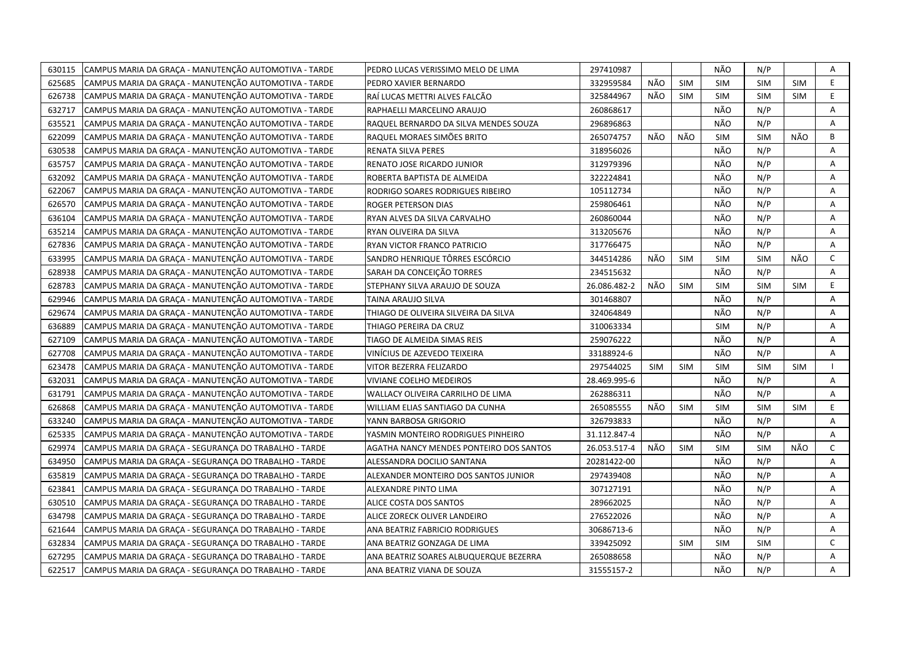| 630115 | CAMPUS MARIA DA GRAÇA - MANUTENÇÃO AUTOMOTIVA - TARDE | PEDRO LUCAS VERISSIMO MELO DE LIMA | 297410987 | | | NÃO | N/P | | A |
|---|---|---|---|---|---|---|---|---|---|
| 625685 | CAMPUS MARIA DA GRAÇA - MANUTENÇÃO AUTOMOTIVA - TARDE | PEDRO XAVIER BERNARDO | 332959584 | NÃO | SIM | SIM | SIM | SIM | E |
| 626738 | CAMPUS MARIA DA GRAÇA - MANUTENÇÃO AUTOMOTIVA - TARDE | RAÍ LUCAS METTRI ALVES FALCÃO | 325844967 | NÃO | SIM | SIM | SIM | SIM | E |
| 632717 | CAMPUS MARIA DA GRAÇA - MANUTENÇÃO AUTOMOTIVA - TARDE | RAPHAELLI MARCELINO ARAUJO | 260868617 | | | NÃO | N/P | | A |
| 635521 | CAMPUS MARIA DA GRAÇA - MANUTENÇÃO AUTOMOTIVA - TARDE | RAQUEL BERNARDO DA SILVA MENDES SOUZA | 296896863 | | | NÃO | N/P | | A |
| 622099 | CAMPUS MARIA DA GRAÇA - MANUTENÇÃO AUTOMOTIVA - TARDE | RAQUEL MORAES SIMÕES BRITO | 265074757 | NÃO | NÃO | SIM | SIM | NÃO | B |
| 630538 | CAMPUS MARIA DA GRAÇA - MANUTENÇÃO AUTOMOTIVA - TARDE | RENATA SILVA PERES | 318956026 | | | NÃO | N/P | | A |
| 635757 | CAMPUS MARIA DA GRAÇA - MANUTENÇÃO AUTOMOTIVA - TARDE | RENATO JOSE RICARDO JUNIOR | 312979396 | | | NÃO | N/P | | A |
| 632092 | CAMPUS MARIA DA GRAÇA - MANUTENÇÃO AUTOMOTIVA - TARDE | ROBERTA BAPTISTA DE ALMEIDA | 322224841 | | | NÃO | N/P | | A |
| 622067 | CAMPUS MARIA DA GRAÇA - MANUTENÇÃO AUTOMOTIVA - TARDE | RODRIGO SOARES RODRIGUES RIBEIRO | 105112734 | | | NÃO | N/P | | A |
| 626570 | CAMPUS MARIA DA GRAÇA - MANUTENÇÃO AUTOMOTIVA - TARDE | ROGER PETERSON DIAS | 259806461 | | | NÃO | N/P | | A |
| 636104 | CAMPUS MARIA DA GRAÇA - MANUTENÇÃO AUTOMOTIVA - TARDE | RYAN ALVES DA SILVA CARVALHO | 260860044 | | | NÃO | N/P | | A |
| 635214 | CAMPUS MARIA DA GRAÇA - MANUTENÇÃO AUTOMOTIVA - TARDE | RYAN OLIVEIRA DA SILVA | 313205676 | | | NÃO | N/P | | A |
| 627836 | CAMPUS MARIA DA GRAÇA - MANUTENÇÃO AUTOMOTIVA - TARDE | RYAN VICTOR FRANCO PATRICIO | 317766475 | | | NÃO | N/P | | A |
| 633995 | CAMPUS MARIA DA GRAÇA - MANUTENÇÃO AUTOMOTIVA - TARDE | SANDRO HENRIQUE TÔRRES ESCÓRCIO | 344514286 | NÃO | SIM | SIM | SIM | NÃO | C |
| 628938 | CAMPUS MARIA DA GRAÇA - MANUTENÇÃO AUTOMOTIVA - TARDE | SARAH DA CONCEIÇÃO TORRES | 234515632 | | | NÃO | N/P | | A |
| 628783 | CAMPUS MARIA DA GRAÇA - MANUTENÇÃO AUTOMOTIVA - TARDE | STEPHANY SILVA ARAUJO DE SOUZA | 26.086.482-2 | NÃO | SIM | SIM | SIM | SIM | E |
| 629946 | CAMPUS MARIA DA GRAÇA - MANUTENÇÃO AUTOMOTIVA - TARDE | TAINA ARAUJO SILVA | 301468807 | | | NÃO | N/P | | A |
| 629674 | CAMPUS MARIA DA GRAÇA - MANUTENÇÃO AUTOMOTIVA - TARDE | THIAGO DE OLIVEIRA SILVEIRA DA SILVA | 324064849 | | | NÃO | N/P | | A |
| 636889 | CAMPUS MARIA DA GRAÇA - MANUTENÇÃO AUTOMOTIVA - TARDE | THIAGO PEREIRA DA CRUZ | 310063334 | | | SIM | N/P | | A |
| 627109 | CAMPUS MARIA DA GRAÇA - MANUTENÇÃO AUTOMOTIVA - TARDE | TIAGO DE ALMEIDA SIMAS REIS | 259076222 | | | NÃO | N/P | | A |
| 627708 | CAMPUS MARIA DA GRAÇA - MANUTENÇÃO AUTOMOTIVA - TARDE | VINÍCIUS DE AZEVEDO TEIXEIRA | 33188924-6 | | | NÃO | N/P | | A |
| 623478 | CAMPUS MARIA DA GRAÇA - MANUTENÇÃO AUTOMOTIVA - TARDE | VITOR BEZERRA FELIZARDO | 297544025 | SIM | SIM | SIM | SIM | SIM | I |
| 632031 | CAMPUS MARIA DA GRAÇA - MANUTENÇÃO AUTOMOTIVA - TARDE | VIVIANE COELHO MEDEIROS | 28.469.995-6 | | | NÃO | N/P | | A |
| 631791 | CAMPUS MARIA DA GRAÇA - MANUTENÇÃO AUTOMOTIVA - TARDE | WALLACY OLIVEIRA CARRILHO DE LIMA | 262886311 | | | NÃO | N/P | | A |
| 626868 | CAMPUS MARIA DA GRAÇA - MANUTENÇÃO AUTOMOTIVA - TARDE | WILLIAM ELIAS SANTIAGO DA CUNHA | 265085555 | NÃO | SIM | SIM | SIM | SIM | E |
| 633240 | CAMPUS MARIA DA GRAÇA - MANUTENÇÃO AUTOMOTIVA - TARDE | YANN BARBOSA GRIGORIO | 326793833 | | | NÃO | N/P | | A |
| 625335 | CAMPUS MARIA DA GRAÇA - MANUTENÇÃO AUTOMOTIVA - TARDE | YASMIN MONTEIRO RODRIGUES PINHEIRO | 31.112.847-4 | | | NÃO | N/P | | A |
| 629974 | CAMPUS MARIA DA GRAÇA - SEGURANÇA DO TRABALHO - TARDE | AGATHA NANCY MENDES PONTEIRO DOS SANTOS | 26.053.517-4 | NÃO | SIM | SIM | SIM | NÃO | C |
| 634950 | CAMPUS MARIA DA GRAÇA - SEGURANÇA DO TRABALHO - TARDE | ALESSANDRA DOCILIO SANTANA | 20281422-00 | | | NÃO | N/P | | A |
| 635819 | CAMPUS MARIA DA GRAÇA - SEGURANÇA DO TRABALHO - TARDE | ALEXANDER MONTEIRO DOS SANTOS JUNIOR | 297439408 | | | NÃO | N/P | | A |
| 623841 | CAMPUS MARIA DA GRAÇA - SEGURANÇA DO TRABALHO - TARDE | ALEXANDRE PINTO LIMA | 307127191 | | | NÃO | N/P | | A |
| 630510 | CAMPUS MARIA DA GRAÇA - SEGURANÇA DO TRABALHO - TARDE | ALICE COSTA DOS SANTOS | 289662025 | | | NÃO | N/P | | A |
| 634798 | CAMPUS MARIA DA GRAÇA - SEGURANÇA DO TRABALHO - TARDE | ALICE ZORECK OLIVER LANDEIRO | 276522026 | | | NÃO | N/P | | A |
| 621644 | CAMPUS MARIA DA GRAÇA - SEGURANÇA DO TRABALHO - TARDE | ANA BEATRIZ FABRICIO RODRIGUES | 30686713-6 | | | NÃO | N/P | | A |
| 632834 | CAMPUS MARIA DA GRAÇA - SEGURANÇA DO TRABALHO - TARDE | ANA BEATRIZ GONZAGA DE LIMA | 339425092 | | SIM | SIM | SIM | | C |
| 627295 | CAMPUS MARIA DA GRAÇA - SEGURANÇA DO TRABALHO - TARDE | ANA BEATRIZ SOARES ALBUQUERQUE BEZERRA | 265088658 | | | NÃO | N/P | | A |
| 622517 | CAMPUS MARIA DA GRAÇA - SEGURANÇA DO TRABALHO - TARDE | ANA BEATRIZ VIANA DE SOUZA | 31555157-2 | | | NÃO | N/P | | A |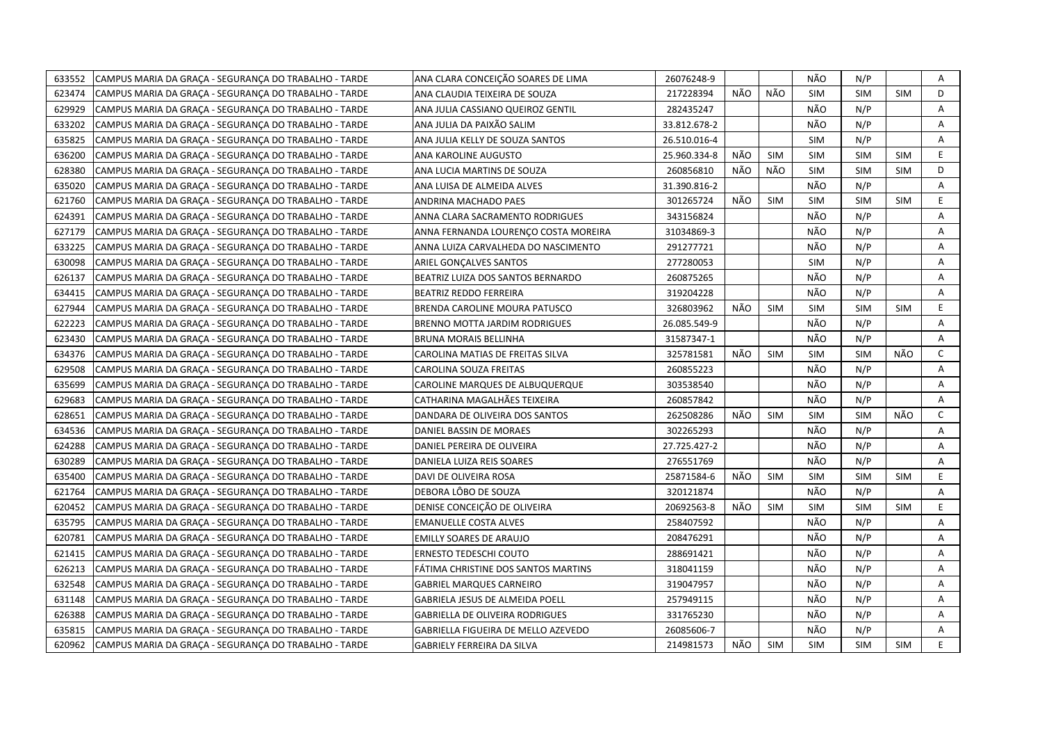| | | | | | | | | | |
|---|---|---|---|---|---|---|---|---|---|
| 633552 | CAMPUS MARIA DA GRAÇA - SEGURANÇA DO TRABALHO - TARDE | ANA CLARA CONCEIÇÃO SOARES DE LIMA | 26076248-9 | | | NÃO | N/P | | A |
| 623474 | CAMPUS MARIA DA GRAÇA - SEGURANÇA DO TRABALHO - TARDE | ANA CLAUDIA TEIXEIRA DE SOUZA | 217228394 | NÃO | NÃO | SIM | SIM | SIM | D |
| 629929 | CAMPUS MARIA DA GRAÇA - SEGURANÇA DO TRABALHO - TARDE | ANA JULIA CASSIANO QUEIROZ GENTIL | 282435247 | | | NÃO | N/P | | A |
| 633202 | CAMPUS MARIA DA GRAÇA - SEGURANÇA DO TRABALHO - TARDE | ANA JULIA DA PAIXÃO SALIM | 33.812.678-2 | | | NÃO | N/P | | A |
| 635825 | CAMPUS MARIA DA GRAÇA - SEGURANÇA DO TRABALHO - TARDE | ANA JULIA KELLY DE SOUZA SANTOS | 26.510.016-4 | | | SIM | N/P | | A |
| 636200 | CAMPUS MARIA DA GRAÇA - SEGURANÇA DO TRABALHO - TARDE | ANA KAROLINE AUGUSTO | 25.960.334-8 | NÃO | SIM | SIM | SIM | SIM | E |
| 628380 | CAMPUS MARIA DA GRAÇA - SEGURANÇA DO TRABALHO - TARDE | ANA LUCIA MARTINS DE SOUZA | 260856810 | NÃO | NÃO | SIM | SIM | SIM | D |
| 635020 | CAMPUS MARIA DA GRAÇA - SEGURANÇA DO TRABALHO - TARDE | ANA LUISA DE ALMEIDA ALVES | 31.390.816-2 | | | NÃO | N/P | | A |
| 621760 | CAMPUS MARIA DA GRAÇA - SEGURANÇA DO TRABALHO - TARDE | ANDRINA MACHADO PAES | 301265724 | NÃO | SIM | SIM | SIM | SIM | E |
| 624391 | CAMPUS MARIA DA GRAÇA - SEGURANÇA DO TRABALHO - TARDE | ANNA CLARA SACRAMENTO RODRIGUES | 343156824 | | | NÃO | N/P | | A |
| 627179 | CAMPUS MARIA DA GRAÇA - SEGURANÇA DO TRABALHO - TARDE | ANNA FERNANDA LOURENÇO COSTA MOREIRA | 31034869-3 | | | NÃO | N/P | | A |
| 633225 | CAMPUS MARIA DA GRAÇA - SEGURANÇA DO TRABALHO - TARDE | ANNA LUIZA CARVALHEDA DO NASCIMENTO | 291277721 | | | NÃO | N/P | | A |
| 630098 | CAMPUS MARIA DA GRAÇA - SEGURANÇA DO TRABALHO - TARDE | ARIEL GONÇALVES SANTOS | 277280053 | | | SIM | N/P | | A |
| 626137 | CAMPUS MARIA DA GRAÇA - SEGURANÇA DO TRABALHO - TARDE | BEATRIZ LUIZA DOS SANTOS BERNARDO | 260875265 | | | NÃO | N/P | | A |
| 634415 | CAMPUS MARIA DA GRAÇA - SEGURANÇA DO TRABALHO - TARDE | BEATRIZ REDDO FERREIRA | 319204228 | | | NÃO | N/P | | A |
| 627944 | CAMPUS MARIA DA GRAÇA - SEGURANÇA DO TRABALHO - TARDE | BRENDA CAROLINE MOURA PATUSCO | 326803962 | NÃO | SIM | SIM | SIM | SIM | E |
| 622223 | CAMPUS MARIA DA GRAÇA - SEGURANÇA DO TRABALHO - TARDE | BRENNO MOTTA JARDIM RODRIGUES | 26.085.549-9 | | | NÃO | N/P | | A |
| 623430 | CAMPUS MARIA DA GRAÇA - SEGURANÇA DO TRABALHO - TARDE | BRUNA MORAIS BELLINHA | 31587347-1 | | | NÃO | N/P | | A |
| 634376 | CAMPUS MARIA DA GRAÇA - SEGURANÇA DO TRABALHO - TARDE | CAROLINA MATIAS DE FREITAS SILVA | 325781581 | NÃO | SIM | SIM | SIM | NÃO | C |
| 629508 | CAMPUS MARIA DA GRAÇA - SEGURANÇA DO TRABALHO - TARDE | CAROLINA SOUZA FREITAS | 260855223 | | | NÃO | N/P | | A |
| 635699 | CAMPUS MARIA DA GRAÇA - SEGURANÇA DO TRABALHO - TARDE | CAROLINE MARQUES DE ALBUQUERQUE | 303538540 | | | NÃO | N/P | | A |
| 629683 | CAMPUS MARIA DA GRAÇA - SEGURANÇA DO TRABALHO - TARDE | CATHARINA MAGALHÃES TEIXEIRA | 260857842 | | | NÃO | N/P | | A |
| 628651 | CAMPUS MARIA DA GRAÇA - SEGURANÇA DO TRABALHO - TARDE | DANDARA DE OLIVEIRA DOS SANTOS | 262508286 | NÃO | SIM | SIM | SIM | NÃO | C |
| 634536 | CAMPUS MARIA DA GRAÇA - SEGURANÇA DO TRABALHO - TARDE | DANIEL BASSIN DE MORAES | 302265293 | | | NÃO | N/P | | A |
| 624288 | CAMPUS MARIA DA GRAÇA - SEGURANÇA DO TRABALHO - TARDE | DANIEL PEREIRA DE OLIVEIRA | 27.725.427-2 | | | NÃO | N/P | | A |
| 630289 | CAMPUS MARIA DA GRAÇA - SEGURANÇA DO TRABALHO - TARDE | DANIELA LUIZA REIS SOARES | 276551769 | | | NÃO | N/P | | A |
| 635400 | CAMPUS MARIA DA GRAÇA - SEGURANÇA DO TRABALHO - TARDE | DAVI DE OLIVEIRA ROSA | 25871584-6 | NÃO | SIM | SIM | SIM | SIM | E |
| 621764 | CAMPUS MARIA DA GRAÇA - SEGURANÇA DO TRABALHO - TARDE | DEBORA LÔBO DE SOUZA | 320121874 | | | NÃO | N/P | | A |
| 620452 | CAMPUS MARIA DA GRAÇA - SEGURANÇA DO TRABALHO - TARDE | DENISE CONCEIÇÃO DE OLIVEIRA | 20692563-8 | NÃO | SIM | SIM | SIM | SIM | E |
| 635795 | CAMPUS MARIA DA GRAÇA - SEGURANÇA DO TRABALHO - TARDE | EMANUELLE COSTA ALVES | 258407592 | | | NÃO | N/P | | A |
| 620781 | CAMPUS MARIA DA GRAÇA - SEGURANÇA DO TRABALHO - TARDE | EMILLY SOARES DE ARAUJO | 208476291 | | | NÃO | N/P | | A |
| 621415 | CAMPUS MARIA DA GRAÇA - SEGURANÇA DO TRABALHO - TARDE | ERNESTO TEDESCHI COUTO | 288691421 | | | NÃO | N/P | | A |
| 626213 | CAMPUS MARIA DA GRAÇA - SEGURANÇA DO TRABALHO - TARDE | FÁTIMA CHRISTINE DOS SANTOS MARTINS | 318041159 | | | NÃO | N/P | | A |
| 632548 | CAMPUS MARIA DA GRAÇA - SEGURANÇA DO TRABALHO - TARDE | GABRIEL MARQUES CARNEIRO | 319047957 | | | NÃO | N/P | | A |
| 631148 | CAMPUS MARIA DA GRAÇA - SEGURANÇA DO TRABALHO - TARDE | GABRIELA JESUS DE ALMEIDA POELL | 257949115 | | | NÃO | N/P | | A |
| 626388 | CAMPUS MARIA DA GRAÇA - SEGURANÇA DO TRABALHO - TARDE | GABRIELLA DE OLIVEIRA RODRIGUES | 331765230 | | | NÃO | N/P | | A |
| 635815 | CAMPUS MARIA DA GRAÇA - SEGURANÇA DO TRABALHO - TARDE | GABRIELLA FIGUEIRA DE MELLO AZEVEDO | 26085606-7 | | | NÃO | N/P | | A |
| 620962 | CAMPUS MARIA DA GRAÇA - SEGURANÇA DO TRABALHO - TARDE | GABRIELY FERREIRA DA SILVA | 214981573 | NÃO | SIM | SIM | SIM | SIM | E |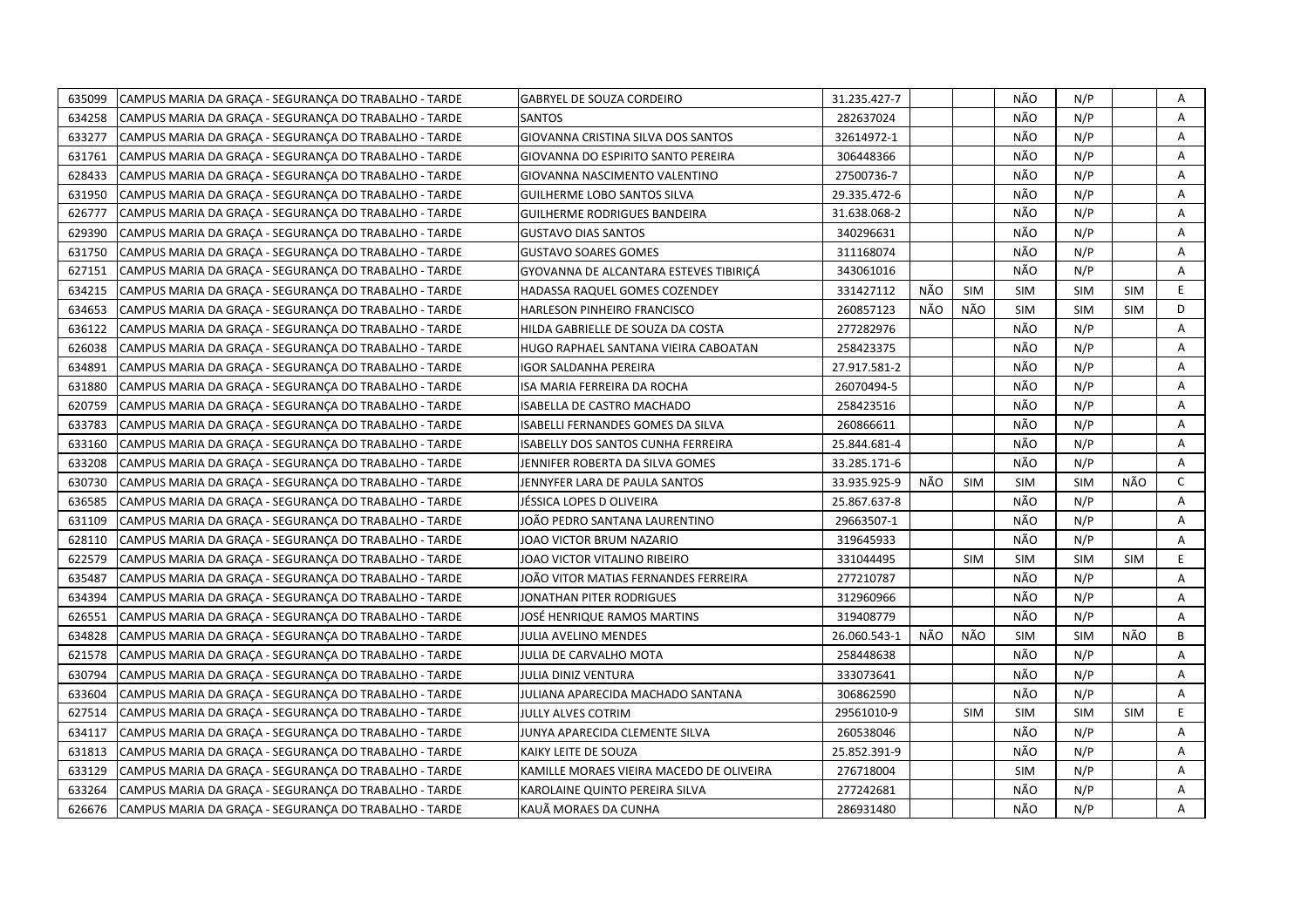| | | | | | | | | | |
|---|---|---|---|---|---|---|---|---|---|
| 635099 | CAMPUS MARIA DA GRAÇA - SEGURANÇA DO TRABALHO - TARDE | GABRYEL DE SOUZA CORDEIRO | 31.235.427-7 | | | NÃO | N/P | | A |
| 634258 | CAMPUS MARIA DA GRAÇA - SEGURANÇA DO TRABALHO - TARDE | SANTOS | 282637024 | | | NÃO | N/P | | A |
| 633277 | CAMPUS MARIA DA GRAÇA - SEGURANÇA DO TRABALHO - TARDE | GIOVANNA CRISTINA SILVA DOS SANTOS | 32614972-1 | | | NÃO | N/P | | A |
| 631761 | CAMPUS MARIA DA GRAÇA - SEGURANÇA DO TRABALHO - TARDE | GIOVANNA DO ESPIRITO SANTO PEREIRA | 306448366 | | | NÃO | N/P | | A |
| 628433 | CAMPUS MARIA DA GRAÇA - SEGURANÇA DO TRABALHO - TARDE | GIOVANNA NASCIMENTO VALENTINO | 27500736-7 | | | NÃO | N/P | | A |
| 631950 | CAMPUS MARIA DA GRAÇA - SEGURANÇA DO TRABALHO - TARDE | GUILHERME LOBO SANTOS SILVA | 29.335.472-6 | | | NÃO | N/P | | A |
| 626777 | CAMPUS MARIA DA GRAÇA - SEGURANÇA DO TRABALHO - TARDE | GUILHERME RODRIGUES BANDEIRA | 31.638.068-2 | | | NÃO | N/P | | A |
| 629390 | CAMPUS MARIA DA GRAÇA - SEGURANÇA DO TRABALHO - TARDE | GUSTAVO DIAS SANTOS | 340296631 | | | NÃO | N/P | | A |
| 631750 | CAMPUS MARIA DA GRAÇA - SEGURANÇA DO TRABALHO - TARDE | GUSTAVO SOARES GOMES | 311168074 | | | NÃO | N/P | | A |
| 627151 | CAMPUS MARIA DA GRAÇA - SEGURANÇA DO TRABALHO - TARDE | GYOVANNA DE ALCANTARA ESTEVES TIBIRIÇÁ | 343061016 | | | NÃO | N/P | | A |
| 634215 | CAMPUS MARIA DA GRAÇA - SEGURANÇA DO TRABALHO - TARDE | HADASSA RAQUEL GOMES COZENDEY | 331427112 | NÃO | SIM | SIM | SIM | SIM | E |
| 634653 | CAMPUS MARIA DA GRAÇA - SEGURANÇA DO TRABALHO - TARDE | HARLESON PINHEIRO FRANCISCO | 260857123 | NÃO | NÃO | SIM | SIM | SIM | D |
| 636122 | CAMPUS MARIA DA GRAÇA - SEGURANÇA DO TRABALHO - TARDE | HILDA GABRIELLE DE SOUZA DA COSTA | 277282976 | | | NÃO | N/P | | A |
| 626038 | CAMPUS MARIA DA GRAÇA - SEGURANÇA DO TRABALHO - TARDE | HUGO RAPHAEL SANTANA VIEIRA CABOATAN | 258423375 | | | NÃO | N/P | | A |
| 634891 | CAMPUS MARIA DA GRAÇA - SEGURANÇA DO TRABALHO - TARDE | IGOR SALDANHA PEREIRA | 27.917.581-2 | | | NÃO | N/P | | A |
| 631880 | CAMPUS MARIA DA GRAÇA - SEGURANÇA DO TRABALHO - TARDE | ISA MARIA FERREIRA DA ROCHA | 26070494-5 | | | NÃO | N/P | | A |
| 620759 | CAMPUS MARIA DA GRAÇA - SEGURANÇA DO TRABALHO - TARDE | ISABELLA DE CASTRO MACHADO | 258423516 | | | NÃO | N/P | | A |
| 633783 | CAMPUS MARIA DA GRAÇA - SEGURANÇA DO TRABALHO - TARDE | ISABELLI FERNANDES GOMES DA SILVA | 260866611 | | | NÃO | N/P | | A |
| 633160 | CAMPUS MARIA DA GRAÇA - SEGURANÇA DO TRABALHO - TARDE | ISABELLY DOS SANTOS CUNHA FERREIRA | 25.844.681-4 | | | NÃO | N/P | | A |
| 633208 | CAMPUS MARIA DA GRAÇA - SEGURANÇA DO TRABALHO - TARDE | JENNIFER ROBERTA DA SILVA GOMES | 33.285.171-6 | | | NÃO | N/P | | A |
| 630730 | CAMPUS MARIA DA GRAÇA - SEGURANÇA DO TRABALHO - TARDE | JENNYFER LARA DE PAULA SANTOS | 33.935.925-9 | NÃO | SIM | SIM | SIM | NÃO | C |
| 636585 | CAMPUS MARIA DA GRAÇA - SEGURANÇA DO TRABALHO - TARDE | JÉSSICA LOPES D OLIVEIRA | 25.867.637-8 | | | NÃO | N/P | | A |
| 631109 | CAMPUS MARIA DA GRAÇA - SEGURANÇA DO TRABALHO - TARDE | JOÃO PEDRO SANTANA LAURENTINO | 29663507-1 | | | NÃO | N/P | | A |
| 628110 | CAMPUS MARIA DA GRAÇA - SEGURANÇA DO TRABALHO - TARDE | JOAO VICTOR BRUM NAZARIO | 319645933 | | | NÃO | N/P | | A |
| 622579 | CAMPUS MARIA DA GRAÇA - SEGURANÇA DO TRABALHO - TARDE | JOAO VICTOR VITALINO RIBEIRO | 331044495 | | SIM | SIM | SIM | SIM | E |
| 635487 | CAMPUS MARIA DA GRAÇA - SEGURANÇA DO TRABALHO - TARDE | JOÃO VITOR MATIAS FERNANDES FERREIRA | 277210787 | | | NÃO | N/P | | A |
| 634394 | CAMPUS MARIA DA GRAÇA - SEGURANÇA DO TRABALHO - TARDE | JONATHAN PITER RODRIGUES | 312960966 | | | NÃO | N/P | | A |
| 626551 | CAMPUS MARIA DA GRAÇA - SEGURANÇA DO TRABALHO - TARDE | JOSÉ HENRIQUE RAMOS MARTINS | 319408779 | | | NÃO | N/P | | A |
| 634828 | CAMPUS MARIA DA GRAÇA - SEGURANÇA DO TRABALHO - TARDE | JULIA AVELINO MENDES | 26.060.543-1 | NÃO | NÃO | SIM | SIM | NÃO | B |
| 621578 | CAMPUS MARIA DA GRAÇA - SEGURANÇA DO TRABALHO - TARDE | JULIA DE CARVALHO MOTA | 258448638 | | | NÃO | N/P | | A |
| 630794 | CAMPUS MARIA DA GRAÇA - SEGURANÇA DO TRABALHO - TARDE | JULIA DINIZ VENTURA | 333073641 | | | NÃO | N/P | | A |
| 633604 | CAMPUS MARIA DA GRAÇA - SEGURANÇA DO TRABALHO - TARDE | JULIANA APARECIDA MACHADO SANTANA | 306862590 | | | NÃO | N/P | | A |
| 627514 | CAMPUS MARIA DA GRAÇA - SEGURANÇA DO TRABALHO - TARDE | JULLY ALVES COTRIM | 29561010-9 | | SIM | SIM | SIM | SIM | E |
| 634117 | CAMPUS MARIA DA GRAÇA - SEGURANÇA DO TRABALHO - TARDE | JUNYA APARECIDA CLEMENTE SILVA | 260538046 | | | NÃO | N/P | | A |
| 631813 | CAMPUS MARIA DA GRAÇA - SEGURANÇA DO TRABALHO - TARDE | KAIKY LEITE DE SOUZA | 25.852.391-9 | | | NÃO | N/P | | A |
| 633129 | CAMPUS MARIA DA GRAÇA - SEGURANÇA DO TRABALHO - TARDE | KAMILLE MORAES VIEIRA MACEDO DE OLIVEIRA | 276718004 | | | SIM | N/P | | A |
| 633264 | CAMPUS MARIA DA GRAÇA - SEGURANÇA DO TRABALHO - TARDE | KAROLAINE QUINTO PEREIRA SILVA | 277242681 | | | NÃO | N/P | | A |
| 626676 | CAMPUS MARIA DA GRAÇA - SEGURANÇA DO TRABALHO - TARDE | KAUÃ MORAES DA CUNHA | 286931480 | | | NÃO | N/P | | A |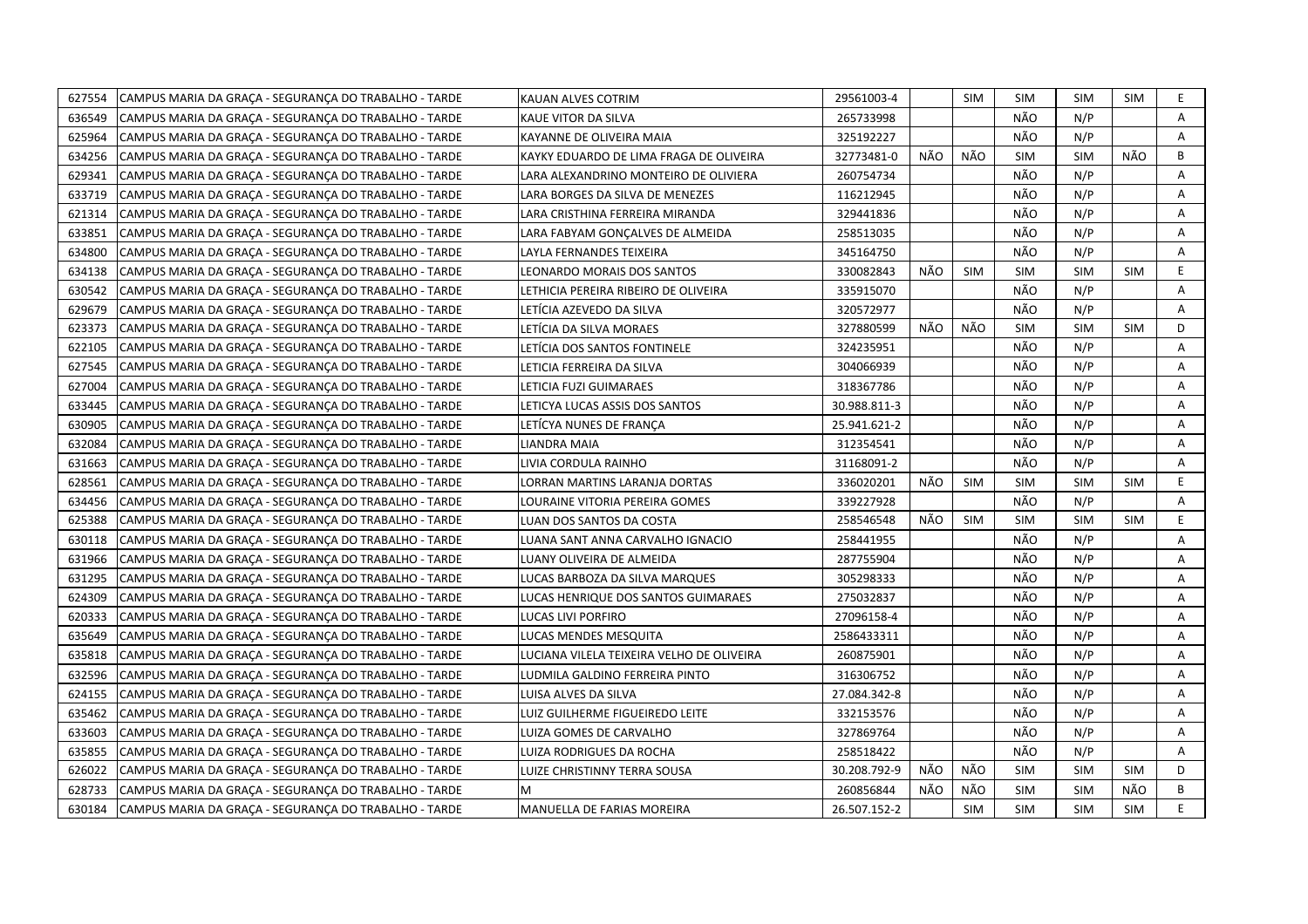| | | | | | | | | | |
|---|---|---|---|---|---|---|---|---|---|
| 627554 | CAMPUS MARIA DA GRAÇA - SEGURANÇA DO TRABALHO - TARDE | KAUAN ALVES COTRIM | 29561003-4 | | SIM | SIM | SIM | SIM | E |
| 636549 | CAMPUS MARIA DA GRAÇA - SEGURANÇA DO TRABALHO - TARDE | KAUE VITOR DA SILVA | 265733998 | | | NÃO | N/P | | A |
| 625964 | CAMPUS MARIA DA GRAÇA - SEGURANÇA DO TRABALHO - TARDE | KAYANNE DE OLIVEIRA MAIA | 325192227 | | | NÃO | N/P | | A |
| 634256 | CAMPUS MARIA DA GRAÇA - SEGURANÇA DO TRABALHO - TARDE | KAYKY EDUARDO DE LIMA FRAGA DE OLIVEIRA | 32773481-0 | NÃO | NÃO | SIM | SIM | NÃO | B |
| 629341 | CAMPUS MARIA DA GRAÇA - SEGURANÇA DO TRABALHO - TARDE | LARA ALEXANDRINO MONTEIRO DE OLIVIERA | 260754734 | | | NÃO | N/P | | A |
| 633719 | CAMPUS MARIA DA GRAÇA - SEGURANÇA DO TRABALHO - TARDE | LARA BORGES DA SILVA DE MENEZES | 116212945 | | | NÃO | N/P | | A |
| 621314 | CAMPUS MARIA DA GRAÇA - SEGURANÇA DO TRABALHO - TARDE | LARA CRISTHINA FERREIRA MIRANDA | 329441836 | | | NÃO | N/P | | A |
| 633851 | CAMPUS MARIA DA GRAÇA - SEGURANÇA DO TRABALHO - TARDE | LARA FABYAM GONÇALVES DE ALMEIDA | 258513035 | | | NÃO | N/P | | A |
| 634800 | CAMPUS MARIA DA GRAÇA - SEGURANÇA DO TRABALHO - TARDE | LAYLA FERNANDES TEIXEIRA | 345164750 | | | NÃO | N/P | | A |
| 634138 | CAMPUS MARIA DA GRAÇA - SEGURANÇA DO TRABALHO - TARDE | LEONARDO MORAIS DOS SANTOS | 330082843 | NÃO | SIM | SIM | SIM | SIM | E |
| 630542 | CAMPUS MARIA DA GRAÇA - SEGURANÇA DO TRABALHO - TARDE | LETHICIA PEREIRA RIBEIRO DE OLIVEIRA | 335915070 | | | NÃO | N/P | | A |
| 629679 | CAMPUS MARIA DA GRAÇA - SEGURANÇA DO TRABALHO - TARDE | LETÍCIA AZEVEDO DA SILVA | 320572977 | | | NÃO | N/P | | A |
| 623373 | CAMPUS MARIA DA GRAÇA - SEGURANÇA DO TRABALHO - TARDE | LETÍCIA DA SILVA MORAES | 327880599 | NÃO | NÃO | SIM | SIM | SIM | D |
| 622105 | CAMPUS MARIA DA GRAÇA - SEGURANÇA DO TRABALHO - TARDE | LETÍCIA DOS SANTOS FONTINELE | 324235951 | | | NÃO | N/P | | A |
| 627545 | CAMPUS MARIA DA GRAÇA - SEGURANÇA DO TRABALHO - TARDE | LETICIA FERREIRA DA SILVA | 304066939 | | | NÃO | N/P | | A |
| 627004 | CAMPUS MARIA DA GRAÇA - SEGURANÇA DO TRABALHO - TARDE | LETICIA FUZI GUIMARAES | 318367786 | | | NÃO | N/P | | A |
| 633445 | CAMPUS MARIA DA GRAÇA - SEGURANÇA DO TRABALHO - TARDE | LETICYA LUCAS ASSIS DOS SANTOS | 30.988.811-3 | | | NÃO | N/P | | A |
| 630905 | CAMPUS MARIA DA GRAÇA - SEGURANÇA DO TRABALHO - TARDE | LETÍCYA NUNES DE FRANÇA | 25.941.621-2 | | | NÃO | N/P | | A |
| 632084 | CAMPUS MARIA DA GRAÇA - SEGURANÇA DO TRABALHO - TARDE | LIANDRA MAIA | 312354541 | | | NÃO | N/P | | A |
| 631663 | CAMPUS MARIA DA GRAÇA - SEGURANÇA DO TRABALHO - TARDE | LIVIA CORDULA RAINHO | 31168091-2 | | | NÃO | N/P | | A |
| 628561 | CAMPUS MARIA DA GRAÇA - SEGURANÇA DO TRABALHO - TARDE | LORRAN MARTINS LARANJA DORTAS | 336020201 | NÃO | SIM | SIM | SIM | SIM | E |
| 634456 | CAMPUS MARIA DA GRAÇA - SEGURANÇA DO TRABALHO - TARDE | LOURAINE VITORIA PEREIRA GOMES | 339227928 | | | NÃO | N/P | | A |
| 625388 | CAMPUS MARIA DA GRAÇA - SEGURANÇA DO TRABALHO - TARDE | LUAN DOS SANTOS DA COSTA | 258546548 | NÃO | SIM | SIM | SIM | SIM | E |
| 630118 | CAMPUS MARIA DA GRAÇA - SEGURANÇA DO TRABALHO - TARDE | LUANA SANT ANNA CARVALHO IGNACIO | 258441955 | | | NÃO | N/P | | A |
| 631966 | CAMPUS MARIA DA GRAÇA - SEGURANÇA DO TRABALHO - TARDE | LUANY OLIVEIRA DE ALMEIDA | 287755904 | | | NÃO | N/P | | A |
| 631295 | CAMPUS MARIA DA GRAÇA - SEGURANÇA DO TRABALHO - TARDE | LUCAS BARBOZA DA SILVA MARQUES | 305298333 | | | NÃO | N/P | | A |
| 624309 | CAMPUS MARIA DA GRAÇA - SEGURANÇA DO TRABALHO - TARDE | LUCAS HENRIQUE DOS SANTOS GUIMARAES | 275032837 | | | NÃO | N/P | | A |
| 620333 | CAMPUS MARIA DA GRAÇA - SEGURANÇA DO TRABALHO - TARDE | LUCAS LIVI PORFIRO | 27096158-4 | | | NÃO | N/P | | A |
| 635649 | CAMPUS MARIA DA GRAÇA - SEGURANÇA DO TRABALHO - TARDE | LUCAS MENDES MESQUITA | 2586433311 | | | NÃO | N/P | | A |
| 635818 | CAMPUS MARIA DA GRAÇA - SEGURANÇA DO TRABALHO - TARDE | LUCIANA VILELA TEIXEIRA VELHO DE OLIVEIRA | 260875901 | | | NÃO | N/P | | A |
| 632596 | CAMPUS MARIA DA GRAÇA - SEGURANÇA DO TRABALHO - TARDE | LUDMILA GALDINO FERREIRA PINTO | 316306752 | | | NÃO | N/P | | A |
| 624155 | CAMPUS MARIA DA GRAÇA - SEGURANÇA DO TRABALHO - TARDE | LUISA ALVES DA SILVA | 27.084.342-8 | | | NÃO | N/P | | A |
| 635462 | CAMPUS MARIA DA GRAÇA - SEGURANÇA DO TRABALHO - TARDE | LUIZ GUILHERME FIGUEIREDO LEITE | 332153576 | | | NÃO | N/P | | A |
| 633603 | CAMPUS MARIA DA GRAÇA - SEGURANÇA DO TRABALHO - TARDE | LUIZA GOMES DE CARVALHO | 327869764 | | | NÃO | N/P | | A |
| 635855 | CAMPUS MARIA DA GRAÇA - SEGURANÇA DO TRABALHO - TARDE | LUIZA RODRIGUES DA ROCHA | 258518422 | | | NÃO | N/P | | A |
| 626022 | CAMPUS MARIA DA GRAÇA - SEGURANÇA DO TRABALHO - TARDE | LUIZE CHRISTINNY TERRA SOUSA | 30.208.792-9 | NÃO | NÃO | SIM | SIM | SIM | D |
| 628733 | CAMPUS MARIA DA GRAÇA - SEGURANÇA DO TRABALHO - TARDE | M | 260856844 | NÃO | NÃO | SIM | SIM | NÃO | B |
| 630184 | CAMPUS MARIA DA GRAÇA - SEGURANÇA DO TRABALHO - TARDE | MANUELLA DE FARIAS MOREIRA | 26.507.152-2 | | SIM | SIM | SIM | SIM | E |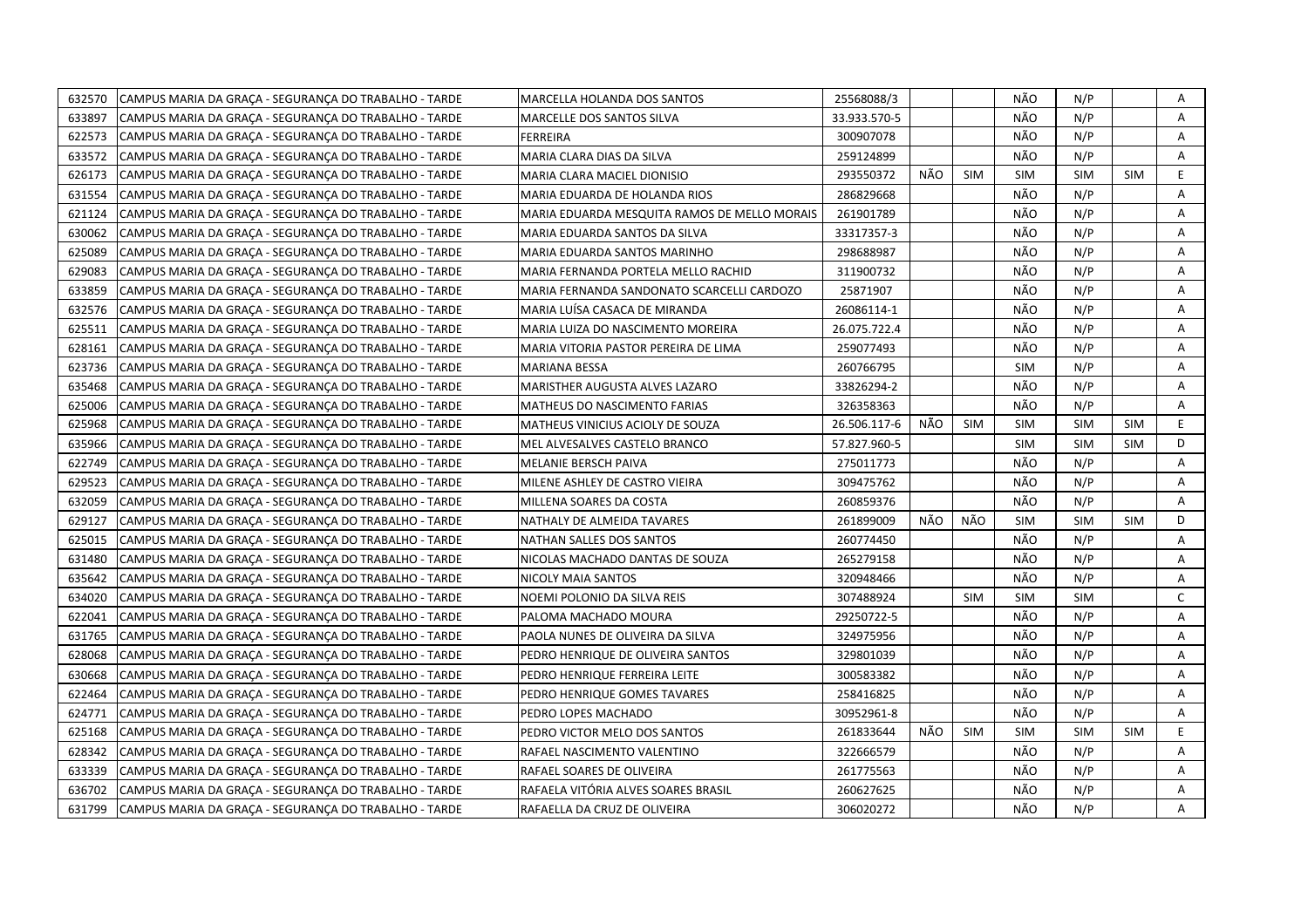| | | | | | | | | | |
|---|---|---|---|---|---|---|---|---|---|
| 632570 | CAMPUS MARIA DA GRAÇA - SEGURANÇA DO TRABALHO - TARDE | MARCELLA HOLANDA DOS SANTOS | 25568088/3 | | | NÃO | N/P | | A |
| 633897 | CAMPUS MARIA DA GRAÇA - SEGURANÇA DO TRABALHO - TARDE | MARCELLE DOS SANTOS SILVA | 33.933.570-5 | | | NÃO | N/P | | A |
| 622573 | CAMPUS MARIA DA GRAÇA - SEGURANÇA DO TRABALHO - TARDE | FERREIRA | 300907078 | | | NÃO | N/P | | A |
| 633572 | CAMPUS MARIA DA GRAÇA - SEGURANÇA DO TRABALHO - TARDE | MARIA CLARA DIAS DA SILVA | 259124899 | | | NÃO | N/P | | A |
| 626173 | CAMPUS MARIA DA GRAÇA - SEGURANÇA DO TRABALHO - TARDE | MARIA CLARA MACIEL DIONISIO | 293550372 | NÃO | SIM | SIM | SIM | SIM | E |
| 631554 | CAMPUS MARIA DA GRAÇA - SEGURANÇA DO TRABALHO - TARDE | MARIA EDUARDA DE HOLANDA RIOS | 286829668 | | | NÃO | N/P | | A |
| 621124 | CAMPUS MARIA DA GRAÇA - SEGURANÇA DO TRABALHO - TARDE | MARIA EDUARDA MESQUITA RAMOS DE MELLO MORAIS | 261901789 | | | NÃO | N/P | | A |
| 630062 | CAMPUS MARIA DA GRAÇA - SEGURANÇA DO TRABALHO - TARDE | MARIA EDUARDA SANTOS DA SILVA | 33317357-3 | | | NÃO | N/P | | A |
| 625089 | CAMPUS MARIA DA GRAÇA - SEGURANÇA DO TRABALHO - TARDE | MARIA EDUARDA SANTOS MARINHO | 298688987 | | | NÃO | N/P | | A |
| 629083 | CAMPUS MARIA DA GRAÇA - SEGURANÇA DO TRABALHO - TARDE | MARIA FERNANDA PORTELA MELLO RACHID | 311900732 | | | NÃO | N/P | | A |
| 633859 | CAMPUS MARIA DA GRAÇA - SEGURANÇA DO TRABALHO - TARDE | MARIA FERNANDA SANDONATO SCARCELLI CARDOZO | 25871907 | | | NÃO | N/P | | A |
| 632576 | CAMPUS MARIA DA GRAÇA - SEGURANÇA DO TRABALHO - TARDE | MARIA LUÍSA CASACA DE MIRANDA | 26086114-1 | | | NÃO | N/P | | A |
| 625511 | CAMPUS MARIA DA GRAÇA - SEGURANÇA DO TRABALHO - TARDE | MARIA LUIZA DO NASCIMENTO MOREIRA | 26.075.722.4 | | | NÃO | N/P | | A |
| 628161 | CAMPUS MARIA DA GRAÇA - SEGURANÇA DO TRABALHO - TARDE | MARIA VITORIA PASTOR PEREIRA DE LIMA | 259077493 | | | NÃO | N/P | | A |
| 623736 | CAMPUS MARIA DA GRAÇA - SEGURANÇA DO TRABALHO - TARDE | MARIANA BESSA | 260766795 | | | SIM | N/P | | A |
| 635468 | CAMPUS MARIA DA GRAÇA - SEGURANÇA DO TRABALHO - TARDE | MARISTHER AUGUSTA ALVES LAZARO | 33826294-2 | | | NÃO | N/P | | A |
| 625006 | CAMPUS MARIA DA GRAÇA - SEGURANÇA DO TRABALHO - TARDE | MATHEUS DO NASCIMENTO FARIAS | 326358363 | | | NÃO | N/P | | A |
| 625968 | CAMPUS MARIA DA GRAÇA - SEGURANÇA DO TRABALHO - TARDE | MATHEUS VINICIUS ACIOLY DE SOUZA | 26.506.117-6 | NÃO | SIM | SIM | SIM | SIM | E |
| 635966 | CAMPUS MARIA DA GRAÇA - SEGURANÇA DO TRABALHO - TARDE | MEL ALVESALVES CASTELO BRANCO | 57.827.960-5 | | | SIM | SIM | SIM | D |
| 622749 | CAMPUS MARIA DA GRAÇA - SEGURANÇA DO TRABALHO - TARDE | MELANIE BERSCH PAIVA | 275011773 | | | NÃO | N/P | | A |
| 629523 | CAMPUS MARIA DA GRAÇA - SEGURANÇA DO TRABALHO - TARDE | MILENE ASHLEY DE CASTRO VIEIRA | 309475762 | | | NÃO | N/P | | A |
| 632059 | CAMPUS MARIA DA GRAÇA - SEGURANÇA DO TRABALHO - TARDE | MILLENA SOARES DA COSTA | 260859376 | | | NÃO | N/P | | A |
| 629127 | CAMPUS MARIA DA GRAÇA - SEGURANÇA DO TRABALHO - TARDE | NATHALY DE ALMEIDA TAVARES | 261899009 | NÃO | NÃO | SIM | SIM | SIM | D |
| 625015 | CAMPUS MARIA DA GRAÇA - SEGURANÇA DO TRABALHO - TARDE | NATHAN SALLES DOS SANTOS | 260774450 | | | NÃO | N/P | | A |
| 631480 | CAMPUS MARIA DA GRAÇA - SEGURANÇA DO TRABALHO - TARDE | NICOLAS MACHADO DANTAS DE SOUZA | 265279158 | | | NÃO | N/P | | A |
| 635642 | CAMPUS MARIA DA GRAÇA - SEGURANÇA DO TRABALHO - TARDE | NICOLY MAIA SANTOS | 320948466 | | | NÃO | N/P | | A |
| 634020 | CAMPUS MARIA DA GRAÇA - SEGURANÇA DO TRABALHO - TARDE | NOEMI POLONIO DA SILVA REIS | 307488924 | | SIM | SIM | SIM | | C |
| 622041 | CAMPUS MARIA DA GRAÇA - SEGURANÇA DO TRABALHO - TARDE | PALOMA MACHADO MOURA | 29250722-5 | | | NÃO | N/P | | A |
| 631765 | CAMPUS MARIA DA GRAÇA - SEGURANÇA DO TRABALHO - TARDE | PAOLA NUNES DE OLIVEIRA DA SILVA | 324975956 | | | NÃO | N/P | | A |
| 628068 | CAMPUS MARIA DA GRAÇA - SEGURANÇA DO TRABALHO - TARDE | PEDRO HENRIQUE DE OLIVEIRA SANTOS | 329801039 | | | NÃO | N/P | | A |
| 630668 | CAMPUS MARIA DA GRAÇA - SEGURANÇA DO TRABALHO - TARDE | PEDRO HENRIQUE FERREIRA LEITE | 300583382 | | | NÃO | N/P | | A |
| 622464 | CAMPUS MARIA DA GRAÇA - SEGURANÇA DO TRABALHO - TARDE | PEDRO HENRIQUE GOMES TAVARES | 258416825 | | | NÃO | N/P | | A |
| 624771 | CAMPUS MARIA DA GRAÇA - SEGURANÇA DO TRABALHO - TARDE | PEDRO LOPES MACHADO | 30952961-8 | | | NÃO | N/P | | A |
| 625168 | CAMPUS MARIA DA GRAÇA - SEGURANÇA DO TRABALHO - TARDE | PEDRO VICTOR MELO DOS SANTOS | 261833644 | NÃO | SIM | SIM | SIM | SIM | E |
| 628342 | CAMPUS MARIA DA GRAÇA - SEGURANÇA DO TRABALHO - TARDE | RAFAEL NASCIMENTO VALENTINO | 322666579 | | | NÃO | N/P | | A |
| 633339 | CAMPUS MARIA DA GRAÇA - SEGURANÇA DO TRABALHO - TARDE | RAFAEL SOARES DE OLIVEIRA | 261775563 | | | NÃO | N/P | | A |
| 636702 | CAMPUS MARIA DA GRAÇA - SEGURANÇA DO TRABALHO - TARDE | RAFAELA VITÓRIA ALVES SOARES BRASIL | 260627625 | | | NÃO | N/P | | A |
| 631799 | CAMPUS MARIA DA GRAÇA - SEGURANÇA DO TRABALHO - TARDE | RAFAELLA DA CRUZ DE OLIVEIRA | 306020272 | | | NÃO | N/P | | A |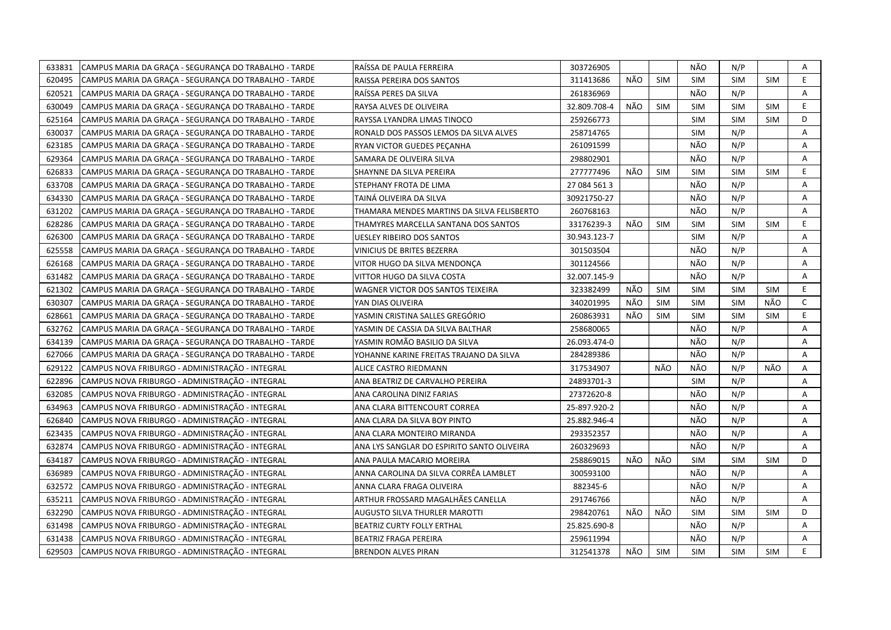| | | | | | | | | | |
|---|---|---|---|---|---|---|---|---|---|
| 633831 | CAMPUS MARIA DA GRAÇA - SEGURANÇA DO TRABALHO - TARDE | RAÍSSA DE PAULA FERREIRA | 303726905 | | | NÃO | N/P | | A |
| 620495 | CAMPUS MARIA DA GRAÇA - SEGURANÇA DO TRABALHO - TARDE | RAISSA PEREIRA DOS SANTOS | 311413686 | NÃO | SIM | SIM | SIM | SIM | E |
| 620521 | CAMPUS MARIA DA GRAÇA - SEGURANÇA DO TRABALHO - TARDE | RAÍSSA PERES DA SILVA | 261836969 | | | NÃO | N/P | | A |
| 630049 | CAMPUS MARIA DA GRAÇA - SEGURANÇA DO TRABALHO - TARDE | RAYSA ALVES DE OLIVEIRA | 32.809.708-4 | NÃO | SIM | SIM | SIM | SIM | E |
| 625164 | CAMPUS MARIA DA GRAÇA - SEGURANÇA DO TRABALHO - TARDE | RAYSSA LYANDRA LIMAS TINOCO | 259266773 | | | SIM | SIM | SIM | D |
| 630037 | CAMPUS MARIA DA GRAÇA - SEGURANÇA DO TRABALHO - TARDE | RONALD DOS PASSOS LEMOS DA SILVA ALVES | 258714765 | | | SIM | N/P | | A |
| 623185 | CAMPUS MARIA DA GRAÇA - SEGURANÇA DO TRABALHO - TARDE | RYAN VICTOR GUEDES PEÇANHA | 261091599 | | | NÃO | N/P | | A |
| 629364 | CAMPUS MARIA DA GRAÇA - SEGURANÇA DO TRABALHO - TARDE | SAMARA DE OLIVEIRA SILVA | 298802901 | | | NÃO | N/P | | A |
| 626833 | CAMPUS MARIA DA GRAÇA - SEGURANÇA DO TRABALHO - TARDE | SHAYNNE DA SILVA PEREIRA | 277777496 | NÃO | SIM | SIM | SIM | SIM | E |
| 633708 | CAMPUS MARIA DA GRAÇA - SEGURANÇA DO TRABALHO - TARDE | STEPHANY FROTA DE LIMA | 27 084 561 3 | | | NÃO | N/P | | A |
| 634330 | CAMPUS MARIA DA GRAÇA - SEGURANÇA DO TRABALHO - TARDE | TAINÁ OLIVEIRA DA SILVA | 30921750-27 | | | NÃO | N/P | | A |
| 631202 | CAMPUS MARIA DA GRAÇA - SEGURANÇA DO TRABALHO - TARDE | THAMARA MENDES MARTINS DA SILVA FELISBERTO | 260768163 | | | NÃO | N/P | | A |
| 628286 | CAMPUS MARIA DA GRAÇA - SEGURANÇA DO TRABALHO - TARDE | THAMYRES MARCELLA SANTANA DOS SANTOS | 33176239-3 | NÃO | SIM | SIM | SIM | SIM | E |
| 626300 | CAMPUS MARIA DA GRAÇA - SEGURANÇA DO TRABALHO - TARDE | UESLEY RIBEIRO DOS SANTOS | 30.943.123-7 | | | SIM | N/P | | A |
| 625558 | CAMPUS MARIA DA GRAÇA - SEGURANÇA DO TRABALHO - TARDE | VINICIUS DE BRITES BEZERRA | 301503504 | | | NÃO | N/P | | A |
| 626168 | CAMPUS MARIA DA GRAÇA - SEGURANÇA DO TRABALHO - TARDE | VITOR HUGO DA SILVA MENDONÇA | 301124566 | | | NÃO | N/P | | A |
| 631482 | CAMPUS MARIA DA GRAÇA - SEGURANÇA DO TRABALHO - TARDE | VITTOR HUGO DA SILVA COSTA | 32.007.145-9 | | | NÃO | N/P | | A |
| 621302 | CAMPUS MARIA DA GRAÇA - SEGURANÇA DO TRABALHO - TARDE | WAGNER VICTOR DOS SANTOS TEIXEIRA | 323382499 | NÃO | SIM | SIM | SIM | SIM | E |
| 630307 | CAMPUS MARIA DA GRAÇA - SEGURANÇA DO TRABALHO - TARDE | YAN DIAS OLIVEIRA | 340201995 | NÃO | SIM | SIM | SIM | NÃO | C |
| 628661 | CAMPUS MARIA DA GRAÇA - SEGURANÇA DO TRABALHO - TARDE | YASMIN CRISTINA SALLES GREGÓRIO | 260863931 | NÃO | SIM | SIM | SIM | SIM | E |
| 632762 | CAMPUS MARIA DA GRAÇA - SEGURANÇA DO TRABALHO - TARDE | YASMIN DE CASSIA DA SILVA BALTHAR | 258680065 | | | NÃO | N/P | | A |
| 634139 | CAMPUS MARIA DA GRAÇA - SEGURANÇA DO TRABALHO - TARDE | YASMIN ROMÃO BASILIO DA SILVA | 26.093.474-0 | | | NÃO | N/P | | A |
| 627066 | CAMPUS MARIA DA GRAÇA - SEGURANÇA DO TRABALHO - TARDE | YOHANNE KARINE FREITAS TRAJANO DA SILVA | 284289386 | | | NÃO | N/P | | A |
| 629122 | CAMPUS NOVA FRIBURGO - ADMINISTRAÇÃO - INTEGRAL | ALICE CASTRO RIEDMANN | 317534907 | | NÃO | NÃO | N/P | NÃO | A |
| 622896 | CAMPUS NOVA FRIBURGO - ADMINISTRAÇÃO - INTEGRAL | ANA BEATRIZ DE CARVALHO PEREIRA | 24893701-3 | | | SIM | N/P | | A |
| 632085 | CAMPUS NOVA FRIBURGO - ADMINISTRAÇÃO - INTEGRAL | ANA CAROLINA DINIZ FARIAS | 27372620-8 | | | NÃO | N/P | | A |
| 634963 | CAMPUS NOVA FRIBURGO - ADMINISTRAÇÃO - INTEGRAL | ANA CLARA BITTENCOURT CORREA | 25-897.920-2 | | | NÃO | N/P | | A |
| 626840 | CAMPUS NOVA FRIBURGO - ADMINISTRAÇÃO - INTEGRAL | ANA CLARA DA SILVA BOY PINTO | 25.882.946-4 | | | NÃO | N/P | | A |
| 623435 | CAMPUS NOVA FRIBURGO - ADMINISTRAÇÃO - INTEGRAL | ANA CLARA MONTEIRO MIRANDA | 293352357 | | | NÃO | N/P | | A |
| 632874 | CAMPUS NOVA FRIBURGO - ADMINISTRAÇÃO - INTEGRAL | ANA LYS SANGLAR DO ESPIRITO SANTO OLIVEIRA | 260329693 | | | NÃO | N/P | | A |
| 634187 | CAMPUS NOVA FRIBURGO - ADMINISTRAÇÃO - INTEGRAL | ANA PAULA MACARIO MOREIRA | 258869015 | NÃO | NÃO | SIM | SIM | SIM | D |
| 636989 | CAMPUS NOVA FRIBURGO - ADMINISTRAÇÃO - INTEGRAL | ANNA CAROLINA DA SILVA CORRÊA LAMBLET | 300593100 | | | NÃO | N/P | | A |
| 632572 | CAMPUS NOVA FRIBURGO - ADMINISTRAÇÃO - INTEGRAL | ANNA CLARA FRAGA OLIVEIRA | 882345-6 | | | NÃO | N/P | | A |
| 635211 | CAMPUS NOVA FRIBURGO - ADMINISTRAÇÃO - INTEGRAL | ARTHUR FROSSARD MAGALHÃES CANELLA | 291746766 | | | NÃO | N/P | | A |
| 632290 | CAMPUS NOVA FRIBURGO - ADMINISTRAÇÃO - INTEGRAL | AUGUSTO SILVA THURLER MAROTTI | 298420761 | NÃO | NÃO | SIM | SIM | SIM | D |
| 631498 | CAMPUS NOVA FRIBURGO - ADMINISTRAÇÃO - INTEGRAL | BEATRIZ CURTY FOLLY ERTHAL | 25.825.690-8 | | | NÃO | N/P | | A |
| 631438 | CAMPUS NOVA FRIBURGO - ADMINISTRAÇÃO - INTEGRAL | BEATRIZ FRAGA PEREIRA | 259611994 | | | NÃO | N/P | | A |
| 629503 | CAMPUS NOVA FRIBURGO - ADMINISTRAÇÃO - INTEGRAL | BRENDON ALVES PIRAN | 312541378 | NÃO | SIM | SIM | SIM | SIM | E |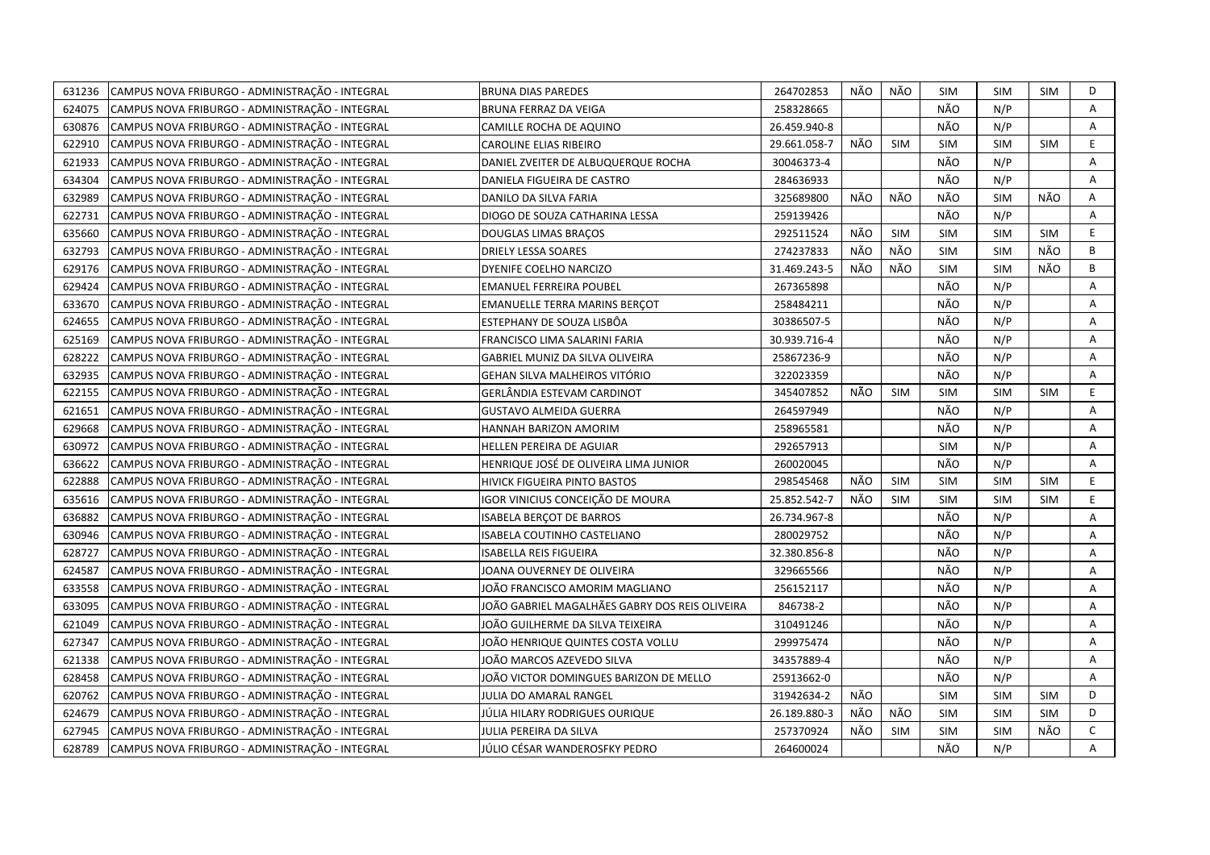| | | | | | | | | | |
|---|---|---|---|---|---|---|---|---|---|
| 631236 | CAMPUS NOVA FRIBURGO - ADMINISTRAÇÃO - INTEGRAL | BRUNA DIAS PAREDES | 264702853 | NÃO | NÃO | SIM | SIM | SIM | D |
| 624075 | CAMPUS NOVA FRIBURGO - ADMINISTRAÇÃO - INTEGRAL | BRUNA FERRAZ DA VEIGA | 258328665 | | | NÃO | N/P | | A |
| 630876 | CAMPUS NOVA FRIBURGO - ADMINISTRAÇÃO - INTEGRAL | CAMILLE ROCHA DE AQUINO | 26.459.940-8 | | | NÃO | N/P | | A |
| 622910 | CAMPUS NOVA FRIBURGO - ADMINISTRAÇÃO - INTEGRAL | CAROLINE ELIAS RIBEIRO | 29.661.058-7 | NÃO | SIM | SIM | SIM | SIM | E |
| 621933 | CAMPUS NOVA FRIBURGO - ADMINISTRAÇÃO - INTEGRAL | DANIEL ZVEITER DE ALBUQUERQUE ROCHA | 30046373-4 | | | NÃO | N/P | | A |
| 634304 | CAMPUS NOVA FRIBURGO - ADMINISTRAÇÃO - INTEGRAL | DANIELA FIGUEIRA DE CASTRO | 284636933 | | | NÃO | N/P | | A |
| 632989 | CAMPUS NOVA FRIBURGO - ADMINISTRAÇÃO - INTEGRAL | DANILO DA SILVA FARIA | 325689800 | NÃO | NÃO | NÃO | SIM | NÃO | A |
| 622731 | CAMPUS NOVA FRIBURGO - ADMINISTRAÇÃO - INTEGRAL | DIOGO DE SOUZA CATHARINA LESSA | 259139426 | | | NÃO | N/P | | A |
| 635660 | CAMPUS NOVA FRIBURGO - ADMINISTRAÇÃO - INTEGRAL | DOUGLAS LIMAS BRAÇOS | 292511524 | NÃO | SIM | SIM | SIM | SIM | E |
| 632793 | CAMPUS NOVA FRIBURGO - ADMINISTRAÇÃO - INTEGRAL | DRIELY LESSA SOARES | 274237833 | NÃO | NÃO | SIM | SIM | NÃO | B |
| 629176 | CAMPUS NOVA FRIBURGO - ADMINISTRAÇÃO - INTEGRAL | DYENIFE COELHO NARCIZO | 31.469.243-5 | NÃO | NÃO | SIM | SIM | NÃO | B |
| 629424 | CAMPUS NOVA FRIBURGO - ADMINISTRAÇÃO - INTEGRAL | EMANUEL FERREIRA POUBEL | 267365898 | | | NÃO | N/P | | A |
| 633670 | CAMPUS NOVA FRIBURGO - ADMINISTRAÇÃO - INTEGRAL | EMANUELLE TERRA MARINS BERÇOT | 258484211 | | | NÃO | N/P | | A |
| 624655 | CAMPUS NOVA FRIBURGO - ADMINISTRAÇÃO - INTEGRAL | ESTEPHANY DE SOUZA LISBÔA | 30386507-5 | | | NÃO | N/P | | A |
| 625169 | CAMPUS NOVA FRIBURGO - ADMINISTRAÇÃO - INTEGRAL | FRANCISCO LIMA SALARINI FARIA | 30.939.716-4 | | | NÃO | N/P | | A |
| 628222 | CAMPUS NOVA FRIBURGO - ADMINISTRAÇÃO - INTEGRAL | GABRIEL MUNIZ DA SILVA OLIVEIRA | 25867236-9 | | | NÃO | N/P | | A |
| 632935 | CAMPUS NOVA FRIBURGO - ADMINISTRAÇÃO - INTEGRAL | GEHAN SILVA MALHEIROS VITÓRIO | 322023359 | | | NÃO | N/P | | A |
| 622155 | CAMPUS NOVA FRIBURGO - ADMINISTRAÇÃO - INTEGRAL | GERLÂNDIA ESTEVAM CARDINOT | 345407852 | NÃO | SIM | SIM | SIM | SIM | E |
| 621651 | CAMPUS NOVA FRIBURGO - ADMINISTRAÇÃO - INTEGRAL | GUSTAVO ALMEIDA GUERRA | 264597949 | | | NÃO | N/P | | A |
| 629668 | CAMPUS NOVA FRIBURGO - ADMINISTRAÇÃO - INTEGRAL | HANNAH BARIZON AMORIM | 258965581 | | | NÃO | N/P | | A |
| 630972 | CAMPUS NOVA FRIBURGO - ADMINISTRAÇÃO - INTEGRAL | HELLEN PEREIRA DE AGUIAR | 292657913 | | | SIM | N/P | | A |
| 636622 | CAMPUS NOVA FRIBURGO - ADMINISTRAÇÃO - INTEGRAL | HENRIQUE JOSÉ DE OLIVEIRA LIMA JUNIOR | 260020045 | | | NÃO | N/P | | A |
| 622888 | CAMPUS NOVA FRIBURGO - ADMINISTRAÇÃO - INTEGRAL | HIVICK FIGUEIRA PINTO BASTOS | 298545468 | NÃO | SIM | SIM | SIM | SIM | E |
| 635616 | CAMPUS NOVA FRIBURGO - ADMINISTRAÇÃO - INTEGRAL | IGOR VINICIUS CONCEIÇÃO DE MOURA | 25.852.542-7 | NÃO | SIM | SIM | SIM | SIM | E |
| 636882 | CAMPUS NOVA FRIBURGO - ADMINISTRAÇÃO - INTEGRAL | ISABELA BERÇOT DE BARROS | 26.734.967-8 | | | NÃO | N/P | | A |
| 630946 | CAMPUS NOVA FRIBURGO - ADMINISTRAÇÃO - INTEGRAL | ISABELA COUTINHO CASTELIANO | 280029752 | | | NÃO | N/P | | A |
| 628727 | CAMPUS NOVA FRIBURGO - ADMINISTRAÇÃO - INTEGRAL | ISABELLA REIS FIGUEIRA | 32.380.856-8 | | | NÃO | N/P | | A |
| 624587 | CAMPUS NOVA FRIBURGO - ADMINISTRAÇÃO - INTEGRAL | JOANA OUVERNEY DE OLIVEIRA | 329665566 | | | NÃO | N/P | | A |
| 633558 | CAMPUS NOVA FRIBURGO - ADMINISTRAÇÃO - INTEGRAL | JOÃO FRANCISCO AMORIM MAGLIANO | 256152117 | | | NÃO | N/P | | A |
| 633095 | CAMPUS NOVA FRIBURGO - ADMINISTRAÇÃO - INTEGRAL | JOÃO GABRIEL MAGALHÃES GABRY DOS REIS OLIVEIRA | 846738-2 | | | NÃO | N/P | | A |
| 621049 | CAMPUS NOVA FRIBURGO - ADMINISTRAÇÃO - INTEGRAL | JOÃO GUILHERME DA SILVA TEIXEIRA | 310491246 | | | NÃO | N/P | | A |
| 627347 | CAMPUS NOVA FRIBURGO - ADMINISTRAÇÃO - INTEGRAL | JOÃO HENRIQUE QUINTES COSTA VOLLU | 299975474 | | | NÃO | N/P | | A |
| 621338 | CAMPUS NOVA FRIBURGO - ADMINISTRAÇÃO - INTEGRAL | JOÃO MARCOS AZEVEDO SILVA | 34357889-4 | | | NÃO | N/P | | A |
| 628458 | CAMPUS NOVA FRIBURGO - ADMINISTRAÇÃO - INTEGRAL | JOÃO VICTOR DOMINGUES BARIZON DE MELLO | 25913662-0 | | | NÃO | N/P | | A |
| 620762 | CAMPUS NOVA FRIBURGO - ADMINISTRAÇÃO - INTEGRAL | JULIA DO AMARAL RANGEL | 31942634-2 | NÃO | | SIM | SIM | SIM | D |
| 624679 | CAMPUS NOVA FRIBURGO - ADMINISTRAÇÃO - INTEGRAL | JÚLIA HILARY RODRIGUES OURIQUE | 26.189.880-3 | NÃO | NÃO | SIM | SIM | SIM | D |
| 627945 | CAMPUS NOVA FRIBURGO - ADMINISTRAÇÃO - INTEGRAL | JULIA PEREIRA DA SILVA | 257370924 | NÃO | SIM | SIM | SIM | NÃO | C |
| 628789 | CAMPUS NOVA FRIBURGO - ADMINISTRAÇÃO - INTEGRAL | JÚLIO CÉSAR WANDEROSFKY PEDRO | 264600024 | | | NÃO | N/P | | A |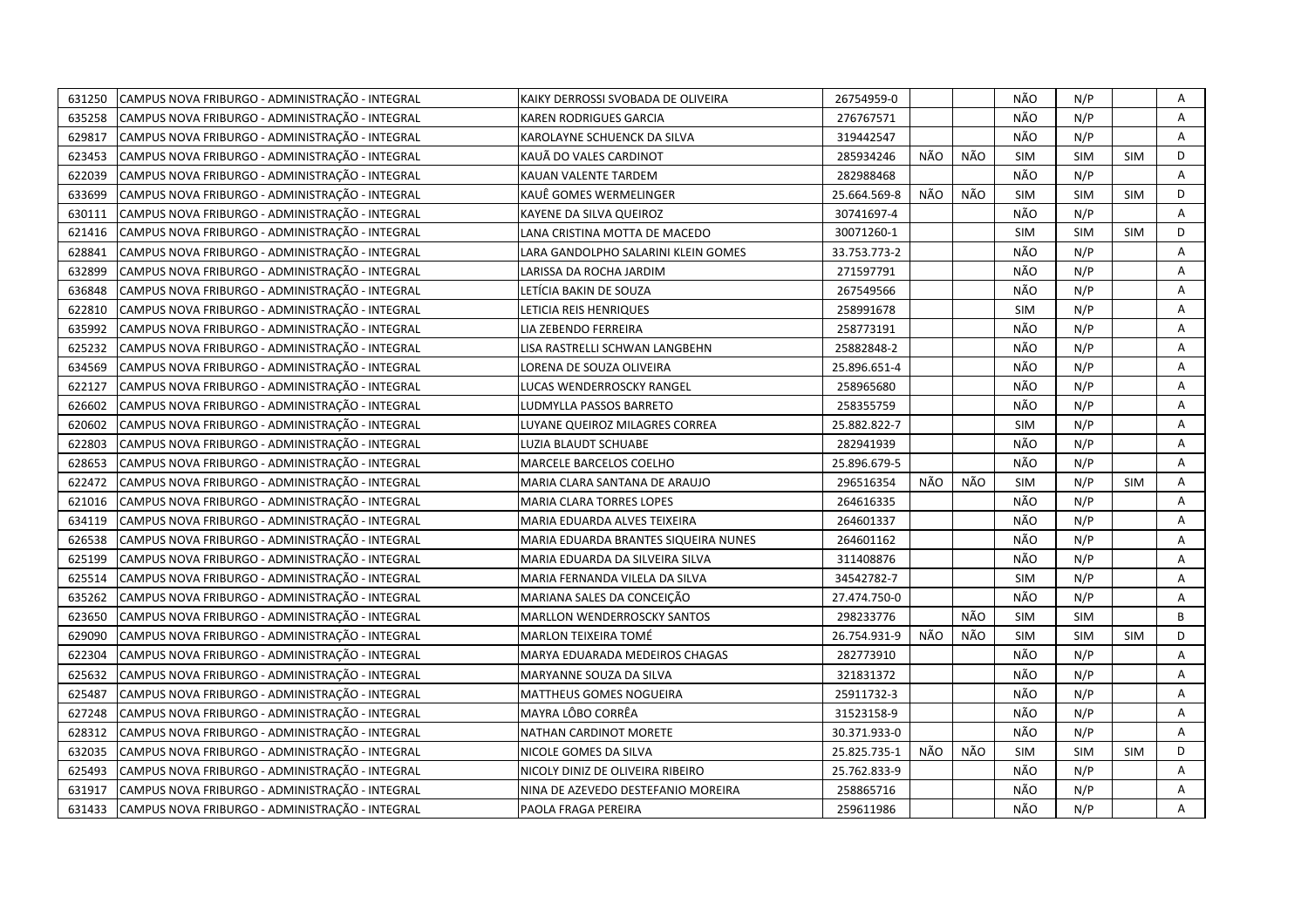| | | | | | | | | | |
|---|---|---|---|---|---|---|---|---|---|
| 631250 | CAMPUS NOVA FRIBURGO - ADMINISTRAÇÃO - INTEGRAL | KAIKY DERROSSI SVOBADA DE OLIVEIRA | 26754959-0 | | | NÃO | N/P | | A |
| 635258 | CAMPUS NOVA FRIBURGO - ADMINISTRAÇÃO - INTEGRAL | KAREN RODRIGUES GARCIA | 276767571 | | | NÃO | N/P | | A |
| 629817 | CAMPUS NOVA FRIBURGO - ADMINISTRAÇÃO - INTEGRAL | KAROLAYNE SCHUENCK DA SILVA | 319442547 | | | NÃO | N/P | | A |
| 623453 | CAMPUS NOVA FRIBURGO - ADMINISTRAÇÃO - INTEGRAL | KAUÃ DO VALES CARDINOT | 285934246 | NÃO | NÃO | SIM | SIM | SIM | D |
| 622039 | CAMPUS NOVA FRIBURGO - ADMINISTRAÇÃO - INTEGRAL | KAUAN VALENTE TARDEM | 282988468 | | | NÃO | N/P | | A |
| 633699 | CAMPUS NOVA FRIBURGO - ADMINISTRAÇÃO - INTEGRAL | KAUÊ GOMES WERMELINGER | 25.664.569-8 | NÃO | NÃO | SIM | SIM | SIM | D |
| 630111 | CAMPUS NOVA FRIBURGO - ADMINISTRAÇÃO - INTEGRAL | KAYENE DA SILVA QUEIROZ | 30741697-4 | | | NÃO | N/P | | A |
| 621416 | CAMPUS NOVA FRIBURGO - ADMINISTRAÇÃO - INTEGRAL | LANA CRISTINA MOTTA DE MACEDO | 30071260-1 | | | SIM | SIM | SIM | D |
| 628841 | CAMPUS NOVA FRIBURGO - ADMINISTRAÇÃO - INTEGRAL | LARA GANDOLPHO SALARINI KLEIN GOMES | 33.753.773-2 | | | NÃO | N/P | | A |
| 632899 | CAMPUS NOVA FRIBURGO - ADMINISTRAÇÃO - INTEGRAL | LARISSA DA ROCHA JARDIM | 271597791 | | | NÃO | N/P | | A |
| 636848 | CAMPUS NOVA FRIBURGO - ADMINISTRAÇÃO - INTEGRAL | LETÍCIA BAKIN DE SOUZA | 267549566 | | | NÃO | N/P | | A |
| 622810 | CAMPUS NOVA FRIBURGO - ADMINISTRAÇÃO - INTEGRAL | LETICIA REIS HENRIQUES | 258991678 | | | SIM | N/P | | A |
| 635992 | CAMPUS NOVA FRIBURGO - ADMINISTRAÇÃO - INTEGRAL | LIA ZEBENDO FERREIRA | 258773191 | | | NÃO | N/P | | A |
| 625232 | CAMPUS NOVA FRIBURGO - ADMINISTRAÇÃO - INTEGRAL | LISA RASTRELLI SCHWAN LANGBEHN | 25882848-2 | | | NÃO | N/P | | A |
| 634569 | CAMPUS NOVA FRIBURGO - ADMINISTRAÇÃO - INTEGRAL | LORENA DE SOUZA OLIVEIRA | 25.896.651-4 | | | NÃO | N/P | | A |
| 622127 | CAMPUS NOVA FRIBURGO - ADMINISTRAÇÃO - INTEGRAL | LUCAS WENDERROSCKY RANGEL | 258965680 | | | NÃO | N/P | | A |
| 626602 | CAMPUS NOVA FRIBURGO - ADMINISTRAÇÃO - INTEGRAL | LUDMYLLA PASSOS BARRETO | 258355759 | | | NÃO | N/P | | A |
| 620602 | CAMPUS NOVA FRIBURGO - ADMINISTRAÇÃO - INTEGRAL | LUYANE QUEIROZ MILAGRES CORREA | 25.882.822-7 | | | SIM | N/P | | A |
| 622803 | CAMPUS NOVA FRIBURGO - ADMINISTRAÇÃO - INTEGRAL | LUZIA BLAUDT SCHUABE | 282941939 | | | NÃO | N/P | | A |
| 628653 | CAMPUS NOVA FRIBURGO - ADMINISTRAÇÃO - INTEGRAL | MARCELE BARCELOS COELHO | 25.896.679-5 | | | NÃO | N/P | | A |
| 622472 | CAMPUS NOVA FRIBURGO - ADMINISTRAÇÃO - INTEGRAL | MARIA CLARA SANTANA DE ARAUJO | 296516354 | NÃO | NÃO | SIM | N/P | SIM | A |
| 621016 | CAMPUS NOVA FRIBURGO - ADMINISTRAÇÃO - INTEGRAL | MARIA CLARA TORRES LOPES | 264616335 | | | NÃO | N/P | | A |
| 634119 | CAMPUS NOVA FRIBURGO - ADMINISTRAÇÃO - INTEGRAL | MARIA EDUARDA ALVES TEIXEIRA | 264601337 | | | NÃO | N/P | | A |
| 626538 | CAMPUS NOVA FRIBURGO - ADMINISTRAÇÃO - INTEGRAL | MARIA EDUARDA BRANTES SIQUEIRA NUNES | 264601162 | | | NÃO | N/P | | A |
| 625199 | CAMPUS NOVA FRIBURGO - ADMINISTRAÇÃO - INTEGRAL | MARIA EDUARDA DA SILVEIRA SILVA | 311408876 | | | NÃO | N/P | | A |
| 625514 | CAMPUS NOVA FRIBURGO - ADMINISTRAÇÃO - INTEGRAL | MARIA FERNANDA VILELA DA SILVA | 34542782-7 | | | SIM | N/P | | A |
| 635262 | CAMPUS NOVA FRIBURGO - ADMINISTRAÇÃO - INTEGRAL | MARIANA SALES DA CONCEIÇÃO | 27.474.750-0 | | | NÃO | N/P | | A |
| 623650 | CAMPUS NOVA FRIBURGO - ADMINISTRAÇÃO - INTEGRAL | MARLLON WENDERROSCKY SANTOS | 298233776 | | NÃO | SIM | SIM | | B |
| 629090 | CAMPUS NOVA FRIBURGO - ADMINISTRAÇÃO - INTEGRAL | MARLON TEIXEIRA TOMÉ | 26.754.931-9 | NÃO | NÃO | SIM | SIM | SIM | D |
| 622304 | CAMPUS NOVA FRIBURGO - ADMINISTRAÇÃO - INTEGRAL | MARYA EDUARADA MEDEIROS CHAGAS | 282773910 | | | NÃO | N/P | | A |
| 625632 | CAMPUS NOVA FRIBURGO - ADMINISTRAÇÃO - INTEGRAL | MARYANNE SOUZA DA SILVA | 321831372 | | | NÃO | N/P | | A |
| 625487 | CAMPUS NOVA FRIBURGO - ADMINISTRAÇÃO - INTEGRAL | MATTHEUS GOMES NOGUEIRA | 25911732-3 | | | NÃO | N/P | | A |
| 627248 | CAMPUS NOVA FRIBURGO - ADMINISTRAÇÃO - INTEGRAL | MAYRA LÔBO CORRÊA | 31523158-9 | | | NÃO | N/P | | A |
| 628312 | CAMPUS NOVA FRIBURGO - ADMINISTRAÇÃO - INTEGRAL | NATHAN CARDINOT MORETE | 30.371.933-0 | | | NÃO | N/P | | A |
| 632035 | CAMPUS NOVA FRIBURGO - ADMINISTRAÇÃO - INTEGRAL | NICOLE GOMES DA SILVA | 25.825.735-1 | NÃO | NÃO | SIM | SIM | SIM | D |
| 625493 | CAMPUS NOVA FRIBURGO - ADMINISTRAÇÃO - INTEGRAL | NICOLY DINIZ DE OLIVEIRA RIBEIRO | 25.762.833-9 | | | NÃO | N/P | | A |
| 631917 | CAMPUS NOVA FRIBURGO - ADMINISTRAÇÃO - INTEGRAL | NINA DE AZEVEDO DESTEFANIO MOREIRA | 258865716 | | | NÃO | N/P | | A |
| 631433 | CAMPUS NOVA FRIBURGO - ADMINISTRAÇÃO - INTEGRAL | PAOLA FRAGA PEREIRA | 259611986 | | | NÃO | N/P | | A |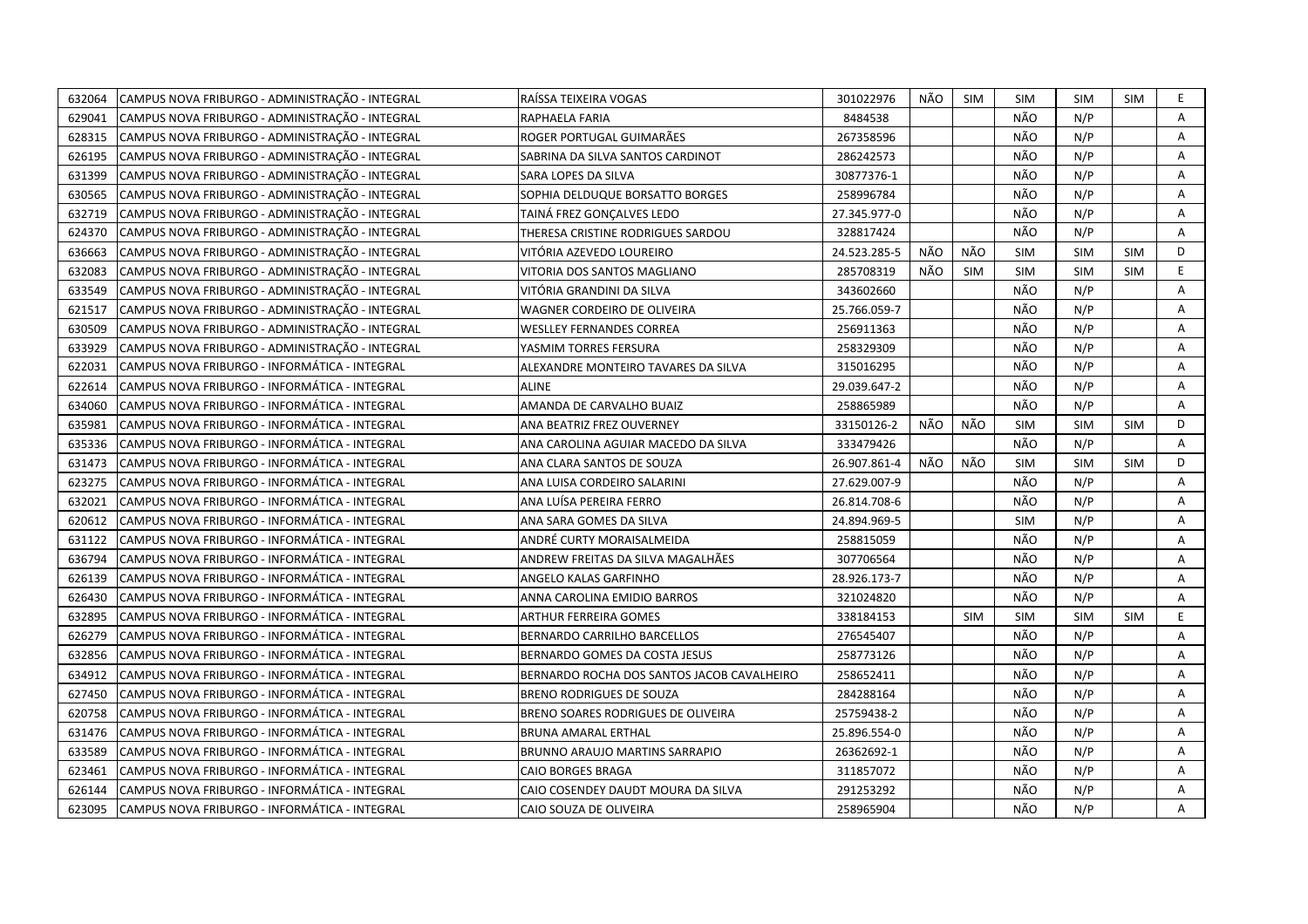| | | | | | | | | | |
|---|---|---|---|---|---|---|---|---|---|
| 632064 | CAMPUS NOVA FRIBURGO - ADMINISTRAÇÃO - INTEGRAL | RAÍSSA TEIXEIRA VOGAS | 301022976 | NÃO | SIM | SIM | SIM | SIM | E |
| 629041 | CAMPUS NOVA FRIBURGO - ADMINISTRAÇÃO - INTEGRAL | RAPHAELA FARIA | 8484538 | | | NÃO | N/P | | A |
| 628315 | CAMPUS NOVA FRIBURGO - ADMINISTRAÇÃO - INTEGRAL | ROGER PORTUGAL GUIMARÃES | 267358596 | | | NÃO | N/P | | A |
| 626195 | CAMPUS NOVA FRIBURGO - ADMINISTRAÇÃO - INTEGRAL | SABRINA DA SILVA SANTOS CARDINOT | 286242573 | | | NÃO | N/P | | A |
| 631399 | CAMPUS NOVA FRIBURGO - ADMINISTRAÇÃO - INTEGRAL | SARA LOPES DA SILVA | 30877376-1 | | | NÃO | N/P | | A |
| 630565 | CAMPUS NOVA FRIBURGO - ADMINISTRAÇÃO - INTEGRAL | SOPHIA DELDUQUE BORSATTO BORGES | 258996784 | | | NÃO | N/P | | A |
| 632719 | CAMPUS NOVA FRIBURGO - ADMINISTRAÇÃO - INTEGRAL | TAINÁ FREZ GONÇALVES LEDO | 27.345.977-0 | | | NÃO | N/P | | A |
| 624370 | CAMPUS NOVA FRIBURGO - ADMINISTRAÇÃO - INTEGRAL | THERESA CRISTINE RODRIGUES SARDOU | 328817424 | | | NÃO | N/P | | A |
| 636663 | CAMPUS NOVA FRIBURGO - ADMINISTRAÇÃO - INTEGRAL | VITÓRIA AZEVEDO LOUREIRO | 24.523.285-5 | NÃO | NÃO | SIM | SIM | SIM | D |
| 632083 | CAMPUS NOVA FRIBURGO - ADMINISTRAÇÃO - INTEGRAL | VITORIA DOS SANTOS MAGLIANO | 285708319 | NÃO | SIM | SIM | SIM | SIM | E |
| 633549 | CAMPUS NOVA FRIBURGO - ADMINISTRAÇÃO - INTEGRAL | VITÓRIA GRANDINI DA SILVA | 343602660 | | | NÃO | N/P | | A |
| 621517 | CAMPUS NOVA FRIBURGO - ADMINISTRAÇÃO - INTEGRAL | WAGNER CORDEIRO DE OLIVEIRA | 25.766.059-7 | | | NÃO | N/P | | A |
| 630509 | CAMPUS NOVA FRIBURGO - ADMINISTRAÇÃO - INTEGRAL | WESLLEY FERNANDES CORREA | 256911363 | | | NÃO | N/P | | A |
| 633929 | CAMPUS NOVA FRIBURGO - ADMINISTRAÇÃO - INTEGRAL | YASMIM TORRES FERSURA | 258329309 | | | NÃO | N/P | | A |
| 622031 | CAMPUS NOVA FRIBURGO - INFORMÁTICA - INTEGRAL | ALEXANDRE MONTEIRO TAVARES DA SILVA | 315016295 | | | NÃO | N/P | | A |
| 622614 | CAMPUS NOVA FRIBURGO - INFORMÁTICA - INTEGRAL | ALINE | 29.039.647-2 | | | NÃO | N/P | | A |
| 634060 | CAMPUS NOVA FRIBURGO - INFORMÁTICA - INTEGRAL | AMANDA DE CARVALHO BUAIZ | 258865989 | | | NÃO | N/P | | A |
| 635981 | CAMPUS NOVA FRIBURGO - INFORMÁTICA - INTEGRAL | ANA BEATRIZ FREZ OUVERNEY | 33150126-2 | NÃO | NÃO | SIM | SIM | SIM | D |
| 635336 | CAMPUS NOVA FRIBURGO - INFORMÁTICA - INTEGRAL | ANA CAROLINA AGUIAR MACEDO DA SILVA | 333479426 | | | NÃO | N/P | | A |
| 631473 | CAMPUS NOVA FRIBURGO - INFORMÁTICA - INTEGRAL | ANA CLARA SANTOS DE SOUZA | 26.907.861-4 | NÃO | NÃO | SIM | SIM | SIM | D |
| 623275 | CAMPUS NOVA FRIBURGO - INFORMÁTICA - INTEGRAL | ANA LUISA CORDEIRO SALARINI | 27.629.007-9 | | | NÃO | N/P | | A |
| 632021 | CAMPUS NOVA FRIBURGO - INFORMÁTICA - INTEGRAL | ANA LUÍSA PEREIRA FERRO | 26.814.708-6 | | | NÃO | N/P | | A |
| 620612 | CAMPUS NOVA FRIBURGO - INFORMÁTICA - INTEGRAL | ANA SARA GOMES DA SILVA | 24.894.969-5 | | | SIM | N/P | | A |
| 631122 | CAMPUS NOVA FRIBURGO - INFORMÁTICA - INTEGRAL | ANDRÉ CURTY MORAISALMEIDA | 258815059 | | | NÃO | N/P | | A |
| 636794 | CAMPUS NOVA FRIBURGO - INFORMÁTICA - INTEGRAL | ANDREW FREITAS DA SILVA MAGALHÃES | 307706564 | | | NÃO | N/P | | A |
| 626139 | CAMPUS NOVA FRIBURGO - INFORMÁTICA - INTEGRAL | ANGELO KALAS GARFINHO | 28.926.173-7 | | | NÃO | N/P | | A |
| 626430 | CAMPUS NOVA FRIBURGO - INFORMÁTICA - INTEGRAL | ANNA CAROLINA EMIDIO BARROS | 321024820 | | | NÃO | N/P | | A |
| 632895 | CAMPUS NOVA FRIBURGO - INFORMÁTICA - INTEGRAL | ARTHUR FERREIRA GOMES | 338184153 | | SIM | SIM | SIM | SIM | E |
| 626279 | CAMPUS NOVA FRIBURGO - INFORMÁTICA - INTEGRAL | BERNARDO CARRILHO BARCELLOS | 276545407 | | | NÃO | N/P | | A |
| 632856 | CAMPUS NOVA FRIBURGO - INFORMÁTICA - INTEGRAL | BERNARDO GOMES DA COSTA JESUS | 258773126 | | | NÃO | N/P | | A |
| 634912 | CAMPUS NOVA FRIBURGO - INFORMÁTICA - INTEGRAL | BERNARDO ROCHA DOS SANTOS JACOB CAVALHEIRO | 258652411 | | | NÃO | N/P | | A |
| 627450 | CAMPUS NOVA FRIBURGO - INFORMÁTICA - INTEGRAL | BRENO RODRIGUES DE SOUZA | 284288164 | | | NÃO | N/P | | A |
| 620758 | CAMPUS NOVA FRIBURGO - INFORMÁTICA - INTEGRAL | BRENO SOARES RODRIGUES DE OLIVEIRA | 25759438-2 | | | NÃO | N/P | | A |
| 631476 | CAMPUS NOVA FRIBURGO - INFORMÁTICA - INTEGRAL | BRUNA AMARAL ERTHAL | 25.896.554-0 | | | NÃO | N/P | | A |
| 633589 | CAMPUS NOVA FRIBURGO - INFORMÁTICA - INTEGRAL | BRUNNO ARAUJO MARTINS SARRAPIO | 26362692-1 | | | NÃO | N/P | | A |
| 623461 | CAMPUS NOVA FRIBURGO - INFORMÁTICA - INTEGRAL | CAIO BORGES BRAGA | 311857072 | | | NÃO | N/P | | A |
| 626144 | CAMPUS NOVA FRIBURGO - INFORMÁTICA - INTEGRAL | CAIO COSENDEY DAUDT MOURA DA SILVA | 291253292 | | | NÃO | N/P | | A |
| 623095 | CAMPUS NOVA FRIBURGO - INFORMÁTICA - INTEGRAL | CAIO SOUZA DE OLIVEIRA | 258965904 | | | NÃO | N/P | | A |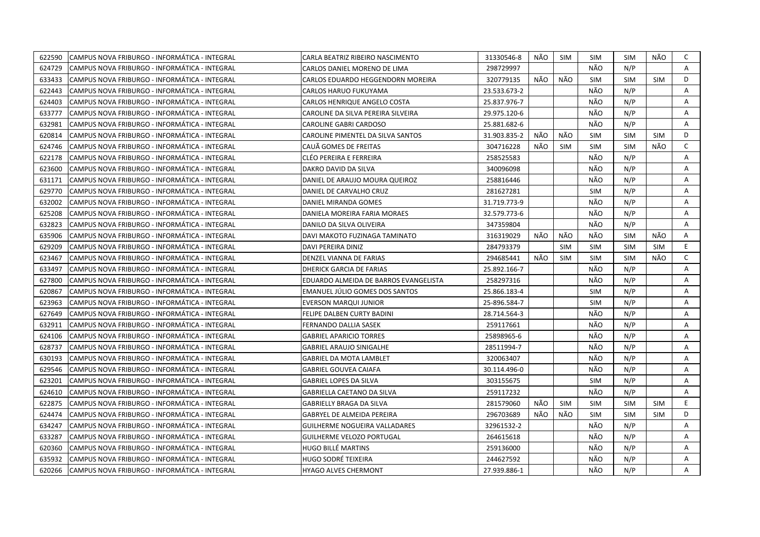| | | | | | | | | | |
|---|---|---|---|---|---|---|---|---|---|
| 622590 | CAMPUS NOVA FRIBURGO - INFORMÁTICA - INTEGRAL | CARLA BEATRIZ RIBEIRO NASCIMENTO | 31330546-8 | NÃO | SIM | SIM | SIM | NÃO | C |
| 624729 | CAMPUS NOVA FRIBURGO - INFORMÁTICA - INTEGRAL | CARLOS DANIEL MORENO DE LIMA | 298729997 | | | NÃO | N/P | | A |
| 633433 | CAMPUS NOVA FRIBURGO - INFORMÁTICA - INTEGRAL | CARLOS EDUARDO HEGGENDORN MOREIRA | 320779135 | NÃO | NÃO | SIM | SIM | SIM | D |
| 622443 | CAMPUS NOVA FRIBURGO - INFORMÁTICA - INTEGRAL | CARLOS HARUO FUKUYAMA | 23.533.673-2 | | | NÃO | N/P | | A |
| 624403 | CAMPUS NOVA FRIBURGO - INFORMÁTICA - INTEGRAL | CARLOS HENRIQUE ANGELO COSTA | 25.837.976-7 | | | NÃO | N/P | | A |
| 633777 | CAMPUS NOVA FRIBURGO - INFORMÁTICA - INTEGRAL | CAROLINE DA SILVA PEREIRA SILVEIRA | 29.975.120-6 | | | NÃO | N/P | | A |
| 632981 | CAMPUS NOVA FRIBURGO - INFORMÁTICA - INTEGRAL | CAROLINE GABRI CARDOSO | 25.881.682-6 | | | NÃO | N/P | | A |
| 620814 | CAMPUS NOVA FRIBURGO - INFORMÁTICA - INTEGRAL | CAROLINE PIMENTEL DA SILVA SANTOS | 31.903.835-2 | NÃO | NÃO | SIM | SIM | SIM | D |
| 624746 | CAMPUS NOVA FRIBURGO - INFORMÁTICA - INTEGRAL | CAUÃ GOMES DE FREITAS | 304716228 | NÃO | SIM | SIM | SIM | NÃO | C |
| 622178 | CAMPUS NOVA FRIBURGO - INFORMÁTICA - INTEGRAL | CLÉO PEREIRA E FERREIRA | 258525583 | | | NÃO | N/P | | A |
| 623600 | CAMPUS NOVA FRIBURGO - INFORMÁTICA - INTEGRAL | DAKRO DAVID DA SILVA | 340096098 | | | NÃO | N/P | | A |
| 631171 | CAMPUS NOVA FRIBURGO - INFORMÁTICA - INTEGRAL | DANIEL DE ARAUJO MOURA QUEIROZ | 258816446 | | | NÃO | N/P | | A |
| 629770 | CAMPUS NOVA FRIBURGO - INFORMÁTICA - INTEGRAL | DANIEL DE CARVALHO CRUZ | 281627281 | | | SIM | N/P | | A |
| 632002 | CAMPUS NOVA FRIBURGO - INFORMÁTICA - INTEGRAL | DANIEL MIRANDA GOMES | 31.719.773-9 | | | NÃO | N/P | | A |
| 625208 | CAMPUS NOVA FRIBURGO - INFORMÁTICA - INTEGRAL | DANIELA MOREIRA FARIA MORAES | 32.579.773-6 | | | NÃO | N/P | | A |
| 632823 | CAMPUS NOVA FRIBURGO - INFORMÁTICA - INTEGRAL | DANILO DA SILVA OLIVEIRA | 347359804 | | | NÃO | N/P | | A |
| 635906 | CAMPUS NOVA FRIBURGO - INFORMÁTICA - INTEGRAL | DAVI MAKOTO FUZINAGA TAMINATO | 316319029 | NÃO | NÃO | NÃO | SIM | NÃO | A |
| 629209 | CAMPUS NOVA FRIBURGO - INFORMÁTICA - INTEGRAL | DAVI PEREIRA DINIZ | 284793379 | | SIM | SIM | SIM | SIM | E |
| 623467 | CAMPUS NOVA FRIBURGO - INFORMÁTICA - INTEGRAL | DENZEL VIANNA DE FARIAS | 294685441 | NÃO | SIM | SIM | SIM | NÃO | C |
| 633497 | CAMPUS NOVA FRIBURGO - INFORMÁTICA - INTEGRAL | DHERICK GARCIA DE FARIAS | 25.892.166-7 | | | NÃO | N/P | | A |
| 627800 | CAMPUS NOVA FRIBURGO - INFORMÁTICA - INTEGRAL | EDUARDO ALMEIDA DE BARROS EVANGELISTA | 258297316 | | | NÃO | N/P | | A |
| 620867 | CAMPUS NOVA FRIBURGO - INFORMÁTICA - INTEGRAL | EMANUEL JÚLIO GOMES DOS SANTOS | 25.866.183-4 | | | SIM | N/P | | A |
| 623963 | CAMPUS NOVA FRIBURGO - INFORMÁTICA - INTEGRAL | EVERSON MARQUI JUNIOR | 25-896.584-7 | | | SIM | N/P | | A |
| 627649 | CAMPUS NOVA FRIBURGO - INFORMÁTICA - INTEGRAL | FELIPE DALBEN CURTY BADINI | 28.714.564-3 | | | NÃO | N/P | | A |
| 632911 | CAMPUS NOVA FRIBURGO - INFORMÁTICA - INTEGRAL | FERNANDO DALLIA SASEK | 259117661 | | | NÃO | N/P | | A |
| 624106 | CAMPUS NOVA FRIBURGO - INFORMÁTICA - INTEGRAL | GABRIEL APARICIO TORRES | 25898965-6 | | | NÃO | N/P | | A |
| 628737 | CAMPUS NOVA FRIBURGO - INFORMÁTICA - INTEGRAL | GABRIEL ARAUJO SINIGALHE | 28511994-7 | | | NÃO | N/P | | A |
| 630193 | CAMPUS NOVA FRIBURGO - INFORMÁTICA - INTEGRAL | GABRIEL DA MOTA LAMBLET | 320063407 | | | NÃO | N/P | | A |
| 629546 | CAMPUS NOVA FRIBURGO - INFORMÁTICA - INTEGRAL | GABRIEL GOUVEA CAIAFA | 30.114.496-0 | | | NÃO | N/P | | A |
| 623201 | CAMPUS NOVA FRIBURGO - INFORMÁTICA - INTEGRAL | GABRIEL LOPES DA SILVA | 303155675 | | | SIM | N/P | | A |
| 624610 | CAMPUS NOVA FRIBURGO - INFORMÁTICA - INTEGRAL | GABRIELLA CAETANO DA SILVA | 259117232 | | | NÃO | N/P | | A |
| 622875 | CAMPUS NOVA FRIBURGO - INFORMÁTICA - INTEGRAL | GABRIELLY BRAGA DA SILVA | 281579060 | NÃO | SIM | SIM | SIM | SIM | E |
| 624474 | CAMPUS NOVA FRIBURGO - INFORMÁTICA - INTEGRAL | GABRYEL DE ALMEIDA PEREIRA | 296703689 | NÃO | NÃO | SIM | SIM | SIM | D |
| 634247 | CAMPUS NOVA FRIBURGO - INFORMÁTICA - INTEGRAL | GUILHERME NOGUEIRA VALLADARES | 32961532-2 | | | NÃO | N/P | | A |
| 633287 | CAMPUS NOVA FRIBURGO - INFORMÁTICA - INTEGRAL | GUILHERME VELOZO PORTUGAL | 264615618 | | | NÃO | N/P | | A |
| 620360 | CAMPUS NOVA FRIBURGO - INFORMÁTICA - INTEGRAL | HUGO BILLÉ MARTINS | 259136000 | | | NÃO | N/P | | A |
| 635932 | CAMPUS NOVA FRIBURGO - INFORMÁTICA - INTEGRAL | HUGO SODRÉ TEIXEIRA | 244627592 | | | NÃO | N/P | | A |
| 620266 | CAMPUS NOVA FRIBURGO - INFORMÁTICA - INTEGRAL | HYAGO ALVES CHERMONT | 27.939.886-1 | | | NÃO | N/P | | A |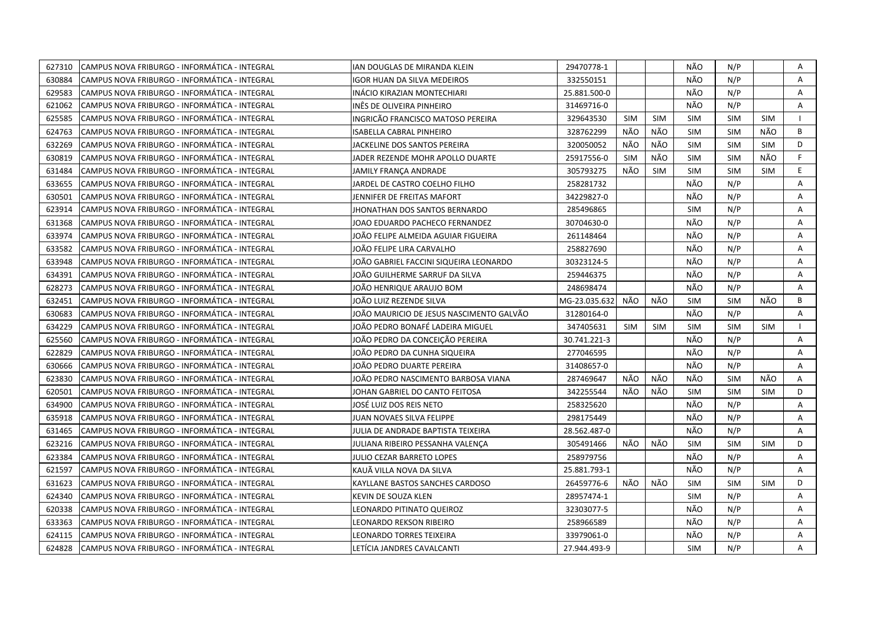| 627310 | CAMPUS NOVA FRIBURGO - INFORMÁTICA - INTEGRAL | IAN DOUGLAS DE MIRANDA KLEIN | 29470778-1 | | | NÃO | N/P | | A |
|---|---|---|---|---|---|---|---|---|---|
| 630884 | CAMPUS NOVA FRIBURGO - INFORMÁTICA - INTEGRAL | IGOR HUAN DA SILVA MEDEIROS | 332550151 | | | NÃO | N/P | | A |
| 629583 | CAMPUS NOVA FRIBURGO - INFORMÁTICA - INTEGRAL | INÁCIO KIRAZIAN MONTECHIARI | 25.881.500-0 | | | NÃO | N/P | | A |
| 621062 | CAMPUS NOVA FRIBURGO - INFORMÁTICA - INTEGRAL | INÊS DE OLIVEIRA PINHEIRO | 31469716-0 | | | NÃO | N/P | | A |
| 625585 | CAMPUS NOVA FRIBURGO - INFORMÁTICA - INTEGRAL | INGRICÃO FRANCISCO MATOSO PEREIRA | 329643530 | SIM | SIM | SIM | SIM | SIM | I |
| 624763 | CAMPUS NOVA FRIBURGO - INFORMÁTICA - INTEGRAL | ISABELLA CABRAL PINHEIRO | 328762299 | NÃO | NÃO | SIM | SIM | NÃO | B |
| 632269 | CAMPUS NOVA FRIBURGO - INFORMÁTICA - INTEGRAL | JACKELINE DOS SANTOS PEREIRA | 320050052 | NÃO | NÃO | SIM | SIM | SIM | D |
| 630819 | CAMPUS NOVA FRIBURGO - INFORMÁTICA - INTEGRAL | JADER REZENDE MOHR APOLLO DUARTE | 25917556-0 | SIM | NÃO | SIM | SIM | NÃO | F |
| 631484 | CAMPUS NOVA FRIBURGO - INFORMÁTICA - INTEGRAL | JAMILY FRANÇA ANDRADE | 305793275 | NÃO | SIM | SIM | SIM | SIM | E |
| 633655 | CAMPUS NOVA FRIBURGO - INFORMÁTICA - INTEGRAL | JARDEL DE CASTRO COELHO FILHO | 258281732 | | | NÃO | N/P | | A |
| 630501 | CAMPUS NOVA FRIBURGO - INFORMÁTICA - INTEGRAL | JENNIFER DE FREITAS MAFORT | 34229827-0 | | | NÃO | N/P | | A |
| 623914 | CAMPUS NOVA FRIBURGO - INFORMÁTICA - INTEGRAL | JHONATHAN DOS SANTOS BERNARDO | 285496865 | | | SIM | N/P | | A |
| 631368 | CAMPUS NOVA FRIBURGO - INFORMÁTICA - INTEGRAL | JOAO EDUARDO PACHECO FERNANDEZ | 30704630-0 | | | NÃO | N/P | | A |
| 633974 | CAMPUS NOVA FRIBURGO - INFORMÁTICA - INTEGRAL | JOÃO FELIPE ALMEIDA AGUIAR FIGUEIRA | 261148464 | | | NÃO | N/P | | A |
| 633582 | CAMPUS NOVA FRIBURGO - INFORMÁTICA - INTEGRAL | JOÃO FELIPE LIRA CARVALHO | 258827690 | | | NÃO | N/P | | A |
| 633948 | CAMPUS NOVA FRIBURGO - INFORMÁTICA - INTEGRAL | JOÃO GABRIEL FACCINI SIQUEIRA LEONARDO | 30323124-5 | | | NÃO | N/P | | A |
| 634391 | CAMPUS NOVA FRIBURGO - INFORMÁTICA - INTEGRAL | JOÃO GUILHERME SARRUF DA SILVA | 259446375 | | | NÃO | N/P | | A |
| 628273 | CAMPUS NOVA FRIBURGO - INFORMÁTICA - INTEGRAL | JOÃO HENRIQUE ARAUJO BOM | 248698474 | | | NÃO | N/P | | A |
| 632451 | CAMPUS NOVA FRIBURGO - INFORMÁTICA - INTEGRAL | JOÃO LUIZ REZENDE SILVA | MG-23.035.632 | NÃO | NÃO | SIM | SIM | NÃO | B |
| 630683 | CAMPUS NOVA FRIBURGO - INFORMÁTICA - INTEGRAL | JOÃO MAURICIO DE JESUS NASCIMENTO GALVÃO | 31280164-0 | | | NÃO | N/P | | A |
| 634229 | CAMPUS NOVA FRIBURGO - INFORMÁTICA - INTEGRAL | JOÃO PEDRO BONAFÉ LADEIRA MIGUEL | 347405631 | SIM | SIM | SIM | SIM | SIM | I |
| 625560 | CAMPUS NOVA FRIBURGO - INFORMÁTICA - INTEGRAL | JOÃO PEDRO DA CONCEIÇÃO PEREIRA | 30.741.221-3 | | | NÃO | N/P | | A |
| 622829 | CAMPUS NOVA FRIBURGO - INFORMÁTICA - INTEGRAL | JOÃO PEDRO DA CUNHA SIQUEIRA | 277046595 | | | NÃO | N/P | | A |
| 630666 | CAMPUS NOVA FRIBURGO - INFORMÁTICA - INTEGRAL | JOÃO PEDRO DUARTE PEREIRA | 31408657-0 | | | NÃO | N/P | | A |
| 623830 | CAMPUS NOVA FRIBURGO - INFORMÁTICA - INTEGRAL | JOÃO PEDRO NASCIMENTO BARBOSA VIANA | 287469647 | NÃO | NÃO | NÃO | SIM | NÃO | A |
| 620501 | CAMPUS NOVA FRIBURGO - INFORMÁTICA - INTEGRAL | JOHAN GABRIEL DO CANTO FEITOSA | 342255544 | NÃO | NÃO | SIM | SIM | SIM | D |
| 634900 | CAMPUS NOVA FRIBURGO - INFORMÁTICA - INTEGRAL | JOSÉ LUIZ DOS REIS NETO | 258325620 | | | NÃO | N/P | | A |
| 635918 | CAMPUS NOVA FRIBURGO - INFORMÁTICA - INTEGRAL | JUAN NOVAES SILVA FELIPPE | 298175449 | | | NÃO | N/P | | A |
| 631465 | CAMPUS NOVA FRIBURGO - INFORMÁTICA - INTEGRAL | JULIA DE ANDRADE BAPTISTA TEIXEIRA | 28.562.487-0 | | | NÃO | N/P | | A |
| 623216 | CAMPUS NOVA FRIBURGO - INFORMÁTICA - INTEGRAL | JULIANA RIBEIRO PESSANHA VALENÇA | 305491466 | NÃO | NÃO | SIM | SIM | SIM | D |
| 623384 | CAMPUS NOVA FRIBURGO - INFORMÁTICA - INTEGRAL | JULIO CEZAR BARRETO LOPES | 258979756 | | | NÃO | N/P | | A |
| 621597 | CAMPUS NOVA FRIBURGO - INFORMÁTICA - INTEGRAL | KAUÃ VILLA NOVA DA SILVA | 25.881.793-1 | | | NÃO | N/P | | A |
| 631623 | CAMPUS NOVA FRIBURGO - INFORMÁTICA - INTEGRAL | KAYLLANE BASTOS SANCHES CARDOSO | 26459776-6 | NÃO | NÃO | SIM | SIM | SIM | D |
| 624340 | CAMPUS NOVA FRIBURGO - INFORMÁTICA - INTEGRAL | KEVIN DE SOUZA KLEN | 28957474-1 | | | SIM | N/P | | A |
| 620338 | CAMPUS NOVA FRIBURGO - INFORMÁTICA - INTEGRAL | LEONARDO PITINATO QUEIROZ | 32303077-5 | | | NÃO | N/P | | A |
| 633363 | CAMPUS NOVA FRIBURGO - INFORMÁTICA - INTEGRAL | LEONARDO REKSON RIBEIRO | 258966589 | | | NÃO | N/P | | A |
| 624115 | CAMPUS NOVA FRIBURGO - INFORMÁTICA - INTEGRAL | LEONARDO TORRES TEIXEIRA | 33979061-0 | | | NÃO | N/P | | A |
| 624828 | CAMPUS NOVA FRIBURGO - INFORMÁTICA - INTEGRAL | LETÍCIA JANDRES CAVALCANTI | 27.944.493-9 | | | SIM | N/P | | A |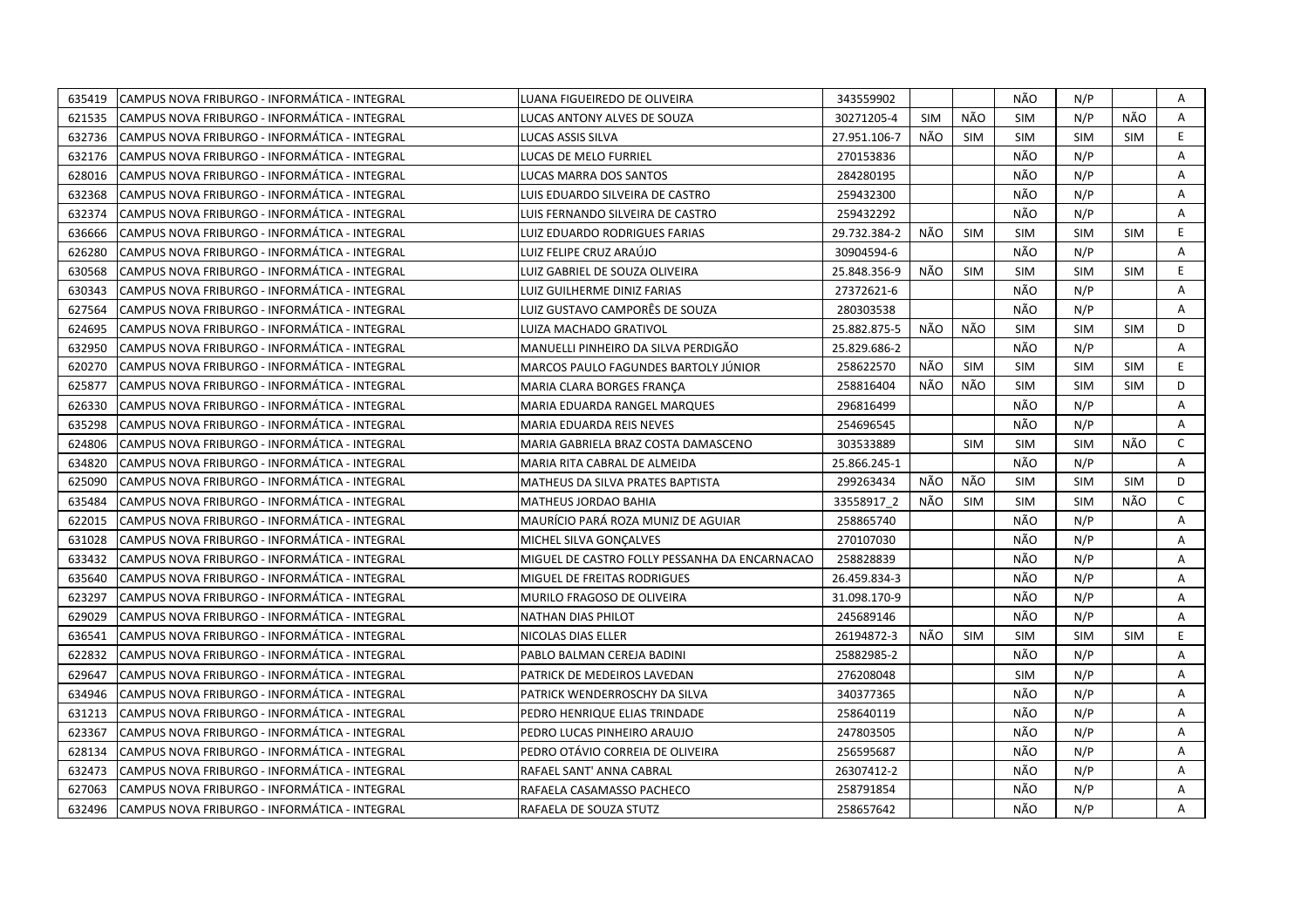| | | | | | | | | | |
|---|---|---|---|---|---|---|---|---|---|
| 635419 | CAMPUS NOVA FRIBURGO - INFORMÁTICA - INTEGRAL | LUANA FIGUEIREDO DE OLIVEIRA | 343559902 | | | NÃO | N/P | | A |
| 621535 | CAMPUS NOVA FRIBURGO - INFORMÁTICA - INTEGRAL | LUCAS ANTONY ALVES DE SOUZA | 30271205-4 | SIM | NÃO | SIM | N/P | NÃO | A |
| 632736 | CAMPUS NOVA FRIBURGO - INFORMÁTICA - INTEGRAL | LUCAS ASSIS SILVA | 27.951.106-7 | NÃO | SIM | SIM | SIM | SIM | E |
| 632176 | CAMPUS NOVA FRIBURGO - INFORMÁTICA - INTEGRAL | LUCAS DE MELO FURRIEL | 270153836 | | | NÃO | N/P | | A |
| 628016 | CAMPUS NOVA FRIBURGO - INFORMÁTICA - INTEGRAL | LUCAS MARRA DOS SANTOS | 284280195 | | | NÃO | N/P | | A |
| 632368 | CAMPUS NOVA FRIBURGO - INFORMÁTICA - INTEGRAL | LUIS EDUARDO SILVEIRA DE CASTRO | 259432300 | | | NÃO | N/P | | A |
| 632374 | CAMPUS NOVA FRIBURGO - INFORMÁTICA - INTEGRAL | LUIS FERNANDO SILVEIRA DE CASTRO | 259432292 | | | NÃO | N/P | | A |
| 636666 | CAMPUS NOVA FRIBURGO - INFORMÁTICA - INTEGRAL | LUIZ EDUARDO RODRIGUES FARIAS | 29.732.384-2 | NÃO | SIM | SIM | SIM | SIM | E |
| 626280 | CAMPUS NOVA FRIBURGO - INFORMÁTICA - INTEGRAL | LUIZ FELIPE CRUZ ARAÚJO | 30904594-6 | | | NÃO | N/P | | A |
| 630568 | CAMPUS NOVA FRIBURGO - INFORMÁTICA - INTEGRAL | LUIZ GABRIEL DE SOUZA OLIVEIRA | 25.848.356-9 | NÃO | SIM | SIM | SIM | SIM | E |
| 630343 | CAMPUS NOVA FRIBURGO - INFORMÁTICA - INTEGRAL | LUIZ GUILHERME DINIZ FARIAS | 27372621-6 | | | NÃO | N/P | | A |
| 627564 | CAMPUS NOVA FRIBURGO - INFORMÁTICA - INTEGRAL | LUIZ GUSTAVO CAMPORÊS DE SOUZA | 280303538 | | | NÃO | N/P | | A |
| 624695 | CAMPUS NOVA FRIBURGO - INFORMÁTICA - INTEGRAL | LUIZA MACHADO GRATIVOL | 25.882.875-5 | NÃO | NÃO | SIM | SIM | SIM | D |
| 632950 | CAMPUS NOVA FRIBURGO - INFORMÁTICA - INTEGRAL | MANUELLI PINHEIRO DA SILVA PERDIGÃO | 25.829.686-2 | | | NÃO | N/P | | A |
| 620270 | CAMPUS NOVA FRIBURGO - INFORMÁTICA - INTEGRAL | MARCOS PAULO FAGUNDES BARTOLY JÚNIOR | 258622570 | NÃO | SIM | SIM | SIM | SIM | E |
| 625877 | CAMPUS NOVA FRIBURGO - INFORMÁTICA - INTEGRAL | MARIA CLARA BORGES FRANÇA | 258816404 | NÃO | NÃO | SIM | SIM | SIM | D |
| 626330 | CAMPUS NOVA FRIBURGO - INFORMÁTICA - INTEGRAL | MARIA EDUARDA RANGEL MARQUES | 296816499 | | | NÃO | N/P | | A |
| 635298 | CAMPUS NOVA FRIBURGO - INFORMÁTICA - INTEGRAL | MARIA EDUARDA REIS NEVES | 254696545 | | | NÃO | N/P | | A |
| 624806 | CAMPUS NOVA FRIBURGO - INFORMÁTICA - INTEGRAL | MARIA GABRIELA BRAZ COSTA DAMASCENO | 303533889 | | SIM | SIM | SIM | NÃO | C |
| 634820 | CAMPUS NOVA FRIBURGO - INFORMÁTICA - INTEGRAL | MARIA RITA CABRAL DE ALMEIDA | 25.866.245-1 | | | NÃO | N/P | | A |
| 625090 | CAMPUS NOVA FRIBURGO - INFORMÁTICA - INTEGRAL | MATHEUS DA SILVA PRATES BAPTISTA | 299263434 | NÃO | NÃO | SIM | SIM | SIM | D |
| 635484 | CAMPUS NOVA FRIBURGO - INFORMÁTICA - INTEGRAL | MATHEUS JORDAO BAHIA | 33558917_2 | NÃO | SIM | SIM | SIM | NÃO | C |
| 622015 | CAMPUS NOVA FRIBURGO - INFORMÁTICA - INTEGRAL | MAURÍCIO PARÁ ROZA MUNIZ DE AGUIAR | 258865740 | | | NÃO | N/P | | A |
| 631028 | CAMPUS NOVA FRIBURGO - INFORMÁTICA - INTEGRAL | MICHEL SILVA GONÇALVES | 270107030 | | | NÃO | N/P | | A |
| 633432 | CAMPUS NOVA FRIBURGO - INFORMÁTICA - INTEGRAL | MIGUEL DE CASTRO FOLLY PESSANHA DA ENCARNACAO | 258828839 | | | NÃO | N/P | | A |
| 635640 | CAMPUS NOVA FRIBURGO - INFORMÁTICA - INTEGRAL | MIGUEL DE FREITAS RODRIGUES | 26.459.834-3 | | | NÃO | N/P | | A |
| 623297 | CAMPUS NOVA FRIBURGO - INFORMÁTICA - INTEGRAL | MURILO FRAGOSO DE OLIVEIRA | 31.098.170-9 | | | NÃO | N/P | | A |
| 629029 | CAMPUS NOVA FRIBURGO - INFORMÁTICA - INTEGRAL | NATHAN DIAS PHILOT | 245689146 | | | NÃO | N/P | | A |
| 636541 | CAMPUS NOVA FRIBURGO - INFORMÁTICA - INTEGRAL | NICOLAS DIAS ELLER | 26194872-3 | NÃO | SIM | SIM | SIM | SIM | E |
| 622832 | CAMPUS NOVA FRIBURGO - INFORMÁTICA - INTEGRAL | PABLO BALMAN CEREJA BADINI | 25882985-2 | | | NÃO | N/P | | A |
| 629647 | CAMPUS NOVA FRIBURGO - INFORMÁTICA - INTEGRAL | PATRICK DE MEDEIROS LAVEDAN | 276208048 | | | SIM | N/P | | A |
| 634946 | CAMPUS NOVA FRIBURGO - INFORMÁTICA - INTEGRAL | PATRICK WENDERROSCHY DA SILVA | 340377365 | | | NÃO | N/P | | A |
| 631213 | CAMPUS NOVA FRIBURGO - INFORMÁTICA - INTEGRAL | PEDRO HENRIQUE ELIAS TRINDADE | 258640119 | | | NÃO | N/P | | A |
| 623367 | CAMPUS NOVA FRIBURGO - INFORMÁTICA - INTEGRAL | PEDRO LUCAS PINHEIRO ARAUJO | 247803505 | | | NÃO | N/P | | A |
| 628134 | CAMPUS NOVA FRIBURGO - INFORMÁTICA - INTEGRAL | PEDRO OTÁVIO CORREIA DE OLIVEIRA | 256595687 | | | NÃO | N/P | | A |
| 632473 | CAMPUS NOVA FRIBURGO - INFORMÁTICA - INTEGRAL | RAFAEL SANT' ANNA CABRAL | 26307412-2 | | | NÃO | N/P | | A |
| 627063 | CAMPUS NOVA FRIBURGO - INFORMÁTICA - INTEGRAL | RAFAELA CASAMASSO PACHECO | 258791854 | | | NÃO | N/P | | A |
| 632496 | CAMPUS NOVA FRIBURGO - INFORMÁTICA - INTEGRAL | RAFAELA DE SOUZA STUTZ | 258657642 | | | NÃO | N/P | | A |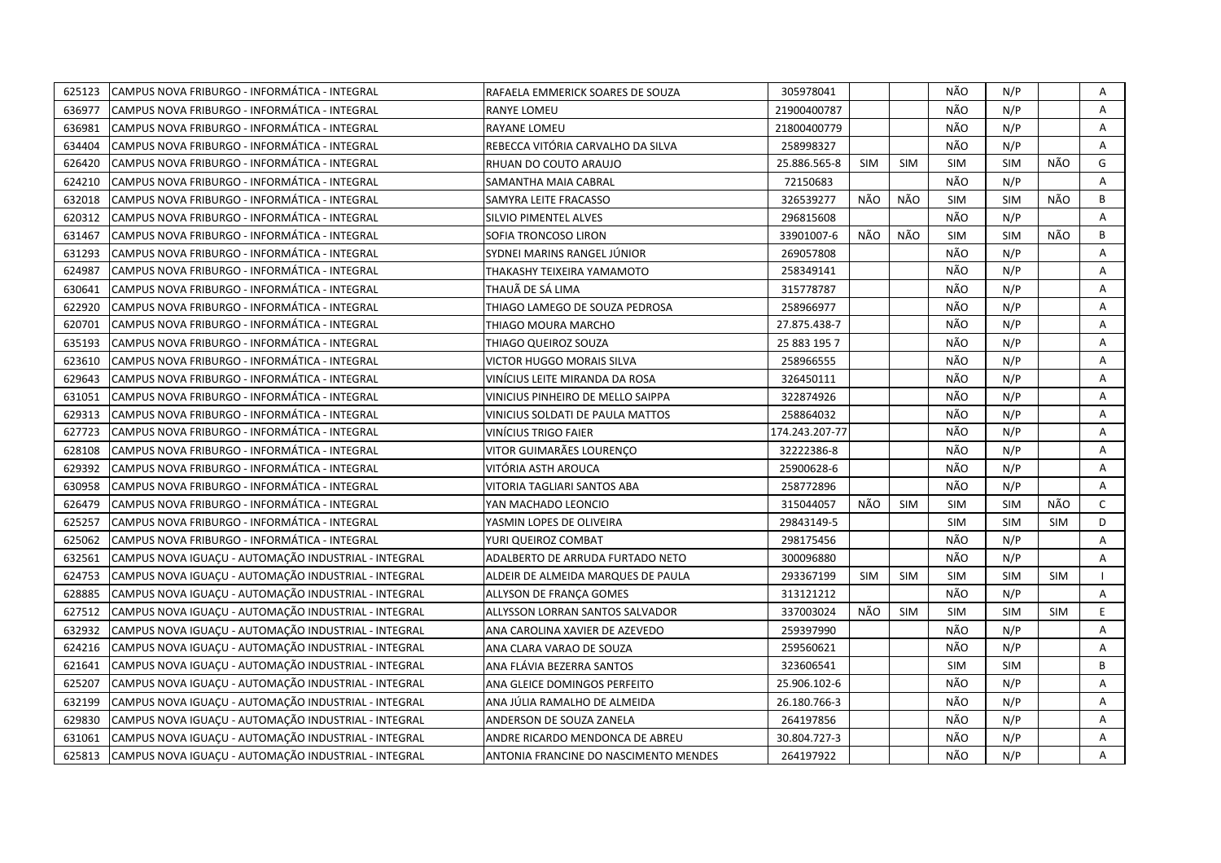| | | | | | | | | | |
|---|---|---|---|---|---|---|---|---|---|
| 625123 | CAMPUS NOVA FRIBURGO - INFORMÁTICA - INTEGRAL | RAFAELA EMMERICK SOARES DE SOUZA | 305978041 | | | NÃO | N/P | | A |
| 636977 | CAMPUS NOVA FRIBURGO - INFORMÁTICA - INTEGRAL | RANYE LOMEU | 21900400787 | | | NÃO | N/P | | A |
| 636981 | CAMPUS NOVA FRIBURGO - INFORMÁTICA - INTEGRAL | RAYANE LOMEU | 21800400779 | | | NÃO | N/P | | A |
| 634404 | CAMPUS NOVA FRIBURGO - INFORMÁTICA - INTEGRAL | REBECCA VITÓRIA CARVALHO DA SILVA | 258998327 | | | NÃO | N/P | | A |
| 626420 | CAMPUS NOVA FRIBURGO - INFORMÁTICA - INTEGRAL | RHUAN DO COUTO ARAUJO | 25.886.565-8 | SIM | SIM | SIM | SIM | NÃO | G |
| 624210 | CAMPUS NOVA FRIBURGO - INFORMÁTICA - INTEGRAL | SAMANTHA MAIA CABRAL | 72150683 | | | NÃO | N/P | | A |
| 632018 | CAMPUS NOVA FRIBURGO - INFORMÁTICA - INTEGRAL | SAMYRA LEITE FRACASSO | 326539277 | NÃO | NÃO | SIM | SIM | NÃO | B |
| 620312 | CAMPUS NOVA FRIBURGO - INFORMÁTICA - INTEGRAL | SILVIO PIMENTEL ALVES | 296815608 | | | NÃO | N/P | | A |
| 631467 | CAMPUS NOVA FRIBURGO - INFORMÁTICA - INTEGRAL | SOFIA TRONCOSO LIRON | 33901007-6 | NÃO | NÃO | SIM | SIM | NÃO | B |
| 631293 | CAMPUS NOVA FRIBURGO - INFORMÁTICA - INTEGRAL | SYDNEI MARINS RANGEL JÚNIOR | 269057808 | | | NÃO | N/P | | A |
| 624987 | CAMPUS NOVA FRIBURGO - INFORMÁTICA - INTEGRAL | THAKASHY TEIXEIRA YAMAMOTO | 258349141 | | | NÃO | N/P | | A |
| 630641 | CAMPUS NOVA FRIBURGO - INFORMÁTICA - INTEGRAL | THAUÃ DE SÁ LIMA | 315778787 | | | NÃO | N/P | | A |
| 622920 | CAMPUS NOVA FRIBURGO - INFORMÁTICA - INTEGRAL | THIAGO LAMEGO DE SOUZA PEDROSA | 258966977 | | | NÃO | N/P | | A |
| 620701 | CAMPUS NOVA FRIBURGO - INFORMÁTICA - INTEGRAL | THIAGO MOURA MARCHO | 27.875.438-7 | | | NÃO | N/P | | A |
| 635193 | CAMPUS NOVA FRIBURGO - INFORMÁTICA - INTEGRAL | THIAGO QUEIROZ SOUZA | 25 883 195 7 | | | NÃO | N/P | | A |
| 623610 | CAMPUS NOVA FRIBURGO - INFORMÁTICA - INTEGRAL | VICTOR HUGGO MORAIS SILVA | 258966555 | | | NÃO | N/P | | A |
| 629643 | CAMPUS NOVA FRIBURGO - INFORMÁTICA - INTEGRAL | VINÍCIUS LEITE MIRANDA DA ROSA | 326450111 | | | NÃO | N/P | | A |
| 631051 | CAMPUS NOVA FRIBURGO - INFORMÁTICA - INTEGRAL | VINICIUS PINHEIRO DE MELLO SAIPPA | 322874926 | | | NÃO | N/P | | A |
| 629313 | CAMPUS NOVA FRIBURGO - INFORMÁTICA - INTEGRAL | VINICIUS SOLDATI DE PAULA MATTOS | 258864032 | | | NÃO | N/P | | A |
| 627723 | CAMPUS NOVA FRIBURGO - INFORMÁTICA - INTEGRAL | VINÍCIUS TRIGO FAIER | 174.243.207-77 | | | NÃO | N/P | | A |
| 628108 | CAMPUS NOVA FRIBURGO - INFORMÁTICA - INTEGRAL | VITOR GUIMARÃES LOURENÇO | 32222386-8 | | | NÃO | N/P | | A |
| 629392 | CAMPUS NOVA FRIBURGO - INFORMÁTICA - INTEGRAL | VITÓRIA ASTH AROUCA | 25900628-6 | | | NÃO | N/P | | A |
| 630958 | CAMPUS NOVA FRIBURGO - INFORMÁTICA - INTEGRAL | VITORIA TAGLIARI SANTOS ABA | 258772896 | | | NÃO | N/P | | A |
| 626479 | CAMPUS NOVA FRIBURGO - INFORMÁTICA - INTEGRAL | YAN MACHADO LEONCIO | 315044057 | NÃO | SIM | SIM | SIM | NÃO | C |
| 625257 | CAMPUS NOVA FRIBURGO - INFORMÁTICA - INTEGRAL | YASMIN LOPES DE OLIVEIRA | 29843149-5 | | | SIM | SIM | SIM | D |
| 625062 | CAMPUS NOVA FRIBURGO - INFORMÁTICA - INTEGRAL | YURI QUEIROZ COMBAT | 298175456 | | | NÃO | N/P | | A |
| 632561 | CAMPUS NOVA IGUAÇU - AUTOMAÇÃO INDUSTRIAL - INTEGRAL | ADALBERTO DE ARRUDA FURTADO NETO | 300096880 | | | NÃO | N/P | | A |
| 624753 | CAMPUS NOVA IGUAÇU - AUTOMAÇÃO INDUSTRIAL - INTEGRAL | ALDEIR DE ALMEIDA MARQUES DE PAULA | 293367199 | SIM | SIM | SIM | SIM | SIM | I |
| 628885 | CAMPUS NOVA IGUAÇU - AUTOMAÇÃO INDUSTRIAL - INTEGRAL | ALLYSON DE FRANÇA GOMES | 313121212 | | | NÃO | N/P | | A |
| 627512 | CAMPUS NOVA IGUAÇU - AUTOMAÇÃO INDUSTRIAL - INTEGRAL | ALLYSSON LORRAN SANTOS SALVADOR | 337003024 | NÃO | SIM | SIM | SIM | SIM | E |
| 632932 | CAMPUS NOVA IGUAÇU - AUTOMAÇÃO INDUSTRIAL - INTEGRAL | ANA CAROLINA XAVIER DE AZEVEDO | 259397990 | | | NÃO | N/P | | A |
| 624216 | CAMPUS NOVA IGUAÇU - AUTOMAÇÃO INDUSTRIAL - INTEGRAL | ANA CLARA VARAO DE SOUZA | 259560621 | | | NÃO | N/P | | A |
| 621641 | CAMPUS NOVA IGUAÇU - AUTOMAÇÃO INDUSTRIAL - INTEGRAL | ANA FLÁVIA BEZERRA SANTOS | 323606541 | | | SIM | SIM | | B |
| 625207 | CAMPUS NOVA IGUAÇU - AUTOMAÇÃO INDUSTRIAL - INTEGRAL | ANA GLEICE DOMINGOS PERFEITO | 25.906.102-6 | | | NÃO | N/P | | A |
| 632199 | CAMPUS NOVA IGUAÇU - AUTOMAÇÃO INDUSTRIAL - INTEGRAL | ANA JÚLIA RAMALHO DE ALMEIDA | 26.180.766-3 | | | NÃO | N/P | | A |
| 629830 | CAMPUS NOVA IGUAÇU - AUTOMAÇÃO INDUSTRIAL - INTEGRAL | ANDERSON DE SOUZA ZANELA | 264197856 | | | NÃO | N/P | | A |
| 631061 | CAMPUS NOVA IGUAÇU - AUTOMAÇÃO INDUSTRIAL - INTEGRAL | ANDRE RICARDO MENDONCA DE ABREU | 30.804.727-3 | | | NÃO | N/P | | A |
| 625813 | CAMPUS NOVA IGUAÇU - AUTOMAÇÃO INDUSTRIAL - INTEGRAL | ANTONIA FRANCINE DO NASCIMENTO MENDES | 264197922 | | | NÃO | N/P | | A |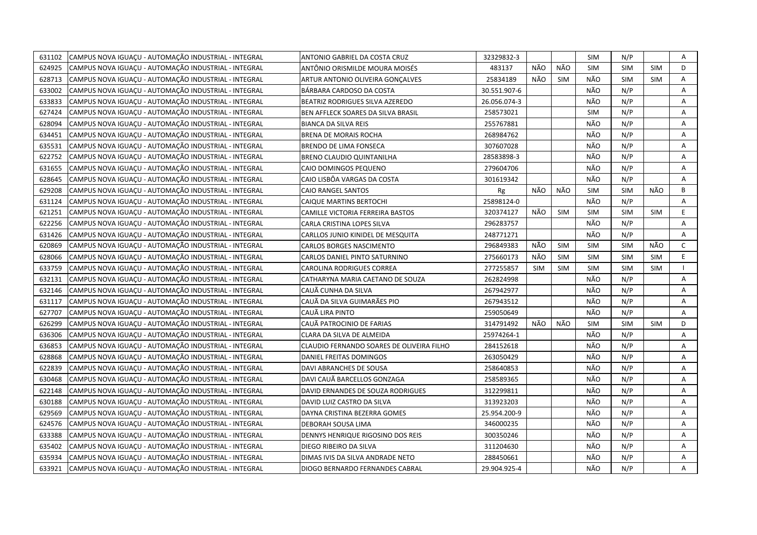| | | | | | | | | | |
|---|---|---|---|---|---|---|---|---|---|
| 631102 | CAMPUS NOVA IGUAÇU - AUTOMAÇÃO INDUSTRIAL - INTEGRAL | ANTONIO GABRIEL DA COSTA CRUZ | 32329832-3 | | | SIM | N/P | | A |
| 624925 | CAMPUS NOVA IGUAÇU - AUTOMAÇÃO INDUSTRIAL - INTEGRAL | ANTÔNIO ORISMILDE MOURA MOISÉS | 483137 | NÃO | NÃO | SIM | SIM | SIM | D |
| 628713 | CAMPUS NOVA IGUAÇU - AUTOMAÇÃO INDUSTRIAL - INTEGRAL | ARTUR ANTONIO OLIVEIRA GONÇALVES | 25834189 | NÃO | SIM | NÃO | SIM | SIM | A |
| 633002 | CAMPUS NOVA IGUAÇU - AUTOMAÇÃO INDUSTRIAL - INTEGRAL | BÁRBARA CARDOSO DA COSTA | 30.551.907-6 | | | NÃO | N/P | | A |
| 633833 | CAMPUS NOVA IGUAÇU - AUTOMAÇÃO INDUSTRIAL - INTEGRAL | BEATRIZ RODRIGUES SILVA AZEREDO | 26.056.074-3 | | | NÃO | N/P | | A |
| 627424 | CAMPUS NOVA IGUAÇU - AUTOMAÇÃO INDUSTRIAL - INTEGRAL | BEN AFFLECK SOARES DA SILVA BRASIL | 258573021 | | | SIM | N/P | | A |
| 628094 | CAMPUS NOVA IGUAÇU - AUTOMAÇÃO INDUSTRIAL - INTEGRAL | BIANCA DA SILVA REIS | 255767881 | | | NÃO | N/P | | A |
| 634451 | CAMPUS NOVA IGUAÇU - AUTOMAÇÃO INDUSTRIAL - INTEGRAL | BRENA DE MORAIS ROCHA | 268984762 | | | NÃO | N/P | | A |
| 635531 | CAMPUS NOVA IGUAÇU - AUTOMAÇÃO INDUSTRIAL - INTEGRAL | BRENDO DE LIMA FONSECA | 307607028 | | | NÃO | N/P | | A |
| 622752 | CAMPUS NOVA IGUAÇU - AUTOMAÇÃO INDUSTRIAL - INTEGRAL | BRENO CLAUDIO QUINTANILHA | 28583898-3 | | | NÃO | N/P | | A |
| 631655 | CAMPUS NOVA IGUAÇU - AUTOMAÇÃO INDUSTRIAL - INTEGRAL | CAIO DOMINGOS PEQUENO | 279604706 | | | NÃO | N/P | | A |
| 628645 | CAMPUS NOVA IGUAÇU - AUTOMAÇÃO INDUSTRIAL - INTEGRAL | CAIO LISBÔA VARGAS DA COSTA | 301619342 | | | NÃO | N/P | | A |
| 629208 | CAMPUS NOVA IGUAÇU - AUTOMAÇÃO INDUSTRIAL - INTEGRAL | CAIO RANGEL SANTOS | Rg | NÃO | NÃO | SIM | SIM | NÃO | B |
| 631124 | CAMPUS NOVA IGUAÇU - AUTOMAÇÃO INDUSTRIAL - INTEGRAL | CAIQUE MARTINS BERTOCHI | 25898124-0 | | | NÃO | N/P | | A |
| 621251 | CAMPUS NOVA IGUAÇU - AUTOMAÇÃO INDUSTRIAL - INTEGRAL | CAMILLE VICTORIA FERREIRA BASTOS | 320374127 | NÃO | SIM | SIM | SIM | SIM | E |
| 622256 | CAMPUS NOVA IGUAÇU - AUTOMAÇÃO INDUSTRIAL - INTEGRAL | CARLA CRISTINA LOPES SILVA | 296283757 | | | NÃO | N/P | | A |
| 631426 | CAMPUS NOVA IGUAÇU - AUTOMAÇÃO INDUSTRIAL - INTEGRAL | CARLLOS JUNIO KINIDEL DE MESQUITA | 248771271 | | | NÃO | N/P | | A |
| 620869 | CAMPUS NOVA IGUAÇU - AUTOMAÇÃO INDUSTRIAL - INTEGRAL | CARLOS BORGES NASCIMENTO | 296849383 | NÃO | SIM | SIM | SIM | NÃO | C |
| 628066 | CAMPUS NOVA IGUAÇU - AUTOMAÇÃO INDUSTRIAL - INTEGRAL | CARLOS DANIEL PINTO SATURNINO | 275660173 | NÃO | SIM | SIM | SIM | SIM | E |
| 633759 | CAMPUS NOVA IGUAÇU - AUTOMAÇÃO INDUSTRIAL - INTEGRAL | CAROLINA RODRIGUES CORREA | 277255857 | SIM | SIM | SIM | SIM | SIM | I |
| 632131 | CAMPUS NOVA IGUAÇU - AUTOMAÇÃO INDUSTRIAL - INTEGRAL | CATHARYNA MARIA CAETANO DE SOUZA | 262824998 | | | NÃO | N/P | | A |
| 632146 | CAMPUS NOVA IGUAÇU - AUTOMAÇÃO INDUSTRIAL - INTEGRAL | CAUÃ CUNHA DA SILVA | 267942977 | | | NÃO | N/P | | A |
| 631117 | CAMPUS NOVA IGUAÇU - AUTOMAÇÃO INDUSTRIAL - INTEGRAL | CAUÃ DA SILVA GUIMARÃES PIO | 267943512 | | | NÃO | N/P | | A |
| 627707 | CAMPUS NOVA IGUAÇU - AUTOMAÇÃO INDUSTRIAL - INTEGRAL | CAUÃ LIRA PINTO | 259050649 | | | NÃO | N/P | | A |
| 626299 | CAMPUS NOVA IGUAÇU - AUTOMAÇÃO INDUSTRIAL - INTEGRAL | CAUÃ PATROCINIO DE FARIAS | 314791492 | NÃO | NÃO | SIM | SIM | SIM | D |
| 636306 | CAMPUS NOVA IGUAÇU - AUTOMAÇÃO INDUSTRIAL - INTEGRAL | CLARA DA SILVA DE ALMEIDA | 25974264-1 | | | NÃO | N/P | | A |
| 636853 | CAMPUS NOVA IGUAÇU - AUTOMAÇÃO INDUSTRIAL - INTEGRAL | CLAUDIO FERNANDO SOARES DE OLIVEIRA FILHO | 284152618 | | | NÃO | N/P | | A |
| 628868 | CAMPUS NOVA IGUAÇU - AUTOMAÇÃO INDUSTRIAL - INTEGRAL | DANIEL FREITAS DOMINGOS | 263050429 | | | NÃO | N/P | | A |
| 622839 | CAMPUS NOVA IGUAÇU - AUTOMAÇÃO INDUSTRIAL - INTEGRAL | DAVI ABRANCHES DE SOUSA | 258640853 | | | NÃO | N/P | | A |
| 630468 | CAMPUS NOVA IGUAÇU - AUTOMAÇÃO INDUSTRIAL - INTEGRAL | DAVI CAUÃ BARCELLOS GONZAGA | 258589365 | | | NÃO | N/P | | A |
| 622148 | CAMPUS NOVA IGUAÇU - AUTOMAÇÃO INDUSTRIAL - INTEGRAL | DAVID ERNANDES DE SOUZA RODRIGUES | 312299811 | | | NÃO | N/P | | A |
| 630188 | CAMPUS NOVA IGUAÇU - AUTOMAÇÃO INDUSTRIAL - INTEGRAL | DAVID LUIZ CASTRO DA SILVA | 313923203 | | | NÃO | N/P | | A |
| 629569 | CAMPUS NOVA IGUAÇU - AUTOMAÇÃO INDUSTRIAL - INTEGRAL | DAYNA CRISTINA BEZERRA GOMES | 25.954.200-9 | | | NÃO | N/P | | A |
| 624576 | CAMPUS NOVA IGUAÇU - AUTOMAÇÃO INDUSTRIAL - INTEGRAL | DEBORAH SOUSA LIMA | 346000235 | | | NÃO | N/P | | A |
| 633388 | CAMPUS NOVA IGUAÇU - AUTOMAÇÃO INDUSTRIAL - INTEGRAL | DENNYS HENRIQUE RIGOSINO DOS REIS | 300350246 | | | NÃO | N/P | | A |
| 635402 | CAMPUS NOVA IGUAÇU - AUTOMAÇÃO INDUSTRIAL - INTEGRAL | DIEGO RIBEIRO DA SILVA | 311204630 | | | NÃO | N/P | | A |
| 635934 | CAMPUS NOVA IGUAÇU - AUTOMAÇÃO INDUSTRIAL - INTEGRAL | DIMAS IVIS DA SILVA ANDRADE NETO | 288450661 | | | NÃO | N/P | | A |
| 633921 | CAMPUS NOVA IGUAÇU - AUTOMAÇÃO INDUSTRIAL - INTEGRAL | DIOGO BERNARDO FERNANDES CABRAL | 29.904.925-4 | | | NÃO | N/P | | A |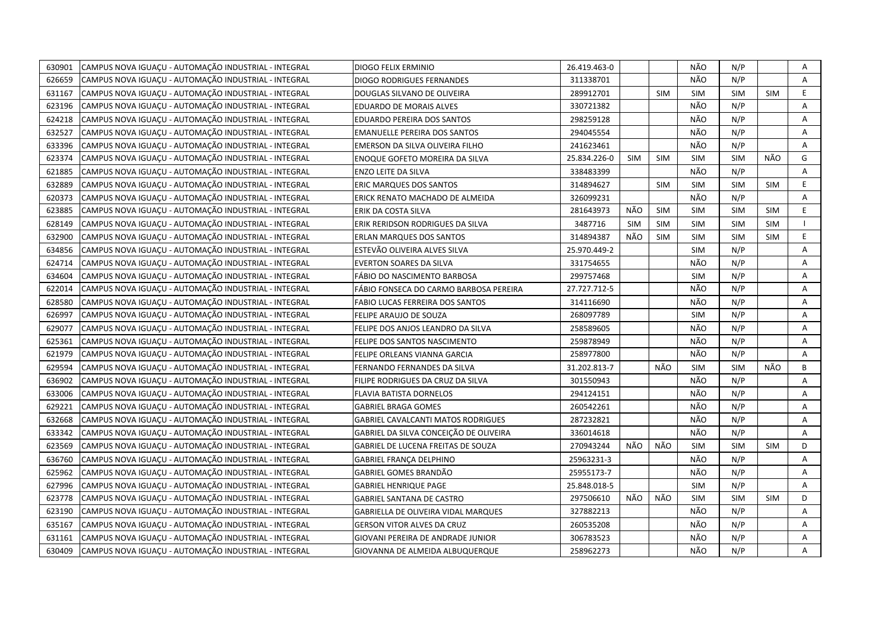| | | | | | | | | | |
|---|---|---|---|---|---|---|---|---|---|
| 630901 | CAMPUS NOVA IGUAÇU - AUTOMAÇÃO INDUSTRIAL - INTEGRAL | DIOGO FELIX ERMINIO | 26.419.463-0 | | | NÃO | N/P | | A |
| 626659 | CAMPUS NOVA IGUAÇU - AUTOMAÇÃO INDUSTRIAL - INTEGRAL | DIOGO RODRIGUES FERNANDES | 311338701 | | | NÃO | N/P | | A |
| 631167 | CAMPUS NOVA IGUAÇU - AUTOMAÇÃO INDUSTRIAL - INTEGRAL | DOUGLAS SILVANO DE OLIVEIRA | 289912701 | | SIM | SIM | SIM | SIM | E |
| 623196 | CAMPUS NOVA IGUAÇU - AUTOMAÇÃO INDUSTRIAL - INTEGRAL | EDUARDO DE MORAIS ALVES | 330721382 | | | NÃO | N/P | | A |
| 624218 | CAMPUS NOVA IGUAÇU - AUTOMAÇÃO INDUSTRIAL - INTEGRAL | EDUARDO PEREIRA DOS SANTOS | 298259128 | | | NÃO | N/P | | A |
| 632527 | CAMPUS NOVA IGUAÇU - AUTOMAÇÃO INDUSTRIAL - INTEGRAL | EMANUELLE PEREIRA DOS SANTOS | 294045554 | | | NÃO | N/P | | A |
| 633396 | CAMPUS NOVA IGUAÇU - AUTOMAÇÃO INDUSTRIAL - INTEGRAL | EMERSON DA SILVA OLIVEIRA FILHO | 241623461 | | | NÃO | N/P | | A |
| 623374 | CAMPUS NOVA IGUAÇU - AUTOMAÇÃO INDUSTRIAL - INTEGRAL | ENOQUE GOFETO MOREIRA DA SILVA | 25.834.226-0 | SIM | SIM | SIM | SIM | NÃO | G |
| 621885 | CAMPUS NOVA IGUAÇU - AUTOMAÇÃO INDUSTRIAL - INTEGRAL | ENZO LEITE DA SILVA | 338483399 | | | NÃO | N/P | | A |
| 632889 | CAMPUS NOVA IGUAÇU - AUTOMAÇÃO INDUSTRIAL - INTEGRAL | ERIC MARQUES DOS SANTOS | 314894627 | | SIM | SIM | SIM | SIM | E |
| 620373 | CAMPUS NOVA IGUAÇU - AUTOMAÇÃO INDUSTRIAL - INTEGRAL | ERICK RENATO MACHADO DE ALMEIDA | 326099231 | | | NÃO | N/P | | A |
| 623885 | CAMPUS NOVA IGUAÇU - AUTOMAÇÃO INDUSTRIAL - INTEGRAL | ERIK DA COSTA SILVA | 281643973 | NÃO | SIM | SIM | SIM | SIM | E |
| 628149 | CAMPUS NOVA IGUAÇU - AUTOMAÇÃO INDUSTRIAL - INTEGRAL | ERIK RERIDSON RODRIGUES DA SILVA | 3487716 | SIM | SIM | SIM | SIM | SIM | I |
| 632900 | CAMPUS NOVA IGUAÇU - AUTOMAÇÃO INDUSTRIAL - INTEGRAL | ERLAN MARQUES DOS SANTOS | 314894387 | NÃO | SIM | SIM | SIM | SIM | E |
| 634856 | CAMPUS NOVA IGUAÇU - AUTOMAÇÃO INDUSTRIAL - INTEGRAL | ESTEVÃO OLIVEIRA ALVES SILVA | 25.970.449-2 | | | SIM | N/P | | A |
| 624714 | CAMPUS NOVA IGUAÇU - AUTOMAÇÃO INDUSTRIAL - INTEGRAL | EVERTON SOARES DA SILVA | 331754655 | | | NÃO | N/P | | A |
| 634604 | CAMPUS NOVA IGUAÇU - AUTOMAÇÃO INDUSTRIAL - INTEGRAL | FÁBIO DO NASCIMENTO BARBOSA | 299757468 | | | SIM | N/P | | A |
| 622014 | CAMPUS NOVA IGUAÇU - AUTOMAÇÃO INDUSTRIAL - INTEGRAL | FÁBIO FONSECA DO CARMO BARBOSA PEREIRA | 27.727.712-5 | | | NÃO | N/P | | A |
| 628580 | CAMPUS NOVA IGUAÇU - AUTOMAÇÃO INDUSTRIAL - INTEGRAL | FABIO LUCAS FERREIRA DOS SANTOS | 314116690 | | | NÃO | N/P | | A |
| 626997 | CAMPUS NOVA IGUAÇU - AUTOMAÇÃO INDUSTRIAL - INTEGRAL | FELIPE ARAUJO DE SOUZA | 268097789 | | | SIM | N/P | | A |
| 629077 | CAMPUS NOVA IGUAÇU - AUTOMAÇÃO INDUSTRIAL - INTEGRAL | FELIPE DOS ANJOS LEANDRO DA SILVA | 258589605 | | | NÃO | N/P | | A |
| 625361 | CAMPUS NOVA IGUAÇU - AUTOMAÇÃO INDUSTRIAL - INTEGRAL | FELIPE DOS SANTOS NASCIMENTO | 259878949 | | | NÃO | N/P | | A |
| 621979 | CAMPUS NOVA IGUAÇU - AUTOMAÇÃO INDUSTRIAL - INTEGRAL | FELIPE ORLEANS VIANNA GARCIA | 258977800 | | | NÃO | N/P | | A |
| 629594 | CAMPUS NOVA IGUAÇU - AUTOMAÇÃO INDUSTRIAL - INTEGRAL | FERNANDO FERNANDES DA SILVA | 31.202.813-7 | | NÃO | SIM | SIM | NÃO | B |
| 636902 | CAMPUS NOVA IGUAÇU - AUTOMAÇÃO INDUSTRIAL - INTEGRAL | FILIPE RODRIGUES DA CRUZ DA SILVA | 301550943 | | | NÃO | N/P | | A |
| 633006 | CAMPUS NOVA IGUAÇU - AUTOMAÇÃO INDUSTRIAL - INTEGRAL | FLAVIA BATISTA DORNELOS | 294124151 | | | NÃO | N/P | | A |
| 629221 | CAMPUS NOVA IGUAÇU - AUTOMAÇÃO INDUSTRIAL - INTEGRAL | GABRIEL BRAGA GOMES | 260542261 | | | NÃO | N/P | | A |
| 632668 | CAMPUS NOVA IGUAÇU - AUTOMAÇÃO INDUSTRIAL - INTEGRAL | GABRIEL CAVALCANTI MATOS RODRIGUES | 287232821 | | | NÃO | N/P | | A |
| 633342 | CAMPUS NOVA IGUAÇU - AUTOMAÇÃO INDUSTRIAL - INTEGRAL | GABRIEL DA SILVA CONCEIÇÃO DE OLIVEIRA | 336014618 | | | NÃO | N/P | | A |
| 623569 | CAMPUS NOVA IGUAÇU - AUTOMAÇÃO INDUSTRIAL - INTEGRAL | GABRIEL DE LUCENA FREITAS DE SOUZA | 270943244 | NÃO | NÃO | SIM | SIM | SIM | D |
| 636760 | CAMPUS NOVA IGUAÇU - AUTOMAÇÃO INDUSTRIAL - INTEGRAL | GABRIEL FRANÇA DELPHINO | 25963231-3 | | | NÃO | N/P | | A |
| 625962 | CAMPUS NOVA IGUAÇU - AUTOMAÇÃO INDUSTRIAL - INTEGRAL | GABRIEL GOMES BRANDÃO | 25955173-7 | | | NÃO | N/P | | A |
| 627996 | CAMPUS NOVA IGUAÇU - AUTOMAÇÃO INDUSTRIAL - INTEGRAL | GABRIEL HENRIQUE PAGE | 25.848.018-5 | | | SIM | N/P | | A |
| 623778 | CAMPUS NOVA IGUAÇU - AUTOMAÇÃO INDUSTRIAL - INTEGRAL | GABRIEL SANTANA DE CASTRO | 297506610 | NÃO | NÃO | SIM | SIM | SIM | D |
| 623190 | CAMPUS NOVA IGUAÇU - AUTOMAÇÃO INDUSTRIAL - INTEGRAL | GABRIELLA DE OLIVEIRA VIDAL MARQUES | 327882213 | | | NÃO | N/P | | A |
| 635167 | CAMPUS NOVA IGUAÇU - AUTOMAÇÃO INDUSTRIAL - INTEGRAL | GERSON VITOR ALVES DA CRUZ | 260535208 | | | NÃO | N/P | | A |
| 631161 | CAMPUS NOVA IGUAÇU - AUTOMAÇÃO INDUSTRIAL - INTEGRAL | GIOVANI PEREIRA DE ANDRADE JUNIOR | 306783523 | | | NÃO | N/P | | A |
| 630409 | CAMPUS NOVA IGUAÇU - AUTOMAÇÃO INDUSTRIAL - INTEGRAL | GIOVANNA DE ALMEIDA ALBUQUERQUE | 258962273 | | | NÃO | N/P | | A |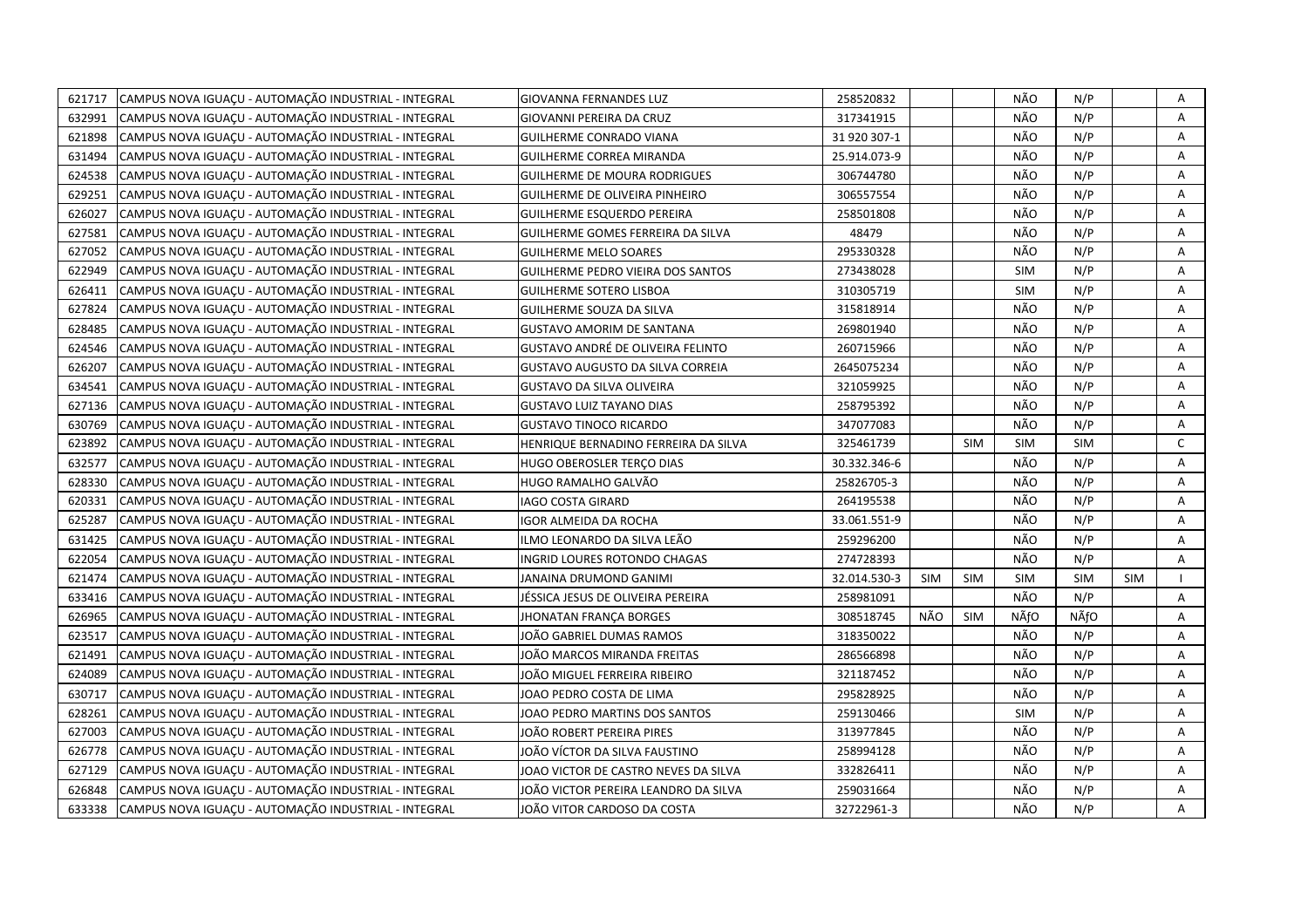| | | | | | | | | | |
|---|---|---|---|---|---|---|---|---|---|
| 621717 | CAMPUS NOVA IGUAÇU - AUTOMAÇÃO INDUSTRIAL - INTEGRAL | GIOVANNA FERNANDES LUZ | 258520832 | | | NÃO | N/P | | A |
| 632991 | CAMPUS NOVA IGUAÇU - AUTOMAÇÃO INDUSTRIAL - INTEGRAL | GIOVANNI PEREIRA DA CRUZ | 317341915 | | | NÃO | N/P | | A |
| 621898 | CAMPUS NOVA IGUAÇU - AUTOMAÇÃO INDUSTRIAL - INTEGRAL | GUILHERME CONRADO VIANA | 31 920 307-1 | | | NÃO | N/P | | A |
| 631494 | CAMPUS NOVA IGUAÇU - AUTOMAÇÃO INDUSTRIAL - INTEGRAL | GUILHERME CORREA MIRANDA | 25.914.073-9 | | | NÃO | N/P | | A |
| 624538 | CAMPUS NOVA IGUAÇU - AUTOMAÇÃO INDUSTRIAL - INTEGRAL | GUILHERME DE MOURA RODRIGUES | 306744780 | | | NÃO | N/P | | A |
| 629251 | CAMPUS NOVA IGUAÇU - AUTOMAÇÃO INDUSTRIAL - INTEGRAL | GUILHERME DE OLIVEIRA PINHEIRO | 306557554 | | | NÃO | N/P | | A |
| 626027 | CAMPUS NOVA IGUAÇU - AUTOMAÇÃO INDUSTRIAL - INTEGRAL | GUILHERME ESQUERDO PEREIRA | 258501808 | | | NÃO | N/P | | A |
| 627581 | CAMPUS NOVA IGUAÇU - AUTOMAÇÃO INDUSTRIAL - INTEGRAL | GUILHERME GOMES FERREIRA DA SILVA | 48479 | | | NÃO | N/P | | A |
| 627052 | CAMPUS NOVA IGUAÇU - AUTOMAÇÃO INDUSTRIAL - INTEGRAL | GUILHERME MELO SOARES | 295330328 | | | NÃO | N/P | | A |
| 622949 | CAMPUS NOVA IGUAÇU - AUTOMAÇÃO INDUSTRIAL - INTEGRAL | GUILHERME PEDRO VIEIRA DOS SANTOS | 273438028 | | | SIM | N/P | | A |
| 626411 | CAMPUS NOVA IGUAÇU - AUTOMAÇÃO INDUSTRIAL - INTEGRAL | GUILHERME SOTERO LISBOA | 310305719 | | | SIM | N/P | | A |
| 627824 | CAMPUS NOVA IGUAÇU - AUTOMAÇÃO INDUSTRIAL - INTEGRAL | GUILHERME SOUZA DA SILVA | 315818914 | | | NÃO | N/P | | A |
| 628485 | CAMPUS NOVA IGUAÇU - AUTOMAÇÃO INDUSTRIAL - INTEGRAL | GUSTAVO AMORIM DE SANTANA | 269801940 | | | NÃO | N/P | | A |
| 624546 | CAMPUS NOVA IGUAÇU - AUTOMAÇÃO INDUSTRIAL - INTEGRAL | GUSTAVO ANDRÉ DE OLIVEIRA FELINTO | 260715966 | | | NÃO | N/P | | A |
| 626207 | CAMPUS NOVA IGUAÇU - AUTOMAÇÃO INDUSTRIAL - INTEGRAL | GUSTAVO AUGUSTO DA SILVA CORREIA | 2645075234 | | | NÃO | N/P | | A |
| 634541 | CAMPUS NOVA IGUAÇU - AUTOMAÇÃO INDUSTRIAL - INTEGRAL | GUSTAVO DA SILVA OLIVEIRA | 321059925 | | | NÃO | N/P | | A |
| 627136 | CAMPUS NOVA IGUAÇU - AUTOMAÇÃO INDUSTRIAL - INTEGRAL | GUSTAVO LUIZ TAYANO DIAS | 258795392 | | | NÃO | N/P | | A |
| 630769 | CAMPUS NOVA IGUAÇU - AUTOMAÇÃO INDUSTRIAL - INTEGRAL | GUSTAVO TINOCO RICARDO | 347077083 | | | NÃO | N/P | | A |
| 623892 | CAMPUS NOVA IGUAÇU - AUTOMAÇÃO INDUSTRIAL - INTEGRAL | HENRIQUE BERNADINO FERREIRA DA SILVA | 325461739 | | SIM | SIM | SIM | | C |
| 632577 | CAMPUS NOVA IGUAÇU - AUTOMAÇÃO INDUSTRIAL - INTEGRAL | HUGO OBEROSLER TERÇO DIAS | 30.332.346-6 | | | NÃO | N/P | | A |
| 628330 | CAMPUS NOVA IGUAÇU - AUTOMAÇÃO INDUSTRIAL - INTEGRAL | HUGO RAMALHO GALVÃO | 25826705-3 | | | NÃO | N/P | | A |
| 620331 | CAMPUS NOVA IGUAÇU - AUTOMAÇÃO INDUSTRIAL - INTEGRAL | IAGO COSTA GIRARD | 264195538 | | | NÃO | N/P | | A |
| 625287 | CAMPUS NOVA IGUAÇU - AUTOMAÇÃO INDUSTRIAL - INTEGRAL | IGOR ALMEIDA DA ROCHA | 33.061.551-9 | | | NÃO | N/P | | A |
| 631425 | CAMPUS NOVA IGUAÇU - AUTOMAÇÃO INDUSTRIAL - INTEGRAL | ILMO LEONARDO DA SILVA LEÃO | 259296200 | | | NÃO | N/P | | A |
| 622054 | CAMPUS NOVA IGUAÇU - AUTOMAÇÃO INDUSTRIAL - INTEGRAL | INGRID LOURES ROTONDO CHAGAS | 274728393 | | | NÃO | N/P | | A |
| 621474 | CAMPUS NOVA IGUAÇU - AUTOMAÇÃO INDUSTRIAL - INTEGRAL | JANAINA DRUMOND GANIMI | 32.014.530-3 | SIM | SIM | SIM | SIM | SIM | I |
| 633416 | CAMPUS NOVA IGUAÇU - AUTOMAÇÃO INDUSTRIAL - INTEGRAL | JÉSSICA JESUS DE OLIVEIRA PEREIRA | 258981091 | | | NÃO | N/P | | A |
| 626965 | CAMPUS NOVA IGUAÇU - AUTOMAÇÃO INDUSTRIAL - INTEGRAL | JHONATAN FRANÇA BORGES | 308518745 | NÃO | SIM | NÃfO | NÃfO | | A |
| 623517 | CAMPUS NOVA IGUAÇU - AUTOMAÇÃO INDUSTRIAL - INTEGRAL | JOÃO GABRIEL DUMAS RAMOS | 318350022 | | | NÃO | N/P | | A |
| 621491 | CAMPUS NOVA IGUAÇU - AUTOMAÇÃO INDUSTRIAL - INTEGRAL | JOÃO MARCOS MIRANDA FREITAS | 286566898 | | | NÃO | N/P | | A |
| 624089 | CAMPUS NOVA IGUAÇU - AUTOMAÇÃO INDUSTRIAL - INTEGRAL | JOÃO MIGUEL FERREIRA RIBEIRO | 321187452 | | | NÃO | N/P | | A |
| 630717 | CAMPUS NOVA IGUAÇU - AUTOMAÇÃO INDUSTRIAL - INTEGRAL | JOAO PEDRO COSTA DE LIMA | 295828925 | | | NÃO | N/P | | A |
| 628261 | CAMPUS NOVA IGUAÇU - AUTOMAÇÃO INDUSTRIAL - INTEGRAL | JOAO PEDRO MARTINS DOS SANTOS | 259130466 | | | SIM | N/P | | A |
| 627003 | CAMPUS NOVA IGUAÇU - AUTOMAÇÃO INDUSTRIAL - INTEGRAL | JOÃO ROBERT PEREIRA PIRES | 313977845 | | | NÃO | N/P | | A |
| 626778 | CAMPUS NOVA IGUAÇU - AUTOMAÇÃO INDUSTRIAL - INTEGRAL | JOÃO VÍCTOR DA SILVA FAUSTINO | 258994128 | | | NÃO | N/P | | A |
| 627129 | CAMPUS NOVA IGUAÇU - AUTOMAÇÃO INDUSTRIAL - INTEGRAL | JOAO VICTOR DE CASTRO NEVES DA SILVA | 332826411 | | | NÃO | N/P | | A |
| 626848 | CAMPUS NOVA IGUAÇU - AUTOMAÇÃO INDUSTRIAL - INTEGRAL | JOÃO VICTOR PEREIRA LEANDRO DA SILVA | 259031664 | | | NÃO | N/P | | A |
| 633338 | CAMPUS NOVA IGUAÇU - AUTOMAÇÃO INDUSTRIAL - INTEGRAL | JOÃO VITOR CARDOSO DA COSTA | 32722961-3 | | | NÃO | N/P | | A |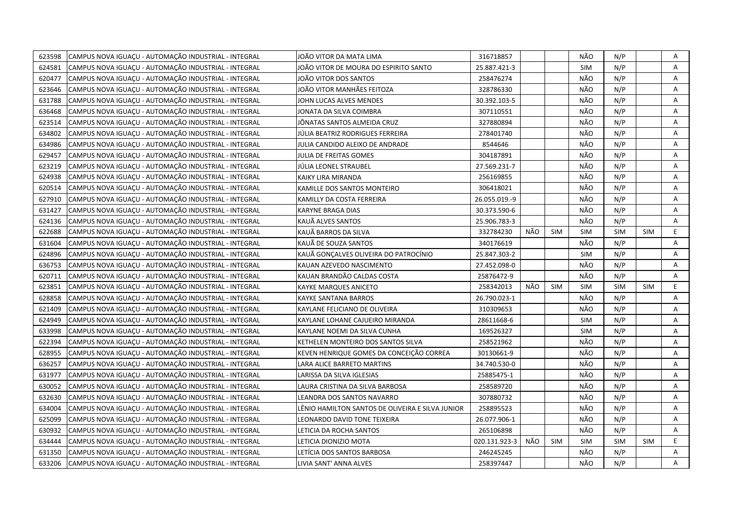| | | | | | | | | | |
|---|---|---|---|---|---|---|---|---|---|
| 623598 | CAMPUS NOVA IGUAÇU - AUTOMAÇÃO INDUSTRIAL - INTEGRAL | JOÃO VITOR DA MATA LIMA | 316718857 | | | NÃO | N/P | | A |
| 624581 | CAMPUS NOVA IGUAÇU - AUTOMAÇÃO INDUSTRIAL - INTEGRAL | JOÃO VITOR DE MOURA DO ESPIRITO SANTO | 25.887.421-3 | | | SIM | N/P | | A |
| 620477 | CAMPUS NOVA IGUAÇU - AUTOMAÇÃO INDUSTRIAL - INTEGRAL | JOÃO VITOR DOS SANTOS | 258476274 | | | NÃO | N/P | | A |
| 623646 | CAMPUS NOVA IGUAÇU - AUTOMAÇÃO INDUSTRIAL - INTEGRAL | JOÃO VITOR MANHÃES FEITOZA | 328786330 | | | NÃO | N/P | | A |
| 631788 | CAMPUS NOVA IGUAÇU - AUTOMAÇÃO INDUSTRIAL - INTEGRAL | JOHN LUCAS ALVES MENDES | 30.392.103-5 | | | NÃO | N/P | | A |
| 636468 | CAMPUS NOVA IGUAÇU - AUTOMAÇÃO INDUSTRIAL - INTEGRAL | JONATA DA SILVA COIMBRA | 307110551 | | | NÃO | N/P | | A |
| 623514 | CAMPUS NOVA IGUAÇU - AUTOMAÇÃO INDUSTRIAL - INTEGRAL | JÔNATAS SANTOS ALMEIDA CRUZ | 327880894 | | | NÃO | N/P | | A |
| 634802 | CAMPUS NOVA IGUAÇU - AUTOMAÇÃO INDUSTRIAL - INTEGRAL | JÚLIA BEATRIZ RODRIGUES FERREIRA | 278401740 | | | NÃO | N/P | | A |
| 634986 | CAMPUS NOVA IGUAÇU - AUTOMAÇÃO INDUSTRIAL - INTEGRAL | JULIA CANDIDO ALEIXO DE ANDRADE | 8544646 | | | NÃO | N/P | | A |
| 629457 | CAMPUS NOVA IGUAÇU - AUTOMAÇÃO INDUSTRIAL - INTEGRAL | JULIA DE FREITAS GOMES | 304187891 | | | NÃO | N/P | | A |
| 623219 | CAMPUS NOVA IGUAÇU - AUTOMAÇÃO INDUSTRIAL - INTEGRAL | JÚLIA LEONEL STRAUBEL | 27.569.231-7 | | | NÃO | N/P | | A |
| 624938 | CAMPUS NOVA IGUAÇU - AUTOMAÇÃO INDUSTRIAL - INTEGRAL | KAIKY LIRA MIRANDA | 256169855 | | | NÃO | N/P | | A |
| 620514 | CAMPUS NOVA IGUAÇU - AUTOMAÇÃO INDUSTRIAL - INTEGRAL | KAMILLE DOS SANTOS MONTEIRO | 306418021 | | | NÃO | N/P | | A |
| 627910 | CAMPUS NOVA IGUAÇU - AUTOMAÇÃO INDUSTRIAL - INTEGRAL | KAMILLY DA COSTA FERREIRA | 26.055.019.-9 | | | NÃO | N/P | | A |
| 631427 | CAMPUS NOVA IGUAÇU - AUTOMAÇÃO INDUSTRIAL - INTEGRAL | KARYNE BRAGA DIAS | 30.373.590-6 | | | NÃO | N/P | | A |
| 624136 | CAMPUS NOVA IGUAÇU - AUTOMAÇÃO INDUSTRIAL - INTEGRAL | KAUÃ ALVES SANTOS | 25.906.783-3 | | | NÃO | N/P | | A |
| 622688 | CAMPUS NOVA IGUAÇU - AUTOMAÇÃO INDUSTRIAL - INTEGRAL | KAUÃ BARROS DA SILVA | 332784230 | NÃO | SIM | SIM | SIM | SIM | E |
| 631604 | CAMPUS NOVA IGUAÇU - AUTOMAÇÃO INDUSTRIAL - INTEGRAL | KAUÃ DE SOUZA SANTOS | 340176619 | | | NÃO | N/P | | A |
| 624896 | CAMPUS NOVA IGUAÇU - AUTOMAÇÃO INDUSTRIAL - INTEGRAL | KAUÃ GONÇALVES OLIVEIRA DO PATROCÍNIO | 25.847.303-2 | | | SIM | N/P | | A |
| 636753 | CAMPUS NOVA IGUAÇU - AUTOMAÇÃO INDUSTRIAL - INTEGRAL | KAUAN AZEVEDO NASCIMENTO | 27.452.098-0 | | | NÃO | N/P | | A |
| 620711 | CAMPUS NOVA IGUAÇU - AUTOMAÇÃO INDUSTRIAL - INTEGRAL | KAUAN BRANDÃO CALDAS COSTA | 25876472-9 | | | NÃO | N/P | | A |
| 623851 | CAMPUS NOVA IGUAÇU - AUTOMAÇÃO INDUSTRIAL - INTEGRAL | KAYKE MARQUES ANICETO | 258342013 | NÃO | SIM | SIM | SIM | SIM | E |
| 628858 | CAMPUS NOVA IGUAÇU - AUTOMAÇÃO INDUSTRIAL - INTEGRAL | KAYKE SANTANA BARROS | 26.790.023-1 | | | NÃO | N/P | | A |
| 621409 | CAMPUS NOVA IGUAÇU - AUTOMAÇÃO INDUSTRIAL - INTEGRAL | KAYLANE FELICIANO DE OLIVEIRA | 310309653 | | | NÃO | N/P | | A |
| 624949 | CAMPUS NOVA IGUAÇU - AUTOMAÇÃO INDUSTRIAL - INTEGRAL | KAYLANE LOHANE CAJUEIRO MIRANDA | 28611668-6 | | | SIM | N/P | | A |
| 633998 | CAMPUS NOVA IGUAÇU - AUTOMAÇÃO INDUSTRIAL - INTEGRAL | KAYLANE NOEMI DA SILVA CUNHA | 169526327 | | | SIM | N/P | | A |
| 622394 | CAMPUS NOVA IGUAÇU - AUTOMAÇÃO INDUSTRIAL - INTEGRAL | KETHELEN MONTEIRO DOS SANTOS SILVA | 258521962 | | | NÃO | N/P | | A |
| 628955 | CAMPUS NOVA IGUAÇU - AUTOMAÇÃO INDUSTRIAL - INTEGRAL | KEVEN HENRIQUE GOMES DA CONCEIÇÃO CORREA | 30130661-9 | | | NÃO | N/P | | A |
| 636257 | CAMPUS NOVA IGUAÇU - AUTOMAÇÃO INDUSTRIAL - INTEGRAL | LARA ALICE BARRETO MARTINS | 34.740.530-0 | | | NÃO | N/P | | A |
| 631977 | CAMPUS NOVA IGUAÇU - AUTOMAÇÃO INDUSTRIAL - INTEGRAL | LARISSA DA SILVA IGLESIAS | 25885475-1 | | | NÃO | N/P | | A |
| 630052 | CAMPUS NOVA IGUAÇU - AUTOMAÇÃO INDUSTRIAL - INTEGRAL | LAURA CRISTINA DA SILVA BARBOSA | 258589720 | | | NÃO | N/P | | A |
| 632630 | CAMPUS NOVA IGUAÇU - AUTOMAÇÃO INDUSTRIAL - INTEGRAL | LEANDRA DOS SANTOS NAVARRO | 307880732 | | | NÃO | N/P | | A |
| 634004 | CAMPUS NOVA IGUAÇU - AUTOMAÇÃO INDUSTRIAL - INTEGRAL | LÊNIO HAMILTON SANTOS DE OLIVEIRA E SILVA JUNIOR | 258895523 | | | NÃO | N/P | | A |
| 625099 | CAMPUS NOVA IGUAÇU - AUTOMAÇÃO INDUSTRIAL - INTEGRAL | LEONARDO DAVID TONE TEIXEIRA | 26.077.906-1 | | | NÃO | N/P | | A |
| 630932 | CAMPUS NOVA IGUAÇU - AUTOMAÇÃO INDUSTRIAL - INTEGRAL | LETICIA DA ROCHA SANTOS | 265106898 | | | NÃO | N/P | | A |
| 634444 | CAMPUS NOVA IGUAÇU - AUTOMAÇÃO INDUSTRIAL - INTEGRAL | LETICIA DIONIZIO MOTA | 020.131.923-3 | NÃO | SIM | SIM | SIM | SIM | E |
| 631350 | CAMPUS NOVA IGUAÇU - AUTOMAÇÃO INDUSTRIAL - INTEGRAL | LETÍCIA DOS SANTOS BARBOSA | 246245245 | | | NÃO | N/P | | A |
| 633206 | CAMPUS NOVA IGUAÇU - AUTOMAÇÃO INDUSTRIAL - INTEGRAL | LIVIA SANT' ANNA ALVES | 258397447 | | | NÃO | N/P | | A |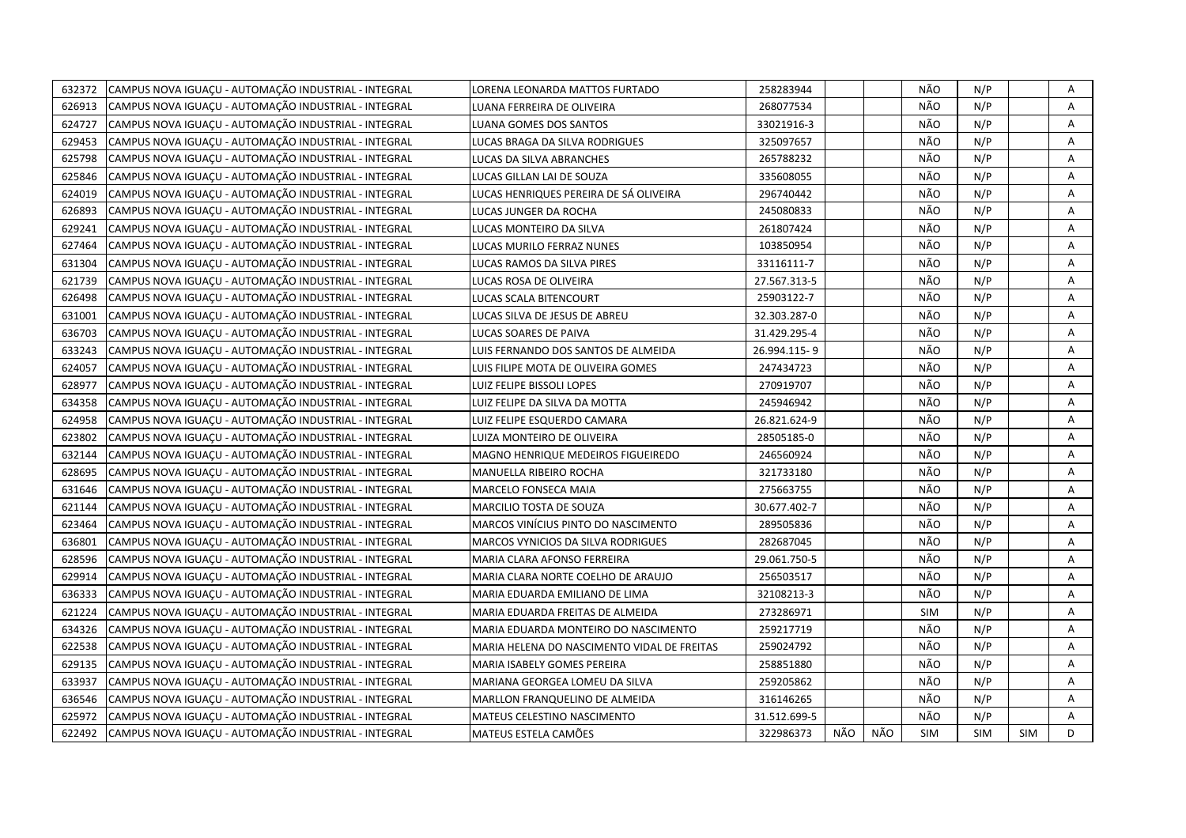| | | | | | | | | | |
|---|---|---|---|---|---|---|---|---|---|
| 632372 | CAMPUS NOVA IGUAÇU - AUTOMAÇÃO INDUSTRIAL - INTEGRAL | LORENA LEONARDA MATTOS FURTADO | 258283944 | | | NÃO | N/P | | A |
| 626913 | CAMPUS NOVA IGUAÇU - AUTOMAÇÃO INDUSTRIAL - INTEGRAL | LUANA FERREIRA DE OLIVEIRA | 268077534 | | | NÃO | N/P | | A |
| 624727 | CAMPUS NOVA IGUAÇU - AUTOMAÇÃO INDUSTRIAL - INTEGRAL | LUANA GOMES DOS SANTOS | 33021916-3 | | | NÃO | N/P | | A |
| 629453 | CAMPUS NOVA IGUAÇU - AUTOMAÇÃO INDUSTRIAL - INTEGRAL | LUCAS BRAGA DA SILVA RODRIGUES | 325097657 | | | NÃO | N/P | | A |
| 625798 | CAMPUS NOVA IGUAÇU - AUTOMAÇÃO INDUSTRIAL - INTEGRAL | LUCAS DA SILVA ABRANCHES | 265788232 | | | NÃO | N/P | | A |
| 625846 | CAMPUS NOVA IGUAÇU - AUTOMAÇÃO INDUSTRIAL - INTEGRAL | LUCAS GILLAN LAI DE SOUZA | 335608055 | | | NÃO | N/P | | A |
| 624019 | CAMPUS NOVA IGUAÇU - AUTOMAÇÃO INDUSTRIAL - INTEGRAL | LUCAS HENRIQUES PEREIRA DE SÁ OLIVEIRA | 296740442 | | | NÃO | N/P | | A |
| 626893 | CAMPUS NOVA IGUAÇU - AUTOMAÇÃO INDUSTRIAL - INTEGRAL | LUCAS JUNGER DA ROCHA | 245080833 | | | NÃO | N/P | | A |
| 629241 | CAMPUS NOVA IGUAÇU - AUTOMAÇÃO INDUSTRIAL - INTEGRAL | LUCAS MONTEIRO DA SILVA | 261807424 | | | NÃO | N/P | | A |
| 627464 | CAMPUS NOVA IGUAÇU - AUTOMAÇÃO INDUSTRIAL - INTEGRAL | LUCAS MURILO FERRAZ NUNES | 103850954 | | | NÃO | N/P | | A |
| 631304 | CAMPUS NOVA IGUAÇU - AUTOMAÇÃO INDUSTRIAL - INTEGRAL | LUCAS RAMOS DA SILVA PIRES | 33116111-7 | | | NÃO | N/P | | A |
| 621739 | CAMPUS NOVA IGUAÇU - AUTOMAÇÃO INDUSTRIAL - INTEGRAL | LUCAS ROSA DE OLIVEIRA | 27.567.313-5 | | | NÃO | N/P | | A |
| 626498 | CAMPUS NOVA IGUAÇU - AUTOMAÇÃO INDUSTRIAL - INTEGRAL | LUCAS SCALA BITENCOURT | 25903122-7 | | | NÃO | N/P | | A |
| 631001 | CAMPUS NOVA IGUAÇU - AUTOMAÇÃO INDUSTRIAL - INTEGRAL | LUCAS SILVA DE JESUS DE ABREU | 32.303.287-0 | | | NÃO | N/P | | A |
| 636703 | CAMPUS NOVA IGUAÇU - AUTOMAÇÃO INDUSTRIAL - INTEGRAL | LUCAS SOARES DE PAIVA | 31.429.295-4 | | | NÃO | N/P | | A |
| 633243 | CAMPUS NOVA IGUAÇU - AUTOMAÇÃO INDUSTRIAL - INTEGRAL | LUIS FERNANDO DOS SANTOS DE ALMEIDA | 26.994.115- 9 | | | NÃO | N/P | | A |
| 624057 | CAMPUS NOVA IGUAÇU - AUTOMAÇÃO INDUSTRIAL - INTEGRAL | LUIS FILIPE MOTA DE OLIVEIRA GOMES | 247434723 | | | NÃO | N/P | | A |
| 628977 | CAMPUS NOVA IGUAÇU - AUTOMAÇÃO INDUSTRIAL - INTEGRAL | LUIZ FELIPE BISSOLI LOPES | 270919707 | | | NÃO | N/P | | A |
| 634358 | CAMPUS NOVA IGUAÇU - AUTOMAÇÃO INDUSTRIAL - INTEGRAL | LUIZ FELIPE DA SILVA DA MOTTA | 245946942 | | | NÃO | N/P | | A |
| 624958 | CAMPUS NOVA IGUAÇU - AUTOMAÇÃO INDUSTRIAL - INTEGRAL | LUIZ FELIPE ESQUERDO CAMARA | 26.821.624-9 | | | NÃO | N/P | | A |
| 623802 | CAMPUS NOVA IGUAÇU - AUTOMAÇÃO INDUSTRIAL - INTEGRAL | LUIZA MONTEIRO DE OLIVEIRA | 28505185-0 | | | NÃO | N/P | | A |
| 632144 | CAMPUS NOVA IGUAÇU - AUTOMAÇÃO INDUSTRIAL - INTEGRAL | MAGNO HENRIQUE MEDEIROS FIGUEIREDO | 246560924 | | | NÃO | N/P | | A |
| 628695 | CAMPUS NOVA IGUAÇU - AUTOMAÇÃO INDUSTRIAL - INTEGRAL | MANUELLA RIBEIRO ROCHA | 321733180 | | | NÃO | N/P | | A |
| 631646 | CAMPUS NOVA IGUAÇU - AUTOMAÇÃO INDUSTRIAL - INTEGRAL | MARCELO FONSECA MAIA | 275663755 | | | NÃO | N/P | | A |
| 621144 | CAMPUS NOVA IGUAÇU - AUTOMAÇÃO INDUSTRIAL - INTEGRAL | MARCILIO TOSTA DE SOUZA | 30.677.402-7 | | | NÃO | N/P | | A |
| 623464 | CAMPUS NOVA IGUAÇU - AUTOMAÇÃO INDUSTRIAL - INTEGRAL | MARCOS VINÍCIUS PINTO DO NASCIMENTO | 289505836 | | | NÃO | N/P | | A |
| 636801 | CAMPUS NOVA IGUAÇU - AUTOMAÇÃO INDUSTRIAL - INTEGRAL | MARCOS VYNICIOS DA SILVA RODRIGUES | 282687045 | | | NÃO | N/P | | A |
| 628596 | CAMPUS NOVA IGUAÇU - AUTOMAÇÃO INDUSTRIAL - INTEGRAL | MARIA CLARA AFONSO FERREIRA | 29.061.750-5 | | | NÃO | N/P | | A |
| 629914 | CAMPUS NOVA IGUAÇU - AUTOMAÇÃO INDUSTRIAL - INTEGRAL | MARIA CLARA NORTE COELHO DE ARAUJO | 256503517 | | | NÃO | N/P | | A |
| 636333 | CAMPUS NOVA IGUAÇU - AUTOMAÇÃO INDUSTRIAL - INTEGRAL | MARIA EDUARDA EMILIANO DE LIMA | 32108213-3 | | | NÃO | N/P | | A |
| 621224 | CAMPUS NOVA IGUAÇU - AUTOMAÇÃO INDUSTRIAL - INTEGRAL | MARIA EDUARDA FREITAS DE ALMEIDA | 273286971 | | | SIM | N/P | | A |
| 634326 | CAMPUS NOVA IGUAÇU - AUTOMAÇÃO INDUSTRIAL - INTEGRAL | MARIA EDUARDA MONTEIRO DO NASCIMENTO | 259217719 | | | NÃO | N/P | | A |
| 622538 | CAMPUS NOVA IGUAÇU - AUTOMAÇÃO INDUSTRIAL - INTEGRAL | MARIA HELENA DO NASCIMENTO VIDAL DE FREITAS | 259024792 | | | NÃO | N/P | | A |
| 629135 | CAMPUS NOVA IGUAÇU - AUTOMAÇÃO INDUSTRIAL - INTEGRAL | MARIA ISABELY GOMES PEREIRA | 258851880 | | | NÃO | N/P | | A |
| 633937 | CAMPUS NOVA IGUAÇU - AUTOMAÇÃO INDUSTRIAL - INTEGRAL | MARIANA GEORGEA LOMEU DA SILVA | 259205862 | | | NÃO | N/P | | A |
| 636546 | CAMPUS NOVA IGUAÇU - AUTOMAÇÃO INDUSTRIAL - INTEGRAL | MARLLON FRANQUELINO DE ALMEIDA | 316146265 | | | NÃO | N/P | | A |
| 625972 | CAMPUS NOVA IGUAÇU - AUTOMAÇÃO INDUSTRIAL - INTEGRAL | MATEUS CELESTINO NASCIMENTO | 31.512.699-5 | | | NÃO | N/P | | A |
| 622492 | CAMPUS NOVA IGUAÇU - AUTOMAÇÃO INDUSTRIAL - INTEGRAL | MATEUS ESTELA CAMÕES | 322986373 | NÃO | NÃO | SIM | SIM | SIM | D |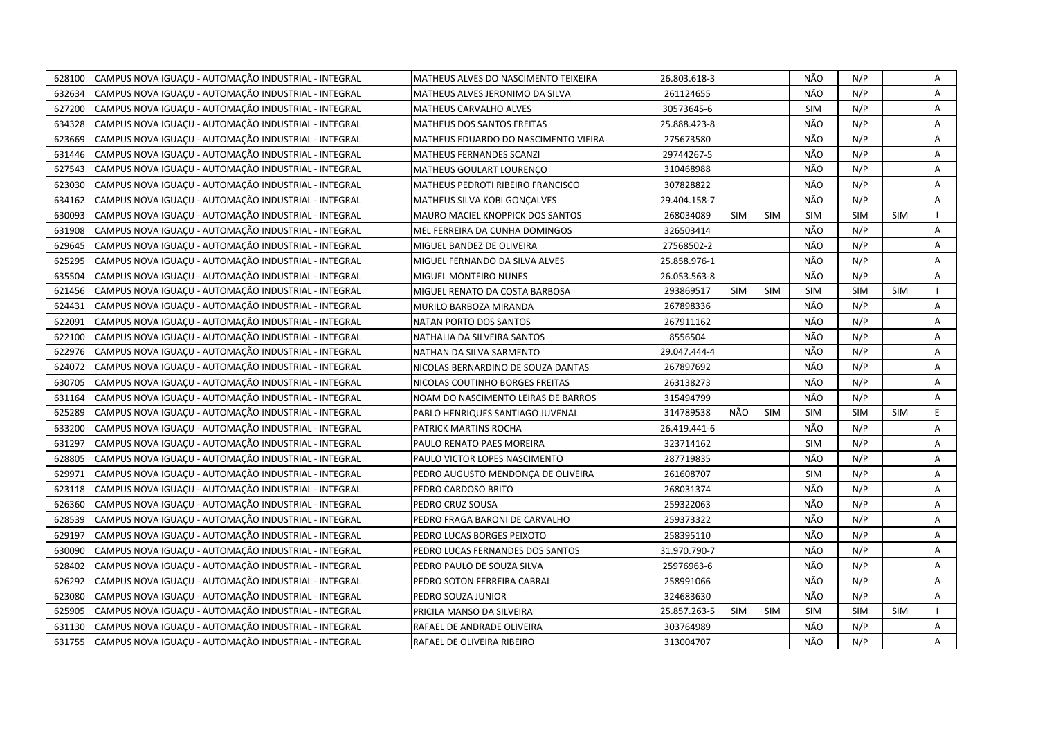| | | | | | | | | | | |
|---|---|---|---|---|---|---|---|---|---|---|
| 628100 | CAMPUS NOVA IGUAÇU - AUTOMAÇÃO INDUSTRIAL - INTEGRAL | MATHEUS ALVES DO NASCIMENTO TEIXEIRA | 26.803.618-3 | | | NÃO | N/P | | A |
| 632634 | CAMPUS NOVA IGUAÇU - AUTOMAÇÃO INDUSTRIAL - INTEGRAL | MATHEUS ALVES JERONIMO DA SILVA | 261124655 | | | NÃO | N/P | | A |
| 627200 | CAMPUS NOVA IGUAÇU - AUTOMAÇÃO INDUSTRIAL - INTEGRAL | MATHEUS CARVALHO ALVES | 30573645-6 | | | SIM | N/P | | A |
| 634328 | CAMPUS NOVA IGUAÇU - AUTOMAÇÃO INDUSTRIAL - INTEGRAL | MATHEUS DOS SANTOS FREITAS | 25.888.423-8 | | | NÃO | N/P | | A |
| 623669 | CAMPUS NOVA IGUAÇU - AUTOMAÇÃO INDUSTRIAL - INTEGRAL | MATHEUS EDUARDO DO NASCIMENTO VIEIRA | 275673580 | | | NÃO | N/P | | A |
| 631446 | CAMPUS NOVA IGUAÇU - AUTOMAÇÃO INDUSTRIAL - INTEGRAL | MATHEUS FERNANDES SCANZI | 29744267-5 | | | NÃO | N/P | | A |
| 627543 | CAMPUS NOVA IGUAÇU - AUTOMAÇÃO INDUSTRIAL - INTEGRAL | MATHEUS GOULART LOURENÇO | 310468988 | | | NÃO | N/P | | A |
| 623030 | CAMPUS NOVA IGUAÇU - AUTOMAÇÃO INDUSTRIAL - INTEGRAL | MATHEUS PEDROTI RIBEIRO FRANCISCO | 307828822 | | | NÃO | N/P | | A |
| 634162 | CAMPUS NOVA IGUAÇU - AUTOMAÇÃO INDUSTRIAL - INTEGRAL | MATHEUS SILVA KOBI GONÇALVES | 29.404.158-7 | | | NÃO | N/P | | A |
| 630093 | CAMPUS NOVA IGUAÇU - AUTOMAÇÃO INDUSTRIAL - INTEGRAL | MAURO MACIEL KNOPPICK DOS SANTOS | 268034089 | SIM | SIM | SIM | SIM | SIM | I |
| 631908 | CAMPUS NOVA IGUAÇU - AUTOMAÇÃO INDUSTRIAL - INTEGRAL | MEL FERREIRA DA CUNHA DOMINGOS | 326503414 | | | NÃO | N/P | | A |
| 629645 | CAMPUS NOVA IGUAÇU - AUTOMAÇÃO INDUSTRIAL - INTEGRAL | MIGUEL BANDEZ DE OLIVEIRA | 27568502-2 | | | NÃO | N/P | | A |
| 625295 | CAMPUS NOVA IGUAÇU - AUTOMAÇÃO INDUSTRIAL - INTEGRAL | MIGUEL FERNANDO DA SILVA ALVES | 25.858.976-1 | | | NÃO | N/P | | A |
| 635504 | CAMPUS NOVA IGUAÇU - AUTOMAÇÃO INDUSTRIAL - INTEGRAL | MIGUEL MONTEIRO NUNES | 26.053.563-8 | | | NÃO | N/P | | A |
| 621456 | CAMPUS NOVA IGUAÇU - AUTOMAÇÃO INDUSTRIAL - INTEGRAL | MIGUEL RENATO DA COSTA BARBOSA | 293869517 | SIM | SIM | SIM | SIM | SIM | I |
| 624431 | CAMPUS NOVA IGUAÇU - AUTOMAÇÃO INDUSTRIAL - INTEGRAL | MURILO BARBOZA MIRANDA | 267898336 | | | NÃO | N/P | | A |
| 622091 | CAMPUS NOVA IGUAÇU - AUTOMAÇÃO INDUSTRIAL - INTEGRAL | NATAN PORTO DOS SANTOS | 267911162 | | | NÃO | N/P | | A |
| 622100 | CAMPUS NOVA IGUAÇU - AUTOMAÇÃO INDUSTRIAL - INTEGRAL | NATHALIA DA SILVEIRA SANTOS | 8556504 | | | NÃO | N/P | | A |
| 622976 | CAMPUS NOVA IGUAÇU - AUTOMAÇÃO INDUSTRIAL - INTEGRAL | NATHAN DA SILVA SARMENTO | 29.047.444-4 | | | NÃO | N/P | | A |
| 624072 | CAMPUS NOVA IGUAÇU - AUTOMAÇÃO INDUSTRIAL - INTEGRAL | NICOLAS BERNARDINO DE SOUZA DANTAS | 267897692 | | | NÃO | N/P | | A |
| 630705 | CAMPUS NOVA IGUAÇU - AUTOMAÇÃO INDUSTRIAL - INTEGRAL | NICOLAS COUTINHO BORGES FREITAS | 263138273 | | | NÃO | N/P | | A |
| 631164 | CAMPUS NOVA IGUAÇU - AUTOMAÇÃO INDUSTRIAL - INTEGRAL | NOAM DO NASCIMENTO LEIRAS DE BARROS | 315494799 | | | NÃO | N/P | | A |
| 625289 | CAMPUS NOVA IGUAÇU - AUTOMAÇÃO INDUSTRIAL - INTEGRAL | PABLO HENRIQUES SANTIAGO JUVENAL | 314789538 | NÃO | SIM | SIM | SIM | SIM | E |
| 633200 | CAMPUS NOVA IGUAÇU - AUTOMAÇÃO INDUSTRIAL - INTEGRAL | PATRICK MARTINS ROCHA | 26.419.441-6 | | | NÃO | N/P | | A |
| 631297 | CAMPUS NOVA IGUAÇU - AUTOMAÇÃO INDUSTRIAL - INTEGRAL | PAULO RENATO PAES MOREIRA | 323714162 | | | SIM | N/P | | A |
| 628805 | CAMPUS NOVA IGUAÇU - AUTOMAÇÃO INDUSTRIAL - INTEGRAL | PAULO VICTOR LOPES NASCIMENTO | 287719835 | | | NÃO | N/P | | A |
| 629971 | CAMPUS NOVA IGUAÇU - AUTOMAÇÃO INDUSTRIAL - INTEGRAL | PEDRO AUGUSTO MENDONÇA DE OLIVEIRA | 261608707 | | | SIM | N/P | | A |
| 623118 | CAMPUS NOVA IGUAÇU - AUTOMAÇÃO INDUSTRIAL - INTEGRAL | PEDRO CARDOSO BRITO | 268031374 | | | NÃO | N/P | | A |
| 626360 | CAMPUS NOVA IGUAÇU - AUTOMAÇÃO INDUSTRIAL - INTEGRAL | PEDRO CRUZ SOUSA | 259322063 | | | NÃO | N/P | | A |
| 628539 | CAMPUS NOVA IGUAÇU - AUTOMAÇÃO INDUSTRIAL - INTEGRAL | PEDRO FRAGA BARONI DE CARVALHO | 259373322 | | | NÃO | N/P | | A |
| 629197 | CAMPUS NOVA IGUAÇU - AUTOMAÇÃO INDUSTRIAL - INTEGRAL | PEDRO LUCAS BORGES PEIXOTO | 258395110 | | | NÃO | N/P | | A |
| 630090 | CAMPUS NOVA IGUAÇU - AUTOMAÇÃO INDUSTRIAL - INTEGRAL | PEDRO LUCAS FERNANDES DOS SANTOS | 31.970.790-7 | | | NÃO | N/P | | A |
| 628402 | CAMPUS NOVA IGUAÇU - AUTOMAÇÃO INDUSTRIAL - INTEGRAL | PEDRO PAULO DE SOUZA SILVA | 25976963-6 | | | NÃO | N/P | | A |
| 626292 | CAMPUS NOVA IGUAÇU - AUTOMAÇÃO INDUSTRIAL - INTEGRAL | PEDRO SOTON FERREIRA CABRAL | 258991066 | | | NÃO | N/P | | A |
| 623080 | CAMPUS NOVA IGUAÇU - AUTOMAÇÃO INDUSTRIAL - INTEGRAL | PEDRO SOUZA JUNIOR | 324683630 | | | NÃO | N/P | | A |
| 625905 | CAMPUS NOVA IGUAÇU - AUTOMAÇÃO INDUSTRIAL - INTEGRAL | PRICILA MANSO DA SILVEIRA | 25.857.263-5 | SIM | SIM | SIM | SIM | SIM | I |
| 631130 | CAMPUS NOVA IGUAÇU - AUTOMAÇÃO INDUSTRIAL - INTEGRAL | RAFAEL DE ANDRADE OLIVEIRA | 303764989 | | | NÃO | N/P | | A |
| 631755 | CAMPUS NOVA IGUAÇU - AUTOMAÇÃO INDUSTRIAL - INTEGRAL | RAFAEL DE OLIVEIRA RIBEIRO | 313004707 | | | NÃO | N/P | | A |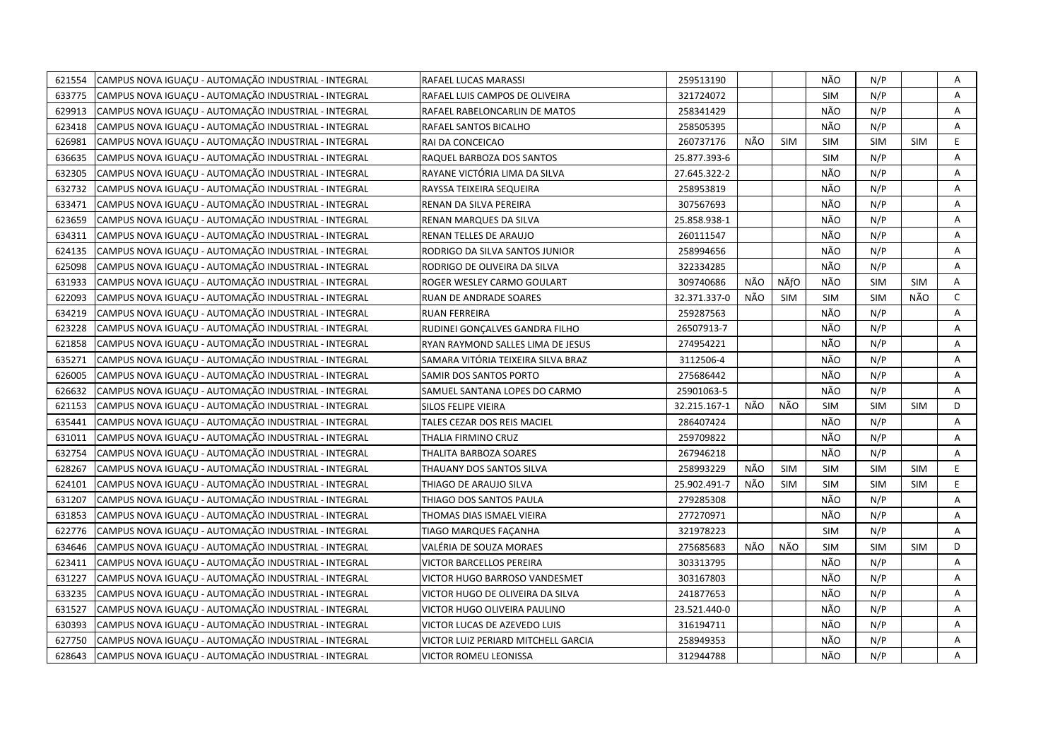| | | | | | | | | | |
|---|---|---|---|---|---|---|---|---|---|
| 621554 | CAMPUS NOVA IGUAÇU - AUTOMAÇÃO INDUSTRIAL - INTEGRAL | RAFAEL LUCAS MARASSI | 259513190 | | | NÃO | N/P | | A |
| 633775 | CAMPUS NOVA IGUAÇU - AUTOMAÇÃO INDUSTRIAL - INTEGRAL | RAFAEL LUIS CAMPOS DE OLIVEIRA | 321724072 | | | SIM | N/P | | A |
| 629913 | CAMPUS NOVA IGUAÇU - AUTOMAÇÃO INDUSTRIAL - INTEGRAL | RAFAEL RABELONCARLIN DE MATOS | 258341429 | | | NÃO | N/P | | A |
| 623418 | CAMPUS NOVA IGUAÇU - AUTOMAÇÃO INDUSTRIAL - INTEGRAL | RAFAEL SANTOS BICALHO | 258505395 | | | NÃO | N/P | | A |
| 626981 | CAMPUS NOVA IGUAÇU - AUTOMAÇÃO INDUSTRIAL - INTEGRAL | RAI DA CONCEICAO | 260737176 | NÃO | SIM | SIM | SIM | SIM | E |
| 636635 | CAMPUS NOVA IGUAÇU - AUTOMAÇÃO INDUSTRIAL - INTEGRAL | RAQUEL BARBOZA DOS SANTOS | 25.877.393-6 | | | SIM | N/P | | A |
| 632305 | CAMPUS NOVA IGUAÇU - AUTOMAÇÃO INDUSTRIAL - INTEGRAL | RAYANE VICTÓRIA LIMA DA SILVA | 27.645.322-2 | | | NÃO | N/P | | A |
| 632732 | CAMPUS NOVA IGUAÇU - AUTOMAÇÃO INDUSTRIAL - INTEGRAL | RAYSSA TEIXEIRA SEQUEIRA | 258953819 | | | NÃO | N/P | | A |
| 633471 | CAMPUS NOVA IGUAÇU - AUTOMAÇÃO INDUSTRIAL - INTEGRAL | RENAN DA SILVA PEREIRA | 307567693 | | | NÃO | N/P | | A |
| 623659 | CAMPUS NOVA IGUAÇU - AUTOMAÇÃO INDUSTRIAL - INTEGRAL | RENAN MARQUES DA SILVA | 25.858.938-1 | | | NÃO | N/P | | A |
| 634311 | CAMPUS NOVA IGUAÇU - AUTOMAÇÃO INDUSTRIAL - INTEGRAL | RENAN TELLES DE ARAUJO | 260111547 | | | NÃO | N/P | | A |
| 624135 | CAMPUS NOVA IGUAÇU - AUTOMAÇÃO INDUSTRIAL - INTEGRAL | RODRIGO DA SILVA SANTOS JUNIOR | 258994656 | | | NÃO | N/P | | A |
| 625098 | CAMPUS NOVA IGUAÇU - AUTOMAÇÃO INDUSTRIAL - INTEGRAL | RODRIGO DE OLIVEIRA DA SILVA | 322334285 | | | NÃO | N/P | | A |
| 631933 | CAMPUS NOVA IGUAÇU - AUTOMAÇÃO INDUSTRIAL - INTEGRAL | ROGER WESLEY CARMO GOULART | 309740686 | NÃO | NÃfO | NÃO | SIM | SIM | A |
| 622093 | CAMPUS NOVA IGUAÇU - AUTOMAÇÃO INDUSTRIAL - INTEGRAL | RUAN DE ANDRADE SOARES | 32.371.337-0 | NÃO | SIM | SIM | SIM | NÃO | C |
| 634219 | CAMPUS NOVA IGUAÇU - AUTOMAÇÃO INDUSTRIAL - INTEGRAL | RUAN FERREIRA | 259287563 | | | NÃO | N/P | | A |
| 623228 | CAMPUS NOVA IGUAÇU - AUTOMAÇÃO INDUSTRIAL - INTEGRAL | RUDINEI GONÇALVES GANDRA FILHO | 26507913-7 | | | NÃO | N/P | | A |
| 621858 | CAMPUS NOVA IGUAÇU - AUTOMAÇÃO INDUSTRIAL - INTEGRAL | RYAN RAYMOND SALLES LIMA DE JESUS | 274954221 | | | NÃO | N/P | | A |
| 635271 | CAMPUS NOVA IGUAÇU - AUTOMAÇÃO INDUSTRIAL - INTEGRAL | SAMARA VITÓRIA TEIXEIRA SILVA BRAZ | 3112506-4 | | | NÃO | N/P | | A |
| 626005 | CAMPUS NOVA IGUAÇU - AUTOMAÇÃO INDUSTRIAL - INTEGRAL | SAMIR DOS SANTOS PORTO | 275686442 | | | NÃO | N/P | | A |
| 626632 | CAMPUS NOVA IGUAÇU - AUTOMAÇÃO INDUSTRIAL - INTEGRAL | SAMUEL SANTANA LOPES DO CARMO | 25901063-5 | | | NÃO | N/P | | A |
| 621153 | CAMPUS NOVA IGUAÇU - AUTOMAÇÃO INDUSTRIAL - INTEGRAL | SILOS FELIPE VIEIRA | 32.215.167-1 | NÃO | NÃO | SIM | SIM | SIM | D |
| 635441 | CAMPUS NOVA IGUAÇU - AUTOMAÇÃO INDUSTRIAL - INTEGRAL | TALES CEZAR DOS REIS MACIEL | 286407424 | | | NÃO | N/P | | A |
| 631011 | CAMPUS NOVA IGUAÇU - AUTOMAÇÃO INDUSTRIAL - INTEGRAL | THALIA FIRMINO CRUZ | 259709822 | | | NÃO | N/P | | A |
| 632754 | CAMPUS NOVA IGUAÇU - AUTOMAÇÃO INDUSTRIAL - INTEGRAL | THALITA BARBOZA SOARES | 267946218 | | | NÃO | N/P | | A |
| 628267 | CAMPUS NOVA IGUAÇU - AUTOMAÇÃO INDUSTRIAL - INTEGRAL | THAUANY DOS SANTOS SILVA | 258993229 | NÃO | SIM | SIM | SIM | SIM | E |
| 624101 | CAMPUS NOVA IGUAÇU - AUTOMAÇÃO INDUSTRIAL - INTEGRAL | THIAGO DE ARAUJO SILVA | 25.902.491-7 | NÃO | SIM | SIM | SIM | SIM | E |
| 631207 | CAMPUS NOVA IGUAÇU - AUTOMAÇÃO INDUSTRIAL - INTEGRAL | THIAGO DOS SANTOS PAULA | 279285308 | | | NÃO | N/P | | A |
| 631853 | CAMPUS NOVA IGUAÇU - AUTOMAÇÃO INDUSTRIAL - INTEGRAL | THOMAS DIAS ISMAEL VIEIRA | 277270971 | | | NÃO | N/P | | A |
| 622776 | CAMPUS NOVA IGUAÇU - AUTOMAÇÃO INDUSTRIAL - INTEGRAL | TIAGO MARQUES FAÇANHA | 321978223 | | | SIM | N/P | | A |
| 634646 | CAMPUS NOVA IGUAÇU - AUTOMAÇÃO INDUSTRIAL - INTEGRAL | VALÉRIA DE SOUZA MORAES | 275685683 | NÃO | NÃO | SIM | SIM | SIM | D |
| 623411 | CAMPUS NOVA IGUAÇU - AUTOMAÇÃO INDUSTRIAL - INTEGRAL | VICTOR BARCELLOS PEREIRA | 303313795 | | | NÃO | N/P | | A |
| 631227 | CAMPUS NOVA IGUAÇU - AUTOMAÇÃO INDUSTRIAL - INTEGRAL | VICTOR HUGO BARROSO VANDESMET | 303167803 | | | NÃO | N/P | | A |
| 633235 | CAMPUS NOVA IGUAÇU - AUTOMAÇÃO INDUSTRIAL - INTEGRAL | VICTOR HUGO DE OLIVEIRA DA SILVA | 241877653 | | | NÃO | N/P | | A |
| 631527 | CAMPUS NOVA IGUAÇU - AUTOMAÇÃO INDUSTRIAL - INTEGRAL | VICTOR HUGO OLIVEIRA PAULINO | 23.521.440-0 | | | NÃO | N/P | | A |
| 630393 | CAMPUS NOVA IGUAÇU - AUTOMAÇÃO INDUSTRIAL - INTEGRAL | VICTOR LUCAS DE AZEVEDO LUIS | 316194711 | | | NÃO | N/P | | A |
| 627750 | CAMPUS NOVA IGUAÇU - AUTOMAÇÃO INDUSTRIAL - INTEGRAL | VICTOR LUIZ PERIARD MITCHELL GARCIA | 258949353 | | | NÃO | N/P | | A |
| 628643 | CAMPUS NOVA IGUAÇU - AUTOMAÇÃO INDUSTRIAL - INTEGRAL | VICTOR ROMEU LEONISSA | 312944788 | | | NÃO | N/P | | A |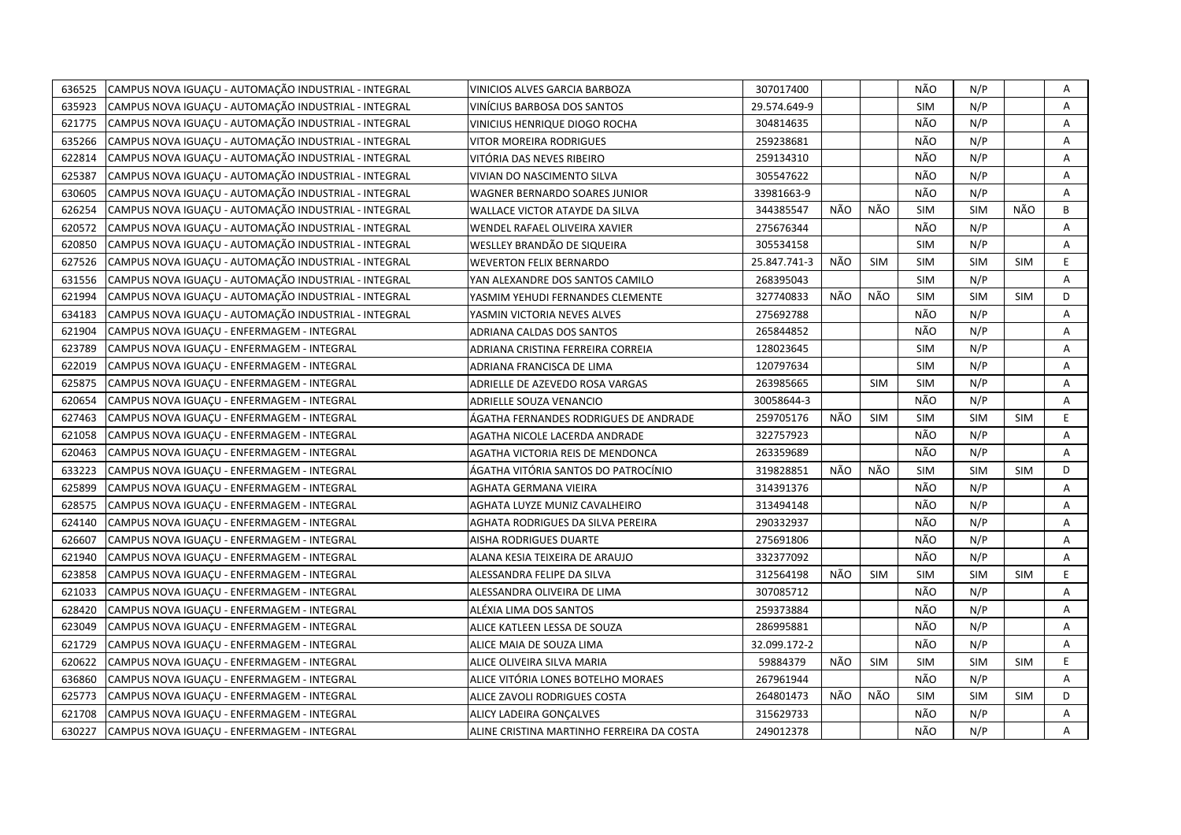| | | | | | | | | | |
|---|---|---|---|---|---|---|---|---|---|
| 636525 | CAMPUS NOVA IGUAÇU - AUTOMAÇÃO INDUSTRIAL - INTEGRAL | VINICIOS ALVES GARCIA BARBOZA | 307017400 | | | NÃO | N/P | | A |
| 635923 | CAMPUS NOVA IGUAÇU - AUTOMAÇÃO INDUSTRIAL - INTEGRAL | VINÍCIUS BARBOSA DOS SANTOS | 29.574.649-9 | | | SIM | N/P | | A |
| 621775 | CAMPUS NOVA IGUAÇU - AUTOMAÇÃO INDUSTRIAL - INTEGRAL | VINICIUS HENRIQUE DIOGO ROCHA | 304814635 | | | NÃO | N/P | | A |
| 635266 | CAMPUS NOVA IGUAÇU - AUTOMAÇÃO INDUSTRIAL - INTEGRAL | VITOR MOREIRA RODRIGUES | 259238681 | | | NÃO | N/P | | A |
| 622814 | CAMPUS NOVA IGUAÇU - AUTOMAÇÃO INDUSTRIAL - INTEGRAL | VITÓRIA DAS NEVES RIBEIRO | 259134310 | | | NÃO | N/P | | A |
| 625387 | CAMPUS NOVA IGUAÇU - AUTOMAÇÃO INDUSTRIAL - INTEGRAL | VIVIAN DO NASCIMENTO SILVA | 305547622 | | | NÃO | N/P | | A |
| 630605 | CAMPUS NOVA IGUAÇU - AUTOMAÇÃO INDUSTRIAL - INTEGRAL | WAGNER BERNARDO SOARES JUNIOR | 33981663-9 | | | NÃO | N/P | | A |
| 626254 | CAMPUS NOVA IGUAÇU - AUTOMAÇÃO INDUSTRIAL - INTEGRAL | WALLACE VICTOR ATAYDE DA SILVA | 344385547 | NÃO | NÃO | SIM | SIM | NÃO | B |
| 620572 | CAMPUS NOVA IGUAÇU - AUTOMAÇÃO INDUSTRIAL - INTEGRAL | WENDEL RAFAEL OLIVEIRA XAVIER | 275676344 | | | NÃO | N/P | | A |
| 620850 | CAMPUS NOVA IGUAÇU - AUTOMAÇÃO INDUSTRIAL - INTEGRAL | WESLLEY BRANDÃO DE SIQUEIRA | 305534158 | | | SIM | N/P | | A |
| 627526 | CAMPUS NOVA IGUAÇU - AUTOMAÇÃO INDUSTRIAL - INTEGRAL | WEVERTON FELIX BERNARDO | 25.847.741-3 | NÃO | SIM | SIM | SIM | SIM | E |
| 631556 | CAMPUS NOVA IGUAÇU - AUTOMAÇÃO INDUSTRIAL - INTEGRAL | YAN ALEXANDRE DOS SANTOS CAMILO | 268395043 | | | SIM | N/P | | A |
| 621994 | CAMPUS NOVA IGUAÇU - AUTOMAÇÃO INDUSTRIAL - INTEGRAL | YASMIM YEHUDI FERNANDES CLEMENTE | 327740833 | NÃO | NÃO | SIM | SIM | SIM | D |
| 634183 | CAMPUS NOVA IGUAÇU - AUTOMAÇÃO INDUSTRIAL - INTEGRAL | YASMIN VICTORIA NEVES ALVES | 275692788 | | | NÃO | N/P | | A |
| 621904 | CAMPUS NOVA IGUAÇU - ENFERMAGEM - INTEGRAL | ADRIANA CALDAS DOS SANTOS | 265844852 | | | NÃO | N/P | | A |
| 623789 | CAMPUS NOVA IGUAÇU - ENFERMAGEM - INTEGRAL | ADRIANA CRISTINA FERREIRA CORREIA | 128023645 | | | SIM | N/P | | A |
| 622019 | CAMPUS NOVA IGUAÇU - ENFERMAGEM - INTEGRAL | ADRIANA FRANCISCA DE LIMA | 120797634 | | | SIM | N/P | | A |
| 625875 | CAMPUS NOVA IGUAÇU - ENFERMAGEM - INTEGRAL | ADRIELLE DE AZEVEDO ROSA VARGAS | 263985665 | | SIM | SIM | N/P | | A |
| 620654 | CAMPUS NOVA IGUAÇU - ENFERMAGEM - INTEGRAL | ADRIELLE SOUZA VENANCIO | 30058644-3 | | | NÃO | N/P | | A |
| 627463 | CAMPUS NOVA IGUAÇU - ENFERMAGEM - INTEGRAL | ÁGATHA FERNANDES RODRIGUES DE ANDRADE | 259705176 | NÃO | SIM | SIM | SIM | SIM | E |
| 621058 | CAMPUS NOVA IGUAÇU - ENFERMAGEM - INTEGRAL | AGATHA NICOLE LACERDA ANDRADE | 322757923 | | | NÃO | N/P | | A |
| 620463 | CAMPUS NOVA IGUAÇU - ENFERMAGEM - INTEGRAL | AGATHA VICTORIA REIS DE MENDONCA | 263359689 | | | NÃO | N/P | | A |
| 633223 | CAMPUS NOVA IGUAÇU - ENFERMAGEM - INTEGRAL | ÁGATHA VITÓRIA SANTOS DO PATROCÍNIO | 319828851 | NÃO | NÃO | SIM | SIM | SIM | D |
| 625899 | CAMPUS NOVA IGUAÇU - ENFERMAGEM - INTEGRAL | AGHATA GERMANA VIEIRA | 314391376 | | | NÃO | N/P | | A |
| 628575 | CAMPUS NOVA IGUAÇU - ENFERMAGEM - INTEGRAL | AGHATA LUYZE MUNIZ CAVALHEIRO | 313494148 | | | NÃO | N/P | | A |
| 624140 | CAMPUS NOVA IGUAÇU - ENFERMAGEM - INTEGRAL | AGHATA RODRIGUES DA SILVA PEREIRA | 290332937 | | | NÃO | N/P | | A |
| 626607 | CAMPUS NOVA IGUAÇU - ENFERMAGEM - INTEGRAL | AISHA RODRIGUES DUARTE | 275691806 | | | NÃO | N/P | | A |
| 621940 | CAMPUS NOVA IGUAÇU - ENFERMAGEM - INTEGRAL | ALANA KESIA TEIXEIRA DE ARAUJO | 332377092 | | | NÃO | N/P | | A |
| 623858 | CAMPUS NOVA IGUAÇU - ENFERMAGEM - INTEGRAL | ALESSANDRA FELIPE DA SILVA | 312564198 | NÃO | SIM | SIM | SIM | SIM | E |
| 621033 | CAMPUS NOVA IGUAÇU - ENFERMAGEM - INTEGRAL | ALESSANDRA OLIVEIRA DE LIMA | 307085712 | | | NÃO | N/P | | A |
| 628420 | CAMPUS NOVA IGUAÇU - ENFERMAGEM - INTEGRAL | ALÉXIA LIMA DOS SANTOS | 259373884 | | | NÃO | N/P | | A |
| 623049 | CAMPUS NOVA IGUAÇU - ENFERMAGEM - INTEGRAL | ALICE KATLEEN LESSA DE SOUZA | 286995881 | | | NÃO | N/P | | A |
| 621729 | CAMPUS NOVA IGUAÇU - ENFERMAGEM - INTEGRAL | ALICE MAIA DE SOUZA LIMA | 32.099.172-2 | | | NÃO | N/P | | A |
| 620622 | CAMPUS NOVA IGUAÇU - ENFERMAGEM - INTEGRAL | ALICE OLIVEIRA SILVA MARIA | 59884379 | NÃO | SIM | SIM | SIM | SIM | E |
| 636860 | CAMPUS NOVA IGUAÇU - ENFERMAGEM - INTEGRAL | ALICE VITÓRIA LONES BOTELHO MORAES | 267961944 | | | NÃO | N/P | | A |
| 625773 | CAMPUS NOVA IGUAÇU - ENFERMAGEM - INTEGRAL | ALICE ZAVOLI RODRIGUES COSTA | 264801473 | NÃO | NÃO | SIM | SIM | SIM | D |
| 621708 | CAMPUS NOVA IGUAÇU - ENFERMAGEM - INTEGRAL | ALICY LADEIRA GONÇALVES | 315629733 | | | NÃO | N/P | | A |
| 630227 | CAMPUS NOVA IGUAÇU - ENFERMAGEM - INTEGRAL | ALINE CRISTINA MARTINHO FERREIRA DA COSTA | 249012378 | | | NÃO | N/P | | A |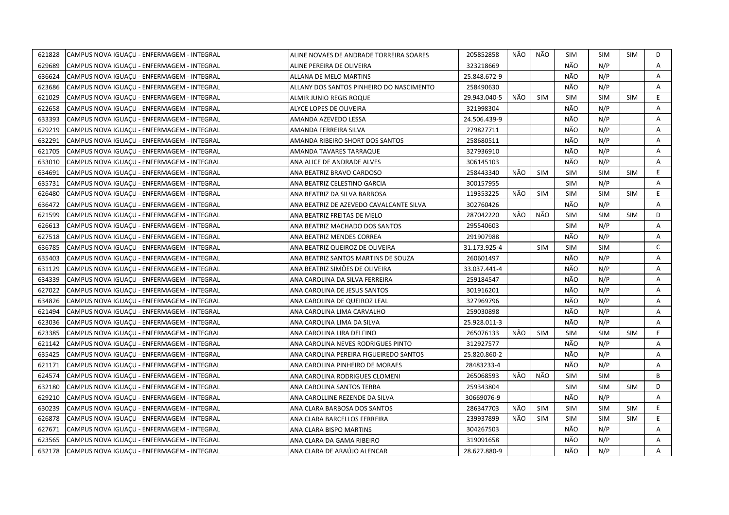| | | | | | | | | | |
|---|---|---|---|---|---|---|---|---|---|
| 621828 | CAMPUS NOVA IGUAÇU - ENFERMAGEM - INTEGRAL | ALINE NOVAES DE ANDRADE TORREIRA SOARES | 205852858 | NÃO | NÃO | SIM | SIM | SIM | D |
| 629689 | CAMPUS NOVA IGUAÇU - ENFERMAGEM - INTEGRAL | ALINE PEREIRA DE OLIVEIRA | 323218669 | | | NÃO | N/P | | A |
| 636624 | CAMPUS NOVA IGUAÇU - ENFERMAGEM - INTEGRAL | ALLANA DE MELO MARTINS | 25.848.672-9 | | | NÃO | N/P | | A |
| 623686 | CAMPUS NOVA IGUAÇU - ENFERMAGEM - INTEGRAL | ALLANY DOS SANTOS PINHEIRO DO NASCIMENTO | 258490630 | | | NÃO | N/P | | A |
| 621029 | CAMPUS NOVA IGUAÇU - ENFERMAGEM - INTEGRAL | ALMIR JUNIO REGIS ROQUE | 29.943.040-5 | NÃO | SIM | SIM | SIM | SIM | E |
| 622658 | CAMPUS NOVA IGUAÇU - ENFERMAGEM - INTEGRAL | ALYCE LOPES DE OLIVEIRA | 321998304 | | | NÃO | N/P | | A |
| 633393 | CAMPUS NOVA IGUAÇU - ENFERMAGEM - INTEGRAL | AMANDA AZEVEDO LESSA | 24.506.439-9 | | | NÃO | N/P | | A |
| 629219 | CAMPUS NOVA IGUAÇU - ENFERMAGEM - INTEGRAL | AMANDA FERREIRA SILVA | 279827711 | | | NÃO | N/P | | A |
| 632291 | CAMPUS NOVA IGUAÇU - ENFERMAGEM - INTEGRAL | AMANDA RIBEIRO SHORT DOS SANTOS | 258680511 | | | NÃO | N/P | | A |
| 621705 | CAMPUS NOVA IGUAÇU - ENFERMAGEM - INTEGRAL | AMANDA TAVARES TARRAQUE | 327936910 | | | NÃO | N/P | | A |
| 633010 | CAMPUS NOVA IGUAÇU - ENFERMAGEM - INTEGRAL | ANA ALICE DE ANDRADE ALVES | 306145103 | | | NÃO | N/P | | A |
| 634691 | CAMPUS NOVA IGUAÇU - ENFERMAGEM - INTEGRAL | ANA BEATRIZ BRAVO CARDOSO | 258443340 | NÃO | SIM | SIM | SIM | SIM | E |
| 635731 | CAMPUS NOVA IGUAÇU - ENFERMAGEM - INTEGRAL | ANA BEATRIZ CELESTINO GARCIA | 300157955 | | | SIM | N/P | | A |
| 626480 | CAMPUS NOVA IGUAÇU - ENFERMAGEM - INTEGRAL | ANA BEATRIZ DA SILVA BARBOSA | 119353225 | NÃO | SIM | SIM | SIM | SIM | E |
| 636472 | CAMPUS NOVA IGUAÇU - ENFERMAGEM - INTEGRAL | ANA BEATRIZ DE AZEVEDO CAVALCANTE SILVA | 302760426 | | | NÃO | N/P | | A |
| 621599 | CAMPUS NOVA IGUAÇU - ENFERMAGEM - INTEGRAL | ANA BEATRIZ FREITAS DE MELO | 287042220 | NÃO | NÃO | SIM | SIM | SIM | D |
| 626613 | CAMPUS NOVA IGUAÇU - ENFERMAGEM - INTEGRAL | ANA BEATRIZ MACHADO DOS SANTOS | 295540603 | | | SIM | N/P | | A |
| 627518 | CAMPUS NOVA IGUAÇU - ENFERMAGEM - INTEGRAL | ANA BEATRIZ MENDES CORREA | 291907988 | | | NÃO | N/P | | A |
| 636785 | CAMPUS NOVA IGUAÇU - ENFERMAGEM - INTEGRAL | ANA BEATRIZ QUEIROZ DE OLIVEIRA | 31.173.925-4 | | SIM | SIM | SIM | | C |
| 635403 | CAMPUS NOVA IGUAÇU - ENFERMAGEM - INTEGRAL | ANA BEATRIZ SANTOS MARTINS DE SOUZA | 260601497 | | | NÃO | N/P | | A |
| 631129 | CAMPUS NOVA IGUAÇU - ENFERMAGEM - INTEGRAL | ANA BEATRIZ SIMÕES DE OLIVEIRA | 33.037.441-4 | | | NÃO | N/P | | A |
| 634339 | CAMPUS NOVA IGUAÇU - ENFERMAGEM - INTEGRAL | ANA CAROLINA DA SILVA FERREIRA | 259184547 | | | NÃO | N/P | | A |
| 627022 | CAMPUS NOVA IGUAÇU - ENFERMAGEM - INTEGRAL | ANA CAROLINA DE JESUS SANTOS | 301916201 | | | NÃO | N/P | | A |
| 634826 | CAMPUS NOVA IGUAÇU - ENFERMAGEM - INTEGRAL | ANA CAROLINA DE QUEIROZ LEAL | 327969796 | | | NÃO | N/P | | A |
| 621494 | CAMPUS NOVA IGUAÇU - ENFERMAGEM - INTEGRAL | ANA CAROLINA LIMA CARVALHO | 259030898 | | | NÃO | N/P | | A |
| 623036 | CAMPUS NOVA IGUAÇU - ENFERMAGEM - INTEGRAL | ANA CAROLINA LIMA DA SILVA | 25.928.011-3 | | | NÃO | N/P | | A |
| 623385 | CAMPUS NOVA IGUAÇU - ENFERMAGEM - INTEGRAL | ANA CAROLINA LIRA DELFINO | 265076133 | NÃO | SIM | SIM | SIM | SIM | E |
| 621142 | CAMPUS NOVA IGUAÇU - ENFERMAGEM - INTEGRAL | ANA CAROLINA NEVES RODRIGUES PINTO | 312927577 | | | NÃO | N/P | | A |
| 635425 | CAMPUS NOVA IGUAÇU - ENFERMAGEM - INTEGRAL | ANA CAROLINA PEREIRA FIGUEIREDO SANTOS | 25.820.860-2 | | | NÃO | N/P | | A |
| 621171 | CAMPUS NOVA IGUAÇU - ENFERMAGEM - INTEGRAL | ANA CAROLINA PINHEIRO DE MORAES | 28483233-4 | | | NÃO | N/P | | A |
| 624574 | CAMPUS NOVA IGUAÇU - ENFERMAGEM - INTEGRAL | ANA CAROLINA RODRIGUES CLOMENI | 265068593 | NÃO | NÃO | SIM | SIM | | B |
| 632180 | CAMPUS NOVA IGUAÇU - ENFERMAGEM - INTEGRAL | ANA CAROLINA SANTOS TERRA | 259343804 | | | SIM | SIM | SIM | D |
| 629210 | CAMPUS NOVA IGUAÇU - ENFERMAGEM - INTEGRAL | ANA CAROLLINE REZENDE DA SILVA | 30669076-9 | | | NÃO | N/P | | A |
| 630239 | CAMPUS NOVA IGUAÇU - ENFERMAGEM - INTEGRAL | ANA CLARA BARBOSA DOS SANTOS | 286347703 | NÃO | SIM | SIM | SIM | SIM | E |
| 626878 | CAMPUS NOVA IGUAÇU - ENFERMAGEM - INTEGRAL | ANA CLARA BARCELLOS FERREIRA | 239937899 | NÃO | SIM | SIM | SIM | SIM | E |
| 627671 | CAMPUS NOVA IGUAÇU - ENFERMAGEM - INTEGRAL | ANA CLARA BISPO MARTINS | 304267503 | | | NÃO | N/P | | A |
| 623565 | CAMPUS NOVA IGUAÇU - ENFERMAGEM - INTEGRAL | ANA CLARA DA GAMA RIBEIRO | 319091658 | | | NÃO | N/P | | A |
| 632178 | CAMPUS NOVA IGUAÇU - ENFERMAGEM - INTEGRAL | ANA CLARA DE ARAÚJO ALENCAR | 28.627.880-9 | | | NÃO | N/P | | A |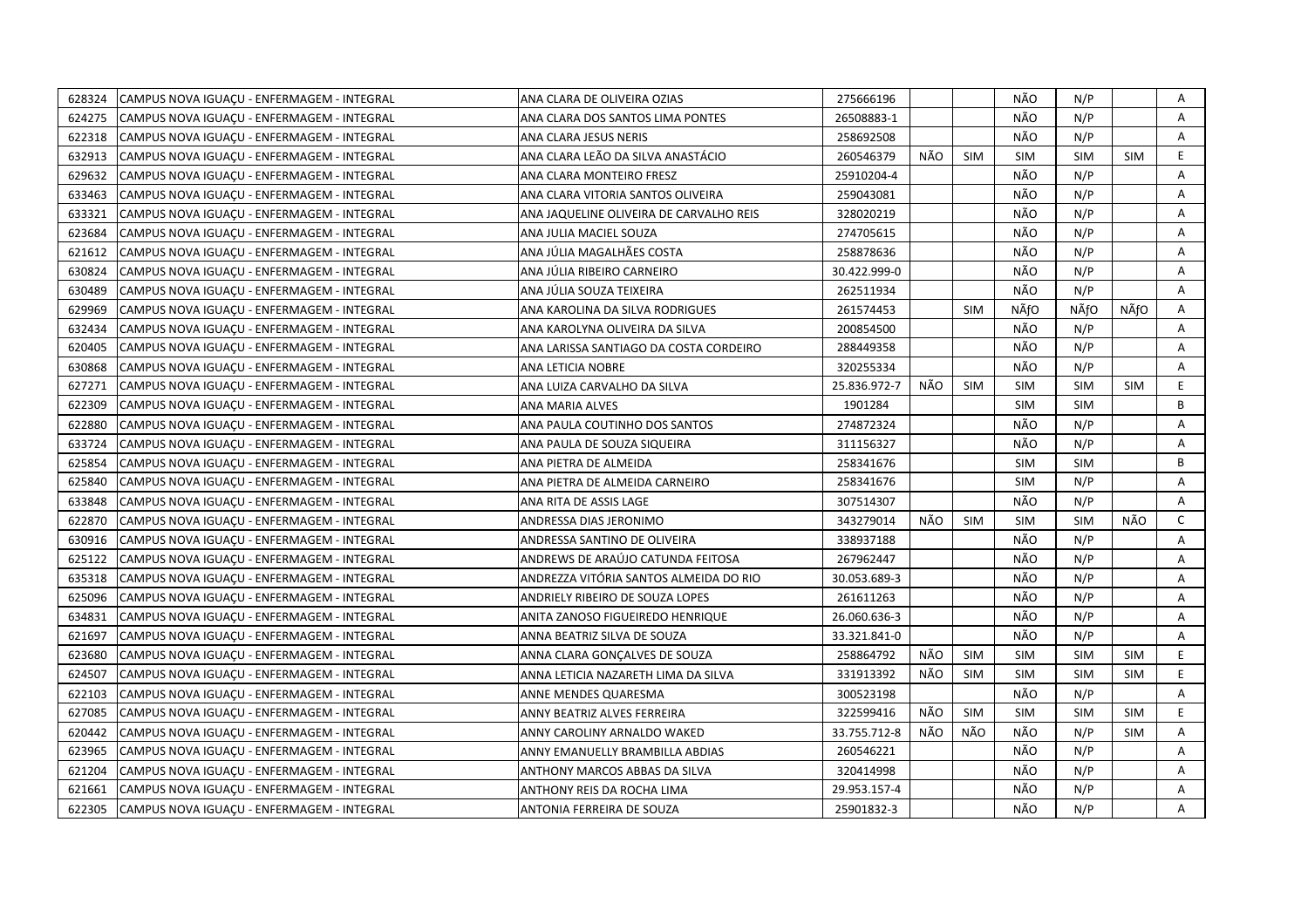| | | | | | | | | | |
|---|---|---|---|---|---|---|---|---|---|
| 628324 | CAMPUS NOVA IGUAÇU - ENFERMAGEM - INTEGRAL | ANA CLARA DE OLIVEIRA OZIAS | 275666196 | | | NÃO | N/P | | A |
| 624275 | CAMPUS NOVA IGUAÇU - ENFERMAGEM - INTEGRAL | ANA CLARA DOS SANTOS LIMA PONTES | 26508883-1 | | | NÃO | N/P | | A |
| 622318 | CAMPUS NOVA IGUAÇU - ENFERMAGEM - INTEGRAL | ANA CLARA JESUS NERIS | 258692508 | | | NÃO | N/P | | A |
| 632913 | CAMPUS NOVA IGUAÇU - ENFERMAGEM - INTEGRAL | ANA CLARA LEÃO DA SILVA ANASTÁCIO | 260546379 | NÃO | SIM | SIM | SIM | SIM | E |
| 629632 | CAMPUS NOVA IGUAÇU - ENFERMAGEM - INTEGRAL | ANA CLARA MONTEIRO FRESZ | 25910204-4 | | | NÃO | N/P | | A |
| 633463 | CAMPUS NOVA IGUAÇU - ENFERMAGEM - INTEGRAL | ANA CLARA VITORIA SANTOS OLIVEIRA | 259043081 | | | NÃO | N/P | | A |
| 633321 | CAMPUS NOVA IGUAÇU - ENFERMAGEM - INTEGRAL | ANA JAQUELINE OLIVEIRA DE CARVALHO REIS | 328020219 | | | NÃO | N/P | | A |
| 623684 | CAMPUS NOVA IGUAÇU - ENFERMAGEM - INTEGRAL | ANA JULIA MACIEL SOUZA | 274705615 | | | NÃO | N/P | | A |
| 621612 | CAMPUS NOVA IGUAÇU - ENFERMAGEM - INTEGRAL | ANA JÚLIA MAGALHÃES COSTA | 258878636 | | | NÃO | N/P | | A |
| 630824 | CAMPUS NOVA IGUAÇU - ENFERMAGEM - INTEGRAL | ANA JÚLIA RIBEIRO CARNEIRO | 30.422.999-0 | | | NÃO | N/P | | A |
| 630489 | CAMPUS NOVA IGUAÇU - ENFERMAGEM - INTEGRAL | ANA JÚLIA SOUZA TEIXEIRA | 262511934 | | | NÃO | N/P | | A |
| 629969 | CAMPUS NOVA IGUAÇU - ENFERMAGEM - INTEGRAL | ANA KAROLINA DA SILVA RODRIGUES | 261574453 | | SIM | NÃƒO | NÃƒO | NÃƒO | A |
| 632434 | CAMPUS NOVA IGUAÇU - ENFERMAGEM - INTEGRAL | ANA KAROLYNA OLIVEIRA DA SILVA | 200854500 | | | NÃO | N/P | | A |
| 620405 | CAMPUS NOVA IGUAÇU - ENFERMAGEM - INTEGRAL | ANA LARISSA SANTIAGO DA COSTA CORDEIRO | 288449358 | | | NÃO | N/P | | A |
| 630868 | CAMPUS NOVA IGUAÇU - ENFERMAGEM - INTEGRAL | ANA LETICIA NOBRE | 320255334 | | | NÃO | N/P | | A |
| 627271 | CAMPUS NOVA IGUAÇU - ENFERMAGEM - INTEGRAL | ANA LUIZA CARVALHO DA SILVA | 25.836.972-7 | NÃO | SIM | SIM | SIM | SIM | E |
| 622309 | CAMPUS NOVA IGUAÇU - ENFERMAGEM - INTEGRAL | ANA MARIA ALVES | 1901284 | | | SIM | SIM | | B |
| 622880 | CAMPUS NOVA IGUAÇU - ENFERMAGEM - INTEGRAL | ANA PAULA COUTINHO DOS SANTOS | 274872324 | | | NÃO | N/P | | A |
| 633724 | CAMPUS NOVA IGUAÇU - ENFERMAGEM - INTEGRAL | ANA PAULA DE SOUZA SIQUEIRA | 311156327 | | | NÃO | N/P | | A |
| 625854 | CAMPUS NOVA IGUAÇU - ENFERMAGEM - INTEGRAL | ANA PIETRA DE ALMEIDA | 258341676 | | | SIM | SIM | | B |
| 625840 | CAMPUS NOVA IGUAÇU - ENFERMAGEM - INTEGRAL | ANA PIETRA DE ALMEIDA CARNEIRO | 258341676 | | | SIM | N/P | | A |
| 633848 | CAMPUS NOVA IGUAÇU - ENFERMAGEM - INTEGRAL | ANA RITA DE ASSIS LAGE | 307514307 | | | NÃO | N/P | | A |
| 622870 | CAMPUS NOVA IGUAÇU - ENFERMAGEM - INTEGRAL | ANDRESSA DIAS JERONIMO | 343279014 | NÃO | SIM | SIM | SIM | NÃO | C |
| 630916 | CAMPUS NOVA IGUAÇU - ENFERMAGEM - INTEGRAL | ANDRESSA SANTINO DE OLIVEIRA | 338937188 | | | NÃO | N/P | | A |
| 625122 | CAMPUS NOVA IGUAÇU - ENFERMAGEM - INTEGRAL | ANDREWS DE ARAÚJO CATUNDA FEITOSA | 267962447 | | | NÃO | N/P | | A |
| 635318 | CAMPUS NOVA IGUAÇU - ENFERMAGEM - INTEGRAL | ANDREZZA VITÓRIA SANTOS ALMEIDA DO RIO | 30.053.689-3 | | | NÃO | N/P | | A |
| 625096 | CAMPUS NOVA IGUAÇU - ENFERMAGEM - INTEGRAL | ANDRIELY RIBEIRO DE SOUZA LOPES | 261611263 | | | NÃO | N/P | | A |
| 634831 | CAMPUS NOVA IGUAÇU - ENFERMAGEM - INTEGRAL | ANITA ZANOSO FIGUEIREDO HENRIQUE | 26.060.636-3 | | | NÃO | N/P | | A |
| 621697 | CAMPUS NOVA IGUAÇU - ENFERMAGEM - INTEGRAL | ANNA BEATRIZ SILVA DE SOUZA | 33.321.841-0 | | | NÃO | N/P | | A |
| 623680 | CAMPUS NOVA IGUAÇU - ENFERMAGEM - INTEGRAL | ANNA CLARA GONÇALVES DE SOUZA | 258864792 | NÃO | SIM | SIM | SIM | SIM | E |
| 624507 | CAMPUS NOVA IGUAÇU - ENFERMAGEM - INTEGRAL | ANNA LETICIA NAZARETH LIMA DA SILVA | 331913392 | NÃO | SIM | SIM | SIM | SIM | E |
| 622103 | CAMPUS NOVA IGUAÇU - ENFERMAGEM - INTEGRAL | ANNE MENDES QUARESMA | 300523198 | | | NÃO | N/P | | A |
| 627085 | CAMPUS NOVA IGUAÇU - ENFERMAGEM - INTEGRAL | ANNY BEATRIZ ALVES FERREIRA | 322599416 | NÃO | SIM | SIM | SIM | SIM | E |
| 620442 | CAMPUS NOVA IGUAÇU - ENFERMAGEM - INTEGRAL | ANNY CAROLINY ARNALDO WAKED | 33.755.712-8 | NÃO | NÃO | NÃO | N/P | SIM | A |
| 623965 | CAMPUS NOVA IGUAÇU - ENFERMAGEM - INTEGRAL | ANNY EMANUELLY BRAMBILLA ABDIAS | 260546221 | | | NÃO | N/P | | A |
| 621204 | CAMPUS NOVA IGUAÇU - ENFERMAGEM - INTEGRAL | ANTHONY MARCOS ABBAS DA SILVA | 320414998 | | | NÃO | N/P | | A |
| 621661 | CAMPUS NOVA IGUAÇU - ENFERMAGEM - INTEGRAL | ANTHONY REIS DA ROCHA LIMA | 29.953.157-4 | | | NÃO | N/P | | A |
| 622305 | CAMPUS NOVA IGUAÇU - ENFERMAGEM - INTEGRAL | ANTONIA FERREIRA DE SOUZA | 25901832-3 | | | NÃO | N/P | | A |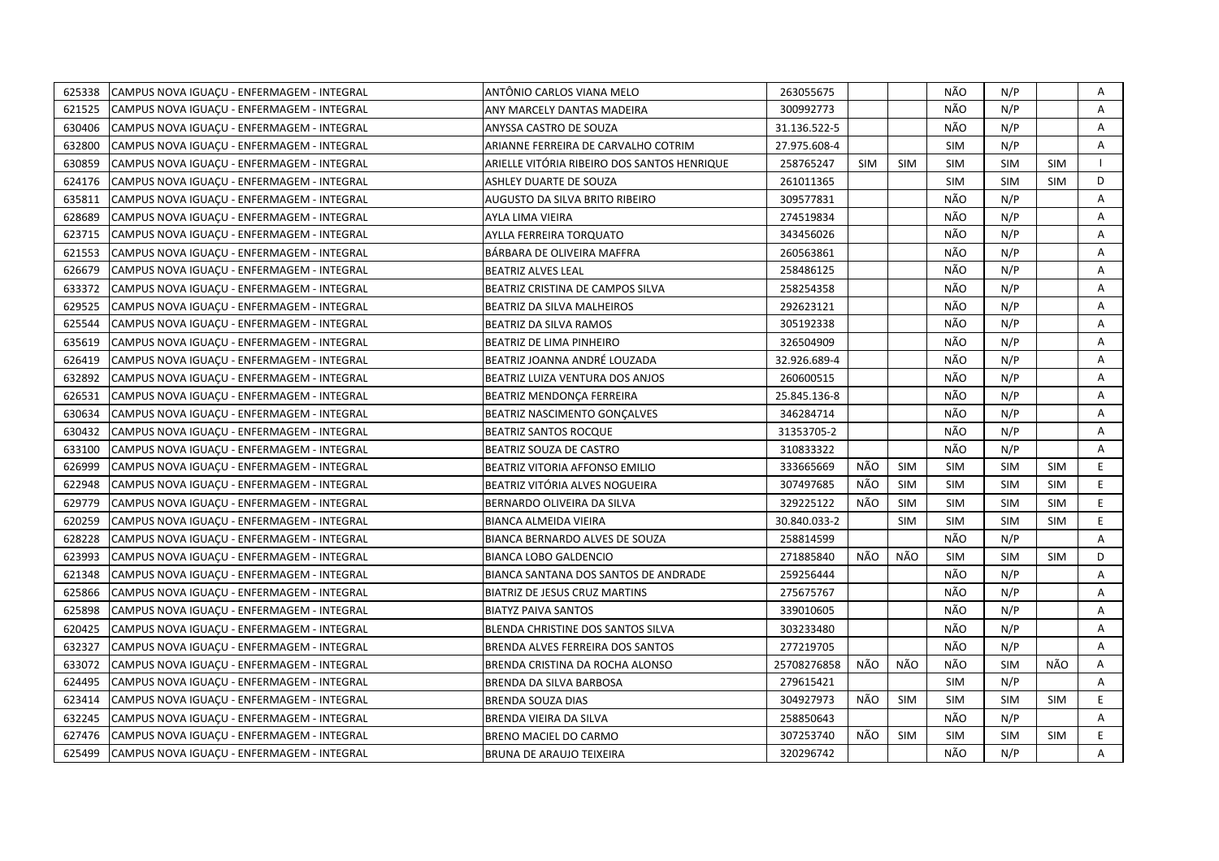| | | | | | | | | | | |
|---|---|---|---|---|---|---|---|---|---|---|
| 625338 | CAMPUS NOVA IGUAÇU - ENFERMAGEM - INTEGRAL | ANTÔNIO CARLOS VIANA MELO | 263055675 | | | NÃO | N/P | | A |
| 621525 | CAMPUS NOVA IGUAÇU - ENFERMAGEM - INTEGRAL | ANY MARCELY DANTAS MADEIRA | 300992773 | | | NÃO | N/P | | A |
| 630406 | CAMPUS NOVA IGUAÇU - ENFERMAGEM - INTEGRAL | ANYSSA CASTRO DE SOUZA | 31.136.522-5 | | | NÃO | N/P | | A |
| 632800 | CAMPUS NOVA IGUAÇU - ENFERMAGEM - INTEGRAL | ARIANNE FERREIRA DE CARVALHO COTRIM | 27.975.608-4 | | | SIM | N/P | | A |
| 630859 | CAMPUS NOVA IGUAÇU - ENFERMAGEM - INTEGRAL | ARIELLE VITÓRIA RIBEIRO DOS SANTOS HENRIQUE | 258765247 | SIM | SIM | SIM | SIM | SIM | I |
| 624176 | CAMPUS NOVA IGUAÇU - ENFERMAGEM - INTEGRAL | ASHLEY DUARTE DE SOUZA | 261011365 | | | SIM | SIM | SIM | D |
| 635811 | CAMPUS NOVA IGUAÇU - ENFERMAGEM - INTEGRAL | AUGUSTO DA SILVA BRITO RIBEIRO | 309577831 | | | NÃO | N/P | | A |
| 628689 | CAMPUS NOVA IGUAÇU - ENFERMAGEM - INTEGRAL | AYLA LIMA VIEIRA | 274519834 | | | NÃO | N/P | | A |
| 623715 | CAMPUS NOVA IGUAÇU - ENFERMAGEM - INTEGRAL | AYLLA FERREIRA TORQUATO | 343456026 | | | NÃO | N/P | | A |
| 621553 | CAMPUS NOVA IGUAÇU - ENFERMAGEM - INTEGRAL | BÁRBARA DE OLIVEIRA MAFFRA | 260563861 | | | NÃO | N/P | | A |
| 626679 | CAMPUS NOVA IGUAÇU - ENFERMAGEM - INTEGRAL | BEATRIZ ALVES LEAL | 258486125 | | | NÃO | N/P | | A |
| 633372 | CAMPUS NOVA IGUAÇU - ENFERMAGEM - INTEGRAL | BEATRIZ CRISTINA DE CAMPOS SILVA | 258254358 | | | NÃO | N/P | | A |
| 629525 | CAMPUS NOVA IGUAÇU - ENFERMAGEM - INTEGRAL | BEATRIZ DA SILVA MALHEIROS | 292623121 | | | NÃO | N/P | | A |
| 625544 | CAMPUS NOVA IGUAÇU - ENFERMAGEM - INTEGRAL | BEATRIZ DA SILVA RAMOS | 305192338 | | | NÃO | N/P | | A |
| 635619 | CAMPUS NOVA IGUAÇU - ENFERMAGEM - INTEGRAL | BEATRIZ DE LIMA PINHEIRO | 326504909 | | | NÃO | N/P | | A |
| 626419 | CAMPUS NOVA IGUAÇU - ENFERMAGEM - INTEGRAL | BEATRIZ JOANNA ANDRÉ LOUZADA | 32.926.689-4 | | | NÃO | N/P | | A |
| 632892 | CAMPUS NOVA IGUAÇU - ENFERMAGEM - INTEGRAL | BEATRIZ LUIZA VENTURA DOS ANJOS | 260600515 | | | NÃO | N/P | | A |
| 626531 | CAMPUS NOVA IGUAÇU - ENFERMAGEM - INTEGRAL | BEATRIZ MENDONÇA FERREIRA | 25.845.136-8 | | | NÃO | N/P | | A |
| 630634 | CAMPUS NOVA IGUAÇU - ENFERMAGEM - INTEGRAL | BEATRIZ NASCIMENTO GONÇALVES | 346284714 | | | NÃO | N/P | | A |
| 630432 | CAMPUS NOVA IGUAÇU - ENFERMAGEM - INTEGRAL | BEATRIZ SANTOS ROCQUE | 31353705-2 | | | NÃO | N/P | | A |
| 633100 | CAMPUS NOVA IGUAÇU - ENFERMAGEM - INTEGRAL | BEATRIZ SOUZA DE CASTRO | 310833322 | | | NÃO | N/P | | A |
| 626999 | CAMPUS NOVA IGUAÇU - ENFERMAGEM - INTEGRAL | BEATRIZ VITORIA AFFONSO EMILIO | 333665669 | NÃO | SIM | SIM | SIM | SIM | E |
| 622948 | CAMPUS NOVA IGUAÇU - ENFERMAGEM - INTEGRAL | BEATRIZ VITÓRIA ALVES NOGUEIRA | 307497685 | NÃO | SIM | SIM | SIM | SIM | E |
| 629779 | CAMPUS NOVA IGUAÇU - ENFERMAGEM - INTEGRAL | BERNARDO OLIVEIRA DA SILVA | 329225122 | NÃO | SIM | SIM | SIM | SIM | E |
| 620259 | CAMPUS NOVA IGUAÇU - ENFERMAGEM - INTEGRAL | BIANCA ALMEIDA VIEIRA | 30.840.033-2 | | SIM | SIM | SIM | SIM | E |
| 628228 | CAMPUS NOVA IGUAÇU - ENFERMAGEM - INTEGRAL | BIANCA BERNARDO ALVES DE SOUZA | 258814599 | | | NÃO | N/P | | A |
| 623993 | CAMPUS NOVA IGUAÇU - ENFERMAGEM - INTEGRAL | BIANCA LOBO GALDENCIO | 271885840 | NÃO | NÃO | SIM | SIM | SIM | D |
| 621348 | CAMPUS NOVA IGUAÇU - ENFERMAGEM - INTEGRAL | BIANCA SANTANA DOS SANTOS DE ANDRADE | 259256444 | | | NÃO | N/P | | A |
| 625866 | CAMPUS NOVA IGUAÇU - ENFERMAGEM - INTEGRAL | BIATRIZ DE JESUS CRUZ MARTINS | 275675767 | | | NÃO | N/P | | A |
| 625898 | CAMPUS NOVA IGUAÇU - ENFERMAGEM - INTEGRAL | BIATYZ PAIVA SANTOS | 339010605 | | | NÃO | N/P | | A |
| 620425 | CAMPUS NOVA IGUAÇU - ENFERMAGEM - INTEGRAL | BLENDA CHRISTINE DOS SANTOS SILVA | 303233480 | | | NÃO | N/P | | A |
| 632327 | CAMPUS NOVA IGUAÇU - ENFERMAGEM - INTEGRAL | BRENDA ALVES FERREIRA DOS SANTOS | 277219705 | | | NÃO | N/P | | A |
| 633072 | CAMPUS NOVA IGUAÇU - ENFERMAGEM - INTEGRAL | BRENDA CRISTINA DA ROCHA ALONSO | 25708276858 | NÃO | NÃO | NÃO | SIM | NÃO | A |
| 624495 | CAMPUS NOVA IGUAÇU - ENFERMAGEM - INTEGRAL | BRENDA DA SILVA BARBOSA | 279615421 | | | SIM | N/P | | A |
| 623414 | CAMPUS NOVA IGUAÇU - ENFERMAGEM - INTEGRAL | BRENDA SOUZA DIAS | 304927973 | NÃO | SIM | SIM | SIM | SIM | E |
| 632245 | CAMPUS NOVA IGUAÇU - ENFERMAGEM - INTEGRAL | BRENDA VIEIRA DA SILVA | 258850643 | | | NÃO | N/P | | A |
| 627476 | CAMPUS NOVA IGUAÇU - ENFERMAGEM - INTEGRAL | BRENO MACIEL DO CARMO | 307253740 | NÃO | SIM | SIM | SIM | SIM | E |
| 625499 | CAMPUS NOVA IGUAÇU - ENFERMAGEM - INTEGRAL | BRUNA DE ARAUJO TEIXEIRA | 320296742 | | | NÃO | N/P | | A |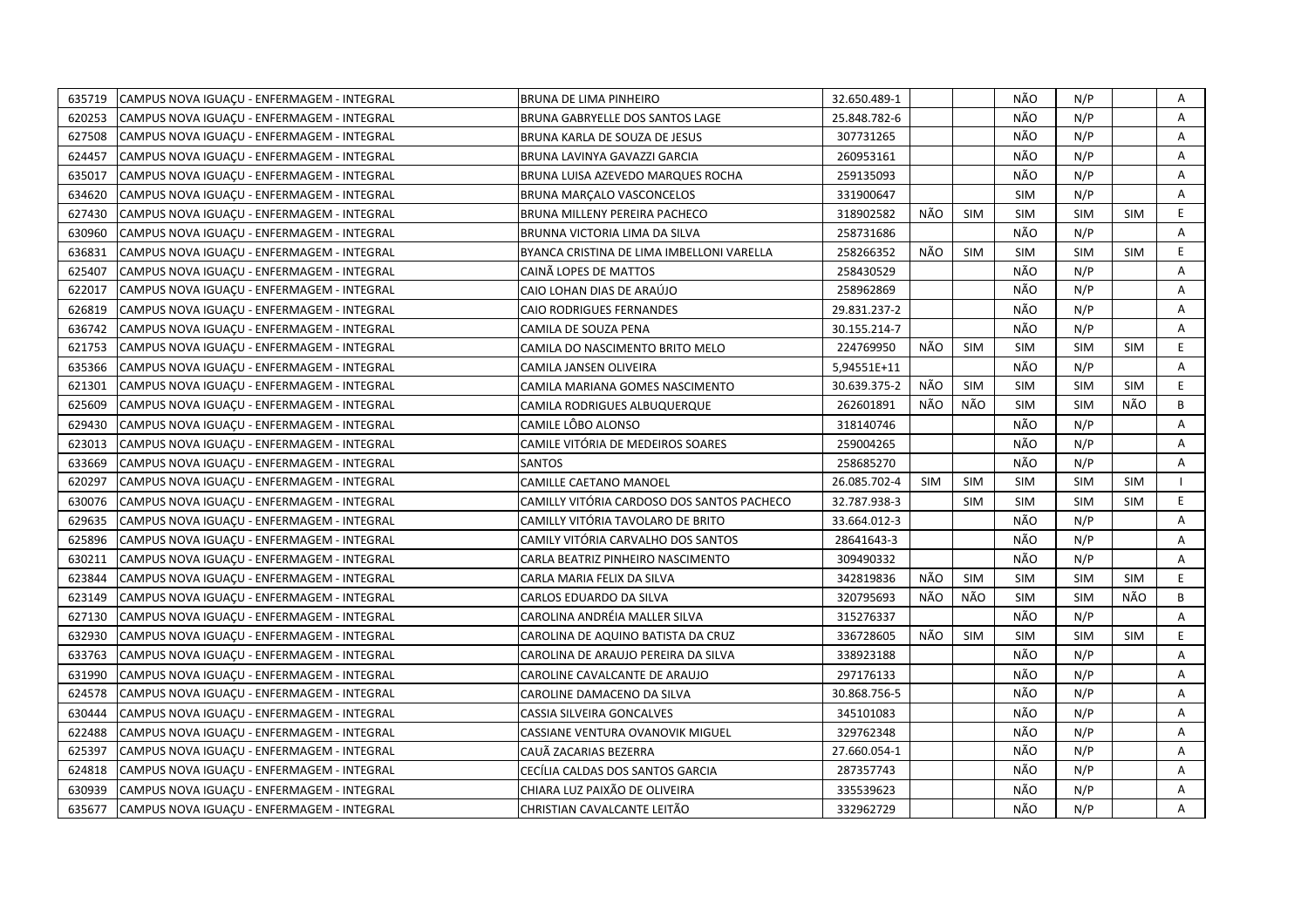| | | | | | | | | | |
|---|---|---|---|---|---|---|---|---|---|
| 635719 | CAMPUS NOVA IGUAÇU - ENFERMAGEM - INTEGRAL | BRUNA DE LIMA PINHEIRO | 32.650.489-1 | | | NÃO | N/P | | A |
| 620253 | CAMPUS NOVA IGUAÇU - ENFERMAGEM - INTEGRAL | BRUNA GABRYELLE DOS SANTOS LAGE | 25.848.782-6 | | | NÃO | N/P | | A |
| 627508 | CAMPUS NOVA IGUAÇU - ENFERMAGEM - INTEGRAL | BRUNA KARLA DE SOUZA DE JESUS | 307731265 | | | NÃO | N/P | | A |
| 624457 | CAMPUS NOVA IGUAÇU - ENFERMAGEM - INTEGRAL | BRUNA LAVINYA GAVAZZI GARCIA | 260953161 | | | NÃO | N/P | | A |
| 635017 | CAMPUS NOVA IGUAÇU - ENFERMAGEM - INTEGRAL | BRUNA LUISA AZEVEDO MARQUES ROCHA | 259135093 | | | NÃO | N/P | | A |
| 634620 | CAMPUS NOVA IGUAÇU - ENFERMAGEM - INTEGRAL | BRUNA MARÇALO VASCONCELOS | 331900647 | | | SIM | N/P | | A |
| 627430 | CAMPUS NOVA IGUAÇU - ENFERMAGEM - INTEGRAL | BRUNA MILLENY PEREIRA PACHECO | 318902582 | NÃO | SIM | SIM | SIM | SIM | E |
| 630960 | CAMPUS NOVA IGUAÇU - ENFERMAGEM - INTEGRAL | BRUNNA VICTORIA LIMA DA SILVA | 258731686 | | | NÃO | N/P | | A |
| 636831 | CAMPUS NOVA IGUAÇU - ENFERMAGEM - INTEGRAL | BYANCA CRISTINA DE LIMA IMBELLONI VARELLA | 258266352 | NÃO | SIM | SIM | SIM | SIM | E |
| 625407 | CAMPUS NOVA IGUAÇU - ENFERMAGEM - INTEGRAL | CAINÃ LOPES DE MATTOS | 258430529 | | | NÃO | N/P | | A |
| 622017 | CAMPUS NOVA IGUAÇU - ENFERMAGEM - INTEGRAL | CAIO LOHAN DIAS DE ARAÚJO | 258962869 | | | NÃO | N/P | | A |
| 626819 | CAMPUS NOVA IGUAÇU - ENFERMAGEM - INTEGRAL | CAIO RODRIGUES FERNANDES | 29.831.237-2 | | | NÃO | N/P | | A |
| 636742 | CAMPUS NOVA IGUAÇU - ENFERMAGEM - INTEGRAL | CAMILA DE SOUZA PENA | 30.155.214-7 | | | NÃO | N/P | | A |
| 621753 | CAMPUS NOVA IGUAÇU - ENFERMAGEM - INTEGRAL | CAMILA DO NASCIMENTO BRITO MELO | 224769950 | NÃO | SIM | SIM | SIM | SIM | E |
| 635366 | CAMPUS NOVA IGUAÇU - ENFERMAGEM - INTEGRAL | CAMILA JANSEN OLIVEIRA | 5,94551E+11 | | | NÃO | N/P | | A |
| 621301 | CAMPUS NOVA IGUAÇU - ENFERMAGEM - INTEGRAL | CAMILA MARIANA GOMES NASCIMENTO | 30.639.375-2 | NÃO | SIM | SIM | SIM | SIM | E |
| 625609 | CAMPUS NOVA IGUAÇU - ENFERMAGEM - INTEGRAL | CAMILA RODRIGUES ALBUQUERQUE | 262601891 | NÃO | NÃO | SIM | SIM | NÃO | B |
| 629430 | CAMPUS NOVA IGUAÇU - ENFERMAGEM - INTEGRAL | CAMILE LÔBO ALONSO | 318140746 | | | NÃO | N/P | | A |
| 623013 | CAMPUS NOVA IGUAÇU - ENFERMAGEM - INTEGRAL | CAMILE VITÓRIA DE MEDEIROS SOARES | 259004265 | | | NÃO | N/P | | A |
| 633669 | CAMPUS NOVA IGUAÇU - ENFERMAGEM - INTEGRAL | SANTOS | 258685270 | | | NÃO | N/P | | A |
| 620297 | CAMPUS NOVA IGUAÇU - ENFERMAGEM - INTEGRAL | CAMILLE CAETANO MANOEL | 26.085.702-4 | SIM | SIM | SIM | SIM | SIM | I |
| 630076 | CAMPUS NOVA IGUAÇU - ENFERMAGEM - INTEGRAL | CAMILLY VITÓRIA CARDOSO DOS SANTOS PACHECO | 32.787.938-3 | | SIM | SIM | SIM | SIM | E |
| 629635 | CAMPUS NOVA IGUAÇU - ENFERMAGEM - INTEGRAL | CAMILLY VITÓRIA TAVOLARO DE BRITO | 33.664.012-3 | | | NÃO | N/P | | A |
| 625896 | CAMPUS NOVA IGUAÇU - ENFERMAGEM - INTEGRAL | CAMILY VITÓRIA CARVALHO DOS SANTOS | 28641643-3 | | | NÃO | N/P | | A |
| 630211 | CAMPUS NOVA IGUAÇU - ENFERMAGEM - INTEGRAL | CARLA BEATRIZ PINHEIRO NASCIMENTO | 309490332 | | | NÃO | N/P | | A |
| 623844 | CAMPUS NOVA IGUAÇU - ENFERMAGEM - INTEGRAL | CARLA MARIA FELIX DA SILVA | 342819836 | NÃO | SIM | SIM | SIM | SIM | E |
| 623149 | CAMPUS NOVA IGUAÇU - ENFERMAGEM - INTEGRAL | CARLOS EDUARDO DA SILVA | 320795693 | NÃO | NÃO | SIM | SIM | NÃO | B |
| 627130 | CAMPUS NOVA IGUAÇU - ENFERMAGEM - INTEGRAL | CAROLINA ANDRÉIA MALLER SILVA | 315276337 | | | NÃO | N/P | | A |
| 632930 | CAMPUS NOVA IGUAÇU - ENFERMAGEM - INTEGRAL | CAROLINA DE AQUINO BATISTA DA CRUZ | 336728605 | NÃO | SIM | SIM | SIM | SIM | E |
| 633763 | CAMPUS NOVA IGUAÇU - ENFERMAGEM - INTEGRAL | CAROLINA DE ARAUJO PEREIRA DA SILVA | 338923188 | | | NÃO | N/P | | A |
| 631990 | CAMPUS NOVA IGUAÇU - ENFERMAGEM - INTEGRAL | CAROLINE CAVALCANTE DE ARAUJO | 297176133 | | | NÃO | N/P | | A |
| 624578 | CAMPUS NOVA IGUAÇU - ENFERMAGEM - INTEGRAL | CAROLINE DAMACENO DA SILVA | 30.868.756-5 | | | NÃO | N/P | | A |
| 630444 | CAMPUS NOVA IGUAÇU - ENFERMAGEM - INTEGRAL | CASSIA SILVEIRA GONCALVES | 345101083 | | | NÃO | N/P | | A |
| 622488 | CAMPUS NOVA IGUAÇU - ENFERMAGEM - INTEGRAL | CASSIANE VENTURA OVANOVIK MIGUEL | 329762348 | | | NÃO | N/P | | A |
| 625397 | CAMPUS NOVA IGUAÇU - ENFERMAGEM - INTEGRAL | CAUÃ ZACARIAS BEZERRA | 27.660.054-1 | | | NÃO | N/P | | A |
| 624818 | CAMPUS NOVA IGUAÇU - ENFERMAGEM - INTEGRAL | CECÍLIA CALDAS DOS SANTOS GARCIA | 287357743 | | | NÃO | N/P | | A |
| 630939 | CAMPUS NOVA IGUAÇU - ENFERMAGEM - INTEGRAL | CHIARA LUZ PAIXÃO DE OLIVEIRA | 335539623 | | | NÃO | N/P | | A |
| 635677 | CAMPUS NOVA IGUAÇU - ENFERMAGEM - INTEGRAL | CHRISTIAN CAVALCANTE LEITÃO | 332962729 | | | NÃO | N/P | | A |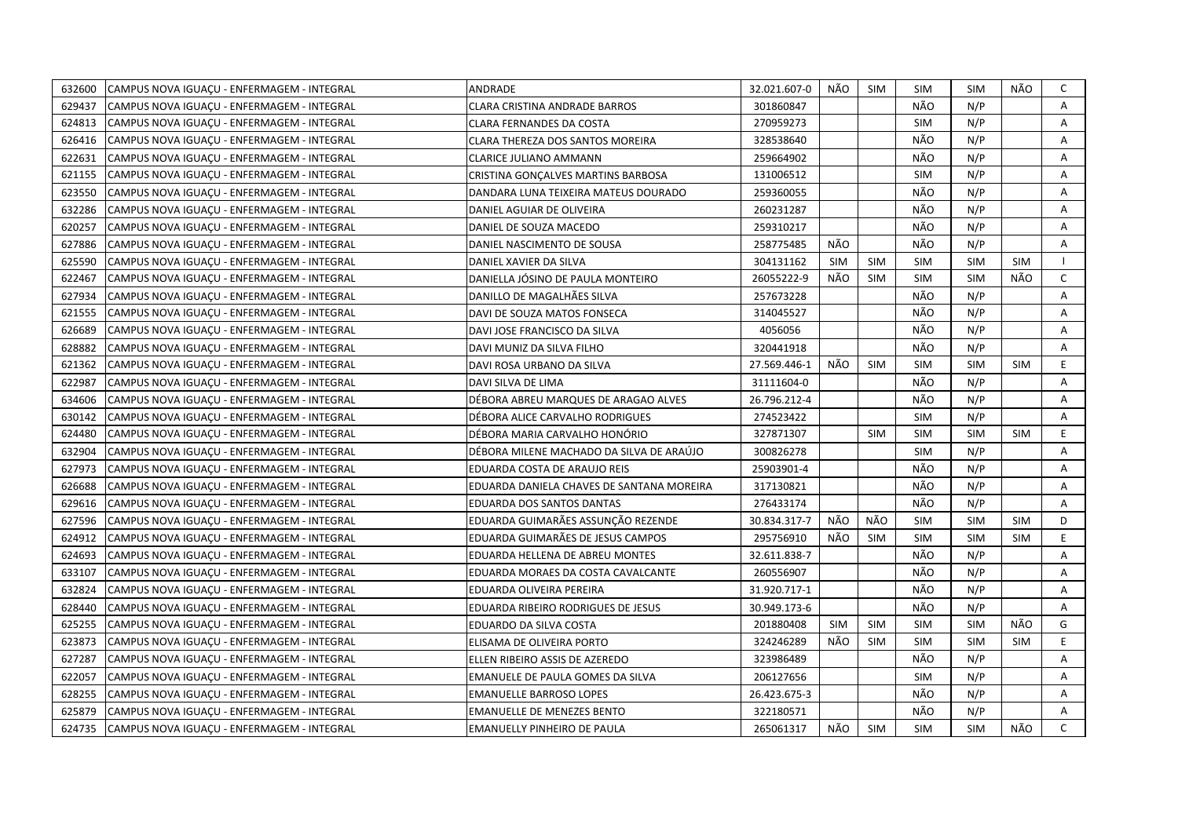| | | | | | | | | | |
|---|---|---|---|---|---|---|---|---|---|
| 632600 | CAMPUS NOVA IGUAÇU - ENFERMAGEM - INTEGRAL | ANDRADE | 32.021.607-0 | NÃO | SIM | SIM | SIM | NÃO | C |
| 629437 | CAMPUS NOVA IGUAÇU - ENFERMAGEM - INTEGRAL | CLARA CRISTINA ANDRADE BARROS | 301860847 | | | NÃO | N/P | | A |
| 624813 | CAMPUS NOVA IGUAÇU - ENFERMAGEM - INTEGRAL | CLARA FERNANDES DA COSTA | 270959273 | | | SIM | N/P | | A |
| 626416 | CAMPUS NOVA IGUAÇU - ENFERMAGEM - INTEGRAL | CLARA THEREZA DOS SANTOS MOREIRA | 328538640 | | | NÃO | N/P | | A |
| 622631 | CAMPUS NOVA IGUAÇU - ENFERMAGEM - INTEGRAL | CLARICE JULIANO AMMANN | 259664902 | | | NÃO | N/P | | A |
| 621155 | CAMPUS NOVA IGUAÇU - ENFERMAGEM - INTEGRAL | CRISTINA GONÇALVES MARTINS BARBOSA | 131006512 | | | SIM | N/P | | A |
| 623550 | CAMPUS NOVA IGUAÇU - ENFERMAGEM - INTEGRAL | DANDARA LUNA TEIXEIRA MATEUS DOURADO | 259360055 | | | NÃO | N/P | | A |
| 632286 | CAMPUS NOVA IGUAÇU - ENFERMAGEM - INTEGRAL | DANIEL AGUIAR DE OLIVEIRA | 260231287 | | | NÃO | N/P | | A |
| 620257 | CAMPUS NOVA IGUAÇU - ENFERMAGEM - INTEGRAL | DANIEL DE SOUZA MACEDO | 259310217 | | | NÃO | N/P | | A |
| 627886 | CAMPUS NOVA IGUAÇU - ENFERMAGEM - INTEGRAL | DANIEL NASCIMENTO DE SOUSA | 258775485 | NÃO | | NÃO | N/P | | A |
| 625590 | CAMPUS NOVA IGUAÇU - ENFERMAGEM - INTEGRAL | DANIEL XAVIER DA SILVA | 304131162 | SIM | SIM | SIM | SIM | SIM | I |
| 622467 | CAMPUS NOVA IGUAÇU - ENFERMAGEM - INTEGRAL | DANIELLA JÓSINO DE PAULA MONTEIRO | 26055222-9 | NÃO | SIM | SIM | SIM | NÃO | C |
| 627934 | CAMPUS NOVA IGUAÇU - ENFERMAGEM - INTEGRAL | DANILLO DE MAGALHÃES SILVA | 257673228 | | | NÃO | N/P | | A |
| 621555 | CAMPUS NOVA IGUAÇU - ENFERMAGEM - INTEGRAL | DAVI DE SOUZA MATOS FONSECA | 314045527 | | | NÃO | N/P | | A |
| 626689 | CAMPUS NOVA IGUAÇU - ENFERMAGEM - INTEGRAL | DAVI JOSE FRANCISCO DA SILVA | 4056056 | | | NÃO | N/P | | A |
| 628882 | CAMPUS NOVA IGUAÇU - ENFERMAGEM - INTEGRAL | DAVI MUNIZ DA SILVA FILHO | 320441918 | | | NÃO | N/P | | A |
| 621362 | CAMPUS NOVA IGUAÇU - ENFERMAGEM - INTEGRAL | DAVI ROSA URBANO DA SILVA | 27.569.446-1 | NÃO | SIM | SIM | SIM | SIM | E |
| 622987 | CAMPUS NOVA IGUAÇU - ENFERMAGEM - INTEGRAL | DAVI SILVA DE LIMA | 31111604-0 | | | NÃO | N/P | | A |
| 634606 | CAMPUS NOVA IGUAÇU - ENFERMAGEM - INTEGRAL | DÉBORA ABREU MARQUES DE ARAGAO ALVES | 26.796.212-4 | | | NÃO | N/P | | A |
| 630142 | CAMPUS NOVA IGUAÇU - ENFERMAGEM - INTEGRAL | DÉBORA ALICE CARVALHO RODRIGUES | 274523422 | | | SIM | N/P | | A |
| 624480 | CAMPUS NOVA IGUAÇU - ENFERMAGEM - INTEGRAL | DÉBORA MARIA CARVALHO HONÓRIO | 327871307 | | SIM | SIM | SIM | SIM | E |
| 632904 | CAMPUS NOVA IGUAÇU - ENFERMAGEM - INTEGRAL | DÉBORA MILENE MACHADO DA SILVA DE ARAÚJO | 300826278 | | | SIM | N/P | | A |
| 627973 | CAMPUS NOVA IGUAÇU - ENFERMAGEM - INTEGRAL | EDUARDA COSTA DE ARAUJO REIS | 25903901-4 | | | NÃO | N/P | | A |
| 626688 | CAMPUS NOVA IGUAÇU - ENFERMAGEM - INTEGRAL | EDUARDA DANIELA CHAVES DE SANTANA MOREIRA | 317130821 | | | NÃO | N/P | | A |
| 629616 | CAMPUS NOVA IGUAÇU - ENFERMAGEM - INTEGRAL | EDUARDA DOS SANTOS DANTAS | 276433174 | | | NÃO | N/P | | A |
| 627596 | CAMPUS NOVA IGUAÇU - ENFERMAGEM - INTEGRAL | EDUARDA GUIMARÃES ASSUNÇÃO REZENDE | 30.834.317-7 | NÃO | NÃO | SIM | SIM | SIM | D |
| 624912 | CAMPUS NOVA IGUAÇU - ENFERMAGEM - INTEGRAL | EDUARDA GUIMARÃES DE JESUS CAMPOS | 295756910 | NÃO | SIM | SIM | SIM | SIM | E |
| 624693 | CAMPUS NOVA IGUAÇU - ENFERMAGEM - INTEGRAL | EDUARDA HELLENA DE ABREU MONTES | 32.611.838-7 | | | NÃO | N/P | | A |
| 633107 | CAMPUS NOVA IGUAÇU - ENFERMAGEM - INTEGRAL | EDUARDA MORAES DA COSTA CAVALCANTE | 260556907 | | | NÃO | N/P | | A |
| 632824 | CAMPUS NOVA IGUAÇU - ENFERMAGEM - INTEGRAL | EDUARDA OLIVEIRA PEREIRA | 31.920.717-1 | | | NÃO | N/P | | A |
| 628440 | CAMPUS NOVA IGUAÇU - ENFERMAGEM - INTEGRAL | EDUARDA RIBEIRO RODRIGUES DE JESUS | 30.949.173-6 | | | NÃO | N/P | | A |
| 625255 | CAMPUS NOVA IGUAÇU - ENFERMAGEM - INTEGRAL | EDUARDO DA SILVA COSTA | 201880408 | SIM | SIM | SIM | SIM | NÃO | G |
| 623873 | CAMPUS NOVA IGUAÇU - ENFERMAGEM - INTEGRAL | ELISAMA DE OLIVEIRA PORTO | 324246289 | NÃO | SIM | SIM | SIM | SIM | E |
| 627287 | CAMPUS NOVA IGUAÇU - ENFERMAGEM - INTEGRAL | ELLEN RIBEIRO ASSIS DE AZEREDO | 323986489 | | | NÃO | N/P | | A |
| 622057 | CAMPUS NOVA IGUAÇU - ENFERMAGEM - INTEGRAL | EMANUELE DE PAULA GOMES DA SILVA | 206127656 | | | SIM | N/P | | A |
| 628255 | CAMPUS NOVA IGUAÇU - ENFERMAGEM - INTEGRAL | EMANUELLE BARROSO LOPES | 26.423.675-3 | | | NÃO | N/P | | A |
| 625879 | CAMPUS NOVA IGUAÇU - ENFERMAGEM - INTEGRAL | EMANUELLE DE MENEZES BENTO | 322180571 | | | NÃO | N/P | | A |
| 624735 | CAMPUS NOVA IGUAÇU - ENFERMAGEM - INTEGRAL | EMANUELLY PINHEIRO DE PAULA | 265061317 | NÃO | SIM | SIM | SIM | NÃO | C |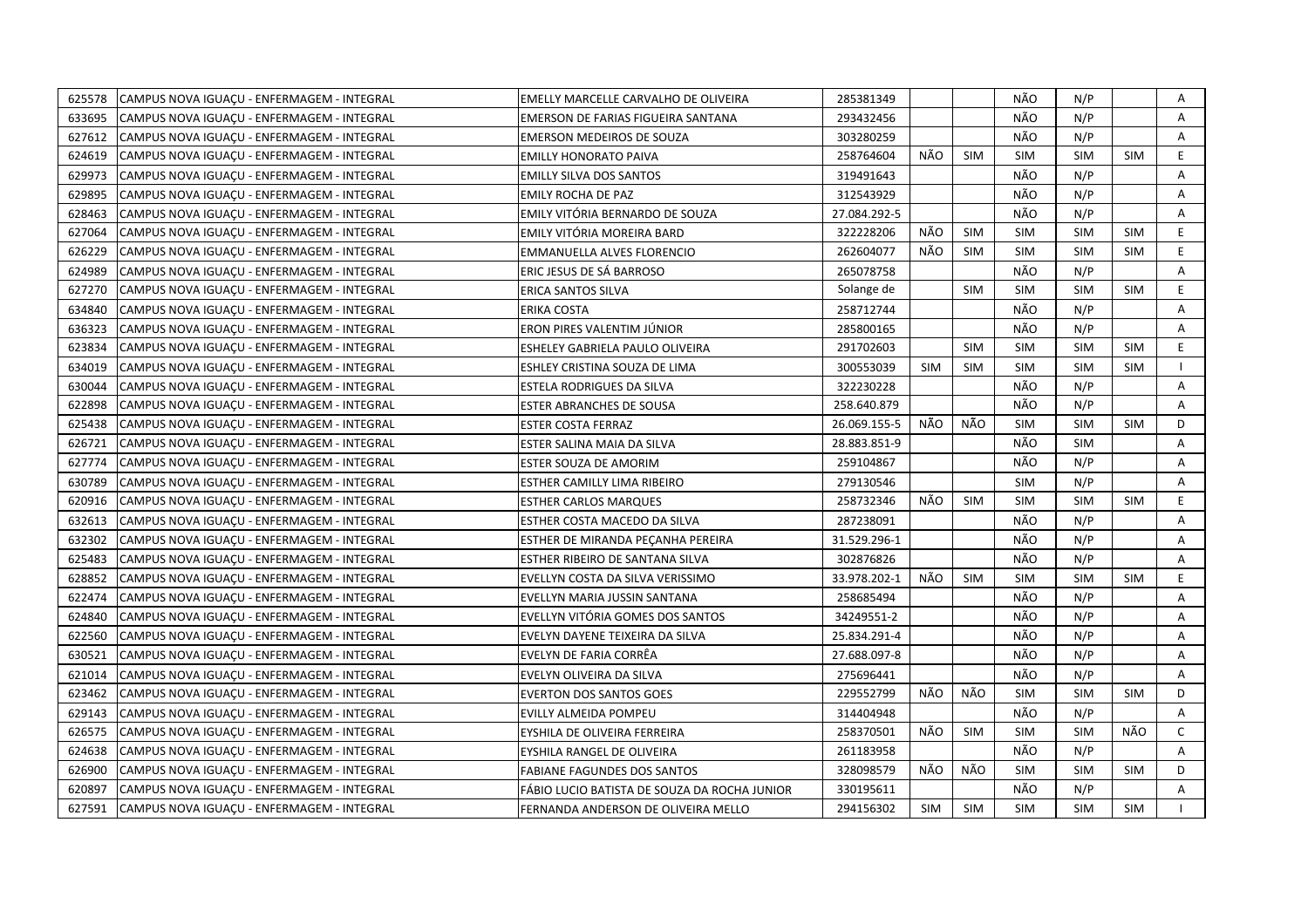| | | | | | | | | | |
|---|---|---|---|---|---|---|---|---|---|
| 625578 | CAMPUS NOVA IGUAÇU - ENFERMAGEM - INTEGRAL | EMELLY MARCELLE CARVALHO DE OLIVEIRA | 285381349 | | | NÃO | N/P | | A |
| 633695 | CAMPUS NOVA IGUAÇU - ENFERMAGEM - INTEGRAL | EMERSON DE FARIAS FIGUEIRA SANTANA | 293432456 | | | NÃO | N/P | | A |
| 627612 | CAMPUS NOVA IGUAÇU - ENFERMAGEM - INTEGRAL | EMERSON MEDEIROS DE SOUZA | 303280259 | | | NÃO | N/P | | A |
| 624619 | CAMPUS NOVA IGUAÇU - ENFERMAGEM - INTEGRAL | EMILLY HONORATO PAIVA | 258764604 | NÃO | SIM | SIM | SIM | SIM | E |
| 629973 | CAMPUS NOVA IGUAÇU - ENFERMAGEM - INTEGRAL | EMILLY SILVA DOS SANTOS | 319491643 | | | NÃO | N/P | | A |
| 629895 | CAMPUS NOVA IGUAÇU - ENFERMAGEM - INTEGRAL | EMILY ROCHA DE PAZ | 312543929 | | | NÃO | N/P | | A |
| 628463 | CAMPUS NOVA IGUAÇU - ENFERMAGEM - INTEGRAL | EMILY VITÓRIA BERNARDO DE SOUZA | 27.084.292-5 | | | NÃO | N/P | | A |
| 627064 | CAMPUS NOVA IGUAÇU - ENFERMAGEM - INTEGRAL | EMILY VITÓRIA MOREIRA BARD | 322228206 | NÃO | SIM | SIM | SIM | SIM | E |
| 626229 | CAMPUS NOVA IGUAÇU - ENFERMAGEM - INTEGRAL | EMMANUELLA ALVES FLORENCIO | 262604077 | NÃO | SIM | SIM | SIM | SIM | E |
| 624989 | CAMPUS NOVA IGUAÇU - ENFERMAGEM - INTEGRAL | ERIC JESUS DE SÁ BARROSO | 265078758 | | | NÃO | N/P | | A |
| 627270 | CAMPUS NOVA IGUAÇU - ENFERMAGEM - INTEGRAL | ERICA SANTOS SILVA | Solange de | | SIM | SIM | SIM | SIM | E |
| 634840 | CAMPUS NOVA IGUAÇU - ENFERMAGEM - INTEGRAL | ERIKA COSTA | 258712744 | | | NÃO | N/P | | A |
| 636323 | CAMPUS NOVA IGUAÇU - ENFERMAGEM - INTEGRAL | ERON PIRES VALENTIM JÚNIOR | 285800165 | | | NÃO | N/P | | A |
| 623834 | CAMPUS NOVA IGUAÇU - ENFERMAGEM - INTEGRAL | ESHELEY GABRIELA PAULO OLIVEIRA | 291702603 | | SIM | SIM | SIM | SIM | E |
| 634019 | CAMPUS NOVA IGUAÇU - ENFERMAGEM - INTEGRAL | ESHLEY CRISTINA SOUZA DE LIMA | 300553039 | SIM | SIM | SIM | SIM | SIM | I |
| 630044 | CAMPUS NOVA IGUAÇU - ENFERMAGEM - INTEGRAL | ESTELA RODRIGUES DA SILVA | 322230228 | | | NÃO | N/P | | A |
| 622898 | CAMPUS NOVA IGUAÇU - ENFERMAGEM - INTEGRAL | ESTER ABRANCHES DE SOUSA | 258.640.879 | | | NÃO | N/P | | A |
| 625438 | CAMPUS NOVA IGUAÇU - ENFERMAGEM - INTEGRAL | ESTER COSTA FERRAZ | 26.069.155-5 | NÃO | NÃO | SIM | SIM | SIM | D |
| 626721 | CAMPUS NOVA IGUAÇU - ENFERMAGEM - INTEGRAL | ESTER SALINA MAIA DA SILVA | 28.883.851-9 | | | NÃO | SIM | | A |
| 627774 | CAMPUS NOVA IGUAÇU - ENFERMAGEM - INTEGRAL | ESTER SOUZA DE AMORIM | 259104867 | | | NÃO | N/P | | A |
| 630789 | CAMPUS NOVA IGUAÇU - ENFERMAGEM - INTEGRAL | ESTHER CAMILLY LIMA RIBEIRO | 279130546 | | | SIM | N/P | | A |
| 620916 | CAMPUS NOVA IGUAÇU - ENFERMAGEM - INTEGRAL | ESTHER CARLOS MARQUES | 258732346 | NÃO | SIM | SIM | SIM | SIM | E |
| 632613 | CAMPUS NOVA IGUAÇU - ENFERMAGEM - INTEGRAL | ESTHER COSTA MACEDO DA SILVA | 287238091 | | | NÃO | N/P | | A |
| 632302 | CAMPUS NOVA IGUAÇU - ENFERMAGEM - INTEGRAL | ESTHER DE MIRANDA PEÇANHA PEREIRA | 31.529.296-1 | | | NÃO | N/P | | A |
| 625483 | CAMPUS NOVA IGUAÇU - ENFERMAGEM - INTEGRAL | ESTHER RIBEIRO DE SANTANA SILVA | 302876826 | | | NÃO | N/P | | A |
| 628852 | CAMPUS NOVA IGUAÇU - ENFERMAGEM - INTEGRAL | EVELLYN COSTA DA SILVA VERISSIMO | 33.978.202-1 | NÃO | SIM | SIM | SIM | SIM | E |
| 622474 | CAMPUS NOVA IGUAÇU - ENFERMAGEM - INTEGRAL | EVELLYN MARIA JUSSIN SANTANA | 258685494 | | | NÃO | N/P | | A |
| 624840 | CAMPUS NOVA IGUAÇU - ENFERMAGEM - INTEGRAL | EVELLYN VITÓRIA GOMES DOS SANTOS | 34249551-2 | | | NÃO | N/P | | A |
| 622560 | CAMPUS NOVA IGUAÇU - ENFERMAGEM - INTEGRAL | EVELYN DAYENE TEIXEIRA DA SILVA | 25.834.291-4 | | | NÃO | N/P | | A |
| 630521 | CAMPUS NOVA IGUAÇU - ENFERMAGEM - INTEGRAL | EVELYN DE FARIA CORRÊA | 27.688.097-8 | | | NÃO | N/P | | A |
| 621014 | CAMPUS NOVA IGUAÇU - ENFERMAGEM - INTEGRAL | EVELYN OLIVEIRA DA SILVA | 275696441 | | | NÃO | N/P | | A |
| 623462 | CAMPUS NOVA IGUAÇU - ENFERMAGEM - INTEGRAL | EVERTON DOS SANTOS GOES | 229552799 | NÃO | NÃO | SIM | SIM | SIM | D |
| 629143 | CAMPUS NOVA IGUAÇU - ENFERMAGEM - INTEGRAL | EVILLY ALMEIDA POMPEU | 314404948 | | | NÃO | N/P | | A |
| 626575 | CAMPUS NOVA IGUAÇU - ENFERMAGEM - INTEGRAL | EYSHILA DE OLIVEIRA FERREIRA | 258370501 | NÃO | SIM | SIM | SIM | NÃO | C |
| 624638 | CAMPUS NOVA IGUAÇU - ENFERMAGEM - INTEGRAL | EYSHILA RANGEL DE OLIVEIRA | 261183958 | | | NÃO | N/P | | A |
| 626900 | CAMPUS NOVA IGUAÇU - ENFERMAGEM - INTEGRAL | FABIANE FAGUNDES DOS SANTOS | 328098579 | NÃO | NÃO | SIM | SIM | SIM | D |
| 620897 | CAMPUS NOVA IGUAÇU - ENFERMAGEM - INTEGRAL | FÁBIO LUCIO BATISTA DE SOUZA DA ROCHA JUNIOR | 330195611 | | | NÃO | N/P | | A |
| 627591 | CAMPUS NOVA IGUAÇU - ENFERMAGEM - INTEGRAL | FERNANDA ANDERSON DE OLIVEIRA MELLO | 294156302 | SIM | SIM | SIM | SIM | SIM | I |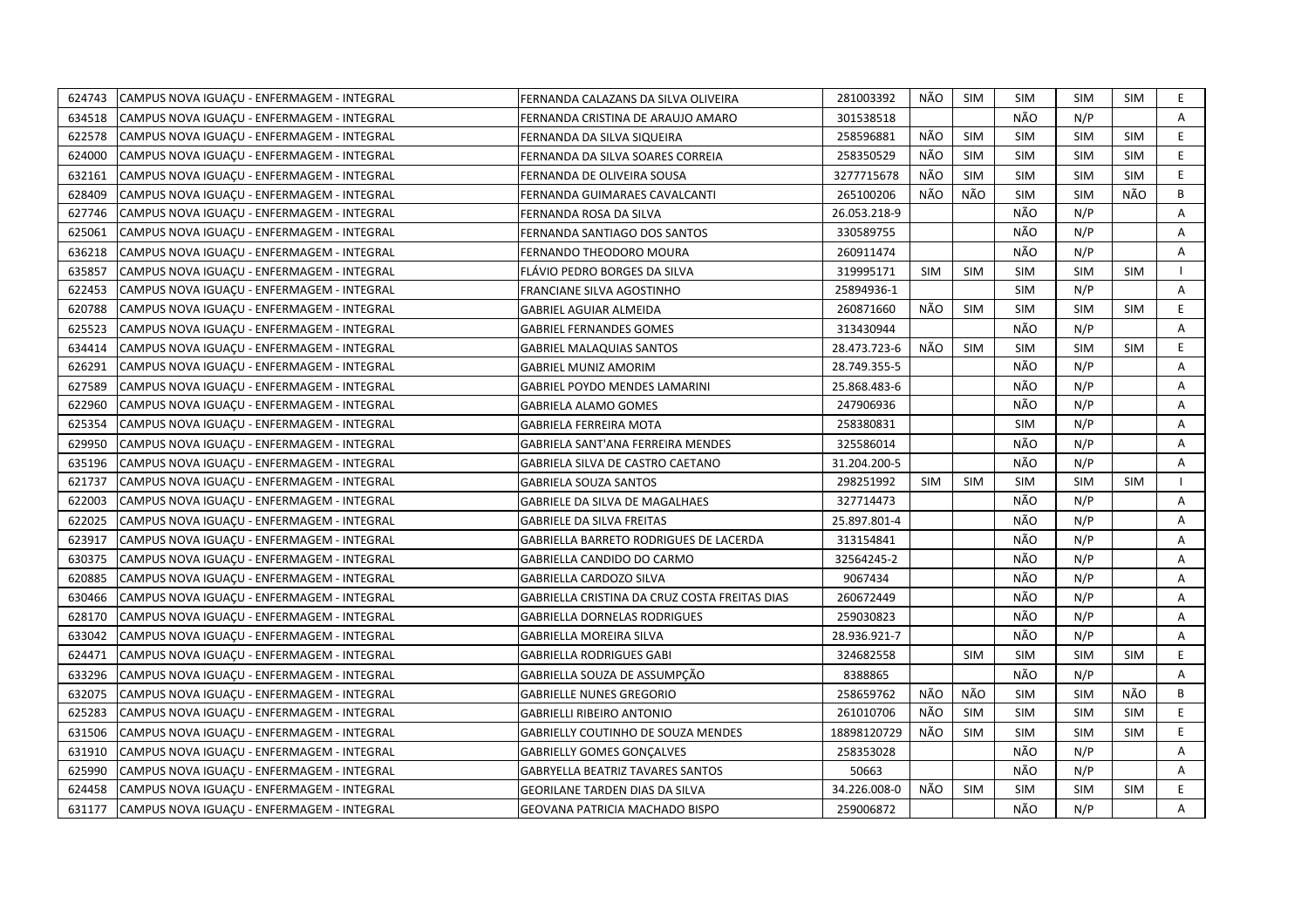| | | | | | | | | | |
|---|---|---|---|---|---|---|---|---|---|
| 624743 | CAMPUS NOVA IGUAÇU - ENFERMAGEM - INTEGRAL | FERNANDA CALAZANS DA SILVA OLIVEIRA | 281003392 | NÃO | SIM | SIM | SIM | SIM | E |
| 634518 | CAMPUS NOVA IGUAÇU - ENFERMAGEM - INTEGRAL | FERNANDA CRISTINA DE ARAUJO AMARO | 301538518 | | | NÃO | N/P | | A |
| 622578 | CAMPUS NOVA IGUAÇU - ENFERMAGEM - INTEGRAL | FERNANDA DA SILVA SIQUEIRA | 258596881 | NÃO | SIM | SIM | SIM | SIM | E |
| 624000 | CAMPUS NOVA IGUAÇU - ENFERMAGEM - INTEGRAL | FERNANDA DA SILVA SOARES CORREIA | 258350529 | NÃO | SIM | SIM | SIM | SIM | E |
| 632161 | CAMPUS NOVA IGUAÇU - ENFERMAGEM - INTEGRAL | FERNANDA DE OLIVEIRA SOUSA | 3277715678 | NÃO | SIM | SIM | SIM | SIM | E |
| 628409 | CAMPUS NOVA IGUAÇU - ENFERMAGEM - INTEGRAL | FERNANDA GUIMARAES CAVALCANTI | 265100206 | NÃO | NÃO | SIM | SIM | NÃO | B |
| 627746 | CAMPUS NOVA IGUAÇU - ENFERMAGEM - INTEGRAL | FERNANDA ROSA DA SILVA | 26.053.218-9 | | | NÃO | N/P | | A |
| 625061 | CAMPUS NOVA IGUAÇU - ENFERMAGEM - INTEGRAL | FERNANDA SANTIAGO DOS SANTOS | 330589755 | | | NÃO | N/P | | A |
| 636218 | CAMPUS NOVA IGUAÇU - ENFERMAGEM - INTEGRAL | FERNANDO THEODORO MOURA | 260911474 | | | NÃO | N/P | | A |
| 635857 | CAMPUS NOVA IGUAÇU - ENFERMAGEM - INTEGRAL | FLÁVIO PEDRO BORGES DA SILVA | 319995171 | SIM | SIM | SIM | SIM | SIM | I |
| 622453 | CAMPUS NOVA IGUAÇU - ENFERMAGEM - INTEGRAL | FRANCIANE SILVA AGOSTINHO | 25894936-1 | | | SIM | N/P | | A |
| 620788 | CAMPUS NOVA IGUAÇU - ENFERMAGEM - INTEGRAL | GABRIEL AGUIAR ALMEIDA | 260871660 | NÃO | SIM | SIM | SIM | SIM | E |
| 625523 | CAMPUS NOVA IGUAÇU - ENFERMAGEM - INTEGRAL | GABRIEL FERNANDES GOMES | 313430944 | | | NÃO | N/P | | A |
| 634414 | CAMPUS NOVA IGUAÇU - ENFERMAGEM - INTEGRAL | GABRIEL MALAQUIAS SANTOS | 28.473.723-6 | NÃO | SIM | SIM | SIM | SIM | E |
| 626291 | CAMPUS NOVA IGUAÇU - ENFERMAGEM - INTEGRAL | GABRIEL MUNIZ AMORIM | 28.749.355-5 | | | NÃO | N/P | | A |
| 627589 | CAMPUS NOVA IGUAÇU - ENFERMAGEM - INTEGRAL | GABRIEL POYDO MENDES LAMARINI | 25.868.483-6 | | | NÃO | N/P | | A |
| 622960 | CAMPUS NOVA IGUAÇU - ENFERMAGEM - INTEGRAL | GABRIELA ALAMO GOMES | 247906936 | | | NÃO | N/P | | A |
| 625354 | CAMPUS NOVA IGUAÇU - ENFERMAGEM - INTEGRAL | GABRIELA FERREIRA MOTA | 258380831 | | | SIM | N/P | | A |
| 629950 | CAMPUS NOVA IGUAÇU - ENFERMAGEM - INTEGRAL | GABRIELA SANT'ANA FERREIRA MENDES | 325586014 | | | NÃO | N/P | | A |
| 635196 | CAMPUS NOVA IGUAÇU - ENFERMAGEM - INTEGRAL | GABRIELA SILVA DE CASTRO CAETANO | 31.204.200-5 | | | NÃO | N/P | | A |
| 621737 | CAMPUS NOVA IGUAÇU - ENFERMAGEM - INTEGRAL | GABRIELA SOUZA SANTOS | 298251992 | SIM | SIM | SIM | SIM | SIM | I |
| 622003 | CAMPUS NOVA IGUAÇU - ENFERMAGEM - INTEGRAL | GABRIELE DA SILVA DE MAGALHAES | 327714473 | | | NÃO | N/P | | A |
| 622025 | CAMPUS NOVA IGUAÇU - ENFERMAGEM - INTEGRAL | GABRIELE DA SILVA FREITAS | 25.897.801-4 | | | NÃO | N/P | | A |
| 623917 | CAMPUS NOVA IGUAÇU - ENFERMAGEM - INTEGRAL | GABRIELLA BARRETO RODRIGUES DE LACERDA | 313154841 | | | NÃO | N/P | | A |
| 630375 | CAMPUS NOVA IGUAÇU - ENFERMAGEM - INTEGRAL | GABRIELLA CANDIDO DO CARMO | 32564245-2 | | | NÃO | N/P | | A |
| 620885 | CAMPUS NOVA IGUAÇU - ENFERMAGEM - INTEGRAL | GABRIELLA CARDOZO SILVA | 9067434 | | | NÃO | N/P | | A |
| 630466 | CAMPUS NOVA IGUAÇU - ENFERMAGEM - INTEGRAL | GABRIELLA CRISTINA DA CRUZ COSTA FREITAS DIAS | 260672449 | | | NÃO | N/P | | A |
| 628170 | CAMPUS NOVA IGUAÇU - ENFERMAGEM - INTEGRAL | GABRIELLA DORNELAS RODRIGUES | 259030823 | | | NÃO | N/P | | A |
| 633042 | CAMPUS NOVA IGUAÇU - ENFERMAGEM - INTEGRAL | GABRIELLA MOREIRA SILVA | 28.936.921-7 | | | NÃO | N/P | | A |
| 624471 | CAMPUS NOVA IGUAÇU - ENFERMAGEM - INTEGRAL | GABRIELLA RODRIGUES GABI | 324682558 | | SIM | SIM | SIM | SIM | E |
| 633296 | CAMPUS NOVA IGUAÇU - ENFERMAGEM - INTEGRAL | GABRIELLA SOUZA DE ASSUMPÇÃO | 8388865 | | | NÃO | N/P | | A |
| 632075 | CAMPUS NOVA IGUAÇU - ENFERMAGEM - INTEGRAL | GABRIELLE NUNES GREGORIO | 258659762 | NÃO | NÃO | SIM | SIM | NÃO | B |
| 625283 | CAMPUS NOVA IGUAÇU - ENFERMAGEM - INTEGRAL | GABRIELLI RIBEIRO ANTONIO | 261010706 | NÃO | SIM | SIM | SIM | SIM | E |
| 631506 | CAMPUS NOVA IGUAÇU - ENFERMAGEM - INTEGRAL | GABRIELLY COUTINHO DE SOUZA MENDES | 18898120729 | NÃO | SIM | SIM | SIM | SIM | E |
| 631910 | CAMPUS NOVA IGUAÇU - ENFERMAGEM - INTEGRAL | GABRIELLY GOMES GONÇALVES | 258353028 | | | NÃO | N/P | | A |
| 625990 | CAMPUS NOVA IGUAÇU - ENFERMAGEM - INTEGRAL | GABRYELLA BEATRIZ TAVARES SANTOS | 50663 | | | NÃO | N/P | | A |
| 624458 | CAMPUS NOVA IGUAÇU - ENFERMAGEM - INTEGRAL | GEORILANE TARDEN DIAS DA SILVA | 34.226.008-0 | NÃO | SIM | SIM | SIM | SIM | E |
| 631177 | CAMPUS NOVA IGUAÇU - ENFERMAGEM - INTEGRAL | GEOVANA PATRICIA MACHADO BISPO | 259006872 | | | NÃO | N/P | | A |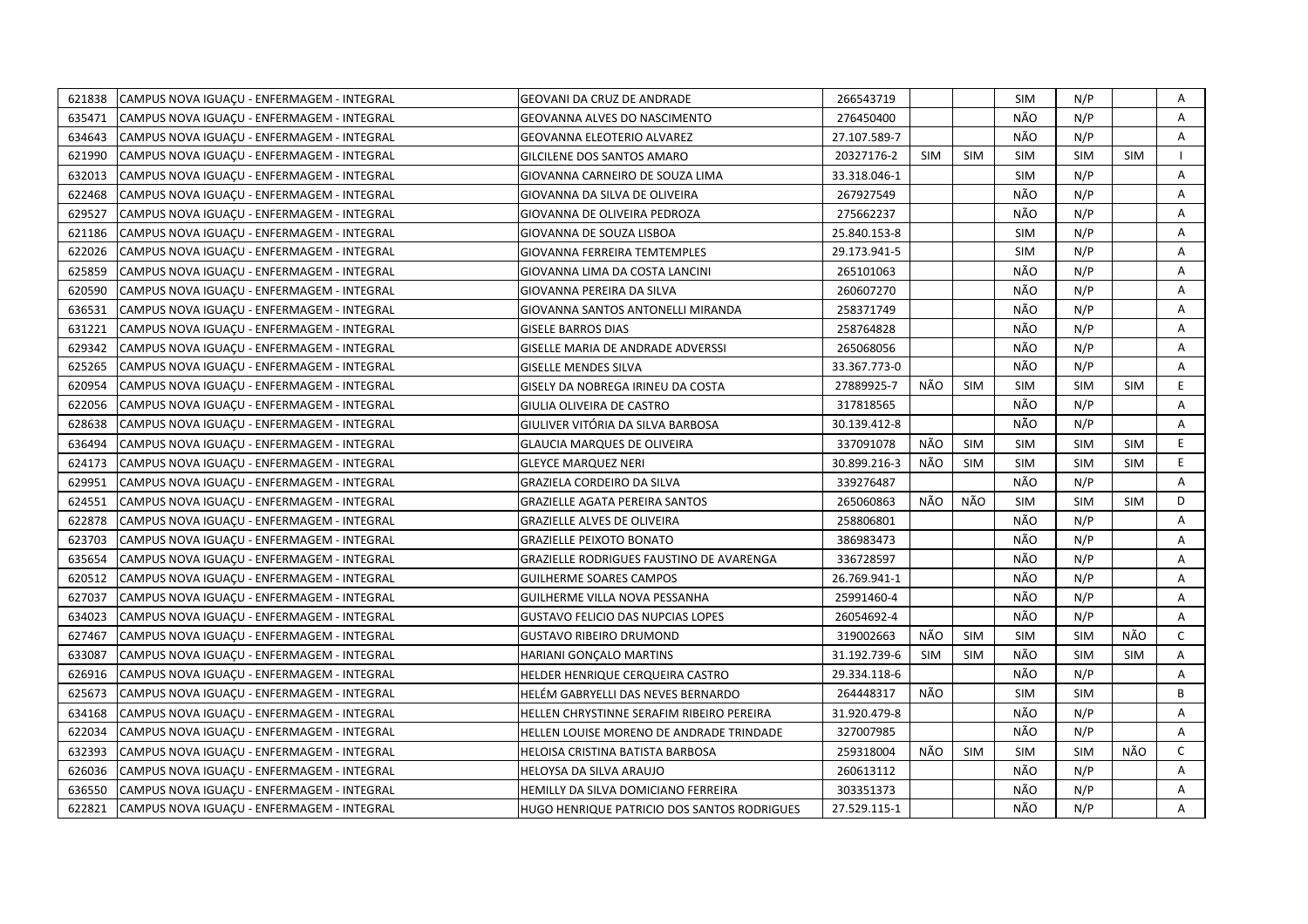| | | | | | | | | | |
|---|---|---|---|---|---|---|---|---|---|
| 621838 | CAMPUS NOVA IGUAÇU - ENFERMAGEM - INTEGRAL | GEOVANI DA CRUZ DE ANDRADE | 266543719 | | | SIM | N/P | | A |
| 635471 | CAMPUS NOVA IGUAÇU - ENFERMAGEM - INTEGRAL | GEOVANNA ALVES DO NASCIMENTO | 276450400 | | | NÃO | N/P | | A |
| 634643 | CAMPUS NOVA IGUAÇU - ENFERMAGEM - INTEGRAL | GEOVANNA ELEOTERIO ALVAREZ | 27.107.589-7 | | | NÃO | N/P | | A |
| 621990 | CAMPUS NOVA IGUAÇU - ENFERMAGEM - INTEGRAL | GILCILENE DOS SANTOS AMARO | 20327176-2 | SIM | SIM | SIM | SIM | SIM | I |
| 632013 | CAMPUS NOVA IGUAÇU - ENFERMAGEM - INTEGRAL | GIOVANNA CARNEIRO DE SOUZA LIMA | 33.318.046-1 | | | SIM | N/P | | A |
| 622468 | CAMPUS NOVA IGUAÇU - ENFERMAGEM - INTEGRAL | GIOVANNA DA SILVA DE OLIVEIRA | 267927549 | | | NÃO | N/P | | A |
| 629527 | CAMPUS NOVA IGUAÇU - ENFERMAGEM - INTEGRAL | GIOVANNA DE OLIVEIRA PEDROZA | 275662237 | | | NÃO | N/P | | A |
| 621186 | CAMPUS NOVA IGUAÇU - ENFERMAGEM - INTEGRAL | GIOVANNA DE SOUZA LISBOA | 25.840.153-8 | | | SIM | N/P | | A |
| 622026 | CAMPUS NOVA IGUAÇU - ENFERMAGEM - INTEGRAL | GIOVANNA FERREIRA TEMTEMPLES | 29.173.941-5 | | | SIM | N/P | | A |
| 625859 | CAMPUS NOVA IGUAÇU - ENFERMAGEM - INTEGRAL | GIOVANNA LIMA DA COSTA LANCINI | 265101063 | | | NÃO | N/P | | A |
| 620590 | CAMPUS NOVA IGUAÇU - ENFERMAGEM - INTEGRAL | GIOVANNA PEREIRA DA SILVA | 260607270 | | | NÃO | N/P | | A |
| 636531 | CAMPUS NOVA IGUAÇU - ENFERMAGEM - INTEGRAL | GIOVANNA SANTOS ANTONELLI MIRANDA | 258371749 | | | NÃO | N/P | | A |
| 631221 | CAMPUS NOVA IGUAÇU - ENFERMAGEM - INTEGRAL | GISELE BARROS DIAS | 258764828 | | | NÃO | N/P | | A |
| 629342 | CAMPUS NOVA IGUAÇU - ENFERMAGEM - INTEGRAL | GISELLE MARIA DE ANDRADE ADVERSSI | 265068056 | | | NÃO | N/P | | A |
| 625265 | CAMPUS NOVA IGUAÇU - ENFERMAGEM - INTEGRAL | GISELLE MENDES SILVA | 33.367.773-0 | | | NÃO | N/P | | A |
| 620954 | CAMPUS NOVA IGUAÇU - ENFERMAGEM - INTEGRAL | GISELY DA NOBREGA IRINEU DA COSTA | 27889925-7 | NÃO | SIM | SIM | SIM | SIM | E |
| 622056 | CAMPUS NOVA IGUAÇU - ENFERMAGEM - INTEGRAL | GIULIA OLIVEIRA DE CASTRO | 317818565 | | | NÃO | N/P | | A |
| 628638 | CAMPUS NOVA IGUAÇU - ENFERMAGEM - INTEGRAL | GIULIVER VITÓRIA DA SILVA BARBOSA | 30.139.412-8 | | | NÃO | N/P | | A |
| 636494 | CAMPUS NOVA IGUAÇU - ENFERMAGEM - INTEGRAL | GLAUCIA MARQUES DE OLIVEIRA | 337091078 | NÃO | SIM | SIM | SIM | SIM | E |
| 624173 | CAMPUS NOVA IGUAÇU - ENFERMAGEM - INTEGRAL | GLEYCE MARQUEZ NERI | 30.899.216-3 | NÃO | SIM | SIM | SIM | SIM | E |
| 629951 | CAMPUS NOVA IGUAÇU - ENFERMAGEM - INTEGRAL | GRAZIELA CORDEIRO DA SILVA | 339276487 | | | NÃO | N/P | | A |
| 624551 | CAMPUS NOVA IGUAÇU - ENFERMAGEM - INTEGRAL | GRAZIELLE AGATA PEREIRA SANTOS | 265060863 | NÃO | NÃO | SIM | SIM | SIM | D |
| 622878 | CAMPUS NOVA IGUAÇU - ENFERMAGEM - INTEGRAL | GRAZIELLE ALVES DE OLIVEIRA | 258806801 | | | NÃO | N/P | | A |
| 623703 | CAMPUS NOVA IGUAÇU - ENFERMAGEM - INTEGRAL | GRAZIELLE PEIXOTO BONATO | 386983473 | | | NÃO | N/P | | A |
| 635654 | CAMPUS NOVA IGUAÇU - ENFERMAGEM - INTEGRAL | GRAZIELLE RODRIGUES FAUSTINO DE AVARENGA | 336728597 | | | NÃO | N/P | | A |
| 620512 | CAMPUS NOVA IGUAÇU - ENFERMAGEM - INTEGRAL | GUILHERME SOARES CAMPOS | 26.769.941-1 | | | NÃO | N/P | | A |
| 627037 | CAMPUS NOVA IGUAÇU - ENFERMAGEM - INTEGRAL | GUILHERME VILLA NOVA PESSANHA | 25991460-4 | | | NÃO | N/P | | A |
| 634023 | CAMPUS NOVA IGUAÇU - ENFERMAGEM - INTEGRAL | GUSTAVO FELICIO DAS NUPCIAS LOPES | 26054692-4 | | | NÃO | N/P | | A |
| 627467 | CAMPUS NOVA IGUAÇU - ENFERMAGEM - INTEGRAL | GUSTAVO RIBEIRO DRUMOND | 319002663 | NÃO | SIM | SIM | SIM | NÃO | C |
| 633087 | CAMPUS NOVA IGUAÇU - ENFERMAGEM - INTEGRAL | HARIANI GONÇALO MARTINS | 31.192.739-6 | SIM | SIM | NÃO | SIM | SIM | A |
| 626916 | CAMPUS NOVA IGUAÇU - ENFERMAGEM - INTEGRAL | HELDER HENRIQUE CERQUEIRA CASTRO | 29.334.118-6 | | | NÃO | N/P | | A |
| 625673 | CAMPUS NOVA IGUAÇU - ENFERMAGEM - INTEGRAL | HELÉM GABRYELLI DAS NEVES BERNARDO | 264448317 | NÃO | | SIM | SIM | | B |
| 634168 | CAMPUS NOVA IGUAÇU - ENFERMAGEM - INTEGRAL | HELLEN CHRYSTINNE SERAFIM RIBEIRO PEREIRA | 31.920.479-8 | | | NÃO | N/P | | A |
| 622034 | CAMPUS NOVA IGUAÇU - ENFERMAGEM - INTEGRAL | HELLEN LOUISE MORENO DE ANDRADE TRINDADE | 327007985 | | | NÃO | N/P | | A |
| 632393 | CAMPUS NOVA IGUAÇU - ENFERMAGEM - INTEGRAL | HELOISA CRISTINA BATISTA BARBOSA | 259318004 | NÃO | SIM | SIM | SIM | NÃO | C |
| 626036 | CAMPUS NOVA IGUAÇU - ENFERMAGEM - INTEGRAL | HELOYSA DA SILVA ARAUJO | 260613112 | | | NÃO | N/P | | A |
| 636550 | CAMPUS NOVA IGUAÇU - ENFERMAGEM - INTEGRAL | HEMILLY DA SILVA DOMICIANO FERREIRA | 303351373 | | | NÃO | N/P | | A |
| 622821 | CAMPUS NOVA IGUAÇU - ENFERMAGEM - INTEGRAL | HUGO HENRIQUE PATRICIO DOS SANTOS RODRIGUES | 27.529.115-1 | | | NÃO | N/P | | A |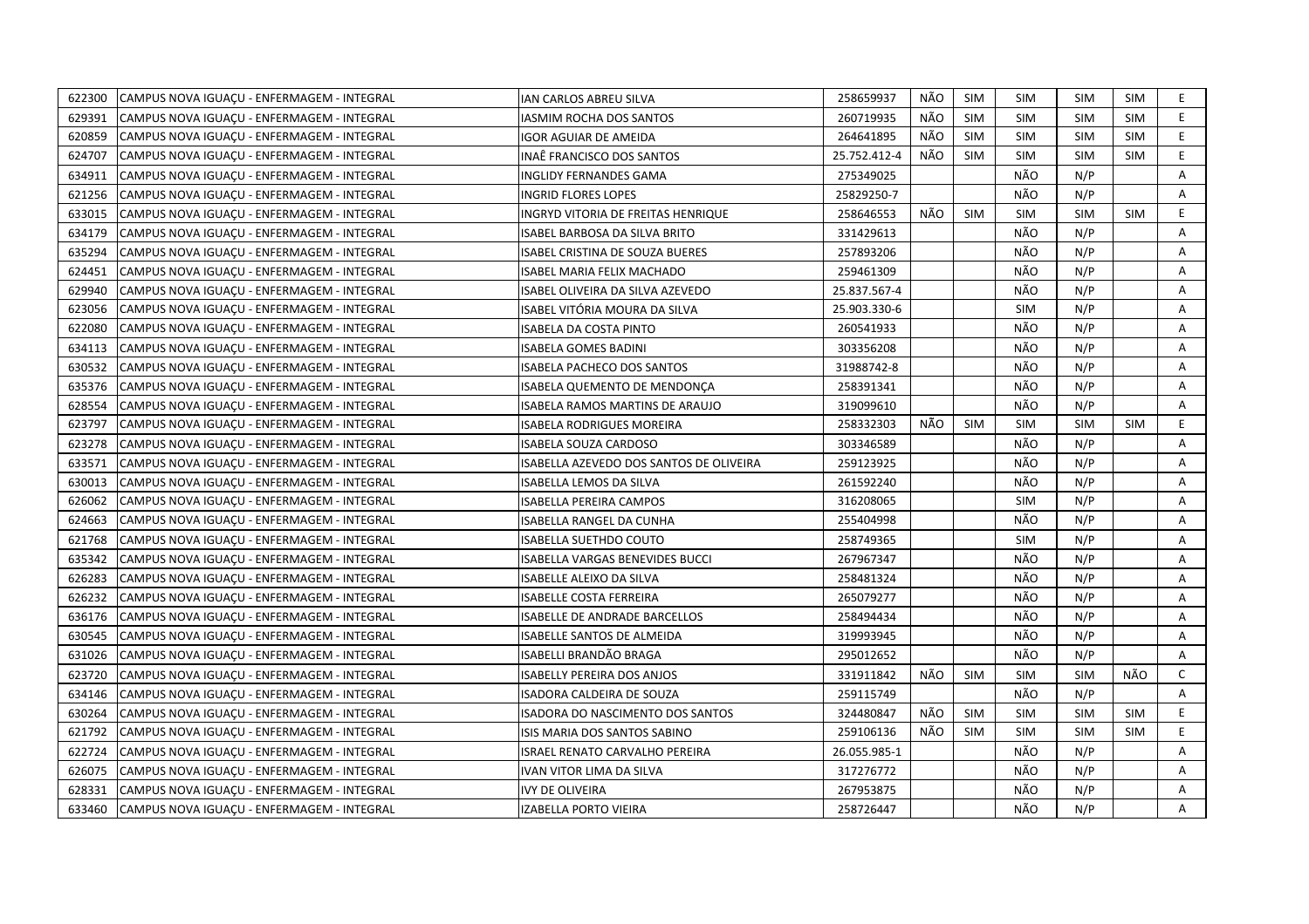| 622300 | CAMPUS NOVA IGUAÇU - ENFERMAGEM - INTEGRAL | IAN CARLOS ABREU SILVA | 258659937 | NÃO | SIM | SIM | SIM | SIM | E |
|---|---|---|---|---|---|---|---|---|---|
| 629391 | CAMPUS NOVA IGUAÇU - ENFERMAGEM - INTEGRAL | IASMIM ROCHA DOS SANTOS | 260719935 | NÃO | SIM | SIM | SIM | SIM | E |
| 620859 | CAMPUS NOVA IGUAÇU - ENFERMAGEM - INTEGRAL | IGOR AGUIAR DE AMEIDA | 264641895 | NÃO | SIM | SIM | SIM | SIM | E |
| 624707 | CAMPUS NOVA IGUAÇU - ENFERMAGEM - INTEGRAL | INAÊ FRANCISCO DOS SANTOS | 25.752.412-4 | NÃO | SIM | SIM | SIM | SIM | E |
| 634911 | CAMPUS NOVA IGUAÇU - ENFERMAGEM - INTEGRAL | INGLIDY FERNANDES GAMA | 275349025 | | | NÃO | N/P | | A |
| 621256 | CAMPUS NOVA IGUAÇU - ENFERMAGEM - INTEGRAL | INGRID FLORES LOPES | 25829250-7 | | | NÃO | N/P | | A |
| 633015 | CAMPUS NOVA IGUAÇU - ENFERMAGEM - INTEGRAL | INGRYD VITORIA DE FREITAS HENRIQUE | 258646553 | NÃO | SIM | SIM | SIM | SIM | E |
| 634179 | CAMPUS NOVA IGUAÇU - ENFERMAGEM - INTEGRAL | ISABEL BARBOSA DA SILVA BRITO | 331429613 | | | NÃO | N/P | | A |
| 635294 | CAMPUS NOVA IGUAÇU - ENFERMAGEM - INTEGRAL | ISABEL CRISTINA DE SOUZA BUERES | 257893206 | | | NÃO | N/P | | A |
| 624451 | CAMPUS NOVA IGUAÇU - ENFERMAGEM - INTEGRAL | ISABEL MARIA FELIX MACHADO | 259461309 | | | NÃO | N/P | | A |
| 629940 | CAMPUS NOVA IGUAÇU - ENFERMAGEM - INTEGRAL | ISABEL OLIVEIRA DA SILVA AZEVEDO | 25.837.567-4 | | | NÃO | N/P | | A |
| 623056 | CAMPUS NOVA IGUAÇU - ENFERMAGEM - INTEGRAL | ISABEL VITÓRIA MOURA DA SILVA | 25.903.330-6 | | | SIM | N/P | | A |
| 622080 | CAMPUS NOVA IGUAÇU - ENFERMAGEM - INTEGRAL | ISABELA DA COSTA PINTO | 260541933 | | | NÃO | N/P | | A |
| 634113 | CAMPUS NOVA IGUAÇU - ENFERMAGEM - INTEGRAL | ISABELA GOMES BADINI | 303356208 | | | NÃO | N/P | | A |
| 630532 | CAMPUS NOVA IGUAÇU - ENFERMAGEM - INTEGRAL | ISABELA PACHECO DOS SANTOS | 31988742-8 | | | NÃO | N/P | | A |
| 635376 | CAMPUS NOVA IGUAÇU - ENFERMAGEM - INTEGRAL | ISABELA QUEMENTO DE MENDONÇA | 258391341 | | | NÃO | N/P | | A |
| 628554 | CAMPUS NOVA IGUAÇU - ENFERMAGEM - INTEGRAL | ISABELA RAMOS MARTINS DE ARAUJO | 319099610 | | | NÃO | N/P | | A |
| 623797 | CAMPUS NOVA IGUAÇU - ENFERMAGEM - INTEGRAL | ISABELA RODRIGUES MOREIRA | 258332303 | NÃO | SIM | SIM | SIM | SIM | E |
| 623278 | CAMPUS NOVA IGUAÇU - ENFERMAGEM - INTEGRAL | ISABELA SOUZA CARDOSO | 303346589 | | | NÃO | N/P | | A |
| 633571 | CAMPUS NOVA IGUAÇU - ENFERMAGEM - INTEGRAL | ISABELLA AZEVEDO DOS SANTOS DE OLIVEIRA | 259123925 | | | NÃO | N/P | | A |
| 630013 | CAMPUS NOVA IGUAÇU - ENFERMAGEM - INTEGRAL | ISABELLA LEMOS DA SILVA | 261592240 | | | NÃO | N/P | | A |
| 626062 | CAMPUS NOVA IGUAÇU - ENFERMAGEM - INTEGRAL | ISABELLA PEREIRA CAMPOS | 316208065 | | | SIM | N/P | | A |
| 624663 | CAMPUS NOVA IGUAÇU - ENFERMAGEM - INTEGRAL | ISABELLA RANGEL DA CUNHA | 255404998 | | | NÃO | N/P | | A |
| 621768 | CAMPUS NOVA IGUAÇU - ENFERMAGEM - INTEGRAL | ISABELLA SUETHDO COUTO | 258749365 | | | SIM | N/P | | A |
| 635342 | CAMPUS NOVA IGUAÇU - ENFERMAGEM - INTEGRAL | ISABELLA VARGAS BENEVIDES BUCCI | 267967347 | | | NÃO | N/P | | A |
| 626283 | CAMPUS NOVA IGUAÇU - ENFERMAGEM - INTEGRAL | ISABELLE ALEIXO DA SILVA | 258481324 | | | NÃO | N/P | | A |
| 626232 | CAMPUS NOVA IGUAÇU - ENFERMAGEM - INTEGRAL | ISABELLE COSTA FERREIRA | 265079277 | | | NÃO | N/P | | A |
| 636176 | CAMPUS NOVA IGUAÇU - ENFERMAGEM - INTEGRAL | ISABELLE DE ANDRADE BARCELLOS | 258494434 | | | NÃO | N/P | | A |
| 630545 | CAMPUS NOVA IGUAÇU - ENFERMAGEM - INTEGRAL | ISABELLE SANTOS DE ALMEIDA | 319993945 | | | NÃO | N/P | | A |
| 631026 | CAMPUS NOVA IGUAÇU - ENFERMAGEM - INTEGRAL | ISABELLI BRANDÃO BRAGA | 295012652 | | | NÃO | N/P | | A |
| 623720 | CAMPUS NOVA IGUAÇU - ENFERMAGEM - INTEGRAL | ISABELLY PEREIRA DOS ANJOS | 331911842 | NÃO | SIM | SIM | SIM | NÃO | C |
| 634146 | CAMPUS NOVA IGUAÇU - ENFERMAGEM - INTEGRAL | ISADORA CALDEIRA DE SOUZA | 259115749 | | | NÃO | N/P | | A |
| 630264 | CAMPUS NOVA IGUAÇU - ENFERMAGEM - INTEGRAL | ISADORA DO NASCIMENTO DOS SANTOS | 324480847 | NÃO | SIM | SIM | SIM | SIM | E |
| 621792 | CAMPUS NOVA IGUAÇU - ENFERMAGEM - INTEGRAL | ISIS MARIA DOS SANTOS SABINO | 259106136 | NÃO | SIM | SIM | SIM | SIM | E |
| 622724 | CAMPUS NOVA IGUAÇU - ENFERMAGEM - INTEGRAL | ISRAEL RENATO CARVALHO PEREIRA | 26.055.985-1 | | | NÃO | N/P | | A |
| 626075 | CAMPUS NOVA IGUAÇU - ENFERMAGEM - INTEGRAL | IVAN VITOR LIMA DA SILVA | 317276772 | | | NÃO | N/P | | A |
| 628331 | CAMPUS NOVA IGUAÇU - ENFERMAGEM - INTEGRAL | IVY DE OLIVEIRA | 267953875 | | | NÃO | N/P | | A |
| 633460 | CAMPUS NOVA IGUAÇU - ENFERMAGEM - INTEGRAL | IZABELLA PORTO VIEIRA | 258726447 | | | NÃO | N/P | | A |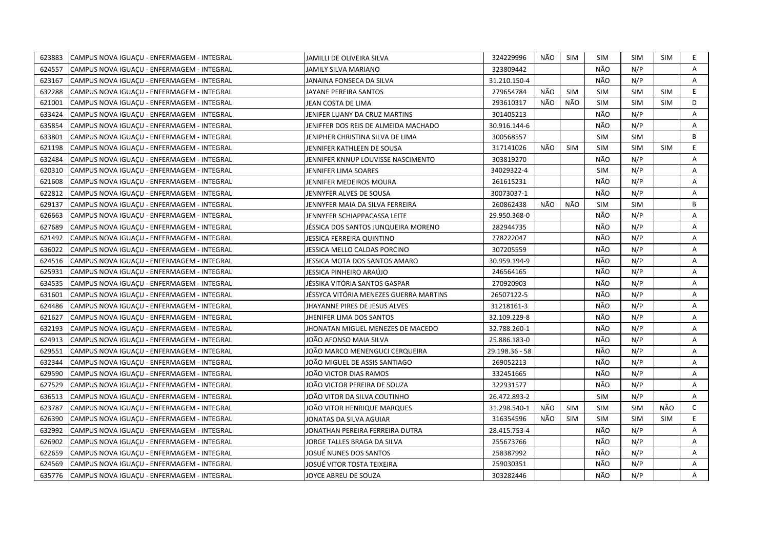| | | | | | | | | | |
|---|---|---|---|---|---|---|---|---|---|
| 623883 | CAMPUS NOVA IGUAÇU - ENFERMAGEM - INTEGRAL | JAMILLI DE OLIVEIRA SILVA | 324229996 | NÃO | SIM | SIM | SIM | SIM | E |
| 624557 | CAMPUS NOVA IGUAÇU - ENFERMAGEM - INTEGRAL | JAMILY SILVA MARIANO | 323809442 | | | NÃO | N/P | | A |
| 623167 | CAMPUS NOVA IGUAÇU - ENFERMAGEM - INTEGRAL | JANAINA FONSECA DA SILVA | 31.210.150-4 | | | NÃO | N/P | | A |
| 632288 | CAMPUS NOVA IGUAÇU - ENFERMAGEM - INTEGRAL | JAYANE PEREIRA SANTOS | 279654784 | NÃO | SIM | SIM | SIM | SIM | E |
| 621001 | CAMPUS NOVA IGUAÇU - ENFERMAGEM - INTEGRAL | JEAN COSTA DE LIMA | 293610317 | NÃO | NÃO | SIM | SIM | SIM | D |
| 633424 | CAMPUS NOVA IGUAÇU - ENFERMAGEM - INTEGRAL | JENIFER LUANY DA CRUZ MARTINS | 301405213 | | | NÃO | N/P | | A |
| 635854 | CAMPUS NOVA IGUAÇU - ENFERMAGEM - INTEGRAL | JENIFFER DOS REIS DE ALMEIDA MACHADO | 30.916.144-6 | | | NÃO | N/P | | A |
| 633801 | CAMPUS NOVA IGUAÇU - ENFERMAGEM - INTEGRAL | JENIPHER CHRISTINA SILVA DE LIMA | 300568557 | | | SIM | SIM | | B |
| 621198 | CAMPUS NOVA IGUAÇU - ENFERMAGEM - INTEGRAL | JENNIFER KATHLEEN DE SOUSA | 317141026 | NÃO | SIM | SIM | SIM | SIM | E |
| 632484 | CAMPUS NOVA IGUAÇU - ENFERMAGEM - INTEGRAL | JENNIFER KNNUP LOUVISSE NASCIMENTO | 303819270 | | | NÃO | N/P | | A |
| 620310 | CAMPUS NOVA IGUAÇU - ENFERMAGEM - INTEGRAL | JENNIFER LIMA SOARES | 34029322-4 | | | SIM | N/P | | A |
| 621608 | CAMPUS NOVA IGUAÇU - ENFERMAGEM - INTEGRAL | JENNIFER MEDEIROS MOURA | 261615231 | | | NÃO | N/P | | A |
| 622812 | CAMPUS NOVA IGUAÇU - ENFERMAGEM - INTEGRAL | JENNYFER ALVES DE SOUSA | 30073037-1 | | | NÃO | N/P | | A |
| 629137 | CAMPUS NOVA IGUAÇU - ENFERMAGEM - INTEGRAL | JENNYFER MAIA DA SILVA FERREIRA | 260862438 | NÃO | NÃO | SIM | SIM | | B |
| 626663 | CAMPUS NOVA IGUAÇU - ENFERMAGEM - INTEGRAL | JENNYFER SCHIAPPACASSA LEITE | 29.950.368-0 | | | NÃO | N/P | | A |
| 627689 | CAMPUS NOVA IGUAÇU - ENFERMAGEM - INTEGRAL | JÉSSICA DOS SANTOS JUNQUEIRA MORENO | 282944735 | | | NÃO | N/P | | A |
| 621492 | CAMPUS NOVA IGUAÇU - ENFERMAGEM - INTEGRAL | JESSICA FERREIRA QUINTINO | 278222047 | | | NÃO | N/P | | A |
| 636022 | CAMPUS NOVA IGUAÇU - ENFERMAGEM - INTEGRAL | JESSICA MELLO CALDAS PORCINO | 307205559 | | | NÃO | N/P | | A |
| 624516 | CAMPUS NOVA IGUAÇU - ENFERMAGEM - INTEGRAL | JESSICA MOTA DOS SANTOS AMARO | 30.959.194-9 | | | NÃO | N/P | | A |
| 625931 | CAMPUS NOVA IGUAÇU - ENFERMAGEM - INTEGRAL | JESSICA PINHEIRO ARAÚJO | 246564165 | | | NÃO | N/P | | A |
| 634535 | CAMPUS NOVA IGUAÇU - ENFERMAGEM - INTEGRAL | JÉSSIKA VITÓRIA SANTOS GASPAR | 270920903 | | | NÃO | N/P | | A |
| 631601 | CAMPUS NOVA IGUAÇU - ENFERMAGEM - INTEGRAL | JÉSSYCA VITÓRIA MENEZES GUERRA MARTINS | 26507122-5 | | | NÃO | N/P | | A |
| 624486 | CAMPUS NOVA IGUAÇU - ENFERMAGEM - INTEGRAL | JHAYANNE PIRES DE JESUS ALVES | 31218161-3 | | | NÃO | N/P | | A |
| 621627 | CAMPUS NOVA IGUAÇU - ENFERMAGEM - INTEGRAL | JHENIFER LIMA DOS SANTOS | 32.109.229-8 | | | NÃO | N/P | | A |
| 632193 | CAMPUS NOVA IGUAÇU - ENFERMAGEM - INTEGRAL | JHONATAN MIGUEL MENEZES DE MACEDO | 32.788.260-1 | | | NÃO | N/P | | A |
| 624913 | CAMPUS NOVA IGUAÇU - ENFERMAGEM - INTEGRAL | JOÃO AFONSO MAIA SILVA | 25.886.183-0 | | | NÃO | N/P | | A |
| 629551 | CAMPUS NOVA IGUAÇU - ENFERMAGEM - INTEGRAL | JOÃO MARCO MENENGUCI CERQUEIRA | 29.198.36 - 58 | | | NÃO | N/P | | A |
| 632344 | CAMPUS NOVA IGUAÇU - ENFERMAGEM - INTEGRAL | JOÃO MIGUEL DE ASSIS SANTIAGO | 269052213 | | | NÃO | N/P | | A |
| 629590 | CAMPUS NOVA IGUAÇU - ENFERMAGEM - INTEGRAL | JOÃO VICTOR DIAS RAMOS | 332451665 | | | NÃO | N/P | | A |
| 627529 | CAMPUS NOVA IGUAÇU - ENFERMAGEM - INTEGRAL | JOÃO VICTOR PEREIRA DE SOUZA | 322931577 | | | NÃO | N/P | | A |
| 636513 | CAMPUS NOVA IGUAÇU - ENFERMAGEM - INTEGRAL | JOÃO VITOR DA SILVA COUTINHO | 26.472.893-2 | | | SIM | N/P | | A |
| 623787 | CAMPUS NOVA IGUAÇU - ENFERMAGEM - INTEGRAL | JOÃO VITOR HENRIQUE MARQUES | 31.298.540-1 | NÃO | SIM | SIM | SIM | NÃO | C |
| 626390 | CAMPUS NOVA IGUAÇU - ENFERMAGEM - INTEGRAL | JONATAS DA SILVA AGUIAR | 316354596 | NÃO | SIM | SIM | SIM | SIM | E |
| 632992 | CAMPUS NOVA IGUAÇU - ENFERMAGEM - INTEGRAL | JONATHAN PEREIRA FERREIRA DUTRA | 28.415.753-4 | | | NÃO | N/P | | A |
| 626902 | CAMPUS NOVA IGUAÇU - ENFERMAGEM - INTEGRAL | JORGE TALLES BRAGA DA SILVA | 255673766 | | | NÃO | N/P | | A |
| 622659 | CAMPUS NOVA IGUAÇU - ENFERMAGEM - INTEGRAL | JOSUÉ NUNES DOS SANTOS | 258387992 | | | NÃO | N/P | | A |
| 624569 | CAMPUS NOVA IGUAÇU - ENFERMAGEM - INTEGRAL | JOSUÉ VITOR TOSTA TEIXEIRA | 259030351 | | | NÃO | N/P | | A |
| 635776 | CAMPUS NOVA IGUAÇU - ENFERMAGEM - INTEGRAL | JOYCE ABREU DE SOUZA | 303282446 | | | NÃO | N/P | | A |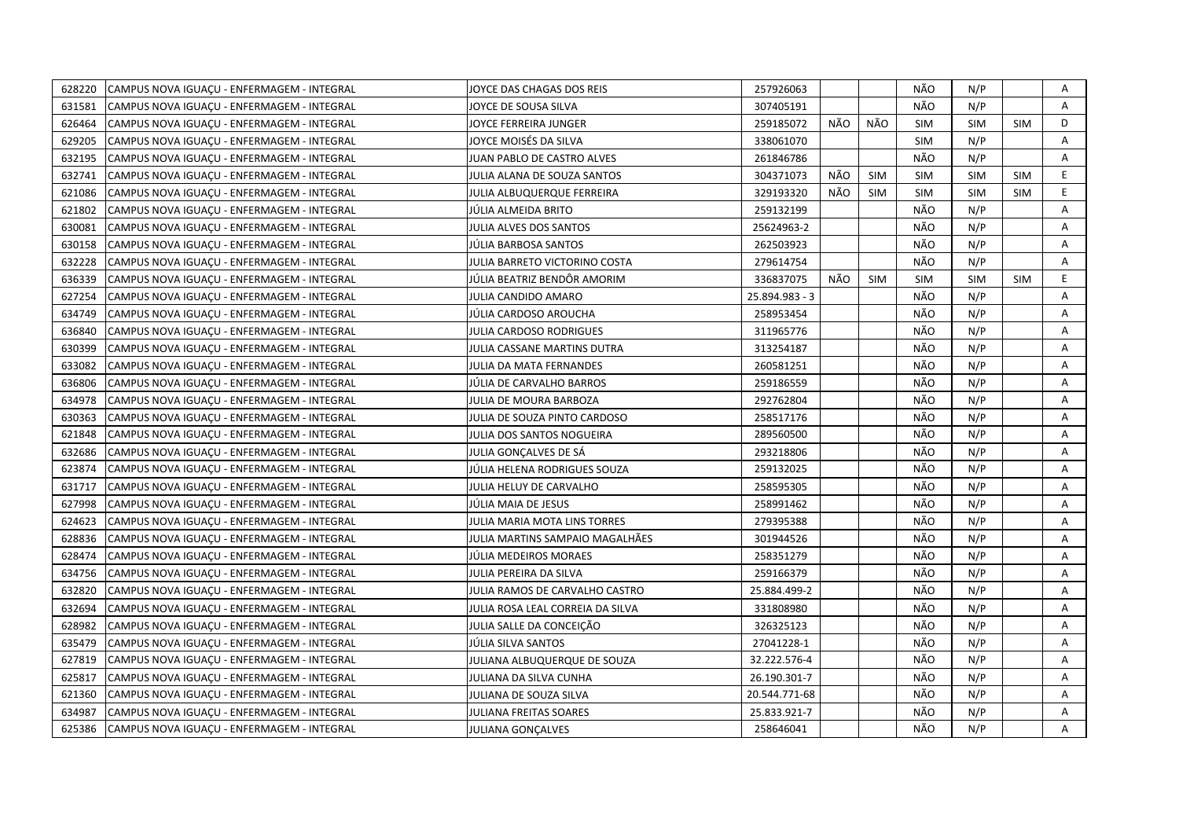| | | | | | | | | | |
|---|---|---|---|---|---|---|---|---|---|
| 628220 | CAMPUS NOVA IGUAÇU - ENFERMAGEM - INTEGRAL | JOYCE DAS CHAGAS DOS REIS | 257926063 | | | NÃO | N/P | | A |
| 631581 | CAMPUS NOVA IGUAÇU - ENFERMAGEM - INTEGRAL | JOYCE DE SOUSA SILVA | 307405191 | | | NÃO | N/P | | A |
| 626464 | CAMPUS NOVA IGUAÇU - ENFERMAGEM - INTEGRAL | JOYCE FERREIRA JUNGER | 259185072 | NÃO | NÃO | SIM | SIM | SIM | D |
| 629205 | CAMPUS NOVA IGUAÇU - ENFERMAGEM - INTEGRAL | JOYCE MOISÉS DA SILVA | 338061070 | | | SIM | N/P | | A |
| 632195 | CAMPUS NOVA IGUAÇU - ENFERMAGEM - INTEGRAL | JUAN PABLO DE CASTRO ALVES | 261846786 | | | NÃO | N/P | | A |
| 632741 | CAMPUS NOVA IGUAÇU - ENFERMAGEM - INTEGRAL | JULIA ALANA DE SOUZA SANTOS | 304371073 | NÃO | SIM | SIM | SIM | SIM | E |
| 621086 | CAMPUS NOVA IGUAÇU - ENFERMAGEM - INTEGRAL | JULIA ALBUQUERQUE FERREIRA | 329193320 | NÃO | SIM | SIM | SIM | SIM | E |
| 621802 | CAMPUS NOVA IGUAÇU - ENFERMAGEM - INTEGRAL | JÚLIA ALMEIDA BRITO | 259132199 | | | NÃO | N/P | | A |
| 630081 | CAMPUS NOVA IGUAÇU - ENFERMAGEM - INTEGRAL | JULIA ALVES DOS SANTOS | 25624963-2 | | | NÃO | N/P | | A |
| 630158 | CAMPUS NOVA IGUAÇU - ENFERMAGEM - INTEGRAL | JÚLIA BARBOSA SANTOS | 262503923 | | | NÃO | N/P | | A |
| 632228 | CAMPUS NOVA IGUAÇU - ENFERMAGEM - INTEGRAL | JULIA BARRETO VICTORINO COSTA | 279614754 | | | NÃO | N/P | | A |
| 636339 | CAMPUS NOVA IGUAÇU - ENFERMAGEM - INTEGRAL | JÚLIA BEATRIZ BENDÔR AMORIM | 336837075 | NÃO | SIM | SIM | SIM | SIM | E |
| 627254 | CAMPUS NOVA IGUAÇU - ENFERMAGEM - INTEGRAL | JULIA CANDIDO AMARO | 25.894.983 - 3 | | | NÃO | N/P | | A |
| 634749 | CAMPUS NOVA IGUAÇU - ENFERMAGEM - INTEGRAL | JÚLIA CARDOSO AROUCHA | 258953454 | | | NÃO | N/P | | A |
| 636840 | CAMPUS NOVA IGUAÇU - ENFERMAGEM - INTEGRAL | JULIA CARDOSO RODRIGUES | 311965776 | | | NÃO | N/P | | A |
| 630399 | CAMPUS NOVA IGUAÇU - ENFERMAGEM - INTEGRAL | JULIA CASSANE MARTINS DUTRA | 313254187 | | | NÃO | N/P | | A |
| 633082 | CAMPUS NOVA IGUAÇU - ENFERMAGEM - INTEGRAL | JULIA DA MATA FERNANDES | 260581251 | | | NÃO | N/P | | A |
| 636806 | CAMPUS NOVA IGUAÇU - ENFERMAGEM - INTEGRAL | JÚLIA DE CARVALHO BARROS | 259186559 | | | NÃO | N/P | | A |
| 634978 | CAMPUS NOVA IGUAÇU - ENFERMAGEM - INTEGRAL | JULIA DE MOURA BARBOZA | 292762804 | | | NÃO | N/P | | A |
| 630363 | CAMPUS NOVA IGUAÇU - ENFERMAGEM - INTEGRAL | JULIA DE SOUZA PINTO CARDOSO | 258517176 | | | NÃO | N/P | | A |
| 621848 | CAMPUS NOVA IGUAÇU - ENFERMAGEM - INTEGRAL | JULIA DOS SANTOS NOGUEIRA | 289560500 | | | NÃO | N/P | | A |
| 632686 | CAMPUS NOVA IGUAÇU - ENFERMAGEM - INTEGRAL | JULIA GONÇALVES DE SÁ | 293218806 | | | NÃO | N/P | | A |
| 623874 | CAMPUS NOVA IGUAÇU - ENFERMAGEM - INTEGRAL | JÚLIA HELENA RODRIGUES SOUZA | 259132025 | | | NÃO | N/P | | A |
| 631717 | CAMPUS NOVA IGUAÇU - ENFERMAGEM - INTEGRAL | JULIA HELUY DE CARVALHO | 258595305 | | | NÃO | N/P | | A |
| 627998 | CAMPUS NOVA IGUAÇU - ENFERMAGEM - INTEGRAL | JÚLIA MAIA DE JESUS | 258991462 | | | NÃO | N/P | | A |
| 624623 | CAMPUS NOVA IGUAÇU - ENFERMAGEM - INTEGRAL | JULIA MARIA MOTA LINS TORRES | 279395388 | | | NÃO | N/P | | A |
| 628836 | CAMPUS NOVA IGUAÇU - ENFERMAGEM - INTEGRAL | JULIA MARTINS SAMPAIO MAGALHÃES | 301944526 | | | NÃO | N/P | | A |
| 628474 | CAMPUS NOVA IGUAÇU - ENFERMAGEM - INTEGRAL | JÚLIA MEDEIROS MORAES | 258351279 | | | NÃO | N/P | | A |
| 634756 | CAMPUS NOVA IGUAÇU - ENFERMAGEM - INTEGRAL | JULIA PEREIRA DA SILVA | 259166379 | | | NÃO | N/P | | A |
| 632820 | CAMPUS NOVA IGUAÇU - ENFERMAGEM - INTEGRAL | JULIA RAMOS DE CARVALHO CASTRO | 25.884.499-2 | | | NÃO | N/P | | A |
| 632694 | CAMPUS NOVA IGUAÇU - ENFERMAGEM - INTEGRAL | JULIA ROSA LEAL CORREIA DA SILVA | 331808980 | | | NÃO | N/P | | A |
| 628982 | CAMPUS NOVA IGUAÇU - ENFERMAGEM - INTEGRAL | JULIA SALLE DA CONCEIÇÃO | 326325123 | | | NÃO | N/P | | A |
| 635479 | CAMPUS NOVA IGUAÇU - ENFERMAGEM - INTEGRAL | JÚLIA SILVA SANTOS | 27041228-1 | | | NÃO | N/P | | A |
| 627819 | CAMPUS NOVA IGUAÇU - ENFERMAGEM - INTEGRAL | JULIANA ALBUQUERQUE DE SOUZA | 32.222.576-4 | | | NÃO | N/P | | A |
| 625817 | CAMPUS NOVA IGUAÇU - ENFERMAGEM - INTEGRAL | JULIANA DA SILVA CUNHA | 26.190.301-7 | | | NÃO | N/P | | A |
| 621360 | CAMPUS NOVA IGUAÇU - ENFERMAGEM - INTEGRAL | JULIANA DE SOUZA SILVA | 20.544.771-68 | | | NÃO | N/P | | A |
| 634987 | CAMPUS NOVA IGUAÇU - ENFERMAGEM - INTEGRAL | JULIANA FREITAS SOARES | 25.833.921-7 | | | NÃO | N/P | | A |
| 625386 | CAMPUS NOVA IGUAÇU - ENFERMAGEM - INTEGRAL | JULIANA GONÇALVES | 258646041 | | | NÃO | N/P | | A |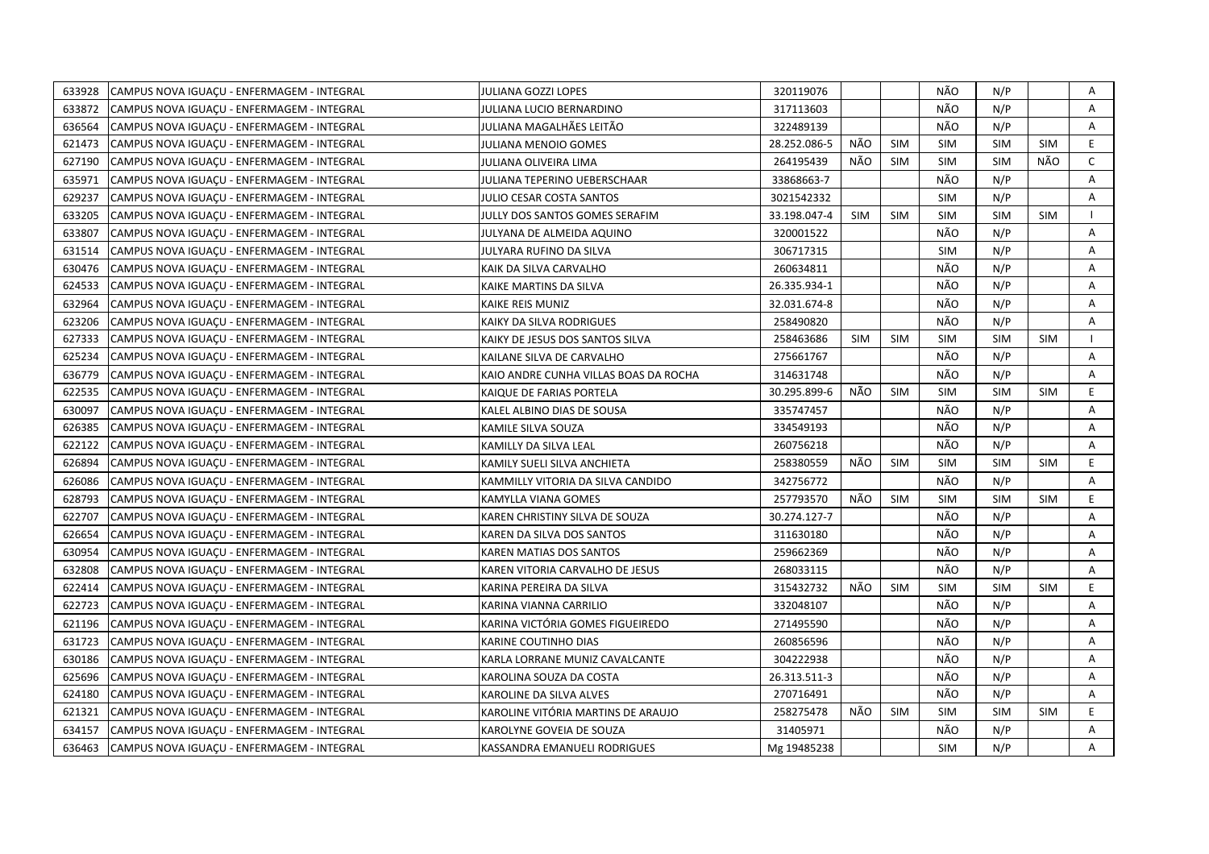| | | | | | | | | | |
|---|---|---|---|---|---|---|---|---|---|
| 633928 | CAMPUS NOVA IGUAÇU - ENFERMAGEM - INTEGRAL | JULIANA GOZZI LOPES | 320119076 | | | NÃO | N/P | | A |
| 633872 | CAMPUS NOVA IGUAÇU - ENFERMAGEM - INTEGRAL | JULIANA LUCIO BERNARDINO | 317113603 | | | NÃO | N/P | | A |
| 636564 | CAMPUS NOVA IGUAÇU - ENFERMAGEM - INTEGRAL | JULIANA MAGALHÃES LEITÃO | 322489139 | | | NÃO | N/P | | A |
| 621473 | CAMPUS NOVA IGUAÇU - ENFERMAGEM - INTEGRAL | JULIANA MENOIO GOMES | 28.252.086-5 | NÃO | SIM | SIM | SIM | SIM | E |
| 627190 | CAMPUS NOVA IGUAÇU - ENFERMAGEM - INTEGRAL | JULIANA OLIVEIRA LIMA | 264195439 | NÃO | SIM | SIM | SIM | NÃO | C |
| 635971 | CAMPUS NOVA IGUAÇU - ENFERMAGEM - INTEGRAL | JULIANA TEPERINO UEBERSCHAAR | 33868663-7 | | | NÃO | N/P | | A |
| 629237 | CAMPUS NOVA IGUAÇU - ENFERMAGEM - INTEGRAL | JULIO CESAR COSTA SANTOS | 3021542332 | | | SIM | N/P | | A |
| 633205 | CAMPUS NOVA IGUAÇU - ENFERMAGEM - INTEGRAL | JULLY DOS SANTOS GOMES SERAFIM | 33.198.047-4 | SIM | SIM | SIM | SIM | SIM | I |
| 633807 | CAMPUS NOVA IGUAÇU - ENFERMAGEM - INTEGRAL | JULYANA DE ALMEIDA AQUINO | 320001522 | | | NÃO | N/P | | A |
| 631514 | CAMPUS NOVA IGUAÇU - ENFERMAGEM - INTEGRAL | JULYARA RUFINO DA SILVA | 306717315 | | | SIM | N/P | | A |
| 630476 | CAMPUS NOVA IGUAÇU - ENFERMAGEM - INTEGRAL | KAIK DA SILVA CARVALHO | 260634811 | | | NÃO | N/P | | A |
| 624533 | CAMPUS NOVA IGUAÇU - ENFERMAGEM - INTEGRAL | KAIKE MARTINS DA SILVA | 26.335.934-1 | | | NÃO | N/P | | A |
| 632964 | CAMPUS NOVA IGUAÇU - ENFERMAGEM - INTEGRAL | KAIKE REIS MUNIZ | 32.031.674-8 | | | NÃO | N/P | | A |
| 623206 | CAMPUS NOVA IGUAÇU - ENFERMAGEM - INTEGRAL | KAIKY DA SILVA RODRIGUES | 258490820 | | | NÃO | N/P | | A |
| 627333 | CAMPUS NOVA IGUAÇU - ENFERMAGEM - INTEGRAL | KAIKY DE JESUS DOS SANTOS SILVA | 258463686 | SIM | SIM | SIM | SIM | SIM | I |
| 625234 | CAMPUS NOVA IGUAÇU - ENFERMAGEM - INTEGRAL | KAILANE SILVA DE CARVALHO | 275661767 | | | NÃO | N/P | | A |
| 636779 | CAMPUS NOVA IGUAÇU - ENFERMAGEM - INTEGRAL | KAIO ANDRE CUNHA VILLAS BOAS DA ROCHA | 314631748 | | | NÃO | N/P | | A |
| 622535 | CAMPUS NOVA IGUAÇU - ENFERMAGEM - INTEGRAL | KAIQUE DE FARIAS PORTELA | 30.295.899-6 | NÃO | SIM | SIM | SIM | SIM | E |
| 630097 | CAMPUS NOVA IGUAÇU - ENFERMAGEM - INTEGRAL | KALEL ALBINO DIAS DE SOUSA | 335747457 | | | NÃO | N/P | | A |
| 626385 | CAMPUS NOVA IGUAÇU - ENFERMAGEM - INTEGRAL | KAMILE SILVA SOUZA | 334549193 | | | NÃO | N/P | | A |
| 622122 | CAMPUS NOVA IGUAÇU - ENFERMAGEM - INTEGRAL | KAMILLY DA SILVA LEAL | 260756218 | | | NÃO | N/P | | A |
| 626894 | CAMPUS NOVA IGUAÇU - ENFERMAGEM - INTEGRAL | KAMILY SUELI SILVA ANCHIETA | 258380559 | NÃO | SIM | SIM | SIM | SIM | E |
| 626086 | CAMPUS NOVA IGUAÇU - ENFERMAGEM - INTEGRAL | KAMMILLY VITORIA DA SILVA CANDIDO | 342756772 | | | NÃO | N/P | | A |
| 628793 | CAMPUS NOVA IGUAÇU - ENFERMAGEM - INTEGRAL | KAMYLLA VIANA GOMES | 257793570 | NÃO | SIM | SIM | SIM | SIM | E |
| 622707 | CAMPUS NOVA IGUAÇU - ENFERMAGEM - INTEGRAL | KAREN CHRISTINY SILVA DE SOUZA | 30.274.127-7 | | | NÃO | N/P | | A |
| 626654 | CAMPUS NOVA IGUAÇU - ENFERMAGEM - INTEGRAL | KAREN DA SILVA DOS SANTOS | 311630180 | | | NÃO | N/P | | A |
| 630954 | CAMPUS NOVA IGUAÇU - ENFERMAGEM - INTEGRAL | KAREN MATIAS DOS SANTOS | 259662369 | | | NÃO | N/P | | A |
| 632808 | CAMPUS NOVA IGUAÇU - ENFERMAGEM - INTEGRAL | KAREN VITORIA CARVALHO DE JESUS | 268033115 | | | NÃO | N/P | | A |
| 622414 | CAMPUS NOVA IGUAÇU - ENFERMAGEM - INTEGRAL | KARINA PEREIRA DA SILVA | 315432732 | NÃO | SIM | SIM | SIM | SIM | E |
| 622723 | CAMPUS NOVA IGUAÇU - ENFERMAGEM - INTEGRAL | KARINA VIANNA CARRILIO | 332048107 | | | NÃO | N/P | | A |
| 621196 | CAMPUS NOVA IGUAÇU - ENFERMAGEM - INTEGRAL | KARINA VICTÓRIA GOMES FIGUEIREDO | 271495590 | | | NÃO | N/P | | A |
| 631723 | CAMPUS NOVA IGUAÇU - ENFERMAGEM - INTEGRAL | KARINE COUTINHO DIAS | 260856596 | | | NÃO | N/P | | A |
| 630186 | CAMPUS NOVA IGUAÇU - ENFERMAGEM - INTEGRAL | KARLA LORRANE MUNIZ CAVALCANTE | 304222938 | | | NÃO | N/P | | A |
| 625696 | CAMPUS NOVA IGUAÇU - ENFERMAGEM - INTEGRAL | KAROLINA SOUZA DA COSTA | 26.313.511-3 | | | NÃO | N/P | | A |
| 624180 | CAMPUS NOVA IGUAÇU - ENFERMAGEM - INTEGRAL | KAROLINE DA SILVA ALVES | 270716491 | | | NÃO | N/P | | A |
| 621321 | CAMPUS NOVA IGUAÇU - ENFERMAGEM - INTEGRAL | KAROLINE VITÓRIA MARTINS DE ARAUJO | 258275478 | NÃO | SIM | SIM | SIM | SIM | E |
| 634157 | CAMPUS NOVA IGUAÇU - ENFERMAGEM - INTEGRAL | KAROLYNE GOVEIA DE SOUZA | 31405971 | | | NÃO | N/P | | A |
| 636463 | CAMPUS NOVA IGUAÇU - ENFERMAGEM - INTEGRAL | KASSANDRA EMANUELI RODRIGUES | Mg 19485238 | | | SIM | N/P | | A |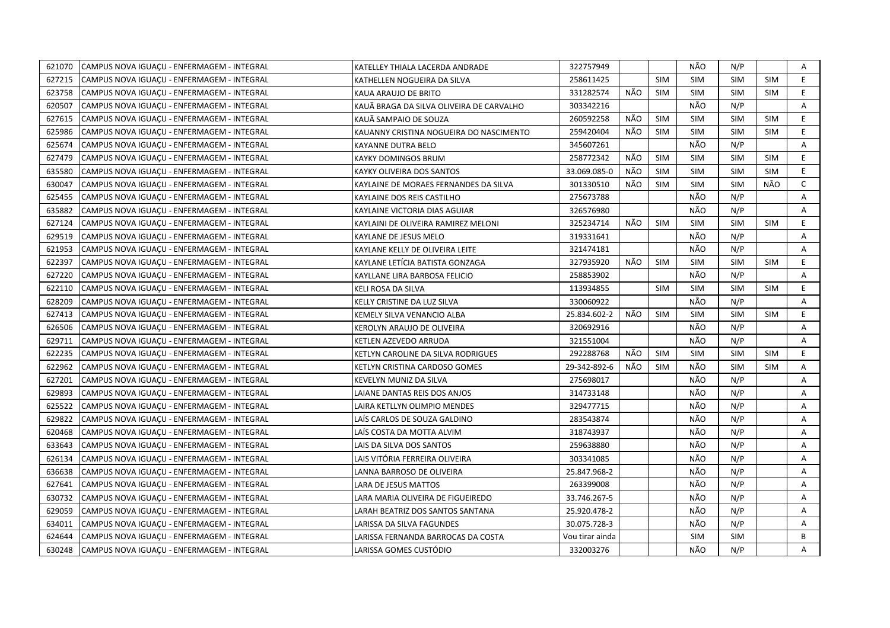| | | | | | | | | | |
|---|---|---|---|---|---|---|---|---|---|
| 621070 | CAMPUS NOVA IGUAÇU - ENFERMAGEM - INTEGRAL | KATELLEY THIALA LACERDA ANDRADE | 322757949 | | | NÃO | N/P | | A |
| 627215 | CAMPUS NOVA IGUAÇU - ENFERMAGEM - INTEGRAL | KATHELLEN NOGUEIRA DA SILVA | 258611425 | | SIM | SIM | SIM | SIM | E |
| 623758 | CAMPUS NOVA IGUAÇU - ENFERMAGEM - INTEGRAL | KAUA ARAUJO DE BRITO | 331282574 | NÃO | SIM | SIM | SIM | SIM | E |
| 620507 | CAMPUS NOVA IGUAÇU - ENFERMAGEM - INTEGRAL | KAUÃ BRAGA DA SILVA OLIVEIRA DE CARVALHO | 303342216 | | | NÃO | N/P | | A |
| 627615 | CAMPUS NOVA IGUAÇU - ENFERMAGEM - INTEGRAL | KAUÃ SAMPAIO DE SOUZA | 260592258 | NÃO | SIM | SIM | SIM | SIM | E |
| 625986 | CAMPUS NOVA IGUAÇU - ENFERMAGEM - INTEGRAL | KAUANNY CRISTINA NOGUEIRA DO NASCIMENTO | 259420404 | NÃO | SIM | SIM | SIM | SIM | E |
| 625674 | CAMPUS NOVA IGUAÇU - ENFERMAGEM - INTEGRAL | KAYANNE DUTRA BELO | 345607261 | | | NÃO | N/P | | A |
| 627479 | CAMPUS NOVA IGUAÇU - ENFERMAGEM - INTEGRAL | KAYKY DOMINGOS BRUM | 258772342 | NÃO | SIM | SIM | SIM | SIM | E |
| 635580 | CAMPUS NOVA IGUAÇU - ENFERMAGEM - INTEGRAL | KAYKY OLIVEIRA DOS SANTOS | 33.069.085-0 | NÃO | SIM | SIM | SIM | SIM | E |
| 630047 | CAMPUS NOVA IGUAÇU - ENFERMAGEM - INTEGRAL | KAYLAINE DE MORAES FERNANDES DA SILVA | 301330510 | NÃO | SIM | SIM | SIM | NÃO | C |
| 625455 | CAMPUS NOVA IGUAÇU - ENFERMAGEM - INTEGRAL | KAYLAINE DOS REIS CASTILHO | 275673788 | | | NÃO | N/P | | A |
| 635882 | CAMPUS NOVA IGUAÇU - ENFERMAGEM - INTEGRAL | KAYLAINE VICTORIA DIAS AGUIAR | 326576980 | | | NÃO | N/P | | A |
| 627124 | CAMPUS NOVA IGUAÇU - ENFERMAGEM - INTEGRAL | KAYLAINI DE OLIVEIRA RAMIREZ MELONI | 325234714 | NÃO | SIM | SIM | SIM | SIM | E |
| 629519 | CAMPUS NOVA IGUAÇU - ENFERMAGEM - INTEGRAL | KAYLANE DE JESUS MELO | 319331641 | | | NÃO | N/P | | A |
| 621953 | CAMPUS NOVA IGUAÇU - ENFERMAGEM - INTEGRAL | KAYLANE KELLY DE OLIVEIRA LEITE | 321474181 | | | NÃO | N/P | | A |
| 622397 | CAMPUS NOVA IGUAÇU - ENFERMAGEM - INTEGRAL | KAYLANE LETÍCIA BATISTA GONZAGA | 327935920 | NÃO | SIM | SIM | SIM | SIM | E |
| 627220 | CAMPUS NOVA IGUAÇU - ENFERMAGEM - INTEGRAL | KAYLLANE LIRA BARBOSA FELICIO | 258853902 | | | NÃO | N/P | | A |
| 622110 | CAMPUS NOVA IGUAÇU - ENFERMAGEM - INTEGRAL | KELI ROSA DA SILVA | 113934855 | | SIM | SIM | SIM | SIM | E |
| 628209 | CAMPUS NOVA IGUAÇU - ENFERMAGEM - INTEGRAL | KELLY CRISTINE DA LUZ SILVA | 330060922 | | | NÃO | N/P | | A |
| 627413 | CAMPUS NOVA IGUAÇU - ENFERMAGEM - INTEGRAL | KEMELY SILVA VENANCIO ALBA | 25.834.602-2 | NÃO | SIM | SIM | SIM | SIM | E |
| 626506 | CAMPUS NOVA IGUAÇU - ENFERMAGEM - INTEGRAL | KEROLYN ARAUJO DE OLIVEIRA | 320692916 | | | NÃO | N/P | | A |
| 629711 | CAMPUS NOVA IGUAÇU - ENFERMAGEM - INTEGRAL | KETLEN AZEVEDO ARRUDA | 321551004 | | | NÃO | N/P | | A |
| 622235 | CAMPUS NOVA IGUAÇU - ENFERMAGEM - INTEGRAL | KETLYN CAROLINE DA SILVA RODRIGUES | 292288768 | NÃO | SIM | SIM | SIM | SIM | E |
| 622962 | CAMPUS NOVA IGUAÇU - ENFERMAGEM - INTEGRAL | KETLYN CRISTINA CARDOSO GOMES | 29-342-892-6 | NÃO | SIM | NÃO | SIM | SIM | A |
| 627201 | CAMPUS NOVA IGUAÇU - ENFERMAGEM - INTEGRAL | KEVELYN MUNIZ DA SILVA | 275698017 | | | NÃO | N/P | | A |
| 629893 | CAMPUS NOVA IGUAÇU - ENFERMAGEM - INTEGRAL | LAIANE DANTAS REIS DOS ANJOS | 314733148 | | | NÃO | N/P | | A |
| 625522 | CAMPUS NOVA IGUAÇU - ENFERMAGEM - INTEGRAL | LAIRA KETLLYN OLIMPIO MENDES | 329477715 | | | NÃO | N/P | | A |
| 629822 | CAMPUS NOVA IGUAÇU - ENFERMAGEM - INTEGRAL | LAÍS CARLOS DE SOUZA GALDINO | 283543874 | | | NÃO | N/P | | A |
| 620468 | CAMPUS NOVA IGUAÇU - ENFERMAGEM - INTEGRAL | LAÍS COSTA DA MOTTA ALVIM | 318743937 | | | NÃO | N/P | | A |
| 633643 | CAMPUS NOVA IGUAÇU - ENFERMAGEM - INTEGRAL | LAIS DA SILVA DOS SANTOS | 259638880 | | | NÃO | N/P | | A |
| 626134 | CAMPUS NOVA IGUAÇU - ENFERMAGEM - INTEGRAL | LAIS VITÓRIA FERREIRA OLIVEIRA | 303341085 | | | NÃO | N/P | | A |
| 636638 | CAMPUS NOVA IGUAÇU - ENFERMAGEM - INTEGRAL | LANNA BARROSO DE OLIVEIRA | 25.847.968-2 | | | NÃO | N/P | | A |
| 627641 | CAMPUS NOVA IGUAÇU - ENFERMAGEM - INTEGRAL | LARA DE JESUS MATTOS | 263399008 | | | NÃO | N/P | | A |
| 630732 | CAMPUS NOVA IGUAÇU - ENFERMAGEM - INTEGRAL | LARA MARIA OLIVEIRA DE FIGUEIREDO | 33.746.267-5 | | | NÃO | N/P | | A |
| 629059 | CAMPUS NOVA IGUAÇU - ENFERMAGEM - INTEGRAL | LARAH BEATRIZ DOS SANTOS SANTANA | 25.920.478-2 | | | NÃO | N/P | | A |
| 634011 | CAMPUS NOVA IGUAÇU - ENFERMAGEM - INTEGRAL | LARISSA DA SILVA FAGUNDES | 30.075.728-3 | | | NÃO | N/P | | A |
| 624644 | CAMPUS NOVA IGUAÇU - ENFERMAGEM - INTEGRAL | LARISSA FERNANDA BARROCAS DA COSTA | Vou tirar ainda | | | SIM | SIM | | B |
| 630248 | CAMPUS NOVA IGUAÇU - ENFERMAGEM - INTEGRAL | LARISSA GOMES CUSTÓDIO | 332003276 | | | NÃO | N/P | | A |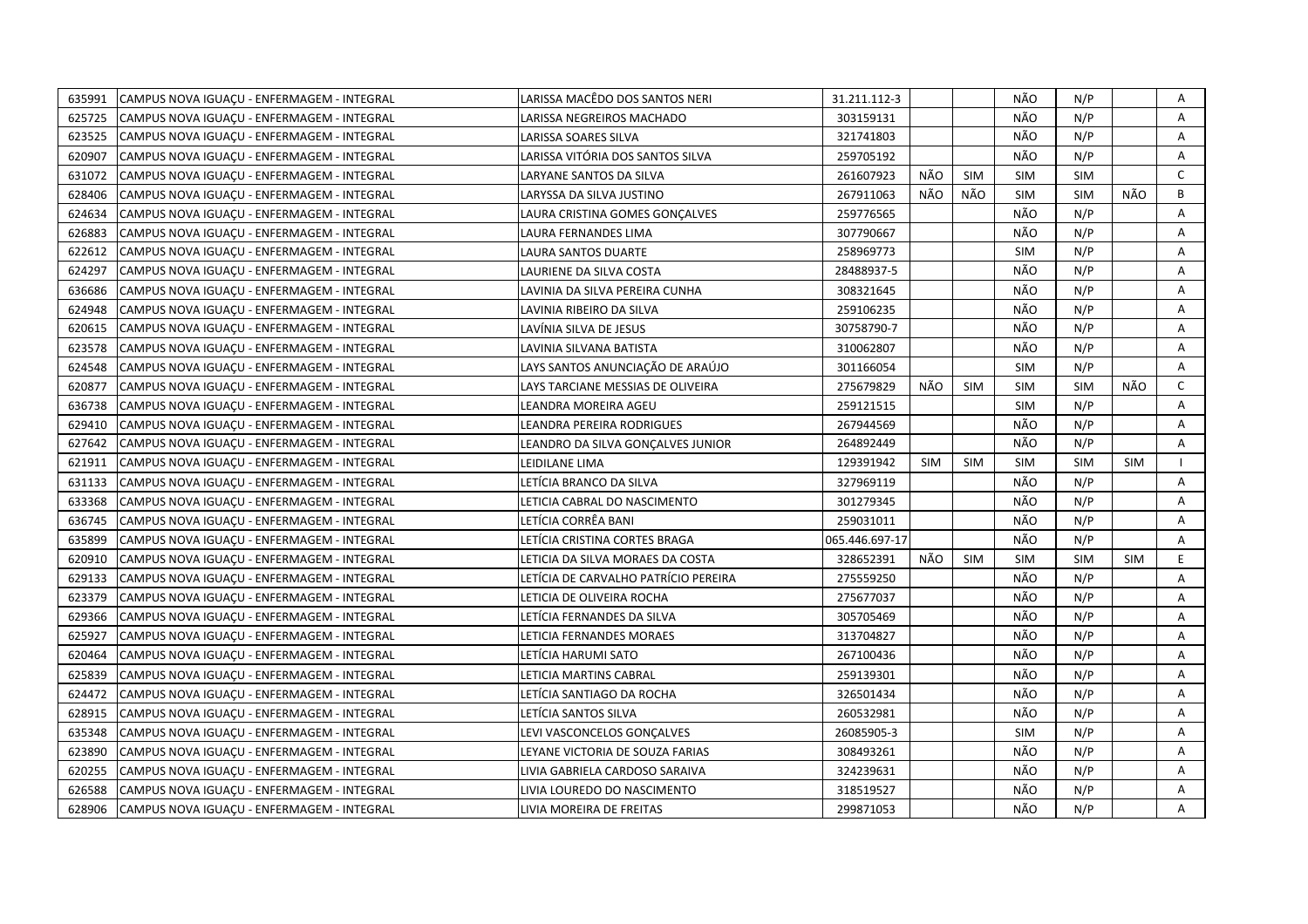| | | | | | | | | | |
|---|---|---|---|---|---|---|---|---|---|
| 635991 | CAMPUS NOVA IGUAÇU - ENFERMAGEM - INTEGRAL | LARISSA MACÊDO DOS SANTOS NERI | 31.211.112-3 | | | NÃO | N/P | | A |
| 625725 | CAMPUS NOVA IGUAÇU - ENFERMAGEM - INTEGRAL | LARISSA NEGREIROS MACHADO | 303159131 | | | NÃO | N/P | | A |
| 623525 | CAMPUS NOVA IGUAÇU - ENFERMAGEM - INTEGRAL | LARISSA SOARES SILVA | 321741803 | | | NÃO | N/P | | A |
| 620907 | CAMPUS NOVA IGUAÇU - ENFERMAGEM - INTEGRAL | LARISSA VITÓRIA DOS SANTOS SILVA | 259705192 | | | NÃO | N/P | | A |
| 631072 | CAMPUS NOVA IGUAÇU - ENFERMAGEM - INTEGRAL | LARYANE SANTOS DA SILVA | 261607923 | NÃO | SIM | SIM | SIM | | C |
| 628406 | CAMPUS NOVA IGUAÇU - ENFERMAGEM - INTEGRAL | LARYSSA DA SILVA JUSTINO | 267911063 | NÃO | NÃO | SIM | SIM | NÃO | B |
| 624634 | CAMPUS NOVA IGUAÇU - ENFERMAGEM - INTEGRAL | LAURA CRISTINA GOMES GONÇALVES | 259776565 | | | NÃO | N/P | | A |
| 626883 | CAMPUS NOVA IGUAÇU - ENFERMAGEM - INTEGRAL | LAURA FERNANDES LIMA | 307790667 | | | NÃO | N/P | | A |
| 622612 | CAMPUS NOVA IGUAÇU - ENFERMAGEM - INTEGRAL | LAURA SANTOS DUARTE | 258969773 | | | SIM | N/P | | A |
| 624297 | CAMPUS NOVA IGUAÇU - ENFERMAGEM - INTEGRAL | LAURIENE DA SILVA COSTA | 28488937-5 | | | NÃO | N/P | | A |
| 636686 | CAMPUS NOVA IGUAÇU - ENFERMAGEM - INTEGRAL | LAVINIA DA SILVA PEREIRA CUNHA | 308321645 | | | NÃO | N/P | | A |
| 624948 | CAMPUS NOVA IGUAÇU - ENFERMAGEM - INTEGRAL | LAVINIA RIBEIRO DA SILVA | 259106235 | | | NÃO | N/P | | A |
| 620615 | CAMPUS NOVA IGUAÇU - ENFERMAGEM - INTEGRAL | LAVÍNIA SILVA DE JESUS | 30758790-7 | | | NÃO | N/P | | A |
| 623578 | CAMPUS NOVA IGUAÇU - ENFERMAGEM - INTEGRAL | LAVINIA SILVANA BATISTA | 310062807 | | | NÃO | N/P | | A |
| 624548 | CAMPUS NOVA IGUAÇU - ENFERMAGEM - INTEGRAL | LAYS SANTOS ANUNCIAÇÃO DE ARAÚJO | 301166054 | | | SIM | N/P | | A |
| 620877 | CAMPUS NOVA IGUAÇU - ENFERMAGEM - INTEGRAL | LAYS TARCIANE MESSIAS DE OLIVEIRA | 275679829 | NÃO | SIM | SIM | SIM | NÃO | C |
| 636738 | CAMPUS NOVA IGUAÇU - ENFERMAGEM - INTEGRAL | LEANDRA MOREIRA AGEU | 259121515 | | | SIM | N/P | | A |
| 629410 | CAMPUS NOVA IGUAÇU - ENFERMAGEM - INTEGRAL | LEANDRA PEREIRA RODRIGUES | 267944569 | | | NÃO | N/P | | A |
| 627642 | CAMPUS NOVA IGUAÇU - ENFERMAGEM - INTEGRAL | LEANDRO DA SILVA GONÇALVES JUNIOR | 264892449 | | | NÃO | N/P | | A |
| 621911 | CAMPUS NOVA IGUAÇU - ENFERMAGEM - INTEGRAL | LEIDILANE LIMA | 129391942 | SIM | SIM | SIM | SIM | SIM | I |
| 631133 | CAMPUS NOVA IGUAÇU - ENFERMAGEM - INTEGRAL | LETÍCIA BRANCO DA SILVA | 327969119 | | | NÃO | N/P | | A |
| 633368 | CAMPUS NOVA IGUAÇU - ENFERMAGEM - INTEGRAL | LETICIA CABRAL DO NASCIMENTO | 301279345 | | | NÃO | N/P | | A |
| 636745 | CAMPUS NOVA IGUAÇU - ENFERMAGEM - INTEGRAL | LETÍCIA CORRÊA BANI | 259031011 | | | NÃO | N/P | | A |
| 635899 | CAMPUS NOVA IGUAÇU - ENFERMAGEM - INTEGRAL | LETÍCIA CRISTINA CORTES BRAGA | 065.446.697-17 | | | NÃO | N/P | | A |
| 620910 | CAMPUS NOVA IGUAÇU - ENFERMAGEM - INTEGRAL | LETICIA DA SILVA MORAES DA COSTA | 328652391 | NÃO | SIM | SIM | SIM | SIM | E |
| 629133 | CAMPUS NOVA IGUAÇU - ENFERMAGEM - INTEGRAL | LETÍCIA DE CARVALHO PATRÍCIO PEREIRA | 275559250 | | | NÃO | N/P | | A |
| 623379 | CAMPUS NOVA IGUAÇU - ENFERMAGEM - INTEGRAL | LETICIA DE OLIVEIRA ROCHA | 275677037 | | | NÃO | N/P | | A |
| 629366 | CAMPUS NOVA IGUAÇU - ENFERMAGEM - INTEGRAL | LETÍCIA FERNANDES DA SILVA | 305705469 | | | NÃO | N/P | | A |
| 625927 | CAMPUS NOVA IGUAÇU - ENFERMAGEM - INTEGRAL | LETICIA FERNANDES MORAES | 313704827 | | | NÃO | N/P | | A |
| 620464 | CAMPUS NOVA IGUAÇU - ENFERMAGEM - INTEGRAL | LETÍCIA HARUMI SATO | 267100436 | | | NÃO | N/P | | A |
| 625839 | CAMPUS NOVA IGUAÇU - ENFERMAGEM - INTEGRAL | LETICIA MARTINS CABRAL | 259139301 | | | NÃO | N/P | | A |
| 624472 | CAMPUS NOVA IGUAÇU - ENFERMAGEM - INTEGRAL | LETÍCIA SANTIAGO DA ROCHA | 326501434 | | | NÃO | N/P | | A |
| 628915 | CAMPUS NOVA IGUAÇU - ENFERMAGEM - INTEGRAL | LETÍCIA SANTOS SILVA | 260532981 | | | NÃO | N/P | | A |
| 635348 | CAMPUS NOVA IGUAÇU - ENFERMAGEM - INTEGRAL | LEVI VASCONCELOS GONÇALVES | 26085905-3 | | | SIM | N/P | | A |
| 623890 | CAMPUS NOVA IGUAÇU - ENFERMAGEM - INTEGRAL | LEYANE VICTORIA DE SOUZA FARIAS | 308493261 | | | NÃO | N/P | | A |
| 620255 | CAMPUS NOVA IGUAÇU - ENFERMAGEM - INTEGRAL | LIVIA GABRIELA CARDOSO SARAIVA | 324239631 | | | NÃO | N/P | | A |
| 626588 | CAMPUS NOVA IGUAÇU - ENFERMAGEM - INTEGRAL | LIVIA LOUREDO DO NASCIMENTO | 318519527 | | | NÃO | N/P | | A |
| 628906 | CAMPUS NOVA IGUAÇU - ENFERMAGEM - INTEGRAL | LIVIA MOREIRA DE FREITAS | 299871053 | | | NÃO | N/P | | A |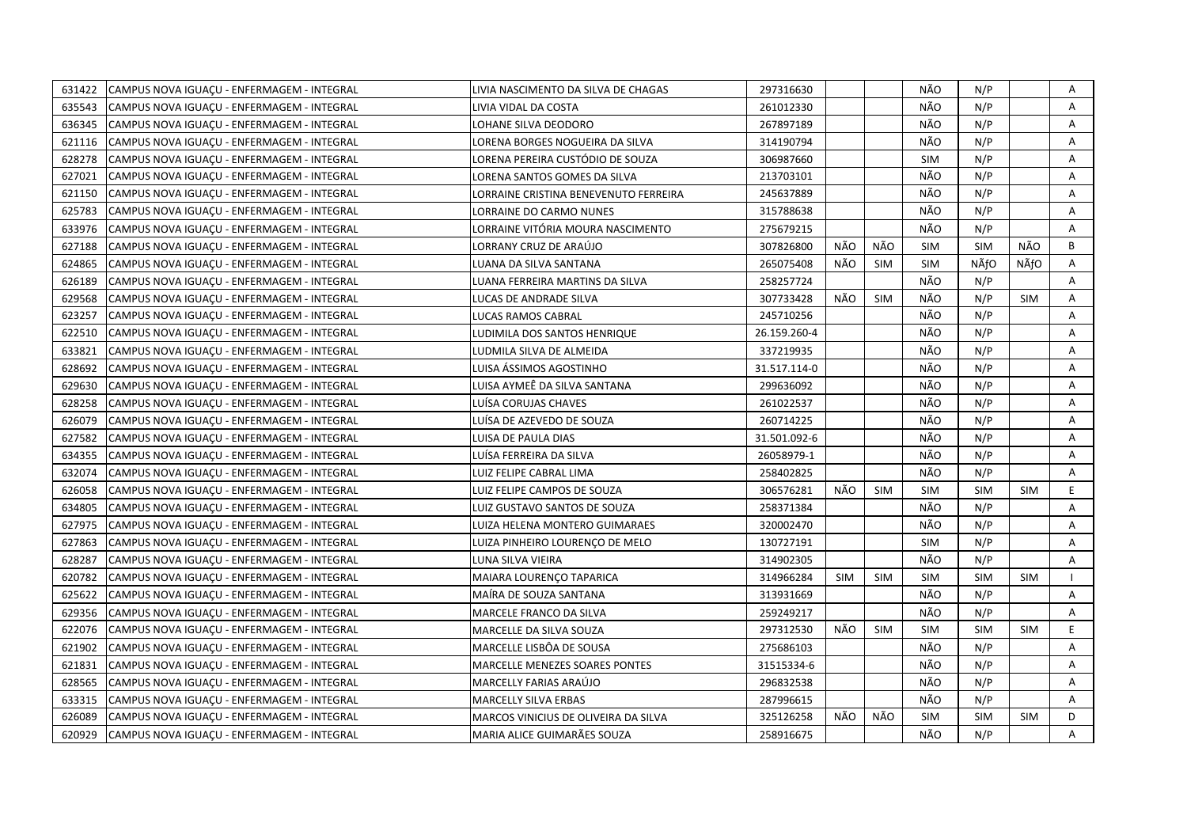| | | | | | | | | | |
|---|---|---|---|---|---|---|---|---|---|
| 631422 | CAMPUS NOVA IGUAÇU - ENFERMAGEM - INTEGRAL | LIVIA NASCIMENTO DA SILVA DE CHAGAS | 297316630 | | | NÃO | N/P | | A |
| 635543 | CAMPUS NOVA IGUAÇU - ENFERMAGEM - INTEGRAL | LIVIA VIDAL DA COSTA | 261012330 | | | NÃO | N/P | | A |
| 636345 | CAMPUS NOVA IGUAÇU - ENFERMAGEM - INTEGRAL | LOHANE SILVA DEODORO | 267897189 | | | NÃO | N/P | | A |
| 621116 | CAMPUS NOVA IGUAÇU - ENFERMAGEM - INTEGRAL | LORENA BORGES NOGUEIRA DA SILVA | 314190794 | | | NÃO | N/P | | A |
| 628278 | CAMPUS NOVA IGUAÇU - ENFERMAGEM - INTEGRAL | LORENA PEREIRA CUSTÓDIO DE SOUZA | 306987660 | | | SIM | N/P | | A |
| 627021 | CAMPUS NOVA IGUAÇU - ENFERMAGEM - INTEGRAL | LORENA SANTOS GOMES DA SILVA | 213703101 | | | NÃO | N/P | | A |
| 621150 | CAMPUS NOVA IGUAÇU - ENFERMAGEM - INTEGRAL | LORRAINE CRISTINA BENEVENUTO FERREIRA | 245637889 | | | NÃO | N/P | | A |
| 625783 | CAMPUS NOVA IGUAÇU - ENFERMAGEM - INTEGRAL | LORRAINE DO CARMO NUNES | 315788638 | | | NÃO | N/P | | A |
| 633976 | CAMPUS NOVA IGUAÇU - ENFERMAGEM - INTEGRAL | LORRAINE VITÓRIA MOURA NASCIMENTO | 275679215 | | | NÃO | N/P | | A |
| 627188 | CAMPUS NOVA IGUAÇU - ENFERMAGEM - INTEGRAL | LORRANY CRUZ DE ARAÚJO | 307826800 | NÃO | NÃO | SIM | SIM | NÃO | B |
| 624865 | CAMPUS NOVA IGUAÇU - ENFERMAGEM - INTEGRAL | LUANA DA SILVA SANTANA | 265075408 | NÃO | SIM | SIM | NÃƒO | NÃƒO | A |
| 626189 | CAMPUS NOVA IGUAÇU - ENFERMAGEM - INTEGRAL | LUANA FERREIRA MARTINS DA SILVA | 258257724 | | | NÃO | N/P | | A |
| 629568 | CAMPUS NOVA IGUAÇU - ENFERMAGEM - INTEGRAL | LUCAS DE ANDRADE SILVA | 307733428 | NÃO | SIM | NÃO | N/P | SIM | A |
| 623257 | CAMPUS NOVA IGUAÇU - ENFERMAGEM - INTEGRAL | LUCAS RAMOS CABRAL | 245710256 | | | NÃO | N/P | | A |
| 622510 | CAMPUS NOVA IGUAÇU - ENFERMAGEM - INTEGRAL | LUDIMILA DOS SANTOS HENRIQUE | 26.159.260-4 | | | NÃO | N/P | | A |
| 633821 | CAMPUS NOVA IGUAÇU - ENFERMAGEM - INTEGRAL | LUDMILA SILVA DE ALMEIDA | 337219935 | | | NÃO | N/P | | A |
| 628692 | CAMPUS NOVA IGUAÇU - ENFERMAGEM - INTEGRAL | LUISA ÁSSIMOS AGOSTINHO | 31.517.114-0 | | | NÃO | N/P | | A |
| 629630 | CAMPUS NOVA IGUAÇU - ENFERMAGEM - INTEGRAL | LUISA AYMEÊ DA SILVA SANTANA | 299636092 | | | NÃO | N/P | | A |
| 628258 | CAMPUS NOVA IGUAÇU - ENFERMAGEM - INTEGRAL | LUÍSA CORUJAS CHAVES | 261022537 | | | NÃO | N/P | | A |
| 626079 | CAMPUS NOVA IGUAÇU - ENFERMAGEM - INTEGRAL | LUÍSA DE AZEVEDO DE SOUZA | 260714225 | | | NÃO | N/P | | A |
| 627582 | CAMPUS NOVA IGUAÇU - ENFERMAGEM - INTEGRAL | LUISA DE PAULA DIAS | 31.501.092-6 | | | NÃO | N/P | | A |
| 634355 | CAMPUS NOVA IGUAÇU - ENFERMAGEM - INTEGRAL | LUÍSA FERREIRA DA SILVA | 26058979-1 | | | NÃO | N/P | | A |
| 632074 | CAMPUS NOVA IGUAÇU - ENFERMAGEM - INTEGRAL | LUIZ FELIPE CABRAL LIMA | 258402825 | | | NÃO | N/P | | A |
| 626058 | CAMPUS NOVA IGUAÇU - ENFERMAGEM - INTEGRAL | LUIZ FELIPE CAMPOS DE SOUZA | 306576281 | NÃO | SIM | SIM | SIM | SIM | E |
| 634805 | CAMPUS NOVA IGUAÇU - ENFERMAGEM - INTEGRAL | LUIZ GUSTAVO SANTOS DE SOUZA | 258371384 | | | NÃO | N/P | | A |
| 627975 | CAMPUS NOVA IGUAÇU - ENFERMAGEM - INTEGRAL | LUIZA HELENA MONTERO GUIMARAES | 320002470 | | | NÃO | N/P | | A |
| 627863 | CAMPUS NOVA IGUAÇU - ENFERMAGEM - INTEGRAL | LUIZA PINHEIRO LOURENÇO DE MELO | 130727191 | | | SIM | N/P | | A |
| 628287 | CAMPUS NOVA IGUAÇU - ENFERMAGEM - INTEGRAL | LUNA SILVA VIEIRA | 314902305 | | | NÃO | N/P | | A |
| 620782 | CAMPUS NOVA IGUAÇU - ENFERMAGEM - INTEGRAL | MAIARA LOURENÇO TAPARICA | 314966284 | SIM | SIM | SIM | SIM | SIM | I |
| 625622 | CAMPUS NOVA IGUAÇU - ENFERMAGEM - INTEGRAL | MAÍRA DE SOUZA SANTANA | 313931669 | | | NÃO | N/P | | A |
| 629356 | CAMPUS NOVA IGUAÇU - ENFERMAGEM - INTEGRAL | MARCELE FRANCO DA SILVA | 259249217 | | | NÃO | N/P | | A |
| 622076 | CAMPUS NOVA IGUAÇU - ENFERMAGEM - INTEGRAL | MARCELLE DA SILVA SOUZA | 297312530 | NÃO | SIM | SIM | SIM | SIM | E |
| 621902 | CAMPUS NOVA IGUAÇU - ENFERMAGEM - INTEGRAL | MARCELLE LISBÔA DE SOUSA | 275686103 | | | NÃO | N/P | | A |
| 621831 | CAMPUS NOVA IGUAÇU - ENFERMAGEM - INTEGRAL | MARCELLE MENEZES SOARES PONTES | 31515334-6 | | | NÃO | N/P | | A |
| 628565 | CAMPUS NOVA IGUAÇU - ENFERMAGEM - INTEGRAL | MARCELLY FARIAS ARAÚJO | 296832538 | | | NÃO | N/P | | A |
| 633315 | CAMPUS NOVA IGUAÇU - ENFERMAGEM - INTEGRAL | MARCELLY SILVA ERBAS | 287996615 | | | NÃO | N/P | | A |
| 626089 | CAMPUS NOVA IGUAÇU - ENFERMAGEM - INTEGRAL | MARCOS VINICIUS DE OLIVEIRA DA SILVA | 325126258 | NÃO | NÃO | SIM | SIM | SIM | D |
| 620929 | CAMPUS NOVA IGUAÇU - ENFERMAGEM - INTEGRAL | MARIA ALICE GUIMARÃES SOUZA | 258916675 | | | NÃO | N/P | | A |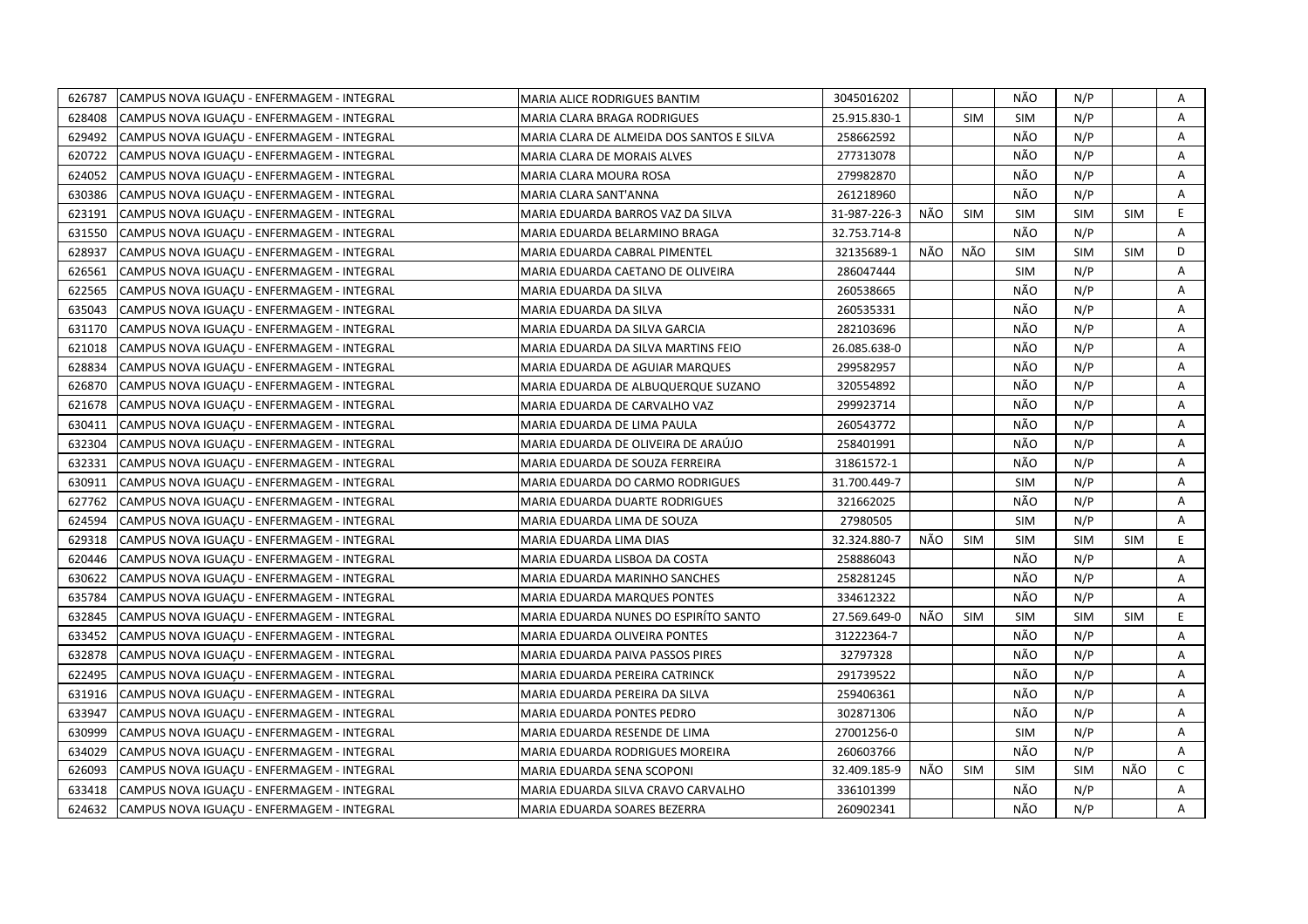| | | | | | | | | | |
|---|---|---|---|---|---|---|---|---|---|
| 626787 | CAMPUS NOVA IGUAÇU - ENFERMAGEM - INTEGRAL | MARIA ALICE RODRIGUES BANTIM | 3045016202 | | | NÃO | N/P | | A |
| 628408 | CAMPUS NOVA IGUAÇU - ENFERMAGEM - INTEGRAL | MARIA CLARA BRAGA RODRIGUES | 25.915.830-1 | | SIM | SIM | N/P | | A |
| 629492 | CAMPUS NOVA IGUAÇU - ENFERMAGEM - INTEGRAL | MARIA CLARA DE ALMEIDA DOS SANTOS E SILVA | 258662592 | | | NÃO | N/P | | A |
| 620722 | CAMPUS NOVA IGUAÇU - ENFERMAGEM - INTEGRAL | MARIA CLARA DE MORAIS ALVES | 277313078 | | | NÃO | N/P | | A |
| 624052 | CAMPUS NOVA IGUAÇU - ENFERMAGEM - INTEGRAL | MARIA CLARA MOURA ROSA | 279982870 | | | NÃO | N/P | | A |
| 630386 | CAMPUS NOVA IGUAÇU - ENFERMAGEM - INTEGRAL | MARIA CLARA SANT'ANNA | 261218960 | | | NÃO | N/P | | A |
| 623191 | CAMPUS NOVA IGUAÇU - ENFERMAGEM - INTEGRAL | MARIA EDUARDA BARROS VAZ DA SILVA | 31-987-226-3 | NÃO | SIM | SIM | SIM | SIM | E |
| 631550 | CAMPUS NOVA IGUAÇU - ENFERMAGEM - INTEGRAL | MARIA EDUARDA BELARMINO BRAGA | 32.753.714-8 | | | NÃO | N/P | | A |
| 628937 | CAMPUS NOVA IGUAÇU - ENFERMAGEM - INTEGRAL | MARIA EDUARDA CABRAL PIMENTEL | 32135689-1 | NÃO | NÃO | SIM | SIM | SIM | D |
| 626561 | CAMPUS NOVA IGUAÇU - ENFERMAGEM - INTEGRAL | MARIA EDUARDA CAETANO DE OLIVEIRA | 286047444 | | | SIM | N/P | | A |
| 622565 | CAMPUS NOVA IGUAÇU - ENFERMAGEM - INTEGRAL | MARIA EDUARDA DA SILVA | 260538665 | | | NÃO | N/P | | A |
| 635043 | CAMPUS NOVA IGUAÇU - ENFERMAGEM - INTEGRAL | MARIA EDUARDA DA SILVA | 260535331 | | | NÃO | N/P | | A |
| 631170 | CAMPUS NOVA IGUAÇU - ENFERMAGEM - INTEGRAL | MARIA EDUARDA DA SILVA GARCIA | 282103696 | | | NÃO | N/P | | A |
| 621018 | CAMPUS NOVA IGUAÇU - ENFERMAGEM - INTEGRAL | MARIA EDUARDA DA SILVA MARTINS FEIO | 26.085.638-0 | | | NÃO | N/P | | A |
| 628834 | CAMPUS NOVA IGUAÇU - ENFERMAGEM - INTEGRAL | MARIA EDUARDA DE AGUIAR MARQUES | 299582957 | | | NÃO | N/P | | A |
| 626870 | CAMPUS NOVA IGUAÇU - ENFERMAGEM - INTEGRAL | MARIA EDUARDA DE ALBUQUERQUE SUZANO | 320554892 | | | NÃO | N/P | | A |
| 621678 | CAMPUS NOVA IGUAÇU - ENFERMAGEM - INTEGRAL | MARIA EDUARDA DE CARVALHO VAZ | 299923714 | | | NÃO | N/P | | A |
| 630411 | CAMPUS NOVA IGUAÇU - ENFERMAGEM - INTEGRAL | MARIA EDUARDA DE LIMA PAULA | 260543772 | | | NÃO | N/P | | A |
| 632304 | CAMPUS NOVA IGUAÇU - ENFERMAGEM - INTEGRAL | MARIA EDUARDA DE OLIVEIRA DE ARAÚJO | 258401991 | | | NÃO | N/P | | A |
| 632331 | CAMPUS NOVA IGUAÇU - ENFERMAGEM - INTEGRAL | MARIA EDUARDA DE SOUZA FERREIRA | 31861572-1 | | | NÃO | N/P | | A |
| 630911 | CAMPUS NOVA IGUAÇU - ENFERMAGEM - INTEGRAL | MARIA EDUARDA DO CARMO RODRIGUES | 31.700.449-7 | | | SIM | N/P | | A |
| 627762 | CAMPUS NOVA IGUAÇU - ENFERMAGEM - INTEGRAL | MARIA EDUARDA DUARTE RODRIGUES | 321662025 | | | NÃO | N/P | | A |
| 624594 | CAMPUS NOVA IGUAÇU - ENFERMAGEM - INTEGRAL | MARIA EDUARDA LIMA DE SOUZA | 27980505 | | | SIM | N/P | | A |
| 629318 | CAMPUS NOVA IGUAÇU - ENFERMAGEM - INTEGRAL | MARIA EDUARDA LIMA DIAS | 32.324.880-7 | NÃO | SIM | SIM | SIM | SIM | E |
| 620446 | CAMPUS NOVA IGUAÇU - ENFERMAGEM - INTEGRAL | MARIA EDUARDA LISBOA DA COSTA | 258886043 | | | NÃO | N/P | | A |
| 630622 | CAMPUS NOVA IGUAÇU - ENFERMAGEM - INTEGRAL | MARIA EDUARDA MARINHO SANCHES | 258281245 | | | NÃO | N/P | | A |
| 635784 | CAMPUS NOVA IGUAÇU - ENFERMAGEM - INTEGRAL | MARIA EDUARDA MARQUES PONTES | 334612322 | | | NÃO | N/P | | A |
| 632845 | CAMPUS NOVA IGUAÇU - ENFERMAGEM - INTEGRAL | MARIA EDUARDA NUNES DO ESPIRÍTO SANTO | 27.569.649-0 | NÃO | SIM | SIM | SIM | SIM | E |
| 633452 | CAMPUS NOVA IGUAÇU - ENFERMAGEM - INTEGRAL | MARIA EDUARDA OLIVEIRA PONTES | 31222364-7 | | | NÃO | N/P | | A |
| 632878 | CAMPUS NOVA IGUAÇU - ENFERMAGEM - INTEGRAL | MARIA EDUARDA PAIVA PASSOS PIRES | 32797328 | | | NÃO | N/P | | A |
| 622495 | CAMPUS NOVA IGUAÇU - ENFERMAGEM - INTEGRAL | MARIA EDUARDA PEREIRA CATRINCK | 291739522 | | | NÃO | N/P | | A |
| 631916 | CAMPUS NOVA IGUAÇU - ENFERMAGEM - INTEGRAL | MARIA EDUARDA PEREIRA DA SILVA | 259406361 | | | NÃO | N/P | | A |
| 633947 | CAMPUS NOVA IGUAÇU - ENFERMAGEM - INTEGRAL | MARIA EDUARDA PONTES PEDRO | 302871306 | | | NÃO | N/P | | A |
| 630999 | CAMPUS NOVA IGUAÇU - ENFERMAGEM - INTEGRAL | MARIA EDUARDA RESENDE DE LIMA | 27001256-0 | | | SIM | N/P | | A |
| 634029 | CAMPUS NOVA IGUAÇU - ENFERMAGEM - INTEGRAL | MARIA EDUARDA RODRIGUES MOREIRA | 260603766 | | | NÃO | N/P | | A |
| 626093 | CAMPUS NOVA IGUAÇU - ENFERMAGEM - INTEGRAL | MARIA EDUARDA SENA SCOPONI | 32.409.185-9 | NÃO | SIM | SIM | SIM | NÃO | C |
| 633418 | CAMPUS NOVA IGUAÇU - ENFERMAGEM - INTEGRAL | MARIA EDUARDA SILVA CRAVO CARVALHO | 336101399 | | | NÃO | N/P | | A |
| 624632 | CAMPUS NOVA IGUAÇU - ENFERMAGEM - INTEGRAL | MARIA EDUARDA SOARES BEZERRA | 260902341 | | | NÃO | N/P | | A |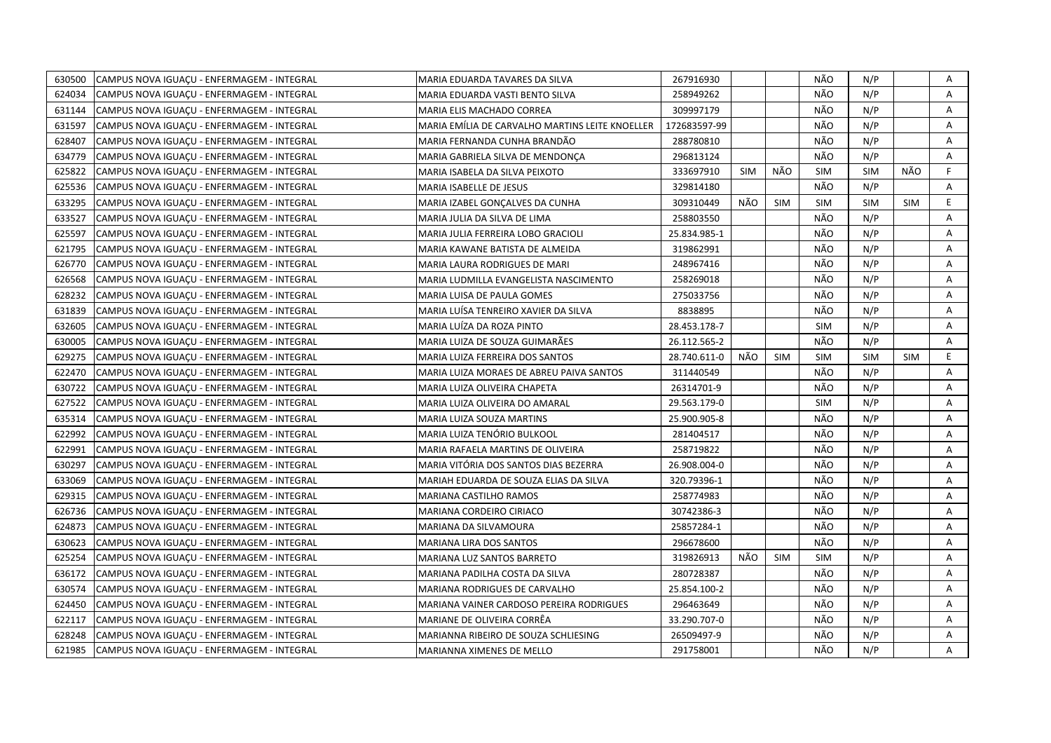| | | | | | | | | | |
|---|---|---|---|---|---|---|---|---|---|
| 630500 | CAMPUS NOVA IGUAÇU - ENFERMAGEM - INTEGRAL | MARIA EDUARDA TAVARES DA SILVA | 267916930 | | | NÃO | N/P | | A |
| 624034 | CAMPUS NOVA IGUAÇU - ENFERMAGEM - INTEGRAL | MARIA EDUARDA VASTI BENTO SILVA | 258949262 | | | NÃO | N/P | | A |
| 631144 | CAMPUS NOVA IGUAÇU - ENFERMAGEM - INTEGRAL | MARIA ELIS MACHADO CORREA | 309997179 | | | NÃO | N/P | | A |
| 631597 | CAMPUS NOVA IGUAÇU - ENFERMAGEM - INTEGRAL | MARIA EMÍLIA DE CARVALHO MARTINS LEITE KNOELLER | 172683597-99 | | | NÃO | N/P | | A |
| 628407 | CAMPUS NOVA IGUAÇU - ENFERMAGEM - INTEGRAL | MARIA FERNANDA CUNHA BRANDÃO | 288780810 | | | NÃO | N/P | | A |
| 634779 | CAMPUS NOVA IGUAÇU - ENFERMAGEM - INTEGRAL | MARIA GABRIELA SILVA DE MENDONÇA | 296813124 | | | NÃO | N/P | | A |
| 625822 | CAMPUS NOVA IGUAÇU - ENFERMAGEM - INTEGRAL | MARIA ISABELA DA SILVA PEIXOTO | 333697910 | SIM | NÃO | SIM | SIM | NÃO | F |
| 625536 | CAMPUS NOVA IGUAÇU - ENFERMAGEM - INTEGRAL | MARIA ISABELLE DE JESUS | 329814180 | | | NÃO | N/P | | A |
| 633295 | CAMPUS NOVA IGUAÇU - ENFERMAGEM - INTEGRAL | MARIA IZABEL GONÇALVES DA CUNHA | 309310449 | NÃO | SIM | SIM | SIM | SIM | E |
| 633527 | CAMPUS NOVA IGUAÇU - ENFERMAGEM - INTEGRAL | MARIA JULIA DA SILVA DE LIMA | 258803550 | | | NÃO | N/P | | A |
| 625597 | CAMPUS NOVA IGUAÇU - ENFERMAGEM - INTEGRAL | MARIA JULIA FERREIRA LOBO GRACIOLI | 25.834.985-1 | | | NÃO | N/P | | A |
| 621795 | CAMPUS NOVA IGUAÇU - ENFERMAGEM - INTEGRAL | MARIA KAWANE BATISTA DE ALMEIDA | 319862991 | | | NÃO | N/P | | A |
| 626770 | CAMPUS NOVA IGUAÇU - ENFERMAGEM - INTEGRAL | MARIA LAURA RODRIGUES DE MARI | 248967416 | | | NÃO | N/P | | A |
| 626568 | CAMPUS NOVA IGUAÇU - ENFERMAGEM - INTEGRAL | MARIA LUDMILLA EVANGELISTA NASCIMENTO | 258269018 | | | NÃO | N/P | | A |
| 628232 | CAMPUS NOVA IGUAÇU - ENFERMAGEM - INTEGRAL | MARIA LUISA DE PAULA GOMES | 275033756 | | | NÃO | N/P | | A |
| 631839 | CAMPUS NOVA IGUAÇU - ENFERMAGEM - INTEGRAL | MARIA LUÍSA TENREIRO XAVIER DA SILVA | 8838895 | | | NÃO | N/P | | A |
| 632605 | CAMPUS NOVA IGUAÇU - ENFERMAGEM - INTEGRAL | MARIA LUÍZA DA ROZA PINTO | 28.453.178-7 | | | SIM | N/P | | A |
| 630005 | CAMPUS NOVA IGUAÇU - ENFERMAGEM - INTEGRAL | MARIA LUIZA DE SOUZA GUIMARÃES | 26.112.565-2 | | | NÃO | N/P | | A |
| 629275 | CAMPUS NOVA IGUAÇU - ENFERMAGEM - INTEGRAL | MARIA LUIZA FERREIRA DOS SANTOS | 28.740.611-0 | NÃO | SIM | SIM | SIM | SIM | E |
| 622470 | CAMPUS NOVA IGUAÇU - ENFERMAGEM - INTEGRAL | MARIA LUIZA MORAES DE ABREU PAIVA SANTOS | 311440549 | | | NÃO | N/P | | A |
| 630722 | CAMPUS NOVA IGUAÇU - ENFERMAGEM - INTEGRAL | MARIA LUIZA OLIVEIRA CHAPETA | 26314701-9 | | | NÃO | N/P | | A |
| 627522 | CAMPUS NOVA IGUAÇU - ENFERMAGEM - INTEGRAL | MARIA LUIZA OLIVEIRA DO AMARAL | 29.563.179-0 | | | SIM | N/P | | A |
| 635314 | CAMPUS NOVA IGUAÇU - ENFERMAGEM - INTEGRAL | MARIA LUIZA SOUZA MARTINS | 25.900.905-8 | | | NÃO | N/P | | A |
| 622992 | CAMPUS NOVA IGUAÇU - ENFERMAGEM - INTEGRAL | MARIA LUIZA TENÓRIO BULKOOL | 281404517 | | | NÃO | N/P | | A |
| 622991 | CAMPUS NOVA IGUAÇU - ENFERMAGEM - INTEGRAL | MARIA RAFAELA MARTINS DE OLIVEIRA | 258719822 | | | NÃO | N/P | | A |
| 630297 | CAMPUS NOVA IGUAÇU - ENFERMAGEM - INTEGRAL | MARIA VITÓRIA DOS SANTOS DIAS BEZERRA | 26.908.004-0 | | | NÃO | N/P | | A |
| 633069 | CAMPUS NOVA IGUAÇU - ENFERMAGEM - INTEGRAL | MARIAH EDUARDA DE SOUZA ELIAS DA SILVA | 320.79396-1 | | | NÃO | N/P | | A |
| 629315 | CAMPUS NOVA IGUAÇU - ENFERMAGEM - INTEGRAL | MARIANA CASTILHO RAMOS | 258774983 | | | NÃO | N/P | | A |
| 626736 | CAMPUS NOVA IGUAÇU - ENFERMAGEM - INTEGRAL | MARIANA CORDEIRO CIRIACO | 30742386-3 | | | NÃO | N/P | | A |
| 624873 | CAMPUS NOVA IGUAÇU - ENFERMAGEM - INTEGRAL | MARIANA DA SILVAMOURA | 25857284-1 | | | NÃO | N/P | | A |
| 630623 | CAMPUS NOVA IGUAÇU - ENFERMAGEM - INTEGRAL | MARIANA LIRA DOS SANTOS | 296678600 | | | NÃO | N/P | | A |
| 625254 | CAMPUS NOVA IGUAÇU - ENFERMAGEM - INTEGRAL | MARIANA LUZ SANTOS BARRETO | 319826913 | NÃO | SIM | SIM | N/P | | A |
| 636172 | CAMPUS NOVA IGUAÇU - ENFERMAGEM - INTEGRAL | MARIANA PADILHA COSTA DA SILVA | 280728387 | | | NÃO | N/P | | A |
| 630574 | CAMPUS NOVA IGUAÇU - ENFERMAGEM - INTEGRAL | MARIANA RODRIGUES DE CARVALHO | 25.854.100-2 | | | NÃO | N/P | | A |
| 624450 | CAMPUS NOVA IGUAÇU - ENFERMAGEM - INTEGRAL | MARIANA VAINER CARDOSO PEREIRA RODRIGUES | 296463649 | | | NÃO | N/P | | A |
| 622117 | CAMPUS NOVA IGUAÇU - ENFERMAGEM - INTEGRAL | MARIANE DE OLIVEIRA CORRÊA | 33.290.707-0 | | | NÃO | N/P | | A |
| 628248 | CAMPUS NOVA IGUAÇU - ENFERMAGEM - INTEGRAL | MARIANNA RIBEIRO DE SOUZA SCHLIESING | 26509497-9 | | | NÃO | N/P | | A |
| 621985 | CAMPUS NOVA IGUAÇU - ENFERMAGEM - INTEGRAL | MARIANNA XIMENES DE MELLO | 291758001 | | | NÃO | N/P | | A |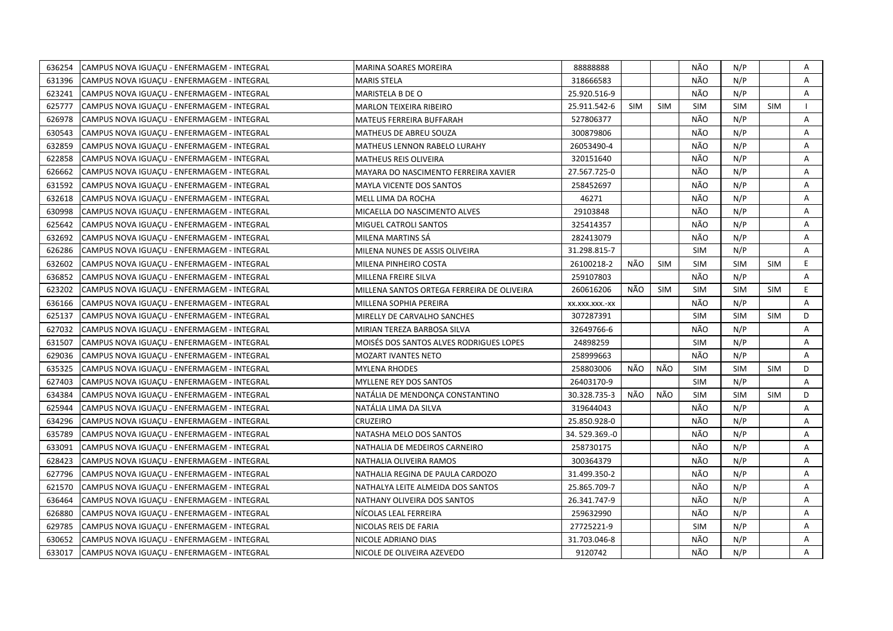| | | | | | | | | | | |
|---|---|---|---|---|---|---|---|---|---|---|
| 636254 | CAMPUS NOVA IGUAÇU - ENFERMAGEM - INTEGRAL | MARINA SOARES MOREIRA | 88888888 | | | NÃO | N/P | | A |
| 631396 | CAMPUS NOVA IGUAÇU - ENFERMAGEM - INTEGRAL | MARIS STELA | 318666583 | | | NÃO | N/P | | A |
| 623241 | CAMPUS NOVA IGUAÇU - ENFERMAGEM - INTEGRAL | MARISTELA B DE O | 25.920.516-9 | | | NÃO | N/P | | A |
| 625777 | CAMPUS NOVA IGUAÇU - ENFERMAGEM - INTEGRAL | MARLON TEIXEIRA RIBEIRO | 25.911.542-6 | SIM | SIM | SIM | SIM | SIM | I |
| 626978 | CAMPUS NOVA IGUAÇU - ENFERMAGEM - INTEGRAL | MATEUS FERREIRA BUFFARAH | 527806377 | | | NÃO | N/P | | A |
| 630543 | CAMPUS NOVA IGUAÇU - ENFERMAGEM - INTEGRAL | MATHEUS DE ABREU SOUZA | 300879806 | | | NÃO | N/P | | A |
| 632859 | CAMPUS NOVA IGUAÇU - ENFERMAGEM - INTEGRAL | MATHEUS LENNON RABELO LURAHY | 26053490-4 | | | NÃO | N/P | | A |
| 622858 | CAMPUS NOVA IGUAÇU - ENFERMAGEM - INTEGRAL | MATHEUS REIS OLIVEIRA | 320151640 | | | NÃO | N/P | | A |
| 626662 | CAMPUS NOVA IGUAÇU - ENFERMAGEM - INTEGRAL | MAYARA DO NASCIMENTO FERREIRA XAVIER | 27.567.725-0 | | | NÃO | N/P | | A |
| 631592 | CAMPUS NOVA IGUAÇU - ENFERMAGEM - INTEGRAL | MAYLA VICENTE DOS SANTOS | 258452697 | | | NÃO | N/P | | A |
| 632618 | CAMPUS NOVA IGUAÇU - ENFERMAGEM - INTEGRAL | MELL LIMA DA ROCHA | 46271 | | | NÃO | N/P | | A |
| 630998 | CAMPUS NOVA IGUAÇU - ENFERMAGEM - INTEGRAL | MICAELLA DO NASCIMENTO ALVES | 29103848 | | | NÃO | N/P | | A |
| 625642 | CAMPUS NOVA IGUAÇU - ENFERMAGEM - INTEGRAL | MIGUEL CATROLI SANTOS | 325414357 | | | NÃO | N/P | | A |
| 632692 | CAMPUS NOVA IGUAÇU - ENFERMAGEM - INTEGRAL | MILENA MARTINS SÁ | 282413079 | | | NÃO | N/P | | A |
| 626286 | CAMPUS NOVA IGUAÇU - ENFERMAGEM - INTEGRAL | MILENA NUNES DE ASSIS OLIVEIRA | 31.298.815-7 | | | SIM | N/P | | A |
| 632602 | CAMPUS NOVA IGUAÇU - ENFERMAGEM - INTEGRAL | MILENA PINHEIRO COSTA | 26100218-2 | NÃO | SIM | SIM | SIM | SIM | E |
| 636852 | CAMPUS NOVA IGUAÇU - ENFERMAGEM - INTEGRAL | MILLENA FREIRE SILVA | 259107803 | | | NÃO | N/P | | A |
| 623202 | CAMPUS NOVA IGUAÇU - ENFERMAGEM - INTEGRAL | MILLENA SANTOS ORTEGA FERREIRA DE OLIVEIRA | 260616206 | NÃO | SIM | SIM | SIM | SIM | E |
| 636166 | CAMPUS NOVA IGUAÇU - ENFERMAGEM - INTEGRAL | MILLENA SOPHIA PEREIRA | xx.xxx.xxx.-xx | | | NÃO | N/P | | A |
| 625137 | CAMPUS NOVA IGUAÇU - ENFERMAGEM - INTEGRAL | MIRELLY DE CARVALHO SANCHES | 307287391 | | | SIM | SIM | SIM | D |
| 627032 | CAMPUS NOVA IGUAÇU - ENFERMAGEM - INTEGRAL | MIRIAN TEREZA BARBOSA SILVA | 32649766-6 | | | NÃO | N/P | | A |
| 631507 | CAMPUS NOVA IGUAÇU - ENFERMAGEM - INTEGRAL | MOISÉS DOS SANTOS ALVES RODRIGUES LOPES | 24898259 | | | SIM | N/P | | A |
| 629036 | CAMPUS NOVA IGUAÇU - ENFERMAGEM - INTEGRAL | MOZART IVANTES NETO | 258999663 | | | NÃO | N/P | | A |
| 635325 | CAMPUS NOVA IGUAÇU - ENFERMAGEM - INTEGRAL | MYLENA RHODES | 258803006 | NÃO | NÃO | SIM | SIM | SIM | D |
| 627403 | CAMPUS NOVA IGUAÇU - ENFERMAGEM - INTEGRAL | MYLLENE REY DOS SANTOS | 26403170-9 | | | SIM | N/P | | A |
| 634384 | CAMPUS NOVA IGUAÇU - ENFERMAGEM - INTEGRAL | NATÁLIA DE MENDONÇA CONSTANTINO | 30.328.735-3 | NÃO | NÃO | SIM | SIM | SIM | D |
| 625944 | CAMPUS NOVA IGUAÇU - ENFERMAGEM - INTEGRAL | NATÁLIA LIMA DA SILVA | 319644043 | | | NÃO | N/P | | A |
| 634296 | CAMPUS NOVA IGUAÇU - ENFERMAGEM - INTEGRAL | CRUZEIRO | 25.850.928-0 | | | NÃO | N/P | | A |
| 635789 | CAMPUS NOVA IGUAÇU - ENFERMAGEM - INTEGRAL | NATASHA MELO DOS SANTOS | 34. 529.369.-0 | | | NÃO | N/P | | A |
| 633091 | CAMPUS NOVA IGUAÇU - ENFERMAGEM - INTEGRAL | NATHALIA DE MEDEIROS CARNEIRO | 258730175 | | | NÃO | N/P | | A |
| 628423 | CAMPUS NOVA IGUAÇU - ENFERMAGEM - INTEGRAL | NATHALIA OLIVEIRA RAMOS | 300364379 | | | NÃO | N/P | | A |
| 627796 | CAMPUS NOVA IGUAÇU - ENFERMAGEM - INTEGRAL | NATHALIA REGINA DE PAULA CARDOZO | 31.499.350-2 | | | NÃO | N/P | | A |
| 621570 | CAMPUS NOVA IGUAÇU - ENFERMAGEM - INTEGRAL | NATHALYA LEITE ALMEIDA DOS SANTOS | 25.865.709-7 | | | NÃO | N/P | | A |
| 636464 | CAMPUS NOVA IGUAÇU - ENFERMAGEM - INTEGRAL | NATHANY OLIVEIRA DOS SANTOS | 26.341.747-9 | | | NÃO | N/P | | A |
| 626880 | CAMPUS NOVA IGUAÇU - ENFERMAGEM - INTEGRAL | NÍCOLAS LEAL FERREIRA | 259632990 | | | NÃO | N/P | | A |
| 629785 | CAMPUS NOVA IGUAÇU - ENFERMAGEM - INTEGRAL | NICOLAS REIS DE FARIA | 27725221-9 | | | SIM | N/P | | A |
| 630652 | CAMPUS NOVA IGUAÇU - ENFERMAGEM - INTEGRAL | NICOLE ADRIANO DIAS | 31.703.046-8 | | | NÃO | N/P | | A |
| 633017 | CAMPUS NOVA IGUAÇU - ENFERMAGEM - INTEGRAL | NICOLE DE OLIVEIRA AZEVEDO | 9120742 | | | NÃO | N/P | | A |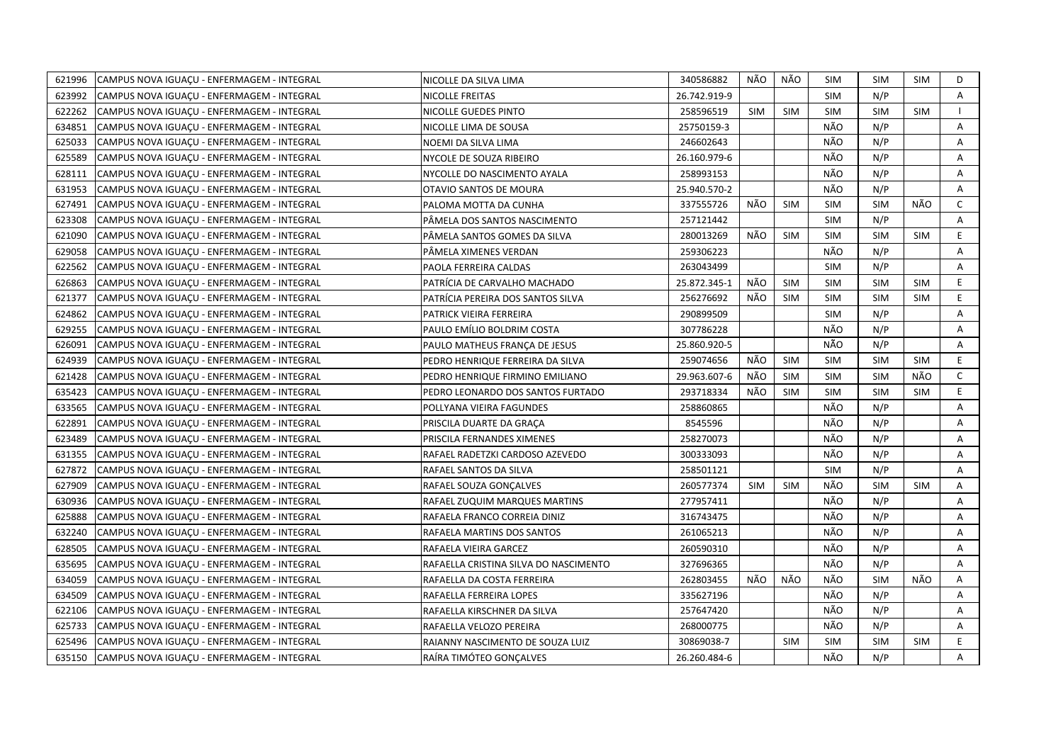| | | | | | | | | | |
|---|---|---|---|---|---|---|---|---|---|
| 621996 | CAMPUS NOVA IGUAÇU - ENFERMAGEM - INTEGRAL | NICOLLE DA SILVA LIMA | 340586882 | NÃO | NÃO | SIM | SIM | SIM | D |
| 623992 | CAMPUS NOVA IGUAÇU - ENFERMAGEM - INTEGRAL | NICOLLE FREITAS | 26.742.919-9 | | | SIM | N/P | | A |
| 622262 | CAMPUS NOVA IGUAÇU - ENFERMAGEM - INTEGRAL | NICOLLE GUEDES PINTO | 258596519 | SIM | SIM | SIM | SIM | SIM | I |
| 634851 | CAMPUS NOVA IGUAÇU - ENFERMAGEM - INTEGRAL | NICOLLE LIMA DE SOUSA | 25750159-3 | | | NÃO | N/P | | A |
| 625033 | CAMPUS NOVA IGUAÇU - ENFERMAGEM - INTEGRAL | NOEMI DA SILVA LIMA | 246602643 | | | NÃO | N/P | | A |
| 625589 | CAMPUS NOVA IGUAÇU - ENFERMAGEM - INTEGRAL | NYCOLE DE SOUZA RIBEIRO | 26.160.979-6 | | | NÃO | N/P | | A |
| 628111 | CAMPUS NOVA IGUAÇU - ENFERMAGEM - INTEGRAL | NYCOLLE DO NASCIMENTO AYALA | 258993153 | | | NÃO | N/P | | A |
| 631953 | CAMPUS NOVA IGUAÇU - ENFERMAGEM - INTEGRAL | OTAVIO SANTOS DE MOURA | 25.940.570-2 | | | NÃO | N/P | | A |
| 627491 | CAMPUS NOVA IGUAÇU - ENFERMAGEM - INTEGRAL | PALOMA MOTTA DA CUNHA | 337555726 | NÃO | SIM | SIM | SIM | NÃO | C |
| 623308 | CAMPUS NOVA IGUAÇU - ENFERMAGEM - INTEGRAL | PÂMELA DOS SANTOS NASCIMENTO | 257121442 | | | SIM | N/P | | A |
| 621090 | CAMPUS NOVA IGUAÇU - ENFERMAGEM - INTEGRAL | PÂMELA SANTOS GOMES DA SILVA | 280013269 | NÃO | SIM | SIM | SIM | SIM | E |
| 629058 | CAMPUS NOVA IGUAÇU - ENFERMAGEM - INTEGRAL | PÂMELA XIMENES VERDAN | 259306223 | | | NÃO | N/P | | A |
| 622562 | CAMPUS NOVA IGUAÇU - ENFERMAGEM - INTEGRAL | PAOLA FERREIRA CALDAS | 263043499 | | | SIM | N/P | | A |
| 626863 | CAMPUS NOVA IGUAÇU - ENFERMAGEM - INTEGRAL | PATRÍCIA DE CARVALHO MACHADO | 25.872.345-1 | NÃO | SIM | SIM | SIM | SIM | E |
| 621377 | CAMPUS NOVA IGUAÇU - ENFERMAGEM - INTEGRAL | PATRÍCIA PEREIRA DOS SANTOS SILVA | 256276692 | NÃO | SIM | SIM | SIM | SIM | E |
| 624862 | CAMPUS NOVA IGUAÇU - ENFERMAGEM - INTEGRAL | PATRICK VIEIRA FERREIRA | 290899509 | | | SIM | N/P | | A |
| 629255 | CAMPUS NOVA IGUAÇU - ENFERMAGEM - INTEGRAL | PAULO EMÍLIO BOLDRIM COSTA | 307786228 | | | NÃO | N/P | | A |
| 626091 | CAMPUS NOVA IGUAÇU - ENFERMAGEM - INTEGRAL | PAULO MATHEUS FRANÇA DE JESUS | 25.860.920-5 | | | NÃO | N/P | | A |
| 624939 | CAMPUS NOVA IGUAÇU - ENFERMAGEM - INTEGRAL | PEDRO HENRIQUE FERREIRA DA SILVA | 259074656 | NÃO | SIM | SIM | SIM | SIM | E |
| 621428 | CAMPUS NOVA IGUAÇU - ENFERMAGEM - INTEGRAL | PEDRO HENRIQUE FIRMINO EMILIANO | 29.963.607-6 | NÃO | SIM | SIM | SIM | NÃO | C |
| 635423 | CAMPUS NOVA IGUAÇU - ENFERMAGEM - INTEGRAL | PEDRO LEONARDO DOS SANTOS FURTADO | 293718334 | NÃO | SIM | SIM | SIM | SIM | E |
| 633565 | CAMPUS NOVA IGUAÇU - ENFERMAGEM - INTEGRAL | POLLYANA VIEIRA FAGUNDES | 258860865 | | | NÃO | N/P | | A |
| 622891 | CAMPUS NOVA IGUAÇU - ENFERMAGEM - INTEGRAL | PRISCILA DUARTE DA GRAÇA | 8545596 | | | NÃO | N/P | | A |
| 623489 | CAMPUS NOVA IGUAÇU - ENFERMAGEM - INTEGRAL | PRISCILA FERNANDES XIMENES | 258270073 | | | NÃO | N/P | | A |
| 631355 | CAMPUS NOVA IGUAÇU - ENFERMAGEM - INTEGRAL | RAFAEL RADETZKI CARDOSO AZEVEDO | 300333093 | | | NÃO | N/P | | A |
| 627872 | CAMPUS NOVA IGUAÇU - ENFERMAGEM - INTEGRAL | RAFAEL SANTOS DA SILVA | 258501121 | | | SIM | N/P | | A |
| 627909 | CAMPUS NOVA IGUAÇU - ENFERMAGEM - INTEGRAL | RAFAEL SOUZA GONÇALVES | 260577374 | SIM | SIM | NÃO | SIM | SIM | A |
| 630936 | CAMPUS NOVA IGUAÇU - ENFERMAGEM - INTEGRAL | RAFAEL ZUQUIM MARQUES MARTINS | 277957411 | | | NÃO | N/P | | A |
| 625888 | CAMPUS NOVA IGUAÇU - ENFERMAGEM - INTEGRAL | RAFAELA FRANCO CORREIA DINIZ | 316743475 | | | NÃO | N/P | | A |
| 632240 | CAMPUS NOVA IGUAÇU - ENFERMAGEM - INTEGRAL | RAFAELA MARTINS DOS SANTOS | 261065213 | | | NÃO | N/P | | A |
| 628505 | CAMPUS NOVA IGUAÇU - ENFERMAGEM - INTEGRAL | RAFAELA VIEIRA GARCEZ | 260590310 | | | NÃO | N/P | | A |
| 635695 | CAMPUS NOVA IGUAÇU - ENFERMAGEM - INTEGRAL | RAFAELLA CRISTINA SILVA DO NASCIMENTO | 327696365 | | | NÃO | N/P | | A |
| 634059 | CAMPUS NOVA IGUAÇU - ENFERMAGEM - INTEGRAL | RAFAELLA DA COSTA FERREIRA | 262803455 | NÃO | NÃO | NÃO | SIM | NÃO | A |
| 634509 | CAMPUS NOVA IGUAÇU - ENFERMAGEM - INTEGRAL | RAFAELLA FERREIRA LOPES | 335627196 | | | NÃO | N/P | | A |
| 622106 | CAMPUS NOVA IGUAÇU - ENFERMAGEM - INTEGRAL | RAFAELLA KIRSCHNER DA SILVA | 257647420 | | | NÃO | N/P | | A |
| 625733 | CAMPUS NOVA IGUAÇU - ENFERMAGEM - INTEGRAL | RAFAELLA VELOZO PEREIRA | 268000775 | | | NÃO | N/P | | A |
| 625496 | CAMPUS NOVA IGUAÇU - ENFERMAGEM - INTEGRAL | RAIANNY NASCIMENTO DE SOUZA LUIZ | 30869038-7 | | SIM | SIM | SIM | SIM | E |
| 635150 | CAMPUS NOVA IGUAÇU - ENFERMAGEM - INTEGRAL | RAÍRA TIMÓTEO GONÇALVES | 26.260.484-6 | | | NÃO | N/P | | A |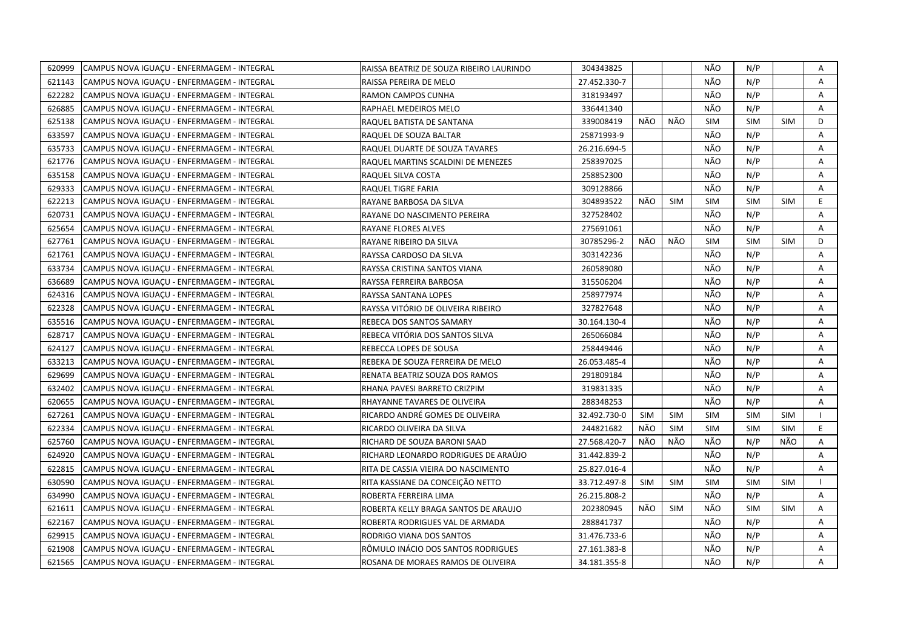| | | | | | | | | | |
|---|---|---|---|---|---|---|---|---|---|
| 620999 | CAMPUS NOVA IGUAÇU - ENFERMAGEM - INTEGRAL | RAISSA BEATRIZ DE SOUZA RIBEIRO LAURINDO | 304343825 | | | NÃO | N/P | | A |
| 621143 | CAMPUS NOVA IGUAÇU - ENFERMAGEM - INTEGRAL | RAISSA PEREIRA DE MELO | 27.452.330-7 | | | NÃO | N/P | | A |
| 622282 | CAMPUS NOVA IGUAÇU - ENFERMAGEM - INTEGRAL | RAMON CAMPOS CUNHA | 318193497 | | | NÃO | N/P | | A |
| 626885 | CAMPUS NOVA IGUAÇU - ENFERMAGEM - INTEGRAL | RAPHAEL MEDEIROS MELO | 336441340 | | | NÃO | N/P | | A |
| 625138 | CAMPUS NOVA IGUAÇU - ENFERMAGEM - INTEGRAL | RAQUEL BATISTA DE SANTANA | 339008419 | NÃO | NÃO | SIM | SIM | SIM | D |
| 633597 | CAMPUS NOVA IGUAÇU - ENFERMAGEM - INTEGRAL | RAQUEL DE SOUZA BALTAR | 25871993-9 | | | NÃO | N/P | | A |
| 635733 | CAMPUS NOVA IGUAÇU - ENFERMAGEM - INTEGRAL | RAQUEL DUARTE DE SOUZA TAVARES | 26.216.694-5 | | | NÃO | N/P | | A |
| 621776 | CAMPUS NOVA IGUAÇU - ENFERMAGEM - INTEGRAL | RAQUEL MARTINS SCALDINI DE MENEZES | 258397025 | | | NÃO | N/P | | A |
| 635158 | CAMPUS NOVA IGUAÇU - ENFERMAGEM - INTEGRAL | RAQUEL SILVA COSTA | 258852300 | | | NÃO | N/P | | A |
| 629333 | CAMPUS NOVA IGUAÇU - ENFERMAGEM - INTEGRAL | RAQUEL TIGRE FARIA | 309128866 | | | NÃO | N/P | | A |
| 622213 | CAMPUS NOVA IGUAÇU - ENFERMAGEM - INTEGRAL | RAYANE BARBOSA DA SILVA | 304893522 | NÃO | SIM | SIM | SIM | SIM | E |
| 620731 | CAMPUS NOVA IGUAÇU - ENFERMAGEM - INTEGRAL | RAYANE DO NASCIMENTO PEREIRA | 327528402 | | | NÃO | N/P | | A |
| 625654 | CAMPUS NOVA IGUAÇU - ENFERMAGEM - INTEGRAL | RAYANE FLORES ALVES | 275691061 | | | NÃO | N/P | | A |
| 627761 | CAMPUS NOVA IGUAÇU - ENFERMAGEM - INTEGRAL | RAYANE RIBEIRO DA SILVA | 30785296-2 | NÃO | NÃO | SIM | SIM | SIM | D |
| 621761 | CAMPUS NOVA IGUAÇU - ENFERMAGEM - INTEGRAL | RAYSSA CARDOSO DA SILVA | 303142236 | | | NÃO | N/P | | A |
| 633734 | CAMPUS NOVA IGUAÇU - ENFERMAGEM - INTEGRAL | RAYSSA CRISTINA SANTOS VIANA | 260589080 | | | NÃO | N/P | | A |
| 636689 | CAMPUS NOVA IGUAÇU - ENFERMAGEM - INTEGRAL | RAYSSA FERREIRA BARBOSA | 315506204 | | | NÃO | N/P | | A |
| 624316 | CAMPUS NOVA IGUAÇU - ENFERMAGEM - INTEGRAL | RAYSSA SANTANA LOPES | 258977974 | | | NÃO | N/P | | A |
| 622328 | CAMPUS NOVA IGUAÇU - ENFERMAGEM - INTEGRAL | RAYSSA VITÓRIO DE OLIVEIRA RIBEIRO | 327827648 | | | NÃO | N/P | | A |
| 635516 | CAMPUS NOVA IGUAÇU - ENFERMAGEM - INTEGRAL | REBECA DOS SANTOS SAMARY | 30.164.130-4 | | | NÃO | N/P | | A |
| 628717 | CAMPUS NOVA IGUAÇU - ENFERMAGEM - INTEGRAL | REBECA VITÓRIA DOS SANTOS SILVA | 265066084 | | | NÃO | N/P | | A |
| 624127 | CAMPUS NOVA IGUAÇU - ENFERMAGEM - INTEGRAL | REBECCA LOPES DE SOUSA | 258449446 | | | NÃO | N/P | | A |
| 633213 | CAMPUS NOVA IGUAÇU - ENFERMAGEM - INTEGRAL | REBEKA DE SOUZA FERREIRA DE MELO | 26.053.485-4 | | | NÃO | N/P | | A |
| 629699 | CAMPUS NOVA IGUAÇU - ENFERMAGEM - INTEGRAL | RENATA BEATRIZ SOUZA DOS RAMOS | 291809184 | | | NÃO | N/P | | A |
| 632402 | CAMPUS NOVA IGUAÇU - ENFERMAGEM - INTEGRAL | RHANA PAVESI BARRETO CRIZPIM | 319831335 | | | NÃO | N/P | | A |
| 620655 | CAMPUS NOVA IGUAÇU - ENFERMAGEM - INTEGRAL | RHAYANNE TAVARES DE OLIVEIRA | 288348253 | | | NÃO | N/P | | A |
| 627261 | CAMPUS NOVA IGUAÇU - ENFERMAGEM - INTEGRAL | RICARDO ANDRÉ GOMES DE OLIVEIRA | 32.492.730-0 | SIM | SIM | SIM | SIM | SIM | I |
| 622334 | CAMPUS NOVA IGUAÇU - ENFERMAGEM - INTEGRAL | RICARDO OLIVEIRA DA SILVA | 244821682 | NÃO | SIM | SIM | SIM | SIM | E |
| 625760 | CAMPUS NOVA IGUAÇU - ENFERMAGEM - INTEGRAL | RICHARD DE SOUZA BARONI SAAD | 27.568.420-7 | NÃO | NÃO | NÃO | N/P | NÃO | A |
| 624920 | CAMPUS NOVA IGUAÇU - ENFERMAGEM - INTEGRAL | RICHARD LEONARDO RODRIGUES DE ARAÚJO | 31.442.839-2 | | | NÃO | N/P | | A |
| 622815 | CAMPUS NOVA IGUAÇU - ENFERMAGEM - INTEGRAL | RITA DE CASSIA VIEIRA DO NASCIMENTO | 25.827.016-4 | | | NÃO | N/P | | A |
| 630590 | CAMPUS NOVA IGUAÇU - ENFERMAGEM - INTEGRAL | RITA KASSIANE DA CONCEIÇÃO NETTO | 33.712.497-8 | SIM | SIM | SIM | SIM | SIM | I |
| 634990 | CAMPUS NOVA IGUAÇU - ENFERMAGEM - INTEGRAL | ROBERTA FERREIRA LIMA | 26.215.808-2 | | | NÃO | N/P | | A |
| 621611 | CAMPUS NOVA IGUAÇU - ENFERMAGEM - INTEGRAL | ROBERTA KELLY BRAGA SANTOS DE ARAUJO | 202380945 | NÃO | SIM | NÃO | SIM | SIM | A |
| 622167 | CAMPUS NOVA IGUAÇU - ENFERMAGEM - INTEGRAL | ROBERTA RODRIGUES VAL DE ARMADA | 288841737 | | | NÃO | N/P | | A |
| 629915 | CAMPUS NOVA IGUAÇU - ENFERMAGEM - INTEGRAL | RODRIGO VIANA DOS SANTOS | 31.476.733-6 | | | NÃO | N/P | | A |
| 621908 | CAMPUS NOVA IGUAÇU - ENFERMAGEM - INTEGRAL | RÔMULO INÁCIO DOS SANTOS RODRIGUES | 27.161.383-8 | | | NÃO | N/P | | A |
| 621565 | CAMPUS NOVA IGUAÇU - ENFERMAGEM - INTEGRAL | ROSANA DE MORAES RAMOS DE OLIVEIRA | 34.181.355-8 | | | NÃO | N/P | | A |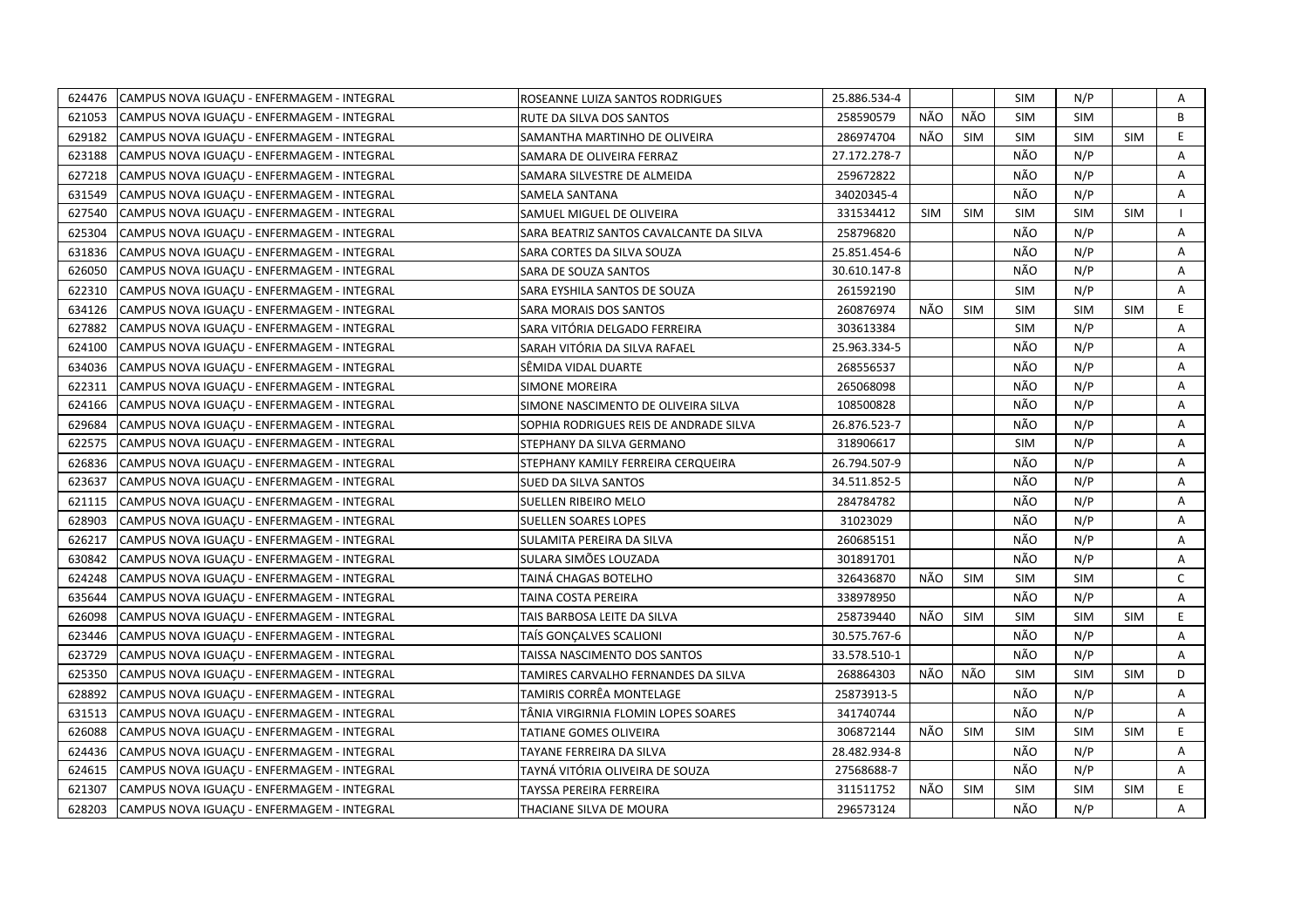| | | | | | | | | | |
|---|---|---|---|---|---|---|---|---|---|
| 624476 | CAMPUS NOVA IGUAÇU - ENFERMAGEM - INTEGRAL | ROSEANNE LUIZA SANTOS RODRIGUES | 25.886.534-4 | | | SIM | N/P | | A |
| 621053 | CAMPUS NOVA IGUAÇU - ENFERMAGEM - INTEGRAL | RUTE DA SILVA DOS SANTOS | 258590579 | NÃO | NÃO | SIM | SIM | | B |
| 629182 | CAMPUS NOVA IGUAÇU - ENFERMAGEM - INTEGRAL | SAMANTHA MARTINHO DE OLIVEIRA | 286974704 | NÃO | SIM | SIM | SIM | SIM | E |
| 623188 | CAMPUS NOVA IGUAÇU - ENFERMAGEM - INTEGRAL | SAMARA DE OLIVEIRA FERRAZ | 27.172.278-7 | | | NÃO | N/P | | A |
| 627218 | CAMPUS NOVA IGUAÇU - ENFERMAGEM - INTEGRAL | SAMARA SILVESTRE DE ALMEIDA | 259672822 | | | NÃO | N/P | | A |
| 631549 | CAMPUS NOVA IGUAÇU - ENFERMAGEM - INTEGRAL | SAMELA SANTANA | 34020345-4 | | | NÃO | N/P | | A |
| 627540 | CAMPUS NOVA IGUAÇU - ENFERMAGEM - INTEGRAL | SAMUEL MIGUEL DE OLIVEIRA | 331534412 | SIM | SIM | SIM | SIM | SIM | I |
| 625304 | CAMPUS NOVA IGUAÇU - ENFERMAGEM - INTEGRAL | SARA BEATRIZ SANTOS CAVALCANTE DA SILVA | 258796820 | | | NÃO | N/P | | A |
| 631836 | CAMPUS NOVA IGUAÇU - ENFERMAGEM - INTEGRAL | SARA CORTES DA SILVA SOUZA | 25.851.454-6 | | | NÃO | N/P | | A |
| 626050 | CAMPUS NOVA IGUAÇU - ENFERMAGEM - INTEGRAL | SARA DE SOUZA SANTOS | 30.610.147-8 | | | NÃO | N/P | | A |
| 622310 | CAMPUS NOVA IGUAÇU - ENFERMAGEM - INTEGRAL | SARA EYSHILA SANTOS DE SOUZA | 261592190 | | | SIM | N/P | | A |
| 634126 | CAMPUS NOVA IGUAÇU - ENFERMAGEM - INTEGRAL | SARA MORAIS DOS SANTOS | 260876974 | NÃO | SIM | SIM | SIM | SIM | E |
| 627882 | CAMPUS NOVA IGUAÇU - ENFERMAGEM - INTEGRAL | SARA VITÓRIA DELGADO FERREIRA | 303613384 | | | SIM | N/P | | A |
| 624100 | CAMPUS NOVA IGUAÇU - ENFERMAGEM - INTEGRAL | SARAH VITÓRIA DA SILVA RAFAEL | 25.963.334-5 | | | NÃO | N/P | | A |
| 634036 | CAMPUS NOVA IGUAÇU - ENFERMAGEM - INTEGRAL | SÊMIDA VIDAL DUARTE | 268556537 | | | NÃO | N/P | | A |
| 622311 | CAMPUS NOVA IGUAÇU - ENFERMAGEM - INTEGRAL | SIMONE MOREIRA | 265068098 | | | NÃO | N/P | | A |
| 624166 | CAMPUS NOVA IGUAÇU - ENFERMAGEM - INTEGRAL | SIMONE NASCIMENTO DE OLIVEIRA SILVA | 108500828 | | | NÃO | N/P | | A |
| 629684 | CAMPUS NOVA IGUAÇU - ENFERMAGEM - INTEGRAL | SOPHIA RODRIGUES REIS DE ANDRADE SILVA | 26.876.523-7 | | | NÃO | N/P | | A |
| 622575 | CAMPUS NOVA IGUAÇU - ENFERMAGEM - INTEGRAL | STEPHANY DA SILVA GERMANO | 318906617 | | | SIM | N/P | | A |
| 626836 | CAMPUS NOVA IGUAÇU - ENFERMAGEM - INTEGRAL | STEPHANY KAMILY FERREIRA CERQUEIRA | 26.794.507-9 | | | NÃO | N/P | | A |
| 623637 | CAMPUS NOVA IGUAÇU - ENFERMAGEM - INTEGRAL | SUED DA SILVA SANTOS | 34.511.852-5 | | | NÃO | N/P | | A |
| 621115 | CAMPUS NOVA IGUAÇU - ENFERMAGEM - INTEGRAL | SUELLEN RIBEIRO MELO | 284784782 | | | NÃO | N/P | | A |
| 628903 | CAMPUS NOVA IGUAÇU - ENFERMAGEM - INTEGRAL | SUELLEN SOARES LOPES | 31023029 | | | NÃO | N/P | | A |
| 626217 | CAMPUS NOVA IGUAÇU - ENFERMAGEM - INTEGRAL | SULAMITA PEREIRA DA SILVA | 260685151 | | | NÃO | N/P | | A |
| 630842 | CAMPUS NOVA IGUAÇU - ENFERMAGEM - INTEGRAL | SULARA SIMÕES LOUZADA | 301891701 | | | NÃO | N/P | | A |
| 624248 | CAMPUS NOVA IGUAÇU - ENFERMAGEM - INTEGRAL | TAINÁ CHAGAS BOTELHO | 326436870 | NÃO | SIM | SIM | SIM | | C |
| 635644 | CAMPUS NOVA IGUAÇU - ENFERMAGEM - INTEGRAL | TAINA COSTA PEREIRA | 338978950 | | | NÃO | N/P | | A |
| 626098 | CAMPUS NOVA IGUAÇU - ENFERMAGEM - INTEGRAL | TAIS BARBOSA LEITE DA SILVA | 258739440 | NÃO | SIM | SIM | SIM | SIM | E |
| 623446 | CAMPUS NOVA IGUAÇU - ENFERMAGEM - INTEGRAL | TAÍS GONÇALVES SCALIONI | 30.575.767-6 | | | NÃO | N/P | | A |
| 623729 | CAMPUS NOVA IGUAÇU - ENFERMAGEM - INTEGRAL | TAISSA NASCIMENTO DOS SANTOS | 33.578.510-1 | | | NÃO | N/P | | A |
| 625350 | CAMPUS NOVA IGUAÇU - ENFERMAGEM - INTEGRAL | TAMIRES CARVALHO FERNANDES DA SILVA | 268864303 | NÃO | NÃO | SIM | SIM | SIM | D |
| 628892 | CAMPUS NOVA IGUAÇU - ENFERMAGEM - INTEGRAL | TAMIRIS CORRÊA MONTELAGE | 25873913-5 | | | NÃO | N/P | | A |
| 631513 | CAMPUS NOVA IGUAÇU - ENFERMAGEM - INTEGRAL | TÂNIA VIRGIRNIA FLOMIN LOPES SOARES | 341740744 | | | NÃO | N/P | | A |
| 626088 | CAMPUS NOVA IGUAÇU - ENFERMAGEM - INTEGRAL | TATIANE GOMES OLIVEIRA | 306872144 | NÃO | SIM | SIM | SIM | SIM | E |
| 624436 | CAMPUS NOVA IGUAÇU - ENFERMAGEM - INTEGRAL | TAYANE FERREIRA DA SILVA | 28.482.934-8 | | | NÃO | N/P | | A |
| 624615 | CAMPUS NOVA IGUAÇU - ENFERMAGEM - INTEGRAL | TAYNÁ VITÓRIA OLIVEIRA DE SOUZA | 27568688-7 | | | NÃO | N/P | | A |
| 621307 | CAMPUS NOVA IGUAÇU - ENFERMAGEM - INTEGRAL | TAYSSA PEREIRA FERREIRA | 311511752 | NÃO | SIM | SIM | SIM | SIM | E |
| 628203 | CAMPUS NOVA IGUAÇU - ENFERMAGEM - INTEGRAL | THACIANE SILVA DE MOURA | 296573124 | | | NÃO | N/P | | A |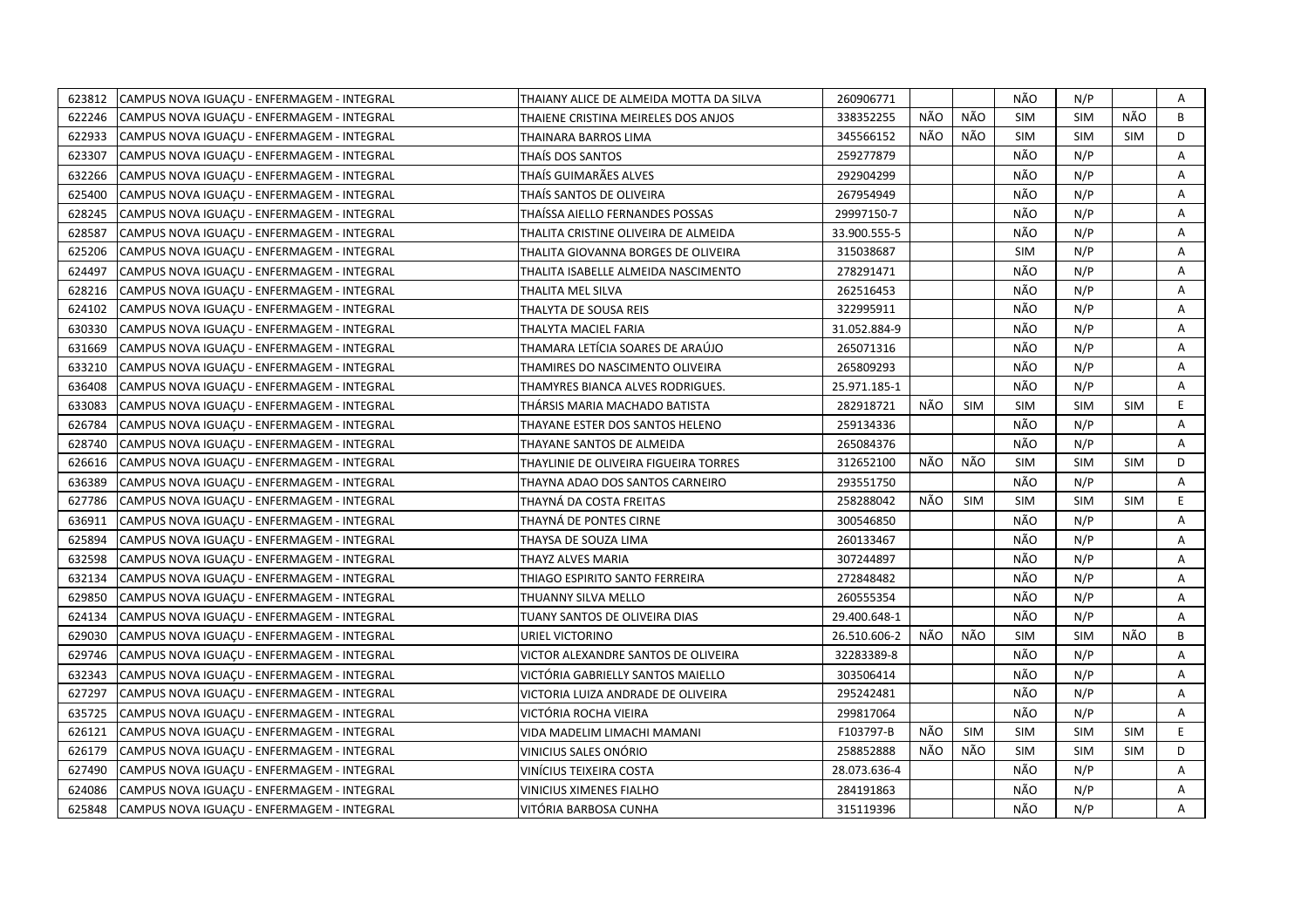| | | | | | | | | | |
|---|---|---|---|---|---|---|---|---|---|
| 623812 | CAMPUS NOVA IGUAÇU - ENFERMAGEM - INTEGRAL | THAIANY ALICE DE ALMEIDA MOTTA DA SILVA | 260906771 | | | NÃO | N/P | | A |
| 622246 | CAMPUS NOVA IGUAÇU - ENFERMAGEM - INTEGRAL | THAIENE CRISTINA MEIRELES DOS ANJOS | 338352255 | NÃO | NÃO | SIM | SIM | NÃO | B |
| 622933 | CAMPUS NOVA IGUAÇU - ENFERMAGEM - INTEGRAL | THAINARA BARROS LIMA | 345566152 | NÃO | NÃO | SIM | SIM | SIM | D |
| 623307 | CAMPUS NOVA IGUAÇU - ENFERMAGEM - INTEGRAL | THAÍS DOS SANTOS | 259277879 | | | NÃO | N/P | | A |
| 632266 | CAMPUS NOVA IGUAÇU - ENFERMAGEM - INTEGRAL | THAÍS GUIMARÃES ALVES | 292904299 | | | NÃO | N/P | | A |
| 625400 | CAMPUS NOVA IGUAÇU - ENFERMAGEM - INTEGRAL | THAÍS SANTOS DE OLIVEIRA | 267954949 | | | NÃO | N/P | | A |
| 628245 | CAMPUS NOVA IGUAÇU - ENFERMAGEM - INTEGRAL | THAÍSSA AIELLO FERNANDES POSSAS | 29997150-7 | | | NÃO | N/P | | A |
| 628587 | CAMPUS NOVA IGUAÇU - ENFERMAGEM - INTEGRAL | THALITA CRISTINE OLIVEIRA DE ALMEIDA | 33.900.555-5 | | | NÃO | N/P | | A |
| 625206 | CAMPUS NOVA IGUAÇU - ENFERMAGEM - INTEGRAL | THALITA GIOVANNA BORGES DE OLIVEIRA | 315038687 | | | SIM | N/P | | A |
| 624497 | CAMPUS NOVA IGUAÇU - ENFERMAGEM - INTEGRAL | THALITA ISABELLE ALMEIDA NASCIMENTO | 278291471 | | | NÃO | N/P | | A |
| 628216 | CAMPUS NOVA IGUAÇU - ENFERMAGEM - INTEGRAL | THALITA MEL SILVA | 262516453 | | | NÃO | N/P | | A |
| 624102 | CAMPUS NOVA IGUAÇU - ENFERMAGEM - INTEGRAL | THALYTA DE SOUSA REIS | 322995911 | | | NÃO | N/P | | A |
| 630330 | CAMPUS NOVA IGUAÇU - ENFERMAGEM - INTEGRAL | THALYTA MACIEL FARIA | 31.052.884-9 | | | NÃO | N/P | | A |
| 631669 | CAMPUS NOVA IGUAÇU - ENFERMAGEM - INTEGRAL | THAMARA LETÍCIA SOARES DE ARAÚJO | 265071316 | | | NÃO | N/P | | A |
| 633210 | CAMPUS NOVA IGUAÇU - ENFERMAGEM - INTEGRAL | THAMIRES DO NASCIMENTO OLIVEIRA | 265809293 | | | NÃO | N/P | | A |
| 636408 | CAMPUS NOVA IGUAÇU - ENFERMAGEM - INTEGRAL | THAMYRES BIANCA ALVES RODRIGUES. | 25.971.185-1 | | | NÃO | N/P | | A |
| 633083 | CAMPUS NOVA IGUAÇU - ENFERMAGEM - INTEGRAL | THÁRSIS MARIA MACHADO BATISTA | 282918721 | NÃO | SIM | SIM | SIM | SIM | E |
| 626784 | CAMPUS NOVA IGUAÇU - ENFERMAGEM - INTEGRAL | THAYANE ESTER DOS SANTOS HELENO | 259134336 | | | NÃO | N/P | | A |
| 628740 | CAMPUS NOVA IGUAÇU - ENFERMAGEM - INTEGRAL | THAYANE SANTOS DE ALMEIDA | 265084376 | | | NÃO | N/P | | A |
| 626616 | CAMPUS NOVA IGUAÇU - ENFERMAGEM - INTEGRAL | THAYLINIE DE OLIVEIRA FIGUEIRA TORRES | 312652100 | NÃO | NÃO | SIM | SIM | SIM | D |
| 636389 | CAMPUS NOVA IGUAÇU - ENFERMAGEM - INTEGRAL | THAYNA ADAO DOS SANTOS CARNEIRO | 293551750 | | | NÃO | N/P | | A |
| 627786 | CAMPUS NOVA IGUAÇU - ENFERMAGEM - INTEGRAL | THAYNÁ DA COSTA FREITAS | 258288042 | NÃO | SIM | SIM | SIM | SIM | E |
| 636911 | CAMPUS NOVA IGUAÇU - ENFERMAGEM - INTEGRAL | THAYNÁ DE PONTES CIRNE | 300546850 | | | NÃO | N/P | | A |
| 625894 | CAMPUS NOVA IGUAÇU - ENFERMAGEM - INTEGRAL | THAYSA DE SOUZA LIMA | 260133467 | | | NÃO | N/P | | A |
| 632598 | CAMPUS NOVA IGUAÇU - ENFERMAGEM - INTEGRAL | THAYZ ALVES MARIA | 307244897 | | | NÃO | N/P | | A |
| 632134 | CAMPUS NOVA IGUAÇU - ENFERMAGEM - INTEGRAL | THIAGO ESPIRITO SANTO FERREIRA | 272848482 | | | NÃO | N/P | | A |
| 629850 | CAMPUS NOVA IGUAÇU - ENFERMAGEM - INTEGRAL | THUANNY SILVA MELLO | 260555354 | | | NÃO | N/P | | A |
| 624134 | CAMPUS NOVA IGUAÇU - ENFERMAGEM - INTEGRAL | TUANY SANTOS DE OLIVEIRA DIAS | 29.400.648-1 | | | NÃO | N/P | | A |
| 629030 | CAMPUS NOVA IGUAÇU - ENFERMAGEM - INTEGRAL | URIEL VICTORINO | 26.510.606-2 | NÃO | NÃO | SIM | SIM | NÃO | B |
| 629746 | CAMPUS NOVA IGUAÇU - ENFERMAGEM - INTEGRAL | VICTOR ALEXANDRE SANTOS DE OLIVEIRA | 32283389-8 | | | NÃO | N/P | | A |
| 632343 | CAMPUS NOVA IGUAÇU - ENFERMAGEM - INTEGRAL | VICTÓRIA GABRIELLY SANTOS MAIELLO | 303506414 | | | NÃO | N/P | | A |
| 627297 | CAMPUS NOVA IGUAÇU - ENFERMAGEM - INTEGRAL | VICTORIA LUIZA ANDRADE DE OLIVEIRA | 295242481 | | | NÃO | N/P | | A |
| 635725 | CAMPUS NOVA IGUAÇU - ENFERMAGEM - INTEGRAL | VICTÓRIA ROCHA VIEIRA | 299817064 | | | NÃO | N/P | | A |
| 626121 | CAMPUS NOVA IGUAÇU - ENFERMAGEM - INTEGRAL | VIDA MADELIM LIMACHI MAMANI | F103797-B | NÃO | SIM | SIM | SIM | SIM | E |
| 626179 | CAMPUS NOVA IGUAÇU - ENFERMAGEM - INTEGRAL | VINICIUS SALES ONÓRIO | 258852888 | NÃO | NÃO | SIM | SIM | SIM | D |
| 627490 | CAMPUS NOVA IGUAÇU - ENFERMAGEM - INTEGRAL | VINÍCIUS TEIXEIRA COSTA | 28.073.636-4 | | | NÃO | N/P | | A |
| 624086 | CAMPUS NOVA IGUAÇU - ENFERMAGEM - INTEGRAL | VINICIUS XIMENES FIALHO | 284191863 | | | NÃO | N/P | | A |
| 625848 | CAMPUS NOVA IGUAÇU - ENFERMAGEM - INTEGRAL | VITÓRIA BARBOSA CUNHA | 315119396 | | | NÃO | N/P | | A |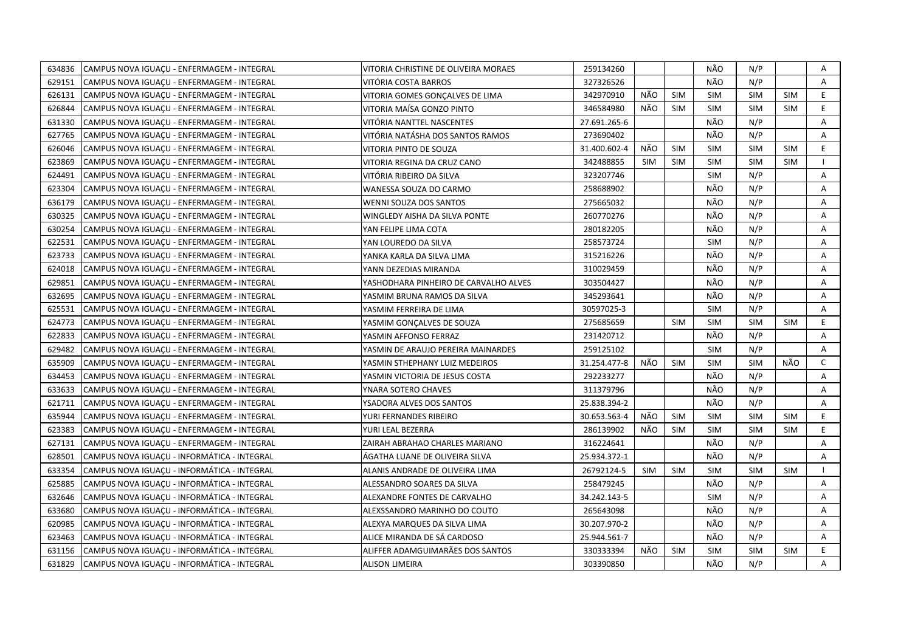| | | | | | | | | | |
|---|---|---|---|---|---|---|---|---|---|
| 634836 | CAMPUS NOVA IGUAÇU - ENFERMAGEM - INTEGRAL | VITORIA CHRISTINE DE OLIVEIRA MORAES | 259134260 | | | NÃO | N/P | | A |
| 629151 | CAMPUS NOVA IGUAÇU - ENFERMAGEM - INTEGRAL | VITÓRIA COSTA BARROS | 327326526 | | | NÃO | N/P | | A |
| 626131 | CAMPUS NOVA IGUAÇU - ENFERMAGEM - INTEGRAL | VITORIA GOMES GONÇALVES DE LIMA | 342970910 | NÃO | SIM | SIM | SIM | SIM | E |
| 626844 | CAMPUS NOVA IGUAÇU - ENFERMAGEM - INTEGRAL | VITORIA MAÍSA GONZO PINTO | 346584980 | NÃO | SIM | SIM | SIM | SIM | E |
| 631330 | CAMPUS NOVA IGUAÇU - ENFERMAGEM - INTEGRAL | VITÓRIA NANTTEL NASCENTES | 27.691.265-6 | | | NÃO | N/P | | A |
| 627765 | CAMPUS NOVA IGUAÇU - ENFERMAGEM - INTEGRAL | VITÓRIA NATÁSHA DOS SANTOS RAMOS | 273690402 | | | NÃO | N/P | | A |
| 626046 | CAMPUS NOVA IGUAÇU - ENFERMAGEM - INTEGRAL | VITORIA PINTO DE SOUZA | 31.400.602-4 | NÃO | SIM | SIM | SIM | SIM | E |
| 623869 | CAMPUS NOVA IGUAÇU - ENFERMAGEM - INTEGRAL | VITORIA REGINA DA CRUZ CANO | 342488855 | SIM | SIM | SIM | SIM | SIM | I |
| 624491 | CAMPUS NOVA IGUAÇU - ENFERMAGEM - INTEGRAL | VITÓRIA RIBEIRO DA SILVA | 323207746 | | | SIM | N/P | | A |
| 623304 | CAMPUS NOVA IGUAÇU - ENFERMAGEM - INTEGRAL | WANESSA SOUZA DO CARMO | 258688902 | | | NÃO | N/P | | A |
| 636179 | CAMPUS NOVA IGUAÇU - ENFERMAGEM - INTEGRAL | WENNI SOUZA DOS SANTOS | 275665032 | | | NÃO | N/P | | A |
| 630325 | CAMPUS NOVA IGUAÇU - ENFERMAGEM - INTEGRAL | WINGLEDY AISHA DA SILVA PONTE | 260770276 | | | NÃO | N/P | | A |
| 630254 | CAMPUS NOVA IGUAÇU - ENFERMAGEM - INTEGRAL | YAN FELIPE LIMA COTA | 280182205 | | | NÃO | N/P | | A |
| 622531 | CAMPUS NOVA IGUAÇU - ENFERMAGEM - INTEGRAL | YAN LOUREDO DA SILVA | 258573724 | | | SIM | N/P | | A |
| 623733 | CAMPUS NOVA IGUAÇU - ENFERMAGEM - INTEGRAL | YANKA KARLA DA SILVA LIMA | 315216226 | | | NÃO | N/P | | A |
| 624018 | CAMPUS NOVA IGUAÇU - ENFERMAGEM - INTEGRAL | YANN DEZEDIAS MIRANDA | 310029459 | | | NÃO | N/P | | A |
| 629851 | CAMPUS NOVA IGUAÇU - ENFERMAGEM - INTEGRAL | YASHODHARA PINHEIRO DE CARVALHO ALVES | 303504427 | | | NÃO | N/P | | A |
| 632695 | CAMPUS NOVA IGUAÇU - ENFERMAGEM - INTEGRAL | YASMIM BRUNA RAMOS DA SILVA | 345293641 | | | NÃO | N/P | | A |
| 625531 | CAMPUS NOVA IGUAÇU - ENFERMAGEM - INTEGRAL | YASMIM FERREIRA DE LIMA | 30597025-3 | | | SIM | N/P | | A |
| 624773 | CAMPUS NOVA IGUAÇU - ENFERMAGEM - INTEGRAL | YASMIM GONÇALVES DE SOUZA | 275685659 | | SIM | SIM | SIM | SIM | E |
| 622833 | CAMPUS NOVA IGUAÇU - ENFERMAGEM - INTEGRAL | YASMIN AFFONSO FERRAZ | 231420712 | | | NÃO | N/P | | A |
| 629482 | CAMPUS NOVA IGUAÇU - ENFERMAGEM - INTEGRAL | YASMIN DE ARAUJO PEREIRA MAINARDES | 259125102 | | | SIM | N/P | | A |
| 635909 | CAMPUS NOVA IGUAÇU - ENFERMAGEM - INTEGRAL | YASMIN STHEPHANY LUIZ MEDEIROS | 31.254.477-8 | NÃO | SIM | SIM | SIM | NÃO | C |
| 634453 | CAMPUS NOVA IGUAÇU - ENFERMAGEM - INTEGRAL | YASMIN VICTORIA DE JESUS COSTA | 292233277 | | | NÃO | N/P | | A |
| 633633 | CAMPUS NOVA IGUAÇU - ENFERMAGEM - INTEGRAL | YNARA SOTERO CHAVES | 311379796 | | | NÃO | N/P | | A |
| 621711 | CAMPUS NOVA IGUAÇU - ENFERMAGEM - INTEGRAL | YSADORA ALVES DOS SANTOS | 25.838.394-2 | | | NÃO | N/P | | A |
| 635944 | CAMPUS NOVA IGUAÇU - ENFERMAGEM - INTEGRAL | YURI FERNANDES RIBEIRO | 30.653.563-4 | NÃO | SIM | SIM | SIM | SIM | E |
| 623383 | CAMPUS NOVA IGUAÇU - ENFERMAGEM - INTEGRAL | YURI LEAL BEZERRA | 286139902 | NÃO | SIM | SIM | SIM | SIM | E |
| 627131 | CAMPUS NOVA IGUAÇU - ENFERMAGEM - INTEGRAL | ZAIRAH ABRAHAO CHARLES MARIANO | 316224641 | | | NÃO | N/P | | A |
| 628501 | CAMPUS NOVA IGUAÇU - INFORMÁTICA - INTEGRAL | ÁGATHA LUANE DE OLIVEIRA SILVA | 25.934.372-1 | | | NÃO | N/P | | A |
| 633354 | CAMPUS NOVA IGUAÇU - INFORMÁTICA - INTEGRAL | ALANIS ANDRADE DE OLIVEIRA LIMA | 26792124-5 | SIM | SIM | SIM | SIM | SIM | I |
| 625885 | CAMPUS NOVA IGUAÇU - INFORMÁTICA - INTEGRAL | ALESSANDRO SOARES DA SILVA | 258479245 | | | NÃO | N/P | | A |
| 632646 | CAMPUS NOVA IGUAÇU - INFORMÁTICA - INTEGRAL | ALEXANDRE FONTES DE CARVALHO | 34.242.143-5 | | | SIM | N/P | | A |
| 633680 | CAMPUS NOVA IGUAÇU - INFORMÁTICA - INTEGRAL | ALEXSSANDRO MARINHO DO COUTO | 265643098 | | | NÃO | N/P | | A |
| 620985 | CAMPUS NOVA IGUAÇU - INFORMÁTICA - INTEGRAL | ALEXYA MARQUES DA SILVA LIMA | 30.207.970-2 | | | NÃO | N/P | | A |
| 623463 | CAMPUS NOVA IGUAÇU - INFORMÁTICA - INTEGRAL | ALICE MIRANDA DE SÁ CARDOSO | 25.944.561-7 | | | NÃO | N/P | | A |
| 631156 | CAMPUS NOVA IGUAÇU - INFORMÁTICA - INTEGRAL | ALIFFER ADAMGUIMARÃES DOS SANTOS | 330333394 | NÃO | SIM | SIM | SIM | SIM | E |
| 631829 | CAMPUS NOVA IGUAÇU - INFORMÁTICA - INTEGRAL | ALISON LIMEIRA | 303390850 | | | NÃO | N/P | | A |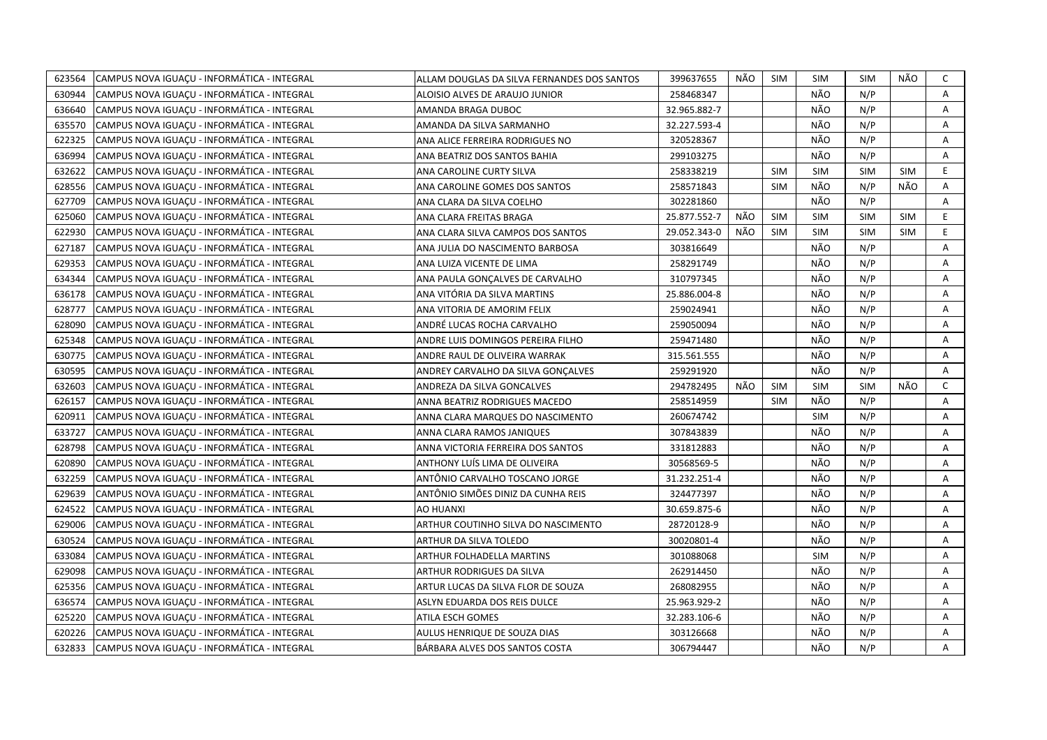| | | | | | | | | | |
|---|---|---|---|---|---|---|---|---|---|
| 623564 | CAMPUS NOVA IGUAÇU - INFORMÁTICA - INTEGRAL | ALLAM DOUGLAS DA SILVA FERNANDES DOS SANTOS | 399637655 | NÃO | SIM | SIM | SIM | NÃO | C |
| 630944 | CAMPUS NOVA IGUAÇU - INFORMÁTICA - INTEGRAL | ALOISIO ALVES DE ARAUJO JUNIOR | 258468347 | | | NÃO | N/P | | A |
| 636640 | CAMPUS NOVA IGUAÇU - INFORMÁTICA - INTEGRAL | AMANDA BRAGA DUBOC | 32.965.882-7 | | | NÃO | N/P | | A |
| 635570 | CAMPUS NOVA IGUAÇU - INFORMÁTICA - INTEGRAL | AMANDA DA SILVA SARMANHO | 32.227.593-4 | | | NÃO | N/P | | A |
| 622325 | CAMPUS NOVA IGUAÇU - INFORMÁTICA - INTEGRAL | ANA ALICE FERREIRA RODRIGUES NO | 320528367 | | | NÃO | N/P | | A |
| 636994 | CAMPUS NOVA IGUAÇU - INFORMÁTICA - INTEGRAL | ANA BEATRIZ DOS SANTOS BAHIA | 299103275 | | | NÃO | N/P | | A |
| 632622 | CAMPUS NOVA IGUAÇU - INFORMÁTICA - INTEGRAL | ANA CAROLINE CURTY SILVA | 258338219 | | SIM | SIM | SIM | SIM | E |
| 628556 | CAMPUS NOVA IGUAÇU - INFORMÁTICA - INTEGRAL | ANA CAROLINE GOMES DOS SANTOS | 258571843 | | SIM | NÃO | N/P | NÃO | A |
| 627709 | CAMPUS NOVA IGUAÇU - INFORMÁTICA - INTEGRAL | ANA CLARA DA SILVA COELHO | 302281860 | | | NÃO | N/P | | A |
| 625060 | CAMPUS NOVA IGUAÇU - INFORMÁTICA - INTEGRAL | ANA CLARA FREITAS BRAGA | 25.877.552-7 | NÃO | SIM | SIM | SIM | SIM | E |
| 622930 | CAMPUS NOVA IGUAÇU - INFORMÁTICA - INTEGRAL | ANA CLARA SILVA CAMPOS DOS SANTOS | 29.052.343-0 | NÃO | SIM | SIM | SIM | SIM | E |
| 627187 | CAMPUS NOVA IGUAÇU - INFORMÁTICA - INTEGRAL | ANA JULIA DO NASCIMENTO BARBOSA | 303816649 | | | NÃO | N/P | | A |
| 629353 | CAMPUS NOVA IGUAÇU - INFORMÁTICA - INTEGRAL | ANA LUIZA VICENTE DE LIMA | 258291749 | | | NÃO | N/P | | A |
| 634344 | CAMPUS NOVA IGUAÇU - INFORMÁTICA - INTEGRAL | ANA PAULA GONÇALVES DE CARVALHO | 310797345 | | | NÃO | N/P | | A |
| 636178 | CAMPUS NOVA IGUAÇU - INFORMÁTICA - INTEGRAL | ANA VITÓRIA DA SILVA MARTINS | 25.886.004-8 | | | NÃO | N/P | | A |
| 628777 | CAMPUS NOVA IGUAÇU - INFORMÁTICA - INTEGRAL | ANA VITORIA DE AMORIM FELIX | 259024941 | | | NÃO | N/P | | A |
| 628090 | CAMPUS NOVA IGUAÇU - INFORMÁTICA - INTEGRAL | ANDRÉ LUCAS ROCHA CARVALHO | 259050094 | | | NÃO | N/P | | A |
| 625348 | CAMPUS NOVA IGUAÇU - INFORMÁTICA - INTEGRAL | ANDRE LUIS DOMINGOS PEREIRA FILHO | 259471480 | | | NÃO | N/P | | A |
| 630775 | CAMPUS NOVA IGUAÇU - INFORMÁTICA - INTEGRAL | ANDRE RAUL DE OLIVEIRA WARRAK | 315.561.555 | | | NÃO | N/P | | A |
| 630595 | CAMPUS NOVA IGUAÇU - INFORMÁTICA - INTEGRAL | ANDREY CARVALHO DA SILVA GONÇALVES | 259291920 | | | NÃO | N/P | | A |
| 632603 | CAMPUS NOVA IGUAÇU - INFORMÁTICA - INTEGRAL | ANDREZA DA SILVA GONCALVES | 294782495 | NÃO | SIM | SIM | SIM | NÃO | C |
| 626157 | CAMPUS NOVA IGUAÇU - INFORMÁTICA - INTEGRAL | ANNA BEATRIZ RODRIGUES MACEDO | 258514959 | | SIM | NÃO | N/P | | A |
| 620911 | CAMPUS NOVA IGUAÇU - INFORMÁTICA - INTEGRAL | ANNA CLARA MARQUES DO NASCIMENTO | 260674742 | | | SIM | N/P | | A |
| 633727 | CAMPUS NOVA IGUAÇU - INFORMÁTICA - INTEGRAL | ANNA CLARA RAMOS JANIQUES | 307843839 | | | NÃO | N/P | | A |
| 628798 | CAMPUS NOVA IGUAÇU - INFORMÁTICA - INTEGRAL | ANNA VICTORIA FERREIRA DOS SANTOS | 331812883 | | | NÃO | N/P | | A |
| 620890 | CAMPUS NOVA IGUAÇU - INFORMÁTICA - INTEGRAL | ANTHONY LUÍS LIMA DE OLIVEIRA | 30568569-5 | | | NÃO | N/P | | A |
| 632259 | CAMPUS NOVA IGUAÇU - INFORMÁTICA - INTEGRAL | ANTÔNIO CARVALHO TOSCANO JORGE | 31.232.251-4 | | | NÃO | N/P | | A |
| 629639 | CAMPUS NOVA IGUAÇU - INFORMÁTICA - INTEGRAL | ANTÔNIO SIMÕES DINIZ DA CUNHA REIS | 324477397 | | | NÃO | N/P | | A |
| 624522 | CAMPUS NOVA IGUAÇU - INFORMÁTICA - INTEGRAL | AO HUANXI | 30.659.875-6 | | | NÃO | N/P | | A |
| 629006 | CAMPUS NOVA IGUAÇU - INFORMÁTICA - INTEGRAL | ARTHUR COUTINHO SILVA DO NASCIMENTO | 28720128-9 | | | NÃO | N/P | | A |
| 630524 | CAMPUS NOVA IGUAÇU - INFORMÁTICA - INTEGRAL | ARTHUR DA SILVA TOLEDO | 30020801-4 | | | NÃO | N/P | | A |
| 633084 | CAMPUS NOVA IGUAÇU - INFORMÁTICA - INTEGRAL | ARTHUR FOLHADELLA MARTINS | 301088068 | | | SIM | N/P | | A |
| 629098 | CAMPUS NOVA IGUAÇU - INFORMÁTICA - INTEGRAL | ARTHUR RODRIGUES DA SILVA | 262914450 | | | NÃO | N/P | | A |
| 625356 | CAMPUS NOVA IGUAÇU - INFORMÁTICA - INTEGRAL | ARTUR LUCAS DA SILVA FLOR DE SOUZA | 268082955 | | | NÃO | N/P | | A |
| 636574 | CAMPUS NOVA IGUAÇU - INFORMÁTICA - INTEGRAL | ASLYN EDUARDA DOS REIS DULCE | 25.963.929-2 | | | NÃO | N/P | | A |
| 625220 | CAMPUS NOVA IGUAÇU - INFORMÁTICA - INTEGRAL | ATILA ESCH GOMES | 32.283.106-6 | | | NÃO | N/P | | A |
| 620226 | CAMPUS NOVA IGUAÇU - INFORMÁTICA - INTEGRAL | AULUS HENRIQUE DE SOUZA DIAS | 303126668 | | | NÃO | N/P | | A |
| 632833 | CAMPUS NOVA IGUAÇU - INFORMÁTICA - INTEGRAL | BÁRBARA ALVES DOS SANTOS COSTA | 306794447 | | | NÃO | N/P | | A |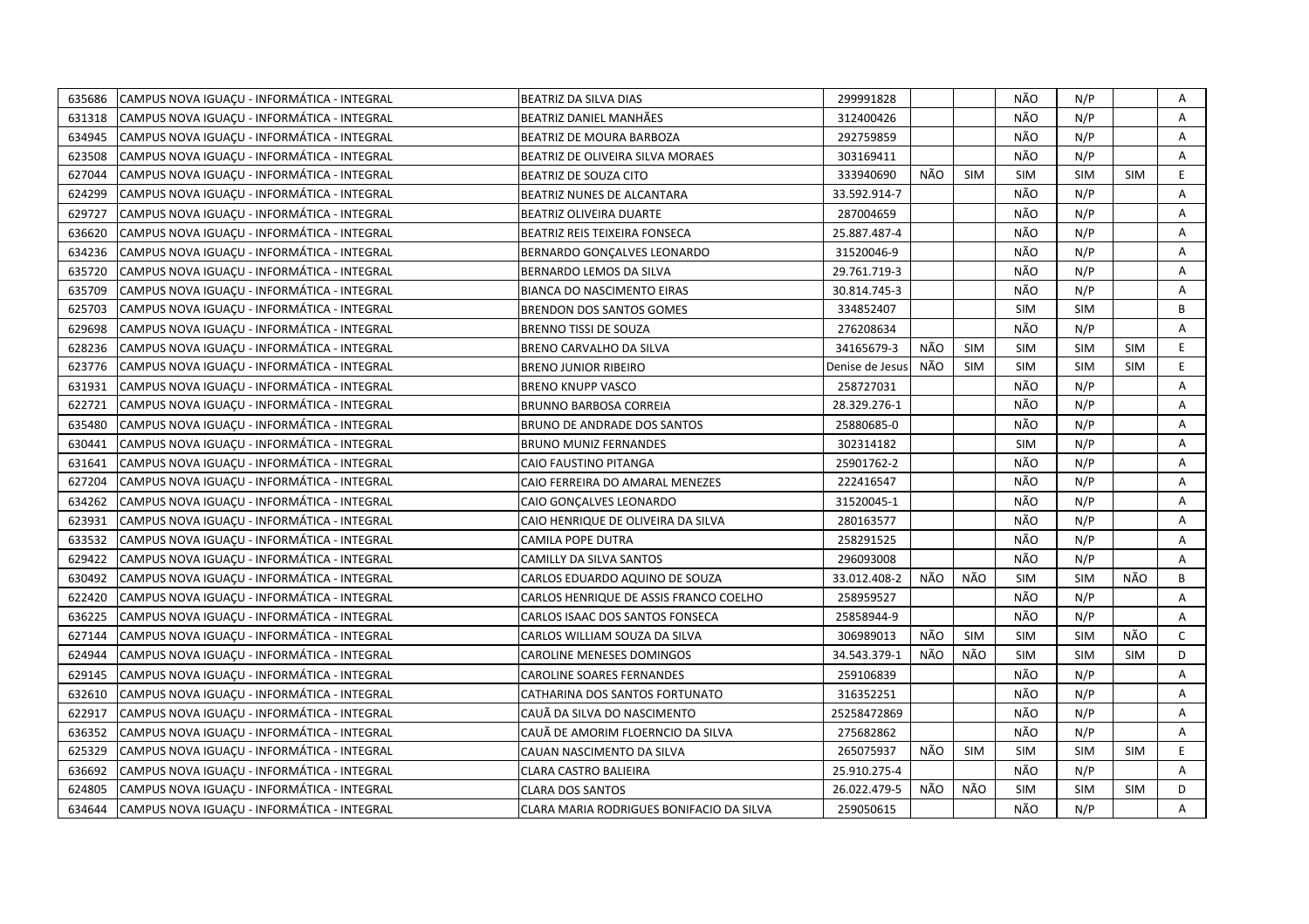| | | | | | | | | | |
|---|---|---|---|---|---|---|---|---|---|
| 635686 | CAMPUS NOVA IGUAÇU - INFORMÁTICA - INTEGRAL | BEATRIZ DA SILVA DIAS | 299991828 | | | NÃO | N/P | | A |
| 631318 | CAMPUS NOVA IGUAÇU - INFORMÁTICA - INTEGRAL | BEATRIZ DANIEL MANHÃES | 312400426 | | | NÃO | N/P | | A |
| 634945 | CAMPUS NOVA IGUAÇU - INFORMÁTICA - INTEGRAL | BEATRIZ DE MOURA BARBOZA | 292759859 | | | NÃO | N/P | | A |
| 623508 | CAMPUS NOVA IGUAÇU - INFORMÁTICA - INTEGRAL | BEATRIZ DE OLIVEIRA SILVA MORAES | 303169411 | | | NÃO | N/P | | A |
| 627044 | CAMPUS NOVA IGUAÇU - INFORMÁTICA - INTEGRAL | BEATRIZ DE SOUZA CITO | 333940690 | NÃO | SIM | SIM | SIM | SIM | E |
| 624299 | CAMPUS NOVA IGUAÇU - INFORMÁTICA - INTEGRAL | BEATRIZ NUNES DE ALCANTARA | 33.592.914-7 | | | NÃO | N/P | | A |
| 629727 | CAMPUS NOVA IGUAÇU - INFORMÁTICA - INTEGRAL | BEATRIZ OLIVEIRA DUARTE | 287004659 | | | NÃO | N/P | | A |
| 636620 | CAMPUS NOVA IGUAÇU - INFORMÁTICA - INTEGRAL | BEATRIZ REIS TEIXEIRA FONSECA | 25.887.487-4 | | | NÃO | N/P | | A |
| 634236 | CAMPUS NOVA IGUAÇU - INFORMÁTICA - INTEGRAL | BERNARDO GONÇALVES LEONARDO | 31520046-9 | | | NÃO | N/P | | A |
| 635720 | CAMPUS NOVA IGUAÇU - INFORMÁTICA - INTEGRAL | BERNARDO LEMOS DA SILVA | 29.761.719-3 | | | NÃO | N/P | | A |
| 635709 | CAMPUS NOVA IGUAÇU - INFORMÁTICA - INTEGRAL | BIANCA DO NASCIMENTO EIRAS | 30.814.745-3 | | | NÃO | N/P | | A |
| 625703 | CAMPUS NOVA IGUAÇU - INFORMÁTICA - INTEGRAL | BRENDON DOS SANTOS GOMES | 334852407 | | | SIM | SIM | | B |
| 629698 | CAMPUS NOVA IGUAÇU - INFORMÁTICA - INTEGRAL | BRENNO TISSI DE SOUZA | 276208634 | | | NÃO | N/P | | A |
| 628236 | CAMPUS NOVA IGUAÇU - INFORMÁTICA - INTEGRAL | BRENO CARVALHO DA SILVA | 34165679-3 | NÃO | SIM | SIM | SIM | SIM | E |
| 623776 | CAMPUS NOVA IGUAÇU - INFORMÁTICA - INTEGRAL | BRENO JUNIOR RIBEIRO | Denise de Jesus | NÃO | SIM | SIM | SIM | SIM | E |
| 631931 | CAMPUS NOVA IGUAÇU - INFORMÁTICA - INTEGRAL | BRENO KNUPP VASCO | 258727031 | | | NÃO | N/P | | A |
| 622721 | CAMPUS NOVA IGUAÇU - INFORMÁTICA - INTEGRAL | BRUNNO BARBOSA CORREIA | 28.329.276-1 | | | NÃO | N/P | | A |
| 635480 | CAMPUS NOVA IGUAÇU - INFORMÁTICA - INTEGRAL | BRUNO DE ANDRADE DOS SANTOS | 25880685-0 | | | NÃO | N/P | | A |
| 630441 | CAMPUS NOVA IGUAÇU - INFORMÁTICA - INTEGRAL | BRUNO MUNIZ FERNANDES | 302314182 | | | SIM | N/P | | A |
| 631641 | CAMPUS NOVA IGUAÇU - INFORMÁTICA - INTEGRAL | CAIO FAUSTINO PITANGA | 25901762-2 | | | NÃO | N/P | | A |
| 627204 | CAMPUS NOVA IGUAÇU - INFORMÁTICA - INTEGRAL | CAIO FERREIRA DO AMARAL MENEZES | 222416547 | | | NÃO | N/P | | A |
| 634262 | CAMPUS NOVA IGUAÇU - INFORMÁTICA - INTEGRAL | CAIO GONÇALVES LEONARDO | 31520045-1 | | | NÃO | N/P | | A |
| 623931 | CAMPUS NOVA IGUAÇU - INFORMÁTICA - INTEGRAL | CAIO HENRIQUE DE OLIVEIRA DA SILVA | 280163577 | | | NÃO | N/P | | A |
| 633532 | CAMPUS NOVA IGUAÇU - INFORMÁTICA - INTEGRAL | CAMILA POPE DUTRA | 258291525 | | | NÃO | N/P | | A |
| 629422 | CAMPUS NOVA IGUAÇU - INFORMÁTICA - INTEGRAL | CAMILLY DA SILVA SANTOS | 296093008 | | | NÃO | N/P | | A |
| 630492 | CAMPUS NOVA IGUAÇU - INFORMÁTICA - INTEGRAL | CARLOS EDUARDO AQUINO DE SOUZA | 33.012.408-2 | NÃO | NÃO | SIM | SIM | NÃO | B |
| 622420 | CAMPUS NOVA IGUAÇU - INFORMÁTICA - INTEGRAL | CARLOS HENRIQUE DE ASSIS FRANCO COELHO | 258959527 | | | NÃO | N/P | | A |
| 636225 | CAMPUS NOVA IGUAÇU - INFORMÁTICA - INTEGRAL | CARLOS ISAAC DOS SANTOS FONSECA | 25858944-9 | | | NÃO | N/P | | A |
| 627144 | CAMPUS NOVA IGUAÇU - INFORMÁTICA - INTEGRAL | CARLOS WILLIAM SOUZA DA SILVA | 306989013 | NÃO | SIM | SIM | SIM | NÃO | C |
| 624944 | CAMPUS NOVA IGUAÇU - INFORMÁTICA - INTEGRAL | CAROLINE MENESES DOMINGOS | 34.543.379-1 | NÃO | NÃO | SIM | SIM | SIM | D |
| 629145 | CAMPUS NOVA IGUAÇU - INFORMÁTICA - INTEGRAL | CAROLINE SOARES FERNANDES | 259106839 | | | NÃO | N/P | | A |
| 632610 | CAMPUS NOVA IGUAÇU - INFORMÁTICA - INTEGRAL | CATHARINA DOS SANTOS FORTUNATO | 316352251 | | | NÃO | N/P | | A |
| 622917 | CAMPUS NOVA IGUAÇU - INFORMÁTICA - INTEGRAL | CAUÃ DA SILVA DO NASCIMENTO | 25258472869 | | | NÃO | N/P | | A |
| 636352 | CAMPUS NOVA IGUAÇU - INFORMÁTICA - INTEGRAL | CAUÃ DE AMORIM FLOERNCIO DA SILVA | 275682862 | | | NÃO | N/P | | A |
| 625329 | CAMPUS NOVA IGUAÇU - INFORMÁTICA - INTEGRAL | CAUAN NASCIMENTO DA SILVA | 265075937 | NÃO | SIM | SIM | SIM | SIM | E |
| 636692 | CAMPUS NOVA IGUAÇU - INFORMÁTICA - INTEGRAL | CLARA CASTRO BALIEIRA | 25.910.275-4 | | | NÃO | N/P | | A |
| 624805 | CAMPUS NOVA IGUAÇU - INFORMÁTICA - INTEGRAL | CLARA DOS SANTOS | 26.022.479-5 | NÃO | NÃO | SIM | SIM | SIM | D |
| 634644 | CAMPUS NOVA IGUAÇU - INFORMÁTICA - INTEGRAL | CLARA MARIA RODRIGUES BONIFACIO DA SILVA | 259050615 | | | NÃO | N/P | | A |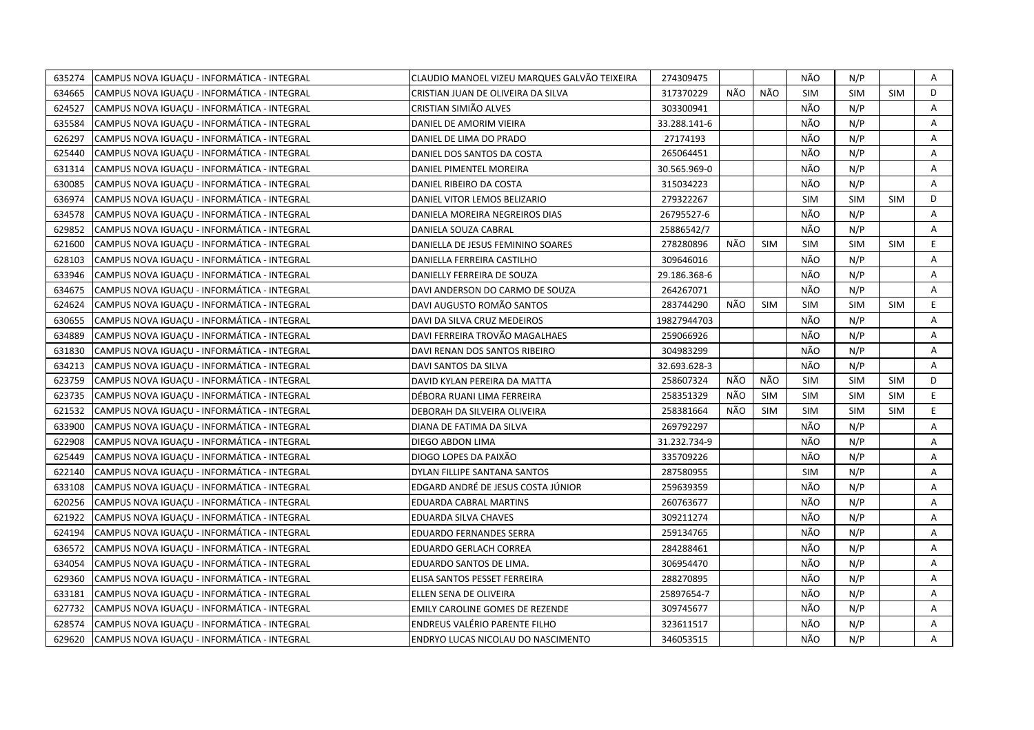| | | | | | | | | | |
|---|---|---|---|---|---|---|---|---|---|
| 635274 | CAMPUS NOVA IGUAÇU - INFORMÁTICA - INTEGRAL | CLAUDIO MANOEL VIZEU MARQUES GALVÃO TEIXEIRA | 274309475 | | | NÃO | N/P | | A |
| 634665 | CAMPUS NOVA IGUAÇU - INFORMÁTICA - INTEGRAL | CRISTIAN JUAN DE OLIVEIRA DA SILVA | 317370229 | NÃO | NÃO | SIM | SIM | SIM | D |
| 624527 | CAMPUS NOVA IGUAÇU - INFORMÁTICA - INTEGRAL | CRISTIAN SIMIÃO ALVES | 303300941 | | | NÃO | N/P | | A |
| 635584 | CAMPUS NOVA IGUAÇU - INFORMÁTICA - INTEGRAL | DANIEL DE AMORIM VIEIRA | 33.288.141-6 | | | NÃO | N/P | | A |
| 626297 | CAMPUS NOVA IGUAÇU - INFORMÁTICA - INTEGRAL | DANIEL DE LIMA DO PRADO | 27174193 | | | NÃO | N/P | | A |
| 625440 | CAMPUS NOVA IGUAÇU - INFORMÁTICA - INTEGRAL | DANIEL DOS SANTOS DA COSTA | 265064451 | | | NÃO | N/P | | A |
| 631314 | CAMPUS NOVA IGUAÇU - INFORMÁTICA - INTEGRAL | DANIEL PIMENTEL MOREIRA | 30.565.969-0 | | | NÃO | N/P | | A |
| 630085 | CAMPUS NOVA IGUAÇU - INFORMÁTICA - INTEGRAL | DANIEL RIBEIRO DA COSTA | 315034223 | | | NÃO | N/P | | A |
| 636974 | CAMPUS NOVA IGUAÇU - INFORMÁTICA - INTEGRAL | DANIEL VITOR LEMOS BELIZARIO | 279322267 | | | SIM | SIM | SIM | D |
| 634578 | CAMPUS NOVA IGUAÇU - INFORMÁTICA - INTEGRAL | DANIELA MOREIRA NEGREIROS DIAS | 26795527-6 | | | NÃO | N/P | | A |
| 629852 | CAMPUS NOVA IGUAÇU - INFORMÁTICA - INTEGRAL | DANIELA SOUZA CABRAL | 25886542/7 | | | NÃO | N/P | | A |
| 621600 | CAMPUS NOVA IGUAÇU - INFORMÁTICA - INTEGRAL | DANIELLA DE JESUS FEMININO SOARES | 278280896 | NÃO | SIM | SIM | SIM | SIM | E |
| 628103 | CAMPUS NOVA IGUAÇU - INFORMÁTICA - INTEGRAL | DANIELLA FERREIRA CASTILHO | 309646016 | | | NÃO | N/P | | A |
| 633946 | CAMPUS NOVA IGUAÇU - INFORMÁTICA - INTEGRAL | DANIELLY FERREIRA DE SOUZA | 29.186.368-6 | | | NÃO | N/P | | A |
| 634675 | CAMPUS NOVA IGUAÇU - INFORMÁTICA - INTEGRAL | DAVI ANDERSON DO CARMO DE SOUZA | 264267071 | | | NÃO | N/P | | A |
| 624624 | CAMPUS NOVA IGUAÇU - INFORMÁTICA - INTEGRAL | DAVI AUGUSTO ROMÃO SANTOS | 283744290 | NÃO | SIM | SIM | SIM | SIM | E |
| 630655 | CAMPUS NOVA IGUAÇU - INFORMÁTICA - INTEGRAL | DAVI DA SILVA CRUZ MEDEIROS | 19827944703 | | | NÃO | N/P | | A |
| 634889 | CAMPUS NOVA IGUAÇU - INFORMÁTICA - INTEGRAL | DAVI FERREIRA TROVÃO MAGALHAES | 259066926 | | | NÃO | N/P | | A |
| 631830 | CAMPUS NOVA IGUAÇU - INFORMÁTICA - INTEGRAL | DAVI RENAN DOS SANTOS RIBEIRO | 304983299 | | | NÃO | N/P | | A |
| 634213 | CAMPUS NOVA IGUAÇU - INFORMÁTICA - INTEGRAL | DAVI SANTOS DA SILVA | 32.693.628-3 | | | NÃO | N/P | | A |
| 623759 | CAMPUS NOVA IGUAÇU - INFORMÁTICA - INTEGRAL | DAVID KYLAN PEREIRA DA MATTA | 258607324 | NÃO | NÃO | SIM | SIM | SIM | D |
| 623735 | CAMPUS NOVA IGUAÇU - INFORMÁTICA - INTEGRAL | DÉBORA RUANI LIMA FERREIRA | 258351329 | NÃO | SIM | SIM | SIM | SIM | E |
| 621532 | CAMPUS NOVA IGUAÇU - INFORMÁTICA - INTEGRAL | DEBORAH DA SILVEIRA OLIVEIRA | 258381664 | NÃO | SIM | SIM | SIM | SIM | E |
| 633900 | CAMPUS NOVA IGUAÇU - INFORMÁTICA - INTEGRAL | DIANA DE FATIMA DA SILVA | 269792297 | | | NÃO | N/P | | A |
| 622908 | CAMPUS NOVA IGUAÇU - INFORMÁTICA - INTEGRAL | DIEGO ABDON LIMA | 31.232.734-9 | | | NÃO | N/P | | A |
| 625449 | CAMPUS NOVA IGUAÇU - INFORMÁTICA - INTEGRAL | DIOGO LOPES DA PAIXÃO | 335709226 | | | NÃO | N/P | | A |
| 622140 | CAMPUS NOVA IGUAÇU - INFORMÁTICA - INTEGRAL | DYLAN FILLIPE SANTANA SANTOS | 287580955 | | | SIM | N/P | | A |
| 633108 | CAMPUS NOVA IGUAÇU - INFORMÁTICA - INTEGRAL | EDGARD ANDRÉ DE JESUS COSTA JÚNIOR | 259639359 | | | NÃO | N/P | | A |
| 620256 | CAMPUS NOVA IGUAÇU - INFORMÁTICA - INTEGRAL | EDUARDA CABRAL MARTINS | 260763677 | | | NÃO | N/P | | A |
| 621922 | CAMPUS NOVA IGUAÇU - INFORMÁTICA - INTEGRAL | EDUARDA SILVA CHAVES | 309211274 | | | NÃO | N/P | | A |
| 624194 | CAMPUS NOVA IGUAÇU - INFORMÁTICA - INTEGRAL | EDUARDO FERNANDES SERRA | 259134765 | | | NÃO | N/P | | A |
| 636572 | CAMPUS NOVA IGUAÇU - INFORMÁTICA - INTEGRAL | EDUARDO GERLACH CORREA | 284288461 | | | NÃO | N/P | | A |
| 634054 | CAMPUS NOVA IGUAÇU - INFORMÁTICA - INTEGRAL | EDUARDO SANTOS DE LIMA. | 306954470 | | | NÃO | N/P | | A |
| 629360 | CAMPUS NOVA IGUAÇU - INFORMÁTICA - INTEGRAL | ELISA SANTOS PESSET FERREIRA | 288270895 | | | NÃO | N/P | | A |
| 633181 | CAMPUS NOVA IGUAÇU - INFORMÁTICA - INTEGRAL | ELLEN SENA DE OLIVEIRA | 25897654-7 | | | NÃO | N/P | | A |
| 627732 | CAMPUS NOVA IGUAÇU - INFORMÁTICA - INTEGRAL | EMILY CAROLINE GOMES DE REZENDE | 309745677 | | | NÃO | N/P | | A |
| 628574 | CAMPUS NOVA IGUAÇU - INFORMÁTICA - INTEGRAL | ENDREUS VALÉRIO PARENTE FILHO | 323611517 | | | NÃO | N/P | | A |
| 629620 | CAMPUS NOVA IGUAÇU - INFORMÁTICA - INTEGRAL | ENDRYO LUCAS NICOLAU DO NASCIMENTO | 346053515 | | | NÃO | N/P | | A |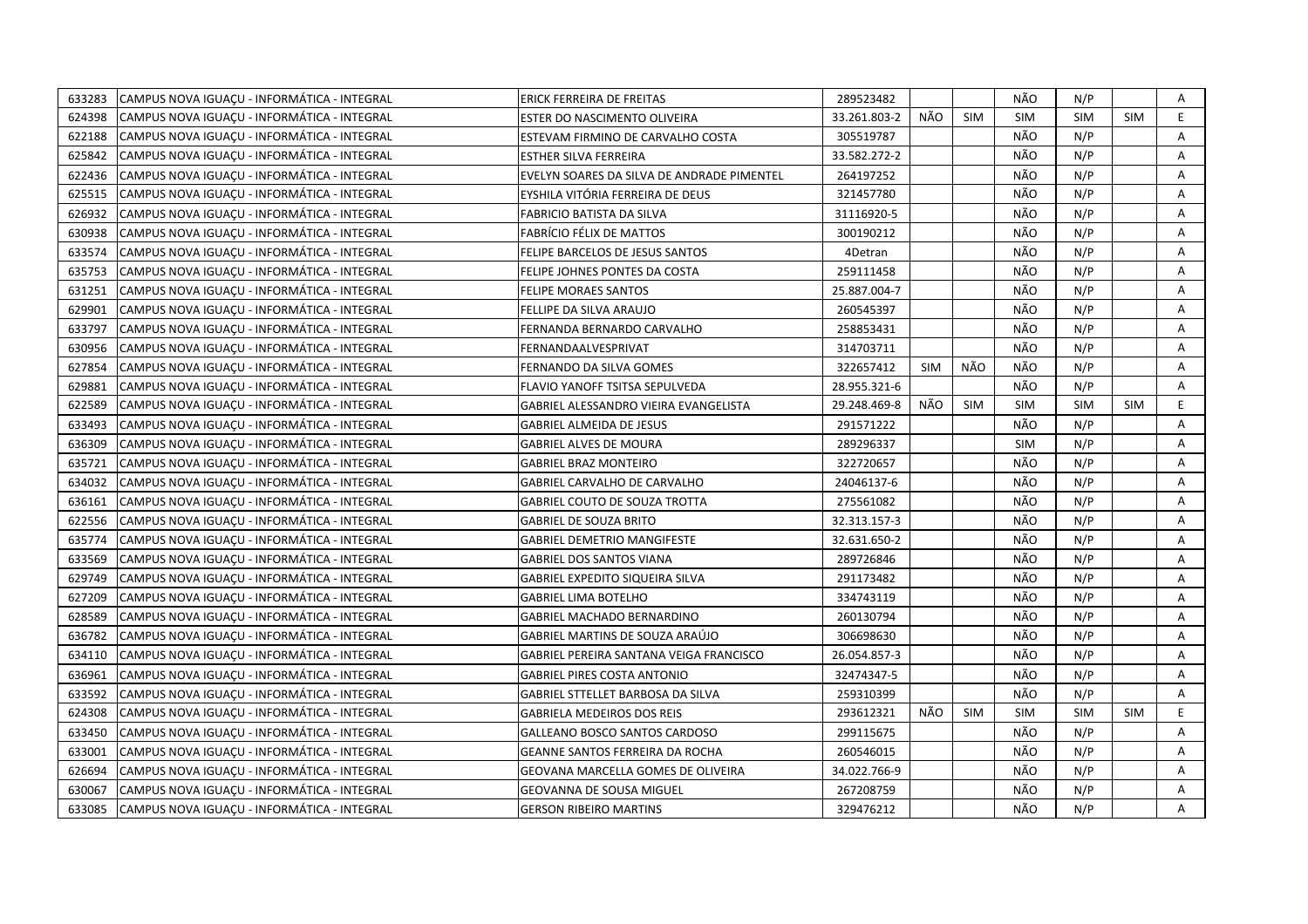| | | | | | | | | | |
|---|---|---|---|---|---|---|---|---|---|
| 633283 | CAMPUS NOVA IGUAÇU - INFORMÁTICA - INTEGRAL | ERICK FERREIRA DE FREITAS | 289523482 | | | NÃO | N/P | | A |
| 624398 | CAMPUS NOVA IGUAÇU - INFORMÁTICA - INTEGRAL | ESTER DO NASCIMENTO OLIVEIRA | 33.261.803-2 | NÃO | SIM | SIM | SIM | SIM | E |
| 622188 | CAMPUS NOVA IGUAÇU - INFORMÁTICA - INTEGRAL | ESTEVAM FIRMINO DE CARVALHO COSTA | 305519787 | | | NÃO | N/P | | A |
| 625842 | CAMPUS NOVA IGUAÇU - INFORMÁTICA - INTEGRAL | ESTHER SILVA FERREIRA | 33.582.272-2 | | | NÃO | N/P | | A |
| 622436 | CAMPUS NOVA IGUAÇU - INFORMÁTICA - INTEGRAL | EVELYN SOARES DA SILVA DE ANDRADE PIMENTEL | 264197252 | | | NÃO | N/P | | A |
| 625515 | CAMPUS NOVA IGUAÇU - INFORMÁTICA - INTEGRAL | EYSHILA VITÓRIA FERREIRA DE DEUS | 321457780 | | | NÃO | N/P | | A |
| 626932 | CAMPUS NOVA IGUAÇU - INFORMÁTICA - INTEGRAL | FABRICIO BATISTA DA SILVA | 31116920-5 | | | NÃO | N/P | | A |
| 630938 | CAMPUS NOVA IGUAÇU - INFORMÁTICA - INTEGRAL | FABRÍCIO FÉLIX DE MATTOS | 300190212 | | | NÃO | N/P | | A |
| 633574 | CAMPUS NOVA IGUAÇU - INFORMÁTICA - INTEGRAL | FELIPE BARCELOS DE JESUS SANTOS | 4Detran | | | NÃO | N/P | | A |
| 635753 | CAMPUS NOVA IGUAÇU - INFORMÁTICA - INTEGRAL | FELIPE JOHNES PONTES DA COSTA | 259111458 | | | NÃO | N/P | | A |
| 631251 | CAMPUS NOVA IGUAÇU - INFORMÁTICA - INTEGRAL | FELIPE MORAES SANTOS | 25.887.004-7 | | | NÃO | N/P | | A |
| 629901 | CAMPUS NOVA IGUAÇU - INFORMÁTICA - INTEGRAL | FELLIPE DA SILVA ARAUJO | 260545397 | | | NÃO | N/P | | A |
| 633797 | CAMPUS NOVA IGUAÇU - INFORMÁTICA - INTEGRAL | FERNANDA BERNARDO CARVALHO | 258853431 | | | NÃO | N/P | | A |
| 630956 | CAMPUS NOVA IGUAÇU - INFORMÁTICA - INTEGRAL | FERNANDAALVESPRIVAT | 314703711 | | | NÃO | N/P | | A |
| 627854 | CAMPUS NOVA IGUAÇU - INFORMÁTICA - INTEGRAL | FERNANDO DA SILVA GOMES | 322657412 | SIM | NÃO | NÃO | N/P | | A |
| 629881 | CAMPUS NOVA IGUAÇU - INFORMÁTICA - INTEGRAL | FLAVIO YANOFF TSITSA SEPULVEDA | 28.955.321-6 | | | NÃO | N/P | | A |
| 622589 | CAMPUS NOVA IGUAÇU - INFORMÁTICA - INTEGRAL | GABRIEL ALESSANDRO VIEIRA EVANGELISTA | 29.248.469-8 | NÃO | SIM | SIM | SIM | SIM | E |
| 633493 | CAMPUS NOVA IGUAÇU - INFORMÁTICA - INTEGRAL | GABRIEL ALMEIDA DE JESUS | 291571222 | | | NÃO | N/P | | A |
| 636309 | CAMPUS NOVA IGUAÇU - INFORMÁTICA - INTEGRAL | GABRIEL ALVES DE MOURA | 289296337 | | | SIM | N/P | | A |
| 635721 | CAMPUS NOVA IGUAÇU - INFORMÁTICA - INTEGRAL | GABRIEL BRAZ MONTEIRO | 322720657 | | | NÃO | N/P | | A |
| 634032 | CAMPUS NOVA IGUAÇU - INFORMÁTICA - INTEGRAL | GABRIEL CARVALHO DE CARVALHO | 24046137-6 | | | NÃO | N/P | | A |
| 636161 | CAMPUS NOVA IGUAÇU - INFORMÁTICA - INTEGRAL | GABRIEL COUTO DE SOUZA TROTTA | 275561082 | | | NÃO | N/P | | A |
| 622556 | CAMPUS NOVA IGUAÇU - INFORMÁTICA - INTEGRAL | GABRIEL DE SOUZA BRITO | 32.313.157-3 | | | NÃO | N/P | | A |
| 635774 | CAMPUS NOVA IGUAÇU - INFORMÁTICA - INTEGRAL | GABRIEL DEMETRIO MANGIFESTE | 32.631.650-2 | | | NÃO | N/P | | A |
| 633569 | CAMPUS NOVA IGUAÇU - INFORMÁTICA - INTEGRAL | GABRIEL DOS SANTOS VIANA | 289726846 | | | NÃO | N/P | | A |
| 629749 | CAMPUS NOVA IGUAÇU - INFORMÁTICA - INTEGRAL | GABRIEL EXPEDITO SIQUEIRA SILVA | 291173482 | | | NÃO | N/P | | A |
| 627209 | CAMPUS NOVA IGUAÇU - INFORMÁTICA - INTEGRAL | GABRIEL LIMA BOTELHO | 334743119 | | | NÃO | N/P | | A |
| 628589 | CAMPUS NOVA IGUAÇU - INFORMÁTICA - INTEGRAL | GABRIEL MACHADO BERNARDINO | 260130794 | | | NÃO | N/P | | A |
| 636782 | CAMPUS NOVA IGUAÇU - INFORMÁTICA - INTEGRAL | GABRIEL MARTINS DE SOUZA ARAÚJO | 306698630 | | | NÃO | N/P | | A |
| 634110 | CAMPUS NOVA IGUAÇU - INFORMÁTICA - INTEGRAL | GABRIEL PEREIRA SANTANA VEIGA FRANCISCO | 26.054.857-3 | | | NÃO | N/P | | A |
| 636961 | CAMPUS NOVA IGUAÇU - INFORMÁTICA - INTEGRAL | GABRIEL PIRES COSTA ANTONIO | 32474347-5 | | | NÃO | N/P | | A |
| 633592 | CAMPUS NOVA IGUAÇU - INFORMÁTICA - INTEGRAL | GABRIEL STTELLET BARBOSA DA SILVA | 259310399 | | | NÃO | N/P | | A |
| 624308 | CAMPUS NOVA IGUAÇU - INFORMÁTICA - INTEGRAL | GABRIELA MEDEIROS DOS REIS | 293612321 | NÃO | SIM | SIM | SIM | SIM | E |
| 633450 | CAMPUS NOVA IGUAÇU - INFORMÁTICA - INTEGRAL | GALLEANO BOSCO SANTOS CARDOSO | 299115675 | | | NÃO | N/P | | A |
| 633001 | CAMPUS NOVA IGUAÇU - INFORMÁTICA - INTEGRAL | GEANNE SANTOS FERREIRA DA ROCHA | 260546015 | | | NÃO | N/P | | A |
| 626694 | CAMPUS NOVA IGUAÇU - INFORMÁTICA - INTEGRAL | GEOVANA MARCELLA GOMES DE OLIVEIRA | 34.022.766-9 | | | NÃO | N/P | | A |
| 630067 | CAMPUS NOVA IGUAÇU - INFORMÁTICA - INTEGRAL | GEOVANNA DE SOUSA MIGUEL | 267208759 | | | NÃO | N/P | | A |
| 633085 | CAMPUS NOVA IGUAÇU - INFORMÁTICA - INTEGRAL | GERSON RIBEIRO MARTINS | 329476212 | | | NÃO | N/P | | A |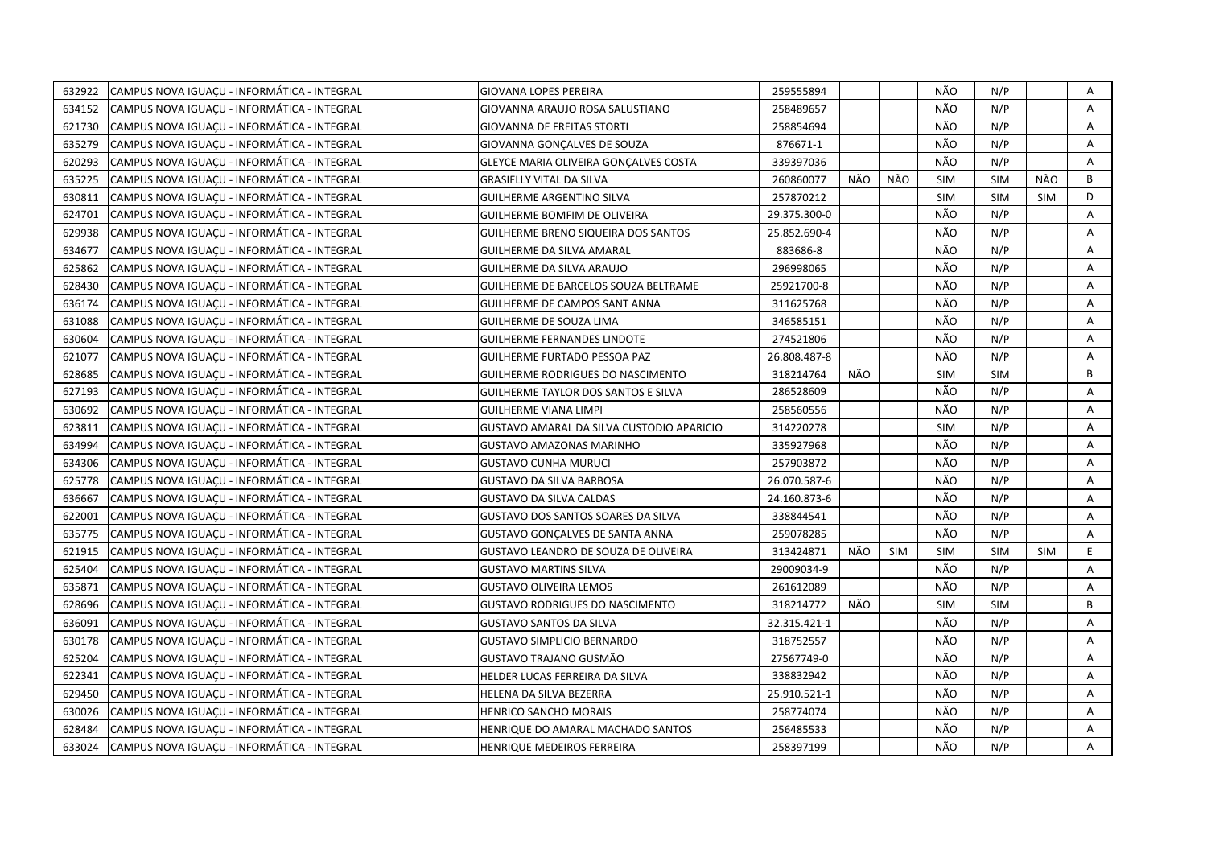| | | | | | | | | | |
|---|---|---|---|---|---|---|---|---|---|
| 632922 | CAMPUS NOVA IGUAÇU - INFORMÁTICA - INTEGRAL | GIOVANA LOPES PEREIRA | 259555894 | | | NÃO | N/P | | A |
| 634152 | CAMPUS NOVA IGUAÇU - INFORMÁTICA - INTEGRAL | GIOVANNA ARAUJO ROSA SALUSTIANO | 258489657 | | | NÃO | N/P | | A |
| 621730 | CAMPUS NOVA IGUAÇU - INFORMÁTICA - INTEGRAL | GIOVANNA DE FREITAS STORTI | 258854694 | | | NÃO | N/P | | A |
| 635279 | CAMPUS NOVA IGUAÇU - INFORMÁTICA - INTEGRAL | GIOVANNA GONÇALVES DE SOUZA | 876671-1 | | | NÃO | N/P | | A |
| 620293 | CAMPUS NOVA IGUAÇU - INFORMÁTICA - INTEGRAL | GLEYCE MARIA OLIVEIRA GONÇALVES COSTA | 339397036 | | | NÃO | N/P | | A |
| 635225 | CAMPUS NOVA IGUAÇU - INFORMÁTICA - INTEGRAL | GRASIELLY VITAL DA SILVA | 260860077 | NÃO | NÃO | SIM | SIM | NÃO | B |
| 630811 | CAMPUS NOVA IGUAÇU - INFORMÁTICA - INTEGRAL | GUILHERME ARGENTINO SILVA | 257870212 | | | SIM | SIM | SIM | D |
| 624701 | CAMPUS NOVA IGUAÇU - INFORMÁTICA - INTEGRAL | GUILHERME BOMFIM DE OLIVEIRA | 29.375.300-0 | | | NÃO | N/P | | A |
| 629938 | CAMPUS NOVA IGUAÇU - INFORMÁTICA - INTEGRAL | GUILHERME BRENO SIQUEIRA DOS SANTOS | 25.852.690-4 | | | NÃO | N/P | | A |
| 634677 | CAMPUS NOVA IGUAÇU - INFORMÁTICA - INTEGRAL | GUILHERME DA SILVA AMARAL | 883686-8 | | | NÃO | N/P | | A |
| 625862 | CAMPUS NOVA IGUAÇU - INFORMÁTICA - INTEGRAL | GUILHERME DA SILVA ARAUJO | 296998065 | | | NÃO | N/P | | A |
| 628430 | CAMPUS NOVA IGUAÇU - INFORMÁTICA - INTEGRAL | GUILHERME DE BARCELOS SOUZA BELTRAME | 25921700-8 | | | NÃO | N/P | | A |
| 636174 | CAMPUS NOVA IGUAÇU - INFORMÁTICA - INTEGRAL | GUILHERME DE CAMPOS SANT ANNA | 311625768 | | | NÃO | N/P | | A |
| 631088 | CAMPUS NOVA IGUAÇU - INFORMÁTICA - INTEGRAL | GUILHERME DE SOUZA LIMA | 346585151 | | | NÃO | N/P | | A |
| 630604 | CAMPUS NOVA IGUAÇU - INFORMÁTICA - INTEGRAL | GUILHERME FERNANDES LINDOTE | 274521806 | | | NÃO | N/P | | A |
| 621077 | CAMPUS NOVA IGUAÇU - INFORMÁTICA - INTEGRAL | GUILHERME FURTADO PESSOA PAZ | 26.808.487-8 | | | NÃO | N/P | | A |
| 628685 | CAMPUS NOVA IGUAÇU - INFORMÁTICA - INTEGRAL | GUILHERME RODRIGUES DO NASCIMENTO | 318214764 | NÃO | | SIM | SIM | | B |
| 627193 | CAMPUS NOVA IGUAÇU - INFORMÁTICA - INTEGRAL | GUILHERME TAYLOR DOS SANTOS E SILVA | 286528609 | | | NÃO | N/P | | A |
| 630692 | CAMPUS NOVA IGUAÇU - INFORMÁTICA - INTEGRAL | GUILHERME VIANA LIMPI | 258560556 | | | NÃO | N/P | | A |
| 623811 | CAMPUS NOVA IGUAÇU - INFORMÁTICA - INTEGRAL | GUSTAVO AMARAL DA SILVA CUSTODIO APARICIO | 314220278 | | | SIM | N/P | | A |
| 634994 | CAMPUS NOVA IGUAÇU - INFORMÁTICA - INTEGRAL | GUSTAVO AMAZONAS MARINHO | 335927968 | | | NÃO | N/P | | A |
| 634306 | CAMPUS NOVA IGUAÇU - INFORMÁTICA - INTEGRAL | GUSTAVO CUNHA MURUCI | 257903872 | | | NÃO | N/P | | A |
| 625778 | CAMPUS NOVA IGUAÇU - INFORMÁTICA - INTEGRAL | GUSTAVO DA SILVA BARBOSA | 26.070.587-6 | | | NÃO | N/P | | A |
| 636667 | CAMPUS NOVA IGUAÇU - INFORMÁTICA - INTEGRAL | GUSTAVO DA SILVA CALDAS | 24.160.873-6 | | | NÃO | N/P | | A |
| 622001 | CAMPUS NOVA IGUAÇU - INFORMÁTICA - INTEGRAL | GUSTAVO DOS SANTOS SOARES DA SILVA | 338844541 | | | NÃO | N/P | | A |
| 635775 | CAMPUS NOVA IGUAÇU - INFORMÁTICA - INTEGRAL | GUSTAVO GONÇALVES DE SANTA ANNA | 259078285 | | | NÃO | N/P | | A |
| 621915 | CAMPUS NOVA IGUAÇU - INFORMÁTICA - INTEGRAL | GUSTAVO LEANDRO DE SOUZA DE OLIVEIRA | 313424871 | NÃO | SIM | SIM | SIM | SIM | E |
| 625404 | CAMPUS NOVA IGUAÇU - INFORMÁTICA - INTEGRAL | GUSTAVO MARTINS SILVA | 29009034-9 | | | NÃO | N/P | | A |
| 635871 | CAMPUS NOVA IGUAÇU - INFORMÁTICA - INTEGRAL | GUSTAVO OLIVEIRA LEMOS | 261612089 | | | NÃO | N/P | | A |
| 628696 | CAMPUS NOVA IGUAÇU - INFORMÁTICA - INTEGRAL | GUSTAVO RODRIGUES DO NASCIMENTO | 318214772 | NÃO | | SIM | SIM | | B |
| 636091 | CAMPUS NOVA IGUAÇU - INFORMÁTICA - INTEGRAL | GUSTAVO SANTOS DA SILVA | 32.315.421-1 | | | NÃO | N/P | | A |
| 630178 | CAMPUS NOVA IGUAÇU - INFORMÁTICA - INTEGRAL | GUSTAVO SIMPLICIO BERNARDO | 318752557 | | | NÃO | N/P | | A |
| 625204 | CAMPUS NOVA IGUAÇU - INFORMÁTICA - INTEGRAL | GUSTAVO TRAJANO GUSMÃO | 27567749-0 | | | NÃO | N/P | | A |
| 622341 | CAMPUS NOVA IGUAÇU - INFORMÁTICA - INTEGRAL | HELDER LUCAS FERREIRA DA SILVA | 338832942 | | | NÃO | N/P | | A |
| 629450 | CAMPUS NOVA IGUAÇU - INFORMÁTICA - INTEGRAL | HELENA DA SILVA BEZERRA | 25.910.521-1 | | | NÃO | N/P | | A |
| 630026 | CAMPUS NOVA IGUAÇU - INFORMÁTICA - INTEGRAL | HENRICO SANCHO MORAIS | 258774074 | | | NÃO | N/P | | A |
| 628484 | CAMPUS NOVA IGUAÇU - INFORMÁTICA - INTEGRAL | HENRIQUE DO AMARAL MACHADO SANTOS | 256485533 | | | NÃO | N/P | | A |
| 633024 | CAMPUS NOVA IGUAÇU - INFORMÁTICA - INTEGRAL | HENRIQUE MEDEIROS FERREIRA | 258397199 | | | NÃO | N/P | | A |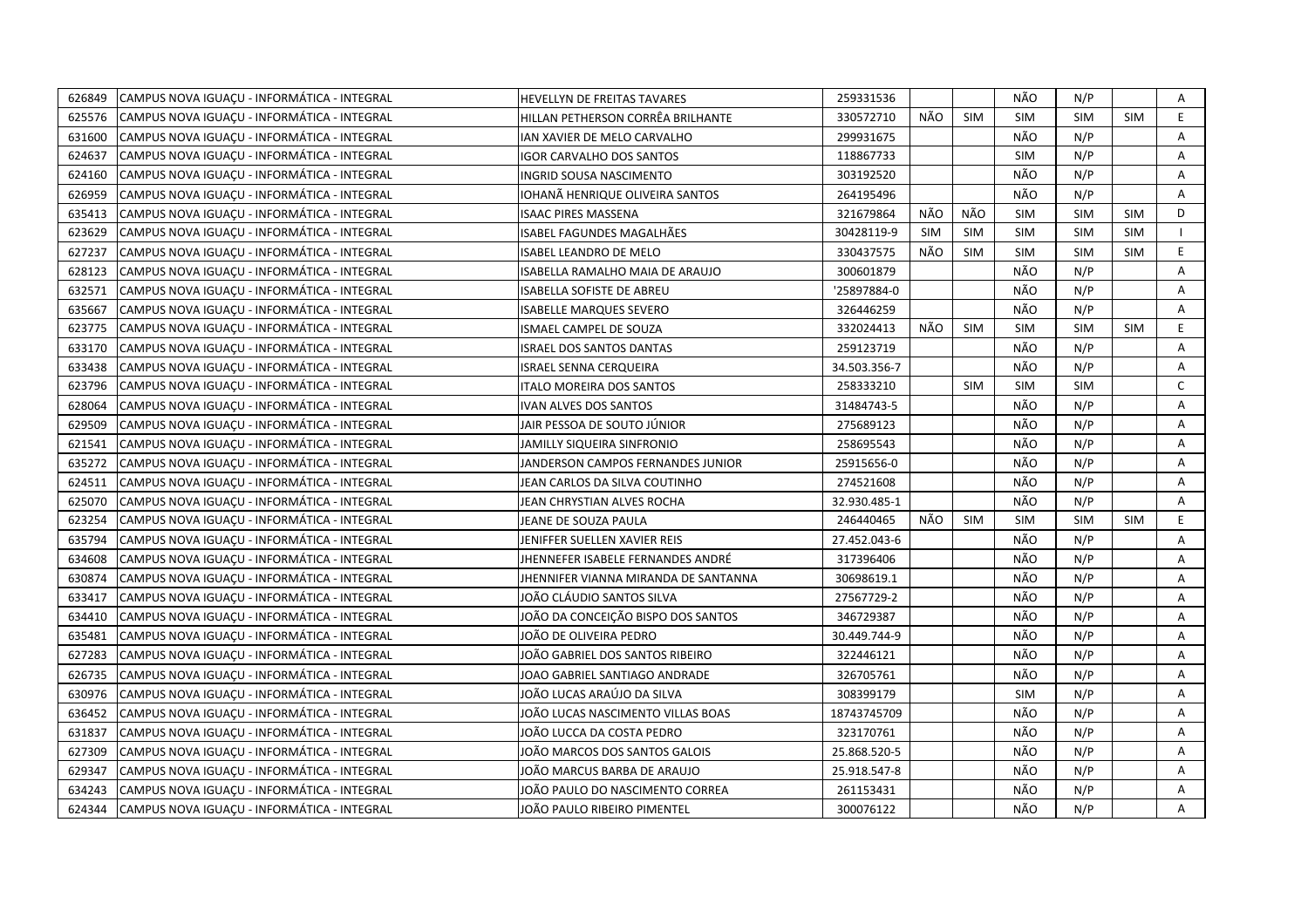| | | | | | | | | | |
|---|---|---|---|---|---|---|---|---|---|
| 626849 | CAMPUS NOVA IGUAÇU - INFORMÁTICA - INTEGRAL | HEVELLYN DE FREITAS TAVARES | 259331536 | | | NÃO | N/P | | A |
| 625576 | CAMPUS NOVA IGUAÇU - INFORMÁTICA - INTEGRAL | HILLAN PETHERSON CORRÊA BRILHANTE | 330572710 | NÃO | SIM | SIM | SIM | SIM | E |
| 631600 | CAMPUS NOVA IGUAÇU - INFORMÁTICA - INTEGRAL | IAN XAVIER DE MELO CARVALHO | 299931675 | | | NÃO | N/P | | A |
| 624637 | CAMPUS NOVA IGUAÇU - INFORMÁTICA - INTEGRAL | IGOR CARVALHO DOS SANTOS | 118867733 | | | SIM | N/P | | A |
| 624160 | CAMPUS NOVA IGUAÇU - INFORMÁTICA - INTEGRAL | INGRID SOUSA NASCIMENTO | 303192520 | | | NÃO | N/P | | A |
| 626959 | CAMPUS NOVA IGUAÇU - INFORMÁTICA - INTEGRAL | IOHANÃ HENRIQUE OLIVEIRA SANTOS | 264195496 | | | NÃO | N/P | | A |
| 635413 | CAMPUS NOVA IGUAÇU - INFORMÁTICA - INTEGRAL | ISAAC PIRES MASSENA | 321679864 | NÃO | NÃO | SIM | SIM | SIM | D |
| 623629 | CAMPUS NOVA IGUAÇU - INFORMÁTICA - INTEGRAL | ISABEL FAGUNDES MAGALHÃES | 30428119-9 | SIM | SIM | SIM | SIM | SIM | I |
| 627237 | CAMPUS NOVA IGUAÇU - INFORMÁTICA - INTEGRAL | ISABEL LEANDRO DE MELO | 330437575 | NÃO | SIM | SIM | SIM | SIM | E |
| 628123 | CAMPUS NOVA IGUAÇU - INFORMÁTICA - INTEGRAL | ISABELLA RAMALHO MAIA DE ARAUJO | 300601879 | | | NÃO | N/P | | A |
| 632571 | CAMPUS NOVA IGUAÇU - INFORMÁTICA - INTEGRAL | ISABELLA SOFISTE DE ABREU | '25897884-0 | | | NÃO | N/P | | A |
| 635667 | CAMPUS NOVA IGUAÇU - INFORMÁTICA - INTEGRAL | ISABELLE MARQUES SEVERO | 326446259 | | | NÃO | N/P | | A |
| 623775 | CAMPUS NOVA IGUAÇU - INFORMÁTICA - INTEGRAL | ISMAEL CAMPEL DE SOUZA | 332024413 | NÃO | SIM | SIM | SIM | SIM | E |
| 633170 | CAMPUS NOVA IGUAÇU - INFORMÁTICA - INTEGRAL | ISRAEL DOS SANTOS DANTAS | 259123719 | | | NÃO | N/P | | A |
| 633438 | CAMPUS NOVA IGUAÇU - INFORMÁTICA - INTEGRAL | ISRAEL SENNA CERQUEIRA | 34.503.356-7 | | | NÃO | N/P | | A |
| 623796 | CAMPUS NOVA IGUAÇU - INFORMÁTICA - INTEGRAL | ITALO MOREIRA DOS SANTOS | 258333210 | | SIM | SIM | SIM | | C |
| 628064 | CAMPUS NOVA IGUAÇU - INFORMÁTICA - INTEGRAL | IVAN ALVES DOS SANTOS | 31484743-5 | | | NÃO | N/P | | A |
| 629509 | CAMPUS NOVA IGUAÇU - INFORMÁTICA - INTEGRAL | JAIR PESSOA DE SOUTO JÚNIOR | 275689123 | | | NÃO | N/P | | A |
| 621541 | CAMPUS NOVA IGUAÇU - INFORMÁTICA - INTEGRAL | JAMILLY SIQUEIRA SINFRONIO | 258695543 | | | NÃO | N/P | | A |
| 635272 | CAMPUS NOVA IGUAÇU - INFORMÁTICA - INTEGRAL | JANDERSON CAMPOS FERNANDES JUNIOR | 25915656-0 | | | NÃO | N/P | | A |
| 624511 | CAMPUS NOVA IGUAÇU - INFORMÁTICA - INTEGRAL | JEAN CARLOS DA SILVA COUTINHO | 274521608 | | | NÃO | N/P | | A |
| 625070 | CAMPUS NOVA IGUAÇU - INFORMÁTICA - INTEGRAL | JEAN CHRYSTIAN ALVES ROCHA | 32.930.485-1 | | | NÃO | N/P | | A |
| 623254 | CAMPUS NOVA IGUAÇU - INFORMÁTICA - INTEGRAL | JEANE DE SOUZA PAULA | 246440465 | NÃO | SIM | SIM | SIM | SIM | E |
| 635794 | CAMPUS NOVA IGUAÇU - INFORMÁTICA - INTEGRAL | JENIFFER SUELLEN XAVIER REIS | 27.452.043-6 | | | NÃO | N/P | | A |
| 634608 | CAMPUS NOVA IGUAÇU - INFORMÁTICA - INTEGRAL | JHENNEFER ISABELE FERNANDES ANDRÉ | 317396406 | | | NÃO | N/P | | A |
| 630874 | CAMPUS NOVA IGUAÇU - INFORMÁTICA - INTEGRAL | JHENNIFER VIANNA MIRANDA DE SANTANNA | 30698619.1 | | | NÃO | N/P | | A |
| 633417 | CAMPUS NOVA IGUAÇU - INFORMÁTICA - INTEGRAL | JOÃO CLÁUDIO SANTOS SILVA | 27567729-2 | | | NÃO | N/P | | A |
| 634410 | CAMPUS NOVA IGUAÇU - INFORMÁTICA - INTEGRAL | JOÃO DA CONCEIÇÃO BISPO DOS SANTOS | 346729387 | | | NÃO | N/P | | A |
| 635481 | CAMPUS NOVA IGUAÇU - INFORMÁTICA - INTEGRAL | JOÃO DE OLIVEIRA PEDRO | 30.449.744-9 | | | NÃO | N/P | | A |
| 627283 | CAMPUS NOVA IGUAÇU - INFORMÁTICA - INTEGRAL | JOÃO GABRIEL DOS SANTOS RIBEIRO | 322446121 | | | NÃO | N/P | | A |
| 626735 | CAMPUS NOVA IGUAÇU - INFORMÁTICA - INTEGRAL | JOAO GABRIEL SANTIAGO ANDRADE | 326705761 | | | NÃO | N/P | | A |
| 630976 | CAMPUS NOVA IGUAÇU - INFORMÁTICA - INTEGRAL | JOÃO LUCAS ARAÚJO DA SILVA | 308399179 | | | SIM | N/P | | A |
| 636452 | CAMPUS NOVA IGUAÇU - INFORMÁTICA - INTEGRAL | JOÃO LUCAS NASCIMENTO VILLAS BOAS | 18743745709 | | | NÃO | N/P | | A |
| 631837 | CAMPUS NOVA IGUAÇU - INFORMÁTICA - INTEGRAL | JOÃO LUCCA DA COSTA PEDRO | 323170761 | | | NÃO | N/P | | A |
| 627309 | CAMPUS NOVA IGUAÇU - INFORMÁTICA - INTEGRAL | JOÃO MARCOS DOS SANTOS GALOIS | 25.868.520-5 | | | NÃO | N/P | | A |
| 629347 | CAMPUS NOVA IGUAÇU - INFORMÁTICA - INTEGRAL | JOÃO MARCUS BARBA DE ARAUJO | 25.918.547-8 | | | NÃO | N/P | | A |
| 634243 | CAMPUS NOVA IGUAÇU - INFORMÁTICA - INTEGRAL | JOÃO PAULO DO NASCIMENTO CORREA | 261153431 | | | NÃO | N/P | | A |
| 624344 | CAMPUS NOVA IGUAÇU - INFORMÁTICA - INTEGRAL | JOÃO PAULO RIBEIRO PIMENTEL | 300076122 | | | NÃO | N/P | | A |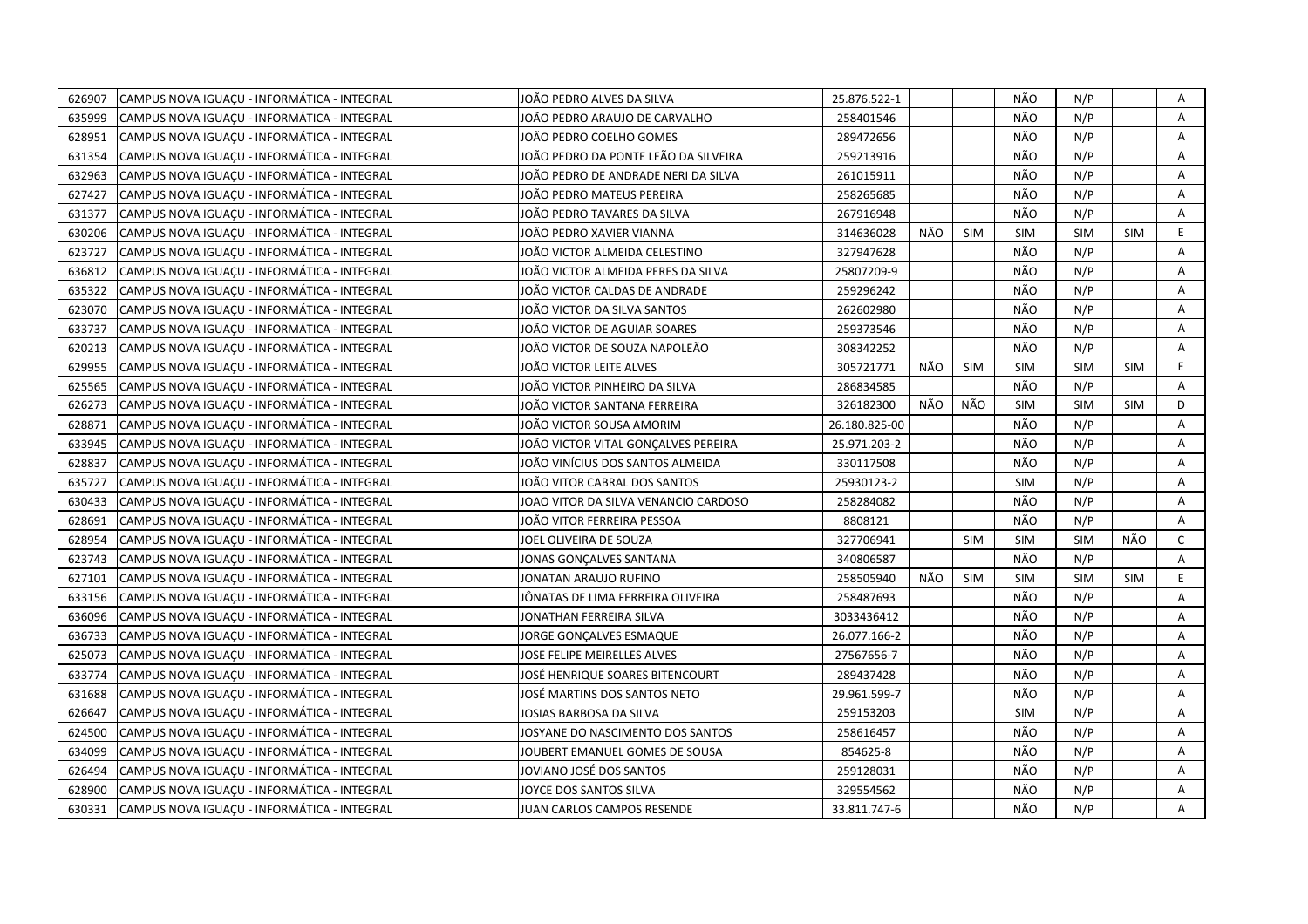| | | | | | | | | | |
|---|---|---|---|---|---|---|---|---|---|
| 626907 | CAMPUS NOVA IGUAÇU - INFORMÁTICA - INTEGRAL | JOÃO PEDRO ALVES DA SILVA | 25.876.522-1 | | | NÃO | N/P | | A |
| 635999 | CAMPUS NOVA IGUAÇU - INFORMÁTICA - INTEGRAL | JOÃO PEDRO ARAUJO DE CARVALHO | 258401546 | | | NÃO | N/P | | A |
| 628951 | CAMPUS NOVA IGUAÇU - INFORMÁTICA - INTEGRAL | JOÃO PEDRO COELHO GOMES | 289472656 | | | NÃO | N/P | | A |
| 631354 | CAMPUS NOVA IGUAÇU - INFORMÁTICA - INTEGRAL | JOÃO PEDRO DA PONTE LEÃO DA SILVEIRA | 259213916 | | | NÃO | N/P | | A |
| 632963 | CAMPUS NOVA IGUAÇU - INFORMÁTICA - INTEGRAL | JOÃO PEDRO DE ANDRADE NERI DA SILVA | 261015911 | | | NÃO | N/P | | A |
| 627427 | CAMPUS NOVA IGUAÇU - INFORMÁTICA - INTEGRAL | JOÃO PEDRO MATEUS PEREIRA | 258265685 | | | NÃO | N/P | | A |
| 631377 | CAMPUS NOVA IGUAÇU - INFORMÁTICA - INTEGRAL | JOÃO PEDRO TAVARES DA SILVA | 267916948 | | | NÃO | N/P | | A |
| 630206 | CAMPUS NOVA IGUAÇU - INFORMÁTICA - INTEGRAL | JOÃO PEDRO XAVIER VIANNA | 314636028 | NÃO | SIM | SIM | SIM | SIM | E |
| 623727 | CAMPUS NOVA IGUAÇU - INFORMÁTICA - INTEGRAL | JOÃO VICTOR ALMEIDA CELESTINO | 327947628 | | | NÃO | N/P | | A |
| 636812 | CAMPUS NOVA IGUAÇU - INFORMÁTICA - INTEGRAL | JOÃO VICTOR ALMEIDA PERES DA SILVA | 25807209-9 | | | NÃO | N/P | | A |
| 635322 | CAMPUS NOVA IGUAÇU - INFORMÁTICA - INTEGRAL | JOÃO VICTOR CALDAS DE ANDRADE | 259296242 | | | NÃO | N/P | | A |
| 623070 | CAMPUS NOVA IGUAÇU - INFORMÁTICA - INTEGRAL | JOÃO VICTOR DA SILVA SANTOS | 262602980 | | | NÃO | N/P | | A |
| 633737 | CAMPUS NOVA IGUAÇU - INFORMÁTICA - INTEGRAL | JOÃO VICTOR DE AGUIAR SOARES | 259373546 | | | NÃO | N/P | | A |
| 620213 | CAMPUS NOVA IGUAÇU - INFORMÁTICA - INTEGRAL | JOÃO VICTOR DE SOUZA NAPOLEÃO | 308342252 | | | NÃO | N/P | | A |
| 629955 | CAMPUS NOVA IGUAÇU - INFORMÁTICA - INTEGRAL | JOÃO VICTOR LEITE ALVES | 305721771 | NÃO | SIM | SIM | SIM | SIM | E |
| 625565 | CAMPUS NOVA IGUAÇU - INFORMÁTICA - INTEGRAL | JOÃO VICTOR PINHEIRO DA SILVA | 286834585 | | | NÃO | N/P | | A |
| 626273 | CAMPUS NOVA IGUAÇU - INFORMÁTICA - INTEGRAL | JOÃO VICTOR SANTANA FERREIRA | 326182300 | NÃO | NÃO | SIM | SIM | SIM | D |
| 628871 | CAMPUS NOVA IGUAÇU - INFORMÁTICA - INTEGRAL | JOÃO VICTOR SOUSA AMORIM | 26.180.825-00 | | | NÃO | N/P | | A |
| 633945 | CAMPUS NOVA IGUAÇU - INFORMÁTICA - INTEGRAL | JOÃO VICTOR VITAL GONÇALVES PEREIRA | 25.971.203-2 | | | NÃO | N/P | | A |
| 628837 | CAMPUS NOVA IGUAÇU - INFORMÁTICA - INTEGRAL | JOÃO VINÍCIUS DOS SANTOS ALMEIDA | 330117508 | | | NÃO | N/P | | A |
| 635727 | CAMPUS NOVA IGUAÇU - INFORMÁTICA - INTEGRAL | JOÃO VITOR CABRAL DOS SANTOS | 25930123-2 | | | SIM | N/P | | A |
| 630433 | CAMPUS NOVA IGUAÇU - INFORMÁTICA - INTEGRAL | JOAO VITOR DA SILVA VENANCIO CARDOSO | 258284082 | | | NÃO | N/P | | A |
| 628691 | CAMPUS NOVA IGUAÇU - INFORMÁTICA - INTEGRAL | JOÃO VITOR FERREIRA PESSOA | 8808121 | | | NÃO | N/P | | A |
| 628954 | CAMPUS NOVA IGUAÇU - INFORMÁTICA - INTEGRAL | JOEL OLIVEIRA DE SOUZA | 327706941 | | SIM | SIM | SIM | NÃO | C |
| 623743 | CAMPUS NOVA IGUAÇU - INFORMÁTICA - INTEGRAL | JONAS GONÇALVES SANTANA | 340806587 | | | NÃO | N/P | | A |
| 627101 | CAMPUS NOVA IGUAÇU - INFORMÁTICA - INTEGRAL | JONATAN ARAUJO RUFINO | 258505940 | NÃO | SIM | SIM | SIM | SIM | E |
| 633156 | CAMPUS NOVA IGUAÇU - INFORMÁTICA - INTEGRAL | JÔNATAS DE LIMA FERREIRA OLIVEIRA | 258487693 | | | NÃO | N/P | | A |
| 636096 | CAMPUS NOVA IGUAÇU - INFORMÁTICA - INTEGRAL | JONATHAN FERREIRA SILVA | 3033436412 | | | NÃO | N/P | | A |
| 636733 | CAMPUS NOVA IGUAÇU - INFORMÁTICA - INTEGRAL | JORGE GONÇALVES ESMAQUE | 26.077.166-2 | | | NÃO | N/P | | A |
| 625073 | CAMPUS NOVA IGUAÇU - INFORMÁTICA - INTEGRAL | JOSE FELIPE MEIRELLES ALVES | 27567656-7 | | | NÃO | N/P | | A |
| 633774 | CAMPUS NOVA IGUAÇU - INFORMÁTICA - INTEGRAL | JOSÉ HENRIQUE SOARES BITENCOURT | 289437428 | | | NÃO | N/P | | A |
| 631688 | CAMPUS NOVA IGUAÇU - INFORMÁTICA - INTEGRAL | JOSÉ MARTINS DOS SANTOS NETO | 29.961.599-7 | | | NÃO | N/P | | A |
| 626647 | CAMPUS NOVA IGUAÇU - INFORMÁTICA - INTEGRAL | JOSIAS BARBOSA DA SILVA | 259153203 | | | SIM | N/P | | A |
| 624500 | CAMPUS NOVA IGUAÇU - INFORMÁTICA - INTEGRAL | JOSYANE DO NASCIMENTO DOS SANTOS | 258616457 | | | NÃO | N/P | | A |
| 634099 | CAMPUS NOVA IGUAÇU - INFORMÁTICA - INTEGRAL | JOUBERT EMANUEL GOMES DE SOUSA | 854625-8 | | | NÃO | N/P | | A |
| 626494 | CAMPUS NOVA IGUAÇU - INFORMÁTICA - INTEGRAL | JOVIANO JOSÉ DOS SANTOS | 259128031 | | | NÃO | N/P | | A |
| 628900 | CAMPUS NOVA IGUAÇU - INFORMÁTICA - INTEGRAL | JOYCE DOS SANTOS SILVA | 329554562 | | | NÃO | N/P | | A |
| 630331 | CAMPUS NOVA IGUAÇU - INFORMÁTICA - INTEGRAL | JUAN CARLOS CAMPOS RESENDE | 33.811.747-6 | | | NÃO | N/P | | A |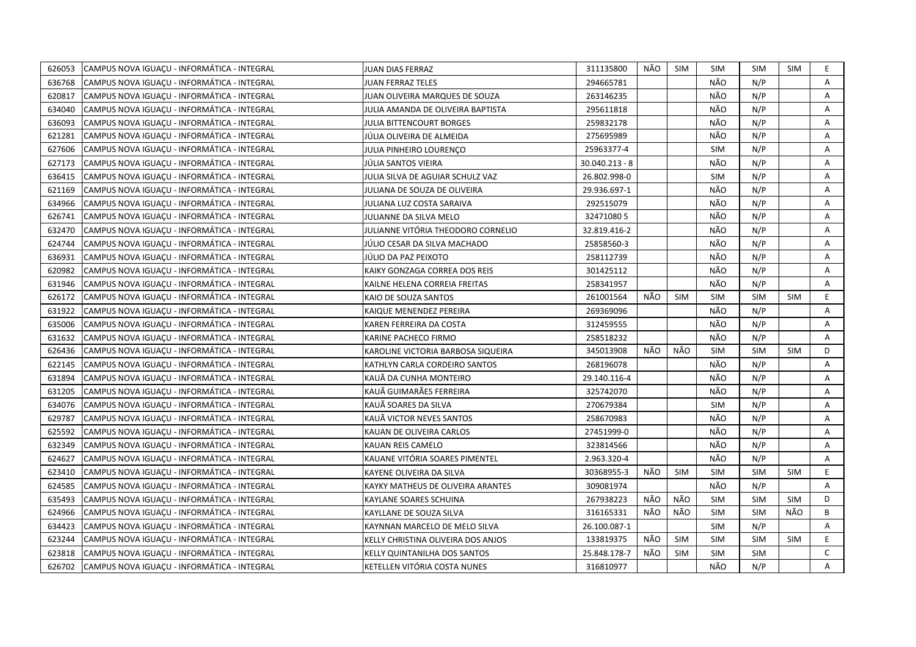| | | | | | | | | | |
|---|---|---|---|---|---|---|---|---|---|
| 626053 | CAMPUS NOVA IGUAÇU - INFORMÁTICA - INTEGRAL | JUAN DIAS FERRAZ | 311135800 | NÃO | SIM | SIM | SIM | SIM | E |
| 636768 | CAMPUS NOVA IGUAÇU - INFORMÁTICA - INTEGRAL | JUAN FERRAZ TELES | 294665781 | | | NÃO | N/P | | A |
| 620817 | CAMPUS NOVA IGUAÇU - INFORMÁTICA - INTEGRAL | JUAN OLIVEIRA MARQUES DE SOUZA | 263146235 | | | NÃO | N/P | | A |
| 634040 | CAMPUS NOVA IGUAÇU - INFORMÁTICA - INTEGRAL | JULIA AMANDA DE OLIVEIRA BAPTISTA | 295611818 | | | NÃO | N/P | | A |
| 636093 | CAMPUS NOVA IGUAÇU - INFORMÁTICA - INTEGRAL | JULIA BITTENCOURT BORGES | 259832178 | | | NÃO | N/P | | A |
| 621281 | CAMPUS NOVA IGUAÇU - INFORMÁTICA - INTEGRAL | JÚLIA OLIVEIRA DE ALMEIDA | 275695989 | | | NÃO | N/P | | A |
| 627606 | CAMPUS NOVA IGUAÇU - INFORMÁTICA - INTEGRAL | JULIA PINHEIRO LOURENÇO | 25963377-4 | | | SIM | N/P | | A |
| 627173 | CAMPUS NOVA IGUAÇU - INFORMÁTICA - INTEGRAL | JÚLIA SANTOS VIEIRA | 30.040.213 - 8 | | | NÃO | N/P | | A |
| 636415 | CAMPUS NOVA IGUAÇU - INFORMÁTICA - INTEGRAL | JULIA SILVA DE AGUIAR SCHULZ VAZ | 26.802.998-0 | | | SIM | N/P | | A |
| 621169 | CAMPUS NOVA IGUAÇU - INFORMÁTICA - INTEGRAL | JULIANA DE SOUZA DE OLIVEIRA | 29.936.697-1 | | | NÃO | N/P | | A |
| 634966 | CAMPUS NOVA IGUAÇU - INFORMÁTICA - INTEGRAL | JULIANA LUZ COSTA SARAIVA | 292515079 | | | NÃO | N/P | | A |
| 626741 | CAMPUS NOVA IGUAÇU - INFORMÁTICA - INTEGRAL | JULIANNE DA SILVA MELO | 32471080 5 | | | NÃO | N/P | | A |
| 632470 | CAMPUS NOVA IGUAÇU - INFORMÁTICA - INTEGRAL | JULIANNE VITÓRIA THEODORO CORNELIO | 32.819.416-2 | | | NÃO | N/P | | A |
| 624744 | CAMPUS NOVA IGUAÇU - INFORMÁTICA - INTEGRAL | JÚLIO CESAR DA SILVA MACHADO | 25858560-3 | | | NÃO | N/P | | A |
| 636931 | CAMPUS NOVA IGUAÇU - INFORMÁTICA - INTEGRAL | JÚLIO DA PAZ PEIXOTO | 258112739 | | | NÃO | N/P | | A |
| 620982 | CAMPUS NOVA IGUAÇU - INFORMÁTICA - INTEGRAL | KAIKY GONZAGA CORREA DOS REIS | 301425112 | | | NÃO | N/P | | A |
| 631946 | CAMPUS NOVA IGUAÇU - INFORMÁTICA - INTEGRAL | KAILNE HELENA CORREIA FREITAS | 258341957 | | | NÃO | N/P | | A |
| 626172 | CAMPUS NOVA IGUAÇU - INFORMÁTICA - INTEGRAL | KAIO DE SOUZA SANTOS | 261001564 | NÃO | SIM | SIM | SIM | SIM | E |
| 631922 | CAMPUS NOVA IGUAÇU - INFORMÁTICA - INTEGRAL | KAIQUE MENENDEZ PEREIRA | 269369096 | | | NÃO | N/P | | A |
| 635006 | CAMPUS NOVA IGUAÇU - INFORMÁTICA - INTEGRAL | KAREN FERREIRA DA COSTA | 312459555 | | | NÃO | N/P | | A |
| 631632 | CAMPUS NOVA IGUAÇU - INFORMÁTICA - INTEGRAL | KARINE PACHECO FIRMO | 258518232 | | | NÃO | N/P | | A |
| 626436 | CAMPUS NOVA IGUAÇU - INFORMÁTICA - INTEGRAL | KAROLINE VICTORIA BARBOSA SIQUEIRA | 345013908 | NÃO | NÃO | SIM | SIM | SIM | D |
| 622145 | CAMPUS NOVA IGUAÇU - INFORMÁTICA - INTEGRAL | KATHLYN CARLA CORDEIRO SANTOS | 268196078 | | | NÃO | N/P | | A |
| 631894 | CAMPUS NOVA IGUAÇU - INFORMÁTICA - INTEGRAL | KAUÃ DA CUNHA MONTEIRO | 29.140.116-4 | | | NÃO | N/P | | A |
| 631205 | CAMPUS NOVA IGUAÇU - INFORMÁTICA - INTEGRAL | KAUÃ GUIMARÃES FERREIRA | 325742070 | | | NÃO | N/P | | A |
| 634076 | CAMPUS NOVA IGUAÇU - INFORMÁTICA - INTEGRAL | KAUÃ SOARES DA SILVA | 270679384 | | | SIM | N/P | | A |
| 629787 | CAMPUS NOVA IGUAÇU - INFORMÁTICA - INTEGRAL | KAUÃ VICTOR NEVES SANTOS | 258670983 | | | NÃO | N/P | | A |
| 625592 | CAMPUS NOVA IGUAÇU - INFORMÁTICA - INTEGRAL | KAUAN DE OLIVEIRA CARLOS | 27451999-0 | | | NÃO | N/P | | A |
| 632349 | CAMPUS NOVA IGUAÇU - INFORMÁTICA - INTEGRAL | KAUAN REIS CAMELO | 323814566 | | | NÃO | N/P | | A |
| 624627 | CAMPUS NOVA IGUAÇU - INFORMÁTICA - INTEGRAL | KAUANE VITÓRIA SOARES PIMENTEL | 2.963.320-4 | | | NÃO | N/P | | A |
| 623410 | CAMPUS NOVA IGUAÇU - INFORMÁTICA - INTEGRAL | KAYENE OLIVEIRA DA SILVA | 30368955-3 | NÃO | SIM | SIM | SIM | SIM | E |
| 624585 | CAMPUS NOVA IGUAÇU - INFORMÁTICA - INTEGRAL | KAYKY MATHEUS DE OLIVEIRA ARANTES | 309081974 | | | NÃO | N/P | | A |
| 635493 | CAMPUS NOVA IGUAÇU - INFORMÁTICA - INTEGRAL | KAYLANE SOARES SCHUINA | 267938223 | NÃO | NÃO | SIM | SIM | SIM | D |
| 624966 | CAMPUS NOVA IGUAÇU - INFORMÁTICA - INTEGRAL | KAYLLANE DE SOUZA SILVA | 316165331 | NÃO | NÃO | SIM | SIM | NÃO | B |
| 634423 | CAMPUS NOVA IGUAÇU - INFORMÁTICA - INTEGRAL | KAYNNAN MARCELO DE MELO SILVA | 26.100.087-1 | | | SIM | N/P | | A |
| 623244 | CAMPUS NOVA IGUAÇU - INFORMÁTICA - INTEGRAL | KELLY CHRISTINA OLIVEIRA DOS ANJOS | 133819375 | NÃO | SIM | SIM | SIM | SIM | E |
| 623818 | CAMPUS NOVA IGUAÇU - INFORMÁTICA - INTEGRAL | KELLY QUINTANILHA DOS SANTOS | 25.848.178-7 | NÃO | SIM | SIM | SIM | | C |
| 626702 | CAMPUS NOVA IGUAÇU - INFORMÁTICA - INTEGRAL | KETELLEN VITÓRIA COSTA NUNES | 316810977 | | | NÃO | N/P | | A |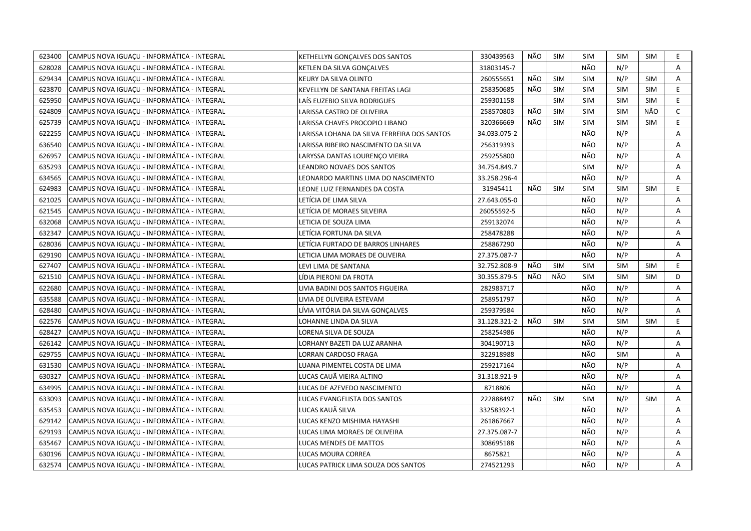| | | | | | | | | | |
|---|---|---|---|---|---|---|---|---|---|
| 623400 | CAMPUS NOVA IGUAÇU - INFORMÁTICA - INTEGRAL | KETHELLYN GONÇALVES DOS SANTOS | 330439563 | NÃO | SIM | SIM | SIM | SIM | E |
| 628028 | CAMPUS NOVA IGUAÇU - INFORMÁTICA - INTEGRAL | KETLEN DA SILVA GONÇALVES | 31803145-7 | | | NÃO | N/P | | A |
| 629434 | CAMPUS NOVA IGUAÇU - INFORMÁTICA - INTEGRAL | KEURY DA SILVA OLINTO | 260555651 | NÃO | SIM | SIM | N/P | SIM | A |
| 623870 | CAMPUS NOVA IGUAÇU - INFORMÁTICA - INTEGRAL | KEVELLYN DE SANTANA FREITAS LAGI | 258350685 | NÃO | SIM | SIM | SIM | SIM | E |
| 625950 | CAMPUS NOVA IGUAÇU - INFORMÁTICA - INTEGRAL | LAÍS EUZEBIO SILVA RODRIGUES | 259301158 | | SIM | SIM | SIM | SIM | E |
| 624809 | CAMPUS NOVA IGUAÇU - INFORMÁTICA - INTEGRAL | LARISSA CASTRO DE OLIVEIRA | 258570803 | NÃO | SIM | SIM | SIM | NÃO | C |
| 625739 | CAMPUS NOVA IGUAÇU - INFORMÁTICA - INTEGRAL | LARISSA CHAVES PROCOPIO LIBANO | 320366669 | NÃO | SIM | SIM | SIM | SIM | E |
| 622255 | CAMPUS NOVA IGUAÇU - INFORMÁTICA - INTEGRAL | LARISSA LOHANA DA SILVA FERREIRA DOS SANTOS | 34.033.075-2 | | | NÃO | N/P | | A |
| 636540 | CAMPUS NOVA IGUAÇU - INFORMÁTICA - INTEGRAL | LARISSA RIBEIRO NASCIMENTO DA SILVA | 256319393 | | | NÃO | N/P | | A |
| 626957 | CAMPUS NOVA IGUAÇU - INFORMÁTICA - INTEGRAL | LARYSSA DANTAS LOURENÇO VIEIRA | 259255800 | | | NÃO | N/P | | A |
| 635293 | CAMPUS NOVA IGUAÇU - INFORMÁTICA - INTEGRAL | LEANDRO NOVAES DOS SANTOS | 34.754.849.7 | | | SIM | N/P | | A |
| 634565 | CAMPUS NOVA IGUAÇU - INFORMÁTICA - INTEGRAL | LEONARDO MARTINS LIMA DO NASCIMENTO | 33.258.296-4 | | | NÃO | N/P | | A |
| 624983 | CAMPUS NOVA IGUAÇU - INFORMÁTICA - INTEGRAL | LEONE LUIZ FERNANDES DA COSTA | 31945411 | NÃO | SIM | SIM | SIM | SIM | E |
| 621025 | CAMPUS NOVA IGUAÇU - INFORMÁTICA - INTEGRAL | LETÍCIA DE LIMA SILVA | 27.643.055-0 | | | NÃO | N/P | | A |
| 621545 | CAMPUS NOVA IGUAÇU - INFORMÁTICA - INTEGRAL | LETÍCIA DE MORAES SILVEIRA | 26055592-5 | | | NÃO | N/P | | A |
| 632068 | CAMPUS NOVA IGUAÇU - INFORMÁTICA - INTEGRAL | LETICIA DE SOUZA LIMA | 259132074 | | | NÃO | N/P | | A |
| 632347 | CAMPUS NOVA IGUAÇU - INFORMÁTICA - INTEGRAL | LETÍCIA FORTUNA DA SILVA | 258478288 | | | NÃO | N/P | | A |
| 628036 | CAMPUS NOVA IGUAÇU - INFORMÁTICA - INTEGRAL | LETÍCIA FURTADO DE BARROS LINHARES | 258867290 | | | NÃO | N/P | | A |
| 629190 | CAMPUS NOVA IGUAÇU - INFORMÁTICA - INTEGRAL | LETICIA LIMA MORAES DE OLIVEIRA | 27.375.087-7 | | | NÃO | N/P | | A |
| 627407 | CAMPUS NOVA IGUAÇU - INFORMÁTICA - INTEGRAL | LEVI LIMA DE SANTANA | 32.752.808-9 | NÃO | SIM | SIM | SIM | SIM | E |
| 621510 | CAMPUS NOVA IGUAÇU - INFORMÁTICA - INTEGRAL | LÍDIA PIERONI DA FROTA | 30.355.879-5 | NÃO | NÃO | SIM | SIM | SIM | D |
| 622680 | CAMPUS NOVA IGUAÇU - INFORMÁTICA - INTEGRAL | LIVIA BADINI DOS SANTOS FIGUEIRA | 282983717 | | | NÃO | N/P | | A |
| 635588 | CAMPUS NOVA IGUAÇU - INFORMÁTICA - INTEGRAL | LIVIA DE OLIVEIRA ESTEVAM | 258951797 | | | NÃO | N/P | | A |
| 628480 | CAMPUS NOVA IGUAÇU - INFORMÁTICA - INTEGRAL | LÍVIA VITÓRIA DA SILVA GONÇALVES | 259379584 | | | NÃO | N/P | | A |
| 622576 | CAMPUS NOVA IGUAÇU - INFORMÁTICA - INTEGRAL | LOHANNE LINDA DA SILVA | 31.128.321-2 | NÃO | SIM | SIM | SIM | SIM | E |
| 628427 | CAMPUS NOVA IGUAÇU - INFORMÁTICA - INTEGRAL | LORENA SILVA DE SOUZA | 258254986 | | | NÃO | N/P | | A |
| 626142 | CAMPUS NOVA IGUAÇU - INFORMÁTICA - INTEGRAL | LORHANY BAZETI DA LUZ ARANHA | 304190713 | | | NÃO | N/P | | A |
| 629755 | CAMPUS NOVA IGUAÇU - INFORMÁTICA - INTEGRAL | LORRAN CARDOSO FRAGA | 322918988 | | | NÃO | SIM | | A |
| 631530 | CAMPUS NOVA IGUAÇU - INFORMÁTICA - INTEGRAL | LUANA PIMENTEL COSTA DE LIMA | 259217164 | | | NÃO | N/P | | A |
| 630327 | CAMPUS NOVA IGUAÇU - INFORMÁTICA - INTEGRAL | LUCAS CAUÃ VIEIRA ALTINO | 31.318.921-9 | | | NÃO | N/P | | A |
| 634995 | CAMPUS NOVA IGUAÇU - INFORMÁTICA - INTEGRAL | LUCAS DE AZEVEDO NASCIMENTO | 8718806 | | | NÃO | N/P | | A |
| 633093 | CAMPUS NOVA IGUAÇU - INFORMÁTICA - INTEGRAL | LUCAS EVANGELISTA DOS SANTOS | 222888497 | NÃO | SIM | SIM | N/P | SIM | A |
| 635453 | CAMPUS NOVA IGUAÇU - INFORMÁTICA - INTEGRAL | LUCAS KAUÃ SILVA | 33258392-1 | | | NÃO | N/P | | A |
| 629142 | CAMPUS NOVA IGUAÇU - INFORMÁTICA - INTEGRAL | LUCAS KENZO MISHIMA HAYASHI | 261867667 | | | NÃO | N/P | | A |
| 629193 | CAMPUS NOVA IGUAÇU - INFORMÁTICA - INTEGRAL | LUCAS LIMA MORAES DE OLIVEIRA | 27.375.087-7 | | | NÃO | N/P | | A |
| 635467 | CAMPUS NOVA IGUAÇU - INFORMÁTICA - INTEGRAL | LUCAS MENDES DE MATTOS | 308695188 | | | NÃO | N/P | | A |
| 630196 | CAMPUS NOVA IGUAÇU - INFORMÁTICA - INTEGRAL | LUCAS MOURA CORREA | 8675821 | | | NÃO | N/P | | A |
| 632574 | CAMPUS NOVA IGUAÇU - INFORMÁTICA - INTEGRAL | LUCAS PATRICK LIMA SOUZA DOS SANTOS | 274521293 | | | NÃO | N/P | | A |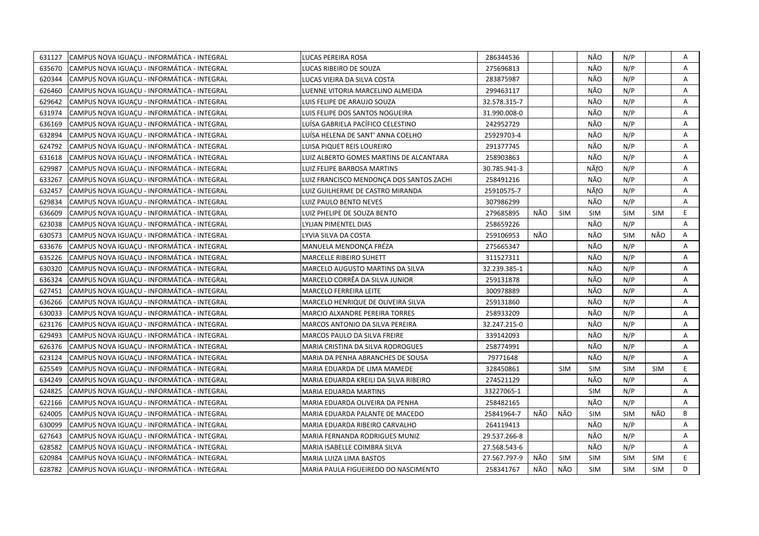| | | | | | | | | | |
|---|---|---|---|---|---|---|---|---|---|
| 631127 | CAMPUS NOVA IGUAÇU - INFORMÁTICA - INTEGRAL | LUCAS PEREIRA ROSA | 286344536 | | | NÃO | N/P | | A |
| 635670 | CAMPUS NOVA IGUAÇU - INFORMÁTICA - INTEGRAL | LUCAS RIBEIRO DE SOUZA | 275696813 | | | NÃO | N/P | | A |
| 620344 | CAMPUS NOVA IGUAÇU - INFORMÁTICA - INTEGRAL | LUCAS VIEIRA DA SILVA COSTA | 283875987 | | | NÃO | N/P | | A |
| 626460 | CAMPUS NOVA IGUAÇU - INFORMÁTICA - INTEGRAL | LUENNE VITORIA MARCELINO ALMEIDA | 299463117 | | | NÃO | N/P | | A |
| 629642 | CAMPUS NOVA IGUAÇU - INFORMÁTICA - INTEGRAL | LUIS FELIPE DE ARAUJO SOUZA | 32.578.315-7 | | | NÃO | N/P | | A |
| 631974 | CAMPUS NOVA IGUAÇU - INFORMÁTICA - INTEGRAL | LUIS FELIPE DOS SANTOS NOGUEIRA | 31.990.008-0 | | | NÃO | N/P | | A |
| 636169 | CAMPUS NOVA IGUAÇU - INFORMÁTICA - INTEGRAL | LUÍSA GABRIELA PACÍFICO CELESTINO | 242952729 | | | NÃO | N/P | | A |
| 632894 | CAMPUS NOVA IGUAÇU - INFORMÁTICA - INTEGRAL | LUÍSA HELENA DE SANT' ANNA COELHO | 25929703-4 | | | NÃO | N/P | | A |
| 624792 | CAMPUS NOVA IGUAÇU - INFORMÁTICA - INTEGRAL | LUISA PIQUET REIS LOUREIRO | 291377745 | | | NÃO | N/P | | A |
| 631618 | CAMPUS NOVA IGUAÇU - INFORMÁTICA - INTEGRAL | LUIZ ALBERTO GOMES MARTINS DE ALCANTARA | 258903863 | | | NÃO | N/P | | A |
| 629987 | CAMPUS NOVA IGUAÇU - INFORMÁTICA - INTEGRAL | LUIZ FELIPE BARBOSA MARTINS | 30.785.941-3 | | | NÃfO | N/P | | A |
| 633267 | CAMPUS NOVA IGUAÇU - INFORMÁTICA - INTEGRAL | LUIZ FRANCISCO MENDONÇA DOS SANTOS ZACHI | 258491216 | | | NÃO | N/P | | A |
| 632457 | CAMPUS NOVA IGUAÇU - INFORMÁTICA - INTEGRAL | LUIZ GUILHERME DE CASTRO MIRANDA | 25910575-7 | | | NÃfO | N/P | | A |
| 629834 | CAMPUS NOVA IGUAÇU - INFORMÁTICA - INTEGRAL | LUIZ PAULO BENTO NEVES | 307986299 | | | NÃO | N/P | | A |
| 636609 | CAMPUS NOVA IGUAÇU - INFORMÁTICA - INTEGRAL | LUIZ PHELIPE DE SOUZA BENTO | 279685895 | NÃO | SIM | SIM | SIM | SIM | E |
| 623038 | CAMPUS NOVA IGUAÇU - INFORMÁTICA - INTEGRAL | LYLIAN PIMENTEL DIAS | 258659226 | | | NÃO | N/P | | A |
| 630573 | CAMPUS NOVA IGUAÇU - INFORMÁTICA - INTEGRAL | LYVIA SILVA DA COSTA | 259106953 | NÃO | | NÃO | SIM | NÃO | A |
| 633676 | CAMPUS NOVA IGUAÇU - INFORMÁTICA - INTEGRAL | MANUELA MENDONÇA FRÉZA | 275665347 | | | NÃO | N/P | | A |
| 635226 | CAMPUS NOVA IGUAÇU - INFORMÁTICA - INTEGRAL | MARCELLE RIBEIRO SUHETT | 311527311 | | | NÃO | N/P | | A |
| 630320 | CAMPUS NOVA IGUAÇU - INFORMÁTICA - INTEGRAL | MARCELO AUGUSTO MARTINS DA SILVA | 32.239.385-1 | | | NÃO | N/P | | A |
| 636324 | CAMPUS NOVA IGUAÇU - INFORMÁTICA - INTEGRAL | MARCELO CORRÊA DA SILVA JUNIOR | 259131878 | | | NÃO | N/P | | A |
| 627451 | CAMPUS NOVA IGUAÇU - INFORMÁTICA - INTEGRAL | MARCELO FERREIRA LEITE | 300978889 | | | NÃO | N/P | | A |
| 636266 | CAMPUS NOVA IGUAÇU - INFORMÁTICA - INTEGRAL | MARCELO HENRIQUE DE OLIVEIRA SILVA | 259131860 | | | NÃO | N/P | | A |
| 630033 | CAMPUS NOVA IGUAÇU - INFORMÁTICA - INTEGRAL | MARCIO ALXANDRE PEREIRA TORRES | 258933209 | | | NÃO | N/P | | A |
| 623176 | CAMPUS NOVA IGUAÇU - INFORMÁTICA - INTEGRAL | MARCOS ANTONIO DA SILVA PEREIRA | 32.247.215-0 | | | NÃO | N/P | | A |
| 629493 | CAMPUS NOVA IGUAÇU - INFORMÁTICA - INTEGRAL | MARCOS PAULO DA SILVA FREIRE | 339142093 | | | NÃO | N/P | | A |
| 626376 | CAMPUS NOVA IGUAÇU - INFORMÁTICA - INTEGRAL | MARIA CRISTINA DA SILVA RODROGUES | 258774991 | | | NÃO | N/P | | A |
| 623124 | CAMPUS NOVA IGUAÇU - INFORMÁTICA - INTEGRAL | MARIA DA PENHA ABRANCHES DE SOUSA | 79771648 | | | NÃO | N/P | | A |
| 625549 | CAMPUS NOVA IGUAÇU - INFORMÁTICA - INTEGRAL | MARIA EDUARDA DE LIMA MAMEDE | 328450861 | | SIM | SIM | SIM | SIM | E |
| 634249 | CAMPUS NOVA IGUAÇU - INFORMÁTICA - INTEGRAL | MARIA EDUARDA KREILI DA SILVA RIBEIRO | 274521129 | | | NÃO | N/P | | A |
| 624825 | CAMPUS NOVA IGUAÇU - INFORMÁTICA - INTEGRAL | MARIA EDUARDA MARTINS | 33227065-1 | | | SIM | N/P | | A |
| 622166 | CAMPUS NOVA IGUAÇU - INFORMÁTICA - INTEGRAL | MARIA EDUARDA OLIVEIRA DA PENHA | 258482165 | | | NÃO | N/P | | A |
| 624005 | CAMPUS NOVA IGUAÇU - INFORMÁTICA - INTEGRAL | MARIA EDUARDA PALANTE DE MACEDO | 25841964-7 | NÃO | NÃO | SIM | SIM | NÃO | B |
| 630099 | CAMPUS NOVA IGUAÇU - INFORMÁTICA - INTEGRAL | MARIA EDUARDA RIBEIRO CARVALHO | 264119413 | | | NÃO | N/P | | A |
| 627643 | CAMPUS NOVA IGUAÇU - INFORMÁTICA - INTEGRAL | MARIA FERNANDA RODRIGUES MUNIZ | 29.537.266-8 | | | NÃO | N/P | | A |
| 628582 | CAMPUS NOVA IGUAÇU - INFORMÁTICA - INTEGRAL | MARIA ISABELLE COIMBRA SILVA | 27.568.543-6 | | | NÃO | N/P | | A |
| 620984 | CAMPUS NOVA IGUAÇU - INFORMÁTICA - INTEGRAL | MARIA LUIZA LIMA BASTOS | 27.567.797-9 | NÃO | SIM | SIM | SIM | SIM | E |
| 628782 | CAMPUS NOVA IGUAÇU - INFORMÁTICA - INTEGRAL | MARIA PAULA FIGUEIREDO DO NASCIMENTO | 258341767 | NÃO | NÃO | SIM | SIM | SIM | D |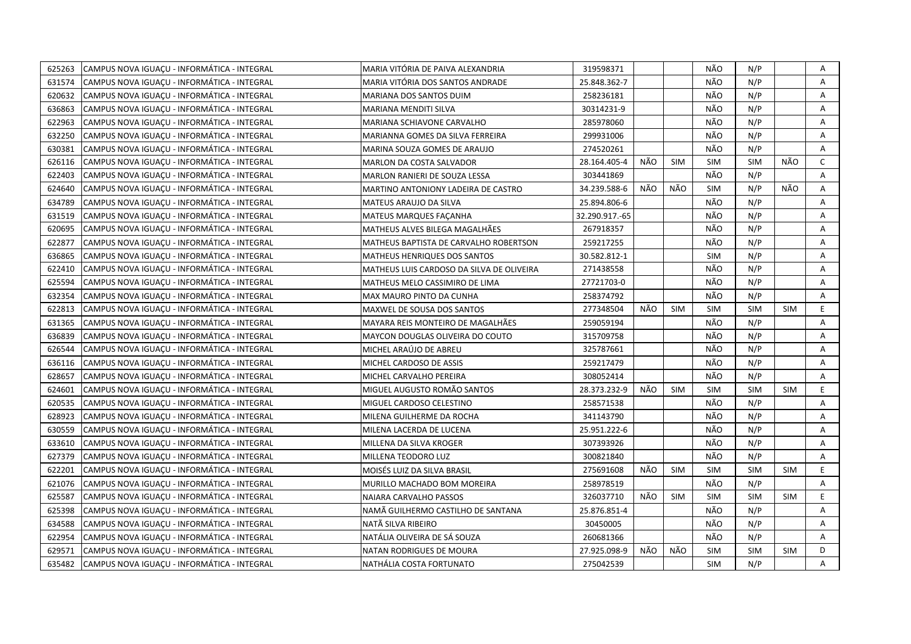| | | | | | | | | | |
|---|---|---|---|---|---|---|---|---|---|
| 625263 | CAMPUS NOVA IGUAÇU - INFORMÁTICA - INTEGRAL | MARIA VITÓRIA DE PAIVA ALEXANDRIA | 319598371 | | | NÃO | N/P | | A |
| 631574 | CAMPUS NOVA IGUAÇU - INFORMÁTICA - INTEGRAL | MARIA VITÓRIA DOS SANTOS ANDRADE | 25.848.362-7 | | | NÃO | N/P | | A |
| 620632 | CAMPUS NOVA IGUAÇU - INFORMÁTICA - INTEGRAL | MARIANA DOS SANTOS DUIM | 258236181 | | | NÃO | N/P | | A |
| 636863 | CAMPUS NOVA IGUAÇU - INFORMÁTICA - INTEGRAL | MARIANA MENDITI SILVA | 30314231-9 | | | NÃO | N/P | | A |
| 622963 | CAMPUS NOVA IGUAÇU - INFORMÁTICA - INTEGRAL | MARIANA SCHIAVONE CARVALHO | 285978060 | | | NÃO | N/P | | A |
| 632250 | CAMPUS NOVA IGUAÇU - INFORMÁTICA - INTEGRAL | MARIANNA GOMES DA SILVA FERREIRA | 299931006 | | | NÃO | N/P | | A |
| 630381 | CAMPUS NOVA IGUAÇU - INFORMÁTICA - INTEGRAL | MARINA SOUZA GOMES DE ARAUJO | 274520261 | | | NÃO | N/P | | A |
| 626116 | CAMPUS NOVA IGUAÇU - INFORMÁTICA - INTEGRAL | MARLON DA COSTA SALVADOR | 28.164.405-4 | NÃO | SIM | SIM | SIM | NÃO | C |
| 622403 | CAMPUS NOVA IGUAÇU - INFORMÁTICA - INTEGRAL | MARLON RANIERI DE SOUZA LESSA | 303441869 | | | NÃO | N/P | | A |
| 624640 | CAMPUS NOVA IGUAÇU - INFORMÁTICA - INTEGRAL | MARTINO ANTONIONY LADEIRA DE CASTRO | 34.239.588-6 | NÃO | NÃO | SIM | N/P | NÃO | A |
| 634789 | CAMPUS NOVA IGUAÇU - INFORMÁTICA - INTEGRAL | MATEUS ARAUJO DA SILVA | 25.894.806-6 | | | NÃO | N/P | | A |
| 631519 | CAMPUS NOVA IGUAÇU - INFORMÁTICA - INTEGRAL | MATEUS MARQUES FAÇANHA | 32.290.917.-65 | | | NÃO | N/P | | A |
| 620695 | CAMPUS NOVA IGUAÇU - INFORMÁTICA - INTEGRAL | MATHEUS ALVES BILEGA MAGALHÃES | 267918357 | | | NÃO | N/P | | A |
| 622877 | CAMPUS NOVA IGUAÇU - INFORMÁTICA - INTEGRAL | MATHEUS BAPTISTA DE CARVALHO ROBERTSON | 259217255 | | | NÃO | N/P | | A |
| 636865 | CAMPUS NOVA IGUAÇU - INFORMÁTICA - INTEGRAL | MATHEUS HENRIQUES DOS SANTOS | 30.582.812-1 | | | SIM | N/P | | A |
| 622410 | CAMPUS NOVA IGUAÇU - INFORMÁTICA - INTEGRAL | MATHEUS LUIS CARDOSO DA SILVA DE OLIVEIRA | 271438558 | | | NÃO | N/P | | A |
| 625594 | CAMPUS NOVA IGUAÇU - INFORMÁTICA - INTEGRAL | MATHEUS MELO CASSIMIRO DE LIMA | 27721703-0 | | | NÃO | N/P | | A |
| 632354 | CAMPUS NOVA IGUAÇU - INFORMÁTICA - INTEGRAL | MAX MAURO PINTO DA CUNHA | 258374792 | | | NÃO | N/P | | A |
| 622813 | CAMPUS NOVA IGUAÇU - INFORMÁTICA - INTEGRAL | MAXWEL DE SOUSA DOS SANTOS | 277348504 | NÃO | SIM | SIM | SIM | SIM | E |
| 631365 | CAMPUS NOVA IGUAÇU - INFORMÁTICA - INTEGRAL | MAYARA REIS MONTEIRO DE MAGALHÃES | 259059194 | | | NÃO | N/P | | A |
| 636839 | CAMPUS NOVA IGUAÇU - INFORMÁTICA - INTEGRAL | MAYCON DOUGLAS OLIVEIRA DO COUTO | 315709758 | | | NÃO | N/P | | A |
| 626544 | CAMPUS NOVA IGUAÇU - INFORMÁTICA - INTEGRAL | MICHEL ARAÚJO DE ABREU | 325787661 | | | NÃO | N/P | | A |
| 636116 | CAMPUS NOVA IGUAÇU - INFORMÁTICA - INTEGRAL | MICHEL CARDOSO DE ASSIS | 259217479 | | | NÃO | N/P | | A |
| 628657 | CAMPUS NOVA IGUAÇU - INFORMÁTICA - INTEGRAL | MICHEL CARVALHO PEREIRA | 308052414 | | | NÃO | N/P | | A |
| 624601 | CAMPUS NOVA IGUAÇU - INFORMÁTICA - INTEGRAL | MIGUEL AUGUSTO ROMÃO SANTOS | 28.373.232-9 | NÃO | SIM | SIM | SIM | SIM | E |
| 620535 | CAMPUS NOVA IGUAÇU - INFORMÁTICA - INTEGRAL | MIGUEL CARDOSO CELESTINO | 258571538 | | | NÃO | N/P | | A |
| 628923 | CAMPUS NOVA IGUAÇU - INFORMÁTICA - INTEGRAL | MILENA GUILHERME DA ROCHA | 341143790 | | | NÃO | N/P | | A |
| 630559 | CAMPUS NOVA IGUAÇU - INFORMÁTICA - INTEGRAL | MILENA LACERDA DE LUCENA | 25.951.222-6 | | | NÃO | N/P | | A |
| 633610 | CAMPUS NOVA IGUAÇU - INFORMÁTICA - INTEGRAL | MILLENA DA SILVA KROGER | 307393926 | | | NÃO | N/P | | A |
| 627379 | CAMPUS NOVA IGUAÇU - INFORMÁTICA - INTEGRAL | MILLENA TEODORO LUZ | 300821840 | | | NÃO | N/P | | A |
| 622201 | CAMPUS NOVA IGUAÇU - INFORMÁTICA - INTEGRAL | MOISÉS LUIZ DA SILVA BRASIL | 275691608 | NÃO | SIM | SIM | SIM | SIM | E |
| 621076 | CAMPUS NOVA IGUAÇU - INFORMÁTICA - INTEGRAL | MURILLO MACHADO BOM MOREIRA | 258978519 | | | NÃO | N/P | | A |
| 625587 | CAMPUS NOVA IGUAÇU - INFORMÁTICA - INTEGRAL | NAIARA CARVALHO PASSOS | 326037710 | NÃO | SIM | SIM | SIM | SIM | E |
| 625398 | CAMPUS NOVA IGUAÇU - INFORMÁTICA - INTEGRAL | NAMÃ GUILHERMO CASTILHO DE SANTANA | 25.876.851-4 | | | NÃO | N/P | | A |
| 634588 | CAMPUS NOVA IGUAÇU - INFORMÁTICA - INTEGRAL | NATÃ SILVA RIBEIRO | 30450005 | | | NÃO | N/P | | A |
| 622954 | CAMPUS NOVA IGUAÇU - INFORMÁTICA - INTEGRAL | NATÁLIA OLIVEIRA DE SÁ SOUZA | 260681366 | | | NÃO | N/P | | A |
| 629571 | CAMPUS NOVA IGUAÇU - INFORMÁTICA - INTEGRAL | NATAN RODRIGUES DE MOURA | 27.925.098-9 | NÃO | NÃO | SIM | SIM | SIM | D |
| 635482 | CAMPUS NOVA IGUAÇU - INFORMÁTICA - INTEGRAL | NATHÁLIA COSTA FORTUNATO | 275042539 | | | SIM | N/P | | A |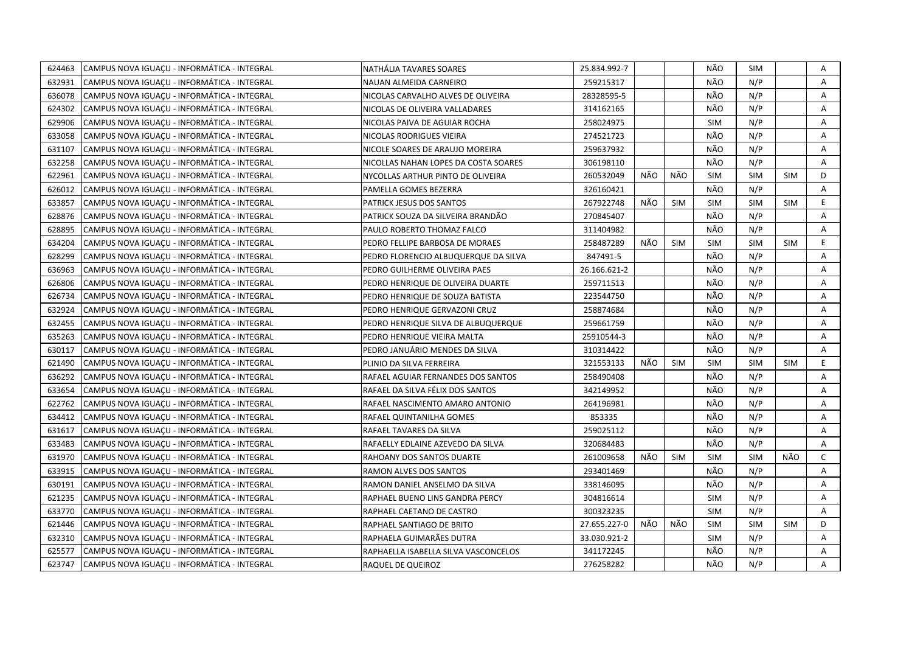| | | | | | | | | | | |
|---|---|---|---|---|---|---|---|---|---|---|
| 624463 | CAMPUS NOVA IGUAÇU - INFORMÁTICA - INTEGRAL | NATHÁLIA TAVARES SOARES | 25.834.992-7 | | | NÃO | SIM | | A |
| 632931 | CAMPUS NOVA IGUAÇU - INFORMÁTICA - INTEGRAL | NAUAN ALMEIDA CARNEIRO | 259215317 | | | NÃO | N/P | | A |
| 636078 | CAMPUS NOVA IGUAÇU - INFORMÁTICA - INTEGRAL | NICOLAS CARVALHO ALVES DE OLIVEIRA | 28328595-5 | | | NÃO | N/P | | A |
| 624302 | CAMPUS NOVA IGUAÇU - INFORMÁTICA - INTEGRAL | NICOLAS DE OLIVEIRA VALLADARES | 314162165 | | | NÃO | N/P | | A |
| 629906 | CAMPUS NOVA IGUAÇU - INFORMÁTICA - INTEGRAL | NICOLAS PAIVA DE AGUIAR ROCHA | 258024975 | | | SIM | N/P | | A |
| 633058 | CAMPUS NOVA IGUAÇU - INFORMÁTICA - INTEGRAL | NICOLAS RODRIGUES VIEIRA | 274521723 | | | NÃO | N/P | | A |
| 631107 | CAMPUS NOVA IGUAÇU - INFORMÁTICA - INTEGRAL | NICOLE SOARES DE ARAUJO MOREIRA | 259637932 | | | NÃO | N/P | | A |
| 632258 | CAMPUS NOVA IGUAÇU - INFORMÁTICA - INTEGRAL | NICOLLAS NAHAN LOPES DA COSTA SOARES | 306198110 | | | NÃO | N/P | | A |
| 622961 | CAMPUS NOVA IGUAÇU - INFORMÁTICA - INTEGRAL | NYCOLLAS ARTHUR PINTO DE OLIVEIRA | 260532049 | NÃO | NÃO | SIM | SIM | SIM | D |
| 626012 | CAMPUS NOVA IGUAÇU - INFORMÁTICA - INTEGRAL | PAMELLA GOMES BEZERRA | 326160421 | | | NÃO | N/P | | A |
| 633857 | CAMPUS NOVA IGUAÇU - INFORMÁTICA - INTEGRAL | PATRICK JESUS DOS SANTOS | 267922748 | NÃO | SIM | SIM | SIM | SIM | E |
| 628876 | CAMPUS NOVA IGUAÇU - INFORMÁTICA - INTEGRAL | PATRICK SOUZA DA SILVEIRA BRANDÃO | 270845407 | | | NÃO | N/P | | A |
| 628895 | CAMPUS NOVA IGUAÇU - INFORMÁTICA - INTEGRAL | PAULO ROBERTO THOMAZ FALCO | 311404982 | | | NÃO | N/P | | A |
| 634204 | CAMPUS NOVA IGUAÇU - INFORMÁTICA - INTEGRAL | PEDRO FELLIPE BARBOSA DE MORAES | 258487289 | NÃO | SIM | SIM | SIM | SIM | E |
| 628299 | CAMPUS NOVA IGUAÇU - INFORMÁTICA - INTEGRAL | PEDRO FLORENCIO ALBUQUERQUE DA SILVA | 847491-5 | | | NÃO | N/P | | A |
| 636963 | CAMPUS NOVA IGUAÇU - INFORMÁTICA - INTEGRAL | PEDRO GUILHERME OLIVEIRA PAES | 26.166.621-2 | | | NÃO | N/P | | A |
| 626806 | CAMPUS NOVA IGUAÇU - INFORMÁTICA - INTEGRAL | PEDRO HENRIQUE DE OLIVEIRA DUARTE | 259711513 | | | NÃO | N/P | | A |
| 626734 | CAMPUS NOVA IGUAÇU - INFORMÁTICA - INTEGRAL | PEDRO HENRIQUE DE SOUZA BATISTA | 223544750 | | | NÃO | N/P | | A |
| 632924 | CAMPUS NOVA IGUAÇU - INFORMÁTICA - INTEGRAL | PEDRO HENRIQUE GERVAZONI CRUZ | 258874684 | | | NÃO | N/P | | A |
| 632455 | CAMPUS NOVA IGUAÇU - INFORMÁTICA - INTEGRAL | PEDRO HENRIQUE SILVA DE ALBUQUERQUE | 259661759 | | | NÃO | N/P | | A |
| 635263 | CAMPUS NOVA IGUAÇU - INFORMÁTICA - INTEGRAL | PEDRO HENRIQUE VIEIRA MALTA | 25910544-3 | | | NÃO | N/P | | A |
| 630117 | CAMPUS NOVA IGUAÇU - INFORMÁTICA - INTEGRAL | PEDRO JANUÁRIO MENDES DA SILVA | 310314422 | | | NÃO | N/P | | A |
| 621490 | CAMPUS NOVA IGUAÇU - INFORMÁTICA - INTEGRAL | PLINIO DA SILVA FERREIRA | 321553133 | NÃO | SIM | SIM | SIM | SIM | E |
| 636292 | CAMPUS NOVA IGUAÇU - INFORMÁTICA - INTEGRAL | RAFAEL AGUIAR FERNANDES DOS SANTOS | 258490408 | | | NÃO | N/P | | A |
| 633654 | CAMPUS NOVA IGUAÇU - INFORMÁTICA - INTEGRAL | RAFAEL DA SILVA FÉLIX DOS SANTOS | 342149952 | | | NÃO | N/P | | A |
| 622762 | CAMPUS NOVA IGUAÇU - INFORMÁTICA - INTEGRAL | RAFAEL NASCIMENTO AMARO ANTONIO | 264196981 | | | NÃO | N/P | | A |
| 634412 | CAMPUS NOVA IGUAÇU - INFORMÁTICA - INTEGRAL | RAFAEL QUINTANILHA GOMES | 853335 | | | NÃO | N/P | | A |
| 631617 | CAMPUS NOVA IGUAÇU - INFORMÁTICA - INTEGRAL | RAFAEL TAVARES DA SILVA | 259025112 | | | NÃO | N/P | | A |
| 633483 | CAMPUS NOVA IGUAÇU - INFORMÁTICA - INTEGRAL | RAFAELLY EDLAINE AZEVEDO DA SILVA | 320684483 | | | NÃO | N/P | | A |
| 631970 | CAMPUS NOVA IGUAÇU - INFORMÁTICA - INTEGRAL | RAHOANY DOS SANTOS DUARTE | 261009658 | NÃO | SIM | SIM | SIM | NÃO | C |
| 633915 | CAMPUS NOVA IGUAÇU - INFORMÁTICA - INTEGRAL | RAMON ALVES DOS SANTOS | 293401469 | | | NÃO | N/P | | A |
| 630191 | CAMPUS NOVA IGUAÇU - INFORMÁTICA - INTEGRAL | RAMON DANIEL ANSELMO DA SILVA | 338146095 | | | NÃO | N/P | | A |
| 621235 | CAMPUS NOVA IGUAÇU - INFORMÁTICA - INTEGRAL | RAPHAEL BUENO LINS GANDRA PERCY | 304816614 | | | SIM | N/P | | A |
| 633770 | CAMPUS NOVA IGUAÇU - INFORMÁTICA - INTEGRAL | RAPHAEL CAETANO DE CASTRO | 300323235 | | | SIM | N/P | | A |
| 621446 | CAMPUS NOVA IGUAÇU - INFORMÁTICA - INTEGRAL | RAPHAEL SANTIAGO DE BRITO | 27.655.227-0 | NÃO | NÃO | SIM | SIM | SIM | D |
| 632310 | CAMPUS NOVA IGUAÇU - INFORMÁTICA - INTEGRAL | RAPHAELA GUIMARÃES DUTRA | 33.030.921-2 | | | SIM | N/P | | A |
| 625577 | CAMPUS NOVA IGUAÇU - INFORMÁTICA - INTEGRAL | RAPHAELLA ISABELLA SILVA VASCONCELOS | 341172245 | | | NÃO | N/P | | A |
| 623747 | CAMPUS NOVA IGUAÇU - INFORMÁTICA - INTEGRAL | RAQUEL DE QUEIROZ | 276258282 | | | NÃO | N/P | | A |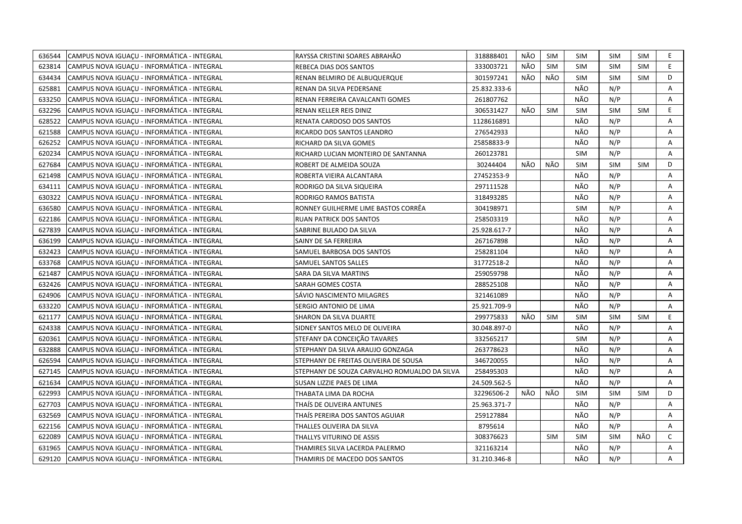| | | | | | | | | | |
|---|---|---|---|---|---|---|---|---|---|
| 636544 | CAMPUS NOVA IGUAÇU - INFORMÁTICA - INTEGRAL | RAYSSA CRISTINI SOARES ABRAHÃO | 318888401 | NÃO | SIM | SIM | SIM | SIM | E |
| 623814 | CAMPUS NOVA IGUAÇU - INFORMÁTICA - INTEGRAL | REBECA DIAS DOS SANTOS | 333003721 | NÃO | SIM | SIM | SIM | SIM | E |
| 634434 | CAMPUS NOVA IGUAÇU - INFORMÁTICA - INTEGRAL | RENAN BELMIRO DE ALBUQUERQUE | 301597241 | NÃO | NÃO | SIM | SIM | SIM | D |
| 625881 | CAMPUS NOVA IGUAÇU - INFORMÁTICA - INTEGRAL | RENAN DA SILVA PEDERSANE | 25.832.333-6 | | | NÃO | N/P | | A |
| 633250 | CAMPUS NOVA IGUAÇU - INFORMÁTICA - INTEGRAL | RENAN FERREIRA CAVALCANTI GOMES | 261807762 | | | NÃO | N/P | | A |
| 632296 | CAMPUS NOVA IGUAÇU - INFORMÁTICA - INTEGRAL | RENAN KELLER REIS DINIZ | 306531427 | NÃO | SIM | SIM | SIM | SIM | E |
| 628522 | CAMPUS NOVA IGUAÇU - INFORMÁTICA - INTEGRAL | RENATA CARDOSO DOS SANTOS | 1128616891 | | | NÃO | N/P | | A |
| 621588 | CAMPUS NOVA IGUAÇU - INFORMÁTICA - INTEGRAL | RICARDO DOS SANTOS LEANDRO | 276542933 | | | NÃO | N/P | | A |
| 626252 | CAMPUS NOVA IGUAÇU - INFORMÁTICA - INTEGRAL | RICHARD DA SILVA GOMES | 25858833-9 | | | NÃO | N/P | | A |
| 620234 | CAMPUS NOVA IGUAÇU - INFORMÁTICA - INTEGRAL | RICHARD LUCIAN MONTEIRO DE SANTANNA | 260123781 | | | SIM | N/P | | A |
| 627684 | CAMPUS NOVA IGUAÇU - INFORMÁTICA - INTEGRAL | ROBERT DE ALMEIDA SOUZA | 30244404 | NÃO | NÃO | SIM | SIM | SIM | D |
| 621498 | CAMPUS NOVA IGUAÇU - INFORMÁTICA - INTEGRAL | ROBERTA VIEIRA ALCANTARA | 27452353-9 | | | NÃO | N/P | | A |
| 634111 | CAMPUS NOVA IGUAÇU - INFORMÁTICA - INTEGRAL | RODRIGO DA SILVA SIQUEIRA | 297111528 | | | NÃO | N/P | | A |
| 630322 | CAMPUS NOVA IGUAÇU - INFORMÁTICA - INTEGRAL | RODRIGO RAMOS BATISTA | 318493285 | | | NÃO | N/P | | A |
| 636580 | CAMPUS NOVA IGUAÇU - INFORMÁTICA - INTEGRAL | RONNEY GUILHERME LIME BASTOS CORRÊA | 304198971 | | | SIM | N/P | | A |
| 622186 | CAMPUS NOVA IGUAÇU - INFORMÁTICA - INTEGRAL | RUAN PATRICK DOS SANTOS | 258503319 | | | NÃO | N/P | | A |
| 627839 | CAMPUS NOVA IGUAÇU - INFORMÁTICA - INTEGRAL | SABRINE BULADO DA SILVA | 25.928.617-7 | | | NÃO | N/P | | A |
| 636199 | CAMPUS NOVA IGUAÇU - INFORMÁTICA - INTEGRAL | SAINY DE SA FERREIRA | 267167898 | | | NÃO | N/P | | A |
| 632423 | CAMPUS NOVA IGUAÇU - INFORMÁTICA - INTEGRAL | SAMUEL BARBOSA DOS SANTOS | 258281104 | | | NÃO | N/P | | A |
| 633768 | CAMPUS NOVA IGUAÇU - INFORMÁTICA - INTEGRAL | SAMUEL SANTOS SALLES | 31772518-2 | | | NÃO | N/P | | A |
| 621487 | CAMPUS NOVA IGUAÇU - INFORMÁTICA - INTEGRAL | SARA DA SILVA MARTINS | 259059798 | | | NÃO | N/P | | A |
| 632426 | CAMPUS NOVA IGUAÇU - INFORMÁTICA - INTEGRAL | SARAH GOMES COSTA | 288525108 | | | NÃO | N/P | | A |
| 624906 | CAMPUS NOVA IGUAÇU - INFORMÁTICA - INTEGRAL | SÁVIO NASCIMENTO MILAGRES | 321461089 | | | NÃO | N/P | | A |
| 633220 | CAMPUS NOVA IGUAÇU - INFORMÁTICA - INTEGRAL | SERGIO ANTONIO DE LIMA | 25.921.709-9 | | | NÃO | N/P | | A |
| 621177 | CAMPUS NOVA IGUAÇU - INFORMÁTICA - INTEGRAL | SHARON DA SILVA DUARTE | 299775833 | NÃO | SIM | SIM | SIM | SIM | E |
| 624338 | CAMPUS NOVA IGUAÇU - INFORMÁTICA - INTEGRAL | SIDNEY SANTOS MELO DE OLIVEIRA | 30.048.897-0 | | | NÃO | N/P | | A |
| 620361 | CAMPUS NOVA IGUAÇU - INFORMÁTICA - INTEGRAL | STEFANY DA CONCEIÇÃO TAVARES | 332565217 | | | SIM | N/P | | A |
| 632888 | CAMPUS NOVA IGUAÇU - INFORMÁTICA - INTEGRAL | STEPHANY DA SILVA ARAUJO GONZAGA | 263778623 | | | NÃO | N/P | | A |
| 626594 | CAMPUS NOVA IGUAÇU - INFORMÁTICA - INTEGRAL | STEPHANY DE FREITAS OLIVEIRA DE SOUSA | 346720055 | | | NÃO | N/P | | A |
| 627145 | CAMPUS NOVA IGUAÇU - INFORMÁTICA - INTEGRAL | STEPHANY DE SOUZA CARVALHO ROMUALDO DA SILVA | 258495303 | | | NÃO | N/P | | A |
| 621634 | CAMPUS NOVA IGUAÇU - INFORMÁTICA - INTEGRAL | SUSAN LIZZIE PAES DE LIMA | 24.509.562-5 | | | NÃO | N/P | | A |
| 622993 | CAMPUS NOVA IGUAÇU - INFORMÁTICA - INTEGRAL | THABATA LIMA DA ROCHA | 32296506-2 | NÃO | NÃO | SIM | SIM | SIM | D |
| 627703 | CAMPUS NOVA IGUAÇU - INFORMÁTICA - INTEGRAL | THAÍS DE OLIVEIRA ANTUNES | 25.963.371-7 | | | NÃO | N/P | | A |
| 632569 | CAMPUS NOVA IGUAÇU - INFORMÁTICA - INTEGRAL | THAÍS PEREIRA DOS SANTOS AGUIAR | 259127884 | | | NÃO | N/P | | A |
| 622156 | CAMPUS NOVA IGUAÇU - INFORMÁTICA - INTEGRAL | THALLES OLIVEIRA DA SILVA | 8795614 | | | NÃO | N/P | | A |
| 622089 | CAMPUS NOVA IGUAÇU - INFORMÁTICA - INTEGRAL | THALLYS VITURINO DE ASSIS | 308376623 | | SIM | SIM | SIM | NÃO | C |
| 631965 | CAMPUS NOVA IGUAÇU - INFORMÁTICA - INTEGRAL | THAMIRES SILVA LACERDA PALERMO | 321163214 | | | NÃO | N/P | | A |
| 629120 | CAMPUS NOVA IGUAÇU - INFORMÁTICA - INTEGRAL | THAMIRIS DE MACEDO DOS SANTOS | 31.210.346-8 | | | NÃO | N/P | | A |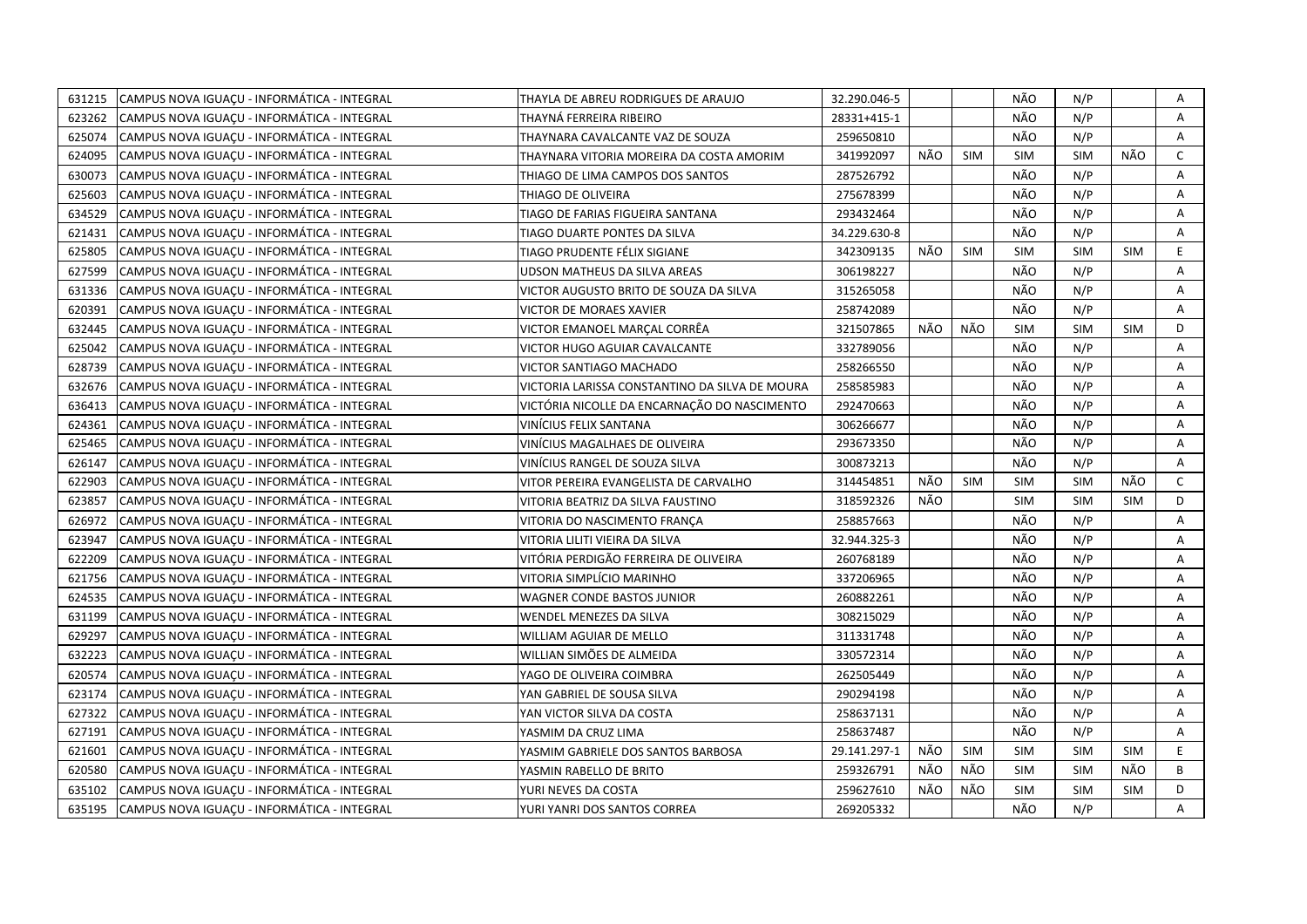| | | | | | | | | | |
|---|---|---|---|---|---|---|---|---|---|
| 631215 | CAMPUS NOVA IGUAÇU - INFORMÁTICA - INTEGRAL | THAYLA DE ABREU RODRIGUES DE ARAUJO | 32.290.046-5 | | | NÃO | N/P | | A |
| 623262 | CAMPUS NOVA IGUAÇU - INFORMÁTICA - INTEGRAL | THAYNÁ FERREIRA RIBEIRO | 28331+415-1 | | | NÃO | N/P | | A |
| 625074 | CAMPUS NOVA IGUAÇU - INFORMÁTICA - INTEGRAL | THAYNARA CAVALCANTE VAZ DE SOUZA | 259650810 | | | NÃO | N/P | | A |
| 624095 | CAMPUS NOVA IGUAÇU - INFORMÁTICA - INTEGRAL | THAYNARA VITORIA MOREIRA DA COSTA AMORIM | 341992097 | NÃO | SIM | SIM | SIM | NÃO | C |
| 630073 | CAMPUS NOVA IGUAÇU - INFORMÁTICA - INTEGRAL | THIAGO DE LIMA CAMPOS DOS SANTOS | 287526792 | | | NÃO | N/P | | A |
| 625603 | CAMPUS NOVA IGUAÇU - INFORMÁTICA - INTEGRAL | THIAGO DE OLIVEIRA | 275678399 | | | NÃO | N/P | | A |
| 634529 | CAMPUS NOVA IGUAÇU - INFORMÁTICA - INTEGRAL | TIAGO DE FARIAS FIGUEIRA SANTANA | 293432464 | | | NÃO | N/P | | A |
| 621431 | CAMPUS NOVA IGUAÇU - INFORMÁTICA - INTEGRAL | TIAGO DUARTE PONTES DA SILVA | 34.229.630-8 | | | NÃO | N/P | | A |
| 625805 | CAMPUS NOVA IGUAÇU - INFORMÁTICA - INTEGRAL | TIAGO PRUDENTE FÉLIX SIGIANE | 342309135 | NÃO | SIM | SIM | SIM | SIM | E |
| 627599 | CAMPUS NOVA IGUAÇU - INFORMÁTICA - INTEGRAL | UDSON MATHEUS DA SILVA AREAS | 306198227 | | | NÃO | N/P | | A |
| 631336 | CAMPUS NOVA IGUAÇU - INFORMÁTICA - INTEGRAL | VICTOR AUGUSTO BRITO DE SOUZA DA SILVA | 315265058 | | | NÃO | N/P | | A |
| 620391 | CAMPUS NOVA IGUAÇU - INFORMÁTICA - INTEGRAL | VICTOR DE MORAES XAVIER | 258742089 | | | NÃO | N/P | | A |
| 632445 | CAMPUS NOVA IGUAÇU - INFORMÁTICA - INTEGRAL | VICTOR EMANOEL MARÇAL CORRÊA | 321507865 | NÃO | NÃO | SIM | SIM | SIM | D |
| 625042 | CAMPUS NOVA IGUAÇU - INFORMÁTICA - INTEGRAL | VICTOR HUGO AGUIAR CAVALCANTE | 332789056 | | | NÃO | N/P | | A |
| 628739 | CAMPUS NOVA IGUAÇU - INFORMÁTICA - INTEGRAL | VICTOR SANTIAGO MACHADO | 258266550 | | | NÃO | N/P | | A |
| 632676 | CAMPUS NOVA IGUAÇU - INFORMÁTICA - INTEGRAL | VICTORIA LARISSA CONSTANTINO DA SILVA DE MOURA | 258585983 | | | NÃO | N/P | | A |
| 636413 | CAMPUS NOVA IGUAÇU - INFORMÁTICA - INTEGRAL | VICTÓRIA NICOLLE DA ENCARNAÇÃO DO NASCIMENTO | 292470663 | | | NÃO | N/P | | A |
| 624361 | CAMPUS NOVA IGUAÇU - INFORMÁTICA - INTEGRAL | VINÍCIUS FELIX SANTANA | 306266677 | | | NÃO | N/P | | A |
| 625465 | CAMPUS NOVA IGUAÇU - INFORMÁTICA - INTEGRAL | VINÍCIUS MAGALHAES DE OLIVEIRA | 293673350 | | | NÃO | N/P | | A |
| 626147 | CAMPUS NOVA IGUAÇU - INFORMÁTICA - INTEGRAL | VINÍCIUS RANGEL DE SOUZA SILVA | 300873213 | | | NÃO | N/P | | A |
| 622903 | CAMPUS NOVA IGUAÇU - INFORMÁTICA - INTEGRAL | VITOR PEREIRA EVANGELISTA DE CARVALHO | 314454851 | NÃO | SIM | SIM | SIM | NÃO | C |
| 623857 | CAMPUS NOVA IGUAÇU - INFORMÁTICA - INTEGRAL | VITORIA BEATRIZ DA SILVA FAUSTINO | 318592326 | NÃO | | SIM | SIM | SIM | D |
| 626972 | CAMPUS NOVA IGUAÇU - INFORMÁTICA - INTEGRAL | VITORIA DO NASCIMENTO FRANÇA | 258857663 | | | NÃO | N/P | | A |
| 623947 | CAMPUS NOVA IGUAÇU - INFORMÁTICA - INTEGRAL | VITORIA LILITI VIEIRA DA SILVA | 32.944.325-3 | | | NÃO | N/P | | A |
| 622209 | CAMPUS NOVA IGUAÇU - INFORMÁTICA - INTEGRAL | VITÓRIA PERDIGÃO FERREIRA DE OLIVEIRA | 260768189 | | | NÃO | N/P | | A |
| 621756 | CAMPUS NOVA IGUAÇU - INFORMÁTICA - INTEGRAL | VITORIA SIMPLÍCIO MARINHO | 337206965 | | | NÃO | N/P | | A |
| 624535 | CAMPUS NOVA IGUAÇU - INFORMÁTICA - INTEGRAL | WAGNER CONDE BASTOS JUNIOR | 260882261 | | | NÃO | N/P | | A |
| 631199 | CAMPUS NOVA IGUAÇU - INFORMÁTICA - INTEGRAL | WENDEL MENEZES DA SILVA | 308215029 | | | NÃO | N/P | | A |
| 629297 | CAMPUS NOVA IGUAÇU - INFORMÁTICA - INTEGRAL | WILLIAM AGUIAR DE MELLO | 311331748 | | | NÃO | N/P | | A |
| 632223 | CAMPUS NOVA IGUAÇU - INFORMÁTICA - INTEGRAL | WILLIAN SIMÕES DE ALMEIDA | 330572314 | | | NÃO | N/P | | A |
| 620574 | CAMPUS NOVA IGUAÇU - INFORMÁTICA - INTEGRAL | YAGO DE OLIVEIRA COIMBRA | 262505449 | | | NÃO | N/P | | A |
| 623174 | CAMPUS NOVA IGUAÇU - INFORMÁTICA - INTEGRAL | YAN GABRIEL DE SOUSA SILVA | 290294198 | | | NÃO | N/P | | A |
| 627322 | CAMPUS NOVA IGUAÇU - INFORMÁTICA - INTEGRAL | YAN VICTOR SILVA DA COSTA | 258637131 | | | NÃO | N/P | | A |
| 627191 | CAMPUS NOVA IGUAÇU - INFORMÁTICA - INTEGRAL | YASMIM DA CRUZ LIMA | 258637487 | | | NÃO | N/P | | A |
| 621601 | CAMPUS NOVA IGUAÇU - INFORMÁTICA - INTEGRAL | YASMIM GABRIELE DOS SANTOS BARBOSA | 29.141.297-1 | NÃO | SIM | SIM | SIM | SIM | E |
| 620580 | CAMPUS NOVA IGUAÇU - INFORMÁTICA - INTEGRAL | YASMIN RABELLO DE BRITO | 259326791 | NÃO | NÃO | SIM | SIM | NÃO | B |
| 635102 | CAMPUS NOVA IGUAÇU - INFORMÁTICA - INTEGRAL | YURI NEVES DA COSTA | 259627610 | NÃO | NÃO | SIM | SIM | SIM | D |
| 635195 | CAMPUS NOVA IGUAÇU - INFORMÁTICA - INTEGRAL | YURI YANRI DOS SANTOS CORREA | 269205332 | | | NÃO | N/P | | A |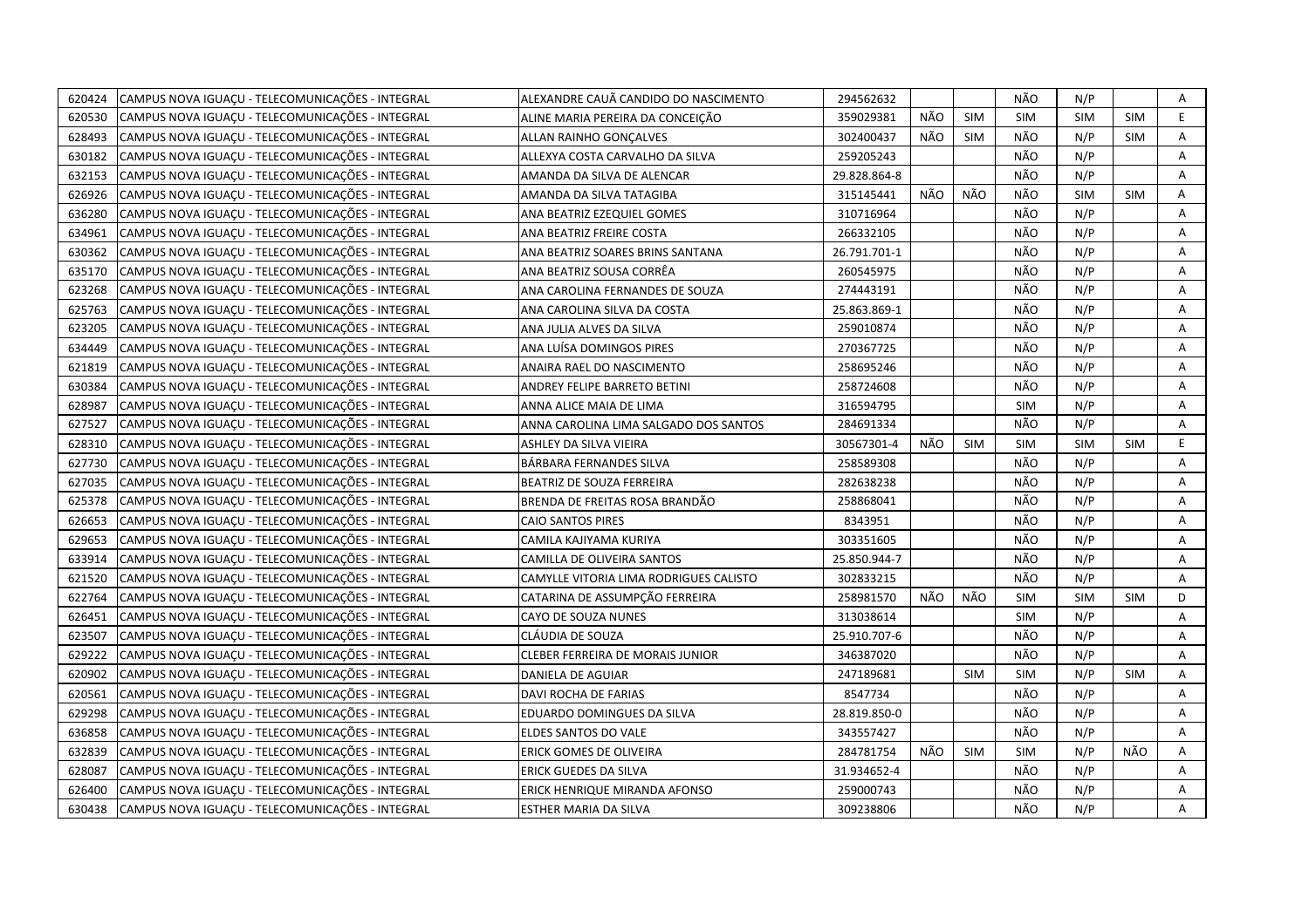| | | | | | | | | | |
|---|---|---|---|---|---|---|---|---|---|
| 620424 | CAMPUS NOVA IGUAÇU - TELECOMUNICAÇÕES - INTEGRAL | ALEXANDRE CAUÃ CANDIDO DO NASCIMENTO | 294562632 | | | NÃO | N/P | | A |
| 620530 | CAMPUS NOVA IGUAÇU - TELECOMUNICAÇÕES - INTEGRAL | ALINE MARIA PEREIRA DA CONCEIÇÃO | 359029381 | NÃO | SIM | SIM | SIM | SIM | E |
| 628493 | CAMPUS NOVA IGUAÇU - TELECOMUNICAÇÕES - INTEGRAL | ALLAN RAINHO GONÇALVES | 302400437 | NÃO | SIM | NÃO | N/P | SIM | A |
| 630182 | CAMPUS NOVA IGUAÇU - TELECOMUNICAÇÕES - INTEGRAL | ALLEXYA COSTA CARVALHO DA SILVA | 259205243 | | | NÃO | N/P | | A |
| 632153 | CAMPUS NOVA IGUAÇU - TELECOMUNICAÇÕES - INTEGRAL | AMANDA DA SILVA DE ALENCAR | 29.828.864-8 | | | NÃO | N/P | | A |
| 626926 | CAMPUS NOVA IGUAÇU - TELECOMUNICAÇÕES - INTEGRAL | AMANDA DA SILVA TATAGIBA | 315145441 | NÃO | NÃO | NÃO | SIM | SIM | A |
| 636280 | CAMPUS NOVA IGUAÇU - TELECOMUNICAÇÕES - INTEGRAL | ANA BEATRIZ EZEQUIEL GOMES | 310716964 | | | NÃO | N/P | | A |
| 634961 | CAMPUS NOVA IGUAÇU - TELECOMUNICAÇÕES - INTEGRAL | ANA BEATRIZ FREIRE COSTA | 266332105 | | | NÃO | N/P | | A |
| 630362 | CAMPUS NOVA IGUAÇU - TELECOMUNICAÇÕES - INTEGRAL | ANA BEATRIZ SOARES BRINS SANTANA | 26.791.701-1 | | | NÃO | N/P | | A |
| 635170 | CAMPUS NOVA IGUAÇU - TELECOMUNICAÇÕES - INTEGRAL | ANA BEATRIZ SOUSA CORRÊA | 260545975 | | | NÃO | N/P | | A |
| 623268 | CAMPUS NOVA IGUAÇU - TELECOMUNICAÇÕES - INTEGRAL | ANA CAROLINA FERNANDES DE SOUZA | 274443191 | | | NÃO | N/P | | A |
| 625763 | CAMPUS NOVA IGUAÇU - TELECOMUNICAÇÕES - INTEGRAL | ANA CAROLINA SILVA DA COSTA | 25.863.869-1 | | | NÃO | N/P | | A |
| 623205 | CAMPUS NOVA IGUAÇU - TELECOMUNICAÇÕES - INTEGRAL | ANA JULIA ALVES DA SILVA | 259010874 | | | NÃO | N/P | | A |
| 634449 | CAMPUS NOVA IGUAÇU - TELECOMUNICAÇÕES - INTEGRAL | ANA LUÍSA DOMINGOS PIRES | 270367725 | | | NÃO | N/P | | A |
| 621819 | CAMPUS NOVA IGUAÇU - TELECOMUNICAÇÕES - INTEGRAL | ANAIRA RAEL DO NASCIMENTO | 258695246 | | | NÃO | N/P | | A |
| 630384 | CAMPUS NOVA IGUAÇU - TELECOMUNICAÇÕES - INTEGRAL | ANDREY FELIPE BARRETO BETINI | 258724608 | | | NÃO | N/P | | A |
| 628987 | CAMPUS NOVA IGUAÇU - TELECOMUNICAÇÕES - INTEGRAL | ANNA ALICE MAIA DE LIMA | 316594795 | | | SIM | N/P | | A |
| 627527 | CAMPUS NOVA IGUAÇU - TELECOMUNICAÇÕES - INTEGRAL | ANNA CAROLINA LIMA SALGADO DOS SANTOS | 284691334 | | | NÃO | N/P | | A |
| 628310 | CAMPUS NOVA IGUAÇU - TELECOMUNICAÇÕES - INTEGRAL | ASHLEY DA SILVA VIEIRA | 30567301-4 | NÃO | SIM | SIM | SIM | SIM | E |
| 627730 | CAMPUS NOVA IGUAÇU - TELECOMUNICAÇÕES - INTEGRAL | BÁRBARA FERNANDES SILVA | 258589308 | | | NÃO | N/P | | A |
| 627035 | CAMPUS NOVA IGUAÇU - TELECOMUNICAÇÕES - INTEGRAL | BEATRIZ DE SOUZA FERREIRA | 282638238 | | | NÃO | N/P | | A |
| 625378 | CAMPUS NOVA IGUAÇU - TELECOMUNICAÇÕES - INTEGRAL | BRENDA DE FREITAS ROSA BRANDÃO | 258868041 | | | NÃO | N/P | | A |
| 626653 | CAMPUS NOVA IGUAÇU - TELECOMUNICAÇÕES - INTEGRAL | CAIO SANTOS PIRES | 8343951 | | | NÃO | N/P | | A |
| 629653 | CAMPUS NOVA IGUAÇU - TELECOMUNICAÇÕES - INTEGRAL | CAMILA KAJIYAMA KURIYA | 303351605 | | | NÃO | N/P | | A |
| 633914 | CAMPUS NOVA IGUAÇU - TELECOMUNICAÇÕES - INTEGRAL | CAMILLA DE OLIVEIRA SANTOS | 25.850.944-7 | | | NÃO | N/P | | A |
| 621520 | CAMPUS NOVA IGUAÇU - TELECOMUNICAÇÕES - INTEGRAL | CAMYLLE VITORIA LIMA RODRIGUES CALISTO | 302833215 | | | NÃO | N/P | | A |
| 622764 | CAMPUS NOVA IGUAÇU - TELECOMUNICAÇÕES - INTEGRAL | CATARINA DE ASSUMPÇÃO FERREIRA | 258981570 | NÃO | NÃO | SIM | SIM | SIM | D |
| 626451 | CAMPUS NOVA IGUAÇU - TELECOMUNICAÇÕES - INTEGRAL | CAYO DE SOUZA NUNES | 313038614 | | | SIM | N/P | | A |
| 623507 | CAMPUS NOVA IGUAÇU - TELECOMUNICAÇÕES - INTEGRAL | CLÁUDIA DE SOUZA | 25.910.707-6 | | | NÃO | N/P | | A |
| 629222 | CAMPUS NOVA IGUAÇU - TELECOMUNICAÇÕES - INTEGRAL | CLEBER FERREIRA DE MORAIS JUNIOR | 346387020 | | | NÃO | N/P | | A |
| 620902 | CAMPUS NOVA IGUAÇU - TELECOMUNICAÇÕES - INTEGRAL | DANIELA DE AGUIAR | 247189681 | | SIM | SIM | N/P | SIM | A |
| 620561 | CAMPUS NOVA IGUAÇU - TELECOMUNICAÇÕES - INTEGRAL | DAVI ROCHA DE FARIAS | 8547734 | | | NÃO | N/P | | A |
| 629298 | CAMPUS NOVA IGUAÇU - TELECOMUNICAÇÕES - INTEGRAL | EDUARDO DOMINGUES DA SILVA | 28.819.850-0 | | | NÃO | N/P | | A |
| 636858 | CAMPUS NOVA IGUAÇU - TELECOMUNICAÇÕES - INTEGRAL | ELDES SANTOS DO VALE | 343557427 | | | NÃO | N/P | | A |
| 632839 | CAMPUS NOVA IGUAÇU - TELECOMUNICAÇÕES - INTEGRAL | ERICK GOMES DE OLIVEIRA | 284781754 | NÃO | SIM | SIM | N/P | NÃO | A |
| 628087 | CAMPUS NOVA IGUAÇU - TELECOMUNICAÇÕES - INTEGRAL | ERICK GUEDES DA SILVA | 31.934652-4 | | | NÃO | N/P | | A |
| 626400 | CAMPUS NOVA IGUAÇU - TELECOMUNICAÇÕES - INTEGRAL | ERICK HENRIQUE MIRANDA AFONSO | 259000743 | | | NÃO | N/P | | A |
| 630438 | CAMPUS NOVA IGUAÇU - TELECOMUNICAÇÕES - INTEGRAL | ESTHER MARIA DA SILVA | 309238806 | | | NÃO | N/P | | A |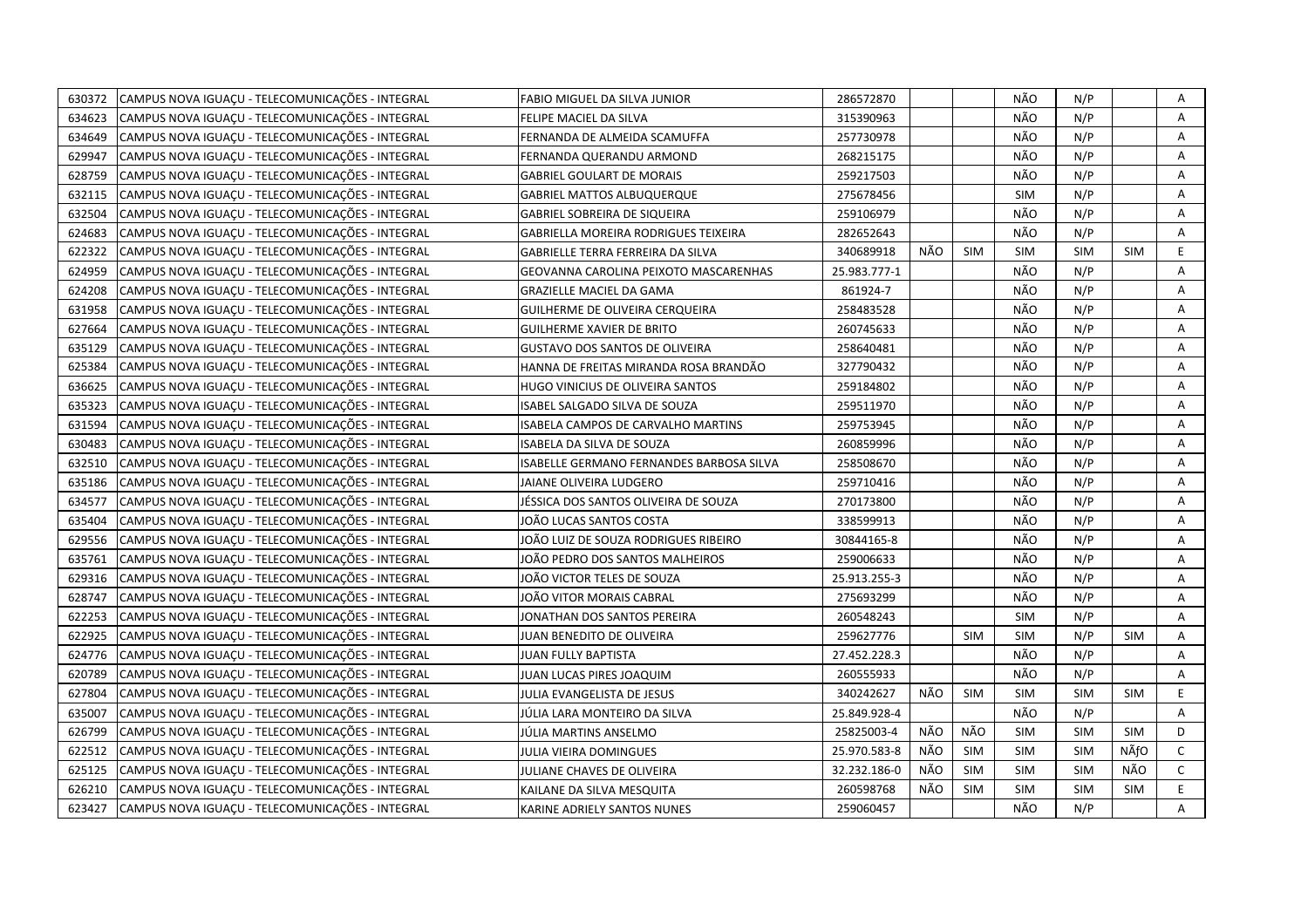| | | | | | | | | | |
|---|---|---|---|---|---|---|---|---|---|
| 630372 | CAMPUS NOVA IGUAÇU - TELECOMUNICAÇÕES - INTEGRAL | FABIO MIGUEL DA SILVA JUNIOR | 286572870 | | | NÃO | N/P | | A |
| 634623 | CAMPUS NOVA IGUAÇU - TELECOMUNICAÇÕES - INTEGRAL | FELIPE MACIEL DA SILVA | 315390963 | | | NÃO | N/P | | A |
| 634649 | CAMPUS NOVA IGUAÇU - TELECOMUNICAÇÕES - INTEGRAL | FERNANDA DE ALMEIDA SCAMUFFA | 257730978 | | | NÃO | N/P | | A |
| 629947 | CAMPUS NOVA IGUAÇU - TELECOMUNICAÇÕES - INTEGRAL | FERNANDA QUERANDU ARMOND | 268215175 | | | NÃO | N/P | | A |
| 628759 | CAMPUS NOVA IGUAÇU - TELECOMUNICAÇÕES - INTEGRAL | GABRIEL GOULART DE MORAIS | 259217503 | | | NÃO | N/P | | A |
| 632115 | CAMPUS NOVA IGUAÇU - TELECOMUNICAÇÕES - INTEGRAL | GABRIEL MATTOS ALBUQUERQUE | 275678456 | | | SIM | N/P | | A |
| 632504 | CAMPUS NOVA IGUAÇU - TELECOMUNICAÇÕES - INTEGRAL | GABRIEL SOBREIRA DE SIQUEIRA | 259106979 | | | NÃO | N/P | | A |
| 624683 | CAMPUS NOVA IGUAÇU - TELECOMUNICAÇÕES - INTEGRAL | GABRIELLA MOREIRA RODRIGUES TEIXEIRA | 282652643 | | | NÃO | N/P | | A |
| 622322 | CAMPUS NOVA IGUAÇU - TELECOMUNICAÇÕES - INTEGRAL | GABRIELLE TERRA FERREIRA DA SILVA | 340689918 | NÃO | SIM | SIM | SIM | SIM | E |
| 624959 | CAMPUS NOVA IGUAÇU - TELECOMUNICAÇÕES - INTEGRAL | GEOVANNA CAROLINA PEIXOTO MASCARENHAS | 25.983.777-1 | | | NÃO | N/P | | A |
| 624208 | CAMPUS NOVA IGUAÇU - TELECOMUNICAÇÕES - INTEGRAL | GRAZIELLE MACIEL DA GAMA | 861924-7 | | | NÃO | N/P | | A |
| 631958 | CAMPUS NOVA IGUAÇU - TELECOMUNICAÇÕES - INTEGRAL | GUILHERME DE OLIVEIRA CERQUEIRA | 258483528 | | | NÃO | N/P | | A |
| 627664 | CAMPUS NOVA IGUAÇU - TELECOMUNICAÇÕES - INTEGRAL | GUILHERME XAVIER DE BRITO | 260745633 | | | NÃO | N/P | | A |
| 635129 | CAMPUS NOVA IGUAÇU - TELECOMUNICAÇÕES - INTEGRAL | GUSTAVO DOS SANTOS DE OLIVEIRA | 258640481 | | | NÃO | N/P | | A |
| 625384 | CAMPUS NOVA IGUAÇU - TELECOMUNICAÇÕES - INTEGRAL | HANNA DE FREITAS MIRANDA ROSA BRANDÃO | 327790432 | | | NÃO | N/P | | A |
| 636625 | CAMPUS NOVA IGUAÇU - TELECOMUNICAÇÕES - INTEGRAL | HUGO VINICIUS DE OLIVEIRA SANTOS | 259184802 | | | NÃO | N/P | | A |
| 635323 | CAMPUS NOVA IGUAÇU - TELECOMUNICAÇÕES - INTEGRAL | ISABEL SALGADO SILVA DE SOUZA | 259511970 | | | NÃO | N/P | | A |
| 631594 | CAMPUS NOVA IGUAÇU - TELECOMUNICAÇÕES - INTEGRAL | ISABELA CAMPOS DE CARVALHO MARTINS | 259753945 | | | NÃO | N/P | | A |
| 630483 | CAMPUS NOVA IGUAÇU - TELECOMUNICAÇÕES - INTEGRAL | ISABELA DA SILVA DE SOUZA | 260859996 | | | NÃO | N/P | | A |
| 632510 | CAMPUS NOVA IGUAÇU - TELECOMUNICAÇÕES - INTEGRAL | ISABELLE GERMANO FERNANDES BARBOSA SILVA | 258508670 | | | NÃO | N/P | | A |
| 635186 | CAMPUS NOVA IGUAÇU - TELECOMUNICAÇÕES - INTEGRAL | JAIANE OLIVEIRA LUDGERO | 259710416 | | | NÃO | N/P | | A |
| 634577 | CAMPUS NOVA IGUAÇU - TELECOMUNICAÇÕES - INTEGRAL | JÉSSICA DOS SANTOS OLIVEIRA DE SOUZA | 270173800 | | | NÃO | N/P | | A |
| 635404 | CAMPUS NOVA IGUAÇU - TELECOMUNICAÇÕES - INTEGRAL | JOÃO LUCAS SANTOS COSTA | 338599913 | | | NÃO | N/P | | A |
| 629556 | CAMPUS NOVA IGUAÇU - TELECOMUNICAÇÕES - INTEGRAL | JOÃO LUIZ DE SOUZA RODRIGUES RIBEIRO | 30844165-8 | | | NÃO | N/P | | A |
| 635761 | CAMPUS NOVA IGUAÇU - TELECOMUNICAÇÕES - INTEGRAL | JOÃO PEDRO DOS SANTOS MALHEIROS | 259006633 | | | NÃO | N/P | | A |
| 629316 | CAMPUS NOVA IGUAÇU - TELECOMUNICAÇÕES - INTEGRAL | JOÃO VICTOR TELES DE SOUZA | 25.913.255-3 | | | NÃO | N/P | | A |
| 628747 | CAMPUS NOVA IGUAÇU - TELECOMUNICAÇÕES - INTEGRAL | JOÃO VITOR MORAIS CABRAL | 275693299 | | | NÃO | N/P | | A |
| 622253 | CAMPUS NOVA IGUAÇU - TELECOMUNICAÇÕES - INTEGRAL | JONATHAN DOS SANTOS PEREIRA | 260548243 | | | SIM | N/P | | A |
| 622925 | CAMPUS NOVA IGUAÇU - TELECOMUNICAÇÕES - INTEGRAL | JUAN BENEDITO DE OLIVEIRA | 259627776 | | SIM | SIM | N/P | SIM | A |
| 624776 | CAMPUS NOVA IGUAÇU - TELECOMUNICAÇÕES - INTEGRAL | JUAN FULLY BAPTISTA | 27.452.228.3 | | | NÃO | N/P | | A |
| 620789 | CAMPUS NOVA IGUAÇU - TELECOMUNICAÇÕES - INTEGRAL | JUAN LUCAS PIRES JOAQUIM | 260555933 | | | NÃO | N/P | | A |
| 627804 | CAMPUS NOVA IGUAÇU - TELECOMUNICAÇÕES - INTEGRAL | JULIA EVANGELISTA DE JESUS | 340242627 | NÃO | SIM | SIM | SIM | SIM | E |
| 635007 | CAMPUS NOVA IGUAÇU - TELECOMUNICAÇÕES - INTEGRAL | JÚLIA LARA MONTEIRO DA SILVA | 25.849.928-4 | | | NÃO | N/P | | A |
| 626799 | CAMPUS NOVA IGUAÇU - TELECOMUNICAÇÕES - INTEGRAL | JÚLIA MARTINS ANSELMO | 25825003-4 | NÃO | NÃO | SIM | SIM | SIM | D |
| 622512 | CAMPUS NOVA IGUAÇU - TELECOMUNICAÇÕES - INTEGRAL | JULIA VIEIRA DOMINGUES | 25.970.583-8 | NÃO | SIM | SIM | SIM | NÃfO | C |
| 625125 | CAMPUS NOVA IGUAÇU - TELECOMUNICAÇÕES - INTEGRAL | JULIANE CHAVES DE OLIVEIRA | 32.232.186-0 | NÃO | SIM | SIM | SIM | NÃO | C |
| 626210 | CAMPUS NOVA IGUAÇU - TELECOMUNICAÇÕES - INTEGRAL | KAILANE DA SILVA MESQUITA | 260598768 | NÃO | SIM | SIM | SIM | SIM | E |
| 623427 | CAMPUS NOVA IGUAÇU - TELECOMUNICAÇÕES - INTEGRAL | KARINE ADRIELY SANTOS NUNES | 259060457 | | | NÃO | N/P | | A |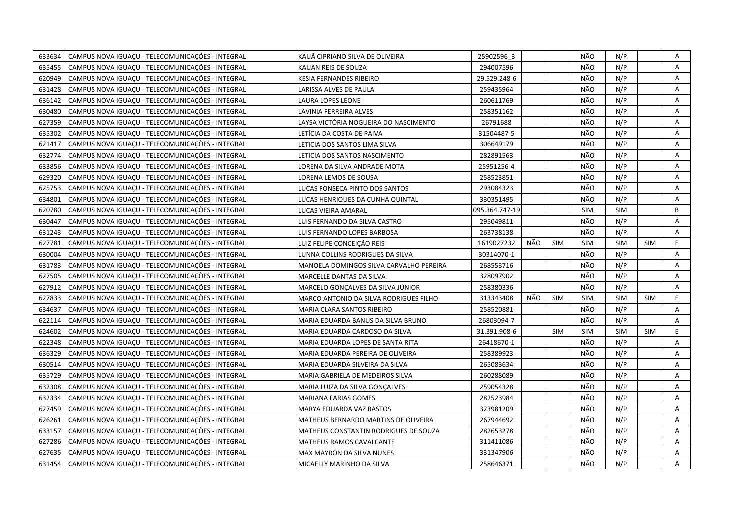| | | | | | | | | | |
|---|---|---|---|---|---|---|---|---|---|
| 633634 | CAMPUS NOVA IGUAÇU - TELECOMUNICAÇÕES - INTEGRAL | KAUÃ CIPRIANO SILVA DE OLIVEIRA | 25902596_3 | | | NÃO | N/P | | A |
| 635455 | CAMPUS NOVA IGUAÇU - TELECOMUNICAÇÕES - INTEGRAL | KAUAN REIS DE SOUZA | 294007596 | | | NÃO | N/P | | A |
| 620949 | CAMPUS NOVA IGUAÇU - TELECOMUNICAÇÕES - INTEGRAL | KESIA FERNANDES RIBEIRO | 29.529.248-6 | | | NÃO | N/P | | A |
| 631428 | CAMPUS NOVA IGUAÇU - TELECOMUNICAÇÕES - INTEGRAL | LARISSA ALVES DE PAULA | 259435964 | | | NÃO | N/P | | A |
| 636142 | CAMPUS NOVA IGUAÇU - TELECOMUNICAÇÕES - INTEGRAL | LAURA LOPES LEONE | 260611769 | | | NÃO | N/P | | A |
| 630480 | CAMPUS NOVA IGUAÇU - TELECOMUNICAÇÕES - INTEGRAL | LAVINIA FERREIRA ALVES | 258351162 | | | NÃO | N/P | | A |
| 627359 | CAMPUS NOVA IGUAÇU - TELECOMUNICAÇÕES - INTEGRAL | LAYSA VICTÓRIA NOGUEIRA DO NASCIMENTO | 26791688 | | | NÃO | N/P | | A |
| 635302 | CAMPUS NOVA IGUAÇU - TELECOMUNICAÇÕES - INTEGRAL | LETÍCIA DA COSTA DE PAIVA | 31504487-5 | | | NÃO | N/P | | A |
| 621417 | CAMPUS NOVA IGUAÇU - TELECOMUNICAÇÕES - INTEGRAL | LETICIA DOS SANTOS LIMA SILVA | 306649179 | | | NÃO | N/P | | A |
| 632774 | CAMPUS NOVA IGUAÇU - TELECOMUNICAÇÕES - INTEGRAL | LETICIA DOS SANTOS NASCIMENTO | 282891563 | | | NÃO | N/P | | A |
| 633856 | CAMPUS NOVA IGUAÇU - TELECOMUNICAÇÕES - INTEGRAL | LORENA DA SILVA ANDRADE MOTA | 25951256-4 | | | NÃO | N/P | | A |
| 629320 | CAMPUS NOVA IGUAÇU - TELECOMUNICAÇÕES - INTEGRAL | LORENA LEMOS DE SOUSA | 258523851 | | | NÃO | N/P | | A |
| 625753 | CAMPUS NOVA IGUAÇU - TELECOMUNICAÇÕES - INTEGRAL | LUCAS FONSECA PINTO DOS SANTOS | 293084323 | | | NÃO | N/P | | A |
| 634801 | CAMPUS NOVA IGUAÇU - TELECOMUNICAÇÕES - INTEGRAL | LUCAS HENRIQUES DA CUNHA QUINTAL | 330351495 | | | NÃO | N/P | | A |
| 620780 | CAMPUS NOVA IGUAÇU - TELECOMUNICAÇÕES - INTEGRAL | LUCAS VIEIRA AMARAL | 095.364.747-19 | | | SIM | SIM | | B |
| 630447 | CAMPUS NOVA IGUAÇU - TELECOMUNICAÇÕES - INTEGRAL | LUIS FERNANDO DA SILVA CASTRO | 295049811 | | | NÃO | N/P | | A |
| 631243 | CAMPUS NOVA IGUAÇU - TELECOMUNICAÇÕES - INTEGRAL | LUIS FERNANDO LOPES BARBOSA | 263738138 | | | NÃO | N/P | | A |
| 627781 | CAMPUS NOVA IGUAÇU - TELECOMUNICAÇÕES - INTEGRAL | LUIZ FELIPE CONCEIÇÃO REIS | 1619027232 | NÃO | SIM | SIM | SIM | SIM | E |
| 630004 | CAMPUS NOVA IGUAÇU - TELECOMUNICAÇÕES - INTEGRAL | LUNNA COLLINS RODRIGUES DA SILVA | 30314070-1 | | | NÃO | N/P | | A |
| 631783 | CAMPUS NOVA IGUAÇU - TELECOMUNICAÇÕES - INTEGRAL | MANOELA DOMINGOS SILVA CARVALHO PEREIRA | 268553716 | | | NÃO | N/P | | A |
| 627505 | CAMPUS NOVA IGUAÇU - TELECOMUNICAÇÕES - INTEGRAL | MARCELLE DANTAS DA SILVA | 328097902 | | | NÃO | N/P | | A |
| 627912 | CAMPUS NOVA IGUAÇU - TELECOMUNICAÇÕES - INTEGRAL | MARCELO GONÇALVES DA SILVA JÚNIOR | 258380336 | | | NÃO | N/P | | A |
| 627833 | CAMPUS NOVA IGUAÇU - TELECOMUNICAÇÕES - INTEGRAL | MARCO ANTONIO DA SILVA RODRIGUES FILHO | 313343408 | NÃO | SIM | SIM | SIM | SIM | E |
| 634637 | CAMPUS NOVA IGUAÇU - TELECOMUNICAÇÕES - INTEGRAL | MARIA CLARA SANTOS RIBEIRO | 258520881 | | | NÃO | N/P | | A |
| 622114 | CAMPUS NOVA IGUAÇU - TELECOMUNICAÇÕES - INTEGRAL | MARIA EDUARDA BANUS DA SILVA BRUNO | 26803094-7 | | | NÃO | N/P | | A |
| 624602 | CAMPUS NOVA IGUAÇU - TELECOMUNICAÇÕES - INTEGRAL | MARIA EDUARDA CARDOSO DA SILVA | 31.391.908-6 | | SIM | SIM | SIM | SIM | E |
| 622348 | CAMPUS NOVA IGUAÇU - TELECOMUNICAÇÕES - INTEGRAL | MARIA EDUARDA LOPES DE SANTA RITA | 26418670-1 | | | NÃO | N/P | | A |
| 636329 | CAMPUS NOVA IGUAÇU - TELECOMUNICAÇÕES - INTEGRAL | MARIA EDUARDA PEREIRA DE OLIVEIRA | 258389923 | | | NÃO | N/P | | A |
| 630514 | CAMPUS NOVA IGUAÇU - TELECOMUNICAÇÕES - INTEGRAL | MARIA EDUARDA SILVEIRA DA SILVA | 265083634 | | | NÃO | N/P | | A |
| 635729 | CAMPUS NOVA IGUAÇU - TELECOMUNICAÇÕES - INTEGRAL | MARIA GABRIELA DE MEDEIROS SILVA | 260288089 | | | NÃO | N/P | | A |
| 632308 | CAMPUS NOVA IGUAÇU - TELECOMUNICAÇÕES - INTEGRAL | MARIA LUIZA DA SILVA GONÇALVES | 259054328 | | | NÃO | N/P | | A |
| 632334 | CAMPUS NOVA IGUAÇU - TELECOMUNICAÇÕES - INTEGRAL | MARIANA FARIAS GOMES | 282523984 | | | NÃO | N/P | | A |
| 627459 | CAMPUS NOVA IGUAÇU - TELECOMUNICAÇÕES - INTEGRAL | MARYA EDUARDA VAZ BASTOS | 323981209 | | | NÃO | N/P | | A |
| 626261 | CAMPUS NOVA IGUAÇU - TELECOMUNICAÇÕES - INTEGRAL | MATHEUS BERNARDO MARTINS DE OLIVEIRA | 267944692 | | | NÃO | N/P | | A |
| 633157 | CAMPUS NOVA IGUAÇU - TELECOMUNICAÇÕES - INTEGRAL | MATHEUS CONSTANTIN RODRIGUES DE SOUZA | 282653278 | | | NÃO | N/P | | A |
| 627286 | CAMPUS NOVA IGUAÇU - TELECOMUNICAÇÕES - INTEGRAL | MATHEUS RAMOS CAVALCANTE | 311411086 | | | NÃO | N/P | | A |
| 627635 | CAMPUS NOVA IGUAÇU - TELECOMUNICAÇÕES - INTEGRAL | MAX MAYRON DA SILVA NUNES | 331347906 | | | NÃO | N/P | | A |
| 631454 | CAMPUS NOVA IGUAÇU - TELECOMUNICAÇÕES - INTEGRAL | MICAELLY MARINHO DA SILVA | 258646371 | | | NÃO | N/P | | A |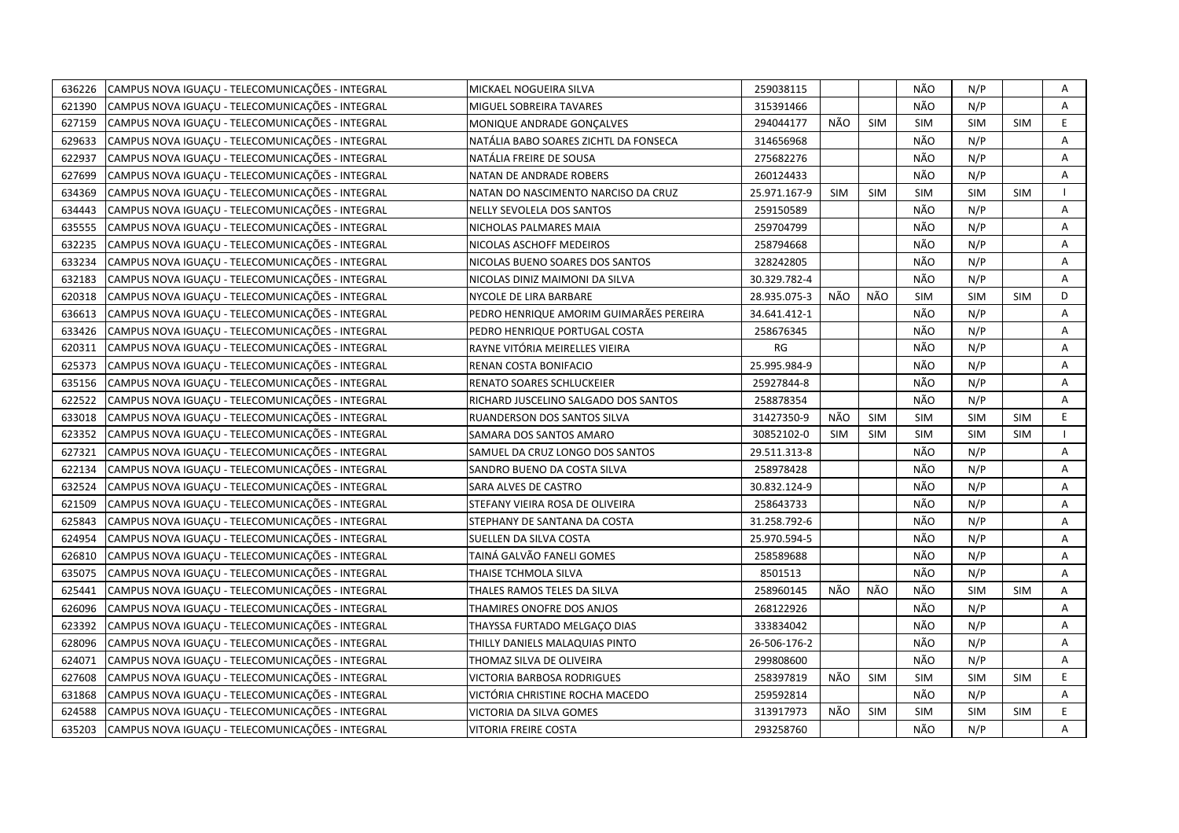| | | | | | | | | | |
|---|---|---|---|---|---|---|---|---|---|
| 636226 | CAMPUS NOVA IGUAÇU - TELECOMUNICAÇÕES - INTEGRAL | MICKAEL NOGUEIRA SILVA | 259038115 | | | NÃO | N/P | | A |
| 621390 | CAMPUS NOVA IGUAÇU - TELECOMUNICAÇÕES - INTEGRAL | MIGUEL SOBREIRA TAVARES | 315391466 | | | NÃO | N/P | | A |
| 627159 | CAMPUS NOVA IGUAÇU - TELECOMUNICAÇÕES - INTEGRAL | MONIQUE ANDRADE GONÇALVES | 294044177 | NÃO | SIM | SIM | SIM | SIM | E |
| 629633 | CAMPUS NOVA IGUAÇU - TELECOMUNICAÇÕES - INTEGRAL | NATÁLIA BABO SOARES ZICHTL DA FONSECA | 314656968 | | | NÃO | N/P | | A |
| 622937 | CAMPUS NOVA IGUAÇU - TELECOMUNICAÇÕES - INTEGRAL | NATÁLIA FREIRE DE SOUSA | 275682276 | | | NÃO | N/P | | A |
| 627699 | CAMPUS NOVA IGUAÇU - TELECOMUNICAÇÕES - INTEGRAL | NATAN DE ANDRADE ROBERS | 260124433 | | | NÃO | N/P | | A |
| 634369 | CAMPUS NOVA IGUAÇU - TELECOMUNICAÇÕES - INTEGRAL | NATAN DO NASCIMENTO NARCISO DA CRUZ | 25.971.167-9 | SIM | SIM | SIM | SIM | SIM | I |
| 634443 | CAMPUS NOVA IGUAÇU - TELECOMUNICAÇÕES - INTEGRAL | NELLY SEVOLELA DOS SANTOS | 259150589 | | | NÃO | N/P | | A |
| 635555 | CAMPUS NOVA IGUAÇU - TELECOMUNICAÇÕES - INTEGRAL | NICHOLAS PALMARES MAIA | 259704799 | | | NÃO | N/P | | A |
| 632235 | CAMPUS NOVA IGUAÇU - TELECOMUNICAÇÕES - INTEGRAL | NICOLAS ASCHOFF MEDEIROS | 258794668 | | | NÃO | N/P | | A |
| 633234 | CAMPUS NOVA IGUAÇU - TELECOMUNICAÇÕES - INTEGRAL | NICOLAS BUENO SOARES DOS SANTOS | 328242805 | | | NÃO | N/P | | A |
| 632183 | CAMPUS NOVA IGUAÇU - TELECOMUNICAÇÕES - INTEGRAL | NICOLAS DINIZ MAIMONI DA SILVA | 30.329.782-4 | | | NÃO | N/P | | A |
| 620318 | CAMPUS NOVA IGUAÇU - TELECOMUNICAÇÕES - INTEGRAL | NYCOLE DE LIRA BARBARE | 28.935.075-3 | NÃO | NÃO | SIM | SIM | SIM | D |
| 636613 | CAMPUS NOVA IGUAÇU - TELECOMUNICAÇÕES - INTEGRAL | PEDRO HENRIQUE AMORIM GUIMARÃES PEREIRA | 34.641.412-1 | | | NÃO | N/P | | A |
| 633426 | CAMPUS NOVA IGUAÇU - TELECOMUNICAÇÕES - INTEGRAL | PEDRO HENRIQUE PORTUGAL COSTA | 258676345 | | | NÃO | N/P | | A |
| 620311 | CAMPUS NOVA IGUAÇU - TELECOMUNICAÇÕES - INTEGRAL | RAYNE VITÓRIA MEIRELLES VIEIRA | RG | | | NÃO | N/P | | A |
| 625373 | CAMPUS NOVA IGUAÇU - TELECOMUNICAÇÕES - INTEGRAL | RENAN COSTA BONIFACIO | 25.995.984-9 | | | NÃO | N/P | | A |
| 635156 | CAMPUS NOVA IGUAÇU - TELECOMUNICAÇÕES - INTEGRAL | RENATO SOARES SCHLUCKEIER | 25927844-8 | | | NÃO | N/P | | A |
| 622522 | CAMPUS NOVA IGUAÇU - TELECOMUNICAÇÕES - INTEGRAL | RICHARD JUSCELINO SALGADO DOS SANTOS | 258878354 | | | NÃO | N/P | | A |
| 633018 | CAMPUS NOVA IGUAÇU - TELECOMUNICAÇÕES - INTEGRAL | RUANDERSON DOS SANTOS SILVA | 31427350-9 | NÃO | SIM | SIM | SIM | SIM | E |
| 623352 | CAMPUS NOVA IGUAÇU - TELECOMUNICAÇÕES - INTEGRAL | SAMARA DOS SANTOS AMARO | 30852102-0 | SIM | SIM | SIM | SIM | SIM | I |
| 627321 | CAMPUS NOVA IGUAÇU - TELECOMUNICAÇÕES - INTEGRAL | SAMUEL DA CRUZ LONGO DOS SANTOS | 29.511.313-8 | | | NÃO | N/P | | A |
| 622134 | CAMPUS NOVA IGUAÇU - TELECOMUNICAÇÕES - INTEGRAL | SANDRO BUENO DA COSTA SILVA | 258978428 | | | NÃO | N/P | | A |
| 632524 | CAMPUS NOVA IGUAÇU - TELECOMUNICAÇÕES - INTEGRAL | SARA ALVES DE CASTRO | 30.832.124-9 | | | NÃO | N/P | | A |
| 621509 | CAMPUS NOVA IGUAÇU - TELECOMUNICAÇÕES - INTEGRAL | STEFANY VIEIRA ROSA DE OLIVEIRA | 258643733 | | | NÃO | N/P | | A |
| 625843 | CAMPUS NOVA IGUAÇU - TELECOMUNICAÇÕES - INTEGRAL | STEPHANY DE SANTANA DA COSTA | 31.258.792-6 | | | NÃO | N/P | | A |
| 624954 | CAMPUS NOVA IGUAÇU - TELECOMUNICAÇÕES - INTEGRAL | SUELLEN DA SILVA COSTA | 25.970.594-5 | | | NÃO | N/P | | A |
| 626810 | CAMPUS NOVA IGUAÇU - TELECOMUNICAÇÕES - INTEGRAL | TAINÁ GALVÃO FANELI GOMES | 258589688 | | | NÃO | N/P | | A |
| 635075 | CAMPUS NOVA IGUAÇU - TELECOMUNICAÇÕES - INTEGRAL | THAISE TCHMOLA SILVA | 8501513 | | | NÃO | N/P | | A |
| 625441 | CAMPUS NOVA IGUAÇU - TELECOMUNICAÇÕES - INTEGRAL | THALES RAMOS TELES DA SILVA | 258960145 | NÃO | NÃO | NÃO | SIM | SIM | A |
| 626096 | CAMPUS NOVA IGUAÇU - TELECOMUNICAÇÕES - INTEGRAL | THAMIRES ONOFRE DOS ANJOS | 268122926 | | | NÃO | N/P | | A |
| 623392 | CAMPUS NOVA IGUAÇU - TELECOMUNICAÇÕES - INTEGRAL | THAYSSA FURTADO MELGAÇO DIAS | 333834042 | | | NÃO | N/P | | A |
| 628096 | CAMPUS NOVA IGUAÇU - TELECOMUNICAÇÕES - INTEGRAL | THILLY DANIELS MALAQUIAS PINTO | 26-506-176-2 | | | NÃO | N/P | | A |
| 624071 | CAMPUS NOVA IGUAÇU - TELECOMUNICAÇÕES - INTEGRAL | THOMAZ SILVA DE OLIVEIRA | 299808600 | | | NÃO | N/P | | A |
| 627608 | CAMPUS NOVA IGUAÇU - TELECOMUNICAÇÕES - INTEGRAL | VICTORIA BARBOSA RODRIGUES | 258397819 | NÃO | SIM | SIM | SIM | SIM | E |
| 631868 | CAMPUS NOVA IGUAÇU - TELECOMUNICAÇÕES - INTEGRAL | VICTÓRIA CHRISTINE ROCHA MACEDO | 259592814 | | | NÃO | N/P | | A |
| 624588 | CAMPUS NOVA IGUAÇU - TELECOMUNICAÇÕES - INTEGRAL | VICTORIA DA SILVA GOMES | 313917973 | NÃO | SIM | SIM | SIM | SIM | E |
| 635203 | CAMPUS NOVA IGUAÇU - TELECOMUNICAÇÕES - INTEGRAL | VITORIA FREIRE COSTA | 293258760 | | | NÃO | N/P | | A |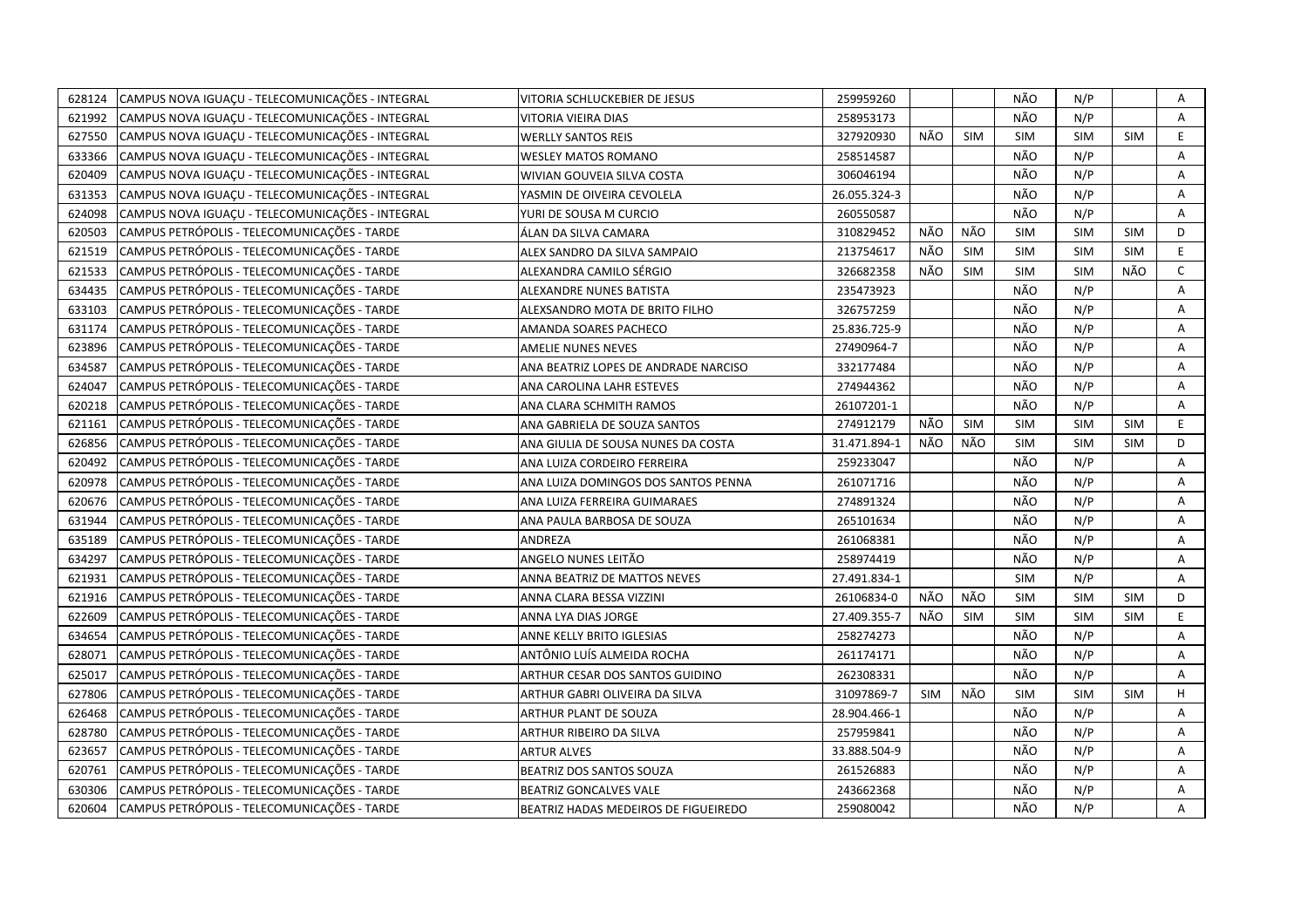| | | | | | | | | | |
|---|---|---|---|---|---|---|---|---|---|
| 628124 | CAMPUS NOVA IGUAÇU - TELECOMUNICAÇÕES - INTEGRAL | VITORIA SCHLUCKEBIER DE JESUS | 259959260 | | | NÃO | N/P | | A |
| 621992 | CAMPUS NOVA IGUAÇU - TELECOMUNICAÇÕES - INTEGRAL | VITORIA VIEIRA DIAS | 258953173 | | | NÃO | N/P | | A |
| 627550 | CAMPUS NOVA IGUAÇU - TELECOMUNICAÇÕES - INTEGRAL | WERLLY SANTOS REIS | 327920930 | NÃO | SIM | SIM | SIM | SIM | E |
| 633366 | CAMPUS NOVA IGUAÇU - TELECOMUNICAÇÕES - INTEGRAL | WESLEY MATOS ROMANO | 258514587 | | | NÃO | N/P | | A |
| 620409 | CAMPUS NOVA IGUAÇU - TELECOMUNICAÇÕES - INTEGRAL | WIVIAN GOUVEIA SILVA COSTA | 306046194 | | | NÃO | N/P | | A |
| 631353 | CAMPUS NOVA IGUAÇU - TELECOMUNICAÇÕES - INTEGRAL | YASMIN DE OIVEIRA CEVOLELA | 26.055.324-3 | | | NÃO | N/P | | A |
| 624098 | CAMPUS NOVA IGUAÇU - TELECOMUNICAÇÕES - INTEGRAL | YURI DE SOUSA M CURCIO | 260550587 | | | NÃO | N/P | | A |
| 620503 | CAMPUS PETRÓPOLIS - TELECOMUNICAÇÕES - TARDE | ÁLAN DA SILVA CAMARA | 310829452 | NÃO | NÃO | SIM | SIM | SIM | D |
| 621519 | CAMPUS PETRÓPOLIS - TELECOMUNICAÇÕES - TARDE | ALEX SANDRO DA SILVA SAMPAIO | 213754617 | NÃO | SIM | SIM | SIM | SIM | E |
| 621533 | CAMPUS PETRÓPOLIS - TELECOMUNICAÇÕES - TARDE | ALEXANDRA CAMILO SÉRGIO | 326682358 | NÃO | SIM | SIM | SIM | NÃO | C |
| 634435 | CAMPUS PETRÓPOLIS - TELECOMUNICAÇÕES - TARDE | ALEXANDRE NUNES BATISTA | 235473923 | | | NÃO | N/P | | A |
| 633103 | CAMPUS PETRÓPOLIS - TELECOMUNICAÇÕES - TARDE | ALEXSANDRO MOTA DE BRITO FILHO | 326757259 | | | NÃO | N/P | | A |
| 631174 | CAMPUS PETRÓPOLIS - TELECOMUNICAÇÕES - TARDE | AMANDA SOARES PACHECO | 25.836.725-9 | | | NÃO | N/P | | A |
| 623896 | CAMPUS PETRÓPOLIS - TELECOMUNICAÇÕES - TARDE | AMELIE NUNES NEVES | 27490964-7 | | | NÃO | N/P | | A |
| 634587 | CAMPUS PETRÓPOLIS - TELECOMUNICAÇÕES - TARDE | ANA BEATRIZ LOPES DE ANDRADE NARCISO | 332177484 | | | NÃO | N/P | | A |
| 624047 | CAMPUS PETRÓPOLIS - TELECOMUNICAÇÕES - TARDE | ANA CAROLINA LAHR ESTEVES | 274944362 | | | NÃO | N/P | | A |
| 620218 | CAMPUS PETRÓPOLIS - TELECOMUNICAÇÕES - TARDE | ANA CLARA SCHMITH RAMOS | 26107201-1 | | | NÃO | N/P | | A |
| 621161 | CAMPUS PETRÓPOLIS - TELECOMUNICAÇÕES - TARDE | ANA GABRIELA DE SOUZA SANTOS | 274912179 | NÃO | SIM | SIM | SIM | SIM | E |
| 626856 | CAMPUS PETRÓPOLIS - TELECOMUNICAÇÕES - TARDE | ANA GIULIA DE SOUSA NUNES DA COSTA | 31.471.894-1 | NÃO | NÃO | SIM | SIM | SIM | D |
| 620492 | CAMPUS PETRÓPOLIS - TELECOMUNICAÇÕES - TARDE | ANA LUIZA CORDEIRO FERREIRA | 259233047 | | | NÃO | N/P | | A |
| 620978 | CAMPUS PETRÓPOLIS - TELECOMUNICAÇÕES - TARDE | ANA LUIZA DOMINGOS DOS SANTOS PENNA | 261071716 | | | NÃO | N/P | | A |
| 620676 | CAMPUS PETRÓPOLIS - TELECOMUNICAÇÕES - TARDE | ANA LUIZA FERREIRA GUIMARAES | 274891324 | | | NÃO | N/P | | A |
| 631944 | CAMPUS PETRÓPOLIS - TELECOMUNICAÇÕES - TARDE | ANA PAULA BARBOSA DE SOUZA | 265101634 | | | NÃO | N/P | | A |
| 635189 | CAMPUS PETRÓPOLIS - TELECOMUNICAÇÕES - TARDE | ANDREZA | 261068381 | | | NÃO | N/P | | A |
| 634297 | CAMPUS PETRÓPOLIS - TELECOMUNICAÇÕES - TARDE | ANGELO NUNES LEITÃO | 258974419 | | | NÃO | N/P | | A |
| 621931 | CAMPUS PETRÓPOLIS - TELECOMUNICAÇÕES - TARDE | ANNA BEATRIZ DE MATTOS NEVES | 27.491.834-1 | | | SIM | N/P | | A |
| 621916 | CAMPUS PETRÓPOLIS - TELECOMUNICAÇÕES - TARDE | ANNA CLARA BESSA VIZZINI | 26106834-0 | NÃO | NÃO | SIM | SIM | SIM | D |
| 622609 | CAMPUS PETRÓPOLIS - TELECOMUNICAÇÕES - TARDE | ANNA LYA DIAS JORGE | 27.409.355-7 | NÃO | SIM | SIM | SIM | SIM | E |
| 634654 | CAMPUS PETRÓPOLIS - TELECOMUNICAÇÕES - TARDE | ANNE KELLY BRITO IGLESIAS | 258274273 | | | NÃO | N/P | | A |
| 628071 | CAMPUS PETRÓPOLIS - TELECOMUNICAÇÕES - TARDE | ANTÔNIO LUÍS ALMEIDA ROCHA | 261174171 | | | NÃO | N/P | | A |
| 625017 | CAMPUS PETRÓPOLIS - TELECOMUNICAÇÕES - TARDE | ARTHUR CESAR DOS SANTOS GUIDINO | 262308331 | | | NÃO | N/P | | A |
| 627806 | CAMPUS PETRÓPOLIS - TELECOMUNICAÇÕES - TARDE | ARTHUR GABRI OLIVEIRA DA SILVA | 31097869-7 | SIM | NÃO | SIM | SIM | SIM | H |
| 626468 | CAMPUS PETRÓPOLIS - TELECOMUNICAÇÕES - TARDE | ARTHUR PLANT DE SOUZA | 28.904.466-1 | | | NÃO | N/P | | A |
| 628780 | CAMPUS PETRÓPOLIS - TELECOMUNICAÇÕES - TARDE | ARTHUR RIBEIRO DA SILVA | 257959841 | | | NÃO | N/P | | A |
| 623657 | CAMPUS PETRÓPOLIS - TELECOMUNICAÇÕES - TARDE | ARTUR ALVES | 33.888.504-9 | | | NÃO | N/P | | A |
| 620761 | CAMPUS PETRÓPOLIS - TELECOMUNICAÇÕES - TARDE | BEATRIZ DOS SANTOS SOUZA | 261526883 | | | NÃO | N/P | | A |
| 630306 | CAMPUS PETRÓPOLIS - TELECOMUNICAÇÕES - TARDE | BEATRIZ GONCALVES VALE | 243662368 | | | NÃO | N/P | | A |
| 620604 | CAMPUS PETRÓPOLIS - TELECOMUNICAÇÕES - TARDE | BEATRIZ HADAS MEDEIROS DE FIGUEIREDO | 259080042 | | | NÃO | N/P | | A |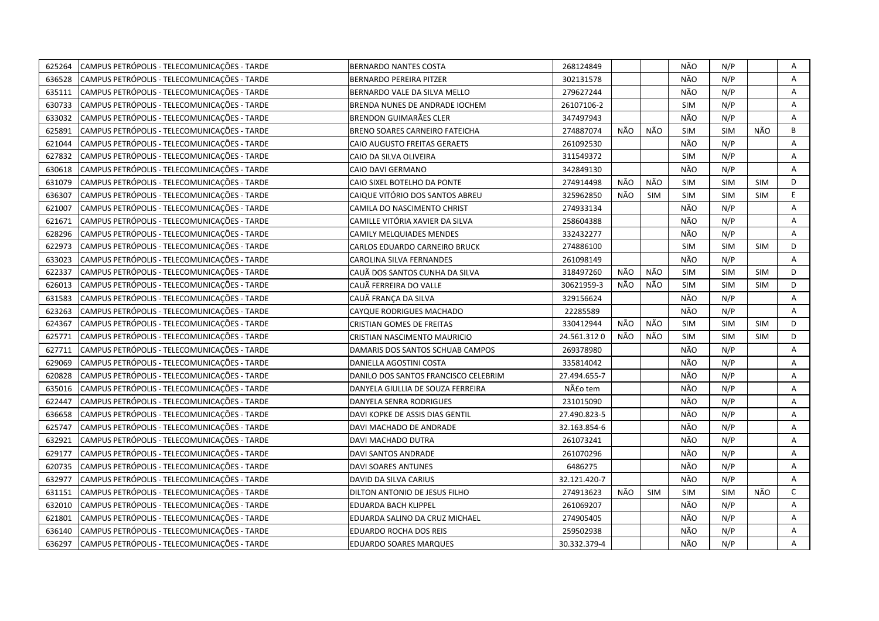| 625264 | CAMPUS PETRÓPOLIS - TELECOMUNICAÇÕES - TARDE | BERNARDO NANTES COSTA | 268124849 | | | NÃO | N/P | | A |
|---|---|---|---|---|---|---|---|---|---|
| 636528 | CAMPUS PETRÓPOLIS - TELECOMUNICAÇÕES - TARDE | BERNARDO PEREIRA PITZER | 302131578 | | | NÃO | N/P | | A |
| 635111 | CAMPUS PETRÓPOLIS - TELECOMUNICAÇÕES - TARDE | BERNARDO VALE DA SILVA MELLO | 279627244 | | | NÃO | N/P | | A |
| 630733 | CAMPUS PETRÓPOLIS - TELECOMUNICAÇÕES - TARDE | BRENDA NUNES DE ANDRADE IOCHEM | 26107106-2 | | | SIM | N/P | | A |
| 633032 | CAMPUS PETRÓPOLIS - TELECOMUNICAÇÕES - TARDE | BRENDON GUIMARÃES CLER | 347497943 | | | NÃO | N/P | | A |
| 625891 | CAMPUS PETRÓPOLIS - TELECOMUNICAÇÕES - TARDE | BRENO SOARES CARNEIRO FATEICHA | 274887074 | NÃO | NÃO | SIM | SIM | NÃO | B |
| 621044 | CAMPUS PETRÓPOLIS - TELECOMUNICAÇÕES - TARDE | CAIO AUGUSTO FREITAS GERAETS | 261092530 | | | NÃO | N/P | | A |
| 627832 | CAMPUS PETRÓPOLIS - TELECOMUNICAÇÕES - TARDE | CAIO DA SILVA OLIVEIRA | 311549372 | | | SIM | N/P | | A |
| 630618 | CAMPUS PETRÓPOLIS - TELECOMUNICAÇÕES - TARDE | CAIO DAVI GERMANO | 342849130 | | | NÃO | N/P | | A |
| 631079 | CAMPUS PETRÓPOLIS - TELECOMUNICAÇÕES - TARDE | CAIO SIXEL BOTELHO DA PONTE | 274914498 | NÃO | NÃO | SIM | SIM | SIM | D |
| 636307 | CAMPUS PETRÓPOLIS - TELECOMUNICAÇÕES - TARDE | CAIQUE VITÓRIO DOS SANTOS ABREU | 325962850 | NÃO | SIM | SIM | SIM | SIM | E |
| 621007 | CAMPUS PETRÓPOLIS - TELECOMUNICAÇÕES - TARDE | CAMILA DO NASCIMENTO CHRIST | 274933134 | | | NÃO | N/P | | A |
| 621671 | CAMPUS PETRÓPOLIS - TELECOMUNICAÇÕES - TARDE | CAMILLE VITÓRIA XAVIER DA SILVA | 258604388 | | | NÃO | N/P | | A |
| 628296 | CAMPUS PETRÓPOLIS - TELECOMUNICAÇÕES - TARDE | CAMILY MELQUIADES MENDES | 332432277 | | | NÃO | N/P | | A |
| 622973 | CAMPUS PETRÓPOLIS - TELECOMUNICAÇÕES - TARDE | CARLOS EDUARDO CARNEIRO BRUCK | 274886100 | | | SIM | SIM | SIM | D |
| 633023 | CAMPUS PETRÓPOLIS - TELECOMUNICAÇÕES - TARDE | CAROLINA SILVA FERNANDES | 261098149 | | | NÃO | N/P | | A |
| 622337 | CAMPUS PETRÓPOLIS - TELECOMUNICAÇÕES - TARDE | CAUÃ DOS SANTOS CUNHA DA SILVA | 318497260 | NÃO | NÃO | SIM | SIM | SIM | D |
| 626013 | CAMPUS PETRÓPOLIS - TELECOMUNICAÇÕES - TARDE | CAUÃ FERREIRA DO VALLE | 30621959-3 | NÃO | NÃO | SIM | SIM | SIM | D |
| 631583 | CAMPUS PETRÓPOLIS - TELECOMUNICAÇÕES - TARDE | CAUÃ FRANÇA DA SILVA | 329156624 | | | NÃO | N/P | | A |
| 623263 | CAMPUS PETRÓPOLIS - TELECOMUNICAÇÕES - TARDE | CAYQUE RODRIGUES MACHADO | 22285589 | | | NÃO | N/P | | A |
| 624367 | CAMPUS PETRÓPOLIS - TELECOMUNICAÇÕES - TARDE | CRISTIAN GOMES DE FREITAS | 330412944 | NÃO | NÃO | SIM | SIM | SIM | D |
| 625771 | CAMPUS PETRÓPOLIS - TELECOMUNICAÇÕES - TARDE | CRISTIAN NASCIMENTO MAURICIO | 24.561.312 0 | NÃO | NÃO | SIM | SIM | SIM | D |
| 627711 | CAMPUS PETRÓPOLIS - TELECOMUNICAÇÕES - TARDE | DAMARIS DOS SANTOS SCHUAB CAMPOS | 269378980 | | | NÃO | N/P | | A |
| 629069 | CAMPUS PETRÓPOLIS - TELECOMUNICAÇÕES - TARDE | DANIELLA AGOSTINI COSTA | 335814042 | | | NÃO | N/P | | A |
| 620828 | CAMPUS PETRÓPOLIS - TELECOMUNICAÇÕES - TARDE | DANILO DOS SANTOS FRANCISCO CELEBRIM | 27.494.655-7 | | | NÃO | N/P | | A |
| 635016 | CAMPUS PETRÓPOLIS - TELECOMUNICAÇÕES - TARDE | DANYELA GIULLIA DE SOUZA FERREIRA | NÃ£o tem | | | NÃO | N/P | | A |
| 622447 | CAMPUS PETRÓPOLIS - TELECOMUNICAÇÕES - TARDE | DANYELA SENRA RODRIGUES | 231015090 | | | NÃO | N/P | | A |
| 636658 | CAMPUS PETRÓPOLIS - TELECOMUNICAÇÕES - TARDE | DAVI KOPKE DE ASSIS DIAS GENTIL | 27.490.823-5 | | | NÃO | N/P | | A |
| 625747 | CAMPUS PETRÓPOLIS - TELECOMUNICAÇÕES - TARDE | DAVI MACHADO DE ANDRADE | 32.163.854-6 | | | NÃO | N/P | | A |
| 632921 | CAMPUS PETRÓPOLIS - TELECOMUNICAÇÕES - TARDE | DAVI MACHADO DUTRA | 261073241 | | | NÃO | N/P | | A |
| 629177 | CAMPUS PETRÓPOLIS - TELECOMUNICAÇÕES - TARDE | DAVI SANTOS ANDRADE | 261070296 | | | NÃO | N/P | | A |
| 620735 | CAMPUS PETRÓPOLIS - TELECOMUNICAÇÕES - TARDE | DAVI SOARES ANTUNES | 6486275 | | | NÃO | N/P | | A |
| 632977 | CAMPUS PETRÓPOLIS - TELECOMUNICAÇÕES - TARDE | DAVID DA SILVA CARIUS | 32.121.420-7 | | | NÃO | N/P | | A |
| 631151 | CAMPUS PETRÓPOLIS - TELECOMUNICAÇÕES - TARDE | DILTON ANTONIO DE JESUS FILHO | 274913623 | NÃO | SIM | SIM | SIM | NÃO | C |
| 632010 | CAMPUS PETRÓPOLIS - TELECOMUNICAÇÕES - TARDE | EDUARDA BACH KLIPPEL | 261069207 | | | NÃO | N/P | | A |
| 621801 | CAMPUS PETRÓPOLIS - TELECOMUNICAÇÕES - TARDE | EDUARDA SALINO DA CRUZ MICHAEL | 274905405 | | | NÃO | N/P | | A |
| 636140 | CAMPUS PETRÓPOLIS - TELECOMUNICAÇÕES - TARDE | EDUARDO ROCHA DOS REIS | 259502938 | | | NÃO | N/P | | A |
| 636297 | CAMPUS PETRÓPOLIS - TELECOMUNICAÇÕES - TARDE | EDUARDO SOARES MARQUES | 30.332.379-4 | | | NÃO | N/P | | A |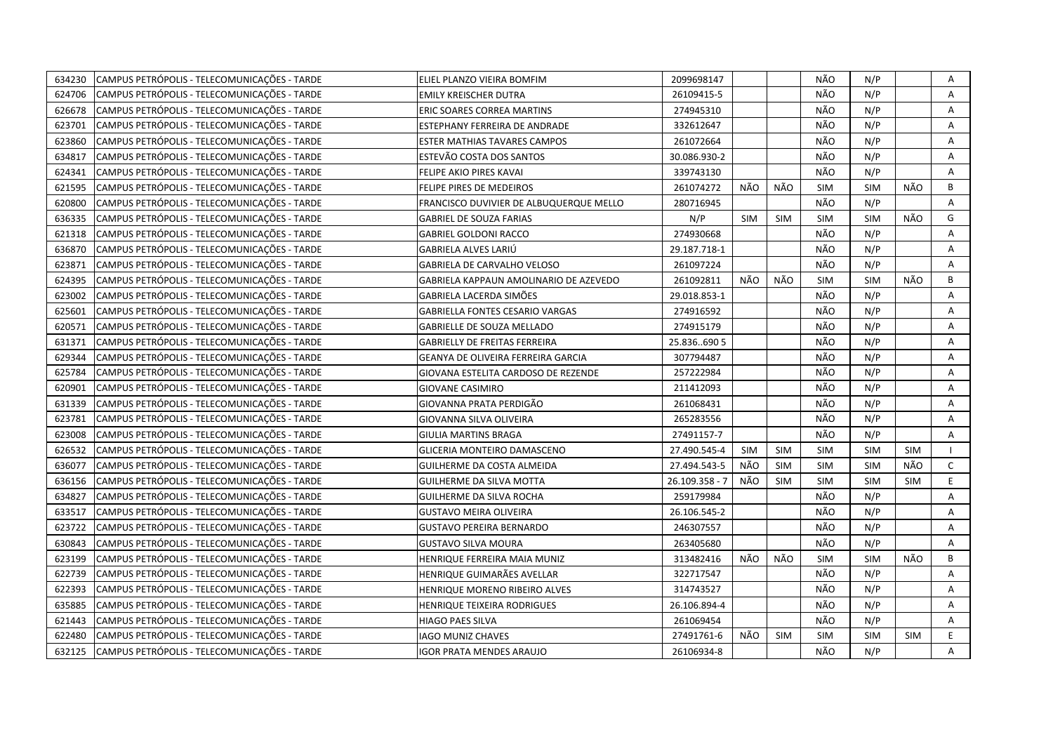| | | | | | | | | | |
|---|---|---|---|---|---|---|---|---|---|
| 634230 | CAMPUS PETRÓPOLIS - TELECOMUNICAÇÕES - TARDE | ELIEL PLANZO VIEIRA BOMFIM | 2099698147 | | | NÃO | N/P | | A |
| 624706 | CAMPUS PETRÓPOLIS - TELECOMUNICAÇÕES - TARDE | EMILY KREISCHER DUTRA | 26109415-5 | | | NÃO | N/P | | A |
| 626678 | CAMPUS PETRÓPOLIS - TELECOMUNICAÇÕES - TARDE | ERIC SOARES CORREA MARTINS | 274945310 | | | NÃO | N/P | | A |
| 623701 | CAMPUS PETRÓPOLIS - TELECOMUNICAÇÕES - TARDE | ESTEPHANY FERREIRA DE ANDRADE | 332612647 | | | NÃO | N/P | | A |
| 623860 | CAMPUS PETRÓPOLIS - TELECOMUNICAÇÕES - TARDE | ESTER MATHIAS TAVARES CAMPOS | 261072664 | | | NÃO | N/P | | A |
| 634817 | CAMPUS PETRÓPOLIS - TELECOMUNICAÇÕES - TARDE | ESTEVÃO COSTA DOS SANTOS | 30.086.930-2 | | | NÃO | N/P | | A |
| 624341 | CAMPUS PETRÓPOLIS - TELECOMUNICAÇÕES - TARDE | FELIPE AKIO PIRES KAVAI | 339743130 | | | NÃO | N/P | | A |
| 621595 | CAMPUS PETRÓPOLIS - TELECOMUNICAÇÕES - TARDE | FELIPE PIRES DE MEDEIROS | 261074272 | NÃO | NÃO | SIM | SIM | NÃO | B |
| 620800 | CAMPUS PETRÓPOLIS - TELECOMUNICAÇÕES - TARDE | FRANCISCO DUVIVIER DE ALBUQUERQUE MELLO | 280716945 | | | NÃO | N/P | | A |
| 636335 | CAMPUS PETRÓPOLIS - TELECOMUNICAÇÕES - TARDE | GABRIEL DE SOUZA FARIAS | N/P | SIM | SIM | SIM | SIM | NÃO | G |
| 621318 | CAMPUS PETRÓPOLIS - TELECOMUNICAÇÕES - TARDE | GABRIEL GOLDONI RACCO | 274930668 | | | NÃO | N/P | | A |
| 636870 | CAMPUS PETRÓPOLIS - TELECOMUNICAÇÕES - TARDE | GABRIELA ALVES LARIÚ | 29.187.718-1 | | | NÃO | N/P | | A |
| 623871 | CAMPUS PETRÓPOLIS - TELECOMUNICAÇÕES - TARDE | GABRIELA DE CARVALHO VELOSO | 261097224 | | | NÃO | N/P | | A |
| 624395 | CAMPUS PETRÓPOLIS - TELECOMUNICAÇÕES - TARDE | GABRIELA KAPPAUN AMOLINARIO DE AZEVEDO | 261092811 | NÃO | NÃO | SIM | SIM | NÃO | B |
| 623002 | CAMPUS PETRÓPOLIS - TELECOMUNICAÇÕES - TARDE | GABRIELA LACERDA SIMÕES | 29.018.853-1 | | | NÃO | N/P | | A |
| 625601 | CAMPUS PETRÓPOLIS - TELECOMUNICAÇÕES - TARDE | GABRIELLA FONTES CESARIO VARGAS | 274916592 | | | NÃO | N/P | | A |
| 620571 | CAMPUS PETRÓPOLIS - TELECOMUNICAÇÕES - TARDE | GABRIELLE DE SOUZA MELLADO | 274915179 | | | NÃO | N/P | | A |
| 631371 | CAMPUS PETRÓPOLIS - TELECOMUNICAÇÕES - TARDE | GABRIELLY DE FREITAS FERREIRA | 25.836..690 5 | | | NÃO | N/P | | A |
| 629344 | CAMPUS PETRÓPOLIS - TELECOMUNICAÇÕES - TARDE | GEANYA DE OLIVEIRA FERREIRA GARCIA | 307794487 | | | NÃO | N/P | | A |
| 625784 | CAMPUS PETRÓPOLIS - TELECOMUNICAÇÕES - TARDE | GIOVANA ESTELITA CARDOSO DE REZENDE | 257222984 | | | NÃO | N/P | | A |
| 620901 | CAMPUS PETRÓPOLIS - TELECOMUNICAÇÕES - TARDE | GIOVANE CASIMIRO | 211412093 | | | NÃO | N/P | | A |
| 631339 | CAMPUS PETRÓPOLIS - TELECOMUNICAÇÕES - TARDE | GIOVANNA PRATA PERDIGÃO | 261068431 | | | NÃO | N/P | | A |
| 623781 | CAMPUS PETRÓPOLIS - TELECOMUNICAÇÕES - TARDE | GIOVANNA SILVA OLIVEIRA | 265283556 | | | NÃO | N/P | | A |
| 623008 | CAMPUS PETRÓPOLIS - TELECOMUNICAÇÕES - TARDE | GIULIA MARTINS BRAGA | 27491157-7 | | | NÃO | N/P | | A |
| 626532 | CAMPUS PETRÓPOLIS - TELECOMUNICAÇÕES - TARDE | GLICERIA MONTEIRO DAMASCENO | 27.490.545-4 | SIM | SIM | SIM | SIM | SIM | I |
| 636077 | CAMPUS PETRÓPOLIS - TELECOMUNICAÇÕES - TARDE | GUILHERME DA COSTA ALMEIDA | 27.494.543-5 | NÃO | SIM | SIM | SIM | NÃO | C |
| 636156 | CAMPUS PETRÓPOLIS - TELECOMUNICAÇÕES - TARDE | GUILHERME DA SILVA MOTTA | 26.109.358 - 7 | NÃO | SIM | SIM | SIM | SIM | E |
| 634827 | CAMPUS PETRÓPOLIS - TELECOMUNICAÇÕES - TARDE | GUILHERME DA SILVA ROCHA | 259179984 | | | NÃO | N/P | | A |
| 633517 | CAMPUS PETRÓPOLIS - TELECOMUNICAÇÕES - TARDE | GUSTAVO MEIRA OLIVEIRA | 26.106.545-2 | | | NÃO | N/P | | A |
| 623722 | CAMPUS PETRÓPOLIS - TELECOMUNICAÇÕES - TARDE | GUSTAVO PEREIRA BERNARDO | 246307557 | | | NÃO | N/P | | A |
| 630843 | CAMPUS PETRÓPOLIS - TELECOMUNICAÇÕES - TARDE | GUSTAVO SILVA MOURA | 263405680 | | | NÃO | N/P | | A |
| 623199 | CAMPUS PETRÓPOLIS - TELECOMUNICAÇÕES - TARDE | HENRIQUE FERREIRA MAIA MUNIZ | 313482416 | NÃO | NÃO | SIM | SIM | NÃO | B |
| 622739 | CAMPUS PETRÓPOLIS - TELECOMUNICAÇÕES - TARDE | HENRIQUE GUIMARÃES AVELLAR | 322717547 | | | NÃO | N/P | | A |
| 622393 | CAMPUS PETRÓPOLIS - TELECOMUNICAÇÕES - TARDE | HENRIQUE MORENO RIBEIRO ALVES | 314743527 | | | NÃO | N/P | | A |
| 635885 | CAMPUS PETRÓPOLIS - TELECOMUNICAÇÕES - TARDE | HENRIQUE TEIXEIRA RODRIGUES | 26.106.894-4 | | | NÃO | N/P | | A |
| 621443 | CAMPUS PETRÓPOLIS - TELECOMUNICAÇÕES - TARDE | HIAGO PAES SILVA | 261069454 | | | NÃO | N/P | | A |
| 622480 | CAMPUS PETRÓPOLIS - TELECOMUNICAÇÕES - TARDE | IAGO MUNIZ CHAVES | 27491761-6 | NÃO | SIM | SIM | SIM | SIM | E |
| 632125 | CAMPUS PETRÓPOLIS - TELECOMUNICAÇÕES - TARDE | IGOR PRATA MENDES ARAUJO | 26106934-8 | | | NÃO | N/P | | A |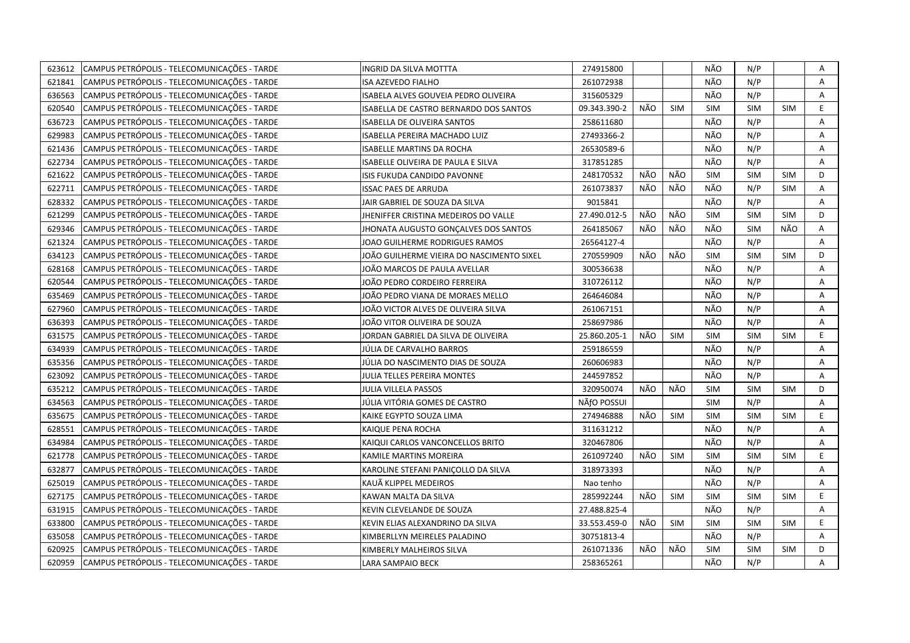| | | | | | | | | | |
|---|---|---|---|---|---|---|---|---|---|
| 623612 | CAMPUS PETRÓPOLIS - TELECOMUNICAÇÕES - TARDE | INGRID DA SILVA MOTTTA | 274915800 | | | NÃO | N/P | | A |
| 621841 | CAMPUS PETRÓPOLIS - TELECOMUNICAÇÕES - TARDE | ISA AZEVEDO FIALHO | 261072938 | | | NÃO | N/P | | A |
| 636563 | CAMPUS PETRÓPOLIS - TELECOMUNICAÇÕES - TARDE | ISABELA ALVES GOUVEIA PEDRO OLIVEIRA | 315605329 | | | NÃO | N/P | | A |
| 620540 | CAMPUS PETRÓPOLIS - TELECOMUNICAÇÕES - TARDE | ISABELLA DE CASTRO BERNARDO DOS SANTOS | 09.343.390-2 | NÃO | SIM | SIM | SIM | SIM | E |
| 636723 | CAMPUS PETRÓPOLIS - TELECOMUNICAÇÕES - TARDE | ISABELLA DE OLIVEIRA SANTOS | 258611680 | | | NÃO | N/P | | A |
| 629983 | CAMPUS PETRÓPOLIS - TELECOMUNICAÇÕES - TARDE | ISABELLA PEREIRA MACHADO LUIZ | 27493366-2 | | | NÃO | N/P | | A |
| 621436 | CAMPUS PETRÓPOLIS - TELECOMUNICAÇÕES - TARDE | ISABELLE MARTINS DA ROCHA | 26530589-6 | | | NÃO | N/P | | A |
| 622734 | CAMPUS PETRÓPOLIS - TELECOMUNICAÇÕES - TARDE | ISABELLE OLIVEIRA DE PAULA E SILVA | 317851285 | | | NÃO | N/P | | A |
| 621622 | CAMPUS PETRÓPOLIS - TELECOMUNICAÇÕES - TARDE | ISIS FUKUDA CANDIDO PAVONNE | 248170532 | NÃO | NÃO | SIM | SIM | SIM | D |
| 622711 | CAMPUS PETRÓPOLIS - TELECOMUNICAÇÕES - TARDE | ISSAC PAES DE ARRUDA | 261073837 | NÃO | NÃO | NÃO | N/P | SIM | A |
| 628332 | CAMPUS PETRÓPOLIS - TELECOMUNICAÇÕES - TARDE | JAIR GABRIEL DE SOUZA DA SILVA | 9015841 | | | NÃO | N/P | | A |
| 621299 | CAMPUS PETRÓPOLIS - TELECOMUNICAÇÕES - TARDE | JHENIFFER CRISTINA MEDEIROS DO VALLE | 27.490.012-5 | NÃO | NÃO | SIM | SIM | SIM | D |
| 629346 | CAMPUS PETRÓPOLIS - TELECOMUNICAÇÕES - TARDE | JHONATA AUGUSTO GONÇALVES DOS SANTOS | 264185067 | NÃO | NÃO | NÃO | SIM | NÃO | A |
| 621324 | CAMPUS PETRÓPOLIS - TELECOMUNICAÇÕES - TARDE | JOAO GUILHERME RODRIGUES RAMOS | 26564127-4 | | | NÃO | N/P | | A |
| 634123 | CAMPUS PETRÓPOLIS - TELECOMUNICAÇÕES - TARDE | JOÃO GUILHERME VIEIRA DO NASCIMENTO SIXEL | 270559909 | NÃO | NÃO | SIM | SIM | SIM | D |
| 628168 | CAMPUS PETRÓPOLIS - TELECOMUNICAÇÕES - TARDE | JOÃO MARCOS DE PAULA AVELLAR | 300536638 | | | NÃO | N/P | | A |
| 620544 | CAMPUS PETRÓPOLIS - TELECOMUNICAÇÕES - TARDE | JOÃO PEDRO CORDEIRO FERREIRA | 310726112 | | | NÃO | N/P | | A |
| 635469 | CAMPUS PETRÓPOLIS - TELECOMUNICAÇÕES - TARDE | JOÃO PEDRO VIANA DE MORAES MELLO | 264646084 | | | NÃO | N/P | | A |
| 627960 | CAMPUS PETRÓPOLIS - TELECOMUNICAÇÕES - TARDE | JOÃO VICTOR ALVES DE OLIVEIRA SILVA | 261067151 | | | NÃO | N/P | | A |
| 636393 | CAMPUS PETRÓPOLIS - TELECOMUNICAÇÕES - TARDE | JOÃO VITOR OLIVEIRA DE SOUZA | 258697986 | | | NÃO | N/P | | A |
| 631575 | CAMPUS PETRÓPOLIS - TELECOMUNICAÇÕES - TARDE | JORDAN GABRIEL DA SILVA DE OLIVEIRA | 25.860.205-1 | NÃO | SIM | SIM | SIM | SIM | E |
| 634939 | CAMPUS PETRÓPOLIS - TELECOMUNICAÇÕES - TARDE | JÚLIA DE CARVALHO BARROS | 259186559 | | | NÃO | N/P | | A |
| 635356 | CAMPUS PETRÓPOLIS - TELECOMUNICAÇÕES - TARDE | JÚLIA DO NASCIMENTO DIAS DE SOUZA | 260606983 | | | NÃO | N/P | | A |
| 623092 | CAMPUS PETRÓPOLIS - TELECOMUNICAÇÕES - TARDE | JULIA TELLES PEREIRA MONTES | 244597852 | | | NÃO | N/P | | A |
| 635212 | CAMPUS PETRÓPOLIS - TELECOMUNICAÇÕES - TARDE | JULIA VILLELA PASSOS | 320950074 | NÃO | NÃO | SIM | SIM | SIM | D |
| 634563 | CAMPUS PETRÓPOLIS - TELECOMUNICAÇÕES - TARDE | JÚLIA VITÓRIA GOMES DE CASTRO | NÃƒO POSSUI | | | SIM | N/P | | A |
| 635675 | CAMPUS PETRÓPOLIS - TELECOMUNICAÇÕES - TARDE | KAIKE EGYPTO SOUZA LIMA | 274946888 | NÃO | SIM | SIM | SIM | SIM | E |
| 628551 | CAMPUS PETRÓPOLIS - TELECOMUNICAÇÕES - TARDE | KAIQUE PENA ROCHA | 311631212 | | | NÃO | N/P | | A |
| 634984 | CAMPUS PETRÓPOLIS - TELECOMUNICAÇÕES - TARDE | KAIQUI CARLOS VANCONCELLOS BRITO | 320467806 | | | NÃO | N/P | | A |
| 621778 | CAMPUS PETRÓPOLIS - TELECOMUNICAÇÕES - TARDE | KAMILE MARTINS MOREIRA | 261097240 | NÃO | SIM | SIM | SIM | SIM | E |
| 632877 | CAMPUS PETRÓPOLIS - TELECOMUNICAÇÕES - TARDE | KAROLINE STEFANI PANIÇOLLO DA SILVA | 318973393 | | | NÃO | N/P | | A |
| 625019 | CAMPUS PETRÓPOLIS - TELECOMUNICAÇÕES - TARDE | KAUÃ KLIPPEL MEDEIROS | Nao tenho | | | NÃO | N/P | | A |
| 627175 | CAMPUS PETRÓPOLIS - TELECOMUNICAÇÕES - TARDE | KAWAN MALTA DA SILVA | 285992244 | NÃO | SIM | SIM | SIM | SIM | E |
| 631915 | CAMPUS PETRÓPOLIS - TELECOMUNICAÇÕES - TARDE | KEVIN CLEVELANDE DE SOUZA | 27.488.825-4 | | | NÃO | N/P | | A |
| 633800 | CAMPUS PETRÓPOLIS - TELECOMUNICAÇÕES - TARDE | KEVIN ELIAS ALEXANDRINO DA SILVA | 33.553.459-0 | NÃO | SIM | SIM | SIM | SIM | E |
| 635058 | CAMPUS PETRÓPOLIS - TELECOMUNICAÇÕES - TARDE | KIMBERLLYN MEIRELES PALADINO | 30751813-4 | | | NÃO | N/P | | A |
| 620925 | CAMPUS PETRÓPOLIS - TELECOMUNICAÇÕES - TARDE | KIMBERLY MALHEIROS SILVA | 261071336 | NÃO | NÃO | SIM | SIM | SIM | D |
| 620959 | CAMPUS PETRÓPOLIS - TELECOMUNICAÇÕES - TARDE | LARA SAMPAIO BECK | 258365261 | | | NÃO | N/P | | A |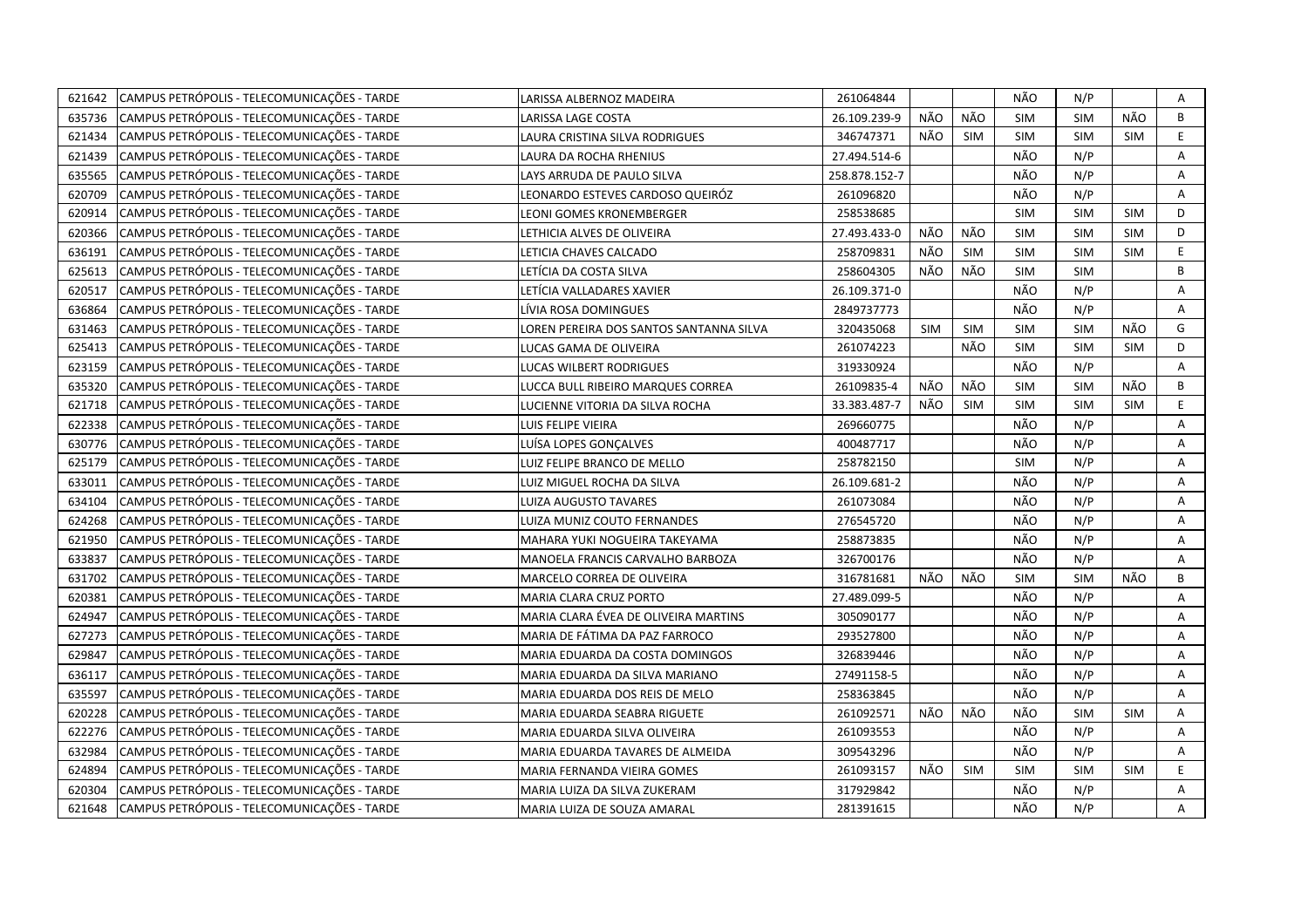| | | | | | | | | | |
|---|---|---|---|---|---|---|---|---|---|
| 621642 | CAMPUS PETRÓPOLIS - TELECOMUNICAÇÕES - TARDE | LARISSA ALBERNOZ MADEIRA | 261064844 | | | NÃO | N/P | | A |
| 635736 | CAMPUS PETRÓPOLIS - TELECOMUNICAÇÕES - TARDE | LARISSA LAGE COSTA | 26.109.239-9 | NÃO | NÃO | SIM | SIM | NÃO | B |
| 621434 | CAMPUS PETRÓPOLIS - TELECOMUNICAÇÕES - TARDE | LAURA CRISTINA SILVA RODRIGUES | 346747371 | NÃO | SIM | SIM | SIM | SIM | E |
| 621439 | CAMPUS PETRÓPOLIS - TELECOMUNICAÇÕES - TARDE | LAURA DA ROCHA RHENIUS | 27.494.514-6 | | | NÃO | N/P | | A |
| 635565 | CAMPUS PETRÓPOLIS - TELECOMUNICAÇÕES - TARDE | LAYS ARRUDA DE PAULO SILVA | 258.878.152-7 | | | NÃO | N/P | | A |
| 620709 | CAMPUS PETRÓPOLIS - TELECOMUNICAÇÕES - TARDE | LEONARDO ESTEVES CARDOSO QUEIRÓZ | 261096820 | | | NÃO | N/P | | A |
| 620914 | CAMPUS PETRÓPOLIS - TELECOMUNICAÇÕES - TARDE | LEONI GOMES KRONEMBERGER | 258538685 | | | SIM | SIM | SIM | D |
| 620366 | CAMPUS PETRÓPOLIS - TELECOMUNICAÇÕES - TARDE | LETHICIA ALVES DE OLIVEIRA | 27.493.433-0 | NÃO | NÃO | SIM | SIM | SIM | D |
| 636191 | CAMPUS PETRÓPOLIS - TELECOMUNICAÇÕES - TARDE | LETICIA CHAVES CALCADO | 258709831 | NÃO | SIM | SIM | SIM | SIM | E |
| 625613 | CAMPUS PETRÓPOLIS - TELECOMUNICAÇÕES - TARDE | LETÍCIA DA COSTA SILVA | 258604305 | NÃO | NÃO | SIM | SIM | | B |
| 620517 | CAMPUS PETRÓPOLIS - TELECOMUNICAÇÕES - TARDE | LETÍCIA VALLADARES XAVIER | 26.109.371-0 | | | NÃO | N/P | | A |
| 636864 | CAMPUS PETRÓPOLIS - TELECOMUNICAÇÕES - TARDE | LÍVIA ROSA DOMINGUES | 2849737773 | | | NÃO | N/P | | A |
| 631463 | CAMPUS PETRÓPOLIS - TELECOMUNICAÇÕES - TARDE | LOREN PEREIRA DOS SANTOS SANTANNA SILVA | 320435068 | SIM | SIM | SIM | SIM | NÃO | G |
| 625413 | CAMPUS PETRÓPOLIS - TELECOMUNICAÇÕES - TARDE | LUCAS GAMA DE OLIVEIRA | 261074223 | | NÃO | SIM | SIM | SIM | D |
| 623159 | CAMPUS PETRÓPOLIS - TELECOMUNICAÇÕES - TARDE | LUCAS WILBERT RODRIGUES | 319330924 | | | NÃO | N/P | | A |
| 635320 | CAMPUS PETRÓPOLIS - TELECOMUNICAÇÕES - TARDE | LUCCA BULL RIBEIRO MARQUES CORREA | 26109835-4 | NÃO | NÃO | SIM | SIM | NÃO | B |
| 621718 | CAMPUS PETRÓPOLIS - TELECOMUNICAÇÕES - TARDE | LUCIENNE VITORIA DA SILVA ROCHA | 33.383.487-7 | NÃO | SIM | SIM | SIM | SIM | E |
| 622338 | CAMPUS PETRÓPOLIS - TELECOMUNICAÇÕES - TARDE | LUIS FELIPE VIEIRA | 269660775 | | | NÃO | N/P | | A |
| 630776 | CAMPUS PETRÓPOLIS - TELECOMUNICAÇÕES - TARDE | LUÍSA LOPES GONÇALVES | 400487717 | | | NÃO | N/P | | A |
| 625179 | CAMPUS PETRÓPOLIS - TELECOMUNICAÇÕES - TARDE | LUIZ FELIPE BRANCO DE MELLO | 258782150 | | | SIM | N/P | | A |
| 633011 | CAMPUS PETRÓPOLIS - TELECOMUNICAÇÕES - TARDE | LUIZ MIGUEL ROCHA DA SILVA | 26.109.681-2 | | | NÃO | N/P | | A |
| 634104 | CAMPUS PETRÓPOLIS - TELECOMUNICAÇÕES - TARDE | LUIZA AUGUSTO TAVARES | 261073084 | | | NÃO | N/P | | A |
| 624268 | CAMPUS PETRÓPOLIS - TELECOMUNICAÇÕES - TARDE | LUIZA MUNIZ COUTO FERNANDES | 276545720 | | | NÃO | N/P | | A |
| 621950 | CAMPUS PETRÓPOLIS - TELECOMUNICAÇÕES - TARDE | MAHARA YUKI NOGUEIRA TAKEYAMA | 258873835 | | | NÃO | N/P | | A |
| 633837 | CAMPUS PETRÓPOLIS - TELECOMUNICAÇÕES - TARDE | MANOELA FRANCIS CARVALHO BARBOZA | 326700176 | | | NÃO | N/P | | A |
| 631702 | CAMPUS PETRÓPOLIS - TELECOMUNICAÇÕES - TARDE | MARCELO CORREA DE OLIVEIRA | 316781681 | NÃO | NÃO | SIM | SIM | NÃO | B |
| 620381 | CAMPUS PETRÓPOLIS - TELECOMUNICAÇÕES - TARDE | MARIA CLARA CRUZ PORTO | 27.489.099-5 | | | NÃO | N/P | | A |
| 624947 | CAMPUS PETRÓPOLIS - TELECOMUNICAÇÕES - TARDE | MARIA CLARA ÉVEA DE OLIVEIRA MARTINS | 305090177 | | | NÃO | N/P | | A |
| 627273 | CAMPUS PETRÓPOLIS - TELECOMUNICAÇÕES - TARDE | MARIA DE FÁTIMA DA PAZ FARROCO | 293527800 | | | NÃO | N/P | | A |
| 629847 | CAMPUS PETRÓPOLIS - TELECOMUNICAÇÕES - TARDE | MARIA EDUARDA DA COSTA DOMINGOS | 326839446 | | | NÃO | N/P | | A |
| 636117 | CAMPUS PETRÓPOLIS - TELECOMUNICAÇÕES - TARDE | MARIA EDUARDA DA SILVA MARIANO | 27491158-5 | | | NÃO | N/P | | A |
| 635597 | CAMPUS PETRÓPOLIS - TELECOMUNICAÇÕES - TARDE | MARIA EDUARDA DOS REIS DE MELO | 258363845 | | | NÃO | N/P | | A |
| 620228 | CAMPUS PETRÓPOLIS - TELECOMUNICAÇÕES - TARDE | MARIA EDUARDA SEABRA RIGUETE | 261092571 | NÃO | NÃO | NÃO | SIM | SIM | A |
| 622276 | CAMPUS PETRÓPOLIS - TELECOMUNICAÇÕES - TARDE | MARIA EDUARDA SILVA OLIVEIRA | 261093553 | | | NÃO | N/P | | A |
| 632984 | CAMPUS PETRÓPOLIS - TELECOMUNICAÇÕES - TARDE | MARIA EDUARDA TAVARES DE ALMEIDA | 309543296 | | | NÃO | N/P | | A |
| 624894 | CAMPUS PETRÓPOLIS - TELECOMUNICAÇÕES - TARDE | MARIA FERNANDA VIEIRA GOMES | 261093157 | NÃO | SIM | SIM | SIM | SIM | E |
| 620304 | CAMPUS PETRÓPOLIS - TELECOMUNICAÇÕES - TARDE | MARIA LUIZA DA SILVA ZUKERAM | 317929842 | | | NÃO | N/P | | A |
| 621648 | CAMPUS PETRÓPOLIS - TELECOMUNICAÇÕES - TARDE | MARIA LUIZA DE SOUZA AMARAL | 281391615 | | | NÃO | N/P | | A |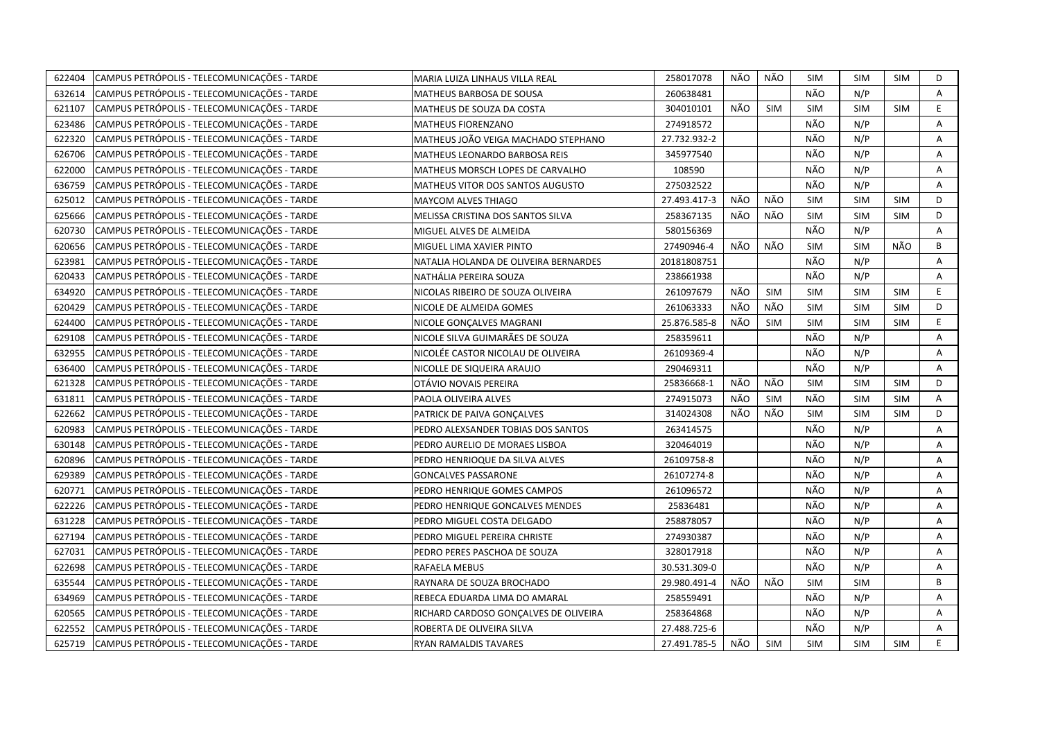| 622404 | CAMPUS PETRÓPOLIS - TELECOMUNICAÇÕES - TARDE | MARIA LUIZA LINHAUS VILLA REAL | 258017078 | NÃO | NÃO | SIM | SIM | SIM | D |
|---|---|---|---|---|---|---|---|---|---|
| 632614 | CAMPUS PETRÓPOLIS - TELECOMUNICAÇÕES - TARDE | MATHEUS BARBOSA DE SOUSA | 260638481 | | | NÃO | N/P | | A |
| 621107 | CAMPUS PETRÓPOLIS - TELECOMUNICAÇÕES - TARDE | MATHEUS DE SOUZA DA COSTA | 304010101 | NÃO | SIM | SIM | SIM | SIM | E |
| 623486 | CAMPUS PETRÓPOLIS - TELECOMUNICAÇÕES - TARDE | MATHEUS FIORENZANO | 274918572 | | | NÃO | N/P | | A |
| 622320 | CAMPUS PETRÓPOLIS - TELECOMUNICAÇÕES - TARDE | MATHEUS JOÃO VEIGA MACHADO STEPHANO | 27.732.932-2 | | | NÃO | N/P | | A |
| 626706 | CAMPUS PETRÓPOLIS - TELECOMUNICAÇÕES - TARDE | MATHEUS LEONARDO BARBOSA REIS | 345977540 | | | NÃO | N/P | | A |
| 622000 | CAMPUS PETRÓPOLIS - TELECOMUNICAÇÕES - TARDE | MATHEUS MORSCH LOPES DE CARVALHO | 108590 | | | NÃO | N/P | | A |
| 636759 | CAMPUS PETRÓPOLIS - TELECOMUNICAÇÕES - TARDE | MATHEUS VITOR DOS SANTOS AUGUSTO | 275032522 | | | NÃO | N/P | | A |
| 625012 | CAMPUS PETRÓPOLIS - TELECOMUNICAÇÕES - TARDE | MAYCOM ALVES THIAGO | 27.493.417-3 | NÃO | NÃO | SIM | SIM | SIM | D |
| 625666 | CAMPUS PETRÓPOLIS - TELECOMUNICAÇÕES - TARDE | MELISSA CRISTINA DOS SANTOS SILVA | 258367135 | NÃO | NÃO | SIM | SIM | SIM | D |
| 620730 | CAMPUS PETRÓPOLIS - TELECOMUNICAÇÕES - TARDE | MIGUEL ALVES DE ALMEIDA | 580156369 | | | NÃO | N/P | | A |
| 620656 | CAMPUS PETRÓPOLIS - TELECOMUNICAÇÕES - TARDE | MIGUEL LIMA XAVIER PINTO | 27490946-4 | NÃO | NÃO | SIM | SIM | NÃO | B |
| 623981 | CAMPUS PETRÓPOLIS - TELECOMUNICAÇÕES - TARDE | NATALIA HOLANDA DE OLIVEIRA BERNARDES | 20181808751 | | | NÃO | N/P | | A |
| 620433 | CAMPUS PETRÓPOLIS - TELECOMUNICAÇÕES - TARDE | NATHÁLIA PEREIRA SOUZA | 238661938 | | | NÃO | N/P | | A |
| 634920 | CAMPUS PETRÓPOLIS - TELECOMUNICAÇÕES - TARDE | NICOLAS RIBEIRO DE SOUZA OLIVEIRA | 261097679 | NÃO | SIM | SIM | SIM | SIM | E |
| 620429 | CAMPUS PETRÓPOLIS - TELECOMUNICAÇÕES - TARDE | NICOLE DE ALMEIDA GOMES | 261063333 | NÃO | NÃO | SIM | SIM | SIM | D |
| 624400 | CAMPUS PETRÓPOLIS - TELECOMUNICAÇÕES - TARDE | NICOLE GONÇALVES MAGRANI | 25.876.585-8 | NÃO | SIM | SIM | SIM | SIM | E |
| 629108 | CAMPUS PETRÓPOLIS - TELECOMUNICAÇÕES - TARDE | NICOLE SILVA GUIMARÃES DE SOUZA | 258359611 | | | NÃO | N/P | | A |
| 632955 | CAMPUS PETRÓPOLIS - TELECOMUNICAÇÕES - TARDE | NICOLÉE CASTOR NICOLAU DE OLIVEIRA | 26109369-4 | | | NÃO | N/P | | A |
| 636400 | CAMPUS PETRÓPOLIS - TELECOMUNICAÇÕES - TARDE | NICOLLE DE SIQUEIRA ARAUJO | 290469311 | | | NÃO | N/P | | A |
| 621328 | CAMPUS PETRÓPOLIS - TELECOMUNICAÇÕES - TARDE | OTÁVIO NOVAIS PEREIRA | 25836668-1 | NÃO | NÃO | SIM | SIM | SIM | D |
| 631811 | CAMPUS PETRÓPOLIS - TELECOMUNICAÇÕES - TARDE | PAOLA OLIVEIRA ALVES | 274915073 | NÃO | SIM | NÃO | SIM | SIM | A |
| 622662 | CAMPUS PETRÓPOLIS - TELECOMUNICAÇÕES - TARDE | PATRICK DE PAIVA GONÇALVES | 314024308 | NÃO | NÃO | SIM | SIM | SIM | D |
| 620983 | CAMPUS PETRÓPOLIS - TELECOMUNICAÇÕES - TARDE | PEDRO ALEXSANDER TOBIAS DOS SANTOS | 263414575 | | | NÃO | N/P | | A |
| 630148 | CAMPUS PETRÓPOLIS - TELECOMUNICAÇÕES - TARDE | PEDRO AURELIO DE MORAES LISBOA | 320464019 | | | NÃO | N/P | | A |
| 620896 | CAMPUS PETRÓPOLIS - TELECOMUNICAÇÕES - TARDE | PEDRO HENRIOQUE DA SILVA ALVES | 26109758-8 | | | NÃO | N/P | | A |
| 629389 | CAMPUS PETRÓPOLIS - TELECOMUNICAÇÕES - TARDE | GONCALVES PASSARONE | 26107274-8 | | | NÃO | N/P | | A |
| 620771 | CAMPUS PETRÓPOLIS - TELECOMUNICAÇÕES - TARDE | PEDRO HENRIQUE GOMES CAMPOS | 261096572 | | | NÃO | N/P | | A |
| 622226 | CAMPUS PETRÓPOLIS - TELECOMUNICAÇÕES - TARDE | PEDRO HENRIQUE GONCALVES MENDES | 25836481 | | | NÃO | N/P | | A |
| 631228 | CAMPUS PETRÓPOLIS - TELECOMUNICAÇÕES - TARDE | PEDRO MIGUEL COSTA DELGADO | 258878057 | | | NÃO | N/P | | A |
| 627194 | CAMPUS PETRÓPOLIS - TELECOMUNICAÇÕES - TARDE | PEDRO MIGUEL PEREIRA CHRISTE | 274930387 | | | NÃO | N/P | | A |
| 627031 | CAMPUS PETRÓPOLIS - TELECOMUNICAÇÕES - TARDE | PEDRO PERES PASCHOA DE SOUZA | 328017918 | | | NÃO | N/P | | A |
| 622698 | CAMPUS PETRÓPOLIS - TELECOMUNICAÇÕES - TARDE | RAFAELA MEBUS | 30.531.309-0 | | | NÃO | N/P | | A |
| 635544 | CAMPUS PETRÓPOLIS - TELECOMUNICAÇÕES - TARDE | RAYNARA DE SOUZA BROCHADO | 29.980.491-4 | NÃO | NÃO | SIM | SIM | | B |
| 634969 | CAMPUS PETRÓPOLIS - TELECOMUNICAÇÕES - TARDE | REBECA EDUARDA LIMA DO AMARAL | 258559491 | | | NÃO | N/P | | A |
| 620565 | CAMPUS PETRÓPOLIS - TELECOMUNICAÇÕES - TARDE | RICHARD CARDOSO GONÇALVES DE OLIVEIRA | 258364868 | | | NÃO | N/P | | A |
| 622552 | CAMPUS PETRÓPOLIS - TELECOMUNICAÇÕES - TARDE | ROBERTA DE OLIVEIRA SILVA | 27.488.725-6 | | | NÃO | N/P | | A |
| 625719 | CAMPUS PETRÓPOLIS - TELECOMUNICAÇÕES - TARDE | RYAN RAMALDIS TAVARES | 27.491.785-5 | NÃO | SIM | SIM | SIM | SIM | E |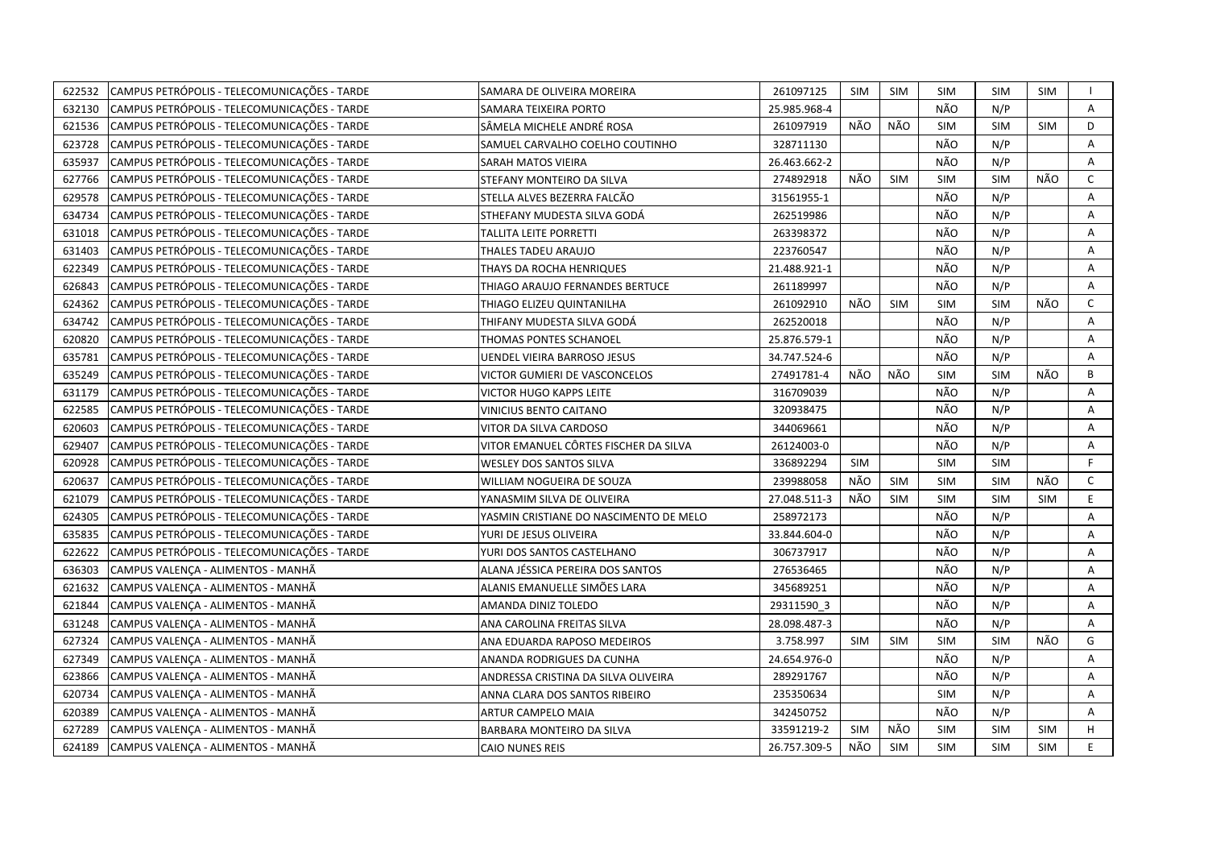| | | | | | | | | | |
|---|---|---|---|---|---|---|---|---|---|
| 622532 | CAMPUS PETRÓPOLIS - TELECOMUNICAÇÕES - TARDE | SAMARA DE OLIVEIRA MOREIRA | 261097125 | SIM | SIM | SIM | SIM | SIM | I |
| 632130 | CAMPUS PETRÓPOLIS - TELECOMUNICAÇÕES - TARDE | SAMARA TEIXEIRA PORTO | 25.985.968-4 | | | NÃO | N/P | | A |
| 621536 | CAMPUS PETRÓPOLIS - TELECOMUNICAÇÕES - TARDE | SÂMELA MICHELE ANDRÉ ROSA | 261097919 | NÃO | NÃO | SIM | SIM | SIM | D |
| 623728 | CAMPUS PETRÓPOLIS - TELECOMUNICAÇÕES - TARDE | SAMUEL CARVALHO COELHO COUTINHO | 328711130 | | | NÃO | N/P | | A |
| 635937 | CAMPUS PETRÓPOLIS - TELECOMUNICAÇÕES - TARDE | SARAH MATOS VIEIRA | 26.463.662-2 | | | NÃO | N/P | | A |
| 627766 | CAMPUS PETRÓPOLIS - TELECOMUNICAÇÕES - TARDE | STEFANY MONTEIRO DA SILVA | 274892918 | NÃO | SIM | SIM | SIM | NÃO | C |
| 629578 | CAMPUS PETRÓPOLIS - TELECOMUNICAÇÕES - TARDE | STELLA ALVES BEZERRA FALCÃO | 31561955-1 | | | NÃO | N/P | | A |
| 634734 | CAMPUS PETRÓPOLIS - TELECOMUNICAÇÕES - TARDE | STHEFANY MUDESTA SILVA GODÁ | 262519986 | | | NÃO | N/P | | A |
| 631018 | CAMPUS PETRÓPOLIS - TELECOMUNICAÇÕES - TARDE | TALLITA LEITE PORRETTI | 263398372 | | | NÃO | N/P | | A |
| 631403 | CAMPUS PETRÓPOLIS - TELECOMUNICAÇÕES - TARDE | THALES TADEU ARAUJO | 223760547 | | | NÃO | N/P | | A |
| 622349 | CAMPUS PETRÓPOLIS - TELECOMUNICAÇÕES - TARDE | THAYS DA ROCHA HENRIQUES | 21.488.921-1 | | | NÃO | N/P | | A |
| 626843 | CAMPUS PETRÓPOLIS - TELECOMUNICAÇÕES - TARDE | THIAGO ARAUJO FERNANDES BERTUCE | 261189997 | | | NÃO | N/P | | A |
| 624362 | CAMPUS PETRÓPOLIS - TELECOMUNICAÇÕES - TARDE | THIAGO ELIZEU QUINTANILHA | 261092910 | NÃO | SIM | SIM | SIM | NÃO | C |
| 634742 | CAMPUS PETRÓPOLIS - TELECOMUNICAÇÕES - TARDE | THIFANY MUDESTA SILVA GODÁ | 262520018 | | | NÃO | N/P | | A |
| 620820 | CAMPUS PETRÓPOLIS - TELECOMUNICAÇÕES - TARDE | THOMAS PONTES SCHANOEL | 25.876.579-1 | | | NÃO | N/P | | A |
| 635781 | CAMPUS PETRÓPOLIS - TELECOMUNICAÇÕES - TARDE | UENDEL VIEIRA BARROSO JESUS | 34.747.524-6 | | | NÃO | N/P | | A |
| 635249 | CAMPUS PETRÓPOLIS - TELECOMUNICAÇÕES - TARDE | VICTOR GUMIERI DE VASCONCELOS | 27491781-4 | NÃO | NÃO | SIM | SIM | NÃO | B |
| 631179 | CAMPUS PETRÓPOLIS - TELECOMUNICAÇÕES - TARDE | VICTOR HUGO KAPPS LEITE | 316709039 | | | NÃO | N/P | | A |
| 622585 | CAMPUS PETRÓPOLIS - TELECOMUNICAÇÕES - TARDE | VINICIUS BENTO CAITANO | 320938475 | | | NÃO | N/P | | A |
| 620603 | CAMPUS PETRÓPOLIS - TELECOMUNICAÇÕES - TARDE | VITOR DA SILVA CARDOSO | 344069661 | | | NÃO | N/P | | A |
| 629407 | CAMPUS PETRÓPOLIS - TELECOMUNICAÇÕES - TARDE | VITOR EMANUEL CÔRTES FISCHER DA SILVA | 26124003-0 | | | NÃO | N/P | | A |
| 620928 | CAMPUS PETRÓPOLIS - TELECOMUNICAÇÕES - TARDE | WESLEY DOS SANTOS SILVA | 336892294 | SIM | | SIM | SIM | | F |
| 620637 | CAMPUS PETRÓPOLIS - TELECOMUNICAÇÕES - TARDE | WILLIAM NOGUEIRA DE SOUZA | 239988058 | NÃO | SIM | SIM | SIM | NÃO | C |
| 621079 | CAMPUS PETRÓPOLIS - TELECOMUNICAÇÕES - TARDE | YANASMIM SILVA DE OLIVEIRA | 27.048.511-3 | NÃO | SIM | SIM | SIM | SIM | E |
| 624305 | CAMPUS PETRÓPOLIS - TELECOMUNICAÇÕES - TARDE | YASMIN CRISTIANE DO NASCIMENTO DE MELO | 258972173 | | | NÃO | N/P | | A |
| 635835 | CAMPUS PETRÓPOLIS - TELECOMUNICAÇÕES - TARDE | YURI DE JESUS OLIVEIRA | 33.844.604-0 | | | NÃO | N/P | | A |
| 622622 | CAMPUS PETRÓPOLIS - TELECOMUNICAÇÕES - TARDE | YURI DOS SANTOS CASTELHANO | 306737917 | | | NÃO | N/P | | A |
| 636303 | CAMPUS VALENÇA - ALIMENTOS - MANHÃ | ALANA JÉSSICA PEREIRA DOS SANTOS | 276536465 | | | NÃO | N/P | | A |
| 621632 | CAMPUS VALENÇA - ALIMENTOS - MANHÃ | ALANIS EMANUELLE SIMÕES LARA | 345689251 | | | NÃO | N/P | | A |
| 621844 | CAMPUS VALENÇA - ALIMENTOS - MANHÃ | AMANDA DINIZ TOLEDO | 29311590_3 | | | NÃO | N/P | | A |
| 631248 | CAMPUS VALENÇA - ALIMENTOS - MANHÃ | ANA CAROLINA FREITAS SILVA | 28.098.487-3 | | | NÃO | N/P | | A |
| 627324 | CAMPUS VALENÇA - ALIMENTOS - MANHÃ | ANA EDUARDA RAPOSO MEDEIROS | 3.758.997 | SIM | SIM | SIM | SIM | NÃO | G |
| 627349 | CAMPUS VALENÇA - ALIMENTOS - MANHÃ | ANANDA RODRIGUES DA CUNHA | 24.654.976-0 | | | NÃO | N/P | | A |
| 623866 | CAMPUS VALENÇA - ALIMENTOS - MANHÃ | ANDRESSA CRISTINA DA SILVA OLIVEIRA | 289291767 | | | NÃO | N/P | | A |
| 620734 | CAMPUS VALENÇA - ALIMENTOS - MANHÃ | ANNA CLARA DOS SANTOS RIBEIRO | 235350634 | | | SIM | N/P | | A |
| 620389 | CAMPUS VALENÇA - ALIMENTOS - MANHÃ | ARTUR CAMPELO MAIA | 342450752 | | | NÃO | N/P | | A |
| 627289 | CAMPUS VALENÇA - ALIMENTOS - MANHÃ | BARBARA MONTEIRO DA SILVA | 33591219-2 | SIM | NÃO | SIM | SIM | SIM | H |
| 624189 | CAMPUS VALENÇA - ALIMENTOS - MANHÃ | CAIO NUNES REIS | 26.757.309-5 | NÃO | SIM | SIM | SIM | SIM | E |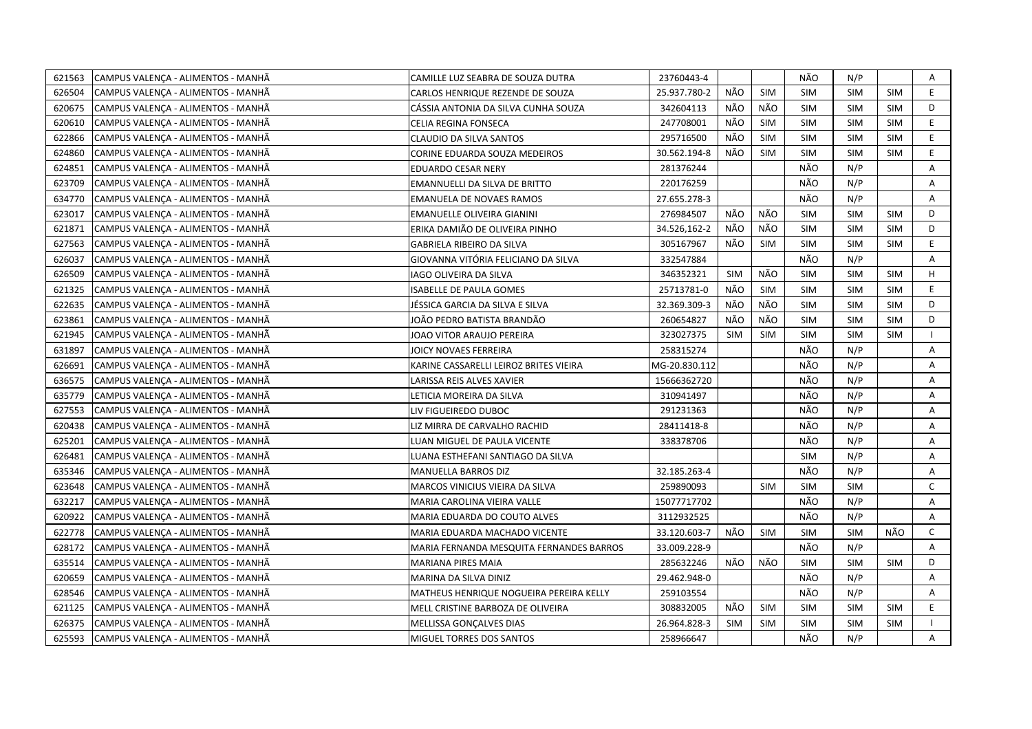| 621563 | CAMPUS VALENÇA - ALIMENTOS - MANHÃ | CAMILLE LUZ SEABRA DE SOUZA DUTRA | 23760443-4 | | | NÃO | N/P | | A |
|---|---|---|---|---|---|---|---|---|---|
| 626504 | CAMPUS VALENÇA - ALIMENTOS - MANHÃ | CARLOS HENRIQUE REZENDE DE SOUZA | 25.937.780-2 | NÃO | SIM | SIM | SIM | SIM | E |
| 620675 | CAMPUS VALENÇA - ALIMENTOS - MANHÃ | CÁSSIA ANTONIA DA SILVA CUNHA SOUZA | 342604113 | NÃO | NÃO | SIM | SIM | SIM | D |
| 620610 | CAMPUS VALENÇA - ALIMENTOS - MANHÃ | CELIA REGINA FONSECA | 247708001 | NÃO | SIM | SIM | SIM | SIM | E |
| 622866 | CAMPUS VALENÇA - ALIMENTOS - MANHÃ | CLAUDIO DA SILVA SANTOS | 295716500 | NÃO | SIM | SIM | SIM | SIM | E |
| 624860 | CAMPUS VALENÇA - ALIMENTOS - MANHÃ | CORINE EDUARDA SOUZA MEDEIROS | 30.562.194-8 | NÃO | SIM | SIM | SIM | SIM | E |
| 624851 | CAMPUS VALENÇA - ALIMENTOS - MANHÃ | EDUARDO CESAR NERY | 281376244 | | | NÃO | N/P | | A |
| 623709 | CAMPUS VALENÇA - ALIMENTOS - MANHÃ | EMANNUELLI DA SILVA DE BRITTO | 220176259 | | | NÃO | N/P | | A |
| 634770 | CAMPUS VALENÇA - ALIMENTOS - MANHÃ | EMANUELA DE NOVAES RAMOS | 27.655.278-3 | | | NÃO | N/P | | A |
| 623017 | CAMPUS VALENÇA - ALIMENTOS - MANHÃ | EMANUELLE OLIVEIRA GIANINI | 276984507 | NÃO | NÃO | SIM | SIM | SIM | D |
| 621871 | CAMPUS VALENÇA - ALIMENTOS - MANHÃ | ERIKA DAMIÃO DE OLIVEIRA PINHO | 34.526,162-2 | NÃO | NÃO | SIM | SIM | SIM | D |
| 627563 | CAMPUS VALENÇA - ALIMENTOS - MANHÃ | GABRIELA RIBEIRO DA SILVA | 305167967 | NÃO | SIM | SIM | SIM | SIM | E |
| 626037 | CAMPUS VALENÇA - ALIMENTOS - MANHÃ | GIOVANNA VITÓRIA FELICIANO DA SILVA | 332547884 | | | NÃO | N/P | | A |
| 626509 | CAMPUS VALENÇA - ALIMENTOS - MANHÃ | IAGO OLIVEIRA DA SILVA | 346352321 | SIM | NÃO | SIM | SIM | SIM | H |
| 621325 | CAMPUS VALENÇA - ALIMENTOS - MANHÃ | ISABELLE DE PAULA GOMES | 25713781-0 | NÃO | SIM | SIM | SIM | SIM | E |
| 622635 | CAMPUS VALENÇA - ALIMENTOS - MANHÃ | JÉSSICA GARCIA DA SILVA E SILVA | 32.369.309-3 | NÃO | NÃO | SIM | SIM | SIM | D |
| 623861 | CAMPUS VALENÇA - ALIMENTOS - MANHÃ | JOÃO PEDRO BATISTA BRANDÃO | 260654827 | NÃO | NÃO | SIM | SIM | SIM | D |
| 621945 | CAMPUS VALENÇA - ALIMENTOS - MANHÃ | JOAO VITOR ARAUJO PEREIRA | 323027375 | SIM | SIM | SIM | SIM | SIM | I |
| 631897 | CAMPUS VALENÇA - ALIMENTOS - MANHÃ | JOICY NOVAES FERREIRA | 258315274 | | | NÃO | N/P | | A |
| 626691 | CAMPUS VALENÇA - ALIMENTOS - MANHÃ | KARINE CASSARELLI LEIROZ BRITES VIEIRA | MG-20.830.112 | | | NÃO | N/P | | A |
| 636575 | CAMPUS VALENÇA - ALIMENTOS - MANHÃ | LARISSA REIS ALVES XAVIER | 15666362720 | | | NÃO | N/P | | A |
| 635779 | CAMPUS VALENÇA - ALIMENTOS - MANHÃ | LETICIA MOREIRA DA SILVA | 310941497 | | | NÃO | N/P | | A |
| 627553 | CAMPUS VALENÇA - ALIMENTOS - MANHÃ | LIV FIGUEIREDO DUBOC | 291231363 | | | NÃO | N/P | | A |
| 620438 | CAMPUS VALENÇA - ALIMENTOS - MANHÃ | LIZ MIRRA DE CARVALHO RACHID | 28411418-8 | | | NÃO | N/P | | A |
| 625201 | CAMPUS VALENÇA - ALIMENTOS - MANHÃ | LUAN MIGUEL DE PAULA VICENTE | 338378706 | | | NÃO | N/P | | A |
| 626481 | CAMPUS VALENÇA - ALIMENTOS - MANHÃ | LUANA ESTHEFANI SANTIAGO DA SILVA | | | | SIM | N/P | | A |
| 635346 | CAMPUS VALENÇA - ALIMENTOS - MANHÃ | MANUELLA BARROS DIZ | 32.185.263-4 | | | NÃO | N/P | | A |
| 623648 | CAMPUS VALENÇA - ALIMENTOS - MANHÃ | MARCOS VINICIUS VIEIRA DA SILVA | 259890093 | | SIM | SIM | SIM | | C |
| 632217 | CAMPUS VALENÇA - ALIMENTOS - MANHÃ | MARIA CAROLINA VIEIRA VALLE | 15077717702 | | | NÃO | N/P | | A |
| 620922 | CAMPUS VALENÇA - ALIMENTOS - MANHÃ | MARIA EDUARDA DO COUTO ALVES | 3112932525 | | | NÃO | N/P | | A |
| 622778 | CAMPUS VALENÇA - ALIMENTOS - MANHÃ | MARIA EDUARDA MACHADO VICENTE | 33.120.603-7 | NÃO | SIM | SIM | SIM | NÃO | C |
| 628172 | CAMPUS VALENÇA - ALIMENTOS - MANHÃ | MARIA FERNANDA MESQUITA FERNANDES BARROS | 33.009.228-9 | | | NÃO | N/P | | A |
| 635514 | CAMPUS VALENÇA - ALIMENTOS - MANHÃ | MARIANA PIRES MAIA | 285632246 | NÃO | NÃO | SIM | SIM | SIM | D |
| 620659 | CAMPUS VALENÇA - ALIMENTOS - MANHÃ | MARINA DA SILVA DINIZ | 29.462.948-0 | | | NÃO | N/P | | A |
| 628546 | CAMPUS VALENÇA - ALIMENTOS - MANHÃ | MATHEUS HENRIQUE NOGUEIRA PEREIRA KELLY | 259103554 | | | NÃO | N/P | | A |
| 621125 | CAMPUS VALENÇA - ALIMENTOS - MANHÃ | MELL CRISTINE BARBOZA DE OLIVEIRA | 308832005 | NÃO | SIM | SIM | SIM | SIM | E |
| 626375 | CAMPUS VALENÇA - ALIMENTOS - MANHÃ | MELLISSA GONÇALVES DIAS | 26.964.828-3 | SIM | SIM | SIM | SIM | SIM | I |
| 625593 | CAMPUS VALENÇA - ALIMENTOS - MANHÃ | MIGUEL TORRES DOS SANTOS | 258966647 | | | NÃO | N/P | | A |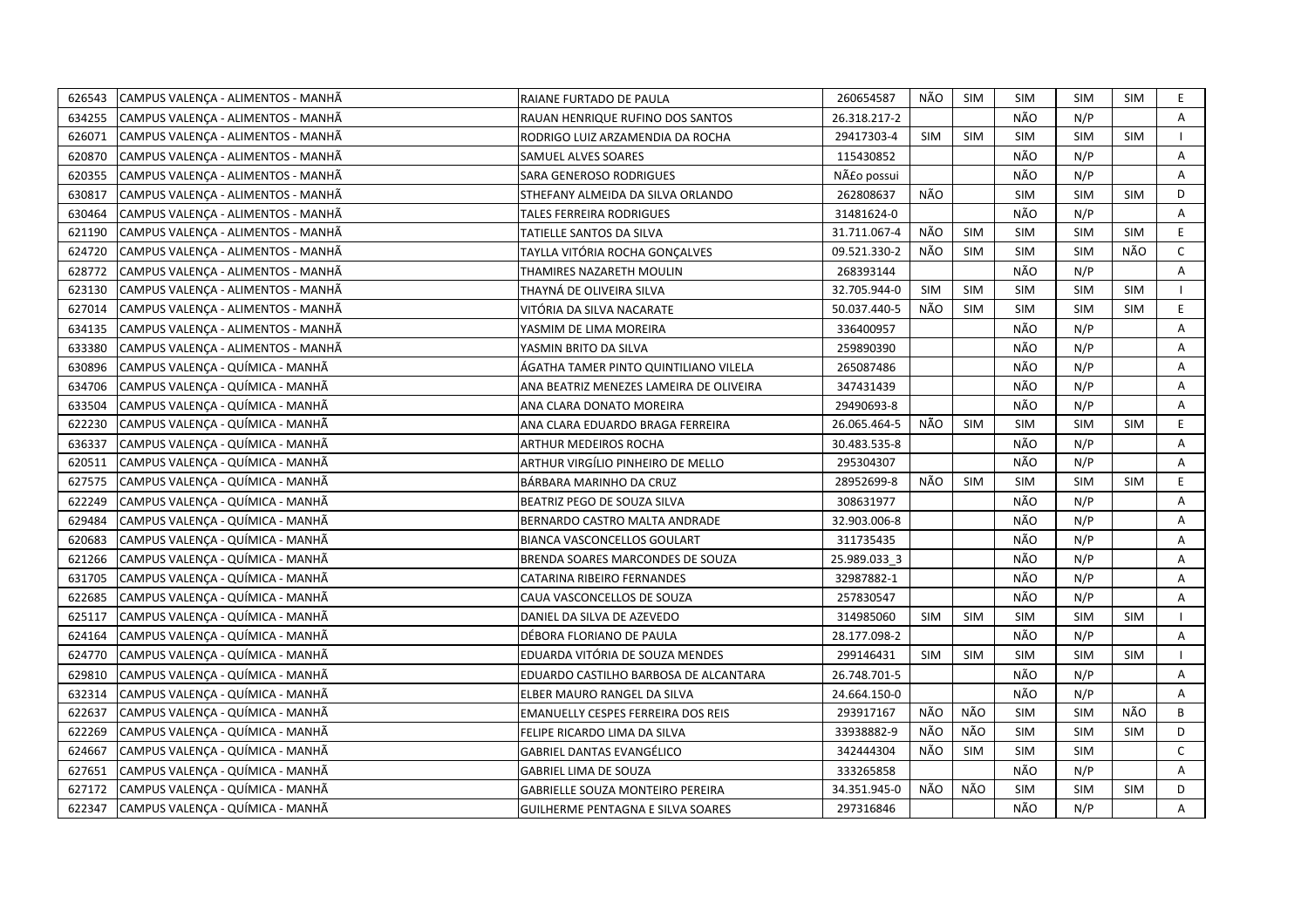| 626543 | CAMPUS VALENÇA - ALIMENTOS - MANHÃ | RAIANE FURTADO DE PAULA | 260654587 | NÃO | SIM | SIM | SIM | SIM | E |
|---|---|---|---|---|---|---|---|---|---|
| 634255 | CAMPUS VALENÇA - ALIMENTOS - MANHÃ | RAUAN HENRIQUE RUFINO DOS SANTOS | 26.318.217-2 | | | NÃO | N/P | | A |
| 626071 | CAMPUS VALENÇA - ALIMENTOS - MANHÃ | RODRIGO LUIZ ARZAMENDIA DA ROCHA | 29417303-4 | SIM | SIM | SIM | SIM | SIM | I |
| 620870 | CAMPUS VALENÇA - ALIMENTOS - MANHÃ | SAMUEL ALVES SOARES | 115430852 | | | NÃO | N/P | | A |
| 620355 | CAMPUS VALENÇA - ALIMENTOS - MANHÃ | SARA GENEROSO RODRIGUES | NÃEo possui | | | NÃO | N/P | | A |
| 630817 | CAMPUS VALENÇA - ALIMENTOS - MANHÃ | STHEFANY ALMEIDA DA SILVA ORLANDO | 262808637 | NÃO | | SIM | SIM | SIM | D |
| 630464 | CAMPUS VALENÇA - ALIMENTOS - MANHÃ | TALES FERREIRA RODRIGUES | 31481624-0 | | | NÃO | N/P | | A |
| 621190 | CAMPUS VALENÇA - ALIMENTOS - MANHÃ | TATIELLE SANTOS DA SILVA | 31.711.067-4 | NÃO | SIM | SIM | SIM | SIM | E |
| 624720 | CAMPUS VALENÇA - ALIMENTOS - MANHÃ | TAYLLA VITÓRIA ROCHA GONÇALVES | 09.521.330-2 | NÃO | SIM | SIM | SIM | NÃO | C |
| 628772 | CAMPUS VALENÇA - ALIMENTOS - MANHÃ | THAMIRES NAZARETH MOULIN | 268393144 | | | NÃO | N/P | | A |
| 623130 | CAMPUS VALENÇA - ALIMENTOS - MANHÃ | THAYNÁ DE OLIVEIRA SILVA | 32.705.944-0 | SIM | SIM | SIM | SIM | SIM | I |
| 627014 | CAMPUS VALENÇA - ALIMENTOS - MANHÃ | VITÓRIA DA SILVA NACARATE | 50.037.440-5 | NÃO | SIM | SIM | SIM | SIM | E |
| 634135 | CAMPUS VALENÇA - ALIMENTOS - MANHÃ | YASMIM DE LIMA MOREIRA | 336400957 | | | NÃO | N/P | | A |
| 633380 | CAMPUS VALENÇA - ALIMENTOS - MANHÃ | YASMIN BRITO DA SILVA | 259890390 | | | NÃO | N/P | | A |
| 630896 | CAMPUS VALENÇA - QUÍMICA - MANHÃ | ÁGATHA TAMER PINTO QUINTILIANO VILELA | 265087486 | | | NÃO | N/P | | A |
| 634706 | CAMPUS VALENÇA - QUÍMICA - MANHÃ | ANA BEATRIZ MENEZES LAMEIRA DE OLIVEIRA | 347431439 | | | NÃO | N/P | | A |
| 633504 | CAMPUS VALENÇA - QUÍMICA - MANHÃ | ANA CLARA DONATO MOREIRA | 29490693-8 | | | NÃO | N/P | | A |
| 622230 | CAMPUS VALENÇA - QUÍMICA - MANHÃ | ANA CLARA EDUARDO BRAGA FERREIRA | 26.065.464-5 | NÃO | SIM | SIM | SIM | SIM | E |
| 636337 | CAMPUS VALENÇA - QUÍMICA - MANHÃ | ARTHUR MEDEIROS ROCHA | 30.483.535-8 | | | NÃO | N/P | | A |
| 620511 | CAMPUS VALENÇA - QUÍMICA - MANHÃ | ARTHUR VIRGÍLIO PINHEIRO DE MELLO | 295304307 | | | NÃO | N/P | | A |
| 627575 | CAMPUS VALENÇA - QUÍMICA - MANHÃ | BÁRBARA MARINHO DA CRUZ | 28952699-8 | NÃO | SIM | SIM | SIM | SIM | E |
| 622249 | CAMPUS VALENÇA - QUÍMICA - MANHÃ | BEATRIZ PEGO DE SOUZA SILVA | 308631977 | | | NÃO | N/P | | A |
| 629484 | CAMPUS VALENÇA - QUÍMICA - MANHÃ | BERNARDO CASTRO MALTA ANDRADE | 32.903.006-8 | | | NÃO | N/P | | A |
| 620683 | CAMPUS VALENÇA - QUÍMICA - MANHÃ | BIANCA VASCONCELLOS GOULART | 311735435 | | | NÃO | N/P | | A |
| 621266 | CAMPUS VALENÇA - QUÍMICA - MANHÃ | BRENDA SOARES MARCONDES DE SOUZA | 25.989.033_3 | | | NÃO | N/P | | A |
| 631705 | CAMPUS VALENÇA - QUÍMICA - MANHÃ | CATARINA RIBEIRO FERNANDES | 32987882-1 | | | NÃO | N/P | | A |
| 622685 | CAMPUS VALENÇA - QUÍMICA - MANHÃ | CAUA VASCONCELLOS DE SOUZA | 257830547 | | | NÃO | N/P | | A |
| 625117 | CAMPUS VALENÇA - QUÍMICA - MANHÃ | DANIEL DA SILVA DE AZEVEDO | 314985060 | SIM | SIM | SIM | SIM | SIM | I |
| 624164 | CAMPUS VALENÇA - QUÍMICA - MANHÃ | DÉBORA FLORIANO DE PAULA | 28.177.098-2 | | | NÃO | N/P | | A |
| 624770 | CAMPUS VALENÇA - QUÍMICA - MANHÃ | EDUARDA VITÓRIA DE SOUZA MENDES | 299146431 | SIM | SIM | SIM | SIM | SIM | I |
| 629810 | CAMPUS VALENÇA - QUÍMICA - MANHÃ | EDUARDO CASTILHO BARBOSA DE ALCANTARA | 26.748.701-5 | | | NÃO | N/P | | A |
| 632314 | CAMPUS VALENÇA - QUÍMICA - MANHÃ | ELBER MAURO RANGEL DA SILVA | 24.664.150-0 | | | NÃO | N/P | | A |
| 622637 | CAMPUS VALENÇA - QUÍMICA - MANHÃ | EMANUELLY CESPES FERREIRA DOS REIS | 293917167 | NÃO | NÃO | SIM | SIM | NÃO | B |
| 622269 | CAMPUS VALENÇA - QUÍMICA - MANHÃ | FELIPE RICARDO LIMA DA SILVA | 33938882-9 | NÃO | NÃO | SIM | SIM | SIM | D |
| 624667 | CAMPUS VALENÇA - QUÍMICA - MANHÃ | GABRIEL DANTAS EVANGÉLICO | 342444304 | NÃO | SIM | SIM | SIM | | C |
| 627651 | CAMPUS VALENÇA - QUÍMICA - MANHÃ | GABRIEL LIMA DE SOUZA | 333265858 | | | NÃO | N/P | | A |
| 627172 | CAMPUS VALENÇA - QUÍMICA - MANHÃ | GABRIELLE SOUZA MONTEIRO PEREIRA | 34.351.945-0 | NÃO | NÃO | SIM | SIM | SIM | D |
| 622347 | CAMPUS VALENÇA - QUÍMICA - MANHÃ | GUILHERME PENTAGNA E SILVA SOARES | 297316846 | | | NÃO | N/P | | A |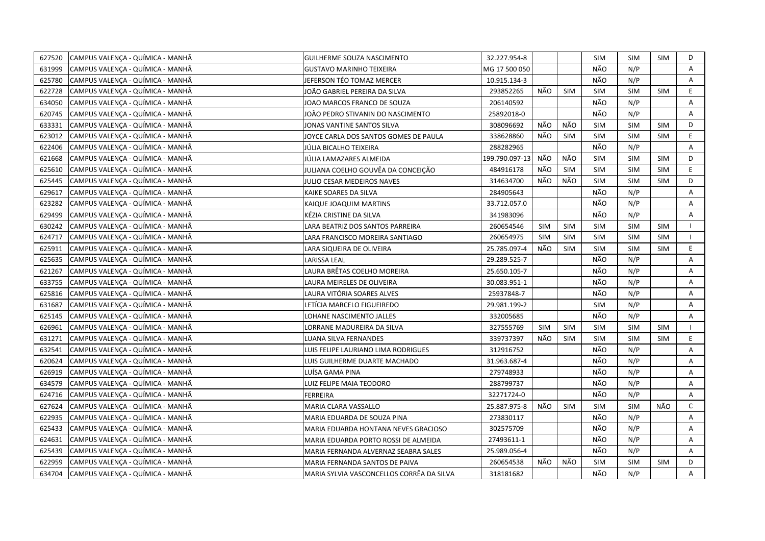| | | | | | | | | | |
|---|---|---|---|---|---|---|---|---|---|
| 627520 | CAMPUS VALENÇA - QUÍMICA - MANHÃ | GUILHERME SOUZA NASCIMENTO | 32.227.954-8 | | | SIM | SIM | SIM | D |
| 631999 | CAMPUS VALENÇA - QUÍMICA - MANHÃ | GUSTAVO MARINHO TEIXEIRA | MG 17 500 050 | | | NÃO | N/P | | A |
| 625780 | CAMPUS VALENÇA - QUÍMICA - MANHÃ | JEFERSON TÉO TOMAZ MERCER | 10.915.134-3 | | | NÃO | N/P | | A |
| 622728 | CAMPUS VALENÇA - QUÍMICA - MANHÃ | JOÃO GABRIEL PEREIRA DA SILVA | 293852265 | NÃO | SIM | SIM | SIM | SIM | E |
| 634050 | CAMPUS VALENÇA - QUÍMICA - MANHÃ | JOAO MARCOS FRANCO DE SOUZA | 206140592 | | | NÃO | N/P | | A |
| 620745 | CAMPUS VALENÇA - QUÍMICA - MANHÃ | JOÃO PEDRO STIVANIN DO NASCIMENTO | 25892018-0 | | | NÃO | N/P | | A |
| 633331 | CAMPUS VALENÇA - QUÍMICA - MANHÃ | JONAS VANTINE SANTOS SILVA | 308096692 | NÃO | NÃO | SIM | SIM | SIM | D |
| 623012 | CAMPUS VALENÇA - QUÍMICA - MANHÃ | JOYCE CARLA DOS SANTOS GOMES DE PAULA | 338628860 | NÃO | SIM | SIM | SIM | SIM | E |
| 622406 | CAMPUS VALENÇA - QUÍMICA - MANHÃ | JÚLIA BICALHO TEIXEIRA | 288282965 | | | NÃO | N/P | | A |
| 621668 | CAMPUS VALENÇA - QUÍMICA - MANHÃ | JÚLIA LAMAZARES ALMEIDA | 199.790.097-13 | NÃO | NÃO | SIM | SIM | SIM | D |
| 625610 | CAMPUS VALENÇA - QUÍMICA - MANHÃ | JULIANA COELHO GOUVÊA DA CONCEIÇÃO | 484916178 | NÃO | SIM | SIM | SIM | SIM | E |
| 625445 | CAMPUS VALENÇA - QUÍMICA - MANHÃ | JULIO CESAR MEDEIROS NAVES | 314634700 | NÃO | NÃO | SIM | SIM | SIM | D |
| 629617 | CAMPUS VALENÇA - QUÍMICA - MANHÃ | KAIKE SOARES DA SILVA | 284905643 | | | NÃO | N/P | | A |
| 623282 | CAMPUS VALENÇA - QUÍMICA - MANHÃ | KAIQUE JOAQUIM MARTINS | 33.712.057.0 | | | NÃO | N/P | | A |
| 629499 | CAMPUS VALENÇA - QUÍMICA - MANHÃ | KÉZIA CRISTINE DA SILVA | 341983096 | | | NÃO | N/P | | A |
| 630242 | CAMPUS VALENÇA - QUÍMICA - MANHÃ | LARA BEATRIZ DOS SANTOS PARREIRA | 260654546 | SIM | SIM | SIM | SIM | SIM | I |
| 624717 | CAMPUS VALENÇA - QUÍMICA - MANHÃ | LARA FRANCISCO MOREIRA SANTIAGO | 260654975 | SIM | SIM | SIM | SIM | SIM | I |
| 625911 | CAMPUS VALENÇA - QUÍMICA - MANHÃ | LARA SIQUEIRA DE OLIVEIRA | 25.785.097-4 | NÃO | SIM | SIM | SIM | SIM | E |
| 625635 | CAMPUS VALENÇA - QUÍMICA - MANHÃ | LARISSA LEAL | 29.289.525-7 | | | NÃO | N/P | | A |
| 621267 | CAMPUS VALENÇA - QUÍMICA - MANHÃ | LAURA BRÊTAS COELHO MOREIRA | 25.650.105-7 | | | NÃO | N/P | | A |
| 633755 | CAMPUS VALENÇA - QUÍMICA - MANHÃ | LAURA MEIRELES DE OLIVEIRA | 30.083.951-1 | | | NÃO | N/P | | A |
| 625816 | CAMPUS VALENÇA - QUÍMICA - MANHÃ | LAURA VITÓRIA SOARES ALVES | 25937848-7 | | | NÃO | N/P | | A |
| 631687 | CAMPUS VALENÇA - QUÍMICA - MANHÃ | LETÍCIA MARCELO FIGUEIREDO | 29.981.199-2 | | | SIM | N/P | | A |
| 625145 | CAMPUS VALENÇA - QUÍMICA - MANHÃ | LOHANE NASCIMENTO JALLES | 332005685 | | | NÃO | N/P | | A |
| 626961 | CAMPUS VALENÇA - QUÍMICA - MANHÃ | LORRANE MADUREIRA DA SILVA | 327555769 | SIM | SIM | SIM | SIM | SIM | I |
| 631271 | CAMPUS VALENÇA - QUÍMICA - MANHÃ | LUANA SILVA FERNANDES | 339737397 | NÃO | SIM | SIM | SIM | SIM | E |
| 632541 | CAMPUS VALENÇA - QUÍMICA - MANHÃ | LUIS FELIPE LAURIANO LIMA RODRIGUES | 312916752 | | | NÃO | N/P | | A |
| 620624 | CAMPUS VALENÇA - QUÍMICA - MANHÃ | LUIS GUILHERME DUARTE MACHADO | 31.963.687-4 | | | NÃO | N/P | | A |
| 626919 | CAMPUS VALENÇA - QUÍMICA - MANHÃ | LUÍSA GAMA PINA | 279748933 | | | NÃO | N/P | | A |
| 634579 | CAMPUS VALENÇA - QUÍMICA - MANHÃ | LUIZ FELIPE MAIA TEODORO | 288799737 | | | NÃO | N/P | | A |
| 624716 | CAMPUS VALENÇA - QUÍMICA - MANHÃ | FERREIRA | 32271724-0 | | | NÃO | N/P | | A |
| 627624 | CAMPUS VALENÇA - QUÍMICA - MANHÃ | MARIA CLARA VASSALLO | 25.887.975-8 | NÃO | SIM | SIM | SIM | NÃO | C |
| 622935 | CAMPUS VALENÇA - QUÍMICA - MANHÃ | MARIA EDUARDA DE SOUZA PINA | 273830117 | | | NÃO | N/P | | A |
| 625433 | CAMPUS VALENÇA - QUÍMICA - MANHÃ | MARIA EDUARDA HONTANA NEVES GRACIOSO | 302575709 | | | NÃO | N/P | | A |
| 624631 | CAMPUS VALENÇA - QUÍMICA - MANHÃ | MARIA EDUARDA PORTO ROSSI DE ALMEIDA | 27493611-1 | | | NÃO | N/P | | A |
| 625439 | CAMPUS VALENÇA - QUÍMICA - MANHÃ | MARIA FERNANDA ALVERNAZ SEABRA SALES | 25.989.056-4 | | | NÃO | N/P | | A |
| 622959 | CAMPUS VALENÇA - QUÍMICA - MANHÃ | MARIA FERNANDA SANTOS DE PAIVA | 260654538 | NÃO | NÃO | SIM | SIM | SIM | D |
| 634704 | CAMPUS VALENÇA - QUÍMICA - MANHÃ | MARIA SYLVIA VASCONCELLOS CORRÊA DA SILVA | 318181682 | | | NÃO | N/P | | A |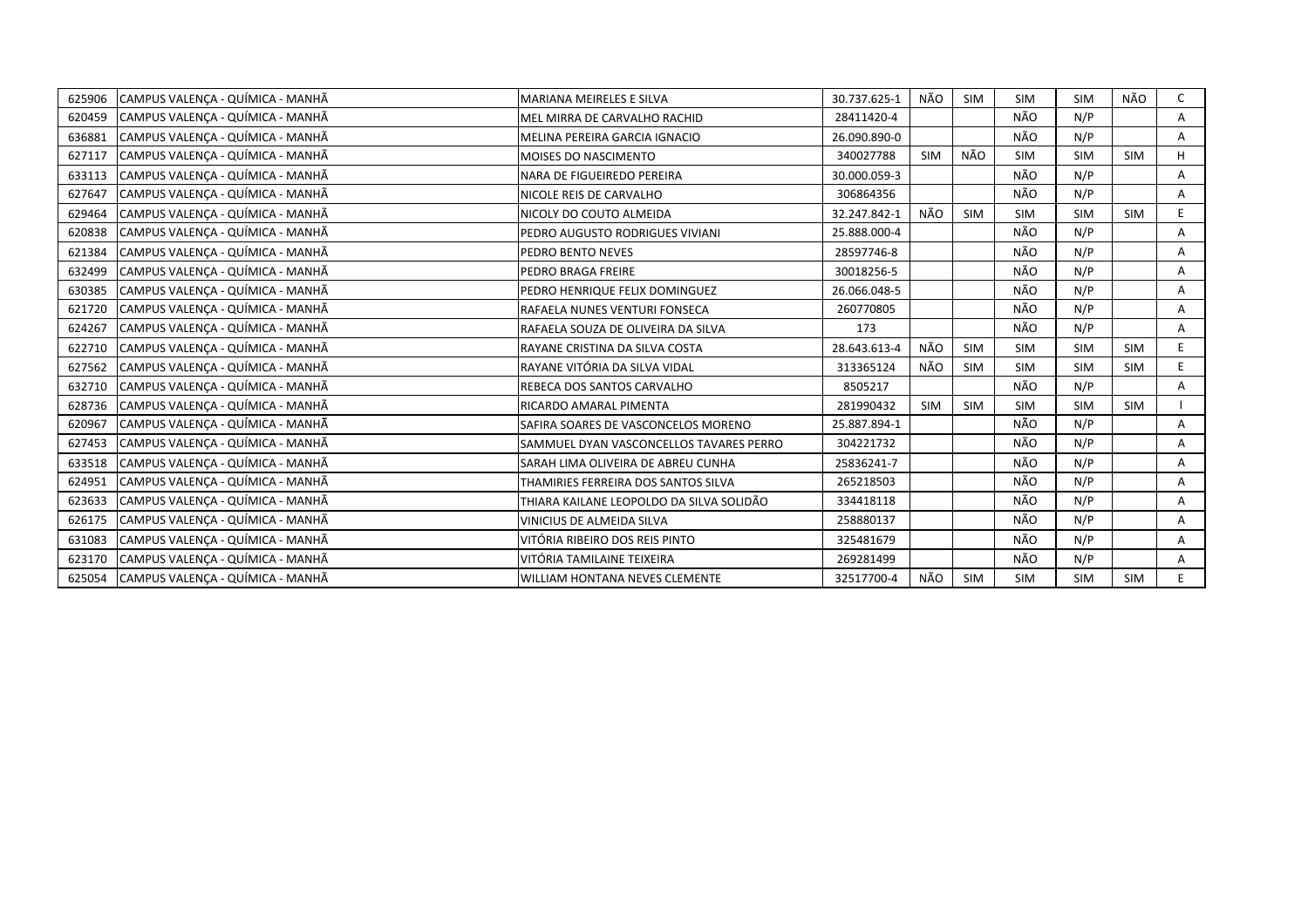| | | | | | | | | | |
|---|---|---|---|---|---|---|---|---|---|
| 625906 | CAMPUS VALENÇA - QUÍMICA - MANHÃ | MARIANA MEIRELES E SILVA | 30.737.625-1 | NÃO | SIM | SIM | SIM | NÃO | C |
| 620459 | CAMPUS VALENÇA - QUÍMICA - MANHÃ | MEL MIRRA DE CARVALHO RACHID | 28411420-4 | | | NÃO | N/P | | A |
| 636881 | CAMPUS VALENÇA - QUÍMICA - MANHÃ | MELINA PEREIRA GARCIA IGNACIO | 26.090.890-0 | | | NÃO | N/P | | A |
| 627117 | CAMPUS VALENÇA - QUÍMICA - MANHÃ | MOISES DO NASCIMENTO | 340027788 | SIM | NÃO | SIM | SIM | SIM | H |
| 633113 | CAMPUS VALENÇA - QUÍMICA - MANHÃ | NARA DE FIGUEIREDO PEREIRA | 30.000.059-3 | | | NÃO | N/P | | A |
| 627647 | CAMPUS VALENÇA - QUÍMICA - MANHÃ | NICOLE REIS DE CARVALHO | 306864356 | | | NÃO | N/P | | A |
| 629464 | CAMPUS VALENÇA - QUÍMICA - MANHÃ | NICOLY DO COUTO ALMEIDA | 32.247.842-1 | NÃO | SIM | SIM | SIM | SIM | E |
| 620838 | CAMPUS VALENÇA - QUÍMICA - MANHÃ | PEDRO AUGUSTO RODRIGUES VIVIANI | 25.888.000-4 | | | NÃO | N/P | | A |
| 621384 | CAMPUS VALENÇA - QUÍMICA - MANHÃ | PEDRO BENTO NEVES | 28597746-8 | | | NÃO | N/P | | A |
| 632499 | CAMPUS VALENÇA - QUÍMICA - MANHÃ | PEDRO BRAGA FREIRE | 30018256-5 | | | NÃO | N/P | | A |
| 630385 | CAMPUS VALENÇA - QUÍMICA - MANHÃ | PEDRO HENRIQUE FELIX DOMINGUEZ | 26.066.048-5 | | | NÃO | N/P | | A |
| 621720 | CAMPUS VALENÇA - QUÍMICA - MANHÃ | RAFAELA NUNES VENTURI FONSECA | 260770805 | | | NÃO | N/P | | A |
| 624267 | CAMPUS VALENÇA - QUÍMICA - MANHÃ | RAFAELA SOUZA DE OLIVEIRA DA SILVA | 173 | | | NÃO | N/P | | A |
| 622710 | CAMPUS VALENÇA - QUÍMICA - MANHÃ | RAYANE CRISTINA DA SILVA COSTA | 28.643.613-4 | NÃO | SIM | SIM | SIM | SIM | E |
| 627562 | CAMPUS VALENÇA - QUÍMICA - MANHÃ | RAYANE VITÓRIA DA SILVA VIDAL | 313365124 | NÃO | SIM | SIM | SIM | SIM | E |
| 632710 | CAMPUS VALENÇA - QUÍMICA - MANHÃ | REBECA DOS SANTOS CARVALHO | 8505217 | | | NÃO | N/P | | A |
| 628736 | CAMPUS VALENÇA - QUÍMICA - MANHÃ | RICARDO AMARAL PIMENTA | 281990432 | SIM | SIM | SIM | SIM | SIM | I |
| 620967 | CAMPUS VALENÇA - QUÍMICA - MANHÃ | SAFIRA SOARES DE VASCONCELOS MORENO | 25.887.894-1 | | | NÃO | N/P | | A |
| 627453 | CAMPUS VALENÇA - QUÍMICA - MANHÃ | SAMMUEL DYAN VASCONCELLOS TAVARES PERRO | 304221732 | | | NÃO | N/P | | A |
| 633518 | CAMPUS VALENÇA - QUÍMICA - MANHÃ | SARAH LIMA OLIVEIRA DE ABREU CUNHA | 25836241-7 | | | NÃO | N/P | | A |
| 624951 | CAMPUS VALENÇA - QUÍMICA - MANHÃ | THAMIRIES FERREIRA DOS SANTOS SILVA | 265218503 | | | NÃO | N/P | | A |
| 623633 | CAMPUS VALENÇA - QUÍMICA - MANHÃ | THIARA KAILANE LEOPOLDO DA SILVA SOLIDÃO | 334418118 | | | NÃO | N/P | | A |
| 626175 | CAMPUS VALENÇA - QUÍMICA - MANHÃ | VINICIUS DE ALMEIDA SILVA | 258880137 | | | NÃO | N/P | | A |
| 631083 | CAMPUS VALENÇA - QUÍMICA - MANHÃ | VITÓRIA RIBEIRO DOS REIS PINTO | 325481679 | | | NÃO | N/P | | A |
| 623170 | CAMPUS VALENÇA - QUÍMICA - MANHÃ | VITÓRIA TAMILAINE TEIXEIRA | 269281499 | | | NÃO | N/P | | A |
| 625054 | CAMPUS VALENÇA - QUÍMICA - MANHÃ | WILLIAM HONTANA NEVES CLEMENTE | 32517700-4 | NÃO | SIM | SIM | SIM | SIM | E |